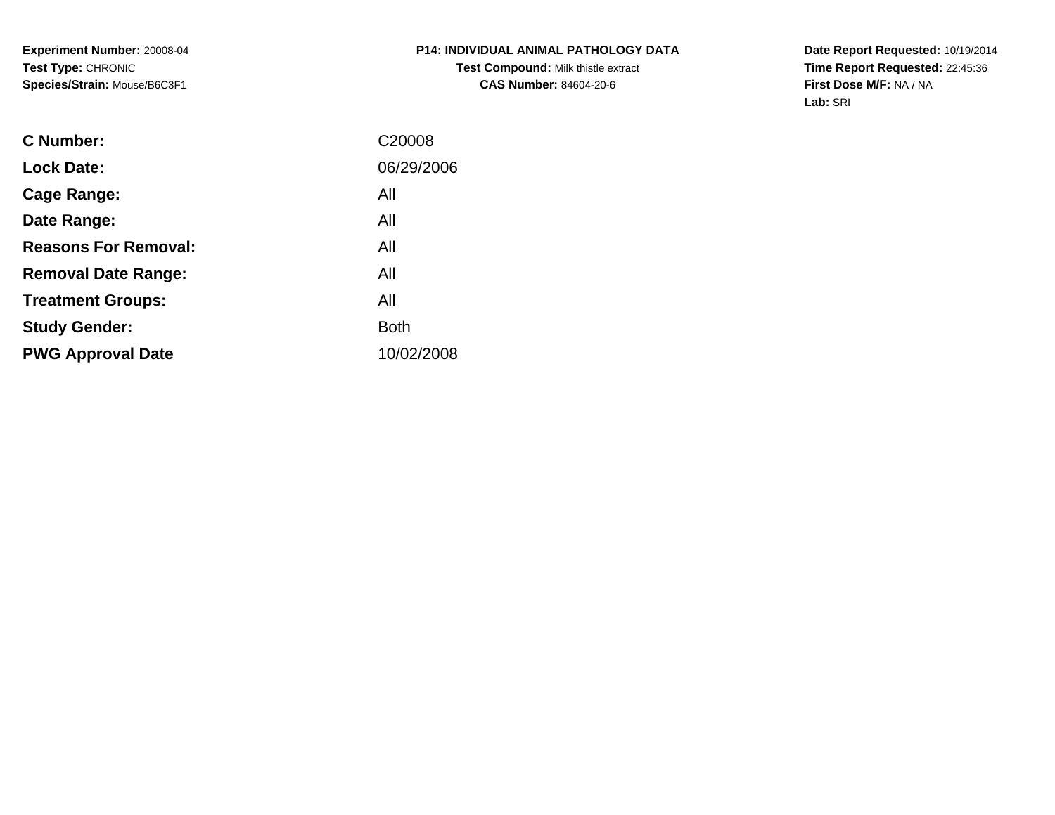**Experiment Number:** 20008-04
**Test Type:** CHRONIC
**Species/Strain:** Mouse/B6C3F1

**P14: INDIVIDUAL ANIMAL PATHOLOGY DATA**
**Test Compound:** Milk thistle extract
**CAS Number:** 84604-20-6

**Date Report Requested:** 10/19/2014
**Time Report Requested:** 22:45:36
**First Dose M/F:** NA / NA
**Lab:** SRI

| | |
|---|---|
| **C Number:** | C20008 |
| **Lock Date:** | 06/29/2006 |
| **Cage Range:** | All |
| **Date Range:** | All |
| **Reasons For Removal:** | All |
| **Removal Date Range:** | All |
| **Treatment Groups:** | All |
| **Study Gender:** | Both |
| **PWG Approval Date** | 10/02/2008 |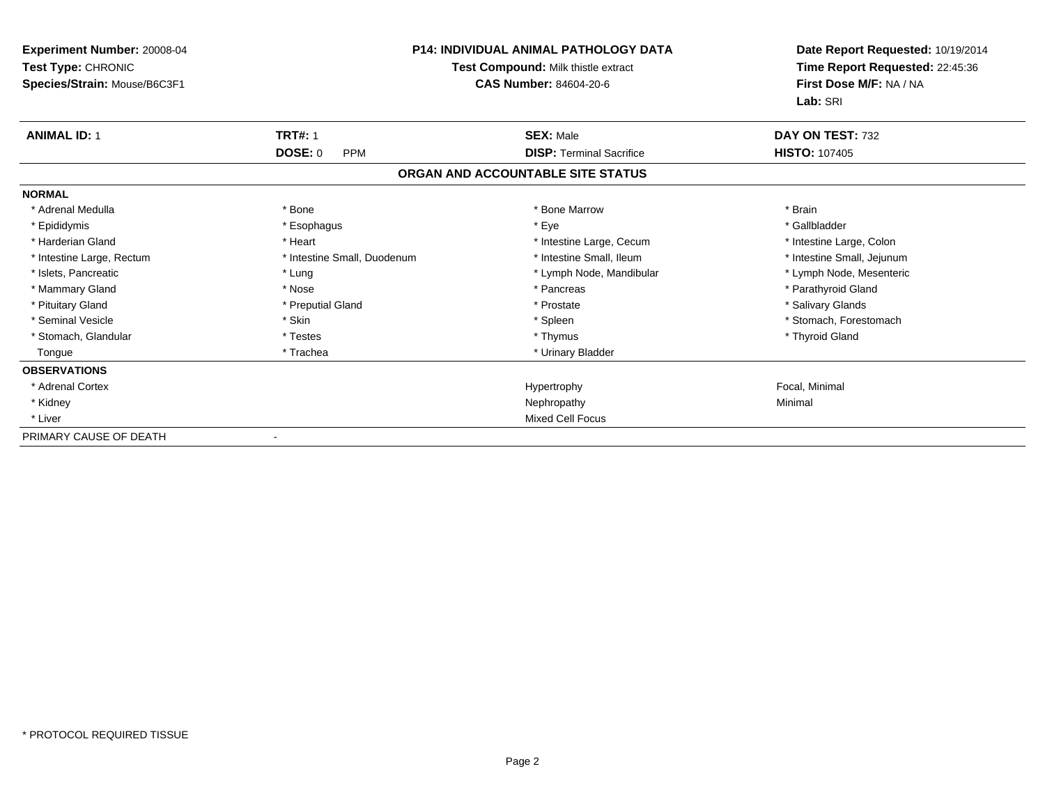**Experiment Number:** 20008-04
**Test Type:** CHRONIC
**Species/Strain:** Mouse/B6C3F1

**P14: INDIVIDUAL ANIMAL PATHOLOGY DATA**
**Test Compound:** Milk thistle extract
**CAS Number:** 84604-20-6

**Date Report Requested:** 10/19/2014
**Time Report Requested:** 22:45:36
**First Dose M/F:** NA / NA
**Lab:** SRI

| **ANIMAL ID:** 1 | **TRT#:** 1 | **SEX:** Male | **DAY ON TEST:** 732 |
|---|---|---|---|
| | **DOSE:** 0 PPM | **DISP:** Terminal Sacrifice | **HISTO:** 107405 |

### ORGAN AND ACCOUNTABLE SITE STATUS

| **NORMAL** | | | |
|---|---|---|---|
| * Adrenal Medulla | * Bone | * Bone Marrow | * Brain |
| * Epididymis | * Esophagus | * Eye | * Gallbladder |
| * Harderian Gland | * Heart | * Intestine Large, Cecum | * Intestine Large, Colon |
| * Intestine Large, Rectum | * Intestine Small, Duodenum | * Intestine Small, Ileum | * Intestine Small, Jejunum |
| * Islets, Pancreatic | * Lung | * Lymph Node, Mandibular | * Lymph Node, Mesenteric |
| * Mammary Gland | * Nose | * Pancreas | * Parathyroid Gland |
| * Pituitary Gland | * Preputial Gland | * Prostate | * Salivary Glands |
| * Seminal Vesicle | * Skin | * Spleen | * Stomach, Forestomach |
| * Stomach, Glandular | * Testes | * Thymus | * Thyroid Gland |
| Tongue | * Trachea | * Urinary Bladder | |

| **OBSERVATIONS** | | | |
|---|---|---|---|
| * Adrenal Cortex | | Hypertrophy | Focal, Minimal |
| * Kidney | | Nephropathy | Minimal |
| * Liver | | Mixed Cell Focus | |

| PRIMARY CAUSE OF DEATH | - |
|---|---|

* PROTOCOL REQUIRED TISSUE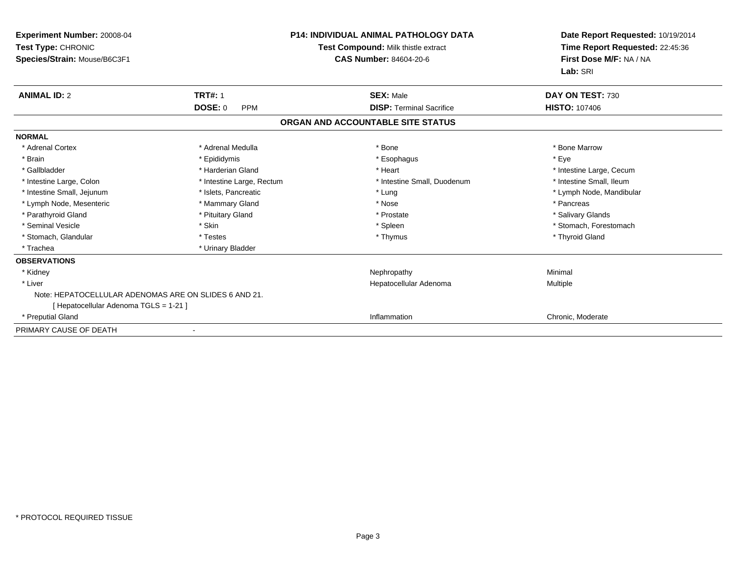**Experiment Number:** 20008-04
**Test Type:** CHRONIC
**Species/Strain:** Mouse/B6C3F1

**P14: INDIVIDUAL ANIMAL PATHOLOGY DATA**
**Test Compound:** Milk thistle extract
**CAS Number:** 84604-20-6

**Date Report Requested:** 10/19/2014
**Time Report Requested:** 22:45:36
**First Dose M/F:** NA / NA
**Lab:** SRI

| **ANIMAL ID:** 2 | **TRT#:** 1 | **SEX:** Male | **DAY ON TEST:** 730 |
|---|---|---|---|
| | **DOSE:** 0 PPM | **DISP:** Terminal Sacrifice | **HISTO:** 107406 |

## ORGAN AND ACCOUNTABLE SITE STATUS

**NORMAL**

| | | | |
|---|---|---|---|
| * Adrenal Cortex | * Adrenal Medulla | * Bone | * Bone Marrow |
| * Brain | * Epididymis | * Esophagus | * Eye |
| * Gallbladder | * Harderian Gland | * Heart | * Intestine Large, Cecum |
| * Intestine Large, Colon | * Intestine Large, Rectum | * Intestine Small, Duodenum | * Intestine Small, Ileum |
| * Intestine Small, Jejunum | * Islets, Pancreatic | * Lung | * Lymph Node, Mandibular |
| * Lymph Node, Mesenteric | * Mammary Gland | * Nose | * Pancreas |
| * Parathyroid Gland | * Pituitary Gland | * Prostate | * Salivary Glands |
| * Seminal Vesicle | * Skin | * Spleen | * Stomach, Forestomach |
| * Stomach, Glandular | * Testes | * Thymus | * Thyroid Gland |
| * Trachea | * Urinary Bladder | | |

**OBSERVATIONS**

| | | |
|---|---|---|
| * Kidney | Nephropathy | Minimal |
| * Liver | Hepatocellular Adenoma | Multiple |
| Note: HEPATOCELLULAR ADENOMAS ARE ON SLIDES 6 AND 21. | | |
| [ Hepatocellular Adenoma TGLS = 1-21 ] | | |
| * Preputial Gland | Inflammation | Chronic, Moderate |

PRIMARY CAUSE OF DEATH -

* PROTOCOL REQUIRED TISSUE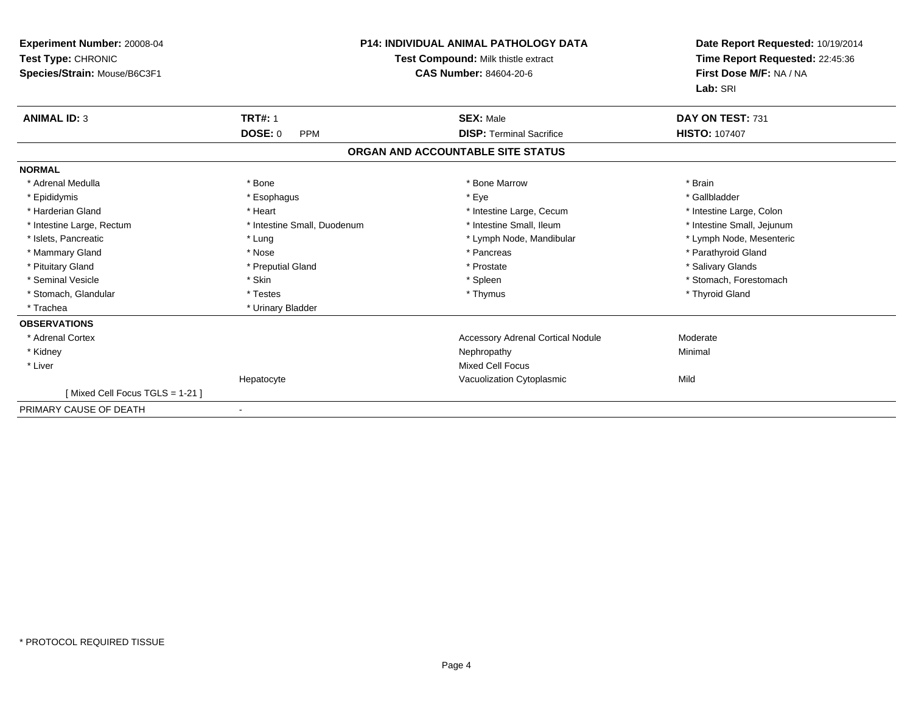**Experiment Number:** 20008-04
**Test Type:** CHRONIC
**Species/Strain:** Mouse/B6C3F1

**P14: INDIVIDUAL ANIMAL PATHOLOGY DATA**
**Test Compound:** Milk thistle extract
**CAS Number:** 84604-20-6

**Date Report Requested:** 10/19/2014
**Time Report Requested:** 22:45:36
**First Dose M/F:** NA / NA
**Lab:** SRI

| **ANIMAL ID:** 3 | **TRT#:** 1 | **SEX:** Male | **DAY ON TEST:** 731 |
|---|---|---|---|
| | **DOSE:** 0 PPM | **DISP:** Terminal Sacrifice | **HISTO:** 107407 |

## ORGAN AND ACCOUNTABLE SITE STATUS

**NORMAL**

| | | | |
|---|---|---|---|
| * Adrenal Medulla | * Bone | * Bone Marrow | * Brain |
| * Epididymis | * Esophagus | * Eye | * Gallbladder |
| * Harderian Gland | * Heart | * Intestine Large, Cecum | * Intestine Large, Colon |
| * Intestine Large, Rectum | * Intestine Small, Duodenum | * Intestine Small, Ileum | * Intestine Small, Jejunum |
| * Islets, Pancreatic | * Lung | * Lymph Node, Mandibular | * Lymph Node, Mesenteric |
| * Mammary Gland | * Nose | * Pancreas | * Parathyroid Gland |
| * Pituitary Gland | * Preputial Gland | * Prostate | * Salivary Glands |
| * Seminal Vesicle | * Skin | * Spleen | * Stomach, Forestomach |
| * Stomach, Glandular | * Testes | * Thymus | * Thyroid Gland |
| * Trachea | * Urinary Bladder | | |

**OBSERVATIONS**

| | | | |
|---|---|---|---|
| * Adrenal Cortex | | Accessory Adrenal Cortical Nodule | Moderate |
| * Kidney | | Nephropathy | Minimal |
| * Liver | | Mixed Cell Focus | |
| | Hepatocyte | Vacuolization Cytoplasmic | Mild |
| [ Mixed Cell Focus TGLS = 1-21 ] | | | |

PRIMARY CAUSE OF DEATH -

* PROTOCOL REQUIRED TISSUE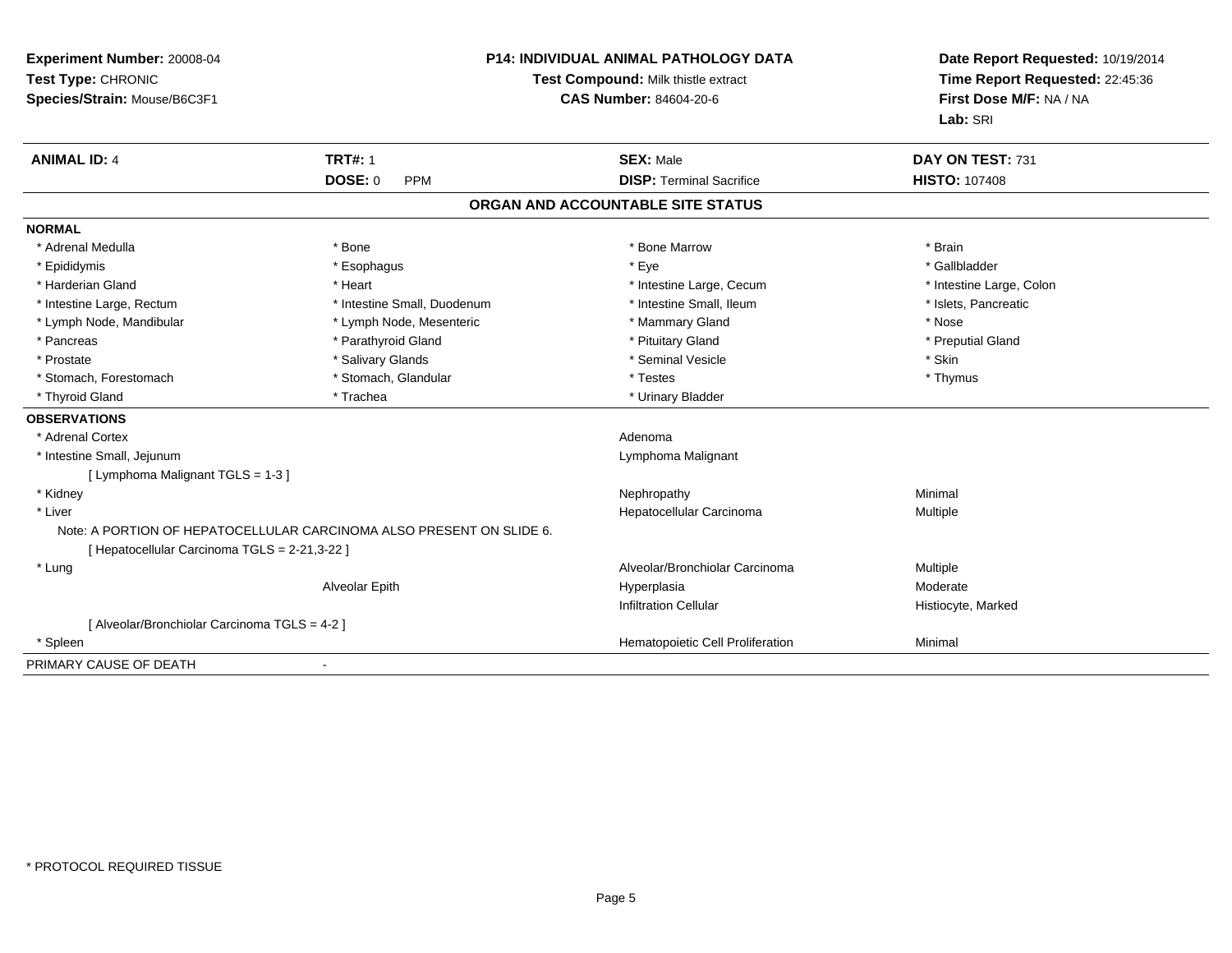**Experiment Number:** 20008-04
**Test Type:** CHRONIC
**Species/Strain:** Mouse/B6C3F1

**P14: INDIVIDUAL ANIMAL PATHOLOGY DATA**
**Test Compound:** Milk thistle extract
**CAS Number:** 84604-20-6

**Date Report Requested:** 10/19/2014
**Time Report Requested:** 22:45:36
**First Dose M/F:** NA / NA
**Lab:** SRI

| **ANIMAL ID:** 4 | **TRT#:** 1 | **SEX:** Male | **DAY ON TEST:** 731 |
|---|---|---|---|
| | **DOSE:** 0 PPM | **DISP:** Terminal Sacrifice | **HISTO:** 107408 |

## ORGAN AND ACCOUNTABLE SITE STATUS

**NORMAL**

| | | | |
|---|---|---|---|
| * Adrenal Medulla | * Bone | * Bone Marrow | * Brain |
| * Epididymis | * Esophagus | * Eye | * Gallbladder |
| * Harderian Gland | * Heart | * Intestine Large, Cecum | * Intestine Large, Colon |
| * Intestine Large, Rectum | * Intestine Small, Duodenum | * Intestine Small, Ileum | * Islets, Pancreatic |
| * Lymph Node, Mandibular | * Lymph Node, Mesenteric | * Mammary Gland | * Nose |
| * Pancreas | * Parathyroid Gland | * Pituitary Gland | * Preputial Gland |
| * Prostate | * Salivary Glands | * Seminal Vesicle | * Skin |
| * Stomach, Forestomach | * Stomach, Glandular | * Testes | * Thymus |
| * Thyroid Gland | * Trachea | * Urinary Bladder | |

**OBSERVATIONS**

| | | | |
|---|---|---|---|
| * Adrenal Cortex | | Adenoma | |
| * Intestine Small, Jejunum | | Lymphoma Malignant | |
| [ Lymphoma Malignant TGLS = 1-3 ] | | | |
| * Kidney | | Nephropathy | Minimal |
| * Liver | | Hepatocellular Carcinoma | Multiple |
| Note: A PORTION OF HEPATOCELLULAR CARCINOMA ALSO PRESENT ON SLIDE 6. | | | |
| [ Hepatocellular Carcinoma TGLS = 2-21,3-22 ] | | | |
| * Lung | | Alveolar/Bronchiolar Carcinoma | Multiple |
| | Alveolar Epith | Hyperplasia | Moderate |
| | | Infiltration Cellular | Histiocyte, Marked |
| [ Alveolar/Bronchiolar Carcinoma TGLS = 4-2 ] | | | |
| * Spleen | | Hematopoietic Cell Proliferation | Minimal |

PRIMARY CAUSE OF DEATH -

\* PROTOCOL REQUIRED TISSUE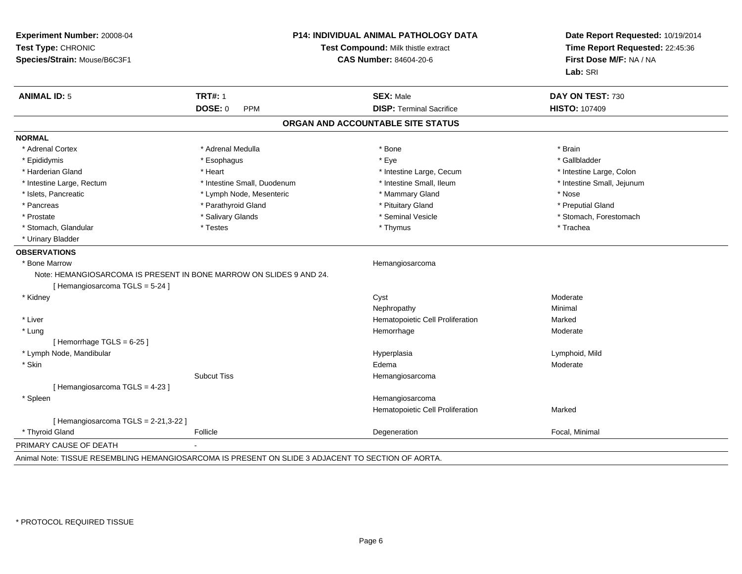**Experiment Number:** 20008-04
**Test Type:** CHRONIC
**Species/Strain:** Mouse/B6C3F1

**P14: INDIVIDUAL ANIMAL PATHOLOGY DATA**
**Test Compound:** Milk thistle extract
**CAS Number:** 84604-20-6

**Date Report Requested:** 10/19/2014
**Time Report Requested:** 22:45:36
**First Dose M/F:** NA / NA
**Lab:** SRI

| **ANIMAL ID:** 5 | **TRT#:** 1 | **SEX:** Male | **DAY ON TEST:** 730 |
|---|---|---|---|
| | **DOSE:** 0 PPM | **DISP:** Terminal Sacrifice | **HISTO:** 107409 |

## ORGAN AND ACCOUNTABLE SITE STATUS

**NORMAL**

| | | | |
|---|---|---|---|
| * Adrenal Cortex | * Adrenal Medulla | * Bone | * Brain |
| * Epididymis | * Esophagus | * Eye | * Gallbladder |
| * Harderian Gland | * Heart | * Intestine Large, Cecum | * Intestine Large, Colon |
| * Intestine Large, Rectum | * Intestine Small, Duodenum | * Intestine Small, Ileum | * Intestine Small, Jejunum |
| * Islets, Pancreatic | * Lymph Node, Mesenteric | * Mammary Gland | * Nose |
| * Pancreas | * Parathyroid Gland | * Pituitary Gland | * Preputial Gland |
| * Prostate | * Salivary Glands | * Seminal Vesicle | * Stomach, Forestomach |
| * Stomach, Glandular | * Testes | * Thymus | * Trachea |
| * Urinary Bladder | | | |

**OBSERVATIONS**

| | | | |
|---|---|---|---|
| * Bone Marrow | | Hemangiosarcoma | |
| Note: HEMANGIOSARCOMA IS PRESENT IN BONE MARROW ON SLIDES 9 AND 24. | | | |
| [ Hemangiosarcoma TGLS = 5-24 ] | | | |
| * Kidney | | Cyst | Moderate |
| | | Nephropathy | Minimal |
| * Liver | | Hematopoietic Cell Proliferation | Marked |
| * Lung | | Hemorrhage | Moderate |
| [ Hemorrhage TGLS = 6-25 ] | | | |
| * Lymph Node, Mandibular | | Hyperplasia | Lymphoid, Mild |
| * Skin | | Edema | Moderate |
| | Subcut Tiss | Hemangiosarcoma | |
| [ Hemangiosarcoma TGLS = 4-23 ] | | | |
| * Spleen | | Hemangiosarcoma | |
| | | Hematopoietic Cell Proliferation | Marked |
| [ Hemangiosarcoma TGLS = 2-21,3-22 ] | | | |
| * Thyroid Gland | Follicle | Degeneration | Focal, Minimal |

PRIMARY CAUSE OF DEATH -

Animal Note: TISSUE RESEMBLING HEMANGIOSARCOMA IS PRESENT ON SLIDE 3 ADJACENT TO SECTION OF AORTA.

* PROTOCOL REQUIRED TISSUE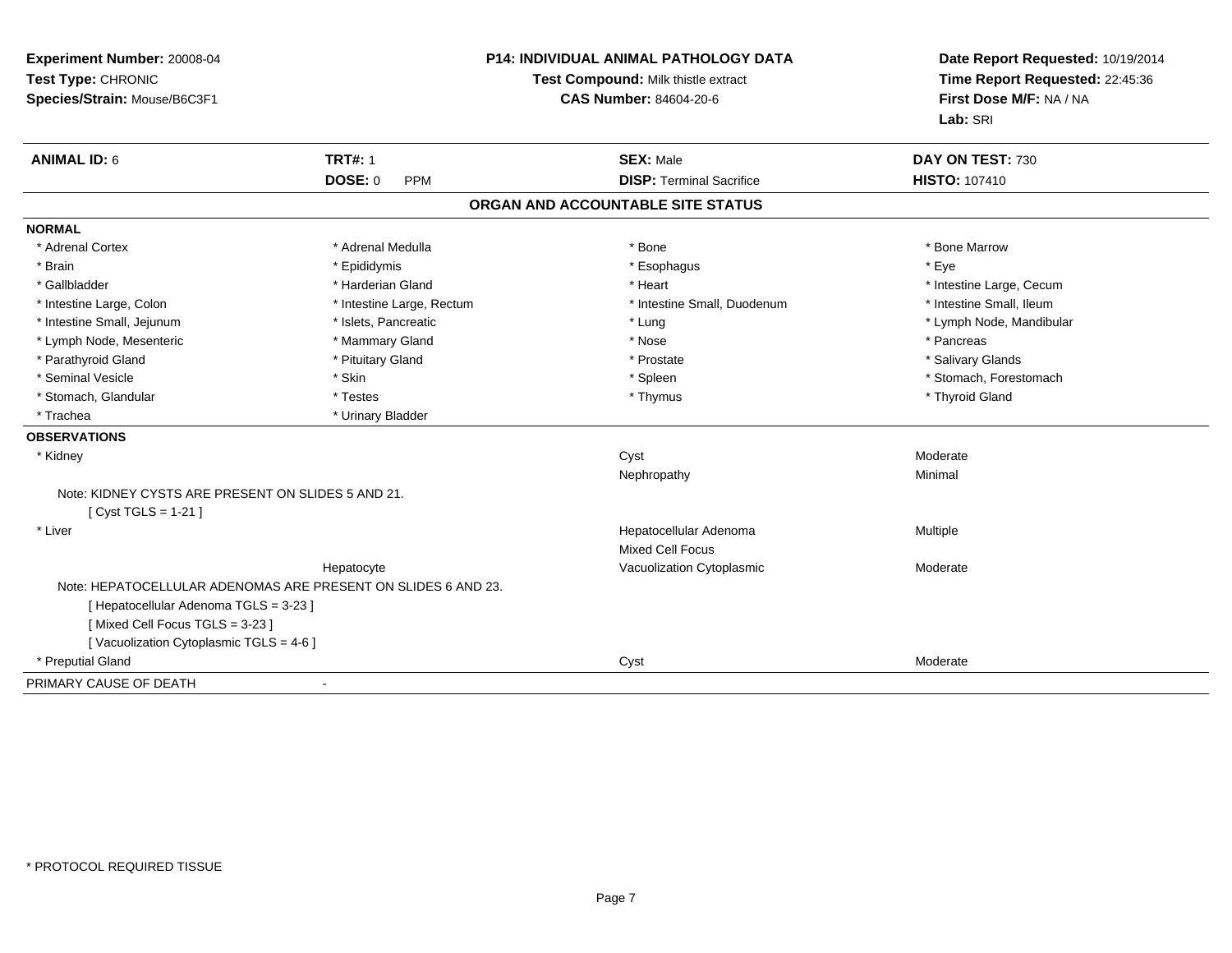**Experiment Number:** 20008-04
**Test Type:** CHRONIC
**Species/Strain:** Mouse/B6C3F1

**P14: INDIVIDUAL ANIMAL PATHOLOGY DATA**
**Test Compound:** Milk thistle extract
**CAS Number:** 84604-20-6

**Date Report Requested:** 10/19/2014
**Time Report Requested:** 22:45:36
**First Dose M/F:** NA / NA
**Lab:** SRI

| **ANIMAL ID:** 6 | **TRT#:** 1 | **SEX:** Male | **DAY ON TEST:** 730 |
|---|---|---|---|
| | **DOSE:** 0 PPM | **DISP:** Terminal Sacrifice | **HISTO:** 107410 |

## ORGAN AND ACCOUNTABLE SITE STATUS

**NORMAL**

| | | | |
|---|---|---|---|
| * Adrenal Cortex | * Adrenal Medulla | * Bone | * Bone Marrow |
| * Brain | * Epididymis | * Esophagus | * Eye |
| * Gallbladder | * Harderian Gland | * Heart | * Intestine Large, Cecum |
| * Intestine Large, Colon | * Intestine Large, Rectum | * Intestine Small, Duodenum | * Intestine Small, Ileum |
| * Intestine Small, Jejunum | * Islets, Pancreatic | * Lung | * Lymph Node, Mandibular |
| * Lymph Node, Mesenteric | * Mammary Gland | * Nose | * Pancreas |
| * Parathyroid Gland | * Pituitary Gland | * Prostate | * Salivary Glands |
| * Seminal Vesicle | * Skin | * Spleen | * Stomach, Forestomach |
| * Stomach, Glandular | * Testes | * Thymus | * Thyroid Gland |
| * Trachea | * Urinary Bladder | | |

**OBSERVATIONS**

| | | | |
|---|---|---|---|
| * Kidney | | Cyst | Moderate |
| | | Nephropathy | Minimal |

Note: KIDNEY CYSTS ARE PRESENT ON SLIDES 5 AND 21.
[ Cyst TGLS = 1-21 ]

| | | | |
|---|---|---|---|
| * Liver | | Hepatocellular Adenoma | Multiple |
| | | Mixed Cell Focus | |
| | Hepatocyte | Vacuolization Cytoplasmic | Moderate |

Note: HEPATOCELLULAR ADENOMAS ARE PRESENT ON SLIDES 6 AND 23.
[ Hepatocellular Adenoma TGLS = 3-23 ]
[ Mixed Cell Focus TGLS = 3-23 ]
[ Vacuolization Cytoplasmic TGLS = 4-6 ]

| | | | |
|---|---|---|---|
| * Preputial Gland | | Cyst | Moderate |

PRIMARY CAUSE OF DEATH -

* PROTOCOL REQUIRED TISSUE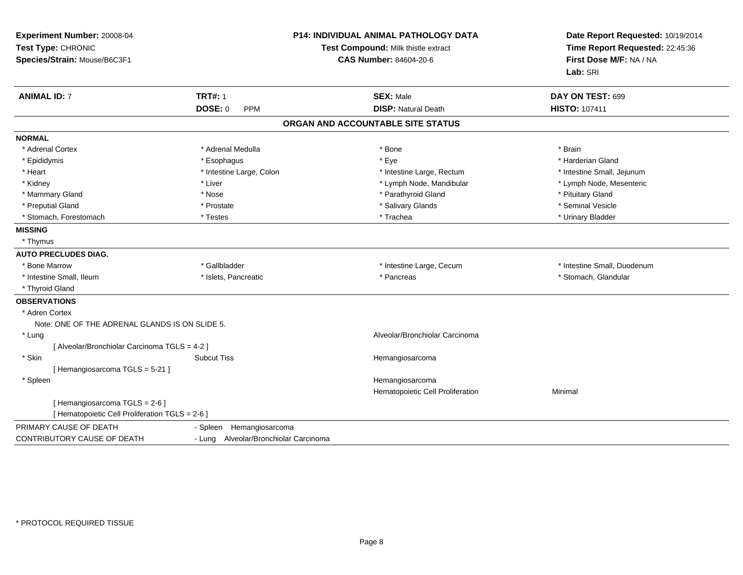**Experiment Number:** 20008-04
**Test Type:** CHRONIC
**Species/Strain:** Mouse/B6C3F1

**P14: INDIVIDUAL ANIMAL PATHOLOGY DATA**
**Test Compound:** Milk thistle extract
**CAS Number:** 84604-20-6

**Date Report Requested:** 10/19/2014
**Time Report Requested:** 22:45:36
**First Dose M/F:** NA / NA
**Lab:** SRI

| **ANIMAL ID:** 7 | **TRT#:** 1 | **SEX:** Male | **DAY ON TEST:** 699 |
|---|---|---|---|
| | **DOSE:** 0 PPM | **DISP:** Natural Death | **HISTO:** 107411 |

## ORGAN AND ACCOUNTABLE SITE STATUS

**NORMAL**

| | | | |
|---|---|---|---|
| * Adrenal Cortex | * Adrenal Medulla | * Bone | * Brain |
| * Epididymis | * Esophagus | * Eye | * Harderian Gland |
| * Heart | * Intestine Large, Colon | * Intestine Large, Rectum | * Intestine Small, Jejunum |
| * Kidney | * Liver | * Lymph Node, Mandibular | * Lymph Node, Mesenteric |
| * Mammary Gland | * Nose | * Parathyroid Gland | * Pituitary Gland |
| * Preputial Gland | * Prostate | * Salivary Glands | * Seminal Vesicle |
| * Stomach, Forestomach | * Testes | * Trachea | * Urinary Bladder |

**MISSING**

* Thymus

**AUTO PRECLUDES DIAG.**

| | | | |
|---|---|---|---|
| * Bone Marrow | * Gallbladder | * Intestine Large, Cecum | * Intestine Small, Duodenum |
| * Intestine Small, Ileum | * Islets, Pancreatic | * Pancreas | * Stomach, Glandular |
| * Thyroid Gland | | | |

**OBSERVATIONS**

* Adren Cortex
  Note: ONE OF THE ADRENAL GLANDS IS ON SLIDE 5.

| | | | |
|---|---|---|---|
| * Lung | | Alveolar/Bronchiolar Carcinoma | |
| [ Alveolar/Bronchiolar Carcinoma TGLS = 4-2 ] | | | |
| * Skin | Subcut Tiss | Hemangiosarcoma | |
| [ Hemangiosarcoma TGLS = 5-21 ] | | | |
| * Spleen | | Hemangiosarcoma | |
| | | Hematopoietic Cell Proliferation | Minimal |
| [ Hemangiosarcoma TGLS = 2-6 ] | | | |
| [ Hematopoietic Cell Proliferation TGLS = 2-6 ] | | | |

| | |
|---|---|
| PRIMARY CAUSE OF DEATH | - Spleen Hemangiosarcoma |
| CONTRIBUTORY CAUSE OF DEATH | - Lung Alveolar/Bronchiolar Carcinoma |

* PROTOCOL REQUIRED TISSUE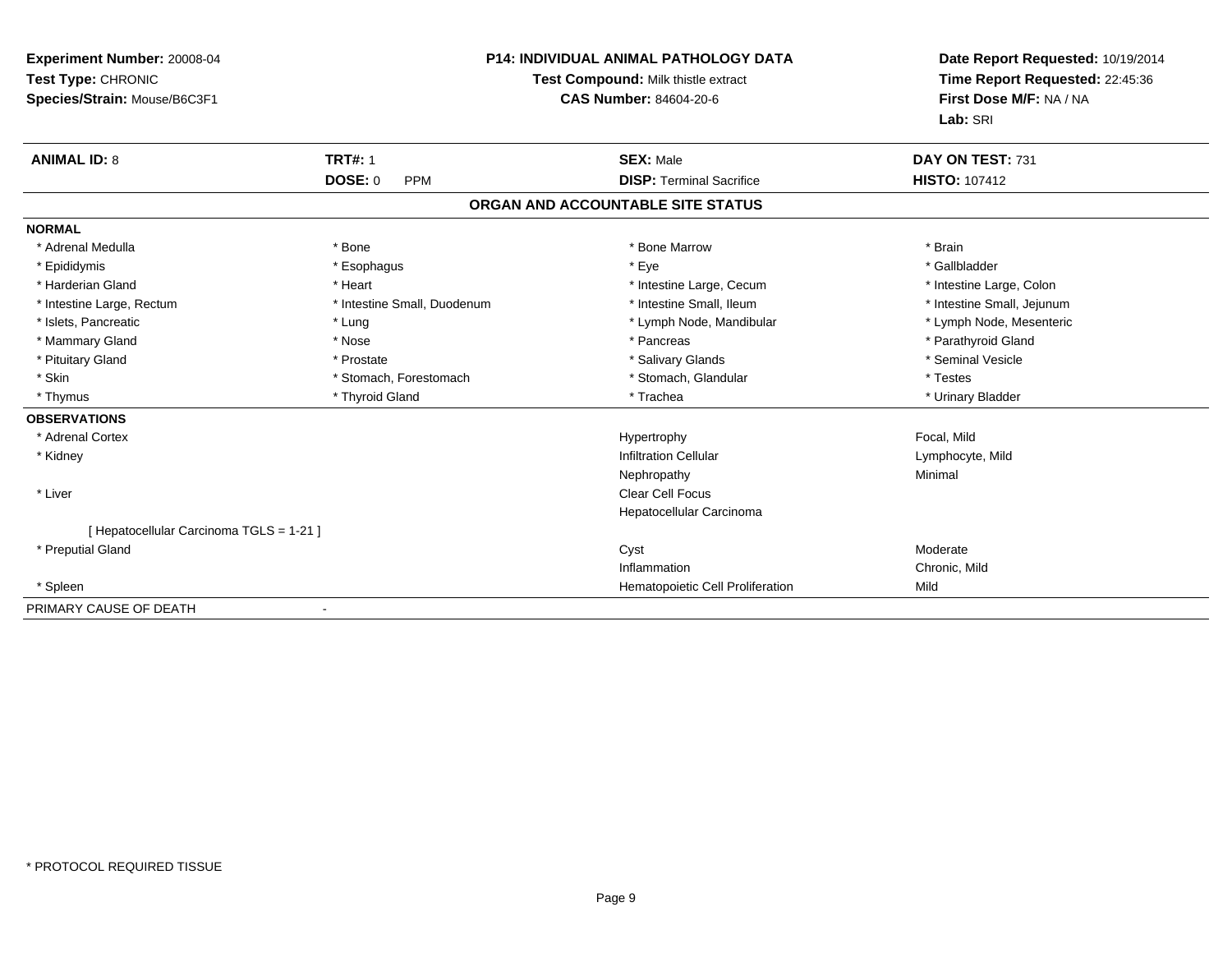**Experiment Number:** 20008-04
**Test Type:** CHRONIC
**Species/Strain:** Mouse/B6C3F1

**P14: INDIVIDUAL ANIMAL PATHOLOGY DATA**
**Test Compound:** Milk thistle extract
**CAS Number:** 84604-20-6

**Date Report Requested:** 10/19/2014
**Time Report Requested:** 22:45:36
**First Dose M/F:** NA / NA
**Lab:** SRI

| **ANIMAL ID:** 8 | **TRT#:** 1 | **SEX:** Male | **DAY ON TEST:** 731 |
|---|---|---|---|
| | **DOSE:** 0 PPM | **DISP:** Terminal Sacrifice | **HISTO:** 107412 |

## ORGAN AND ACCOUNTABLE SITE STATUS

**NORMAL**

| | | | |
|---|---|---|---|
| * Adrenal Medulla | * Bone | * Bone Marrow | * Brain |
| * Epididymis | * Esophagus | * Eye | * Gallbladder |
| * Harderian Gland | * Heart | * Intestine Large, Cecum | * Intestine Large, Colon |
| * Intestine Large, Rectum | * Intestine Small, Duodenum | * Intestine Small, Ileum | * Intestine Small, Jejunum |
| * Islets, Pancreatic | * Lung | * Lymph Node, Mandibular | * Lymph Node, Mesenteric |
| * Mammary Gland | * Nose | * Pancreas | * Parathyroid Gland |
| * Pituitary Gland | * Prostate | * Salivary Glands | * Seminal Vesicle |
| * Skin | * Stomach, Forestomach | * Stomach, Glandular | * Testes |
| * Thymus | * Thyroid Gland | * Trachea | * Urinary Bladder |

**OBSERVATIONS**

| | | |
|---|---|---|
| * Adrenal Cortex | Hypertrophy | Focal, Mild |
| * Kidney | Infiltration Cellular | Lymphocyte, Mild |
| | Nephropathy | Minimal |
| * Liver | Clear Cell Focus | |
| | Hepatocellular Carcinoma | |
| [ Hepatocellular Carcinoma TGLS = 1-21 ] | | |
| * Preputial Gland | Cyst | Moderate |
| | Inflammation | Chronic, Mild |
| * Spleen | Hematopoietic Cell Proliferation | Mild |

PRIMARY CAUSE OF DEATH -

* PROTOCOL REQUIRED TISSUE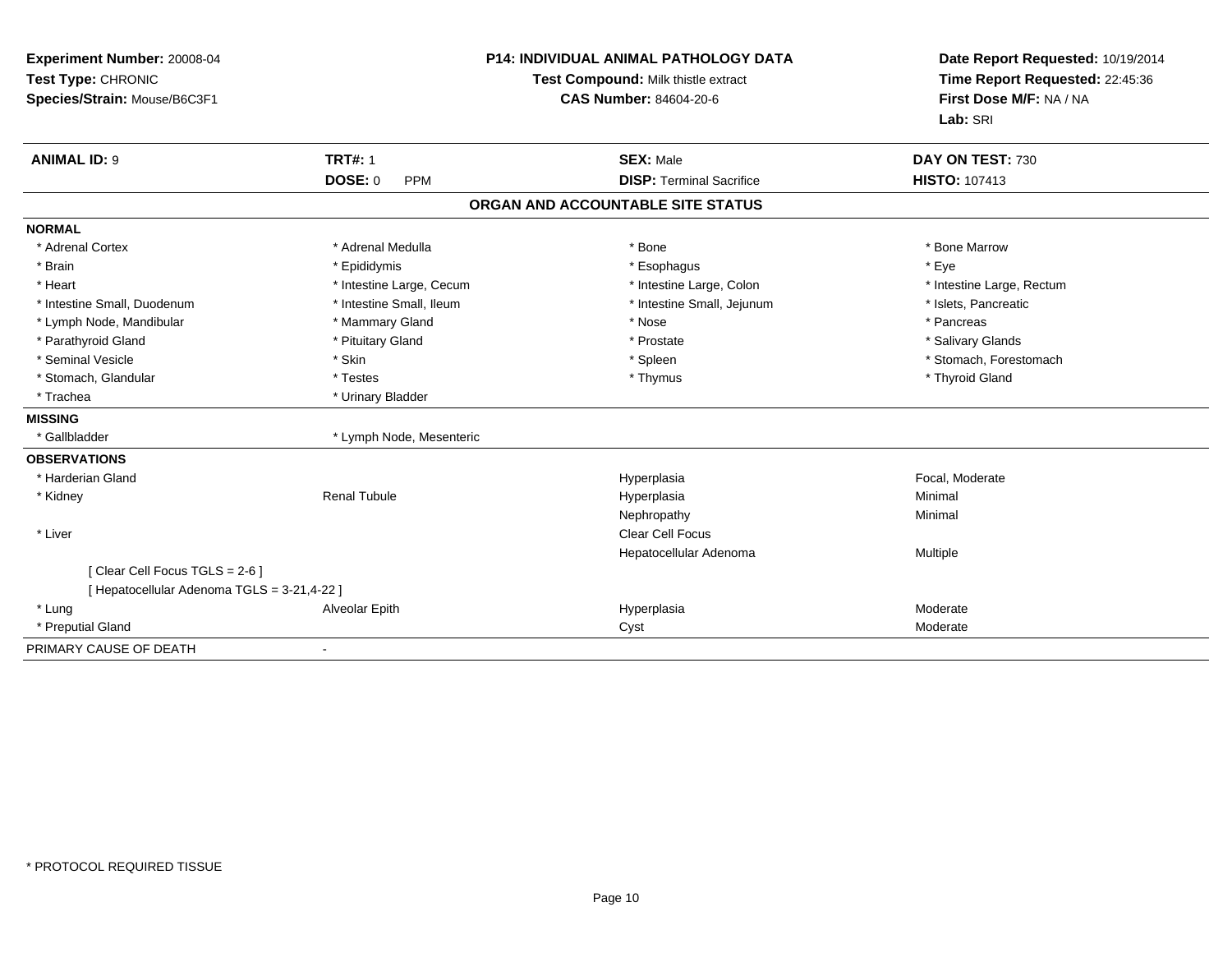**Experiment Number:** 20008-04
**Test Type:** CHRONIC
**Species/Strain:** Mouse/B6C3F1

**P14: INDIVIDUAL ANIMAL PATHOLOGY DATA**
**Test Compound:** Milk thistle extract
**CAS Number:** 84604-20-6

**Date Report Requested:** 10/19/2014
**Time Report Requested:** 22:45:36
**First Dose M/F:** NA / NA
**Lab:** SRI

| **ANIMAL ID:** 9 | **TRT#:** 1 | **SEX:** Male | **DAY ON TEST:** 730 |
|---|---|---|---|
| | **DOSE:** 0 PPM | **DISP:** Terminal Sacrifice | **HISTO:** 107413 |

## ORGAN AND ACCOUNTABLE SITE STATUS

**NORMAL**

| | | | |
|---|---|---|---|
| * Adrenal Cortex | * Adrenal Medulla | * Bone | * Bone Marrow |
| * Brain | * Epididymis | * Esophagus | * Eye |
| * Heart | * Intestine Large, Cecum | * Intestine Large, Colon | * Intestine Large, Rectum |
| * Intestine Small, Duodenum | * Intestine Small, Ileum | * Intestine Small, Jejunum | * Islets, Pancreatic |
| * Lymph Node, Mandibular | * Mammary Gland | * Nose | * Pancreas |
| * Parathyroid Gland | * Pituitary Gland | * Prostate | * Salivary Glands |
| * Seminal Vesicle | * Skin | * Spleen | * Stomach, Forestomach |
| * Stomach, Glandular | * Testes | * Thymus | * Thyroid Gland |
| * Trachea | * Urinary Bladder | | |

**MISSING**

| | |
|---|---|
| * Gallbladder | * Lymph Node, Mesenteric |

**OBSERVATIONS**

| | | | |
|---|---|---|---|
| * Harderian Gland | | Hyperplasia | Focal, Moderate |
| * Kidney | Renal Tubule | Hyperplasia | Minimal |
| | | Nephropathy | Minimal |
| * Liver | | Clear Cell Focus | |
| | | Hepatocellular Adenoma | Multiple |
| [ Clear Cell Focus TGLS = 2-6 ] | | | |
| [ Hepatocellular Adenoma TGLS = 3-21,4-22 ] | | | |
| * Lung | Alveolar Epith | Hyperplasia | Moderate |
| * Preputial Gland | | Cyst | Moderate |

PRIMARY CAUSE OF DEATH -

* PROTOCOL REQUIRED TISSUE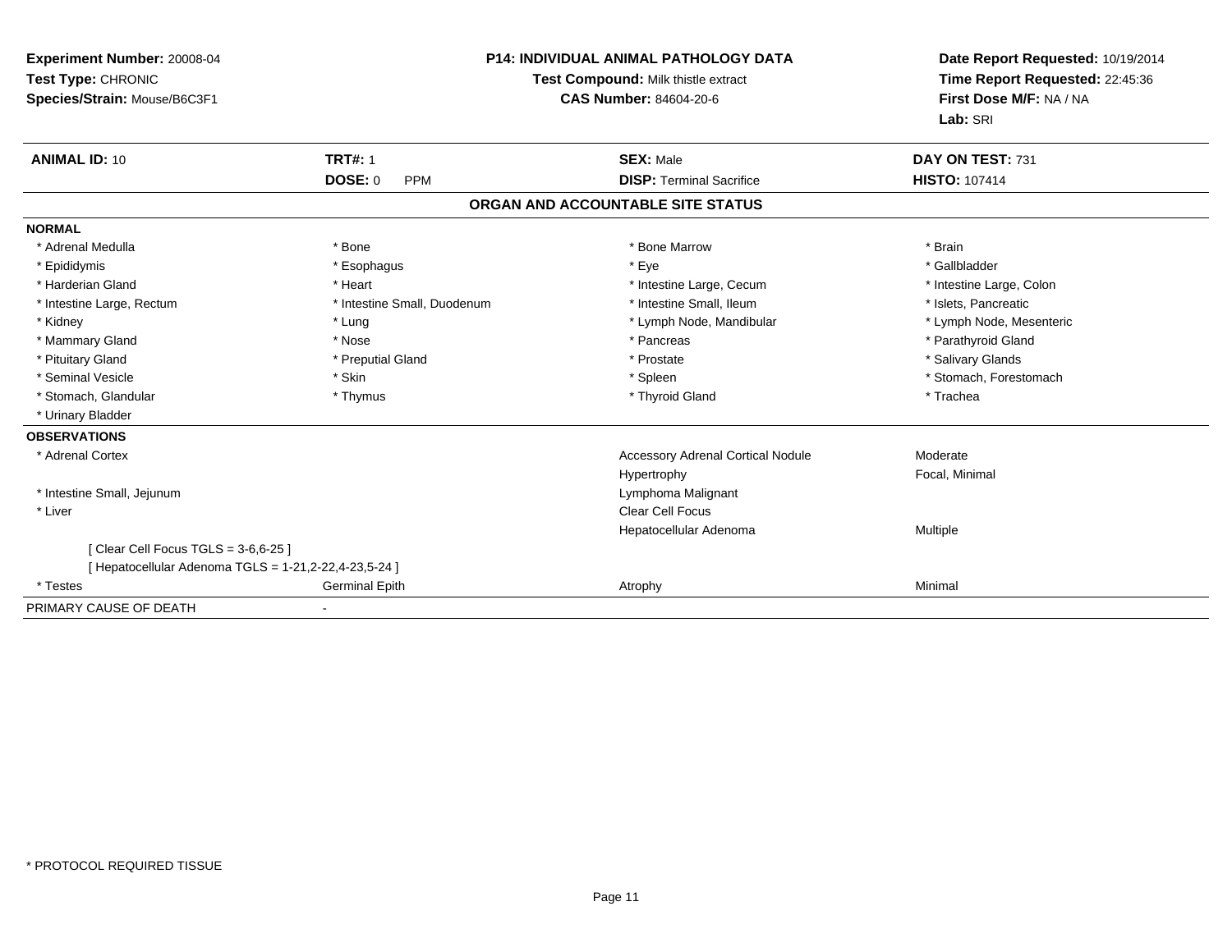**Experiment Number:** 20008-04
**Test Type:** CHRONIC
**Species/Strain:** Mouse/B6C3F1

**P14: INDIVIDUAL ANIMAL PATHOLOGY DATA**
**Test Compound:** Milk thistle extract
**CAS Number:** 84604-20-6

**Date Report Requested:** 10/19/2014
**Time Report Requested:** 22:45:36
**First Dose M/F:** NA / NA
**Lab:** SRI

| **ANIMAL ID:** 10 | **TRT#:** 1 | **SEX:** Male | **DAY ON TEST:** 731 |
|---|---|---|---|
| | **DOSE:** 0 PPM | **DISP:** Terminal Sacrifice | **HISTO:** 107414 |

## ORGAN AND ACCOUNTABLE SITE STATUS

**NORMAL**

| | | | |
|---|---|---|---|
| * Adrenal Medulla | * Bone | * Bone Marrow | * Brain |
| * Epididymis | * Esophagus | * Eye | * Gallbladder |
| * Harderian Gland | * Heart | * Intestine Large, Cecum | * Intestine Large, Colon |
| * Intestine Large, Rectum | * Intestine Small, Duodenum | * Intestine Small, Ileum | * Islets, Pancreatic |
| * Kidney | * Lung | * Lymph Node, Mandibular | * Lymph Node, Mesenteric |
| * Mammary Gland | * Nose | * Pancreas | * Parathyroid Gland |
| * Pituitary Gland | * Preputial Gland | * Prostate | * Salivary Glands |
| * Seminal Vesicle | * Skin | * Spleen | * Stomach, Forestomach |
| * Stomach, Glandular | * Thymus | * Thyroid Gland | * Trachea |
| * Urinary Bladder | | | |

**OBSERVATIONS**

| | | | |
|---|---|---|---|
| * Adrenal Cortex | | Accessory Adrenal Cortical Nodule | Moderate |
| | | Hypertrophy | Focal, Minimal |
| * Intestine Small, Jejunum | | Lymphoma Malignant | |
| * Liver | | Clear Cell Focus | |
| | | Hepatocellular Adenoma | Multiple |
| [ Clear Cell Focus TGLS = 3-6,6-25 ] | | | |
| [ Hepatocellular Adenoma TGLS = 1-21,2-22,4-23,5-24 ] | | | |
| * Testes | Germinal Epith | Atrophy | Minimal |

PRIMARY CAUSE OF DEATH -

* PROTOCOL REQUIRED TISSUE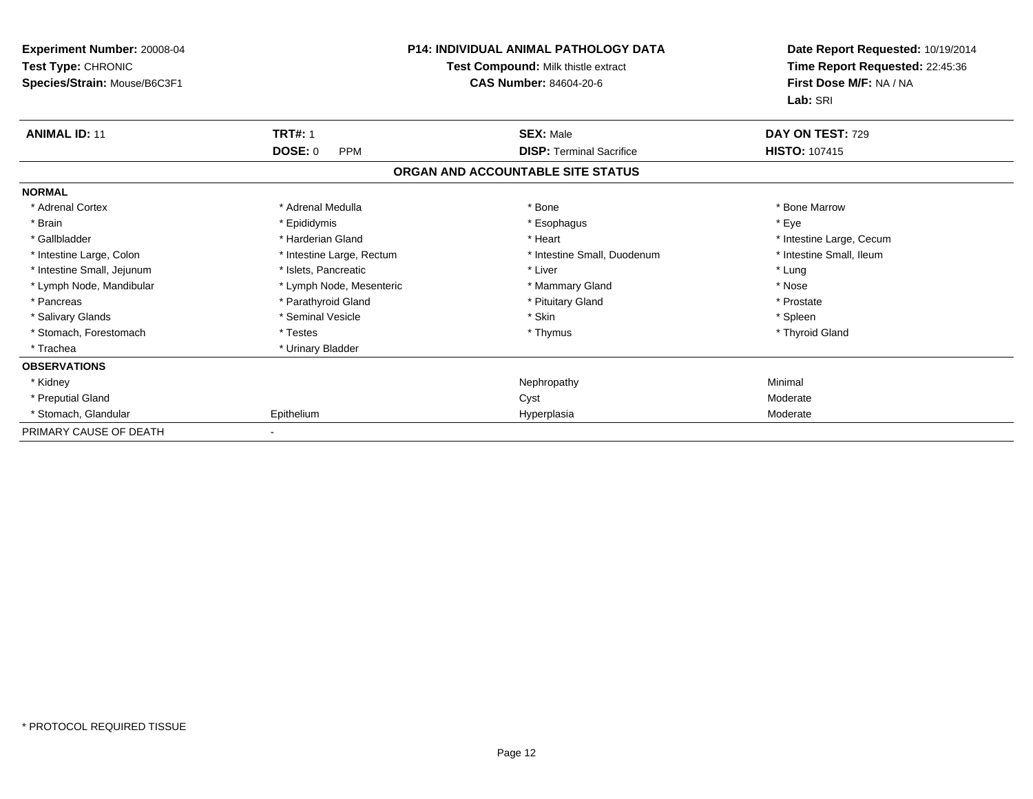**Experiment Number:** 20008-04
**Test Type:** CHRONIC
**Species/Strain:** Mouse/B6C3F1

**P14: INDIVIDUAL ANIMAL PATHOLOGY DATA**
**Test Compound:** Milk thistle extract
**CAS Number:** 84604-20-6

**Date Report Requested:** 10/19/2014
**Time Report Requested:** 22:45:36
**First Dose M/F:** NA / NA
**Lab:** SRI

| **ANIMAL ID:** 11 | **TRT#:** 1 | **SEX:** Male | **DAY ON TEST:** 729 |
|---|---|---|---|
| | **DOSE:** 0 PPM | **DISP:** Terminal Sacrifice | **HISTO:** 107415 |

## ORGAN AND ACCOUNTABLE SITE STATUS

**NORMAL**

| | | | |
|---|---|---|---|
| * Adrenal Cortex | * Adrenal Medulla | * Bone | * Bone Marrow |
| * Brain | * Epididymis | * Esophagus | * Eye |
| * Gallbladder | * Harderian Gland | * Heart | * Intestine Large, Cecum |
| * Intestine Large, Colon | * Intestine Large, Rectum | * Intestine Small, Duodenum | * Intestine Small, Ileum |
| * Intestine Small, Jejunum | * Islets, Pancreatic | * Liver | * Lung |
| * Lymph Node, Mandibular | * Lymph Node, Mesenteric | * Mammary Gland | * Nose |
| * Pancreas | * Parathyroid Gland | * Pituitary Gland | * Prostate |
| * Salivary Glands | * Seminal Vesicle | * Skin | * Spleen |
| * Stomach, Forestomach | * Testes | * Thymus | * Thyroid Gland |
| * Trachea | * Urinary Bladder | | |

**OBSERVATIONS**

| | | | |
|---|---|---|---|
| * Kidney | | Nephropathy | Minimal |
| * Preputial Gland | | Cyst | Moderate |
| * Stomach, Glandular | Epithelium | Hyperplasia | Moderate |

PRIMARY CAUSE OF DEATH -

* PROTOCOL REQUIRED TISSUE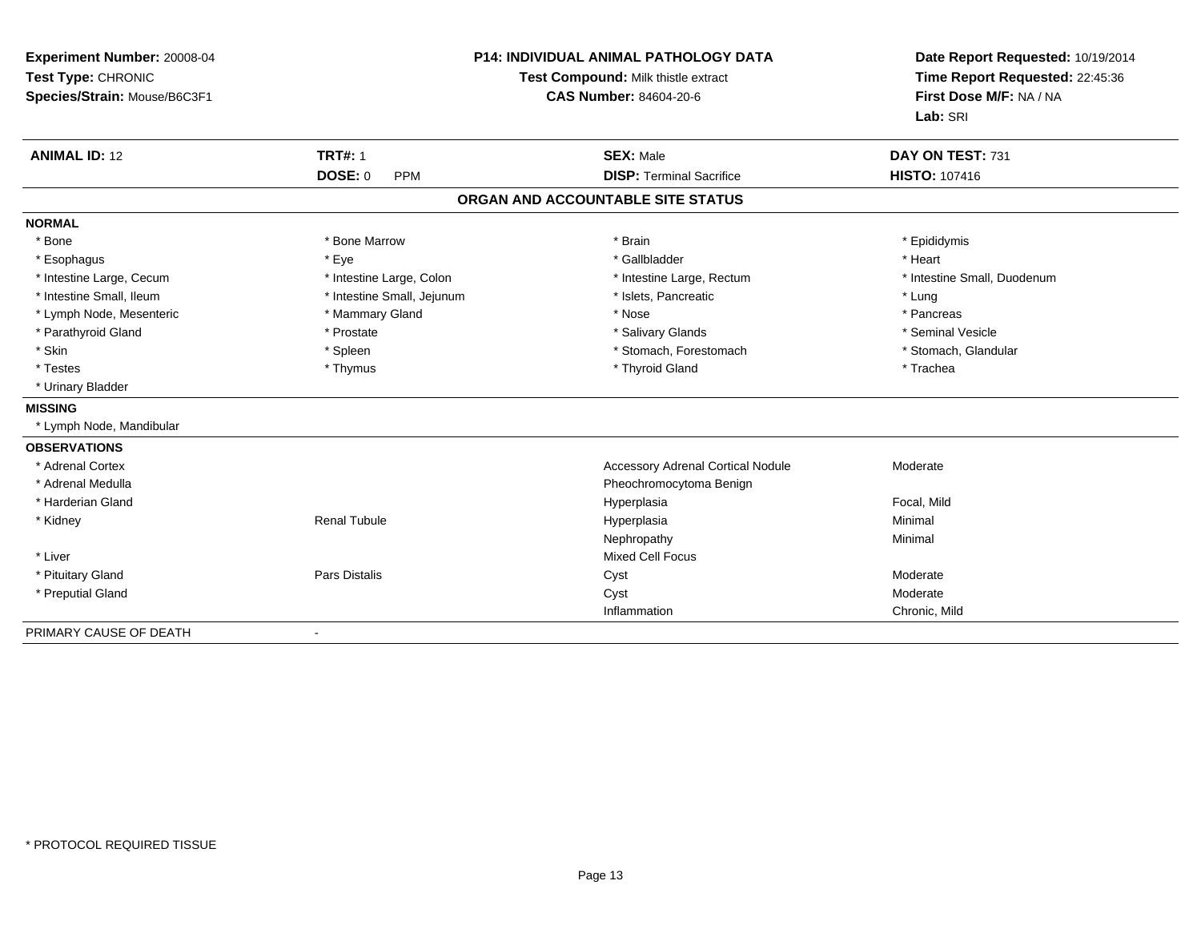**Experiment Number:** 20008-04
**Test Type:** CHRONIC
**Species/Strain:** Mouse/B6C3F1

## P14: INDIVIDUAL ANIMAL PATHOLOGY DATA

**Test Compound:** Milk thistle extract
**CAS Number:** 84604-20-6

**Date Report Requested:** 10/19/2014
**Time Report Requested:** 22:45:36
**First Dose M/F:** NA / NA
**Lab:** SRI

| **ANIMAL ID:** 12 | **TRT#:** 1 | **SEX:** Male | **DAY ON TEST:** 731 |
|---|---|---|---|
| | **DOSE:** 0 PPM | **DISP:** Terminal Sacrifice | **HISTO:** 107416 |

### ORGAN AND ACCOUNTABLE SITE STATUS

**NORMAL**

| | | | |
|---|---|---|---|
| * Bone | * Bone Marrow | * Brain | * Epididymis |
| * Esophagus | * Eye | * Gallbladder | * Heart |
| * Intestine Large, Cecum | * Intestine Large, Colon | * Intestine Large, Rectum | * Intestine Small, Duodenum |
| * Intestine Small, Ileum | * Intestine Small, Jejunum | * Islets, Pancreatic | * Lung |
| * Lymph Node, Mesenteric | * Mammary Gland | * Nose | * Pancreas |
| * Parathyroid Gland | * Prostate | * Salivary Glands | * Seminal Vesicle |
| * Skin | * Spleen | * Stomach, Forestomach | * Stomach, Glandular |
| * Testes | * Thymus | * Thyroid Gland | * Trachea |
| * Urinary Bladder | | | |

**MISSING**

* Lymph Node, Mandibular

**OBSERVATIONS**

| | | | |
|---|---|---|---|
| * Adrenal Cortex | | Accessory Adrenal Cortical Nodule | Moderate |
| * Adrenal Medulla | | Pheochromocytoma Benign | |
| * Harderian Gland | | Hyperplasia | Focal, Mild |
| * Kidney | Renal Tubule | Hyperplasia | Minimal |
| | | Nephropathy | Minimal |
| * Liver | | Mixed Cell Focus | |
| * Pituitary Gland | Pars Distalis | Cyst | Moderate |
| * Preputial Gland | | Cyst | Moderate |
| | | Inflammation | Chronic, Mild |

PRIMARY CAUSE OF DEATH -

\* PROTOCOL REQUIRED TISSUE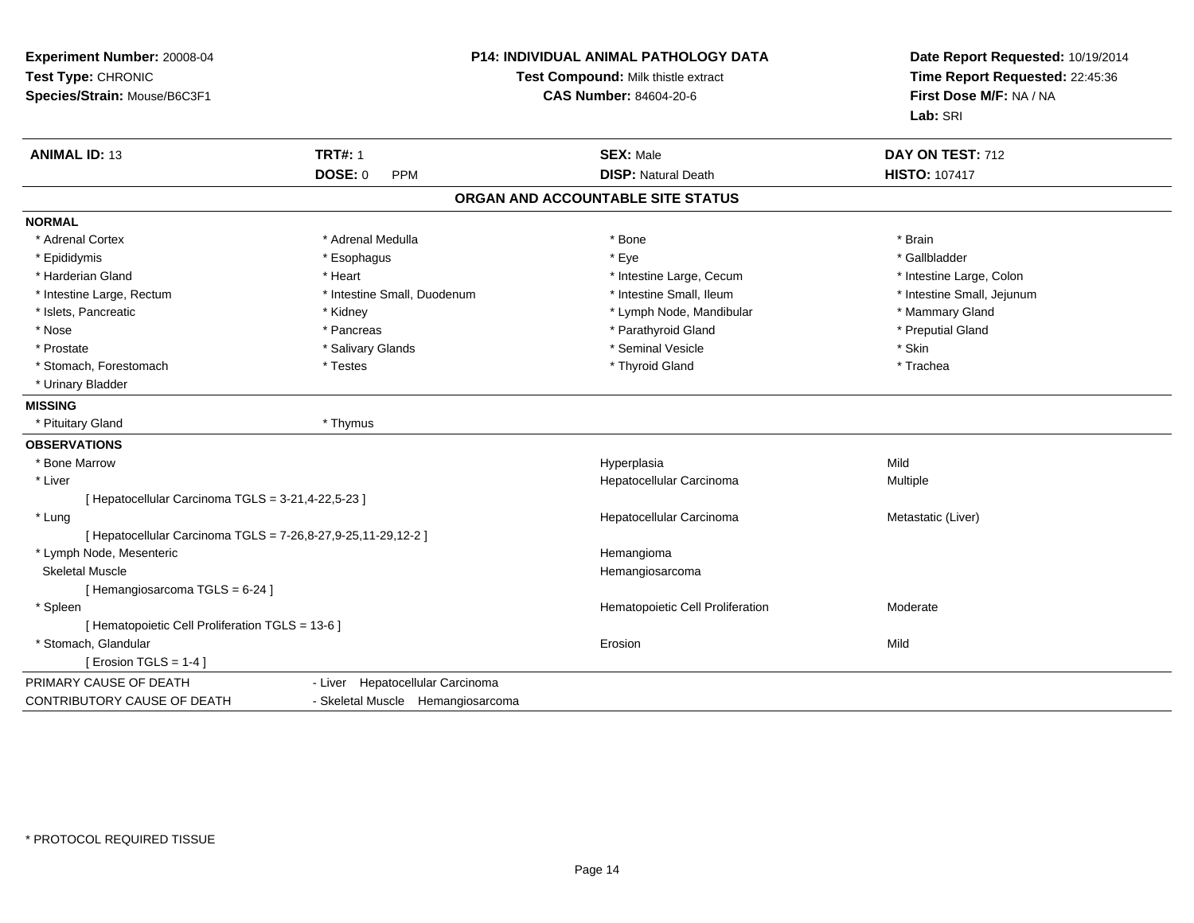**Experiment Number:** 20008-04
**Test Type:** CHRONIC
**Species/Strain:** Mouse/B6C3F1

**P14: INDIVIDUAL ANIMAL PATHOLOGY DATA**
**Test Compound:** Milk thistle extract
**CAS Number:** 84604-20-6

**Date Report Requested:** 10/19/2014
**Time Report Requested:** 22:45:36
**First Dose M/F:** NA / NA
**Lab:** SRI

| **ANIMAL ID:** 13 | **TRT#:** 1 | **SEX:** Male | **DAY ON TEST:** 712 |
|---|---|---|---|
| | **DOSE:** 0 PPM | **DISP:** Natural Death | **HISTO:** 107417 |

## ORGAN AND ACCOUNTABLE SITE STATUS

**NORMAL**

| | | | |
|---|---|---|---|
| * Adrenal Cortex | * Adrenal Medulla | * Bone | * Brain |
| * Epididymis | * Esophagus | * Eye | * Gallbladder |
| * Harderian Gland | * Heart | * Intestine Large, Cecum | * Intestine Large, Colon |
| * Intestine Large, Rectum | * Intestine Small, Duodenum | * Intestine Small, Ileum | * Intestine Small, Jejunum |
| * Islets, Pancreatic | * Kidney | * Lymph Node, Mandibular | * Mammary Gland |
| * Nose | * Pancreas | * Parathyroid Gland | * Preputial Gland |
| * Prostate | * Salivary Glands | * Seminal Vesicle | * Skin |
| * Stomach, Forestomach | * Testes | * Thyroid Gland | * Trachea |
| * Urinary Bladder | | | |

**MISSING**

| | |
|---|---|
| * Pituitary Gland | * Thymus |

**OBSERVATIONS**

| Organ | Observation | Qualifier |
|---|---|---|
| * Bone Marrow | Hyperplasia | Mild |
| * Liver | Hepatocellular Carcinoma | Multiple |
| [ Hepatocellular Carcinoma TGLS = 3-21,4-22,5-23 ] | | |
| * Lung | Hepatocellular Carcinoma | Metastatic (Liver) |
| [ Hepatocellular Carcinoma TGLS = 7-26,8-27,9-25,11-29,12-2 ] | | |
| * Lymph Node, Mesenteric | Hemangioma | |
| Skeletal Muscle | Hemangiosarcoma | |
| [ Hemangiosarcoma TGLS = 6-24 ] | | |
| * Spleen | Hematopoietic Cell Proliferation | Moderate |
| [ Hematopoietic Cell Proliferation TGLS = 13-6 ] | | |
| * Stomach, Glandular | Erosion | Mild |
| [ Erosion TGLS = 1-4 ] | | |

| | |
|---|---|
| PRIMARY CAUSE OF DEATH | - Liver Hepatocellular Carcinoma |
| CONTRIBUTORY CAUSE OF DEATH | - Skeletal Muscle Hemangiosarcoma |

* PROTOCOL REQUIRED TISSUE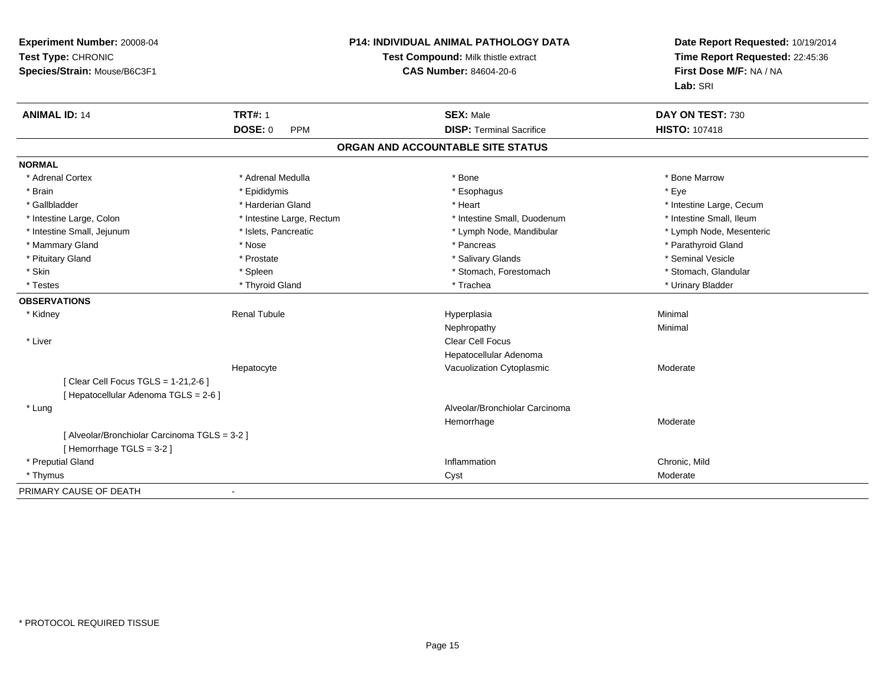**Experiment Number:** 20008-04
**Test Type:** CHRONIC
**Species/Strain:** Mouse/B6C3F1

**P14: INDIVIDUAL ANIMAL PATHOLOGY DATA**
**Test Compound:** Milk thistle extract
**CAS Number:** 84604-20-6

**Date Report Requested:** 10/19/2014
**Time Report Requested:** 22:45:36
**First Dose M/F:** NA / NA
**Lab:** SRI

| **ANIMAL ID:** 14 | **TRT#:** 1 | **SEX:** Male | **DAY ON TEST:** 730 |
|---|---|---|---|
| | **DOSE:** 0 PPM | **DISP:** Terminal Sacrifice | **HISTO:** 107418 |

## ORGAN AND ACCOUNTABLE SITE STATUS

**NORMAL**

| | | | |
|---|---|---|---|
| * Adrenal Cortex | * Adrenal Medulla | * Bone | * Bone Marrow |
| * Brain | * Epididymis | * Esophagus | * Eye |
| * Gallbladder | * Harderian Gland | * Heart | * Intestine Large, Cecum |
| * Intestine Large, Colon | * Intestine Large, Rectum | * Intestine Small, Duodenum | * Intestine Small, Ileum |
| * Intestine Small, Jejunum | * Islets, Pancreatic | * Lymph Node, Mandibular | * Lymph Node, Mesenteric |
| * Mammary Gland | * Nose | * Pancreas | * Parathyroid Gland |
| * Pituitary Gland | * Prostate | * Salivary Glands | * Seminal Vesicle |
| * Skin | * Spleen | * Stomach, Forestomach | * Stomach, Glandular |
| * Testes | * Thyroid Gland | * Trachea | * Urinary Bladder |

**OBSERVATIONS**

| | | | |
|---|---|---|---|
| * Kidney | Renal Tubule | Hyperplasia | Minimal |
| | | Nephropathy | Minimal |
| * Liver | | Clear Cell Focus | |
| | | Hepatocellular Adenoma | |
| | Hepatocyte | Vacuolization Cytoplasmic | Moderate |
| [ Clear Cell Focus TGLS = 1-21,2-6 ] | | | |
| [ Hepatocellular Adenoma TGLS = 2-6 ] | | | |
| * Lung | | Alveolar/Bronchiolar Carcinoma | |
| | | Hemorrhage | Moderate |
| [ Alveolar/Bronchiolar Carcinoma TGLS = 3-2 ] | | | |
| [ Hemorrhage TGLS = 3-2 ] | | | |
| * Preputial Gland | | Inflammation | Chronic, Mild |
| * Thymus | | Cyst | Moderate |

PRIMARY CAUSE OF DEATH -

* PROTOCOL REQUIRED TISSUE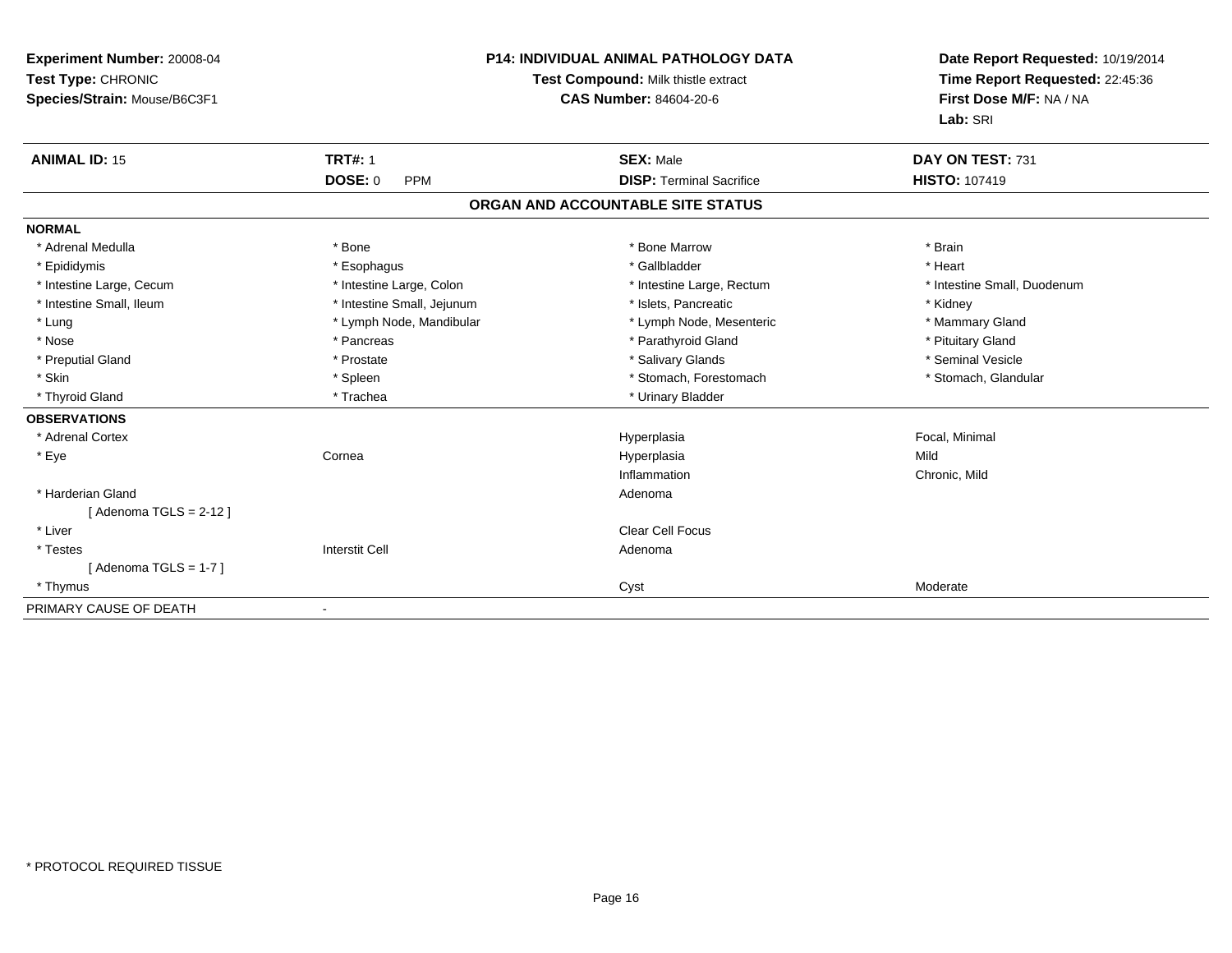**Experiment Number:** 20008-04
**Test Type:** CHRONIC
**Species/Strain:** Mouse/B6C3F1

**P14: INDIVIDUAL ANIMAL PATHOLOGY DATA**
**Test Compound:** Milk thistle extract
**CAS Number:** 84604-20-6

**Date Report Requested:** 10/19/2014
**Time Report Requested:** 22:45:36
**First Dose M/F:** NA / NA
**Lab:** SRI

| **ANIMAL ID:** 15 | **TRT#:** 1 | **SEX:** Male | **DAY ON TEST:** 731 |
|---|---|---|---|
| | **DOSE:** 0 PPM | **DISP:** Terminal Sacrifice | **HISTO:** 107419 |

## ORGAN AND ACCOUNTABLE SITE STATUS

| | | | |
|---|---|---|---|
| **NORMAL** | | | |
| * Adrenal Medulla | * Bone | * Bone Marrow | * Brain |
| * Epididymis | * Esophagus | * Gallbladder | * Heart |
| * Intestine Large, Cecum | * Intestine Large, Colon | * Intestine Large, Rectum | * Intestine Small, Duodenum |
| * Intestine Small, Ileum | * Intestine Small, Jejunum | * Islets, Pancreatic | * Kidney |
| * Lung | * Lymph Node, Mandibular | * Lymph Node, Mesenteric | * Mammary Gland |
| * Nose | * Pancreas | * Parathyroid Gland | * Pituitary Gland |
| * Preputial Gland | * Prostate | * Salivary Glands | * Seminal Vesicle |
| * Skin | * Spleen | * Stomach, Forestomach | * Stomach, Glandular |
| * Thyroid Gland | * Trachea | * Urinary Bladder | |
| **OBSERVATIONS** | | | |
| * Adrenal Cortex | | Hyperplasia | Focal, Minimal |
| * Eye | Cornea | Hyperplasia | Mild |
| | | Inflammation | Chronic, Mild |
| * Harderian Gland | | Adenoma | |
| [ Adenoma TGLS = 2-12 ] | | | |
| * Liver | | Clear Cell Focus | |
| * Testes | Interstit Cell | Adenoma | |
| [ Adenoma TGLS = 1-7 ] | | | |
| * Thymus | | Cyst | Moderate |
| PRIMARY CAUSE OF DEATH | - | | |

\* PROTOCOL REQUIRED TISSUE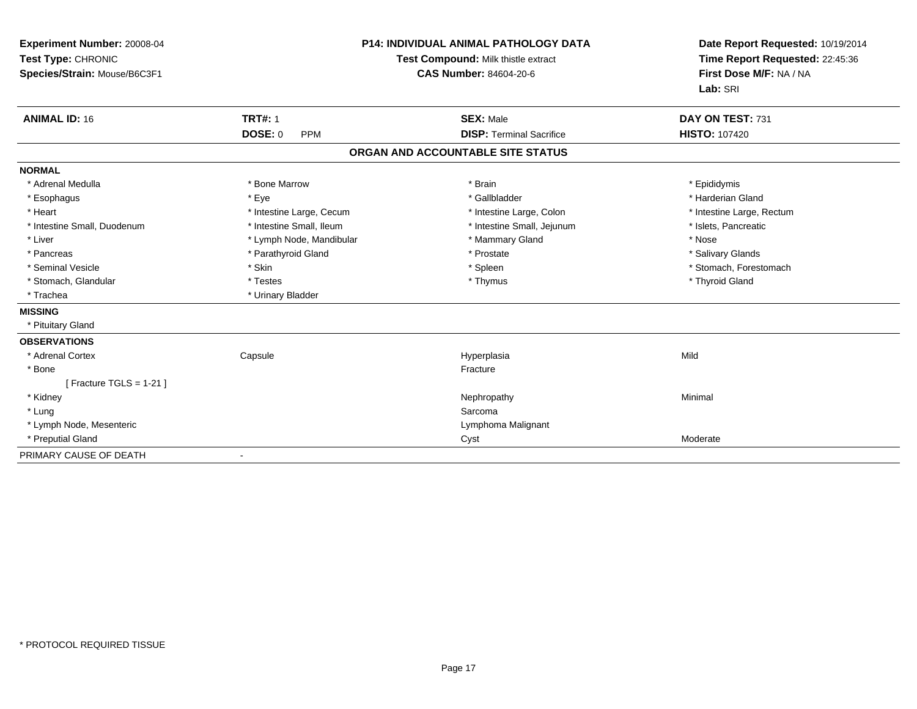**Experiment Number:** 20008-04
**Test Type:** CHRONIC
**Species/Strain:** Mouse/B6C3F1

**P14: INDIVIDUAL ANIMAL PATHOLOGY DATA**
**Test Compound:** Milk thistle extract
**CAS Number:** 84604-20-6

**Date Report Requested:** 10/19/2014
**Time Report Requested:** 22:45:36
**First Dose M/F:** NA / NA
**Lab:** SRI

| **ANIMAL ID:** 16 | **TRT#:** 1 | **SEX:** Male | **DAY ON TEST:** 731 |
|---|---|---|---|
| | **DOSE:** 0 PPM | **DISP:** Terminal Sacrifice | **HISTO:** 107420 |

## ORGAN AND ACCOUNTABLE SITE STATUS

**NORMAL**

| | | | |
|---|---|---|---|
| * Adrenal Medulla | * Bone Marrow | * Brain | * Epididymis |
| * Esophagus | * Eye | * Gallbladder | * Harderian Gland |
| * Heart | * Intestine Large, Cecum | * Intestine Large, Colon | * Intestine Large, Rectum |
| * Intestine Small, Duodenum | * Intestine Small, Ileum | * Intestine Small, Jejunum | * Islets, Pancreatic |
| * Liver | * Lymph Node, Mandibular | * Mammary Gland | * Nose |
| * Pancreas | * Parathyroid Gland | * Prostate | * Salivary Glands |
| * Seminal Vesicle | * Skin | * Spleen | * Stomach, Forestomach |
| * Stomach, Glandular | * Testes | * Thymus | * Thyroid Gland |
| * Trachea | * Urinary Bladder | | |

**MISSING**

* Pituitary Gland

**OBSERVATIONS**

| | | | |
|---|---|---|---|
| * Adrenal Cortex | Capsule | Hyperplasia | Mild |
| * Bone | | Fracture | |
| [ Fracture TGLS = 1-21 ] | | | |
| * Kidney | | Nephropathy | Minimal |
| * Lung | | Sarcoma | |
| * Lymph Node, Mesenteric | | Lymphoma Malignant | |
| * Preputial Gland | | Cyst | Moderate |

PRIMARY CAUSE OF DEATH -

* PROTOCOL REQUIRED TISSUE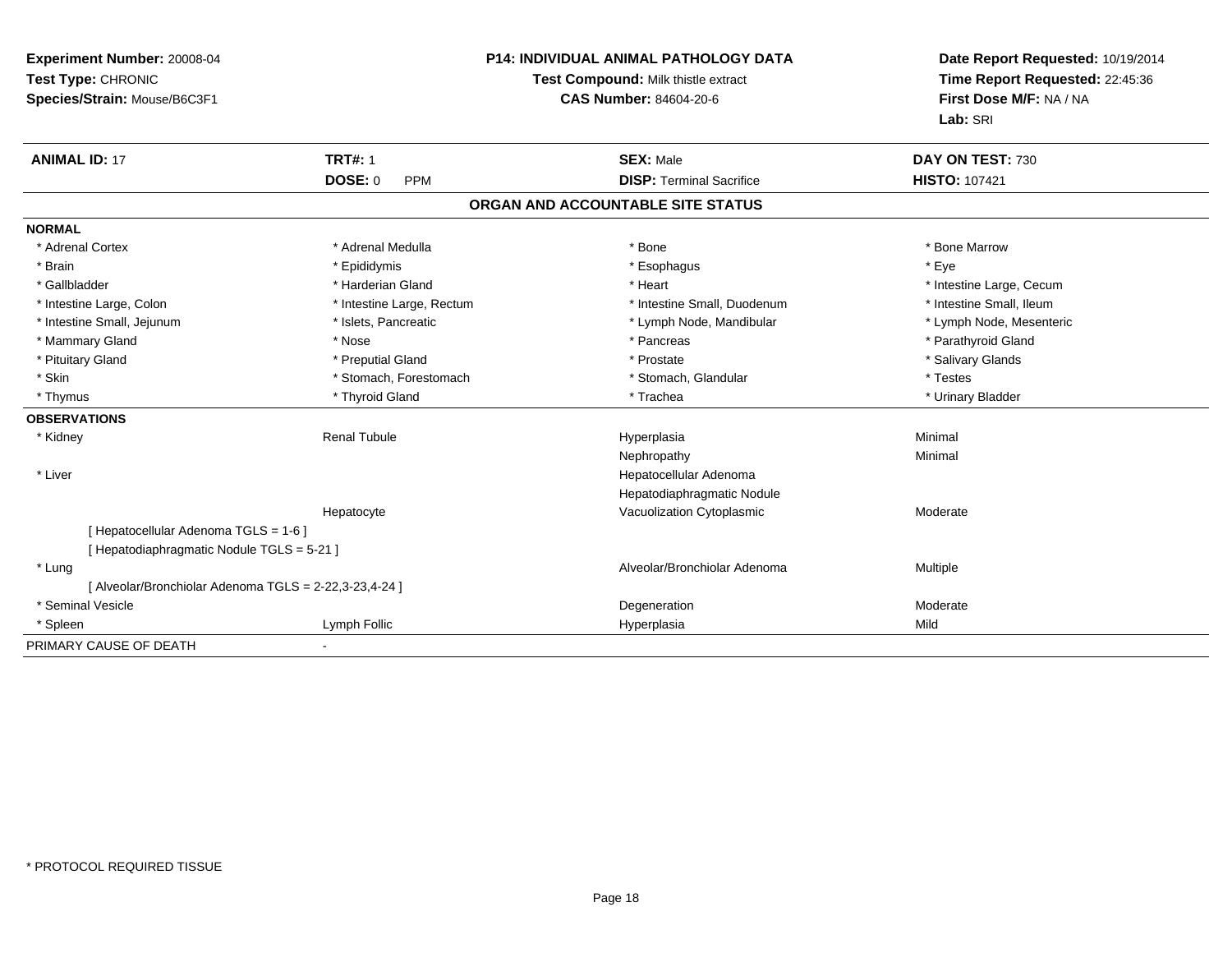**Experiment Number:** 20008-04
**Test Type:** CHRONIC
**Species/Strain:** Mouse/B6C3F1

**P14: INDIVIDUAL ANIMAL PATHOLOGY DATA**
**Test Compound:** Milk thistle extract
**CAS Number:** 84604-20-6

**Date Report Requested:** 10/19/2014
**Time Report Requested:** 22:45:36
**First Dose M/F:** NA / NA
**Lab:** SRI

| **ANIMAL ID:** 17 | **TRT#:** 1 | **SEX:** Male | **DAY ON TEST:** 730 |
|---|---|---|---|
| | **DOSE:** 0 PPM | **DISP:** Terminal Sacrifice | **HISTO:** 107421 |

## ORGAN AND ACCOUNTABLE SITE STATUS

**NORMAL**

| | | | |
|---|---|---|---|
| * Adrenal Cortex | * Adrenal Medulla | * Bone | * Bone Marrow |
| * Brain | * Epididymis | * Esophagus | * Eye |
| * Gallbladder | * Harderian Gland | * Heart | * Intestine Large, Cecum |
| * Intestine Large, Colon | * Intestine Large, Rectum | * Intestine Small, Duodenum | * Intestine Small, Ileum |
| * Intestine Small, Jejunum | * Islets, Pancreatic | * Lymph Node, Mandibular | * Lymph Node, Mesenteric |
| * Mammary Gland | * Nose | * Pancreas | * Parathyroid Gland |
| * Pituitary Gland | * Preputial Gland | * Prostate | * Salivary Glands |
| * Skin | * Stomach, Forestomach | * Stomach, Glandular | * Testes |
| * Thymus | * Thyroid Gland | * Trachea | * Urinary Bladder |

**OBSERVATIONS**

| | | | |
|---|---|---|---|
| * Kidney | Renal Tubule | Hyperplasia | Minimal |
| | | Nephropathy | Minimal |
| * Liver | | Hepatocellular Adenoma | |
| | | Hepatodiaphragmatic Nodule | |
| | Hepatocyte | Vacuolization Cytoplasmic | Moderate |
| [ Hepatocellular Adenoma TGLS = 1-6 ] | | | |
| [ Hepatodiaphragmatic Nodule TGLS = 5-21 ] | | | |
| * Lung | | Alveolar/Bronchiolar Adenoma | Multiple |
| [ Alveolar/Bronchiolar Adenoma TGLS = 2-22,3-23,4-24 ] | | | |
| * Seminal Vesicle | | Degeneration | Moderate |
| * Spleen | Lymph Follic | Hyperplasia | Mild |

PRIMARY CAUSE OF DEATH -

* PROTOCOL REQUIRED TISSUE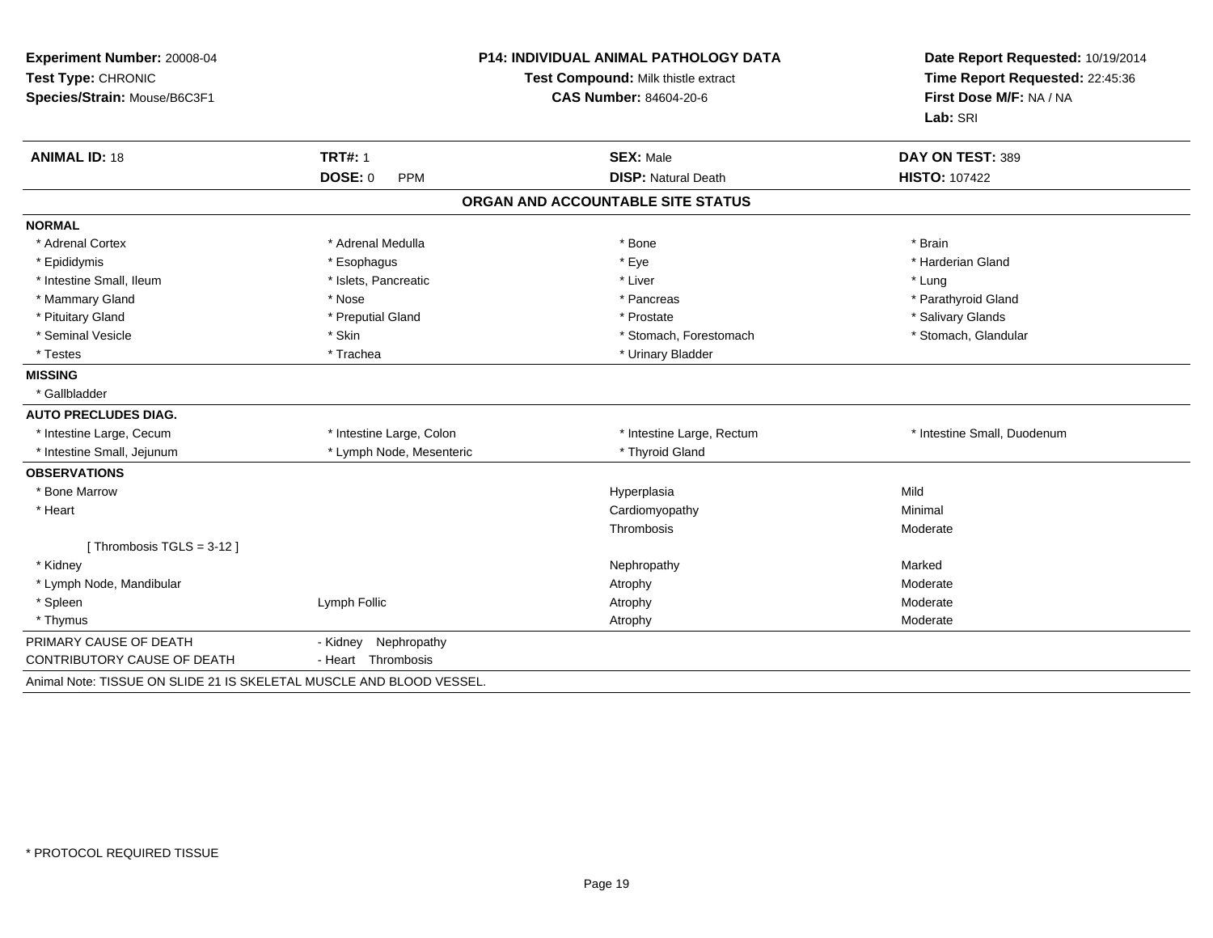**Experiment Number:** 20008-04
**Test Type:** CHRONIC
**Species/Strain:** Mouse/B6C3F1

**P14: INDIVIDUAL ANIMAL PATHOLOGY DATA**
**Test Compound:** Milk thistle extract
**CAS Number:** 84604-20-6

**Date Report Requested:** 10/19/2014
**Time Report Requested:** 22:45:36
**First Dose M/F:** NA / NA
**Lab:** SRI

| **ANIMAL ID:** 18 | **TRT#:** 1 | **SEX:** Male | **DAY ON TEST:** 389 |
|---|---|---|---|
| | **DOSE:** 0 PPM | **DISP:** Natural Death | **HISTO:** 107422 |

## ORGAN AND ACCOUNTABLE SITE STATUS

**NORMAL**

| | | | |
|---|---|---|---|
| * Adrenal Cortex | * Adrenal Medulla | * Bone | * Brain |
| * Epididymis | * Esophagus | * Eye | * Harderian Gland |
| * Intestine Small, Ileum | * Islets, Pancreatic | * Liver | * Lung |
| * Mammary Gland | * Nose | * Pancreas | * Parathyroid Gland |
| * Pituitary Gland | * Preputial Gland | * Prostate | * Salivary Glands |
| * Seminal Vesicle | * Skin | * Stomach, Forestomach | * Stomach, Glandular |
| * Testes | * Trachea | * Urinary Bladder | |

**MISSING**

* Gallbladder

**AUTO PRECLUDES DIAG.**

| | | | |
|---|---|---|---|
| * Intestine Large, Cecum | * Intestine Large, Colon | * Intestine Large, Rectum | * Intestine Small, Duodenum |
| * Intestine Small, Jejunum | * Lymph Node, Mesenteric | * Thyroid Gland | |

**OBSERVATIONS**

| | | | |
|---|---|---|---|
| * Bone Marrow | | Hyperplasia | Mild |
| * Heart | | Cardiomyopathy | Minimal |
| | | Thrombosis | Moderate |
| [ Thrombosis TGLS = 3-12 ] | | | |
| * Kidney | | Nephropathy | Marked |
| * Lymph Node, Mandibular | | Atrophy | Moderate |
| * Spleen | Lymph Follic | Atrophy | Moderate |
| * Thymus | | Atrophy | Moderate |

| | |
|---|---|
| PRIMARY CAUSE OF DEATH | - Kidney Nephropathy |
| CONTRIBUTORY CAUSE OF DEATH | - Heart Thrombosis |

Animal Note: TISSUE ON SLIDE 21 IS SKELETAL MUSCLE AND BLOOD VESSEL.

* PROTOCOL REQUIRED TISSUE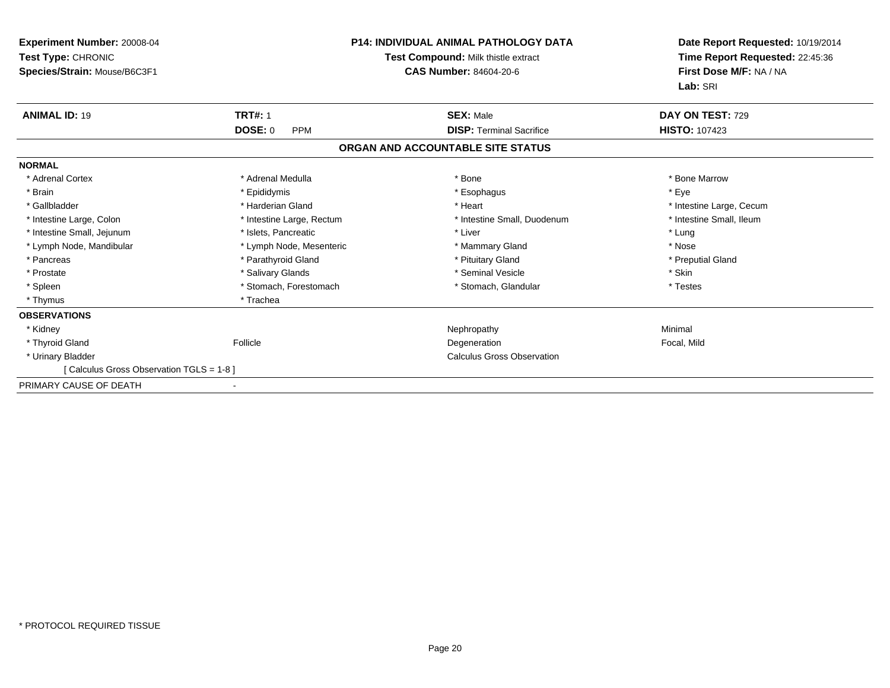**Experiment Number:** 20008-04
**Test Type:** CHRONIC
**Species/Strain:** Mouse/B6C3F1

**P14: INDIVIDUAL ANIMAL PATHOLOGY DATA**
**Test Compound:** Milk thistle extract
**CAS Number:** 84604-20-6

**Date Report Requested:** 10/19/2014
**Time Report Requested:** 22:45:36
**First Dose M/F:** NA / NA
**Lab:** SRI

| **ANIMAL ID:** 19 | **TRT#:** 1 | **SEX:** Male | **DAY ON TEST:** 729 |
|---|---|---|---|
| | **DOSE:** 0 PPM | **DISP:** Terminal Sacrifice | **HISTO:** 107423 |

## ORGAN AND ACCOUNTABLE SITE STATUS

**NORMAL**

| | | | |
|---|---|---|---|
| * Adrenal Cortex | * Adrenal Medulla | * Bone | * Bone Marrow |
| * Brain | * Epididymis | * Esophagus | * Eye |
| * Gallbladder | * Harderian Gland | * Heart | * Intestine Large, Cecum |
| * Intestine Large, Colon | * Intestine Large, Rectum | * Intestine Small, Duodenum | * Intestine Small, Ileum |
| * Intestine Small, Jejunum | * Islets, Pancreatic | * Liver | * Lung |
| * Lymph Node, Mandibular | * Lymph Node, Mesenteric | * Mammary Gland | * Nose |
| * Pancreas | * Parathyroid Gland | * Pituitary Gland | * Preputial Gland |
| * Prostate | * Salivary Glands | * Seminal Vesicle | * Skin |
| * Spleen | * Stomach, Forestomach | * Stomach, Glandular | * Testes |
| * Thymus | * Trachea | | |

**OBSERVATIONS**

| | | | |
|---|---|---|---|
| * Kidney | | Nephropathy | Minimal |
| * Thyroid Gland | Follicle | Degeneration | Focal, Mild |
| * Urinary Bladder | | Calculus Gross Observation | |
| [ Calculus Gross Observation TGLS = 1-8 ] | | | |

| | |
|---|---|
| PRIMARY CAUSE OF DEATH | - |

* PROTOCOL REQUIRED TISSUE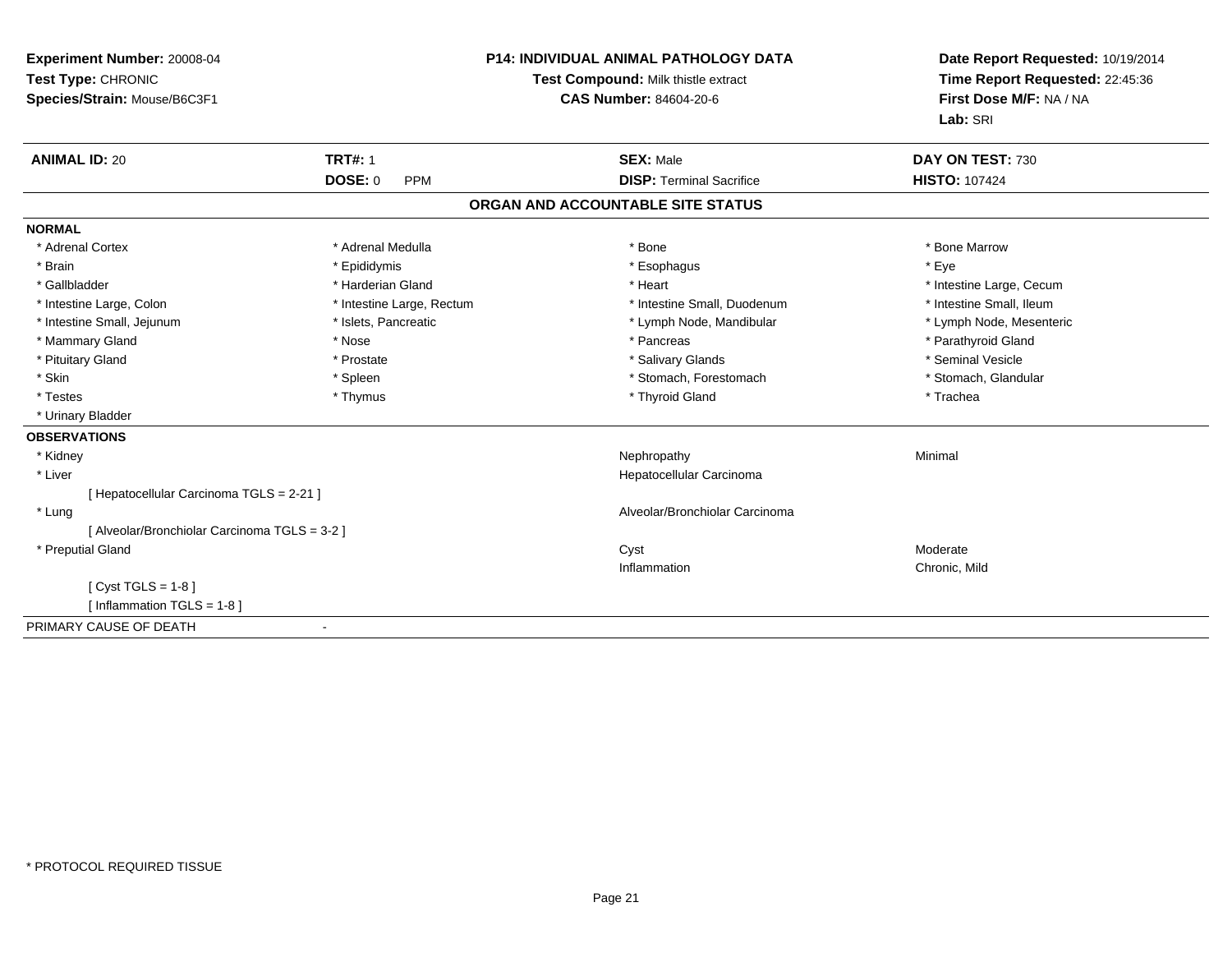**Experiment Number:** 20008-04
**Test Type:** CHRONIC
**Species/Strain:** Mouse/B6C3F1

**P14: INDIVIDUAL ANIMAL PATHOLOGY DATA**
**Test Compound:** Milk thistle extract
**CAS Number:** 84604-20-6

**Date Report Requested:** 10/19/2014
**Time Report Requested:** 22:45:36
**First Dose M/F:** NA / NA
**Lab:** SRI

| **ANIMAL ID:** 20 | **TRT#:** 1 | **SEX:** Male | **DAY ON TEST:** 730 |
|---|---|---|---|
| | **DOSE:** 0 PPM | **DISP:** Terminal Sacrifice | **HISTO:** 107424 |

## ORGAN AND ACCOUNTABLE SITE STATUS

**NORMAL**

| | | | |
|---|---|---|---|
| * Adrenal Cortex | * Adrenal Medulla | * Bone | * Bone Marrow |
| * Brain | * Epididymis | * Esophagus | * Eye |
| * Gallbladder | * Harderian Gland | * Heart | * Intestine Large, Cecum |
| * Intestine Large, Colon | * Intestine Large, Rectum | * Intestine Small, Duodenum | * Intestine Small, Ileum |
| * Intestine Small, Jejunum | * Islets, Pancreatic | * Lymph Node, Mandibular | * Lymph Node, Mesenteric |
| * Mammary Gland | * Nose | * Pancreas | * Parathyroid Gland |
| * Pituitary Gland | * Prostate | * Salivary Glands | * Seminal Vesicle |
| * Skin | * Spleen | * Stomach, Forestomach | * Stomach, Glandular |
| * Testes | * Thymus | * Thyroid Gland | * Trachea |
| * Urinary Bladder | | | |

**OBSERVATIONS**

| | | |
|---|---|---|
| * Kidney | Nephropathy | Minimal |
| * Liver | Hepatocellular Carcinoma | |
| [ Hepatocellular Carcinoma TGLS = 2-21 ] | | |
| * Lung | Alveolar/Bronchiolar Carcinoma | |
| [ Alveolar/Bronchiolar Carcinoma TGLS = 3-2 ] | | |
| * Preputial Gland | Cyst | Moderate |
| | Inflammation | Chronic, Mild |
| [ Cyst TGLS = 1-8 ] | | |
| [ Inflammation TGLS = 1-8 ] | | |

PRIMARY CAUSE OF DEATH -

* PROTOCOL REQUIRED TISSUE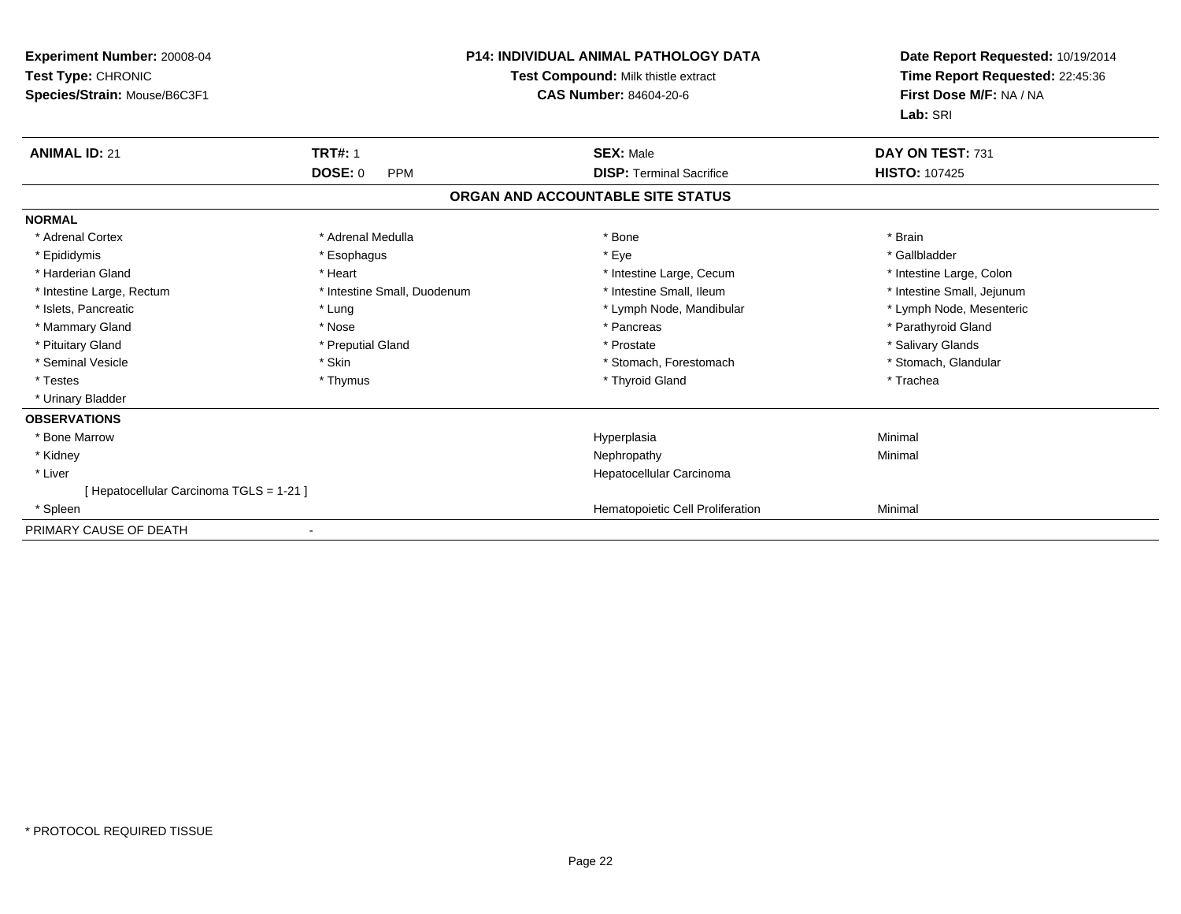**Experiment Number:** 20008-04
**Test Type:** CHRONIC
**Species/Strain:** Mouse/B6C3F1

**P14: INDIVIDUAL ANIMAL PATHOLOGY DATA**
**Test Compound:** Milk thistle extract
**CAS Number:** 84604-20-6

**Date Report Requested:** 10/19/2014
**Time Report Requested:** 22:45:36
**First Dose M/F:** NA / NA
**Lab:** SRI

| **ANIMAL ID:** 21 | **TRT#:** 1 | **SEX:** Male | **DAY ON TEST:** 731 |
|---|---|---|---|
| | **DOSE:** 0 PPM | **DISP:** Terminal Sacrifice | **HISTO:** 107425 |

## ORGAN AND ACCOUNTABLE SITE STATUS

**NORMAL**

| | | | |
|---|---|---|---|
| * Adrenal Cortex | * Adrenal Medulla | * Bone | * Brain |
| * Epididymis | * Esophagus | * Eye | * Gallbladder |
| * Harderian Gland | * Heart | * Intestine Large, Cecum | * Intestine Large, Colon |
| * Intestine Large, Rectum | * Intestine Small, Duodenum | * Intestine Small, Ileum | * Intestine Small, Jejunum |
| * Islets, Pancreatic | * Lung | * Lymph Node, Mandibular | * Lymph Node, Mesenteric |
| * Mammary Gland | * Nose | * Pancreas | * Parathyroid Gland |
| * Pituitary Gland | * Preputial Gland | * Prostate | * Salivary Glands |
| * Seminal Vesicle | * Skin | * Stomach, Forestomach | * Stomach, Glandular |
| * Testes | * Thymus | * Thyroid Gland | * Trachea |
| * Urinary Bladder | | | |

**OBSERVATIONS**

| | | |
|---|---|---|
| * Bone Marrow | Hyperplasia | Minimal |
| * Kidney | Nephropathy | Minimal |
| * Liver | Hepatocellular Carcinoma | |
| [ Hepatocellular Carcinoma TGLS = 1-21 ] | | |
| * Spleen | Hematopoietic Cell Proliferation | Minimal |

PRIMARY CAUSE OF DEATH -

* PROTOCOL REQUIRED TISSUE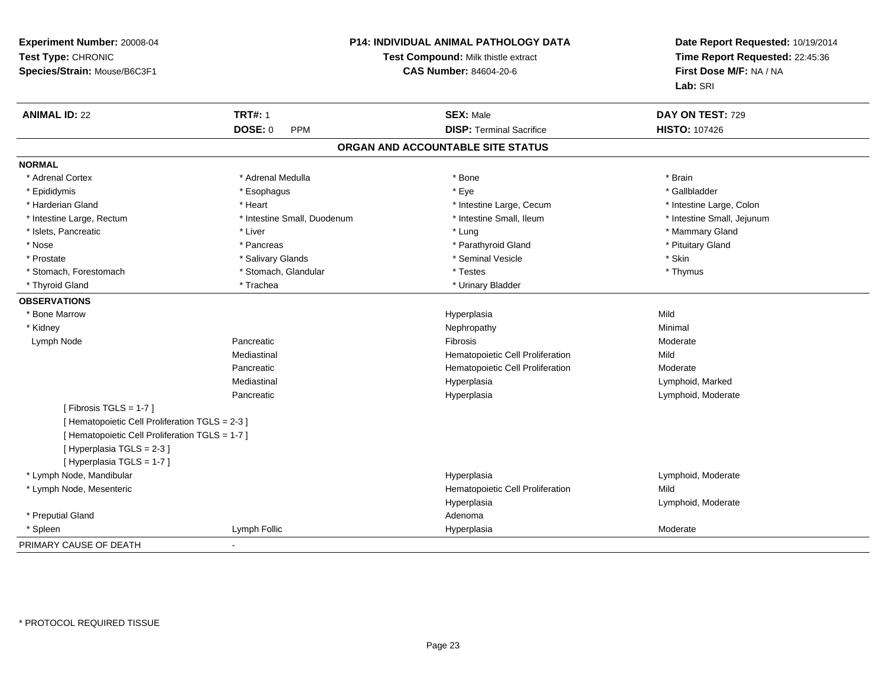**Experiment Number:** 20008-04
**Test Type:** CHRONIC
**Species/Strain:** Mouse/B6C3F1

**P14: INDIVIDUAL ANIMAL PATHOLOGY DATA**
**Test Compound:** Milk thistle extract
**CAS Number:** 84604-20-6

**Date Report Requested:** 10/19/2014
**Time Report Requested:** 22:45:36
**First Dose M/F:** NA / NA
**Lab:** SRI

| **ANIMAL ID:** 22 | **TRT#:** 1 | **SEX:** Male | **DAY ON TEST:** 729 |
|---|---|---|---|
| | **DOSE:** 0 PPM | **DISP:** Terminal Sacrifice | **HISTO:** 107426 |

## ORGAN AND ACCOUNTABLE SITE STATUS

**NORMAL**

| | | | |
|---|---|---|---|
| * Adrenal Cortex | * Adrenal Medulla | * Bone | * Brain |
| * Epididymis | * Esophagus | * Eye | * Gallbladder |
| * Harderian Gland | * Heart | * Intestine Large, Cecum | * Intestine Large, Colon |
| * Intestine Large, Rectum | * Intestine Small, Duodenum | * Intestine Small, Ileum | * Intestine Small, Jejunum |
| * Islets, Pancreatic | * Liver | * Lung | * Mammary Gland |
| * Nose | * Pancreas | * Parathyroid Gland | * Pituitary Gland |
| * Prostate | * Salivary Glands | * Seminal Vesicle | * Skin |
| * Stomach, Forestomach | * Stomach, Glandular | * Testes | * Thymus |
| * Thyroid Gland | * Trachea | * Urinary Bladder | |

**OBSERVATIONS**

| | | | |
|---|---|---|---|
| * Bone Marrow | | Hyperplasia | Mild |
| * Kidney | | Nephropathy | Minimal |
| Lymph Node | Pancreatic | Fibrosis | Moderate |
| | Mediastinal | Hematopoietic Cell Proliferation | Mild |
| | Pancreatic | Hematopoietic Cell Proliferation | Moderate |
| | Mediastinal | Hyperplasia | Lymphoid, Marked |
| | Pancreatic | Hyperplasia | Lymphoid, Moderate |
| [ Fibrosis TGLS = 1-7 ] | | | |
| [ Hematopoietic Cell Proliferation TGLS = 2-3 ] | | | |
| [ Hematopoietic Cell Proliferation TGLS = 1-7 ] | | | |
| [ Hyperplasia TGLS = 2-3 ] | | | |
| [ Hyperplasia TGLS = 1-7 ] | | | |
| * Lymph Node, Mandibular | | Hyperplasia | Lymphoid, Moderate |
| * Lymph Node, Mesenteric | | Hematopoietic Cell Proliferation | Mild |
| | | Hyperplasia | Lymphoid, Moderate |
| * Preputial Gland | | Adenoma | |
| * Spleen | Lymph Follic | Hyperplasia | Moderate |

PRIMARY CAUSE OF DEATH -

\* PROTOCOL REQUIRED TISSUE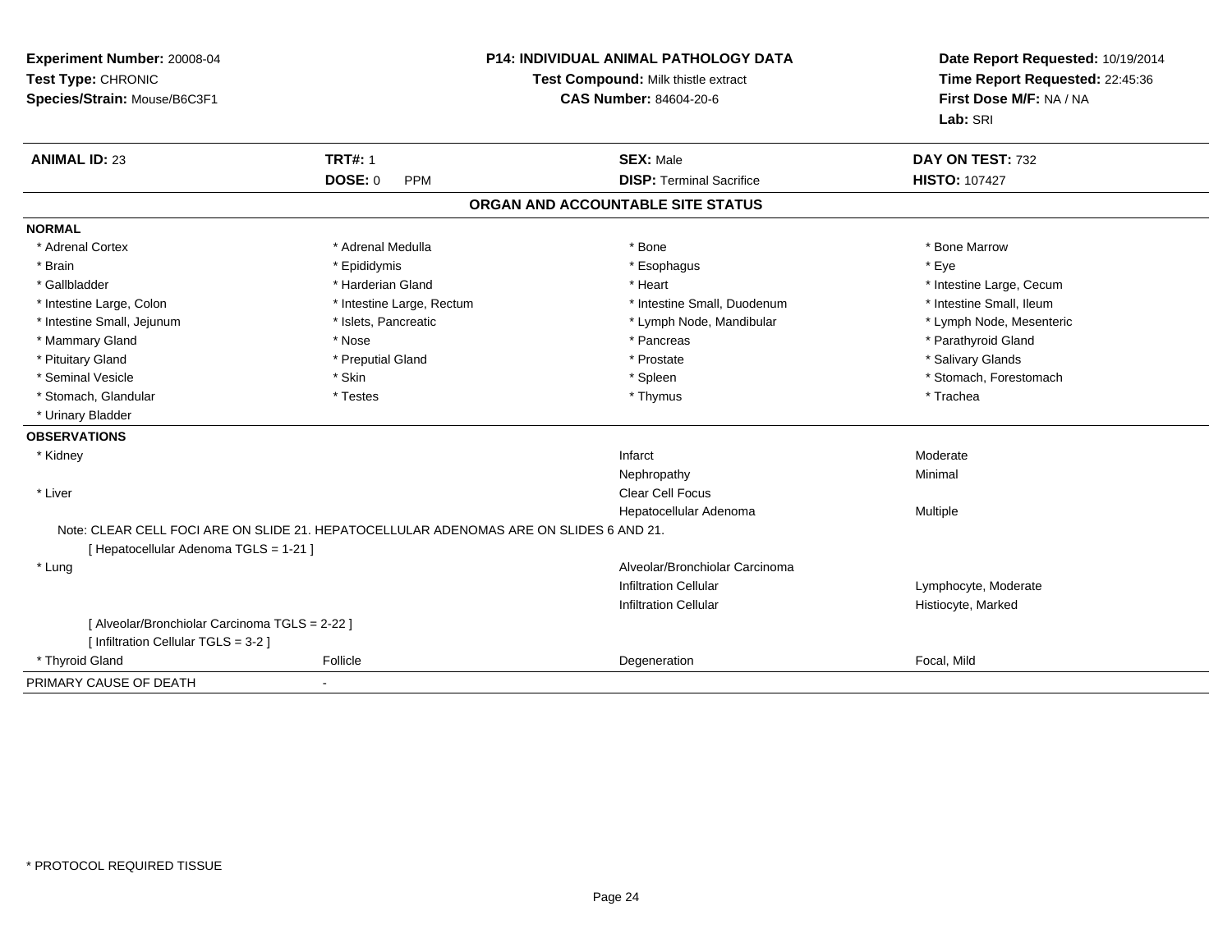**Experiment Number:** 20008-04
**Test Type:** CHRONIC
**Species/Strain:** Mouse/B6C3F1

**P14: INDIVIDUAL ANIMAL PATHOLOGY DATA**
**Test Compound:** Milk thistle extract
**CAS Number:** 84604-20-6

**Date Report Requested:** 10/19/2014
**Time Report Requested:** 22:45:36
**First Dose M/F:** NA / NA
**Lab:** SRI

| **ANIMAL ID:** 23 | **TRT#:** 1 | **SEX:** Male | **DAY ON TEST:** 732 |
|---|---|---|---|
| | **DOSE:** 0 PPM | **DISP:** Terminal Sacrifice | **HISTO:** 107427 |

## ORGAN AND ACCOUNTABLE SITE STATUS

**NORMAL**

| | | | |
|---|---|---|---|
| * Adrenal Cortex | * Adrenal Medulla | * Bone | * Bone Marrow |
| * Brain | * Epididymis | * Esophagus | * Eye |
| * Gallbladder | * Harderian Gland | * Heart | * Intestine Large, Cecum |
| * Intestine Large, Colon | * Intestine Large, Rectum | * Intestine Small, Duodenum | * Intestine Small, Ileum |
| * Intestine Small, Jejunum | * Islets, Pancreatic | * Lymph Node, Mandibular | * Lymph Node, Mesenteric |
| * Mammary Gland | * Nose | * Pancreas | * Parathyroid Gland |
| * Pituitary Gland | * Preputial Gland | * Prostate | * Salivary Glands |
| * Seminal Vesicle | * Skin | * Spleen | * Stomach, Forestomach |
| * Stomach, Glandular | * Testes | * Thymus | * Trachea |
| * Urinary Bladder | | | |

**OBSERVATIONS**

| | | | |
|---|---|---|---|
| * Kidney | | Infarct | Moderate |
| | | Nephropathy | Minimal |
| * Liver | | Clear Cell Focus | |
| | | Hepatocellular Adenoma | Multiple |

Note: CLEAR CELL FOCI ARE ON SLIDE 21. HEPATOCELLULAR ADENOMAS ARE ON SLIDES 6 AND 21.

[ Hepatocellular Adenoma TGLS = 1-21 ]

| | | | |
|---|---|---|---|
| * Lung | | Alveolar/Bronchiolar Carcinoma | |
| | | Infiltration Cellular | Lymphocyte, Moderate |
| | | Infiltration Cellular | Histiocyte, Marked |

[ Alveolar/Bronchiolar Carcinoma TGLS = 2-22 ]
[ Infiltration Cellular TGLS = 3-2 ]

| | | | |
|---|---|---|---|
| * Thyroid Gland | Follicle | Degeneration | Focal, Mild |

PRIMARY CAUSE OF DEATH -

\* PROTOCOL REQUIRED TISSUE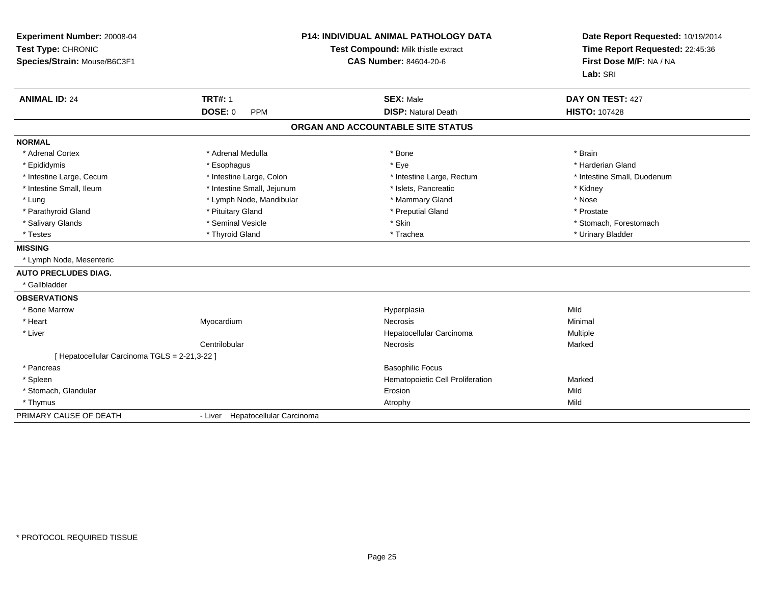**Experiment Number:** 20008-04
**Test Type:** CHRONIC
**Species/Strain:** Mouse/B6C3F1

**P14: INDIVIDUAL ANIMAL PATHOLOGY DATA**
**Test Compound:** Milk thistle extract
**CAS Number:** 84604-20-6

**Date Report Requested:** 10/19/2014
**Time Report Requested:** 22:45:36
**First Dose M/F:** NA / NA
**Lab:** SRI

| **ANIMAL ID:** 24 | **TRT#:** 1 | **SEX:** Male | **DAY ON TEST:** 427 |
|---|---|---|---|
| | **DOSE:** 0 PPM | **DISP:** Natural Death | **HISTO:** 107428 |

## ORGAN AND ACCOUNTABLE SITE STATUS

**NORMAL**

| | | | |
|---|---|---|---|
| * Adrenal Cortex | * Adrenal Medulla | * Bone | * Brain |
| * Epididymis | * Esophagus | * Eye | * Harderian Gland |
| * Intestine Large, Cecum | * Intestine Large, Colon | * Intestine Large, Rectum | * Intestine Small, Duodenum |
| * Intestine Small, Ileum | * Intestine Small, Jejunum | * Islets, Pancreatic | * Kidney |
| * Lung | * Lymph Node, Mandibular | * Mammary Gland | * Nose |
| * Parathyroid Gland | * Pituitary Gland | * Preputial Gland | * Prostate |
| * Salivary Glands | * Seminal Vesicle | * Skin | * Stomach, Forestomach |
| * Testes | * Thyroid Gland | * Trachea | * Urinary Bladder |

**MISSING**

* Lymph Node, Mesenteric

**AUTO PRECLUDES DIAG.**

* Gallbladder

**OBSERVATIONS**

| | | | |
|---|---|---|---|
| * Bone Marrow | | Hyperplasia | Mild |
| * Heart | Myocardium | Necrosis | Minimal |
| * Liver | | Hepatocellular Carcinoma | Multiple |
| | Centrilobular | Necrosis | Marked |
| [ Hepatocellular Carcinoma TGLS = 2-21,3-22 ] | | | |
| * Pancreas | | Basophilic Focus | |
| * Spleen | | Hematopoietic Cell Proliferation | Marked |
| * Stomach, Glandular | | Erosion | Mild |
| * Thymus | | Atrophy | Mild |

PRIMARY CAUSE OF DEATH - Liver Hepatocellular Carcinoma

\* PROTOCOL REQUIRED TISSUE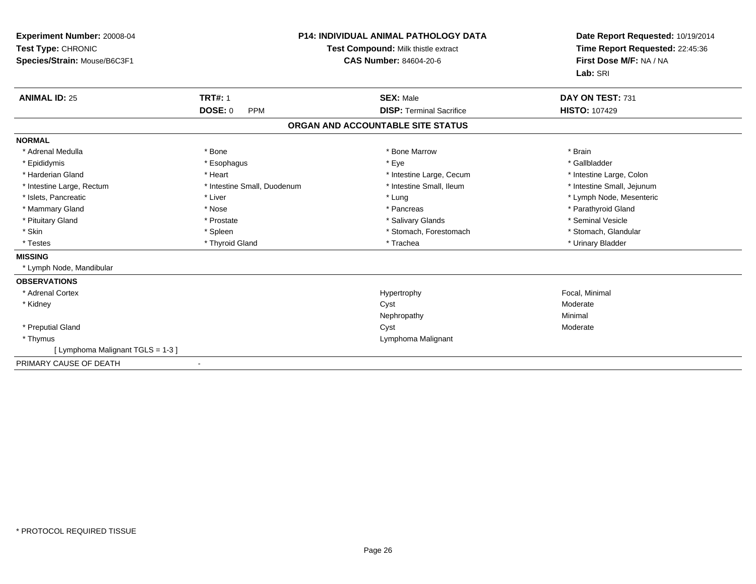**Experiment Number:** 20008-04
**Test Type:** CHRONIC
**Species/Strain:** Mouse/B6C3F1

**P14: INDIVIDUAL ANIMAL PATHOLOGY DATA**
**Test Compound:** Milk thistle extract
**CAS Number:** 84604-20-6

**Date Report Requested:** 10/19/2014
**Time Report Requested:** 22:45:36
**First Dose M/F:** NA / NA
**Lab:** SRI

| **ANIMAL ID:** 25 | **TRT#:** 1 | **SEX:** Male | **DAY ON TEST:** 731 |
|---|---|---|---|
| | **DOSE:** 0 PPM | **DISP:** Terminal Sacrifice | **HISTO:** 107429 |

## ORGAN AND ACCOUNTABLE SITE STATUS

**NORMAL**

| | | | |
|---|---|---|---|
| * Adrenal Medulla | * Bone | * Bone Marrow | * Brain |
| * Epididymis | * Esophagus | * Eye | * Gallbladder |
| * Harderian Gland | * Heart | * Intestine Large, Cecum | * Intestine Large, Colon |
| * Intestine Large, Rectum | * Intestine Small, Duodenum | * Intestine Small, Ileum | * Intestine Small, Jejunum |
| * Islets, Pancreatic | * Liver | * Lung | * Lymph Node, Mesenteric |
| * Mammary Gland | * Nose | * Pancreas | * Parathyroid Gland |
| * Pituitary Gland | * Prostate | * Salivary Glands | * Seminal Vesicle |
| * Skin | * Spleen | * Stomach, Forestomach | * Stomach, Glandular |
| * Testes | * Thyroid Gland | * Trachea | * Urinary Bladder |

**MISSING**

* Lymph Node, Mandibular

**OBSERVATIONS**

| | | |
|---|---|---|
| * Adrenal Cortex | Hypertrophy | Focal, Minimal |
| * Kidney | Cyst | Moderate |
| | Nephropathy | Minimal |
| * Preputial Gland | Cyst | Moderate |
| * Thymus | Lymphoma Malignant | |
| [ Lymphoma Malignant TGLS = 1-3 ] | | |

PRIMARY CAUSE OF DEATH -

* PROTOCOL REQUIRED TISSUE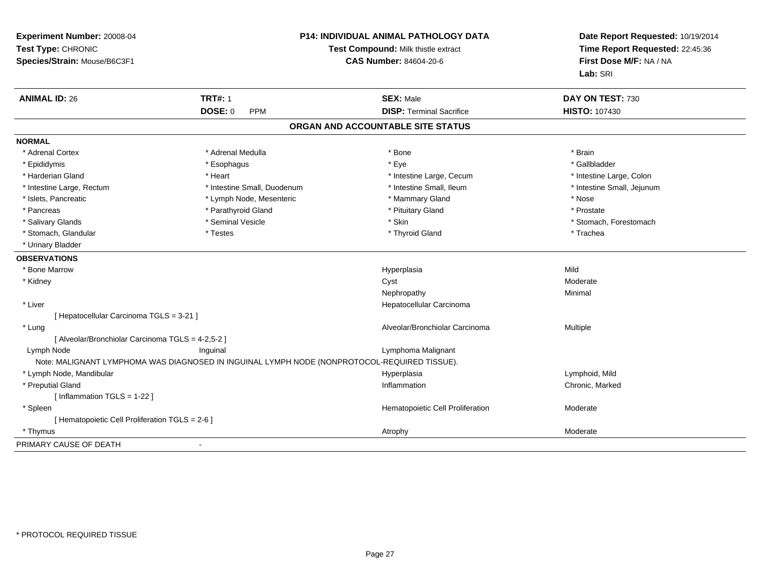**Experiment Number:** 20008-04
**Test Type:** CHRONIC
**Species/Strain:** Mouse/B6C3F1

**P14: INDIVIDUAL ANIMAL PATHOLOGY DATA**
**Test Compound:** Milk thistle extract
**CAS Number:** 84604-20-6

**Date Report Requested:** 10/19/2014
**Time Report Requested:** 22:45:36
**First Dose M/F:** NA / NA
**Lab:** SRI

| **ANIMAL ID:** 26 | **TRT#:** 1 | **SEX:** Male | **DAY ON TEST:** 730 |
|---|---|---|---|
| | **DOSE:** 0 PPM | **DISP:** Terminal Sacrifice | **HISTO:** 107430 |

**ORGAN AND ACCOUNTABLE SITE STATUS**

**NORMAL**

| | | | |
|---|---|---|---|
| * Adrenal Cortex | * Adrenal Medulla | * Bone | * Brain |
| * Epididymis | * Esophagus | * Eye | * Gallbladder |
| * Harderian Gland | * Heart | * Intestine Large, Cecum | * Intestine Large, Colon |
| * Intestine Large, Rectum | * Intestine Small, Duodenum | * Intestine Small, Ileum | * Intestine Small, Jejunum |
| * Islets, Pancreatic | * Lymph Node, Mesenteric | * Mammary Gland | * Nose |
| * Pancreas | * Parathyroid Gland | * Pituitary Gland | * Prostate |
| * Salivary Glands | * Seminal Vesicle | * Skin | * Stomach, Forestomach |
| * Stomach, Glandular | * Testes | * Thyroid Gland | * Trachea |
| * Urinary Bladder | | | |

**OBSERVATIONS**

| | | | |
|---|---|---|---|
| * Bone Marrow | | Hyperplasia | Mild |
| * Kidney | | Cyst | Moderate |
| | | Nephropathy | Minimal |
| * Liver | | Hepatocellular Carcinoma | |
| [ Hepatocellular Carcinoma TGLS = 3-21 ] | | | |
| * Lung | | Alveolar/Bronchiolar Carcinoma | Multiple |
| [ Alveolar/Bronchiolar Carcinoma TGLS = 4-2,5-2 ] | | | |
| Lymph Node | Inguinal | Lymphoma Malignant | |
| Note: MALIGNANT LYMPHOMA WAS DIAGNOSED IN INGUINAL LYMPH NODE (NONPROTOCOL-REQUIRED TISSUE). | | | |
| * Lymph Node, Mandibular | | Hyperplasia | Lymphoid, Mild |
| * Preputial Gland | | Inflammation | Chronic, Marked |
| [ Inflammation TGLS = 1-22 ] | | | |
| * Spleen | | Hematopoietic Cell Proliferation | Moderate |
| [ Hematopoietic Cell Proliferation TGLS = 2-6 ] | | | |
| * Thymus | | Atrophy | Moderate |

PRIMARY CAUSE OF DEATH -

* PROTOCOL REQUIRED TISSUE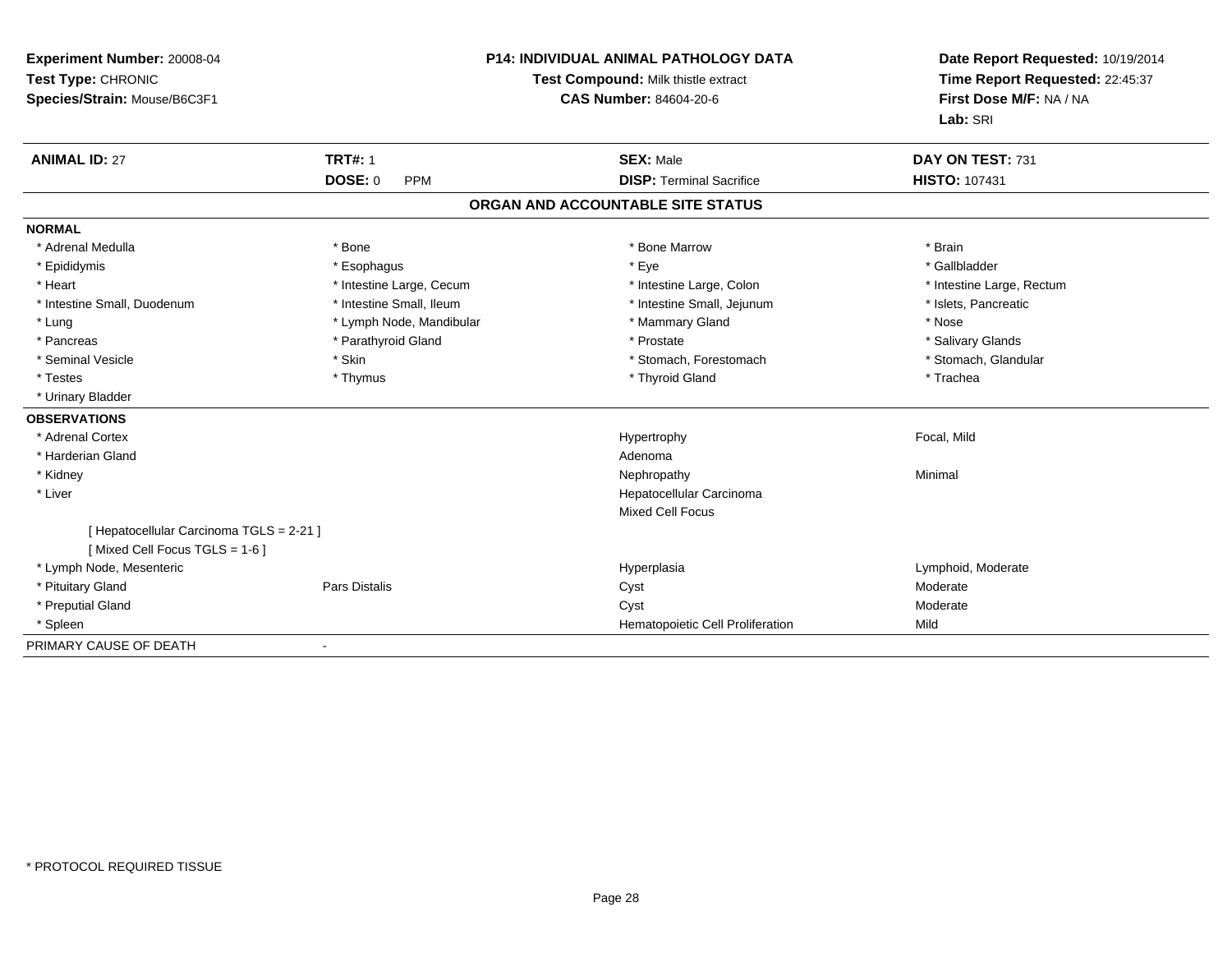**Experiment Number:** 20008-04
**Test Type:** CHRONIC
**Species/Strain:** Mouse/B6C3F1

**P14: INDIVIDUAL ANIMAL PATHOLOGY DATA**
**Test Compound:** Milk thistle extract
**CAS Number:** 84604-20-6

**Date Report Requested:** 10/19/2014
**Time Report Requested:** 22:45:37
**First Dose M/F:** NA / NA
**Lab:** SRI

| **ANIMAL ID:** 27 | **TRT#:** 1 | **SEX:** Male | **DAY ON TEST:** 731 |
|---|---|---|---|
| | **DOSE:** 0 PPM | **DISP:** Terminal Sacrifice | **HISTO:** 107431 |

## ORGAN AND ACCOUNTABLE SITE STATUS

**NORMAL**

| | | | |
|---|---|---|---|
| * Adrenal Medulla | * Bone | * Bone Marrow | * Brain |
| * Epididymis | * Esophagus | * Eye | * Gallbladder |
| * Heart | * Intestine Large, Cecum | * Intestine Large, Colon | * Intestine Large, Rectum |
| * Intestine Small, Duodenum | * Intestine Small, Ileum | * Intestine Small, Jejunum | * Islets, Pancreatic |
| * Lung | * Lymph Node, Mandibular | * Mammary Gland | * Nose |
| * Pancreas | * Parathyroid Gland | * Prostate | * Salivary Glands |
| * Seminal Vesicle | * Skin | * Stomach, Forestomach | * Stomach, Glandular |
| * Testes | * Thymus | * Thyroid Gland | * Trachea |
| * Urinary Bladder | | | |

**OBSERVATIONS**

| | | | |
|---|---|---|---|
| * Adrenal Cortex | | Hypertrophy | Focal, Mild |
| * Harderian Gland | | Adenoma | |
| * Kidney | | Nephropathy | Minimal |
| * Liver | | Hepatocellular Carcinoma | |
| | | Mixed Cell Focus | |
| [ Hepatocellular Carcinoma TGLS = 2-21 ] | | | |
| [ Mixed Cell Focus TGLS = 1-6 ] | | | |
| * Lymph Node, Mesenteric | | Hyperplasia | Lymphoid, Moderate |
| * Pituitary Gland | Pars Distalis | Cyst | Moderate |
| * Preputial Gland | | Cyst | Moderate |
| * Spleen | | Hematopoietic Cell Proliferation | Mild |

PRIMARY CAUSE OF DEATH -

* PROTOCOL REQUIRED TISSUE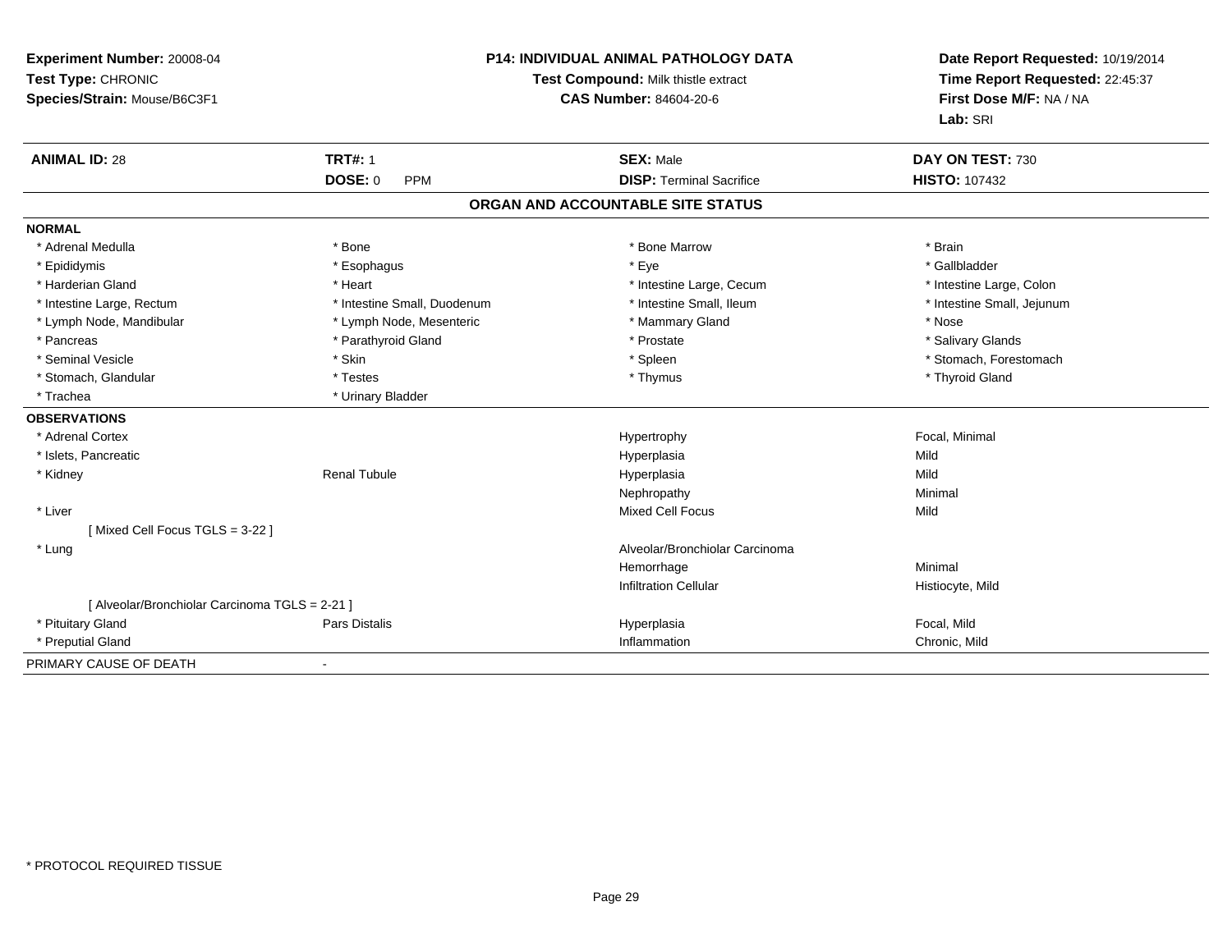**Experiment Number:** 20008-04
**Test Type:** CHRONIC
**Species/Strain:** Mouse/B6C3F1

**P14: INDIVIDUAL ANIMAL PATHOLOGY DATA**
**Test Compound:** Milk thistle extract
**CAS Number:** 84604-20-6

**Date Report Requested:** 10/19/2014
**Time Report Requested:** 22:45:37
**First Dose M/F:** NA / NA
**Lab:** SRI

| **ANIMAL ID:** 28 | **TRT#:** 1 | **SEX:** Male | **DAY ON TEST:** 730 |
|---|---|---|---|
| | **DOSE:** 0 PPM | **DISP:** Terminal Sacrifice | **HISTO:** 107432 |

## ORGAN AND ACCOUNTABLE SITE STATUS

**NORMAL**

| | | | |
|---|---|---|---|
| * Adrenal Medulla | * Bone | * Bone Marrow | * Brain |
| * Epididymis | * Esophagus | * Eye | * Gallbladder |
| * Harderian Gland | * Heart | * Intestine Large, Cecum | * Intestine Large, Colon |
| * Intestine Large, Rectum | * Intestine Small, Duodenum | * Intestine Small, Ileum | * Intestine Small, Jejunum |
| * Lymph Node, Mandibular | * Lymph Node, Mesenteric | * Mammary Gland | * Nose |
| * Pancreas | * Parathyroid Gland | * Prostate | * Salivary Glands |
| * Seminal Vesicle | * Skin | * Spleen | * Stomach, Forestomach |
| * Stomach, Glandular | * Testes | * Thymus | * Thyroid Gland |
| * Trachea | * Urinary Bladder | | |

**OBSERVATIONS**

| | | | |
|---|---|---|---|
| * Adrenal Cortex | | Hypertrophy | Focal, Minimal |
| * Islets, Pancreatic | | Hyperplasia | Mild |
| * Kidney | Renal Tubule | Hyperplasia | Mild |
| | | Nephropathy | Minimal |
| * Liver | | Mixed Cell Focus | Mild |
| [ Mixed Cell Focus TGLS = 3-22 ] | | | |
| * Lung | | Alveolar/Bronchiolar Carcinoma | |
| | | Hemorrhage | Minimal |
| | | Infiltration Cellular | Histiocyte, Mild |
| [ Alveolar/Bronchiolar Carcinoma TGLS = 2-21 ] | | | |
| * Pituitary Gland | Pars Distalis | Hyperplasia | Focal, Mild |
| * Preputial Gland | | Inflammation | Chronic, Mild |

PRIMARY CAUSE OF DEATH -

* PROTOCOL REQUIRED TISSUE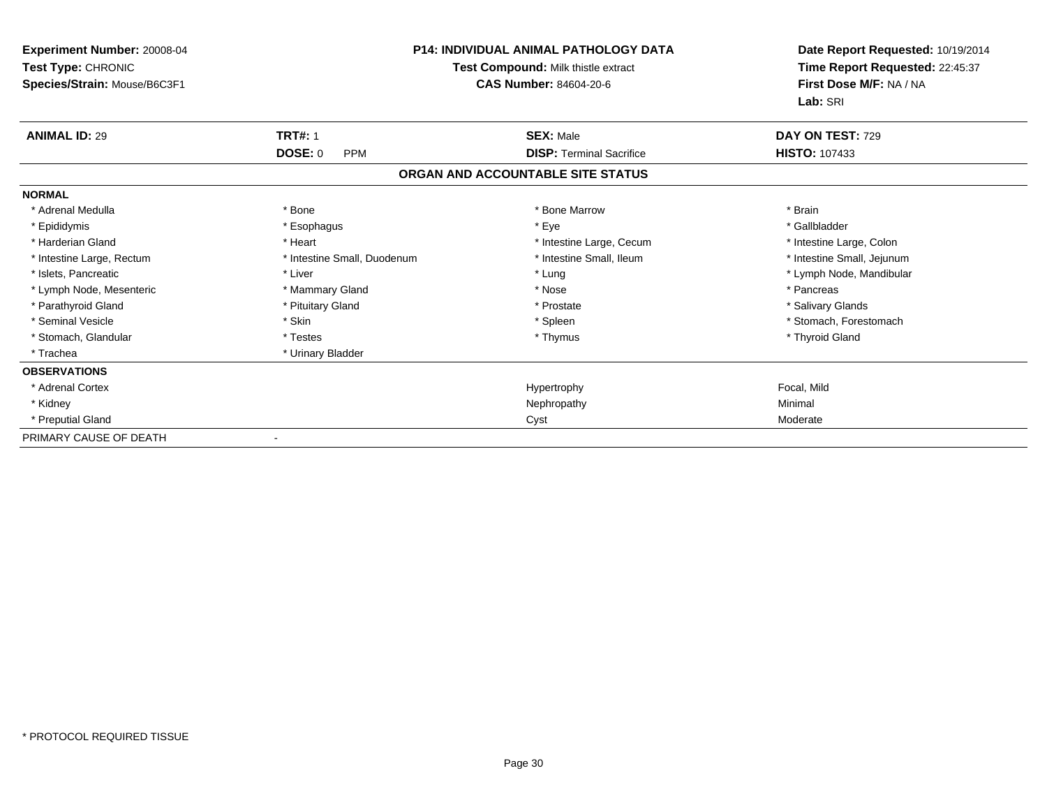**Experiment Number:** 20008-04
**Test Type:** CHRONIC
**Species/Strain:** Mouse/B6C3F1

**P14: INDIVIDUAL ANIMAL PATHOLOGY DATA**
**Test Compound:** Milk thistle extract
**CAS Number:** 84604-20-6

**Date Report Requested:** 10/19/2014
**Time Report Requested:** 22:45:37
**First Dose M/F:** NA / NA
**Lab:** SRI

| **ANIMAL ID:** 29 | **TRT#:** 1 | **SEX:** Male | **DAY ON TEST:** 729 |
|---|---|---|---|
| | **DOSE:** 0 PPM | **DISP:** Terminal Sacrifice | **HISTO:** 107433 |

**ORGAN AND ACCOUNTABLE SITE STATUS**

| | | | |
|---|---|---|---|
| **NORMAL** | | | |
| * Adrenal Medulla | * Bone | * Bone Marrow | * Brain |
| * Epididymis | * Esophagus | * Eye | * Gallbladder |
| * Harderian Gland | * Heart | * Intestine Large, Cecum | * Intestine Large, Colon |
| * Intestine Large, Rectum | * Intestine Small, Duodenum | * Intestine Small, Ileum | * Intestine Small, Jejunum |
| * Islets, Pancreatic | * Liver | * Lung | * Lymph Node, Mandibular |
| * Lymph Node, Mesenteric | * Mammary Gland | * Nose | * Pancreas |
| * Parathyroid Gland | * Pituitary Gland | * Prostate | * Salivary Glands |
| * Seminal Vesicle | * Skin | * Spleen | * Stomach, Forestomach |
| * Stomach, Glandular | * Testes | * Thymus | * Thyroid Gland |
| * Trachea | * Urinary Bladder | | |
| **OBSERVATIONS** | | | |
| * Adrenal Cortex | | Hypertrophy | Focal, Mild |
| * Kidney | | Nephropathy | Minimal |
| * Preputial Gland | | Cyst | Moderate |
| PRIMARY CAUSE OF DEATH | - | | |

* PROTOCOL REQUIRED TISSUE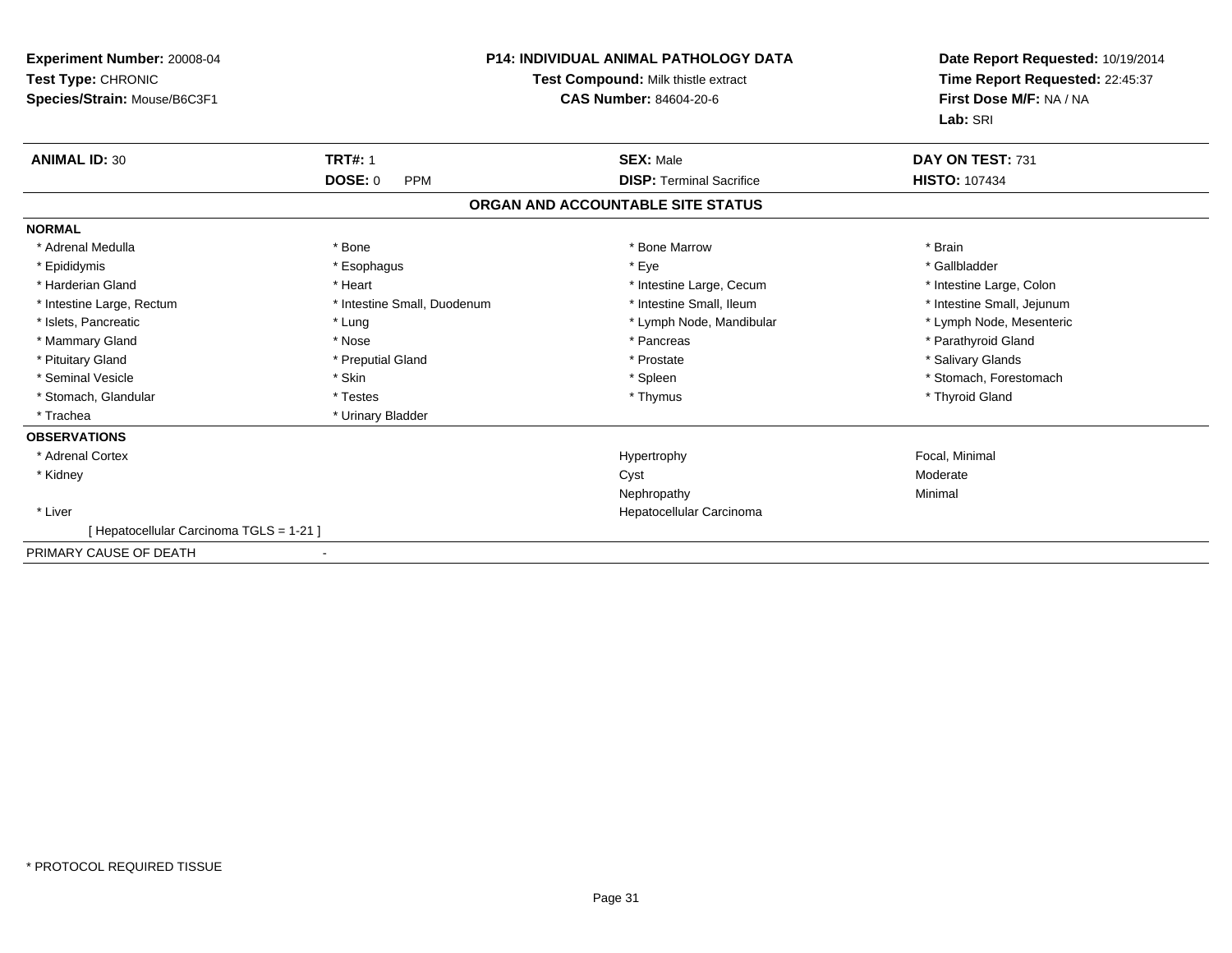**Experiment Number:** 20008-04
**Test Type:** CHRONIC
**Species/Strain:** Mouse/B6C3F1

**P14: INDIVIDUAL ANIMAL PATHOLOGY DATA**
**Test Compound:** Milk thistle extract
**CAS Number:** 84604-20-6

**Date Report Requested:** 10/19/2014
**Time Report Requested:** 22:45:37
**First Dose M/F:** NA / NA
**Lab:** SRI

| **ANIMAL ID:** 30 | **TRT#:** 1 | **SEX:** Male | **DAY ON TEST:** 731 |
|---|---|---|---|
| | **DOSE:** 0 PPM | **DISP:** Terminal Sacrifice | **HISTO:** 107434 |

## ORGAN AND ACCOUNTABLE SITE STATUS

**NORMAL**

| | | | |
|---|---|---|---|
| * Adrenal Medulla | * Bone | * Bone Marrow | * Brain |
| * Epididymis | * Esophagus | * Eye | * Gallbladder |
| * Harderian Gland | * Heart | * Intestine Large, Cecum | * Intestine Large, Colon |
| * Intestine Large, Rectum | * Intestine Small, Duodenum | * Intestine Small, Ileum | * Intestine Small, Jejunum |
| * Islets, Pancreatic | * Lung | * Lymph Node, Mandibular | * Lymph Node, Mesenteric |
| * Mammary Gland | * Nose | * Pancreas | * Parathyroid Gland |
| * Pituitary Gland | * Preputial Gland | * Prostate | * Salivary Glands |
| * Seminal Vesicle | * Skin | * Spleen | * Stomach, Forestomach |
| * Stomach, Glandular | * Testes | * Thymus | * Thyroid Gland |
| * Trachea | * Urinary Bladder | | |

**OBSERVATIONS**

| | | |
|---|---|---|
| * Adrenal Cortex | Hypertrophy | Focal, Minimal |
| * Kidney | Cyst | Moderate |
| | Nephropathy | Minimal |
| * Liver | Hepatocellular Carcinoma | |
| [ Hepatocellular Carcinoma TGLS = 1-21 ] | | |

PRIMARY CAUSE OF DEATH -

* PROTOCOL REQUIRED TISSUE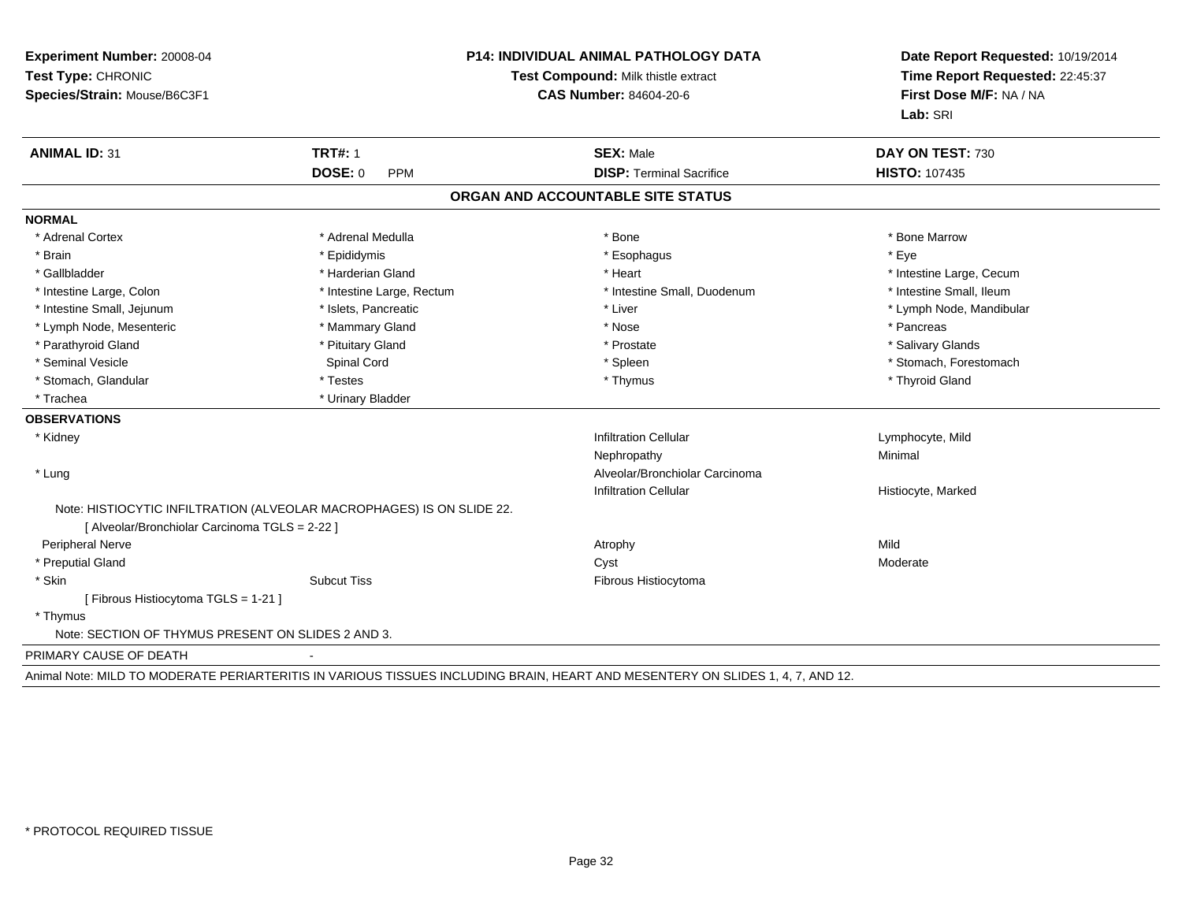**Experiment Number:** 20008-04
**Test Type:** CHRONIC
**Species/Strain:** Mouse/B6C3F1

**P14: INDIVIDUAL ANIMAL PATHOLOGY DATA**
**Test Compound:** Milk thistle extract
**CAS Number:** 84604-20-6

**Date Report Requested:** 10/19/2014
**Time Report Requested:** 22:45:37
**First Dose M/F:** NA / NA
**Lab:** SRI

| **ANIMAL ID:** 31 | **TRT#:** 1 | **SEX:** Male | **DAY ON TEST:** 730 |
|---|---|---|---|
| | **DOSE:** 0 PPM | **DISP:** Terminal Sacrifice | **HISTO:** 107435 |

## ORGAN AND ACCOUNTABLE SITE STATUS

**NORMAL**

| | | | |
|---|---|---|---|
| * Adrenal Cortex | * Adrenal Medulla | * Bone | * Bone Marrow |
| * Brain | * Epididymis | * Esophagus | * Eye |
| * Gallbladder | * Harderian Gland | * Heart | * Intestine Large, Cecum |
| * Intestine Large, Colon | * Intestine Large, Rectum | * Intestine Small, Duodenum | * Intestine Small, Ileum |
| * Intestine Small, Jejunum | * Islets, Pancreatic | * Liver | * Lymph Node, Mandibular |
| * Lymph Node, Mesenteric | * Mammary Gland | * Nose | * Pancreas |
| * Parathyroid Gland | * Pituitary Gland | * Prostate | * Salivary Glands |
| * Seminal Vesicle | Spinal Cord | * Spleen | * Stomach, Forestomach |
| * Stomach, Glandular | * Testes | * Thymus | * Thyroid Gland |
| * Trachea | * Urinary Bladder | | |

**OBSERVATIONS**

| | | | |
|---|---|---|---|
| * Kidney | | Infiltration Cellular | Lymphocyte, Mild |
| | | Nephropathy | Minimal |
| * Lung | | Alveolar/Bronchiolar Carcinoma | |
| | | Infiltration Cellular | Histiocyte, Marked |

Note: HISTIOCYTIC INFILTRATION (ALVEOLAR MACROPHAGES) IS ON SLIDE 22.
[ Alveolar/Bronchiolar Carcinoma TGLS = 2-22 ]

| | | | |
|---|---|---|---|
| Peripheral Nerve | | Atrophy | Mild |
| * Preputial Gland | | Cyst | Moderate |
| * Skin | Subcut Tiss | Fibrous Histiocytoma | |

[ Fibrous Histiocytoma TGLS = 1-21 ]

* Thymus
Note: SECTION OF THYMUS PRESENT ON SLIDES 2 AND 3.

PRIMARY CAUSE OF DEATH -

Animal Note: MILD TO MODERATE PERIARTERITIS IN VARIOUS TISSUES INCLUDING BRAIN, HEART AND MESENTERY ON SLIDES 1, 4, 7, AND 12.

* PROTOCOL REQUIRED TISSUE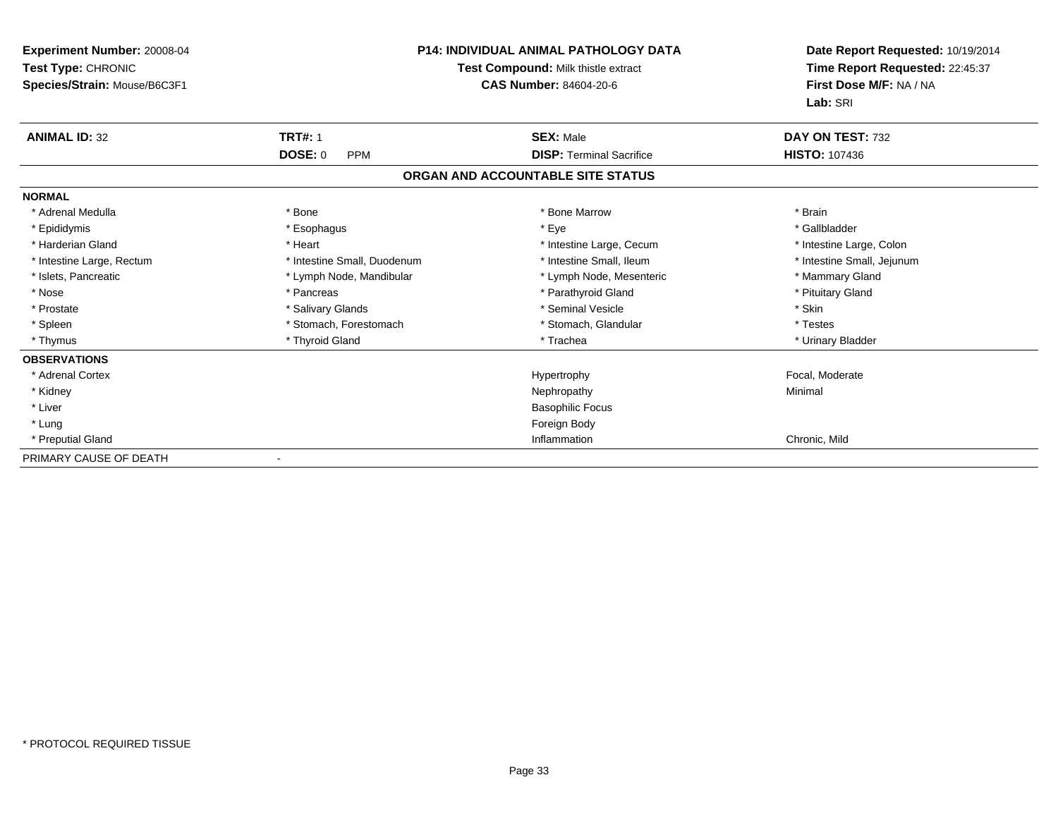**Experiment Number:** 20008-04
**Test Type:** CHRONIC
**Species/Strain:** Mouse/B6C3F1

**P14: INDIVIDUAL ANIMAL PATHOLOGY DATA**
**Test Compound:** Milk thistle extract
**CAS Number:** 84604-20-6

**Date Report Requested:** 10/19/2014
**Time Report Requested:** 22:45:37
**First Dose M/F:** NA / NA
**Lab:** SRI

| **ANIMAL ID:** 32 | **TRT#:** 1 | **SEX:** Male | **DAY ON TEST:** 732 |
|---|---|---|---|
| | **DOSE:** 0 PPM | **DISP:** Terminal Sacrifice | **HISTO:** 107436 |

**ORGAN AND ACCOUNTABLE SITE STATUS**

**NORMAL**

| | | | |
|---|---|---|---|
| * Adrenal Medulla | * Bone | * Bone Marrow | * Brain |
| * Epididymis | * Esophagus | * Eye | * Gallbladder |
| * Harderian Gland | * Heart | * Intestine Large, Cecum | * Intestine Large, Colon |
| * Intestine Large, Rectum | * Intestine Small, Duodenum | * Intestine Small, Ileum | * Intestine Small, Jejunum |
| * Islets, Pancreatic | * Lymph Node, Mandibular | * Lymph Node, Mesenteric | * Mammary Gland |
| * Nose | * Pancreas | * Parathyroid Gland | * Pituitary Gland |
| * Prostate | * Salivary Glands | * Seminal Vesicle | * Skin |
| * Spleen | * Stomach, Forestomach | * Stomach, Glandular | * Testes |
| * Thymus | * Thyroid Gland | * Trachea | * Urinary Bladder |

**OBSERVATIONS**

| | | |
|---|---|---|
| * Adrenal Cortex | Hypertrophy | Focal, Moderate |
| * Kidney | Nephropathy | Minimal |
| * Liver | Basophilic Focus | |
| * Lung | Foreign Body | |
| * Preputial Gland | Inflammation | Chronic, Mild |

PRIMARY CAUSE OF DEATH -

* PROTOCOL REQUIRED TISSUE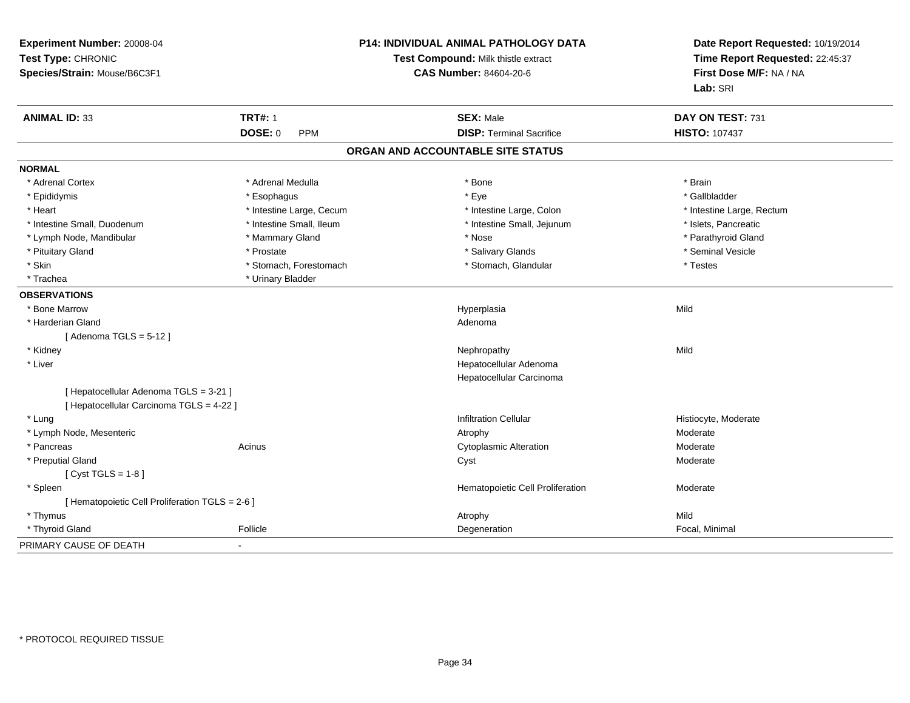**Experiment Number:** 20008-04
**Test Type:** CHRONIC
**Species/Strain:** Mouse/B6C3F1

**P14: INDIVIDUAL ANIMAL PATHOLOGY DATA**
**Test Compound:** Milk thistle extract
**CAS Number:** 84604-20-6

**Date Report Requested:** 10/19/2014
**Time Report Requested:** 22:45:37
**First Dose M/F:** NA / NA
**Lab:** SRI

| **ANIMAL ID:** 33 | **TRT#:** 1 | **SEX:** Male | **DAY ON TEST:** 731 |
|---|---|---|---|
| | **DOSE:** 0 PPM | **DISP:** Terminal Sacrifice | **HISTO:** 107437 |

## ORGAN AND ACCOUNTABLE SITE STATUS

**NORMAL**

| | | | |
|---|---|---|---|
| * Adrenal Cortex | * Adrenal Medulla | * Bone | * Brain |
| * Epididymis | * Esophagus | * Eye | * Gallbladder |
| * Heart | * Intestine Large, Cecum | * Intestine Large, Colon | * Intestine Large, Rectum |
| * Intestine Small, Duodenum | * Intestine Small, Ileum | * Intestine Small, Jejunum | * Islets, Pancreatic |
| * Lymph Node, Mandibular | * Mammary Gland | * Nose | * Parathyroid Gland |
| * Pituitary Gland | * Prostate | * Salivary Glands | * Seminal Vesicle |
| * Skin | * Stomach, Forestomach | * Stomach, Glandular | * Testes |
| * Trachea | * Urinary Bladder | | |

**OBSERVATIONS**

| | | | |
|---|---|---|---|
| * Bone Marrow | | Hyperplasia | Mild |
| * Harderian Gland | | Adenoma | |
| [ Adenoma TGLS = 5-12 ] | | | |
| * Kidney | | Nephropathy | Mild |
| * Liver | | Hepatocellular Adenoma | |
| | | Hepatocellular Carcinoma | |
| [ Hepatocellular Adenoma TGLS = 3-21 ] | | | |
| [ Hepatocellular Carcinoma TGLS = 4-22 ] | | | |
| * Lung | | Infiltration Cellular | Histiocyte, Moderate |
| * Lymph Node, Mesenteric | | Atrophy | Moderate |
| * Pancreas | Acinus | Cytoplasmic Alteration | Moderate |
| * Preputial Gland | | Cyst | Moderate |
| [ Cyst TGLS = 1-8 ] | | | |
| * Spleen | | Hematopoietic Cell Proliferation | Moderate |
| [ Hematopoietic Cell Proliferation TGLS = 2-6 ] | | | |
| * Thymus | | Atrophy | Mild |
| * Thyroid Gland | Follicle | Degeneration | Focal, Minimal |

PRIMARY CAUSE OF DEATH -

* PROTOCOL REQUIRED TISSUE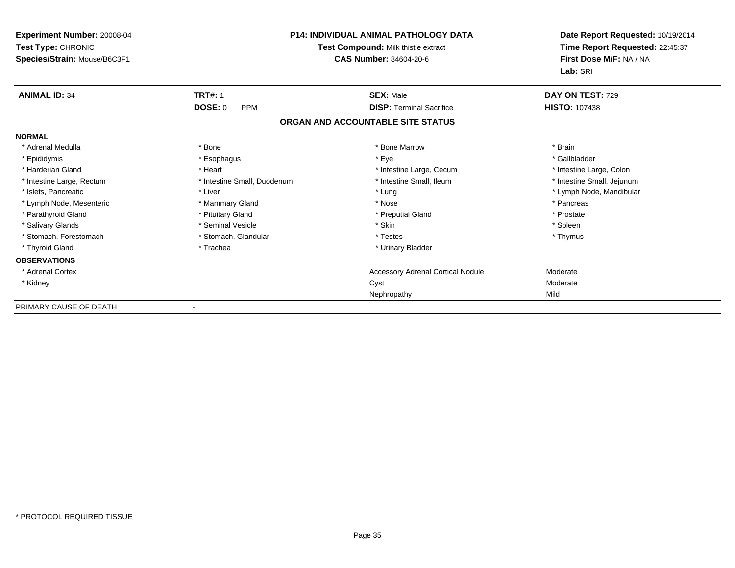**Experiment Number:** 20008-04
**Test Type:** CHRONIC
**Species/Strain:** Mouse/B6C3F1

**P14: INDIVIDUAL ANIMAL PATHOLOGY DATA**
**Test Compound:** Milk thistle extract
**CAS Number:** 84604-20-6

**Date Report Requested:** 10/19/2014
**Time Report Requested:** 22:45:37
**First Dose M/F:** NA / NA
**Lab:** SRI

| **ANIMAL ID:** 34 | **TRT#:** 1 | **SEX:** Male | **DAY ON TEST:** 729 |
|---|---|---|---|
| | **DOSE:** 0 PPM | **DISP:** Terminal Sacrifice | **HISTO:** 107438 |

**ORGAN AND ACCOUNTABLE SITE STATUS**

| | | | |
|---|---|---|---|
| **NORMAL** | | | |
| * Adrenal Medulla | * Bone | * Bone Marrow | * Brain |
| * Epididymis | * Esophagus | * Eye | * Gallbladder |
| * Harderian Gland | * Heart | * Intestine Large, Cecum | * Intestine Large, Colon |
| * Intestine Large, Rectum | * Intestine Small, Duodenum | * Intestine Small, Ileum | * Intestine Small, Jejunum |
| * Islets, Pancreatic | * Liver | * Lung | * Lymph Node, Mandibular |
| * Lymph Node, Mesenteric | * Mammary Gland | * Nose | * Pancreas |
| * Parathyroid Gland | * Pituitary Gland | * Preputial Gland | * Prostate |
| * Salivary Glands | * Seminal Vesicle | * Skin | * Spleen |
| * Stomach, Forestomach | * Stomach, Glandular | * Testes | * Thymus |
| * Thyroid Gland | * Trachea | * Urinary Bladder | |
| **OBSERVATIONS** | | | |
| * Adrenal Cortex | | Accessory Adrenal Cortical Nodule | Moderate |
| * Kidney | | Cyst | Moderate |
| | | Nephropathy | Mild |
| PRIMARY CAUSE OF DEATH | - | | |

\* PROTOCOL REQUIRED TISSUE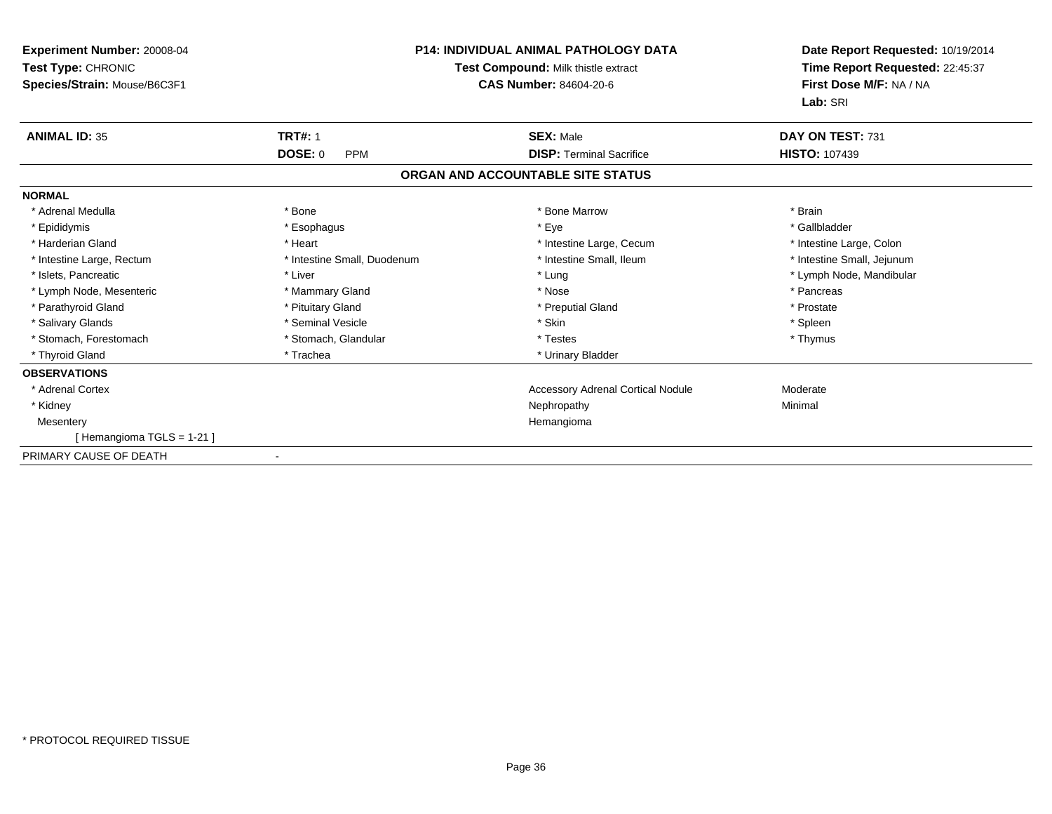**Experiment Number:** 20008-04
**Test Type:** CHRONIC
**Species/Strain:** Mouse/B6C3F1

**P14: INDIVIDUAL ANIMAL PATHOLOGY DATA**
**Test Compound:** Milk thistle extract
**CAS Number:** 84604-20-6

**Date Report Requested:** 10/19/2014
**Time Report Requested:** 22:45:37
**First Dose M/F:** NA / NA
**Lab:** SRI

| **ANIMAL ID:** 35 | **TRT#:** 1 | **SEX:** Male | **DAY ON TEST:** 731 |
|---|---|---|---|
| | **DOSE:** 0 PPM | **DISP:** Terminal Sacrifice | **HISTO:** 107439 |

**ORGAN AND ACCOUNTABLE SITE STATUS**

**NORMAL**

| | | | |
|---|---|---|---|
| * Adrenal Medulla | * Bone | * Bone Marrow | * Brain |
| * Epididymis | * Esophagus | * Eye | * Gallbladder |
| * Harderian Gland | * Heart | * Intestine Large, Cecum | * Intestine Large, Colon |
| * Intestine Large, Rectum | * Intestine Small, Duodenum | * Intestine Small, Ileum | * Intestine Small, Jejunum |
| * Islets, Pancreatic | * Liver | * Lung | * Lymph Node, Mandibular |
| * Lymph Node, Mesenteric | * Mammary Gland | * Nose | * Pancreas |
| * Parathyroid Gland | * Pituitary Gland | * Preputial Gland | * Prostate |
| * Salivary Glands | * Seminal Vesicle | * Skin | * Spleen |
| * Stomach, Forestomach | * Stomach, Glandular | * Testes | * Thymus |
| * Thyroid Gland | * Trachea | * Urinary Bladder | |

**OBSERVATIONS**

| | | |
|---|---|---|
| * Adrenal Cortex | Accessory Adrenal Cortical Nodule | Moderate |
| * Kidney | Nephropathy | Minimal |
| Mesentery | Hemangioma | |
| [ Hemangioma TGLS = 1-21 ] | | |

PRIMARY CAUSE OF DEATH -

* PROTOCOL REQUIRED TISSUE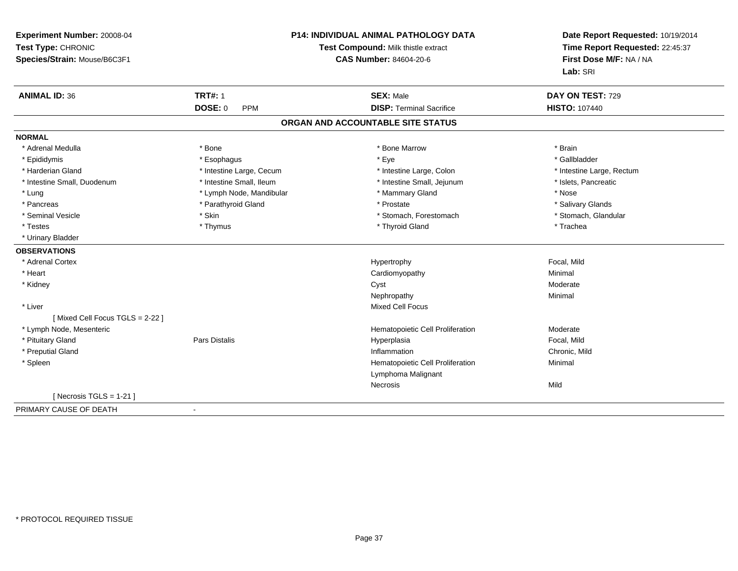**Experiment Number:** 20008-04
**Test Type:** CHRONIC
**Species/Strain:** Mouse/B6C3F1

**P14: INDIVIDUAL ANIMAL PATHOLOGY DATA**
**Test Compound:** Milk thistle extract
**CAS Number:** 84604-20-6

**Date Report Requested:** 10/19/2014
**Time Report Requested:** 22:45:37
**First Dose M/F:** NA / NA
**Lab:** SRI

| **ANIMAL ID:** 36 | **TRT#:** 1 | **SEX:** Male | **DAY ON TEST:** 729 |
|---|---|---|---|
| | **DOSE:** 0 PPM | **DISP:** Terminal Sacrifice | **HISTO:** 107440 |

## ORGAN AND ACCOUNTABLE SITE STATUS

**NORMAL**

| | | | |
|---|---|---|---|
| * Adrenal Medulla | * Bone | * Bone Marrow | * Brain |
| * Epididymis | * Esophagus | * Eye | * Gallbladder |
| * Harderian Gland | * Intestine Large, Cecum | * Intestine Large, Colon | * Intestine Large, Rectum |
| * Intestine Small, Duodenum | * Intestine Small, Ileum | * Intestine Small, Jejunum | * Islets, Pancreatic |
| * Lung | * Lymph Node, Mandibular | * Mammary Gland | * Nose |
| * Pancreas | * Parathyroid Gland | * Prostate | * Salivary Glands |
| * Seminal Vesicle | * Skin | * Stomach, Forestomach | * Stomach, Glandular |
| * Testes | * Thymus | * Thyroid Gland | * Trachea |
| * Urinary Bladder | | | |

**OBSERVATIONS**

| | | | |
|---|---|---|---|
| * Adrenal Cortex | | Hypertrophy | Focal, Mild |
| * Heart | | Cardiomyopathy | Minimal |
| * Kidney | | Cyst | Moderate |
| | | Nephropathy | Minimal |
| * Liver | | Mixed Cell Focus | |
| [ Mixed Cell Focus TGLS = 2-22 ] | | | |
| * Lymph Node, Mesenteric | | Hematopoietic Cell Proliferation | Moderate |
| * Pituitary Gland | Pars Distalis | Hyperplasia | Focal, Mild |
| * Preputial Gland | | Inflammation | Chronic, Mild |
| * Spleen | | Hematopoietic Cell Proliferation | Minimal |
| | | Lymphoma Malignant | |
| | | Necrosis | Mild |
| [ Necrosis TGLS = 1-21 ] | | | |

PRIMARY CAUSE OF DEATH -

* PROTOCOL REQUIRED TISSUE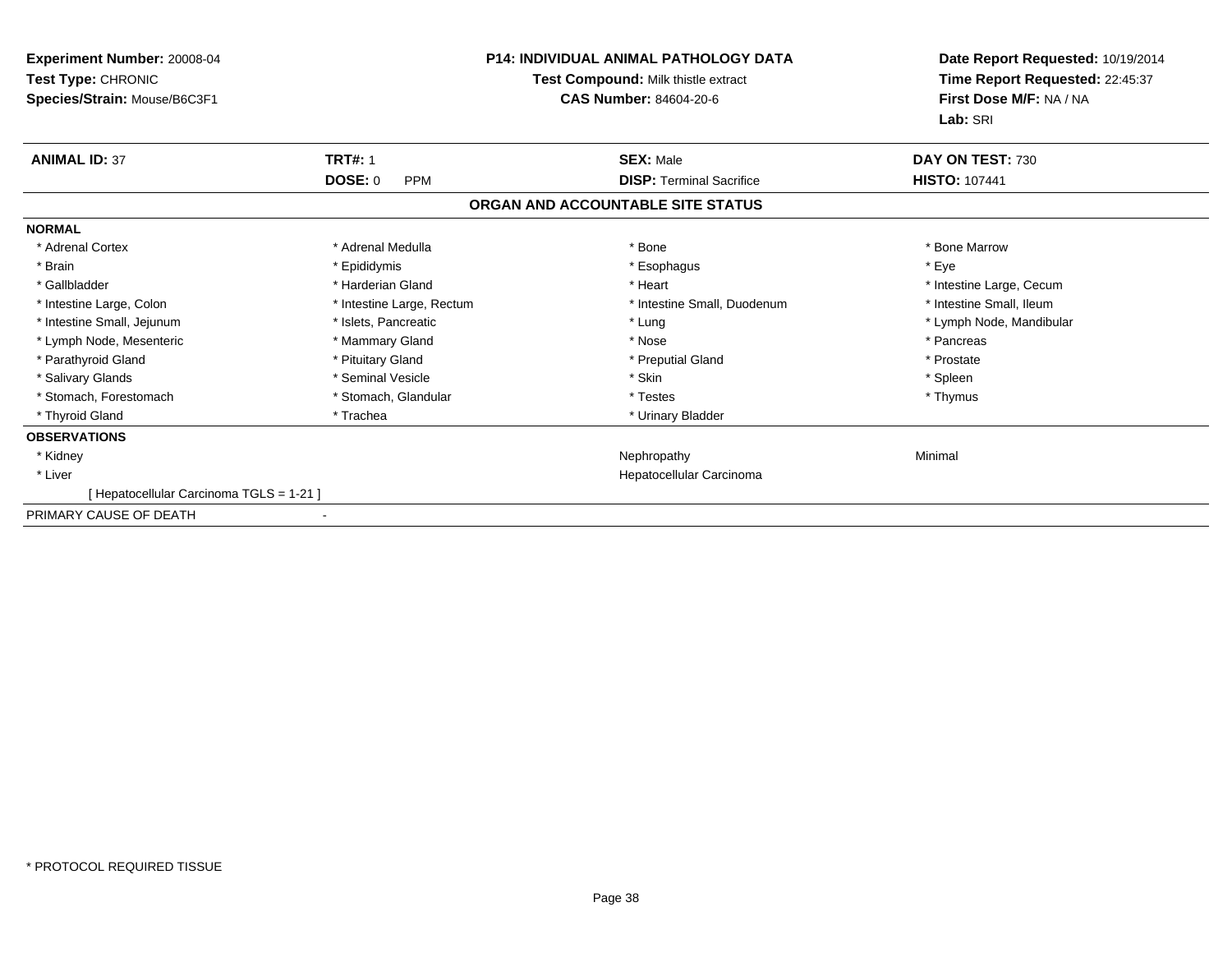**Experiment Number:** 20008-04
**Test Type:** CHRONIC
**Species/Strain:** Mouse/B6C3F1

**P14: INDIVIDUAL ANIMAL PATHOLOGY DATA**
**Test Compound:** Milk thistle extract
**CAS Number:** 84604-20-6

**Date Report Requested:** 10/19/2014
**Time Report Requested:** 22:45:37
**First Dose M/F:** NA / NA
**Lab:** SRI

| **ANIMAL ID:** 37 | **TRT#:** 1 | **SEX:** Male | **DAY ON TEST:** 730 |
|---|---|---|---|
| | **DOSE:** 0 PPM | **DISP:** Terminal Sacrifice | **HISTO:** 107441 |

## ORGAN AND ACCOUNTABLE SITE STATUS

**NORMAL**

| | | | |
|---|---|---|---|
| * Adrenal Cortex | * Adrenal Medulla | * Bone | * Bone Marrow |
| * Brain | * Epididymis | * Esophagus | * Eye |
| * Gallbladder | * Harderian Gland | * Heart | * Intestine Large, Cecum |
| * Intestine Large, Colon | * Intestine Large, Rectum | * Intestine Small, Duodenum | * Intestine Small, Ileum |
| * Intestine Small, Jejunum | * Islets, Pancreatic | * Lung | * Lymph Node, Mandibular |
| * Lymph Node, Mesenteric | * Mammary Gland | * Nose | * Pancreas |
| * Parathyroid Gland | * Pituitary Gland | * Preputial Gland | * Prostate |
| * Salivary Glands | * Seminal Vesicle | * Skin | * Spleen |
| * Stomach, Forestomach | * Stomach, Glandular | * Testes | * Thymus |
| * Thyroid Gland | * Trachea | * Urinary Bladder | |

**OBSERVATIONS**

| | | | |
|---|---|---|---|
| * Kidney | | Nephropathy | Minimal |
| * Liver | | Hepatocellular Carcinoma | |
| [ Hepatocellular Carcinoma TGLS = 1-21 ] | | | |

PRIMARY CAUSE OF DEATH -

* PROTOCOL REQUIRED TISSUE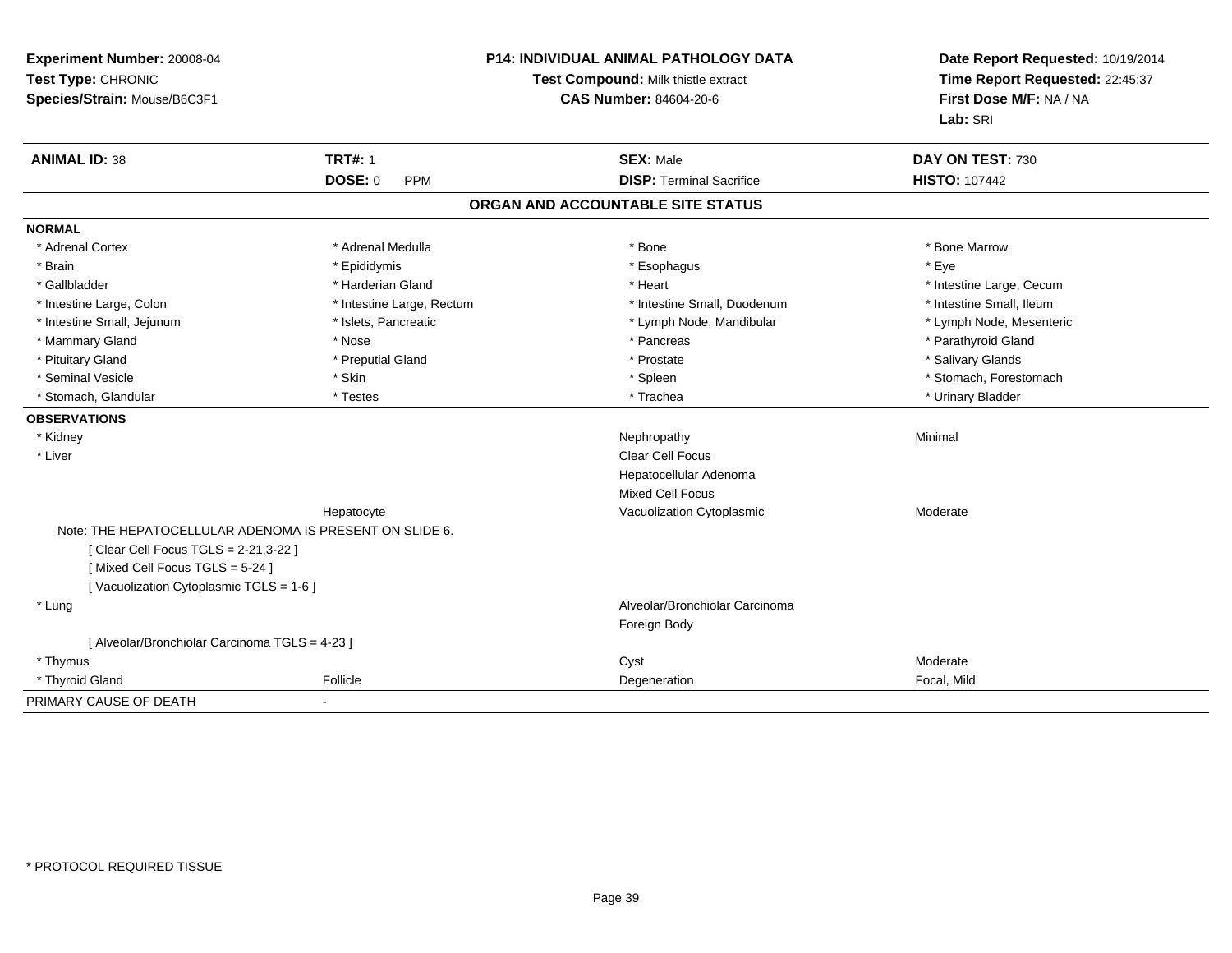**Experiment Number:** 20008-04
**Test Type:** CHRONIC
**Species/Strain:** Mouse/B6C3F1

**P14: INDIVIDUAL ANIMAL PATHOLOGY DATA**
**Test Compound:** Milk thistle extract
**CAS Number:** 84604-20-6

**Date Report Requested:** 10/19/2014
**Time Report Requested:** 22:45:37
**First Dose M/F:** NA / NA
**Lab:** SRI

| **ANIMAL ID:** 38 | **TRT#:** 1 | **SEX:** Male | **DAY ON TEST:** 730 |
|---|---|---|---|
| | **DOSE:** 0 PPM | **DISP:** Terminal Sacrifice | **HISTO:** 107442 |

## ORGAN AND ACCOUNTABLE SITE STATUS

**NORMAL**

| | | | |
|---|---|---|---|
| * Adrenal Cortex | * Adrenal Medulla | * Bone | * Bone Marrow |
| * Brain | * Epididymis | * Esophagus | * Eye |
| * Gallbladder | * Harderian Gland | * Heart | * Intestine Large, Cecum |
| * Intestine Large, Colon | * Intestine Large, Rectum | * Intestine Small, Duodenum | * Intestine Small, Ileum |
| * Intestine Small, Jejunum | * Islets, Pancreatic | * Lymph Node, Mandibular | * Lymph Node, Mesenteric |
| * Mammary Gland | * Nose | * Pancreas | * Parathyroid Gland |
| * Pituitary Gland | * Preputial Gland | * Prostate | * Salivary Glands |
| * Seminal Vesicle | * Skin | * Spleen | * Stomach, Forestomach |
| * Stomach, Glandular | * Testes | * Trachea | * Urinary Bladder |

**OBSERVATIONS**

| | | | |
|---|---|---|---|
| * Kidney | | Nephropathy | Minimal |
| * Liver | | Clear Cell Focus | |
| | | Hepatocellular Adenoma | |
| | | Mixed Cell Focus | |
| | Hepatocyte | Vacuolization Cytoplasmic | Moderate |

Note: THE HEPATOCELLULAR ADENOMA IS PRESENT ON SLIDE 6.
[ Clear Cell Focus TGLS = 2-21,3-22 ]
[ Mixed Cell Focus TGLS = 5-24 ]
[ Vacuolization Cytoplasmic TGLS = 1-6 ]

| | | | |
|---|---|---|---|
| * Lung | | Alveolar/Bronchiolar Carcinoma | |
| | | Foreign Body | |

[ Alveolar/Bronchiolar Carcinoma TGLS = 4-23 ]

| | | | |
|---|---|---|---|
| * Thymus | | Cyst | Moderate |
| * Thyroid Gland | Follicle | Degeneration | Focal, Mild |

PRIMARY CAUSE OF DEATH -

* PROTOCOL REQUIRED TISSUE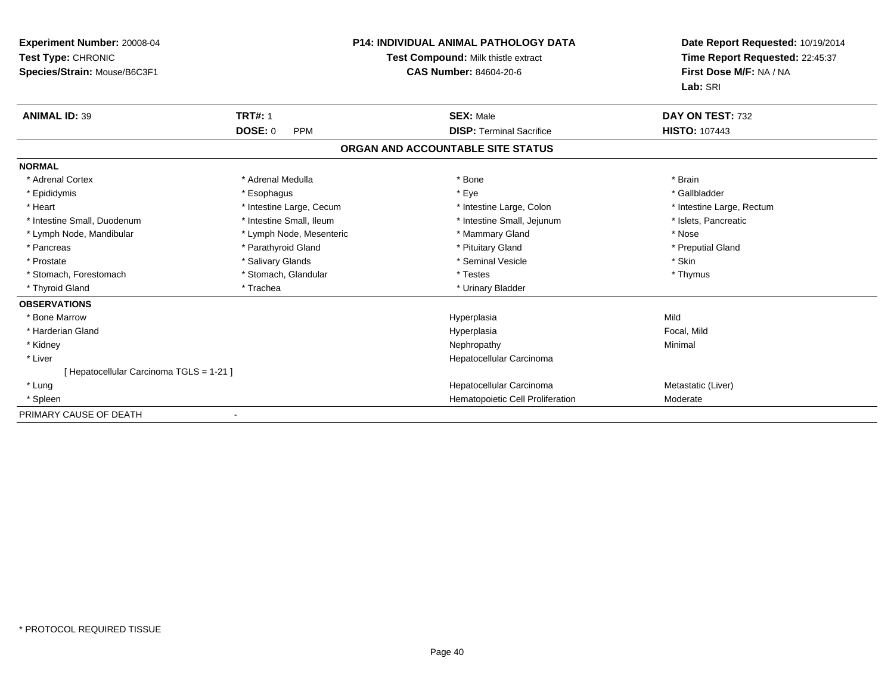**Experiment Number:** 20008-04
**Test Type:** CHRONIC
**Species/Strain:** Mouse/B6C3F1

**P14: INDIVIDUAL ANIMAL PATHOLOGY DATA**
**Test Compound:** Milk thistle extract
**CAS Number:** 84604-20-6

**Date Report Requested:** 10/19/2014
**Time Report Requested:** 22:45:37
**First Dose M/F:** NA / NA
**Lab:** SRI

| **ANIMAL ID:** 39 | **TRT#:** 1 | **SEX:** Male | **DAY ON TEST:** 732 |
|---|---|---|---|
| | **DOSE:** 0 PPM | **DISP:** Terminal Sacrifice | **HISTO:** 107443 |

## ORGAN AND ACCOUNTABLE SITE STATUS

**NORMAL**

| | | | |
|---|---|---|---|
| * Adrenal Cortex | * Adrenal Medulla | * Bone | * Brain |
| * Epididymis | * Esophagus | * Eye | * Gallbladder |
| * Heart | * Intestine Large, Cecum | * Intestine Large, Colon | * Intestine Large, Rectum |
| * Intestine Small, Duodenum | * Intestine Small, Ileum | * Intestine Small, Jejunum | * Islets, Pancreatic |
| * Lymph Node, Mandibular | * Lymph Node, Mesenteric | * Mammary Gland | * Nose |
| * Pancreas | * Parathyroid Gland | * Pituitary Gland | * Preputial Gland |
| * Prostate | * Salivary Glands | * Seminal Vesicle | * Skin |
| * Stomach, Forestomach | * Stomach, Glandular | * Testes | * Thymus |
| * Thyroid Gland | * Trachea | * Urinary Bladder | |

**OBSERVATIONS**

| | | |
|---|---|---|
| * Bone Marrow | Hyperplasia | Mild |
| * Harderian Gland | Hyperplasia | Focal, Mild |
| * Kidney | Nephropathy | Minimal |
| * Liver | Hepatocellular Carcinoma | |
| [ Hepatocellular Carcinoma TGLS = 1-21 ] | | |
| * Lung | Hepatocellular Carcinoma | Metastatic (Liver) |
| * Spleen | Hematopoietic Cell Proliferation | Moderate |

PRIMARY CAUSE OF DEATH -

* PROTOCOL REQUIRED TISSUE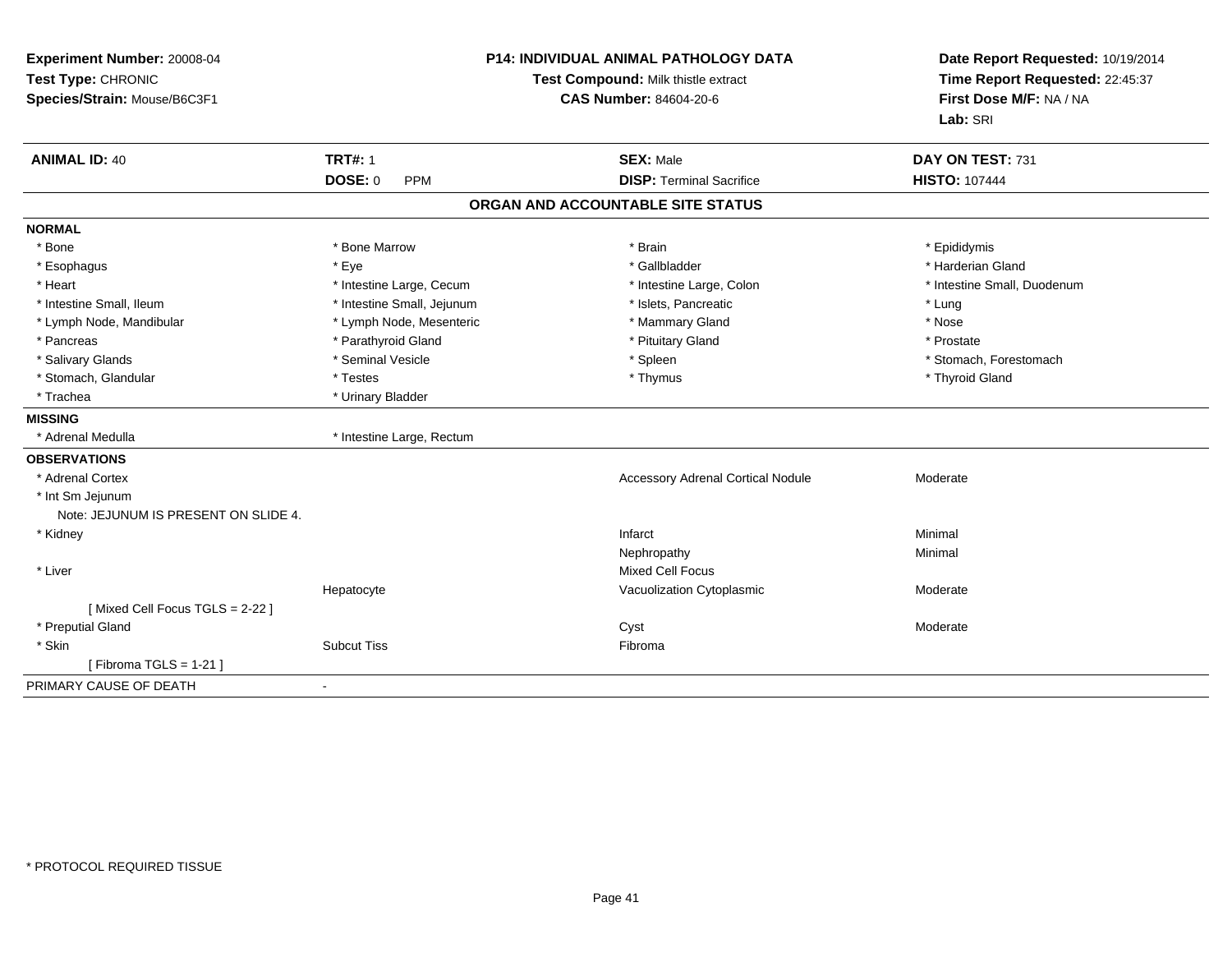**Experiment Number:** 20008-04
**Test Type:** CHRONIC
**Species/Strain:** Mouse/B6C3F1

**P14: INDIVIDUAL ANIMAL PATHOLOGY DATA**
**Test Compound:** Milk thistle extract
**CAS Number:** 84604-20-6

**Date Report Requested:** 10/19/2014
**Time Report Requested:** 22:45:37
**First Dose M/F:** NA / NA
**Lab:** SRI

| **ANIMAL ID:** 40 | **TRT#:** 1 | **SEX:** Male | **DAY ON TEST:** 731 |
|---|---|---|---|
| | **DOSE:** 0 PPM | **DISP:** Terminal Sacrifice | **HISTO:** 107444 |

## ORGAN AND ACCOUNTABLE SITE STATUS

**NORMAL**

| | | | |
|---|---|---|---|
| * Bone | * Bone Marrow | * Brain | * Epididymis |
| * Esophagus | * Eye | * Gallbladder | * Harderian Gland |
| * Heart | * Intestine Large, Cecum | * Intestine Large, Colon | * Intestine Small, Duodenum |
| * Intestine Small, Ileum | * Intestine Small, Jejunum | * Islets, Pancreatic | * Lung |
| * Lymph Node, Mandibular | * Lymph Node, Mesenteric | * Mammary Gland | * Nose |
| * Pancreas | * Parathyroid Gland | * Pituitary Gland | * Prostate |
| * Salivary Glands | * Seminal Vesicle | * Spleen | * Stomach, Forestomach |
| * Stomach, Glandular | * Testes | * Thymus | * Thyroid Gland |
| * Trachea | * Urinary Bladder | | |

**MISSING**

| | |
|---|---|
| * Adrenal Medulla | * Intestine Large, Rectum |

**OBSERVATIONS**

| | | | |
|---|---|---|---|
| * Adrenal Cortex | | Accessory Adrenal Cortical Nodule | Moderate |
| * Int Sm Jejunum | | | |
| Note: JEJUNUM IS PRESENT ON SLIDE 4. | | | |
| * Kidney | | Infarct | Minimal |
| | | Nephropathy | Minimal |
| * Liver | | Mixed Cell Focus | |
| | Hepatocyte | Vacuolization Cytoplasmic | Moderate |
| [ Mixed Cell Focus TGLS = 2-22 ] | | | |
| * Preputial Gland | | Cyst | Moderate |
| * Skin | Subcut Tiss | Fibroma | |
| [ Fibroma TGLS = 1-21 ] | | | |

PRIMARY CAUSE OF DEATH -

* PROTOCOL REQUIRED TISSUE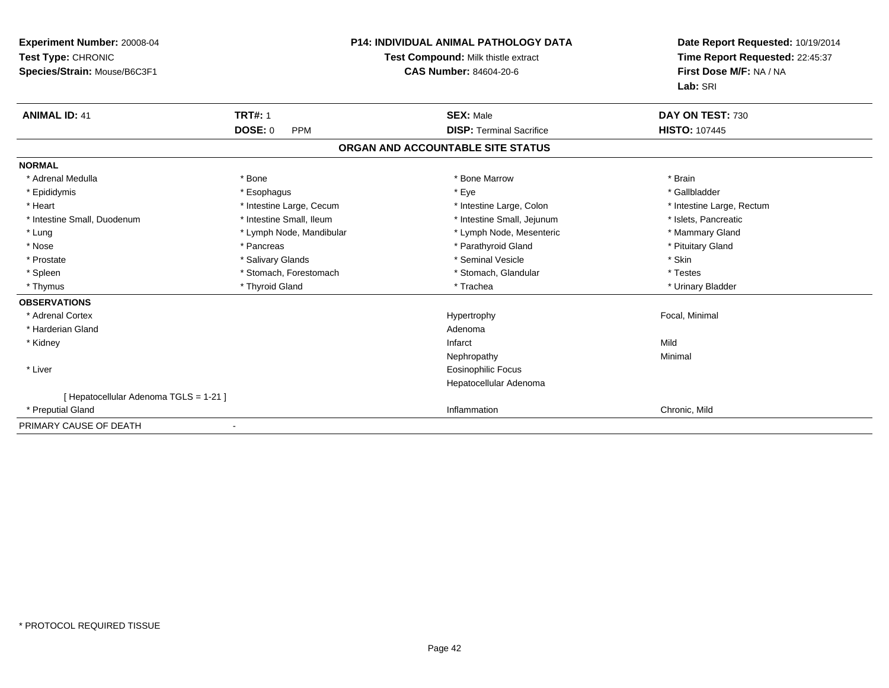**Experiment Number:** 20008-04
**Test Type:** CHRONIC
**Species/Strain:** Mouse/B6C3F1

**P14: INDIVIDUAL ANIMAL PATHOLOGY DATA**
**Test Compound:** Milk thistle extract
**CAS Number:** 84604-20-6

**Date Report Requested:** 10/19/2014
**Time Report Requested:** 22:45:37
**First Dose M/F:** NA / NA
**Lab:** SRI

| **ANIMAL ID:** 41 | **TRT#:** 1 | **SEX:** Male | **DAY ON TEST:** 730 |
|---|---|---|---|
| | **DOSE:** 0 PPM | **DISP:** Terminal Sacrifice | **HISTO:** 107445 |

## ORGAN AND ACCOUNTABLE SITE STATUS

**NORMAL**

| | | | |
|---|---|---|---|
| * Adrenal Medulla | * Bone | * Bone Marrow | * Brain |
| * Epididymis | * Esophagus | * Eye | * Gallbladder |
| * Heart | * Intestine Large, Cecum | * Intestine Large, Colon | * Intestine Large, Rectum |
| * Intestine Small, Duodenum | * Intestine Small, Ileum | * Intestine Small, Jejunum | * Islets, Pancreatic |
| * Lung | * Lymph Node, Mandibular | * Lymph Node, Mesenteric | * Mammary Gland |
| * Nose | * Pancreas | * Parathyroid Gland | * Pituitary Gland |
| * Prostate | * Salivary Glands | * Seminal Vesicle | * Skin |
| * Spleen | * Stomach, Forestomach | * Stomach, Glandular | * Testes |
| * Thymus | * Thyroid Gland | * Trachea | * Urinary Bladder |

**OBSERVATIONS**

| | | |
|---|---|---|
| * Adrenal Cortex | Hypertrophy | Focal, Minimal |
| * Harderian Gland | Adenoma | |
| * Kidney | Infarct | Mild |
| | Nephropathy | Minimal |
| * Liver | Eosinophilic Focus | |
| | Hepatocellular Adenoma | |
| [ Hepatocellular Adenoma TGLS = 1-21 ] | | |
| * Preputial Gland | Inflammation | Chronic, Mild |

PRIMARY CAUSE OF DEATH -

* PROTOCOL REQUIRED TISSUE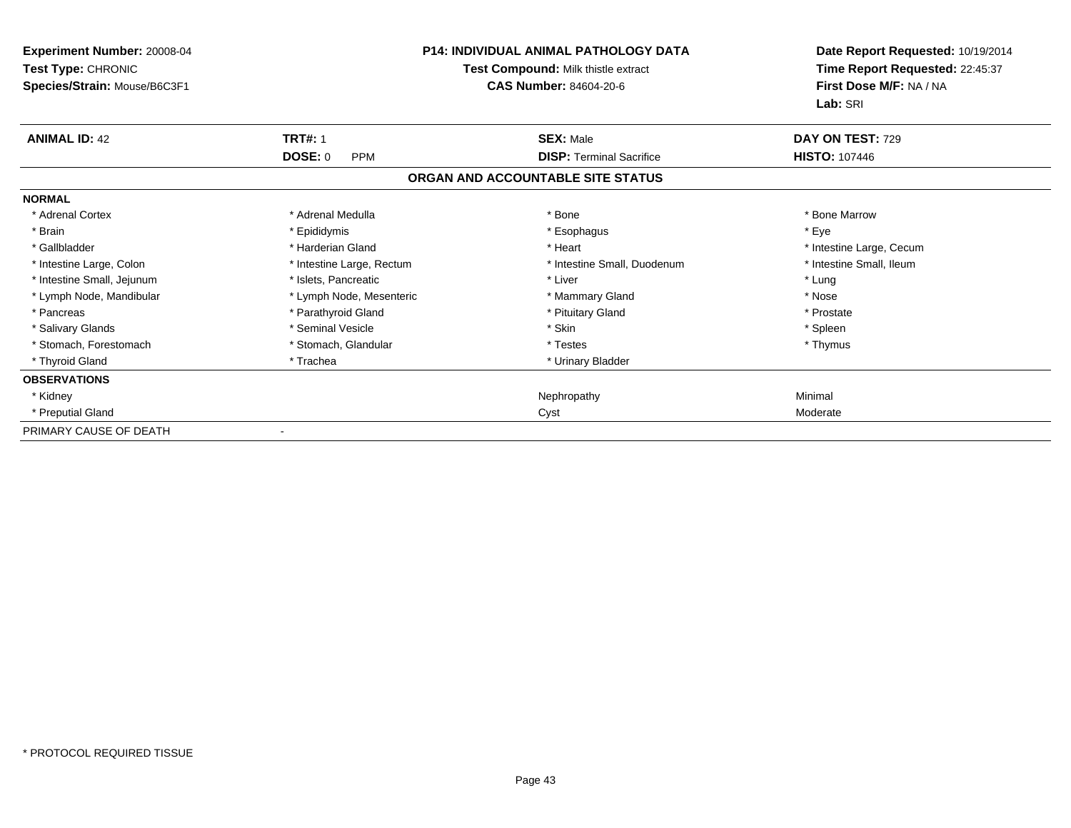**Experiment Number:** 20008-04
**Test Type:** CHRONIC
**Species/Strain:** Mouse/B6C3F1

**P14: INDIVIDUAL ANIMAL PATHOLOGY DATA**
**Test Compound:** Milk thistle extract
**CAS Number:** 84604-20-6

**Date Report Requested:** 10/19/2014
**Time Report Requested:** 22:45:37
**First Dose M/F:** NA / NA
**Lab:** SRI

| **ANIMAL ID:** 42 | **TRT#:** 1 | **SEX:** Male | **DAY ON TEST:** 729 |
|---|---|---|---|
| | **DOSE:** 0 PPM | **DISP:** Terminal Sacrifice | **HISTO:** 107446 |

**ORGAN AND ACCOUNTABLE SITE STATUS**

| | | | |
|---|---|---|---|
| **NORMAL** | | | |
| * Adrenal Cortex | * Adrenal Medulla | * Bone | * Bone Marrow |
| * Brain | * Epididymis | * Esophagus | * Eye |
| * Gallbladder | * Harderian Gland | * Heart | * Intestine Large, Cecum |
| * Intestine Large, Colon | * Intestine Large, Rectum | * Intestine Small, Duodenum | * Intestine Small, Ileum |
| * Intestine Small, Jejunum | * Islets, Pancreatic | * Liver | * Lung |
| * Lymph Node, Mandibular | * Lymph Node, Mesenteric | * Mammary Gland | * Nose |
| * Pancreas | * Parathyroid Gland | * Pituitary Gland | * Prostate |
| * Salivary Glands | * Seminal Vesicle | * Skin | * Spleen |
| * Stomach, Forestomach | * Stomach, Glandular | * Testes | * Thymus |
| * Thyroid Gland | * Trachea | * Urinary Bladder | |
| **OBSERVATIONS** | | | |
| * Kidney | | Nephropathy | Minimal |
| * Preputial Gland | | Cyst | Moderate |
| PRIMARY CAUSE OF DEATH | - | | |

* PROTOCOL REQUIRED TISSUE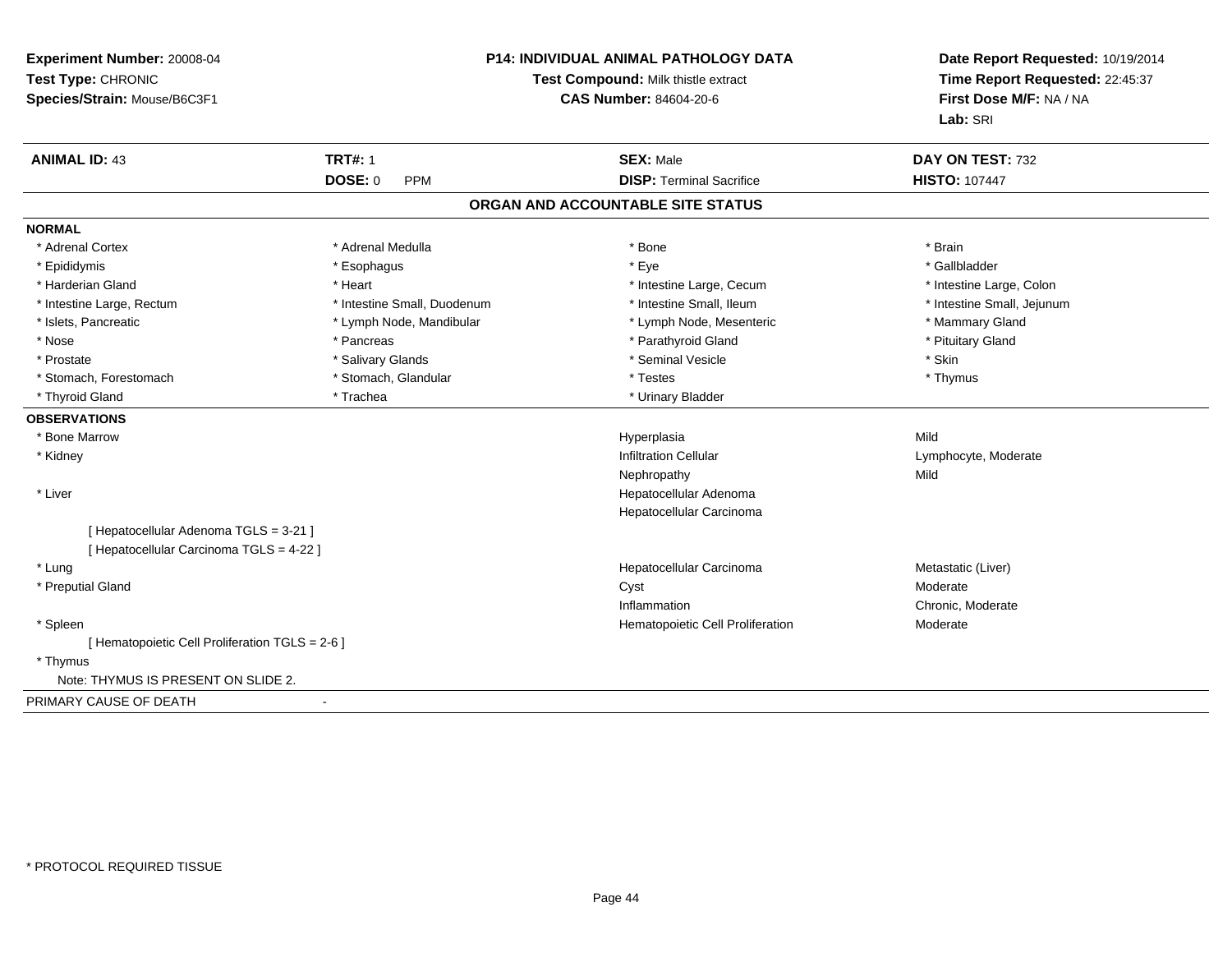**Experiment Number:** 20008-04
**Test Type:** CHRONIC
**Species/Strain:** Mouse/B6C3F1

**P14: INDIVIDUAL ANIMAL PATHOLOGY DATA**
**Test Compound:** Milk thistle extract
**CAS Number:** 84604-20-6

**Date Report Requested:** 10/19/2014
**Time Report Requested:** 22:45:37
**First Dose M/F:** NA / NA
**Lab:** SRI

| **ANIMAL ID:** 43 | **TRT#:** 1 | **SEX:** Male | **DAY ON TEST:** 732 |
|---|---|---|---|
| | **DOSE:** 0 PPM | **DISP:** Terminal Sacrifice | **HISTO:** 107447 |

## ORGAN AND ACCOUNTABLE SITE STATUS

**NORMAL**

| | | | |
|---|---|---|---|
| * Adrenal Cortex | * Adrenal Medulla | * Bone | * Brain |
| * Epididymis | * Esophagus | * Eye | * Gallbladder |
| * Harderian Gland | * Heart | * Intestine Large, Cecum | * Intestine Large, Colon |
| * Intestine Large, Rectum | * Intestine Small, Duodenum | * Intestine Small, Ileum | * Intestine Small, Jejunum |
| * Islets, Pancreatic | * Lymph Node, Mandibular | * Lymph Node, Mesenteric | * Mammary Gland |
| * Nose | * Pancreas | * Parathyroid Gland | * Pituitary Gland |
| * Prostate | * Salivary Glands | * Seminal Vesicle | * Skin |
| * Stomach, Forestomach | * Stomach, Glandular | * Testes | * Thymus |
| * Thyroid Gland | * Trachea | * Urinary Bladder | |

**OBSERVATIONS**

| | | |
|---|---|---|
| * Bone Marrow | Hyperplasia | Mild |
| * Kidney | Infiltration Cellular | Lymphocyte, Moderate |
| | Nephropathy | Mild |
| * Liver | Hepatocellular Adenoma | |
| | Hepatocellular Carcinoma | |
| [ Hepatocellular Adenoma TGLS = 3-21 ] | | |
| [ Hepatocellular Carcinoma TGLS = 4-22 ] | | |
| * Lung | Hepatocellular Carcinoma | Metastatic (Liver) |
| * Preputial Gland | Cyst | Moderate |
| | Inflammation | Chronic, Moderate |
| * Spleen | Hematopoietic Cell Proliferation | Moderate |
| [ Hematopoietic Cell Proliferation TGLS = 2-6 ] | | |
| * Thymus | | |
| Note: THYMUS IS PRESENT ON SLIDE 2. | | |

PRIMARY CAUSE OF DEATH -

* PROTOCOL REQUIRED TISSUE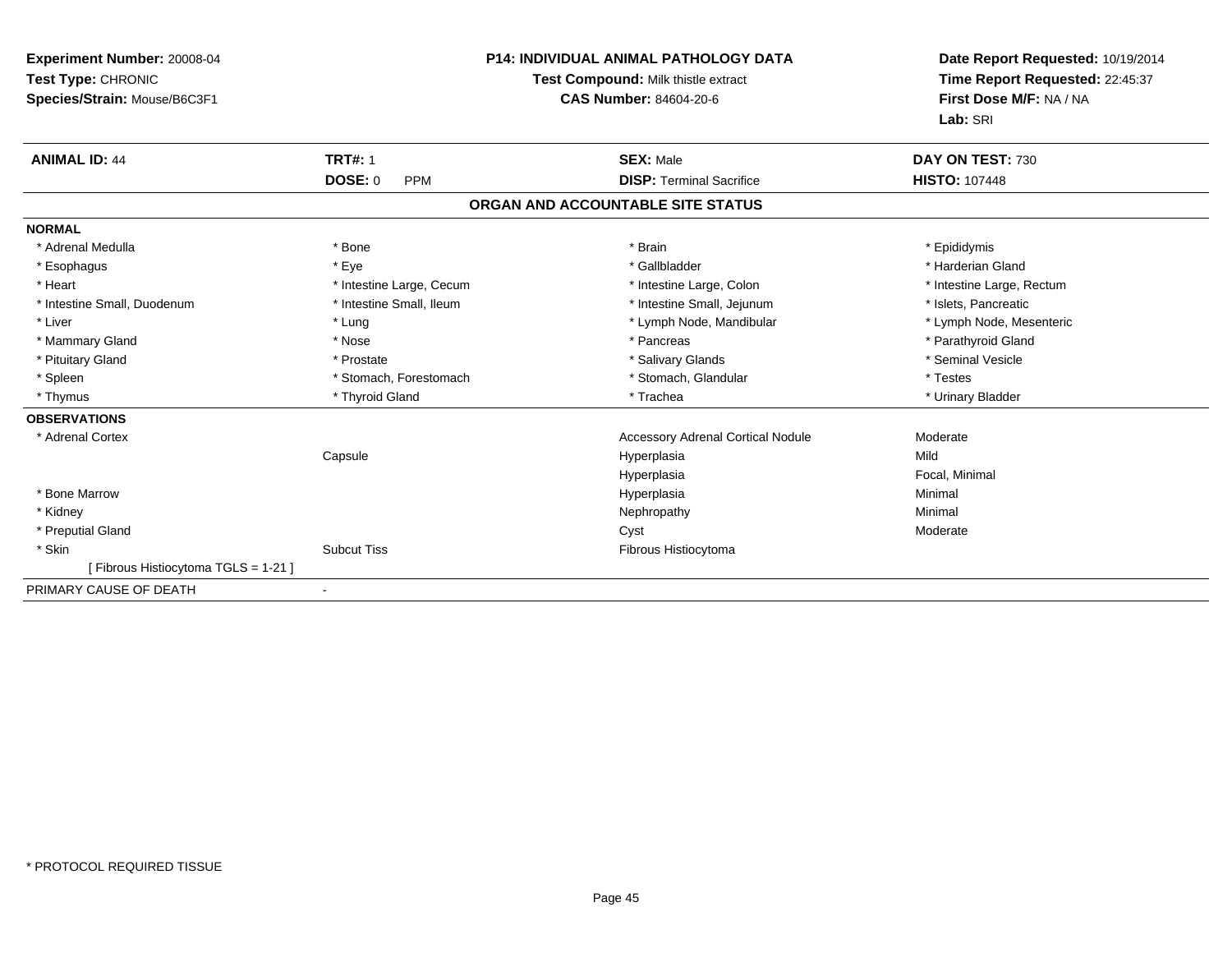**Experiment Number:** 20008-04
**Test Type:** CHRONIC
**Species/Strain:** Mouse/B6C3F1

**P14: INDIVIDUAL ANIMAL PATHOLOGY DATA**
**Test Compound:** Milk thistle extract
**CAS Number:** 84604-20-6

**Date Report Requested:** 10/19/2014
**Time Report Requested:** 22:45:37
**First Dose M/F:** NA / NA
**Lab:** SRI

| **ANIMAL ID:** 44 | **TRT#:** 1 | **SEX:** Male | **DAY ON TEST:** 730 |
|---|---|---|---|
| | **DOSE:** 0 PPM | **DISP:** Terminal Sacrifice | **HISTO:** 107448 |

## ORGAN AND ACCOUNTABLE SITE STATUS

**NORMAL**

| | | | |
|---|---|---|---|
| * Adrenal Medulla | * Bone | * Brain | * Epididymis |
| * Esophagus | * Eye | * Gallbladder | * Harderian Gland |
| * Heart | * Intestine Large, Cecum | * Intestine Large, Colon | * Intestine Large, Rectum |
| * Intestine Small, Duodenum | * Intestine Small, Ileum | * Intestine Small, Jejunum | * Islets, Pancreatic |
| * Liver | * Lung | * Lymph Node, Mandibular | * Lymph Node, Mesenteric |
| * Mammary Gland | * Nose | * Pancreas | * Parathyroid Gland |
| * Pituitary Gland | * Prostate | * Salivary Glands | * Seminal Vesicle |
| * Spleen | * Stomach, Forestomach | * Stomach, Glandular | * Testes |
| * Thymus | * Thyroid Gland | * Trachea | * Urinary Bladder |

**OBSERVATIONS**

| | | | |
|---|---|---|---|
| * Adrenal Cortex | | Accessory Adrenal Cortical Nodule | Moderate |
| | Capsule | Hyperplasia | Mild |
| | | Hyperplasia | Focal, Minimal |
| * Bone Marrow | | Hyperplasia | Minimal |
| * Kidney | | Nephropathy | Minimal |
| * Preputial Gland | | Cyst | Moderate |
| * Skin | Subcut Tiss | Fibrous Histiocytoma | |
| [ Fibrous Histiocytoma TGLS = 1-21 ] | | | |

PRIMARY CAUSE OF DEATH -

* PROTOCOL REQUIRED TISSUE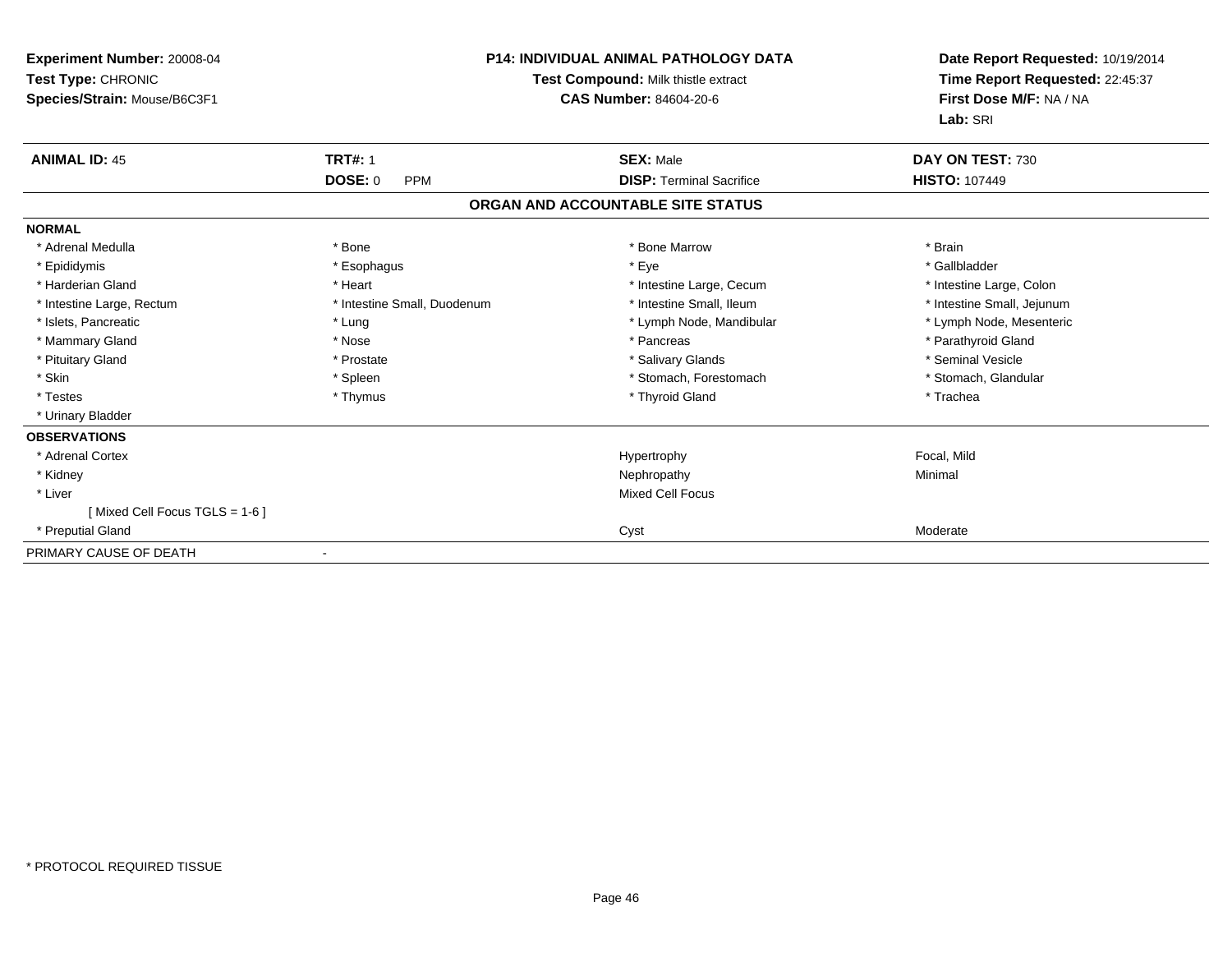**Experiment Number:** 20008-04
**Test Type:** CHRONIC
**Species/Strain:** Mouse/B6C3F1

**P14: INDIVIDUAL ANIMAL PATHOLOGY DATA**
**Test Compound:** Milk thistle extract
**CAS Number:** 84604-20-6

**Date Report Requested:** 10/19/2014
**Time Report Requested:** 22:45:37
**First Dose M/F:** NA / NA
**Lab:** SRI

| **ANIMAL ID:** 45 | **TRT#:** 1 | **SEX:** Male | **DAY ON TEST:** 730 |
|---|---|---|---|
| | **DOSE:** 0 PPM | **DISP:** Terminal Sacrifice | **HISTO:** 107449 |

## ORGAN AND ACCOUNTABLE SITE STATUS

**NORMAL**

| | | | |
|---|---|---|---|
| * Adrenal Medulla | * Bone | * Bone Marrow | * Brain |
| * Epididymis | * Esophagus | * Eye | * Gallbladder |
| * Harderian Gland | * Heart | * Intestine Large, Cecum | * Intestine Large, Colon |
| * Intestine Large, Rectum | * Intestine Small, Duodenum | * Intestine Small, Ileum | * Intestine Small, Jejunum |
| * Islets, Pancreatic | * Lung | * Lymph Node, Mandibular | * Lymph Node, Mesenteric |
| * Mammary Gland | * Nose | * Pancreas | * Parathyroid Gland |
| * Pituitary Gland | * Prostate | * Salivary Glands | * Seminal Vesicle |
| * Skin | * Spleen | * Stomach, Forestomach | * Stomach, Glandular |
| * Testes | * Thymus | * Thyroid Gland | * Trachea |
| * Urinary Bladder | | | |

**OBSERVATIONS**

| | | |
|---|---|---|
| * Adrenal Cortex | Hypertrophy | Focal, Mild |
| * Kidney | Nephropathy | Minimal |
| * Liver | Mixed Cell Focus | |
| [ Mixed Cell Focus TGLS = 1-6 ] | | |
| * Preputial Gland | Cyst | Moderate |

PRIMARY CAUSE OF DEATH -

* PROTOCOL REQUIRED TISSUE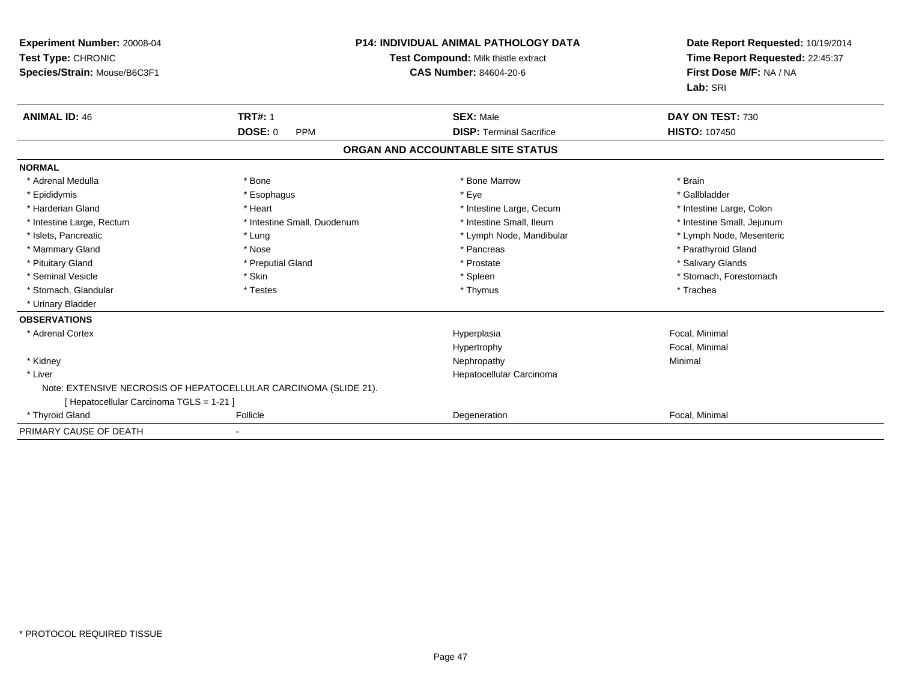**Experiment Number:** 20008-04
**Test Type:** CHRONIC
**Species/Strain:** Mouse/B6C3F1

**P14: INDIVIDUAL ANIMAL PATHOLOGY DATA**
**Test Compound:** Milk thistle extract
**CAS Number:** 84604-20-6

**Date Report Requested:** 10/19/2014
**Time Report Requested:** 22:45:37
**First Dose M/F:** NA / NA
**Lab:** SRI

| **ANIMAL ID:** 46 | **TRT#:** 1 | **SEX:** Male | **DAY ON TEST:** 730 |
|---|---|---|---|
| | **DOSE:** 0 PPM | **DISP:** Terminal Sacrifice | **HISTO:** 107450 |

## ORGAN AND ACCOUNTABLE SITE STATUS

**NORMAL**

| | | | |
|---|---|---|---|
| * Adrenal Medulla | * Bone | * Bone Marrow | * Brain |
| * Epididymis | * Esophagus | * Eye | * Gallbladder |
| * Harderian Gland | * Heart | * Intestine Large, Cecum | * Intestine Large, Colon |
| * Intestine Large, Rectum | * Intestine Small, Duodenum | * Intestine Small, Ileum | * Intestine Small, Jejunum |
| * Islets, Pancreatic | * Lung | * Lymph Node, Mandibular | * Lymph Node, Mesenteric |
| * Mammary Gland | * Nose | * Pancreas | * Parathyroid Gland |
| * Pituitary Gland | * Preputial Gland | * Prostate | * Salivary Glands |
| * Seminal Vesicle | * Skin | * Spleen | * Stomach, Forestomach |
| * Stomach, Glandular | * Testes | * Thymus | * Trachea |
| * Urinary Bladder | | | |

**OBSERVATIONS**

| | | | |
|---|---|---|---|
| * Adrenal Cortex | | Hyperplasia | Focal, Minimal |
| | | Hypertrophy | Focal, Minimal |
| * Kidney | | Nephropathy | Minimal |
| * Liver | | Hepatocellular Carcinoma | |

Note: EXTENSIVE NECROSIS OF HEPATOCELLULAR CARCINOMA (SLIDE 21).
[ Hepatocellular Carcinoma TGLS = 1-21 ]

| | | | |
|---|---|---|---|
| * Thyroid Gland | Follicle | Degeneration | Focal, Minimal |

PRIMARY CAUSE OF DEATH -

\* PROTOCOL REQUIRED TISSUE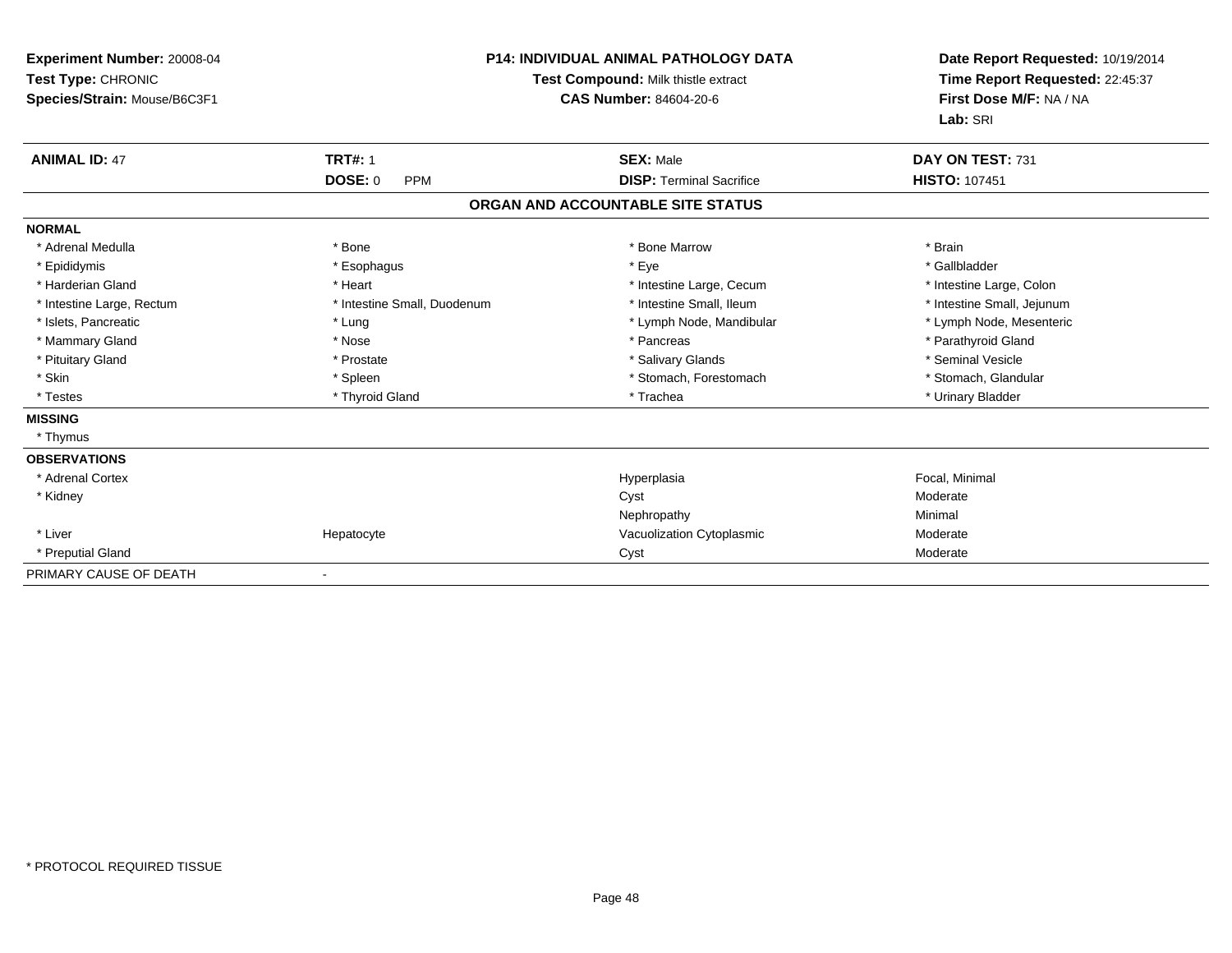**Experiment Number:** 20008-04
**Test Type:** CHRONIC
**Species/Strain:** Mouse/B6C3F1

**P14: INDIVIDUAL ANIMAL PATHOLOGY DATA**
**Test Compound:** Milk thistle extract
**CAS Number:** 84604-20-6

**Date Report Requested:** 10/19/2014
**Time Report Requested:** 22:45:37
**First Dose M/F:** NA / NA
**Lab:** SRI

| **ANIMAL ID:** 47 | **TRT#:** 1 | **SEX:** Male | **DAY ON TEST:** 731 |
|---|---|---|---|
| | **DOSE:** 0 PPM | **DISP:** Terminal Sacrifice | **HISTO:** 107451 |

**ORGAN AND ACCOUNTABLE SITE STATUS**

**NORMAL**

| | | | |
|---|---|---|---|
| * Adrenal Medulla | * Bone | * Bone Marrow | * Brain |
| * Epididymis | * Esophagus | * Eye | * Gallbladder |
| * Harderian Gland | * Heart | * Intestine Large, Cecum | * Intestine Large, Colon |
| * Intestine Large, Rectum | * Intestine Small, Duodenum | * Intestine Small, Ileum | * Intestine Small, Jejunum |
| * Islets, Pancreatic | * Lung | * Lymph Node, Mandibular | * Lymph Node, Mesenteric |
| * Mammary Gland | * Nose | * Pancreas | * Parathyroid Gland |
| * Pituitary Gland | * Prostate | * Salivary Glands | * Seminal Vesicle |
| * Skin | * Spleen | * Stomach, Forestomach | * Stomach, Glandular |
| * Testes | * Thyroid Gland | * Trachea | * Urinary Bladder |

**MISSING**

* Thymus

**OBSERVATIONS**

| | | | |
|---|---|---|---|
| * Adrenal Cortex | | Hyperplasia | Focal, Minimal |
| * Kidney | | Cyst | Moderate |
| | | Nephropathy | Minimal |
| * Liver | Hepatocyte | Vacuolization Cytoplasmic | Moderate |
| * Preputial Gland | | Cyst | Moderate |

PRIMARY CAUSE OF DEATH -

* PROTOCOL REQUIRED TISSUE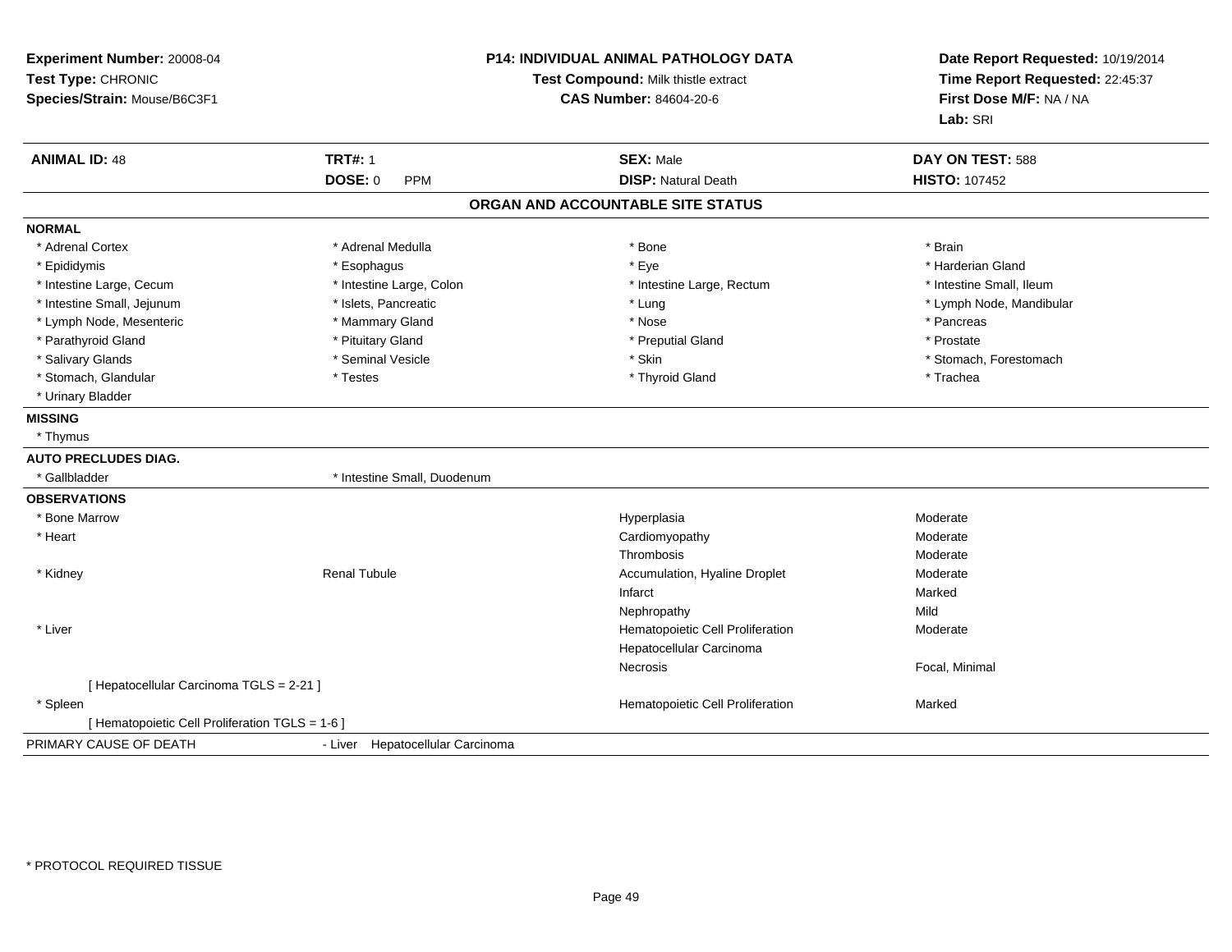**Experiment Number:** 20008-04
**Test Type:** CHRONIC
**Species/Strain:** Mouse/B6C3F1

**P14: INDIVIDUAL ANIMAL PATHOLOGY DATA**
**Test Compound:** Milk thistle extract
**CAS Number:** 84604-20-6

**Date Report Requested:** 10/19/2014
**Time Report Requested:** 22:45:37
**First Dose M/F:** NA / NA
**Lab:** SRI

| **ANIMAL ID:** 48 | **TRT#:** 1 | **SEX:** Male | **DAY ON TEST:** 588 |
|---|---|---|---|
| | **DOSE:** 0 PPM | **DISP:** Natural Death | **HISTO:** 107452 |

## ORGAN AND ACCOUNTABLE SITE STATUS

**NORMAL**

| | | | |
|---|---|---|---|
| * Adrenal Cortex | * Adrenal Medulla | * Bone | * Brain |
| * Epididymis | * Esophagus | * Eye | * Harderian Gland |
| * Intestine Large, Cecum | * Intestine Large, Colon | * Intestine Large, Rectum | * Intestine Small, Ileum |
| * Intestine Small, Jejunum | * Islets, Pancreatic | * Lung | * Lymph Node, Mandibular |
| * Lymph Node, Mesenteric | * Mammary Gland | * Nose | * Pancreas |
| * Parathyroid Gland | * Pituitary Gland | * Preputial Gland | * Prostate |
| * Salivary Glands | * Seminal Vesicle | * Skin | * Stomach, Forestomach |
| * Stomach, Glandular | * Testes | * Thyroid Gland | * Trachea |
| * Urinary Bladder | | | |

**MISSING**

* Thymus

**AUTO PRECLUDES DIAG.**

| | |
|---|---|
| * Gallbladder | * Intestine Small, Duodenum |

**OBSERVATIONS**

| | | | |
|---|---|---|---|
| * Bone Marrow | | Hyperplasia | Moderate |
| * Heart | | Cardiomyopathy | Moderate |
| | | Thrombosis | Moderate |
| * Kidney | Renal Tubule | Accumulation, Hyaline Droplet | Moderate |
| | | Infarct | Marked |
| | | Nephropathy | Mild |
| * Liver | | Hematopoietic Cell Proliferation | Moderate |
| | | Hepatocellular Carcinoma | |
| | | Necrosis | Focal, Minimal |
| [ Hepatocellular Carcinoma TGLS = 2-21 ] | | | |
| * Spleen | | Hematopoietic Cell Proliferation | Marked |
| [ Hematopoietic Cell Proliferation TGLS = 1-6 ] | | | |

PRIMARY CAUSE OF DEATH - Liver Hepatocellular Carcinoma

* PROTOCOL REQUIRED TISSUE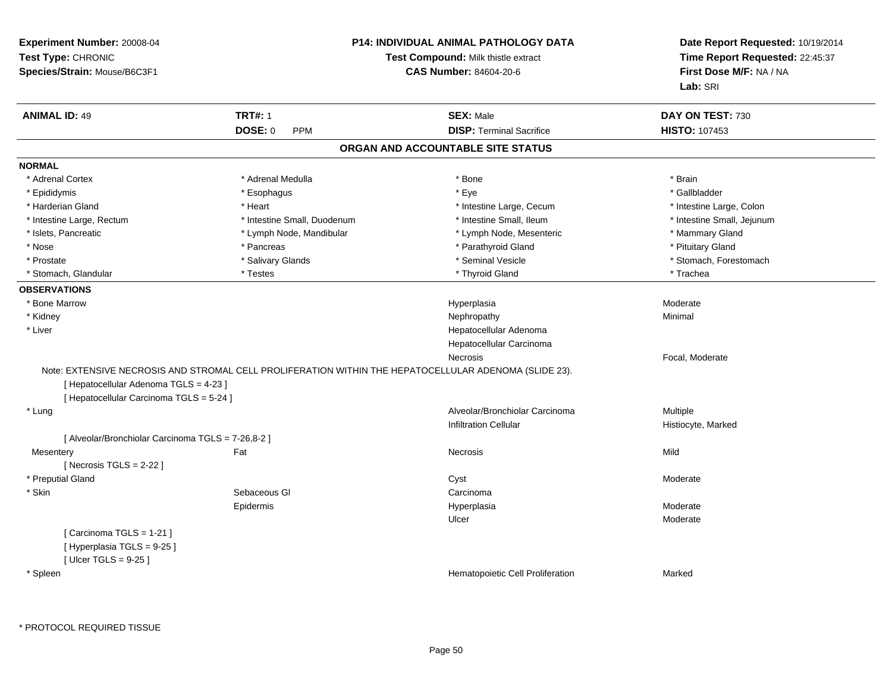**Experiment Number:** 20008-04
**Test Type:** CHRONIC
**Species/Strain:** Mouse/B6C3F1

**P14: INDIVIDUAL ANIMAL PATHOLOGY DATA**
**Test Compound:** Milk thistle extract
**CAS Number:** 84604-20-6

**Date Report Requested:** 10/19/2014
**Time Report Requested:** 22:45:37
**First Dose M/F:** NA / NA
**Lab:** SRI

| **ANIMAL ID:** 49 | **TRT#:** 1 | **SEX:** Male | **DAY ON TEST:** 730 |
|---|---|---|---|
| | **DOSE:** 0 PPM | **DISP:** Terminal Sacrifice | **HISTO:** 107453 |

## ORGAN AND ACCOUNTABLE SITE STATUS

### NORMAL

| | | | |
|---|---|---|---|
| * Adrenal Cortex | * Adrenal Medulla | * Bone | * Brain |
| * Epididymis | * Esophagus | * Eye | * Gallbladder |
| * Harderian Gland | * Heart | * Intestine Large, Cecum | * Intestine Large, Colon |
| * Intestine Large, Rectum | * Intestine Small, Duodenum | * Intestine Small, Ileum | * Intestine Small, Jejunum |
| * Islets, Pancreatic | * Lymph Node, Mandibular | * Lymph Node, Mesenteric | * Mammary Gland |
| * Nose | * Pancreas | * Parathyroid Gland | * Pituitary Gland |
| * Prostate | * Salivary Glands | * Seminal Vesicle | * Stomach, Forestomach |
| * Stomach, Glandular | * Testes | * Thyroid Gland | * Trachea |

### OBSERVATIONS

| | | | |
|---|---|---|---|
| * Bone Marrow | | Hyperplasia | Moderate |
| * Kidney | | Nephropathy | Minimal |
| * Liver | | Hepatocellular Adenoma | |
| | | Hepatocellular Carcinoma | |
| | | Necrosis | Focal, Moderate |

Note: EXTENSIVE NECROSIS AND STROMAL CELL PROLIFERATION WITHIN THE HEPATOCELLULAR ADENOMA (SLIDE 23).

[ Hepatocellular Adenoma TGLS = 4-23 ]
[ Hepatocellular Carcinoma TGLS = 5-24 ]

| | | | |
|---|---|---|---|
| * Lung | | Alveolar/Bronchiolar Carcinoma | Multiple |
| | | Infiltration Cellular | Histiocyte, Marked |

[ Alveolar/Bronchiolar Carcinoma TGLS = 7-26,8-2 ]

| | | | |
|---|---|---|---|
| Mesentery | Fat | Necrosis | Mild |

[ Necrosis TGLS = 2-22 ]

| | | | |
|---|---|---|---|
| * Preputial Gland | | Cyst | Moderate |
| * Skin | Sebaceous Gl | Carcinoma | |
| | Epidermis | Hyperplasia | Moderate |
| | | Ulcer | Moderate |

[ Carcinoma TGLS = 1-21 ]
[ Hyperplasia TGLS = 9-25 ]
[ Ulcer TGLS = 9-25 ]

| | | | |
|---|---|---|---|
| * Spleen | | Hematopoietic Cell Proliferation | Marked |

* PROTOCOL REQUIRED TISSUE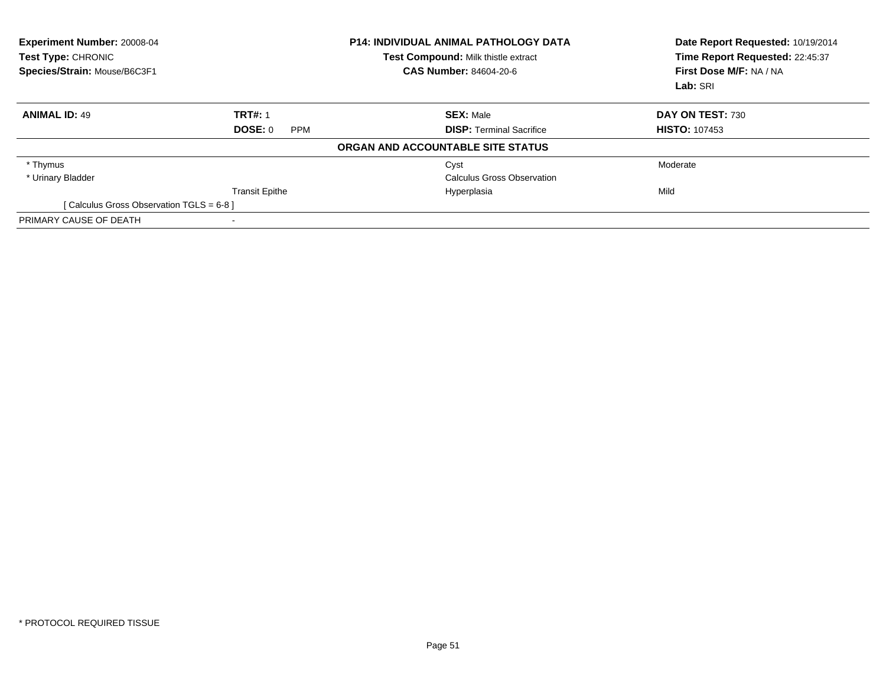**Experiment Number:** 20008-04
**Test Type:** CHRONIC
**Species/Strain:** Mouse/B6C3F1

**P14: INDIVIDUAL ANIMAL PATHOLOGY DATA**
**Test Compound:** Milk thistle extract
**CAS Number:** 84604-20-6

**Date Report Requested:** 10/19/2014
**Time Report Requested:** 22:45:37
**First Dose M/F:** NA / NA
**Lab:** SRI

| **ANIMAL ID:** 49 | **TRT#:** 1 | **SEX:** Male | **DAY ON TEST:** 730 |
|---|---|---|---|
| | **DOSE:** 0 PPM | **DISP:** Terminal Sacrifice | **HISTO:** 107453 |

**ORGAN AND ACCOUNTABLE SITE STATUS**

| | | | |
|---|---|---|---|
| * Thymus | | Cyst | Moderate |
| * Urinary Bladder | | Calculus Gross Observation | |
| | Transit Epithe | Hyperplasia | Mild |
| [ Calculus Gross Observation TGLS = 6-8 ] | | | |
| PRIMARY CAUSE OF DEATH | - | | |

* PROTOCOL REQUIRED TISSUE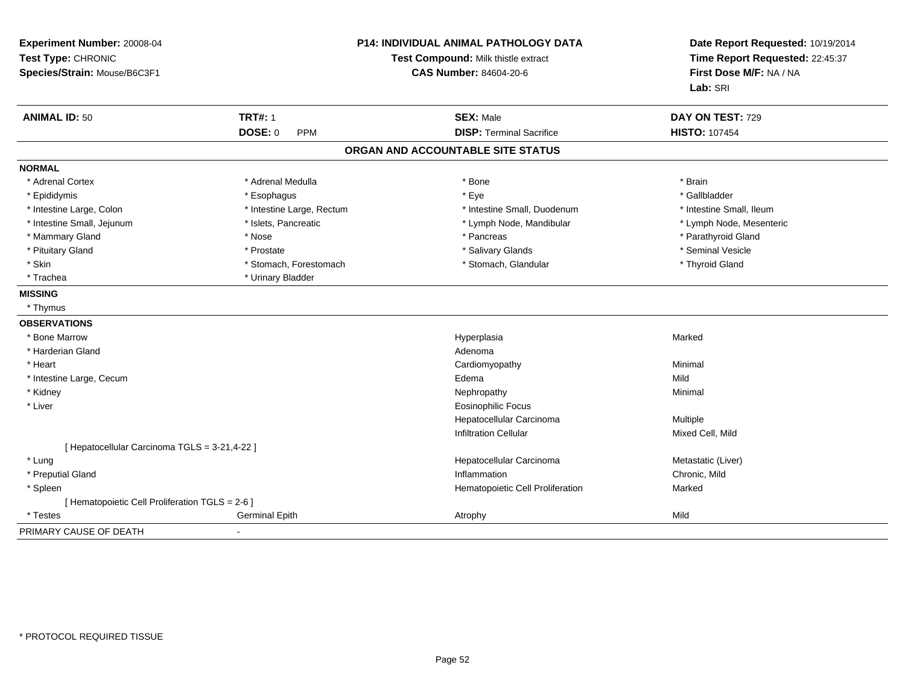**Experiment Number:** 20008-04
**Test Type:** CHRONIC
**Species/Strain:** Mouse/B6C3F1

**P14: INDIVIDUAL ANIMAL PATHOLOGY DATA**
**Test Compound:** Milk thistle extract
**CAS Number:** 84604-20-6

**Date Report Requested:** 10/19/2014
**Time Report Requested:** 22:45:37
**First Dose M/F:** NA / NA
**Lab:** SRI

| **ANIMAL ID:** 50 | **TRT#:** 1 | **SEX:** Male | **DAY ON TEST:** 729 |
|---|---|---|---|
| | **DOSE:** 0 PPM | **DISP:** Terminal Sacrifice | **HISTO:** 107454 |

### ORGAN AND ACCOUNTABLE SITE STATUS

**NORMAL**

| | | | |
|---|---|---|---|
| * Adrenal Cortex | * Adrenal Medulla | * Bone | * Brain |
| * Epididymis | * Esophagus | * Eye | * Gallbladder |
| * Intestine Large, Colon | * Intestine Large, Rectum | * Intestine Small, Duodenum | * Intestine Small, Ileum |
| * Intestine Small, Jejunum | * Islets, Pancreatic | * Lymph Node, Mandibular | * Lymph Node, Mesenteric |
| * Mammary Gland | * Nose | * Pancreas | * Parathyroid Gland |
| * Pituitary Gland | * Prostate | * Salivary Glands | * Seminal Vesicle |
| * Skin | * Stomach, Forestomach | * Stomach, Glandular | * Thyroid Gland |
| * Trachea | * Urinary Bladder | | |

**MISSING**

* Thymus

**OBSERVATIONS**

| | | | |
|---|---|---|---|
| * Bone Marrow | | Hyperplasia | Marked |
| * Harderian Gland | | Adenoma | |
| * Heart | | Cardiomyopathy | Minimal |
| * Intestine Large, Cecum | | Edema | Mild |
| * Kidney | | Nephropathy | Minimal |
| * Liver | | Eosinophilic Focus | |
| | | Hepatocellular Carcinoma | Multiple |
| | | Infiltration Cellular | Mixed Cell, Mild |
| [ Hepatocellular Carcinoma TGLS = 3-21,4-22 ] | | | |
| * Lung | | Hepatocellular Carcinoma | Metastatic (Liver) |
| * Preputial Gland | | Inflammation | Chronic, Mild |
| * Spleen | | Hematopoietic Cell Proliferation | Marked |
| [ Hematopoietic Cell Proliferation TGLS = 2-6 ] | | | |
| * Testes | Germinal Epith | Atrophy | Mild |

PRIMARY CAUSE OF DEATH -

* PROTOCOL REQUIRED TISSUE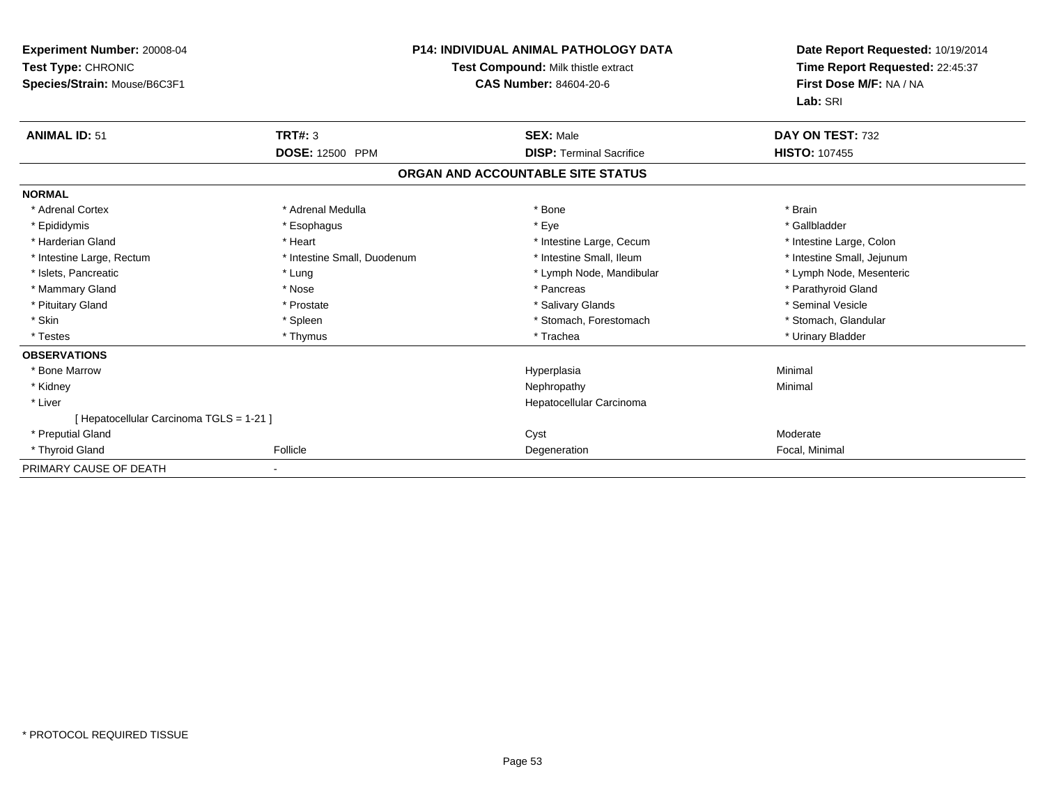**Experiment Number:** 20008-04
**Test Type:** CHRONIC
**Species/Strain:** Mouse/B6C3F1

**P14: INDIVIDUAL ANIMAL PATHOLOGY DATA**
**Test Compound:** Milk thistle extract
**CAS Number:** 84604-20-6

**Date Report Requested:** 10/19/2014
**Time Report Requested:** 22:45:37
**First Dose M/F:** NA / NA
**Lab:** SRI

| **ANIMAL ID:** 51 | **TRT#:** 3 | **SEX:** Male | **DAY ON TEST:** 732 |
|---|---|---|---|
| | **DOSE:** 12500 PPM | **DISP:** Terminal Sacrifice | **HISTO:** 107455 |

## ORGAN AND ACCOUNTABLE SITE STATUS

| | | | |
|---|---|---|---|
| **NORMAL** | | | |
| * Adrenal Cortex | * Adrenal Medulla | * Bone | * Brain |
| * Epididymis | * Esophagus | * Eye | * Gallbladder |
| * Harderian Gland | * Heart | * Intestine Large, Cecum | * Intestine Large, Colon |
| * Intestine Large, Rectum | * Intestine Small, Duodenum | * Intestine Small, Ileum | * Intestine Small, Jejunum |
| * Islets, Pancreatic | * Lung | * Lymph Node, Mandibular | * Lymph Node, Mesenteric |
| * Mammary Gland | * Nose | * Pancreas | * Parathyroid Gland |
| * Pituitary Gland | * Prostate | * Salivary Glands | * Seminal Vesicle |
| * Skin | * Spleen | * Stomach, Forestomach | * Stomach, Glandular |
| * Testes | * Thymus | * Trachea | * Urinary Bladder |
| **OBSERVATIONS** | | | |
| * Bone Marrow | | Hyperplasia | Minimal |
| * Kidney | | Nephropathy | Minimal |
| * Liver | | Hepatocellular Carcinoma | |
| [ Hepatocellular Carcinoma TGLS = 1-21 ] | | | |
| * Preputial Gland | | Cyst | Moderate |
| * Thyroid Gland | Follicle | Degeneration | Focal, Minimal |
| PRIMARY CAUSE OF DEATH | - | | |

* PROTOCOL REQUIRED TISSUE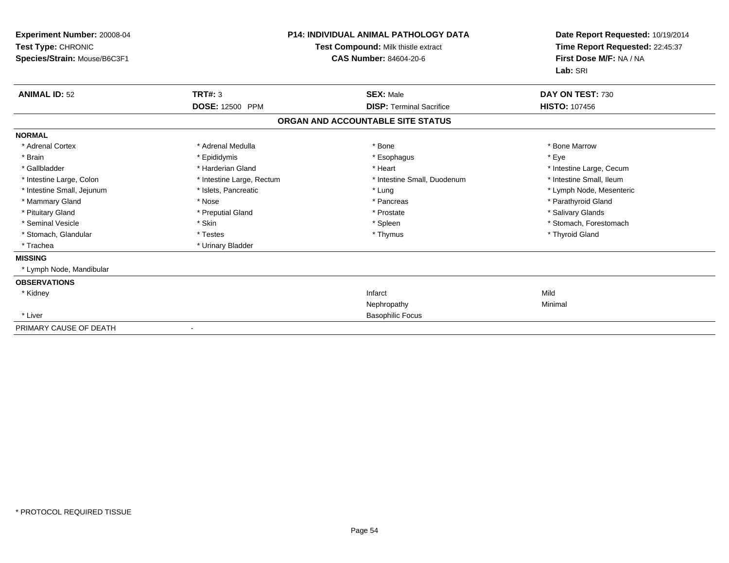**Experiment Number:** 20008-04
**Test Type:** CHRONIC
**Species/Strain:** Mouse/B6C3F1

**P14: INDIVIDUAL ANIMAL PATHOLOGY DATA**
**Test Compound:** Milk thistle extract
**CAS Number:** 84604-20-6

**Date Report Requested:** 10/19/2014
**Time Report Requested:** 22:45:37
**First Dose M/F:** NA / NA
**Lab:** SRI

| **ANIMAL ID:** 52 | **TRT#:** 3 | **SEX:** Male | **DAY ON TEST:** 730 |
|---|---|---|---|
| | **DOSE:** 12500 PPM | **DISP:** Terminal Sacrifice | **HISTO:** 107456 |

## ORGAN AND ACCOUNTABLE SITE STATUS

| | | | |
|---|---|---|---|
| **NORMAL** | | | |
| * Adrenal Cortex | * Adrenal Medulla | * Bone | * Bone Marrow |
| * Brain | * Epididymis | * Esophagus | * Eye |
| * Gallbladder | * Harderian Gland | * Heart | * Intestine Large, Cecum |
| * Intestine Large, Colon | * Intestine Large, Rectum | * Intestine Small, Duodenum | * Intestine Small, Ileum |
| * Intestine Small, Jejunum | * Islets, Pancreatic | * Lung | * Lymph Node, Mesenteric |
| * Mammary Gland | * Nose | * Pancreas | * Parathyroid Gland |
| * Pituitary Gland | * Preputial Gland | * Prostate | * Salivary Glands |
| * Seminal Vesicle | * Skin | * Spleen | * Stomach, Forestomach |
| * Stomach, Glandular | * Testes | * Thymus | * Thyroid Gland |
| * Trachea | * Urinary Bladder | | |
| **MISSING** | | | |
| * Lymph Node, Mandibular | | | |
| **OBSERVATIONS** | | | |
| * Kidney | | Infarct | Mild |
| | | Nephropathy | Minimal |
| * Liver | | Basophilic Focus | |
| PRIMARY CAUSE OF DEATH | - | | |

\* PROTOCOL REQUIRED TISSUE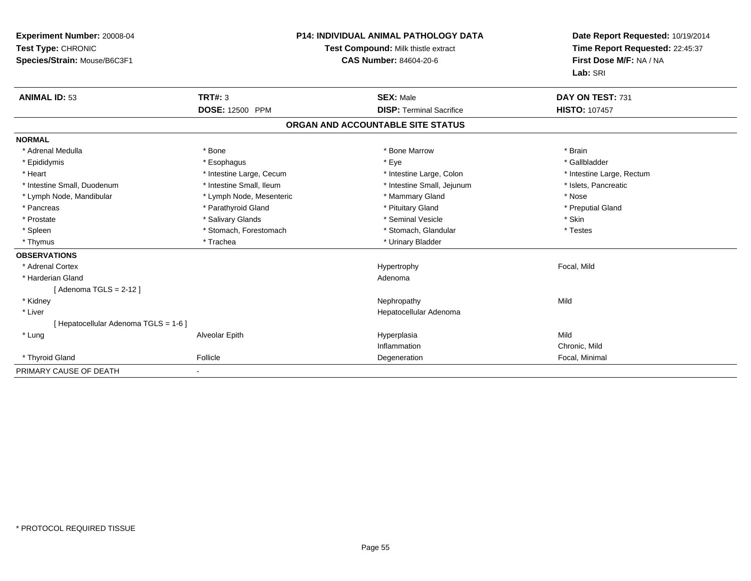**Experiment Number:** 20008-04
**Test Type:** CHRONIC
**Species/Strain:** Mouse/B6C3F1

**P14: INDIVIDUAL ANIMAL PATHOLOGY DATA**
**Test Compound:** Milk thistle extract
**CAS Number:** 84604-20-6

**Date Report Requested:** 10/19/2014
**Time Report Requested:** 22:45:37
**First Dose M/F:** NA / NA
**Lab:** SRI

| **ANIMAL ID:** 53 | **TRT#:** 3 | **SEX:** Male | **DAY ON TEST:** 731 |
|---|---|---|---|
| | **DOSE:** 12500 PPM | **DISP:** Terminal Sacrifice | **HISTO:** 107457 |

## ORGAN AND ACCOUNTABLE SITE STATUS

**NORMAL**

| | | | |
|---|---|---|---|
| * Adrenal Medulla | * Bone | * Bone Marrow | * Brain |
| * Epididymis | * Esophagus | * Eye | * Gallbladder |
| * Heart | * Intestine Large, Cecum | * Intestine Large, Colon | * Intestine Large, Rectum |
| * Intestine Small, Duodenum | * Intestine Small, Ileum | * Intestine Small, Jejunum | * Islets, Pancreatic |
| * Lymph Node, Mandibular | * Lymph Node, Mesenteric | * Mammary Gland | * Nose |
| * Pancreas | * Parathyroid Gland | * Pituitary Gland | * Preputial Gland |
| * Prostate | * Salivary Glands | * Seminal Vesicle | * Skin |
| * Spleen | * Stomach, Forestomach | * Stomach, Glandular | * Testes |
| * Thymus | * Trachea | * Urinary Bladder | |

**OBSERVATIONS**

| | | | |
|---|---|---|---|
| * Adrenal Cortex | | Hypertrophy | Focal, Mild |
| * Harderian Gland | | Adenoma | |
| [ Adenoma TGLS = 2-12 ] | | | |
| * Kidney | | Nephropathy | Mild |
| * Liver | | Hepatocellular Adenoma | |
| [ Hepatocellular Adenoma TGLS = 1-6 ] | | | |
| * Lung | Alveolar Epith | Hyperplasia | Mild |
| | | Inflammation | Chronic, Mild |
| * Thyroid Gland | Follicle | Degeneration | Focal, Minimal |

PRIMARY CAUSE OF DEATH -

* PROTOCOL REQUIRED TISSUE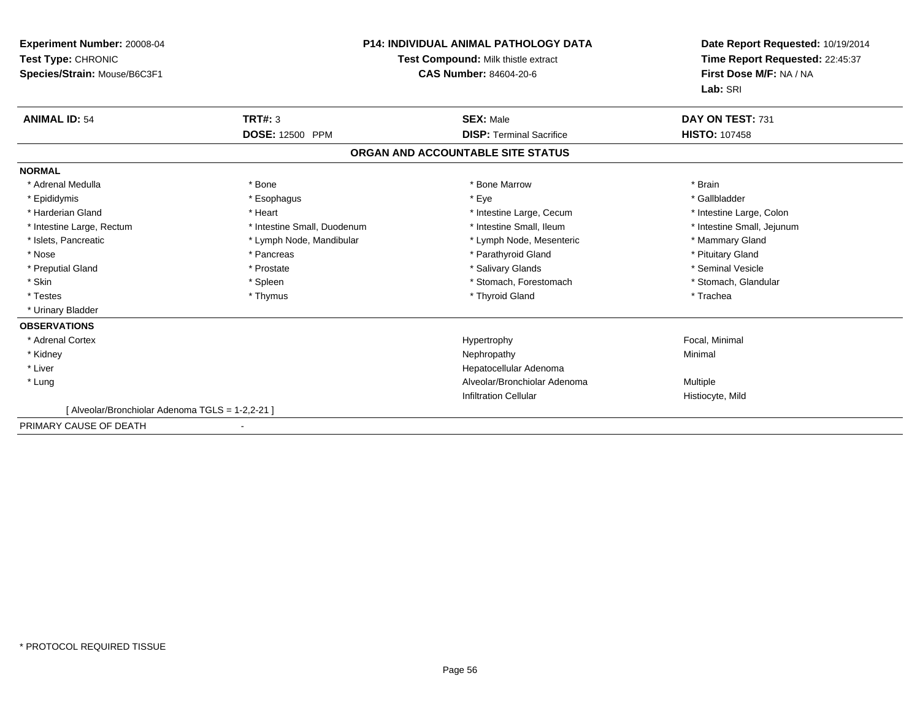**Experiment Number:** 20008-04
**Test Type:** CHRONIC
**Species/Strain:** Mouse/B6C3F1

**P14: INDIVIDUAL ANIMAL PATHOLOGY DATA**
**Test Compound:** Milk thistle extract
**CAS Number:** 84604-20-6

**Date Report Requested:** 10/19/2014
**Time Report Requested:** 22:45:37
**First Dose M/F:** NA / NA
**Lab:** SRI

| **ANIMAL ID:** 54 | **TRT#:** 3 | **SEX:** Male | **DAY ON TEST:** 731 |
|---|---|---|---|
| | **DOSE:** 12500 PPM | **DISP:** Terminal Sacrifice | **HISTO:** 107458 |

## ORGAN AND ACCOUNTABLE SITE STATUS

**NORMAL**

| | | | |
|---|---|---|---|
| * Adrenal Medulla | * Bone | * Bone Marrow | * Brain |
| * Epididymis | * Esophagus | * Eye | * Gallbladder |
| * Harderian Gland | * Heart | * Intestine Large, Cecum | * Intestine Large, Colon |
| * Intestine Large, Rectum | * Intestine Small, Duodenum | * Intestine Small, Ileum | * Intestine Small, Jejunum |
| * Islets, Pancreatic | * Lymph Node, Mandibular | * Lymph Node, Mesenteric | * Mammary Gland |
| * Nose | * Pancreas | * Parathyroid Gland | * Pituitary Gland |
| * Preputial Gland | * Prostate | * Salivary Glands | * Seminal Vesicle |
| * Skin | * Spleen | * Stomach, Forestomach | * Stomach, Glandular |
| * Testes | * Thymus | * Thyroid Gland | * Trachea |
| * Urinary Bladder | | | |

**OBSERVATIONS**

| | | |
|---|---|---|
| * Adrenal Cortex | Hypertrophy | Focal, Minimal |
| * Kidney | Nephropathy | Minimal |
| * Liver | Hepatocellular Adenoma | |
| * Lung | Alveolar/Bronchiolar Adenoma | Multiple |
| | Infiltration Cellular | Histiocyte, Mild |

[ Alveolar/Bronchiolar Adenoma TGLS = 1-2,2-21 ]

PRIMARY CAUSE OF DEATH -

* PROTOCOL REQUIRED TISSUE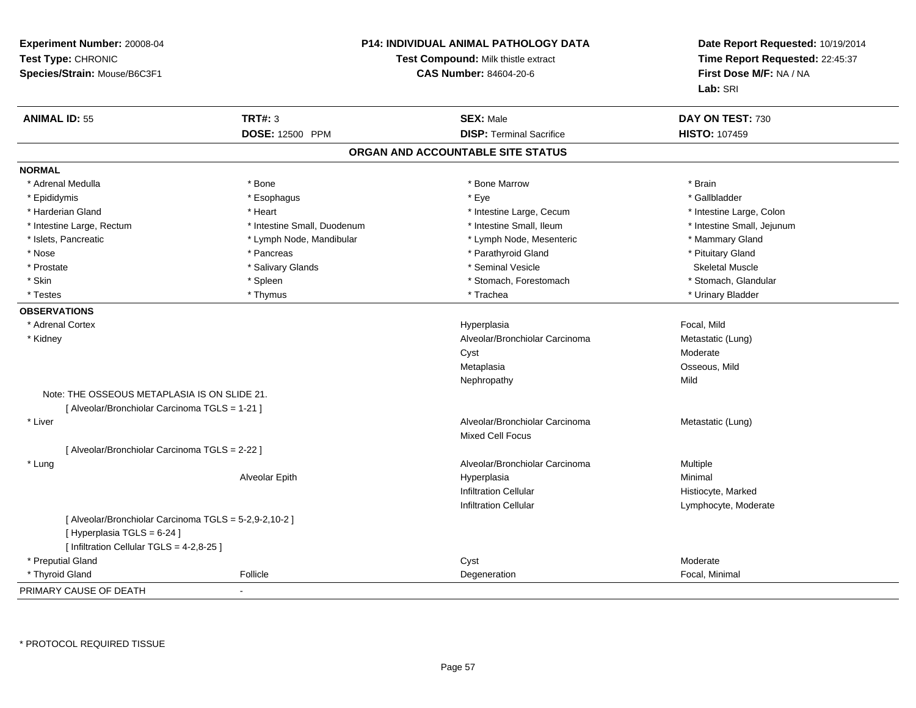**Experiment Number:** 20008-04
**Test Type:** CHRONIC
**Species/Strain:** Mouse/B6C3F1

**P14: INDIVIDUAL ANIMAL PATHOLOGY DATA**
**Test Compound:** Milk thistle extract
**CAS Number:** 84604-20-6

**Date Report Requested:** 10/19/2014
**Time Report Requested:** 22:45:37
**First Dose M/F:** NA / NA
**Lab:** SRI

| **ANIMAL ID:** 55 | **TRT#:** 3 | **SEX:** Male | **DAY ON TEST:** 730 |
|---|---|---|---|
| | **DOSE:** 12500 PPM | **DISP:** Terminal Sacrifice | **HISTO:** 107459 |

## ORGAN AND ACCOUNTABLE SITE STATUS

**NORMAL**

| | | | |
|---|---|---|---|
| * Adrenal Medulla | * Bone | * Bone Marrow | * Brain |
| * Epididymis | * Esophagus | * Eye | * Gallbladder |
| * Harderian Gland | * Heart | * Intestine Large, Cecum | * Intestine Large, Colon |
| * Intestine Large, Rectum | * Intestine Small, Duodenum | * Intestine Small, Ileum | * Intestine Small, Jejunum |
| * Islets, Pancreatic | * Lymph Node, Mandibular | * Lymph Node, Mesenteric | * Mammary Gland |
| * Nose | * Pancreas | * Parathyroid Gland | * Pituitary Gland |
| * Prostate | * Salivary Glands | * Seminal Vesicle | Skeletal Muscle |
| * Skin | * Spleen | * Stomach, Forestomach | * Stomach, Glandular |
| * Testes | * Thymus | * Trachea | * Urinary Bladder |

**OBSERVATIONS**

| | | | |
|---|---|---|---|
| * Adrenal Cortex | | Hyperplasia | Focal, Mild |
| * Kidney | | Alveolar/Bronchiolar Carcinoma | Metastatic (Lung) |
| | | Cyst | Moderate |
| | | Metaplasia | Osseous, Mild |
| | | Nephropathy | Mild |
| Note: THE OSSEOUS METAPLASIA IS ON SLIDE 21. | | | |
| [ Alveolar/Bronchiolar Carcinoma TGLS = 1-21 ] | | | |
| * Liver | | Alveolar/Bronchiolar Carcinoma | Metastatic (Lung) |
| | | Mixed Cell Focus | |
| [ Alveolar/Bronchiolar Carcinoma TGLS = 2-22 ] | | | |
| * Lung | | Alveolar/Bronchiolar Carcinoma | Multiple |
| | Alveolar Epith | Hyperplasia | Minimal |
| | | Infiltration Cellular | Histiocyte, Marked |
| | | Infiltration Cellular | Lymphocyte, Moderate |
| [ Alveolar/Bronchiolar Carcinoma TGLS = 5-2,9-2,10-2 ] | | | |
| [ Hyperplasia TGLS = 6-24 ] | | | |
| [ Infiltration Cellular TGLS = 4-2,8-25 ] | | | |
| * Preputial Gland | | Cyst | Moderate |
| * Thyroid Gland | Follicle | Degeneration | Focal, Minimal |

PRIMARY CAUSE OF DEATH -

\* PROTOCOL REQUIRED TISSUE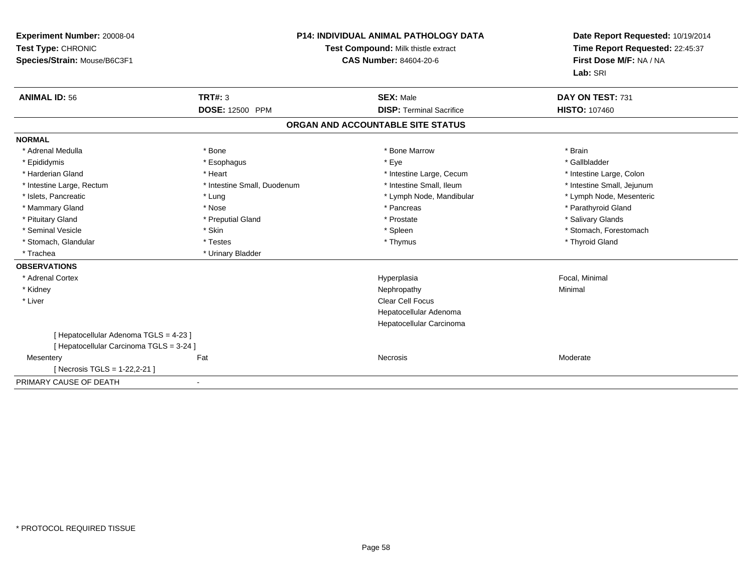**Experiment Number:** 20008-04
**Test Type:** CHRONIC
**Species/Strain:** Mouse/B6C3F1

**P14: INDIVIDUAL ANIMAL PATHOLOGY DATA**
**Test Compound:** Milk thistle extract
**CAS Number:** 84604-20-6

**Date Report Requested:** 10/19/2014
**Time Report Requested:** 22:45:37
**First Dose M/F:** NA / NA
**Lab:** SRI

| **ANIMAL ID:** 56 | **TRT#:** 3 | **SEX:** Male | **DAY ON TEST:** 731 |
|---|---|---|---|
| | **DOSE:** 12500 PPM | **DISP:** Terminal Sacrifice | **HISTO:** 107460 |

## ORGAN AND ACCOUNTABLE SITE STATUS

**NORMAL**

| | | | |
|---|---|---|---|
| * Adrenal Medulla | * Bone | * Bone Marrow | * Brain |
| * Epididymis | * Esophagus | * Eye | * Gallbladder |
| * Harderian Gland | * Heart | * Intestine Large, Cecum | * Intestine Large, Colon |
| * Intestine Large, Rectum | * Intestine Small, Duodenum | * Intestine Small, Ileum | * Intestine Small, Jejunum |
| * Islets, Pancreatic | * Lung | * Lymph Node, Mandibular | * Lymph Node, Mesenteric |
| * Mammary Gland | * Nose | * Pancreas | * Parathyroid Gland |
| * Pituitary Gland | * Preputial Gland | * Prostate | * Salivary Glands |
| * Seminal Vesicle | * Skin | * Spleen | * Stomach, Forestomach |
| * Stomach, Glandular | * Testes | * Thymus | * Thyroid Gland |
| * Trachea | * Urinary Bladder | | |

**OBSERVATIONS**

| | | | |
|---|---|---|---|
| * Adrenal Cortex | | Hyperplasia | Focal, Minimal |
| * Kidney | | Nephropathy | Minimal |
| * Liver | | Clear Cell Focus | |
| | | Hepatocellular Adenoma | |
| | | Hepatocellular Carcinoma | |
| [ Hepatocellular Adenoma TGLS = 4-23 ] | | | |
| [ Hepatocellular Carcinoma TGLS = 3-24 ] | | | |
| Mesentery | Fat | Necrosis | Moderate |
| [ Necrosis TGLS = 1-22,2-21 ] | | | |

PRIMARY CAUSE OF DEATH -

* PROTOCOL REQUIRED TISSUE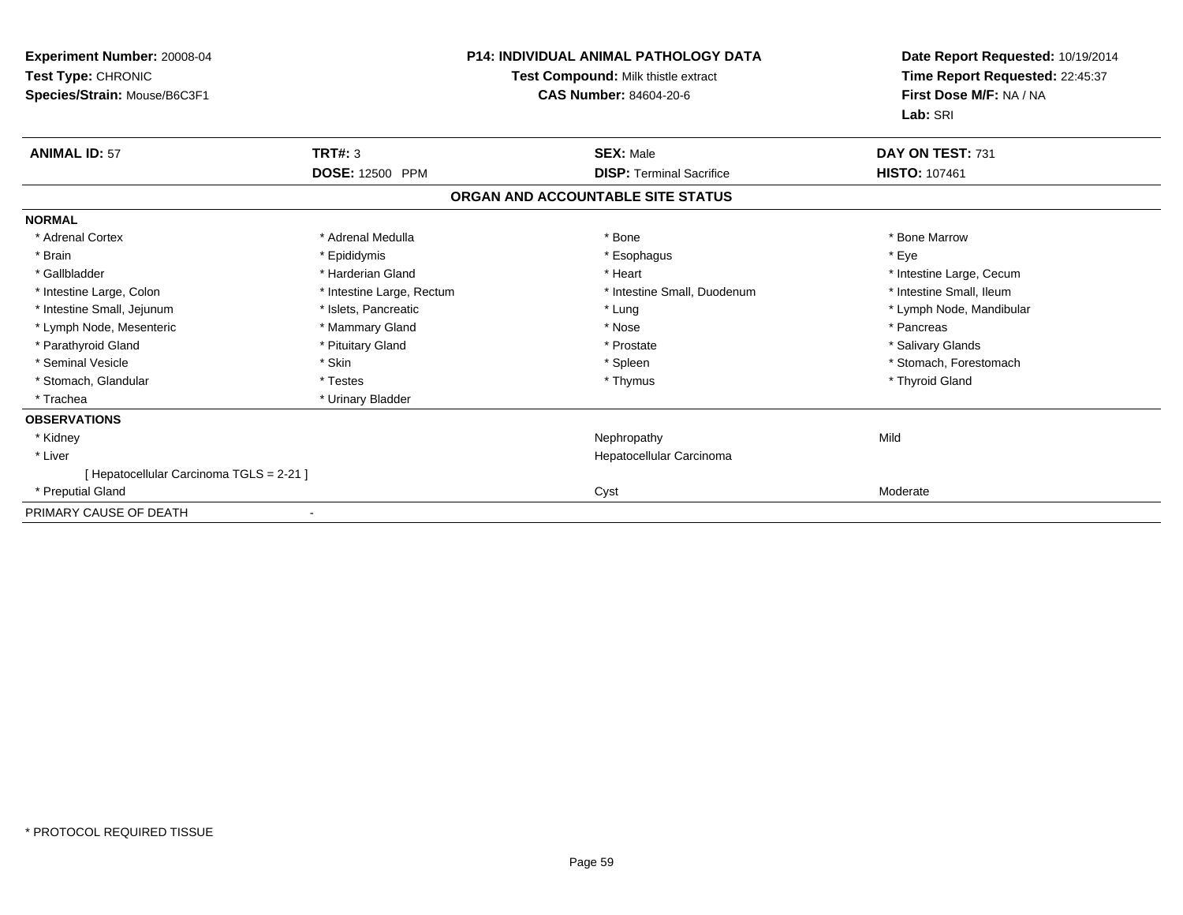**Experiment Number:** 20008-04
**Test Type:** CHRONIC
**Species/Strain:** Mouse/B6C3F1

**P14: INDIVIDUAL ANIMAL PATHOLOGY DATA**
**Test Compound:** Milk thistle extract
**CAS Number:** 84604-20-6

**Date Report Requested:** 10/19/2014
**Time Report Requested:** 22:45:37
**First Dose M/F:** NA / NA
**Lab:** SRI

| **ANIMAL ID:** 57 | **TRT#:** 3 | **SEX:** Male | **DAY ON TEST:** 731 |
|---|---|---|---|
| | **DOSE:** 12500 PPM | **DISP:** Terminal Sacrifice | **HISTO:** 107461 |

**ORGAN AND ACCOUNTABLE SITE STATUS**

**NORMAL**

| | | | |
|---|---|---|---|
| * Adrenal Cortex | * Adrenal Medulla | * Bone | * Bone Marrow |
| * Brain | * Epididymis | * Esophagus | * Eye |
| * Gallbladder | * Harderian Gland | * Heart | * Intestine Large, Cecum |
| * Intestine Large, Colon | * Intestine Large, Rectum | * Intestine Small, Duodenum | * Intestine Small, Ileum |
| * Intestine Small, Jejunum | * Islets, Pancreatic | * Lung | * Lymph Node, Mandibular |
| * Lymph Node, Mesenteric | * Mammary Gland | * Nose | * Pancreas |
| * Parathyroid Gland | * Pituitary Gland | * Prostate | * Salivary Glands |
| * Seminal Vesicle | * Skin | * Spleen | * Stomach, Forestomach |
| * Stomach, Glandular | * Testes | * Thymus | * Thyroid Gland |
| * Trachea | * Urinary Bladder | | |

**OBSERVATIONS**

| | | |
|---|---|---|
| * Kidney | Nephropathy | Mild |
| * Liver | Hepatocellular Carcinoma | |
| [ Hepatocellular Carcinoma TGLS = 2-21 ] | | |
| * Preputial Gland | Cyst | Moderate |

PRIMARY CAUSE OF DEATH -

* PROTOCOL REQUIRED TISSUE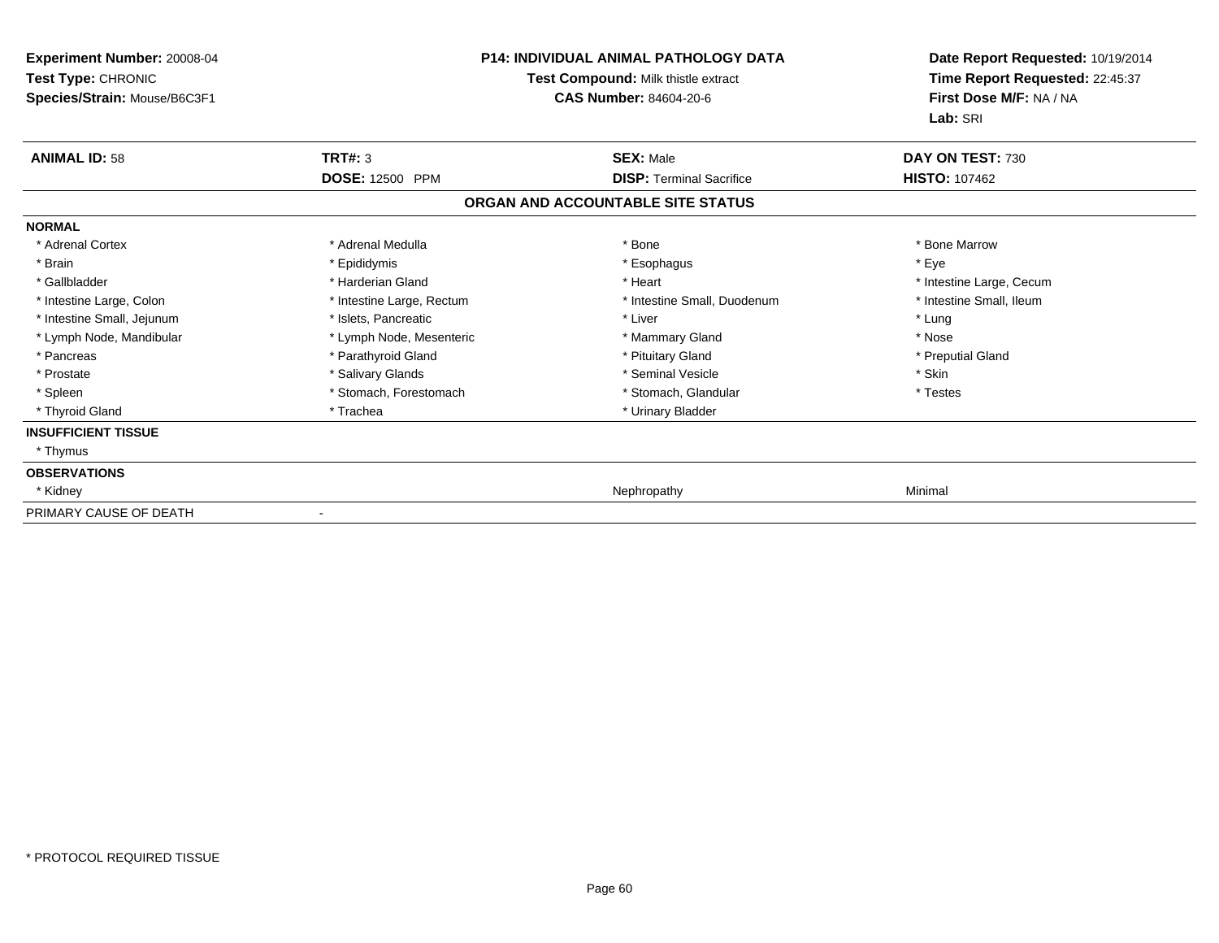**Experiment Number:** 20008-04
**Test Type:** CHRONIC
**Species/Strain:** Mouse/B6C3F1

**P14: INDIVIDUAL ANIMAL PATHOLOGY DATA**
**Test Compound:** Milk thistle extract
**CAS Number:** 84604-20-6

**Date Report Requested:** 10/19/2014
**Time Report Requested:** 22:45:37
**First Dose M/F:** NA / NA
**Lab:** SRI

| **ANIMAL ID:** 58 | **TRT#:** 3 | **SEX:** Male | **DAY ON TEST:** 730 |
|---|---|---|---|
| | **DOSE:** 12500 PPM | **DISP:** Terminal Sacrifice | **HISTO:** 107462 |

**ORGAN AND ACCOUNTABLE SITE STATUS**

**NORMAL**

| | | | |
|---|---|---|---|
| * Adrenal Cortex | * Adrenal Medulla | * Bone | * Bone Marrow |
| * Brain | * Epididymis | * Esophagus | * Eye |
| * Gallbladder | * Harderian Gland | * Heart | * Intestine Large, Cecum |
| * Intestine Large, Colon | * Intestine Large, Rectum | * Intestine Small, Duodenum | * Intestine Small, Ileum |
| * Intestine Small, Jejunum | * Islets, Pancreatic | * Liver | * Lung |
| * Lymph Node, Mandibular | * Lymph Node, Mesenteric | * Mammary Gland | * Nose |
| * Pancreas | * Parathyroid Gland | * Pituitary Gland | * Preputial Gland |
| * Prostate | * Salivary Glands | * Seminal Vesicle | * Skin |
| * Spleen | * Stomach, Forestomach | * Stomach, Glandular | * Testes |
| * Thyroid Gland | * Trachea | * Urinary Bladder | |

**INSUFFICIENT TISSUE**

* Thymus

**OBSERVATIONS**

| | | | |
|---|---|---|---|
| * Kidney | | Nephropathy | Minimal |

PRIMARY CAUSE OF DEATH -

* PROTOCOL REQUIRED TISSUE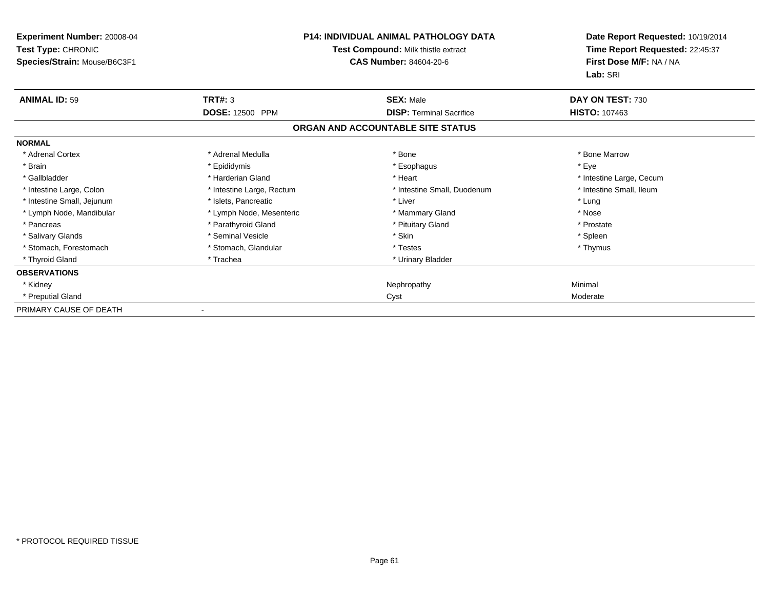**Experiment Number:** 20008-04
**Test Type:** CHRONIC
**Species/Strain:** Mouse/B6C3F1

**P14: INDIVIDUAL ANIMAL PATHOLOGY DATA**
**Test Compound:** Milk thistle extract
**CAS Number:** 84604-20-6

**Date Report Requested:** 10/19/2014
**Time Report Requested:** 22:45:37
**First Dose M/F:** NA / NA
**Lab:** SRI

| **ANIMAL ID:** 59 | **TRT#:** 3 | **SEX:** Male | **DAY ON TEST:** 730 |
|---|---|---|---|
| | **DOSE:** 12500 PPM | **DISP:** Terminal Sacrifice | **HISTO:** 107463 |

## ORGAN AND ACCOUNTABLE SITE STATUS

| | | | |
|---|---|---|---|
| **NORMAL** | | | |
| * Adrenal Cortex | * Adrenal Medulla | * Bone | * Bone Marrow |
| * Brain | * Epididymis | * Esophagus | * Eye |
| * Gallbladder | * Harderian Gland | * Heart | * Intestine Large, Cecum |
| * Intestine Large, Colon | * Intestine Large, Rectum | * Intestine Small, Duodenum | * Intestine Small, Ileum |
| * Intestine Small, Jejunum | * Islets, Pancreatic | * Liver | * Lung |
| * Lymph Node, Mandibular | * Lymph Node, Mesenteric | * Mammary Gland | * Nose |
| * Pancreas | * Parathyroid Gland | * Pituitary Gland | * Prostate |
| * Salivary Glands | * Seminal Vesicle | * Skin | * Spleen |
| * Stomach, Forestomach | * Stomach, Glandular | * Testes | * Thymus |
| * Thyroid Gland | * Trachea | * Urinary Bladder | |
| **OBSERVATIONS** | | | |
| * Kidney | | Nephropathy | Minimal |
| * Preputial Gland | | Cyst | Moderate |
| PRIMARY CAUSE OF DEATH | - | | |

\* PROTOCOL REQUIRED TISSUE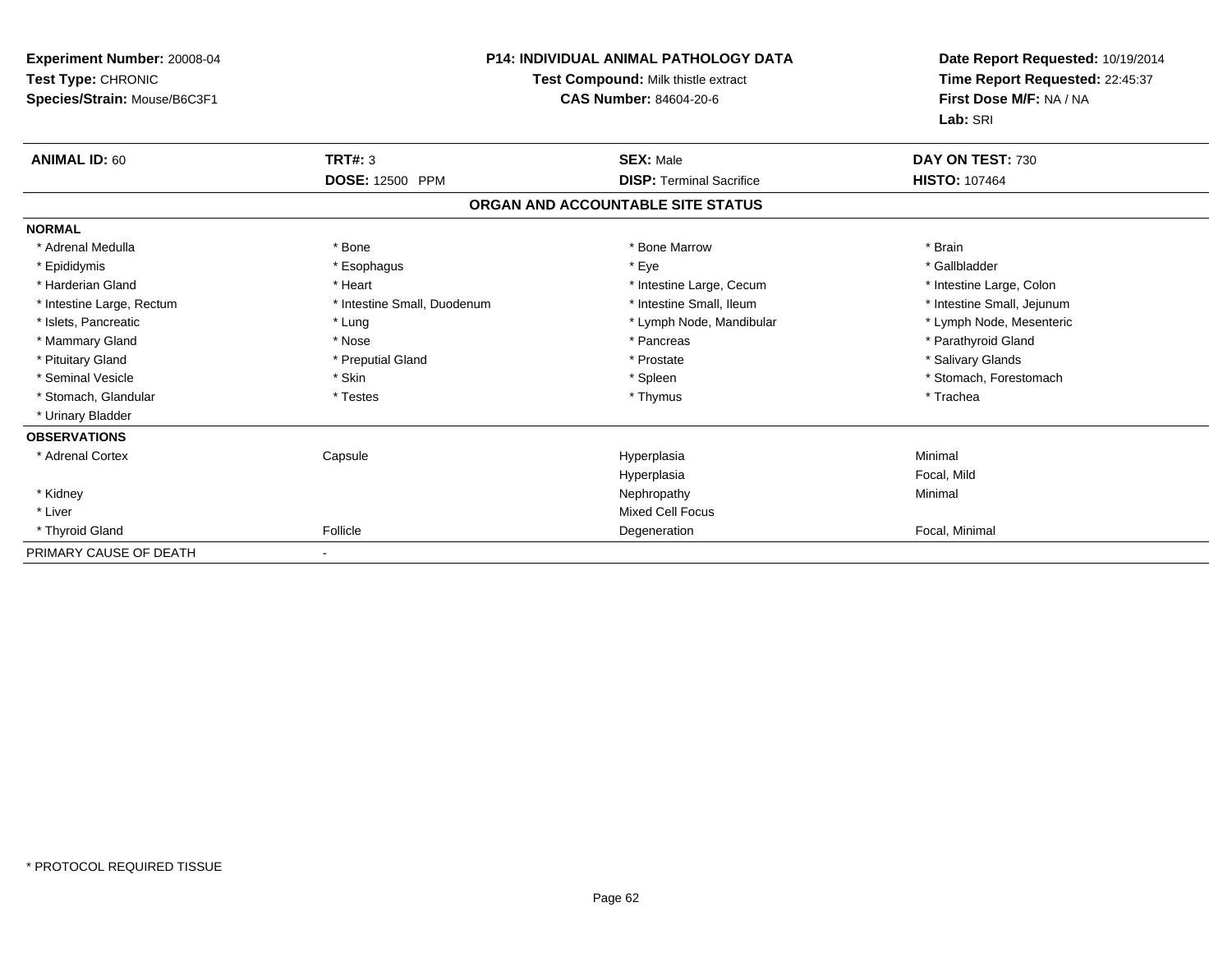**Experiment Number:** 20008-04
**Test Type:** CHRONIC
**Species/Strain:** Mouse/B6C3F1

**P14: INDIVIDUAL ANIMAL PATHOLOGY DATA**
**Test Compound:** Milk thistle extract
**CAS Number:** 84604-20-6

**Date Report Requested:** 10/19/2014
**Time Report Requested:** 22:45:37
**First Dose M/F:** NA / NA
**Lab:** SRI

| **ANIMAL ID:** 60 | **TRT#:** 3 | **SEX:** Male | **DAY ON TEST:** 730 |
|---|---|---|---|
| | **DOSE:** 12500 PPM | **DISP:** Terminal Sacrifice | **HISTO:** 107464 |

**ORGAN AND ACCOUNTABLE SITE STATUS**

**NORMAL**

| | | | |
|---|---|---|---|
| * Adrenal Medulla | * Bone | * Bone Marrow | * Brain |
| * Epididymis | * Esophagus | * Eye | * Gallbladder |
| * Harderian Gland | * Heart | * Intestine Large, Cecum | * Intestine Large, Colon |
| * Intestine Large, Rectum | * Intestine Small, Duodenum | * Intestine Small, Ileum | * Intestine Small, Jejunum |
| * Islets, Pancreatic | * Lung | * Lymph Node, Mandibular | * Lymph Node, Mesenteric |
| * Mammary Gland | * Nose | * Pancreas | * Parathyroid Gland |
| * Pituitary Gland | * Preputial Gland | * Prostate | * Salivary Glands |
| * Seminal Vesicle | * Skin | * Spleen | * Stomach, Forestomach |
| * Stomach, Glandular | * Testes | * Thymus | * Trachea |
| * Urinary Bladder | | | |

**OBSERVATIONS**

| | | | |
|---|---|---|---|
| * Adrenal Cortex | Capsule | Hyperplasia | Minimal |
| | | Hyperplasia | Focal, Mild |
| * Kidney | | Nephropathy | Minimal |
| * Liver | | Mixed Cell Focus | |
| * Thyroid Gland | Follicle | Degeneration | Focal, Minimal |

PRIMARY CAUSE OF DEATH -

\* PROTOCOL REQUIRED TISSUE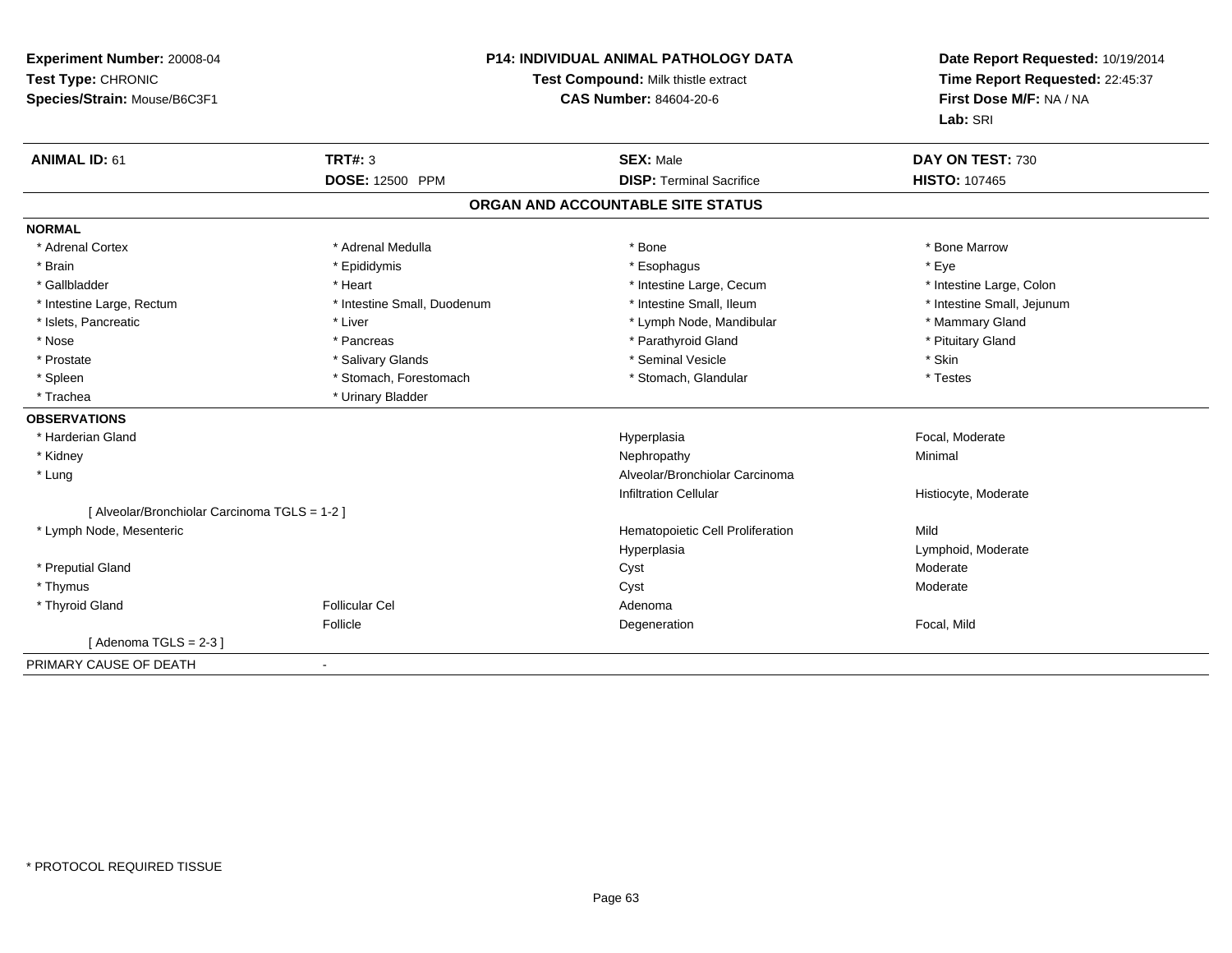**Experiment Number:** 20008-04
**Test Type:** CHRONIC
**Species/Strain:** Mouse/B6C3F1

**P14: INDIVIDUAL ANIMAL PATHOLOGY DATA**
**Test Compound:** Milk thistle extract
**CAS Number:** 84604-20-6

**Date Report Requested:** 10/19/2014
**Time Report Requested:** 22:45:37
**First Dose M/F:** NA / NA
**Lab:** SRI

| **ANIMAL ID:** 61 | **TRT#:** 3 | **SEX:** Male | **DAY ON TEST:** 730 |
|---|---|---|---|
| | **DOSE:** 12500 PPM | **DISP:** Terminal Sacrifice | **HISTO:** 107465 |

## ORGAN AND ACCOUNTABLE SITE STATUS

**NORMAL**

| | | | |
|---|---|---|---|
| * Adrenal Cortex | * Adrenal Medulla | * Bone | * Bone Marrow |
| * Brain | * Epididymis | * Esophagus | * Eye |
| * Gallbladder | * Heart | * Intestine Large, Cecum | * Intestine Large, Colon |
| * Intestine Large, Rectum | * Intestine Small, Duodenum | * Intestine Small, Ileum | * Intestine Small, Jejunum |
| * Islets, Pancreatic | * Liver | * Lymph Node, Mandibular | * Mammary Gland |
| * Nose | * Pancreas | * Parathyroid Gland | * Pituitary Gland |
| * Prostate | * Salivary Glands | * Seminal Vesicle | * Skin |
| * Spleen | * Stomach, Forestomach | * Stomach, Glandular | * Testes |
| * Trachea | * Urinary Bladder | | |

**OBSERVATIONS**

| | | | |
|---|---|---|---|
| * Harderian Gland | | Hyperplasia | Focal, Moderate |
| * Kidney | | Nephropathy | Minimal |
| * Lung | | Alveolar/Bronchiolar Carcinoma | |
| | | Infiltration Cellular | Histiocyte, Moderate |
| [ Alveolar/Bronchiolar Carcinoma TGLS = 1-2 ] | | | |
| * Lymph Node, Mesenteric | | Hematopoietic Cell Proliferation | Mild |
| | | Hyperplasia | Lymphoid, Moderate |
| * Preputial Gland | | Cyst | Moderate |
| * Thymus | | Cyst | Moderate |
| * Thyroid Gland | Follicular Cel | Adenoma | |
| | Follicle | Degeneration | Focal, Mild |
| [ Adenoma TGLS = 2-3 ] | | | |

PRIMARY CAUSE OF DEATH -

* PROTOCOL REQUIRED TISSUE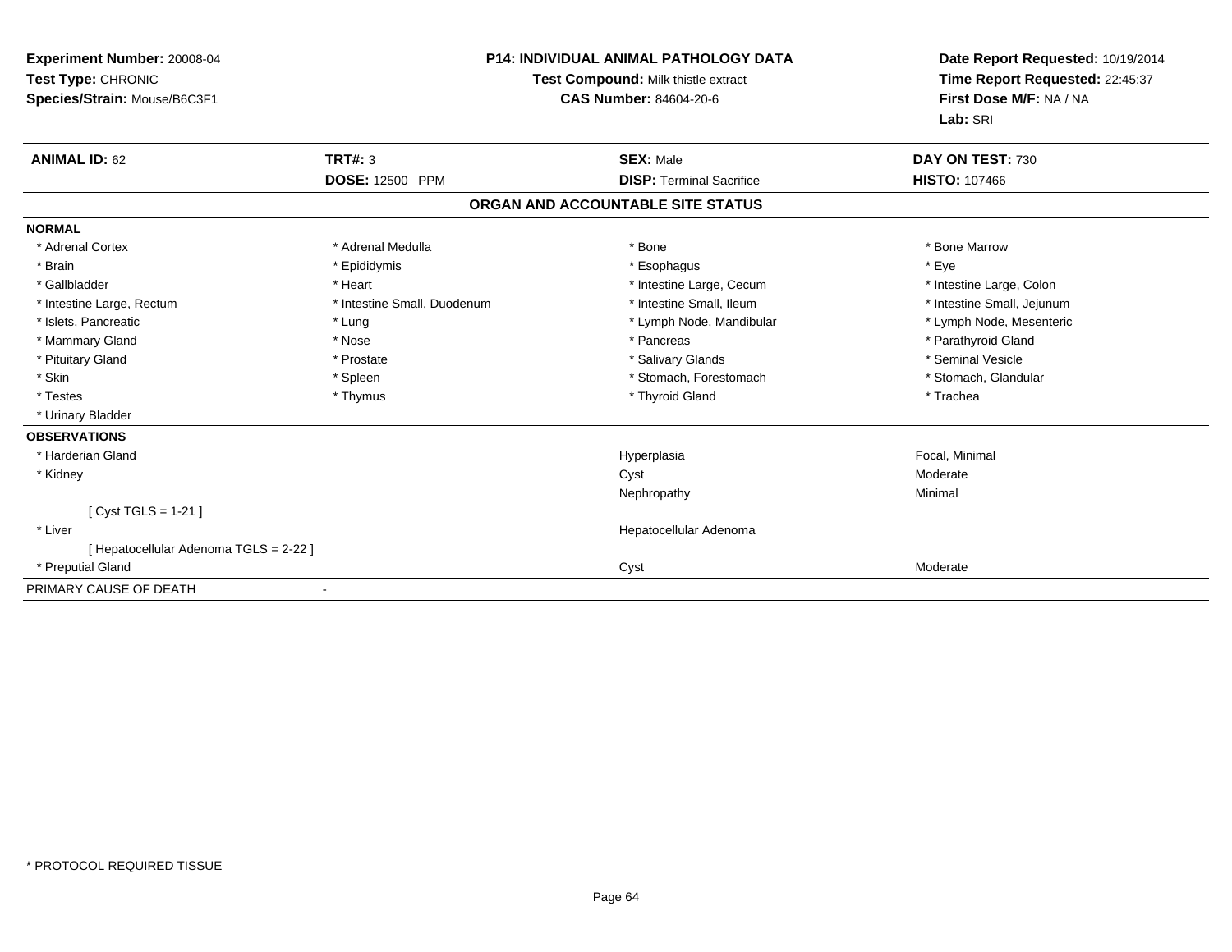**Experiment Number:** 20008-04
**Test Type:** CHRONIC
**Species/Strain:** Mouse/B6C3F1

**P14: INDIVIDUAL ANIMAL PATHOLOGY DATA**
**Test Compound:** Milk thistle extract
**CAS Number:** 84604-20-6

**Date Report Requested:** 10/19/2014
**Time Report Requested:** 22:45:37
**First Dose M/F:** NA / NA
**Lab:** SRI

| **ANIMAL ID:** 62 | **TRT#:** 3 | **SEX:** Male | **DAY ON TEST:** 730 |
|---|---|---|---|
| | **DOSE:** 12500 PPM | **DISP:** Terminal Sacrifice | **HISTO:** 107466 |

## ORGAN AND ACCOUNTABLE SITE STATUS

**NORMAL**

| | | | |
|---|---|---|---|
| * Adrenal Cortex | * Adrenal Medulla | * Bone | * Bone Marrow |
| * Brain | * Epididymis | * Esophagus | * Eye |
| * Gallbladder | * Heart | * Intestine Large, Cecum | * Intestine Large, Colon |
| * Intestine Large, Rectum | * Intestine Small, Duodenum | * Intestine Small, Ileum | * Intestine Small, Jejunum |
| * Islets, Pancreatic | * Lung | * Lymph Node, Mandibular | * Lymph Node, Mesenteric |
| * Mammary Gland | * Nose | * Pancreas | * Parathyroid Gland |
| * Pituitary Gland | * Prostate | * Salivary Glands | * Seminal Vesicle |
| * Skin | * Spleen | * Stomach, Forestomach | * Stomach, Glandular |
| * Testes | * Thymus | * Thyroid Gland | * Trachea |
| * Urinary Bladder | | | |

**OBSERVATIONS**

| | | |
|---|---|---|
| * Harderian Gland | Hyperplasia | Focal, Minimal |
| * Kidney | Cyst | Moderate |
| | Nephropathy | Minimal |
| [ Cyst TGLS = 1-21 ] | | |
| * Liver | Hepatocellular Adenoma | |
| [ Hepatocellular Adenoma TGLS = 2-22 ] | | |
| * Preputial Gland | Cyst | Moderate |

PRIMARY CAUSE OF DEATH -

* PROTOCOL REQUIRED TISSUE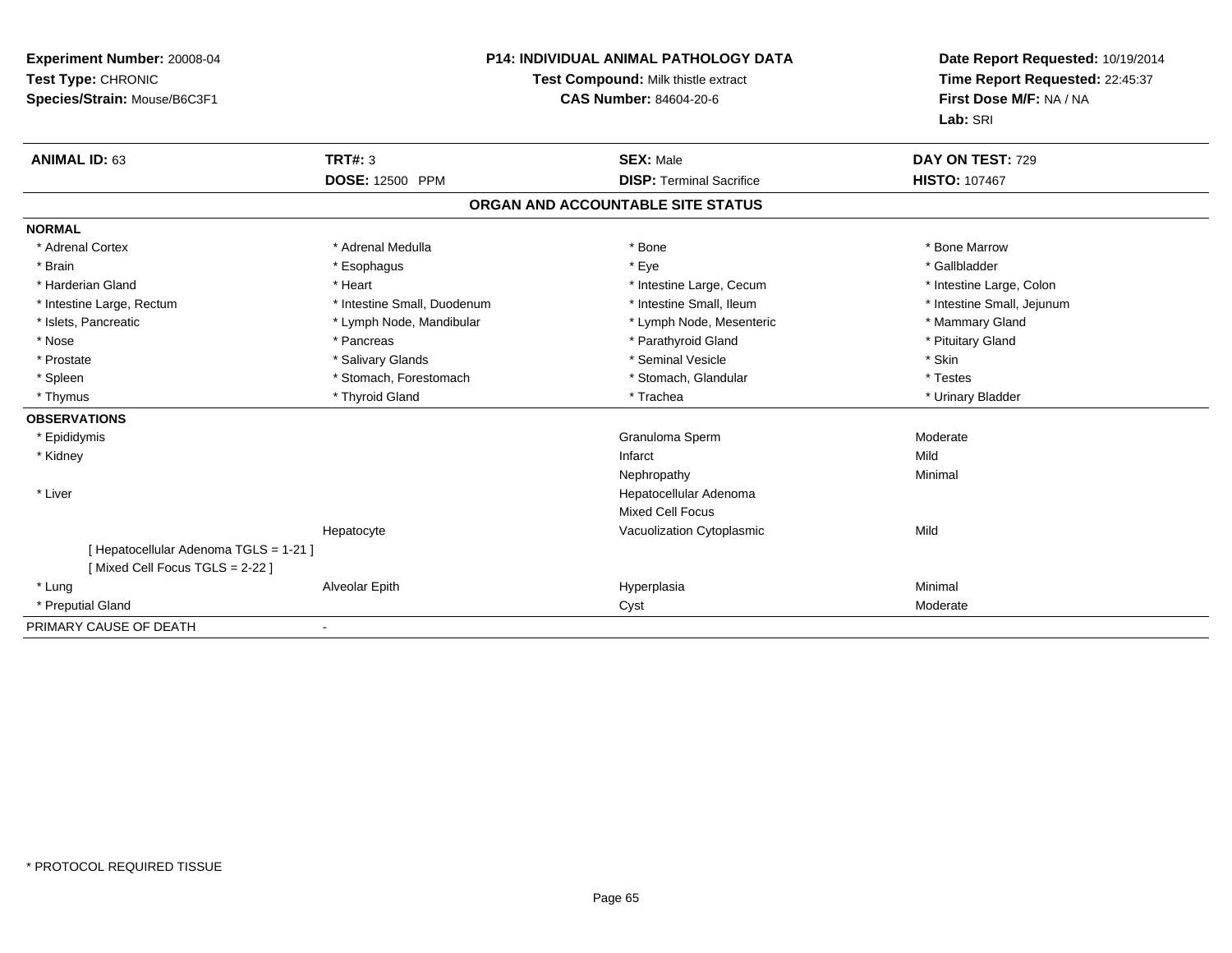**Experiment Number:** 20008-04
**Test Type:** CHRONIC
**Species/Strain:** Mouse/B6C3F1

**P14: INDIVIDUAL ANIMAL PATHOLOGY DATA**
**Test Compound:** Milk thistle extract
**CAS Number:** 84604-20-6

**Date Report Requested:** 10/19/2014
**Time Report Requested:** 22:45:37
**First Dose M/F:** NA / NA
**Lab:** SRI

| **ANIMAL ID:** 63 | **TRT#:** 3 | **SEX:** Male | **DAY ON TEST:** 729 |
|---|---|---|---|
| | **DOSE:** 12500 PPM | **DISP:** Terminal Sacrifice | **HISTO:** 107467 |

## ORGAN AND ACCOUNTABLE SITE STATUS

**NORMAL**

| | | | |
|---|---|---|---|
| * Adrenal Cortex | * Adrenal Medulla | * Bone | * Bone Marrow |
| * Brain | * Esophagus | * Eye | * Gallbladder |
| * Harderian Gland | * Heart | * Intestine Large, Cecum | * Intestine Large, Colon |
| * Intestine Large, Rectum | * Intestine Small, Duodenum | * Intestine Small, Ileum | * Intestine Small, Jejunum |
| * Islets, Pancreatic | * Lymph Node, Mandibular | * Lymph Node, Mesenteric | * Mammary Gland |
| * Nose | * Pancreas | * Parathyroid Gland | * Pituitary Gland |
| * Prostate | * Salivary Glands | * Seminal Vesicle | * Skin |
| * Spleen | * Stomach, Forestomach | * Stomach, Glandular | * Testes |
| * Thymus | * Thyroid Gland | * Trachea | * Urinary Bladder |

**OBSERVATIONS**

| | | | |
|---|---|---|---|
| * Epididymis | | Granuloma Sperm | Moderate |
| * Kidney | | Infarct | Mild |
| | | Nephropathy | Minimal |
| * Liver | | Hepatocellular Adenoma | |
| | | Mixed Cell Focus | |
| | Hepatocyte | Vacuolization Cytoplasmic | Mild |
| [ Hepatocellular Adenoma TGLS = 1-21 ] | | | |
| [ Mixed Cell Focus TGLS = 2-22 ] | | | |
| * Lung | Alveolar Epith | Hyperplasia | Minimal |
| * Preputial Gland | | Cyst | Moderate |

PRIMARY CAUSE OF DEATH -

* PROTOCOL REQUIRED TISSUE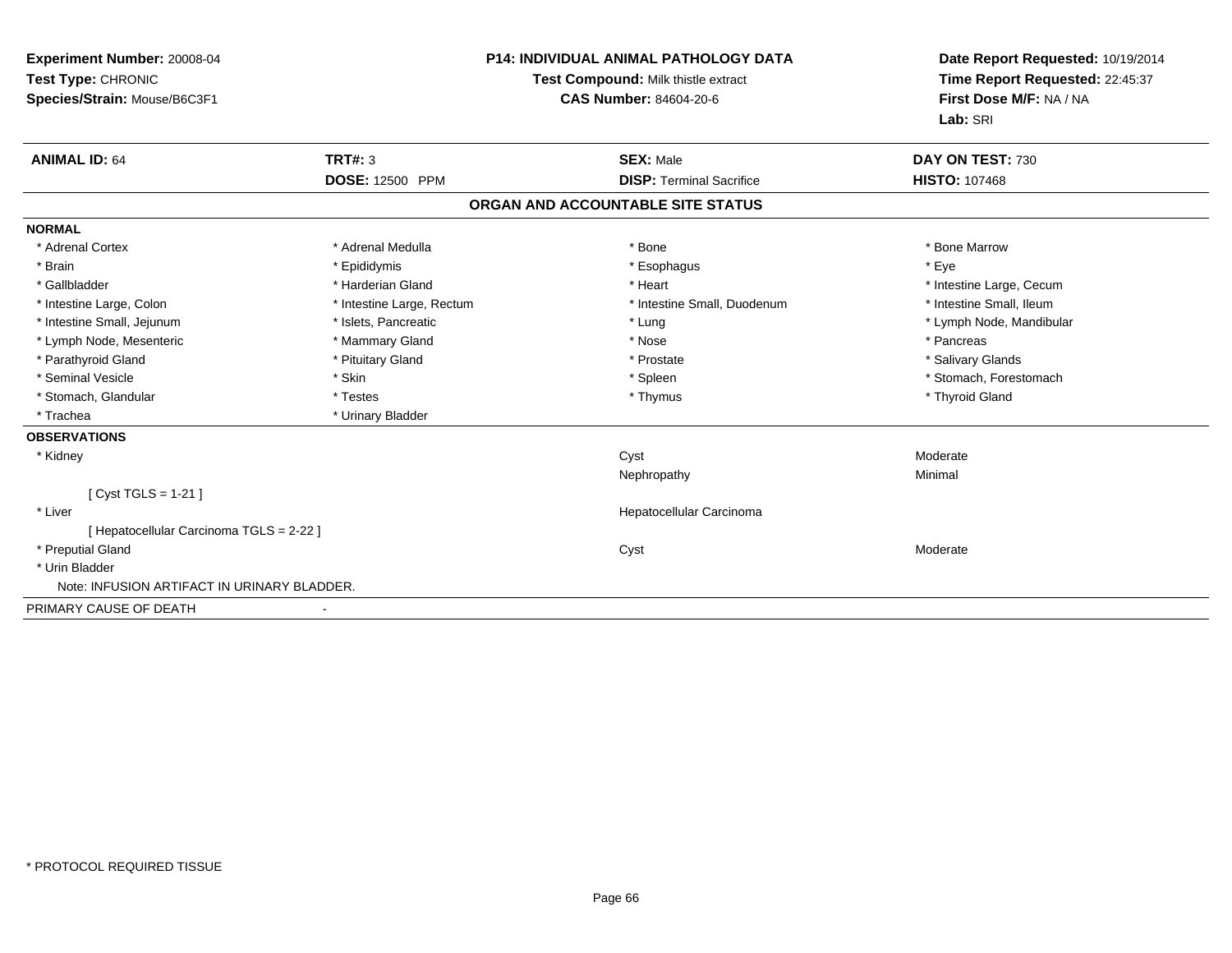**Experiment Number:** 20008-04
**Test Type:** CHRONIC
**Species/Strain:** Mouse/B6C3F1

**P14: INDIVIDUAL ANIMAL PATHOLOGY DATA**
**Test Compound:** Milk thistle extract
**CAS Number:** 84604-20-6

**Date Report Requested:** 10/19/2014
**Time Report Requested:** 22:45:37
**First Dose M/F:** NA / NA
**Lab:** SRI

| **ANIMAL ID:** 64 | **TRT#:** 3 | **SEX:** Male | **DAY ON TEST:** 730 |
|---|---|---|---|
| | **DOSE:** 12500 PPM | **DISP:** Terminal Sacrifice | **HISTO:** 107468 |

## ORGAN AND ACCOUNTABLE SITE STATUS

**NORMAL**

| | | | |
|---|---|---|---|
| * Adrenal Cortex | * Adrenal Medulla | * Bone | * Bone Marrow |
| * Brain | * Epididymis | * Esophagus | * Eye |
| * Gallbladder | * Harderian Gland | * Heart | * Intestine Large, Cecum |
| * Intestine Large, Colon | * Intestine Large, Rectum | * Intestine Small, Duodenum | * Intestine Small, Ileum |
| * Intestine Small, Jejunum | * Islets, Pancreatic | * Lung | * Lymph Node, Mandibular |
| * Lymph Node, Mesenteric | * Mammary Gland | * Nose | * Pancreas |
| * Parathyroid Gland | * Pituitary Gland | * Prostate | * Salivary Glands |
| * Seminal Vesicle | * Skin | * Spleen | * Stomach, Forestomach |
| * Stomach, Glandular | * Testes | * Thymus | * Thyroid Gland |
| * Trachea | * Urinary Bladder | | |

**OBSERVATIONS**

| | | |
|---|---|---|
| * Kidney | Cyst | Moderate |
| | Nephropathy | Minimal |
| [ Cyst TGLS = 1-21 ] | | |
| * Liver | Hepatocellular Carcinoma | |
| [ Hepatocellular Carcinoma TGLS = 2-22 ] | | |
| * Preputial Gland | Cyst | Moderate |
| * Urin Bladder | | |
| Note: INFUSION ARTIFACT IN URINARY BLADDER. | | |

PRIMARY CAUSE OF DEATH -

* PROTOCOL REQUIRED TISSUE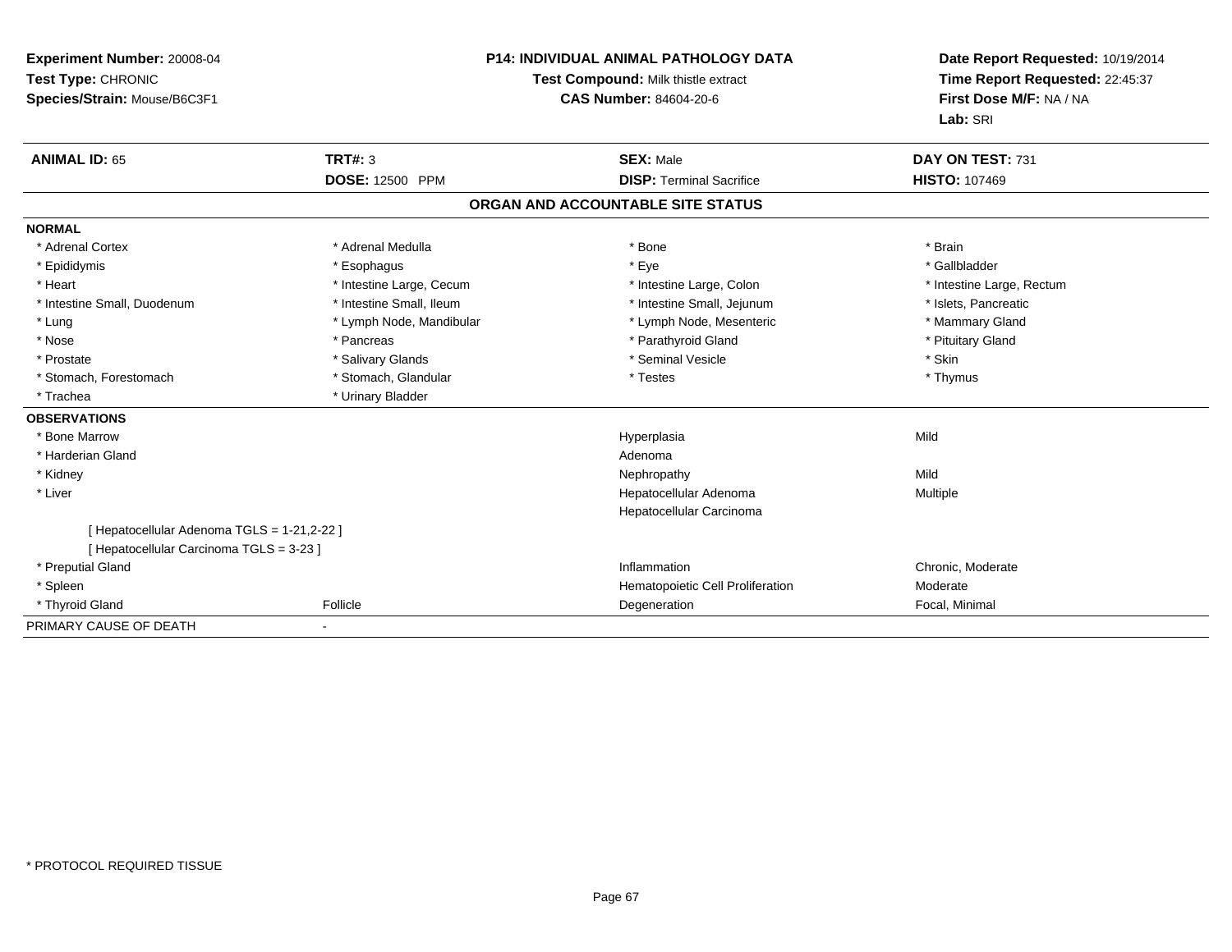**Experiment Number:** 20008-04
**Test Type:** CHRONIC
**Species/Strain:** Mouse/B6C3F1

**P14: INDIVIDUAL ANIMAL PATHOLOGY DATA**
**Test Compound:** Milk thistle extract
**CAS Number:** 84604-20-6

**Date Report Requested:** 10/19/2014
**Time Report Requested:** 22:45:37
**First Dose M/F:** NA / NA
**Lab:** SRI

| **ANIMAL ID:** 65 | **TRT#:** 3 | **SEX:** Male | **DAY ON TEST:** 731 |
|---|---|---|---|
| | **DOSE:** 12500 PPM | **DISP:** Terminal Sacrifice | **HISTO:** 107469 |

## ORGAN AND ACCOUNTABLE SITE STATUS

**NORMAL**

| | | | |
|---|---|---|---|
| * Adrenal Cortex | * Adrenal Medulla | * Bone | * Brain |
| * Epididymis | * Esophagus | * Eye | * Gallbladder |
| * Heart | * Intestine Large, Cecum | * Intestine Large, Colon | * Intestine Large, Rectum |
| * Intestine Small, Duodenum | * Intestine Small, Ileum | * Intestine Small, Jejunum | * Islets, Pancreatic |
| * Lung | * Lymph Node, Mandibular | * Lymph Node, Mesenteric | * Mammary Gland |
| * Nose | * Pancreas | * Parathyroid Gland | * Pituitary Gland |
| * Prostate | * Salivary Glands | * Seminal Vesicle | * Skin |
| * Stomach, Forestomach | * Stomach, Glandular | * Testes | * Thymus |
| * Trachea | * Urinary Bladder | | |

**OBSERVATIONS**

| | | | |
|---|---|---|---|
| * Bone Marrow | | Hyperplasia | Mild |
| * Harderian Gland | | Adenoma | |
| * Kidney | | Nephropathy | Mild |
| * Liver | | Hepatocellular Adenoma | Multiple |
| | | Hepatocellular Carcinoma | |
| [ Hepatocellular Adenoma TGLS = 1-21,2-22 ] | | | |
| [ Hepatocellular Carcinoma TGLS = 3-23 ] | | | |
| * Preputial Gland | | Inflammation | Chronic, Moderate |
| * Spleen | | Hematopoietic Cell Proliferation | Moderate |
| * Thyroid Gland | Follicle | Degeneration | Focal, Minimal |

PRIMARY CAUSE OF DEATH -

* PROTOCOL REQUIRED TISSUE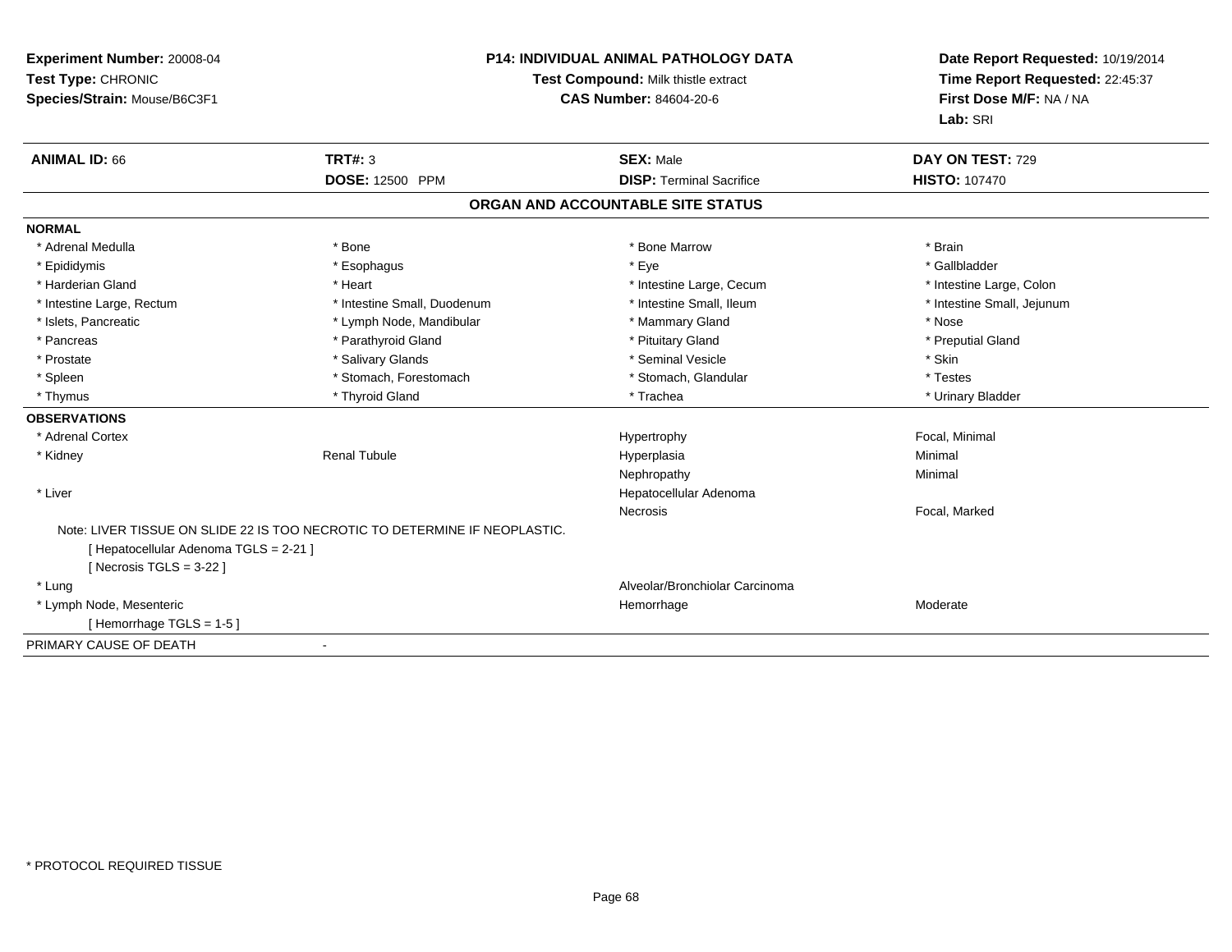**Experiment Number:** 20008-04
**Test Type:** CHRONIC
**Species/Strain:** Mouse/B6C3F1

**P14: INDIVIDUAL ANIMAL PATHOLOGY DATA**
**Test Compound:** Milk thistle extract
**CAS Number:** 84604-20-6

**Date Report Requested:** 10/19/2014
**Time Report Requested:** 22:45:37
**First Dose M/F:** NA / NA
**Lab:** SRI

| **ANIMAL ID:** 66 | **TRT#:** 3 | **SEX:** Male | **DAY ON TEST:** 729 |
|---|---|---|---|
| | **DOSE:** 12500 PPM | **DISP:** Terminal Sacrifice | **HISTO:** 107470 |

## ORGAN AND ACCOUNTABLE SITE STATUS

### NORMAL

| | | | |
|---|---|---|---|
| * Adrenal Medulla | * Bone | * Bone Marrow | * Brain |
| * Epididymis | * Esophagus | * Eye | * Gallbladder |
| * Harderian Gland | * Heart | * Intestine Large, Cecum | * Intestine Large, Colon |
| * Intestine Large, Rectum | * Intestine Small, Duodenum | * Intestine Small, Ileum | * Intestine Small, Jejunum |
| * Islets, Pancreatic | * Lymph Node, Mandibular | * Mammary Gland | * Nose |
| * Pancreas | * Parathyroid Gland | * Pituitary Gland | * Preputial Gland |
| * Prostate | * Salivary Glands | * Seminal Vesicle | * Skin |
| * Spleen | * Stomach, Forestomach | * Stomach, Glandular | * Testes |
| * Thymus | * Thyroid Gland | * Trachea | * Urinary Bladder |

### OBSERVATIONS

| | | | |
|---|---|---|---|
| * Adrenal Cortex | | Hypertrophy | Focal, Minimal |
| * Kidney | Renal Tubule | Hyperplasia | Minimal |
| | | Nephropathy | Minimal |
| * Liver | | Hepatocellular Adenoma | |
| | | Necrosis | Focal, Marked |

Note: LIVER TISSUE ON SLIDE 22 IS TOO NECROTIC TO DETERMINE IF NEOPLASTIC.
[ Hepatocellular Adenoma TGLS = 2-21 ]
[ Necrosis TGLS = 3-22 ]

| | | | |
|---|---|---|---|
| * Lung | | Alveolar/Bronchiolar Carcinoma | |
| * Lymph Node, Mesenteric | | Hemorrhage | Moderate |

[ Hemorrhage TGLS = 1-5 ]

PRIMARY CAUSE OF DEATH -

* PROTOCOL REQUIRED TISSUE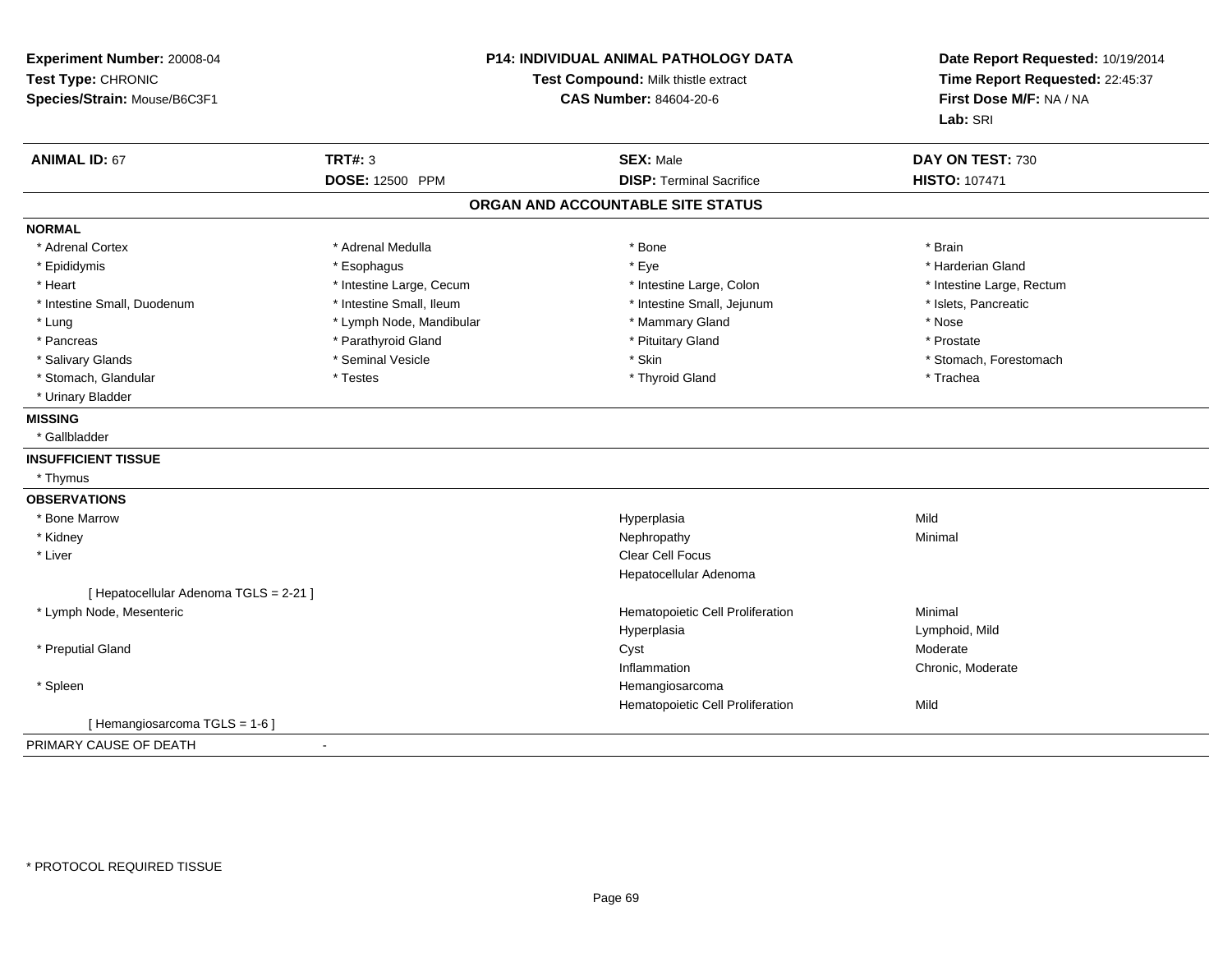**Experiment Number:** 20008-04
**Test Type:** CHRONIC
**Species/Strain:** Mouse/B6C3F1

**P14: INDIVIDUAL ANIMAL PATHOLOGY DATA**
**Test Compound:** Milk thistle extract
**CAS Number:** 84604-20-6

**Date Report Requested:** 10/19/2014
**Time Report Requested:** 22:45:37
**First Dose M/F:** NA / NA
**Lab:** SRI

| **ANIMAL ID:** 67 | **TRT#:** 3 | **SEX:** Male | **DAY ON TEST:** 730 |
|---|---|---|---|
| | **DOSE:** 12500 PPM | **DISP:** Terminal Sacrifice | **HISTO:** 107471 |

## ORGAN AND ACCOUNTABLE SITE STATUS

**NORMAL**

| | | | |
|---|---|---|---|
| * Adrenal Cortex | * Adrenal Medulla | * Bone | * Brain |
| * Epididymis | * Esophagus | * Eye | * Harderian Gland |
| * Heart | * Intestine Large, Cecum | * Intestine Large, Colon | * Intestine Large, Rectum |
| * Intestine Small, Duodenum | * Intestine Small, Ileum | * Intestine Small, Jejunum | * Islets, Pancreatic |
| * Lung | * Lymph Node, Mandibular | * Mammary Gland | * Nose |
| * Pancreas | * Parathyroid Gland | * Pituitary Gland | * Prostate |
| * Salivary Glands | * Seminal Vesicle | * Skin | * Stomach, Forestomach |
| * Stomach, Glandular | * Testes | * Thyroid Gland | * Trachea |
| * Urinary Bladder | | | |

**MISSING**

* Gallbladder

**INSUFFICIENT TISSUE**

* Thymus

**OBSERVATIONS**

| Organ | Observation | Severity |
|---|---|---|
| * Bone Marrow | Hyperplasia | Mild |
| * Kidney | Nephropathy | Minimal |
| * Liver | Clear Cell Focus | |
| | Hepatocellular Adenoma | |
| [ Hepatocellular Adenoma TGLS = 2-21 ] | | |
| * Lymph Node, Mesenteric | Hematopoietic Cell Proliferation | Minimal |
| | Hyperplasia | Lymphoid, Mild |
| * Preputial Gland | Cyst | Moderate |
| | Inflammation | Chronic, Moderate |
| * Spleen | Hemangiosarcoma | |
| | Hematopoietic Cell Proliferation | Mild |
| [ Hemangiosarcoma TGLS = 1-6 ] | | |

PRIMARY CAUSE OF DEATH -

* PROTOCOL REQUIRED TISSUE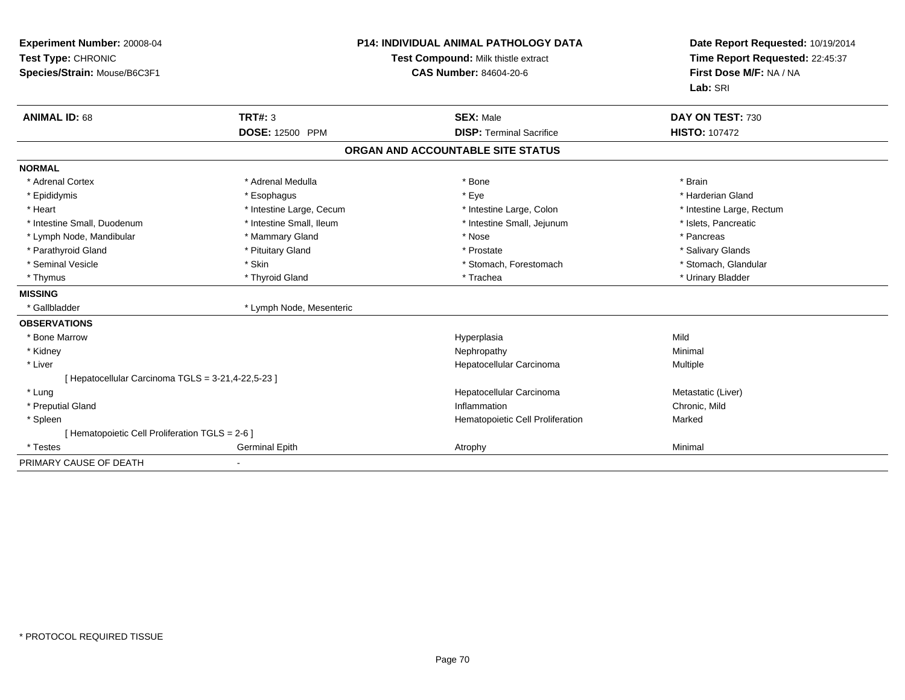**Experiment Number:** 20008-04
**Test Type:** CHRONIC
**Species/Strain:** Mouse/B6C3F1

**P14: INDIVIDUAL ANIMAL PATHOLOGY DATA**
**Test Compound:** Milk thistle extract
**CAS Number:** 84604-20-6

**Date Report Requested:** 10/19/2014
**Time Report Requested:** 22:45:37
**First Dose M/F:** NA / NA
**Lab:** SRI

| **ANIMAL ID:** 68 | **TRT#:** 3 | **SEX:** Male | **DAY ON TEST:** 730 |
|---|---|---|---|
| | **DOSE:** 12500 PPM | **DISP:** Terminal Sacrifice | **HISTO:** 107472 |

## ORGAN AND ACCOUNTABLE SITE STATUS

**NORMAL**

| | | | |
|---|---|---|---|
| * Adrenal Cortex | * Adrenal Medulla | * Bone | * Brain |
| * Epididymis | * Esophagus | * Eye | * Harderian Gland |
| * Heart | * Intestine Large, Cecum | * Intestine Large, Colon | * Intestine Large, Rectum |
| * Intestine Small, Duodenum | * Intestine Small, Ileum | * Intestine Small, Jejunum | * Islets, Pancreatic |
| * Lymph Node, Mandibular | * Mammary Gland | * Nose | * Pancreas |
| * Parathyroid Gland | * Pituitary Gland | * Prostate | * Salivary Glands |
| * Seminal Vesicle | * Skin | * Stomach, Forestomach | * Stomach, Glandular |
| * Thymus | * Thyroid Gland | * Trachea | * Urinary Bladder |

**MISSING**

| | |
|---|---|
| * Gallbladder | * Lymph Node, Mesenteric |

**OBSERVATIONS**

| | | | |
|---|---|---|---|
| * Bone Marrow | | Hyperplasia | Mild |
| * Kidney | | Nephropathy | Minimal |
| * Liver | | Hepatocellular Carcinoma | Multiple |
| [ Hepatocellular Carcinoma TGLS = 3-21,4-22,5-23 ] | | | |
| * Lung | | Hepatocellular Carcinoma | Metastatic (Liver) |
| * Preputial Gland | | Inflammation | Chronic, Mild |
| * Spleen | | Hematopoietic Cell Proliferation | Marked |
| [ Hematopoietic Cell Proliferation TGLS = 2-6 ] | | | |
| * Testes | Germinal Epith | Atrophy | Minimal |

PRIMARY CAUSE OF DEATH -

* PROTOCOL REQUIRED TISSUE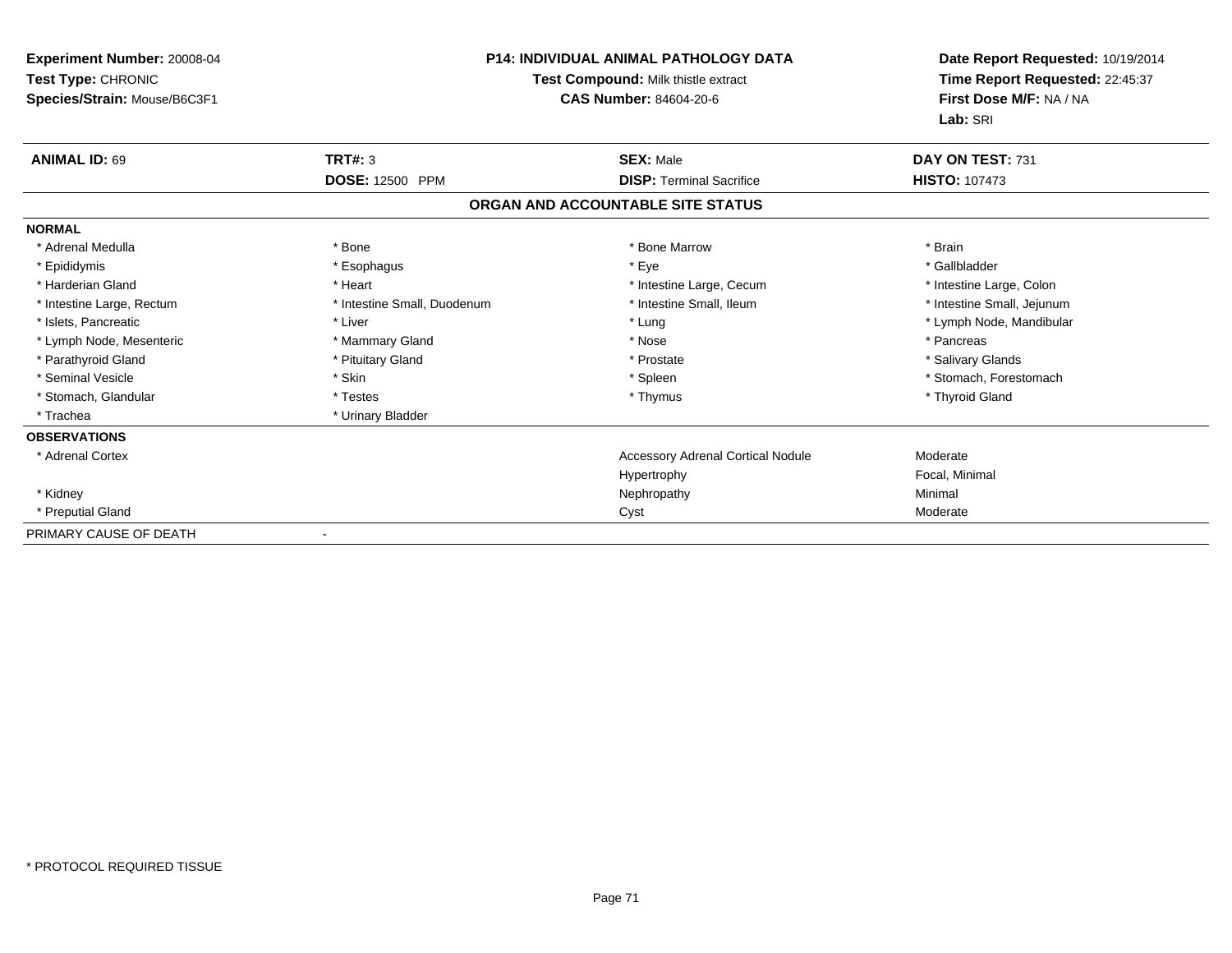**Experiment Number:** 20008-04
**Test Type:** CHRONIC
**Species/Strain:** Mouse/B6C3F1

**P14: INDIVIDUAL ANIMAL PATHOLOGY DATA**
**Test Compound:** Milk thistle extract
**CAS Number:** 84604-20-6

**Date Report Requested:** 10/19/2014
**Time Report Requested:** 22:45:37
**First Dose M/F:** NA / NA
**Lab:** SRI

| **ANIMAL ID:** 69 | **TRT#:** 3 | **SEX:** Male | **DAY ON TEST:** 731 |
|---|---|---|---|
| | **DOSE:** 12500 PPM | **DISP:** Terminal Sacrifice | **HISTO:** 107473 |

## ORGAN AND ACCOUNTABLE SITE STATUS

**NORMAL**

| | | | |
|---|---|---|---|
| * Adrenal Medulla | * Bone | * Bone Marrow | * Brain |
| * Epididymis | * Esophagus | * Eye | * Gallbladder |
| * Harderian Gland | * Heart | * Intestine Large, Cecum | * Intestine Large, Colon |
| * Intestine Large, Rectum | * Intestine Small, Duodenum | * Intestine Small, Ileum | * Intestine Small, Jejunum |
| * Islets, Pancreatic | * Liver | * Lung | * Lymph Node, Mandibular |
| * Lymph Node, Mesenteric | * Mammary Gland | * Nose | * Pancreas |
| * Parathyroid Gland | * Pituitary Gland | * Prostate | * Salivary Glands |
| * Seminal Vesicle | * Skin | * Spleen | * Stomach, Forestomach |
| * Stomach, Glandular | * Testes | * Thymus | * Thyroid Gland |
| * Trachea | * Urinary Bladder | | |

**OBSERVATIONS**

| | | |
|---|---|---|
| * Adrenal Cortex | Accessory Adrenal Cortical Nodule | Moderate |
| | Hypertrophy | Focal, Minimal |
| * Kidney | Nephropathy | Minimal |
| * Preputial Gland | Cyst | Moderate |

PRIMARY CAUSE OF DEATH -

* PROTOCOL REQUIRED TISSUE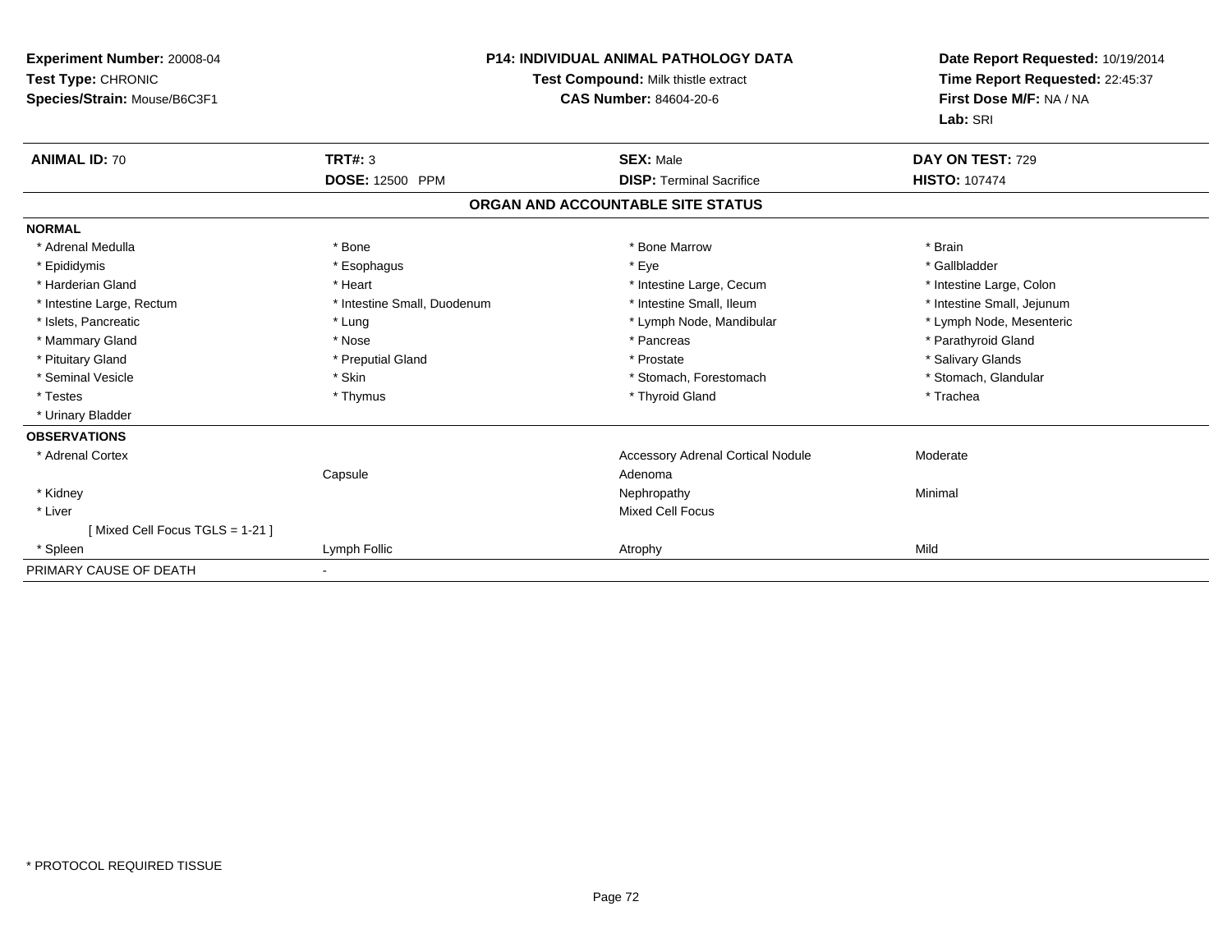**Experiment Number:** 20008-04
**Test Type:** CHRONIC
**Species/Strain:** Mouse/B6C3F1

**P14: INDIVIDUAL ANIMAL PATHOLOGY DATA**
**Test Compound:** Milk thistle extract
**CAS Number:** 84604-20-6

**Date Report Requested:** 10/19/2014
**Time Report Requested:** 22:45:37
**First Dose M/F:** NA / NA
**Lab:** SRI

| **ANIMAL ID:** 70 | **TRT#:** 3 | **SEX:** Male | **DAY ON TEST:** 729 |
|---|---|---|---|
| | **DOSE:** 12500 PPM | **DISP:** Terminal Sacrifice | **HISTO:** 107474 |

## ORGAN AND ACCOUNTABLE SITE STATUS

**NORMAL**

| | | | |
|---|---|---|---|
| * Adrenal Medulla | * Bone | * Bone Marrow | * Brain |
| * Epididymis | * Esophagus | * Eye | * Gallbladder |
| * Harderian Gland | * Heart | * Intestine Large, Cecum | * Intestine Large, Colon |
| * Intestine Large, Rectum | * Intestine Small, Duodenum | * Intestine Small, Ileum | * Intestine Small, Jejunum |
| * Islets, Pancreatic | * Lung | * Lymph Node, Mandibular | * Lymph Node, Mesenteric |
| * Mammary Gland | * Nose | * Pancreas | * Parathyroid Gland |
| * Pituitary Gland | * Preputial Gland | * Prostate | * Salivary Glands |
| * Seminal Vesicle | * Skin | * Stomach, Forestomach | * Stomach, Glandular |
| * Testes | * Thymus | * Thyroid Gland | * Trachea |
| * Urinary Bladder | | | |

**OBSERVATIONS**

| | | | |
|---|---|---|---|
| * Adrenal Cortex | | Accessory Adrenal Cortical Nodule | Moderate |
| | Capsule | Adenoma | |
| * Kidney | | Nephropathy | Minimal |
| * Liver | | Mixed Cell Focus | |
| [ Mixed Cell Focus TGLS = 1-21 ] | | | |
| * Spleen | Lymph Follic | Atrophy | Mild |

PRIMARY CAUSE OF DEATH -

* PROTOCOL REQUIRED TISSUE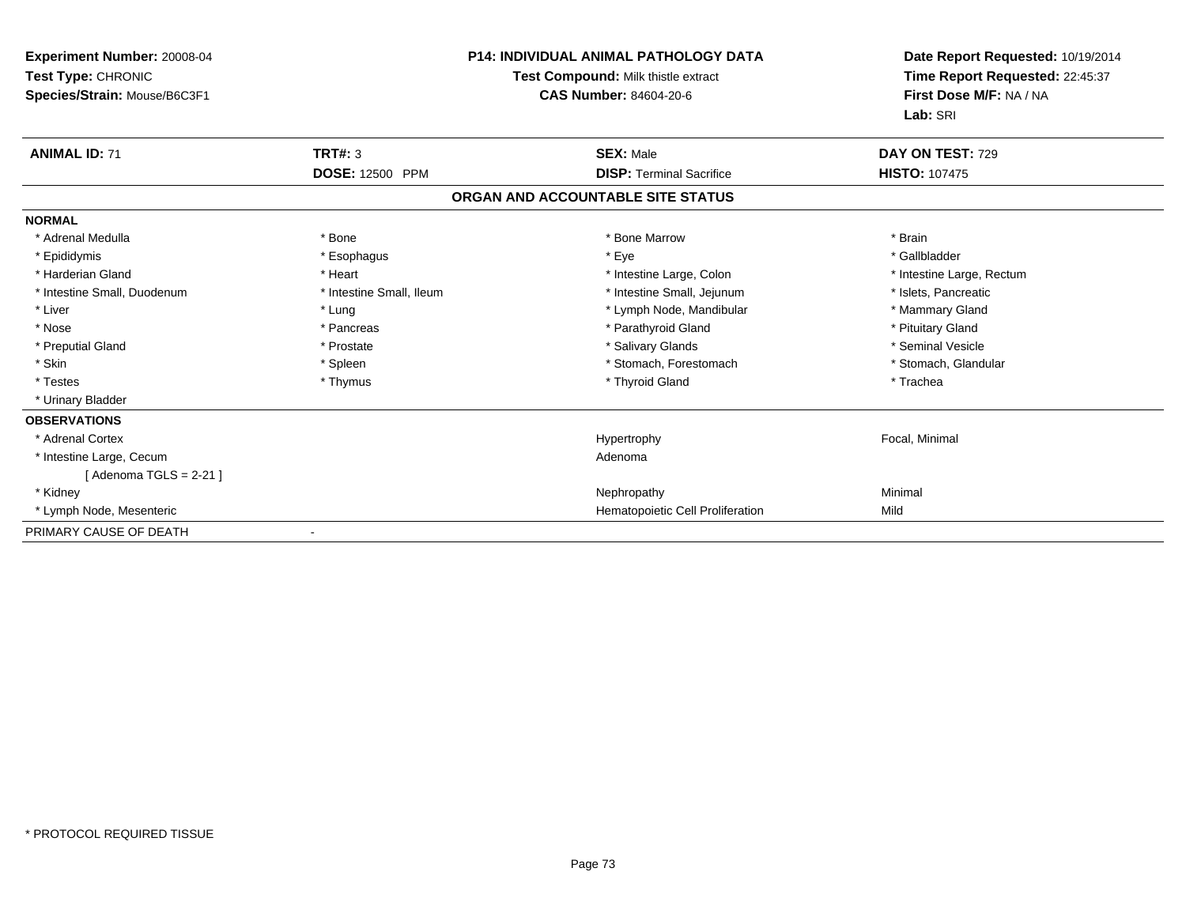**Experiment Number:** 20008-04
**Test Type:** CHRONIC
**Species/Strain:** Mouse/B6C3F1

**P14: INDIVIDUAL ANIMAL PATHOLOGY DATA**
**Test Compound:** Milk thistle extract
**CAS Number:** 84604-20-6

**Date Report Requested:** 10/19/2014
**Time Report Requested:** 22:45:37
**First Dose M/F:** NA / NA
**Lab:** SRI

| **ANIMAL ID:** 71 | **TRT#:** 3 | **SEX:** Male | **DAY ON TEST:** 729 |
|---|---|---|---|
| | **DOSE:** 12500 PPM | **DISP:** Terminal Sacrifice | **HISTO:** 107475 |

## ORGAN AND ACCOUNTABLE SITE STATUS

**NORMAL**

| | | | |
|---|---|---|---|
| * Adrenal Medulla | * Bone | * Bone Marrow | * Brain |
| * Epididymis | * Esophagus | * Eye | * Gallbladder |
| * Harderian Gland | * Heart | * Intestine Large, Colon | * Intestine Large, Rectum |
| * Intestine Small, Duodenum | * Intestine Small, Ileum | * Intestine Small, Jejunum | * Islets, Pancreatic |
| * Liver | * Lung | * Lymph Node, Mandibular | * Mammary Gland |
| * Nose | * Pancreas | * Parathyroid Gland | * Pituitary Gland |
| * Preputial Gland | * Prostate | * Salivary Glands | * Seminal Vesicle |
| * Skin | * Spleen | * Stomach, Forestomach | * Stomach, Glandular |
| * Testes | * Thymus | * Thyroid Gland | * Trachea |
| * Urinary Bladder | | | |

**OBSERVATIONS**

| | | |
|---|---|---|
| * Adrenal Cortex | Hypertrophy | Focal, Minimal |
| * Intestine Large, Cecum | Adenoma | |
| [ Adenoma TGLS = 2-21 ] | | |
| * Kidney | Nephropathy | Minimal |
| * Lymph Node, Mesenteric | Hematopoietic Cell Proliferation | Mild |

PRIMARY CAUSE OF DEATH -

* PROTOCOL REQUIRED TISSUE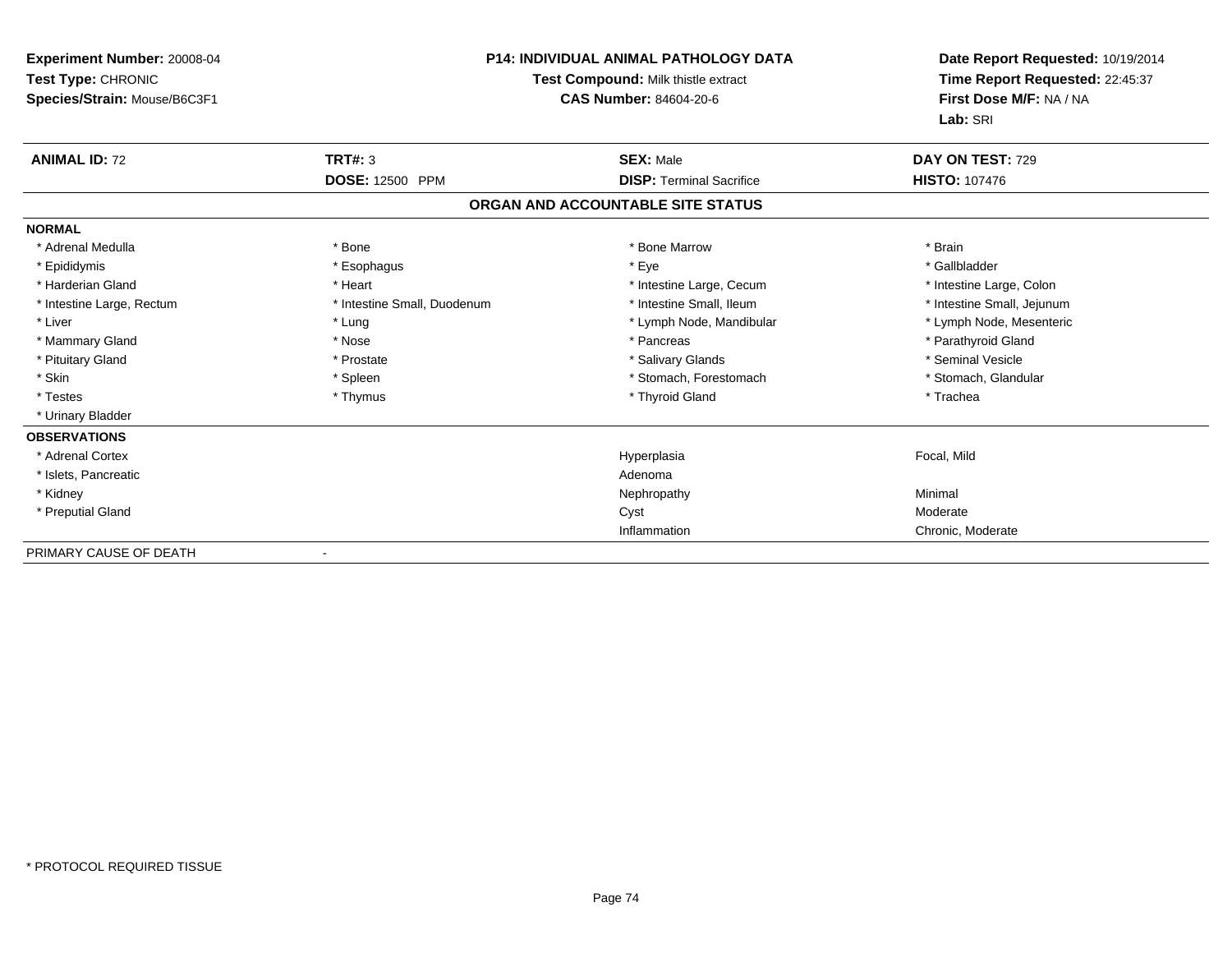**Experiment Number:** 20008-04
**Test Type:** CHRONIC
**Species/Strain:** Mouse/B6C3F1

**P14: INDIVIDUAL ANIMAL PATHOLOGY DATA**
**Test Compound:** Milk thistle extract
**CAS Number:** 84604-20-6

**Date Report Requested:** 10/19/2014
**Time Report Requested:** 22:45:37
**First Dose M/F:** NA / NA
**Lab:** SRI

| **ANIMAL ID:** 72 | **TRT#:** 3 | **SEX:** Male | **DAY ON TEST:** 729 |
|---|---|---|---|
| | **DOSE:** 12500 PPM | **DISP:** Terminal Sacrifice | **HISTO:** 107476 |

## ORGAN AND ACCOUNTABLE SITE STATUS

| | | | |
|---|---|---|---|
| **NORMAL** | | | |
| * Adrenal Medulla | * Bone | * Bone Marrow | * Brain |
| * Epididymis | * Esophagus | * Eye | * Gallbladder |
| * Harderian Gland | * Heart | * Intestine Large, Cecum | * Intestine Large, Colon |
| * Intestine Large, Rectum | * Intestine Small, Duodenum | * Intestine Small, Ileum | * Intestine Small, Jejunum |
| * Liver | * Lung | * Lymph Node, Mandibular | * Lymph Node, Mesenteric |
| * Mammary Gland | * Nose | * Pancreas | * Parathyroid Gland |
| * Pituitary Gland | * Prostate | * Salivary Glands | * Seminal Vesicle |
| * Skin | * Spleen | * Stomach, Forestomach | * Stomach, Glandular |
| * Testes | * Thymus | * Thyroid Gland | * Trachea |
| * Urinary Bladder | | | |
| **OBSERVATIONS** | | | |
| * Adrenal Cortex | | Hyperplasia | Focal, Mild |
| * Islets, Pancreatic | | Adenoma | |
| * Kidney | | Nephropathy | Minimal |
| * Preputial Gland | | Cyst | Moderate |
| | | Inflammation | Chronic, Moderate |
| PRIMARY CAUSE OF DEATH | - | | |

* PROTOCOL REQUIRED TISSUE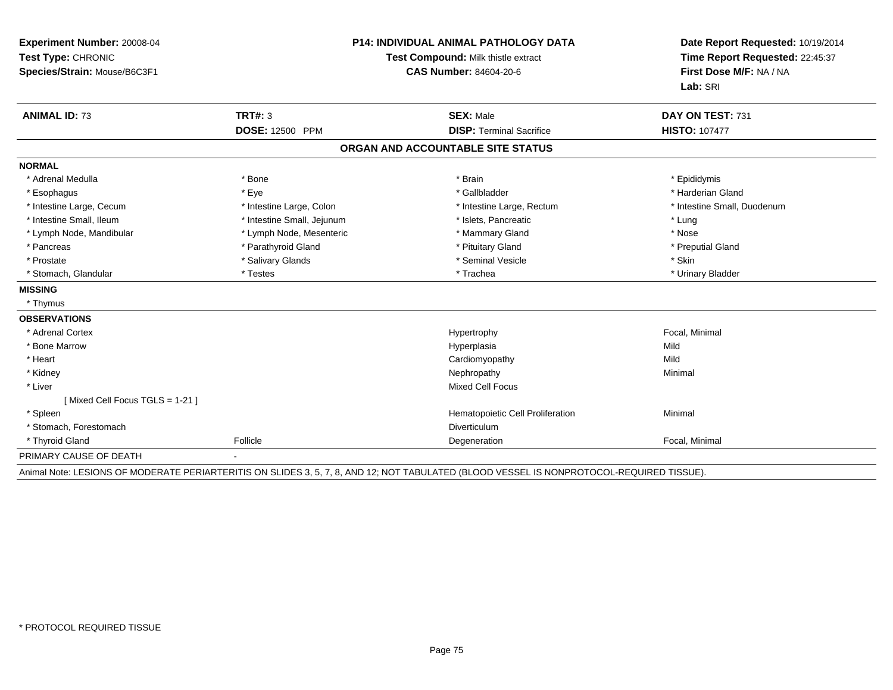**Experiment Number:** 20008-04
**Test Type:** CHRONIC
**Species/Strain:** Mouse/B6C3F1

**P14: INDIVIDUAL ANIMAL PATHOLOGY DATA**
**Test Compound:** Milk thistle extract
**CAS Number:** 84604-20-6

**Date Report Requested:** 10/19/2014
**Time Report Requested:** 22:45:37
**First Dose M/F:** NA / NA
**Lab:** SRI

| **ANIMAL ID:** 73 | **TRT#:** 3 | **SEX:** Male | **DAY ON TEST:** 731 |
|---|---|---|---|
| | **DOSE:** 12500 PPM | **DISP:** Terminal Sacrifice | **HISTO:** 107477 |

## ORGAN AND ACCOUNTABLE SITE STATUS

**NORMAL**

| | | | |
|---|---|---|---|
| * Adrenal Medulla | * Bone | * Brain | * Epididymis |
| * Esophagus | * Eye | * Gallbladder | * Harderian Gland |
| * Intestine Large, Cecum | * Intestine Large, Colon | * Intestine Large, Rectum | * Intestine Small, Duodenum |
| * Intestine Small, Ileum | * Intestine Small, Jejunum | * Islets, Pancreatic | * Lung |
| * Lymph Node, Mandibular | * Lymph Node, Mesenteric | * Mammary Gland | * Nose |
| * Pancreas | * Parathyroid Gland | * Pituitary Gland | * Preputial Gland |
| * Prostate | * Salivary Glands | * Seminal Vesicle | * Skin |
| * Stomach, Glandular | * Testes | * Trachea | * Urinary Bladder |

**MISSING**

* Thymus

**OBSERVATIONS**

| | | | |
|---|---|---|---|
| * Adrenal Cortex | | Hypertrophy | Focal, Minimal |
| * Bone Marrow | | Hyperplasia | Mild |
| * Heart | | Cardiomyopathy | Mild |
| * Kidney | | Nephropathy | Minimal |
| * Liver | | Mixed Cell Focus | |
| [ Mixed Cell Focus TGLS = 1-21 ] | | | |
| * Spleen | | Hematopoietic Cell Proliferation | Minimal |
| * Stomach, Forestomach | | Diverticulum | |
| * Thyroid Gland | Follicle | Degeneration | Focal, Minimal |

PRIMARY CAUSE OF DEATH -

Animal Note: LESIONS OF MODERATE PERIARTERITIS ON SLIDES 3, 5, 7, 8, AND 12; NOT TABULATED (BLOOD VESSEL IS NONPROTOCOL-REQUIRED TISSUE).

* PROTOCOL REQUIRED TISSUE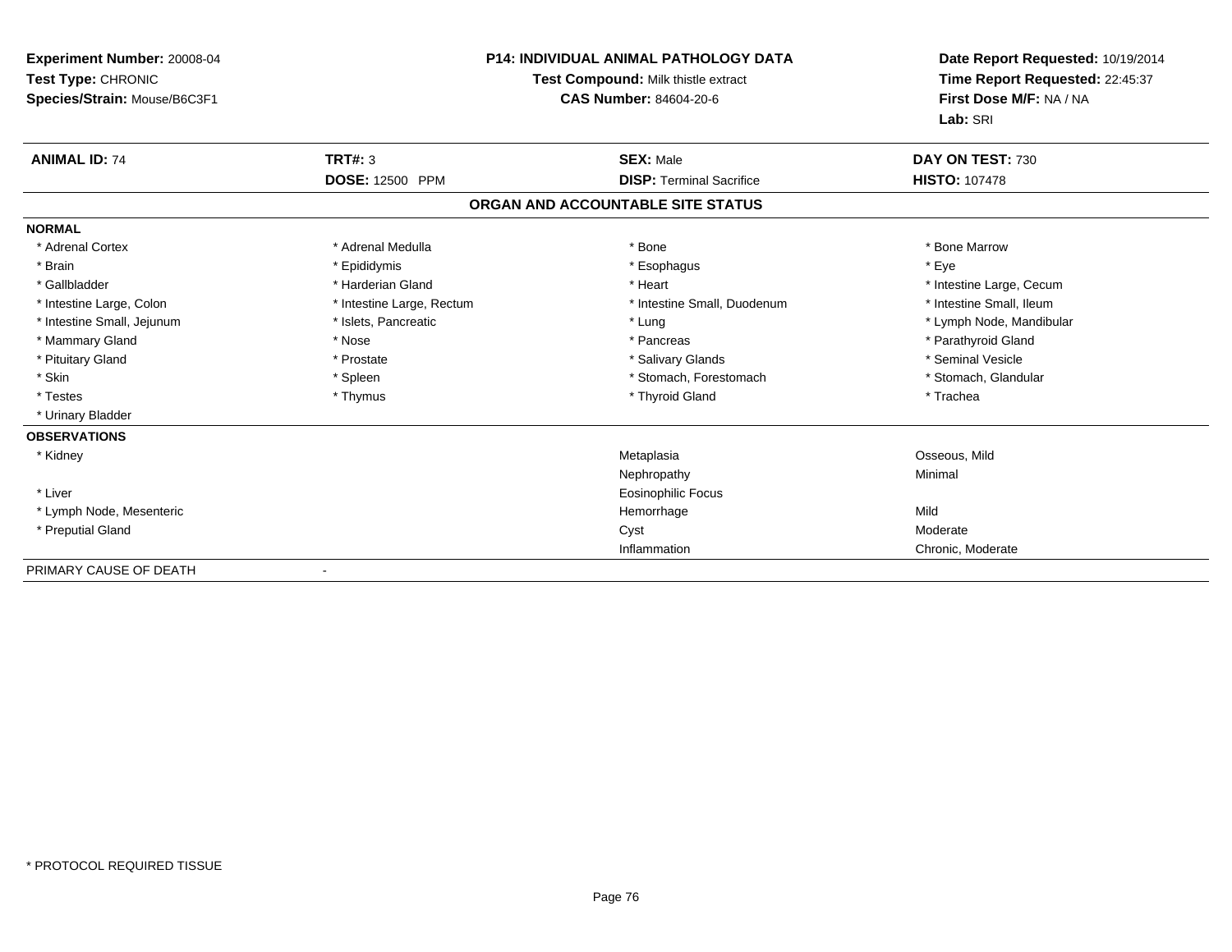**Experiment Number:** 20008-04
**Test Type:** CHRONIC
**Species/Strain:** Mouse/B6C3F1

**P14: INDIVIDUAL ANIMAL PATHOLOGY DATA**
**Test Compound:** Milk thistle extract
**CAS Number:** 84604-20-6

**Date Report Requested:** 10/19/2014
**Time Report Requested:** 22:45:37
**First Dose M/F:** NA / NA
**Lab:** SRI

| **ANIMAL ID:** 74 | **TRT#:** 3 | **SEX:** Male | **DAY ON TEST:** 730 |
|---|---|---|---|
| | **DOSE:** 12500 PPM | **DISP:** Terminal Sacrifice | **HISTO:** 107478 |

## ORGAN AND ACCOUNTABLE SITE STATUS

**NORMAL**

| | | | |
|---|---|---|---|
| * Adrenal Cortex | * Adrenal Medulla | * Bone | * Bone Marrow |
| * Brain | * Epididymis | * Esophagus | * Eye |
| * Gallbladder | * Harderian Gland | * Heart | * Intestine Large, Cecum |
| * Intestine Large, Colon | * Intestine Large, Rectum | * Intestine Small, Duodenum | * Intestine Small, Ileum |
| * Intestine Small, Jejunum | * Islets, Pancreatic | * Lung | * Lymph Node, Mandibular |
| * Mammary Gland | * Nose | * Pancreas | * Parathyroid Gland |
| * Pituitary Gland | * Prostate | * Salivary Glands | * Seminal Vesicle |
| * Skin | * Spleen | * Stomach, Forestomach | * Stomach, Glandular |
| * Testes | * Thymus | * Thyroid Gland | * Trachea |
| * Urinary Bladder | | | |

**OBSERVATIONS**

| | | |
|---|---|---|
| * Kidney | Metaplasia | Osseous, Mild |
| | Nephropathy | Minimal |
| * Liver | Eosinophilic Focus | |
| * Lymph Node, Mesenteric | Hemorrhage | Mild |
| * Preputial Gland | Cyst | Moderate |
| | Inflammation | Chronic, Moderate |

PRIMARY CAUSE OF DEATH -

* PROTOCOL REQUIRED TISSUE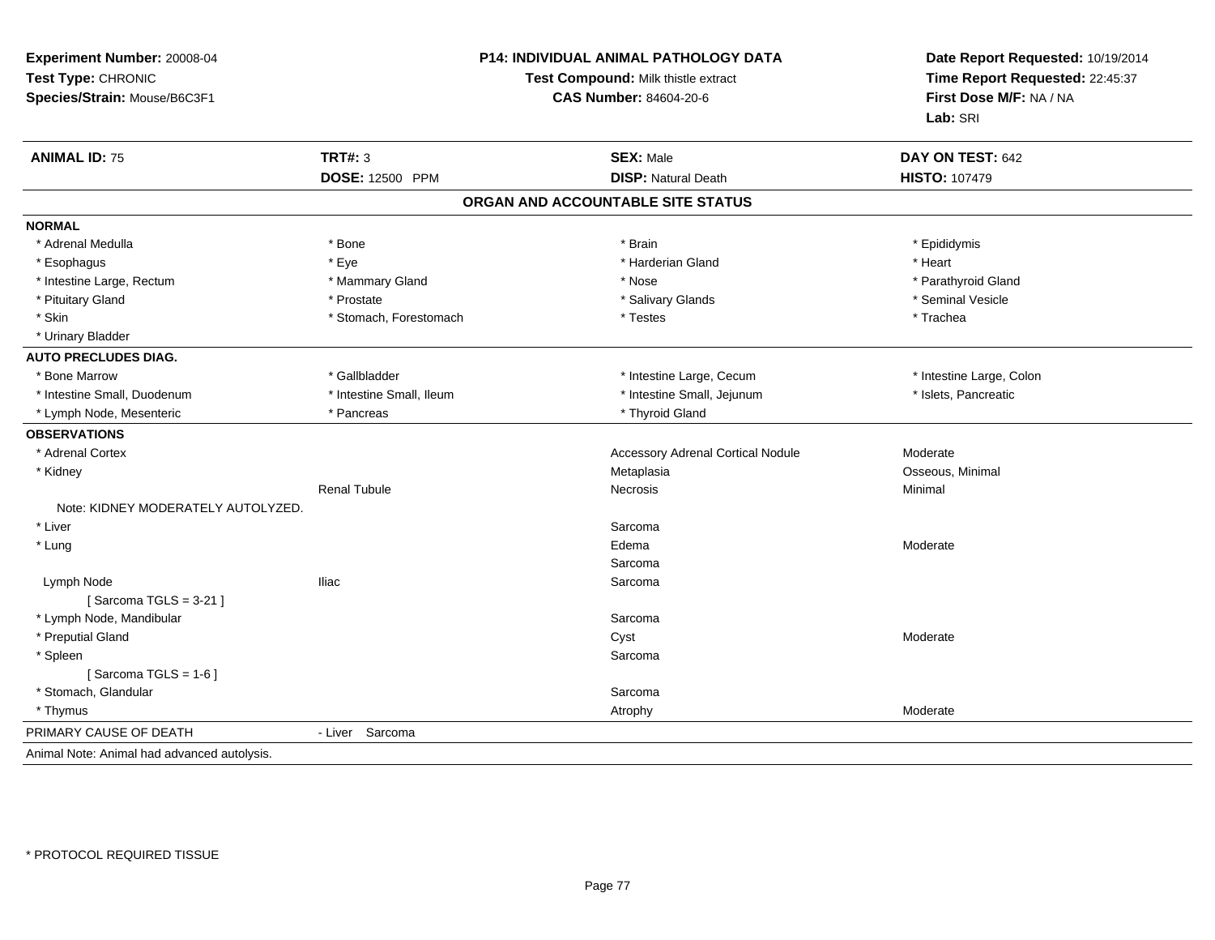**Experiment Number:** 20008-04
**Test Type:** CHRONIC
**Species/Strain:** Mouse/B6C3F1

**P14: INDIVIDUAL ANIMAL PATHOLOGY DATA**
**Test Compound:** Milk thistle extract
**CAS Number:** 84604-20-6

**Date Report Requested:** 10/19/2014
**Time Report Requested:** 22:45:37
**First Dose M/F:** NA / NA
**Lab:** SRI

| **ANIMAL ID:** 75 | **TRT#:** 3 | **SEX:** Male | **DAY ON TEST:** 642 |
|---|---|---|---|
| | **DOSE:** 12500 PPM | **DISP:** Natural Death | **HISTO:** 107479 |

## ORGAN AND ACCOUNTABLE SITE STATUS

**NORMAL**

| | | | |
|---|---|---|---|
| * Adrenal Medulla | * Bone | * Brain | * Epididymis |
| * Esophagus | * Eye | * Harderian Gland | * Heart |
| * Intestine Large, Rectum | * Mammary Gland | * Nose | * Parathyroid Gland |
| * Pituitary Gland | * Prostate | * Salivary Glands | * Seminal Vesicle |
| * Skin | * Stomach, Forestomach | * Testes | * Trachea |
| * Urinary Bladder | | | |

**AUTO PRECLUDES DIAG.**

| | | | |
|---|---|---|---|
| * Bone Marrow | * Gallbladder | * Intestine Large, Cecum | * Intestine Large, Colon |
| * Intestine Small, Duodenum | * Intestine Small, Ileum | * Intestine Small, Jejunum | * Islets, Pancreatic |
| * Lymph Node, Mesenteric | * Pancreas | * Thyroid Gland | |

**OBSERVATIONS**

| | | | |
|---|---|---|---|
| * Adrenal Cortex | | Accessory Adrenal Cortical Nodule | Moderate |
| * Kidney | | Metaplasia | Osseous, Minimal |
| | Renal Tubule | Necrosis | Minimal |
| Note: KIDNEY MODERATELY AUTOLYZED. | | | |
| * Liver | | Sarcoma | |
| * Lung | | Edema | Moderate |
| | | Sarcoma | |
| Lymph Node | Iliac | Sarcoma | |
| [ Sarcoma TGLS = 3-21 ] | | | |
| * Lymph Node, Mandibular | | Sarcoma | |
| * Preputial Gland | | Cyst | Moderate |
| * Spleen | | Sarcoma | |
| [ Sarcoma TGLS = 1-6 ] | | | |
| * Stomach, Glandular | | Sarcoma | |
| * Thymus | | Atrophy | Moderate |

PRIMARY CAUSE OF DEATH - Liver Sarcoma

Animal Note: Animal had advanced autolysis.

* PROTOCOL REQUIRED TISSUE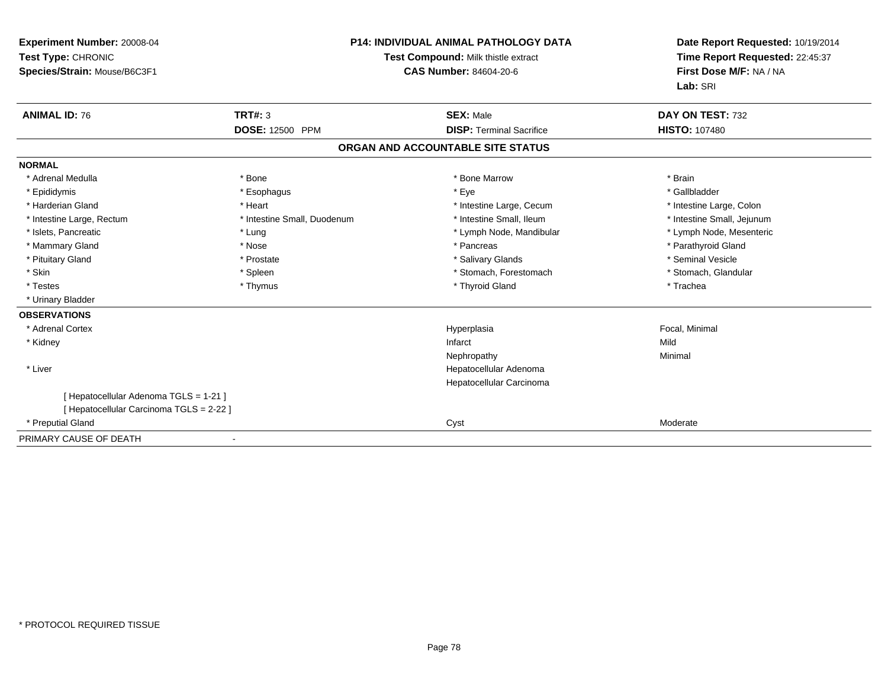**Experiment Number:** 20008-04
**Test Type:** CHRONIC
**Species/Strain:** Mouse/B6C3F1

**P14: INDIVIDUAL ANIMAL PATHOLOGY DATA**
**Test Compound:** Milk thistle extract
**CAS Number:** 84604-20-6

**Date Report Requested:** 10/19/2014
**Time Report Requested:** 22:45:37
**First Dose M/F:** NA / NA
**Lab:** SRI

| **ANIMAL ID:** 76 | **TRT#:** 3 | **SEX:** Male | **DAY ON TEST:** 732 |
|---|---|---|---|
| | **DOSE:** 12500 PPM | **DISP:** Terminal Sacrifice | **HISTO:** 107480 |

## ORGAN AND ACCOUNTABLE SITE STATUS

### NORMAL

| | | | |
|---|---|---|---|
| * Adrenal Medulla | * Bone | * Bone Marrow | * Brain |
| * Epididymis | * Esophagus | * Eye | * Gallbladder |
| * Harderian Gland | * Heart | * Intestine Large, Cecum | * Intestine Large, Colon |
| * Intestine Large, Rectum | * Intestine Small, Duodenum | * Intestine Small, Ileum | * Intestine Small, Jejunum |
| * Islets, Pancreatic | * Lung | * Lymph Node, Mandibular | * Lymph Node, Mesenteric |
| * Mammary Gland | * Nose | * Pancreas | * Parathyroid Gland |
| * Pituitary Gland | * Prostate | * Salivary Glands | * Seminal Vesicle |
| * Skin | * Spleen | * Stomach, Forestomach | * Stomach, Glandular |
| * Testes | * Thymus | * Thyroid Gland | * Trachea |
| * Urinary Bladder | | | |

### OBSERVATIONS

| | | |
|---|---|---|
| * Adrenal Cortex | Hyperplasia | Focal, Minimal |
| * Kidney | Infarct | Mild |
| | Nephropathy | Minimal |
| * Liver | Hepatocellular Adenoma | |
| | Hepatocellular Carcinoma | |
| [ Hepatocellular Adenoma TGLS = 1-21 ] | | |
| [ Hepatocellular Carcinoma TGLS = 2-22 ] | | |
| * Preputial Gland | Cyst | Moderate |

PRIMARY CAUSE OF DEATH -

* PROTOCOL REQUIRED TISSUE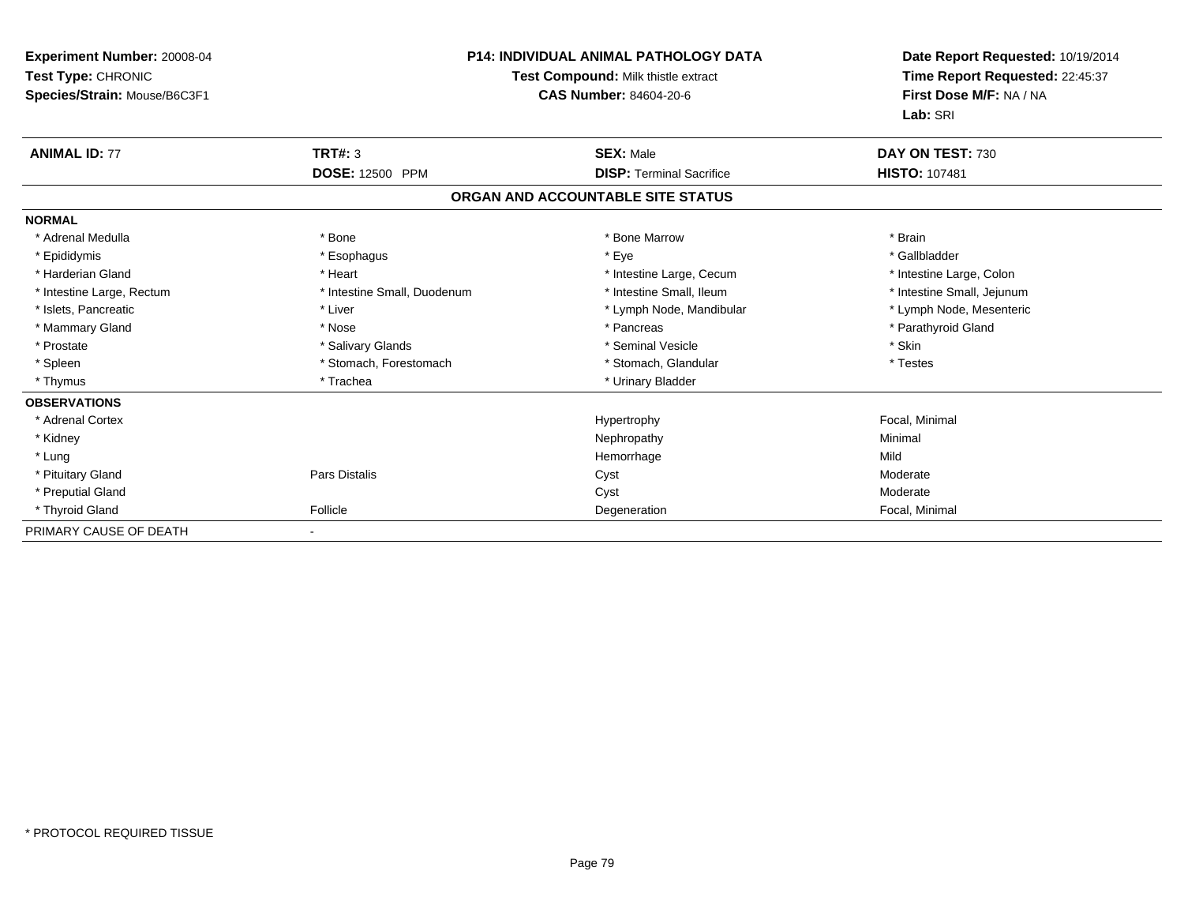**Experiment Number:** 20008-04
**Test Type:** CHRONIC
**Species/Strain:** Mouse/B6C3F1

**P14: INDIVIDUAL ANIMAL PATHOLOGY DATA**
**Test Compound:** Milk thistle extract
**CAS Number:** 84604-20-6

**Date Report Requested:** 10/19/2014
**Time Report Requested:** 22:45:37
**First Dose M/F:** NA / NA
**Lab:** SRI

| **ANIMAL ID:** 77 | **TRT#:** 3 | **SEX:** Male | **DAY ON TEST:** 730 |
|---|---|---|---|
| | **DOSE:** 12500 PPM | **DISP:** Terminal Sacrifice | **HISTO:** 107481 |

**ORGAN AND ACCOUNTABLE SITE STATUS**

| | | | |
|---|---|---|---|
| **NORMAL** | | | |
| * Adrenal Medulla | * Bone | * Bone Marrow | * Brain |
| * Epididymis | * Esophagus | * Eye | * Gallbladder |
| * Harderian Gland | * Heart | * Intestine Large, Cecum | * Intestine Large, Colon |
| * Intestine Large, Rectum | * Intestine Small, Duodenum | * Intestine Small, Ileum | * Intestine Small, Jejunum |
| * Islets, Pancreatic | * Liver | * Lymph Node, Mandibular | * Lymph Node, Mesenteric |
| * Mammary Gland | * Nose | * Pancreas | * Parathyroid Gland |
| * Prostate | * Salivary Glands | * Seminal Vesicle | * Skin |
| * Spleen | * Stomach, Forestomach | * Stomach, Glandular | * Testes |
| * Thymus | * Trachea | * Urinary Bladder | |
| **OBSERVATIONS** | | | |
| * Adrenal Cortex | | Hypertrophy | Focal, Minimal |
| * Kidney | | Nephropathy | Minimal |
| * Lung | | Hemorrhage | Mild |
| * Pituitary Gland | Pars Distalis | Cyst | Moderate |
| * Preputial Gland | | Cyst | Moderate |
| * Thyroid Gland | Follicle | Degeneration | Focal, Minimal |
| PRIMARY CAUSE OF DEATH | - | | |

* PROTOCOL REQUIRED TISSUE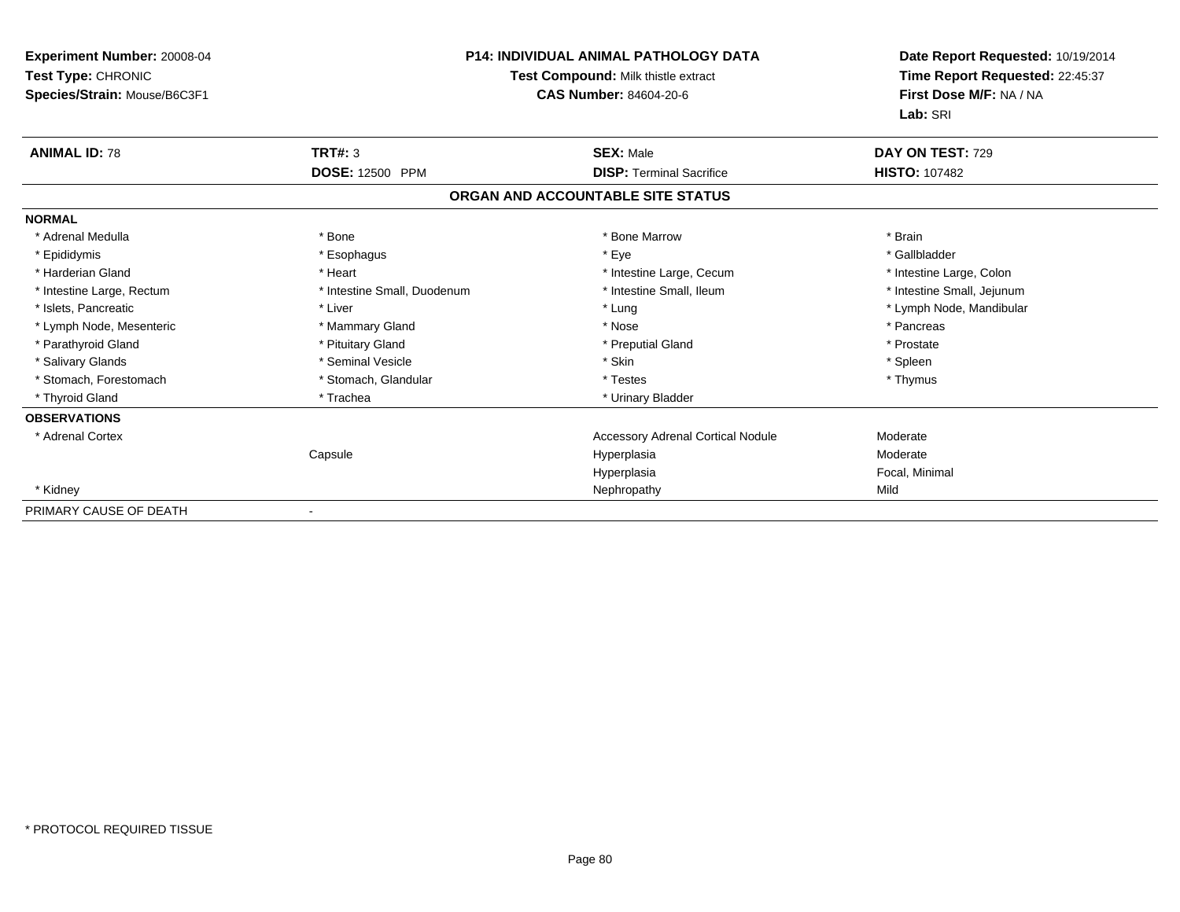**Experiment Number:** 20008-04
**Test Type:** CHRONIC
**Species/Strain:** Mouse/B6C3F1

**P14: INDIVIDUAL ANIMAL PATHOLOGY DATA**
**Test Compound:** Milk thistle extract
**CAS Number:** 84604-20-6

**Date Report Requested:** 10/19/2014
**Time Report Requested:** 22:45:37
**First Dose M/F:** NA / NA
**Lab:** SRI

| **ANIMAL ID:** 78 | **TRT#:** 3 | **SEX:** Male | **DAY ON TEST:** 729 |
|---|---|---|---|
| | **DOSE:** 12500 PPM | **DISP:** Terminal Sacrifice | **HISTO:** 107482 |

## ORGAN AND ACCOUNTABLE SITE STATUS

**NORMAL**

| | | | |
|---|---|---|---|
| * Adrenal Medulla | * Bone | * Bone Marrow | * Brain |
| * Epididymis | * Esophagus | * Eye | * Gallbladder |
| * Harderian Gland | * Heart | * Intestine Large, Cecum | * Intestine Large, Colon |
| * Intestine Large, Rectum | * Intestine Small, Duodenum | * Intestine Small, Ileum | * Intestine Small, Jejunum |
| * Islets, Pancreatic | * Liver | * Lung | * Lymph Node, Mandibular |
| * Lymph Node, Mesenteric | * Mammary Gland | * Nose | * Pancreas |
| * Parathyroid Gland | * Pituitary Gland | * Preputial Gland | * Prostate |
| * Salivary Glands | * Seminal Vesicle | * Skin | * Spleen |
| * Stomach, Forestomach | * Stomach, Glandular | * Testes | * Thymus |
| * Thyroid Gland | * Trachea | * Urinary Bladder | |

**OBSERVATIONS**

| | | | |
|---|---|---|---|
| * Adrenal Cortex | | Accessory Adrenal Cortical Nodule | Moderate |
| | Capsule | Hyperplasia | Moderate |
| | | Hyperplasia | Focal, Minimal |
| * Kidney | | Nephropathy | Mild |

PRIMARY CAUSE OF DEATH -

* PROTOCOL REQUIRED TISSUE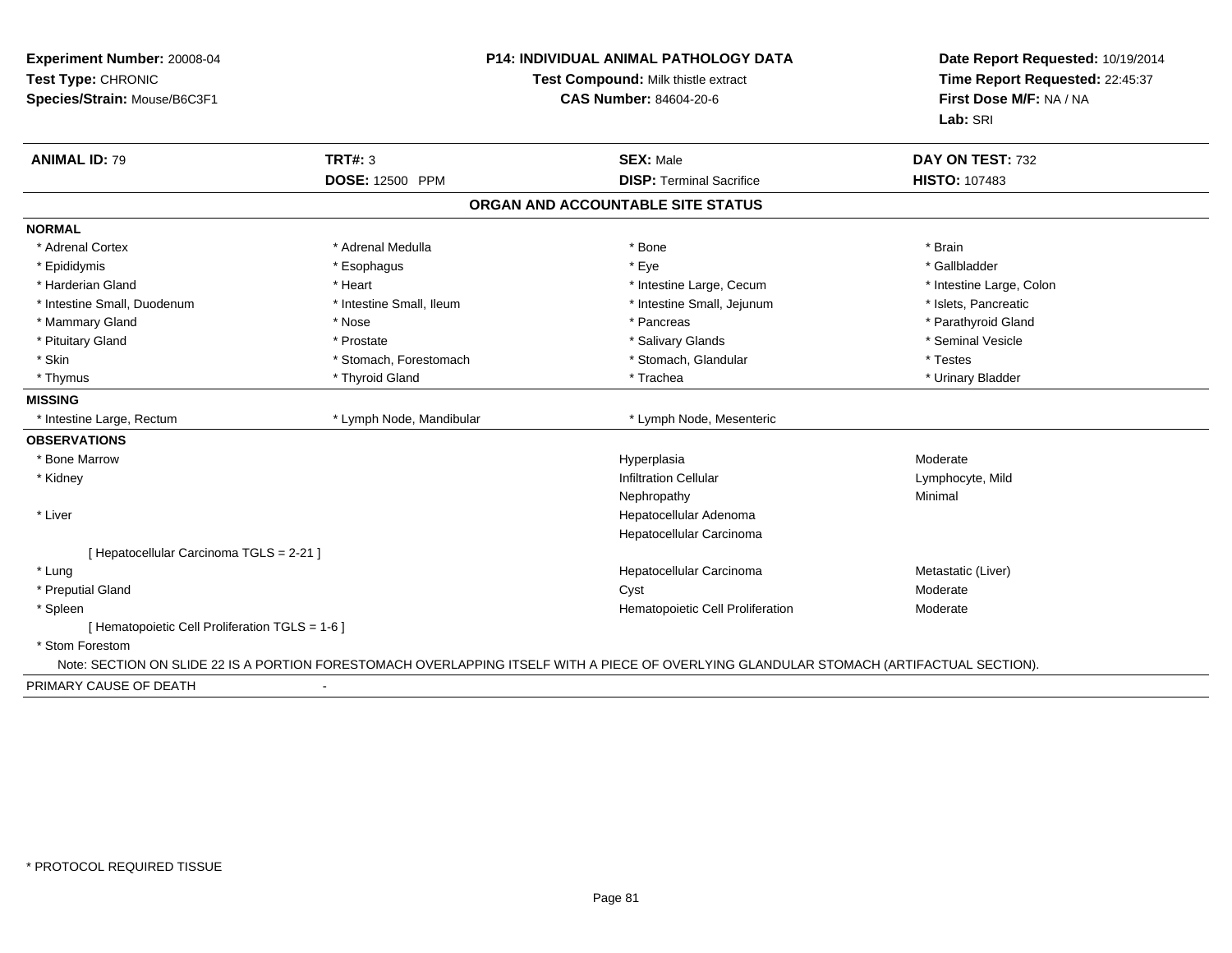**Experiment Number:** 20008-04
**Test Type:** CHRONIC
**Species/Strain:** Mouse/B6C3F1

**P14: INDIVIDUAL ANIMAL PATHOLOGY DATA**
**Test Compound:** Milk thistle extract
**CAS Number:** 84604-20-6

**Date Report Requested:** 10/19/2014
**Time Report Requested:** 22:45:37
**First Dose M/F:** NA / NA
**Lab:** SRI

| **ANIMAL ID:** 79 | **TRT#:** 3 | **SEX:** Male | **DAY ON TEST:** 732 |
|---|---|---|---|
| | **DOSE:** 12500 PPM | **DISP:** Terminal Sacrifice | **HISTO:** 107483 |

## ORGAN AND ACCOUNTABLE SITE STATUS

**NORMAL**

| | | | |
|---|---|---|---|
| * Adrenal Cortex | * Adrenal Medulla | * Bone | * Brain |
| * Epididymis | * Esophagus | * Eye | * Gallbladder |
| * Harderian Gland | * Heart | * Intestine Large, Cecum | * Intestine Large, Colon |
| * Intestine Small, Duodenum | * Intestine Small, Ileum | * Intestine Small, Jejunum | * Islets, Pancreatic |
| * Mammary Gland | * Nose | * Pancreas | * Parathyroid Gland |
| * Pituitary Gland | * Prostate | * Salivary Glands | * Seminal Vesicle |
| * Skin | * Stomach, Forestomach | * Stomach, Glandular | * Testes |
| * Thymus | * Thyroid Gland | * Trachea | * Urinary Bladder |

**MISSING**

| | | |
|---|---|---|
| * Intestine Large, Rectum | * Lymph Node, Mandibular | * Lymph Node, Mesenteric |

**OBSERVATIONS**

| | | |
|---|---|---|
| * Bone Marrow | Hyperplasia | Moderate |
| * Kidney | Infiltration Cellular | Lymphocyte, Mild |
| | Nephropathy | Minimal |
| * Liver | Hepatocellular Adenoma | |
| | Hepatocellular Carcinoma | |
| [ Hepatocellular Carcinoma TGLS = 2-21 ] | | |
| * Lung | Hepatocellular Carcinoma | Metastatic (Liver) |
| * Preputial Gland | Cyst | Moderate |
| * Spleen | Hematopoietic Cell Proliferation | Moderate |
| [ Hematopoietic Cell Proliferation TGLS = 1-6 ] | | |
| * Stom Forestom | | |

Note: SECTION ON SLIDE 22 IS A PORTION FORESTOMACH OVERLAPPING ITSELF WITH A PIECE OF OVERLYING GLANDULAR STOMACH (ARTIFACTUAL SECTION).

PRIMARY CAUSE OF DEATH -

* PROTOCOL REQUIRED TISSUE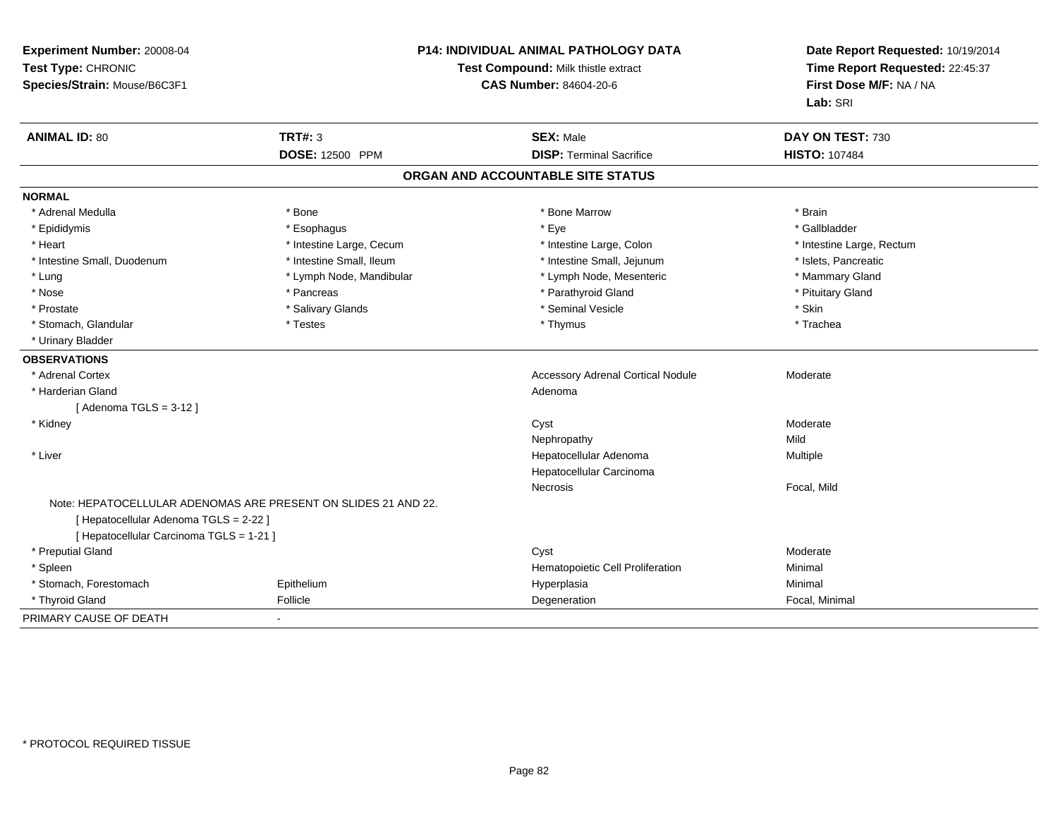**Experiment Number:** 20008-04
**Test Type:** CHRONIC
**Species/Strain:** Mouse/B6C3F1

**P14: INDIVIDUAL ANIMAL PATHOLOGY DATA**
**Test Compound:** Milk thistle extract
**CAS Number:** 84604-20-6

**Date Report Requested:** 10/19/2014
**Time Report Requested:** 22:45:37
**First Dose M/F:** NA / NA
**Lab:** SRI

| **ANIMAL ID:** 80 | **TRT#:** 3 | **SEX:** Male | **DAY ON TEST:** 730 |
|---|---|---|---|
| | **DOSE:** 12500 PPM | **DISP:** Terminal Sacrifice | **HISTO:** 107484 |

## ORGAN AND ACCOUNTABLE SITE STATUS

**NORMAL**

| | | | |
|---|---|---|---|
| * Adrenal Medulla | * Bone | * Bone Marrow | * Brain |
| * Epididymis | * Esophagus | * Eye | * Gallbladder |
| * Heart | * Intestine Large, Cecum | * Intestine Large, Colon | * Intestine Large, Rectum |
| * Intestine Small, Duodenum | * Intestine Small, Ileum | * Intestine Small, Jejunum | * Islets, Pancreatic |
| * Lung | * Lymph Node, Mandibular | * Lymph Node, Mesenteric | * Mammary Gland |
| * Nose | * Pancreas | * Parathyroid Gland | * Pituitary Gland |
| * Prostate | * Salivary Glands | * Seminal Vesicle | * Skin |
| * Stomach, Glandular | * Testes | * Thymus | * Trachea |
| * Urinary Bladder | | | |

**OBSERVATIONS**

| | | | |
|---|---|---|---|
| * Adrenal Cortex | | Accessory Adrenal Cortical Nodule | Moderate |
| * Harderian Gland | | Adenoma | |
| [ Adenoma TGLS = 3-12 ] | | | |
| * Kidney | | Cyst | Moderate |
| | | Nephropathy | Mild |
| * Liver | | Hepatocellular Adenoma | Multiple |
| | | Hepatocellular Carcinoma | |
| | | Necrosis | Focal, Mild |
| Note: HEPATOCELLULAR ADENOMAS ARE PRESENT ON SLIDES 21 AND 22. | | | |
| [ Hepatocellular Adenoma TGLS = 2-22 ] | | | |
| [ Hepatocellular Carcinoma TGLS = 1-21 ] | | | |
| * Preputial Gland | | Cyst | Moderate |
| * Spleen | | Hematopoietic Cell Proliferation | Minimal |
| * Stomach, Forestomach | Epithelium | Hyperplasia | Minimal |
| * Thyroid Gland | Follicle | Degeneration | Focal, Minimal |

PRIMARY CAUSE OF DEATH -

* PROTOCOL REQUIRED TISSUE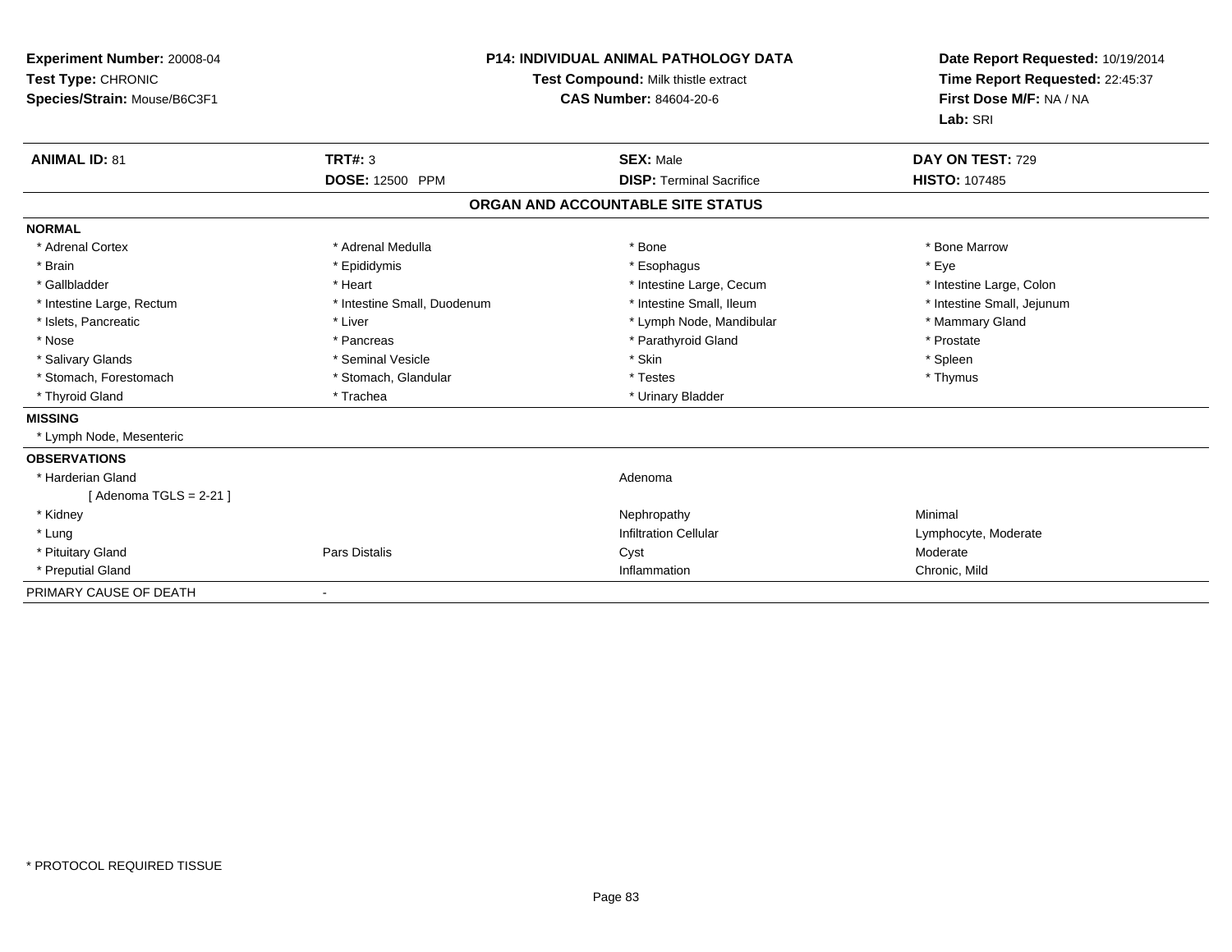**Experiment Number:** 20008-04
**Test Type:** CHRONIC
**Species/Strain:** Mouse/B6C3F1

**P14: INDIVIDUAL ANIMAL PATHOLOGY DATA**
**Test Compound:** Milk thistle extract
**CAS Number:** 84604-20-6

**Date Report Requested:** 10/19/2014
**Time Report Requested:** 22:45:37
**First Dose M/F:** NA / NA
**Lab:** SRI

| **ANIMAL ID:** 81 | **TRT#:** 3 | **SEX:** Male | **DAY ON TEST:** 729 |
|---|---|---|---|
| | **DOSE:** 12500 PPM | **DISP:** Terminal Sacrifice | **HISTO:** 107485 |

## ORGAN AND ACCOUNTABLE SITE STATUS

**NORMAL**

| | | | |
|---|---|---|---|
| * Adrenal Cortex | * Adrenal Medulla | * Bone | * Bone Marrow |
| * Brain | * Epididymis | * Esophagus | * Eye |
| * Gallbladder | * Heart | * Intestine Large, Cecum | * Intestine Large, Colon |
| * Intestine Large, Rectum | * Intestine Small, Duodenum | * Intestine Small, Ileum | * Intestine Small, Jejunum |
| * Islets, Pancreatic | * Liver | * Lymph Node, Mandibular | * Mammary Gland |
| * Nose | * Pancreas | * Parathyroid Gland | * Prostate |
| * Salivary Glands | * Seminal Vesicle | * Skin | * Spleen |
| * Stomach, Forestomach | * Stomach, Glandular | * Testes | * Thymus |
| * Thyroid Gland | * Trachea | * Urinary Bladder | |

**MISSING**

* Lymph Node, Mesenteric

**OBSERVATIONS**

| | | | |
|---|---|---|---|
| * Harderian Gland | | Adenoma | |
| [ Adenoma TGLS = 2-21 ] | | | |
| * Kidney | | Nephropathy | Minimal |
| * Lung | | Infiltration Cellular | Lymphocyte, Moderate |
| * Pituitary Gland | Pars Distalis | Cyst | Moderate |
| * Preputial Gland | | Inflammation | Chronic, Mild |

PRIMARY CAUSE OF DEATH -

* PROTOCOL REQUIRED TISSUE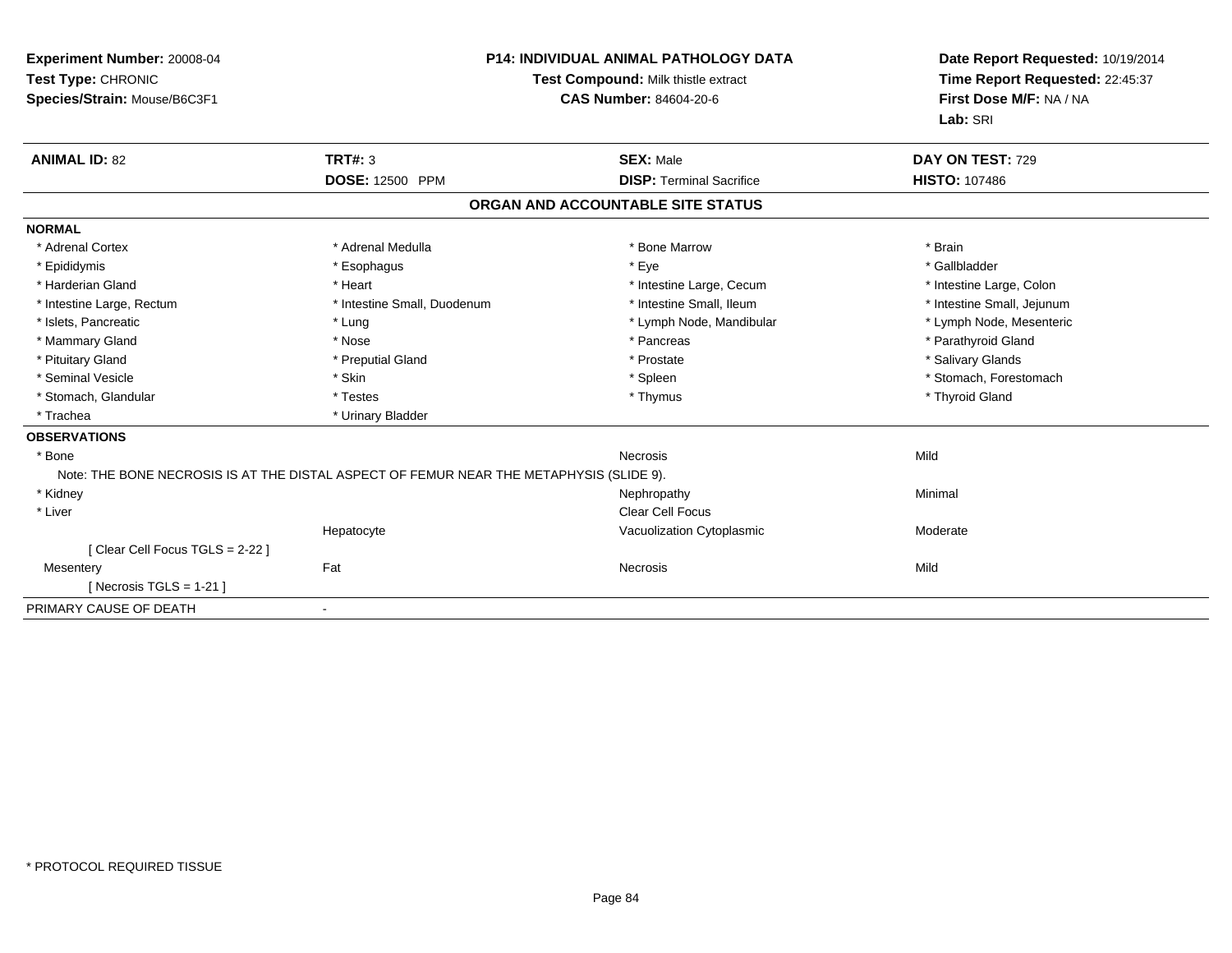**Experiment Number:** 20008-04
**Test Type:** CHRONIC
**Species/Strain:** Mouse/B6C3F1

**P14: INDIVIDUAL ANIMAL PATHOLOGY DATA**
**Test Compound:** Milk thistle extract
**CAS Number:** 84604-20-6

**Date Report Requested:** 10/19/2014
**Time Report Requested:** 22:45:37
**First Dose M/F:** NA / NA
**Lab:** SRI

| **ANIMAL ID:** 82 | **TRT#:** 3 | **SEX:** Male | **DAY ON TEST:** 729 |
|---|---|---|---|
| | **DOSE:** 12500 PPM | **DISP:** Terminal Sacrifice | **HISTO:** 107486 |

## ORGAN AND ACCOUNTABLE SITE STATUS

**NORMAL**

| | | | |
|---|---|---|---|
| * Adrenal Cortex | * Adrenal Medulla | * Bone Marrow | * Brain |
| * Epididymis | * Esophagus | * Eye | * Gallbladder |
| * Harderian Gland | * Heart | * Intestine Large, Cecum | * Intestine Large, Colon |
| * Intestine Large, Rectum | * Intestine Small, Duodenum | * Intestine Small, Ileum | * Intestine Small, Jejunum |
| * Islets, Pancreatic | * Lung | * Lymph Node, Mandibular | * Lymph Node, Mesenteric |
| * Mammary Gland | * Nose | * Pancreas | * Parathyroid Gland |
| * Pituitary Gland | * Preputial Gland | * Prostate | * Salivary Glands |
| * Seminal Vesicle | * Skin | * Spleen | * Stomach, Forestomach |
| * Stomach, Glandular | * Testes | * Thymus | * Thyroid Gland |
| * Trachea | * Urinary Bladder | | |

**OBSERVATIONS**

| | | | |
|---|---|---|---|
| * Bone | | Necrosis | Mild |
| Note: THE BONE NECROSIS IS AT THE DISTAL ASPECT OF FEMUR NEAR THE METAPHYSIS (SLIDE 9). | | | |
| * Kidney | | Nephropathy | Minimal |
| * Liver | | Clear Cell Focus | |
| | Hepatocyte | Vacuolization Cytoplasmic | Moderate |
| [ Clear Cell Focus TGLS = 2-22 ] | | | |
| Mesentery | Fat | Necrosis | Mild |
| [ Necrosis TGLS = 1-21 ] | | | |

PRIMARY CAUSE OF DEATH -

* PROTOCOL REQUIRED TISSUE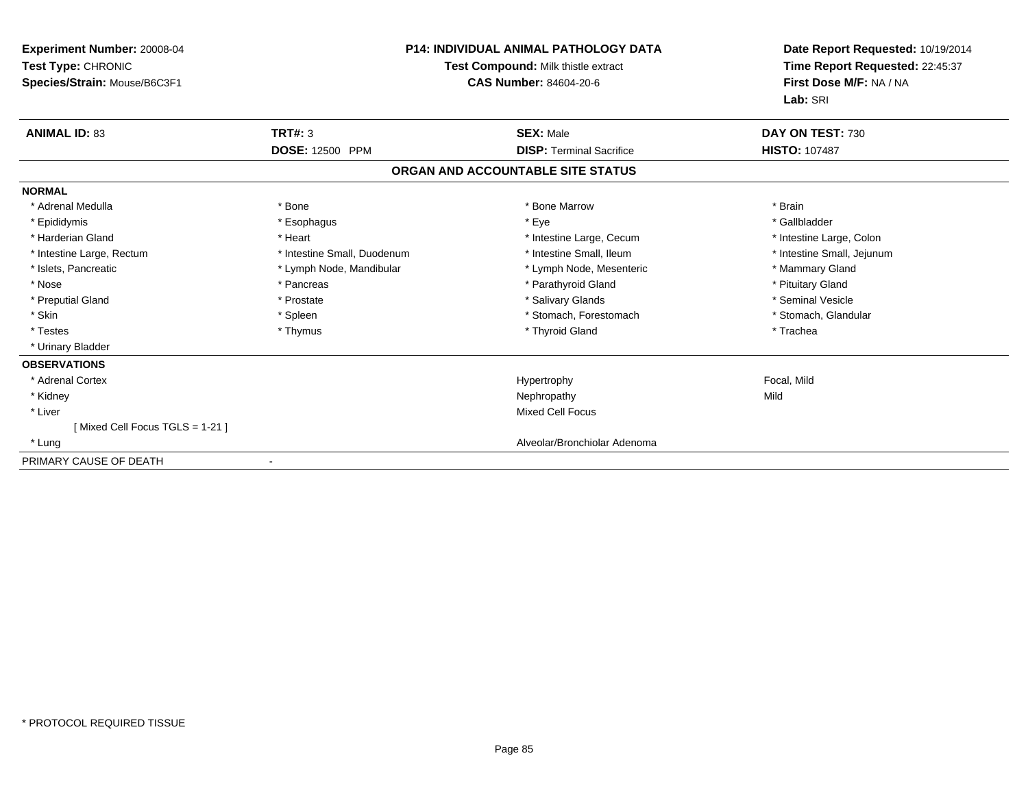**Experiment Number:** 20008-04
**Test Type:** CHRONIC
**Species/Strain:** Mouse/B6C3F1

**P14: INDIVIDUAL ANIMAL PATHOLOGY DATA**
**Test Compound:** Milk thistle extract
**CAS Number:** 84604-20-6

**Date Report Requested:** 10/19/2014
**Time Report Requested:** 22:45:37
**First Dose M/F:** NA / NA
**Lab:** SRI

| **ANIMAL ID:** 83 | **TRT#:** 3 | **SEX:** Male | **DAY ON TEST:** 730 |
|---|---|---|---|
| | **DOSE:** 12500 PPM | **DISP:** Terminal Sacrifice | **HISTO:** 107487 |

## ORGAN AND ACCOUNTABLE SITE STATUS

**NORMAL**

| | | | |
|---|---|---|---|
| * Adrenal Medulla | * Bone | * Bone Marrow | * Brain |
| * Epididymis | * Esophagus | * Eye | * Gallbladder |
| * Harderian Gland | * Heart | * Intestine Large, Cecum | * Intestine Large, Colon |
| * Intestine Large, Rectum | * Intestine Small, Duodenum | * Intestine Small, Ileum | * Intestine Small, Jejunum |
| * Islets, Pancreatic | * Lymph Node, Mandibular | * Lymph Node, Mesenteric | * Mammary Gland |
| * Nose | * Pancreas | * Parathyroid Gland | * Pituitary Gland |
| * Preputial Gland | * Prostate | * Salivary Glands | * Seminal Vesicle |
| * Skin | * Spleen | * Stomach, Forestomach | * Stomach, Glandular |
| * Testes | * Thymus | * Thyroid Gland | * Trachea |
| * Urinary Bladder | | | |

**OBSERVATIONS**

| | | |
|---|---|---|
| * Adrenal Cortex | Hypertrophy | Focal, Mild |
| * Kidney | Nephropathy | Mild |
| * Liver | Mixed Cell Focus | |
| [ Mixed Cell Focus TGLS = 1-21 ] | | |
| * Lung | Alveolar/Bronchiolar Adenoma | |

PRIMARY CAUSE OF DEATH -

* PROTOCOL REQUIRED TISSUE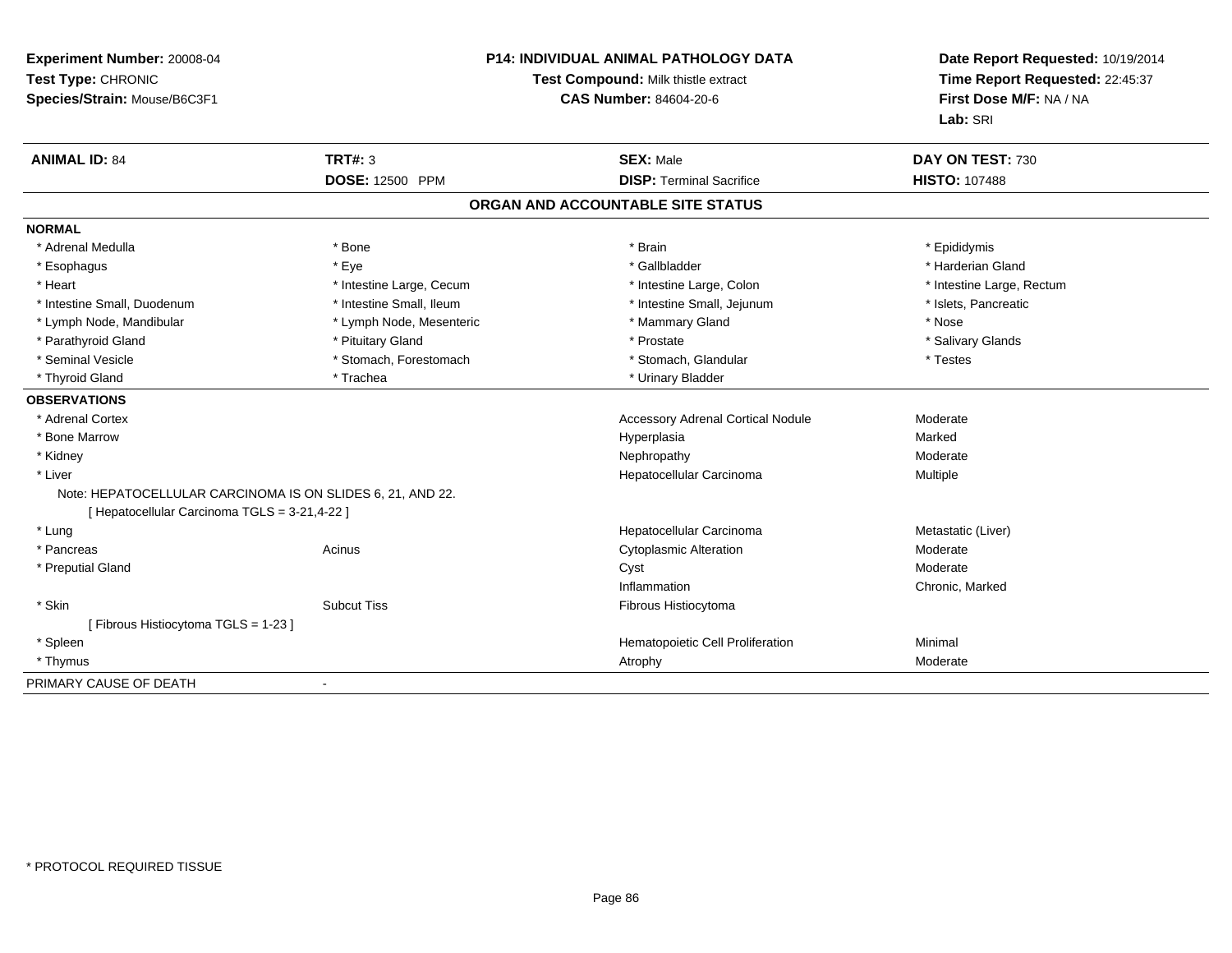**Experiment Number:** 20008-04
**Test Type:** CHRONIC
**Species/Strain:** Mouse/B6C3F1

**P14: INDIVIDUAL ANIMAL PATHOLOGY DATA**
**Test Compound:** Milk thistle extract
**CAS Number:** 84604-20-6

**Date Report Requested:** 10/19/2014
**Time Report Requested:** 22:45:37
**First Dose M/F:** NA / NA
**Lab:** SRI

| **ANIMAL ID:** 84 | **TRT#:** 3 | **SEX:** Male | **DAY ON TEST:** 730 |
|---|---|---|---|
| | **DOSE:** 12500 PPM | **DISP:** Terminal Sacrifice | **HISTO:** 107488 |

## ORGAN AND ACCOUNTABLE SITE STATUS

**NORMAL**

| | | | |
|---|---|---|---|
| * Adrenal Medulla | * Bone | * Brain | * Epididymis |
| * Esophagus | * Eye | * Gallbladder | * Harderian Gland |
| * Heart | * Intestine Large, Cecum | * Intestine Large, Colon | * Intestine Large, Rectum |
| * Intestine Small, Duodenum | * Intestine Small, Ileum | * Intestine Small, Jejunum | * Islets, Pancreatic |
| * Lymph Node, Mandibular | * Lymph Node, Mesenteric | * Mammary Gland | * Nose |
| * Parathyroid Gland | * Pituitary Gland | * Prostate | * Salivary Glands |
| * Seminal Vesicle | * Stomach, Forestomach | * Stomach, Glandular | * Testes |
| * Thyroid Gland | * Trachea | * Urinary Bladder | |

**OBSERVATIONS**

| | | | |
|---|---|---|---|
| * Adrenal Cortex | | Accessory Adrenal Cortical Nodule | Moderate |
| * Bone Marrow | | Hyperplasia | Marked |
| * Kidney | | Nephropathy | Moderate |
| * Liver | | Hepatocellular Carcinoma | Multiple |
| Note: HEPATOCELLULAR CARCINOMA IS ON SLIDES 6, 21, AND 22. | | | |
| [ Hepatocellular Carcinoma TGLS = 3-21,4-22 ] | | | |
| * Lung | | Hepatocellular Carcinoma | Metastatic (Liver) |
| * Pancreas | Acinus | Cytoplasmic Alteration | Moderate |
| * Preputial Gland | | Cyst | Moderate |
| | | Inflammation | Chronic, Marked |
| * Skin | Subcut Tiss | Fibrous Histiocytoma | |
| [ Fibrous Histiocytoma TGLS = 1-23 ] | | | |
| * Spleen | | Hematopoietic Cell Proliferation | Minimal |
| * Thymus | | Atrophy | Moderate |

PRIMARY CAUSE OF DEATH -

* PROTOCOL REQUIRED TISSUE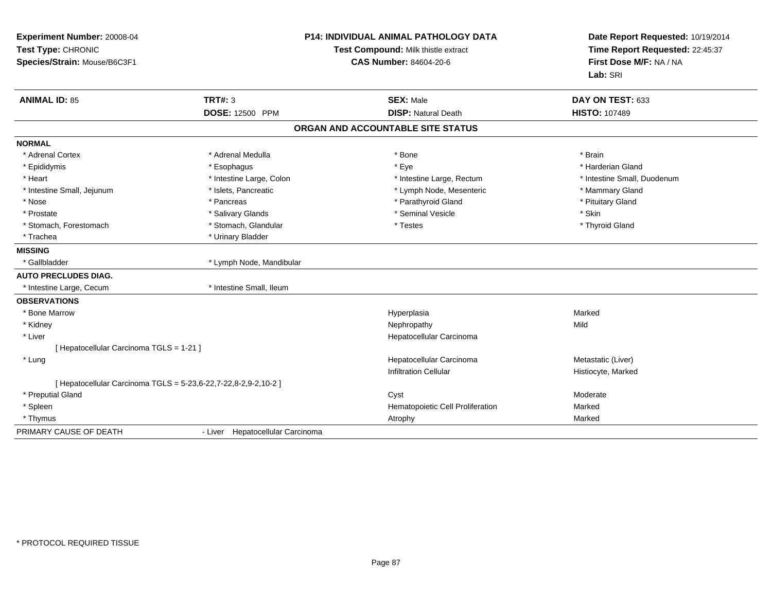**Experiment Number:** 20008-04
**Test Type:** CHRONIC
**Species/Strain:** Mouse/B6C3F1

**P14: INDIVIDUAL ANIMAL PATHOLOGY DATA**
**Test Compound:** Milk thistle extract
**CAS Number:** 84604-20-6

**Date Report Requested:** 10/19/2014
**Time Report Requested:** 22:45:37
**First Dose M/F:** NA / NA
**Lab:** SRI

| **ANIMAL ID:** 85 | **TRT#:** 3 | **SEX:** Male | **DAY ON TEST:** 633 |
|---|---|---|---|
| | **DOSE:** 12500 PPM | **DISP:** Natural Death | **HISTO:** 107489 |

## ORGAN AND ACCOUNTABLE SITE STATUS

| | | | |
|---|---|---|---|
| **NORMAL** | | | |
| * Adrenal Cortex | * Adrenal Medulla | * Bone | * Brain |
| * Epididymis | * Esophagus | * Eye | * Harderian Gland |
| * Heart | * Intestine Large, Colon | * Intestine Large, Rectum | * Intestine Small, Duodenum |
| * Intestine Small, Jejunum | * Islets, Pancreatic | * Lymph Node, Mesenteric | * Mammary Gland |
| * Nose | * Pancreas | * Parathyroid Gland | * Pituitary Gland |
| * Prostate | * Salivary Glands | * Seminal Vesicle | * Skin |
| * Stomach, Forestomach | * Stomach, Glandular | * Testes | * Thyroid Gland |
| * Trachea | * Urinary Bladder | | |
| **MISSING** | | | |
| * Gallbladder | * Lymph Node, Mandibular | | |
| **AUTO PRECLUDES DIAG.** | | | |
| * Intestine Large, Cecum | * Intestine Small, Ileum | | |
| **OBSERVATIONS** | | | |
| * Bone Marrow | | Hyperplasia | Marked |
| * Kidney | | Nephropathy | Mild |
| * Liver | | Hepatocellular Carcinoma | |
| [ Hepatocellular Carcinoma TGLS = 1-21 ] | | | |
| * Lung | | Hepatocellular Carcinoma | Metastatic (Liver) |
| | | Infiltration Cellular | Histiocyte, Marked |
| [ Hepatocellular Carcinoma TGLS = 5-23,6-22,7-22,8-2,9-2,10-2 ] | | | |
| * Preputial Gland | | Cyst | Moderate |
| * Spleen | | Hematopoietic Cell Proliferation | Marked |
| * Thymus | | Atrophy | Marked |
| PRIMARY CAUSE OF DEATH | - Liver Hepatocellular Carcinoma | | |

* PROTOCOL REQUIRED TISSUE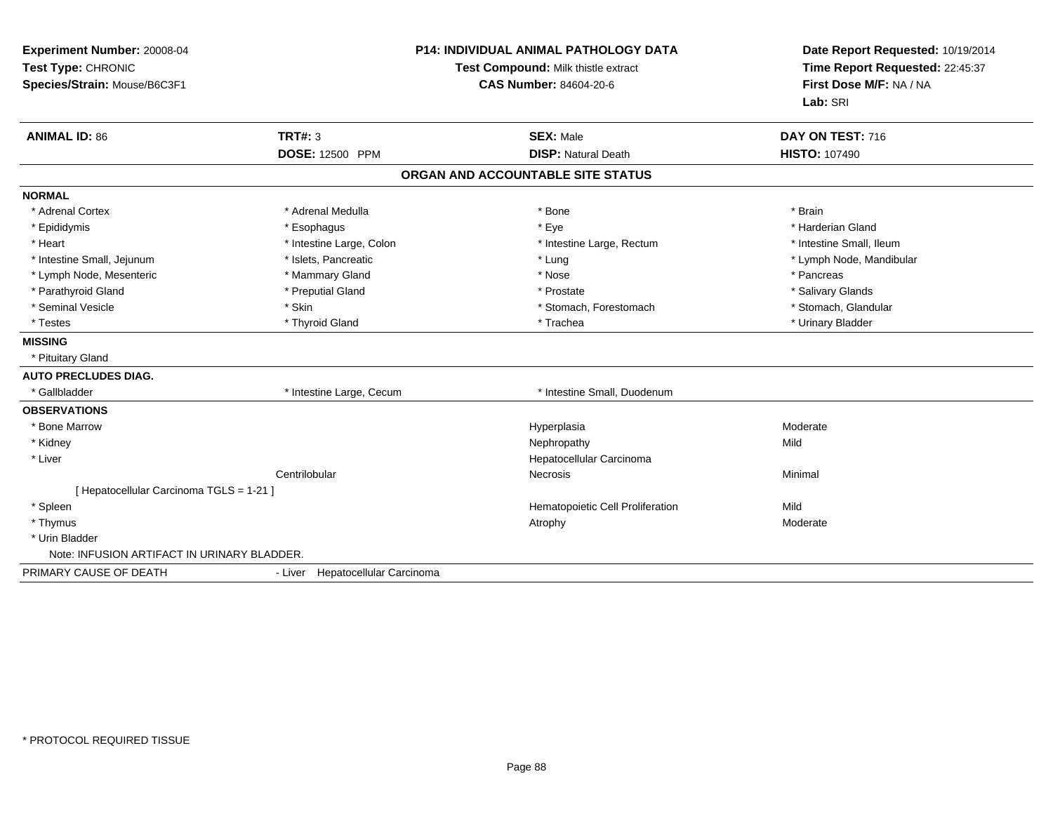**Experiment Number:** 20008-04
**Test Type:** CHRONIC
**Species/Strain:** Mouse/B6C3F1

**P14: INDIVIDUAL ANIMAL PATHOLOGY DATA**
**Test Compound:** Milk thistle extract
**CAS Number:** 84604-20-6

**Date Report Requested:** 10/19/2014
**Time Report Requested:** 22:45:37
**First Dose M/F:** NA / NA
**Lab:** SRI

| **ANIMAL ID:** 86 | **TRT#:** 3 | **SEX:** Male | **DAY ON TEST:** 716 |
|---|---|---|---|
| | **DOSE:** 12500 PPM | **DISP:** Natural Death | **HISTO:** 107490 |

## ORGAN AND ACCOUNTABLE SITE STATUS

**NORMAL**

| | | | |
|---|---|---|---|
| * Adrenal Cortex | * Adrenal Medulla | * Bone | * Brain |
| * Epididymis | * Esophagus | * Eye | * Harderian Gland |
| * Heart | * Intestine Large, Colon | * Intestine Large, Rectum | * Intestine Small, Ileum |
| * Intestine Small, Jejunum | * Islets, Pancreatic | * Lung | * Lymph Node, Mandibular |
| * Lymph Node, Mesenteric | * Mammary Gland | * Nose | * Pancreas |
| * Parathyroid Gland | * Preputial Gland | * Prostate | * Salivary Glands |
| * Seminal Vesicle | * Skin | * Stomach, Forestomach | * Stomach, Glandular |
| * Testes | * Thyroid Gland | * Trachea | * Urinary Bladder |

**MISSING**

* Pituitary Gland

**AUTO PRECLUDES DIAG.**

| | | |
|---|---|---|
| * Gallbladder | * Intestine Large, Cecum | * Intestine Small, Duodenum |

**OBSERVATIONS**

| | | | |
|---|---|---|---|
| * Bone Marrow | | Hyperplasia | Moderate |
| * Kidney | | Nephropathy | Mild |
| * Liver | | Hepatocellular Carcinoma | |
| | Centrilobular | Necrosis | Minimal |
| [ Hepatocellular Carcinoma TGLS = 1-21 ] | | | |
| * Spleen | | Hematopoietic Cell Proliferation | Mild |
| * Thymus | | Atrophy | Moderate |
| * Urin Bladder | | | |

Note: INFUSION ARTIFACT IN URINARY BLADDER.

PRIMARY CAUSE OF DEATH - Liver Hepatocellular Carcinoma

* PROTOCOL REQUIRED TISSUE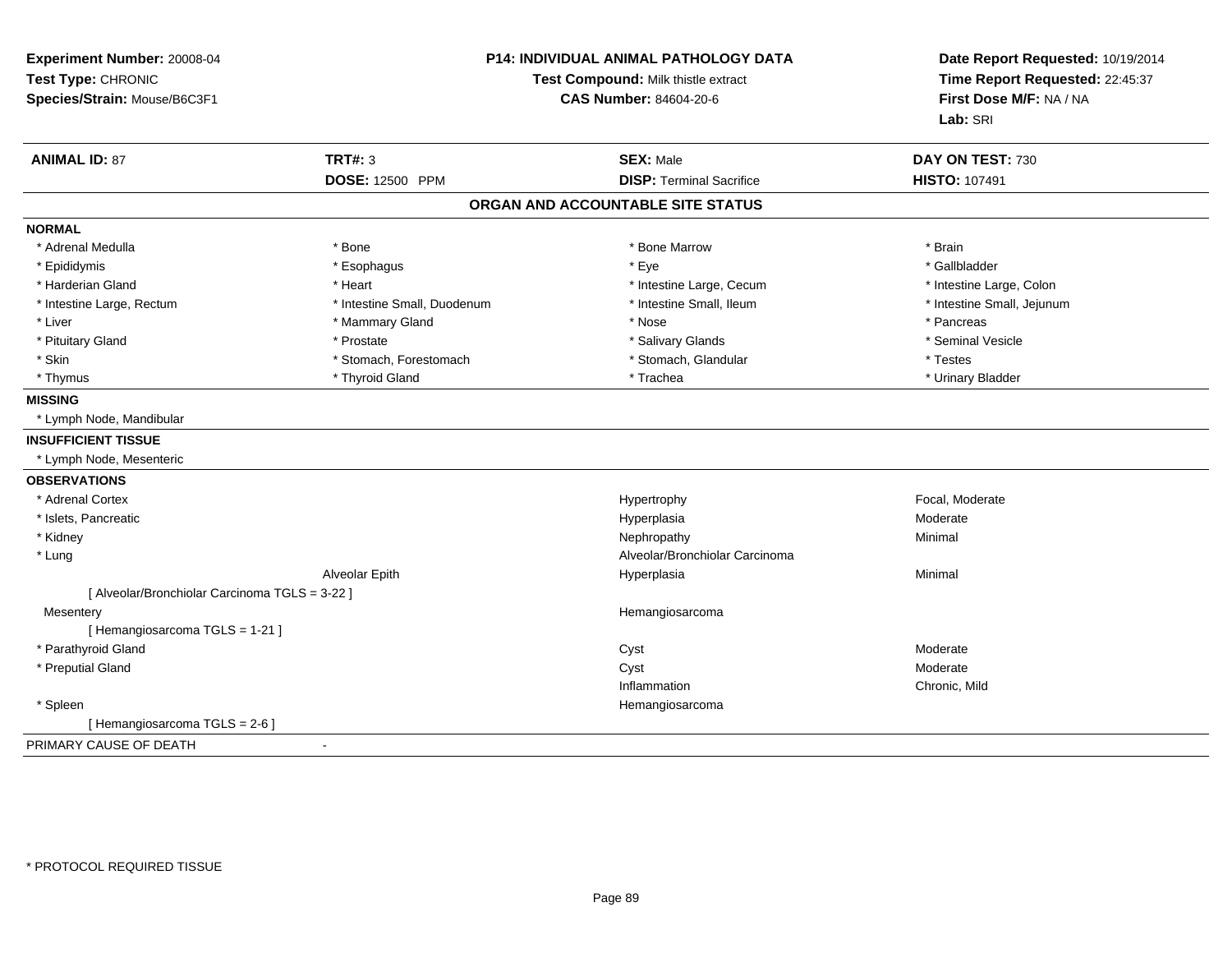**Experiment Number:** 20008-04
**Test Type:** CHRONIC
**Species/Strain:** Mouse/B6C3F1

**P14: INDIVIDUAL ANIMAL PATHOLOGY DATA**
**Test Compound:** Milk thistle extract
**CAS Number:** 84604-20-6

**Date Report Requested:** 10/19/2014
**Time Report Requested:** 22:45:37
**First Dose M/F:** NA / NA
**Lab:** SRI

| **ANIMAL ID:** 87 | **TRT#:** 3 | **SEX:** Male | **DAY ON TEST:** 730 |
|---|---|---|---|
| | **DOSE:** 12500 PPM | **DISP:** Terminal Sacrifice | **HISTO:** 107491 |

## ORGAN AND ACCOUNTABLE SITE STATUS

**NORMAL**

| | | | |
|---|---|---|---|
| * Adrenal Medulla | * Bone | * Bone Marrow | * Brain |
| * Epididymis | * Esophagus | * Eye | * Gallbladder |
| * Harderian Gland | * Heart | * Intestine Large, Cecum | * Intestine Large, Colon |
| * Intestine Large, Rectum | * Intestine Small, Duodenum | * Intestine Small, Ileum | * Intestine Small, Jejunum |
| * Liver | * Mammary Gland | * Nose | * Pancreas |
| * Pituitary Gland | * Prostate | * Salivary Glands | * Seminal Vesicle |
| * Skin | * Stomach, Forestomach | * Stomach, Glandular | * Testes |
| * Thymus | * Thyroid Gland | * Trachea | * Urinary Bladder |

**MISSING**

* Lymph Node, Mandibular

**INSUFFICIENT TISSUE**

* Lymph Node, Mesenteric

**OBSERVATIONS**

| | | | |
|---|---|---|---|
| * Adrenal Cortex | | Hypertrophy | Focal, Moderate |
| * Islets, Pancreatic | | Hyperplasia | Moderate |
| * Kidney | | Nephropathy | Minimal |
| * Lung | | Alveolar/Bronchiolar Carcinoma | |
| | Alveolar Epith | Hyperplasia | Minimal |
| [ Alveolar/Bronchiolar Carcinoma TGLS = 3-22 ] | | | |
| Mesentery | | Hemangiosarcoma | |
| [ Hemangiosarcoma TGLS = 1-21 ] | | | |
| * Parathyroid Gland | | Cyst | Moderate |
| * Preputial Gland | | Cyst | Moderate |
| | | Inflammation | Chronic, Mild |
| * Spleen | | Hemangiosarcoma | |
| [ Hemangiosarcoma TGLS = 2-6 ] | | | |

PRIMARY CAUSE OF DEATH -

* PROTOCOL REQUIRED TISSUE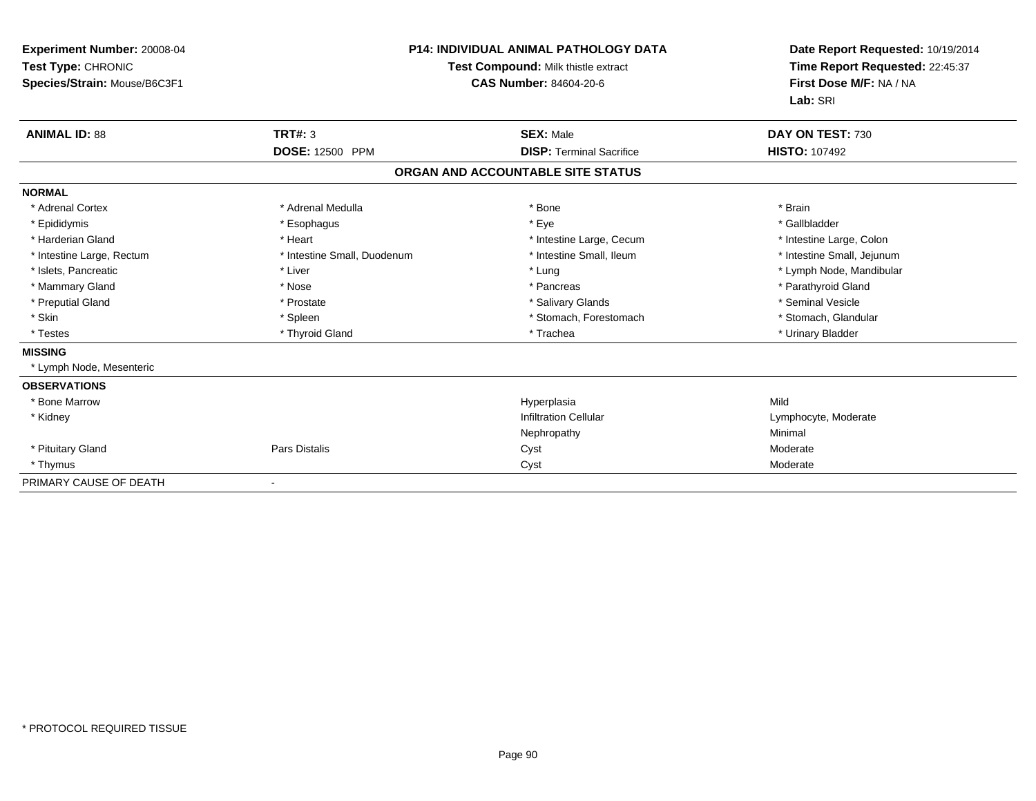**Experiment Number:** 20008-04
**Test Type:** CHRONIC
**Species/Strain:** Mouse/B6C3F1

**P14: INDIVIDUAL ANIMAL PATHOLOGY DATA**
**Test Compound:** Milk thistle extract
**CAS Number:** 84604-20-6

**Date Report Requested:** 10/19/2014
**Time Report Requested:** 22:45:37
**First Dose M/F:** NA / NA
**Lab:** SRI

| **ANIMAL ID:** 88 | **TRT#:** 3 | **SEX:** Male | **DAY ON TEST:** 730 |
|---|---|---|---|
| | **DOSE:** 12500 PPM | **DISP:** Terminal Sacrifice | **HISTO:** 107492 |

**ORGAN AND ACCOUNTABLE SITE STATUS**

**NORMAL**

| | | | |
|---|---|---|---|
| * Adrenal Cortex | * Adrenal Medulla | * Bone | * Brain |
| * Epididymis | * Esophagus | * Eye | * Gallbladder |
| * Harderian Gland | * Heart | * Intestine Large, Cecum | * Intestine Large, Colon |
| * Intestine Large, Rectum | * Intestine Small, Duodenum | * Intestine Small, Ileum | * Intestine Small, Jejunum |
| * Islets, Pancreatic | * Liver | * Lung | * Lymph Node, Mandibular |
| * Mammary Gland | * Nose | * Pancreas | * Parathyroid Gland |
| * Preputial Gland | * Prostate | * Salivary Glands | * Seminal Vesicle |
| * Skin | * Spleen | * Stomach, Forestomach | * Stomach, Glandular |
| * Testes | * Thyroid Gland | * Trachea | * Urinary Bladder |

**MISSING**

* Lymph Node, Mesenteric

**OBSERVATIONS**

| | | | |
|---|---|---|---|
| * Bone Marrow | | Hyperplasia | Mild |
| * Kidney | | Infiltration Cellular | Lymphocyte, Moderate |
| | | Nephropathy | Minimal |
| * Pituitary Gland | Pars Distalis | Cyst | Moderate |
| * Thymus | | Cyst | Moderate |

PRIMARY CAUSE OF DEATH -

\* PROTOCOL REQUIRED TISSUE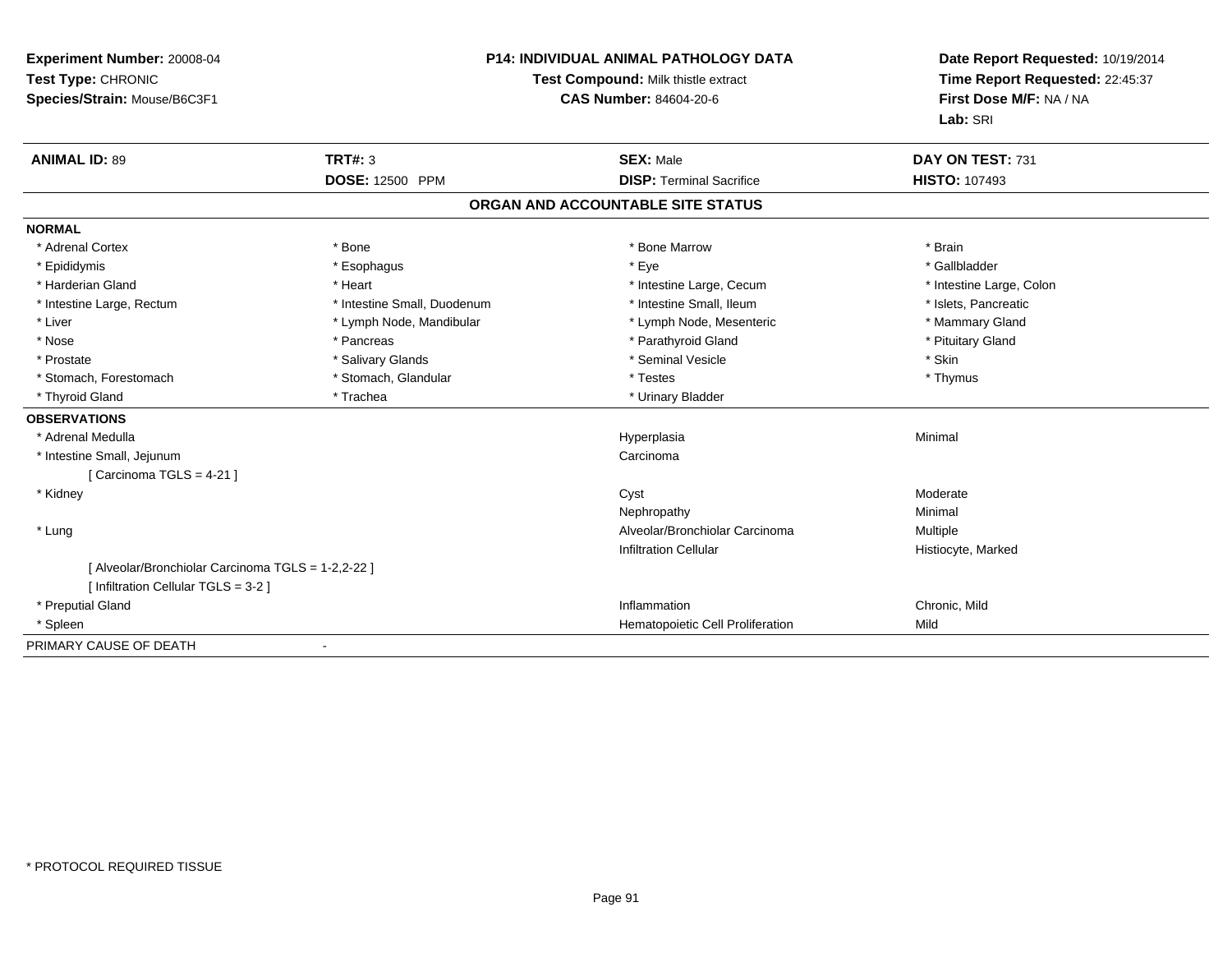**Experiment Number:** 20008-04
**Test Type:** CHRONIC
**Species/Strain:** Mouse/B6C3F1

**P14: INDIVIDUAL ANIMAL PATHOLOGY DATA**
**Test Compound:** Milk thistle extract
**CAS Number:** 84604-20-6

**Date Report Requested:** 10/19/2014
**Time Report Requested:** 22:45:37
**First Dose M/F:** NA / NA
**Lab:** SRI

| **ANIMAL ID:** 89 | **TRT#:** 3 | **SEX:** Male | **DAY ON TEST:** 731 |
|---|---|---|---|
| | **DOSE:** 12500 PPM | **DISP:** Terminal Sacrifice | **HISTO:** 107493 |

## ORGAN AND ACCOUNTABLE SITE STATUS

**NORMAL**

| | | | |
|---|---|---|---|
| * Adrenal Cortex | * Bone | * Bone Marrow | * Brain |
| * Epididymis | * Esophagus | * Eye | * Gallbladder |
| * Harderian Gland | * Heart | * Intestine Large, Cecum | * Intestine Large, Colon |
| * Intestine Large, Rectum | * Intestine Small, Duodenum | * Intestine Small, Ileum | * Islets, Pancreatic |
| * Liver | * Lymph Node, Mandibular | * Lymph Node, Mesenteric | * Mammary Gland |
| * Nose | * Pancreas | * Parathyroid Gland | * Pituitary Gland |
| * Prostate | * Salivary Glands | * Seminal Vesicle | * Skin |
| * Stomach, Forestomach | * Stomach, Glandular | * Testes | * Thymus |
| * Thyroid Gland | * Trachea | * Urinary Bladder | |

**OBSERVATIONS**

| | | |
|---|---|---|
| * Adrenal Medulla | Hyperplasia | Minimal |
| * Intestine Small, Jejunum | Carcinoma | |
| [ Carcinoma TGLS = 4-21 ] | | |
| * Kidney | Cyst | Moderate |
| | Nephropathy | Minimal |
| * Lung | Alveolar/Bronchiolar Carcinoma | Multiple |
| | Infiltration Cellular | Histiocyte, Marked |
| [ Alveolar/Bronchiolar Carcinoma TGLS = 1-2,2-22 ] | | |
| [ Infiltration Cellular TGLS = 3-2 ] | | |
| * Preputial Gland | Inflammation | Chronic, Mild |
| * Spleen | Hematopoietic Cell Proliferation | Mild |

PRIMARY CAUSE OF DEATH -

* PROTOCOL REQUIRED TISSUE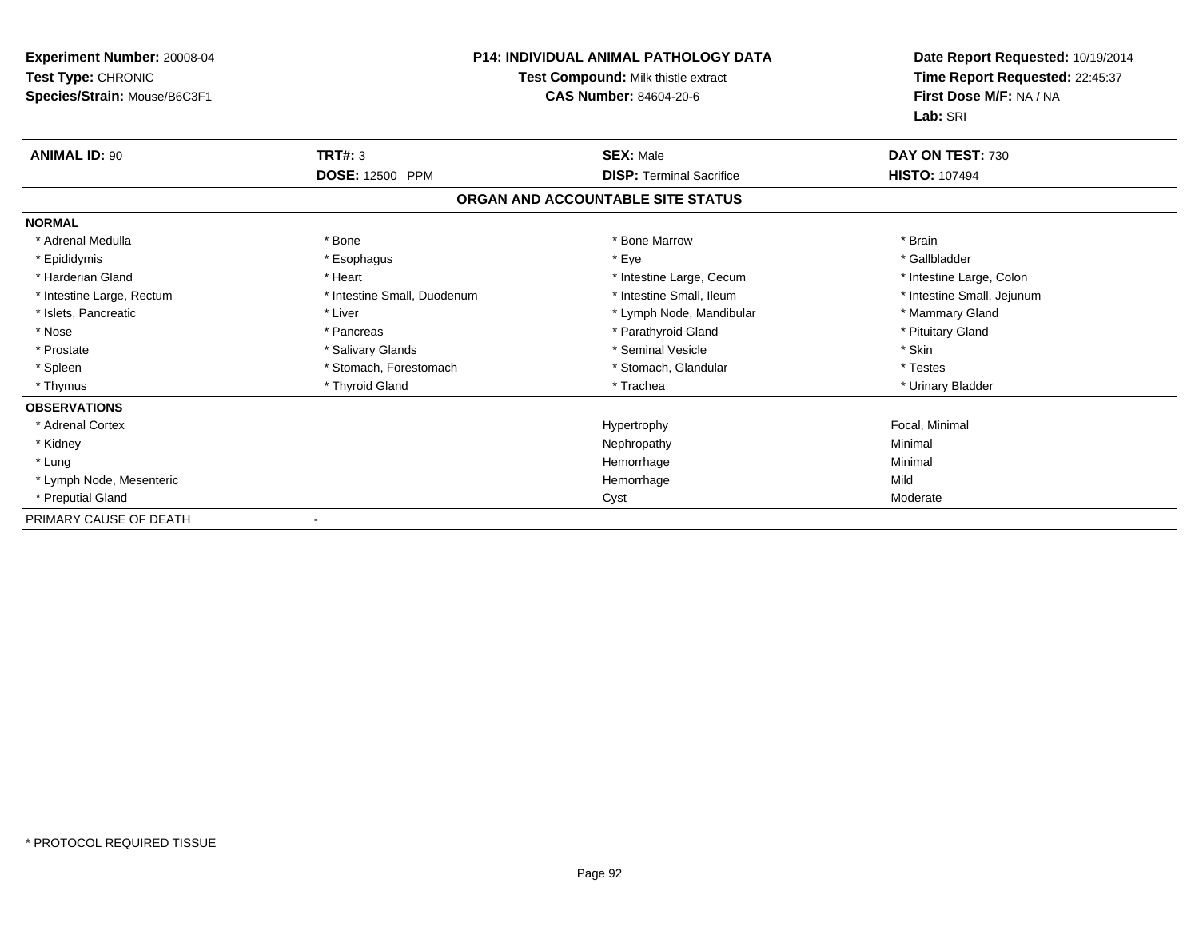**Experiment Number:** 20008-04
**Test Type:** CHRONIC
**Species/Strain:** Mouse/B6C3F1

**P14: INDIVIDUAL ANIMAL PATHOLOGY DATA**
**Test Compound:** Milk thistle extract
**CAS Number:** 84604-20-6

**Date Report Requested:** 10/19/2014
**Time Report Requested:** 22:45:37
**First Dose M/F:** NA / NA
**Lab:** SRI

| **ANIMAL ID:** 90 | **TRT#:** 3 | **SEX:** Male | **DAY ON TEST:** 730 |
|---|---|---|---|
| | **DOSE:** 12500 PPM | **DISP:** Terminal Sacrifice | **HISTO:** 107494 |

## ORGAN AND ACCOUNTABLE SITE STATUS

**NORMAL**

| | | | |
|---|---|---|---|
| * Adrenal Medulla | * Bone | * Bone Marrow | * Brain |
| * Epididymis | * Esophagus | * Eye | * Gallbladder |
| * Harderian Gland | * Heart | * Intestine Large, Cecum | * Intestine Large, Colon |
| * Intestine Large, Rectum | * Intestine Small, Duodenum | * Intestine Small, Ileum | * Intestine Small, Jejunum |
| * Islets, Pancreatic | * Liver | * Lymph Node, Mandibular | * Mammary Gland |
| * Nose | * Pancreas | * Parathyroid Gland | * Pituitary Gland |
| * Prostate | * Salivary Glands | * Seminal Vesicle | * Skin |
| * Spleen | * Stomach, Forestomach | * Stomach, Glandular | * Testes |
| * Thymus | * Thyroid Gland | * Trachea | * Urinary Bladder |

**OBSERVATIONS**

| | | |
|---|---|---|
| * Adrenal Cortex | Hypertrophy | Focal, Minimal |
| * Kidney | Nephropathy | Minimal |
| * Lung | Hemorrhage | Minimal |
| * Lymph Node, Mesenteric | Hemorrhage | Mild |
| * Preputial Gland | Cyst | Moderate |

PRIMARY CAUSE OF DEATH -

* PROTOCOL REQUIRED TISSUE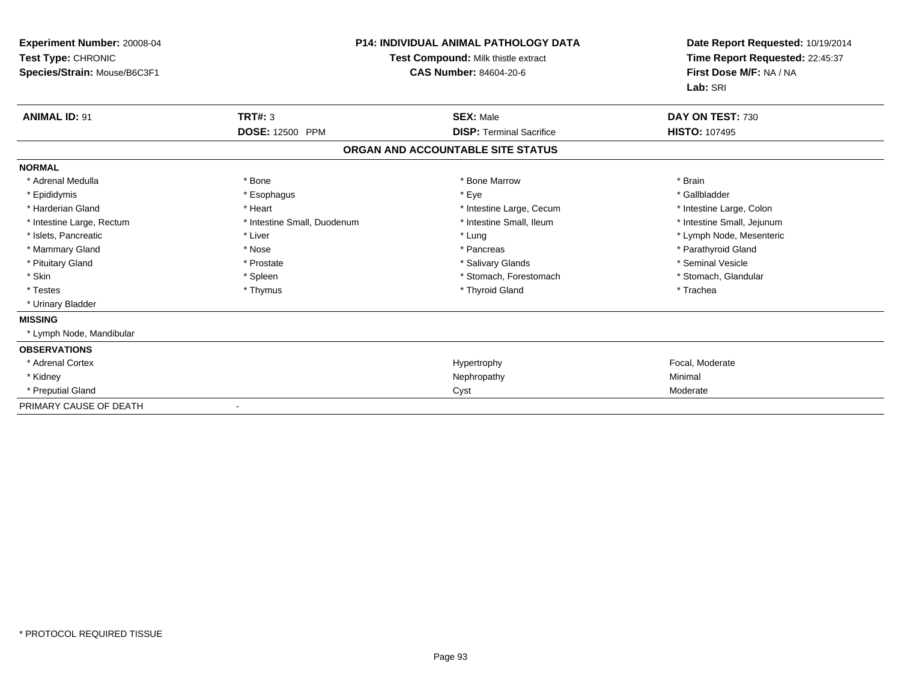**Experiment Number:** 20008-04
**Test Type:** CHRONIC
**Species/Strain:** Mouse/B6C3F1

**P14: INDIVIDUAL ANIMAL PATHOLOGY DATA**
**Test Compound:** Milk thistle extract
**CAS Number:** 84604-20-6

**Date Report Requested:** 10/19/2014
**Time Report Requested:** 22:45:37
**First Dose M/F:** NA / NA
**Lab:** SRI

| **ANIMAL ID:** 91 | **TRT#:** 3 | **SEX:** Male | **DAY ON TEST:** 730 |
|---|---|---|---|
| | **DOSE:** 12500 PPM | **DISP:** Terminal Sacrifice | **HISTO:** 107495 |

**ORGAN AND ACCOUNTABLE SITE STATUS**

| | | | |
|---|---|---|---|
| **NORMAL** | | | |
| * Adrenal Medulla | * Bone | * Bone Marrow | * Brain |
| * Epididymis | * Esophagus | * Eye | * Gallbladder |
| * Harderian Gland | * Heart | * Intestine Large, Cecum | * Intestine Large, Colon |
| * Intestine Large, Rectum | * Intestine Small, Duodenum | * Intestine Small, Ileum | * Intestine Small, Jejunum |
| * Islets, Pancreatic | * Liver | * Lung | * Lymph Node, Mesenteric |
| * Mammary Gland | * Nose | * Pancreas | * Parathyroid Gland |
| * Pituitary Gland | * Prostate | * Salivary Glands | * Seminal Vesicle |
| * Skin | * Spleen | * Stomach, Forestomach | * Stomach, Glandular |
| * Testes | * Thymus | * Thyroid Gland | * Trachea |
| * Urinary Bladder | | | |
| **MISSING** | | | |
| * Lymph Node, Mandibular | | | |
| **OBSERVATIONS** | | | |
| * Adrenal Cortex | | Hypertrophy | Focal, Moderate |
| * Kidney | | Nephropathy | Minimal |
| * Preputial Gland | | Cyst | Moderate |
| PRIMARY CAUSE OF DEATH | - | | |

* PROTOCOL REQUIRED TISSUE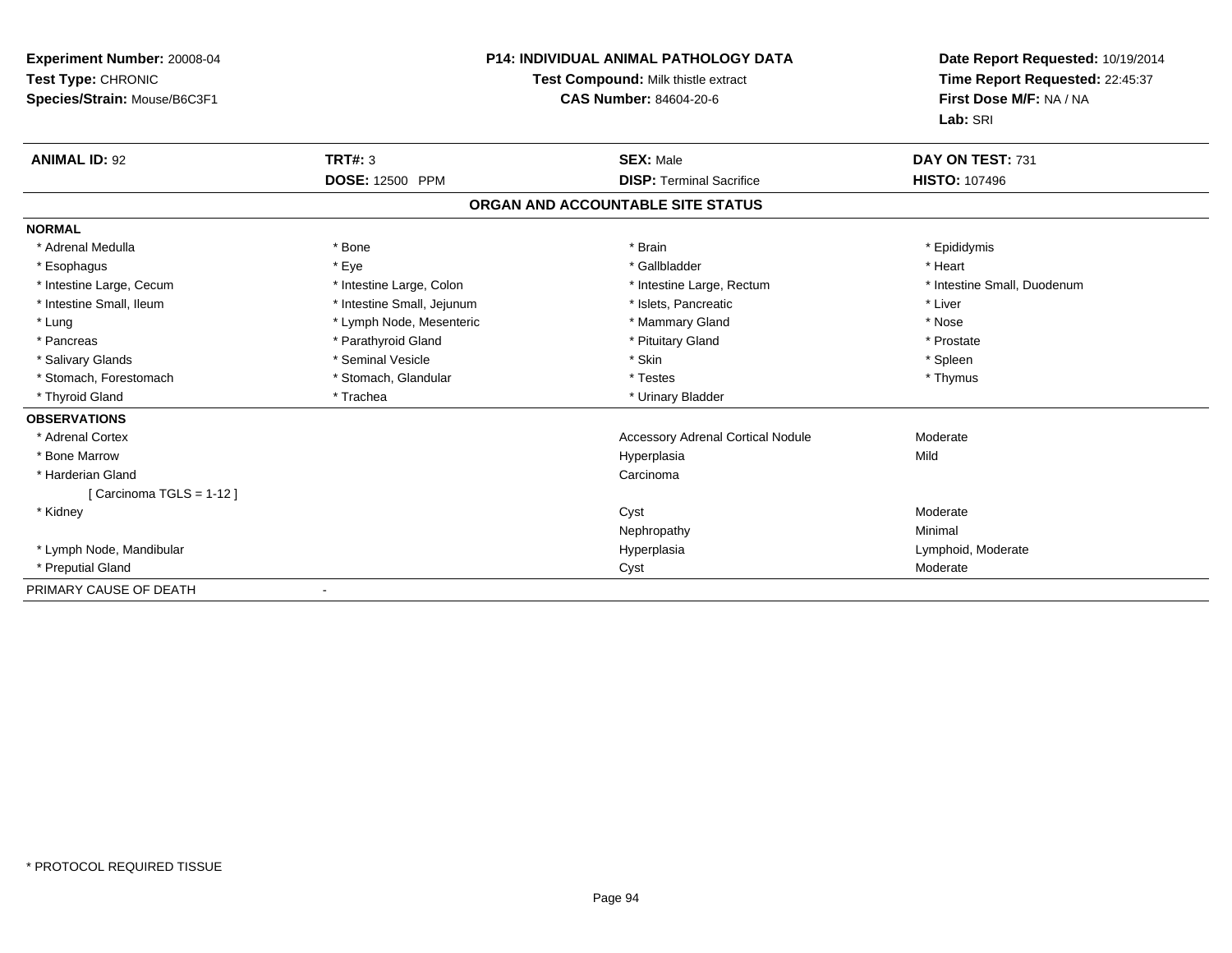**Experiment Number:** 20008-04
**Test Type:** CHRONIC
**Species/Strain:** Mouse/B6C3F1

**P14: INDIVIDUAL ANIMAL PATHOLOGY DATA**
**Test Compound:** Milk thistle extract
**CAS Number:** 84604-20-6

**Date Report Requested:** 10/19/2014
**Time Report Requested:** 22:45:37
**First Dose M/F:** NA / NA
**Lab:** SRI

| **ANIMAL ID:** 92 | **TRT#:** 3 | **SEX:** Male | **DAY ON TEST:** 731 |
|---|---|---|---|
| | **DOSE:** 12500 PPM | **DISP:** Terminal Sacrifice | **HISTO:** 107496 |

## ORGAN AND ACCOUNTABLE SITE STATUS

| | | | |
|---|---|---|---|
| **NORMAL** | | | |
| * Adrenal Medulla | * Bone | * Brain | * Epididymis |
| * Esophagus | * Eye | * Gallbladder | * Heart |
| * Intestine Large, Cecum | * Intestine Large, Colon | * Intestine Large, Rectum | * Intestine Small, Duodenum |
| * Intestine Small, Ileum | * Intestine Small, Jejunum | * Islets, Pancreatic | * Liver |
| * Lung | * Lymph Node, Mesenteric | * Mammary Gland | * Nose |
| * Pancreas | * Parathyroid Gland | * Pituitary Gland | * Prostate |
| * Salivary Glands | * Seminal Vesicle | * Skin | * Spleen |
| * Stomach, Forestomach | * Stomach, Glandular | * Testes | * Thymus |
| * Thyroid Gland | * Trachea | * Urinary Bladder | |
| **OBSERVATIONS** | | | |
| * Adrenal Cortex | | Accessory Adrenal Cortical Nodule | Moderate |
| * Bone Marrow | | Hyperplasia | Mild |
| * Harderian Gland | | Carcinoma | |
| [ Carcinoma TGLS = 1-12 ] | | | |
| * Kidney | | Cyst | Moderate |
| | | Nephropathy | Minimal |
| * Lymph Node, Mandibular | | Hyperplasia | Lymphoid, Moderate |
| * Preputial Gland | | Cyst | Moderate |
| PRIMARY CAUSE OF DEATH | - | | |

\* PROTOCOL REQUIRED TISSUE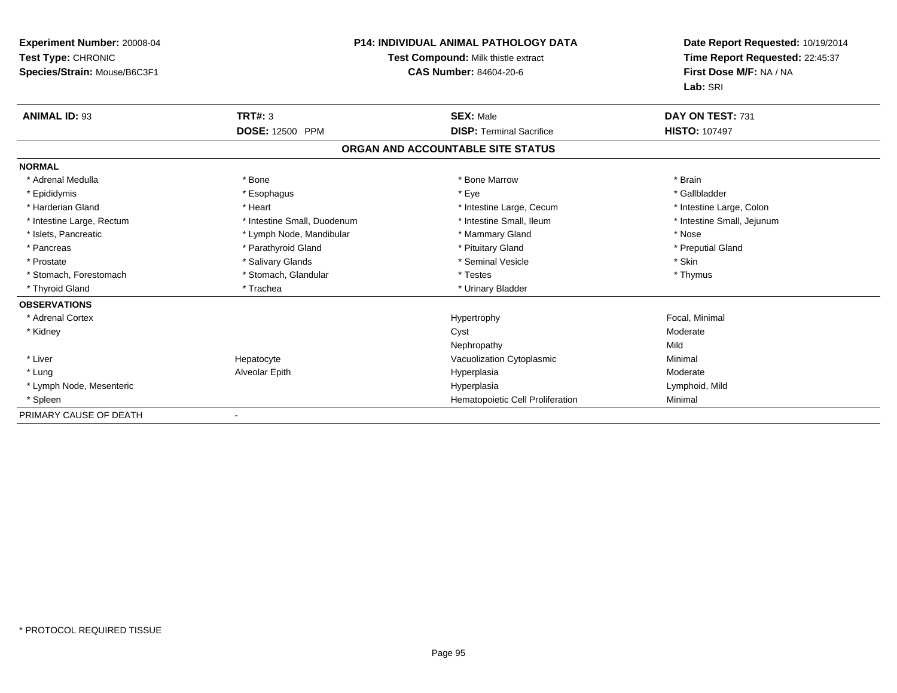**Experiment Number:** 20008-04
**Test Type:** CHRONIC
**Species/Strain:** Mouse/B6C3F1

**P14: INDIVIDUAL ANIMAL PATHOLOGY DATA**
**Test Compound:** Milk thistle extract
**CAS Number:** 84604-20-6

**Date Report Requested:** 10/19/2014
**Time Report Requested:** 22:45:37
**First Dose M/F:** NA / NA
**Lab:** SRI

| **ANIMAL ID:** 93 | **TRT#:** 3 | **SEX:** Male | **DAY ON TEST:** 731 |
|---|---|---|---|
| | **DOSE:** 12500 PPM | **DISP:** Terminal Sacrifice | **HISTO:** 107497 |

## ORGAN AND ACCOUNTABLE SITE STATUS

**NORMAL**

| | | | |
|---|---|---|---|
| * Adrenal Medulla | * Bone | * Bone Marrow | * Brain |
| * Epididymis | * Esophagus | * Eye | * Gallbladder |
| * Harderian Gland | * Heart | * Intestine Large, Cecum | * Intestine Large, Colon |
| * Intestine Large, Rectum | * Intestine Small, Duodenum | * Intestine Small, Ileum | * Intestine Small, Jejunum |
| * Islets, Pancreatic | * Lymph Node, Mandibular | * Mammary Gland | * Nose |
| * Pancreas | * Parathyroid Gland | * Pituitary Gland | * Preputial Gland |
| * Prostate | * Salivary Glands | * Seminal Vesicle | * Skin |
| * Stomach, Forestomach | * Stomach, Glandular | * Testes | * Thymus |
| * Thyroid Gland | * Trachea | * Urinary Bladder | |

**OBSERVATIONS**

| | | | |
|---|---|---|---|
| * Adrenal Cortex | | Hypertrophy | Focal, Minimal |
| * Kidney | | Cyst | Moderate |
| | | Nephropathy | Mild |
| * Liver | Hepatocyte | Vacuolization Cytoplasmic | Minimal |
| * Lung | Alveolar Epith | Hyperplasia | Moderate |
| * Lymph Node, Mesenteric | | Hyperplasia | Lymphoid, Mild |
| * Spleen | | Hematopoietic Cell Proliferation | Minimal |

PRIMARY CAUSE OF DEATH -

\* PROTOCOL REQUIRED TISSUE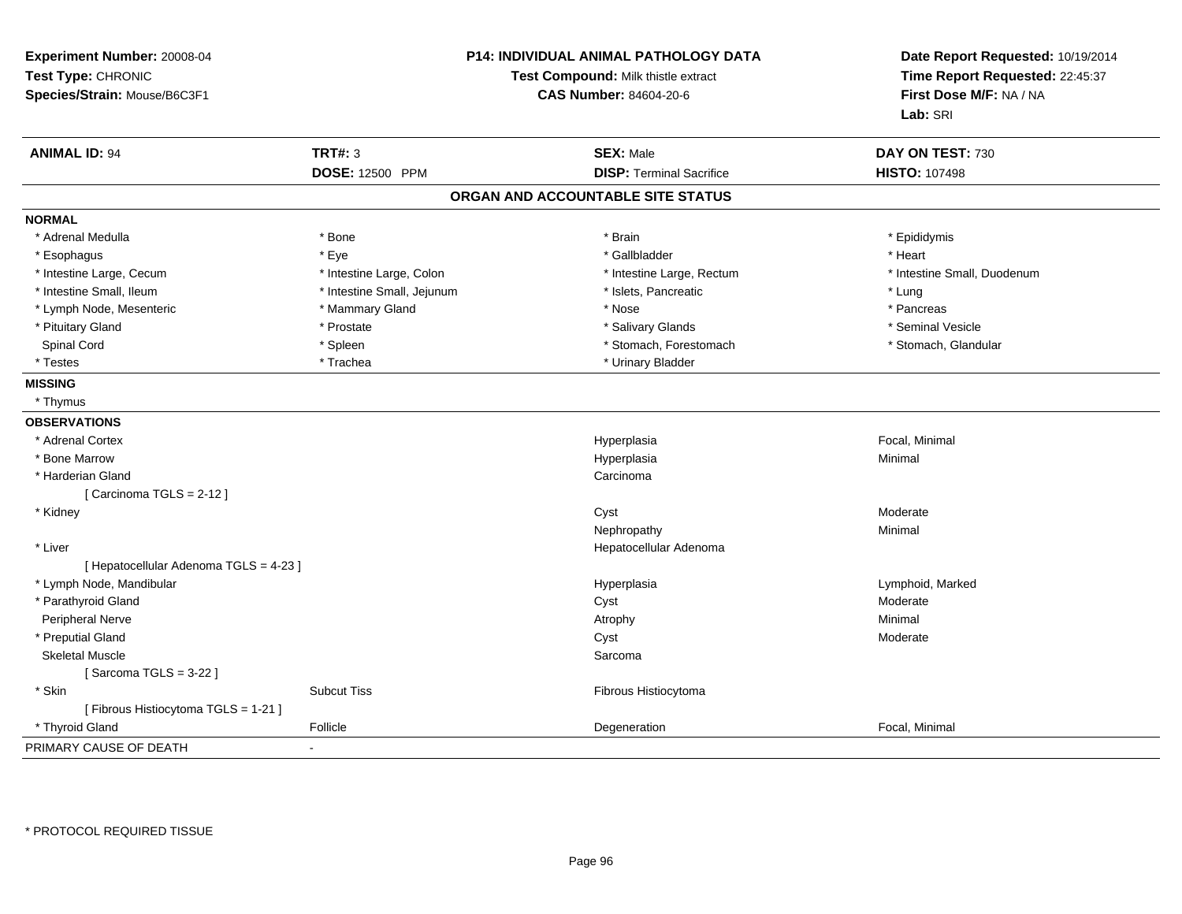**Experiment Number:** 20008-04
**Test Type:** CHRONIC
**Species/Strain:** Mouse/B6C3F1

**P14: INDIVIDUAL ANIMAL PATHOLOGY DATA**
**Test Compound:** Milk thistle extract
**CAS Number:** 84604-20-6

**Date Report Requested:** 10/19/2014
**Time Report Requested:** 22:45:37
**First Dose M/F:** NA / NA
**Lab:** SRI

| **ANIMAL ID:** 94 | **TRT#:** 3 | **SEX:** Male | **DAY ON TEST:** 730 |
|---|---|---|---|
| | **DOSE:** 12500 PPM | **DISP:** Terminal Sacrifice | **HISTO:** 107498 |

## ORGAN AND ACCOUNTABLE SITE STATUS

**NORMAL**

| | | | |
|---|---|---|---|
| * Adrenal Medulla | * Bone | * Brain | * Epididymis |
| * Esophagus | * Eye | * Gallbladder | * Heart |
| * Intestine Large, Cecum | * Intestine Large, Colon | * Intestine Large, Rectum | * Intestine Small, Duodenum |
| * Intestine Small, Ileum | * Intestine Small, Jejunum | * Islets, Pancreatic | * Lung |
| * Lymph Node, Mesenteric | * Mammary Gland | * Nose | * Pancreas |
| * Pituitary Gland | * Prostate | * Salivary Glands | * Seminal Vesicle |
| Spinal Cord | * Spleen | * Stomach, Forestomach | * Stomach, Glandular |
| * Testes | * Trachea | * Urinary Bladder | |

**MISSING**

* Thymus

**OBSERVATIONS**

| | | | |
|---|---|---|---|
| * Adrenal Cortex | | Hyperplasia | Focal, Minimal |
| * Bone Marrow | | Hyperplasia | Minimal |
| * Harderian Gland | | Carcinoma | |
| [ Carcinoma TGLS = 2-12 ] | | | |
| * Kidney | | Cyst | Moderate |
| | | Nephropathy | Minimal |
| * Liver | | Hepatocellular Adenoma | |
| [ Hepatocellular Adenoma TGLS = 4-23 ] | | | |
| * Lymph Node, Mandibular | | Hyperplasia | Lymphoid, Marked |
| * Parathyroid Gland | | Cyst | Moderate |
| Peripheral Nerve | | Atrophy | Minimal |
| * Preputial Gland | | Cyst | Moderate |
| Skeletal Muscle | | Sarcoma | |
| [ Sarcoma TGLS = 3-22 ] | | | |
| * Skin | Subcut Tiss | Fibrous Histiocytoma | |
| [ Fibrous Histiocytoma TGLS = 1-21 ] | | | |
| * Thyroid Gland | Follicle | Degeneration | Focal, Minimal |

PRIMARY CAUSE OF DEATH -

* PROTOCOL REQUIRED TISSUE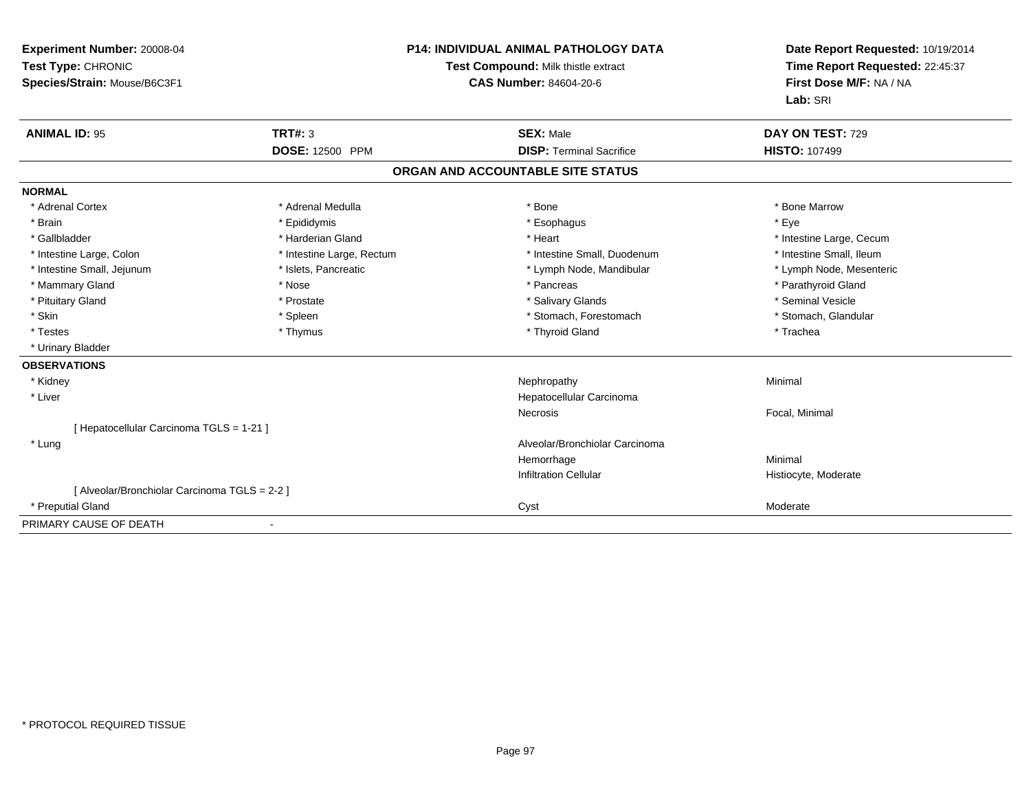**Experiment Number:** 20008-04
**Test Type:** CHRONIC
**Species/Strain:** Mouse/B6C3F1

**P14: INDIVIDUAL ANIMAL PATHOLOGY DATA**
**Test Compound:** Milk thistle extract
**CAS Number:** 84604-20-6

**Date Report Requested:** 10/19/2014
**Time Report Requested:** 22:45:37
**First Dose M/F:** NA / NA
**Lab:** SRI

| **ANIMAL ID:** 95 | **TRT#:** 3 | **SEX:** Male | **DAY ON TEST:** 729 |
|---|---|---|---|
| | **DOSE:** 12500 PPM | **DISP:** Terminal Sacrifice | **HISTO:** 107499 |

## ORGAN AND ACCOUNTABLE SITE STATUS

**NORMAL**

| | | | |
|---|---|---|---|
| * Adrenal Cortex | * Adrenal Medulla | * Bone | * Bone Marrow |
| * Brain | * Epididymis | * Esophagus | * Eye |
| * Gallbladder | * Harderian Gland | * Heart | * Intestine Large, Cecum |
| * Intestine Large, Colon | * Intestine Large, Rectum | * Intestine Small, Duodenum | * Intestine Small, Ileum |
| * Intestine Small, Jejunum | * Islets, Pancreatic | * Lymph Node, Mandibular | * Lymph Node, Mesenteric |
| * Mammary Gland | * Nose | * Pancreas | * Parathyroid Gland |
| * Pituitary Gland | * Prostate | * Salivary Glands | * Seminal Vesicle |
| * Skin | * Spleen | * Stomach, Forestomach | * Stomach, Glandular |
| * Testes | * Thymus | * Thyroid Gland | * Trachea |
| * Urinary Bladder | | | |

**OBSERVATIONS**

| | | |
|---|---|---|
| * Kidney | Nephropathy | Minimal |
| * Liver | Hepatocellular Carcinoma | |
| | Necrosis | Focal, Minimal |
| [ Hepatocellular Carcinoma TGLS = 1-21 ] | | |
| * Lung | Alveolar/Bronchiolar Carcinoma | |
| | Hemorrhage | Minimal |
| | Infiltration Cellular | Histiocyte, Moderate |
| [ Alveolar/Bronchiolar Carcinoma TGLS = 2-2 ] | | |
| * Preputial Gland | Cyst | Moderate |

PRIMARY CAUSE OF DEATH -

* PROTOCOL REQUIRED TISSUE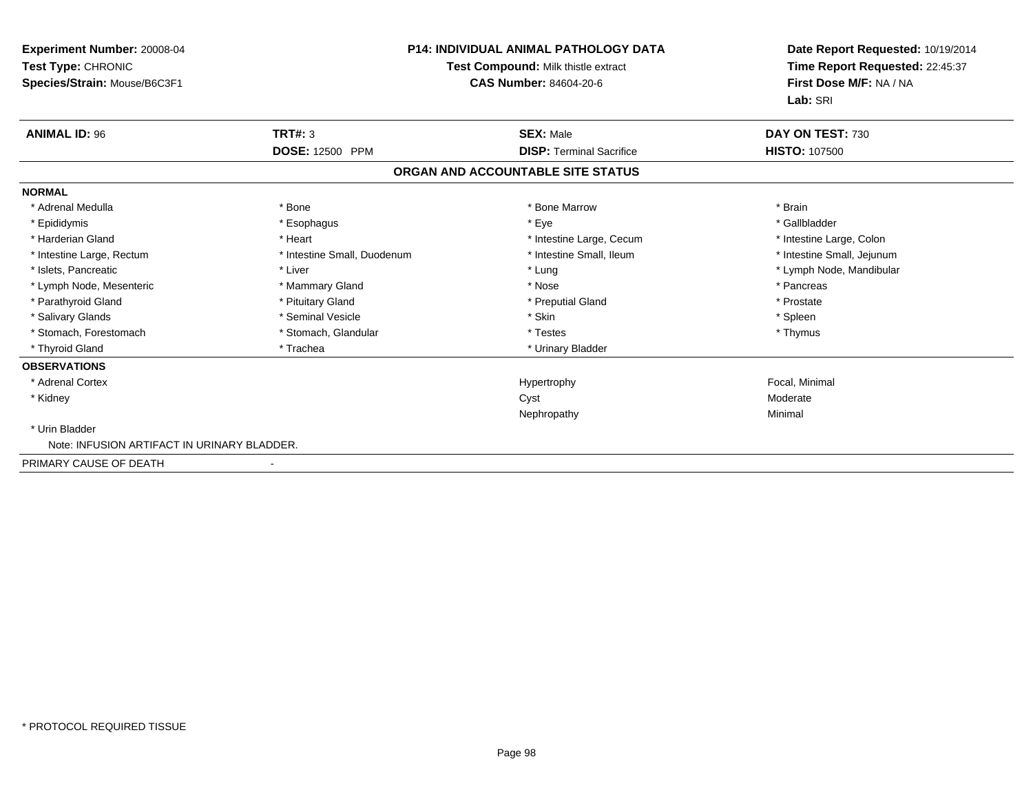**Experiment Number:** 20008-04
**Test Type:** CHRONIC
**Species/Strain:** Mouse/B6C3F1

**P14: INDIVIDUAL ANIMAL PATHOLOGY DATA**
**Test Compound:** Milk thistle extract
**CAS Number:** 84604-20-6

**Date Report Requested:** 10/19/2014
**Time Report Requested:** 22:45:37
**First Dose M/F:** NA / NA
**Lab:** SRI

| **ANIMAL ID:** 96 | **TRT#:** 3 | **SEX:** Male | **DAY ON TEST:** 730 |
|---|---|---|---|
| | **DOSE:** 12500 PPM | **DISP:** Terminal Sacrifice | **HISTO:** 107500 |

## ORGAN AND ACCOUNTABLE SITE STATUS

**NORMAL**

| | | | |
|---|---|---|---|
| * Adrenal Medulla | * Bone | * Bone Marrow | * Brain |
| * Epididymis | * Esophagus | * Eye | * Gallbladder |
| * Harderian Gland | * Heart | * Intestine Large, Cecum | * Intestine Large, Colon |
| * Intestine Large, Rectum | * Intestine Small, Duodenum | * Intestine Small, Ileum | * Intestine Small, Jejunum |
| * Islets, Pancreatic | * Liver | * Lung | * Lymph Node, Mandibular |
| * Lymph Node, Mesenteric | * Mammary Gland | * Nose | * Pancreas |
| * Parathyroid Gland | * Pituitary Gland | * Preputial Gland | * Prostate |
| * Salivary Glands | * Seminal Vesicle | * Skin | * Spleen |
| * Stomach, Forestomach | * Stomach, Glandular | * Testes | * Thymus |
| * Thyroid Gland | * Trachea | * Urinary Bladder | |

**OBSERVATIONS**

| | | |
|---|---|---|
| * Adrenal Cortex | Hypertrophy | Focal, Minimal |
| * Kidney | Cyst | Moderate |
| | Nephropathy | Minimal |
| * Urin Bladder | | |

Note: INFUSION ARTIFACT IN URINARY BLADDER.

PRIMARY CAUSE OF DEATH -

* PROTOCOL REQUIRED TISSUE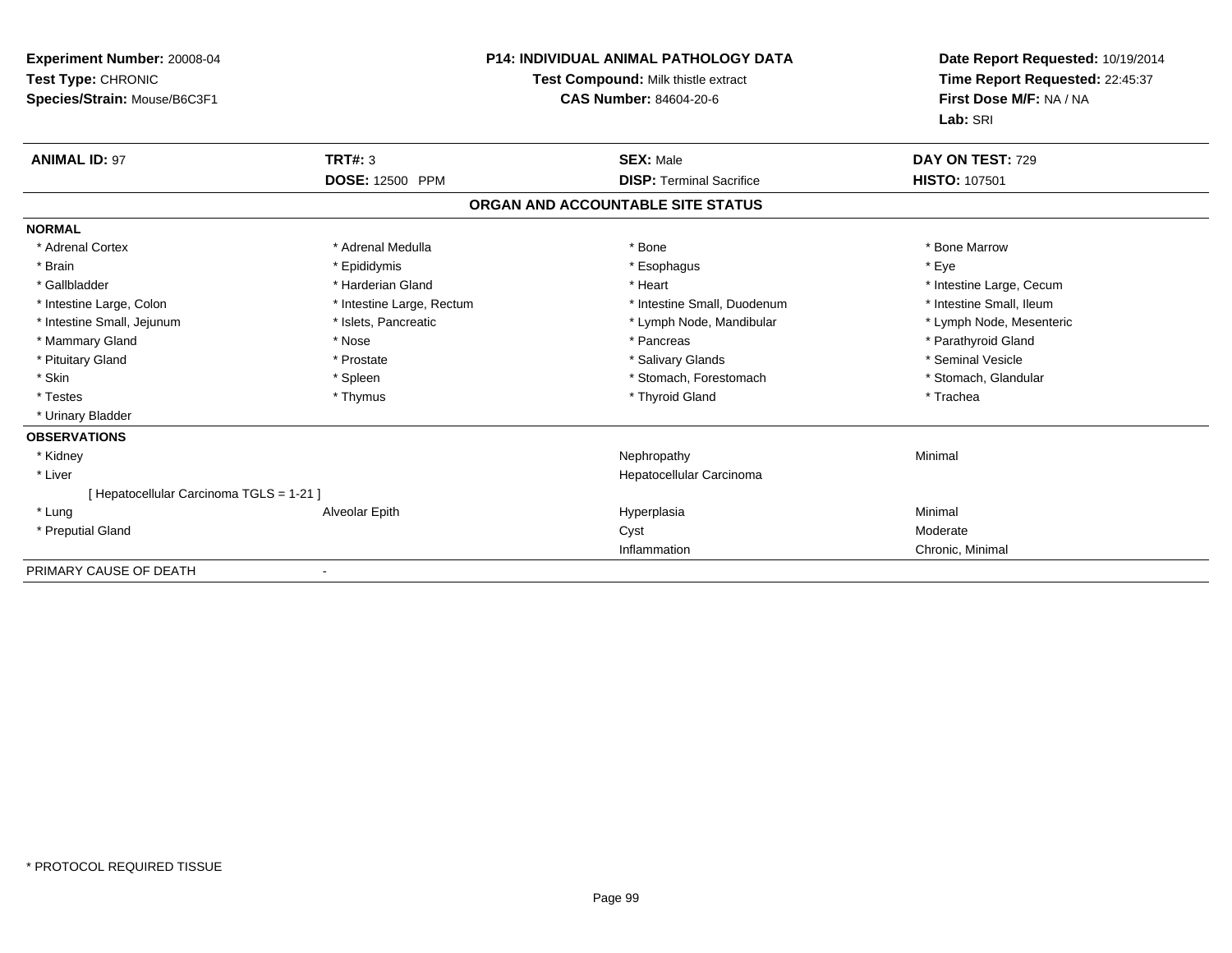**Experiment Number:** 20008-04
**Test Type:** CHRONIC
**Species/Strain:** Mouse/B6C3F1

**P14: INDIVIDUAL ANIMAL PATHOLOGY DATA**
**Test Compound:** Milk thistle extract
**CAS Number:** 84604-20-6

**Date Report Requested:** 10/19/2014
**Time Report Requested:** 22:45:37
**First Dose M/F:** NA / NA
**Lab:** SRI

| **ANIMAL ID:** 97 | **TRT#:** 3 | **SEX:** Male | **DAY ON TEST:** 729 |
|---|---|---|---|
| | **DOSE:** 12500 PPM | **DISP:** Terminal Sacrifice | **HISTO:** 107501 |

## ORGAN AND ACCOUNTABLE SITE STATUS

**NORMAL**

| | | | |
|---|---|---|---|
| * Adrenal Cortex | * Adrenal Medulla | * Bone | * Bone Marrow |
| * Brain | * Epididymis | * Esophagus | * Eye |
| * Gallbladder | * Harderian Gland | * Heart | * Intestine Large, Cecum |
| * Intestine Large, Colon | * Intestine Large, Rectum | * Intestine Small, Duodenum | * Intestine Small, Ileum |
| * Intestine Small, Jejunum | * Islets, Pancreatic | * Lymph Node, Mandibular | * Lymph Node, Mesenteric |
| * Mammary Gland | * Nose | * Pancreas | * Parathyroid Gland |
| * Pituitary Gland | * Prostate | * Salivary Glands | * Seminal Vesicle |
| * Skin | * Spleen | * Stomach, Forestomach | * Stomach, Glandular |
| * Testes | * Thymus | * Thyroid Gland | * Trachea |
| * Urinary Bladder | | | |

**OBSERVATIONS**

| | | | |
|---|---|---|---|
| * Kidney | | Nephropathy | Minimal |
| * Liver | | Hepatocellular Carcinoma | |
| [ Hepatocellular Carcinoma TGLS = 1-21 ] | | | |
| * Lung | Alveolar Epith | Hyperplasia | Minimal |
| * Preputial Gland | | Cyst | Moderate |
| | | Inflammation | Chronic, Minimal |

PRIMARY CAUSE OF DEATH -

* PROTOCOL REQUIRED TISSUE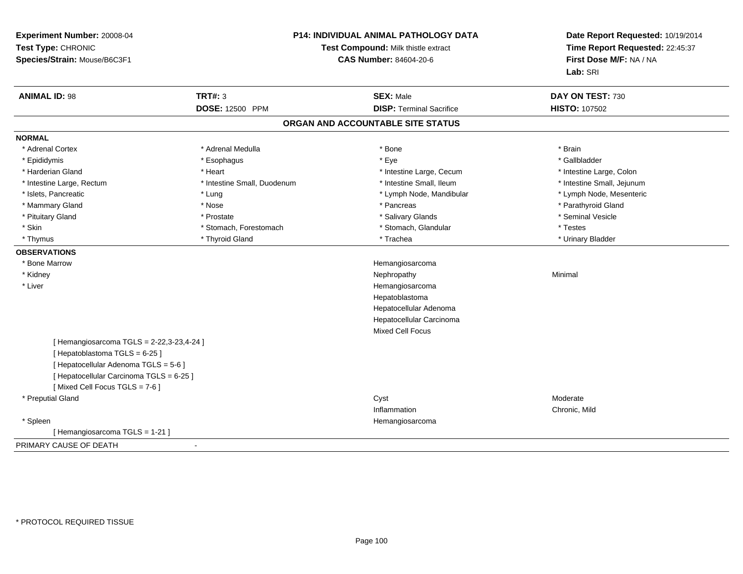**Experiment Number:** 20008-04
**Test Type:** CHRONIC
**Species/Strain:** Mouse/B6C3F1

**P14: INDIVIDUAL ANIMAL PATHOLOGY DATA**
**Test Compound:** Milk thistle extract
**CAS Number:** 84604-20-6

**Date Report Requested:** 10/19/2014
**Time Report Requested:** 22:45:37
**First Dose M/F:** NA / NA
**Lab:** SRI

| **ANIMAL ID:** 98 | **TRT#:** 3 | **SEX:** Male | **DAY ON TEST:** 730 |
|---|---|---|---|
| | **DOSE:** 12500 PPM | **DISP:** Terminal Sacrifice | **HISTO:** 107502 |

## ORGAN AND ACCOUNTABLE SITE STATUS

**NORMAL**

| | | | |
|---|---|---|---|
| * Adrenal Cortex | * Adrenal Medulla | * Bone | * Brain |
| * Epididymis | * Esophagus | * Eye | * Gallbladder |
| * Harderian Gland | * Heart | * Intestine Large, Cecum | * Intestine Large, Colon |
| * Intestine Large, Rectum | * Intestine Small, Duodenum | * Intestine Small, Ileum | * Intestine Small, Jejunum |
| * Islets, Pancreatic | * Lung | * Lymph Node, Mandibular | * Lymph Node, Mesenteric |
| * Mammary Gland | * Nose | * Pancreas | * Parathyroid Gland |
| * Pituitary Gland | * Prostate | * Salivary Glands | * Seminal Vesicle |
| * Skin | * Stomach, Forestomach | * Stomach, Glandular | * Testes |
| * Thymus | * Thyroid Gland | * Trachea | * Urinary Bladder |

**OBSERVATIONS**

| | | |
|---|---|---|
| * Bone Marrow | Hemangiosarcoma | |
| * Kidney | Nephropathy | Minimal |
| * Liver | Hemangiosarcoma | |
| | Hepatoblastoma | |
| | Hepatocellular Adenoma | |
| | Hepatocellular Carcinoma | |
| | Mixed Cell Focus | |
| [ Hemangiosarcoma TGLS = 2-22,3-23,4-24 ] | | |
| [ Hepatoblastoma TGLS = 6-25 ] | | |
| [ Hepatocellular Adenoma TGLS = 5-6 ] | | |
| [ Hepatocellular Carcinoma TGLS = 6-25 ] | | |
| [ Mixed Cell Focus TGLS = 7-6 ] | | |
| * Preputial Gland | Cyst | Moderate |
| | Inflammation | Chronic, Mild |
| * Spleen | Hemangiosarcoma | |
| [ Hemangiosarcoma TGLS = 1-21 ] | | |

PRIMARY CAUSE OF DEATH -

* PROTOCOL REQUIRED TISSUE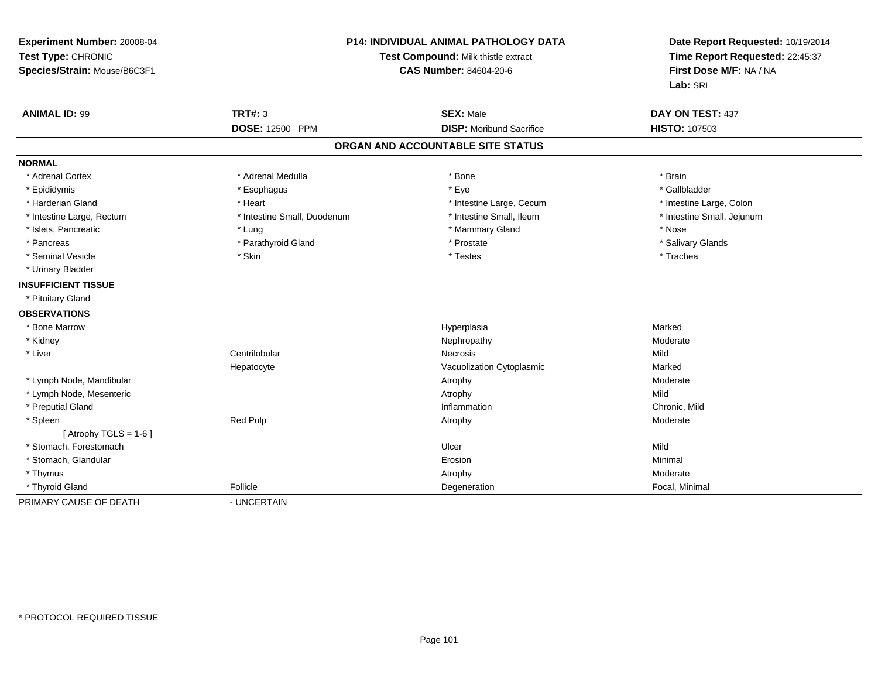**Experiment Number:** 20008-04
**Test Type:** CHRONIC
**Species/Strain:** Mouse/B6C3F1

**P14: INDIVIDUAL ANIMAL PATHOLOGY DATA**
**Test Compound:** Milk thistle extract
**CAS Number:** 84604-20-6

**Date Report Requested:** 10/19/2014
**Time Report Requested:** 22:45:37
**First Dose M/F:** NA / NA
**Lab:** SRI

| **ANIMAL ID:** 99 | **TRT#:** 3 | **SEX:** Male | **DAY ON TEST:** 437 |
|---|---|---|---|
| | **DOSE:** 12500 PPM | **DISP:** Moribund Sacrifice | **HISTO:** 107503 |

## ORGAN AND ACCOUNTABLE SITE STATUS

**NORMAL**

| | | | |
|---|---|---|---|
| * Adrenal Cortex | * Adrenal Medulla | * Bone | * Brain |
| * Epididymis | * Esophagus | * Eye | * Gallbladder |
| * Harderian Gland | * Heart | * Intestine Large, Cecum | * Intestine Large, Colon |
| * Intestine Large, Rectum | * Intestine Small, Duodenum | * Intestine Small, Ileum | * Intestine Small, Jejunum |
| * Islets, Pancreatic | * Lung | * Mammary Gland | * Nose |
| * Pancreas | * Parathyroid Gland | * Prostate | * Salivary Glands |
| * Seminal Vesicle | * Skin | * Testes | * Trachea |
| * Urinary Bladder | | | |

**INSUFFICIENT TISSUE**

* Pituitary Gland

**OBSERVATIONS**

| | | | |
|---|---|---|---|
| * Bone Marrow | | Hyperplasia | Marked |
| * Kidney | | Nephropathy | Moderate |
| * Liver | Centrilobular | Necrosis | Mild |
| | Hepatocyte | Vacuolization Cytoplasmic | Marked |
| * Lymph Node, Mandibular | | Atrophy | Moderate |
| * Lymph Node, Mesenteric | | Atrophy | Mild |
| * Preputial Gland | | Inflammation | Chronic, Mild |
| * Spleen | Red Pulp | Atrophy | Moderate |
| [ Atrophy TGLS = 1-6 ] | | | |
| * Stomach, Forestomach | | Ulcer | Mild |
| * Stomach, Glandular | | Erosion | Minimal |
| * Thymus | | Atrophy | Moderate |
| * Thyroid Gland | Follicle | Degeneration | Focal, Minimal |

PRIMARY CAUSE OF DEATH - UNCERTAIN

* PROTOCOL REQUIRED TISSUE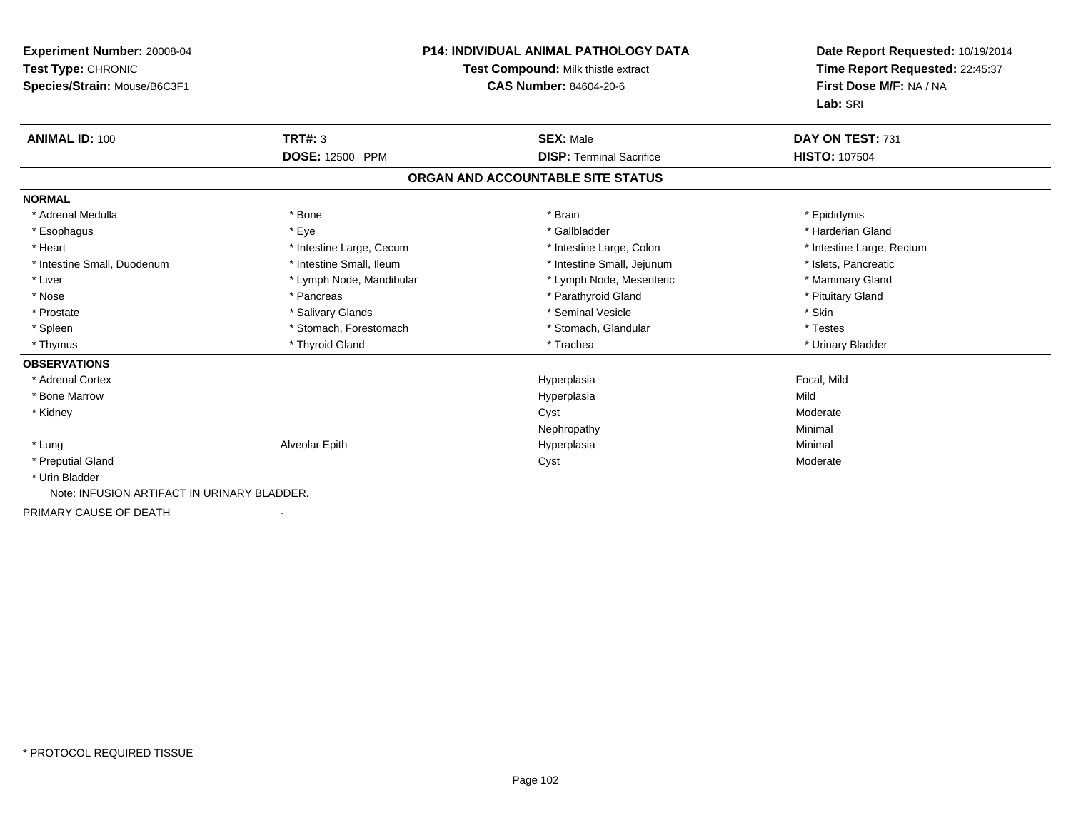**Experiment Number:** 20008-04
**Test Type:** CHRONIC
**Species/Strain:** Mouse/B6C3F1

**P14: INDIVIDUAL ANIMAL PATHOLOGY DATA**
**Test Compound:** Milk thistle extract
**CAS Number:** 84604-20-6

**Date Report Requested:** 10/19/2014
**Time Report Requested:** 22:45:37
**First Dose M/F:** NA / NA
**Lab:** SRI

| **ANIMAL ID:** 100 | **TRT#:** 3 | **SEX:** Male | **DAY ON TEST:** 731 |
|---|---|---|---|
| | **DOSE:** 12500 PPM | **DISP:** Terminal Sacrifice | **HISTO:** 107504 |

## ORGAN AND ACCOUNTABLE SITE STATUS

**NORMAL**

| | | | |
|---|---|---|---|
| * Adrenal Medulla | * Bone | * Brain | * Epididymis |
| * Esophagus | * Eye | * Gallbladder | * Harderian Gland |
| * Heart | * Intestine Large, Cecum | * Intestine Large, Colon | * Intestine Large, Rectum |
| * Intestine Small, Duodenum | * Intestine Small, Ileum | * Intestine Small, Jejunum | * Islets, Pancreatic |
| * Liver | * Lymph Node, Mandibular | * Lymph Node, Mesenteric | * Mammary Gland |
| * Nose | * Pancreas | * Parathyroid Gland | * Pituitary Gland |
| * Prostate | * Salivary Glands | * Seminal Vesicle | * Skin |
| * Spleen | * Stomach, Forestomach | * Stomach, Glandular | * Testes |
| * Thymus | * Thyroid Gland | * Trachea | * Urinary Bladder |

**OBSERVATIONS**

| | | | |
|---|---|---|---|
| * Adrenal Cortex | | Hyperplasia | Focal, Mild |
| * Bone Marrow | | Hyperplasia | Mild |
| * Kidney | | Cyst | Moderate |
| | | Nephropathy | Minimal |
| * Lung | Alveolar Epith | Hyperplasia | Minimal |
| * Preputial Gland | | Cyst | Moderate |
| * Urin Bladder | | | |

Note: INFUSION ARTIFACT IN URINARY BLADDER.

PRIMARY CAUSE OF DEATH -

* PROTOCOL REQUIRED TISSUE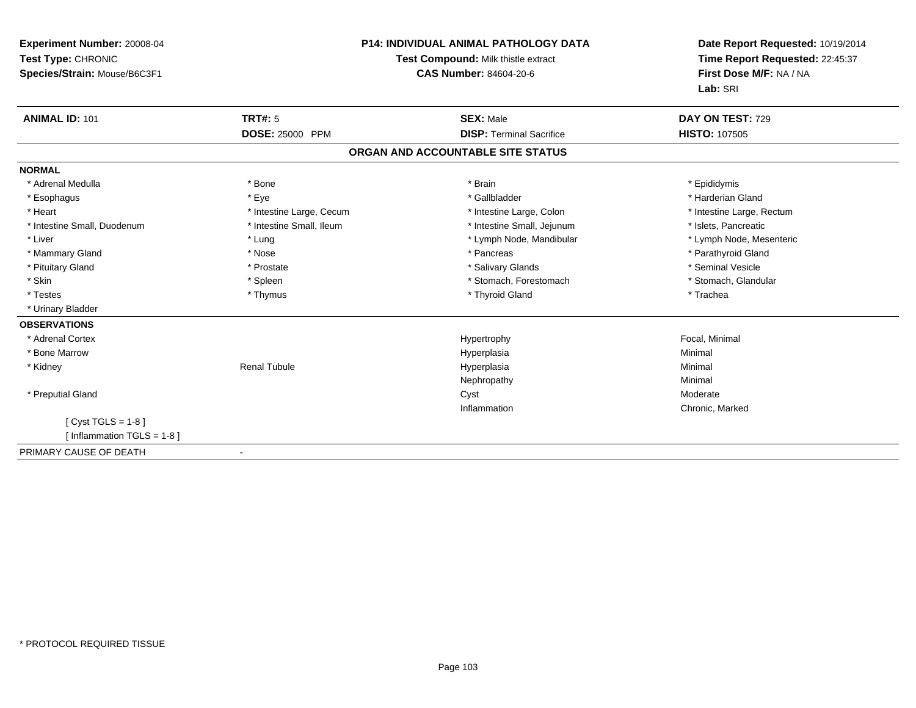**Experiment Number:** 20008-04
**Test Type:** CHRONIC
**Species/Strain:** Mouse/B6C3F1

**P14: INDIVIDUAL ANIMAL PATHOLOGY DATA**
**Test Compound:** Milk thistle extract
**CAS Number:** 84604-20-6

**Date Report Requested:** 10/19/2014
**Time Report Requested:** 22:45:37
**First Dose M/F:** NA / NA
**Lab:** SRI

| **ANIMAL ID:** 101 | **TRT#:** 5 | **SEX:** Male | **DAY ON TEST:** 729 |
|---|---|---|---|
| | **DOSE:** 25000 PPM | **DISP:** Terminal Sacrifice | **HISTO:** 107505 |

## ORGAN AND ACCOUNTABLE SITE STATUS

**NORMAL**

| | | | |
|---|---|---|---|
| * Adrenal Medulla | * Bone | * Brain | * Epididymis |
| * Esophagus | * Eye | * Gallbladder | * Harderian Gland |
| * Heart | * Intestine Large, Cecum | * Intestine Large, Colon | * Intestine Large, Rectum |
| * Intestine Small, Duodenum | * Intestine Small, Ileum | * Intestine Small, Jejunum | * Islets, Pancreatic |
| * Liver | * Lung | * Lymph Node, Mandibular | * Lymph Node, Mesenteric |
| * Mammary Gland | * Nose | * Pancreas | * Parathyroid Gland |
| * Pituitary Gland | * Prostate | * Salivary Glands | * Seminal Vesicle |
| * Skin | * Spleen | * Stomach, Forestomach | * Stomach, Glandular |
| * Testes | * Thymus | * Thyroid Gland | * Trachea |
| * Urinary Bladder | | | |

**OBSERVATIONS**

| | | | |
|---|---|---|---|
| * Adrenal Cortex | | Hypertrophy | Focal, Minimal |
| * Bone Marrow | | Hyperplasia | Minimal |
| * Kidney | Renal Tubule | Hyperplasia | Minimal |
| | | Nephropathy | Minimal |
| * Preputial Gland | | Cyst | Moderate |
| | | Inflammation | Chronic, Marked |
| [ Cyst TGLS = 1-8 ] | | | |
| [ Inflammation TGLS = 1-8 ] | | | |

PRIMARY CAUSE OF DEATH -

* PROTOCOL REQUIRED TISSUE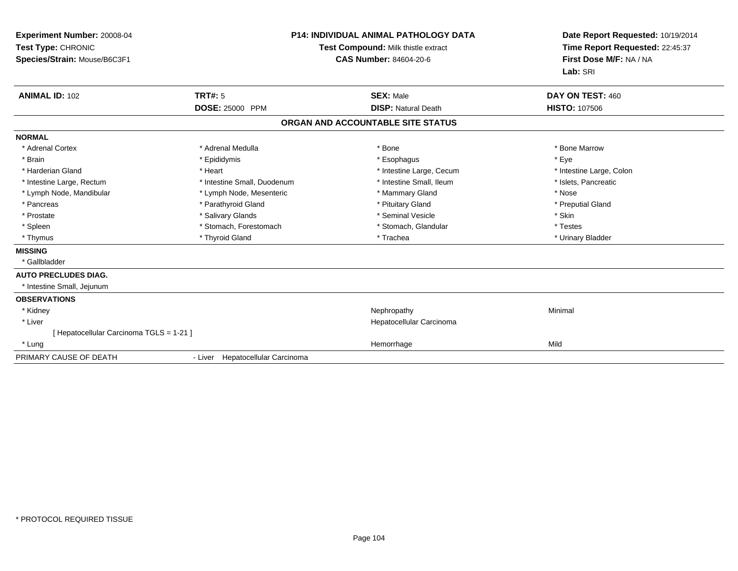**Experiment Number:** 20008-04
**Test Type:** CHRONIC
**Species/Strain:** Mouse/B6C3F1

**P14: INDIVIDUAL ANIMAL PATHOLOGY DATA**
**Test Compound:** Milk thistle extract
**CAS Number:** 84604-20-6

**Date Report Requested:** 10/19/2014
**Time Report Requested:** 22:45:37
**First Dose M/F:** NA / NA
**Lab:** SRI

| **ANIMAL ID:** 102 | **TRT#:** 5 | **SEX:** Male | **DAY ON TEST:** 460 |
|---|---|---|---|
| | **DOSE:** 25000 PPM | **DISP:** Natural Death | **HISTO:** 107506 |

## ORGAN AND ACCOUNTABLE SITE STATUS

**NORMAL**

| | | | |
|---|---|---|---|
| * Adrenal Cortex | * Adrenal Medulla | * Bone | * Bone Marrow |
| * Brain | * Epididymis | * Esophagus | * Eye |
| * Harderian Gland | * Heart | * Intestine Large, Cecum | * Intestine Large, Colon |
| * Intestine Large, Rectum | * Intestine Small, Duodenum | * Intestine Small, Ileum | * Islets, Pancreatic |
| * Lymph Node, Mandibular | * Lymph Node, Mesenteric | * Mammary Gland | * Nose |
| * Pancreas | * Parathyroid Gland | * Pituitary Gland | * Preputial Gland |
| * Prostate | * Salivary Glands | * Seminal Vesicle | * Skin |
| * Spleen | * Stomach, Forestomach | * Stomach, Glandular | * Testes |
| * Thymus | * Thyroid Gland | * Trachea | * Urinary Bladder |

**MISSING**

* Gallbladder

**AUTO PRECLUDES DIAG.**

* Intestine Small, Jejunum

**OBSERVATIONS**

| | | |
|---|---|---|
| * Kidney | Nephropathy | Minimal |
| * Liver | Hepatocellular Carcinoma | |
| [ Hepatocellular Carcinoma TGLS = 1-21 ] | | |
| * Lung | Hemorrhage | Mild |

PRIMARY CAUSE OF DEATH - Liver Hepatocellular Carcinoma

* PROTOCOL REQUIRED TISSUE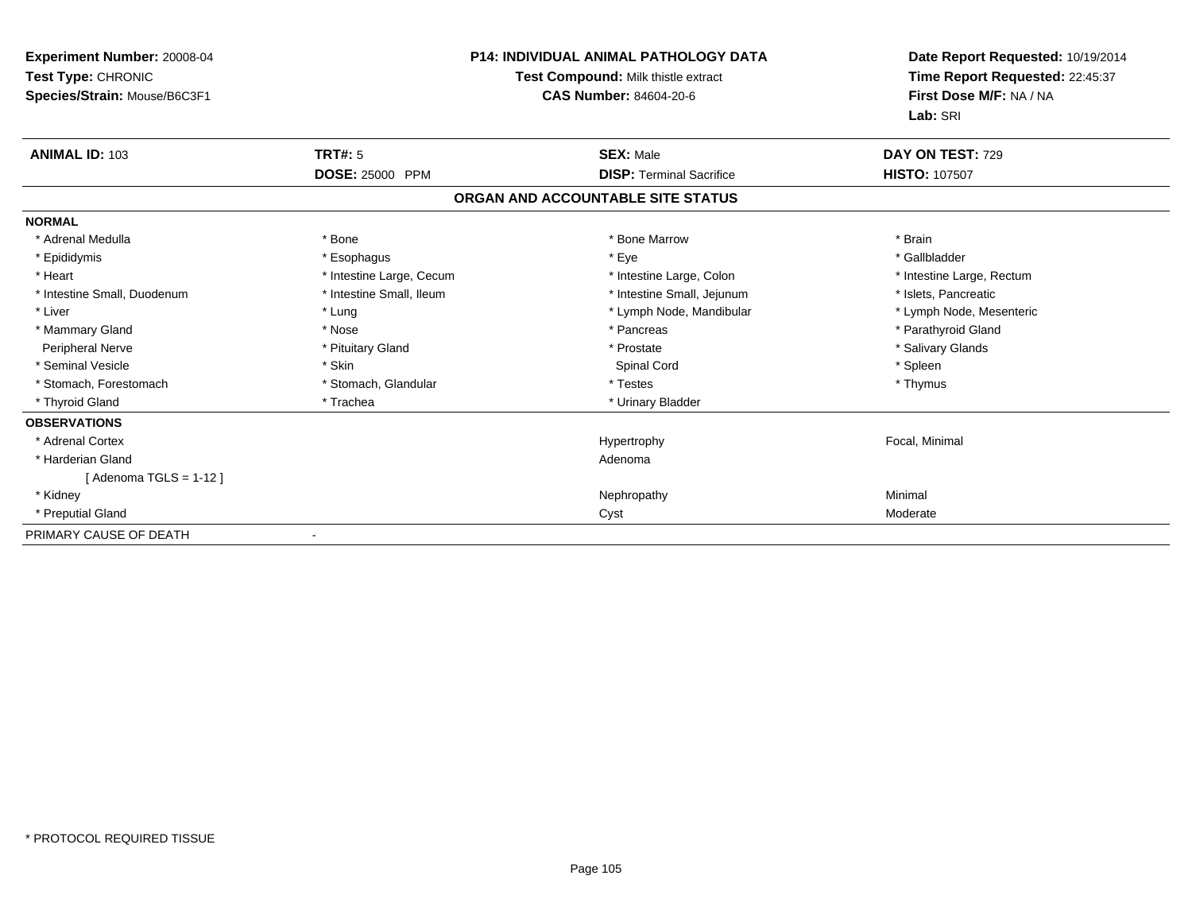**Experiment Number:** 20008-04
**Test Type:** CHRONIC
**Species/Strain:** Mouse/B6C3F1

**P14: INDIVIDUAL ANIMAL PATHOLOGY DATA**
**Test Compound:** Milk thistle extract
**CAS Number:** 84604-20-6

**Date Report Requested:** 10/19/2014
**Time Report Requested:** 22:45:37
**First Dose M/F:** NA / NA
**Lab:** SRI

| **ANIMAL ID:** 103 | **TRT#:** 5 | **SEX:** Male | **DAY ON TEST:** 729 |
|---|---|---|---|
| | **DOSE:** 25000 PPM | **DISP:** Terminal Sacrifice | **HISTO:** 107507 |

**ORGAN AND ACCOUNTABLE SITE STATUS**

**NORMAL**

| | | | |
|---|---|---|---|
| * Adrenal Medulla | * Bone | * Bone Marrow | * Brain |
| * Epididymis | * Esophagus | * Eye | * Gallbladder |
| * Heart | * Intestine Large, Cecum | * Intestine Large, Colon | * Intestine Large, Rectum |
| * Intestine Small, Duodenum | * Intestine Small, Ileum | * Intestine Small, Jejunum | * Islets, Pancreatic |
| * Liver | * Lung | * Lymph Node, Mandibular | * Lymph Node, Mesenteric |
| * Mammary Gland | * Nose | * Pancreas | * Parathyroid Gland |
| Peripheral Nerve | * Pituitary Gland | * Prostate | * Salivary Glands |
| * Seminal Vesicle | * Skin | Spinal Cord | * Spleen |
| * Stomach, Forestomach | * Stomach, Glandular | * Testes | * Thymus |
| * Thyroid Gland | * Trachea | * Urinary Bladder | |

**OBSERVATIONS**

| | | |
|---|---|---|
| * Adrenal Cortex | Hypertrophy | Focal, Minimal |
| * Harderian Gland | Adenoma | |
| [ Adenoma TGLS = 1-12 ] | | |
| * Kidney | Nephropathy | Minimal |
| * Preputial Gland | Cyst | Moderate |

PRIMARY CAUSE OF DEATH -

* PROTOCOL REQUIRED TISSUE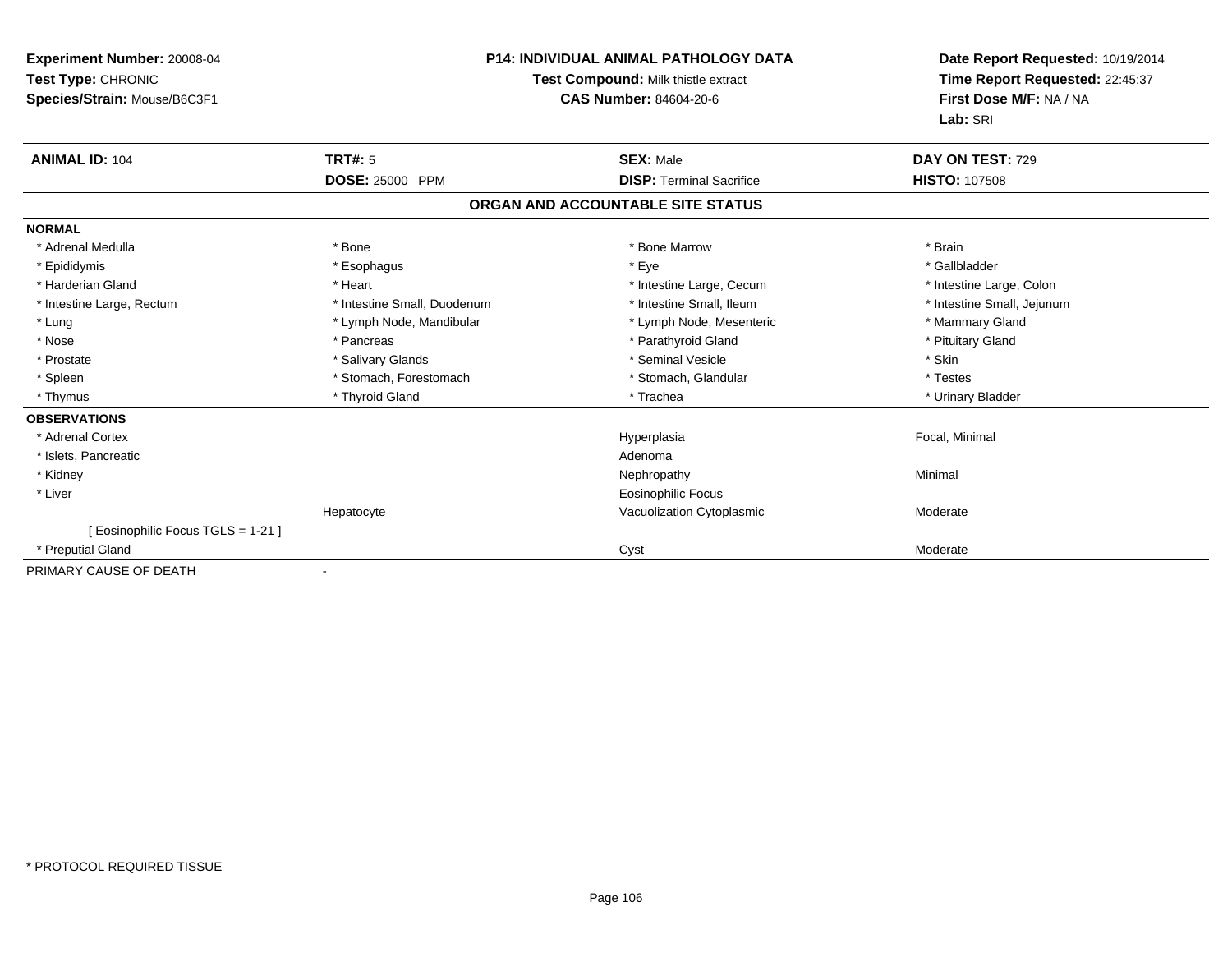**Experiment Number:** 20008-04
**Test Type:** CHRONIC
**Species/Strain:** Mouse/B6C3F1

**P14: INDIVIDUAL ANIMAL PATHOLOGY DATA**
**Test Compound:** Milk thistle extract
**CAS Number:** 84604-20-6

**Date Report Requested:** 10/19/2014
**Time Report Requested:** 22:45:37
**First Dose M/F:** NA / NA
**Lab:** SRI

| **ANIMAL ID:** 104 | **TRT#:** 5 | **SEX:** Male | **DAY ON TEST:** 729 |
|---|---|---|---|
| | **DOSE:** 25000 PPM | **DISP:** Terminal Sacrifice | **HISTO:** 107508 |

**ORGAN AND ACCOUNTABLE SITE STATUS**

**NORMAL**

| | | | |
|---|---|---|---|
| * Adrenal Medulla | * Bone | * Bone Marrow | * Brain |
| * Epididymis | * Esophagus | * Eye | * Gallbladder |
| * Harderian Gland | * Heart | * Intestine Large, Cecum | * Intestine Large, Colon |
| * Intestine Large, Rectum | * Intestine Small, Duodenum | * Intestine Small, Ileum | * Intestine Small, Jejunum |
| * Lung | * Lymph Node, Mandibular | * Lymph Node, Mesenteric | * Mammary Gland |
| * Nose | * Pancreas | * Parathyroid Gland | * Pituitary Gland |
| * Prostate | * Salivary Glands | * Seminal Vesicle | * Skin |
| * Spleen | * Stomach, Forestomach | * Stomach, Glandular | * Testes |
| * Thymus | * Thyroid Gland | * Trachea | * Urinary Bladder |

**OBSERVATIONS**

| | | | |
|---|---|---|---|
| * Adrenal Cortex | | Hyperplasia | Focal, Minimal |
| * Islets, Pancreatic | | Adenoma | |
| * Kidney | | Nephropathy | Minimal |
| * Liver | | Eosinophilic Focus | |
| | Hepatocyte | Vacuolization Cytoplasmic | Moderate |
| [ Eosinophilic Focus TGLS = 1-21 ] | | | |
| * Preputial Gland | | Cyst | Moderate |

PRIMARY CAUSE OF DEATH -

* PROTOCOL REQUIRED TISSUE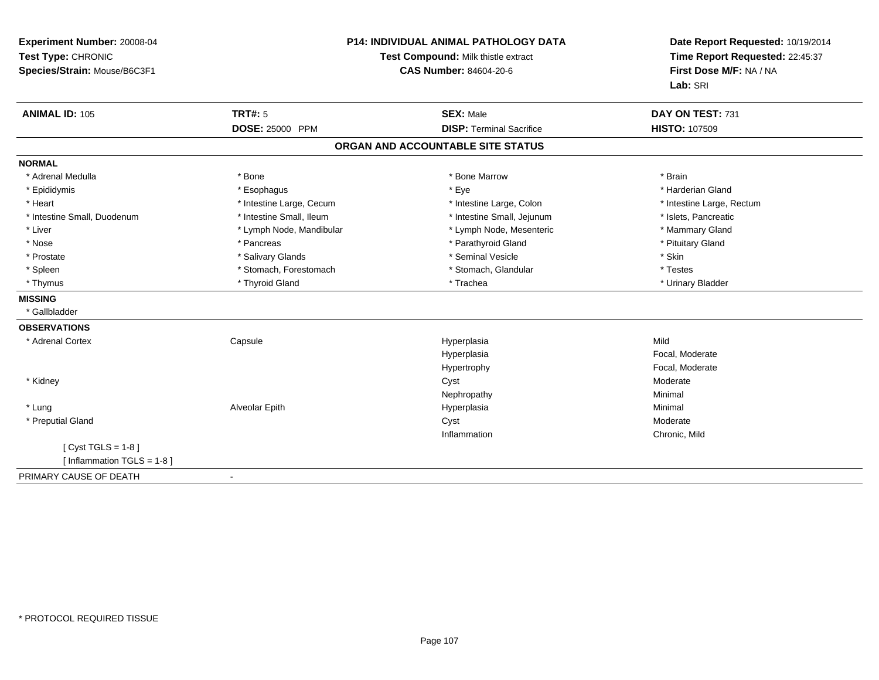**Experiment Number:** 20008-04
**Test Type:** CHRONIC
**Species/Strain:** Mouse/B6C3F1

**P14: INDIVIDUAL ANIMAL PATHOLOGY DATA**
**Test Compound:** Milk thistle extract
**CAS Number:** 84604-20-6

**Date Report Requested:** 10/19/2014
**Time Report Requested:** 22:45:37
**First Dose M/F:** NA / NA
**Lab:** SRI

| **ANIMAL ID:** 105 | **TRT#:** 5 | **SEX:** Male | **DAY ON TEST:** 731 |
|---|---|---|---|
| | **DOSE:** 25000 PPM | **DISP:** Terminal Sacrifice | **HISTO:** 107509 |

## ORGAN AND ACCOUNTABLE SITE STATUS

**NORMAL**

| | | | |
|---|---|---|---|
| * Adrenal Medulla | * Bone | * Bone Marrow | * Brain |
| * Epididymis | * Esophagus | * Eye | * Harderian Gland |
| * Heart | * Intestine Large, Cecum | * Intestine Large, Colon | * Intestine Large, Rectum |
| * Intestine Small, Duodenum | * Intestine Small, Ileum | * Intestine Small, Jejunum | * Islets, Pancreatic |
| * Liver | * Lymph Node, Mandibular | * Lymph Node, Mesenteric | * Mammary Gland |
| * Nose | * Pancreas | * Parathyroid Gland | * Pituitary Gland |
| * Prostate | * Salivary Glands | * Seminal Vesicle | * Skin |
| * Spleen | * Stomach, Forestomach | * Stomach, Glandular | * Testes |
| * Thymus | * Thyroid Gland | * Trachea | * Urinary Bladder |

**MISSING**

* Gallbladder

**OBSERVATIONS**

| | | | |
|---|---|---|---|
| * Adrenal Cortex | Capsule | Hyperplasia | Mild |
| | | Hyperplasia | Focal, Moderate |
| | | Hypertrophy | Focal, Moderate |
| * Kidney | | Cyst | Moderate |
| | | Nephropathy | Minimal |
| * Lung | Alveolar Epith | Hyperplasia | Minimal |
| * Preputial Gland | | Cyst | Moderate |
| | | Inflammation | Chronic, Mild |
| [ Cyst TGLS = 1-8 ] | | | |
| [ Inflammation TGLS = 1-8 ] | | | |

PRIMARY CAUSE OF DEATH -

* PROTOCOL REQUIRED TISSUE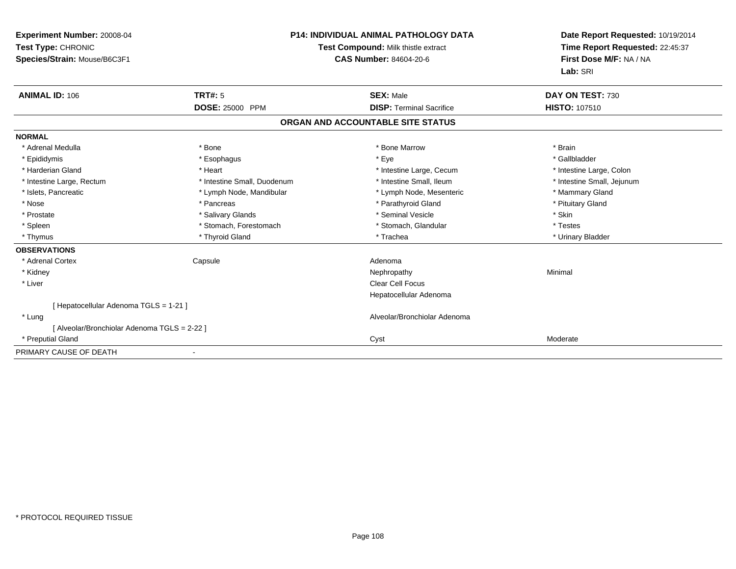**Experiment Number:** 20008-04
**Test Type:** CHRONIC
**Species/Strain:** Mouse/B6C3F1

**P14: INDIVIDUAL ANIMAL PATHOLOGY DATA**
**Test Compound:** Milk thistle extract
**CAS Number:** 84604-20-6

**Date Report Requested:** 10/19/2014
**Time Report Requested:** 22:45:37
**First Dose M/F:** NA / NA
**Lab:** SRI

| **ANIMAL ID:** 106 | **TRT#:** 5 | **SEX:** Male | **DAY ON TEST:** 730 |
|---|---|---|---|
| | **DOSE:** 25000 PPM | **DISP:** Terminal Sacrifice | **HISTO:** 107510 |

## ORGAN AND ACCOUNTABLE SITE STATUS

**NORMAL**

| | | | |
|---|---|---|---|
| * Adrenal Medulla | * Bone | * Bone Marrow | * Brain |
| * Epididymis | * Esophagus | * Eye | * Gallbladder |
| * Harderian Gland | * Heart | * Intestine Large, Cecum | * Intestine Large, Colon |
| * Intestine Large, Rectum | * Intestine Small, Duodenum | * Intestine Small, Ileum | * Intestine Small, Jejunum |
| * Islets, Pancreatic | * Lymph Node, Mandibular | * Lymph Node, Mesenteric | * Mammary Gland |
| * Nose | * Pancreas | * Parathyroid Gland | * Pituitary Gland |
| * Prostate | * Salivary Glands | * Seminal Vesicle | * Skin |
| * Spleen | * Stomach, Forestomach | * Stomach, Glandular | * Testes |
| * Thymus | * Thyroid Gland | * Trachea | * Urinary Bladder |

**OBSERVATIONS**

| | | | |
|---|---|---|---|
| * Adrenal Cortex | Capsule | Adenoma | |
| * Kidney | | Nephropathy | Minimal |
| * Liver | | Clear Cell Focus | |
| | | Hepatocellular Adenoma | |
| [ Hepatocellular Adenoma TGLS = 1-21 ] | | | |
| * Lung | | Alveolar/Bronchiolar Adenoma | |
| [ Alveolar/Bronchiolar Adenoma TGLS = 2-22 ] | | | |
| * Preputial Gland | | Cyst | Moderate |

PRIMARY CAUSE OF DEATH -

* PROTOCOL REQUIRED TISSUE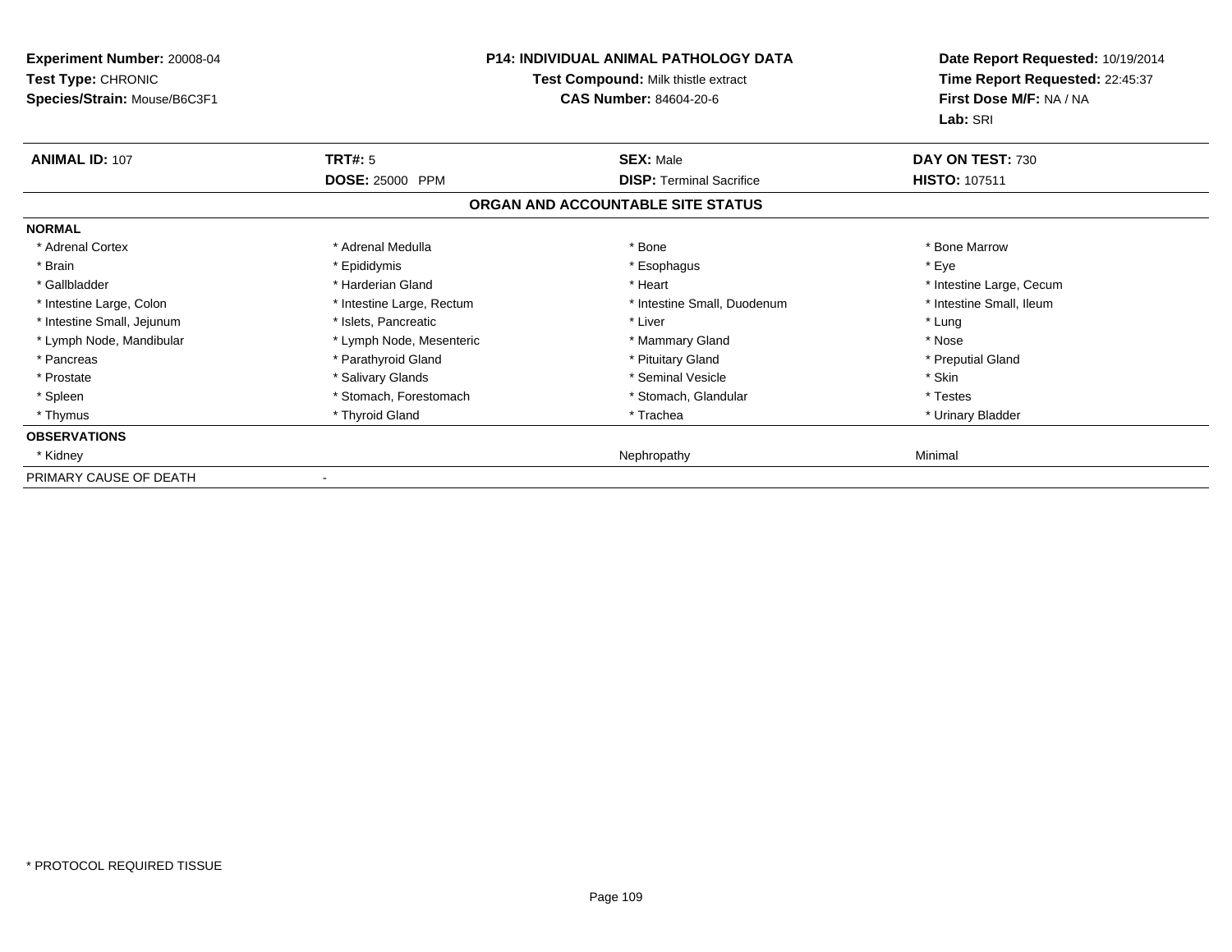**Experiment Number:** 20008-04
**Test Type:** CHRONIC
**Species/Strain:** Mouse/B6C3F1

**P14: INDIVIDUAL ANIMAL PATHOLOGY DATA**
**Test Compound:** Milk thistle extract
**CAS Number:** 84604-20-6

**Date Report Requested:** 10/19/2014
**Time Report Requested:** 22:45:37
**First Dose M/F:** NA / NA
**Lab:** SRI

| **ANIMAL ID:** 107 | **TRT#:** 5 | **SEX:** Male | **DAY ON TEST:** 730 |
|---|---|---|---|
| | **DOSE:** 25000 PPM | **DISP:** Terminal Sacrifice | **HISTO:** 107511 |

## ORGAN AND ACCOUNTABLE SITE STATUS

| | | | |
|---|---|---|---|
| **NORMAL** | | | |
| * Adrenal Cortex | * Adrenal Medulla | * Bone | * Bone Marrow |
| * Brain | * Epididymis | * Esophagus | * Eye |
| * Gallbladder | * Harderian Gland | * Heart | * Intestine Large, Cecum |
| * Intestine Large, Colon | * Intestine Large, Rectum | * Intestine Small, Duodenum | * Intestine Small, Ileum |
| * Intestine Small, Jejunum | * Islets, Pancreatic | * Liver | * Lung |
| * Lymph Node, Mandibular | * Lymph Node, Mesenteric | * Mammary Gland | * Nose |
| * Pancreas | * Parathyroid Gland | * Pituitary Gland | * Preputial Gland |
| * Prostate | * Salivary Glands | * Seminal Vesicle | * Skin |
| * Spleen | * Stomach, Forestomach | * Stomach, Glandular | * Testes |
| * Thymus | * Thyroid Gland | * Trachea | * Urinary Bladder |
| **OBSERVATIONS** | | | |
| * Kidney | | Nephropathy | Minimal |
| PRIMARY CAUSE OF DEATH | - | | |

* PROTOCOL REQUIRED TISSUE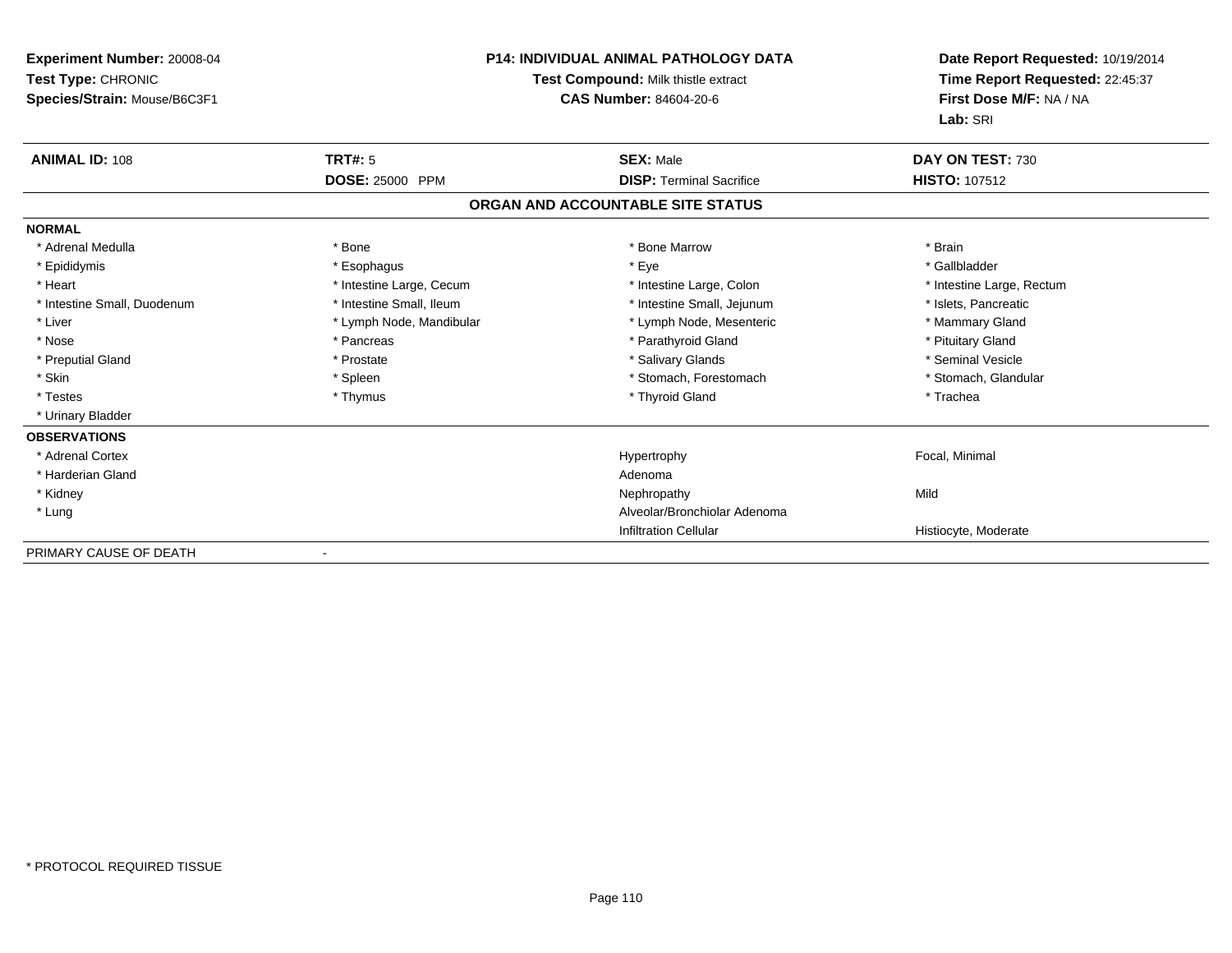**Experiment Number:** 20008-04
**Test Type:** CHRONIC
**Species/Strain:** Mouse/B6C3F1

**P14: INDIVIDUAL ANIMAL PATHOLOGY DATA**
**Test Compound:** Milk thistle extract
**CAS Number:** 84604-20-6

**Date Report Requested:** 10/19/2014
**Time Report Requested:** 22:45:37
**First Dose M/F:** NA / NA
**Lab:** SRI

| **ANIMAL ID:** 108 | **TRT#:** 5 | **SEX:** Male | **DAY ON TEST:** 730 |
|---|---|---|---|
| | **DOSE:** 25000 PPM | **DISP:** Terminal Sacrifice | **HISTO:** 107512 |

## ORGAN AND ACCOUNTABLE SITE STATUS

**NORMAL**

| | | | |
|---|---|---|---|
| * Adrenal Medulla | * Bone | * Bone Marrow | * Brain |
| * Epididymis | * Esophagus | * Eye | * Gallbladder |
| * Heart | * Intestine Large, Cecum | * Intestine Large, Colon | * Intestine Large, Rectum |
| * Intestine Small, Duodenum | * Intestine Small, Ileum | * Intestine Small, Jejunum | * Islets, Pancreatic |
| * Liver | * Lymph Node, Mandibular | * Lymph Node, Mesenteric | * Mammary Gland |
| * Nose | * Pancreas | * Parathyroid Gland | * Pituitary Gland |
| * Preputial Gland | * Prostate | * Salivary Glands | * Seminal Vesicle |
| * Skin | * Spleen | * Stomach, Forestomach | * Stomach, Glandular |
| * Testes | * Thymus | * Thyroid Gland | * Trachea |
| * Urinary Bladder | | | |

**OBSERVATIONS**

| | | |
|---|---|---|
| * Adrenal Cortex | Hypertrophy | Focal, Minimal |
| * Harderian Gland | Adenoma | |
| * Kidney | Nephropathy | Mild |
| * Lung | Alveolar/Bronchiolar Adenoma | |
| | Infiltration Cellular | Histiocyte, Moderate |

PRIMARY CAUSE OF DEATH -

* PROTOCOL REQUIRED TISSUE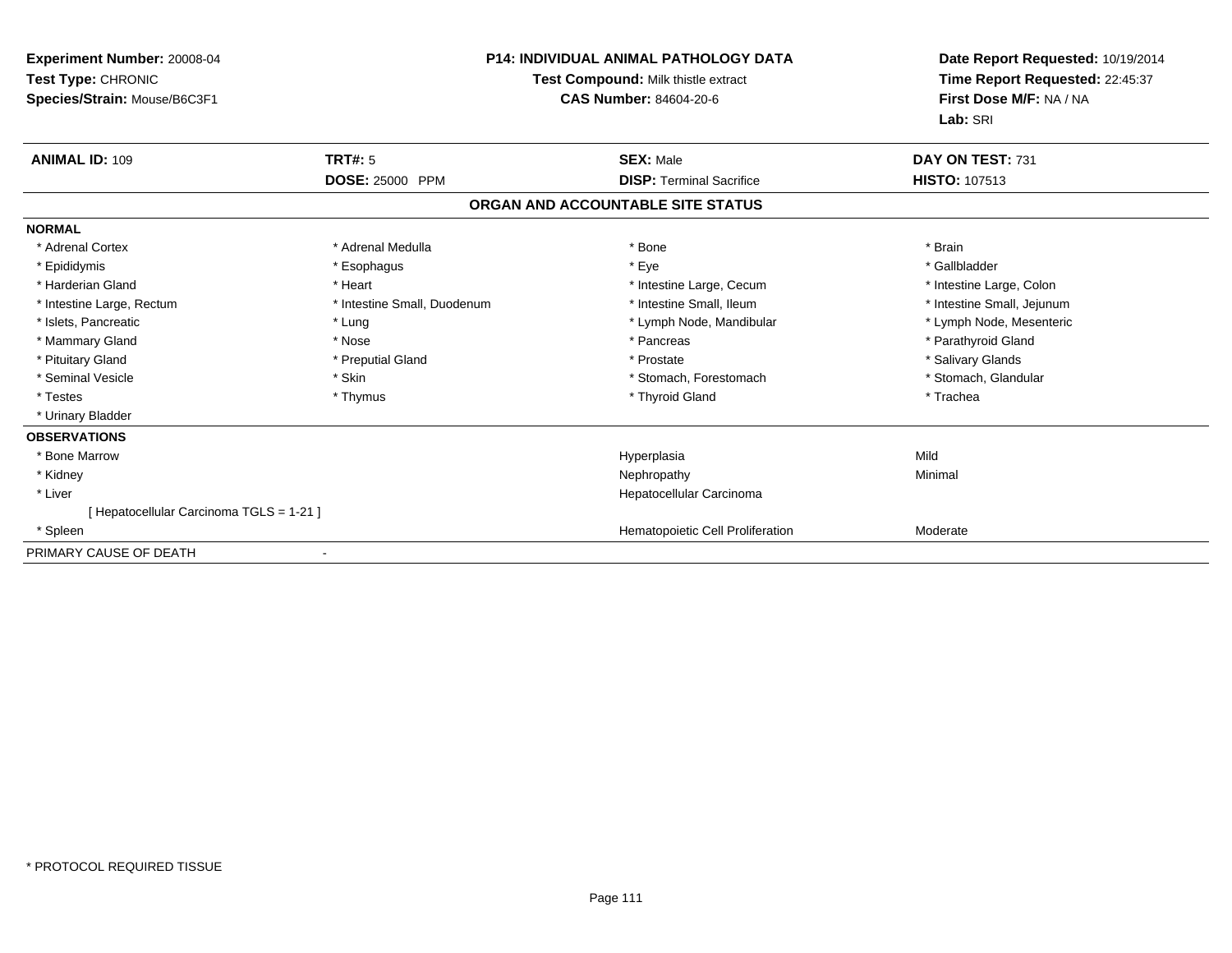**Experiment Number:** 20008-04
**Test Type:** CHRONIC
**Species/Strain:** Mouse/B6C3F1

**P14: INDIVIDUAL ANIMAL PATHOLOGY DATA**
**Test Compound:** Milk thistle extract
**CAS Number:** 84604-20-6

**Date Report Requested:** 10/19/2014
**Time Report Requested:** 22:45:37
**First Dose M/F:** NA / NA
**Lab:** SRI

| **ANIMAL ID:** 109 | **TRT#:** 5 | **SEX:** Male | **DAY ON TEST:** 731 |
|---|---|---|---|
| | **DOSE:** 25000 PPM | **DISP:** Terminal Sacrifice | **HISTO:** 107513 |

## ORGAN AND ACCOUNTABLE SITE STATUS

**NORMAL**

| | | | |
|---|---|---|---|
| * Adrenal Cortex | * Adrenal Medulla | * Bone | * Brain |
| * Epididymis | * Esophagus | * Eye | * Gallbladder |
| * Harderian Gland | * Heart | * Intestine Large, Cecum | * Intestine Large, Colon |
| * Intestine Large, Rectum | * Intestine Small, Duodenum | * Intestine Small, Ileum | * Intestine Small, Jejunum |
| * Islets, Pancreatic | * Lung | * Lymph Node, Mandibular | * Lymph Node, Mesenteric |
| * Mammary Gland | * Nose | * Pancreas | * Parathyroid Gland |
| * Pituitary Gland | * Preputial Gland | * Prostate | * Salivary Glands |
| * Seminal Vesicle | * Skin | * Stomach, Forestomach | * Stomach, Glandular |
| * Testes | * Thymus | * Thyroid Gland | * Trachea |
| * Urinary Bladder | | | |

**OBSERVATIONS**

| | | |
|---|---|---|
| * Bone Marrow | Hyperplasia | Mild |
| * Kidney | Nephropathy | Minimal |
| * Liver | Hepatocellular Carcinoma | |
| [ Hepatocellular Carcinoma TGLS = 1-21 ] | | |
| * Spleen | Hematopoietic Cell Proliferation | Moderate |

PRIMARY CAUSE OF DEATH -

* PROTOCOL REQUIRED TISSUE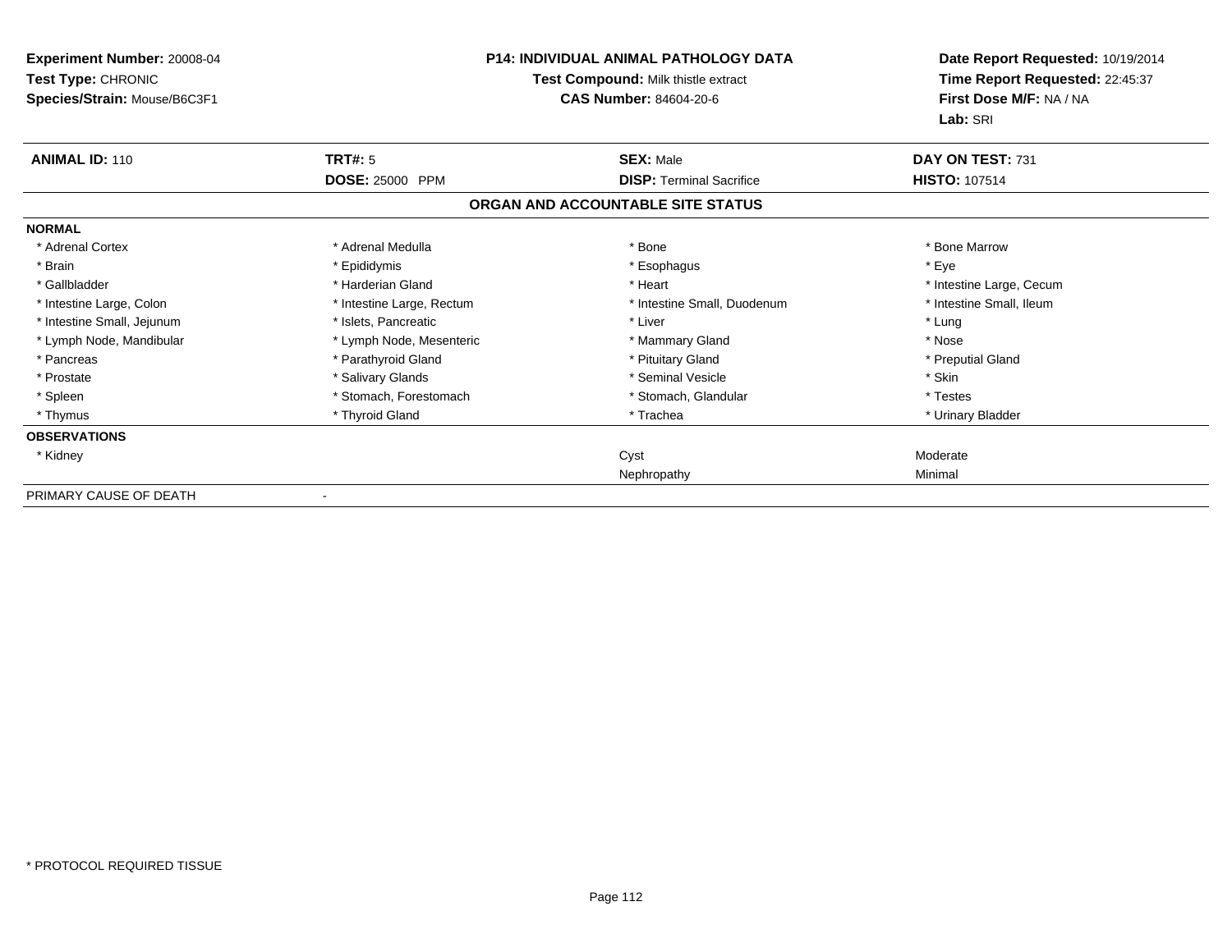**Experiment Number:** 20008-04
**Test Type:** CHRONIC
**Species/Strain:** Mouse/B6C3F1

**P14: INDIVIDUAL ANIMAL PATHOLOGY DATA**
**Test Compound:** Milk thistle extract
**CAS Number:** 84604-20-6

**Date Report Requested:** 10/19/2014
**Time Report Requested:** 22:45:37
**First Dose M/F:** NA / NA
**Lab:** SRI

| **ANIMAL ID:** 110 | **TRT#:** 5 | **SEX:** Male | **DAY ON TEST:** 731 |
|---|---|---|---|
| | **DOSE:** 25000 PPM | **DISP:** Terminal Sacrifice | **HISTO:** 107514 |

**ORGAN AND ACCOUNTABLE SITE STATUS**

| | | | |
|---|---|---|---|
| **NORMAL** | | | |
| * Adrenal Cortex | * Adrenal Medulla | * Bone | * Bone Marrow |
| * Brain | * Epididymis | * Esophagus | * Eye |
| * Gallbladder | * Harderian Gland | * Heart | * Intestine Large, Cecum |
| * Intestine Large, Colon | * Intestine Large, Rectum | * Intestine Small, Duodenum | * Intestine Small, Ileum |
| * Intestine Small, Jejunum | * Islets, Pancreatic | * Liver | * Lung |
| * Lymph Node, Mandibular | * Lymph Node, Mesenteric | * Mammary Gland | * Nose |
| * Pancreas | * Parathyroid Gland | * Pituitary Gland | * Preputial Gland |
| * Prostate | * Salivary Glands | * Seminal Vesicle | * Skin |
| * Spleen | * Stomach, Forestomach | * Stomach, Glandular | * Testes |
| * Thymus | * Thyroid Gland | * Trachea | * Urinary Bladder |
| **OBSERVATIONS** | | | |
| * Kidney | | Cyst | Moderate |
| | | Nephropathy | Minimal |
| PRIMARY CAUSE OF DEATH | - | | |

* PROTOCOL REQUIRED TISSUE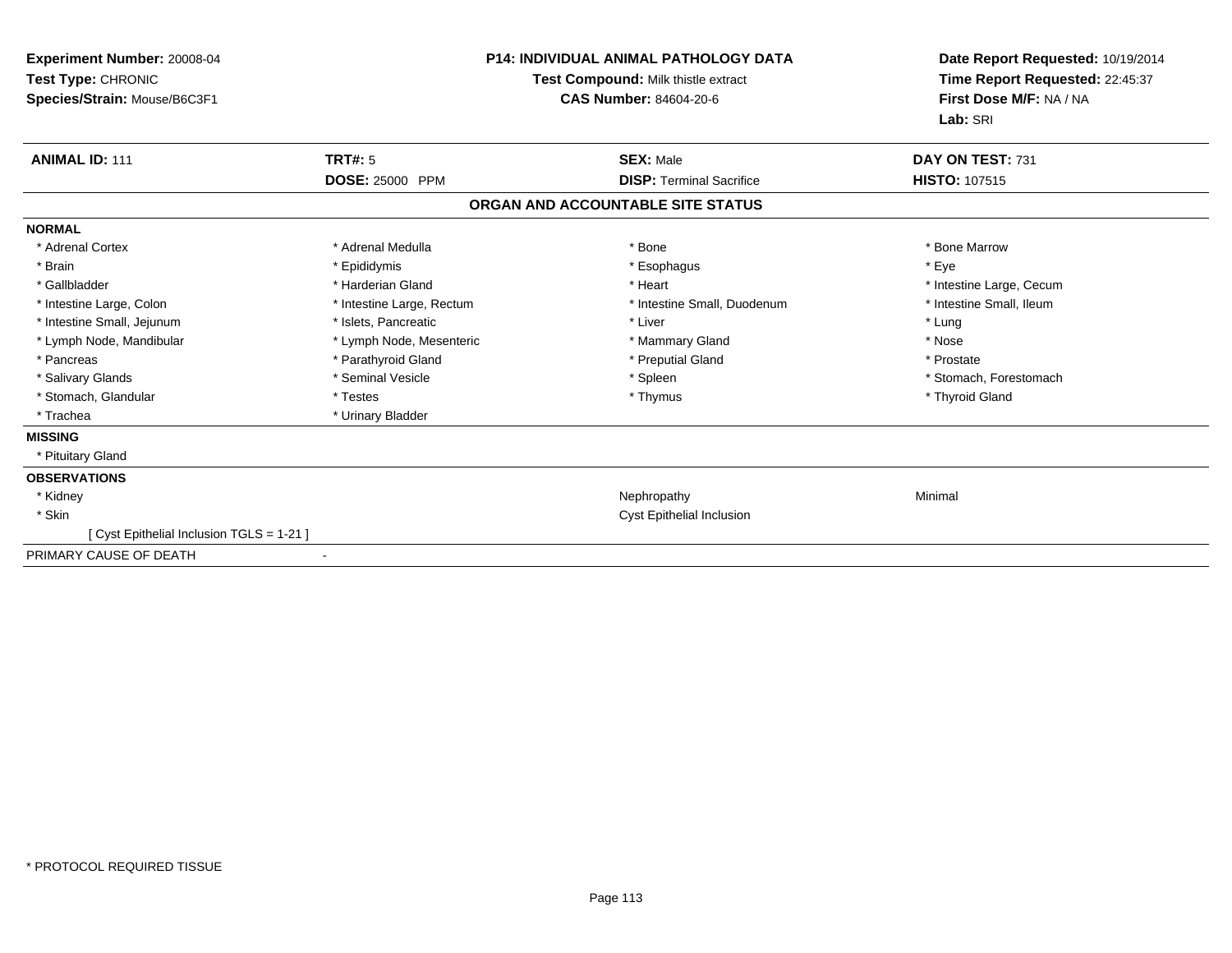**Experiment Number:** 20008-04
**Test Type:** CHRONIC
**Species/Strain:** Mouse/B6C3F1

**P14: INDIVIDUAL ANIMAL PATHOLOGY DATA**
**Test Compound:** Milk thistle extract
**CAS Number:** 84604-20-6

**Date Report Requested:** 10/19/2014
**Time Report Requested:** 22:45:37
**First Dose M/F:** NA / NA
**Lab:** SRI

| **ANIMAL ID:** 111 | **TRT#:** 5 | **SEX:** Male | **DAY ON TEST:** 731 |
|---|---|---|---|
| | **DOSE:** 25000 PPM | **DISP:** Terminal Sacrifice | **HISTO:** 107515 |

## ORGAN AND ACCOUNTABLE SITE STATUS

| | | | |
|---|---|---|---|
| **NORMAL** | | | |
| * Adrenal Cortex | * Adrenal Medulla | * Bone | * Bone Marrow |
| * Brain | * Epididymis | * Esophagus | * Eye |
| * Gallbladder | * Harderian Gland | * Heart | * Intestine Large, Cecum |
| * Intestine Large, Colon | * Intestine Large, Rectum | * Intestine Small, Duodenum | * Intestine Small, Ileum |
| * Intestine Small, Jejunum | * Islets, Pancreatic | * Liver | * Lung |
| * Lymph Node, Mandibular | * Lymph Node, Mesenteric | * Mammary Gland | * Nose |
| * Pancreas | * Parathyroid Gland | * Preputial Gland | * Prostate |
| * Salivary Glands | * Seminal Vesicle | * Spleen | * Stomach, Forestomach |
| * Stomach, Glandular | * Testes | * Thymus | * Thyroid Gland |
| * Trachea | * Urinary Bladder | | |
| **MISSING** | | | |
| * Pituitary Gland | | | |
| **OBSERVATIONS** | | | |
| * Kidney | | Nephropathy | Minimal |
| * Skin | | Cyst Epithelial Inclusion | |
| [ Cyst Epithelial Inclusion TGLS = 1-21 ] | | | |
| PRIMARY CAUSE OF DEATH | - | | |

* PROTOCOL REQUIRED TISSUE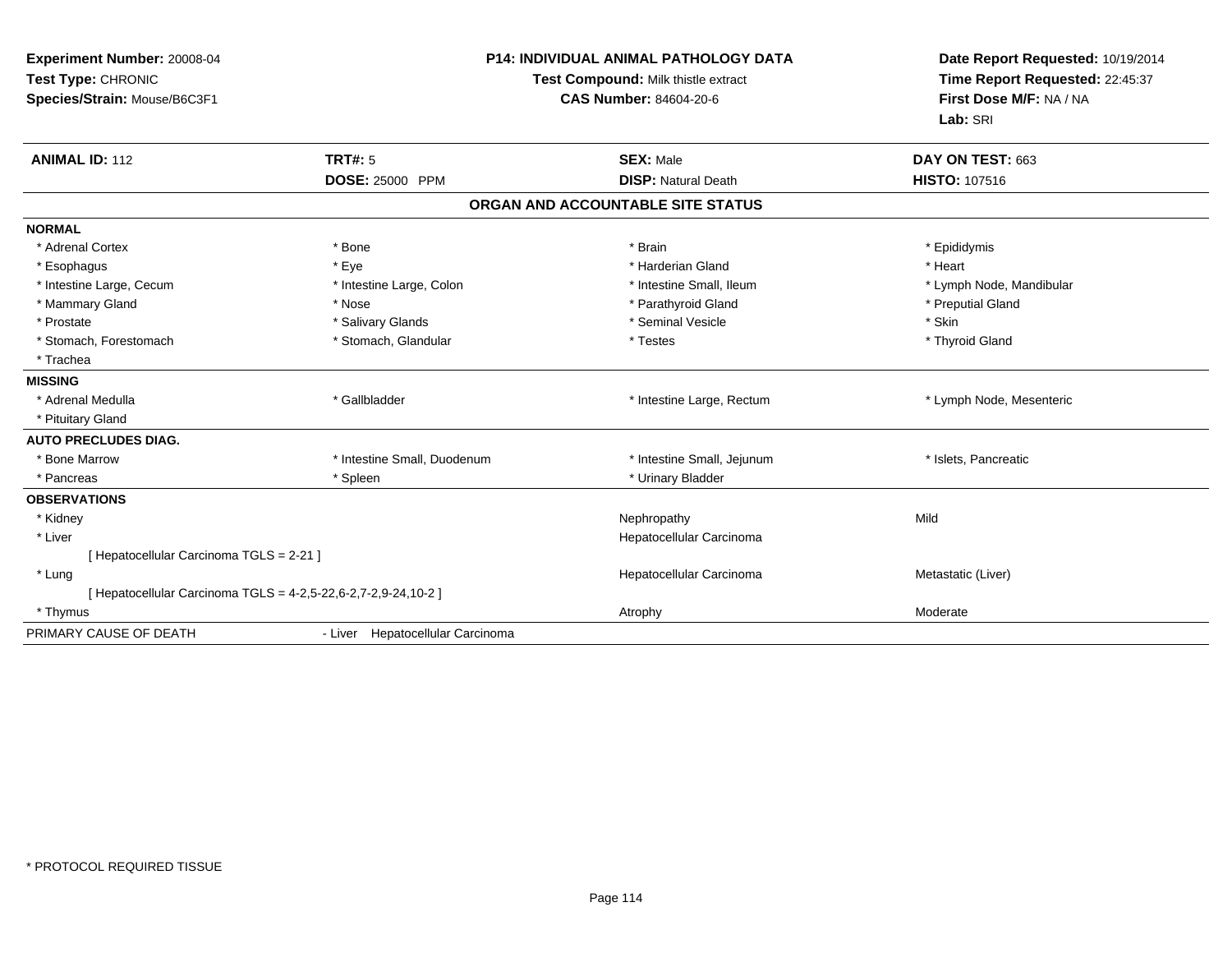**Experiment Number:** 20008-04
**Test Type:** CHRONIC
**Species/Strain:** Mouse/B6C3F1

**P14: INDIVIDUAL ANIMAL PATHOLOGY DATA**
**Test Compound:** Milk thistle extract
**CAS Number:** 84604-20-6

**Date Report Requested:** 10/19/2014
**Time Report Requested:** 22:45:37
**First Dose M/F:** NA / NA
**Lab:** SRI

| **ANIMAL ID:** 112 | **TRT#:** 5 | **SEX:** Male | **DAY ON TEST:** 663 |
|---|---|---|---|
| | **DOSE:** 25000 PPM | **DISP:** Natural Death | **HISTO:** 107516 |

## ORGAN AND ACCOUNTABLE SITE STATUS

| | | | |
|---|---|---|---|
| **NORMAL** | | | |
| * Adrenal Cortex | * Bone | * Brain | * Epididymis |
| * Esophagus | * Eye | * Harderian Gland | * Heart |
| * Intestine Large, Cecum | * Intestine Large, Colon | * Intestine Small, Ileum | * Lymph Node, Mandibular |
| * Mammary Gland | * Nose | * Parathyroid Gland | * Preputial Gland |
| * Prostate | * Salivary Glands | * Seminal Vesicle | * Skin |
| * Stomach, Forestomach | * Stomach, Glandular | * Testes | * Thyroid Gland |
| * Trachea | | | |
| **MISSING** | | | |
| * Adrenal Medulla | * Gallbladder | * Intestine Large, Rectum | * Lymph Node, Mesenteric |
| * Pituitary Gland | | | |
| **AUTO PRECLUDES DIAG.** | | | |
| * Bone Marrow | * Intestine Small, Duodenum | * Intestine Small, Jejunum | * Islets, Pancreatic |
| * Pancreas | * Spleen | * Urinary Bladder | |
| **OBSERVATIONS** | | | |
| * Kidney | | Nephropathy | Mild |
| * Liver | | Hepatocellular Carcinoma | |
| [ Hepatocellular Carcinoma TGLS = 2-21 ] | | | |
| * Lung | | Hepatocellular Carcinoma | Metastatic (Liver) |
| [ Hepatocellular Carcinoma TGLS = 4-2,5-22,6-2,7-2,9-24,10-2 ] | | | |
| * Thymus | | Atrophy | Moderate |
| PRIMARY CAUSE OF DEATH | - Liver Hepatocellular Carcinoma | | |

* PROTOCOL REQUIRED TISSUE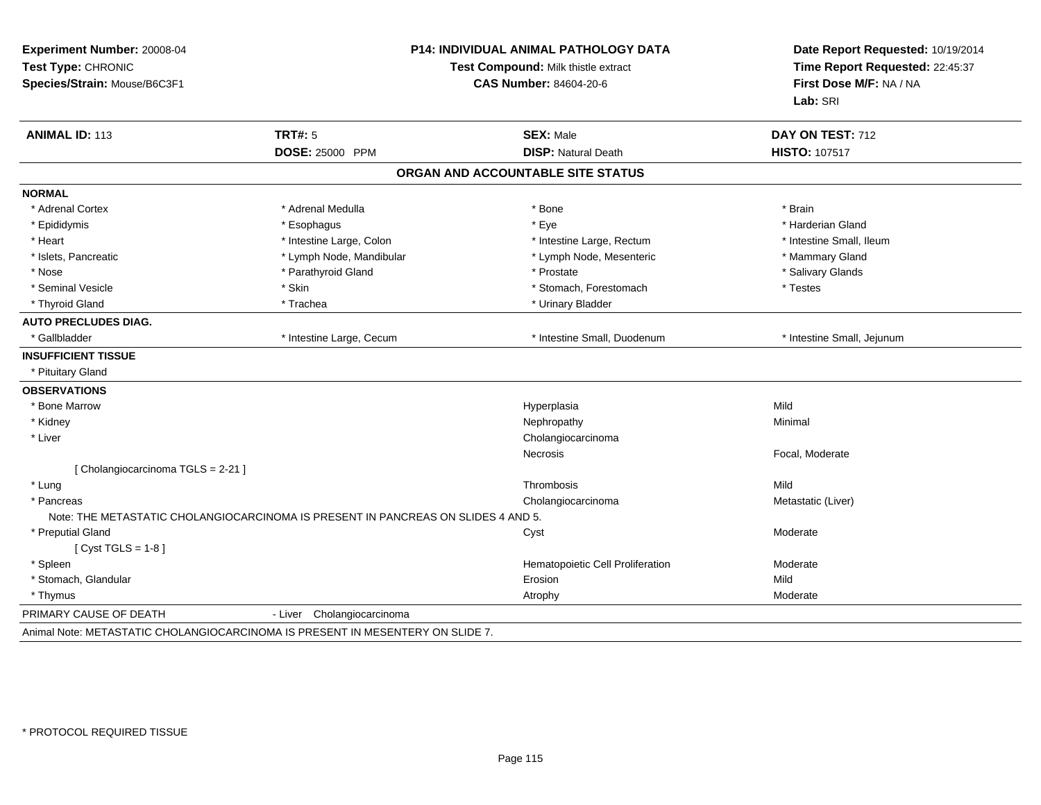**Experiment Number:** 20008-04
**Test Type:** CHRONIC
**Species/Strain:** Mouse/B6C3F1

**P14: INDIVIDUAL ANIMAL PATHOLOGY DATA**
**Test Compound:** Milk thistle extract
**CAS Number:** 84604-20-6

**Date Report Requested:** 10/19/2014
**Time Report Requested:** 22:45:37
**First Dose M/F:** NA / NA
**Lab:** SRI

| **ANIMAL ID:** 113 | **TRT#:** 5 | **SEX:** Male | **DAY ON TEST:** 712 |
|---|---|---|---|
| | **DOSE:** 25000 PPM | **DISP:** Natural Death | **HISTO:** 107517 |

## ORGAN AND ACCOUNTABLE SITE STATUS

**NORMAL**

| | | | |
|---|---|---|---|
| * Adrenal Cortex | * Adrenal Medulla | * Bone | * Brain |
| * Epididymis | * Esophagus | * Eye | * Harderian Gland |
| * Heart | * Intestine Large, Colon | * Intestine Large, Rectum | * Intestine Small, Ileum |
| * Islets, Pancreatic | * Lymph Node, Mandibular | * Lymph Node, Mesenteric | * Mammary Gland |
| * Nose | * Parathyroid Gland | * Prostate | * Salivary Glands |
| * Seminal Vesicle | * Skin | * Stomach, Forestomach | * Testes |
| * Thyroid Gland | * Trachea | * Urinary Bladder | |

**AUTO PRECLUDES DIAG.**

| | | | |
|---|---|---|---|
| * Gallbladder | * Intestine Large, Cecum | * Intestine Small, Duodenum | * Intestine Small, Jejunum |

**INSUFFICIENT TISSUE**

* Pituitary Gland

**OBSERVATIONS**

| | | |
|---|---|---|
| * Bone Marrow | Hyperplasia | Mild |
| * Kidney | Nephropathy | Minimal |
| * Liver | Cholangiocarcinoma | |
| | Necrosis | Focal, Moderate |
| [ Cholangiocarcinoma TGLS = 2-21 ] | | |
| * Lung | Thrombosis | Mild |
| * Pancreas | Cholangiocarcinoma | Metastatic (Liver) |
| Note: THE METASTATIC CHOLANGIOCARCINOMA IS PRESENT IN PANCREAS ON SLIDES 4 AND 5. | | |
| * Preputial Gland | Cyst | Moderate |
| [ Cyst TGLS = 1-8 ] | | |
| * Spleen | Hematopoietic Cell Proliferation | Moderate |
| * Stomach, Glandular | Erosion | Mild |
| * Thymus | Atrophy | Moderate |

PRIMARY CAUSE OF DEATH - Liver Cholangiocarcinoma

Animal Note: METASTATIC CHOLANGIOCARCINOMA IS PRESENT IN MESENTERY ON SLIDE 7.

\* PROTOCOL REQUIRED TISSUE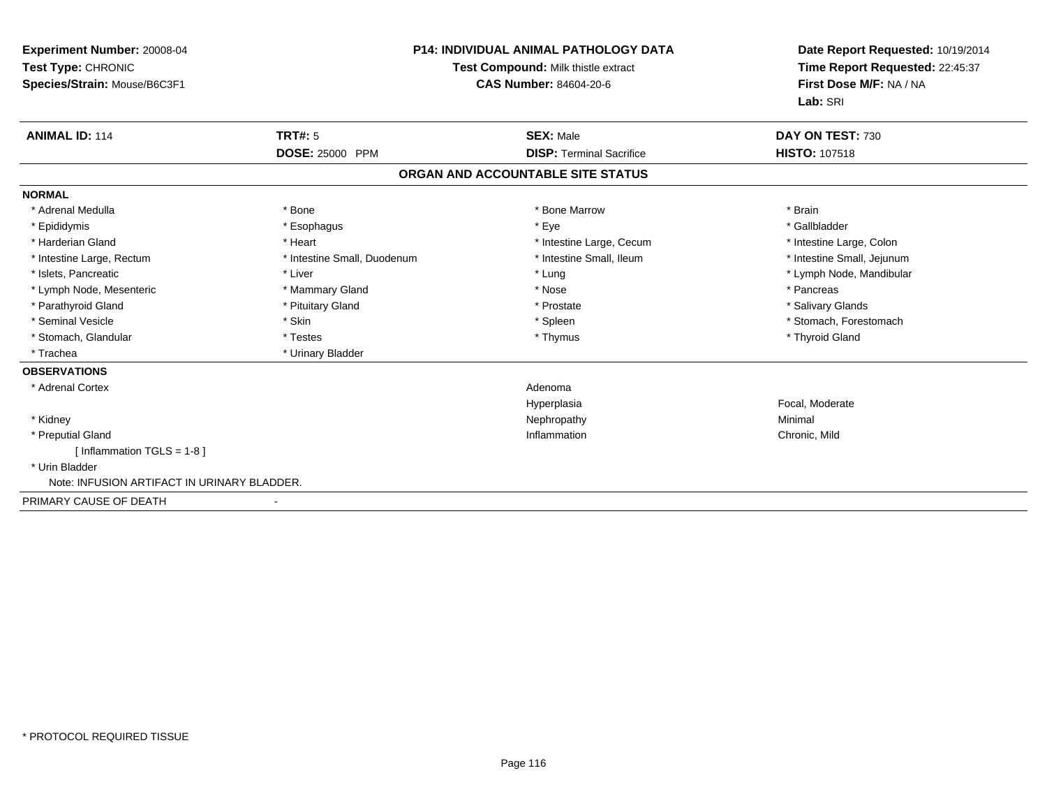**Experiment Number:** 20008-04
**Test Type:** CHRONIC
**Species/Strain:** Mouse/B6C3F1

**P14: INDIVIDUAL ANIMAL PATHOLOGY DATA**
**Test Compound:** Milk thistle extract
**CAS Number:** 84604-20-6

**Date Report Requested:** 10/19/2014
**Time Report Requested:** 22:45:37
**First Dose M/F:** NA / NA
**Lab:** SRI

| **ANIMAL ID:** 114 | **TRT#:** 5 | **SEX:** Male | **DAY ON TEST:** 730 |
|---|---|---|---|
| | **DOSE:** 25000 PPM | **DISP:** Terminal Sacrifice | **HISTO:** 107518 |

## ORGAN AND ACCOUNTABLE SITE STATUS

**NORMAL**

| | | | |
|---|---|---|---|
| * Adrenal Medulla | * Bone | * Bone Marrow | * Brain |
| * Epididymis | * Esophagus | * Eye | * Gallbladder |
| * Harderian Gland | * Heart | * Intestine Large, Cecum | * Intestine Large, Colon |
| * Intestine Large, Rectum | * Intestine Small, Duodenum | * Intestine Small, Ileum | * Intestine Small, Jejunum |
| * Islets, Pancreatic | * Liver | * Lung | * Lymph Node, Mandibular |
| * Lymph Node, Mesenteric | * Mammary Gland | * Nose | * Pancreas |
| * Parathyroid Gland | * Pituitary Gland | * Prostate | * Salivary Glands |
| * Seminal Vesicle | * Skin | * Spleen | * Stomach, Forestomach |
| * Stomach, Glandular | * Testes | * Thymus | * Thyroid Gland |
| * Trachea | * Urinary Bladder | | |

**OBSERVATIONS**

| | | |
|---|---|---|
| * Adrenal Cortex | Adenoma | |
| | Hyperplasia | Focal, Moderate |
| * Kidney | Nephropathy | Minimal |
| * Preputial Gland | Inflammation | Chronic, Mild |
| [ Inflammation TGLS = 1-8 ] | | |
| * Urin Bladder | | |

Note: INFUSION ARTIFACT IN URINARY BLADDER.

PRIMARY CAUSE OF DEATH -

* PROTOCOL REQUIRED TISSUE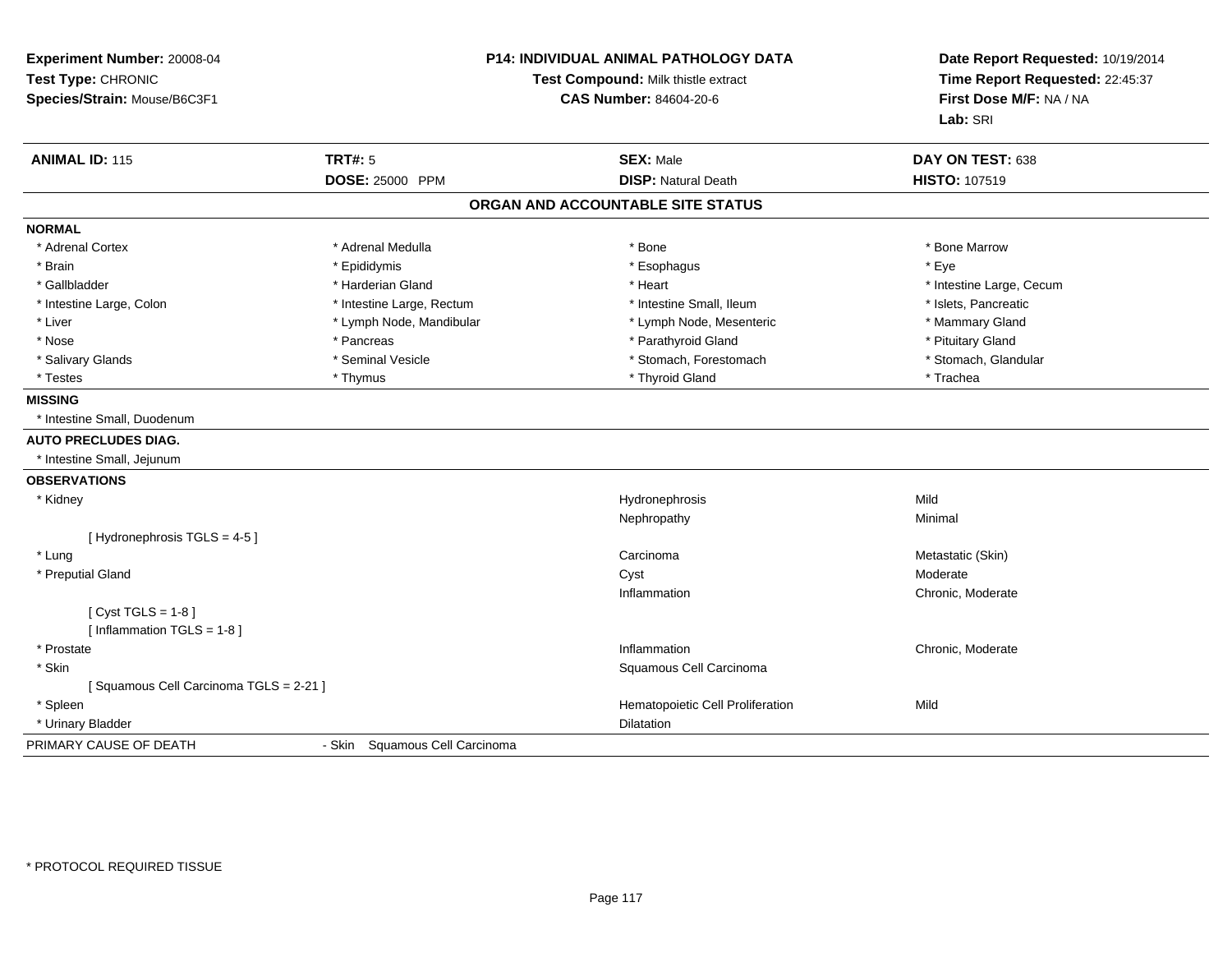**Experiment Number:** 20008-04
**Test Type:** CHRONIC
**Species/Strain:** Mouse/B6C3F1

**P14: INDIVIDUAL ANIMAL PATHOLOGY DATA**
**Test Compound:** Milk thistle extract
**CAS Number:** 84604-20-6

**Date Report Requested:** 10/19/2014
**Time Report Requested:** 22:45:37
**First Dose M/F:** NA / NA
**Lab:** SRI

| **ANIMAL ID:** 115 | **TRT#:** 5 | **SEX:** Male | **DAY ON TEST:** 638 |
|---|---|---|---|
| | **DOSE:** 25000 PPM | **DISP:** Natural Death | **HISTO:** 107519 |

## ORGAN AND ACCOUNTABLE SITE STATUS

**NORMAL**

| | | | |
|---|---|---|---|
| * Adrenal Cortex | * Adrenal Medulla | * Bone | * Bone Marrow |
| * Brain | * Epididymis | * Esophagus | * Eye |
| * Gallbladder | * Harderian Gland | * Heart | * Intestine Large, Cecum |
| * Intestine Large, Colon | * Intestine Large, Rectum | * Intestine Small, Ileum | * Islets, Pancreatic |
| * Liver | * Lymph Node, Mandibular | * Lymph Node, Mesenteric | * Mammary Gland |
| * Nose | * Pancreas | * Parathyroid Gland | * Pituitary Gland |
| * Salivary Glands | * Seminal Vesicle | * Stomach, Forestomach | * Stomach, Glandular |
| * Testes | * Thymus | * Thyroid Gland | * Trachea |

**MISSING**

* Intestine Small, Duodenum

**AUTO PRECLUDES DIAG.**

* Intestine Small, Jejunum

**OBSERVATIONS**

| | | |
|---|---|---|
| * Kidney | Hydronephrosis | Mild |
| | Nephropathy | Minimal |
| [ Hydronephrosis TGLS = 4-5 ] | | |
| * Lung | Carcinoma | Metastatic (Skin) |
| * Preputial Gland | Cyst | Moderate |
| | Inflammation | Chronic, Moderate |
| [ Cyst TGLS = 1-8 ] | | |
| [ Inflammation TGLS = 1-8 ] | | |
| * Prostate | Inflammation | Chronic, Moderate |
| * Skin | Squamous Cell Carcinoma | |
| [ Squamous Cell Carcinoma TGLS = 2-21 ] | | |
| * Spleen | Hematopoietic Cell Proliferation | Mild |
| * Urinary Bladder | Dilatation | |

PRIMARY CAUSE OF DEATH - Skin Squamous Cell Carcinoma

* PROTOCOL REQUIRED TISSUE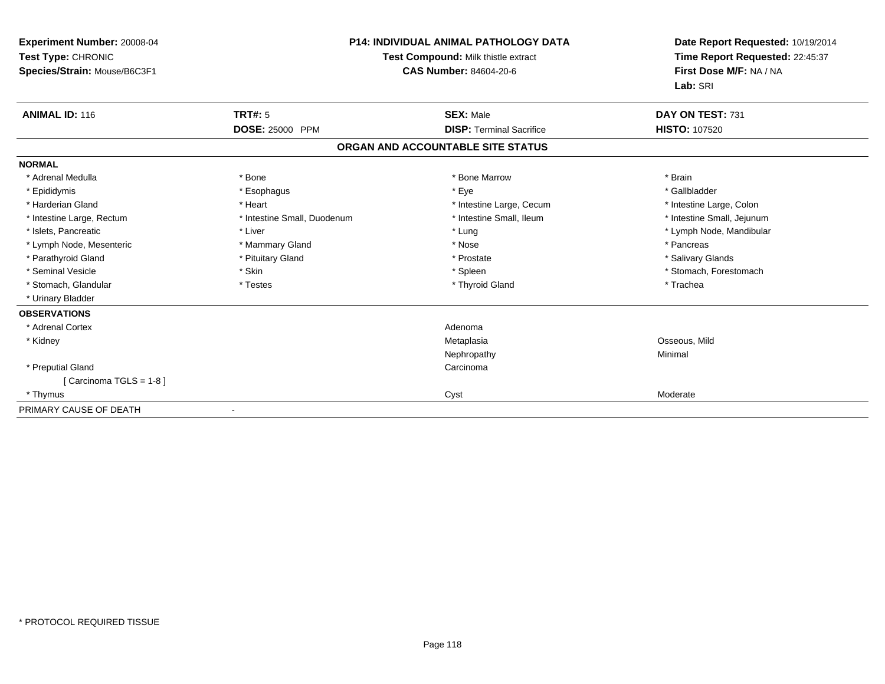**Experiment Number:** 20008-04
**Test Type:** CHRONIC
**Species/Strain:** Mouse/B6C3F1

**P14: INDIVIDUAL ANIMAL PATHOLOGY DATA**
**Test Compound:** Milk thistle extract
**CAS Number:** 84604-20-6

**Date Report Requested:** 10/19/2014
**Time Report Requested:** 22:45:37
**First Dose M/F:** NA / NA
**Lab:** SRI

| **ANIMAL ID:** 116 | **TRT#:** 5 | **SEX:** Male | **DAY ON TEST:** 731 |
|---|---|---|---|
| | **DOSE:** 25000 PPM | **DISP:** Terminal Sacrifice | **HISTO:** 107520 |

## ORGAN AND ACCOUNTABLE SITE STATUS

**NORMAL**

| | | | |
|---|---|---|---|
| * Adrenal Medulla | * Bone | * Bone Marrow | * Brain |
| * Epididymis | * Esophagus | * Eye | * Gallbladder |
| * Harderian Gland | * Heart | * Intestine Large, Cecum | * Intestine Large, Colon |
| * Intestine Large, Rectum | * Intestine Small, Duodenum | * Intestine Small, Ileum | * Intestine Small, Jejunum |
| * Islets, Pancreatic | * Liver | * Lung | * Lymph Node, Mandibular |
| * Lymph Node, Mesenteric | * Mammary Gland | * Nose | * Pancreas |
| * Parathyroid Gland | * Pituitary Gland | * Prostate | * Salivary Glands |
| * Seminal Vesicle | * Skin | * Spleen | * Stomach, Forestomach |
| * Stomach, Glandular | * Testes | * Thyroid Gland | * Trachea |
| * Urinary Bladder | | | |

**OBSERVATIONS**

| | | |
|---|---|---|
| * Adrenal Cortex | Adenoma | |
| * Kidney | Metaplasia | Osseous, Mild |
| | Nephropathy | Minimal |
| * Preputial Gland | Carcinoma | |
| [ Carcinoma TGLS = 1-8 ] | | |
| * Thymus | Cyst | Moderate |

PRIMARY CAUSE OF DEATH -

* PROTOCOL REQUIRED TISSUE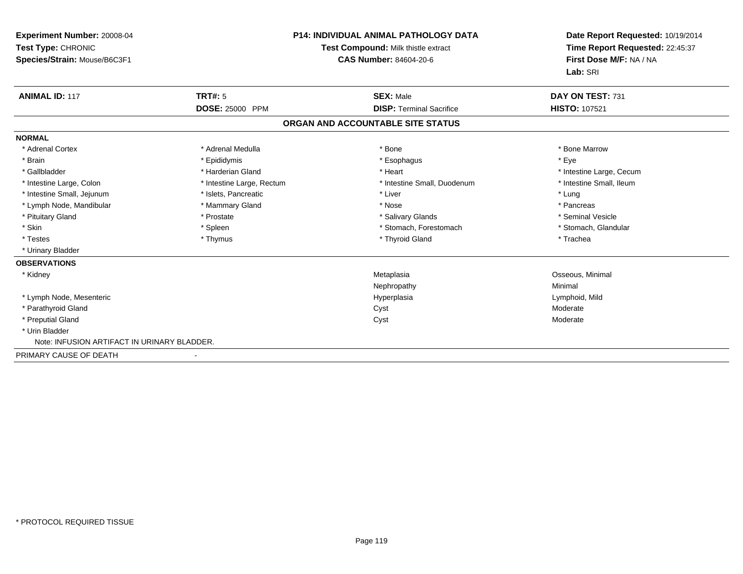**Experiment Number:** 20008-04
**Test Type:** CHRONIC
**Species/Strain:** Mouse/B6C3F1

**P14: INDIVIDUAL ANIMAL PATHOLOGY DATA**
**Test Compound:** Milk thistle extract
**CAS Number:** 84604-20-6

**Date Report Requested:** 10/19/2014
**Time Report Requested:** 22:45:37
**First Dose M/F:** NA / NA
**Lab:** SRI

| **ANIMAL ID:** 117 | **TRT#:** 5 | **SEX:** Male | **DAY ON TEST:** 731 |
|---|---|---|---|
| | **DOSE:** 25000 PPM | **DISP:** Terminal Sacrifice | **HISTO:** 107521 |

## ORGAN AND ACCOUNTABLE SITE STATUS

**NORMAL**

| | | | |
|---|---|---|---|
| * Adrenal Cortex | * Adrenal Medulla | * Bone | * Bone Marrow |
| * Brain | * Epididymis | * Esophagus | * Eye |
| * Gallbladder | * Harderian Gland | * Heart | * Intestine Large, Cecum |
| * Intestine Large, Colon | * Intestine Large, Rectum | * Intestine Small, Duodenum | * Intestine Small, Ileum |
| * Intestine Small, Jejunum | * Islets, Pancreatic | * Liver | * Lung |
| * Lymph Node, Mandibular | * Mammary Gland | * Nose | * Pancreas |
| * Pituitary Gland | * Prostate | * Salivary Glands | * Seminal Vesicle |
| * Skin | * Spleen | * Stomach, Forestomach | * Stomach, Glandular |
| * Testes | * Thymus | * Thyroid Gland | * Trachea |
| * Urinary Bladder | | | |

**OBSERVATIONS**

| | | |
|---|---|---|
| * Kidney | Metaplasia | Osseous, Minimal |
| | Nephropathy | Minimal |
| * Lymph Node, Mesenteric | Hyperplasia | Lymphoid, Mild |
| * Parathyroid Gland | Cyst | Moderate |
| * Preputial Gland | Cyst | Moderate |
| * Urin Bladder | | |

Note: INFUSION ARTIFACT IN URINARY BLADDER.

PRIMARY CAUSE OF DEATH -

* PROTOCOL REQUIRED TISSUE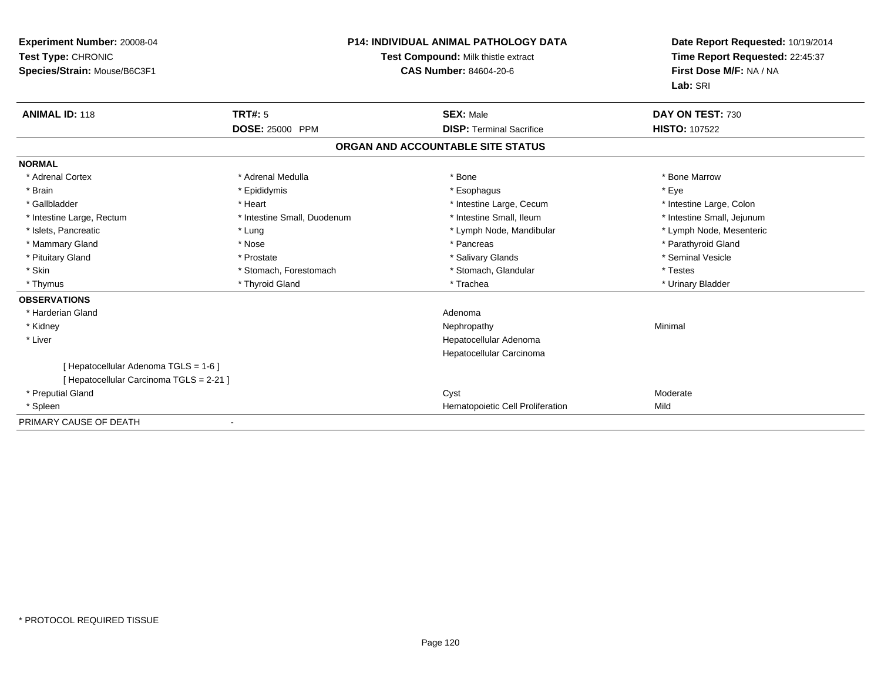**Experiment Number:** 20008-04
**Test Type:** CHRONIC
**Species/Strain:** Mouse/B6C3F1

**P14: INDIVIDUAL ANIMAL PATHOLOGY DATA**
**Test Compound:** Milk thistle extract
**CAS Number:** 84604-20-6

**Date Report Requested:** 10/19/2014
**Time Report Requested:** 22:45:37
**First Dose M/F:** NA / NA
**Lab:** SRI

| **ANIMAL ID:** 118 | **TRT#:** 5 | **SEX:** Male | **DAY ON TEST:** 730 |
|---|---|---|---|
| | **DOSE:** 25000 PPM | **DISP:** Terminal Sacrifice | **HISTO:** 107522 |

**ORGAN AND ACCOUNTABLE SITE STATUS**

**NORMAL**

| | | | |
|---|---|---|---|
| * Adrenal Cortex | * Adrenal Medulla | * Bone | * Bone Marrow |
| * Brain | * Epididymis | * Esophagus | * Eye |
| * Gallbladder | * Heart | * Intestine Large, Cecum | * Intestine Large, Colon |
| * Intestine Large, Rectum | * Intestine Small, Duodenum | * Intestine Small, Ileum | * Intestine Small, Jejunum |
| * Islets, Pancreatic | * Lung | * Lymph Node, Mandibular | * Lymph Node, Mesenteric |
| * Mammary Gland | * Nose | * Pancreas | * Parathyroid Gland |
| * Pituitary Gland | * Prostate | * Salivary Glands | * Seminal Vesicle |
| * Skin | * Stomach, Forestomach | * Stomach, Glandular | * Testes |
| * Thymus | * Thyroid Gland | * Trachea | * Urinary Bladder |

**OBSERVATIONS**

| | | |
|---|---|---|
| * Harderian Gland | Adenoma | |
| * Kidney | Nephropathy | Minimal |
| * Liver | Hepatocellular Adenoma | |
| | Hepatocellular Carcinoma | |
| [ Hepatocellular Adenoma TGLS = 1-6 ] | | |
| [ Hepatocellular Carcinoma TGLS = 2-21 ] | | |
| * Preputial Gland | Cyst | Moderate |
| * Spleen | Hematopoietic Cell Proliferation | Mild |

PRIMARY CAUSE OF DEATH -

\* PROTOCOL REQUIRED TISSUE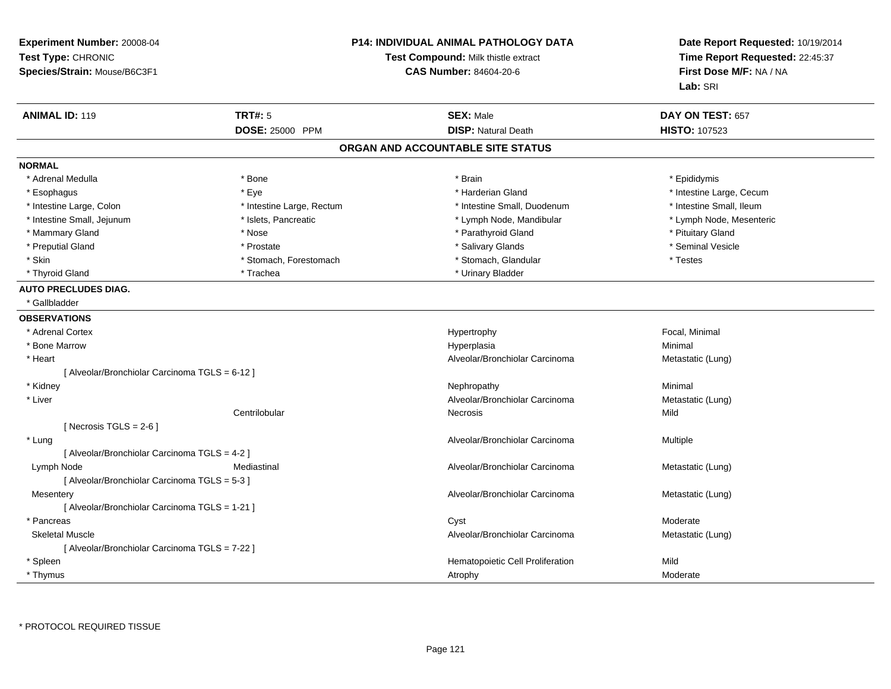**Experiment Number:** 20008-04
**Test Type:** CHRONIC
**Species/Strain:** Mouse/B6C3F1

**P14: INDIVIDUAL ANIMAL PATHOLOGY DATA**
**Test Compound:** Milk thistle extract
**CAS Number:** 84604-20-6

**Date Report Requested:** 10/19/2014
**Time Report Requested:** 22:45:37
**First Dose M/F:** NA / NA
**Lab:** SRI

| **ANIMAL ID:** 119 | **TRT#:** 5 | **SEX:** Male | **DAY ON TEST:** 657 |
|---|---|---|---|
| | **DOSE:** 25000 PPM | **DISP:** Natural Death | **HISTO:** 107523 |

## ORGAN AND ACCOUNTABLE SITE STATUS

**NORMAL**

| | | | |
|---|---|---|---|
| * Adrenal Medulla | * Bone | * Brain | * Epididymis |
| * Esophagus | * Eye | * Harderian Gland | * Intestine Large, Cecum |
| * Intestine Large, Colon | * Intestine Large, Rectum | * Intestine Small, Duodenum | * Intestine Small, Ileum |
| * Intestine Small, Jejunum | * Islets, Pancreatic | * Lymph Node, Mandibular | * Lymph Node, Mesenteric |
| * Mammary Gland | * Nose | * Parathyroid Gland | * Pituitary Gland |
| * Preputial Gland | * Prostate | * Salivary Glands | * Seminal Vesicle |
| * Skin | * Stomach, Forestomach | * Stomach, Glandular | * Testes |
| * Thyroid Gland | * Trachea | * Urinary Bladder | |

**AUTO PRECLUDES DIAG.**

* Gallbladder

**OBSERVATIONS**

| | | | |
|---|---|---|---|
| * Adrenal Cortex | | Hypertrophy | Focal, Minimal |
| * Bone Marrow | | Hyperplasia | Minimal |
| * Heart | | Alveolar/Bronchiolar Carcinoma | Metastatic (Lung) |
| [ Alveolar/Bronchiolar Carcinoma TGLS = 6-12 ] | | | |
| * Kidney | | Nephropathy | Minimal |
| * Liver | | Alveolar/Bronchiolar Carcinoma | Metastatic (Lung) |
| | Centrilobular | Necrosis | Mild |
| [ Necrosis TGLS = 2-6 ] | | | |
| * Lung | | Alveolar/Bronchiolar Carcinoma | Multiple |
| [ Alveolar/Bronchiolar Carcinoma TGLS = 4-2 ] | | | |
| Lymph Node | Mediastinal | Alveolar/Bronchiolar Carcinoma | Metastatic (Lung) |
| [ Alveolar/Bronchiolar Carcinoma TGLS = 5-3 ] | | | |
| Mesentery | | Alveolar/Bronchiolar Carcinoma | Metastatic (Lung) |
| [ Alveolar/Bronchiolar Carcinoma TGLS = 1-21 ] | | | |
| * Pancreas | | Cyst | Moderate |
| Skeletal Muscle | | Alveolar/Bronchiolar Carcinoma | Metastatic (Lung) |
| [ Alveolar/Bronchiolar Carcinoma TGLS = 7-22 ] | | | |
| * Spleen | | Hematopoietic Cell Proliferation | Mild |
| * Thymus | | Atrophy | Moderate |

* PROTOCOL REQUIRED TISSUE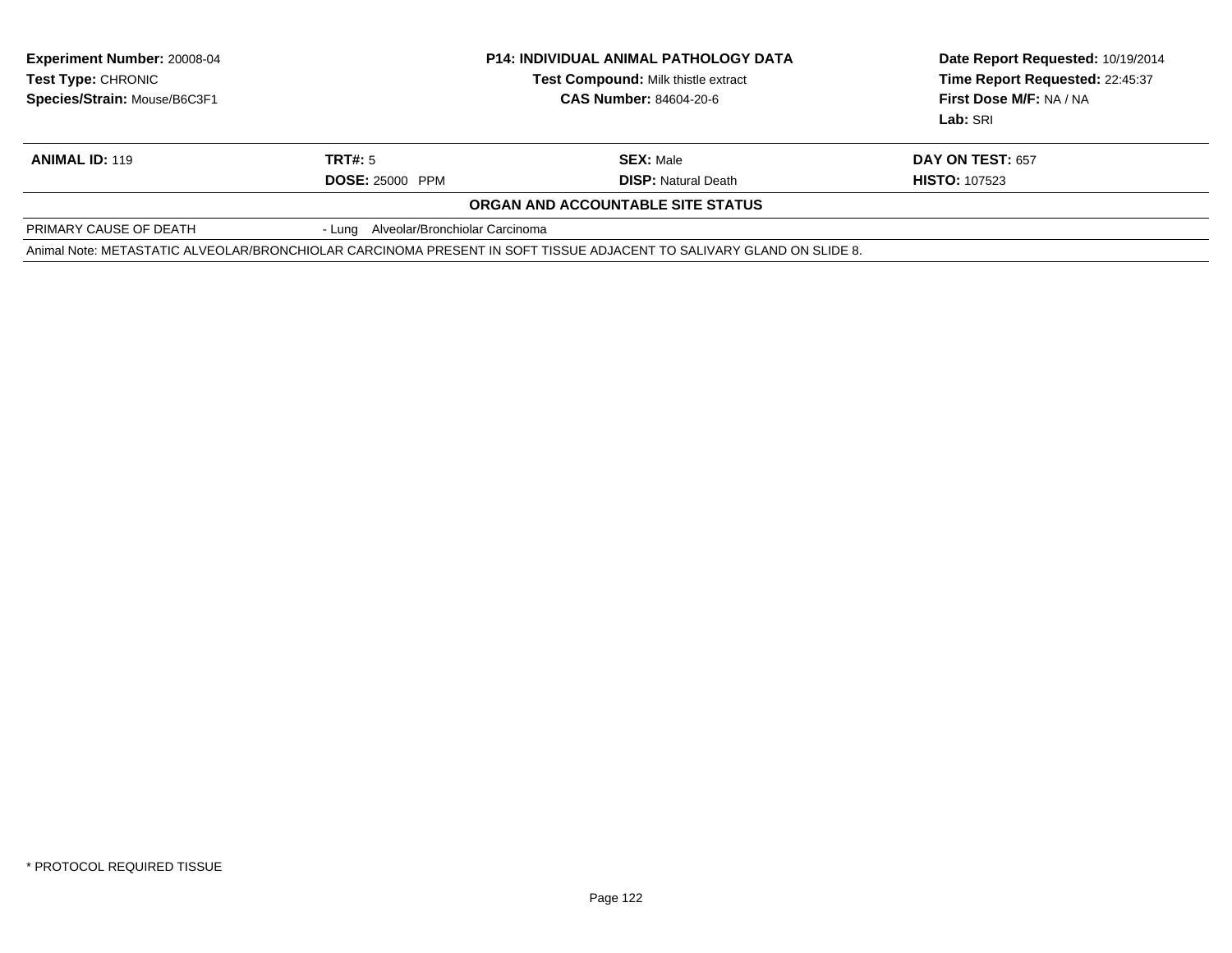**Experiment Number:** 20008-04
**Test Type:** CHRONIC
**Species/Strain:** Mouse/B6C3F1

**P14: INDIVIDUAL ANIMAL PATHOLOGY DATA**
**Test Compound:** Milk thistle extract
**CAS Number:** 84604-20-6

**Date Report Requested:** 10/19/2014
**Time Report Requested:** 22:45:37
**First Dose M/F:** NA / NA
**Lab:** SRI

| **ANIMAL ID:** 119 | **TRT#:** 5 | **SEX:** Male | **DAY ON TEST:** 657 |
|---|---|---|---|
| | **DOSE:** 25000 PPM | **DISP:** Natural Death | **HISTO:** 107523 |

**ORGAN AND ACCOUNTABLE SITE STATUS**

| | |
|---|---|
| PRIMARY CAUSE OF DEATH | - Lung Alveolar/Bronchiolar Carcinoma |

Animal Note: METASTATIC ALVEOLAR/BRONCHIOLAR CARCINOMA PRESENT IN SOFT TISSUE ADJACENT TO SALIVARY GLAND ON SLIDE 8.

* PROTOCOL REQUIRED TISSUE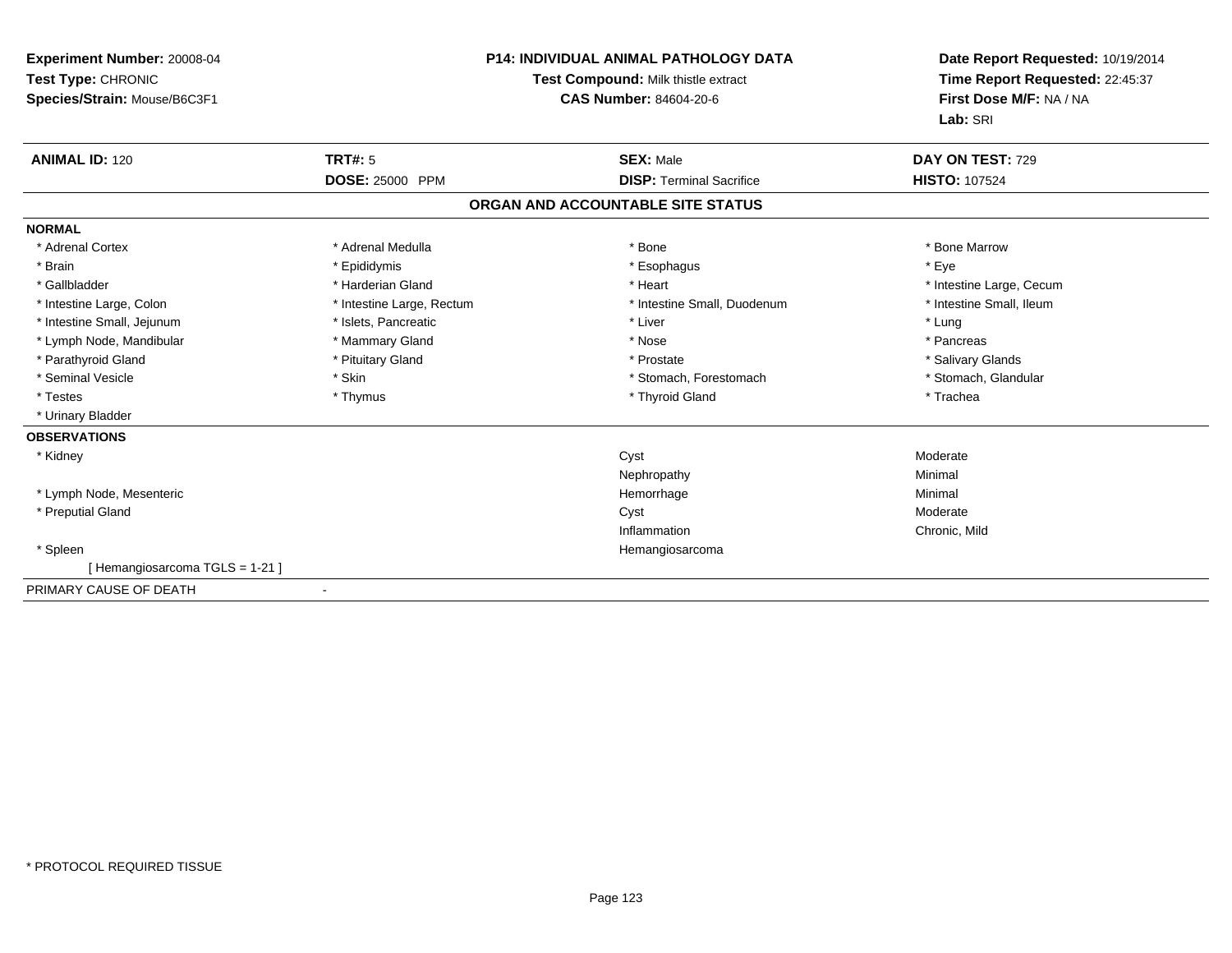**Experiment Number:** 20008-04
**Test Type:** CHRONIC
**Species/Strain:** Mouse/B6C3F1

**P14: INDIVIDUAL ANIMAL PATHOLOGY DATA**
**Test Compound:** Milk thistle extract
**CAS Number:** 84604-20-6

**Date Report Requested:** 10/19/2014
**Time Report Requested:** 22:45:37
**First Dose M/F:** NA / NA
**Lab:** SRI

| **ANIMAL ID:** 120 | **TRT#:** 5 | **SEX:** Male | **DAY ON TEST:** 729 |
|---|---|---|---|
| | **DOSE:** 25000 PPM | **DISP:** Terminal Sacrifice | **HISTO:** 107524 |

## ORGAN AND ACCOUNTABLE SITE STATUS

**NORMAL**

| | | | |
|---|---|---|---|
| * Adrenal Cortex | * Adrenal Medulla | * Bone | * Bone Marrow |
| * Brain | * Epididymis | * Esophagus | * Eye |
| * Gallbladder | * Harderian Gland | * Heart | * Intestine Large, Cecum |
| * Intestine Large, Colon | * Intestine Large, Rectum | * Intestine Small, Duodenum | * Intestine Small, Ileum |
| * Intestine Small, Jejunum | * Islets, Pancreatic | * Liver | * Lung |
| * Lymph Node, Mandibular | * Mammary Gland | * Nose | * Pancreas |
| * Parathyroid Gland | * Pituitary Gland | * Prostate | * Salivary Glands |
| * Seminal Vesicle | * Skin | * Stomach, Forestomach | * Stomach, Glandular |
| * Testes | * Thymus | * Thyroid Gland | * Trachea |
| * Urinary Bladder | | | |

**OBSERVATIONS**

| | | |
|---|---|---|
| * Kidney | Cyst | Moderate |
| | Nephropathy | Minimal |
| * Lymph Node, Mesenteric | Hemorrhage | Minimal |
| * Preputial Gland | Cyst | Moderate |
| | Inflammation | Chronic, Mild |
| * Spleen | Hemangiosarcoma | |
| [ Hemangiosarcoma TGLS = 1-21 ] | | |

PRIMARY CAUSE OF DEATH -

\* PROTOCOL REQUIRED TISSUE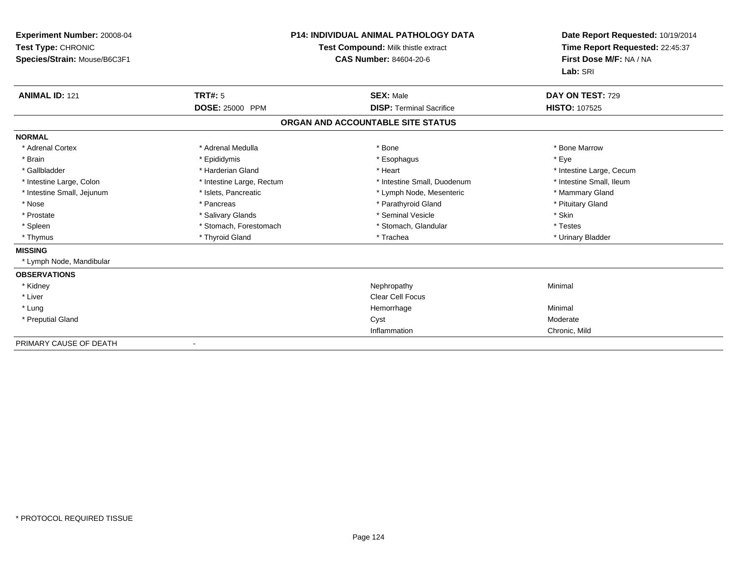**Experiment Number:** 20008-04
**Test Type:** CHRONIC
**Species/Strain:** Mouse/B6C3F1

**P14: INDIVIDUAL ANIMAL PATHOLOGY DATA**
**Test Compound:** Milk thistle extract
**CAS Number:** 84604-20-6

**Date Report Requested:** 10/19/2014
**Time Report Requested:** 22:45:37
**First Dose M/F:** NA / NA
**Lab:** SRI

| **ANIMAL ID:** 121 | **TRT#:** 5 | **SEX:** Male | **DAY ON TEST:** 729 |
|---|---|---|---|
| | **DOSE:** 25000 PPM | **DISP:** Terminal Sacrifice | **HISTO:** 107525 |

## ORGAN AND ACCOUNTABLE SITE STATUS

**NORMAL**

| | | | |
|---|---|---|---|
| * Adrenal Cortex | * Adrenal Medulla | * Bone | * Bone Marrow |
| * Brain | * Epididymis | * Esophagus | * Eye |
| * Gallbladder | * Harderian Gland | * Heart | * Intestine Large, Cecum |
| * Intestine Large, Colon | * Intestine Large, Rectum | * Intestine Small, Duodenum | * Intestine Small, Ileum |
| * Intestine Small, Jejunum | * Islets, Pancreatic | * Lymph Node, Mesenteric | * Mammary Gland |
| * Nose | * Pancreas | * Parathyroid Gland | * Pituitary Gland |
| * Prostate | * Salivary Glands | * Seminal Vesicle | * Skin |
| * Spleen | * Stomach, Forestomach | * Stomach, Glandular | * Testes |
| * Thymus | * Thyroid Gland | * Trachea | * Urinary Bladder |

**MISSING**

* Lymph Node, Mandibular

**OBSERVATIONS**

| | | |
|---|---|---|
| * Kidney | Nephropathy | Minimal |
| * Liver | Clear Cell Focus | |
| * Lung | Hemorrhage | Minimal |
| * Preputial Gland | Cyst | Moderate |
| | Inflammation | Chronic, Mild |

PRIMARY CAUSE OF DEATH -

* PROTOCOL REQUIRED TISSUE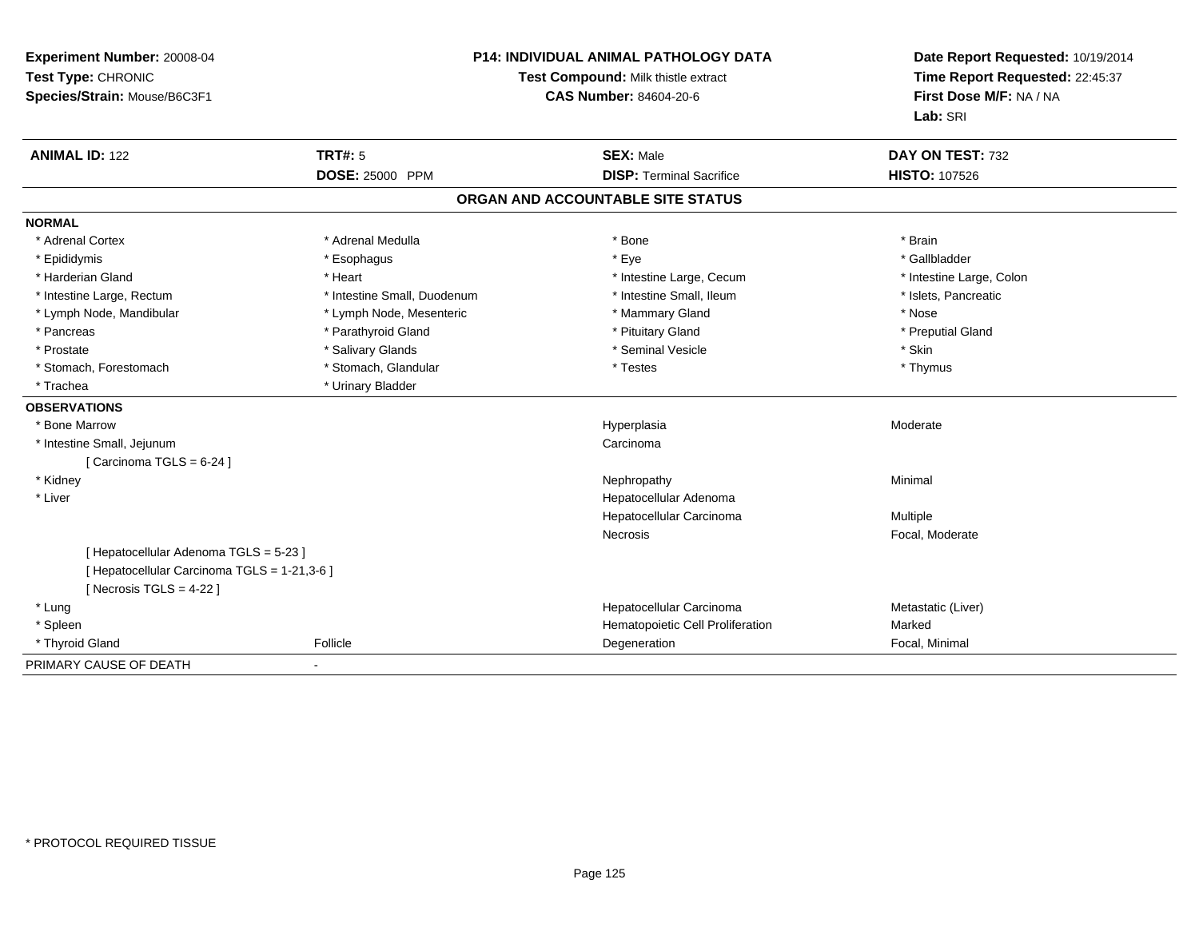**Experiment Number:** 20008-04
**Test Type:** CHRONIC
**Species/Strain:** Mouse/B6C3F1

**P14: INDIVIDUAL ANIMAL PATHOLOGY DATA**
**Test Compound:** Milk thistle extract
**CAS Number:** 84604-20-6

**Date Report Requested:** 10/19/2014
**Time Report Requested:** 22:45:37
**First Dose M/F:** NA / NA
**Lab:** SRI

| **ANIMAL ID:** 122 | **TRT#:** 5 | **SEX:** Male | **DAY ON TEST:** 732 |
|---|---|---|---|
| | **DOSE:** 25000 PPM | **DISP:** Terminal Sacrifice | **HISTO:** 107526 |

## ORGAN AND ACCOUNTABLE SITE STATUS

**NORMAL**

| | | | |
|---|---|---|---|
| * Adrenal Cortex | * Adrenal Medulla | * Bone | * Brain |
| * Epididymis | * Esophagus | * Eye | * Gallbladder |
| * Harderian Gland | * Heart | * Intestine Large, Cecum | * Intestine Large, Colon |
| * Intestine Large, Rectum | * Intestine Small, Duodenum | * Intestine Small, Ileum | * Islets, Pancreatic |
| * Lymph Node, Mandibular | * Lymph Node, Mesenteric | * Mammary Gland | * Nose |
| * Pancreas | * Parathyroid Gland | * Pituitary Gland | * Preputial Gland |
| * Prostate | * Salivary Glands | * Seminal Vesicle | * Skin |
| * Stomach, Forestomach | * Stomach, Glandular | * Testes | * Thymus |
| * Trachea | * Urinary Bladder | | |

**OBSERVATIONS**

| | | | |
|---|---|---|---|
| * Bone Marrow | | Hyperplasia | Moderate |
| * Intestine Small, Jejunum | | Carcinoma | |
| [ Carcinoma TGLS = 6-24 ] | | | |
| * Kidney | | Nephropathy | Minimal |
| * Liver | | Hepatocellular Adenoma | |
| | | Hepatocellular Carcinoma | Multiple |
| | | Necrosis | Focal, Moderate |
| [ Hepatocellular Adenoma TGLS = 5-23 ] | | | |
| [ Hepatocellular Carcinoma TGLS = 1-21,3-6 ] | | | |
| [ Necrosis TGLS = 4-22 ] | | | |
| * Lung | | Hepatocellular Carcinoma | Metastatic (Liver) |
| * Spleen | | Hematopoietic Cell Proliferation | Marked |
| * Thyroid Gland | Follicle | Degeneration | Focal, Minimal |

PRIMARY CAUSE OF DEATH -

* PROTOCOL REQUIRED TISSUE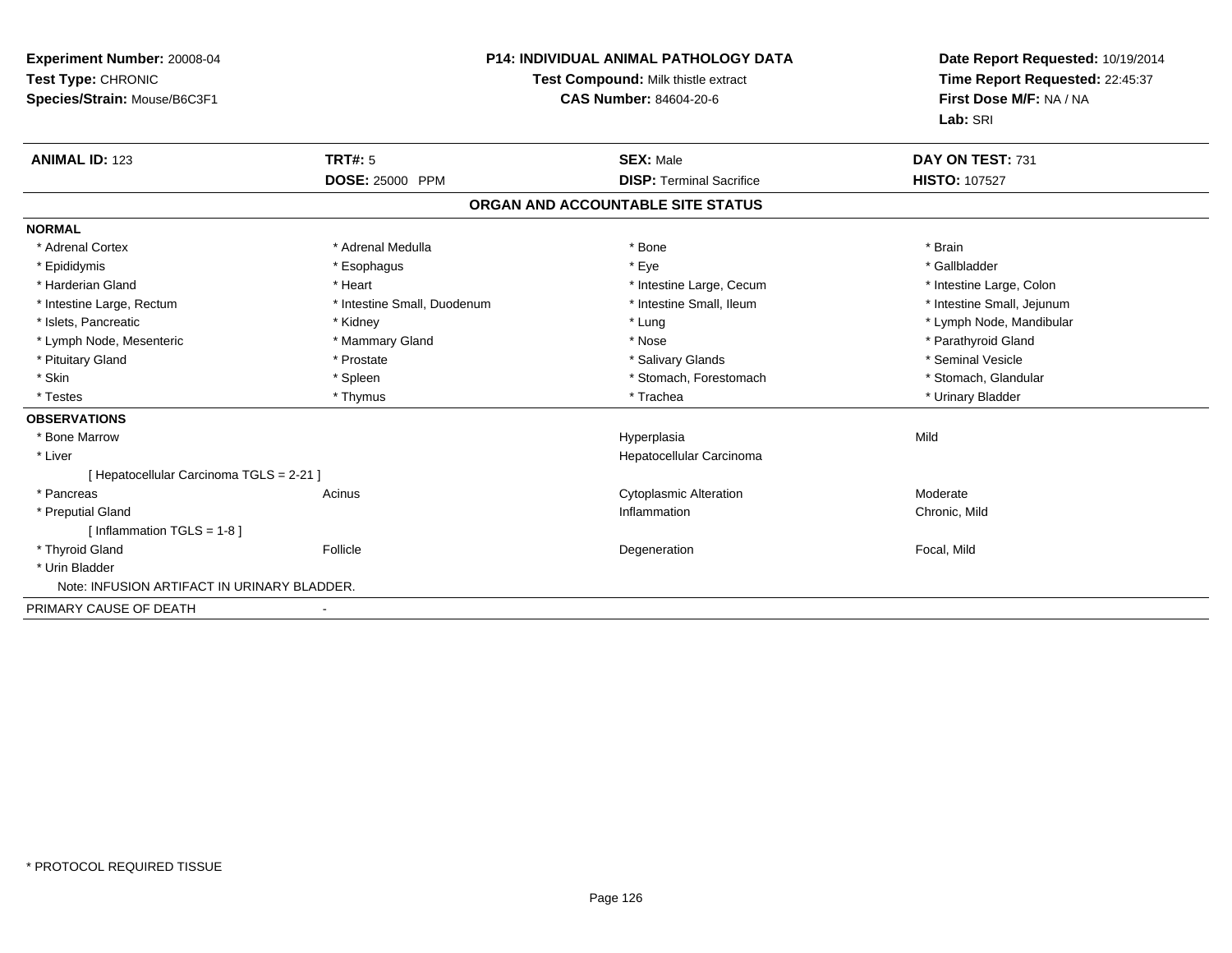**Experiment Number:** 20008-04
**Test Type:** CHRONIC
**Species/Strain:** Mouse/B6C3F1

**P14: INDIVIDUAL ANIMAL PATHOLOGY DATA**
**Test Compound:** Milk thistle extract
**CAS Number:** 84604-20-6

**Date Report Requested:** 10/19/2014
**Time Report Requested:** 22:45:37
**First Dose M/F:** NA / NA
**Lab:** SRI

| **ANIMAL ID:** 123 | **TRT#:** 5 | **SEX:** Male | **DAY ON TEST:** 731 |
|---|---|---|---|
| | **DOSE:** 25000 PPM | **DISP:** Terminal Sacrifice | **HISTO:** 107527 |

## ORGAN AND ACCOUNTABLE SITE STATUS

**NORMAL**

| | | | |
|---|---|---|---|
| * Adrenal Cortex | * Adrenal Medulla | * Bone | * Brain |
| * Epididymis | * Esophagus | * Eye | * Gallbladder |
| * Harderian Gland | * Heart | * Intestine Large, Cecum | * Intestine Large, Colon |
| * Intestine Large, Rectum | * Intestine Small, Duodenum | * Intestine Small, Ileum | * Intestine Small, Jejunum |
| * Islets, Pancreatic | * Kidney | * Lung | * Lymph Node, Mandibular |
| * Lymph Node, Mesenteric | * Mammary Gland | * Nose | * Parathyroid Gland |
| * Pituitary Gland | * Prostate | * Salivary Glands | * Seminal Vesicle |
| * Skin | * Spleen | * Stomach, Forestomach | * Stomach, Glandular |
| * Testes | * Thymus | * Trachea | * Urinary Bladder |

**OBSERVATIONS**

| | | | |
|---|---|---|---|
| * Bone Marrow | | Hyperplasia | Mild |
| * Liver | | Hepatocellular Carcinoma | |
| [ Hepatocellular Carcinoma TGLS = 2-21 ] | | | |
| * Pancreas | Acinus | Cytoplasmic Alteration | Moderate |
| * Preputial Gland | | Inflammation | Chronic, Mild |
| [ Inflammation TGLS = 1-8 ] | | | |
| * Thyroid Gland | Follicle | Degeneration | Focal, Mild |
| * Urin Bladder | | | |
| Note: INFUSION ARTIFACT IN URINARY BLADDER. | | | |

PRIMARY CAUSE OF DEATH -

* PROTOCOL REQUIRED TISSUE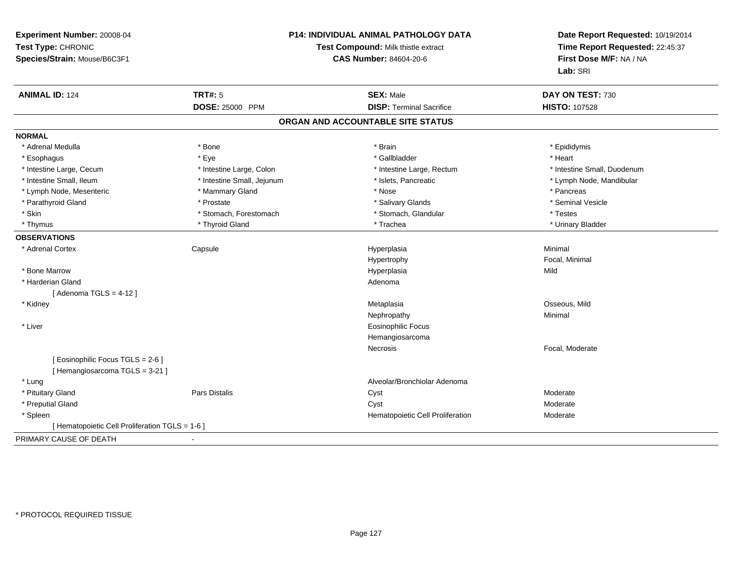**Experiment Number:** 20008-04
**Test Type:** CHRONIC
**Species/Strain:** Mouse/B6C3F1

**P14: INDIVIDUAL ANIMAL PATHOLOGY DATA**
**Test Compound:** Milk thistle extract
**CAS Number:** 84604-20-6

**Date Report Requested:** 10/19/2014
**Time Report Requested:** 22:45:37
**First Dose M/F:** NA / NA
**Lab:** SRI

| **ANIMAL ID:** 124 | **TRT#:** 5 | **SEX:** Male | **DAY ON TEST:** 730 |
|---|---|---|---|
| | **DOSE:** 25000 PPM | **DISP:** Terminal Sacrifice | **HISTO:** 107528 |

## ORGAN AND ACCOUNTABLE SITE STATUS

**NORMAL**

| | | | |
|---|---|---|---|
| * Adrenal Medulla | * Bone | * Brain | * Epididymis |
| * Esophagus | * Eye | * Gallbladder | * Heart |
| * Intestine Large, Cecum | * Intestine Large, Colon | * Intestine Large, Rectum | * Intestine Small, Duodenum |
| * Intestine Small, Ileum | * Intestine Small, Jejunum | * Islets, Pancreatic | * Lymph Node, Mandibular |
| * Lymph Node, Mesenteric | * Mammary Gland | * Nose | * Pancreas |
| * Parathyroid Gland | * Prostate | * Salivary Glands | * Seminal Vesicle |
| * Skin | * Stomach, Forestomach | * Stomach, Glandular | * Testes |
| * Thymus | * Thyroid Gland | * Trachea | * Urinary Bladder |

**OBSERVATIONS**

| | | | |
|---|---|---|---|
| * Adrenal Cortex | Capsule | Hyperplasia | Minimal |
| | | Hypertrophy | Focal, Minimal |
| * Bone Marrow | | Hyperplasia | Mild |
| * Harderian Gland | | Adenoma | |
| [ Adenoma TGLS = 4-12 ] | | | |
| * Kidney | | Metaplasia | Osseous, Mild |
| | | Nephropathy | Minimal |
| * Liver | | Eosinophilic Focus | |
| | | Hemangiosarcoma | |
| | | Necrosis | Focal, Moderate |
| [ Eosinophilic Focus TGLS = 2-6 ] | | | |
| [ Hemangiosarcoma TGLS = 3-21 ] | | | |
| * Lung | | Alveolar/Bronchiolar Adenoma | |
| * Pituitary Gland | Pars Distalis | Cyst | Moderate |
| * Preputial Gland | | Cyst | Moderate |
| * Spleen | | Hematopoietic Cell Proliferation | Moderate |
| [ Hematopoietic Cell Proliferation TGLS = 1-6 ] | | | |

PRIMARY CAUSE OF DEATH -

* PROTOCOL REQUIRED TISSUE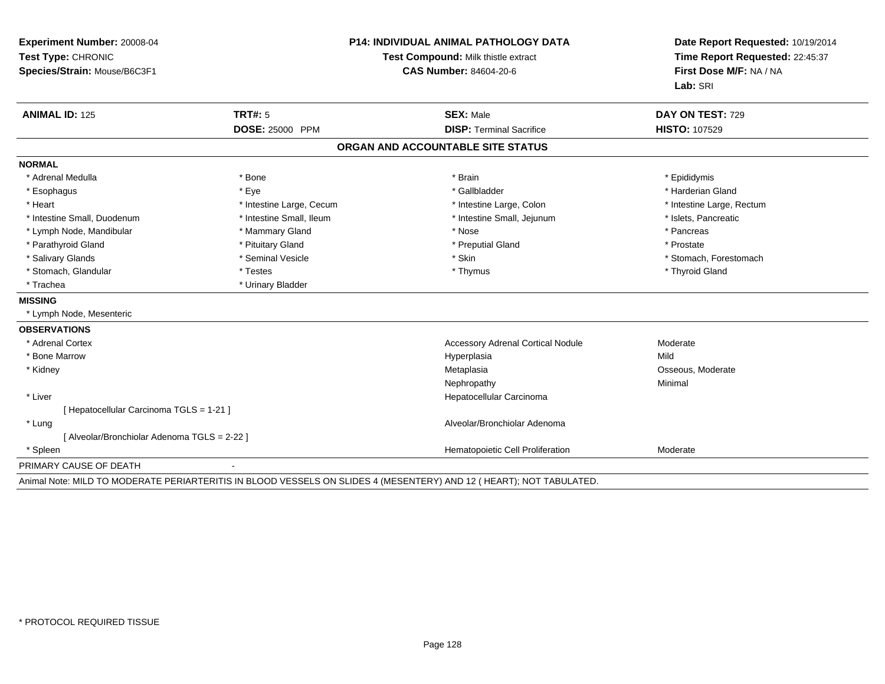**Experiment Number:** 20008-04
**Test Type:** CHRONIC
**Species/Strain:** Mouse/B6C3F1

**P14: INDIVIDUAL ANIMAL PATHOLOGY DATA**
**Test Compound:** Milk thistle extract
**CAS Number:** 84604-20-6

**Date Report Requested:** 10/19/2014
**Time Report Requested:** 22:45:37
**First Dose M/F:** NA / NA
**Lab:** SRI

| **ANIMAL ID:** 125 | **TRT#:** 5 | **SEX:** Male | **DAY ON TEST:** 729 |
|---|---|---|---|
| | **DOSE:** 25000 PPM | **DISP:** Terminal Sacrifice | **HISTO:** 107529 |

## ORGAN AND ACCOUNTABLE SITE STATUS

**NORMAL**

| | | | |
|---|---|---|---|
| * Adrenal Medulla | * Bone | * Brain | * Epididymis |
| * Esophagus | * Eye | * Gallbladder | * Harderian Gland |
| * Heart | * Intestine Large, Cecum | * Intestine Large, Colon | * Intestine Large, Rectum |
| * Intestine Small, Duodenum | * Intestine Small, Ileum | * Intestine Small, Jejunum | * Islets, Pancreatic |
| * Lymph Node, Mandibular | * Mammary Gland | * Nose | * Pancreas |
| * Parathyroid Gland | * Pituitary Gland | * Preputial Gland | * Prostate |
| * Salivary Glands | * Seminal Vesicle | * Skin | * Stomach, Forestomach |
| * Stomach, Glandular | * Testes | * Thymus | * Thyroid Gland |
| * Trachea | * Urinary Bladder | | |

**MISSING**

* Lymph Node, Mesenteric

**OBSERVATIONS**

| | | |
|---|---|---|
| * Adrenal Cortex | Accessory Adrenal Cortical Nodule | Moderate |
| * Bone Marrow | Hyperplasia | Mild |
| * Kidney | Metaplasia | Osseous, Moderate |
| | Nephropathy | Minimal |
| * Liver | Hepatocellular Carcinoma | |
| [ Hepatocellular Carcinoma TGLS = 1-21 ] | | |
| * Lung | Alveolar/Bronchiolar Adenoma | |
| [ Alveolar/Bronchiolar Adenoma TGLS = 2-22 ] | | |
| * Spleen | Hematopoietic Cell Proliferation | Moderate |

PRIMARY CAUSE OF DEATH -

Animal Note: MILD TO MODERATE PERIARTERITIS IN BLOOD VESSELS ON SLIDES 4 (MESENTERY) AND 12 ( HEART); NOT TABULATED.

* PROTOCOL REQUIRED TISSUE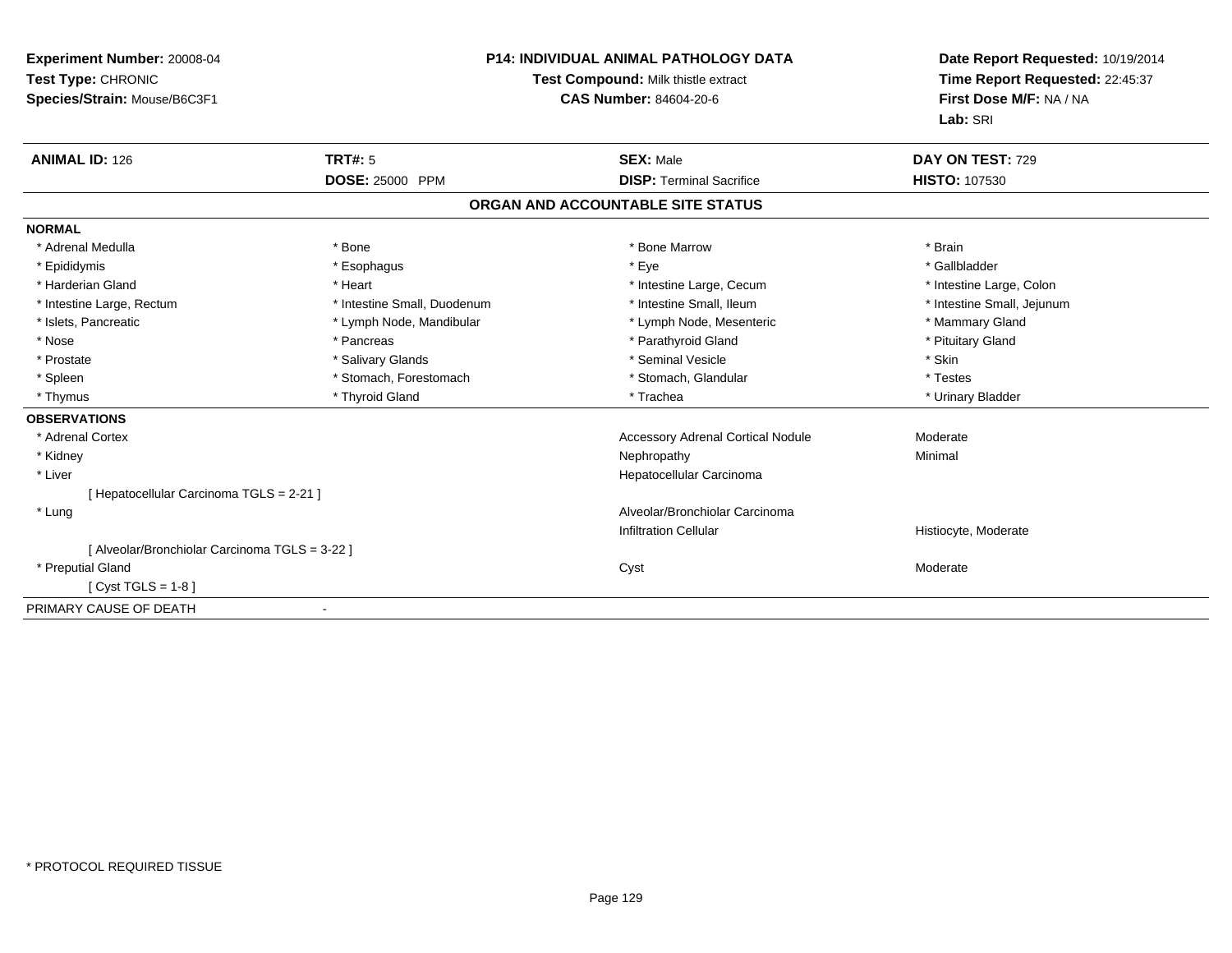**Experiment Number:** 20008-04
**Test Type:** CHRONIC
**Species/Strain:** Mouse/B6C3F1

**P14: INDIVIDUAL ANIMAL PATHOLOGY DATA**
**Test Compound:** Milk thistle extract
**CAS Number:** 84604-20-6

**Date Report Requested:** 10/19/2014
**Time Report Requested:** 22:45:37
**First Dose M/F:** NA / NA
**Lab:** SRI

| **ANIMAL ID:** 126 | **TRT#:** 5 | **SEX:** Male | **DAY ON TEST:** 729 |
|---|---|---|---|
| | **DOSE:** 25000 PPM | **DISP:** Terminal Sacrifice | **HISTO:** 107530 |

## ORGAN AND ACCOUNTABLE SITE STATUS

**NORMAL**

| | | | |
|---|---|---|---|
| * Adrenal Medulla | * Bone | * Bone Marrow | * Brain |
| * Epididymis | * Esophagus | * Eye | * Gallbladder |
| * Harderian Gland | * Heart | * Intestine Large, Cecum | * Intestine Large, Colon |
| * Intestine Large, Rectum | * Intestine Small, Duodenum | * Intestine Small, Ileum | * Intestine Small, Jejunum |
| * Islets, Pancreatic | * Lymph Node, Mandibular | * Lymph Node, Mesenteric | * Mammary Gland |
| * Nose | * Pancreas | * Parathyroid Gland | * Pituitary Gland |
| * Prostate | * Salivary Glands | * Seminal Vesicle | * Skin |
| * Spleen | * Stomach, Forestomach | * Stomach, Glandular | * Testes |
| * Thymus | * Thyroid Gland | * Trachea | * Urinary Bladder |

**OBSERVATIONS**

| | | |
|---|---|---|
| * Adrenal Cortex | Accessory Adrenal Cortical Nodule | Moderate |
| * Kidney | Nephropathy | Minimal |
| * Liver | Hepatocellular Carcinoma | |
| [ Hepatocellular Carcinoma TGLS = 2-21 ] | | |
| * Lung | Alveolar/Bronchiolar Carcinoma | |
| | Infiltration Cellular | Histiocyte, Moderate |
| [ Alveolar/Bronchiolar Carcinoma TGLS = 3-22 ] | | |
| * Preputial Gland | Cyst | Moderate |
| [ Cyst TGLS = 1-8 ] | | |

PRIMARY CAUSE OF DEATH -

* PROTOCOL REQUIRED TISSUE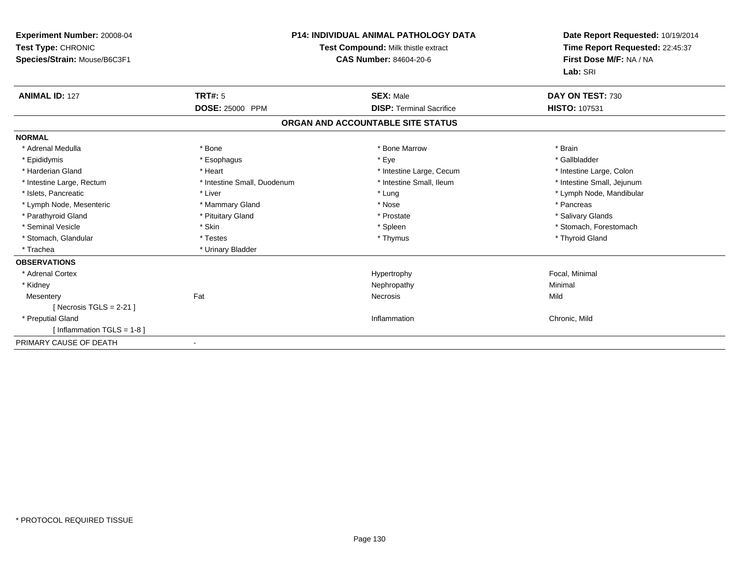**Experiment Number:** 20008-04
**Test Type:** CHRONIC
**Species/Strain:** Mouse/B6C3F1

**P14: INDIVIDUAL ANIMAL PATHOLOGY DATA**
**Test Compound:** Milk thistle extract
**CAS Number:** 84604-20-6

**Date Report Requested:** 10/19/2014
**Time Report Requested:** 22:45:37
**First Dose M/F:** NA / NA
**Lab:** SRI

| **ANIMAL ID:** 127 | **TRT#:** 5 | **SEX:** Male | **DAY ON TEST:** 730 |
|---|---|---|---|
| | **DOSE:** 25000 PPM | **DISP:** Terminal Sacrifice | **HISTO:** 107531 |

## ORGAN AND ACCOUNTABLE SITE STATUS

**NORMAL**

| | | | |
|---|---|---|---|
| * Adrenal Medulla | * Bone | * Bone Marrow | * Brain |
| * Epididymis | * Esophagus | * Eye | * Gallbladder |
| * Harderian Gland | * Heart | * Intestine Large, Cecum | * Intestine Large, Colon |
| * Intestine Large, Rectum | * Intestine Small, Duodenum | * Intestine Small, Ileum | * Intestine Small, Jejunum |
| * Islets, Pancreatic | * Liver | * Lung | * Lymph Node, Mandibular |
| * Lymph Node, Mesenteric | * Mammary Gland | * Nose | * Pancreas |
| * Parathyroid Gland | * Pituitary Gland | * Prostate | * Salivary Glands |
| * Seminal Vesicle | * Skin | * Spleen | * Stomach, Forestomach |
| * Stomach, Glandular | * Testes | * Thymus | * Thyroid Gland |
| * Trachea | * Urinary Bladder | | |

**OBSERVATIONS**

| | | | |
|---|---|---|---|
| * Adrenal Cortex | | Hypertrophy | Focal, Minimal |
| * Kidney | | Nephropathy | Minimal |
| Mesentery | Fat | Necrosis | Mild |
| [ Necrosis TGLS = 2-21 ] | | | |
| * Preputial Gland | | Inflammation | Chronic, Mild |
| [ Inflammation TGLS = 1-8 ] | | | |

PRIMARY CAUSE OF DEATH -

* PROTOCOL REQUIRED TISSUE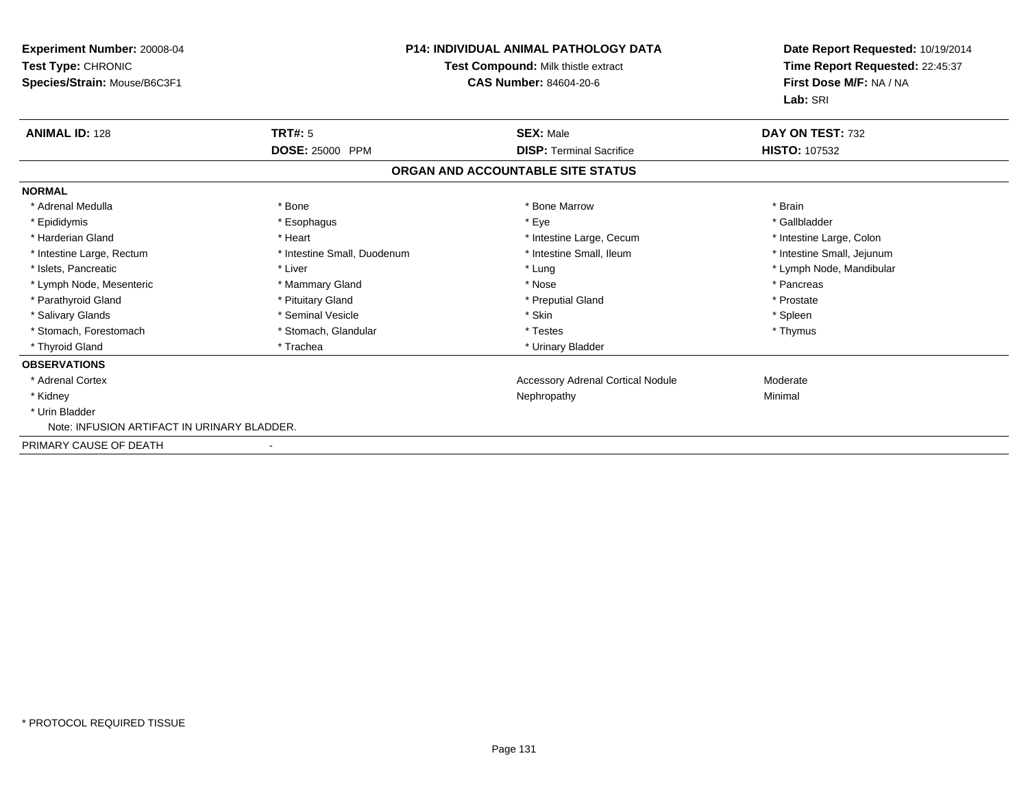**Experiment Number:** 20008-04
**Test Type:** CHRONIC
**Species/Strain:** Mouse/B6C3F1

**P14: INDIVIDUAL ANIMAL PATHOLOGY DATA**
**Test Compound:** Milk thistle extract
**CAS Number:** 84604-20-6

**Date Report Requested:** 10/19/2014
**Time Report Requested:** 22:45:37
**First Dose M/F:** NA / NA
**Lab:** SRI

| **ANIMAL ID:** 128 | **TRT#:** 5 | **SEX:** Male | **DAY ON TEST:** 732 |
|---|---|---|---|
| | **DOSE:** 25000 PPM | **DISP:** Terminal Sacrifice | **HISTO:** 107532 |

## ORGAN AND ACCOUNTABLE SITE STATUS

**NORMAL**

| | | | |
|---|---|---|---|
| * Adrenal Medulla | * Bone | * Bone Marrow | * Brain |
| * Epididymis | * Esophagus | * Eye | * Gallbladder |
| * Harderian Gland | * Heart | * Intestine Large, Cecum | * Intestine Large, Colon |
| * Intestine Large, Rectum | * Intestine Small, Duodenum | * Intestine Small, Ileum | * Intestine Small, Jejunum |
| * Islets, Pancreatic | * Liver | * Lung | * Lymph Node, Mandibular |
| * Lymph Node, Mesenteric | * Mammary Gland | * Nose | * Pancreas |
| * Parathyroid Gland | * Pituitary Gland | * Preputial Gland | * Prostate |
| * Salivary Glands | * Seminal Vesicle | * Skin | * Spleen |
| * Stomach, Forestomach | * Stomach, Glandular | * Testes | * Thymus |
| * Thyroid Gland | * Trachea | * Urinary Bladder | |

**OBSERVATIONS**

| | | |
|---|---|---|
| * Adrenal Cortex | Accessory Adrenal Cortical Nodule | Moderate |
| * Kidney | Nephropathy | Minimal |
| * Urin Bladder | | |

Note: INFUSION ARTIFACT IN URINARY BLADDER.

PRIMARY CAUSE OF DEATH -

* PROTOCOL REQUIRED TISSUE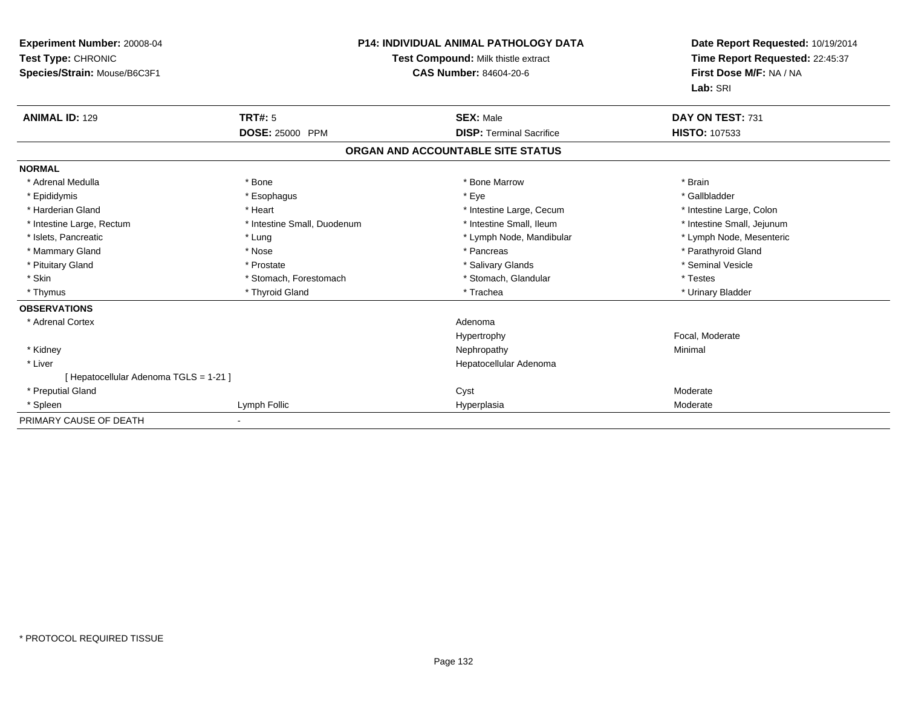**Experiment Number:** 20008-04
**Test Type:** CHRONIC
**Species/Strain:** Mouse/B6C3F1

**P14: INDIVIDUAL ANIMAL PATHOLOGY DATA**
**Test Compound:** Milk thistle extract
**CAS Number:** 84604-20-6

**Date Report Requested:** 10/19/2014
**Time Report Requested:** 22:45:37
**First Dose M/F:** NA / NA
**Lab:** SRI

| **ANIMAL ID:** 129 | **TRT#:** 5 | **SEX:** Male | **DAY ON TEST:** 731 |
|---|---|---|---|
| | **DOSE:** 25000 PPM | **DISP:** Terminal Sacrifice | **HISTO:** 107533 |

## ORGAN AND ACCOUNTABLE SITE STATUS

| | | | |
|---|---|---|---|
| **NORMAL** | | | |
| * Adrenal Medulla | * Bone | * Bone Marrow | * Brain |
| * Epididymis | * Esophagus | * Eye | * Gallbladder |
| * Harderian Gland | * Heart | * Intestine Large, Cecum | * Intestine Large, Colon |
| * Intestine Large, Rectum | * Intestine Small, Duodenum | * Intestine Small, Ileum | * Intestine Small, Jejunum |
| * Islets, Pancreatic | * Lung | * Lymph Node, Mandibular | * Lymph Node, Mesenteric |
| * Mammary Gland | * Nose | * Pancreas | * Parathyroid Gland |
| * Pituitary Gland | * Prostate | * Salivary Glands | * Seminal Vesicle |
| * Skin | * Stomach, Forestomach | * Stomach, Glandular | * Testes |
| * Thymus | * Thyroid Gland | * Trachea | * Urinary Bladder |
| **OBSERVATIONS** | | | |
| * Adrenal Cortex | | Adenoma | |
| | | Hypertrophy | Focal, Moderate |
| * Kidney | | Nephropathy | Minimal |
| * Liver | | Hepatocellular Adenoma | |
| [ Hepatocellular Adenoma TGLS = 1-21 ] | | | |
| * Preputial Gland | | Cyst | Moderate |
| * Spleen | Lymph Follic | Hyperplasia | Moderate |
| PRIMARY CAUSE OF DEATH | - | | |

* PROTOCOL REQUIRED TISSUE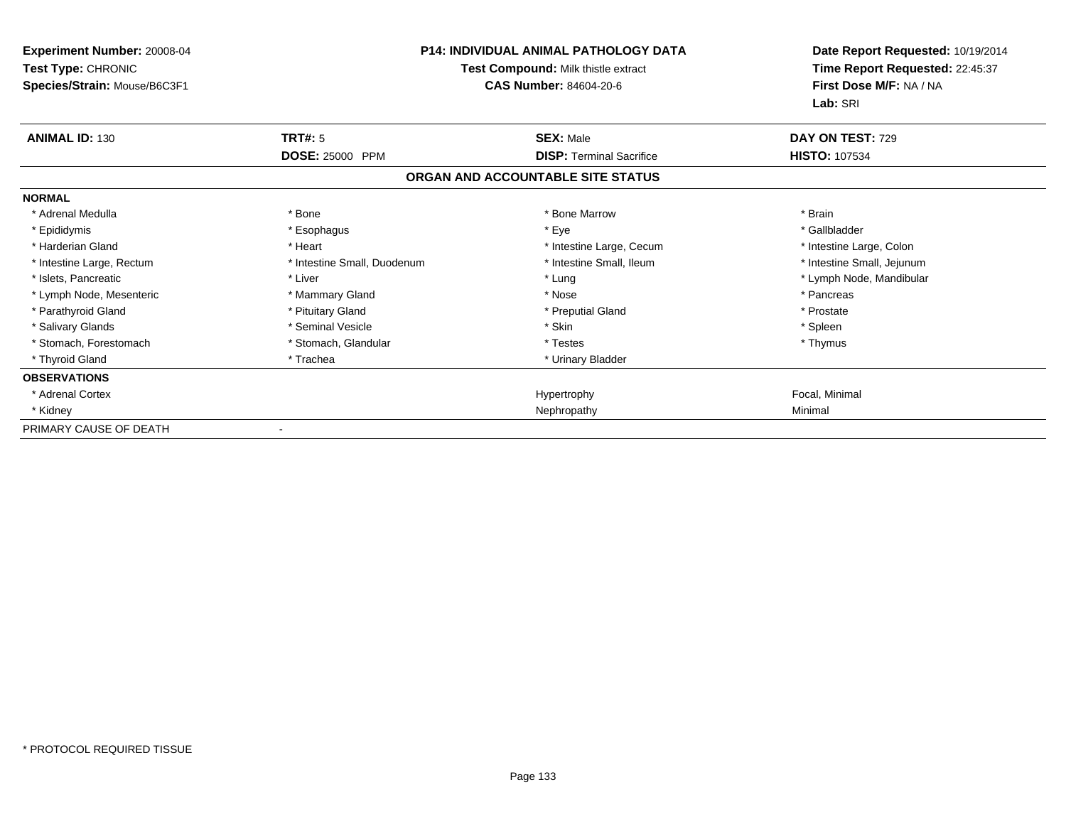**Experiment Number:** 20008-04
**Test Type:** CHRONIC
**Species/Strain:** Mouse/B6C3F1

**P14: INDIVIDUAL ANIMAL PATHOLOGY DATA**
**Test Compound:** Milk thistle extract
**CAS Number:** 84604-20-6

**Date Report Requested:** 10/19/2014
**Time Report Requested:** 22:45:37
**First Dose M/F:** NA / NA
**Lab:** SRI

| **ANIMAL ID:** 130 | **TRT#:** 5 | **SEX:** Male | **DAY ON TEST:** 729 |
|---|---|---|---|
| | **DOSE:** 25000 PPM | **DISP:** Terminal Sacrifice | **HISTO:** 107534 |

**ORGAN AND ACCOUNTABLE SITE STATUS**

| | | | |
|---|---|---|---|
| **NORMAL** | | | |
| * Adrenal Medulla | * Bone | * Bone Marrow | * Brain |
| * Epididymis | * Esophagus | * Eye | * Gallbladder |
| * Harderian Gland | * Heart | * Intestine Large, Cecum | * Intestine Large, Colon |
| * Intestine Large, Rectum | * Intestine Small, Duodenum | * Intestine Small, Ileum | * Intestine Small, Jejunum |
| * Islets, Pancreatic | * Liver | * Lung | * Lymph Node, Mandibular |
| * Lymph Node, Mesenteric | * Mammary Gland | * Nose | * Pancreas |
| * Parathyroid Gland | * Pituitary Gland | * Preputial Gland | * Prostate |
| * Salivary Glands | * Seminal Vesicle | * Skin | * Spleen |
| * Stomach, Forestomach | * Stomach, Glandular | * Testes | * Thymus |
| * Thyroid Gland | * Trachea | * Urinary Bladder | |
| **OBSERVATIONS** | | | |
| * Adrenal Cortex | | Hypertrophy | Focal, Minimal |
| * Kidney | | Nephropathy | Minimal |
| PRIMARY CAUSE OF DEATH | - | | |

* PROTOCOL REQUIRED TISSUE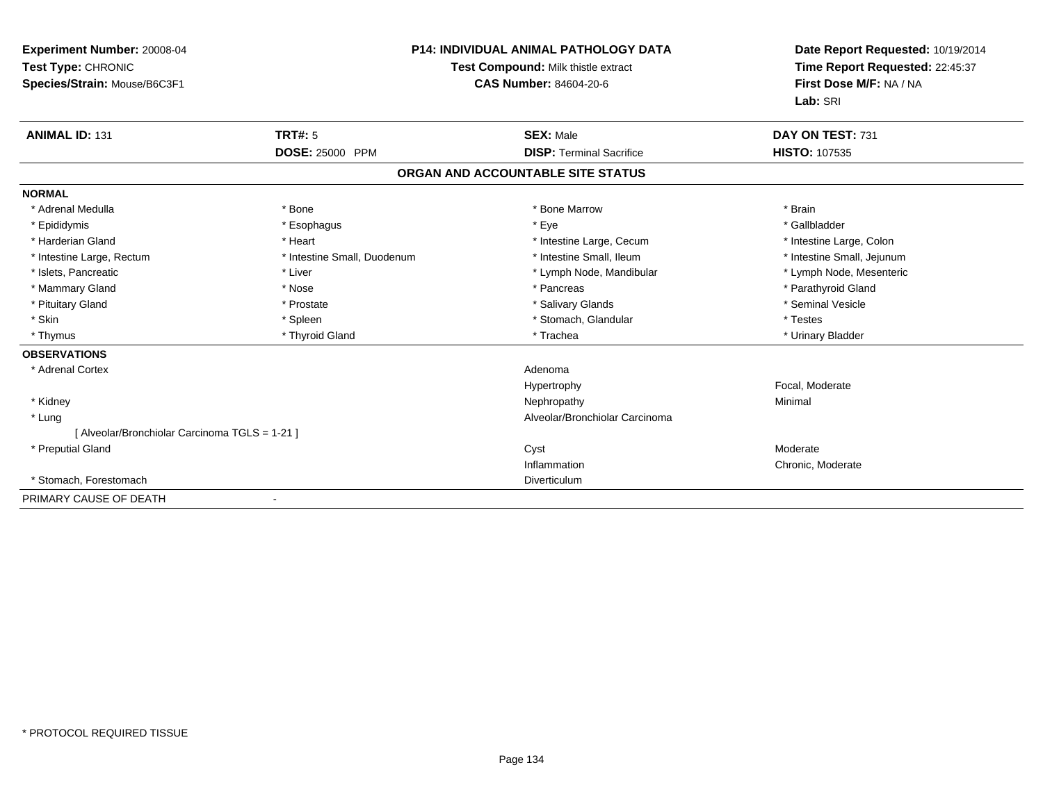**Experiment Number:** 20008-04
**Test Type:** CHRONIC
**Species/Strain:** Mouse/B6C3F1

**P14: INDIVIDUAL ANIMAL PATHOLOGY DATA**
**Test Compound:** Milk thistle extract
**CAS Number:** 84604-20-6

**Date Report Requested:** 10/19/2014
**Time Report Requested:** 22:45:37
**First Dose M/F:** NA / NA
**Lab:** SRI

| **ANIMAL ID:** 131 | **TRT#:** 5 | **SEX:** Male | **DAY ON TEST:** 731 |
|---|---|---|---|
| | **DOSE:** 25000 PPM | **DISP:** Terminal Sacrifice | **HISTO:** 107535 |

## ORGAN AND ACCOUNTABLE SITE STATUS

**NORMAL**

| | | | |
|---|---|---|---|
| * Adrenal Medulla | * Bone | * Bone Marrow | * Brain |
| * Epididymis | * Esophagus | * Eye | * Gallbladder |
| * Harderian Gland | * Heart | * Intestine Large, Cecum | * Intestine Large, Colon |
| * Intestine Large, Rectum | * Intestine Small, Duodenum | * Intestine Small, Ileum | * Intestine Small, Jejunum |
| * Islets, Pancreatic | * Liver | * Lymph Node, Mandibular | * Lymph Node, Mesenteric |
| * Mammary Gland | * Nose | * Pancreas | * Parathyroid Gland |
| * Pituitary Gland | * Prostate | * Salivary Glands | * Seminal Vesicle |
| * Skin | * Spleen | * Stomach, Glandular | * Testes |
| * Thymus | * Thyroid Gland | * Trachea | * Urinary Bladder |

**OBSERVATIONS**

| | | |
|---|---|---|
| * Adrenal Cortex | Adenoma | |
| | Hypertrophy | Focal, Moderate |
| * Kidney | Nephropathy | Minimal |
| * Lung | Alveolar/Bronchiolar Carcinoma | |
| [ Alveolar/Bronchiolar Carcinoma TGLS = 1-21 ] | | |
| * Preputial Gland | Cyst | Moderate |
| | Inflammation | Chronic, Moderate |
| * Stomach, Forestomach | Diverticulum | |

PRIMARY CAUSE OF DEATH -

\* PROTOCOL REQUIRED TISSUE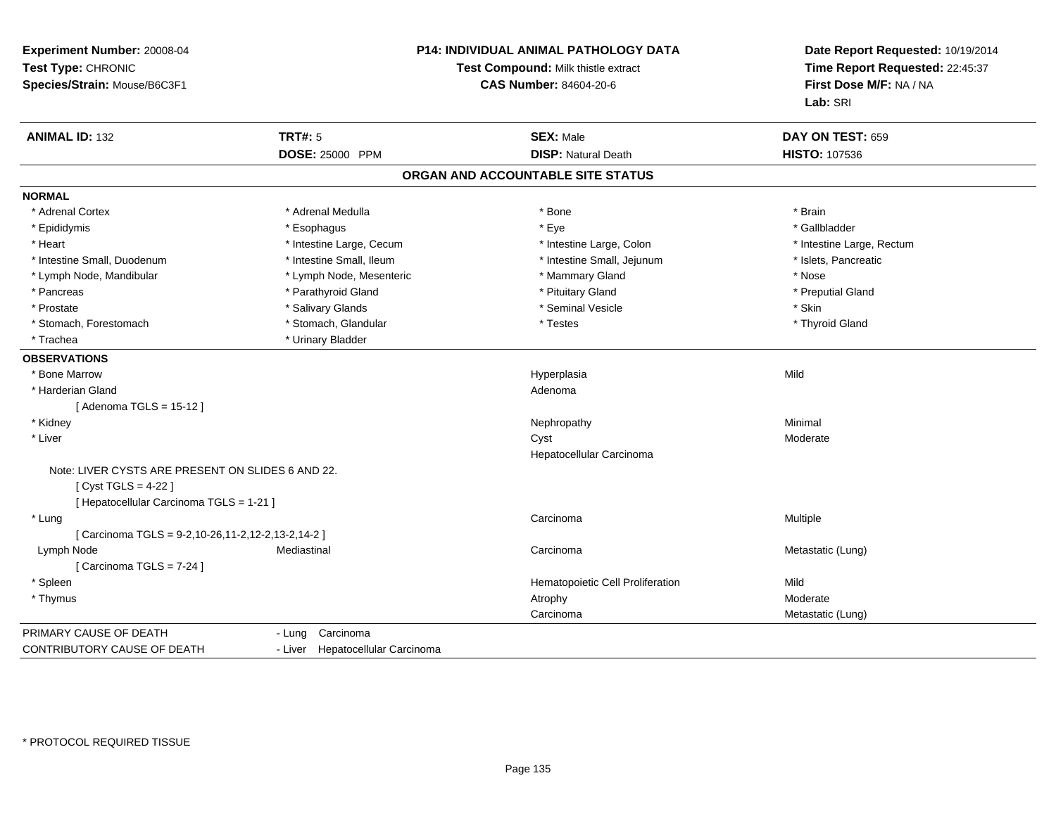**Experiment Number:** 20008-04
**Test Type:** CHRONIC
**Species/Strain:** Mouse/B6C3F1

**P14: INDIVIDUAL ANIMAL PATHOLOGY DATA**
**Test Compound:** Milk thistle extract
**CAS Number:** 84604-20-6

**Date Report Requested:** 10/19/2014
**Time Report Requested:** 22:45:37
**First Dose M/F:** NA / NA
**Lab:** SRI

| **ANIMAL ID:** 132 | **TRT#:** 5 | **SEX:** Male | **DAY ON TEST:** 659 |
|---|---|---|---|
| | **DOSE:** 25000 PPM | **DISP:** Natural Death | **HISTO:** 107536 |

## ORGAN AND ACCOUNTABLE SITE STATUS

**NORMAL**

| | | | |
|---|---|---|---|
| * Adrenal Cortex | * Adrenal Medulla | * Bone | * Brain |
| * Epididymis | * Esophagus | * Eye | * Gallbladder |
| * Heart | * Intestine Large, Cecum | * Intestine Large, Colon | * Intestine Large, Rectum |
| * Intestine Small, Duodenum | * Intestine Small, Ileum | * Intestine Small, Jejunum | * Islets, Pancreatic |
| * Lymph Node, Mandibular | * Lymph Node, Mesenteric | * Mammary Gland | * Nose |
| * Pancreas | * Parathyroid Gland | * Pituitary Gland | * Preputial Gland |
| * Prostate | * Salivary Glands | * Seminal Vesicle | * Skin |
| * Stomach, Forestomach | * Stomach, Glandular | * Testes | * Thyroid Gland |
| * Trachea | * Urinary Bladder | | |

**OBSERVATIONS**

| | | | |
|---|---|---|---|
| * Bone Marrow | | Hyperplasia | Mild |
| * Harderian Gland | | Adenoma | |
| [ Adenoma TGLS = 15-12 ] | | | |
| * Kidney | | Nephropathy | Minimal |
| * Liver | | Cyst | Moderate |
| | | Hepatocellular Carcinoma | |
| Note: LIVER CYSTS ARE PRESENT ON SLIDES 6 AND 22. | | | |
| [ Cyst TGLS = 4-22 ] | | | |
| [ Hepatocellular Carcinoma TGLS = 1-21 ] | | | |
| * Lung | | Carcinoma | Multiple |
| [ Carcinoma TGLS = 9-2,10-26,11-2,12-2,13-2,14-2 ] | | | |
| Lymph Node | Mediastinal | Carcinoma | Metastatic (Lung) |
| [ Carcinoma TGLS = 7-24 ] | | | |
| * Spleen | | Hematopoietic Cell Proliferation | Mild |
| * Thymus | | Atrophy | Moderate |
| | | Carcinoma | Metastatic (Lung) |

| | |
|---|---|
| PRIMARY CAUSE OF DEATH | - Lung Carcinoma |
| CONTRIBUTORY CAUSE OF DEATH | - Liver Hepatocellular Carcinoma |

* PROTOCOL REQUIRED TISSUE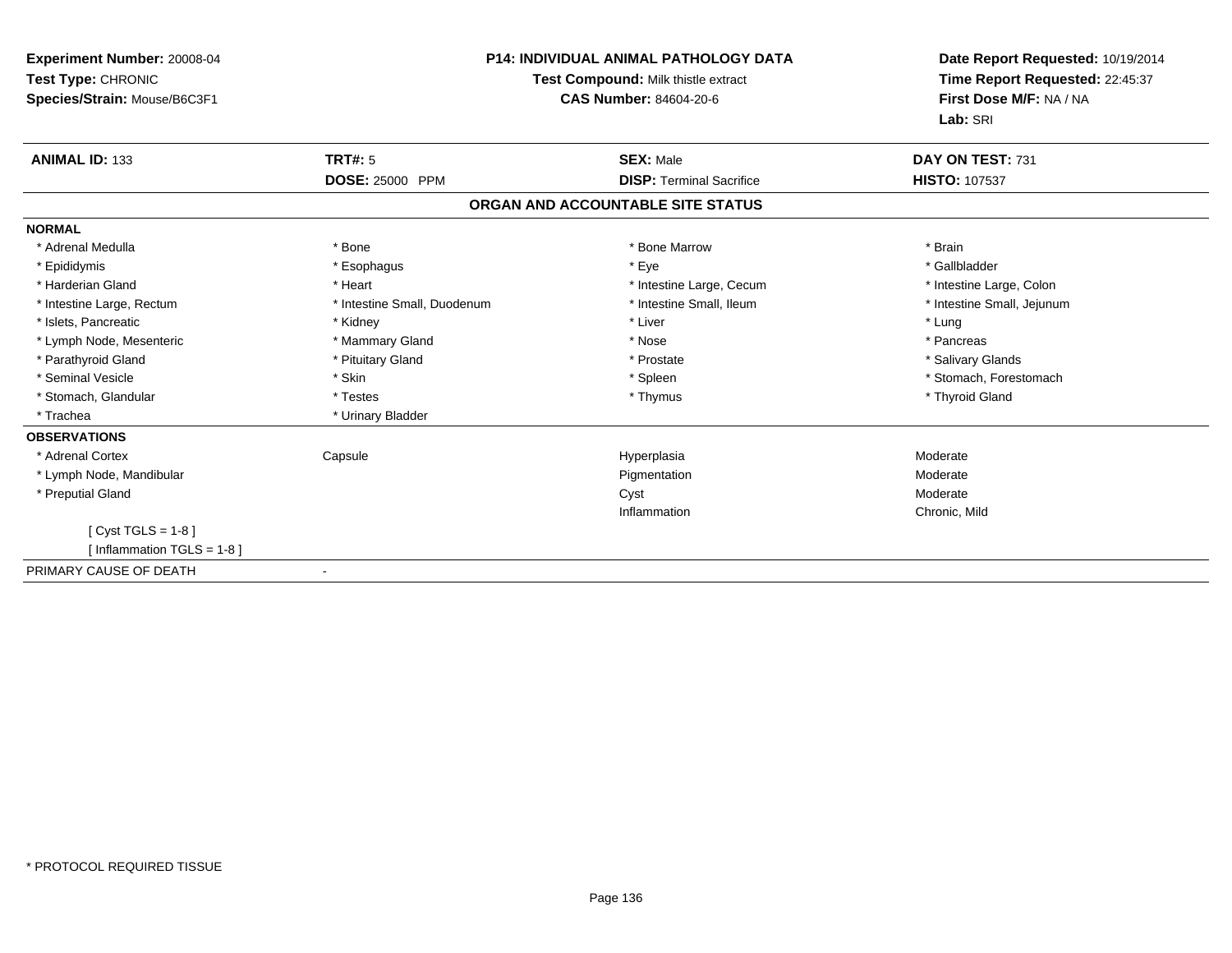**Experiment Number:** 20008-04
**Test Type:** CHRONIC
**Species/Strain:** Mouse/B6C3F1

**P14: INDIVIDUAL ANIMAL PATHOLOGY DATA**
**Test Compound:** Milk thistle extract
**CAS Number:** 84604-20-6

**Date Report Requested:** 10/19/2014
**Time Report Requested:** 22:45:37
**First Dose M/F:** NA / NA
**Lab:** SRI

| **ANIMAL ID:** 133 | **TRT#:** 5 | **SEX:** Male | **DAY ON TEST:** 731 |
|---|---|---|---|
| | **DOSE:** 25000 PPM | **DISP:** Terminal Sacrifice | **HISTO:** 107537 |

## ORGAN AND ACCOUNTABLE SITE STATUS

**NORMAL**

| | | | |
|---|---|---|---|
| * Adrenal Medulla | * Bone | * Bone Marrow | * Brain |
| * Epididymis | * Esophagus | * Eye | * Gallbladder |
| * Harderian Gland | * Heart | * Intestine Large, Cecum | * Intestine Large, Colon |
| * Intestine Large, Rectum | * Intestine Small, Duodenum | * Intestine Small, Ileum | * Intestine Small, Jejunum |
| * Islets, Pancreatic | * Kidney | * Liver | * Lung |
| * Lymph Node, Mesenteric | * Mammary Gland | * Nose | * Pancreas |
| * Parathyroid Gland | * Pituitary Gland | * Prostate | * Salivary Glands |
| * Seminal Vesicle | * Skin | * Spleen | * Stomach, Forestomach |
| * Stomach, Glandular | * Testes | * Thymus | * Thyroid Gland |
| * Trachea | * Urinary Bladder | | |

**OBSERVATIONS**

| | | | |
|---|---|---|---|
| * Adrenal Cortex | Capsule | Hyperplasia | Moderate |
| * Lymph Node, Mandibular | | Pigmentation | Moderate |
| * Preputial Gland | | Cyst | Moderate |
| | | Inflammation | Chronic, Mild |
| [ Cyst TGLS = 1-8 ] | | | |
| [ Inflammation TGLS = 1-8 ] | | | |

PRIMARY CAUSE OF DEATH -

* PROTOCOL REQUIRED TISSUE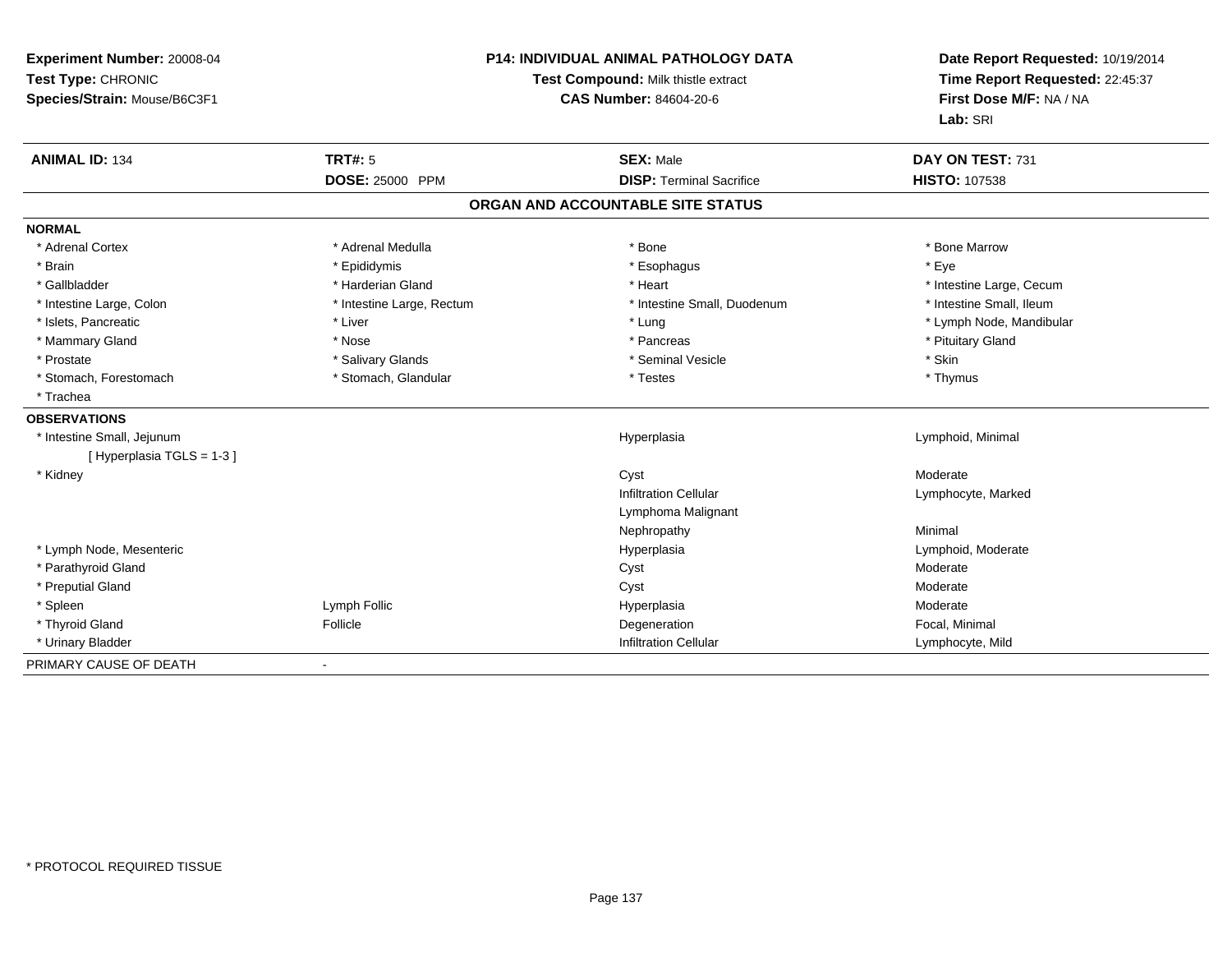**Experiment Number:** 20008-04
**Test Type:** CHRONIC
**Species/Strain:** Mouse/B6C3F1

**P14: INDIVIDUAL ANIMAL PATHOLOGY DATA**
**Test Compound:** Milk thistle extract
**CAS Number:** 84604-20-6

**Date Report Requested:** 10/19/2014
**Time Report Requested:** 22:45:37
**First Dose M/F:** NA / NA
**Lab:** SRI

| **ANIMAL ID:** 134 | **TRT#:** 5 | **SEX:** Male | **DAY ON TEST:** 731 |
|---|---|---|---|
| | **DOSE:** 25000 PPM | **DISP:** Terminal Sacrifice | **HISTO:** 107538 |

## ORGAN AND ACCOUNTABLE SITE STATUS

**NORMAL**

| | | | |
|---|---|---|---|
| * Adrenal Cortex | * Adrenal Medulla | * Bone | * Bone Marrow |
| * Brain | * Epididymis | * Esophagus | * Eye |
| * Gallbladder | * Harderian Gland | * Heart | * Intestine Large, Cecum |
| * Intestine Large, Colon | * Intestine Large, Rectum | * Intestine Small, Duodenum | * Intestine Small, Ileum |
| * Islets, Pancreatic | * Liver | * Lung | * Lymph Node, Mandibular |
| * Mammary Gland | * Nose | * Pancreas | * Pituitary Gland |
| * Prostate | * Salivary Glands | * Seminal Vesicle | * Skin |
| * Stomach, Forestomach | * Stomach, Glandular | * Testes | * Thymus |
| * Trachea | | | |

**OBSERVATIONS**

| | | | |
|---|---|---|---|
| * Intestine Small, Jejunum | | Hyperplasia | Lymphoid, Minimal |
| [ Hyperplasia TGLS = 1-3 ] | | | |
| * Kidney | | Cyst | Moderate |
| | | Infiltration Cellular | Lymphocyte, Marked |
| | | Lymphoma Malignant | |
| | | Nephropathy | Minimal |
| * Lymph Node, Mesenteric | | Hyperplasia | Lymphoid, Moderate |
| * Parathyroid Gland | | Cyst | Moderate |
| * Preputial Gland | | Cyst | Moderate |
| * Spleen | Lymph Follic | Hyperplasia | Moderate |
| * Thyroid Gland | Follicle | Degeneration | Focal, Minimal |
| * Urinary Bladder | | Infiltration Cellular | Lymphocyte, Mild |

PRIMARY CAUSE OF DEATH -

* PROTOCOL REQUIRED TISSUE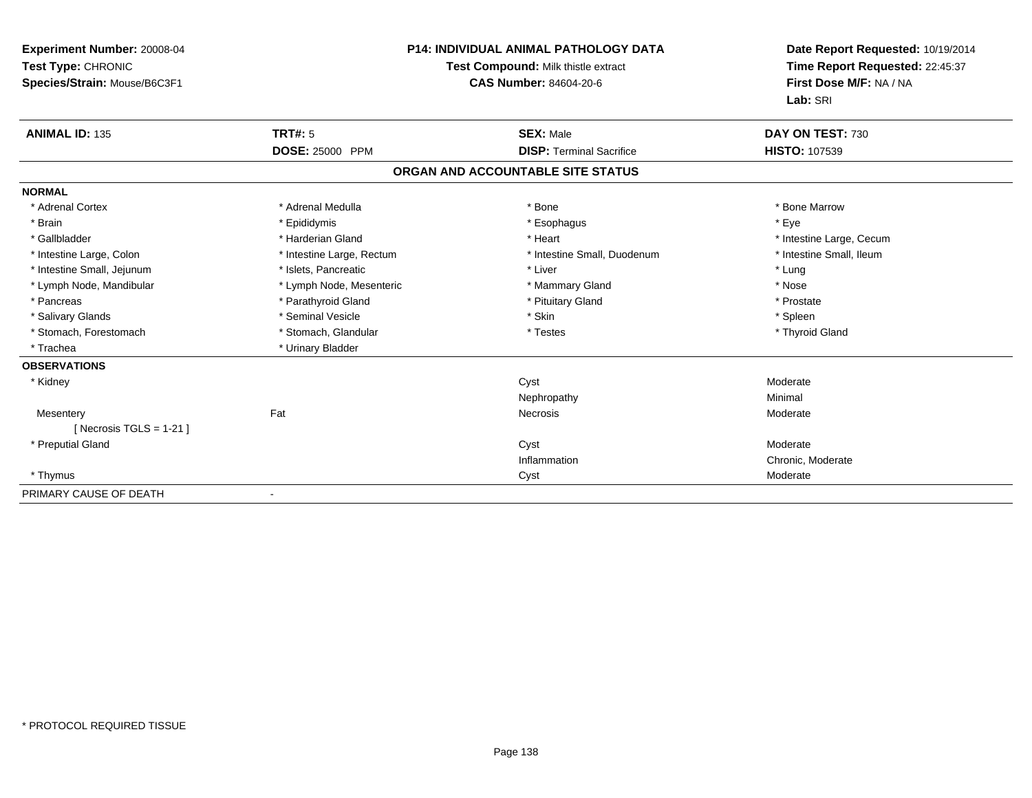**Experiment Number:** 20008-04
**Test Type:** CHRONIC
**Species/Strain:** Mouse/B6C3F1

**P14: INDIVIDUAL ANIMAL PATHOLOGY DATA**
**Test Compound:** Milk thistle extract
**CAS Number:** 84604-20-6

**Date Report Requested:** 10/19/2014
**Time Report Requested:** 22:45:37
**First Dose M/F:** NA / NA
**Lab:** SRI

| **ANIMAL ID:** 135 | **TRT#:** 5 | **SEX:** Male | **DAY ON TEST:** 730 |
|---|---|---|---|
| | **DOSE:** 25000 PPM | **DISP:** Terminal Sacrifice | **HISTO:** 107539 |

**ORGAN AND ACCOUNTABLE SITE STATUS**

**NORMAL**

| | | | |
|---|---|---|---|
| * Adrenal Cortex | * Adrenal Medulla | * Bone | * Bone Marrow |
| * Brain | * Epididymis | * Esophagus | * Eye |
| * Gallbladder | * Harderian Gland | * Heart | * Intestine Large, Cecum |
| * Intestine Large, Colon | * Intestine Large, Rectum | * Intestine Small, Duodenum | * Intestine Small, Ileum |
| * Intestine Small, Jejunum | * Islets, Pancreatic | * Liver | * Lung |
| * Lymph Node, Mandibular | * Lymph Node, Mesenteric | * Mammary Gland | * Nose |
| * Pancreas | * Parathyroid Gland | * Pituitary Gland | * Prostate |
| * Salivary Glands | * Seminal Vesicle | * Skin | * Spleen |
| * Stomach, Forestomach | * Stomach, Glandular | * Testes | * Thyroid Gland |
| * Trachea | * Urinary Bladder | | |

**OBSERVATIONS**

| | | | |
|---|---|---|---|
| * Kidney | | Cyst | Moderate |
| | | Nephropathy | Minimal |
| Mesentery | Fat | Necrosis | Moderate |
| [ Necrosis TGLS = 1-21 ] | | | |
| * Preputial Gland | | Cyst | Moderate |
| | | Inflammation | Chronic, Moderate |
| * Thymus | | Cyst | Moderate |

PRIMARY CAUSE OF DEATH -

* PROTOCOL REQUIRED TISSUE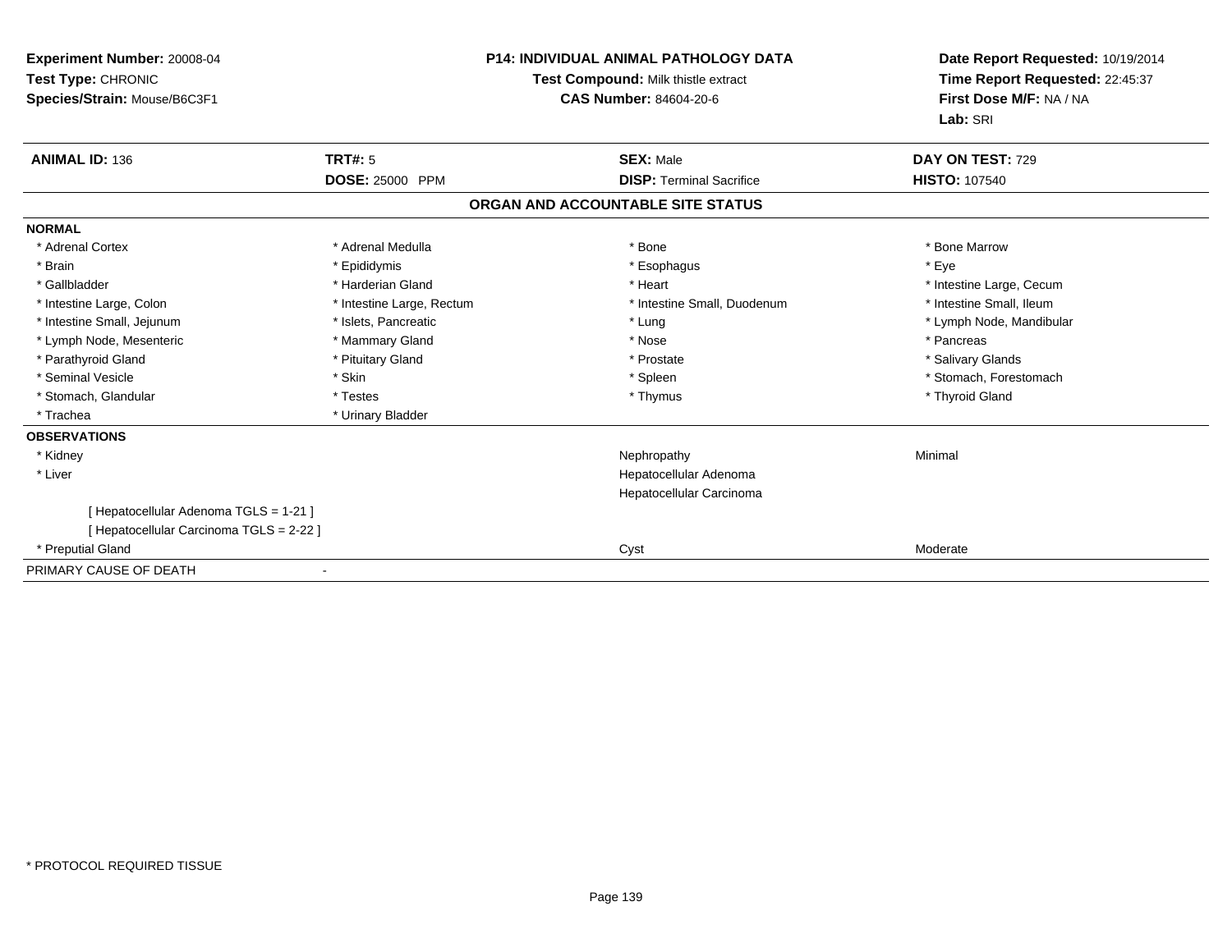**Experiment Number:** 20008-04
**Test Type:** CHRONIC
**Species/Strain:** Mouse/B6C3F1

**P14: INDIVIDUAL ANIMAL PATHOLOGY DATA**
**Test Compound:** Milk thistle extract
**CAS Number:** 84604-20-6

**Date Report Requested:** 10/19/2014
**Time Report Requested:** 22:45:37
**First Dose M/F:** NA / NA
**Lab:** SRI

| **ANIMAL ID:** 136 | **TRT#:** 5 | **SEX:** Male | **DAY ON TEST:** 729 |
|---|---|---|---|
| | **DOSE:** 25000 PPM | **DISP:** Terminal Sacrifice | **HISTO:** 107540 |

## ORGAN AND ACCOUNTABLE SITE STATUS

| | | | |
|---|---|---|---|
| **NORMAL** | | | |
| * Adrenal Cortex | * Adrenal Medulla | * Bone | * Bone Marrow |
| * Brain | * Epididymis | * Esophagus | * Eye |
| * Gallbladder | * Harderian Gland | * Heart | * Intestine Large, Cecum |
| * Intestine Large, Colon | * Intestine Large, Rectum | * Intestine Small, Duodenum | * Intestine Small, Ileum |
| * Intestine Small, Jejunum | * Islets, Pancreatic | * Lung | * Lymph Node, Mandibular |
| * Lymph Node, Mesenteric | * Mammary Gland | * Nose | * Pancreas |
| * Parathyroid Gland | * Pituitary Gland | * Prostate | * Salivary Glands |
| * Seminal Vesicle | * Skin | * Spleen | * Stomach, Forestomach |
| * Stomach, Glandular | * Testes | * Thymus | * Thyroid Gland |
| * Trachea | * Urinary Bladder | | |
| **OBSERVATIONS** | | | |
| * Kidney | | Nephropathy | Minimal |
| * Liver | | Hepatocellular Adenoma | |
| | | Hepatocellular Carcinoma | |
| [ Hepatocellular Adenoma TGLS = 1-21 ] | | | |
| [ Hepatocellular Carcinoma TGLS = 2-22 ] | | | |
| * Preputial Gland | | Cyst | Moderate |
| PRIMARY CAUSE OF DEATH | - | | |

* PROTOCOL REQUIRED TISSUE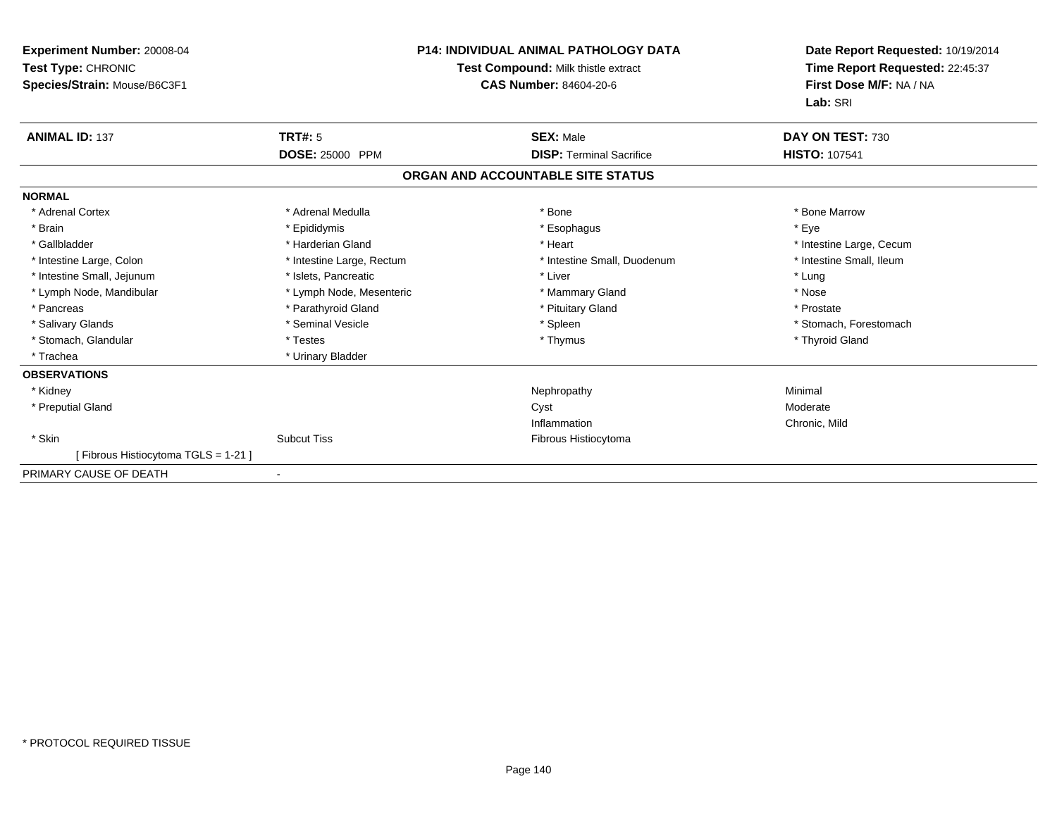**Experiment Number:** 20008-04
**Test Type:** CHRONIC
**Species/Strain:** Mouse/B6C3F1

**P14: INDIVIDUAL ANIMAL PATHOLOGY DATA**
**Test Compound:** Milk thistle extract
**CAS Number:** 84604-20-6

**Date Report Requested:** 10/19/2014
**Time Report Requested:** 22:45:37
**First Dose M/F:** NA / NA
**Lab:** SRI

| **ANIMAL ID:** 137 | **TRT#:** 5 | **SEX:** Male | **DAY ON TEST:** 730 |
|---|---|---|---|
| | **DOSE:** 25000 PPM | **DISP:** Terminal Sacrifice | **HISTO:** 107541 |

## ORGAN AND ACCOUNTABLE SITE STATUS

**NORMAL**

| | | | |
|---|---|---|---|
| * Adrenal Cortex | * Adrenal Medulla | * Bone | * Bone Marrow |
| * Brain | * Epididymis | * Esophagus | * Eye |
| * Gallbladder | * Harderian Gland | * Heart | * Intestine Large, Cecum |
| * Intestine Large, Colon | * Intestine Large, Rectum | * Intestine Small, Duodenum | * Intestine Small, Ileum |
| * Intestine Small, Jejunum | * Islets, Pancreatic | * Liver | * Lung |
| * Lymph Node, Mandibular | * Lymph Node, Mesenteric | * Mammary Gland | * Nose |
| * Pancreas | * Parathyroid Gland | * Pituitary Gland | * Prostate |
| * Salivary Glands | * Seminal Vesicle | * Spleen | * Stomach, Forestomach |
| * Stomach, Glandular | * Testes | * Thymus | * Thyroid Gland |
| * Trachea | * Urinary Bladder | | |

**OBSERVATIONS**

| | | | |
|---|---|---|---|
| * Kidney | | Nephropathy | Minimal |
| * Preputial Gland | | Cyst | Moderate |
| | | Inflammation | Chronic, Mild |
| * Skin | Subcut Tiss | Fibrous Histiocytoma | |
| [ Fibrous Histiocytoma TGLS = 1-21 ] | | | |

PRIMARY CAUSE OF DEATH -

* PROTOCOL REQUIRED TISSUE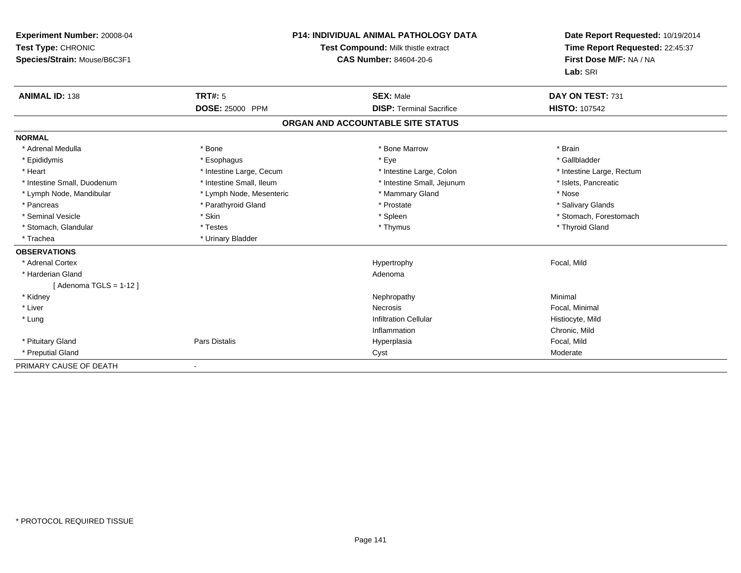**Experiment Number:** 20008-04
**Test Type:** CHRONIC
**Species/Strain:** Mouse/B6C3F1

**P14: INDIVIDUAL ANIMAL PATHOLOGY DATA**
**Test Compound:** Milk thistle extract
**CAS Number:** 84604-20-6

**Date Report Requested:** 10/19/2014
**Time Report Requested:** 22:45:37
**First Dose M/F:** NA / NA
**Lab:** SRI

| **ANIMAL ID:** 138 | **TRT#:** 5 | **SEX:** Male | **DAY ON TEST:** 731 |
|---|---|---|---|
| | **DOSE:** 25000 PPM | **DISP:** Terminal Sacrifice | **HISTO:** 107542 |

## ORGAN AND ACCOUNTABLE SITE STATUS

**NORMAL**

| | | | |
|---|---|---|---|
| * Adrenal Medulla | * Bone | * Bone Marrow | * Brain |
| * Epididymis | * Esophagus | * Eye | * Gallbladder |
| * Heart | * Intestine Large, Cecum | * Intestine Large, Colon | * Intestine Large, Rectum |
| * Intestine Small, Duodenum | * Intestine Small, Ileum | * Intestine Small, Jejunum | * Islets, Pancreatic |
| * Lymph Node, Mandibular | * Lymph Node, Mesenteric | * Mammary Gland | * Nose |
| * Pancreas | * Parathyroid Gland | * Prostate | * Salivary Glands |
| * Seminal Vesicle | * Skin | * Spleen | * Stomach, Forestomach |
| * Stomach, Glandular | * Testes | * Thymus | * Thyroid Gland |
| * Trachea | * Urinary Bladder | | |

**OBSERVATIONS**

| | | | |
|---|---|---|---|
| * Adrenal Cortex | | Hypertrophy | Focal, Mild |
| * Harderian Gland | | Adenoma | |
| [ Adenoma TGLS = 1-12 ] | | | |
| * Kidney | | Nephropathy | Minimal |
| * Liver | | Necrosis | Focal, Minimal |
| * Lung | | Infiltration Cellular | Histiocyte, Mild |
| | | Inflammation | Chronic, Mild |
| * Pituitary Gland | Pars Distalis | Hyperplasia | Focal, Mild |
| * Preputial Gland | | Cyst | Moderate |

PRIMARY CAUSE OF DEATH -

* PROTOCOL REQUIRED TISSUE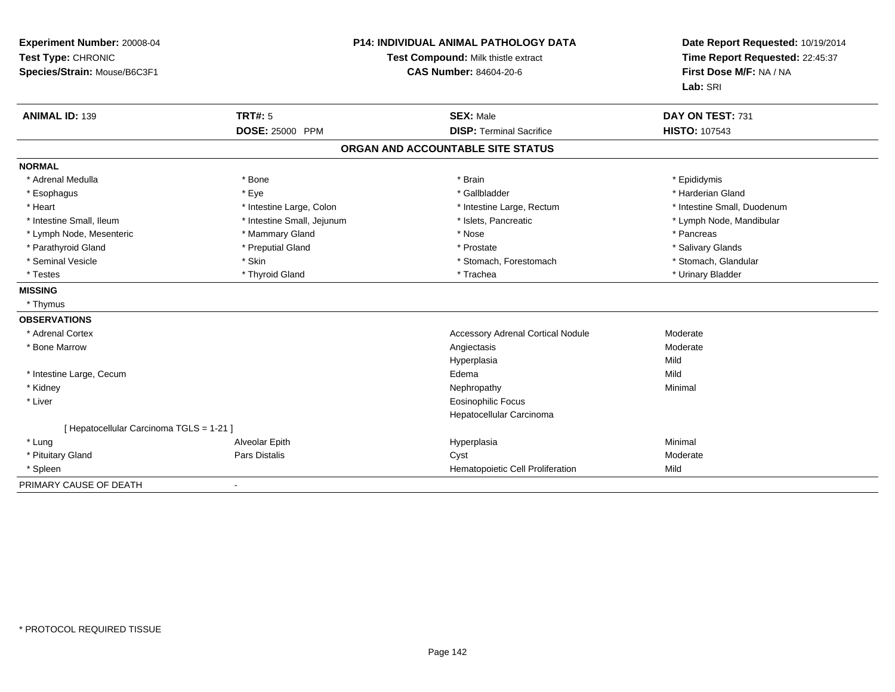**Experiment Number:** 20008-04
**Test Type:** CHRONIC
**Species/Strain:** Mouse/B6C3F1

**P14: INDIVIDUAL ANIMAL PATHOLOGY DATA**
**Test Compound:** Milk thistle extract
**CAS Number:** 84604-20-6

**Date Report Requested:** 10/19/2014
**Time Report Requested:** 22:45:37
**First Dose M/F:** NA / NA
**Lab:** SRI

| **ANIMAL ID:** 139 | **TRT#:** 5 | **SEX:** Male | **DAY ON TEST:** 731 |
|---|---|---|---|
| | **DOSE:** 25000 PPM | **DISP:** Terminal Sacrifice | **HISTO:** 107543 |

## ORGAN AND ACCOUNTABLE SITE STATUS

**NORMAL**

| | | | |
|---|---|---|---|
| * Adrenal Medulla | * Bone | * Brain | * Epididymis |
| * Esophagus | * Eye | * Gallbladder | * Harderian Gland |
| * Heart | * Intestine Large, Colon | * Intestine Large, Rectum | * Intestine Small, Duodenum |
| * Intestine Small, Ileum | * Intestine Small, Jejunum | * Islets, Pancreatic | * Lymph Node, Mandibular |
| * Lymph Node, Mesenteric | * Mammary Gland | * Nose | * Pancreas |
| * Parathyroid Gland | * Preputial Gland | * Prostate | * Salivary Glands |
| * Seminal Vesicle | * Skin | * Stomach, Forestomach | * Stomach, Glandular |
| * Testes | * Thyroid Gland | * Trachea | * Urinary Bladder |

**MISSING**

* Thymus

**OBSERVATIONS**

| | | | |
|---|---|---|---|
| * Adrenal Cortex | | Accessory Adrenal Cortical Nodule | Moderate |
| * Bone Marrow | | Angiectasis | Moderate |
| | | Hyperplasia | Mild |
| * Intestine Large, Cecum | | Edema | Mild |
| * Kidney | | Nephropathy | Minimal |
| * Liver | | Eosinophilic Focus | |
| | | Hepatocellular Carcinoma | |
| [ Hepatocellular Carcinoma TGLS = 1-21 ] | | | |
| * Lung | Alveolar Epith | Hyperplasia | Minimal |
| * Pituitary Gland | Pars Distalis | Cyst | Moderate |
| * Spleen | | Hematopoietic Cell Proliferation | Mild |

PRIMARY CAUSE OF DEATH -

* PROTOCOL REQUIRED TISSUE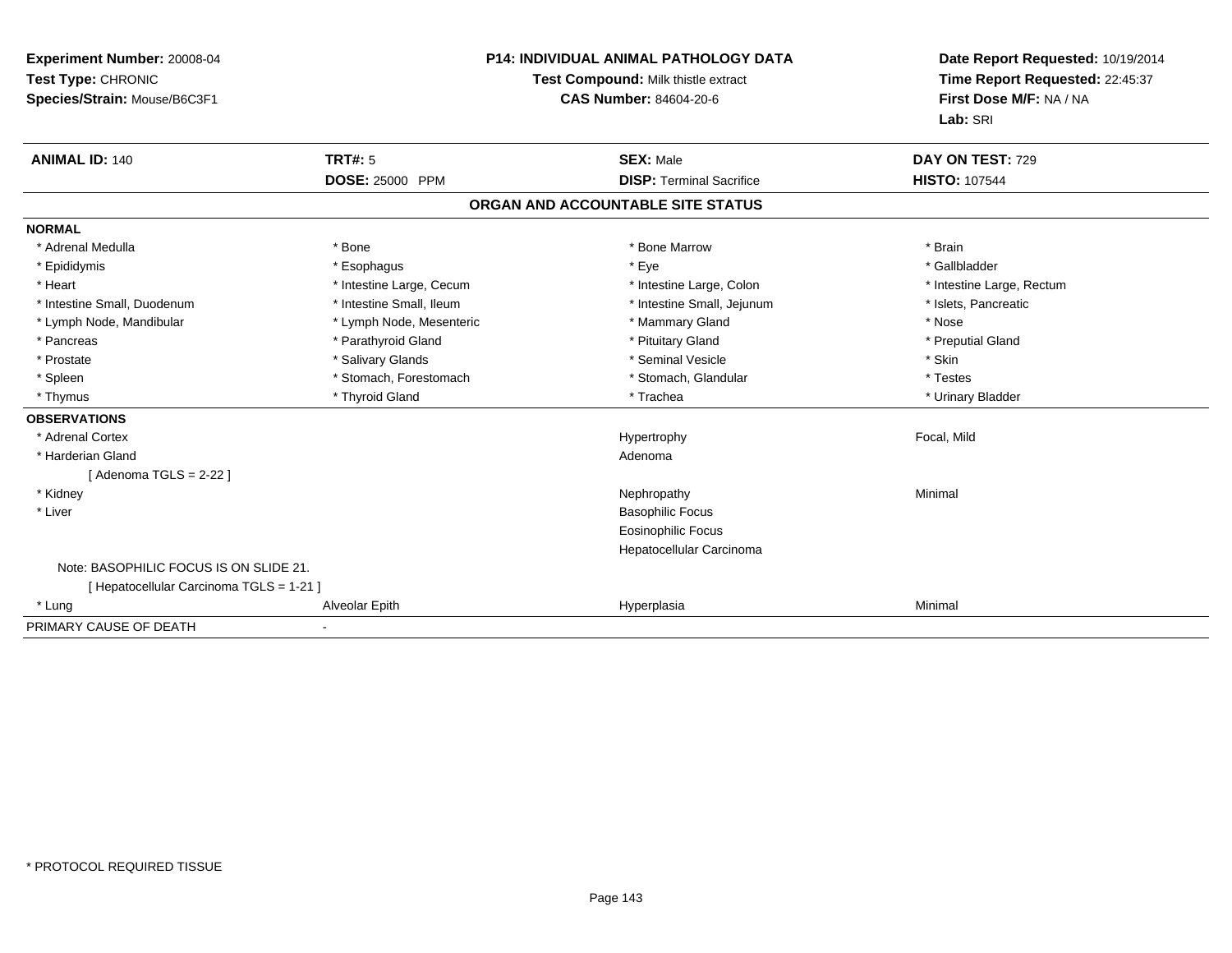**Experiment Number:** 20008-04
**Test Type:** CHRONIC
**Species/Strain:** Mouse/B6C3F1

**P14: INDIVIDUAL ANIMAL PATHOLOGY DATA**
**Test Compound:** Milk thistle extract
**CAS Number:** 84604-20-6

**Date Report Requested:** 10/19/2014
**Time Report Requested:** 22:45:37
**First Dose M/F:** NA / NA
**Lab:** SRI

| **ANIMAL ID:** 140 | **TRT#:** 5 | **SEX:** Male | **DAY ON TEST:** 729 |
|---|---|---|---|
| | **DOSE:** 25000 PPM | **DISP:** Terminal Sacrifice | **HISTO:** 107544 |

## ORGAN AND ACCOUNTABLE SITE STATUS

**NORMAL**

| | | | |
|---|---|---|---|
| * Adrenal Medulla | * Bone | * Bone Marrow | * Brain |
| * Epididymis | * Esophagus | * Eye | * Gallbladder |
| * Heart | * Intestine Large, Cecum | * Intestine Large, Colon | * Intestine Large, Rectum |
| * Intestine Small, Duodenum | * Intestine Small, Ileum | * Intestine Small, Jejunum | * Islets, Pancreatic |
| * Lymph Node, Mandibular | * Lymph Node, Mesenteric | * Mammary Gland | * Nose |
| * Pancreas | * Parathyroid Gland | * Pituitary Gland | * Preputial Gland |
| * Prostate | * Salivary Glands | * Seminal Vesicle | * Skin |
| * Spleen | * Stomach, Forestomach | * Stomach, Glandular | * Testes |
| * Thymus | * Thyroid Gland | * Trachea | * Urinary Bladder |

**OBSERVATIONS**

| | | | |
|---|---|---|---|
| * Adrenal Cortex | | Hypertrophy | Focal, Mild |
| * Harderian Gland | | Adenoma | |
| [ Adenoma TGLS = 2-22 ] | | | |
| * Kidney | | Nephropathy | Minimal |
| * Liver | | Basophilic Focus | |
| | | Eosinophilic Focus | |
| | | Hepatocellular Carcinoma | |
| Note: BASOPHILIC FOCUS IS ON SLIDE 21. | | | |
| [ Hepatocellular Carcinoma TGLS = 1-21 ] | | | |
| * Lung | Alveolar Epith | Hyperplasia | Minimal |

PRIMARY CAUSE OF DEATH -

* PROTOCOL REQUIRED TISSUE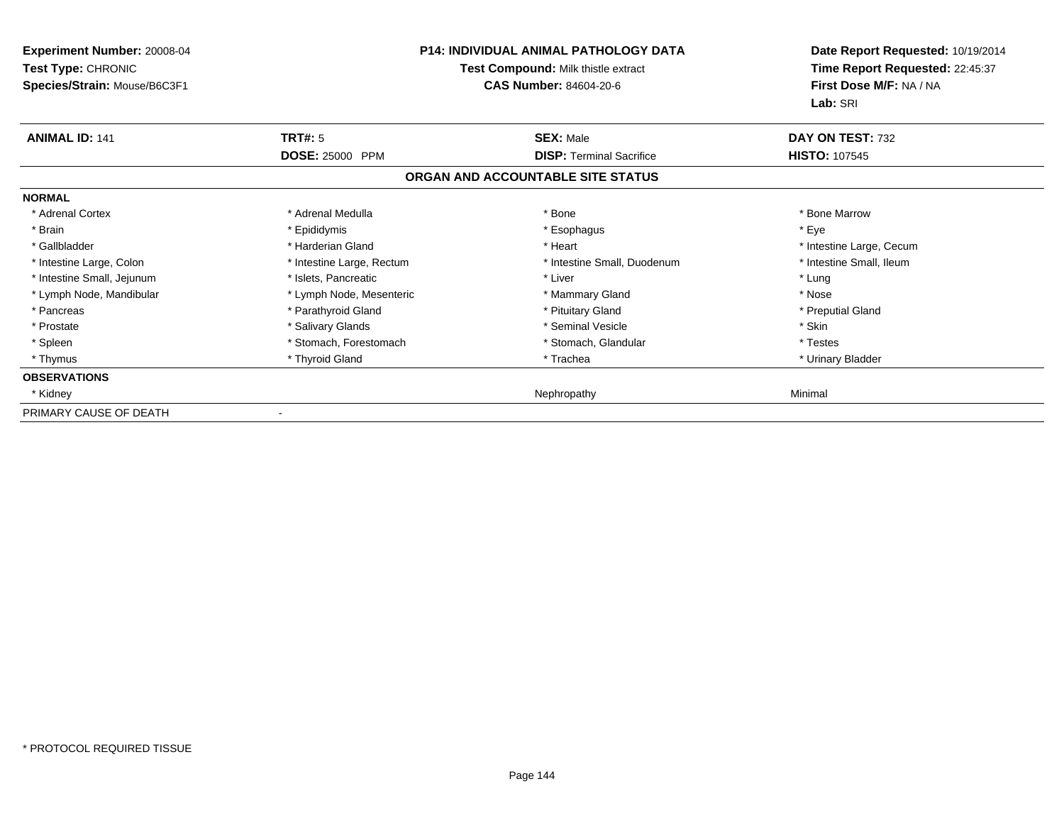**Experiment Number:** 20008-04
**Test Type:** CHRONIC
**Species/Strain:** Mouse/B6C3F1

**P14: INDIVIDUAL ANIMAL PATHOLOGY DATA**
**Test Compound:** Milk thistle extract
**CAS Number:** 84604-20-6

**Date Report Requested:** 10/19/2014
**Time Report Requested:** 22:45:37
**First Dose M/F:** NA / NA
**Lab:** SRI

| **ANIMAL ID:** 141 | **TRT#:** 5 | **SEX:** Male | **DAY ON TEST:** 732 |
|---|---|---|---|
| | **DOSE:** 25000 PPM | **DISP:** Terminal Sacrifice | **HISTO:** 107545 |

**ORGAN AND ACCOUNTABLE SITE STATUS**

| | | | |
|---|---|---|---|
| **NORMAL** | | | |
| * Adrenal Cortex | * Adrenal Medulla | * Bone | * Bone Marrow |
| * Brain | * Epididymis | * Esophagus | * Eye |
| * Gallbladder | * Harderian Gland | * Heart | * Intestine Large, Cecum |
| * Intestine Large, Colon | * Intestine Large, Rectum | * Intestine Small, Duodenum | * Intestine Small, Ileum |
| * Intestine Small, Jejunum | * Islets, Pancreatic | * Liver | * Lung |
| * Lymph Node, Mandibular | * Lymph Node, Mesenteric | * Mammary Gland | * Nose |
| * Pancreas | * Parathyroid Gland | * Pituitary Gland | * Preputial Gland |
| * Prostate | * Salivary Glands | * Seminal Vesicle | * Skin |
| * Spleen | * Stomach, Forestomach | * Stomach, Glandular | * Testes |
| * Thymus | * Thyroid Gland | * Trachea | * Urinary Bladder |
| **OBSERVATIONS** | | | |
| * Kidney | | Nephropathy | Minimal |
| PRIMARY CAUSE OF DEATH | - | | |

* PROTOCOL REQUIRED TISSUE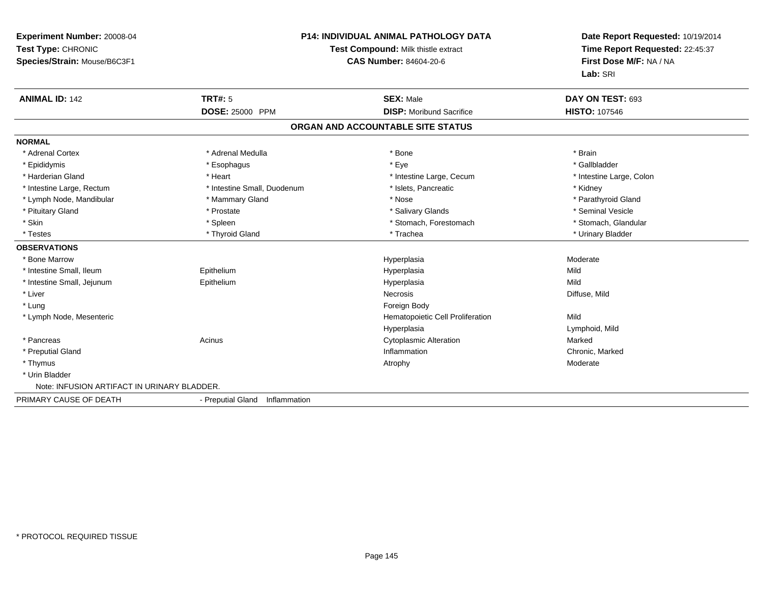**Experiment Number:** 20008-04
**Test Type:** CHRONIC
**Species/Strain:** Mouse/B6C3F1

**P14: INDIVIDUAL ANIMAL PATHOLOGY DATA**
**Test Compound:** Milk thistle extract
**CAS Number:** 84604-20-6

**Date Report Requested:** 10/19/2014
**Time Report Requested:** 22:45:37
**First Dose M/F:** NA / NA
**Lab:** SRI

| **ANIMAL ID:** 142 | **TRT#:** 5 | **SEX:** Male | **DAY ON TEST:** 693 |
|---|---|---|---|
| | **DOSE:** 25000 PPM | **DISP:** Moribund Sacrifice | **HISTO:** 107546 |

## ORGAN AND ACCOUNTABLE SITE STATUS

**NORMAL**

| | | | |
|---|---|---|---|
| * Adrenal Cortex | * Adrenal Medulla | * Bone | * Brain |
| * Epididymis | * Esophagus | * Eye | * Gallbladder |
| * Harderian Gland | * Heart | * Intestine Large, Cecum | * Intestine Large, Colon |
| * Intestine Large, Rectum | * Intestine Small, Duodenum | * Islets, Pancreatic | * Kidney |
| * Lymph Node, Mandibular | * Mammary Gland | * Nose | * Parathyroid Gland |
| * Pituitary Gland | * Prostate | * Salivary Glands | * Seminal Vesicle |
| * Skin | * Spleen | * Stomach, Forestomach | * Stomach, Glandular |
| * Testes | * Thyroid Gland | * Trachea | * Urinary Bladder |

**OBSERVATIONS**

| | | | |
|---|---|---|---|
| * Bone Marrow | | Hyperplasia | Moderate |
| * Intestine Small, Ileum | Epithelium | Hyperplasia | Mild |
| * Intestine Small, Jejunum | Epithelium | Hyperplasia | Mild |
| * Liver | | Necrosis | Diffuse, Mild |
| * Lung | | Foreign Body | |
| * Lymph Node, Mesenteric | | Hematopoietic Cell Proliferation | Mild |
| | | Hyperplasia | Lymphoid, Mild |
| * Pancreas | Acinus | Cytoplasmic Alteration | Marked |
| * Preputial Gland | | Inflammation | Chronic, Marked |
| * Thymus | | Atrophy | Moderate |
| * Urin Bladder | | | |

Note: INFUSION ARTIFACT IN URINARY BLADDER.

PRIMARY CAUSE OF DEATH - Preputial Gland Inflammation

* PROTOCOL REQUIRED TISSUE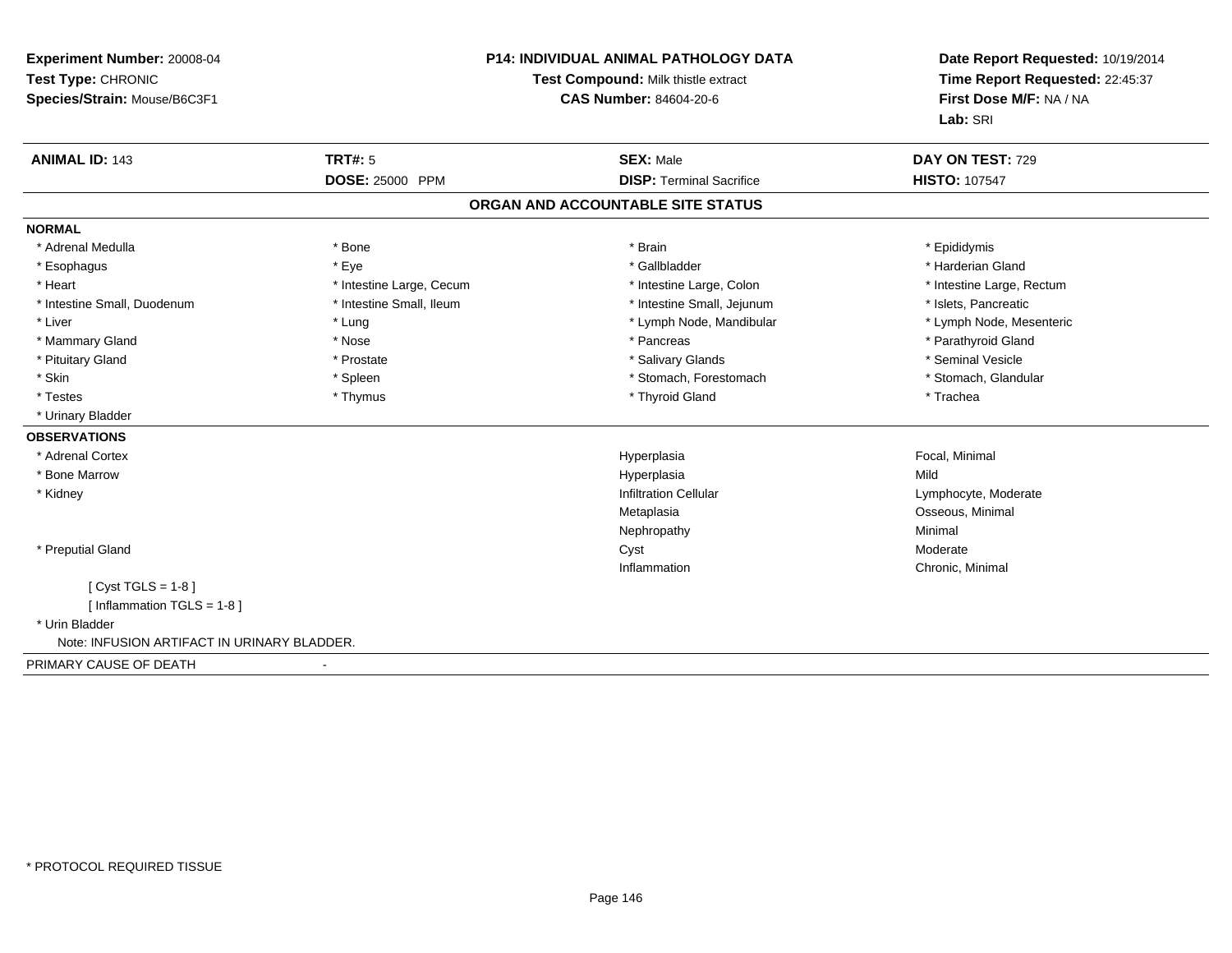**Experiment Number:** 20008-04
**Test Type:** CHRONIC
**Species/Strain:** Mouse/B6C3F1

**P14: INDIVIDUAL ANIMAL PATHOLOGY DATA**
**Test Compound:** Milk thistle extract
**CAS Number:** 84604-20-6

**Date Report Requested:** 10/19/2014
**Time Report Requested:** 22:45:37
**First Dose M/F:** NA / NA
**Lab:** SRI

| **ANIMAL ID:** 143 | **TRT#:** 5 | **SEX:** Male | **DAY ON TEST:** 729 |
|---|---|---|---|
| | **DOSE:** 25000 PPM | **DISP:** Terminal Sacrifice | **HISTO:** 107547 |

## ORGAN AND ACCOUNTABLE SITE STATUS

**NORMAL**

| | | | |
|---|---|---|---|
| * Adrenal Medulla | * Bone | * Brain | * Epididymis |
| * Esophagus | * Eye | * Gallbladder | * Harderian Gland |
| * Heart | * Intestine Large, Cecum | * Intestine Large, Colon | * Intestine Large, Rectum |
| * Intestine Small, Duodenum | * Intestine Small, Ileum | * Intestine Small, Jejunum | * Islets, Pancreatic |
| * Liver | * Lung | * Lymph Node, Mandibular | * Lymph Node, Mesenteric |
| * Mammary Gland | * Nose | * Pancreas | * Parathyroid Gland |
| * Pituitary Gland | * Prostate | * Salivary Glands | * Seminal Vesicle |
| * Skin | * Spleen | * Stomach, Forestomach | * Stomach, Glandular |
| * Testes | * Thymus | * Thyroid Gland | * Trachea |
| * Urinary Bladder | | | |

**OBSERVATIONS**

| | | |
|---|---|---|
| * Adrenal Cortex | Hyperplasia | Focal, Minimal |
| * Bone Marrow | Hyperplasia | Mild |
| * Kidney | Infiltration Cellular | Lymphocyte, Moderate |
| | Metaplasia | Osseous, Minimal |
| | Nephropathy | Minimal |
| * Preputial Gland | Cyst | Moderate |
| | Inflammation | Chronic, Minimal |

[ Cyst TGLS = 1-8 ]
[ Inflammation TGLS = 1-8 ]

* Urin Bladder

Note: INFUSION ARTIFACT IN URINARY BLADDER.

PRIMARY CAUSE OF DEATH -

* PROTOCOL REQUIRED TISSUE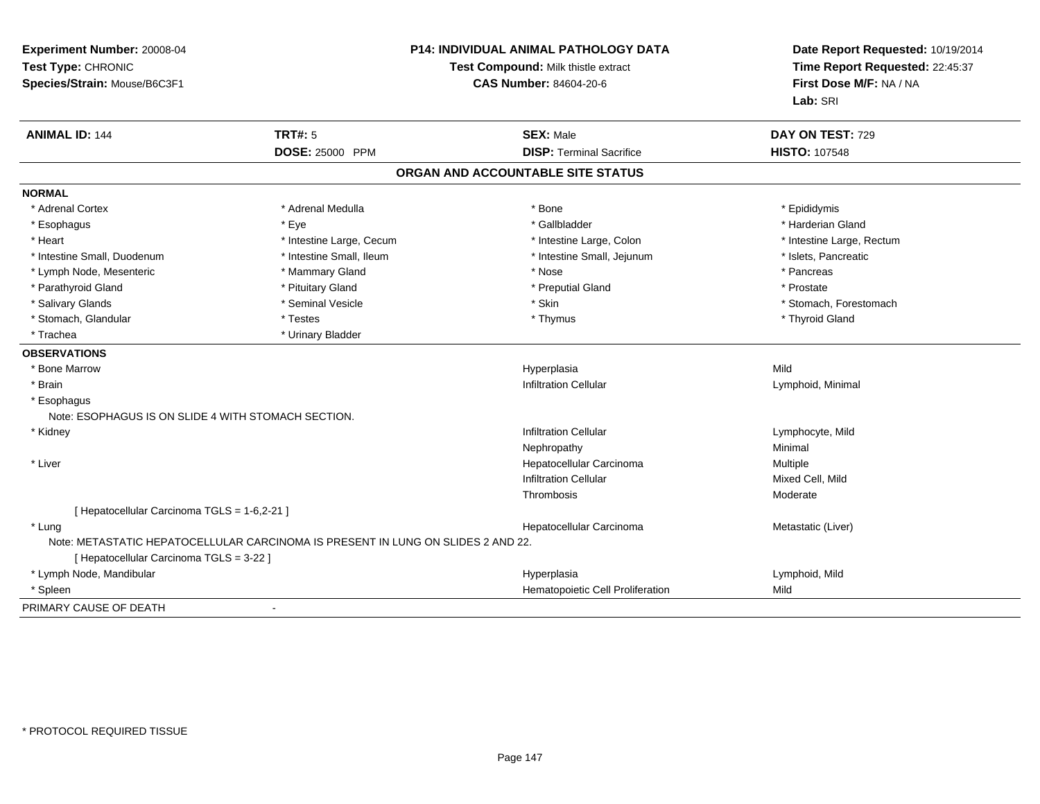**Experiment Number:** 20008-04
**Test Type:** CHRONIC
**Species/Strain:** Mouse/B6C3F1

**P14: INDIVIDUAL ANIMAL PATHOLOGY DATA**
**Test Compound:** Milk thistle extract
**CAS Number:** 84604-20-6

**Date Report Requested:** 10/19/2014
**Time Report Requested:** 22:45:37
**First Dose M/F:** NA / NA
**Lab:** SRI

| **ANIMAL ID:** 144 | **TRT#:** 5 | **SEX:** Male | **DAY ON TEST:** 729 |
|---|---|---|---|
| | **DOSE:** 25000 PPM | **DISP:** Terminal Sacrifice | **HISTO:** 107548 |

## ORGAN AND ACCOUNTABLE SITE STATUS

**NORMAL**

| | | | |
|---|---|---|---|
| * Adrenal Cortex | * Adrenal Medulla | * Bone | * Epididymis |
| * Esophagus | * Eye | * Gallbladder | * Harderian Gland |
| * Heart | * Intestine Large, Cecum | * Intestine Large, Colon | * Intestine Large, Rectum |
| * Intestine Small, Duodenum | * Intestine Small, Ileum | * Intestine Small, Jejunum | * Islets, Pancreatic |
| * Lymph Node, Mesenteric | * Mammary Gland | * Nose | * Pancreas |
| * Parathyroid Gland | * Pituitary Gland | * Preputial Gland | * Prostate |
| * Salivary Glands | * Seminal Vesicle | * Skin | * Stomach, Forestomach |
| * Stomach, Glandular | * Testes | * Thymus | * Thyroid Gland |
| * Trachea | * Urinary Bladder | | |

**OBSERVATIONS**

| | | |
|---|---|---|
| * Bone Marrow | Hyperplasia | Mild |
| * Brain | Infiltration Cellular | Lymphoid, Minimal |
| * Esophagus | | |
| Note: ESOPHAGUS IS ON SLIDE 4 WITH STOMACH SECTION. | | |
| * Kidney | Infiltration Cellular | Lymphocyte, Mild |
| | Nephropathy | Minimal |
| * Liver | Hepatocellular Carcinoma | Multiple |
| | Infiltration Cellular | Mixed Cell, Mild |
| | Thrombosis | Moderate |
| [ Hepatocellular Carcinoma TGLS = 1-6,2-21 ] | | |
| * Lung | Hepatocellular Carcinoma | Metastatic (Liver) |
| Note: METASTATIC HEPATOCELLULAR CARCINOMA IS PRESENT IN LUNG ON SLIDES 2 AND 22. | | |
| [ Hepatocellular Carcinoma TGLS = 3-22 ] | | |
| * Lymph Node, Mandibular | Hyperplasia | Lymphoid, Mild |
| * Spleen | Hematopoietic Cell Proliferation | Mild |

PRIMARY CAUSE OF DEATH -

* PROTOCOL REQUIRED TISSUE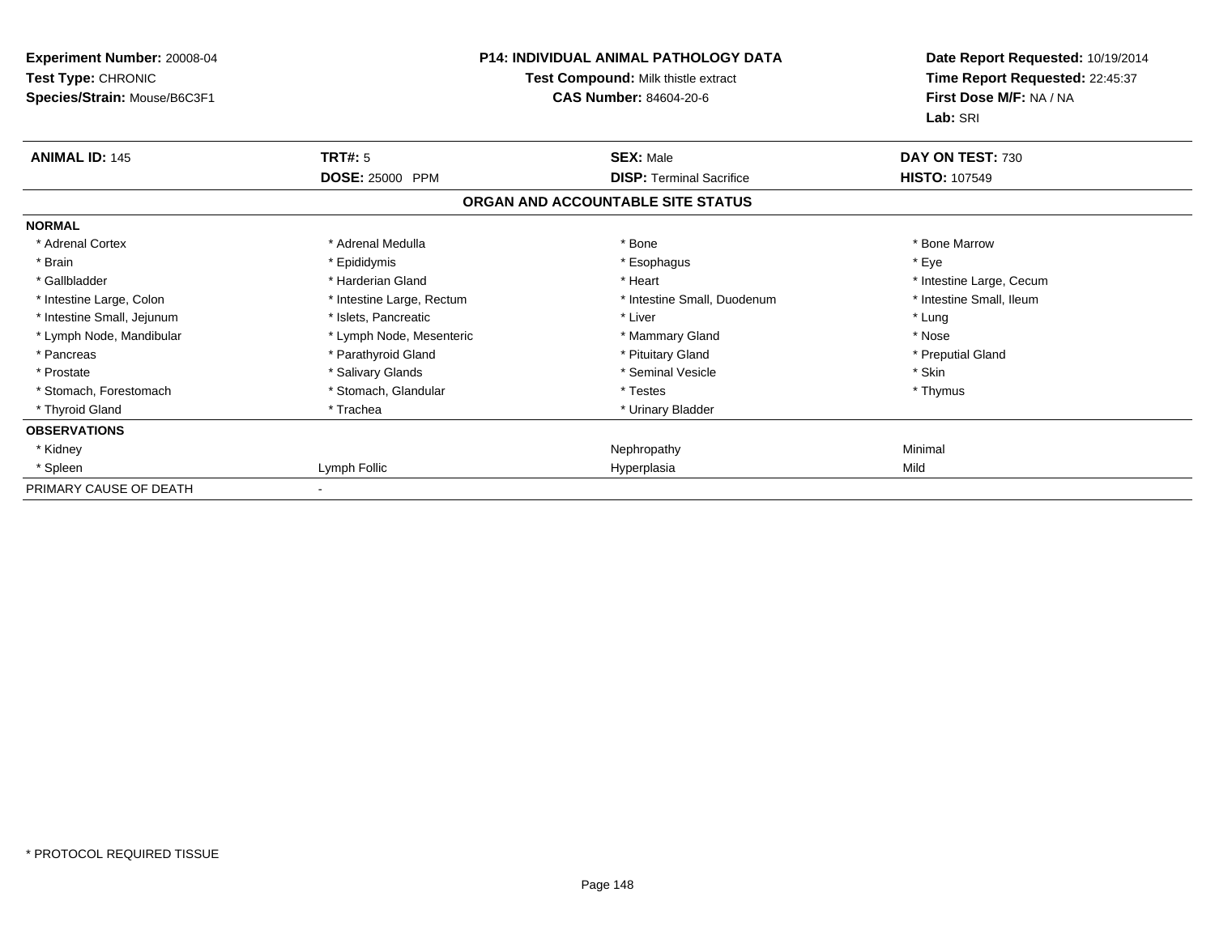**Experiment Number:** 20008-04
**Test Type:** CHRONIC
**Species/Strain:** Mouse/B6C3F1

**P14: INDIVIDUAL ANIMAL PATHOLOGY DATA**
**Test Compound:** Milk thistle extract
**CAS Number:** 84604-20-6

**Date Report Requested:** 10/19/2014
**Time Report Requested:** 22:45:37
**First Dose M/F:** NA / NA
**Lab:** SRI

| **ANIMAL ID:** 145 | **TRT#:** 5 | **SEX:** Male | **DAY ON TEST:** 730 |
|---|---|---|---|
| | **DOSE:** 25000 PPM | **DISP:** Terminal Sacrifice | **HISTO:** 107549 |

## ORGAN AND ACCOUNTABLE SITE STATUS

| | | | |
|---|---|---|---|
| **NORMAL** | | | |
| * Adrenal Cortex | * Adrenal Medulla | * Bone | * Bone Marrow |
| * Brain | * Epididymis | * Esophagus | * Eye |
| * Gallbladder | * Harderian Gland | * Heart | * Intestine Large, Cecum |
| * Intestine Large, Colon | * Intestine Large, Rectum | * Intestine Small, Duodenum | * Intestine Small, Ileum |
| * Intestine Small, Jejunum | * Islets, Pancreatic | * Liver | * Lung |
| * Lymph Node, Mandibular | * Lymph Node, Mesenteric | * Mammary Gland | * Nose |
| * Pancreas | * Parathyroid Gland | * Pituitary Gland | * Preputial Gland |
| * Prostate | * Salivary Glands | * Seminal Vesicle | * Skin |
| * Stomach, Forestomach | * Stomach, Glandular | * Testes | * Thymus |
| * Thyroid Gland | * Trachea | * Urinary Bladder | |
| **OBSERVATIONS** | | | |
| * Kidney | | Nephropathy | Minimal |
| * Spleen | Lymph Follic | Hyperplasia | Mild |
| PRIMARY CAUSE OF DEATH | - | | |

* PROTOCOL REQUIRED TISSUE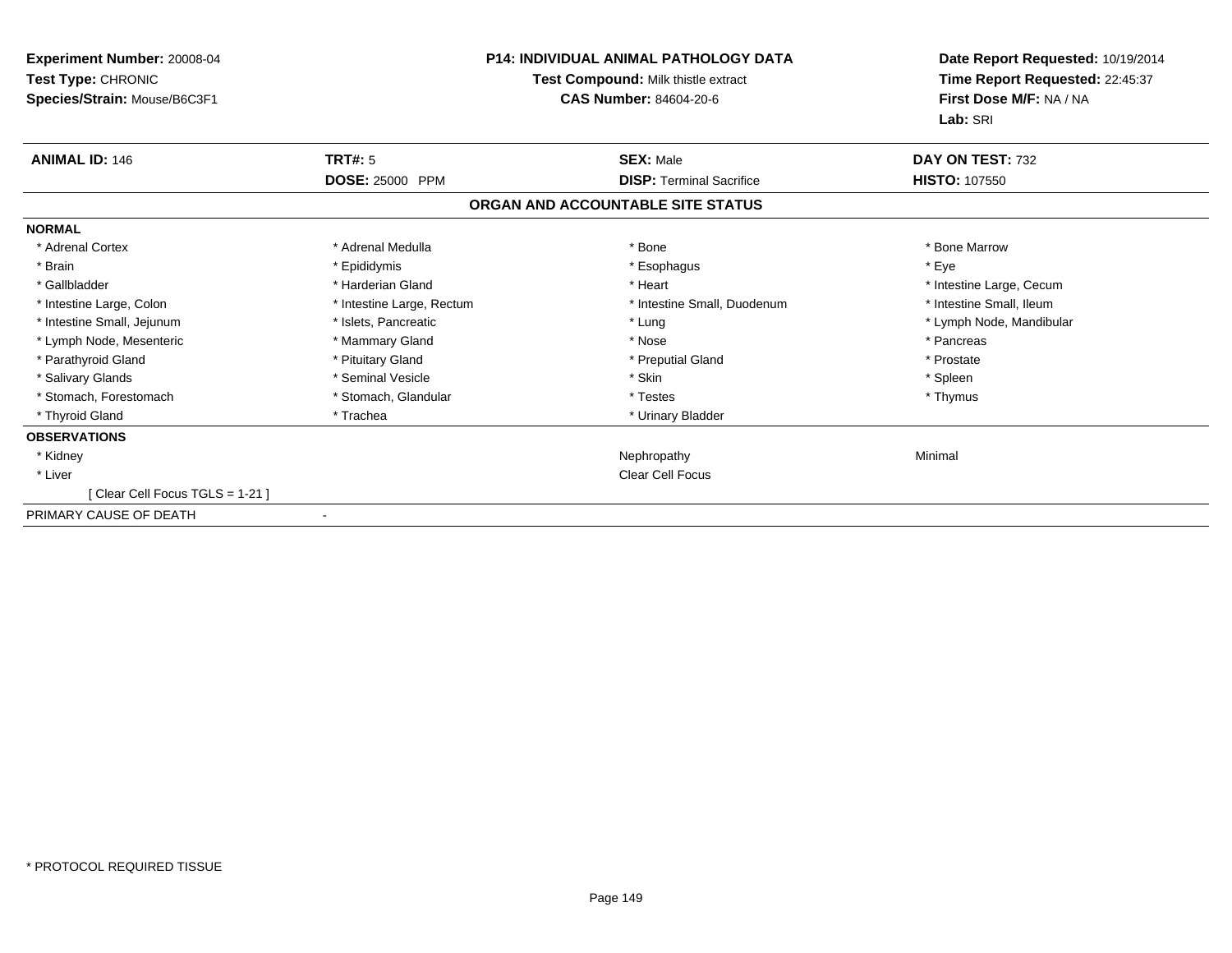**Experiment Number:** 20008-04
**Test Type:** CHRONIC
**Species/Strain:** Mouse/B6C3F1

**P14: INDIVIDUAL ANIMAL PATHOLOGY DATA**
**Test Compound:** Milk thistle extract
**CAS Number:** 84604-20-6

**Date Report Requested:** 10/19/2014
**Time Report Requested:** 22:45:37
**First Dose M/F:** NA / NA
**Lab:** SRI

| **ANIMAL ID:** 146 | **TRT#:** 5 | **SEX:** Male | **DAY ON TEST:** 732 |
|---|---|---|---|
| | **DOSE:** 25000 PPM | **DISP:** Terminal Sacrifice | **HISTO:** 107550 |

**ORGAN AND ACCOUNTABLE SITE STATUS**

**NORMAL**

| | | | |
|---|---|---|---|
| * Adrenal Cortex | * Adrenal Medulla | * Bone | * Bone Marrow |
| * Brain | * Epididymis | * Esophagus | * Eye |
| * Gallbladder | * Harderian Gland | * Heart | * Intestine Large, Cecum |
| * Intestine Large, Colon | * Intestine Large, Rectum | * Intestine Small, Duodenum | * Intestine Small, Ileum |
| * Intestine Small, Jejunum | * Islets, Pancreatic | * Lung | * Lymph Node, Mandibular |
| * Lymph Node, Mesenteric | * Mammary Gland | * Nose | * Pancreas |
| * Parathyroid Gland | * Pituitary Gland | * Preputial Gland | * Prostate |
| * Salivary Glands | * Seminal Vesicle | * Skin | * Spleen |
| * Stomach, Forestomach | * Stomach, Glandular | * Testes | * Thymus |
| * Thyroid Gland | * Trachea | * Urinary Bladder | |

**OBSERVATIONS**

| | | |
|---|---|---|
| * Kidney | Nephropathy | Minimal |
| * Liver | Clear Cell Focus | |
| [ Clear Cell Focus TGLS = 1-21 ] | | |

PRIMARY CAUSE OF DEATH -

* PROTOCOL REQUIRED TISSUE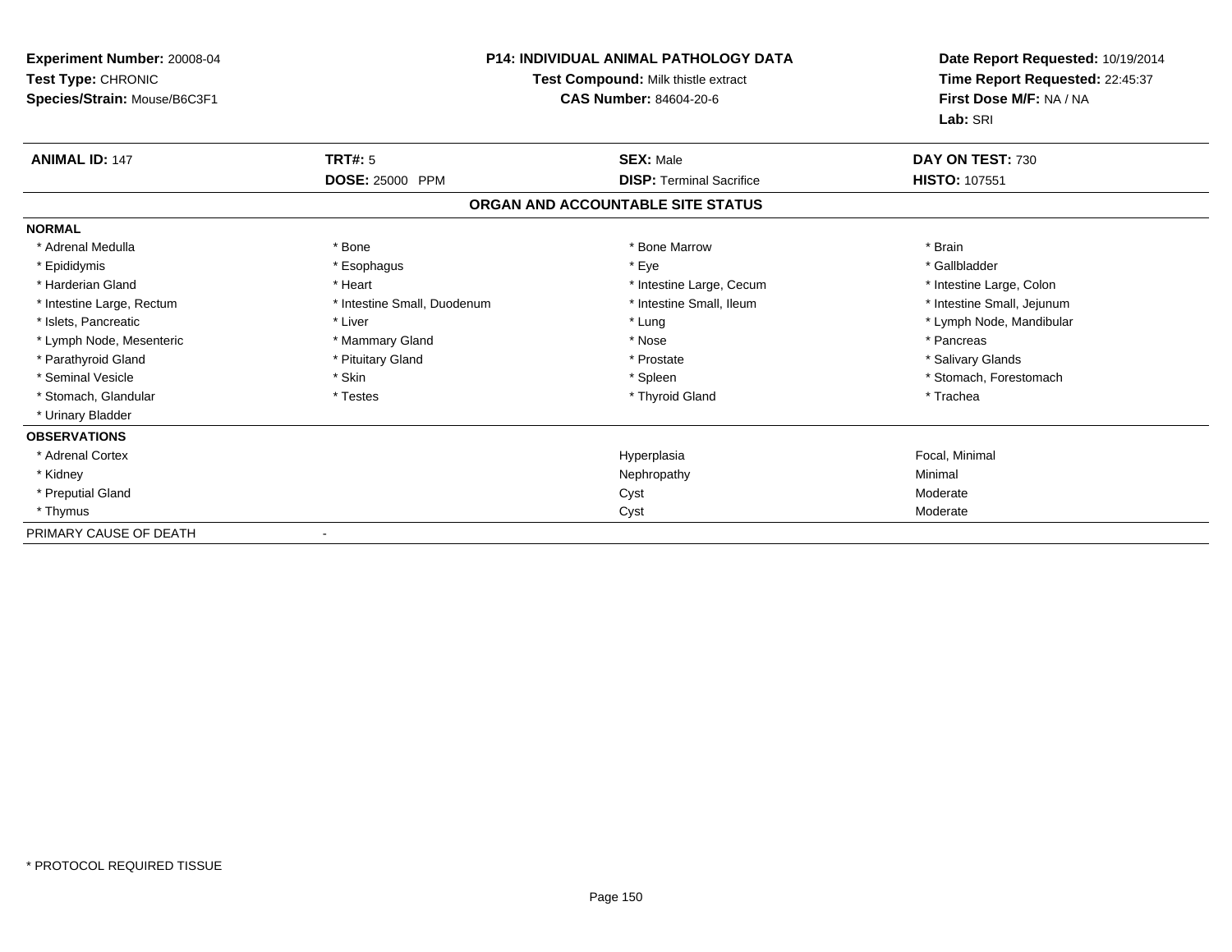**Experiment Number:** 20008-04
**Test Type:** CHRONIC
**Species/Strain:** Mouse/B6C3F1

**P14: INDIVIDUAL ANIMAL PATHOLOGY DATA**
**Test Compound:** Milk thistle extract
**CAS Number:** 84604-20-6

**Date Report Requested:** 10/19/2014
**Time Report Requested:** 22:45:37
**First Dose M/F:** NA / NA
**Lab:** SRI

| **ANIMAL ID:** 147 | **TRT#:** 5 | **SEX:** Male | **DAY ON TEST:** 730 |
|---|---|---|---|
| | **DOSE:** 25000 PPM | **DISP:** Terminal Sacrifice | **HISTO:** 107551 |

## ORGAN AND ACCOUNTABLE SITE STATUS

| | | | |
|---|---|---|---|
| **NORMAL** | | | |
| * Adrenal Medulla | * Bone | * Bone Marrow | * Brain |
| * Epididymis | * Esophagus | * Eye | * Gallbladder |
| * Harderian Gland | * Heart | * Intestine Large, Cecum | * Intestine Large, Colon |
| * Intestine Large, Rectum | * Intestine Small, Duodenum | * Intestine Small, Ileum | * Intestine Small, Jejunum |
| * Islets, Pancreatic | * Liver | * Lung | * Lymph Node, Mandibular |
| * Lymph Node, Mesenteric | * Mammary Gland | * Nose | * Pancreas |
| * Parathyroid Gland | * Pituitary Gland | * Prostate | * Salivary Glands |
| * Seminal Vesicle | * Skin | * Spleen | * Stomach, Forestomach |
| * Stomach, Glandular | * Testes | * Thyroid Gland | * Trachea |
| * Urinary Bladder | | | |
| **OBSERVATIONS** | | | |
| * Adrenal Cortex | | Hyperplasia | Focal, Minimal |
| * Kidney | | Nephropathy | Minimal |
| * Preputial Gland | | Cyst | Moderate |
| * Thymus | | Cyst | Moderate |
| PRIMARY CAUSE OF DEATH | - | | |

* PROTOCOL REQUIRED TISSUE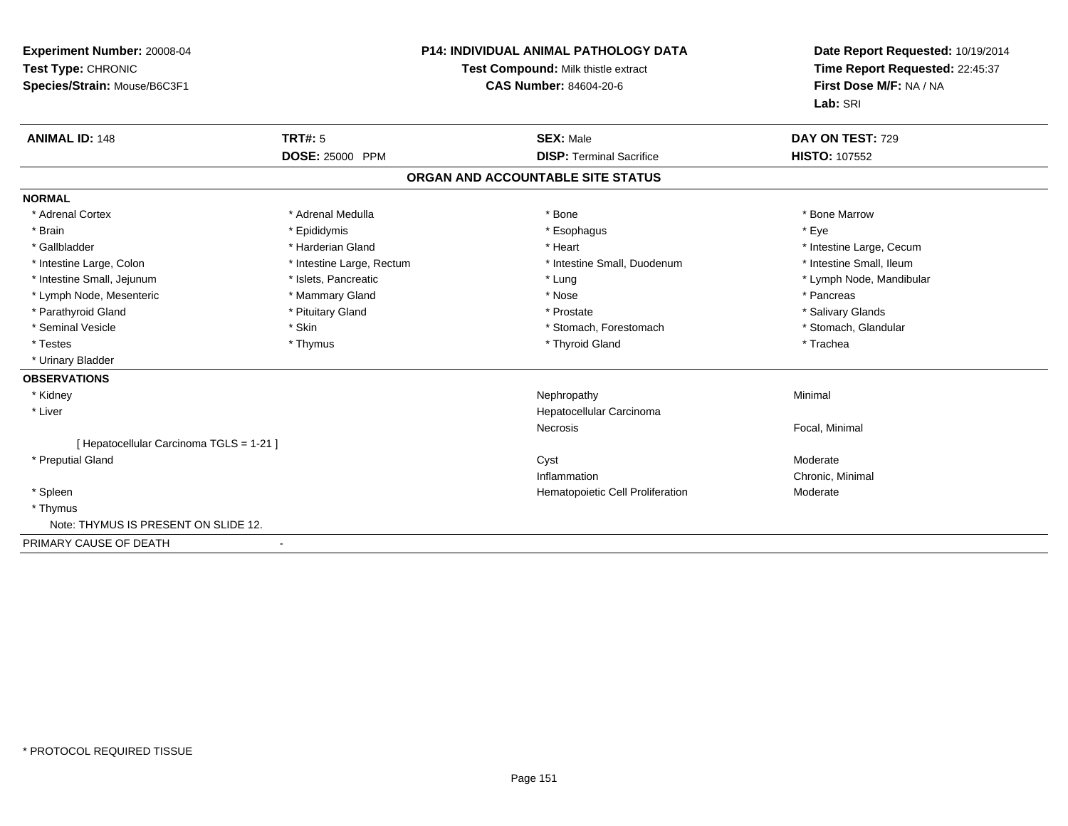**Experiment Number:** 20008-04
**Test Type:** CHRONIC
**Species/Strain:** Mouse/B6C3F1

**P14: INDIVIDUAL ANIMAL PATHOLOGY DATA**
**Test Compound:** Milk thistle extract
**CAS Number:** 84604-20-6

**Date Report Requested:** 10/19/2014
**Time Report Requested:** 22:45:37
**First Dose M/F:** NA / NA
**Lab:** SRI

| **ANIMAL ID:** 148 | **TRT#:** 5 | **SEX:** Male | **DAY ON TEST:** 729 |
|---|---|---|---|
| | **DOSE:** 25000 PPM | **DISP:** Terminal Sacrifice | **HISTO:** 107552 |

## ORGAN AND ACCOUNTABLE SITE STATUS

**NORMAL**

| | | | |
|---|---|---|---|
| * Adrenal Cortex | * Adrenal Medulla | * Bone | * Bone Marrow |
| * Brain | * Epididymis | * Esophagus | * Eye |
| * Gallbladder | * Harderian Gland | * Heart | * Intestine Large, Cecum |
| * Intestine Large, Colon | * Intestine Large, Rectum | * Intestine Small, Duodenum | * Intestine Small, Ileum |
| * Intestine Small, Jejunum | * Islets, Pancreatic | * Lung | * Lymph Node, Mandibular |
| * Lymph Node, Mesenteric | * Mammary Gland | * Nose | * Pancreas |
| * Parathyroid Gland | * Pituitary Gland | * Prostate | * Salivary Glands |
| * Seminal Vesicle | * Skin | * Stomach, Forestomach | * Stomach, Glandular |
| * Testes | * Thymus | * Thyroid Gland | * Trachea |
| * Urinary Bladder | | | |

**OBSERVATIONS**

| | | |
|---|---|---|
| * Kidney | Nephropathy | Minimal |
| * Liver | Hepatocellular Carcinoma | |
| | Necrosis | Focal, Minimal |
| [ Hepatocellular Carcinoma TGLS = 1-21 ] | | |
| * Preputial Gland | Cyst | Moderate |
| | Inflammation | Chronic, Minimal |
| * Spleen | Hematopoietic Cell Proliferation | Moderate |
| * Thymus | | |
| Note: THYMUS IS PRESENT ON SLIDE 12. | | |

PRIMARY CAUSE OF DEATH -

* PROTOCOL REQUIRED TISSUE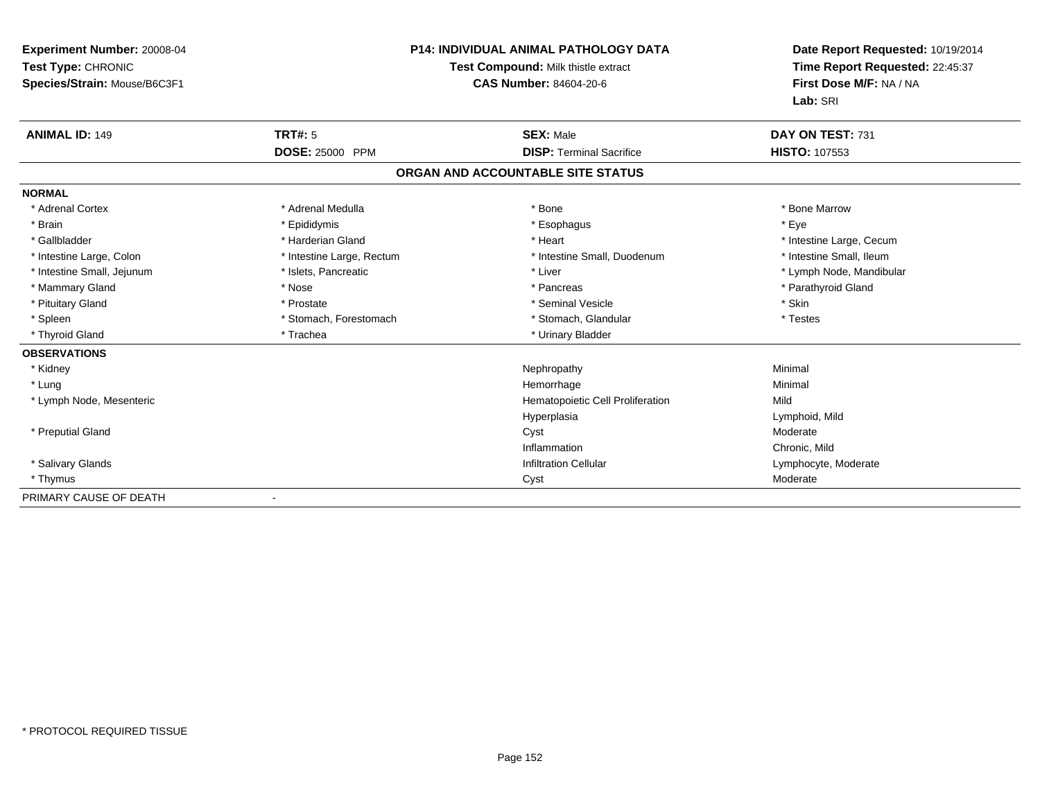**Experiment Number:** 20008-04
**Test Type:** CHRONIC
**Species/Strain:** Mouse/B6C3F1

**P14: INDIVIDUAL ANIMAL PATHOLOGY DATA**
**Test Compound:** Milk thistle extract
**CAS Number:** 84604-20-6

**Date Report Requested:** 10/19/2014
**Time Report Requested:** 22:45:37
**First Dose M/F:** NA / NA
**Lab:** SRI

| **ANIMAL ID:** 149 | **TRT#:** 5 | **SEX:** Male | **DAY ON TEST:** 731 |
|---|---|---|---|
| | **DOSE:** 25000 PPM | **DISP:** Terminal Sacrifice | **HISTO:** 107553 |

## ORGAN AND ACCOUNTABLE SITE STATUS

**NORMAL**

| | | | |
|---|---|---|---|
| * Adrenal Cortex | * Adrenal Medulla | * Bone | * Bone Marrow |
| * Brain | * Epididymis | * Esophagus | * Eye |
| * Gallbladder | * Harderian Gland | * Heart | * Intestine Large, Cecum |
| * Intestine Large, Colon | * Intestine Large, Rectum | * Intestine Small, Duodenum | * Intestine Small, Ileum |
| * Intestine Small, Jejunum | * Islets, Pancreatic | * Liver | * Lymph Node, Mandibular |
| * Mammary Gland | * Nose | * Pancreas | * Parathyroid Gland |
| * Pituitary Gland | * Prostate | * Seminal Vesicle | * Skin |
| * Spleen | * Stomach, Forestomach | * Stomach, Glandular | * Testes |
| * Thyroid Gland | * Trachea | * Urinary Bladder | |

**OBSERVATIONS**

| Organ | Observation | Severity |
|---|---|---|
| * Kidney | Nephropathy | Minimal |
| * Lung | Hemorrhage | Minimal |
| * Lymph Node, Mesenteric | Hematopoietic Cell Proliferation | Mild |
| | Hyperplasia | Lymphoid, Mild |
| * Preputial Gland | Cyst | Moderate |
| | Inflammation | Chronic, Mild |
| * Salivary Glands | Infiltration Cellular | Lymphocyte, Moderate |
| * Thymus | Cyst | Moderate |

PRIMARY CAUSE OF DEATH -

\* PROTOCOL REQUIRED TISSUE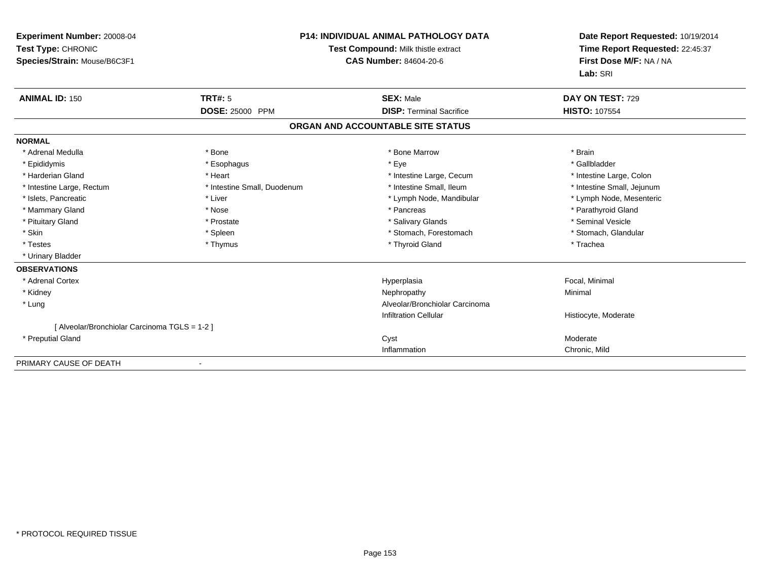**Experiment Number:** 20008-04
**Test Type:** CHRONIC
**Species/Strain:** Mouse/B6C3F1

**P14: INDIVIDUAL ANIMAL PATHOLOGY DATA**
**Test Compound:** Milk thistle extract
**CAS Number:** 84604-20-6

**Date Report Requested:** 10/19/2014
**Time Report Requested:** 22:45:37
**First Dose M/F:** NA / NA
**Lab:** SRI

| **ANIMAL ID:** 150 | **TRT#:** 5 | **SEX:** Male | **DAY ON TEST:** 729 |
|---|---|---|---|
| | **DOSE:** 25000 PPM | **DISP:** Terminal Sacrifice | **HISTO:** 107554 |

## ORGAN AND ACCOUNTABLE SITE STATUS

**NORMAL**

| | | | |
|---|---|---|---|
| * Adrenal Medulla | * Bone | * Bone Marrow | * Brain |
| * Epididymis | * Esophagus | * Eye | * Gallbladder |
| * Harderian Gland | * Heart | * Intestine Large, Cecum | * Intestine Large, Colon |
| * Intestine Large, Rectum | * Intestine Small, Duodenum | * Intestine Small, Ileum | * Intestine Small, Jejunum |
| * Islets, Pancreatic | * Liver | * Lymph Node, Mandibular | * Lymph Node, Mesenteric |
| * Mammary Gland | * Nose | * Pancreas | * Parathyroid Gland |
| * Pituitary Gland | * Prostate | * Salivary Glands | * Seminal Vesicle |
| * Skin | * Spleen | * Stomach, Forestomach | * Stomach, Glandular |
| * Testes | * Thymus | * Thyroid Gland | * Trachea |
| * Urinary Bladder | | | |

**OBSERVATIONS**

| | | |
|---|---|---|
| * Adrenal Cortex | Hyperplasia | Focal, Minimal |
| * Kidney | Nephropathy | Minimal |
| * Lung | Alveolar/Bronchiolar Carcinoma | |
| | Infiltration Cellular | Histiocyte, Moderate |
| [ Alveolar/Bronchiolar Carcinoma TGLS = 1-2 ] | | |
| * Preputial Gland | Cyst | Moderate |
| | Inflammation | Chronic, Mild |

PRIMARY CAUSE OF DEATH -

* PROTOCOL REQUIRED TISSUE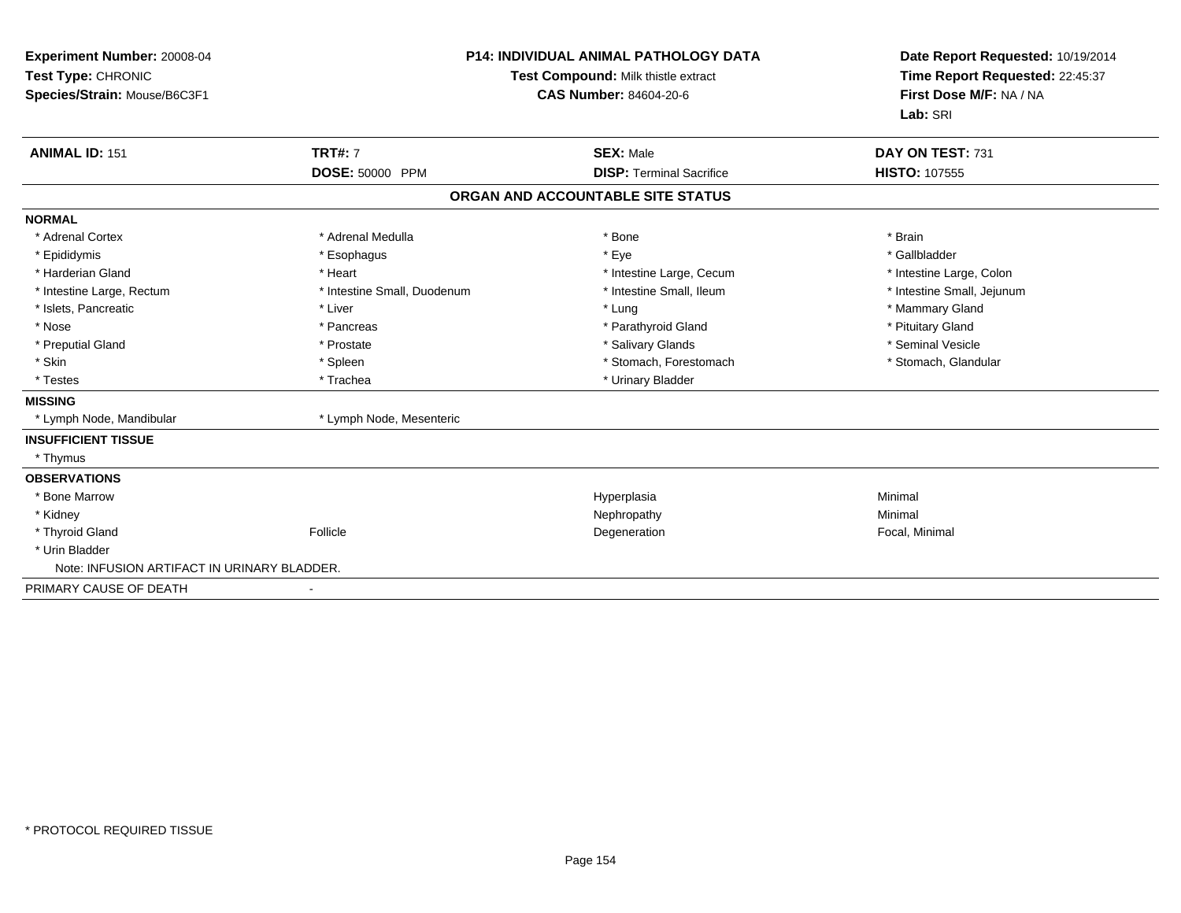**Experiment Number:** 20008-04
**Test Type:** CHRONIC
**Species/Strain:** Mouse/B6C3F1

**P14: INDIVIDUAL ANIMAL PATHOLOGY DATA**
**Test Compound:** Milk thistle extract
**CAS Number:** 84604-20-6

**Date Report Requested:** 10/19/2014
**Time Report Requested:** 22:45:37
**First Dose M/F:** NA / NA
**Lab:** SRI

| **ANIMAL ID:** 151 | **TRT#:** 7 | **SEX:** Male | **DAY ON TEST:** 731 |
|---|---|---|---|
| | **DOSE:** 50000 PPM | **DISP:** Terminal Sacrifice | **HISTO:** 107555 |

## ORGAN AND ACCOUNTABLE SITE STATUS

| | | | |
|---|---|---|---|
| **NORMAL** | | | |
| * Adrenal Cortex | * Adrenal Medulla | * Bone | * Brain |
| * Epididymis | * Esophagus | * Eye | * Gallbladder |
| * Harderian Gland | * Heart | * Intestine Large, Cecum | * Intestine Large, Colon |
| * Intestine Large, Rectum | * Intestine Small, Duodenum | * Intestine Small, Ileum | * Intestine Small, Jejunum |
| * Islets, Pancreatic | * Liver | * Lung | * Mammary Gland |
| * Nose | * Pancreas | * Parathyroid Gland | * Pituitary Gland |
| * Preputial Gland | * Prostate | * Salivary Glands | * Seminal Vesicle |
| * Skin | * Spleen | * Stomach, Forestomach | * Stomach, Glandular |
| * Testes | * Trachea | * Urinary Bladder | |
| **MISSING** | | | |
| * Lymph Node, Mandibular | * Lymph Node, Mesenteric | | |
| **INSUFFICIENT TISSUE** | | | |
| * Thymus | | | |
| **OBSERVATIONS** | | | |
| * Bone Marrow | | Hyperplasia | Minimal |
| * Kidney | | Nephropathy | Minimal |
| * Thyroid Gland | Follicle | Degeneration | Focal, Minimal |
| * Urin Bladder | | | |
| Note: INFUSION ARTIFACT IN URINARY BLADDER. | | | |
| PRIMARY CAUSE OF DEATH | - | | |

* PROTOCOL REQUIRED TISSUE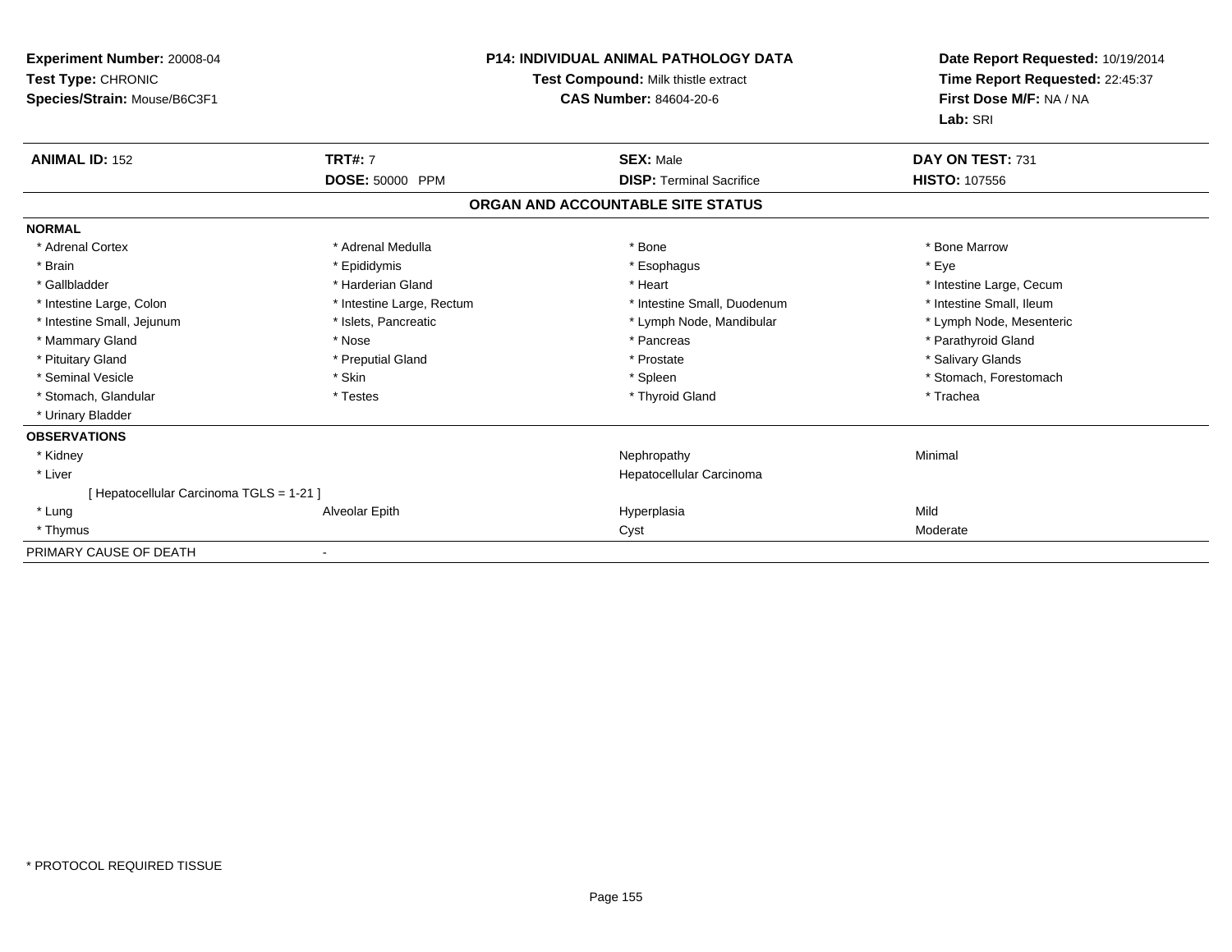**Experiment Number:** 20008-04
**Test Type:** CHRONIC
**Species/Strain:** Mouse/B6C3F1

**P14: INDIVIDUAL ANIMAL PATHOLOGY DATA**
**Test Compound:** Milk thistle extract
**CAS Number:** 84604-20-6

**Date Report Requested:** 10/19/2014
**Time Report Requested:** 22:45:37
**First Dose M/F:** NA / NA
**Lab:** SRI

| **ANIMAL ID:** 152 | **TRT#:** 7 | **SEX:** Male | **DAY ON TEST:** 731 |
|---|---|---|---|
| | **DOSE:** 50000 PPM | **DISP:** Terminal Sacrifice | **HISTO:** 107556 |

## ORGAN AND ACCOUNTABLE SITE STATUS

| | | | |
|---|---|---|---|
| **NORMAL** | | | |
| * Adrenal Cortex | * Adrenal Medulla | * Bone | * Bone Marrow |
| * Brain | * Epididymis | * Esophagus | * Eye |
| * Gallbladder | * Harderian Gland | * Heart | * Intestine Large, Cecum |
| * Intestine Large, Colon | * Intestine Large, Rectum | * Intestine Small, Duodenum | * Intestine Small, Ileum |
| * Intestine Small, Jejunum | * Islets, Pancreatic | * Lymph Node, Mandibular | * Lymph Node, Mesenteric |
| * Mammary Gland | * Nose | * Pancreas | * Parathyroid Gland |
| * Pituitary Gland | * Preputial Gland | * Prostate | * Salivary Glands |
| * Seminal Vesicle | * Skin | * Spleen | * Stomach, Forestomach |
| * Stomach, Glandular | * Testes | * Thyroid Gland | * Trachea |
| * Urinary Bladder | | | |
| **OBSERVATIONS** | | | |
| * Kidney | | Nephropathy | Minimal |
| * Liver | | Hepatocellular Carcinoma | |
| [ Hepatocellular Carcinoma TGLS = 1-21 ] | | | |
| * Lung | Alveolar Epith | Hyperplasia | Mild |
| * Thymus | | Cyst | Moderate |
| PRIMARY CAUSE OF DEATH | - | | |

* PROTOCOL REQUIRED TISSUE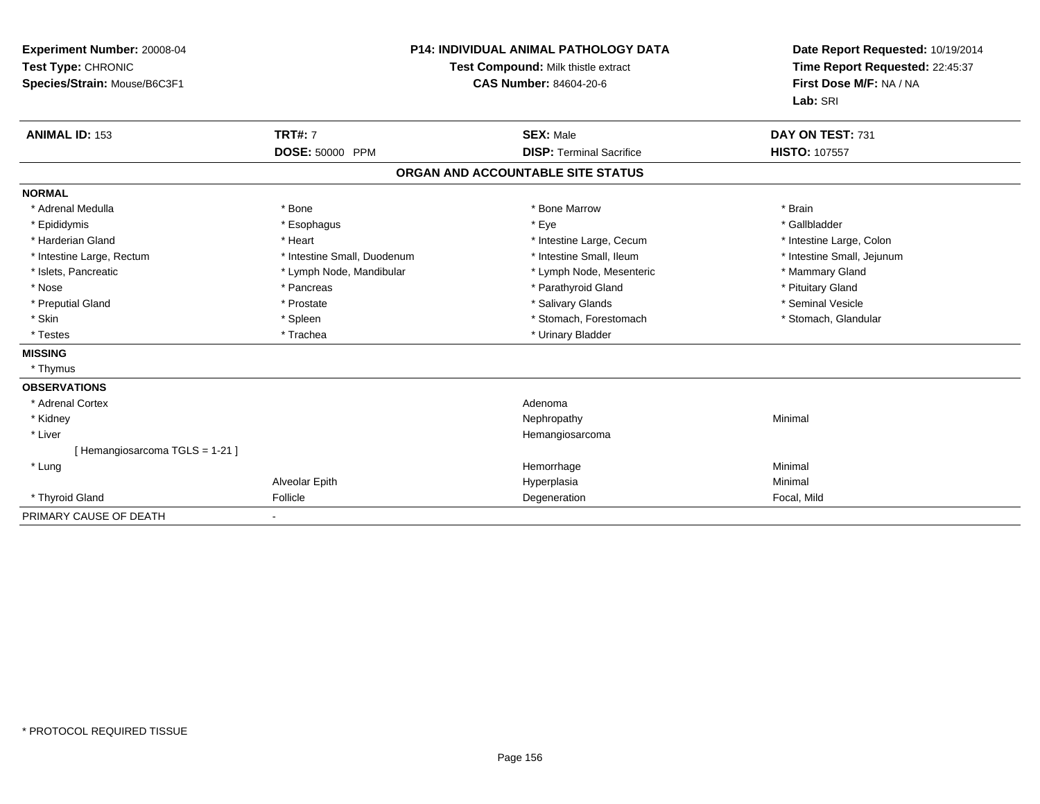**Experiment Number:** 20008-04
**Test Type:** CHRONIC
**Species/Strain:** Mouse/B6C3F1

**P14: INDIVIDUAL ANIMAL PATHOLOGY DATA**
**Test Compound:** Milk thistle extract
**CAS Number:** 84604-20-6

**Date Report Requested:** 10/19/2014
**Time Report Requested:** 22:45:37
**First Dose M/F:** NA / NA
**Lab:** SRI

| **ANIMAL ID:** 153 | **TRT#:** 7 | **SEX:** Male | **DAY ON TEST:** 731 |
|---|---|---|---|
| | **DOSE:** 50000 PPM | **DISP:** Terminal Sacrifice | **HISTO:** 107557 |

**ORGAN AND ACCOUNTABLE SITE STATUS**

**NORMAL**

| | | | |
|---|---|---|---|
| * Adrenal Medulla | * Bone | * Bone Marrow | * Brain |
| * Epididymis | * Esophagus | * Eye | * Gallbladder |
| * Harderian Gland | * Heart | * Intestine Large, Cecum | * Intestine Large, Colon |
| * Intestine Large, Rectum | * Intestine Small, Duodenum | * Intestine Small, Ileum | * Intestine Small, Jejunum |
| * Islets, Pancreatic | * Lymph Node, Mandibular | * Lymph Node, Mesenteric | * Mammary Gland |
| * Nose | * Pancreas | * Parathyroid Gland | * Pituitary Gland |
| * Preputial Gland | * Prostate | * Salivary Glands | * Seminal Vesicle |
| * Skin | * Spleen | * Stomach, Forestomach | * Stomach, Glandular |
| * Testes | * Trachea | * Urinary Bladder | |

**MISSING**

* Thymus

**OBSERVATIONS**

| | | | |
|---|---|---|---|
| * Adrenal Cortex | | Adenoma | |
| * Kidney | | Nephropathy | Minimal |
| * Liver | | Hemangiosarcoma | |
| [ Hemangiosarcoma TGLS = 1-21 ] | | | |
| * Lung | | Hemorrhage | Minimal |
| | Alveolar Epith | Hyperplasia | Minimal |
| * Thyroid Gland | Follicle | Degeneration | Focal, Mild |

PRIMARY CAUSE OF DEATH -

* PROTOCOL REQUIRED TISSUE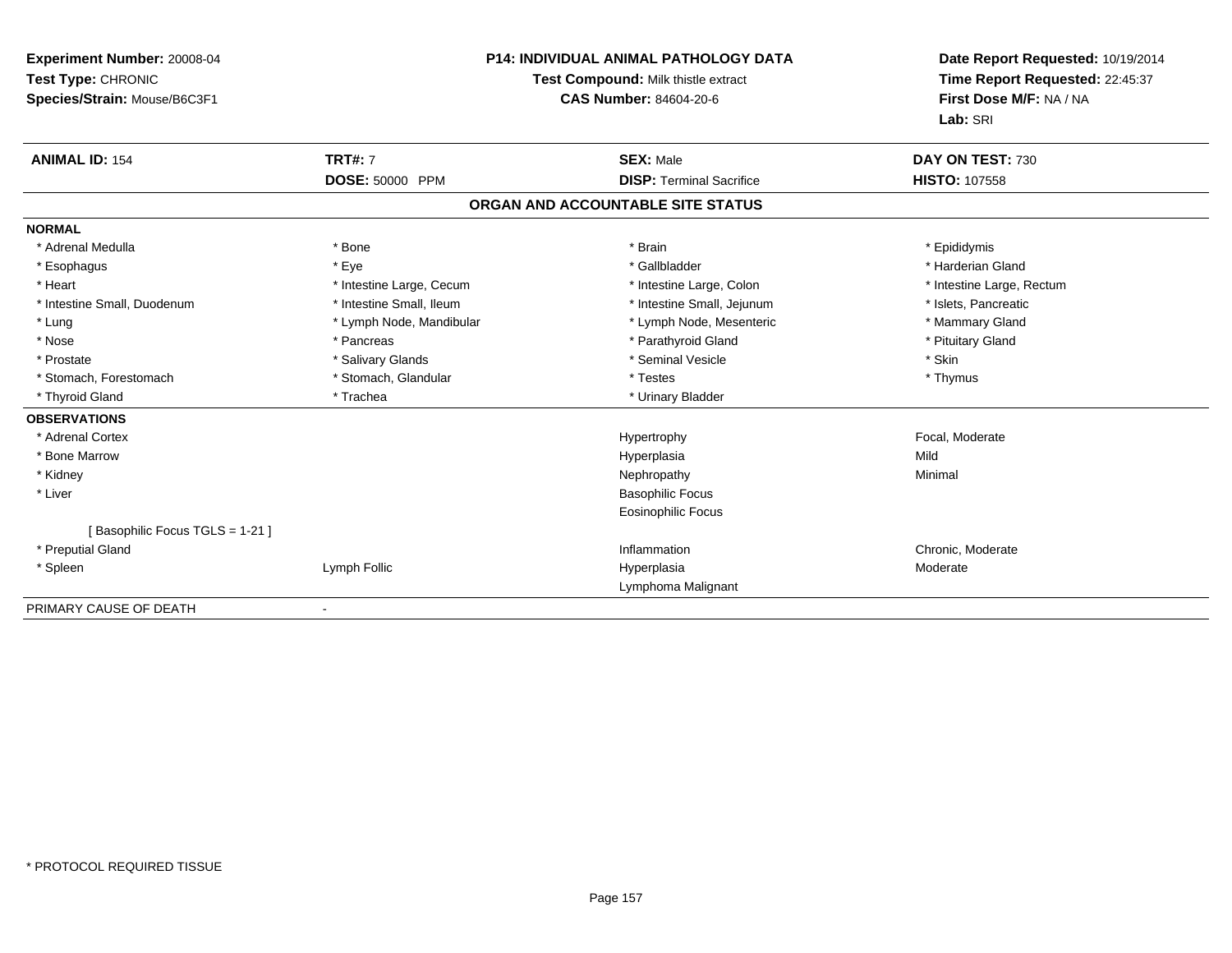**Experiment Number:** 20008-04
**Test Type:** CHRONIC
**Species/Strain:** Mouse/B6C3F1

**P14: INDIVIDUAL ANIMAL PATHOLOGY DATA**
**Test Compound:** Milk thistle extract
**CAS Number:** 84604-20-6

**Date Report Requested:** 10/19/2014
**Time Report Requested:** 22:45:37
**First Dose M/F:** NA / NA
**Lab:** SRI

| **ANIMAL ID:** 154 | **TRT#:** 7 | **SEX:** Male | **DAY ON TEST:** 730 |
|---|---|---|---|
| | **DOSE:** 50000 PPM | **DISP:** Terminal Sacrifice | **HISTO:** 107558 |

## ORGAN AND ACCOUNTABLE SITE STATUS

**NORMAL**

| | | | |
|---|---|---|---|
| * Adrenal Medulla | * Bone | * Brain | * Epididymis |
| * Esophagus | * Eye | * Gallbladder | * Harderian Gland |
| * Heart | * Intestine Large, Cecum | * Intestine Large, Colon | * Intestine Large, Rectum |
| * Intestine Small, Duodenum | * Intestine Small, Ileum | * Intestine Small, Jejunum | * Islets, Pancreatic |
| * Lung | * Lymph Node, Mandibular | * Lymph Node, Mesenteric | * Mammary Gland |
| * Nose | * Pancreas | * Parathyroid Gland | * Pituitary Gland |
| * Prostate | * Salivary Glands | * Seminal Vesicle | * Skin |
| * Stomach, Forestomach | * Stomach, Glandular | * Testes | * Thymus |
| * Thyroid Gland | * Trachea | * Urinary Bladder | |

**OBSERVATIONS**

| | | | |
|---|---|---|---|
| * Adrenal Cortex | | Hypertrophy | Focal, Moderate |
| * Bone Marrow | | Hyperplasia | Mild |
| * Kidney | | Nephropathy | Minimal |
| * Liver | | Basophilic Focus | |
| | | Eosinophilic Focus | |
| [ Basophilic Focus TGLS = 1-21 ] | | | |
| * Preputial Gland | | Inflammation | Chronic, Moderate |
| * Spleen | Lymph Follic | Hyperplasia | Moderate |
| | | Lymphoma Malignant | |

PRIMARY CAUSE OF DEATH -

* PROTOCOL REQUIRED TISSUE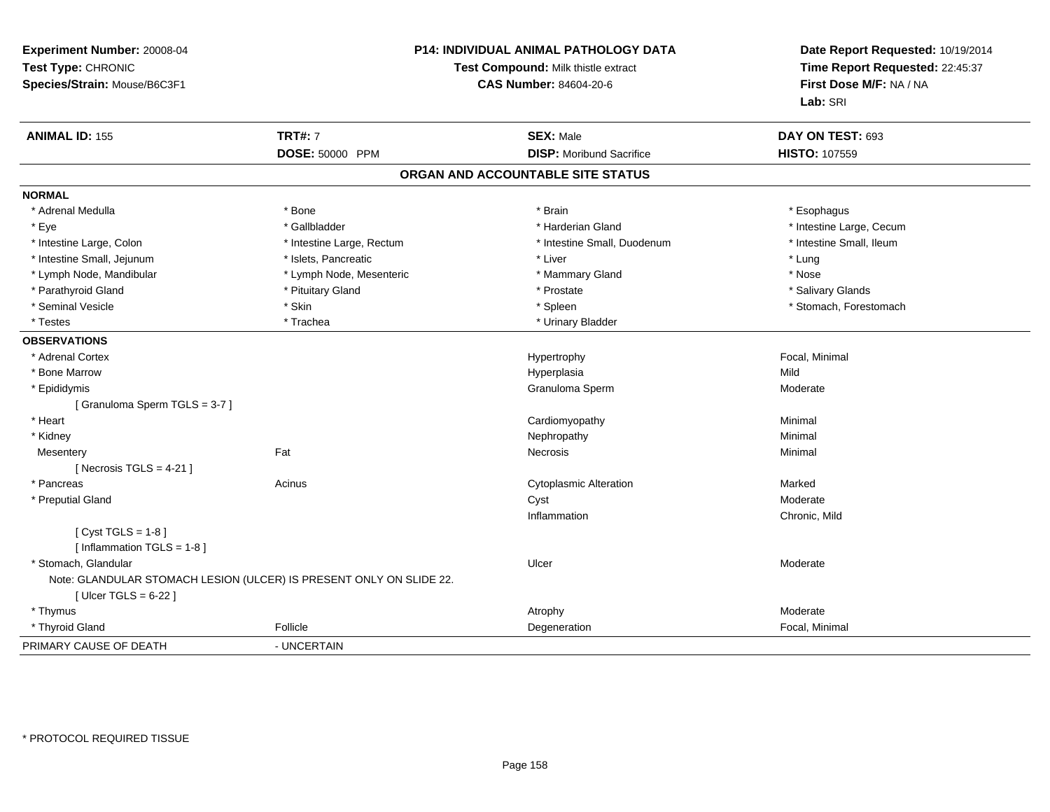**Experiment Number:** 20008-04
**Test Type:** CHRONIC
**Species/Strain:** Mouse/B6C3F1

**P14: INDIVIDUAL ANIMAL PATHOLOGY DATA**
**Test Compound:** Milk thistle extract
**CAS Number:** 84604-20-6

**Date Report Requested:** 10/19/2014
**Time Report Requested:** 22:45:37
**First Dose M/F:** NA / NA
**Lab:** SRI

| **ANIMAL ID:** 155 | **TRT#:** 7 | **SEX:** Male | **DAY ON TEST:** 693 |
|---|---|---|---|
| | **DOSE:** 50000 PPM | **DISP:** Moribund Sacrifice | **HISTO:** 107559 |

## ORGAN AND ACCOUNTABLE SITE STATUS

**NORMAL**

| | | | |
|---|---|---|---|
| * Adrenal Medulla | * Bone | * Brain | * Esophagus |
| * Eye | * Gallbladder | * Harderian Gland | * Intestine Large, Cecum |
| * Intestine Large, Colon | * Intestine Large, Rectum | * Intestine Small, Duodenum | * Intestine Small, Ileum |
| * Intestine Small, Jejunum | * Islets, Pancreatic | * Liver | * Lung |
| * Lymph Node, Mandibular | * Lymph Node, Mesenteric | * Mammary Gland | * Nose |
| * Parathyroid Gland | * Pituitary Gland | * Prostate | * Salivary Glands |
| * Seminal Vesicle | * Skin | * Spleen | * Stomach, Forestomach |
| * Testes | * Trachea | * Urinary Bladder | |

**OBSERVATIONS**

| | | | |
|---|---|---|---|
| * Adrenal Cortex | | Hypertrophy | Focal, Minimal |
| * Bone Marrow | | Hyperplasia | Mild |
| * Epididymis | | Granuloma Sperm | Moderate |
| [ Granuloma Sperm TGLS = 3-7 ] | | | |
| * Heart | | Cardiomyopathy | Minimal |
| * Kidney | | Nephropathy | Minimal |
| Mesentery | Fat | Necrosis | Minimal |
| [ Necrosis TGLS = 4-21 ] | | | |
| * Pancreas | Acinus | Cytoplasmic Alteration | Marked |
| * Preputial Gland | | Cyst | Moderate |
| | | Inflammation | Chronic, Mild |
| [ Cyst TGLS = 1-8 ] | | | |
| [ Inflammation TGLS = 1-8 ] | | | |
| * Stomach, Glandular | | Ulcer | Moderate |
| Note: GLANDULAR STOMACH LESION (ULCER) IS PRESENT ONLY ON SLIDE 22. | | | |
| [ Ulcer TGLS = 6-22 ] | | | |
| * Thymus | | Atrophy | Moderate |
| * Thyroid Gland | Follicle | Degeneration | Focal, Minimal |

PRIMARY CAUSE OF DEATH - UNCERTAIN

* PROTOCOL REQUIRED TISSUE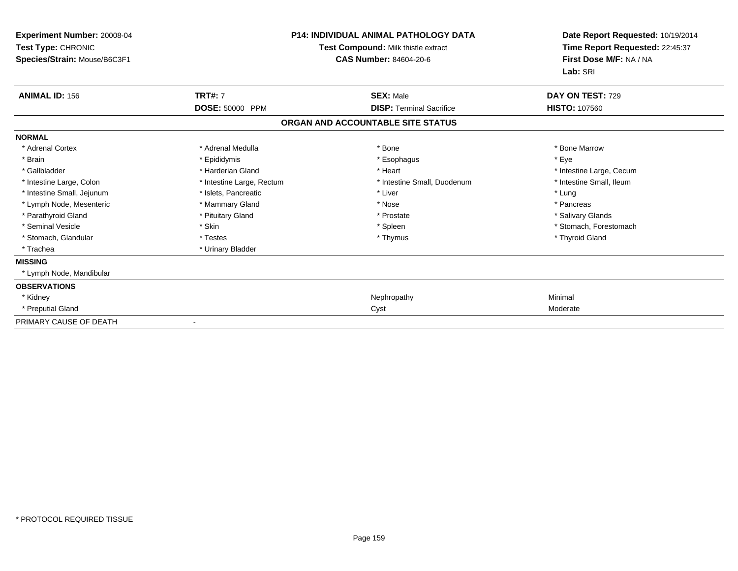**Experiment Number:** 20008-04
**Test Type:** CHRONIC
**Species/Strain:** Mouse/B6C3F1

**P14: INDIVIDUAL ANIMAL PATHOLOGY DATA**
**Test Compound:** Milk thistle extract
**CAS Number:** 84604-20-6

**Date Report Requested:** 10/19/2014
**Time Report Requested:** 22:45:37
**First Dose M/F:** NA / NA
**Lab:** SRI

| **ANIMAL ID:** 156 | **TRT#:** 7 | **SEX:** Male | **DAY ON TEST:** 729 |
|---|---|---|---|
| | **DOSE:** 50000 PPM | **DISP:** Terminal Sacrifice | **HISTO:** 107560 |

### ORGAN AND ACCOUNTABLE SITE STATUS

**NORMAL**

| | | | |
|---|---|---|---|
| * Adrenal Cortex | * Adrenal Medulla | * Bone | * Bone Marrow |
| * Brain | * Epididymis | * Esophagus | * Eye |
| * Gallbladder | * Harderian Gland | * Heart | * Intestine Large, Cecum |
| * Intestine Large, Colon | * Intestine Large, Rectum | * Intestine Small, Duodenum | * Intestine Small, Ileum |
| * Intestine Small, Jejunum | * Islets, Pancreatic | * Liver | * Lung |
| * Lymph Node, Mesenteric | * Mammary Gland | * Nose | * Pancreas |
| * Parathyroid Gland | * Pituitary Gland | * Prostate | * Salivary Glands |
| * Seminal Vesicle | * Skin | * Spleen | * Stomach, Forestomach |
| * Stomach, Glandular | * Testes | * Thymus | * Thyroid Gland |
| * Trachea | * Urinary Bladder | | |

**MISSING**

* Lymph Node, Mandibular

**OBSERVATIONS**

| | | |
|---|---|---|
| * Kidney | Nephropathy | Minimal |
| * Preputial Gland | Cyst | Moderate |

PRIMARY CAUSE OF DEATH -

* PROTOCOL REQUIRED TISSUE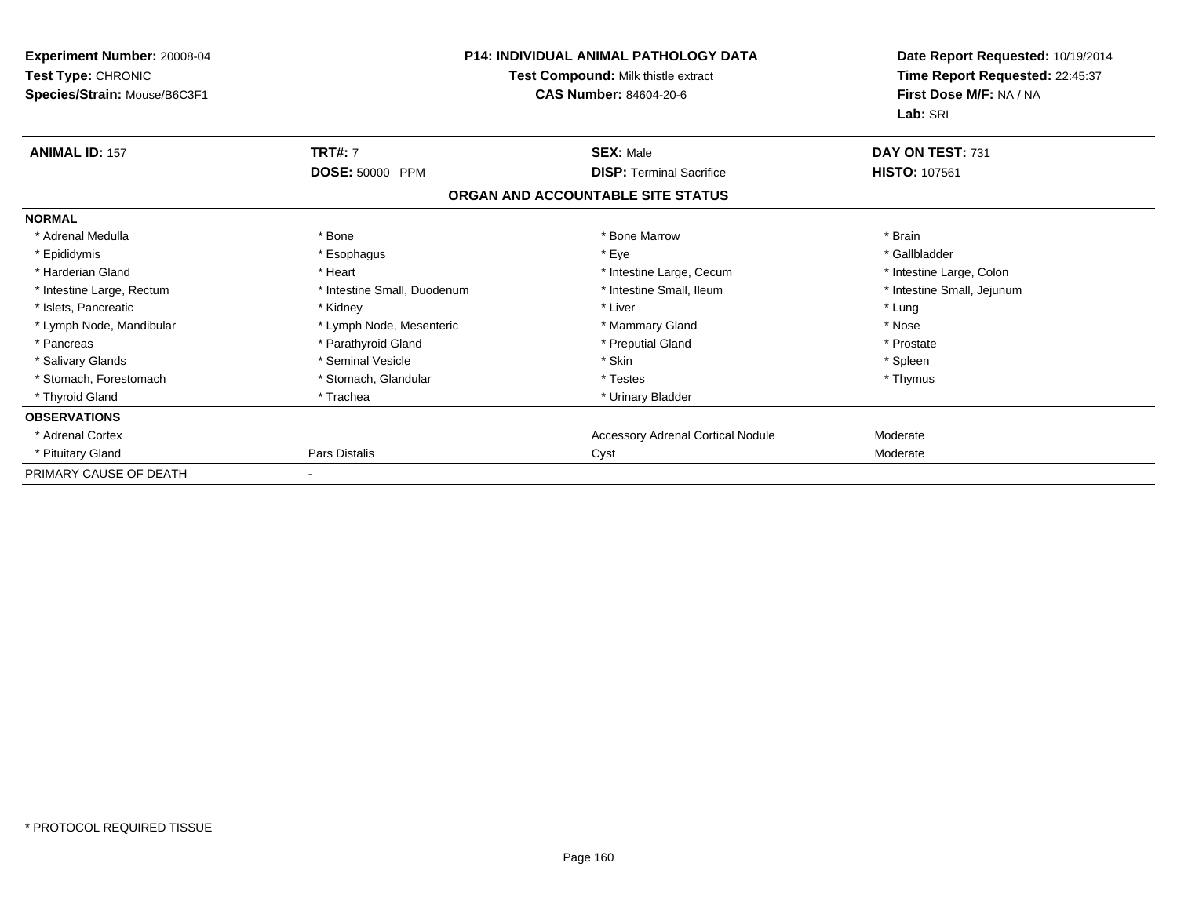**Experiment Number:** 20008-04
**Test Type:** CHRONIC
**Species/Strain:** Mouse/B6C3F1

**P14: INDIVIDUAL ANIMAL PATHOLOGY DATA**
**Test Compound:** Milk thistle extract
**CAS Number:** 84604-20-6

**Date Report Requested:** 10/19/2014
**Time Report Requested:** 22:45:37
**First Dose M/F:** NA / NA
**Lab:** SRI

| **ANIMAL ID:** 157 | **TRT#:** 7 | **SEX:** Male | **DAY ON TEST:** 731 |
|---|---|---|---|
| | **DOSE:** 50000 PPM | **DISP:** Terminal Sacrifice | **HISTO:** 107561 |

## ORGAN AND ACCOUNTABLE SITE STATUS

| | | | |
|---|---|---|---|
| **NORMAL** | | | |
| * Adrenal Medulla | * Bone | * Bone Marrow | * Brain |
| * Epididymis | * Esophagus | * Eye | * Gallbladder |
| * Harderian Gland | * Heart | * Intestine Large, Cecum | * Intestine Large, Colon |
| * Intestine Large, Rectum | * Intestine Small, Duodenum | * Intestine Small, Ileum | * Intestine Small, Jejunum |
| * Islets, Pancreatic | * Kidney | * Liver | * Lung |
| * Lymph Node, Mandibular | * Lymph Node, Mesenteric | * Mammary Gland | * Nose |
| * Pancreas | * Parathyroid Gland | * Preputial Gland | * Prostate |
| * Salivary Glands | * Seminal Vesicle | * Skin | * Spleen |
| * Stomach, Forestomach | * Stomach, Glandular | * Testes | * Thymus |
| * Thyroid Gland | * Trachea | * Urinary Bladder | |
| **OBSERVATIONS** | | | |
| * Adrenal Cortex | | Accessory Adrenal Cortical Nodule | Moderate |
| * Pituitary Gland | Pars Distalis | Cyst | Moderate |
| PRIMARY CAUSE OF DEATH | - | | |

* PROTOCOL REQUIRED TISSUE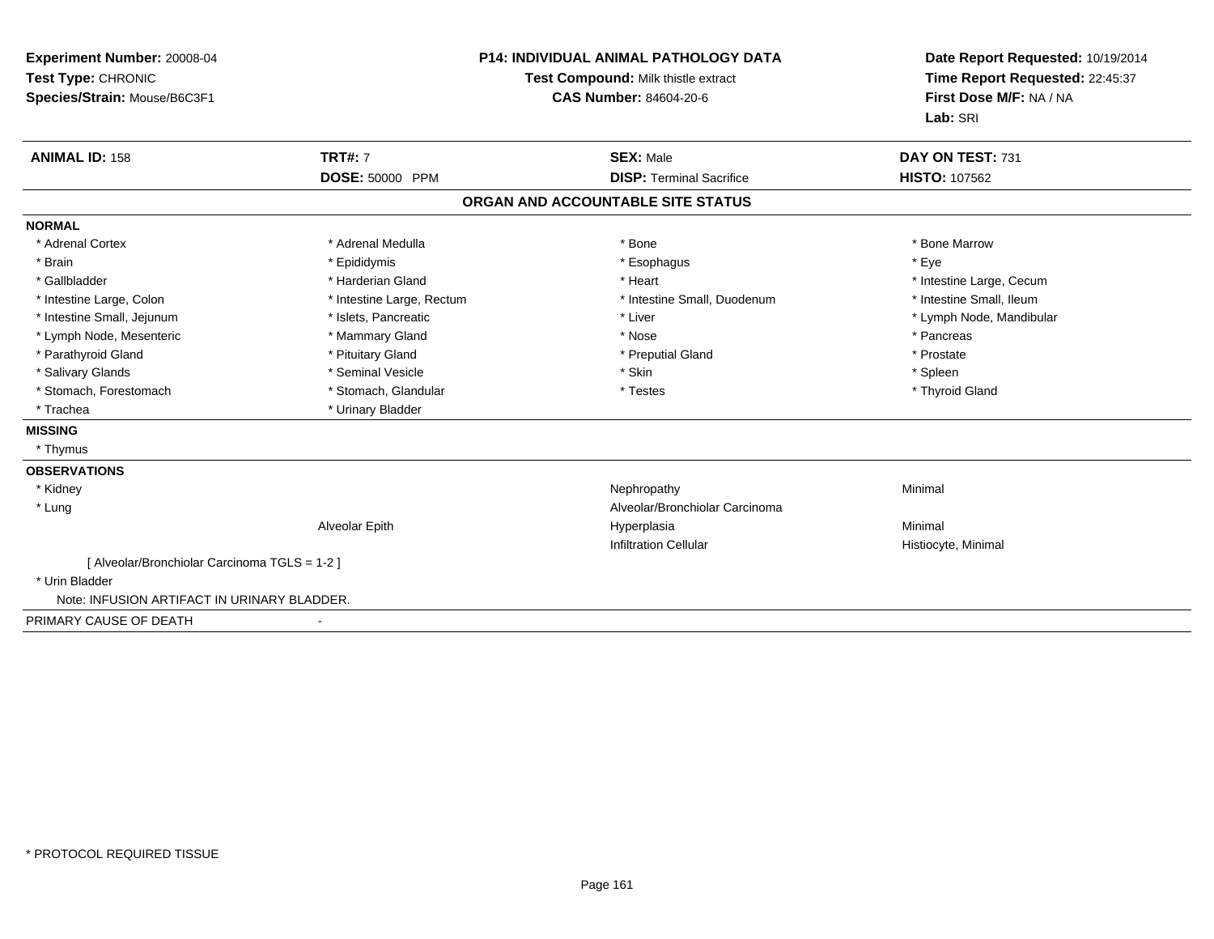**Experiment Number:** 20008-04
**Test Type:** CHRONIC
**Species/Strain:** Mouse/B6C3F1

**P14: INDIVIDUAL ANIMAL PATHOLOGY DATA**
**Test Compound:** Milk thistle extract
**CAS Number:** 84604-20-6

**Date Report Requested:** 10/19/2014
**Time Report Requested:** 22:45:37
**First Dose M/F:** NA / NA
**Lab:** SRI

| **ANIMAL ID:** 158 | **TRT#:** 7 | **SEX:** Male | **DAY ON TEST:** 731 |
|---|---|---|---|
| | **DOSE:** 50000 PPM | **DISP:** Terminal Sacrifice | **HISTO:** 107562 |

## ORGAN AND ACCOUNTABLE SITE STATUS

**NORMAL**

| | | | |
|---|---|---|---|
| * Adrenal Cortex | * Adrenal Medulla | * Bone | * Bone Marrow |
| * Brain | * Epididymis | * Esophagus | * Eye |
| * Gallbladder | * Harderian Gland | * Heart | * Intestine Large, Cecum |
| * Intestine Large, Colon | * Intestine Large, Rectum | * Intestine Small, Duodenum | * Intestine Small, Ileum |
| * Intestine Small, Jejunum | * Islets, Pancreatic | * Liver | * Lymph Node, Mandibular |
| * Lymph Node, Mesenteric | * Mammary Gland | * Nose | * Pancreas |
| * Parathyroid Gland | * Pituitary Gland | * Preputial Gland | * Prostate |
| * Salivary Glands | * Seminal Vesicle | * Skin | * Spleen |
| * Stomach, Forestomach | * Stomach, Glandular | * Testes | * Thyroid Gland |
| * Trachea | * Urinary Bladder | | |

**MISSING**

* Thymus

**OBSERVATIONS**

| | | | |
|---|---|---|---|
| * Kidney | | Nephropathy | Minimal |
| * Lung | | Alveolar/Bronchiolar Carcinoma | |
| | Alveolar Epith | Hyperplasia | Minimal |
| | | Infiltration Cellular | Histiocyte, Minimal |

[ Alveolar/Bronchiolar Carcinoma TGLS = 1-2 ]

* Urin Bladder

Note: INFUSION ARTIFACT IN URINARY BLADDER.

PRIMARY CAUSE OF DEATH -

* PROTOCOL REQUIRED TISSUE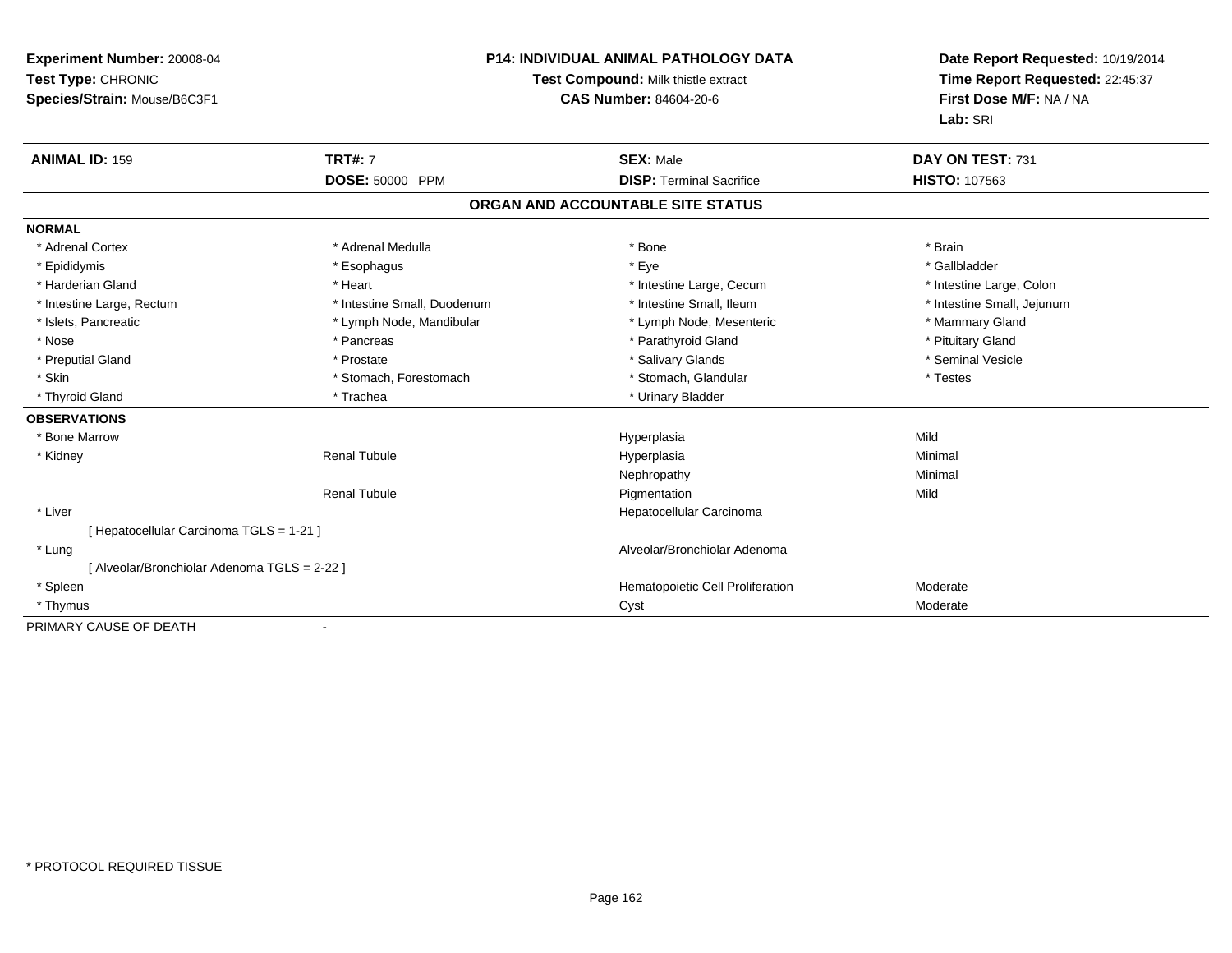**Experiment Number:** 20008-04
**Test Type:** CHRONIC
**Species/Strain:** Mouse/B6C3F1

**P14: INDIVIDUAL ANIMAL PATHOLOGY DATA**
**Test Compound:** Milk thistle extract
**CAS Number:** 84604-20-6

**Date Report Requested:** 10/19/2014
**Time Report Requested:** 22:45:37
**First Dose M/F:** NA / NA
**Lab:** SRI

| **ANIMAL ID:** 159 | **TRT#:** 7 | **SEX:** Male | **DAY ON TEST:** 731 |
|---|---|---|---|
| | **DOSE:** 50000 PPM | **DISP:** Terminal Sacrifice | **HISTO:** 107563 |

## ORGAN AND ACCOUNTABLE SITE STATUS

**NORMAL**

| | | | |
|---|---|---|---|
| * Adrenal Cortex | * Adrenal Medulla | * Bone | * Brain |
| * Epididymis | * Esophagus | * Eye | * Gallbladder |
| * Harderian Gland | * Heart | * Intestine Large, Cecum | * Intestine Large, Colon |
| * Intestine Large, Rectum | * Intestine Small, Duodenum | * Intestine Small, Ileum | * Intestine Small, Jejunum |
| * Islets, Pancreatic | * Lymph Node, Mandibular | * Lymph Node, Mesenteric | * Mammary Gland |
| * Nose | * Pancreas | * Parathyroid Gland | * Pituitary Gland |
| * Preputial Gland | * Prostate | * Salivary Glands | * Seminal Vesicle |
| * Skin | * Stomach, Forestomach | * Stomach, Glandular | * Testes |
| * Thyroid Gland | * Trachea | * Urinary Bladder | |

**OBSERVATIONS**

| | | | |
|---|---|---|---|
| * Bone Marrow | | Hyperplasia | Mild |
| * Kidney | Renal Tubule | Hyperplasia | Minimal |
| | | Nephropathy | Minimal |
| | Renal Tubule | Pigmentation | Mild |
| * Liver | | Hepatocellular Carcinoma | |
| [ Hepatocellular Carcinoma TGLS = 1-21 ] | | | |
| * Lung | | Alveolar/Bronchiolar Adenoma | |
| [ Alveolar/Bronchiolar Adenoma TGLS = 2-22 ] | | | |
| * Spleen | | Hematopoietic Cell Proliferation | Moderate |
| * Thymus | | Cyst | Moderate |

PRIMARY CAUSE OF DEATH -

* PROTOCOL REQUIRED TISSUE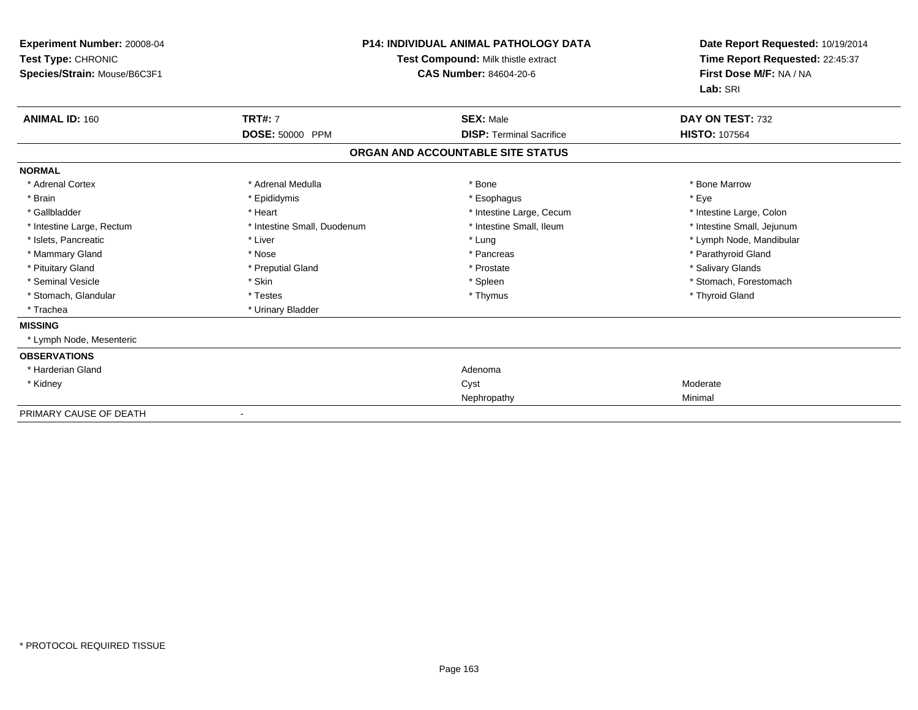**Experiment Number:** 20008-04
**Test Type:** CHRONIC
**Species/Strain:** Mouse/B6C3F1

**P14: INDIVIDUAL ANIMAL PATHOLOGY DATA**
**Test Compound:** Milk thistle extract
**CAS Number:** 84604-20-6

**Date Report Requested:** 10/19/2014
**Time Report Requested:** 22:45:37
**First Dose M/F:** NA / NA
**Lab:** SRI

| **ANIMAL ID:** 160 | **TRT#:** 7 | **SEX:** Male | **DAY ON TEST:** 732 |
|---|---|---|---|
| | **DOSE:** 50000 PPM | **DISP:** Terminal Sacrifice | **HISTO:** 107564 |

## ORGAN AND ACCOUNTABLE SITE STATUS

| | | | |
|---|---|---|---|
| **NORMAL** | | | |
| * Adrenal Cortex | * Adrenal Medulla | * Bone | * Bone Marrow |
| * Brain | * Epididymis | * Esophagus | * Eye |
| * Gallbladder | * Heart | * Intestine Large, Cecum | * Intestine Large, Colon |
| * Intestine Large, Rectum | * Intestine Small, Duodenum | * Intestine Small, Ileum | * Intestine Small, Jejunum |
| * Islets, Pancreatic | * Liver | * Lung | * Lymph Node, Mandibular |
| * Mammary Gland | * Nose | * Pancreas | * Parathyroid Gland |
| * Pituitary Gland | * Preputial Gland | * Prostate | * Salivary Glands |
| * Seminal Vesicle | * Skin | * Spleen | * Stomach, Forestomach |
| * Stomach, Glandular | * Testes | * Thymus | * Thyroid Gland |
| * Trachea | * Urinary Bladder | | |
| **MISSING** | | | |
| * Lymph Node, Mesenteric | | | |
| **OBSERVATIONS** | | | |
| * Harderian Gland | | Adenoma | |
| * Kidney | | Cyst | Moderate |
| | | Nephropathy | Minimal |
| PRIMARY CAUSE OF DEATH | - | | |

\* PROTOCOL REQUIRED TISSUE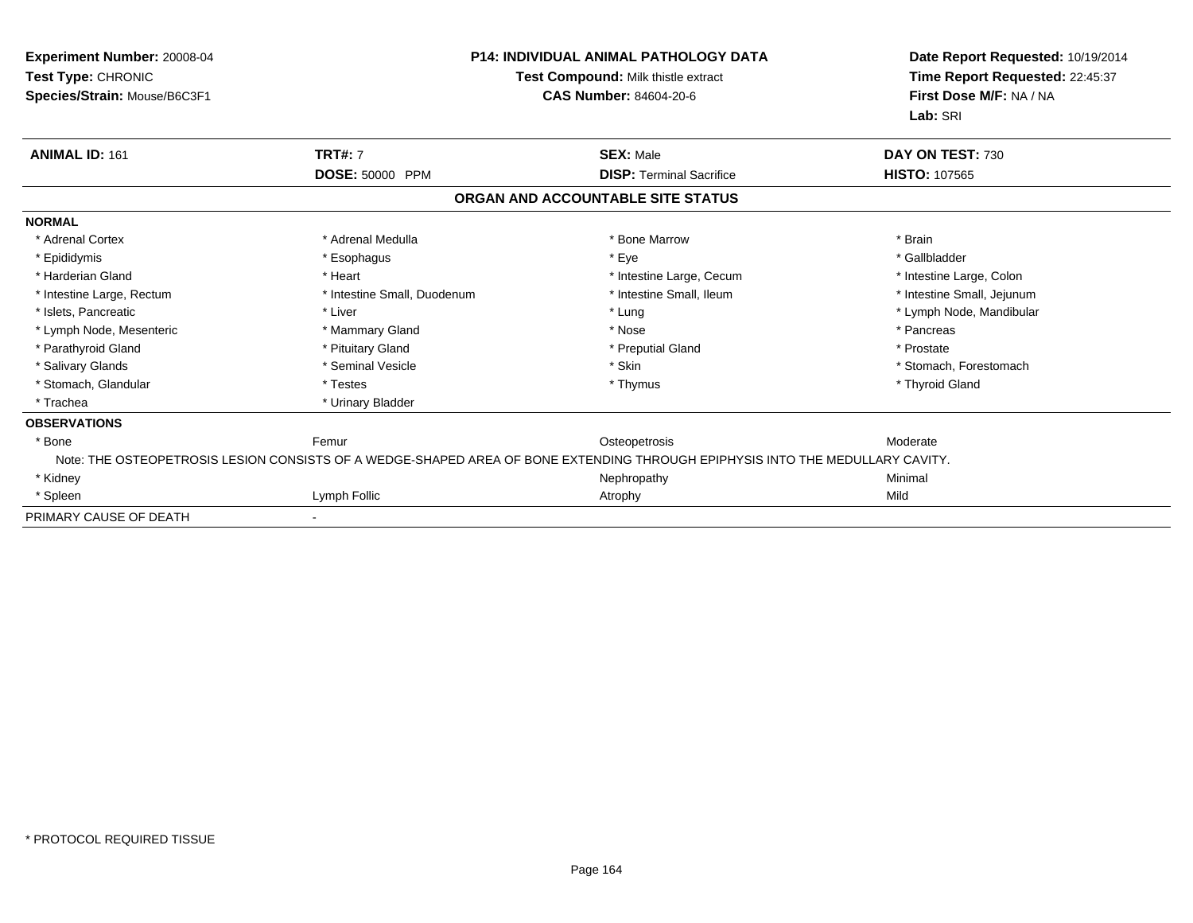**Experiment Number:** 20008-04
**Test Type:** CHRONIC
**Species/Strain:** Mouse/B6C3F1

**P14: INDIVIDUAL ANIMAL PATHOLOGY DATA**
**Test Compound:** Milk thistle extract
**CAS Number:** 84604-20-6

**Date Report Requested:** 10/19/2014
**Time Report Requested:** 22:45:37
**First Dose M/F:** NA / NA
**Lab:** SRI

| **ANIMAL ID:** 161 | **TRT#:** 7 | **SEX:** Male | **DAY ON TEST:** 730 |
|---|---|---|---|
| | **DOSE:** 50000 PPM | **DISP:** Terminal Sacrifice | **HISTO:** 107565 |

**ORGAN AND ACCOUNTABLE SITE STATUS**

**NORMAL**

| | | | |
|---|---|---|---|
| * Adrenal Cortex | * Adrenal Medulla | * Bone Marrow | * Brain |
| * Epididymis | * Esophagus | * Eye | * Gallbladder |
| * Harderian Gland | * Heart | * Intestine Large, Cecum | * Intestine Large, Colon |
| * Intestine Large, Rectum | * Intestine Small, Duodenum | * Intestine Small, Ileum | * Intestine Small, Jejunum |
| * Islets, Pancreatic | * Liver | * Lung | * Lymph Node, Mandibular |
| * Lymph Node, Mesenteric | * Mammary Gland | * Nose | * Pancreas |
| * Parathyroid Gland | * Pituitary Gland | * Preputial Gland | * Prostate |
| * Salivary Glands | * Seminal Vesicle | * Skin | * Stomach, Forestomach |
| * Stomach, Glandular | * Testes | * Thymus | * Thyroid Gland |
| * Trachea | * Urinary Bladder | | |

**OBSERVATIONS**

| | | | |
|---|---|---|---|
| * Bone | Femur | Osteopetrosis | Moderate |

Note: THE OSTEOPETROSIS LESION CONSISTS OF A WEDGE-SHAPED AREA OF BONE EXTENDING THROUGH EPIPHYSIS INTO THE MEDULLARY CAVITY.

| | | | |
|---|---|---|---|
| * Kidney | | Nephropathy | Minimal |
| * Spleen | Lymph Follic | Atrophy | Mild |

PRIMARY CAUSE OF DEATH -

* PROTOCOL REQUIRED TISSUE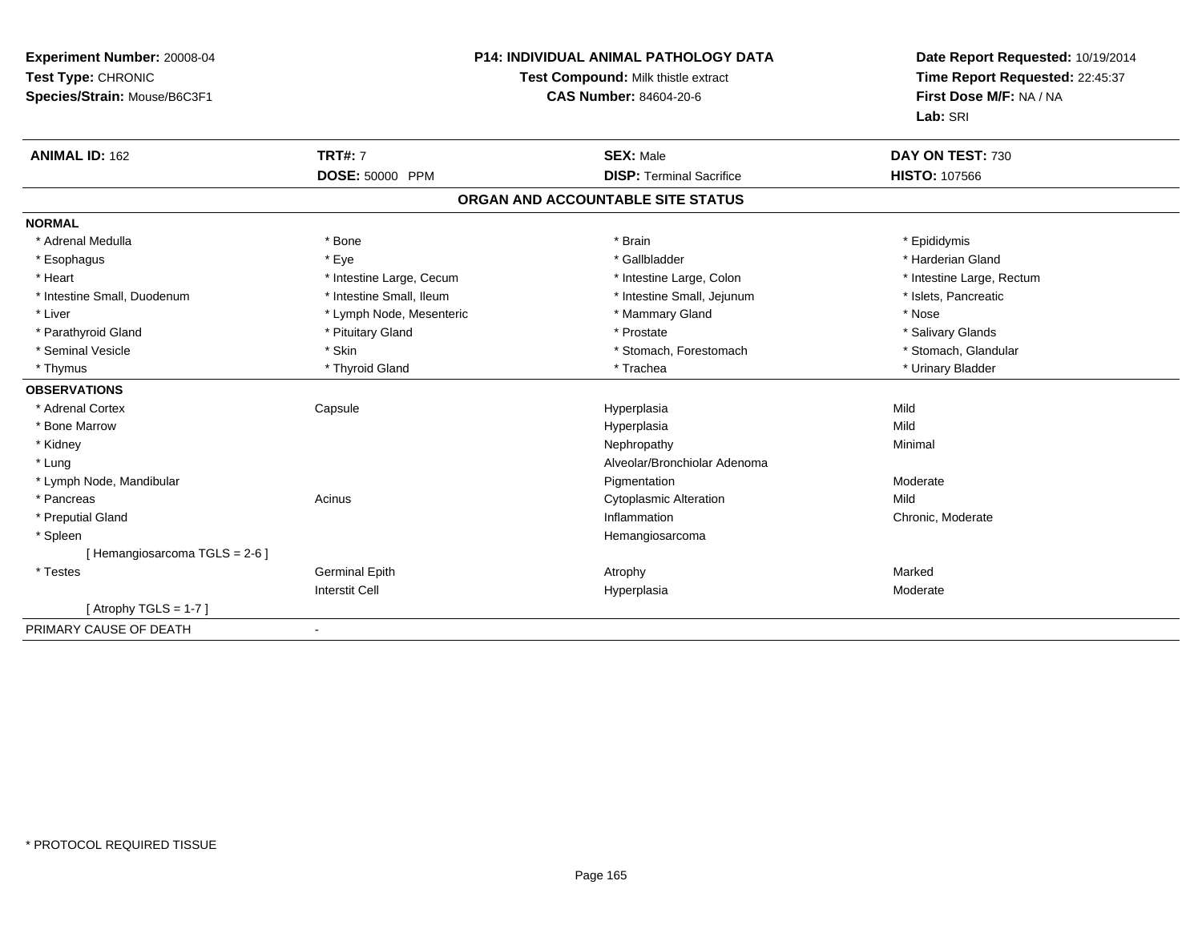**Experiment Number:** 20008-04
**Test Type:** CHRONIC
**Species/Strain:** Mouse/B6C3F1

**P14: INDIVIDUAL ANIMAL PATHOLOGY DATA**
**Test Compound:** Milk thistle extract
**CAS Number:** 84604-20-6

**Date Report Requested:** 10/19/2014
**Time Report Requested:** 22:45:37
**First Dose M/F:** NA / NA
**Lab:** SRI

| **ANIMAL ID:** 162 | **TRT#:** 7 | **SEX:** Male | **DAY ON TEST:** 730 |
|---|---|---|---|
| | **DOSE:** 50000 PPM | **DISP:** Terminal Sacrifice | **HISTO:** 107566 |

## ORGAN AND ACCOUNTABLE SITE STATUS

**NORMAL**

| | | | |
|---|---|---|---|
| * Adrenal Medulla | * Bone | * Brain | * Epididymis |
| * Esophagus | * Eye | * Gallbladder | * Harderian Gland |
| * Heart | * Intestine Large, Cecum | * Intestine Large, Colon | * Intestine Large, Rectum |
| * Intestine Small, Duodenum | * Intestine Small, Ileum | * Intestine Small, Jejunum | * Islets, Pancreatic |
| * Liver | * Lymph Node, Mesenteric | * Mammary Gland | * Nose |
| * Parathyroid Gland | * Pituitary Gland | * Prostate | * Salivary Glands |
| * Seminal Vesicle | * Skin | * Stomach, Forestomach | * Stomach, Glandular |
| * Thymus | * Thyroid Gland | * Trachea | * Urinary Bladder |

**OBSERVATIONS**

| | | | |
|---|---|---|---|
| * Adrenal Cortex | Capsule | Hyperplasia | Mild |
| * Bone Marrow | | Hyperplasia | Mild |
| * Kidney | | Nephropathy | Minimal |
| * Lung | | Alveolar/Bronchiolar Adenoma | |
| * Lymph Node, Mandibular | | Pigmentation | Moderate |
| * Pancreas | Acinus | Cytoplasmic Alteration | Mild |
| * Preputial Gland | | Inflammation | Chronic, Moderate |
| * Spleen | | Hemangiosarcoma | |
| [ Hemangiosarcoma TGLS = 2-6 ] | | | |
| * Testes | Germinal Epith | Atrophy | Marked |
| | Interstit Cell | Hyperplasia | Moderate |
| [ Atrophy TGLS = 1-7 ] | | | |

PRIMARY CAUSE OF DEATH -

* PROTOCOL REQUIRED TISSUE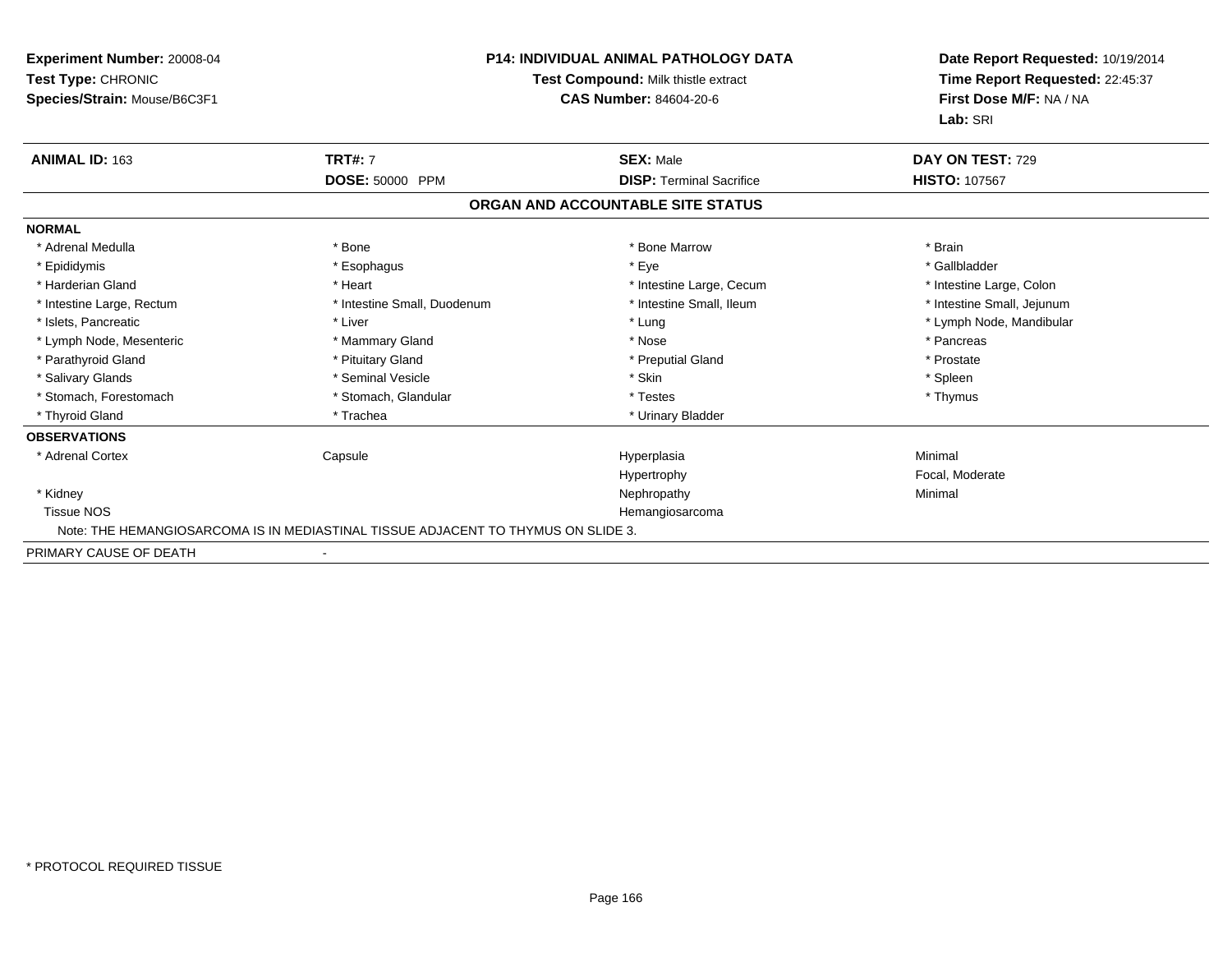**Experiment Number:** 20008-04
**Test Type:** CHRONIC
**Species/Strain:** Mouse/B6C3F1

**P14: INDIVIDUAL ANIMAL PATHOLOGY DATA**
**Test Compound:** Milk thistle extract
**CAS Number:** 84604-20-6

**Date Report Requested:** 10/19/2014
**Time Report Requested:** 22:45:37
**First Dose M/F:** NA / NA
**Lab:** SRI

| **ANIMAL ID:** 163 | **TRT#:** 7 | **SEX:** Male | **DAY ON TEST:** 729 |
|---|---|---|---|
| | **DOSE:** 50000 PPM | **DISP:** Terminal Sacrifice | **HISTO:** 107567 |

## ORGAN AND ACCOUNTABLE SITE STATUS

**NORMAL**

| | | | |
|---|---|---|---|
| * Adrenal Medulla | * Bone | * Bone Marrow | * Brain |
| * Epididymis | * Esophagus | * Eye | * Gallbladder |
| * Harderian Gland | * Heart | * Intestine Large, Cecum | * Intestine Large, Colon |
| * Intestine Large, Rectum | * Intestine Small, Duodenum | * Intestine Small, Ileum | * Intestine Small, Jejunum |
| * Islets, Pancreatic | * Liver | * Lung | * Lymph Node, Mandibular |
| * Lymph Node, Mesenteric | * Mammary Gland | * Nose | * Pancreas |
| * Parathyroid Gland | * Pituitary Gland | * Preputial Gland | * Prostate |
| * Salivary Glands | * Seminal Vesicle | * Skin | * Spleen |
| * Stomach, Forestomach | * Stomach, Glandular | * Testes | * Thymus |
| * Thyroid Gland | * Trachea | * Urinary Bladder | |

**OBSERVATIONS**

| | | | |
|---|---|---|---|
| * Adrenal Cortex | Capsule | Hyperplasia | Minimal |
| | | Hypertrophy | Focal, Moderate |
| * Kidney | | Nephropathy | Minimal |
| Tissue NOS | | Hemangiosarcoma | |

Note: THE HEMANGIOSARCOMA IS IN MEDIASTINAL TISSUE ADJACENT TO THYMUS ON SLIDE 3.

PRIMARY CAUSE OF DEATH -

* PROTOCOL REQUIRED TISSUE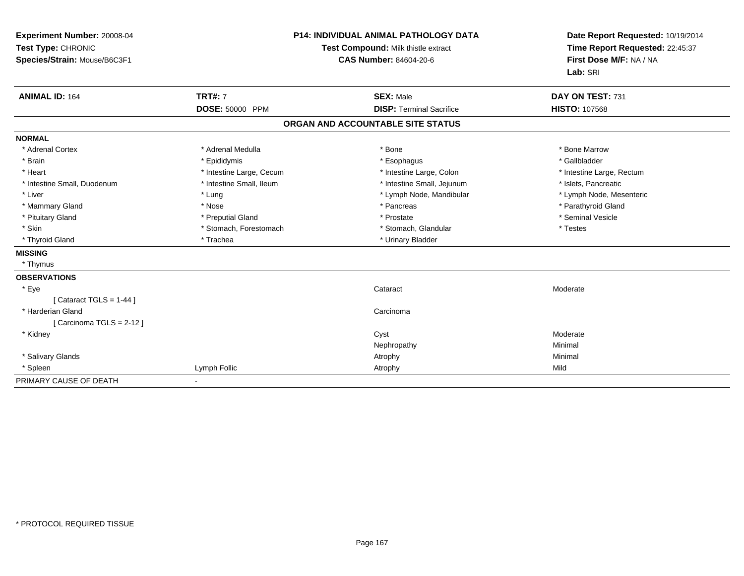**Experiment Number:** 20008-04
**Test Type:** CHRONIC
**Species/Strain:** Mouse/B6C3F1

**P14: INDIVIDUAL ANIMAL PATHOLOGY DATA**
**Test Compound:** Milk thistle extract
**CAS Number:** 84604-20-6

**Date Report Requested:** 10/19/2014
**Time Report Requested:** 22:45:37
**First Dose M/F:** NA / NA
**Lab:** SRI

| **ANIMAL ID:** 164 | **TRT#:** 7 | **SEX:** Male | **DAY ON TEST:** 731 |
|---|---|---|---|
| | **DOSE:** 50000 PPM | **DISP:** Terminal Sacrifice | **HISTO:** 107568 |

**ORGAN AND ACCOUNTABLE SITE STATUS**

**NORMAL**

| | | | |
|---|---|---|---|
| * Adrenal Cortex | * Adrenal Medulla | * Bone | * Bone Marrow |
| * Brain | * Epididymis | * Esophagus | * Gallbladder |
| * Heart | * Intestine Large, Cecum | * Intestine Large, Colon | * Intestine Large, Rectum |
| * Intestine Small, Duodenum | * Intestine Small, Ileum | * Intestine Small, Jejunum | * Islets, Pancreatic |
| * Liver | * Lung | * Lymph Node, Mandibular | * Lymph Node, Mesenteric |
| * Mammary Gland | * Nose | * Pancreas | * Parathyroid Gland |
| * Pituitary Gland | * Preputial Gland | * Prostate | * Seminal Vesicle |
| * Skin | * Stomach, Forestomach | * Stomach, Glandular | * Testes |
| * Thyroid Gland | * Trachea | * Urinary Bladder | |

**MISSING**

* Thymus

**OBSERVATIONS**

| | | | |
|---|---|---|---|
| * Eye | | Cataract | Moderate |
| [ Cataract TGLS = 1-44 ] | | | |
| * Harderian Gland | | Carcinoma | |
| [ Carcinoma TGLS = 2-12 ] | | | |
| * Kidney | | Cyst | Moderate |
| | | Nephropathy | Minimal |
| * Salivary Glands | | Atrophy | Minimal |
| * Spleen | Lymph Follic | Atrophy | Mild |

PRIMARY CAUSE OF DEATH -

* PROTOCOL REQUIRED TISSUE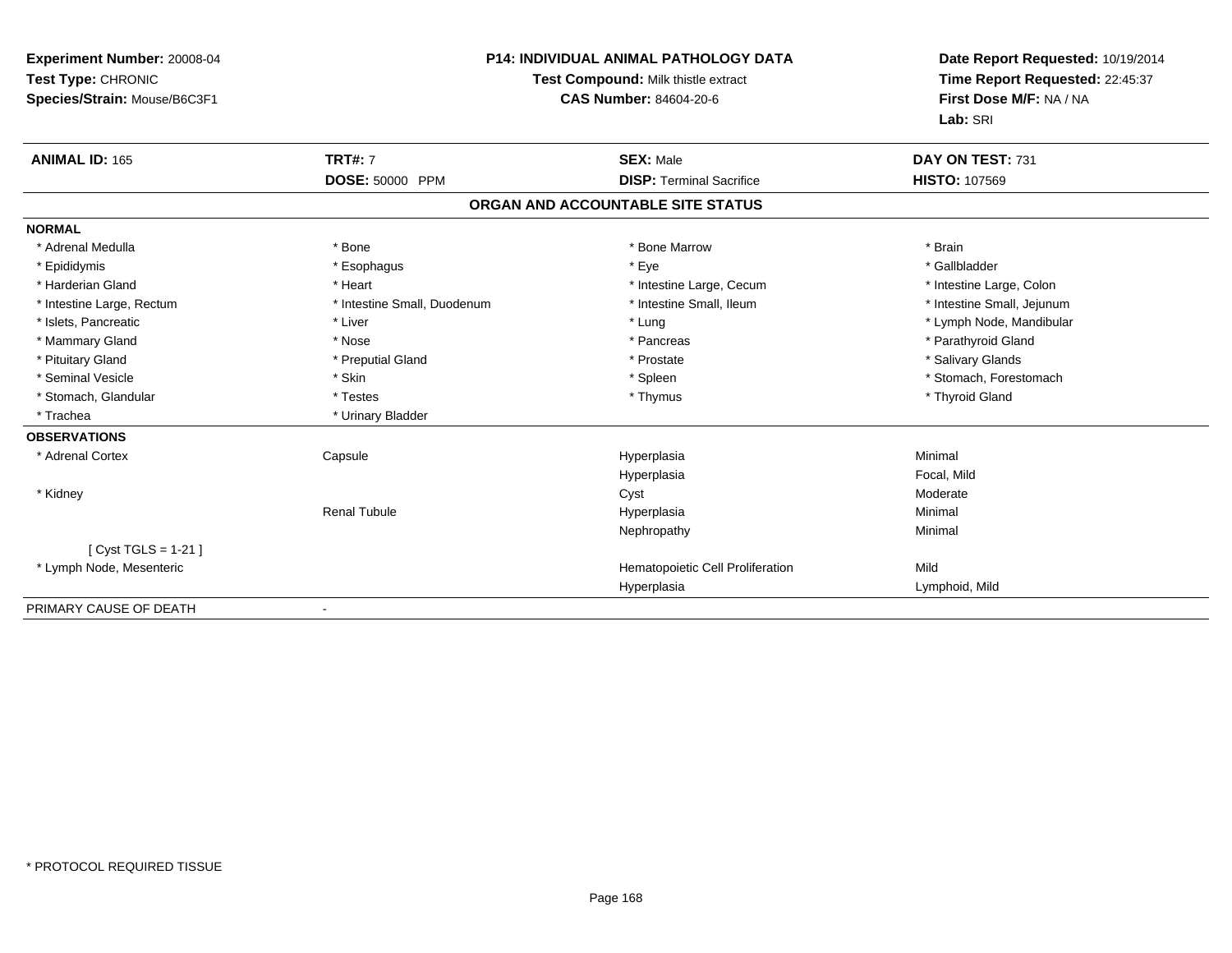**Experiment Number:** 20008-04
**Test Type:** CHRONIC
**Species/Strain:** Mouse/B6C3F1

**P14: INDIVIDUAL ANIMAL PATHOLOGY DATA**
**Test Compound:** Milk thistle extract
**CAS Number:** 84604-20-6

**Date Report Requested:** 10/19/2014
**Time Report Requested:** 22:45:37
**First Dose M/F:** NA / NA
**Lab:** SRI

| **ANIMAL ID:** 165 | **TRT#:** 7 | **SEX:** Male | **DAY ON TEST:** 731 |
|---|---|---|---|
| | **DOSE:** 50000 PPM | **DISP:** Terminal Sacrifice | **HISTO:** 107569 |

## ORGAN AND ACCOUNTABLE SITE STATUS

| | | | |
|---|---|---|---|
| **NORMAL** | | | |
| * Adrenal Medulla | * Bone | * Bone Marrow | * Brain |
| * Epididymis | * Esophagus | * Eye | * Gallbladder |
| * Harderian Gland | * Heart | * Intestine Large, Cecum | * Intestine Large, Colon |
| * Intestine Large, Rectum | * Intestine Small, Duodenum | * Intestine Small, Ileum | * Intestine Small, Jejunum |
| * Islets, Pancreatic | * Liver | * Lung | * Lymph Node, Mandibular |
| * Mammary Gland | * Nose | * Pancreas | * Parathyroid Gland |
| * Pituitary Gland | * Preputial Gland | * Prostate | * Salivary Glands |
| * Seminal Vesicle | * Skin | * Spleen | * Stomach, Forestomach |
| * Stomach, Glandular | * Testes | * Thymus | * Thyroid Gland |
| * Trachea | * Urinary Bladder | | |
| **OBSERVATIONS** | | | |
| * Adrenal Cortex | Capsule | Hyperplasia | Minimal |
| | | Hyperplasia | Focal, Mild |
| * Kidney | | Cyst | Moderate |
| | Renal Tubule | Hyperplasia | Minimal |
| | | Nephropathy | Minimal |
| [ Cyst TGLS = 1-21 ] | | | |
| * Lymph Node, Mesenteric | | Hematopoietic Cell Proliferation | Mild |
| | | Hyperplasia | Lymphoid, Mild |
| PRIMARY CAUSE OF DEATH | - | | |

\* PROTOCOL REQUIRED TISSUE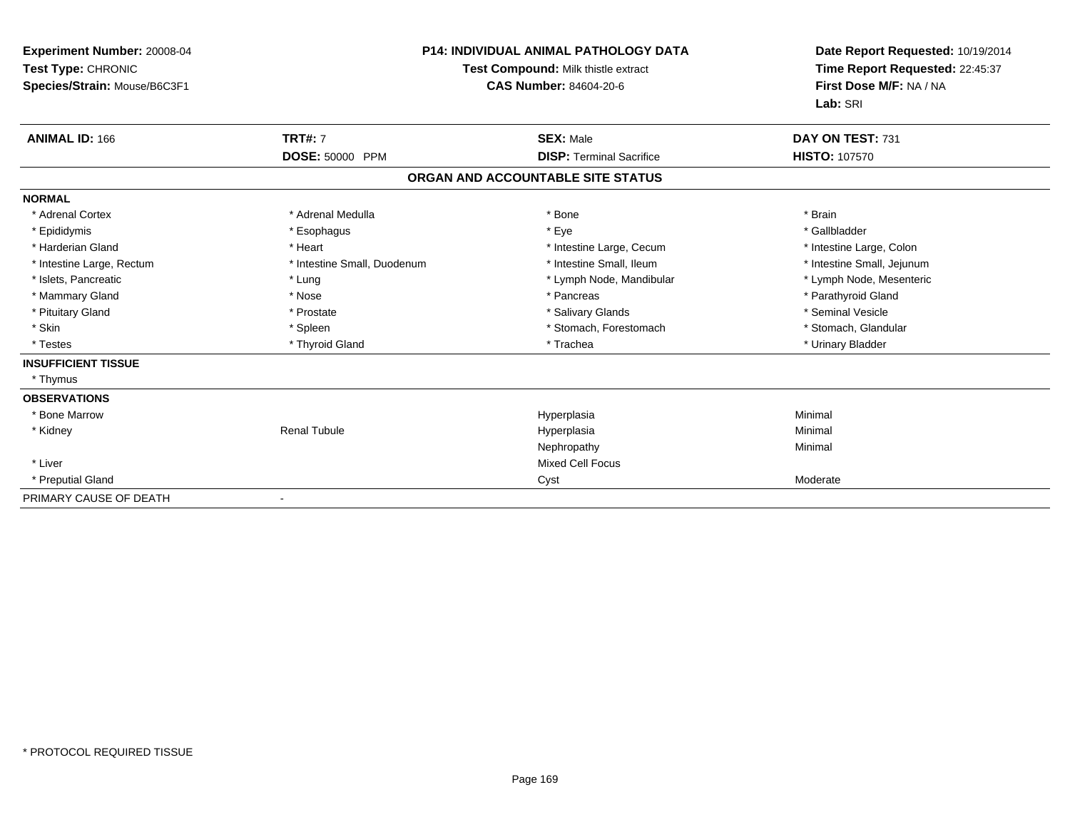**Experiment Number:** 20008-04
**Test Type:** CHRONIC
**Species/Strain:** Mouse/B6C3F1

**P14: INDIVIDUAL ANIMAL PATHOLOGY DATA**
**Test Compound:** Milk thistle extract
**CAS Number:** 84604-20-6

**Date Report Requested:** 10/19/2014
**Time Report Requested:** 22:45:37
**First Dose M/F:** NA / NA
**Lab:** SRI

| **ANIMAL ID:** 166 | **TRT#:** 7 | **SEX:** Male | **DAY ON TEST:** 731 |
|---|---|---|---|
| | **DOSE:** 50000 PPM | **DISP:** Terminal Sacrifice | **HISTO:** 107570 |

**ORGAN AND ACCOUNTABLE SITE STATUS**

**NORMAL**

| | | | |
|---|---|---|---|
| * Adrenal Cortex | * Adrenal Medulla | * Bone | * Brain |
| * Epididymis | * Esophagus | * Eye | * Gallbladder |
| * Harderian Gland | * Heart | * Intestine Large, Cecum | * Intestine Large, Colon |
| * Intestine Large, Rectum | * Intestine Small, Duodenum | * Intestine Small, Ileum | * Intestine Small, Jejunum |
| * Islets, Pancreatic | * Lung | * Lymph Node, Mandibular | * Lymph Node, Mesenteric |
| * Mammary Gland | * Nose | * Pancreas | * Parathyroid Gland |
| * Pituitary Gland | * Prostate | * Salivary Glands | * Seminal Vesicle |
| * Skin | * Spleen | * Stomach, Forestomach | * Stomach, Glandular |
| * Testes | * Thyroid Gland | * Trachea | * Urinary Bladder |

**INSUFFICIENT TISSUE**

* Thymus

**OBSERVATIONS**

| | | | |
|---|---|---|---|
| * Bone Marrow | | Hyperplasia | Minimal |
| * Kidney | Renal Tubule | Hyperplasia | Minimal |
| | | Nephropathy | Minimal |
| * Liver | | Mixed Cell Focus | |
| * Preputial Gland | | Cyst | Moderate |

PRIMARY CAUSE OF DEATH -

* PROTOCOL REQUIRED TISSUE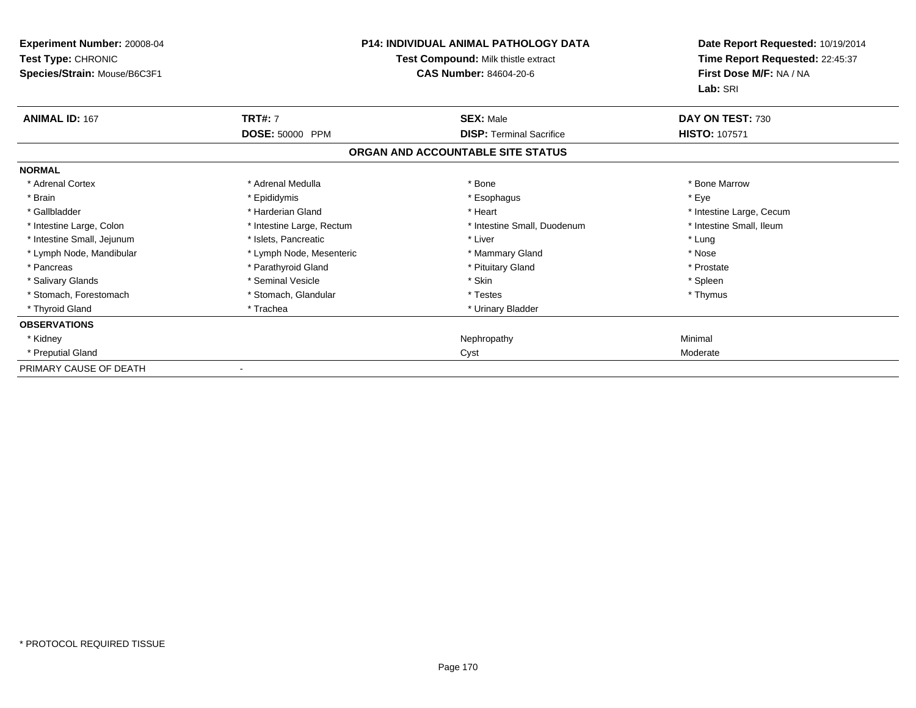**Experiment Number:** 20008-04
**Test Type:** CHRONIC
**Species/Strain:** Mouse/B6C3F1

**P14: INDIVIDUAL ANIMAL PATHOLOGY DATA**
**Test Compound:** Milk thistle extract
**CAS Number:** 84604-20-6

**Date Report Requested:** 10/19/2014
**Time Report Requested:** 22:45:37
**First Dose M/F:** NA / NA
**Lab:** SRI

| **ANIMAL ID:** 167 | **TRT#:** 7 | **SEX:** Male | **DAY ON TEST:** 730 |
|---|---|---|---|
| | **DOSE:** 50000 PPM | **DISP:** Terminal Sacrifice | **HISTO:** 107571 |

**ORGAN AND ACCOUNTABLE SITE STATUS**

| | | | |
|---|---|---|---|
| **NORMAL** | | | |
| * Adrenal Cortex | * Adrenal Medulla | * Bone | * Bone Marrow |
| * Brain | * Epididymis | * Esophagus | * Eye |
| * Gallbladder | * Harderian Gland | * Heart | * Intestine Large, Cecum |
| * Intestine Large, Colon | * Intestine Large, Rectum | * Intestine Small, Duodenum | * Intestine Small, Ileum |
| * Intestine Small, Jejunum | * Islets, Pancreatic | * Liver | * Lung |
| * Lymph Node, Mandibular | * Lymph Node, Mesenteric | * Mammary Gland | * Nose |
| * Pancreas | * Parathyroid Gland | * Pituitary Gland | * Prostate |
| * Salivary Glands | * Seminal Vesicle | * Skin | * Spleen |
| * Stomach, Forestomach | * Stomach, Glandular | * Testes | * Thymus |
| * Thyroid Gland | * Trachea | * Urinary Bladder | |
| **OBSERVATIONS** | | | |
| * Kidney | | Nephropathy | Minimal |
| * Preputial Gland | | Cyst | Moderate |
| PRIMARY CAUSE OF DEATH | - | | |

* PROTOCOL REQUIRED TISSUE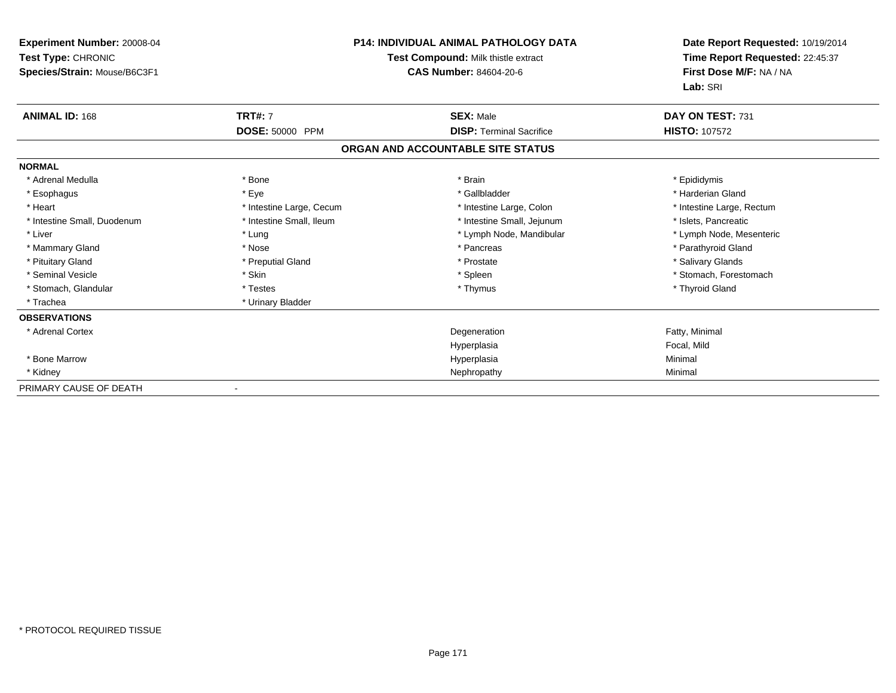**Experiment Number:** 20008-04
**Test Type:** CHRONIC
**Species/Strain:** Mouse/B6C3F1

**P14: INDIVIDUAL ANIMAL PATHOLOGY DATA**
**Test Compound:** Milk thistle extract
**CAS Number:** 84604-20-6

**Date Report Requested:** 10/19/2014
**Time Report Requested:** 22:45:37
**First Dose M/F:** NA / NA
**Lab:** SRI

| **ANIMAL ID:** 168 | **TRT#:** 7 | **SEX:** Male | **DAY ON TEST:** 731 |
|---|---|---|---|
| | **DOSE:** 50000 PPM | **DISP:** Terminal Sacrifice | **HISTO:** 107572 |

## ORGAN AND ACCOUNTABLE SITE STATUS

**NORMAL**

| | | | |
|---|---|---|---|
| * Adrenal Medulla | * Bone | * Brain | * Epididymis |
| * Esophagus | * Eye | * Gallbladder | * Harderian Gland |
| * Heart | * Intestine Large, Cecum | * Intestine Large, Colon | * Intestine Large, Rectum |
| * Intestine Small, Duodenum | * Intestine Small, Ileum | * Intestine Small, Jejunum | * Islets, Pancreatic |
| * Liver | * Lung | * Lymph Node, Mandibular | * Lymph Node, Mesenteric |
| * Mammary Gland | * Nose | * Pancreas | * Parathyroid Gland |
| * Pituitary Gland | * Preputial Gland | * Prostate | * Salivary Glands |
| * Seminal Vesicle | * Skin | * Spleen | * Stomach, Forestomach |
| * Stomach, Glandular | * Testes | * Thymus | * Thyroid Gland |
| * Trachea | * Urinary Bladder | | |

**OBSERVATIONS**

| | | |
|---|---|---|
| * Adrenal Cortex | Degeneration | Fatty, Minimal |
| | Hyperplasia | Focal, Mild |
| * Bone Marrow | Hyperplasia | Minimal |
| * Kidney | Nephropathy | Minimal |

PRIMARY CAUSE OF DEATH -

* PROTOCOL REQUIRED TISSUE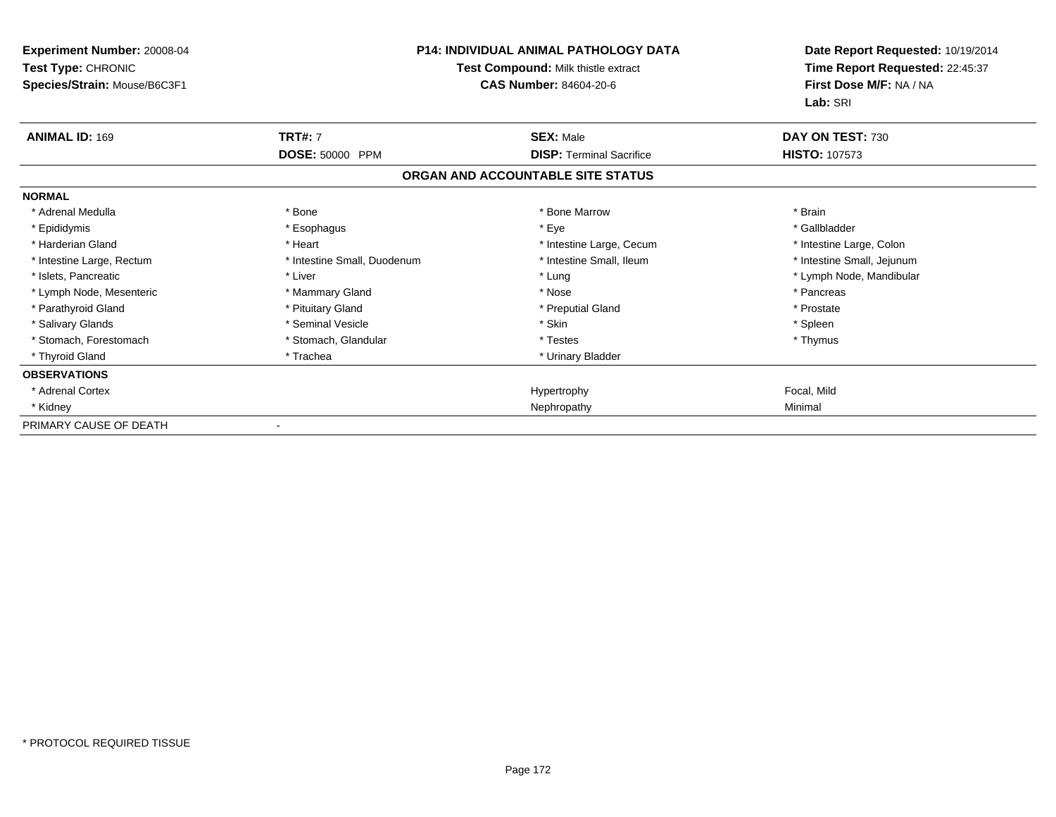**Experiment Number:** 20008-04
**Test Type:** CHRONIC
**Species/Strain:** Mouse/B6C3F1

**P14: INDIVIDUAL ANIMAL PATHOLOGY DATA**
**Test Compound:** Milk thistle extract
**CAS Number:** 84604-20-6

**Date Report Requested:** 10/19/2014
**Time Report Requested:** 22:45:37
**First Dose M/F:** NA / NA
**Lab:** SRI

| **ANIMAL ID:** 169 | **TRT#:** 7 | **SEX:** Male | **DAY ON TEST:** 730 |
|---|---|---|---|
| | **DOSE:** 50000 PPM | **DISP:** Terminal Sacrifice | **HISTO:** 107573 |

**ORGAN AND ACCOUNTABLE SITE STATUS**

| **NORMAL** | | | |
|---|---|---|---|
| * Adrenal Medulla | * Bone | * Bone Marrow | * Brain |
| * Epididymis | * Esophagus | * Eye | * Gallbladder |
| * Harderian Gland | * Heart | * Intestine Large, Cecum | * Intestine Large, Colon |
| * Intestine Large, Rectum | * Intestine Small, Duodenum | * Intestine Small, Ileum | * Intestine Small, Jejunum |
| * Islets, Pancreatic | * Liver | * Lung | * Lymph Node, Mandibular |
| * Lymph Node, Mesenteric | * Mammary Gland | * Nose | * Pancreas |
| * Parathyroid Gland | * Pituitary Gland | * Preputial Gland | * Prostate |
| * Salivary Glands | * Seminal Vesicle | * Skin | * Spleen |
| * Stomach, Forestomach | * Stomach, Glandular | * Testes | * Thymus |
| * Thyroid Gland | * Trachea | * Urinary Bladder | |
| **OBSERVATIONS** | | | |
| * Adrenal Cortex | | Hypertrophy | Focal, Mild |
| * Kidney | | Nephropathy | Minimal |
| PRIMARY CAUSE OF DEATH | - | | |

\* PROTOCOL REQUIRED TISSUE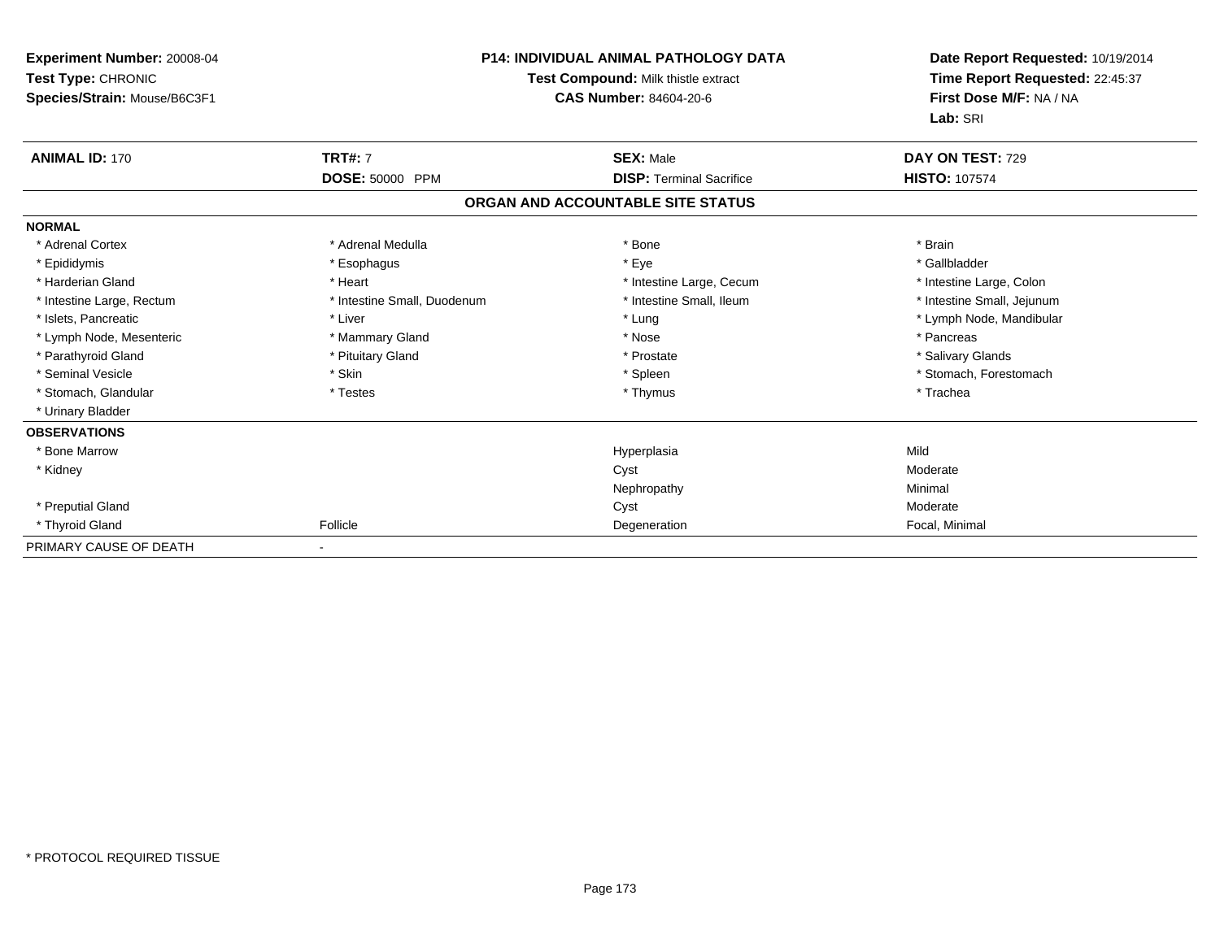**Experiment Number:** 20008-04
**Test Type:** CHRONIC
**Species/Strain:** Mouse/B6C3F1

**P14: INDIVIDUAL ANIMAL PATHOLOGY DATA**
**Test Compound:** Milk thistle extract
**CAS Number:** 84604-20-6

**Date Report Requested:** 10/19/2014
**Time Report Requested:** 22:45:37
**First Dose M/F:** NA / NA
**Lab:** SRI

| **ANIMAL ID:** 170 | **TRT#:** 7 | **SEX:** Male | **DAY ON TEST:** 729 |
|---|---|---|---|
| | **DOSE:** 50000 PPM | **DISP:** Terminal Sacrifice | **HISTO:** 107574 |

**ORGAN AND ACCOUNTABLE SITE STATUS**

**NORMAL**

| | | | |
|---|---|---|---|
| * Adrenal Cortex | * Adrenal Medulla | * Bone | * Brain |
| * Epididymis | * Esophagus | * Eye | * Gallbladder |
| * Harderian Gland | * Heart | * Intestine Large, Cecum | * Intestine Large, Colon |
| * Intestine Large, Rectum | * Intestine Small, Duodenum | * Intestine Small, Ileum | * Intestine Small, Jejunum |
| * Islets, Pancreatic | * Liver | * Lung | * Lymph Node, Mandibular |
| * Lymph Node, Mesenteric | * Mammary Gland | * Nose | * Pancreas |
| * Parathyroid Gland | * Pituitary Gland | * Prostate | * Salivary Glands |
| * Seminal Vesicle | * Skin | * Spleen | * Stomach, Forestomach |
| * Stomach, Glandular | * Testes | * Thymus | * Trachea |
| * Urinary Bladder | | | |

**OBSERVATIONS**

| | | | |
|---|---|---|---|
| * Bone Marrow | | Hyperplasia | Mild |
| * Kidney | | Cyst | Moderate |
| | | Nephropathy | Minimal |
| * Preputial Gland | | Cyst | Moderate |
| * Thyroid Gland | Follicle | Degeneration | Focal, Minimal |

PRIMARY CAUSE OF DEATH -

* PROTOCOL REQUIRED TISSUE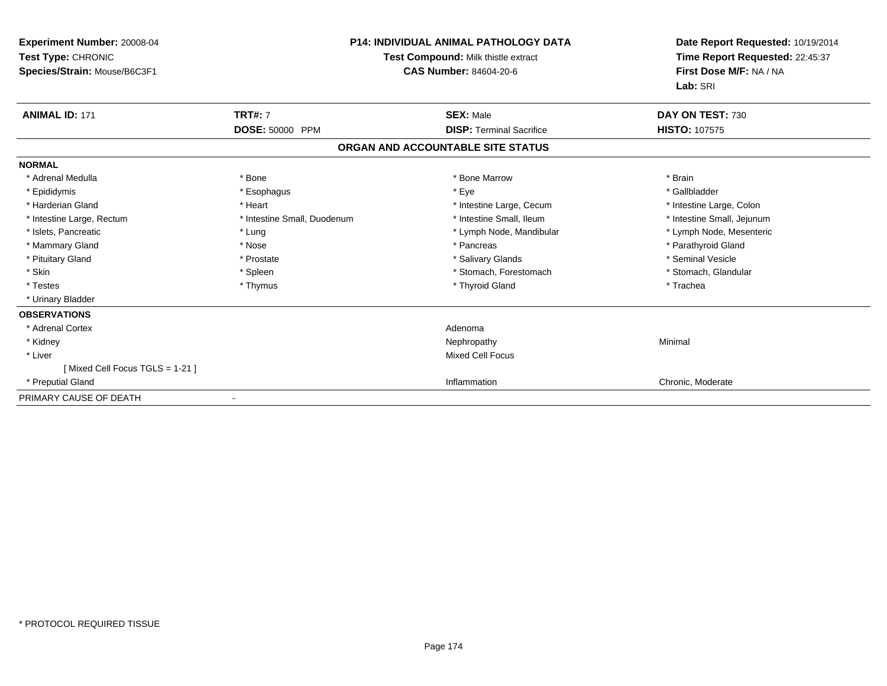**Experiment Number:** 20008-04
**Test Type:** CHRONIC
**Species/Strain:** Mouse/B6C3F1

**P14: INDIVIDUAL ANIMAL PATHOLOGY DATA**
**Test Compound:** Milk thistle extract
**CAS Number:** 84604-20-6

**Date Report Requested:** 10/19/2014
**Time Report Requested:** 22:45:37
**First Dose M/F:** NA / NA
**Lab:** SRI

| **ANIMAL ID:** 171 | **TRT#:** 7 | **SEX:** Male | **DAY ON TEST:** 730 |
|---|---|---|---|
| | **DOSE:** 50000 PPM | **DISP:** Terminal Sacrifice | **HISTO:** 107575 |

## ORGAN AND ACCOUNTABLE SITE STATUS

**NORMAL**

| | | | |
|---|---|---|---|
| * Adrenal Medulla | * Bone | * Bone Marrow | * Brain |
| * Epididymis | * Esophagus | * Eye | * Gallbladder |
| * Harderian Gland | * Heart | * Intestine Large, Cecum | * Intestine Large, Colon |
| * Intestine Large, Rectum | * Intestine Small, Duodenum | * Intestine Small, Ileum | * Intestine Small, Jejunum |
| * Islets, Pancreatic | * Lung | * Lymph Node, Mandibular | * Lymph Node, Mesenteric |
| * Mammary Gland | * Nose | * Pancreas | * Parathyroid Gland |
| * Pituitary Gland | * Prostate | * Salivary Glands | * Seminal Vesicle |
| * Skin | * Spleen | * Stomach, Forestomach | * Stomach, Glandular |
| * Testes | * Thymus | * Thyroid Gland | * Trachea |
| * Urinary Bladder | | | |

**OBSERVATIONS**

| | | |
|---|---|---|
| * Adrenal Cortex | Adenoma | |
| * Kidney | Nephropathy | Minimal |
| * Liver | Mixed Cell Focus | |
| [ Mixed Cell Focus TGLS = 1-21 ] | | |
| * Preputial Gland | Inflammation | Chronic, Moderate |

PRIMARY CAUSE OF DEATH -

* PROTOCOL REQUIRED TISSUE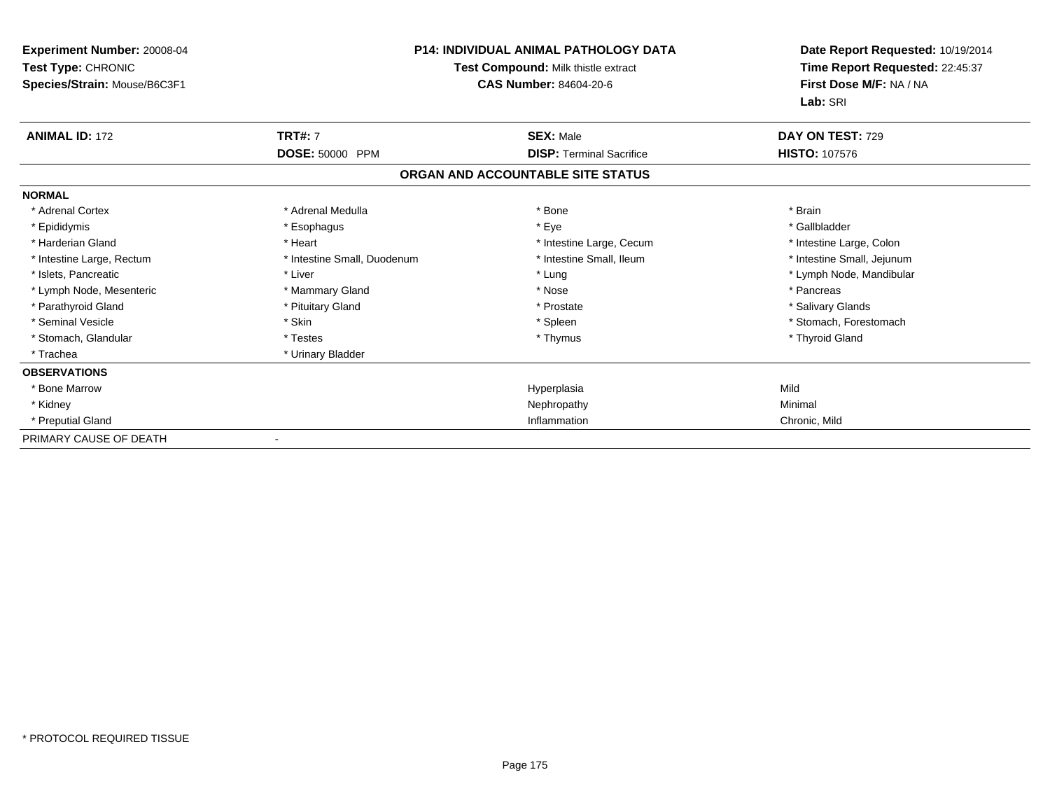**Experiment Number:** 20008-04
**Test Type:** CHRONIC
**Species/Strain:** Mouse/B6C3F1

**P14: INDIVIDUAL ANIMAL PATHOLOGY DATA**
**Test Compound:** Milk thistle extract
**CAS Number:** 84604-20-6

**Date Report Requested:** 10/19/2014
**Time Report Requested:** 22:45:37
**First Dose M/F:** NA / NA
**Lab:** SRI

| **ANIMAL ID:** 172 | **TRT#:** 7 | **SEX:** Male | **DAY ON TEST:** 729 |
|---|---|---|---|
| | **DOSE:** 50000 PPM | **DISP:** Terminal Sacrifice | **HISTO:** 107576 |

## ORGAN AND ACCOUNTABLE SITE STATUS

**NORMAL**

| | | | |
|---|---|---|---|
| * Adrenal Cortex | * Adrenal Medulla | * Bone | * Brain |
| * Epididymis | * Esophagus | * Eye | * Gallbladder |
| * Harderian Gland | * Heart | * Intestine Large, Cecum | * Intestine Large, Colon |
| * Intestine Large, Rectum | * Intestine Small, Duodenum | * Intestine Small, Ileum | * Intestine Small, Jejunum |
| * Islets, Pancreatic | * Liver | * Lung | * Lymph Node, Mandibular |
| * Lymph Node, Mesenteric | * Mammary Gland | * Nose | * Pancreas |
| * Parathyroid Gland | * Pituitary Gland | * Prostate | * Salivary Glands |
| * Seminal Vesicle | * Skin | * Spleen | * Stomach, Forestomach |
| * Stomach, Glandular | * Testes | * Thymus | * Thyroid Gland |
| * Trachea | * Urinary Bladder | | |

**OBSERVATIONS**

| | | |
|---|---|---|
| * Bone Marrow | Hyperplasia | Mild |
| * Kidney | Nephropathy | Minimal |
| * Preputial Gland | Inflammation | Chronic, Mild |

PRIMARY CAUSE OF DEATH -

* PROTOCOL REQUIRED TISSUE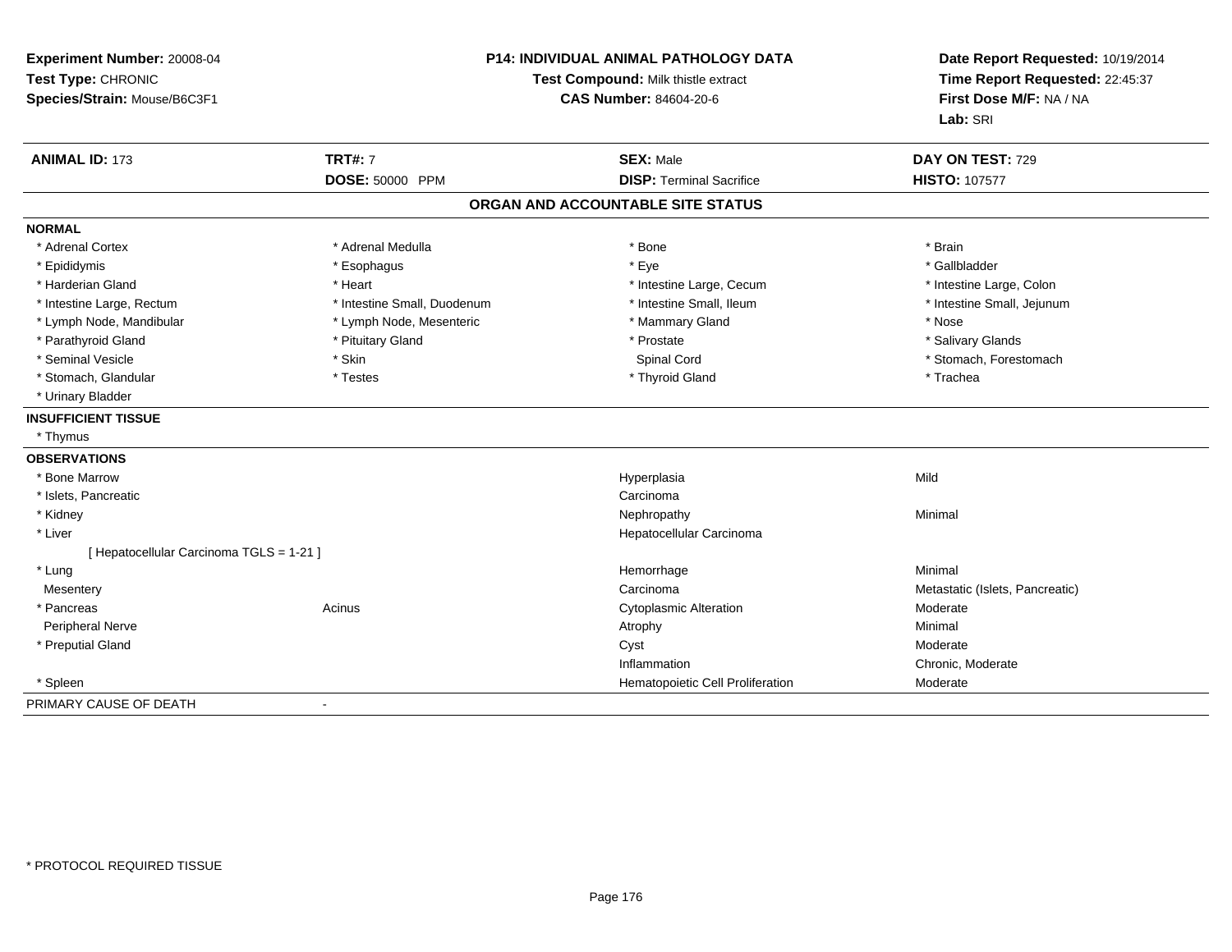**Experiment Number:** 20008-04
**Test Type:** CHRONIC
**Species/Strain:** Mouse/B6C3F1

**P14: INDIVIDUAL ANIMAL PATHOLOGY DATA**
**Test Compound:** Milk thistle extract
**CAS Number:** 84604-20-6

**Date Report Requested:** 10/19/2014
**Time Report Requested:** 22:45:37
**First Dose M/F:** NA / NA
**Lab:** SRI

| **ANIMAL ID:** 173 | **TRT#:** 7 | **SEX:** Male | **DAY ON TEST:** 729 |
|---|---|---|---|
| | **DOSE:** 50000 PPM | **DISP:** Terminal Sacrifice | **HISTO:** 107577 |

## ORGAN AND ACCOUNTABLE SITE STATUS

**NORMAL**

| | | | |
|---|---|---|---|
| * Adrenal Cortex | * Adrenal Medulla | * Bone | * Brain |
| * Epididymis | * Esophagus | * Eye | * Gallbladder |
| * Harderian Gland | * Heart | * Intestine Large, Cecum | * Intestine Large, Colon |
| * Intestine Large, Rectum | * Intestine Small, Duodenum | * Intestine Small, Ileum | * Intestine Small, Jejunum |
| * Lymph Node, Mandibular | * Lymph Node, Mesenteric | * Mammary Gland | * Nose |
| * Parathyroid Gland | * Pituitary Gland | * Prostate | * Salivary Glands |
| * Seminal Vesicle | * Skin | Spinal Cord | * Stomach, Forestomach |
| * Stomach, Glandular | * Testes | * Thyroid Gland | * Trachea |
| * Urinary Bladder | | | |

**INSUFFICIENT TISSUE**

* Thymus

**OBSERVATIONS**

| | | | |
|---|---|---|---|
| * Bone Marrow | | Hyperplasia | Mild |
| * Islets, Pancreatic | | Carcinoma | |
| * Kidney | | Nephropathy | Minimal |
| * Liver | | Hepatocellular Carcinoma | |
| [ Hepatocellular Carcinoma TGLS = 1-21 ] | | | |
| * Lung | | Hemorrhage | Minimal |
| Mesentery | | Carcinoma | Metastatic (Islets, Pancreatic) |
| * Pancreas | Acinus | Cytoplasmic Alteration | Moderate |
| Peripheral Nerve | | Atrophy | Minimal |
| * Preputial Gland | | Cyst | Moderate |
| | | Inflammation | Chronic, Moderate |
| * Spleen | | Hematopoietic Cell Proliferation | Moderate |

PRIMARY CAUSE OF DEATH -

* PROTOCOL REQUIRED TISSUE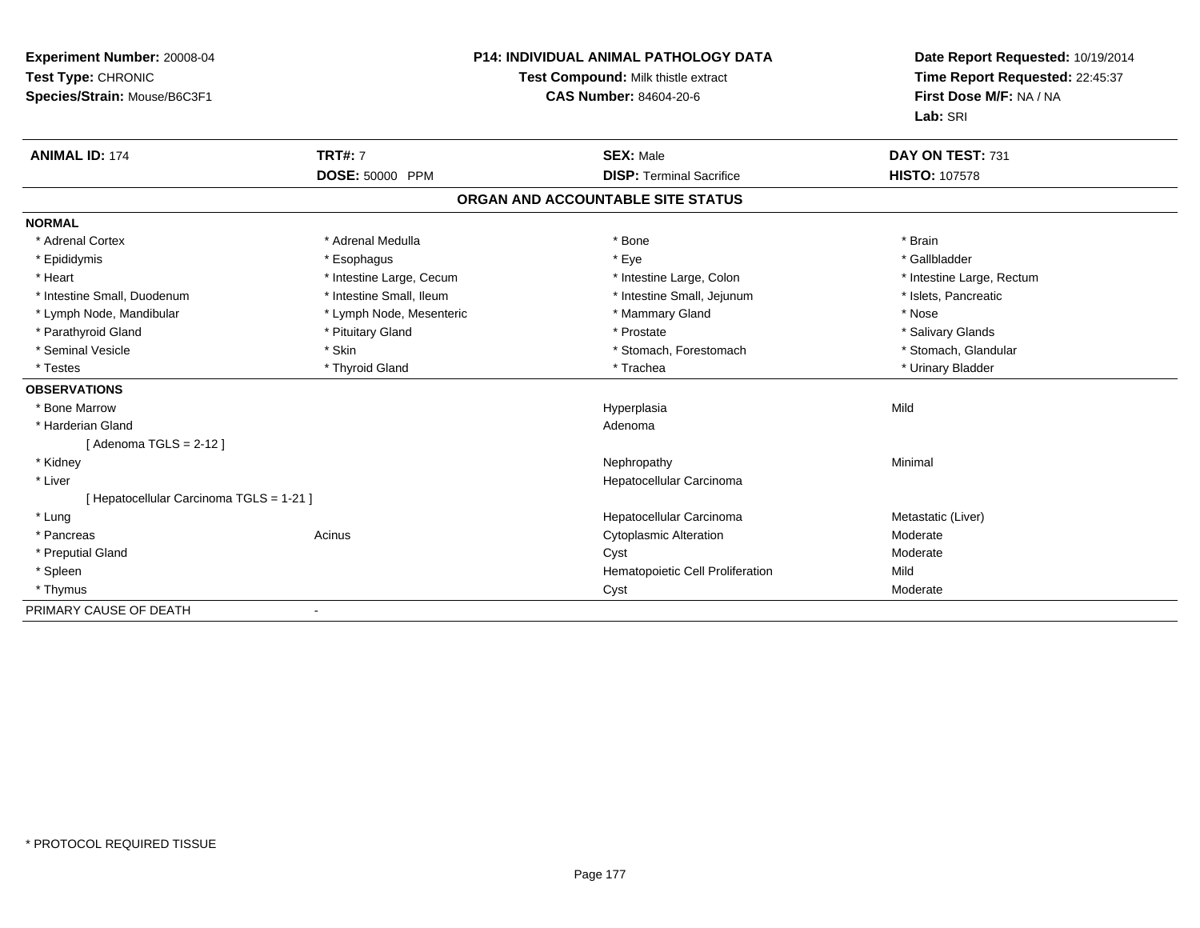**Experiment Number:** 20008-04
**Test Type:** CHRONIC
**Species/Strain:** Mouse/B6C3F1

**P14: INDIVIDUAL ANIMAL PATHOLOGY DATA**
**Test Compound:** Milk thistle extract
**CAS Number:** 84604-20-6

**Date Report Requested:** 10/19/2014
**Time Report Requested:** 22:45:37
**First Dose M/F:** NA / NA
**Lab:** SRI

| **ANIMAL ID:** 174 | **TRT#:** 7 | **SEX:** Male | **DAY ON TEST:** 731 |
|---|---|---|---|
| | **DOSE:** 50000 PPM | **DISP:** Terminal Sacrifice | **HISTO:** 107578 |

## ORGAN AND ACCOUNTABLE SITE STATUS

**NORMAL**

| | | | |
|---|---|---|---|
| * Adrenal Cortex | * Adrenal Medulla | * Bone | * Brain |
| * Epididymis | * Esophagus | * Eye | * Gallbladder |
| * Heart | * Intestine Large, Cecum | * Intestine Large, Colon | * Intestine Large, Rectum |
| * Intestine Small, Duodenum | * Intestine Small, Ileum | * Intestine Small, Jejunum | * Islets, Pancreatic |
| * Lymph Node, Mandibular | * Lymph Node, Mesenteric | * Mammary Gland | * Nose |
| * Parathyroid Gland | * Pituitary Gland | * Prostate | * Salivary Glands |
| * Seminal Vesicle | * Skin | * Stomach, Forestomach | * Stomach, Glandular |
| * Testes | * Thyroid Gland | * Trachea | * Urinary Bladder |

**OBSERVATIONS**

| | | | |
|---|---|---|---|
| * Bone Marrow | | Hyperplasia | Mild |
| * Harderian Gland | | Adenoma | |
| [ Adenoma TGLS = 2-12 ] | | | |
| * Kidney | | Nephropathy | Minimal |
| * Liver | | Hepatocellular Carcinoma | |
| [ Hepatocellular Carcinoma TGLS = 1-21 ] | | | |
| * Lung | | Hepatocellular Carcinoma | Metastatic (Liver) |
| * Pancreas | Acinus | Cytoplasmic Alteration | Moderate |
| * Preputial Gland | | Cyst | Moderate |
| * Spleen | | Hematopoietic Cell Proliferation | Mild |
| * Thymus | | Cyst | Moderate |

PRIMARY CAUSE OF DEATH -

* PROTOCOL REQUIRED TISSUE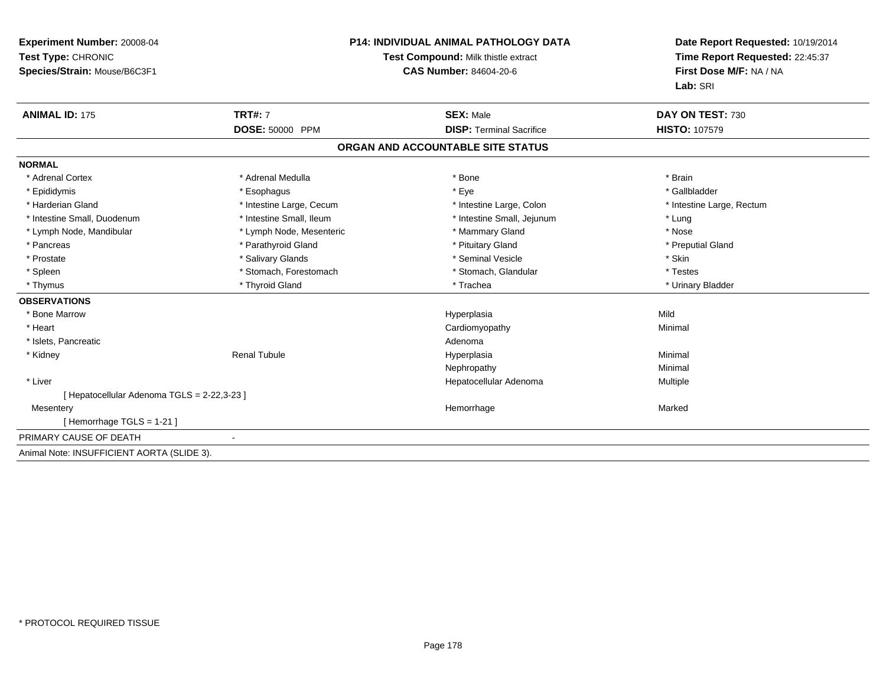**Experiment Number:** 20008-04
**Test Type:** CHRONIC
**Species/Strain:** Mouse/B6C3F1

**P14: INDIVIDUAL ANIMAL PATHOLOGY DATA**
**Test Compound:** Milk thistle extract
**CAS Number:** 84604-20-6

**Date Report Requested:** 10/19/2014
**Time Report Requested:** 22:45:37
**First Dose M/F:** NA / NA
**Lab:** SRI

| **ANIMAL ID:** 175 | **TRT#:** 7 | **SEX:** Male | **DAY ON TEST:** 730 |
|---|---|---|---|
| | **DOSE:** 50000 PPM | **DISP:** Terminal Sacrifice | **HISTO:** 107579 |

## ORGAN AND ACCOUNTABLE SITE STATUS

**NORMAL**

| | | | |
|---|---|---|---|
| * Adrenal Cortex | * Adrenal Medulla | * Bone | * Brain |
| * Epididymis | * Esophagus | * Eye | * Gallbladder |
| * Harderian Gland | * Intestine Large, Cecum | * Intestine Large, Colon | * Intestine Large, Rectum |
| * Intestine Small, Duodenum | * Intestine Small, Ileum | * Intestine Small, Jejunum | * Lung |
| * Lymph Node, Mandibular | * Lymph Node, Mesenteric | * Mammary Gland | * Nose |
| * Pancreas | * Parathyroid Gland | * Pituitary Gland | * Preputial Gland |
| * Prostate | * Salivary Glands | * Seminal Vesicle | * Skin |
| * Spleen | * Stomach, Forestomach | * Stomach, Glandular | * Testes |
| * Thymus | * Thyroid Gland | * Trachea | * Urinary Bladder |

**OBSERVATIONS**

| | | | |
|---|---|---|---|
| * Bone Marrow | | Hyperplasia | Mild |
| * Heart | | Cardiomyopathy | Minimal |
| * Islets, Pancreatic | | Adenoma | |
| * Kidney | Renal Tubule | Hyperplasia | Minimal |
| | | Nephropathy | Minimal |
| * Liver | | Hepatocellular Adenoma | Multiple |
| [ Hepatocellular Adenoma TGLS = 2-22,3-23 ] | | | |
| Mesentery | | Hemorrhage | Marked |
| [ Hemorrhage TGLS = 1-21 ] | | | |

PRIMARY CAUSE OF DEATH -

Animal Note: INSUFFICIENT AORTA (SLIDE 3).

* PROTOCOL REQUIRED TISSUE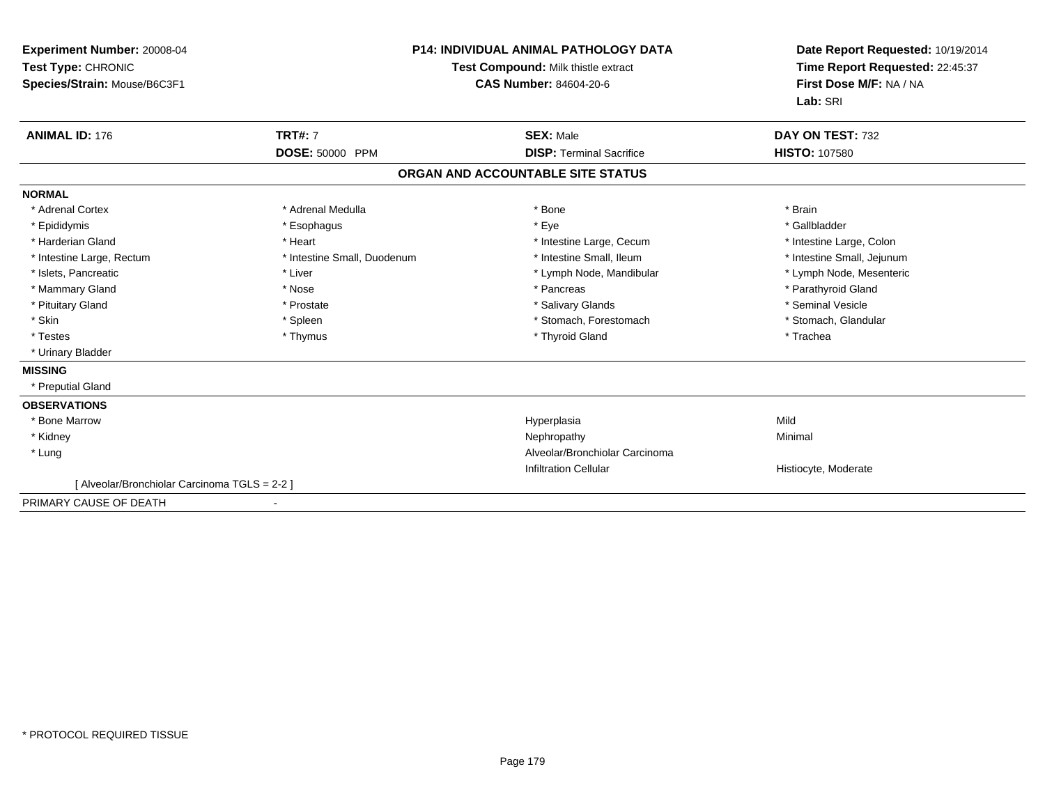**Experiment Number:** 20008-04
**Test Type:** CHRONIC
**Species/Strain:** Mouse/B6C3F1

**P14: INDIVIDUAL ANIMAL PATHOLOGY DATA**
**Test Compound:** Milk thistle extract
**CAS Number:** 84604-20-6

**Date Report Requested:** 10/19/2014
**Time Report Requested:** 22:45:37
**First Dose M/F:** NA / NA
**Lab:** SRI

| **ANIMAL ID:** 176 | **TRT#:** 7 | **SEX:** Male | **DAY ON TEST:** 732 |
|---|---|---|---|
| | **DOSE:** 50000 PPM | **DISP:** Terminal Sacrifice | **HISTO:** 107580 |

## ORGAN AND ACCOUNTABLE SITE STATUS

**NORMAL**

| | | | |
|---|---|---|---|
| * Adrenal Cortex | * Adrenal Medulla | * Bone | * Brain |
| * Epididymis | * Esophagus | * Eye | * Gallbladder |
| * Harderian Gland | * Heart | * Intestine Large, Cecum | * Intestine Large, Colon |
| * Intestine Large, Rectum | * Intestine Small, Duodenum | * Intestine Small, Ileum | * Intestine Small, Jejunum |
| * Islets, Pancreatic | * Liver | * Lymph Node, Mandibular | * Lymph Node, Mesenteric |
| * Mammary Gland | * Nose | * Pancreas | * Parathyroid Gland |
| * Pituitary Gland | * Prostate | * Salivary Glands | * Seminal Vesicle |
| * Skin | * Spleen | * Stomach, Forestomach | * Stomach, Glandular |
| * Testes | * Thymus | * Thyroid Gland | * Trachea |
| * Urinary Bladder | | | |

**MISSING**

* Preputial Gland

**OBSERVATIONS**

| | | |
|---|---|---|
| * Bone Marrow | Hyperplasia | Mild |
| * Kidney | Nephropathy | Minimal |
| * Lung | Alveolar/Bronchiolar Carcinoma | |
| | Infiltration Cellular | Histiocyte, Moderate |

[ Alveolar/Bronchiolar Carcinoma TGLS = 2-2 ]

PRIMARY CAUSE OF DEATH -

* PROTOCOL REQUIRED TISSUE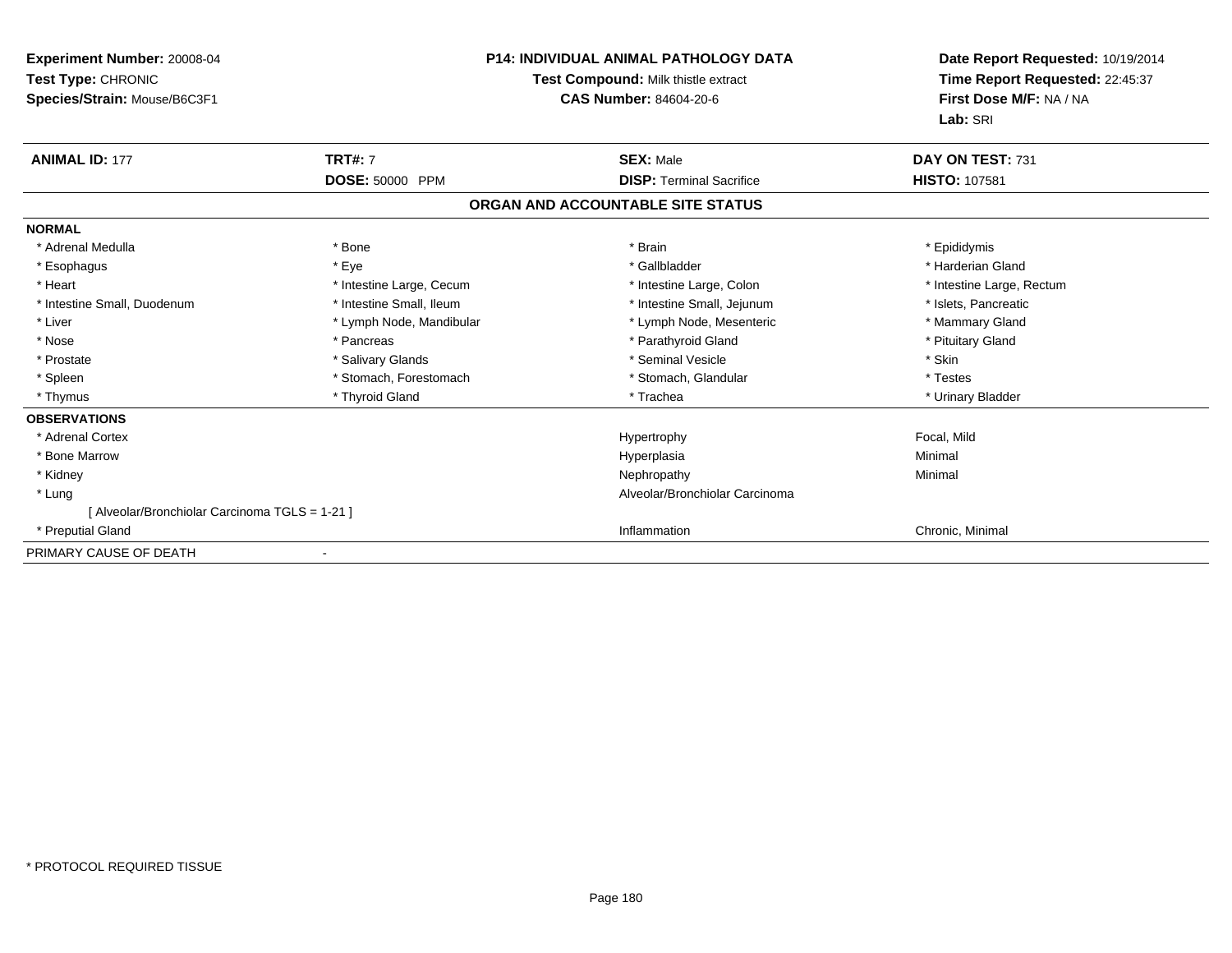**Experiment Number:** 20008-04
**Test Type:** CHRONIC
**Species/Strain:** Mouse/B6C3F1

**P14: INDIVIDUAL ANIMAL PATHOLOGY DATA**
**Test Compound:** Milk thistle extract
**CAS Number:** 84604-20-6

**Date Report Requested:** 10/19/2014
**Time Report Requested:** 22:45:37
**First Dose M/F:** NA / NA
**Lab:** SRI

| **ANIMAL ID:** 177 | **TRT#:** 7 | **SEX:** Male | **DAY ON TEST:** 731 |
|---|---|---|---|
| | **DOSE:** 50000 PPM | **DISP:** Terminal Sacrifice | **HISTO:** 107581 |

## ORGAN AND ACCOUNTABLE SITE STATUS

**NORMAL**

| | | | |
|---|---|---|---|
| * Adrenal Medulla | * Bone | * Brain | * Epididymis |
| * Esophagus | * Eye | * Gallbladder | * Harderian Gland |
| * Heart | * Intestine Large, Cecum | * Intestine Large, Colon | * Intestine Large, Rectum |
| * Intestine Small, Duodenum | * Intestine Small, Ileum | * Intestine Small, Jejunum | * Islets, Pancreatic |
| * Liver | * Lymph Node, Mandibular | * Lymph Node, Mesenteric | * Mammary Gland |
| * Nose | * Pancreas | * Parathyroid Gland | * Pituitary Gland |
| * Prostate | * Salivary Glands | * Seminal Vesicle | * Skin |
| * Spleen | * Stomach, Forestomach | * Stomach, Glandular | * Testes |
| * Thymus | * Thyroid Gland | * Trachea | * Urinary Bladder |

**OBSERVATIONS**

| | | |
|---|---|---|
| * Adrenal Cortex | Hypertrophy | Focal, Mild |
| * Bone Marrow | Hyperplasia | Minimal |
| * Kidney | Nephropathy | Minimal |
| * Lung | Alveolar/Bronchiolar Carcinoma | |
| [ Alveolar/Bronchiolar Carcinoma TGLS = 1-21 ] | | |
| * Preputial Gland | Inflammation | Chronic, Minimal |

PRIMARY CAUSE OF DEATH -

* PROTOCOL REQUIRED TISSUE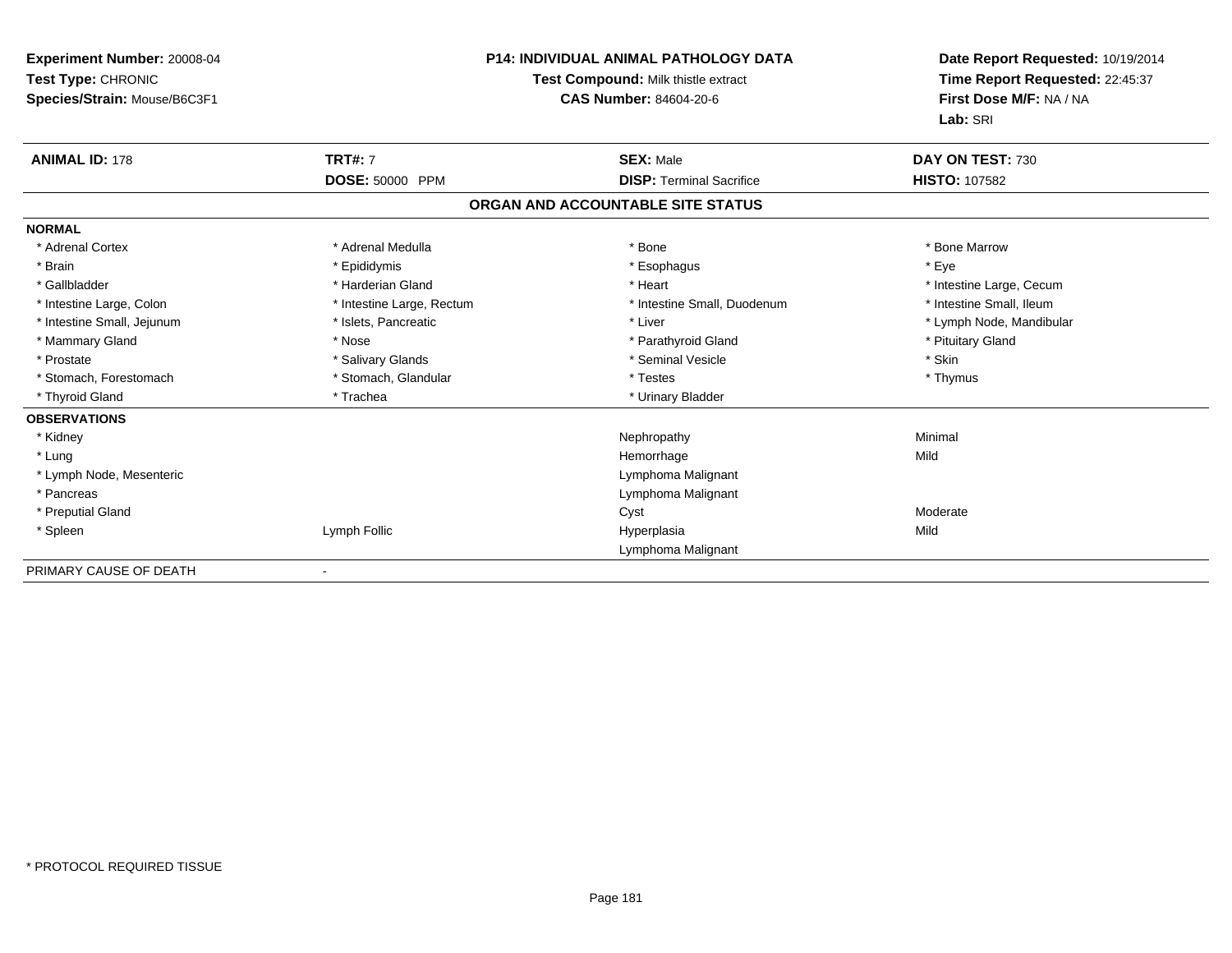**Experiment Number:** 20008-04
**Test Type:** CHRONIC
**Species/Strain:** Mouse/B6C3F1

**P14: INDIVIDUAL ANIMAL PATHOLOGY DATA**
**Test Compound:** Milk thistle extract
**CAS Number:** 84604-20-6

**Date Report Requested:** 10/19/2014
**Time Report Requested:** 22:45:37
**First Dose M/F:** NA / NA
**Lab:** SRI

| **ANIMAL ID:** 178 | **TRT#:** 7 | **SEX:** Male | **DAY ON TEST:** 730 |
|---|---|---|---|
| | **DOSE:** 50000 PPM | **DISP:** Terminal Sacrifice | **HISTO:** 107582 |

## ORGAN AND ACCOUNTABLE SITE STATUS

**NORMAL**

| | | | |
|---|---|---|---|
| * Adrenal Cortex | * Adrenal Medulla | * Bone | * Bone Marrow |
| * Brain | * Epididymis | * Esophagus | * Eye |
| * Gallbladder | * Harderian Gland | * Heart | * Intestine Large, Cecum |
| * Intestine Large, Colon | * Intestine Large, Rectum | * Intestine Small, Duodenum | * Intestine Small, Ileum |
| * Intestine Small, Jejunum | * Islets, Pancreatic | * Liver | * Lymph Node, Mandibular |
| * Mammary Gland | * Nose | * Parathyroid Gland | * Pituitary Gland |
| * Prostate | * Salivary Glands | * Seminal Vesicle | * Skin |
| * Stomach, Forestomach | * Stomach, Glandular | * Testes | * Thymus |
| * Thyroid Gland | * Trachea | * Urinary Bladder | |

**OBSERVATIONS**

| | | | |
|---|---|---|---|
| * Kidney | | Nephropathy | Minimal |
| * Lung | | Hemorrhage | Mild |
| * Lymph Node, Mesenteric | | Lymphoma Malignant | |
| * Pancreas | | Lymphoma Malignant | |
| * Preputial Gland | | Cyst | Moderate |
| * Spleen | Lymph Follic | Hyperplasia | Mild |
| | | Lymphoma Malignant | |

PRIMARY CAUSE OF DEATH -

* PROTOCOL REQUIRED TISSUE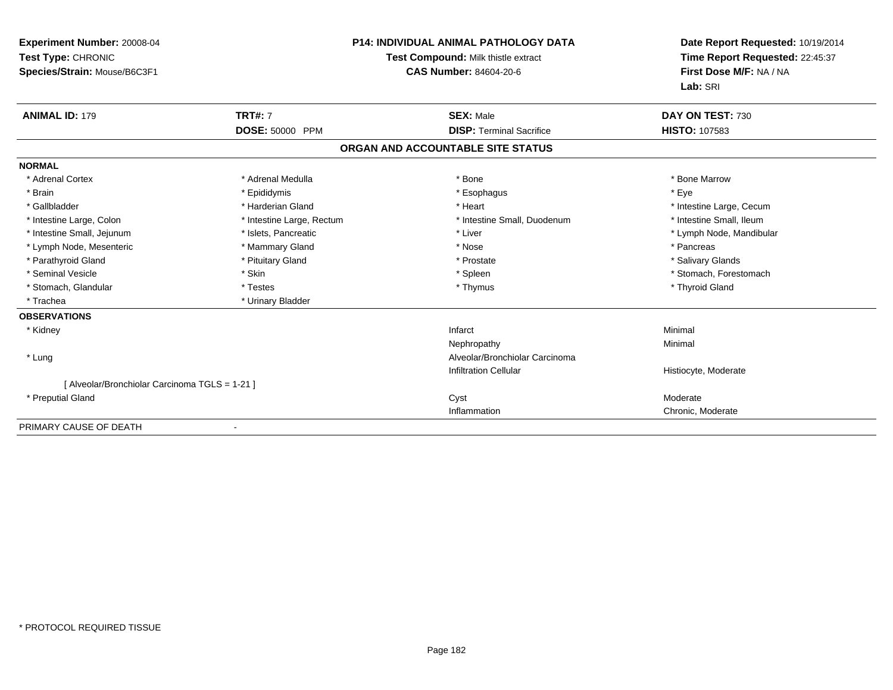**Experiment Number:** 20008-04
**Test Type:** CHRONIC
**Species/Strain:** Mouse/B6C3F1

**P14: INDIVIDUAL ANIMAL PATHOLOGY DATA**
**Test Compound:** Milk thistle extract
**CAS Number:** 84604-20-6

**Date Report Requested:** 10/19/2014
**Time Report Requested:** 22:45:37
**First Dose M/F:** NA / NA
**Lab:** SRI

| **ANIMAL ID:** 179 | **TRT#:** 7 | **SEX:** Male | **DAY ON TEST:** 730 |
|---|---|---|---|
| | **DOSE:** 50000 PPM | **DISP:** Terminal Sacrifice | **HISTO:** 107583 |

## ORGAN AND ACCOUNTABLE SITE STATUS

**NORMAL**

| | | | |
|---|---|---|---|
| * Adrenal Cortex | * Adrenal Medulla | * Bone | * Bone Marrow |
| * Brain | * Epididymis | * Esophagus | * Eye |
| * Gallbladder | * Harderian Gland | * Heart | * Intestine Large, Cecum |
| * Intestine Large, Colon | * Intestine Large, Rectum | * Intestine Small, Duodenum | * Intestine Small, Ileum |
| * Intestine Small, Jejunum | * Islets, Pancreatic | * Liver | * Lymph Node, Mandibular |
| * Lymph Node, Mesenteric | * Mammary Gland | * Nose | * Pancreas |
| * Parathyroid Gland | * Pituitary Gland | * Prostate | * Salivary Glands |
| * Seminal Vesicle | * Skin | * Spleen | * Stomach, Forestomach |
| * Stomach, Glandular | * Testes | * Thymus | * Thyroid Gland |
| * Trachea | * Urinary Bladder | | |

**OBSERVATIONS**

| | | |
|---|---|---|
| * Kidney | Infarct | Minimal |
| | Nephropathy | Minimal |
| * Lung | Alveolar/Bronchiolar Carcinoma | |
| | Infiltration Cellular | Histiocyte, Moderate |
| [ Alveolar/Bronchiolar Carcinoma TGLS = 1-21 ] | | |
| * Preputial Gland | Cyst | Moderate |
| | Inflammation | Chronic, Moderate |

PRIMARY CAUSE OF DEATH -

* PROTOCOL REQUIRED TISSUE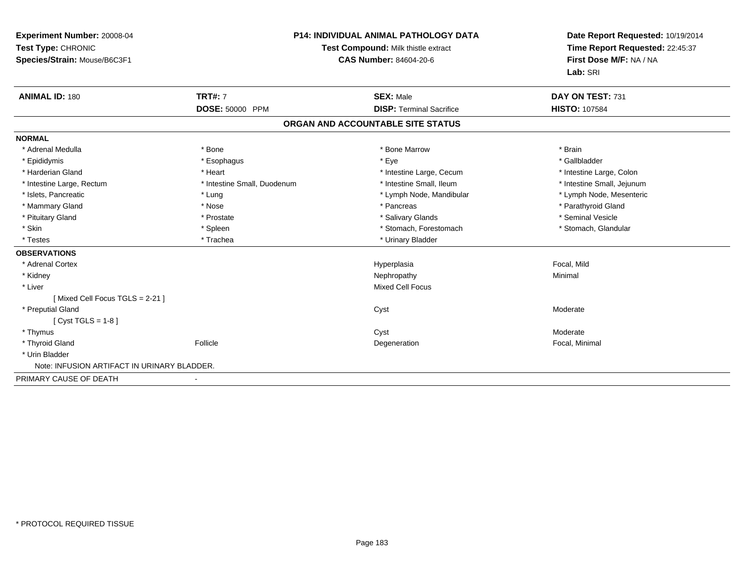**Experiment Number:** 20008-04
**Test Type:** CHRONIC
**Species/Strain:** Mouse/B6C3F1

**P14: INDIVIDUAL ANIMAL PATHOLOGY DATA**
**Test Compound:** Milk thistle extract
**CAS Number:** 84604-20-6

**Date Report Requested:** 10/19/2014
**Time Report Requested:** 22:45:37
**First Dose M/F:** NA / NA
**Lab:** SRI

| **ANIMAL ID:** 180 | **TRT#:** 7 | **SEX:** Male | **DAY ON TEST:** 731 |
|---|---|---|---|
| | **DOSE:** 50000 PPM | **DISP:** Terminal Sacrifice | **HISTO:** 107584 |

**ORGAN AND ACCOUNTABLE SITE STATUS**

**NORMAL**

| | | | |
|---|---|---|---|
| * Adrenal Medulla | * Bone | * Bone Marrow | * Brain |
| * Epididymis | * Esophagus | * Eye | * Gallbladder |
| * Harderian Gland | * Heart | * Intestine Large, Cecum | * Intestine Large, Colon |
| * Intestine Large, Rectum | * Intestine Small, Duodenum | * Intestine Small, Ileum | * Intestine Small, Jejunum |
| * Islets, Pancreatic | * Lung | * Lymph Node, Mandibular | * Lymph Node, Mesenteric |
| * Mammary Gland | * Nose | * Pancreas | * Parathyroid Gland |
| * Pituitary Gland | * Prostate | * Salivary Glands | * Seminal Vesicle |
| * Skin | * Spleen | * Stomach, Forestomach | * Stomach, Glandular |
| * Testes | * Trachea | * Urinary Bladder | |

**OBSERVATIONS**

| | | | |
|---|---|---|---|
| * Adrenal Cortex | | Hyperplasia | Focal, Mild |
| * Kidney | | Nephropathy | Minimal |
| * Liver | | Mixed Cell Focus | |
| [ Mixed Cell Focus TGLS = 2-21 ] | | | |
| * Preputial Gland | | Cyst | Moderate |
| [ Cyst TGLS = 1-8 ] | | | |
| * Thymus | | Cyst | Moderate |
| * Thyroid Gland | Follicle | Degeneration | Focal, Minimal |
| * Urin Bladder | | | |
| Note: INFUSION ARTIFACT IN URINARY BLADDER. | | | |

PRIMARY CAUSE OF DEATH -

* PROTOCOL REQUIRED TISSUE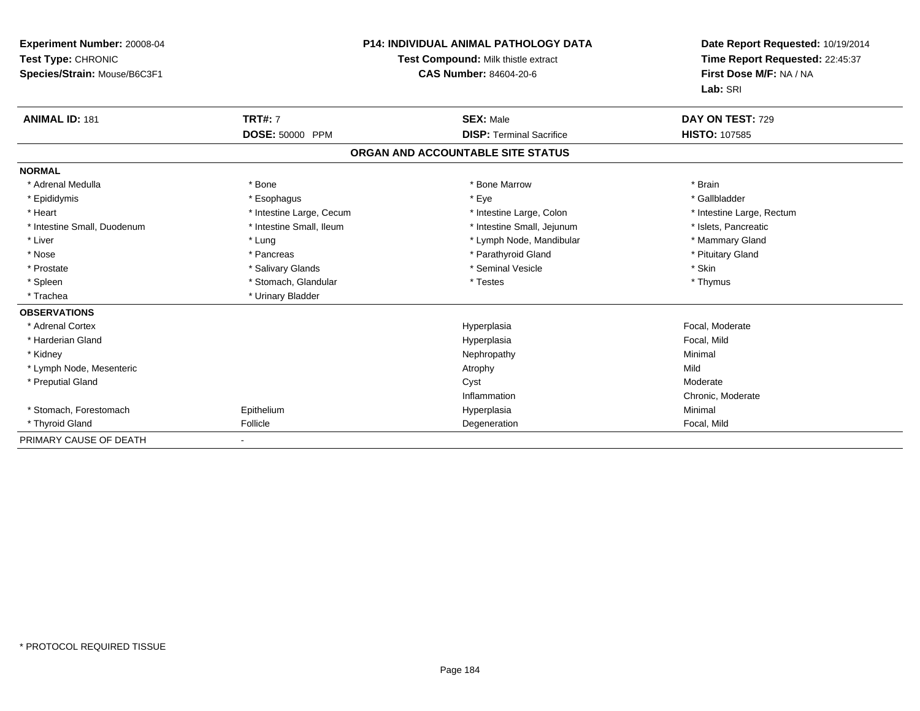**Experiment Number:** 20008-04
**Test Type:** CHRONIC
**Species/Strain:** Mouse/B6C3F1

**P14: INDIVIDUAL ANIMAL PATHOLOGY DATA**
**Test Compound:** Milk thistle extract
**CAS Number:** 84604-20-6

**Date Report Requested:** 10/19/2014
**Time Report Requested:** 22:45:37
**First Dose M/F:** NA / NA
**Lab:** SRI

| **ANIMAL ID:** 181 | **TRT#:** 7 | **SEX:** Male | **DAY ON TEST:** 729 |
|---|---|---|---|
| | **DOSE:** 50000 PPM | **DISP:** Terminal Sacrifice | **HISTO:** 107585 |

## ORGAN AND ACCOUNTABLE SITE STATUS

| | | | |
|---|---|---|---|
| **NORMAL** | | | |
| * Adrenal Medulla | * Bone | * Bone Marrow | * Brain |
| * Epididymis | * Esophagus | * Eye | * Gallbladder |
| * Heart | * Intestine Large, Cecum | * Intestine Large, Colon | * Intestine Large, Rectum |
| * Intestine Small, Duodenum | * Intestine Small, Ileum | * Intestine Small, Jejunum | * Islets, Pancreatic |
| * Liver | * Lung | * Lymph Node, Mandibular | * Mammary Gland |
| * Nose | * Pancreas | * Parathyroid Gland | * Pituitary Gland |
| * Prostate | * Salivary Glands | * Seminal Vesicle | * Skin |
| * Spleen | * Stomach, Glandular | * Testes | * Thymus |
| * Trachea | * Urinary Bladder | | |
| **OBSERVATIONS** | | | |
| * Adrenal Cortex | | Hyperplasia | Focal, Moderate |
| * Harderian Gland | | Hyperplasia | Focal, Mild |
| * Kidney | | Nephropathy | Minimal |
| * Lymph Node, Mesenteric | | Atrophy | Mild |
| * Preputial Gland | | Cyst | Moderate |
| | | Inflammation | Chronic, Moderate |
| * Stomach, Forestomach | Epithelium | Hyperplasia | Minimal |
| * Thyroid Gland | Follicle | Degeneration | Focal, Mild |
| PRIMARY CAUSE OF DEATH | - | | |

* PROTOCOL REQUIRED TISSUE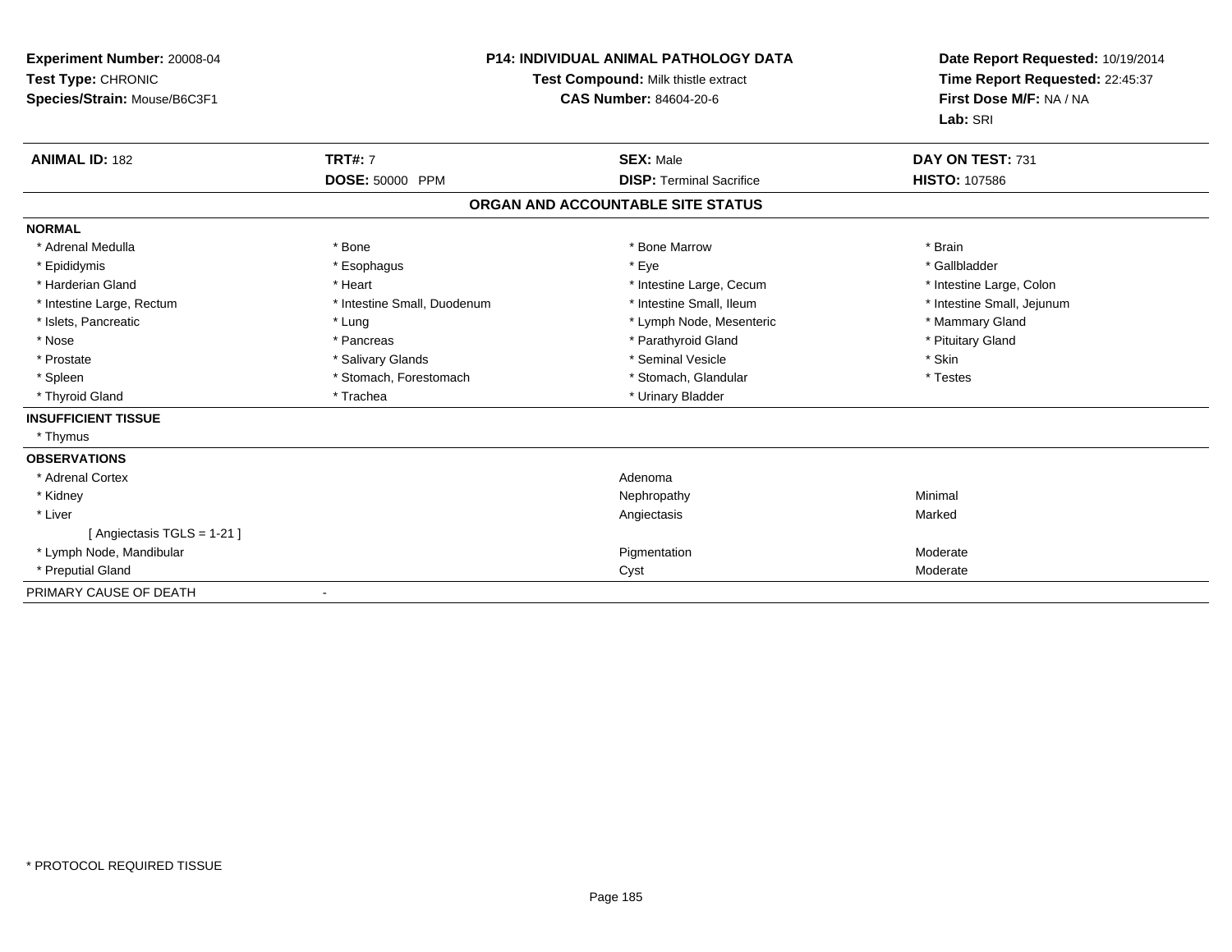**Experiment Number:** 20008-04
**Test Type:** CHRONIC
**Species/Strain:** Mouse/B6C3F1

**P14: INDIVIDUAL ANIMAL PATHOLOGY DATA**
**Test Compound:** Milk thistle extract
**CAS Number:** 84604-20-6

**Date Report Requested:** 10/19/2014
**Time Report Requested:** 22:45:37
**First Dose M/F:** NA / NA
**Lab:** SRI

| **ANIMAL ID:** 182 | **TRT#:** 7 | **SEX:** Male | **DAY ON TEST:** 731 |
|---|---|---|---|
| | **DOSE:** 50000 PPM | **DISP:** Terminal Sacrifice | **HISTO:** 107586 |

## ORGAN AND ACCOUNTABLE SITE STATUS

**NORMAL**

| | | | |
|---|---|---|---|
| * Adrenal Medulla | * Bone | * Bone Marrow | * Brain |
| * Epididymis | * Esophagus | * Eye | * Gallbladder |
| * Harderian Gland | * Heart | * Intestine Large, Cecum | * Intestine Large, Colon |
| * Intestine Large, Rectum | * Intestine Small, Duodenum | * Intestine Small, Ileum | * Intestine Small, Jejunum |
| * Islets, Pancreatic | * Lung | * Lymph Node, Mesenteric | * Mammary Gland |
| * Nose | * Pancreas | * Parathyroid Gland | * Pituitary Gland |
| * Prostate | * Salivary Glands | * Seminal Vesicle | * Skin |
| * Spleen | * Stomach, Forestomach | * Stomach, Glandular | * Testes |
| * Thyroid Gland | * Trachea | * Urinary Bladder | |

**INSUFFICIENT TISSUE**

* Thymus

**OBSERVATIONS**

| | | |
|---|---|---|
| * Adrenal Cortex | Adenoma | |
| * Kidney | Nephropathy | Minimal |
| * Liver | Angiectasis | Marked |
| [ Angiectasis TGLS = 1-21 ] | | |
| * Lymph Node, Mandibular | Pigmentation | Moderate |
| * Preputial Gland | Cyst | Moderate |

PRIMARY CAUSE OF DEATH -

\* PROTOCOL REQUIRED TISSUE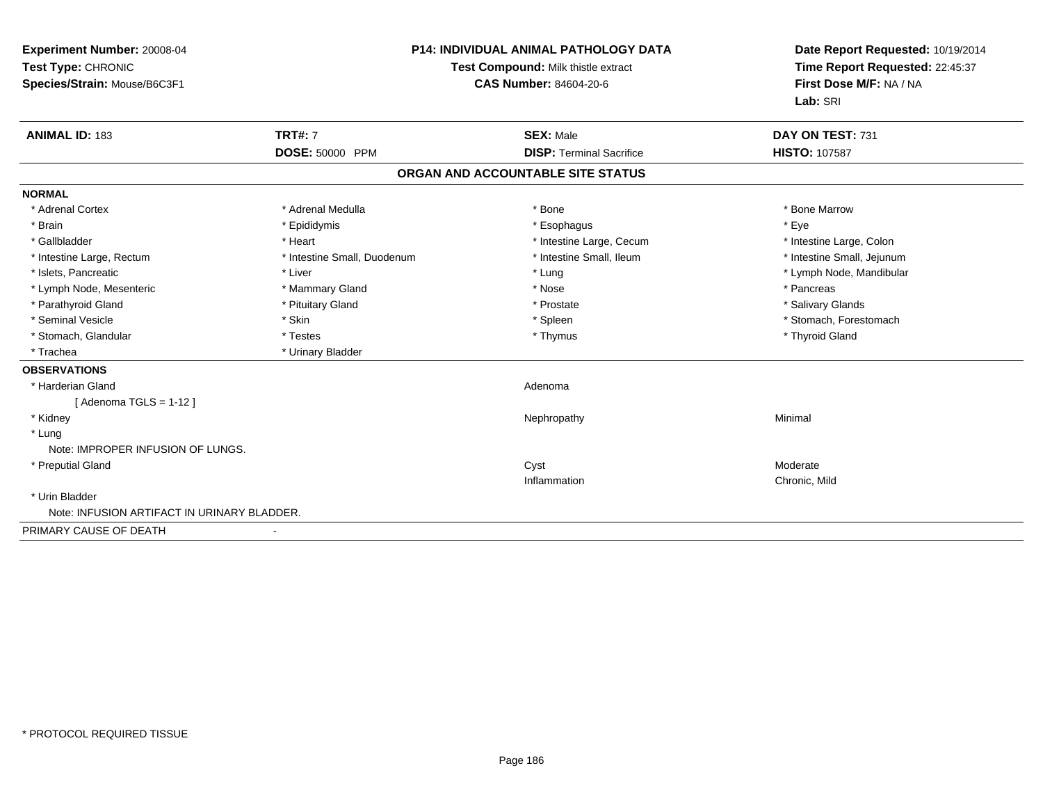**Experiment Number:** 20008-04
**Test Type:** CHRONIC
**Species/Strain:** Mouse/B6C3F1

**P14: INDIVIDUAL ANIMAL PATHOLOGY DATA**
**Test Compound:** Milk thistle extract
**CAS Number:** 84604-20-6

**Date Report Requested:** 10/19/2014
**Time Report Requested:** 22:45:37
**First Dose M/F:** NA / NA
**Lab:** SRI

| **ANIMAL ID:** 183 | **TRT#:** 7 | **SEX:** Male | **DAY ON TEST:** 731 |
|---|---|---|---|
| | **DOSE:** 50000 PPM | **DISP:** Terminal Sacrifice | **HISTO:** 107587 |

## ORGAN AND ACCOUNTABLE SITE STATUS

**NORMAL**

| | | | |
|---|---|---|---|
| * Adrenal Cortex | * Adrenal Medulla | * Bone | * Bone Marrow |
| * Brain | * Epididymis | * Esophagus | * Eye |
| * Gallbladder | * Heart | * Intestine Large, Cecum | * Intestine Large, Colon |
| * Intestine Large, Rectum | * Intestine Small, Duodenum | * Intestine Small, Ileum | * Intestine Small, Jejunum |
| * Islets, Pancreatic | * Liver | * Lung | * Lymph Node, Mandibular |
| * Lymph Node, Mesenteric | * Mammary Gland | * Nose | * Pancreas |
| * Parathyroid Gland | * Pituitary Gland | * Prostate | * Salivary Glands |
| * Seminal Vesicle | * Skin | * Spleen | * Stomach, Forestomach |
| * Stomach, Glandular | * Testes | * Thymus | * Thyroid Gland |
| * Trachea | * Urinary Bladder | | |

**OBSERVATIONS**

| | | |
|---|---|---|
| * Harderian Gland | Adenoma | |
| [ Adenoma TGLS = 1-12 ] | | |
| * Kidney | Nephropathy | Minimal |
| * Lung | | |
| Note: IMPROPER INFUSION OF LUNGS. | | |
| * Preputial Gland | Cyst | Moderate |
| | Inflammation | Chronic, Mild |
| * Urin Bladder | | |
| Note: INFUSION ARTIFACT IN URINARY BLADDER. | | |

PRIMARY CAUSE OF DEATH -

\* PROTOCOL REQUIRED TISSUE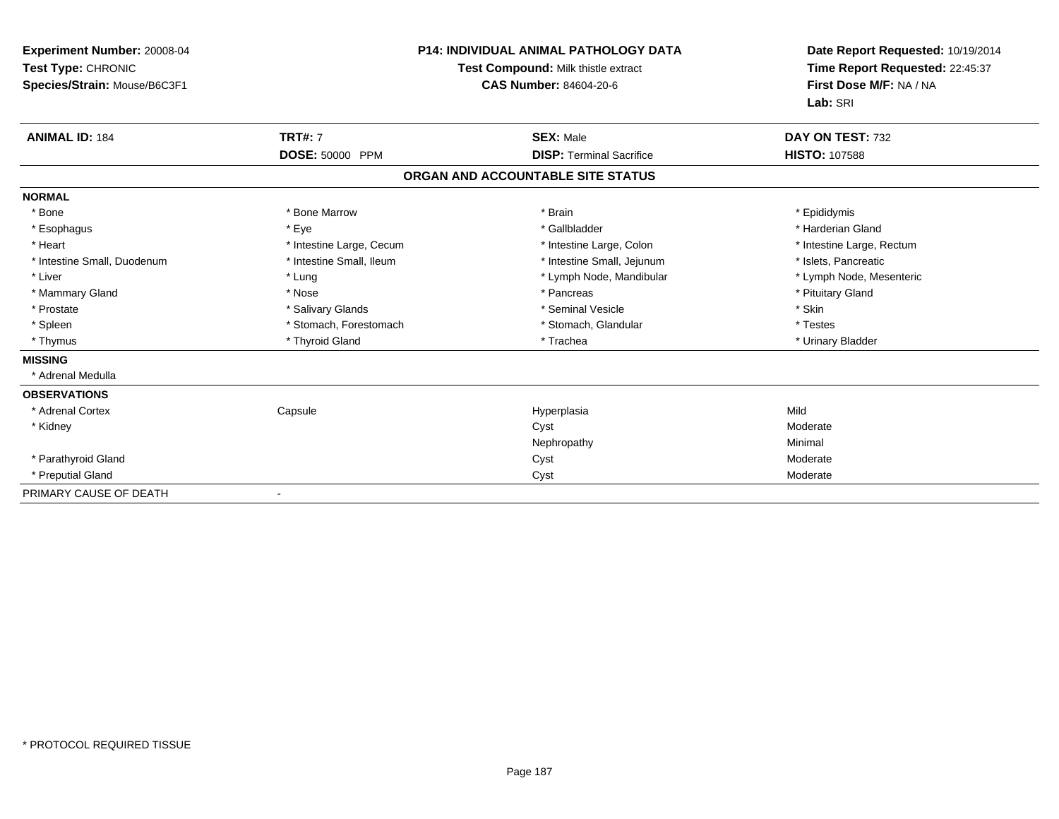**Experiment Number:** 20008-04
**Test Type:** CHRONIC
**Species/Strain:** Mouse/B6C3F1

**P14: INDIVIDUAL ANIMAL PATHOLOGY DATA**
**Test Compound:** Milk thistle extract
**CAS Number:** 84604-20-6

**Date Report Requested:** 10/19/2014
**Time Report Requested:** 22:45:37
**First Dose M/F:** NA / NA
**Lab:** SRI

| **ANIMAL ID:** 184 | **TRT#:** 7 | **SEX:** Male | **DAY ON TEST:** 732 |
|---|---|---|---|
| | **DOSE:** 50000 PPM | **DISP:** Terminal Sacrifice | **HISTO:** 107588 |

**ORGAN AND ACCOUNTABLE SITE STATUS**

**NORMAL**

| | | | |
|---|---|---|---|
| * Bone | * Bone Marrow | * Brain | * Epididymis |
| * Esophagus | * Eye | * Gallbladder | * Harderian Gland |
| * Heart | * Intestine Large, Cecum | * Intestine Large, Colon | * Intestine Large, Rectum |
| * Intestine Small, Duodenum | * Intestine Small, Ileum | * Intestine Small, Jejunum | * Islets, Pancreatic |
| * Liver | * Lung | * Lymph Node, Mandibular | * Lymph Node, Mesenteric |
| * Mammary Gland | * Nose | * Pancreas | * Pituitary Gland |
| * Prostate | * Salivary Glands | * Seminal Vesicle | * Skin |
| * Spleen | * Stomach, Forestomach | * Stomach, Glandular | * Testes |
| * Thymus | * Thyroid Gland | * Trachea | * Urinary Bladder |

**MISSING**

* Adrenal Medulla

**OBSERVATIONS**

| | | | |
|---|---|---|---|
| * Adrenal Cortex | Capsule | Hyperplasia | Mild |
| * Kidney | | Cyst | Moderate |
| | | Nephropathy | Minimal |
| * Parathyroid Gland | | Cyst | Moderate |
| * Preputial Gland | | Cyst | Moderate |

PRIMARY CAUSE OF DEATH -

* PROTOCOL REQUIRED TISSUE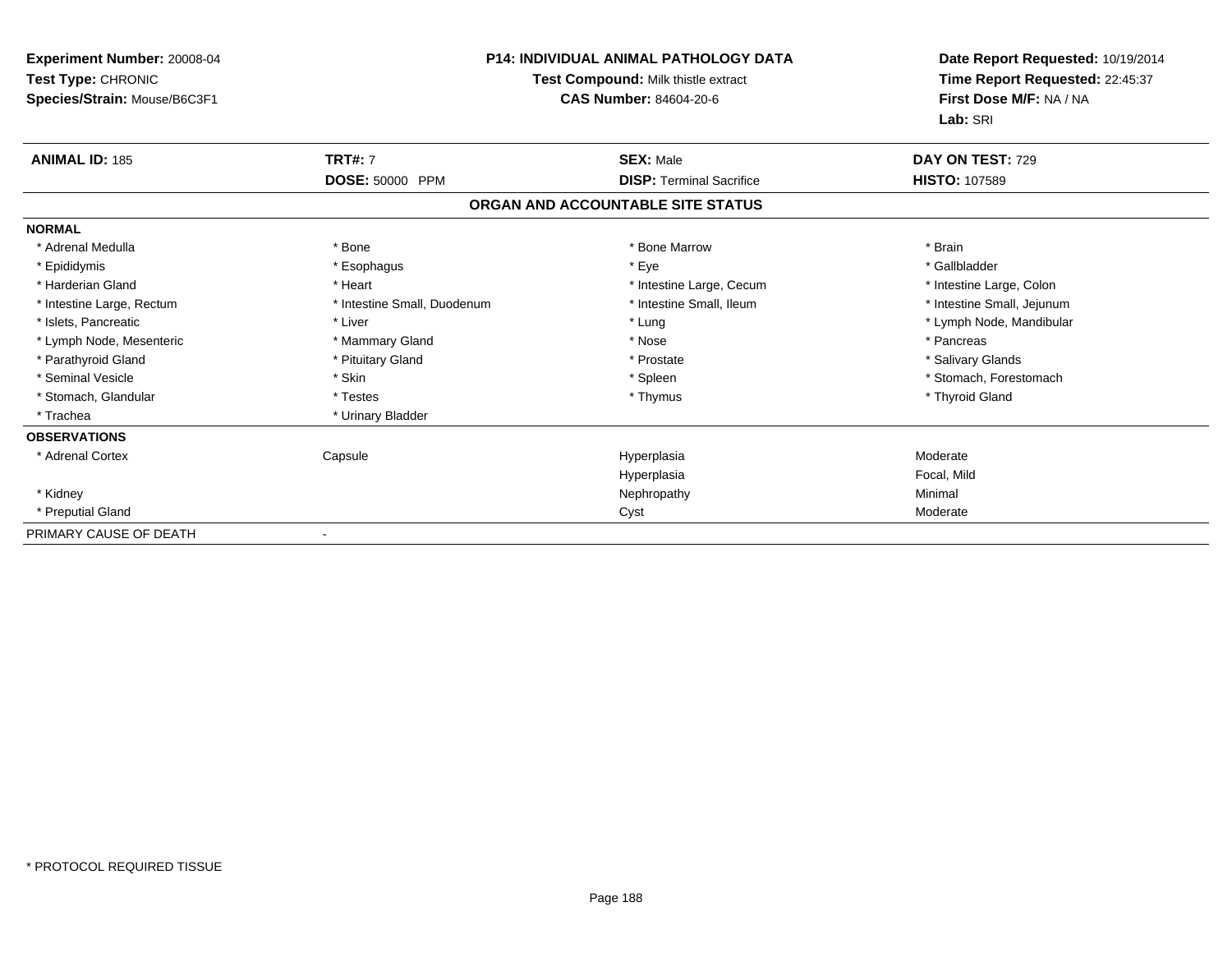**Experiment Number:** 20008-04
**Test Type:** CHRONIC
**Species/Strain:** Mouse/B6C3F1

**P14: INDIVIDUAL ANIMAL PATHOLOGY DATA**
**Test Compound:** Milk thistle extract
**CAS Number:** 84604-20-6

**Date Report Requested:** 10/19/2014
**Time Report Requested:** 22:45:37
**First Dose M/F:** NA / NA
**Lab:** SRI

| **ANIMAL ID:** 185 | **TRT#:** 7 | **SEX:** Male | **DAY ON TEST:** 729 |
|---|---|---|---|
| | **DOSE:** 50000 PPM | **DISP:** Terminal Sacrifice | **HISTO:** 107589 |

## ORGAN AND ACCOUNTABLE SITE STATUS

**NORMAL**

| | | | |
|---|---|---|---|
| * Adrenal Medulla | * Bone | * Bone Marrow | * Brain |
| * Epididymis | * Esophagus | * Eye | * Gallbladder |
| * Harderian Gland | * Heart | * Intestine Large, Cecum | * Intestine Large, Colon |
| * Intestine Large, Rectum | * Intestine Small, Duodenum | * Intestine Small, Ileum | * Intestine Small, Jejunum |
| * Islets, Pancreatic | * Liver | * Lung | * Lymph Node, Mandibular |
| * Lymph Node, Mesenteric | * Mammary Gland | * Nose | * Pancreas |
| * Parathyroid Gland | * Pituitary Gland | * Prostate | * Salivary Glands |
| * Seminal Vesicle | * Skin | * Spleen | * Stomach, Forestomach |
| * Stomach, Glandular | * Testes | * Thymus | * Thyroid Gland |
| * Trachea | * Urinary Bladder | | |

**OBSERVATIONS**

| | | | |
|---|---|---|---|
| * Adrenal Cortex | Capsule | Hyperplasia | Moderate |
| | | Hyperplasia | Focal, Mild |
| * Kidney | | Nephropathy | Minimal |
| * Preputial Gland | | Cyst | Moderate |

PRIMARY CAUSE OF DEATH -

* PROTOCOL REQUIRED TISSUE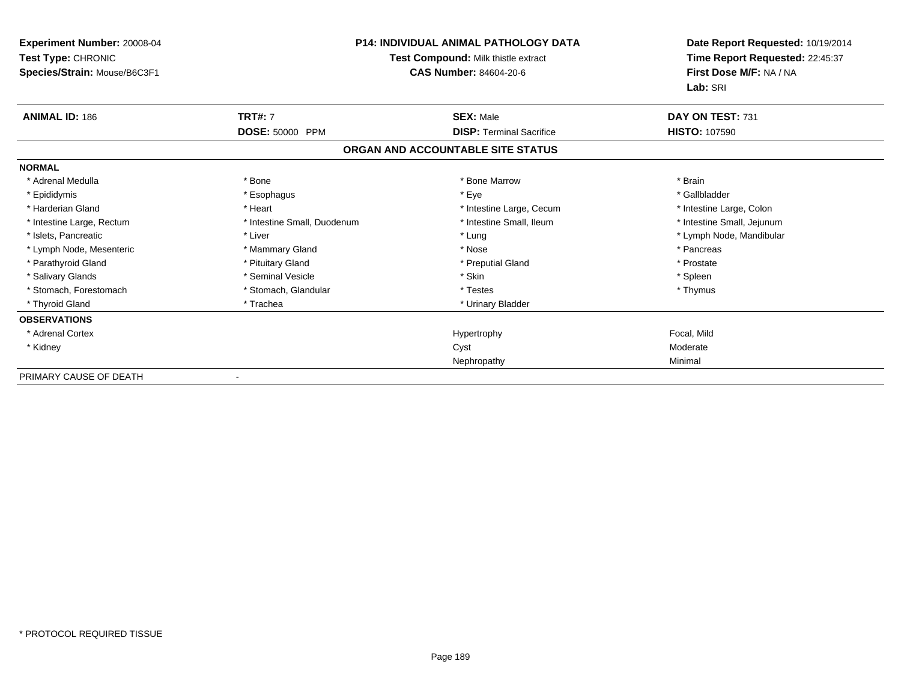**Experiment Number:** 20008-04
**Test Type:** CHRONIC
**Species/Strain:** Mouse/B6C3F1

**P14: INDIVIDUAL ANIMAL PATHOLOGY DATA**
**Test Compound:** Milk thistle extract
**CAS Number:** 84604-20-6

**Date Report Requested:** 10/19/2014
**Time Report Requested:** 22:45:37
**First Dose M/F:** NA / NA
**Lab:** SRI

| **ANIMAL ID:** 186 | **TRT#:** 7 | **SEX:** Male | **DAY ON TEST:** 731 |
|---|---|---|---|
| | **DOSE:** 50000 PPM | **DISP:** Terminal Sacrifice | **HISTO:** 107590 |

**ORGAN AND ACCOUNTABLE SITE STATUS**

**NORMAL**

| | | | |
|---|---|---|---|
| * Adrenal Medulla | * Bone | * Bone Marrow | * Brain |
| * Epididymis | * Esophagus | * Eye | * Gallbladder |
| * Harderian Gland | * Heart | * Intestine Large, Cecum | * Intestine Large, Colon |
| * Intestine Large, Rectum | * Intestine Small, Duodenum | * Intestine Small, Ileum | * Intestine Small, Jejunum |
| * Islets, Pancreatic | * Liver | * Lung | * Lymph Node, Mandibular |
| * Lymph Node, Mesenteric | * Mammary Gland | * Nose | * Pancreas |
| * Parathyroid Gland | * Pituitary Gland | * Preputial Gland | * Prostate |
| * Salivary Glands | * Seminal Vesicle | * Skin | * Spleen |
| * Stomach, Forestomach | * Stomach, Glandular | * Testes | * Thymus |
| * Thyroid Gland | * Trachea | * Urinary Bladder | |

**OBSERVATIONS**

| | | |
|---|---|---|
| * Adrenal Cortex | Hypertrophy | Focal, Mild |
| * Kidney | Cyst | Moderate |
| | Nephropathy | Minimal |

PRIMARY CAUSE OF DEATH -

* PROTOCOL REQUIRED TISSUE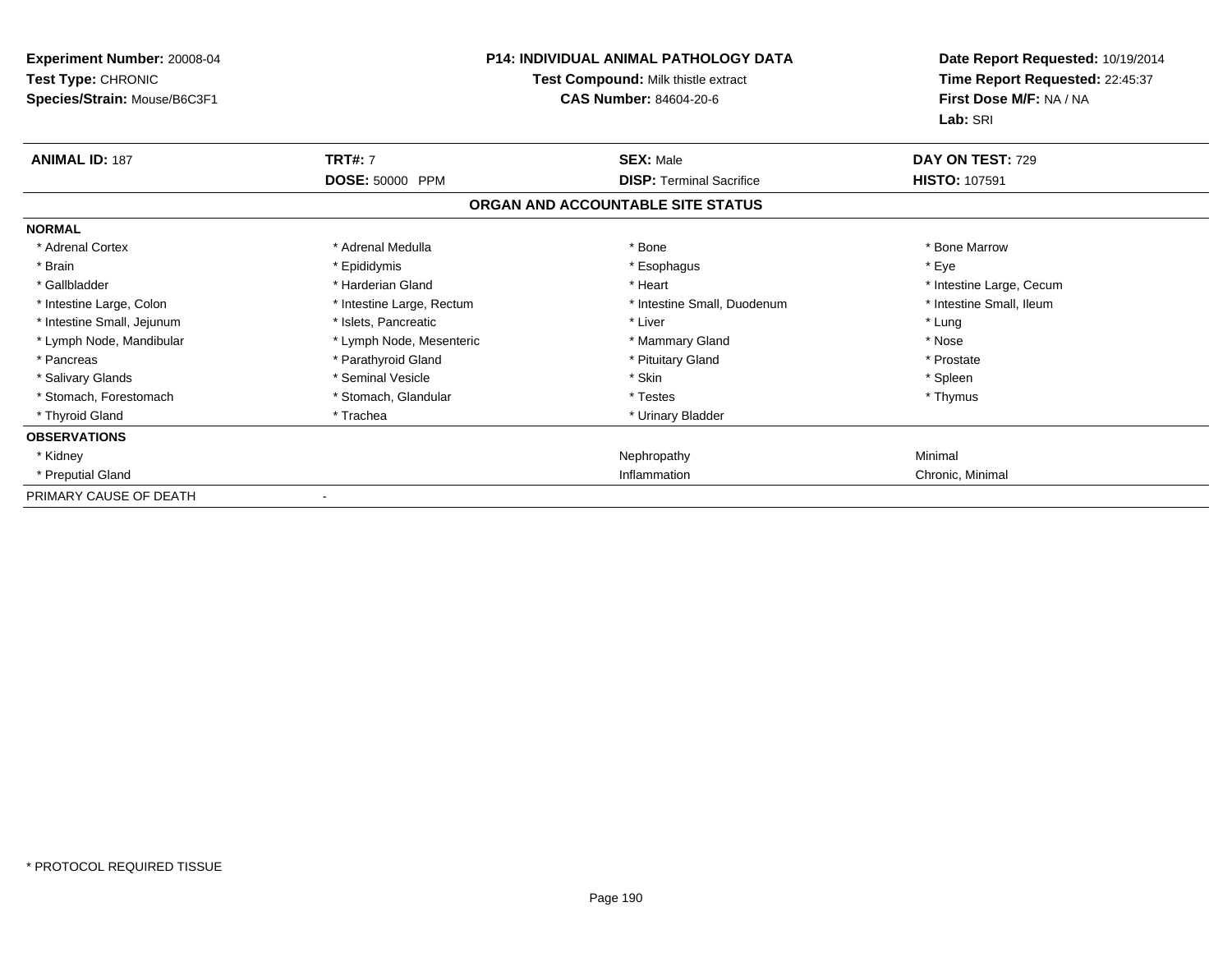**Experiment Number:** 20008-04
**Test Type:** CHRONIC
**Species/Strain:** Mouse/B6C3F1

**P14: INDIVIDUAL ANIMAL PATHOLOGY DATA**
**Test Compound:** Milk thistle extract
**CAS Number:** 84604-20-6

**Date Report Requested:** 10/19/2014
**Time Report Requested:** 22:45:37
**First Dose M/F:** NA / NA
**Lab:** SRI

| **ANIMAL ID:** 187 | **TRT#:** 7 | **SEX:** Male | **DAY ON TEST:** 729 |
|---|---|---|---|
| | **DOSE:** 50000 PPM | **DISP:** Terminal Sacrifice | **HISTO:** 107591 |

**ORGAN AND ACCOUNTABLE SITE STATUS**

| | | | |
|---|---|---|---|
| **NORMAL** | | | |
| * Adrenal Cortex | * Adrenal Medulla | * Bone | * Bone Marrow |
| * Brain | * Epididymis | * Esophagus | * Eye |
| * Gallbladder | * Harderian Gland | * Heart | * Intestine Large, Cecum |
| * Intestine Large, Colon | * Intestine Large, Rectum | * Intestine Small, Duodenum | * Intestine Small, Ileum |
| * Intestine Small, Jejunum | * Islets, Pancreatic | * Liver | * Lung |
| * Lymph Node, Mandibular | * Lymph Node, Mesenteric | * Mammary Gland | * Nose |
| * Pancreas | * Parathyroid Gland | * Pituitary Gland | * Prostate |
| * Salivary Glands | * Seminal Vesicle | * Skin | * Spleen |
| * Stomach, Forestomach | * Stomach, Glandular | * Testes | * Thymus |
| * Thyroid Gland | * Trachea | * Urinary Bladder | |
| **OBSERVATIONS** | | | |
| * Kidney | | Nephropathy | Minimal |
| * Preputial Gland | | Inflammation | Chronic, Minimal |
| PRIMARY CAUSE OF DEATH | - | | |

* PROTOCOL REQUIRED TISSUE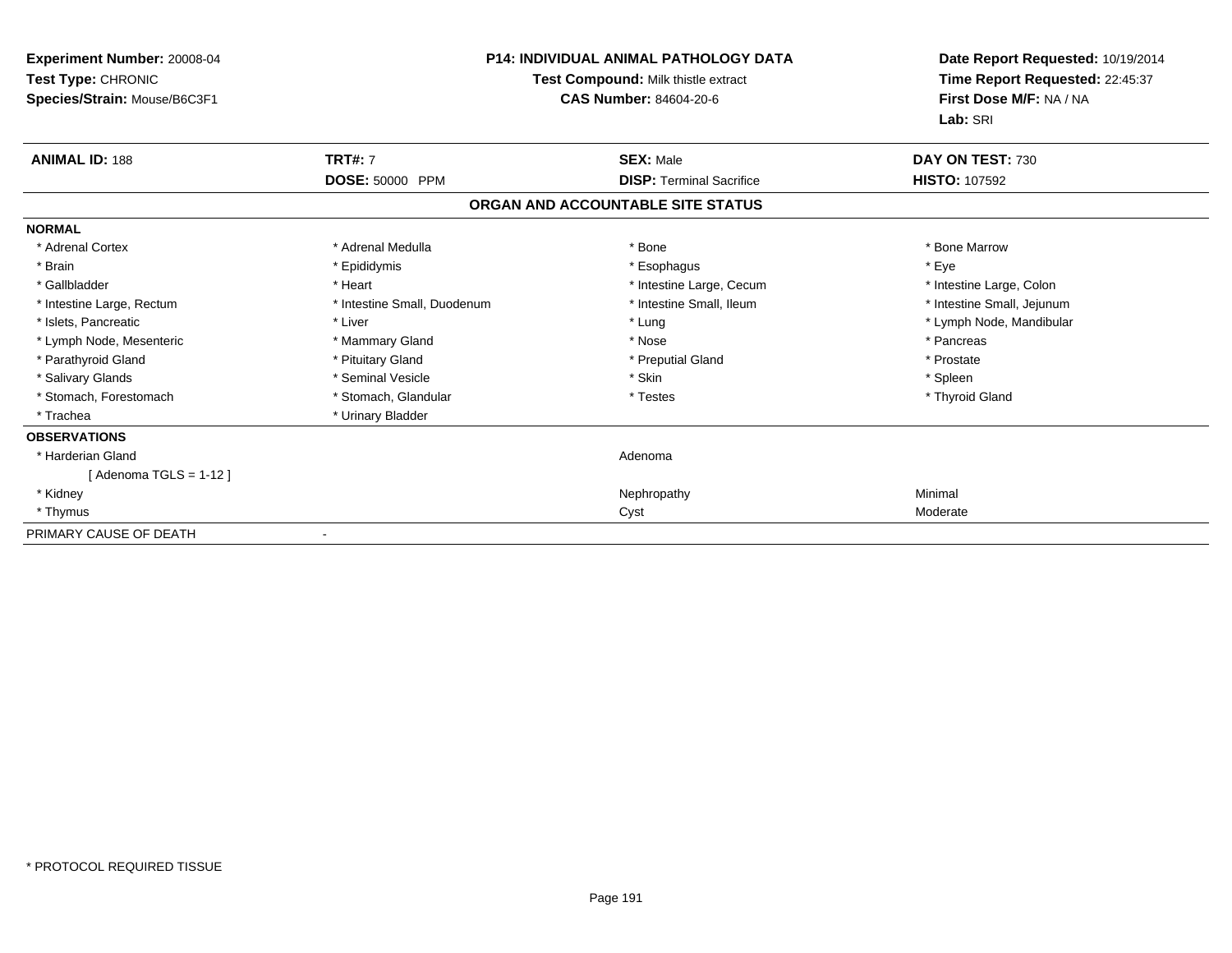**Experiment Number:** 20008-04
**Test Type:** CHRONIC
**Species/Strain:** Mouse/B6C3F1

**P14: INDIVIDUAL ANIMAL PATHOLOGY DATA**
**Test Compound:** Milk thistle extract
**CAS Number:** 84604-20-6

**Date Report Requested:** 10/19/2014
**Time Report Requested:** 22:45:37
**First Dose M/F:** NA / NA
**Lab:** SRI

| **ANIMAL ID:** 188 | **TRT#:** 7 | **SEX:** Male | **DAY ON TEST:** 730 |
|---|---|---|---|
| | **DOSE:** 50000 PPM | **DISP:** Terminal Sacrifice | **HISTO:** 107592 |

## ORGAN AND ACCOUNTABLE SITE STATUS

**NORMAL**

| | | | |
|---|---|---|---|
| * Adrenal Cortex | * Adrenal Medulla | * Bone | * Bone Marrow |
| * Brain | * Epididymis | * Esophagus | * Eye |
| * Gallbladder | * Heart | * Intestine Large, Cecum | * Intestine Large, Colon |
| * Intestine Large, Rectum | * Intestine Small, Duodenum | * Intestine Small, Ileum | * Intestine Small, Jejunum |
| * Islets, Pancreatic | * Liver | * Lung | * Lymph Node, Mandibular |
| * Lymph Node, Mesenteric | * Mammary Gland | * Nose | * Pancreas |
| * Parathyroid Gland | * Pituitary Gland | * Preputial Gland | * Prostate |
| * Salivary Glands | * Seminal Vesicle | * Skin | * Spleen |
| * Stomach, Forestomach | * Stomach, Glandular | * Testes | * Thyroid Gland |
| * Trachea | * Urinary Bladder | | |

**OBSERVATIONS**

| | | |
|---|---|---|
| * Harderian Gland | Adenoma | |
| [ Adenoma TGLS = 1-12 ] | | |
| * Kidney | Nephropathy | Minimal |
| * Thymus | Cyst | Moderate |

PRIMARY CAUSE OF DEATH -

* PROTOCOL REQUIRED TISSUE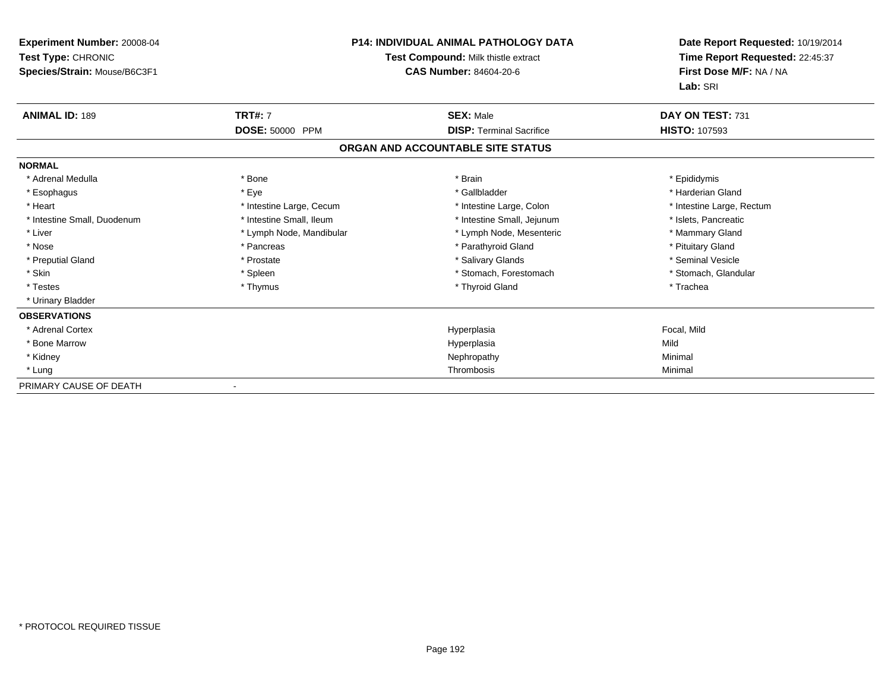**Experiment Number:** 20008-04
**Test Type:** CHRONIC
**Species/Strain:** Mouse/B6C3F1

**P14: INDIVIDUAL ANIMAL PATHOLOGY DATA**
**Test Compound:** Milk thistle extract
**CAS Number:** 84604-20-6

**Date Report Requested:** 10/19/2014
**Time Report Requested:** 22:45:37
**First Dose M/F:** NA / NA
**Lab:** SRI

| **ANIMAL ID:** 189 | **TRT#:** 7 | **SEX:** Male | **DAY ON TEST:** 731 |
|---|---|---|---|
| | **DOSE:** 50000 PPM | **DISP:** Terminal Sacrifice | **HISTO:** 107593 |

## ORGAN AND ACCOUNTABLE SITE STATUS

**NORMAL**

| | | | |
|---|---|---|---|
| * Adrenal Medulla | * Bone | * Brain | * Epididymis |
| * Esophagus | * Eye | * Gallbladder | * Harderian Gland |
| * Heart | * Intestine Large, Cecum | * Intestine Large, Colon | * Intestine Large, Rectum |
| * Intestine Small, Duodenum | * Intestine Small, Ileum | * Intestine Small, Jejunum | * Islets, Pancreatic |
| * Liver | * Lymph Node, Mandibular | * Lymph Node, Mesenteric | * Mammary Gland |
| * Nose | * Pancreas | * Parathyroid Gland | * Pituitary Gland |
| * Preputial Gland | * Prostate | * Salivary Glands | * Seminal Vesicle |
| * Skin | * Spleen | * Stomach, Forestomach | * Stomach, Glandular |
| * Testes | * Thymus | * Thyroid Gland | * Trachea |
| * Urinary Bladder | | | |

**OBSERVATIONS**

| | | |
|---|---|---|
| * Adrenal Cortex | Hyperplasia | Focal, Mild |
| * Bone Marrow | Hyperplasia | Mild |
| * Kidney | Nephropathy | Minimal |
| * Lung | Thrombosis | Minimal |

PRIMARY CAUSE OF DEATH -

* PROTOCOL REQUIRED TISSUE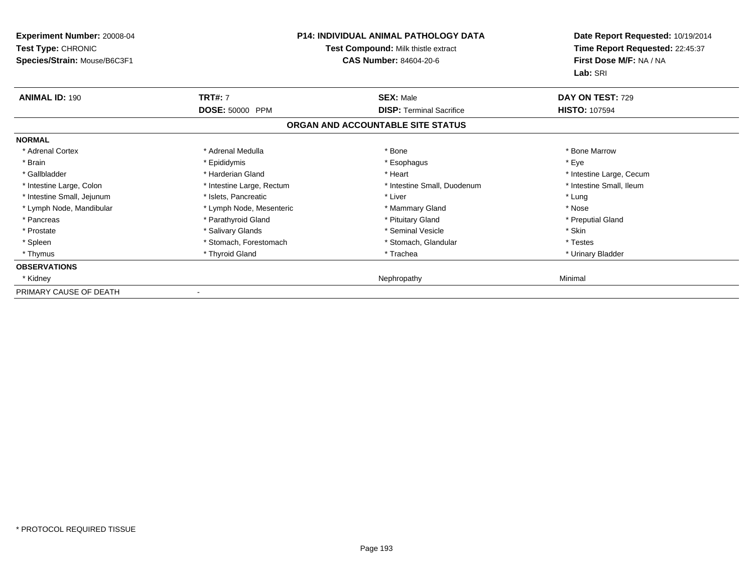**Experiment Number:** 20008-04
**Test Type:** CHRONIC
**Species/Strain:** Mouse/B6C3F1

**P14: INDIVIDUAL ANIMAL PATHOLOGY DATA**
**Test Compound:** Milk thistle extract
**CAS Number:** 84604-20-6

**Date Report Requested:** 10/19/2014
**Time Report Requested:** 22:45:37
**First Dose M/F:** NA / NA
**Lab:** SRI

| **ANIMAL ID:** 190 | **TRT#:** 7 | **SEX:** Male | **DAY ON TEST:** 729 |
|---|---|---|---|
| | **DOSE:** 50000 PPM | **DISP:** Terminal Sacrifice | **HISTO:** 107594 |

**ORGAN AND ACCOUNTABLE SITE STATUS**

| | | | |
|---|---|---|---|
| **NORMAL** | | | |
| * Adrenal Cortex | * Adrenal Medulla | * Bone | * Bone Marrow |
| * Brain | * Epididymis | * Esophagus | * Eye |
| * Gallbladder | * Harderian Gland | * Heart | * Intestine Large, Cecum |
| * Intestine Large, Colon | * Intestine Large, Rectum | * Intestine Small, Duodenum | * Intestine Small, Ileum |
| * Intestine Small, Jejunum | * Islets, Pancreatic | * Liver | * Lung |
| * Lymph Node, Mandibular | * Lymph Node, Mesenteric | * Mammary Gland | * Nose |
| * Pancreas | * Parathyroid Gland | * Pituitary Gland | * Preputial Gland |
| * Prostate | * Salivary Glands | * Seminal Vesicle | * Skin |
| * Spleen | * Stomach, Forestomach | * Stomach, Glandular | * Testes |
| * Thymus | * Thyroid Gland | * Trachea | * Urinary Bladder |
| **OBSERVATIONS** | | | |
| * Kidney | | Nephropathy | Minimal |
| PRIMARY CAUSE OF DEATH | - | | |

* PROTOCOL REQUIRED TISSUE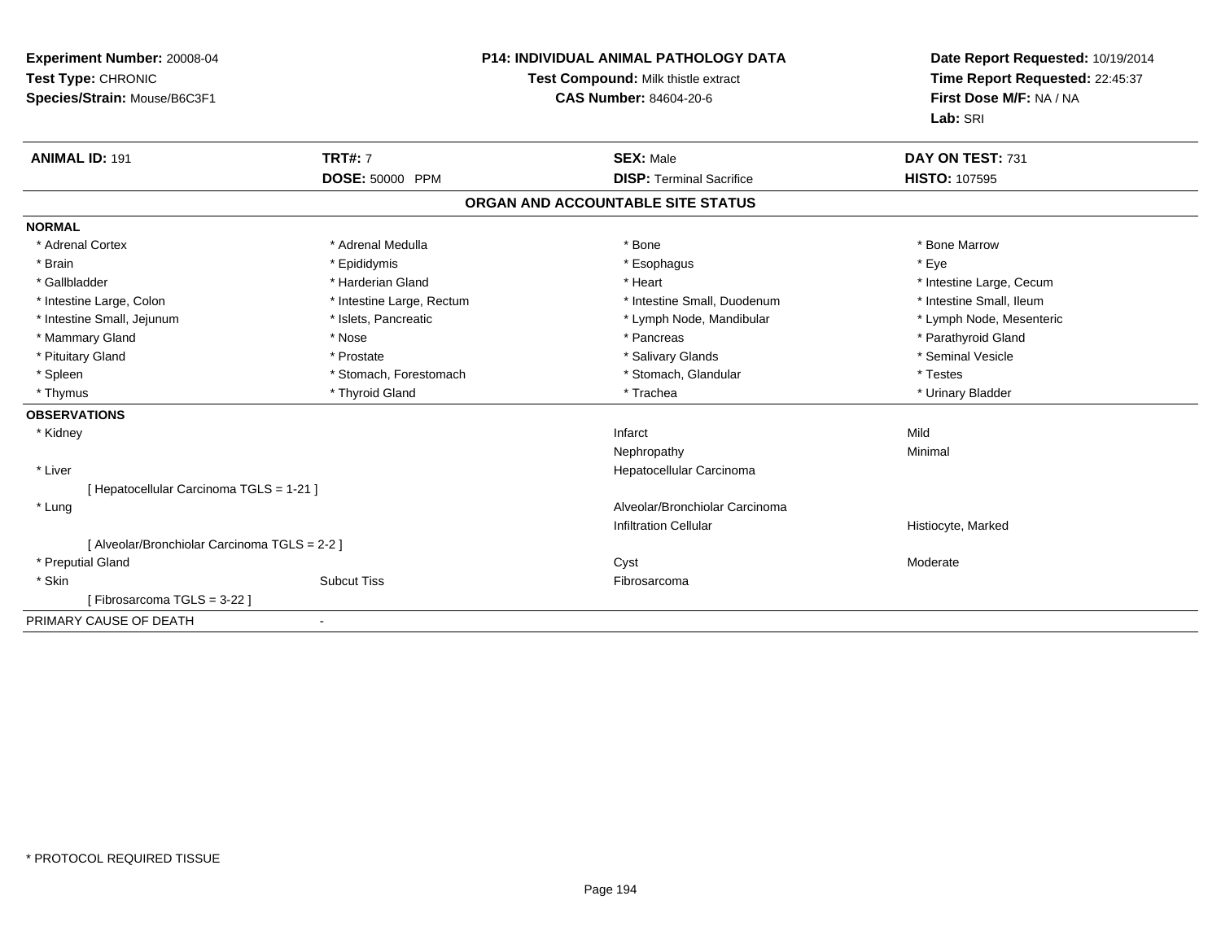**Experiment Number:** 20008-04
**Test Type:** CHRONIC
**Species/Strain:** Mouse/B6C3F1

**P14: INDIVIDUAL ANIMAL PATHOLOGY DATA**
**Test Compound:** Milk thistle extract
**CAS Number:** 84604-20-6

**Date Report Requested:** 10/19/2014
**Time Report Requested:** 22:45:37
**First Dose M/F:** NA / NA
**Lab:** SRI

| **ANIMAL ID:** 191 | **TRT#:** 7 | **SEX:** Male | **DAY ON TEST:** 731 |
|---|---|---|---|
| | **DOSE:** 50000 PPM | **DISP:** Terminal Sacrifice | **HISTO:** 107595 |

## ORGAN AND ACCOUNTABLE SITE STATUS

**NORMAL**

| | | | |
|---|---|---|---|
| * Adrenal Cortex | * Adrenal Medulla | * Bone | * Bone Marrow |
| * Brain | * Epididymis | * Esophagus | * Eye |
| * Gallbladder | * Harderian Gland | * Heart | * Intestine Large, Cecum |
| * Intestine Large, Colon | * Intestine Large, Rectum | * Intestine Small, Duodenum | * Intestine Small, Ileum |
| * Intestine Small, Jejunum | * Islets, Pancreatic | * Lymph Node, Mandibular | * Lymph Node, Mesenteric |
| * Mammary Gland | * Nose | * Pancreas | * Parathyroid Gland |
| * Pituitary Gland | * Prostate | * Salivary Glands | * Seminal Vesicle |
| * Spleen | * Stomach, Forestomach | * Stomach, Glandular | * Testes |
| * Thymus | * Thyroid Gland | * Trachea | * Urinary Bladder |

**OBSERVATIONS**

| | | | |
|---|---|---|---|
| * Kidney | | Infarct | Mild |
| | | Nephropathy | Minimal |
| * Liver | | Hepatocellular Carcinoma | |
| [ Hepatocellular Carcinoma TGLS = 1-21 ] | | | |
| * Lung | | Alveolar/Bronchiolar Carcinoma | |
| | | Infiltration Cellular | Histiocyte, Marked |
| [ Alveolar/Bronchiolar Carcinoma TGLS = 2-2 ] | | | |
| * Preputial Gland | | Cyst | Moderate |
| * Skin | Subcut Tiss | Fibrosarcoma | |
| [ Fibrosarcoma TGLS = 3-22 ] | | | |

PRIMARY CAUSE OF DEATH -

* PROTOCOL REQUIRED TISSUE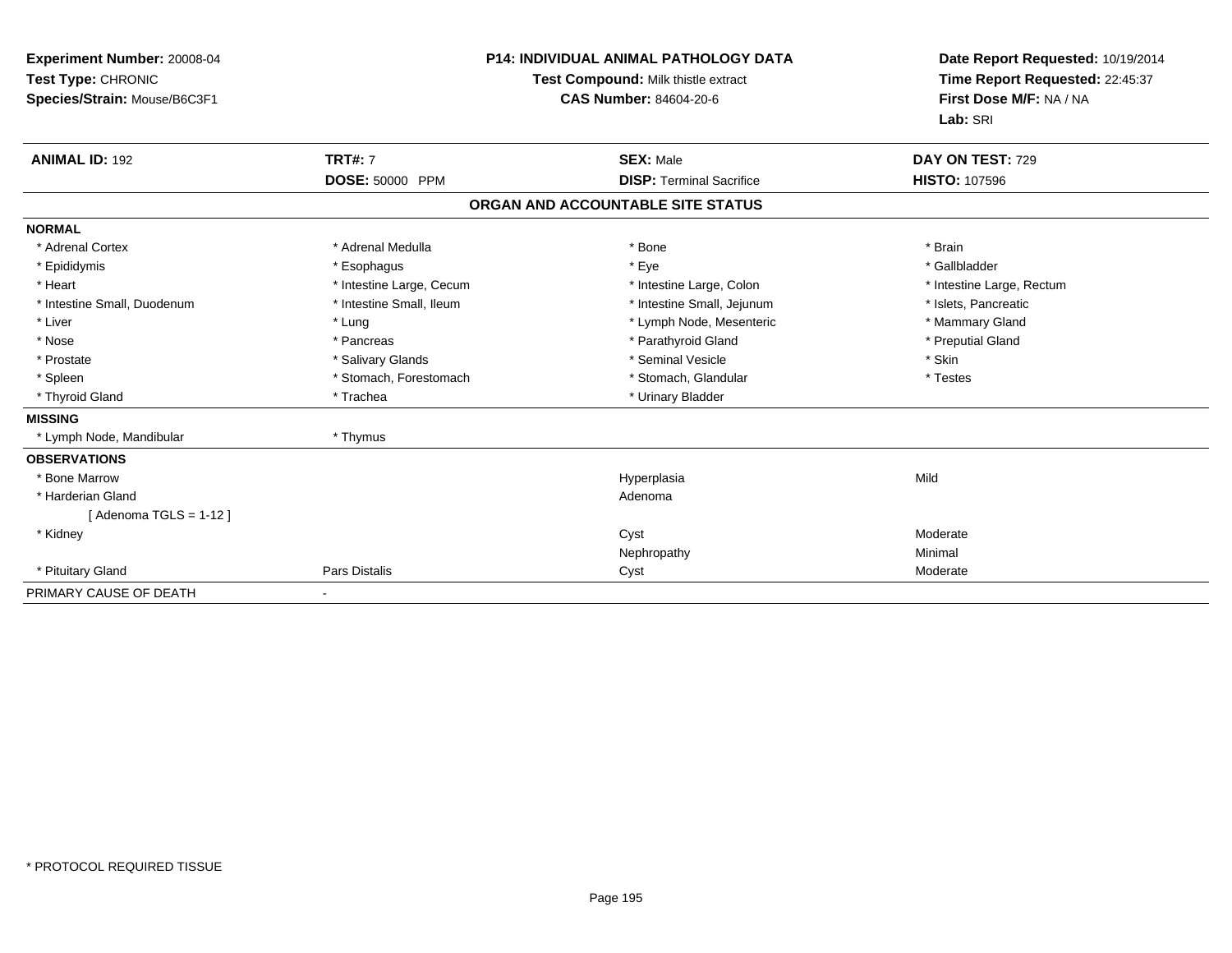**Experiment Number:** 20008-04
**Test Type:** CHRONIC
**Species/Strain:** Mouse/B6C3F1

**P14: INDIVIDUAL ANIMAL PATHOLOGY DATA**
**Test Compound:** Milk thistle extract
**CAS Number:** 84604-20-6

**Date Report Requested:** 10/19/2014
**Time Report Requested:** 22:45:37
**First Dose M/F:** NA / NA
**Lab:** SRI

| **ANIMAL ID:** 192 | **TRT#:** 7 | **SEX:** Male | **DAY ON TEST:** 729 |
|---|---|---|---|
| | **DOSE:** 50000 PPM | **DISP:** Terminal Sacrifice | **HISTO:** 107596 |

**ORGAN AND ACCOUNTABLE SITE STATUS**

| | | | |
|---|---|---|---|
| **NORMAL** | | | |
| * Adrenal Cortex | * Adrenal Medulla | * Bone | * Brain |
| * Epididymis | * Esophagus | * Eye | * Gallbladder |
| * Heart | * Intestine Large, Cecum | * Intestine Large, Colon | * Intestine Large, Rectum |
| * Intestine Small, Duodenum | * Intestine Small, Ileum | * Intestine Small, Jejunum | * Islets, Pancreatic |
| * Liver | * Lung | * Lymph Node, Mesenteric | * Mammary Gland |
| * Nose | * Pancreas | * Parathyroid Gland | * Preputial Gland |
| * Prostate | * Salivary Glands | * Seminal Vesicle | * Skin |
| * Spleen | * Stomach, Forestomach | * Stomach, Glandular | * Testes |
| * Thyroid Gland | * Trachea | * Urinary Bladder | |
| **MISSING** | | | |
| * Lymph Node, Mandibular | * Thymus | | |
| **OBSERVATIONS** | | | |
| * Bone Marrow | | Hyperplasia | Mild |
| * Harderian Gland | | Adenoma | |
| [ Adenoma TGLS = 1-12 ] | | | |
| * Kidney | | Cyst | Moderate |
| | | Nephropathy | Minimal |
| * Pituitary Gland | Pars Distalis | Cyst | Moderate |
| PRIMARY CAUSE OF DEATH | - | | |

* PROTOCOL REQUIRED TISSUE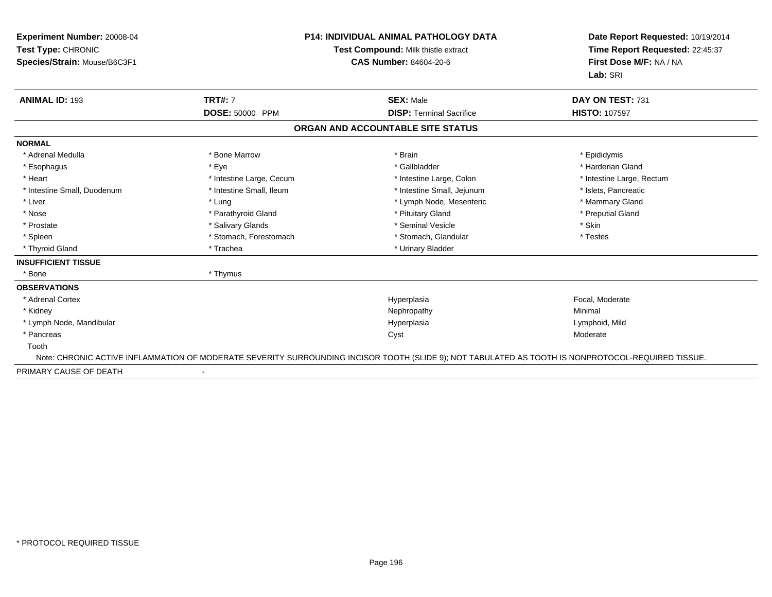**Experiment Number:** 20008-04
**Test Type:** CHRONIC
**Species/Strain:** Mouse/B6C3F1

**P14: INDIVIDUAL ANIMAL PATHOLOGY DATA**
**Test Compound:** Milk thistle extract
**CAS Number:** 84604-20-6

**Date Report Requested:** 10/19/2014
**Time Report Requested:** 22:45:37
**First Dose M/F:** NA / NA
**Lab:** SRI

| **ANIMAL ID:** 193 | **TRT#:** 7 | **SEX:** Male | **DAY ON TEST:** 731 |
|---|---|---|---|
| | **DOSE:** 50000 PPM | **DISP:** Terminal Sacrifice | **HISTO:** 107597 |

## ORGAN AND ACCOUNTABLE SITE STATUS

**NORMAL**

| | | | |
|---|---|---|---|
| * Adrenal Medulla | * Bone Marrow | * Brain | * Epididymis |
| * Esophagus | * Eye | * Gallbladder | * Harderian Gland |
| * Heart | * Intestine Large, Cecum | * Intestine Large, Colon | * Intestine Large, Rectum |
| * Intestine Small, Duodenum | * Intestine Small, Ileum | * Intestine Small, Jejunum | * Islets, Pancreatic |
| * Liver | * Lung | * Lymph Node, Mesenteric | * Mammary Gland |
| * Nose | * Parathyroid Gland | * Pituitary Gland | * Preputial Gland |
| * Prostate | * Salivary Glands | * Seminal Vesicle | * Skin |
| * Spleen | * Stomach, Forestomach | * Stomach, Glandular | * Testes |
| * Thyroid Gland | * Trachea | * Urinary Bladder | |

**INSUFFICIENT TISSUE**

| | |
|---|---|
| * Bone | * Thymus |

**OBSERVATIONS**

| | | |
|---|---|---|
| * Adrenal Cortex | Hyperplasia | Focal, Moderate |
| * Kidney | Nephropathy | Minimal |
| * Lymph Node, Mandibular | Hyperplasia | Lymphoid, Mild |
| * Pancreas | Cyst | Moderate |
| Tooth | | |

Note: CHRONIC ACTIVE INFLAMMATION OF MODERATE SEVERITY SURROUNDING INCISOR TOOTH (SLIDE 9); NOT TABULATED AS TOOTH IS NONPROTOCOL-REQUIRED TISSUE.

PRIMARY CAUSE OF DEATH -

* PROTOCOL REQUIRED TISSUE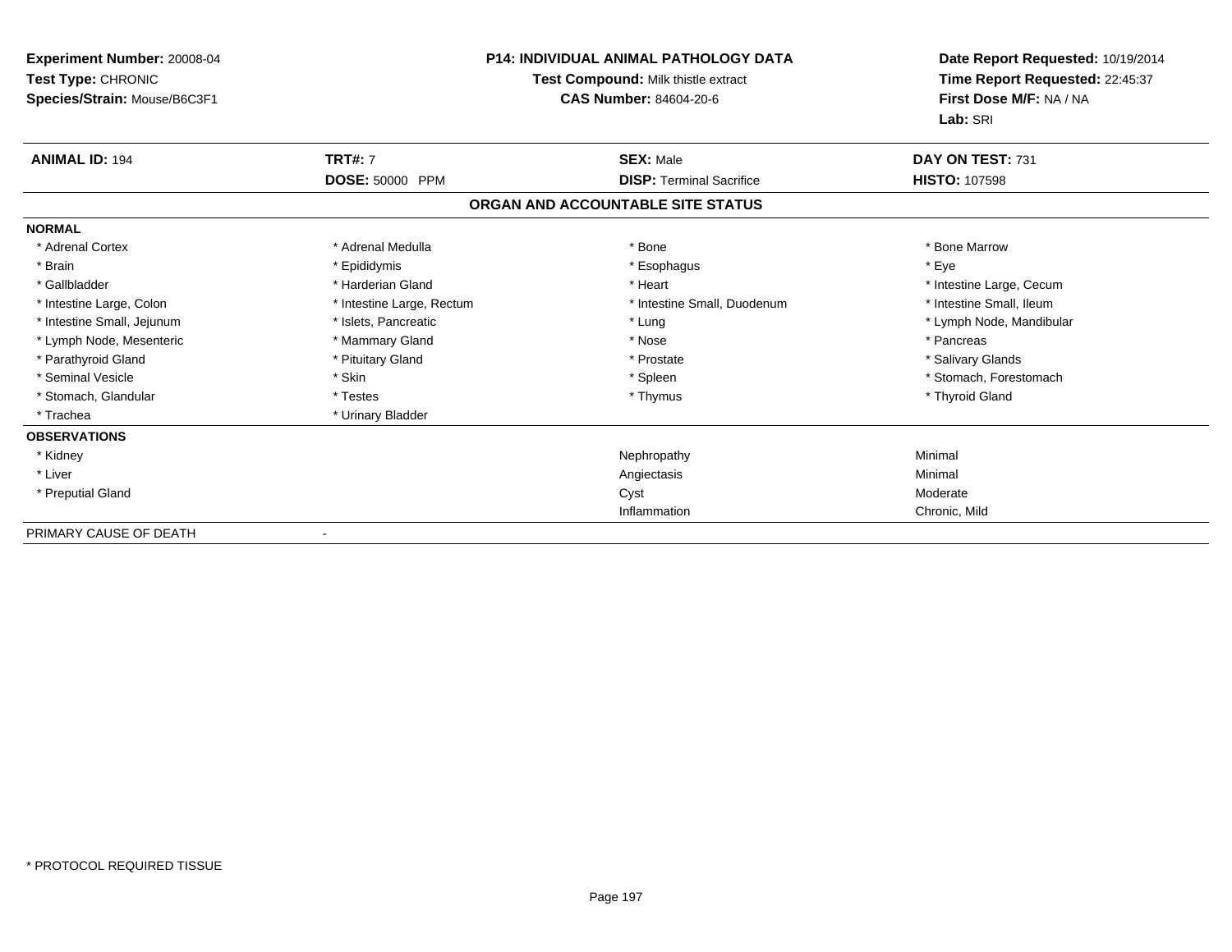**Experiment Number:** 20008-04
**Test Type:** CHRONIC
**Species/Strain:** Mouse/B6C3F1

**P14: INDIVIDUAL ANIMAL PATHOLOGY DATA**
**Test Compound:** Milk thistle extract
**CAS Number:** 84604-20-6

**Date Report Requested:** 10/19/2014
**Time Report Requested:** 22:45:37
**First Dose M/F:** NA / NA
**Lab:** SRI

| **ANIMAL ID:** 194 | **TRT#:** 7 | **SEX:** Male | **DAY ON TEST:** 731 |
|---|---|---|---|
| | **DOSE:** 50000 PPM | **DISP:** Terminal Sacrifice | **HISTO:** 107598 |

**ORGAN AND ACCOUNTABLE SITE STATUS**

**NORMAL**

| | | | |
|---|---|---|---|
| * Adrenal Cortex | * Adrenal Medulla | * Bone | * Bone Marrow |
| * Brain | * Epididymis | * Esophagus | * Eye |
| * Gallbladder | * Harderian Gland | * Heart | * Intestine Large, Cecum |
| * Intestine Large, Colon | * Intestine Large, Rectum | * Intestine Small, Duodenum | * Intestine Small, Ileum |
| * Intestine Small, Jejunum | * Islets, Pancreatic | * Lung | * Lymph Node, Mandibular |
| * Lymph Node, Mesenteric | * Mammary Gland | * Nose | * Pancreas |
| * Parathyroid Gland | * Pituitary Gland | * Prostate | * Salivary Glands |
| * Seminal Vesicle | * Skin | * Spleen | * Stomach, Forestomach |
| * Stomach, Glandular | * Testes | * Thymus | * Thyroid Gland |
| * Trachea | * Urinary Bladder | | |

**OBSERVATIONS**

| | | |
|---|---|---|
| * Kidney | Nephropathy | Minimal |
| * Liver | Angiectasis | Minimal |
| * Preputial Gland | Cyst | Moderate |
| | Inflammation | Chronic, Mild |

PRIMARY CAUSE OF DEATH -

* PROTOCOL REQUIRED TISSUE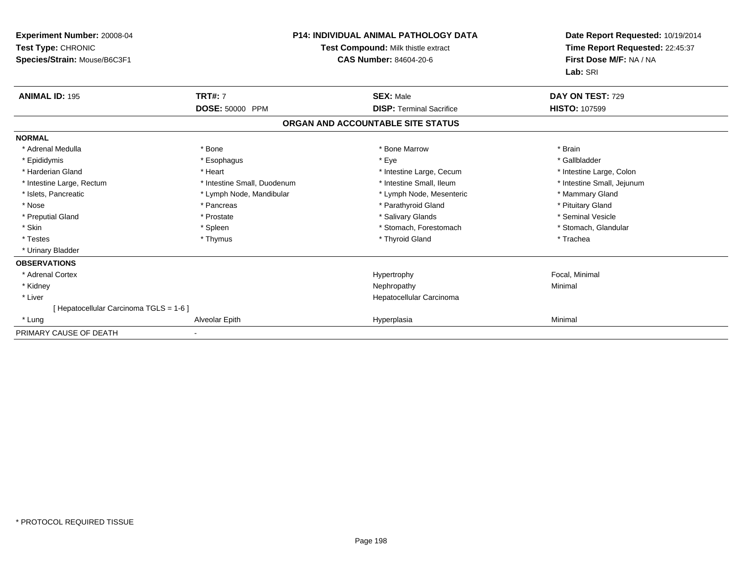**Experiment Number:** 20008-04
**Test Type:** CHRONIC
**Species/Strain:** Mouse/B6C3F1

**P14: INDIVIDUAL ANIMAL PATHOLOGY DATA**
**Test Compound:** Milk thistle extract
**CAS Number:** 84604-20-6

**Date Report Requested:** 10/19/2014
**Time Report Requested:** 22:45:37
**First Dose M/F:** NA / NA
**Lab:** SRI

| **ANIMAL ID:** 195 | **TRT#:** 7 | **SEX:** Male | **DAY ON TEST:** 729 |
|---|---|---|---|
| | **DOSE:** 50000 PPM | **DISP:** Terminal Sacrifice | **HISTO:** 107599 |

**ORGAN AND ACCOUNTABLE SITE STATUS**

**NORMAL**

| | | | |
|---|---|---|---|
| * Adrenal Medulla | * Bone | * Bone Marrow | * Brain |
| * Epididymis | * Esophagus | * Eye | * Gallbladder |
| * Harderian Gland | * Heart | * Intestine Large, Cecum | * Intestine Large, Colon |
| * Intestine Large, Rectum | * Intestine Small, Duodenum | * Intestine Small, Ileum | * Intestine Small, Jejunum |
| * Islets, Pancreatic | * Lymph Node, Mandibular | * Lymph Node, Mesenteric | * Mammary Gland |
| * Nose | * Pancreas | * Parathyroid Gland | * Pituitary Gland |
| * Preputial Gland | * Prostate | * Salivary Glands | * Seminal Vesicle |
| * Skin | * Spleen | * Stomach, Forestomach | * Stomach, Glandular |
| * Testes | * Thymus | * Thyroid Gland | * Trachea |
| * Urinary Bladder | | | |

**OBSERVATIONS**

| | | | |
|---|---|---|---|
| * Adrenal Cortex | | Hypertrophy | Focal, Minimal |
| * Kidney | | Nephropathy | Minimal |
| * Liver | | Hepatocellular Carcinoma | |
| [ Hepatocellular Carcinoma TGLS = 1-6 ] | | | |
| * Lung | Alveolar Epith | Hyperplasia | Minimal |

PRIMARY CAUSE OF DEATH -

* PROTOCOL REQUIRED TISSUE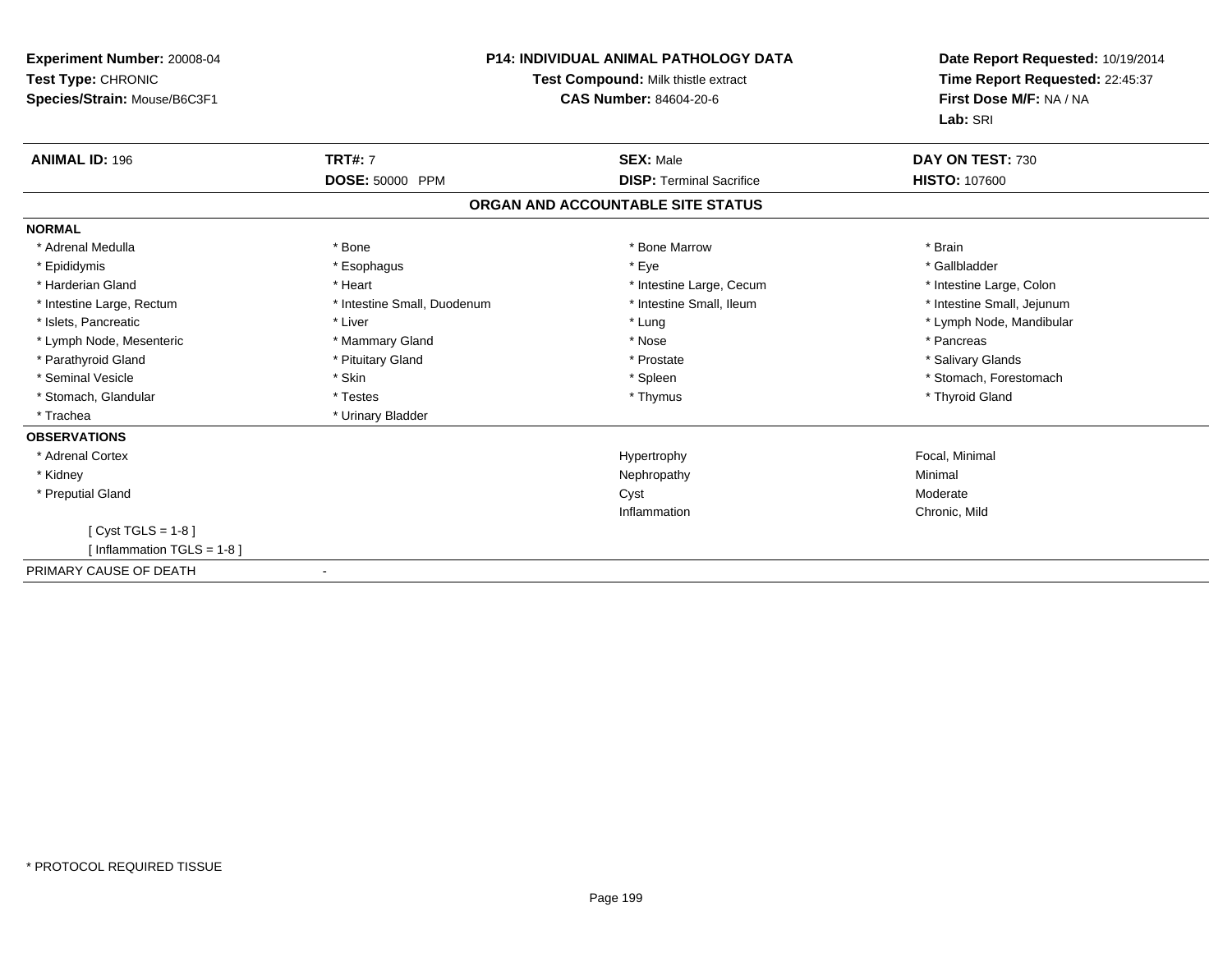**Experiment Number:** 20008-04
**Test Type:** CHRONIC
**Species/Strain:** Mouse/B6C3F1

**P14: INDIVIDUAL ANIMAL PATHOLOGY DATA**
**Test Compound:** Milk thistle extract
**CAS Number:** 84604-20-6

**Date Report Requested:** 10/19/2014
**Time Report Requested:** 22:45:37
**First Dose M/F:** NA / NA
**Lab:** SRI

| **ANIMAL ID:** 196 | **TRT#:** 7 | **SEX:** Male | **DAY ON TEST:** 730 |
|---|---|---|---|
| | **DOSE:** 50000 PPM | **DISP:** Terminal Sacrifice | **HISTO:** 107600 |

## ORGAN AND ACCOUNTABLE SITE STATUS

**NORMAL**

| | | | |
|---|---|---|---|
| * Adrenal Medulla | * Bone | * Bone Marrow | * Brain |
| * Epididymis | * Esophagus | * Eye | * Gallbladder |
| * Harderian Gland | * Heart | * Intestine Large, Cecum | * Intestine Large, Colon |
| * Intestine Large, Rectum | * Intestine Small, Duodenum | * Intestine Small, Ileum | * Intestine Small, Jejunum |
| * Islets, Pancreatic | * Liver | * Lung | * Lymph Node, Mandibular |
| * Lymph Node, Mesenteric | * Mammary Gland | * Nose | * Pancreas |
| * Parathyroid Gland | * Pituitary Gland | * Prostate | * Salivary Glands |
| * Seminal Vesicle | * Skin | * Spleen | * Stomach, Forestomach |
| * Stomach, Glandular | * Testes | * Thymus | * Thyroid Gland |
| * Trachea | * Urinary Bladder | | |

**OBSERVATIONS**

| | | |
|---|---|---|
| * Adrenal Cortex | Hypertrophy | Focal, Minimal |
| * Kidney | Nephropathy | Minimal |
| * Preputial Gland | Cyst | Moderate |
| | Inflammation | Chronic, Mild |

[ Cyst TGLS = 1-8 ]
[ Inflammation TGLS = 1-8 ]

PRIMARY CAUSE OF DEATH -

* PROTOCOL REQUIRED TISSUE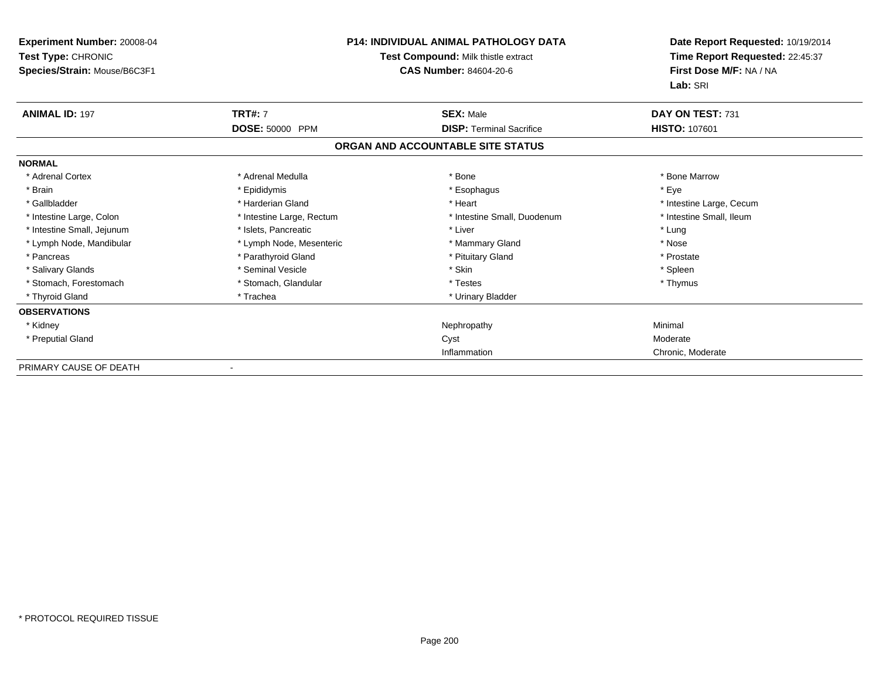**Experiment Number:** 20008-04
**Test Type:** CHRONIC
**Species/Strain:** Mouse/B6C3F1

**P14: INDIVIDUAL ANIMAL PATHOLOGY DATA**
**Test Compound:** Milk thistle extract
**CAS Number:** 84604-20-6

**Date Report Requested:** 10/19/2014
**Time Report Requested:** 22:45:37
**First Dose M/F:** NA / NA
**Lab:** SRI

| **ANIMAL ID:** 197 | **TRT#:** 7 | **SEX:** Male | **DAY ON TEST:** 731 |
|---|---|---|---|
| | **DOSE:** 50000 PPM | **DISP:** Terminal Sacrifice | **HISTO:** 107601 |

## ORGAN AND ACCOUNTABLE SITE STATUS

| | | | |
|---|---|---|---|
| **NORMAL** | | | |
| * Adrenal Cortex | * Adrenal Medulla | * Bone | * Bone Marrow |
| * Brain | * Epididymis | * Esophagus | * Eye |
| * Gallbladder | * Harderian Gland | * Heart | * Intestine Large, Cecum |
| * Intestine Large, Colon | * Intestine Large, Rectum | * Intestine Small, Duodenum | * Intestine Small, Ileum |
| * Intestine Small, Jejunum | * Islets, Pancreatic | * Liver | * Lung |
| * Lymph Node, Mandibular | * Lymph Node, Mesenteric | * Mammary Gland | * Nose |
| * Pancreas | * Parathyroid Gland | * Pituitary Gland | * Prostate |
| * Salivary Glands | * Seminal Vesicle | * Skin | * Spleen |
| * Stomach, Forestomach | * Stomach, Glandular | * Testes | * Thymus |
| * Thyroid Gland | * Trachea | * Urinary Bladder | |
| **OBSERVATIONS** | | | |
| * Kidney | | Nephropathy | Minimal |
| * Preputial Gland | | Cyst | Moderate |
| | | Inflammation | Chronic, Moderate |
| PRIMARY CAUSE OF DEATH | - | | |

* PROTOCOL REQUIRED TISSUE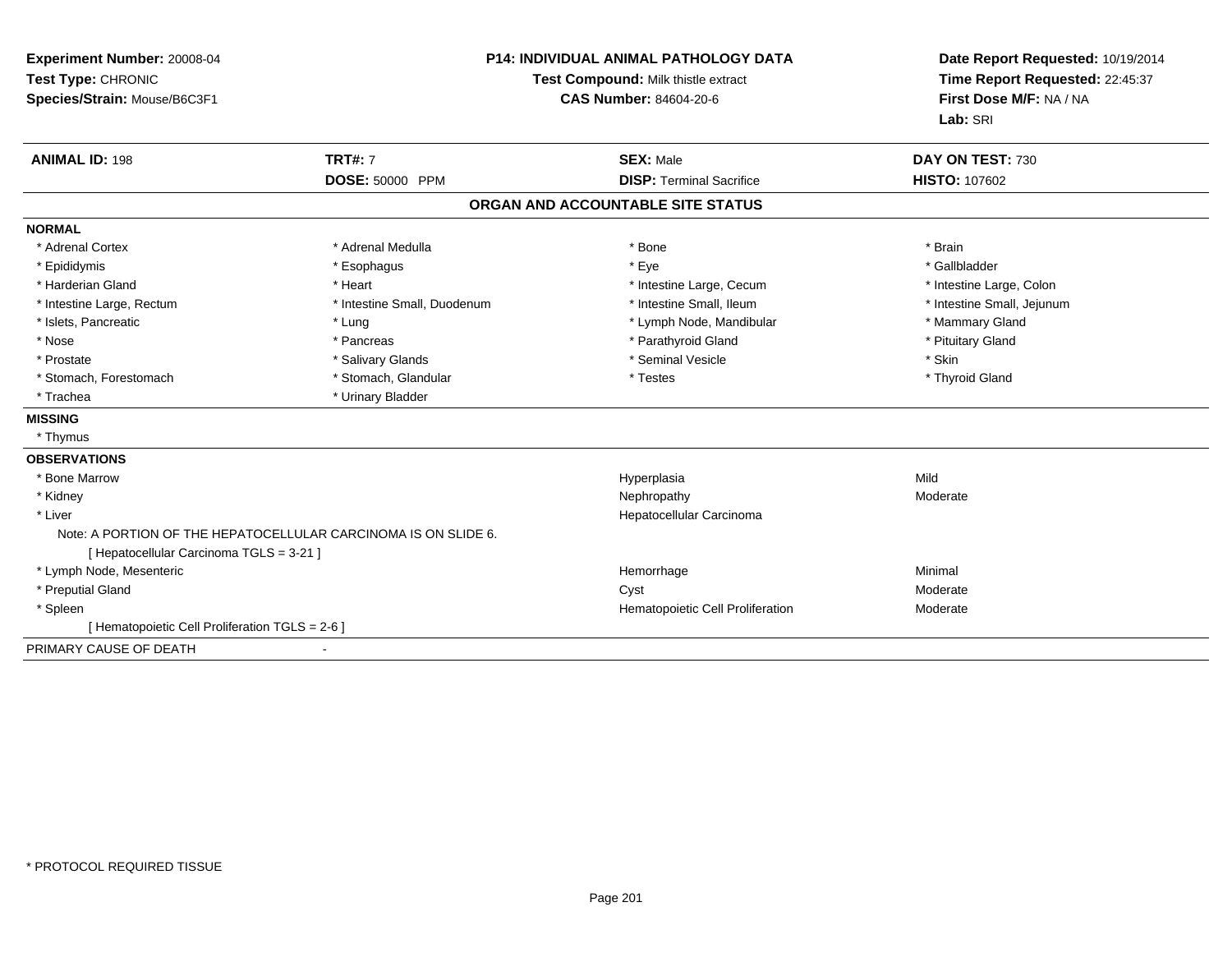**Experiment Number:** 20008-04
**Test Type:** CHRONIC
**Species/Strain:** Mouse/B6C3F1

**P14: INDIVIDUAL ANIMAL PATHOLOGY DATA**
**Test Compound:** Milk thistle extract
**CAS Number:** 84604-20-6

**Date Report Requested:** 10/19/2014
**Time Report Requested:** 22:45:37
**First Dose M/F:** NA / NA
**Lab:** SRI

| **ANIMAL ID:** 198 | **TRT#:** 7 | **SEX:** Male | **DAY ON TEST:** 730 |
|---|---|---|---|
| | **DOSE:** 50000 PPM | **DISP:** Terminal Sacrifice | **HISTO:** 107602 |

## ORGAN AND ACCOUNTABLE SITE STATUS

**NORMAL**

| | | | |
|---|---|---|---|
| * Adrenal Cortex | * Adrenal Medulla | * Bone | * Brain |
| * Epididymis | * Esophagus | * Eye | * Gallbladder |
| * Harderian Gland | * Heart | * Intestine Large, Cecum | * Intestine Large, Colon |
| * Intestine Large, Rectum | * Intestine Small, Duodenum | * Intestine Small, Ileum | * Intestine Small, Jejunum |
| * Islets, Pancreatic | * Lung | * Lymph Node, Mandibular | * Mammary Gland |
| * Nose | * Pancreas | * Parathyroid Gland | * Pituitary Gland |
| * Prostate | * Salivary Glands | * Seminal Vesicle | * Skin |
| * Stomach, Forestomach | * Stomach, Glandular | * Testes | * Thyroid Gland |
| * Trachea | * Urinary Bladder | | |

**MISSING**

* Thymus

**OBSERVATIONS**

| | | |
|---|---|---|
| * Bone Marrow | Hyperplasia | Mild |
| * Kidney | Nephropathy | Moderate |
| * Liver | Hepatocellular Carcinoma | |
| Note: A PORTION OF THE HEPATOCELLULAR CARCINOMA IS ON SLIDE 6. | | |
| [ Hepatocellular Carcinoma TGLS = 3-21 ] | | |
| * Lymph Node, Mesenteric | Hemorrhage | Minimal |
| * Preputial Gland | Cyst | Moderate |
| * Spleen | Hematopoietic Cell Proliferation | Moderate |
| [ Hematopoietic Cell Proliferation TGLS = 2-6 ] | | |

PRIMARY CAUSE OF DEATH -

\* PROTOCOL REQUIRED TISSUE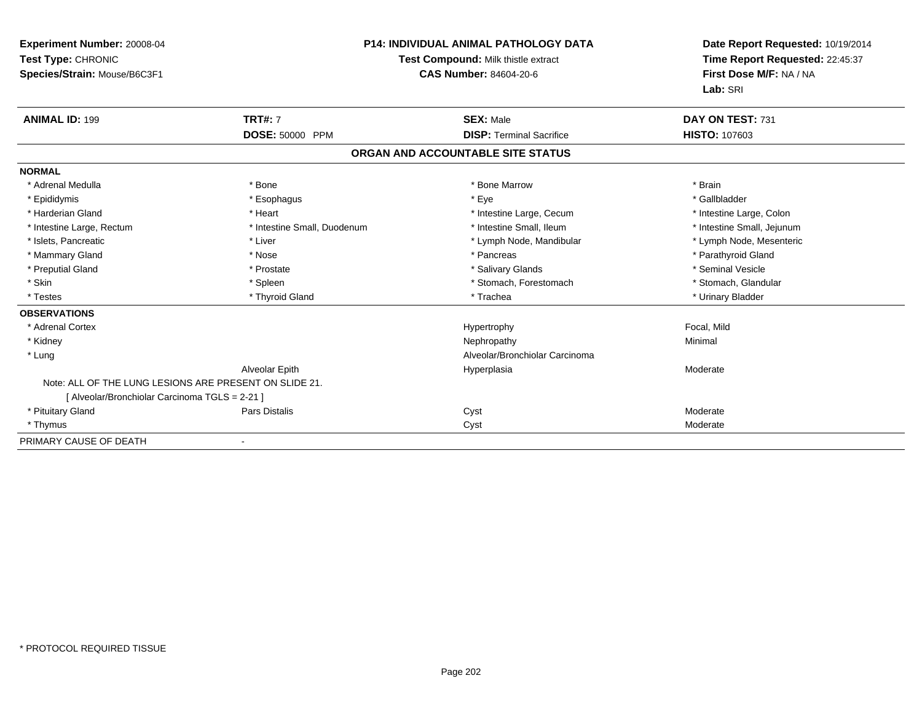**Experiment Number:** 20008-04
**Test Type:** CHRONIC
**Species/Strain:** Mouse/B6C3F1

**P14: INDIVIDUAL ANIMAL PATHOLOGY DATA**
**Test Compound:** Milk thistle extract
**CAS Number:** 84604-20-6

**Date Report Requested:** 10/19/2014
**Time Report Requested:** 22:45:37
**First Dose M/F:** NA / NA
**Lab:** SRI

| **ANIMAL ID:** 199 | **TRT#:** 7 | **SEX:** Male | **DAY ON TEST:** 731 |
|---|---|---|---|
| | **DOSE:** 50000 PPM | **DISP:** Terminal Sacrifice | **HISTO:** 107603 |

## ORGAN AND ACCOUNTABLE SITE STATUS

| | | | |
|---|---|---|---|
| **NORMAL** | | | |
| * Adrenal Medulla | * Bone | * Bone Marrow | * Brain |
| * Epididymis | * Esophagus | * Eye | * Gallbladder |
| * Harderian Gland | * Heart | * Intestine Large, Cecum | * Intestine Large, Colon |
| * Intestine Large, Rectum | * Intestine Small, Duodenum | * Intestine Small, Ileum | * Intestine Small, Jejunum |
| * Islets, Pancreatic | * Liver | * Lymph Node, Mandibular | * Lymph Node, Mesenteric |
| * Mammary Gland | * Nose | * Pancreas | * Parathyroid Gland |
| * Preputial Gland | * Prostate | * Salivary Glands | * Seminal Vesicle |
| * Skin | * Spleen | * Stomach, Forestomach | * Stomach, Glandular |
| * Testes | * Thyroid Gland | * Trachea | * Urinary Bladder |
| **OBSERVATIONS** | | | |
| * Adrenal Cortex | | Hypertrophy | Focal, Mild |
| * Kidney | | Nephropathy | Minimal |
| * Lung | | Alveolar/Bronchiolar Carcinoma | |
| | Alveolar Epith | Hyperplasia | Moderate |
| Note: ALL OF THE LUNG LESIONS ARE PRESENT ON SLIDE 21. | | | |
| [ Alveolar/Bronchiolar Carcinoma TGLS = 2-21 ] | | | |
| * Pituitary Gland | Pars Distalis | Cyst | Moderate |
| * Thymus | | Cyst | Moderate |
| PRIMARY CAUSE OF DEATH | - | | |

* PROTOCOL REQUIRED TISSUE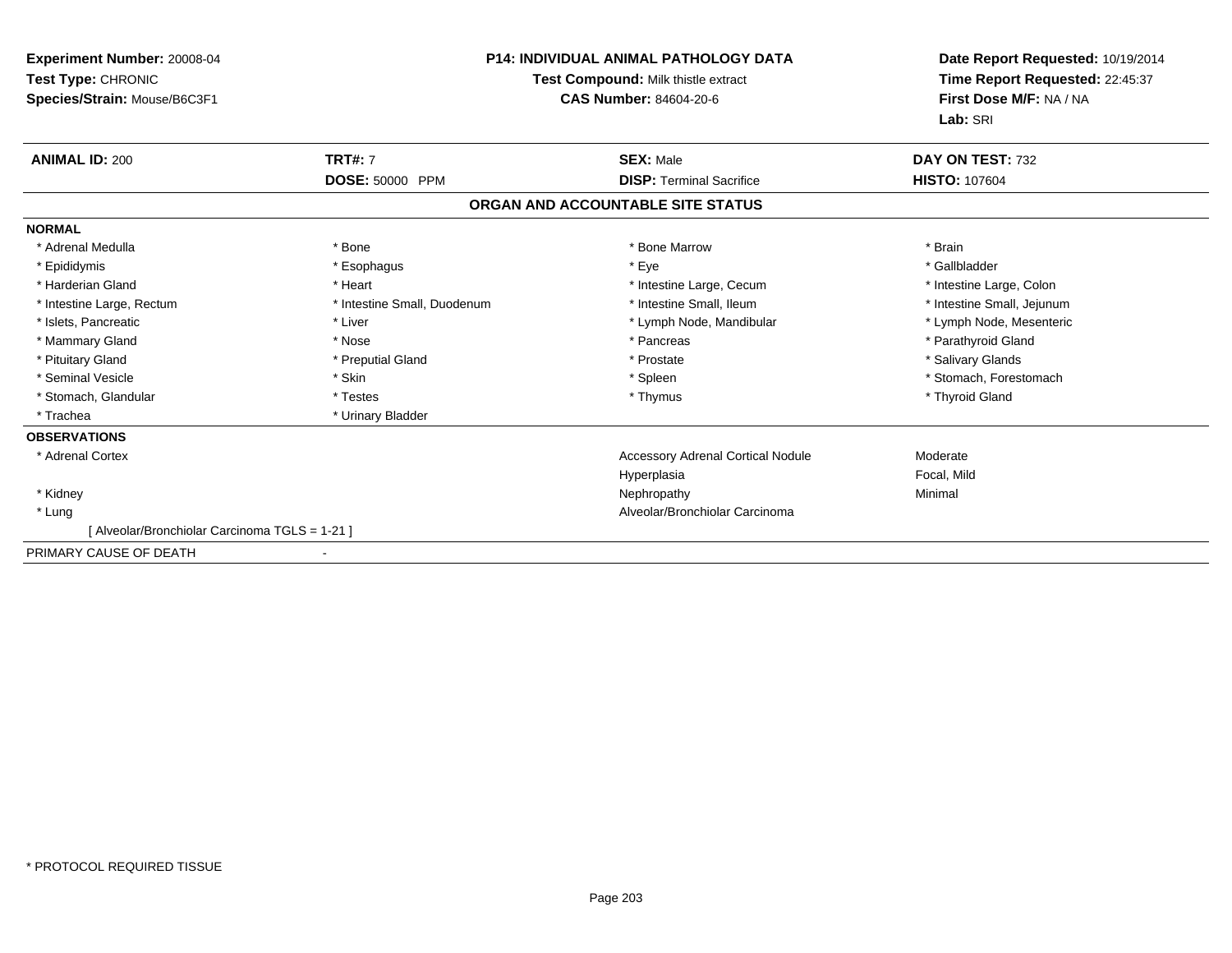**Experiment Number:** 20008-04
**Test Type:** CHRONIC
**Species/Strain:** Mouse/B6C3F1

**P14: INDIVIDUAL ANIMAL PATHOLOGY DATA**
**Test Compound:** Milk thistle extract
**CAS Number:** 84604-20-6

**Date Report Requested:** 10/19/2014
**Time Report Requested:** 22:45:37
**First Dose M/F:** NA / NA
**Lab:** SRI

| **ANIMAL ID:** 200 | **TRT#:** 7 | **SEX:** Male | **DAY ON TEST:** 732 |
|---|---|---|---|
| | **DOSE:** 50000 PPM | **DISP:** Terminal Sacrifice | **HISTO:** 107604 |

## ORGAN AND ACCOUNTABLE SITE STATUS

**NORMAL**

| | | | |
|---|---|---|---|
| * Adrenal Medulla | * Bone | * Bone Marrow | * Brain |
| * Epididymis | * Esophagus | * Eye | * Gallbladder |
| * Harderian Gland | * Heart | * Intestine Large, Cecum | * Intestine Large, Colon |
| * Intestine Large, Rectum | * Intestine Small, Duodenum | * Intestine Small, Ileum | * Intestine Small, Jejunum |
| * Islets, Pancreatic | * Liver | * Lymph Node, Mandibular | * Lymph Node, Mesenteric |
| * Mammary Gland | * Nose | * Pancreas | * Parathyroid Gland |
| * Pituitary Gland | * Preputial Gland | * Prostate | * Salivary Glands |
| * Seminal Vesicle | * Skin | * Spleen | * Stomach, Forestomach |
| * Stomach, Glandular | * Testes | * Thymus | * Thyroid Gland |
| * Trachea | * Urinary Bladder | | |

**OBSERVATIONS**

| | | |
|---|---|---|
| * Adrenal Cortex | Accessory Adrenal Cortical Nodule | Moderate |
| | Hyperplasia | Focal, Mild |
| * Kidney | Nephropathy | Minimal |
| * Lung | Alveolar/Bronchiolar Carcinoma | |
| [ Alveolar/Bronchiolar Carcinoma TGLS = 1-21 ] | | |

PRIMARY CAUSE OF DEATH -

* PROTOCOL REQUIRED TISSUE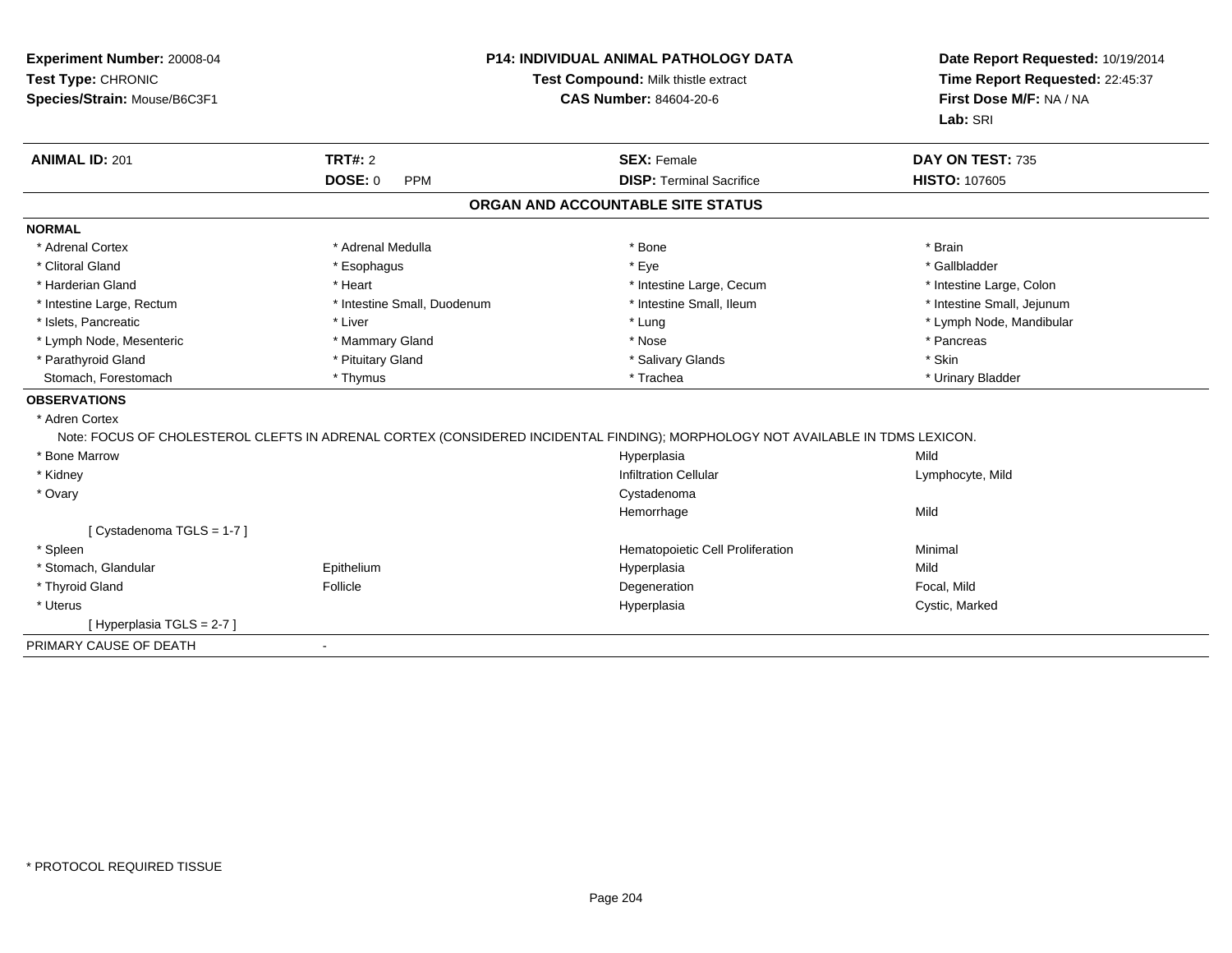**Experiment Number:** 20008-04
**Test Type:** CHRONIC
**Species/Strain:** Mouse/B6C3F1

**P14: INDIVIDUAL ANIMAL PATHOLOGY DATA**
**Test Compound:** Milk thistle extract
**CAS Number:** 84604-20-6

**Date Report Requested:** 10/19/2014
**Time Report Requested:** 22:45:37
**First Dose M/F:** NA / NA
**Lab:** SRI

| **ANIMAL ID:** 201 | **TRT#:** 2 | **SEX:** Female | **DAY ON TEST:** 735 |
|---|---|---|---|
| | **DOSE:** 0 PPM | **DISP:** Terminal Sacrifice | **HISTO:** 107605 |

## ORGAN AND ACCOUNTABLE SITE STATUS

**NORMAL**

| | | | |
|---|---|---|---|
| * Adrenal Cortex | * Adrenal Medulla | * Bone | * Brain |
| * Clitoral Gland | * Esophagus | * Eye | * Gallbladder |
| * Harderian Gland | * Heart | * Intestine Large, Cecum | * Intestine Large, Colon |
| * Intestine Large, Rectum | * Intestine Small, Duodenum | * Intestine Small, Ileum | * Intestine Small, Jejunum |
| * Islets, Pancreatic | * Liver | * Lung | * Lymph Node, Mandibular |
| * Lymph Node, Mesenteric | * Mammary Gland | * Nose | * Pancreas |
| * Parathyroid Gland | * Pituitary Gland | * Salivary Glands | * Skin |
| Stomach, Forestomach | * Thymus | * Trachea | * Urinary Bladder |

**OBSERVATIONS**

* Adren Cortex
  Note: FOCUS OF CHOLESTEROL CLEFTS IN ADRENAL CORTEX (CONSIDERED INCIDENTAL FINDING); MORPHOLOGY NOT AVAILABLE IN TDMS LEXICON.

| | | | |
|---|---|---|---|
| * Bone Marrow | | Hyperplasia | Mild |
| * Kidney | | Infiltration Cellular | Lymphocyte, Mild |
| * Ovary | | Cystadenoma | |
| | | Hemorrhage | Mild |
| [ Cystadenoma TGLS = 1-7 ] | | | |
| * Spleen | | Hematopoietic Cell Proliferation | Minimal |
| * Stomach, Glandular | Epithelium | Hyperplasia | Mild |
| * Thyroid Gland | Follicle | Degeneration | Focal, Mild |
| * Uterus | | Hyperplasia | Cystic, Marked |
| [ Hyperplasia TGLS = 2-7 ] | | | |

PRIMARY CAUSE OF DEATH -

* PROTOCOL REQUIRED TISSUE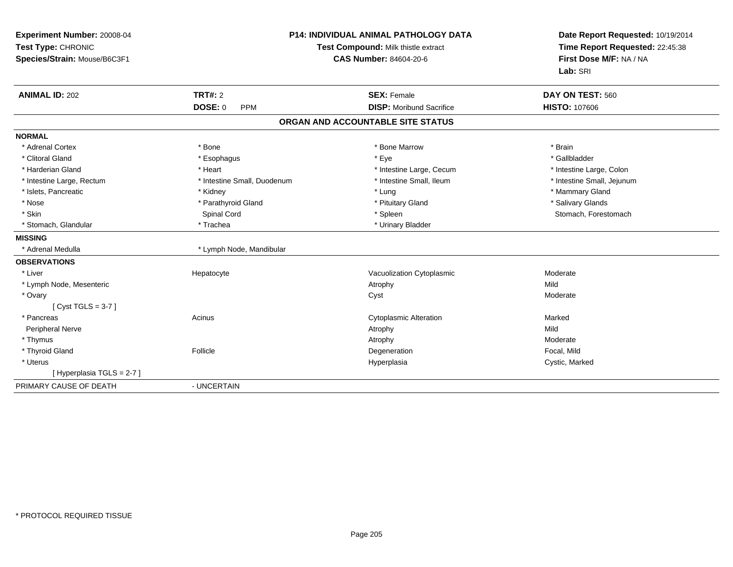**Experiment Number:** 20008-04
**Test Type:** CHRONIC
**Species/Strain:** Mouse/B6C3F1

**P14: INDIVIDUAL ANIMAL PATHOLOGY DATA**
**Test Compound:** Milk thistle extract
**CAS Number:** 84604-20-6

**Date Report Requested:** 10/19/2014
**Time Report Requested:** 22:45:38
**First Dose M/F:** NA / NA
**Lab:** SRI

| **ANIMAL ID:** 202 | **TRT#:** 2 | **SEX:** Female | **DAY ON TEST:** 560 |
|---|---|---|---|
| | **DOSE:** 0 PPM | **DISP:** Moribund Sacrifice | **HISTO:** 107606 |

## ORGAN AND ACCOUNTABLE SITE STATUS

| | | | |
|---|---|---|---|
| **NORMAL** | | | |
| * Adrenal Cortex | * Bone | * Bone Marrow | * Brain |
| * Clitoral Gland | * Esophagus | * Eye | * Gallbladder |
| * Harderian Gland | * Heart | * Intestine Large, Cecum | * Intestine Large, Colon |
| * Intestine Large, Rectum | * Intestine Small, Duodenum | * Intestine Small, Ileum | * Intestine Small, Jejunum |
| * Islets, Pancreatic | * Kidney | * Lung | * Mammary Gland |
| * Nose | * Parathyroid Gland | * Pituitary Gland | * Salivary Glands |
| * Skin | Spinal Cord | * Spleen | Stomach, Forestomach |
| * Stomach, Glandular | * Trachea | * Urinary Bladder | |
| **MISSING** | | | |
| * Adrenal Medulla | * Lymph Node, Mandibular | | |
| **OBSERVATIONS** | | | |
| * Liver | Hepatocyte | Vacuolization Cytoplasmic | Moderate |
| * Lymph Node, Mesenteric | | Atrophy | Mild |
| * Ovary | | Cyst | Moderate |
| [ Cyst TGLS = 3-7 ] | | | |
| * Pancreas | Acinus | Cytoplasmic Alteration | Marked |
| Peripheral Nerve | | Atrophy | Mild |
| * Thymus | | Atrophy | Moderate |
| * Thyroid Gland | Follicle | Degeneration | Focal, Mild |
| * Uterus | | Hyperplasia | Cystic, Marked |
| [ Hyperplasia TGLS = 2-7 ] | | | |
| PRIMARY CAUSE OF DEATH | - UNCERTAIN | | |

* PROTOCOL REQUIRED TISSUE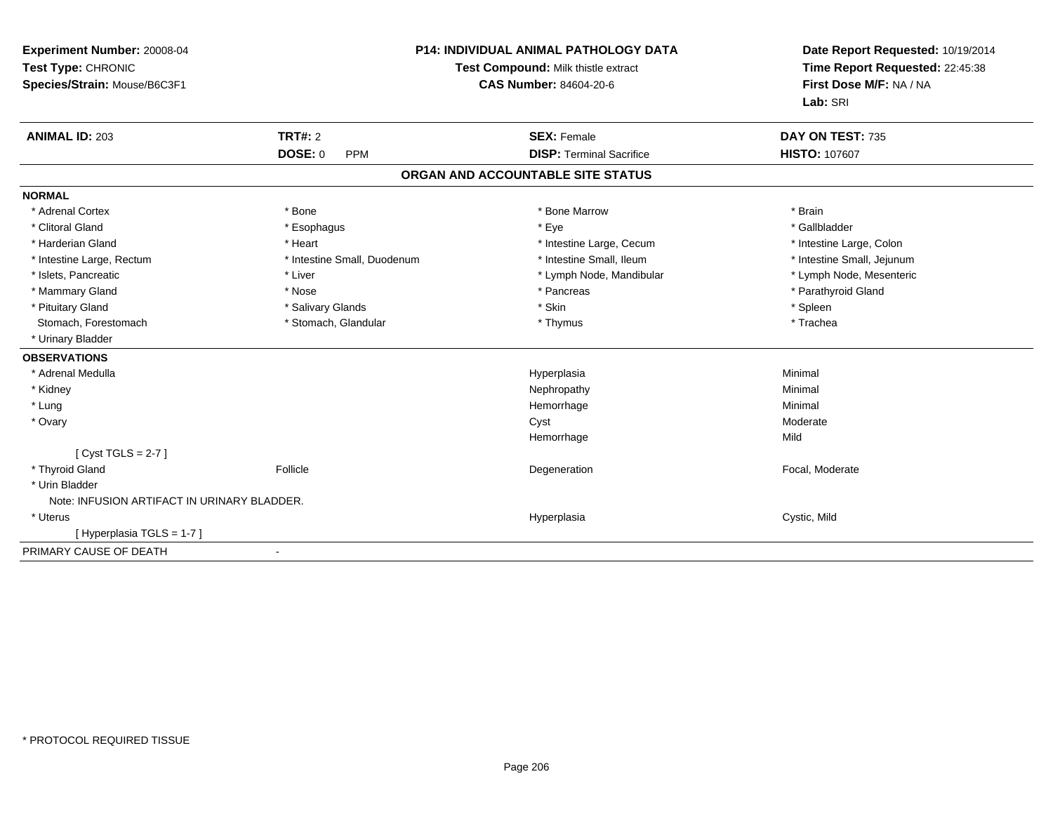**Experiment Number:** 20008-04
**Test Type:** CHRONIC
**Species/Strain:** Mouse/B6C3F1

**P14: INDIVIDUAL ANIMAL PATHOLOGY DATA**
**Test Compound:** Milk thistle extract
**CAS Number:** 84604-20-6

**Date Report Requested:** 10/19/2014
**Time Report Requested:** 22:45:38
**First Dose M/F:** NA / NA
**Lab:** SRI

| **ANIMAL ID:** 203 | **TRT#:** 2 | **SEX:** Female | **DAY ON TEST:** 735 |
|---|---|---|---|
| | **DOSE:** 0 PPM | **DISP:** Terminal Sacrifice | **HISTO:** 107607 |

## ORGAN AND ACCOUNTABLE SITE STATUS

**NORMAL**

| | | | |
|---|---|---|---|
| * Adrenal Cortex | * Bone | * Bone Marrow | * Brain |
| * Clitoral Gland | * Esophagus | * Eye | * Gallbladder |
| * Harderian Gland | * Heart | * Intestine Large, Cecum | * Intestine Large, Colon |
| * Intestine Large, Rectum | * Intestine Small, Duodenum | * Intestine Small, Ileum | * Intestine Small, Jejunum |
| * Islets, Pancreatic | * Liver | * Lymph Node, Mandibular | * Lymph Node, Mesenteric |
| * Mammary Gland | * Nose | * Pancreas | * Parathyroid Gland |
| * Pituitary Gland | * Salivary Glands | * Skin | * Spleen |
| Stomach, Forestomach | * Stomach, Glandular | * Thymus | * Trachea |
| * Urinary Bladder | | | |

**OBSERVATIONS**

| | | | |
|---|---|---|---|
| * Adrenal Medulla | | Hyperplasia | Minimal |
| * Kidney | | Nephropathy | Minimal |
| * Lung | | Hemorrhage | Minimal |
| * Ovary | | Cyst | Moderate |
| | | Hemorrhage | Mild |
| [ Cyst TGLS = 2-7 ] | | | |
| * Thyroid Gland | Follicle | Degeneration | Focal, Moderate |
| * Urin Bladder | | | |
| Note: INFUSION ARTIFACT IN URINARY BLADDER. | | | |
| * Uterus | | Hyperplasia | Cystic, Mild |
| [ Hyperplasia TGLS = 1-7 ] | | | |

PRIMARY CAUSE OF DEATH -

* PROTOCOL REQUIRED TISSUE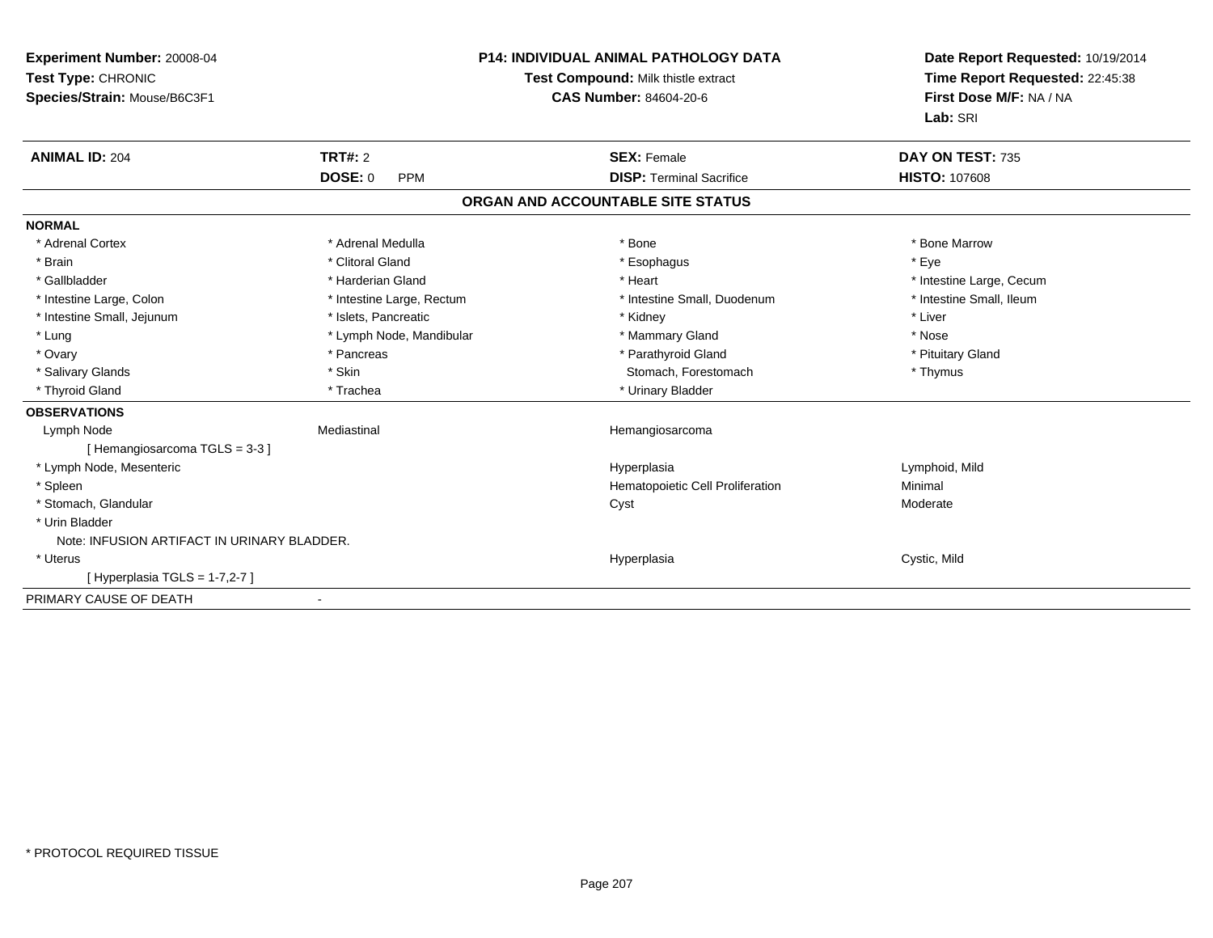**Experiment Number:** 20008-04
**Test Type:** CHRONIC
**Species/Strain:** Mouse/B6C3F1

**P14: INDIVIDUAL ANIMAL PATHOLOGY DATA**
**Test Compound:** Milk thistle extract
**CAS Number:** 84604-20-6

**Date Report Requested:** 10/19/2014
**Time Report Requested:** 22:45:38
**First Dose M/F:** NA / NA
**Lab:** SRI

| **ANIMAL ID:** 204 | **TRT#:** 2 | **SEX:** Female | **DAY ON TEST:** 735 |
|---|---|---|---|
| | **DOSE:** 0 PPM | **DISP:** Terminal Sacrifice | **HISTO:** 107608 |

## ORGAN AND ACCOUNTABLE SITE STATUS

**NORMAL**

| | | | |
|---|---|---|---|
| * Adrenal Cortex | * Adrenal Medulla | * Bone | * Bone Marrow |
| * Brain | * Clitoral Gland | * Esophagus | * Eye |
| * Gallbladder | * Harderian Gland | * Heart | * Intestine Large, Cecum |
| * Intestine Large, Colon | * Intestine Large, Rectum | * Intestine Small, Duodenum | * Intestine Small, Ileum |
| * Intestine Small, Jejunum | * Islets, Pancreatic | * Kidney | * Liver |
| * Lung | * Lymph Node, Mandibular | * Mammary Gland | * Nose |
| * Ovary | * Pancreas | * Parathyroid Gland | * Pituitary Gland |
| * Salivary Glands | * Skin | Stomach, Forestomach | * Thymus |
| * Thyroid Gland | * Trachea | * Urinary Bladder | |

**OBSERVATIONS**

| | | | |
|---|---|---|---|
| Lymph Node | Mediastinal | Hemangiosarcoma | |
| [ Hemangiosarcoma TGLS = 3-3 ] | | | |
| * Lymph Node, Mesenteric | | Hyperplasia | Lymphoid, Mild |
| * Spleen | | Hematopoietic Cell Proliferation | Minimal |
| * Stomach, Glandular | | Cyst | Moderate |
| * Urin Bladder | | | |
| Note: INFUSION ARTIFACT IN URINARY BLADDER. | | | |
| * Uterus | | Hyperplasia | Cystic, Mild |
| [ Hyperplasia TGLS = 1-7,2-7 ] | | | |

PRIMARY CAUSE OF DEATH -

* PROTOCOL REQUIRED TISSUE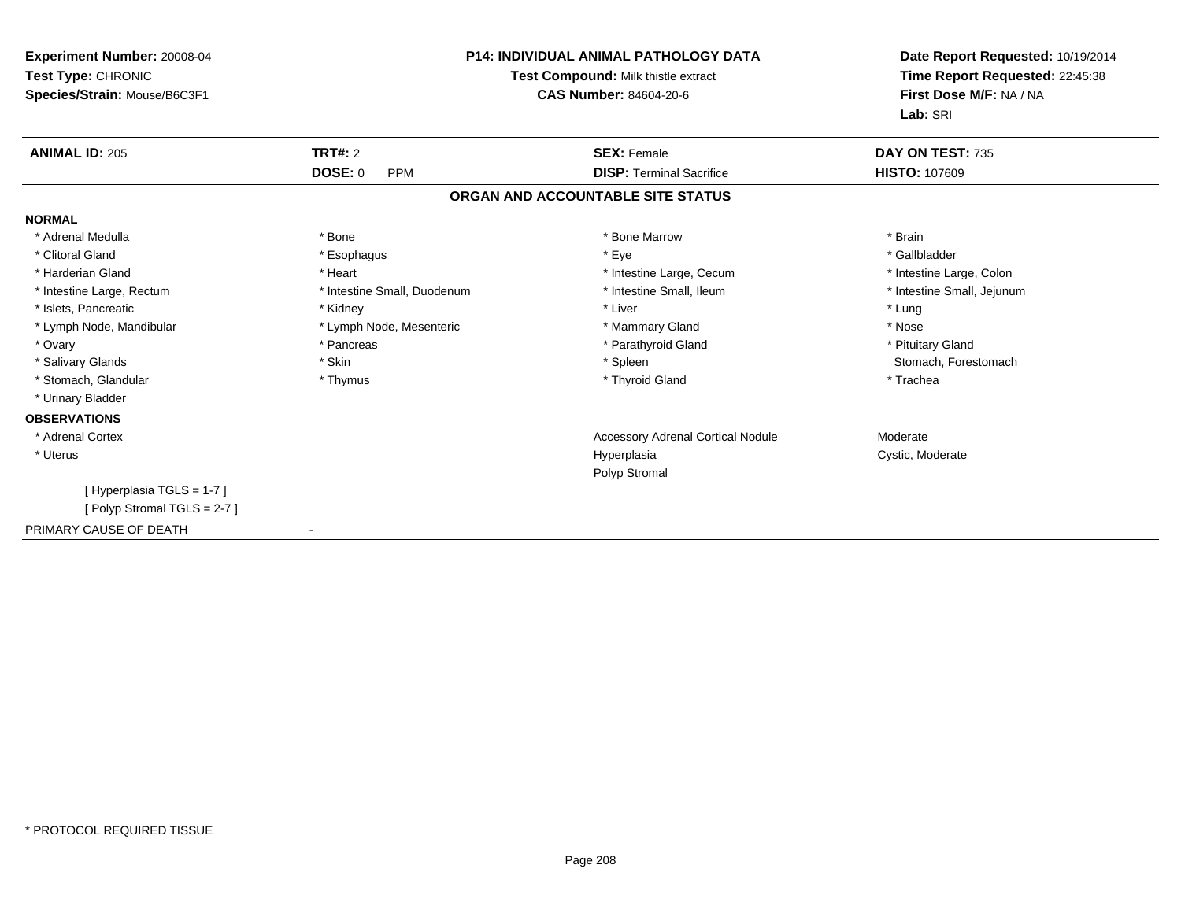**Experiment Number:** 20008-04
**Test Type:** CHRONIC
**Species/Strain:** Mouse/B6C3F1

**P14: INDIVIDUAL ANIMAL PATHOLOGY DATA**
**Test Compound:** Milk thistle extract
**CAS Number:** 84604-20-6

**Date Report Requested:** 10/19/2014
**Time Report Requested:** 22:45:38
**First Dose M/F:** NA / NA
**Lab:** SRI

| **ANIMAL ID:** 205 | **TRT#:** 2 | **SEX:** Female | **DAY ON TEST:** 735 |
|---|---|---|---|
| | **DOSE:** 0 PPM | **DISP:** Terminal Sacrifice | **HISTO:** 107609 |

**ORGAN AND ACCOUNTABLE SITE STATUS**

**NORMAL**

| | | | |
|---|---|---|---|
| * Adrenal Medulla | * Bone | * Bone Marrow | * Brain |
| * Clitoral Gland | * Esophagus | * Eye | * Gallbladder |
| * Harderian Gland | * Heart | * Intestine Large, Cecum | * Intestine Large, Colon |
| * Intestine Large, Rectum | * Intestine Small, Duodenum | * Intestine Small, Ileum | * Intestine Small, Jejunum |
| * Islets, Pancreatic | * Kidney | * Liver | * Lung |
| * Lymph Node, Mandibular | * Lymph Node, Mesenteric | * Mammary Gland | * Nose |
| * Ovary | * Pancreas | * Parathyroid Gland | * Pituitary Gland |
| * Salivary Glands | * Skin | * Spleen | Stomach, Forestomach |
| * Stomach, Glandular | * Thymus | * Thyroid Gland | * Trachea |
| * Urinary Bladder | | | |

**OBSERVATIONS**

| | | |
|---|---|---|
| * Adrenal Cortex | Accessory Adrenal Cortical Nodule | Moderate |
| * Uterus | Hyperplasia | Cystic, Moderate |
| | Polyp Stromal | |
| [ Hyperplasia TGLS = 1-7 ] | | |
| [ Polyp Stromal TGLS = 2-7 ] | | |

PRIMARY CAUSE OF DEATH -

* PROTOCOL REQUIRED TISSUE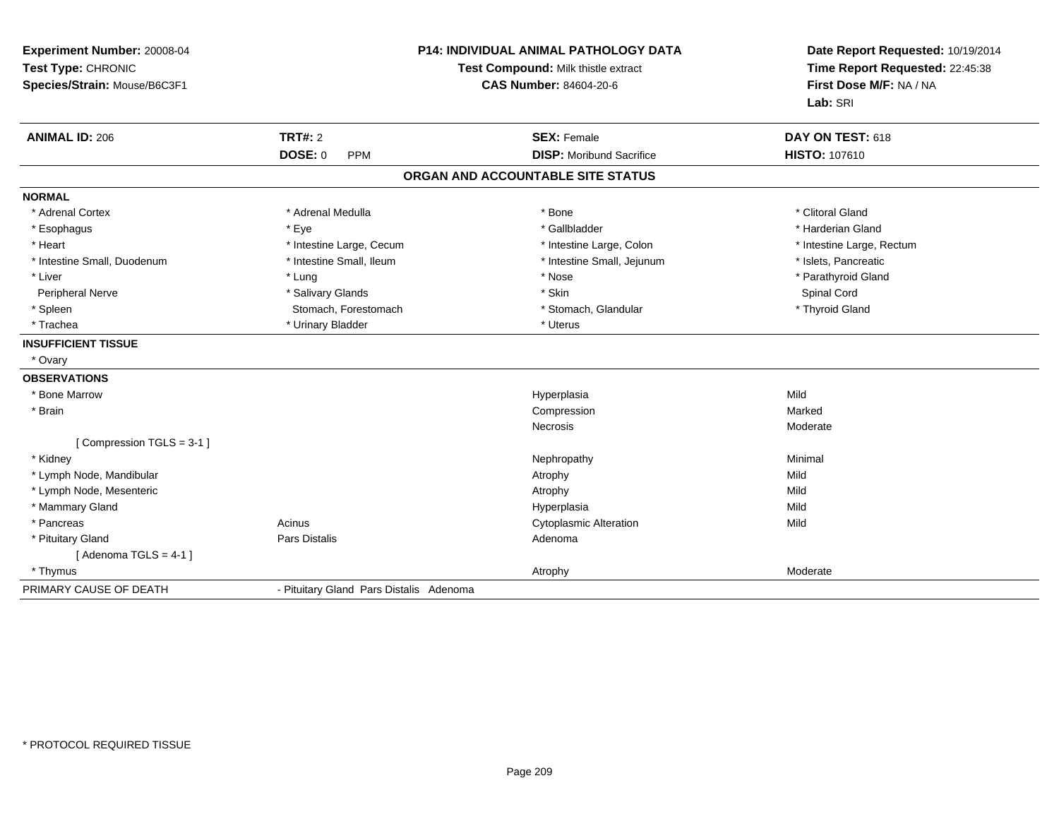**Experiment Number:** 20008-04
**Test Type:** CHRONIC
**Species/Strain:** Mouse/B6C3F1

**P14: INDIVIDUAL ANIMAL PATHOLOGY DATA**
**Test Compound:** Milk thistle extract
**CAS Number:** 84604-20-6

**Date Report Requested:** 10/19/2014
**Time Report Requested:** 22:45:38
**First Dose M/F:** NA / NA
**Lab:** SRI

| **ANIMAL ID:** 206 | **TRT#:** 2 | **SEX:** Female | **DAY ON TEST:** 618 |
|---|---|---|---|
| | **DOSE:** 0 PPM | **DISP:** Moribund Sacrifice | **HISTO:** 107610 |

## ORGAN AND ACCOUNTABLE SITE STATUS

**NORMAL**

| | | | |
|---|---|---|---|
| * Adrenal Cortex | * Adrenal Medulla | * Bone | * Clitoral Gland |
| * Esophagus | * Eye | * Gallbladder | * Harderian Gland |
| * Heart | * Intestine Large, Cecum | * Intestine Large, Colon | * Intestine Large, Rectum |
| * Intestine Small, Duodenum | * Intestine Small, Ileum | * Intestine Small, Jejunum | * Islets, Pancreatic |
| * Liver | * Lung | * Nose | * Parathyroid Gland |
| Peripheral Nerve | * Salivary Glands | * Skin | Spinal Cord |
| * Spleen | Stomach, Forestomach | * Stomach, Glandular | * Thyroid Gland |
| * Trachea | * Urinary Bladder | * Uterus | |

**INSUFFICIENT TISSUE**

* Ovary

**OBSERVATIONS**

| | | | |
|---|---|---|---|
| * Bone Marrow | | Hyperplasia | Mild |
| * Brain | | Compression | Marked |
| | | Necrosis | Moderate |
| [ Compression TGLS = 3-1 ] | | | |
| * Kidney | | Nephropathy | Minimal |
| * Lymph Node, Mandibular | | Atrophy | Mild |
| * Lymph Node, Mesenteric | | Atrophy | Mild |
| * Mammary Gland | | Hyperplasia | Mild |
| * Pancreas | Acinus | Cytoplasmic Alteration | Mild |
| * Pituitary Gland | Pars Distalis | Adenoma | |
| [ Adenoma TGLS = 4-1 ] | | | |
| * Thymus | | Atrophy | Moderate |

PRIMARY CAUSE OF DEATH - Pituitary Gland Pars Distalis Adenoma

* PROTOCOL REQUIRED TISSUE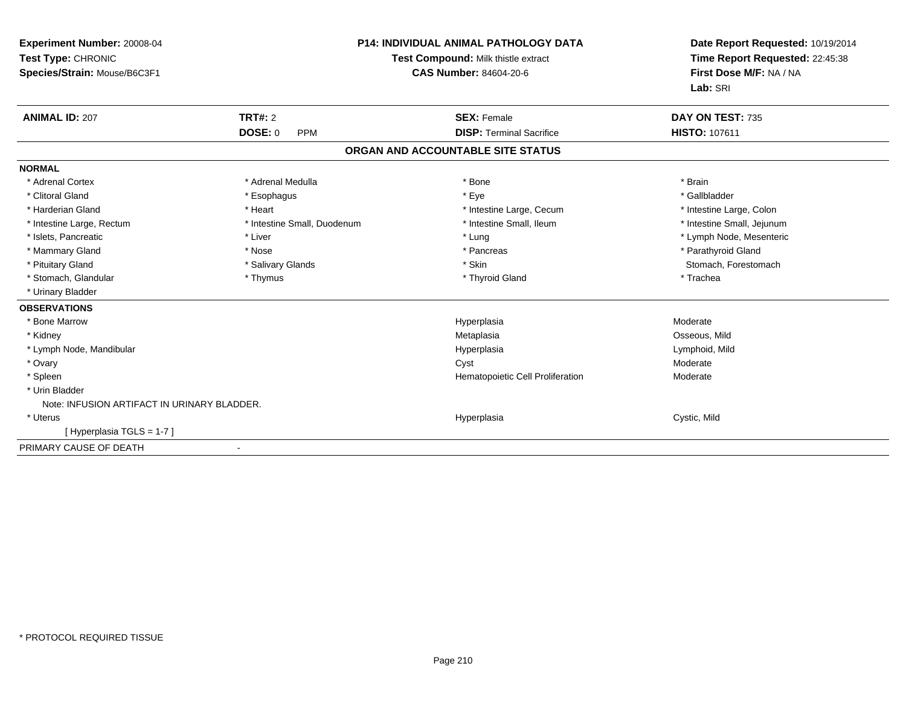**Experiment Number:** 20008-04
**Test Type:** CHRONIC
**Species/Strain:** Mouse/B6C3F1

**P14: INDIVIDUAL ANIMAL PATHOLOGY DATA**
**Test Compound:** Milk thistle extract
**CAS Number:** 84604-20-6

**Date Report Requested:** 10/19/2014
**Time Report Requested:** 22:45:38
**First Dose M/F:** NA / NA
**Lab:** SRI

| **ANIMAL ID:** 207 | **TRT#:** 2 | **SEX:** Female | **DAY ON TEST:** 735 |
|---|---|---|---|
| | **DOSE:** 0 PPM | **DISP:** Terminal Sacrifice | **HISTO:** 107611 |

## ORGAN AND ACCOUNTABLE SITE STATUS

**NORMAL**

| | | | |
|---|---|---|---|
| * Adrenal Cortex | * Adrenal Medulla | * Bone | * Brain |
| * Clitoral Gland | * Esophagus | * Eye | * Gallbladder |
| * Harderian Gland | * Heart | * Intestine Large, Cecum | * Intestine Large, Colon |
| * Intestine Large, Rectum | * Intestine Small, Duodenum | * Intestine Small, Ileum | * Intestine Small, Jejunum |
| * Islets, Pancreatic | * Liver | * Lung | * Lymph Node, Mesenteric |
| * Mammary Gland | * Nose | * Pancreas | * Parathyroid Gland |
| * Pituitary Gland | * Salivary Glands | * Skin | Stomach, Forestomach |
| * Stomach, Glandular | * Thymus | * Thyroid Gland | * Trachea |
| * Urinary Bladder | | | |

**OBSERVATIONS**

| | | |
|---|---|---|
| * Bone Marrow | Hyperplasia | Moderate |
| * Kidney | Metaplasia | Osseous, Mild |
| * Lymph Node, Mandibular | Hyperplasia | Lymphoid, Mild |
| * Ovary | Cyst | Moderate |
| * Spleen | Hematopoietic Cell Proliferation | Moderate |
| * Urin Bladder | | |
| Note: INFUSION ARTIFACT IN URINARY BLADDER. | | |
| * Uterus | Hyperplasia | Cystic, Mild |
| [ Hyperplasia TGLS = 1-7 ] | | |

PRIMARY CAUSE OF DEATH -

* PROTOCOL REQUIRED TISSUE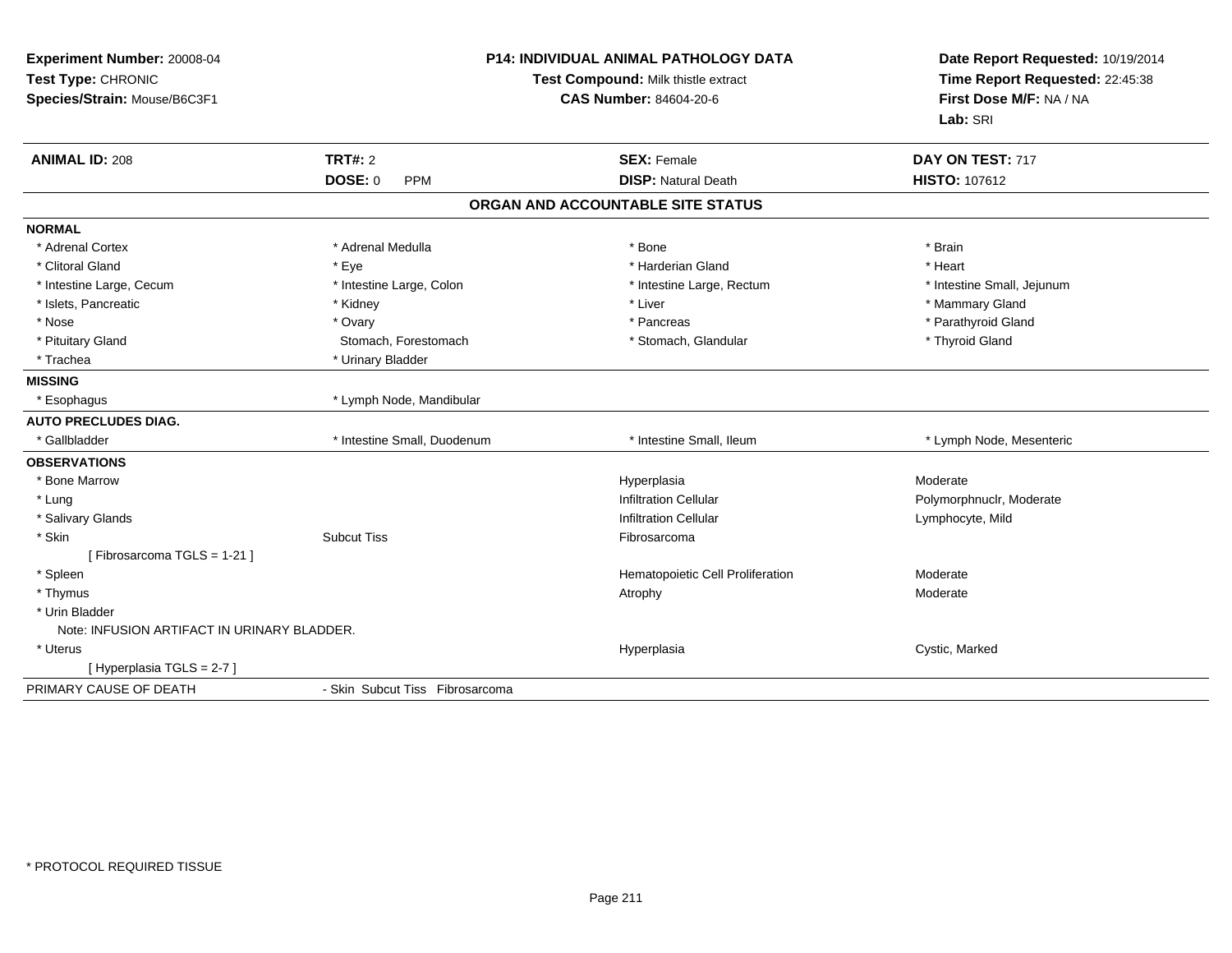**Experiment Number:** 20008-04
**Test Type:** CHRONIC
**Species/Strain:** Mouse/B6C3F1

**P14: INDIVIDUAL ANIMAL PATHOLOGY DATA**
**Test Compound:** Milk thistle extract
**CAS Number:** 84604-20-6

**Date Report Requested:** 10/19/2014
**Time Report Requested:** 22:45:38
**First Dose M/F:** NA / NA
**Lab:** SRI

| **ANIMAL ID:** 208 | **TRT#:** 2 | **SEX:** Female | **DAY ON TEST:** 717 |
|---|---|---|---|
| | **DOSE:** 0 PPM | **DISP:** Natural Death | **HISTO:** 107612 |

## ORGAN AND ACCOUNTABLE SITE STATUS

**NORMAL**

| | | | |
|---|---|---|---|
| * Adrenal Cortex | * Adrenal Medulla | * Bone | * Brain |
| * Clitoral Gland | * Eye | * Harderian Gland | * Heart |
| * Intestine Large, Cecum | * Intestine Large, Colon | * Intestine Large, Rectum | * Intestine Small, Jejunum |
| * Islets, Pancreatic | * Kidney | * Liver | * Mammary Gland |
| * Nose | * Ovary | * Pancreas | * Parathyroid Gland |
| * Pituitary Gland | Stomach, Forestomach | * Stomach, Glandular | * Thyroid Gland |
| * Trachea | * Urinary Bladder | | |

**MISSING**

| | |
|---|---|
| * Esophagus | * Lymph Node, Mandibular |

**AUTO PRECLUDES DIAG.**

| | | | |
|---|---|---|---|
| * Gallbladder | * Intestine Small, Duodenum | * Intestine Small, Ileum | * Lymph Node, Mesenteric |

**OBSERVATIONS**

| | | | |
|---|---|---|---|
| * Bone Marrow | | Hyperplasia | Moderate |
| * Lung | | Infiltration Cellular | Polymorphnuclr, Moderate |
| * Salivary Glands | | Infiltration Cellular | Lymphocyte, Mild |
| * Skin | Subcut Tiss | Fibrosarcoma | |
| [ Fibrosarcoma TGLS = 1-21 ] | | | |
| * Spleen | | Hematopoietic Cell Proliferation | Moderate |
| * Thymus | | Atrophy | Moderate |
| * Urin Bladder | | | |
| Note: INFUSION ARTIFACT IN URINARY BLADDER. | | | |
| * Uterus | | Hyperplasia | Cystic, Marked |
| [ Hyperplasia TGLS = 2-7 ] | | | |

PRIMARY CAUSE OF DEATH - Skin Subcut Tiss Fibrosarcoma

* PROTOCOL REQUIRED TISSUE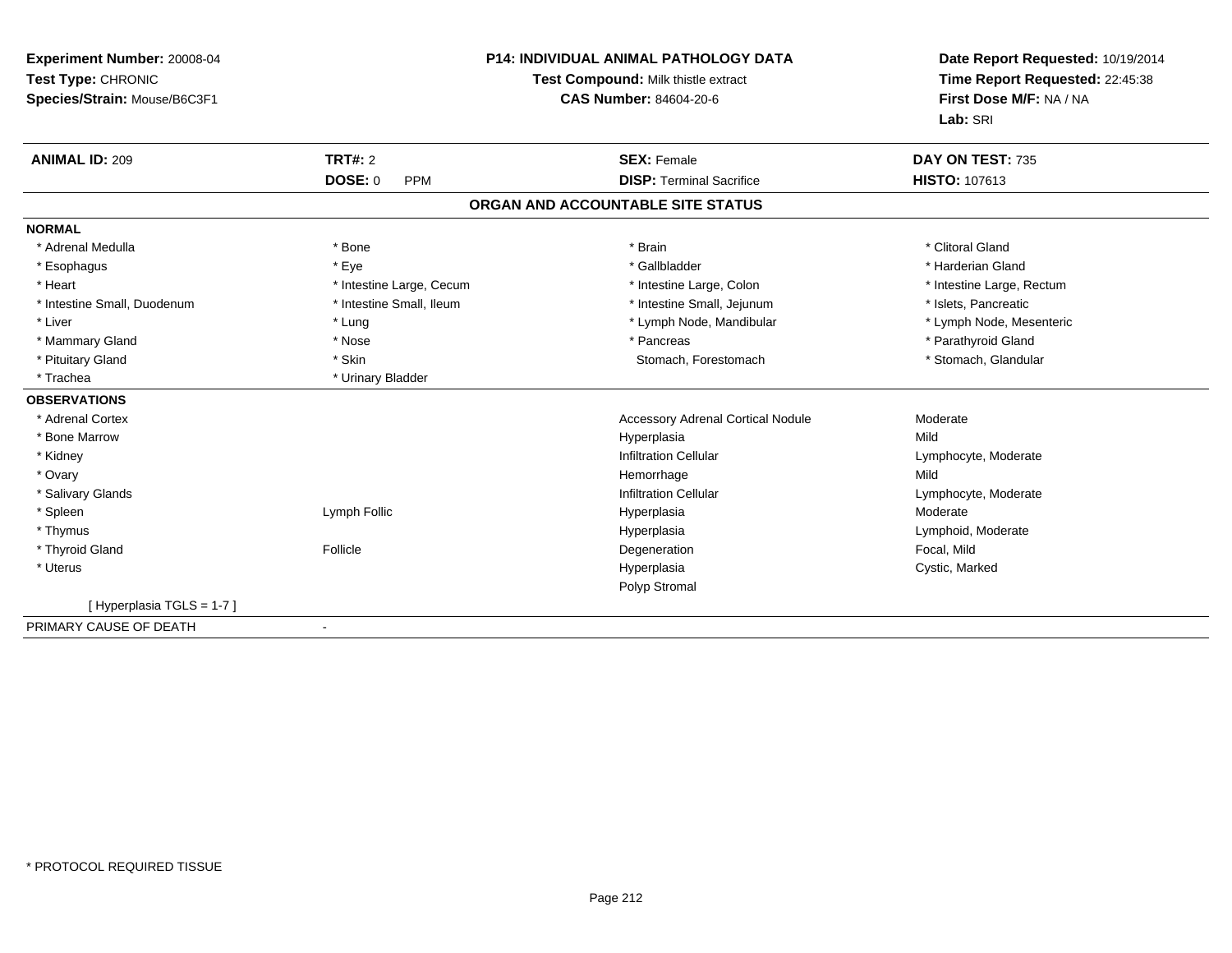**Experiment Number:** 20008-04
**Test Type:** CHRONIC
**Species/Strain:** Mouse/B6C3F1

**P14: INDIVIDUAL ANIMAL PATHOLOGY DATA**
**Test Compound:** Milk thistle extract
**CAS Number:** 84604-20-6

**Date Report Requested:** 10/19/2014
**Time Report Requested:** 22:45:38
**First Dose M/F:** NA / NA
**Lab:** SRI

| **ANIMAL ID:** 209 | **TRT#:** 2 | **SEX:** Female | **DAY ON TEST:** 735 |
|---|---|---|---|
| | **DOSE:** 0 PPM | **DISP:** Terminal Sacrifice | **HISTO:** 107613 |

## ORGAN AND ACCOUNTABLE SITE STATUS

**NORMAL**

| | | | |
|---|---|---|---|
| * Adrenal Medulla | * Bone | * Brain | * Clitoral Gland |
| * Esophagus | * Eye | * Gallbladder | * Harderian Gland |
| * Heart | * Intestine Large, Cecum | * Intestine Large, Colon | * Intestine Large, Rectum |
| * Intestine Small, Duodenum | * Intestine Small, Ileum | * Intestine Small, Jejunum | * Islets, Pancreatic |
| * Liver | * Lung | * Lymph Node, Mandibular | * Lymph Node, Mesenteric |
| * Mammary Gland | * Nose | * Pancreas | * Parathyroid Gland |
| * Pituitary Gland | * Skin | Stomach, Forestomach | * Stomach, Glandular |
| * Trachea | * Urinary Bladder | | |

**OBSERVATIONS**

| | | | |
|---|---|---|---|
| * Adrenal Cortex | | Accessory Adrenal Cortical Nodule | Moderate |
| * Bone Marrow | | Hyperplasia | Mild |
| * Kidney | | Infiltration Cellular | Lymphocyte, Moderate |
| * Ovary | | Hemorrhage | Mild |
| * Salivary Glands | | Infiltration Cellular | Lymphocyte, Moderate |
| * Spleen | Lymph Follic | Hyperplasia | Moderate |
| * Thymus | | Hyperplasia | Lymphoid, Moderate |
| * Thyroid Gland | Follicle | Degeneration | Focal, Mild |
| * Uterus | | Hyperplasia | Cystic, Marked |
| | | Polyp Stromal | |

[ Hyperplasia TGLS = 1-7 ]

PRIMARY CAUSE OF DEATH -

* PROTOCOL REQUIRED TISSUE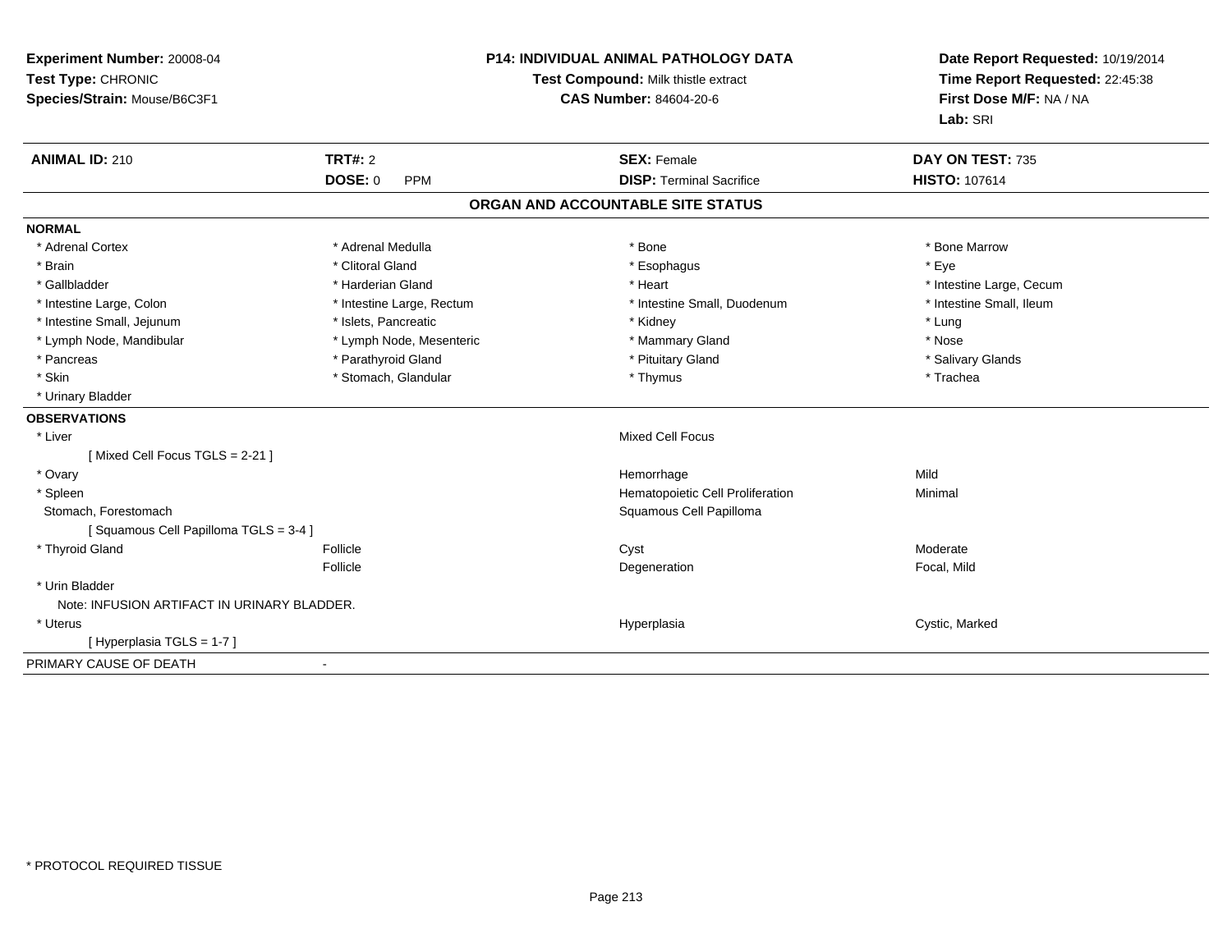**Experiment Number:** 20008-04
**Test Type:** CHRONIC
**Species/Strain:** Mouse/B6C3F1

**P14: INDIVIDUAL ANIMAL PATHOLOGY DATA**
**Test Compound:** Milk thistle extract
**CAS Number:** 84604-20-6

**Date Report Requested:** 10/19/2014
**Time Report Requested:** 22:45:38
**First Dose M/F:** NA / NA
**Lab:** SRI

| **ANIMAL ID:** 210 | **TRT#:** 2 | **SEX:** Female | **DAY ON TEST:** 735 |
|---|---|---|---|
| | **DOSE:** 0 PPM | **DISP:** Terminal Sacrifice | **HISTO:** 107614 |

## ORGAN AND ACCOUNTABLE SITE STATUS

**NORMAL**

| | | | |
|---|---|---|---|
| * Adrenal Cortex | * Adrenal Medulla | * Bone | * Bone Marrow |
| * Brain | * Clitoral Gland | * Esophagus | * Eye |
| * Gallbladder | * Harderian Gland | * Heart | * Intestine Large, Cecum |
| * Intestine Large, Colon | * Intestine Large, Rectum | * Intestine Small, Duodenum | * Intestine Small, Ileum |
| * Intestine Small, Jejunum | * Islets, Pancreatic | * Kidney | * Lung |
| * Lymph Node, Mandibular | * Lymph Node, Mesenteric | * Mammary Gland | * Nose |
| * Pancreas | * Parathyroid Gland | * Pituitary Gland | * Salivary Glands |
| * Skin | * Stomach, Glandular | * Thymus | * Trachea |
| * Urinary Bladder | | | |

**OBSERVATIONS**

| | | | |
|---|---|---|---|
| * Liver | | Mixed Cell Focus | |
| [ Mixed Cell Focus TGLS = 2-21 ] | | | |
| * Ovary | | Hemorrhage | Mild |
| * Spleen | | Hematopoietic Cell Proliferation | Minimal |
| Stomach, Forestomach | | Squamous Cell Papilloma | |
| [ Squamous Cell Papilloma TGLS = 3-4 ] | | | |
| * Thyroid Gland | Follicle | Cyst | Moderate |
| | Follicle | Degeneration | Focal, Mild |
| * Urin Bladder | | | |
| Note: INFUSION ARTIFACT IN URINARY BLADDER. | | | |
| * Uterus | | Hyperplasia | Cystic, Marked |
| [ Hyperplasia TGLS = 1-7 ] | | | |

PRIMARY CAUSE OF DEATH -

\* PROTOCOL REQUIRED TISSUE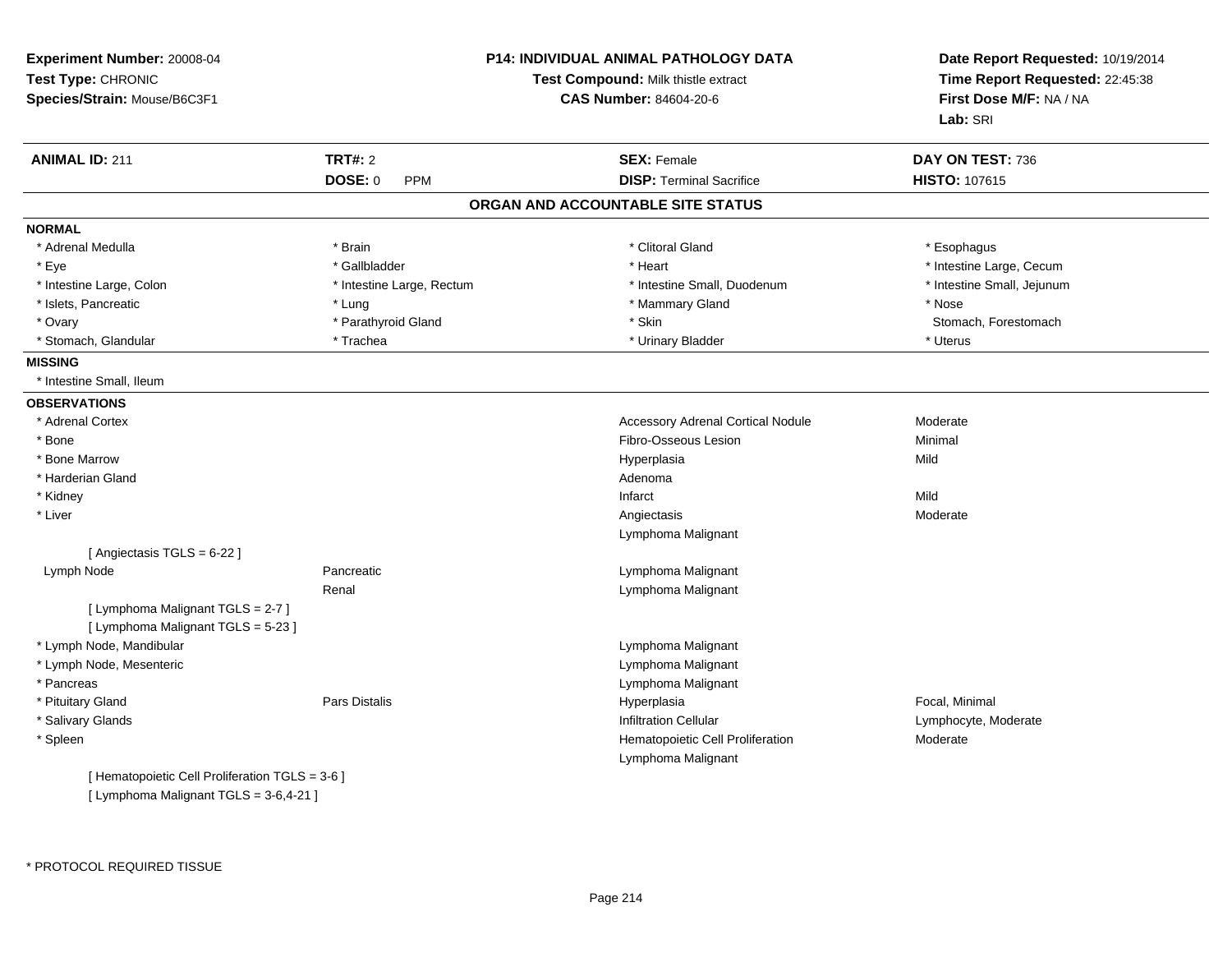**Experiment Number:** 20008-04
**Test Type:** CHRONIC
**Species/Strain:** Mouse/B6C3F1

**P14: INDIVIDUAL ANIMAL PATHOLOGY DATA**
**Test Compound:** Milk thistle extract
**CAS Number:** 84604-20-6

**Date Report Requested:** 10/19/2014
**Time Report Requested:** 22:45:38
**First Dose M/F:** NA / NA
**Lab:** SRI

| **ANIMAL ID:** 211 | **TRT#:** 2 | **SEX:** Female | **DAY ON TEST:** 736 |
|---|---|---|---|
| | **DOSE:** 0 PPM | **DISP:** Terminal Sacrifice | **HISTO:** 107615 |

## ORGAN AND ACCOUNTABLE SITE STATUS

**NORMAL**

| | | | |
|---|---|---|---|
| * Adrenal Medulla | * Brain | * Clitoral Gland | * Esophagus |
| * Eye | * Gallbladder | * Heart | * Intestine Large, Cecum |
| * Intestine Large, Colon | * Intestine Large, Rectum | * Intestine Small, Duodenum | * Intestine Small, Jejunum |
| * Islets, Pancreatic | * Lung | * Mammary Gland | * Nose |
| * Ovary | * Parathyroid Gland | * Skin | Stomach, Forestomach |
| * Stomach, Glandular | * Trachea | * Urinary Bladder | * Uterus |

**MISSING**

* Intestine Small, Ileum

**OBSERVATIONS**

| | | | |
|---|---|---|---|
| * Adrenal Cortex | | Accessory Adrenal Cortical Nodule | Moderate |
| * Bone | | Fibro-Osseous Lesion | Minimal |
| * Bone Marrow | | Hyperplasia | Mild |
| * Harderian Gland | | Adenoma | |
| * Kidney | | Infarct | Mild |
| * Liver | | Angiectasis | Moderate |
| | | Lymphoma Malignant | |
| [ Angiectasis TGLS = 6-22 ] | | | |
| Lymph Node | Pancreatic | Lymphoma Malignant | |
| | Renal | Lymphoma Malignant | |
| [ Lymphoma Malignant TGLS = 2-7 ] | | | |
| [ Lymphoma Malignant TGLS = 5-23 ] | | | |
| * Lymph Node, Mandibular | | Lymphoma Malignant | |
| * Lymph Node, Mesenteric | | Lymphoma Malignant | |
| * Pancreas | | Lymphoma Malignant | |
| * Pituitary Gland | Pars Distalis | Hyperplasia | Focal, Minimal |
| * Salivary Glands | | Infiltration Cellular | Lymphocyte, Moderate |
| * Spleen | | Hematopoietic Cell Proliferation | Moderate |
| | | Lymphoma Malignant | |
| [ Hematopoietic Cell Proliferation TGLS = 3-6 ] | | | |
| [ Lymphoma Malignant TGLS = 3-6,4-21 ] | | | |

* PROTOCOL REQUIRED TISSUE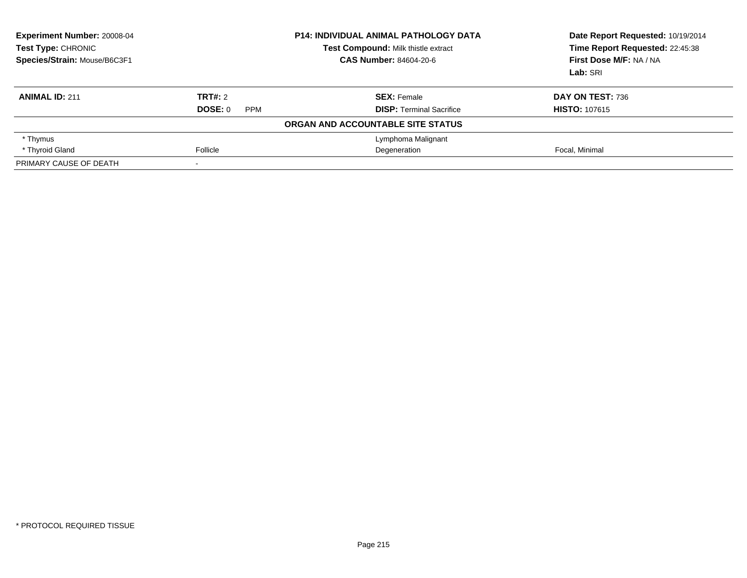**Experiment Number:** 20008-04
**Test Type:** CHRONIC
**Species/Strain:** Mouse/B6C3F1

**P14: INDIVIDUAL ANIMAL PATHOLOGY DATA**
**Test Compound:** Milk thistle extract
**CAS Number:** 84604-20-6

**Date Report Requested:** 10/19/2014
**Time Report Requested:** 22:45:38
**First Dose M/F:** NA / NA
**Lab:** SRI

| **ANIMAL ID:** 211 | **TRT#:** 2 | **SEX:** Female | **DAY ON TEST:** 736 |
|---|---|---|---|
| | **DOSE:** 0 PPM | **DISP:** Terminal Sacrifice | **HISTO:** 107615 |

**ORGAN AND ACCOUNTABLE SITE STATUS**

| | | | |
|---|---|---|---|
| * Thymus | | Lymphoma Malignant | |
| * Thyroid Gland | Follicle | Degeneration | Focal, Minimal |
| PRIMARY CAUSE OF DEATH | - | | |

* PROTOCOL REQUIRED TISSUE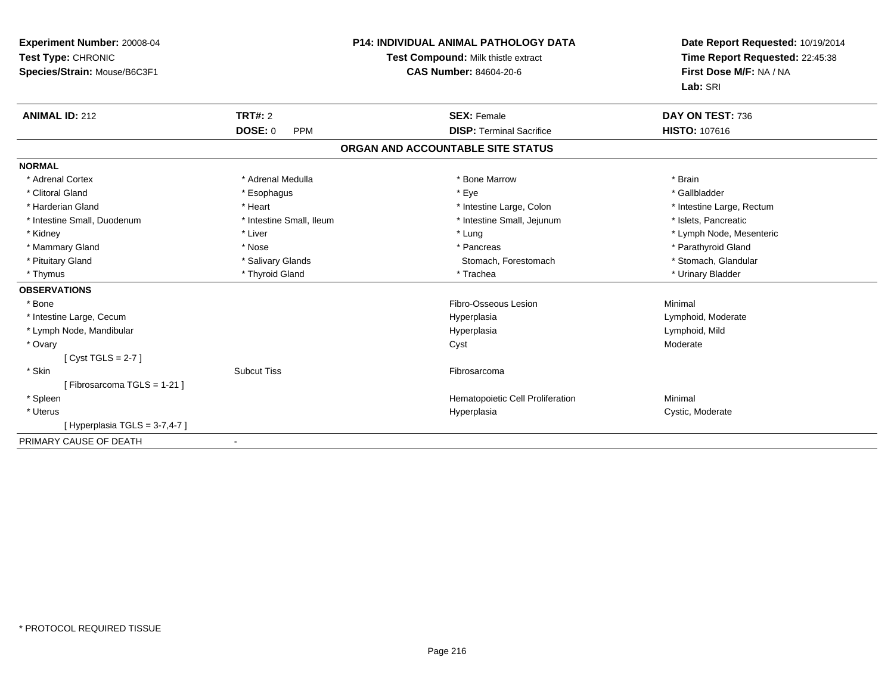**Experiment Number:** 20008-04
**Test Type:** CHRONIC
**Species/Strain:** Mouse/B6C3F1

**P14: INDIVIDUAL ANIMAL PATHOLOGY DATA**
**Test Compound:** Milk thistle extract
**CAS Number:** 84604-20-6

**Date Report Requested:** 10/19/2014
**Time Report Requested:** 22:45:38
**First Dose M/F:** NA / NA
**Lab:** SRI

| **ANIMAL ID:** 212 | **TRT#:** 2 | **SEX:** Female | **DAY ON TEST:** 736 |
|---|---|---|---|
| | **DOSE:** 0 PPM | **DISP:** Terminal Sacrifice | **HISTO:** 107616 |

## ORGAN AND ACCOUNTABLE SITE STATUS

**NORMAL**

| | | | |
|---|---|---|---|
| * Adrenal Cortex | * Adrenal Medulla | * Bone Marrow | * Brain |
| * Clitoral Gland | * Esophagus | * Eye | * Gallbladder |
| * Harderian Gland | * Heart | * Intestine Large, Colon | * Intestine Large, Rectum |
| * Intestine Small, Duodenum | * Intestine Small, Ileum | * Intestine Small, Jejunum | * Islets, Pancreatic |
| * Kidney | * Liver | * Lung | * Lymph Node, Mesenteric |
| * Mammary Gland | * Nose | * Pancreas | * Parathyroid Gland |
| * Pituitary Gland | * Salivary Glands | Stomach, Forestomach | * Stomach, Glandular |
| * Thymus | * Thyroid Gland | * Trachea | * Urinary Bladder |

**OBSERVATIONS**

| | | | |
|---|---|---|---|
| * Bone | | Fibro-Osseous Lesion | Minimal |
| * Intestine Large, Cecum | | Hyperplasia | Lymphoid, Moderate |
| * Lymph Node, Mandibular | | Hyperplasia | Lymphoid, Mild |
| * Ovary | | Cyst | Moderate |
| [ Cyst TGLS = 2-7 ] | | | |
| * Skin | Subcut Tiss | Fibrosarcoma | |
| [ Fibrosarcoma TGLS = 1-21 ] | | | |
| * Spleen | | Hematopoietic Cell Proliferation | Minimal |
| * Uterus | | Hyperplasia | Cystic, Moderate |
| [ Hyperplasia TGLS = 3-7,4-7 ] | | | |

PRIMARY CAUSE OF DEATH -

* PROTOCOL REQUIRED TISSUE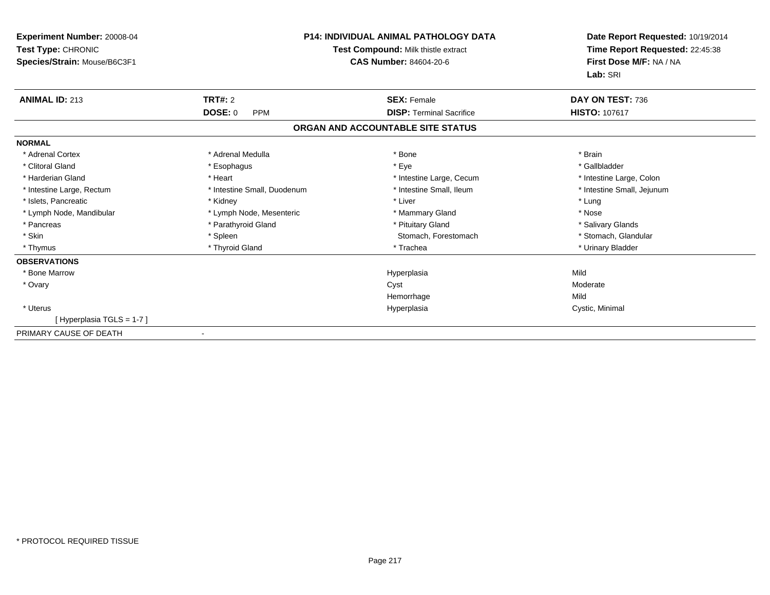**Experiment Number:** 20008-04
**Test Type:** CHRONIC
**Species/Strain:** Mouse/B6C3F1

**P14: INDIVIDUAL ANIMAL PATHOLOGY DATA**
**Test Compound:** Milk thistle extract
**CAS Number:** 84604-20-6

**Date Report Requested:** 10/19/2014
**Time Report Requested:** 22:45:38
**First Dose M/F:** NA / NA
**Lab:** SRI

| **ANIMAL ID:** 213 | **TRT#:** 2 | **SEX:** Female | **DAY ON TEST:** 736 |
|---|---|---|---|
| | **DOSE:** 0 PPM | **DISP:** Terminal Sacrifice | **HISTO:** 107617 |

**ORGAN AND ACCOUNTABLE SITE STATUS**

**NORMAL**

| | | | |
|---|---|---|---|
| * Adrenal Cortex | * Adrenal Medulla | * Bone | * Brain |
| * Clitoral Gland | * Esophagus | * Eye | * Gallbladder |
| * Harderian Gland | * Heart | * Intestine Large, Cecum | * Intestine Large, Colon |
| * Intestine Large, Rectum | * Intestine Small, Duodenum | * Intestine Small, Ileum | * Intestine Small, Jejunum |
| * Islets, Pancreatic | * Kidney | * Liver | * Lung |
| * Lymph Node, Mandibular | * Lymph Node, Mesenteric | * Mammary Gland | * Nose |
| * Pancreas | * Parathyroid Gland | * Pituitary Gland | * Salivary Glands |
| * Skin | * Spleen | Stomach, Forestomach | * Stomach, Glandular |
| * Thymus | * Thyroid Gland | * Trachea | * Urinary Bladder |

**OBSERVATIONS**

| | | |
|---|---|---|
| * Bone Marrow | Hyperplasia | Mild |
| * Ovary | Cyst | Moderate |
| | Hemorrhage | Mild |
| * Uterus | Hyperplasia | Cystic, Minimal |
| [ Hyperplasia TGLS = 1-7 ] | | |

PRIMARY CAUSE OF DEATH -

* PROTOCOL REQUIRED TISSUE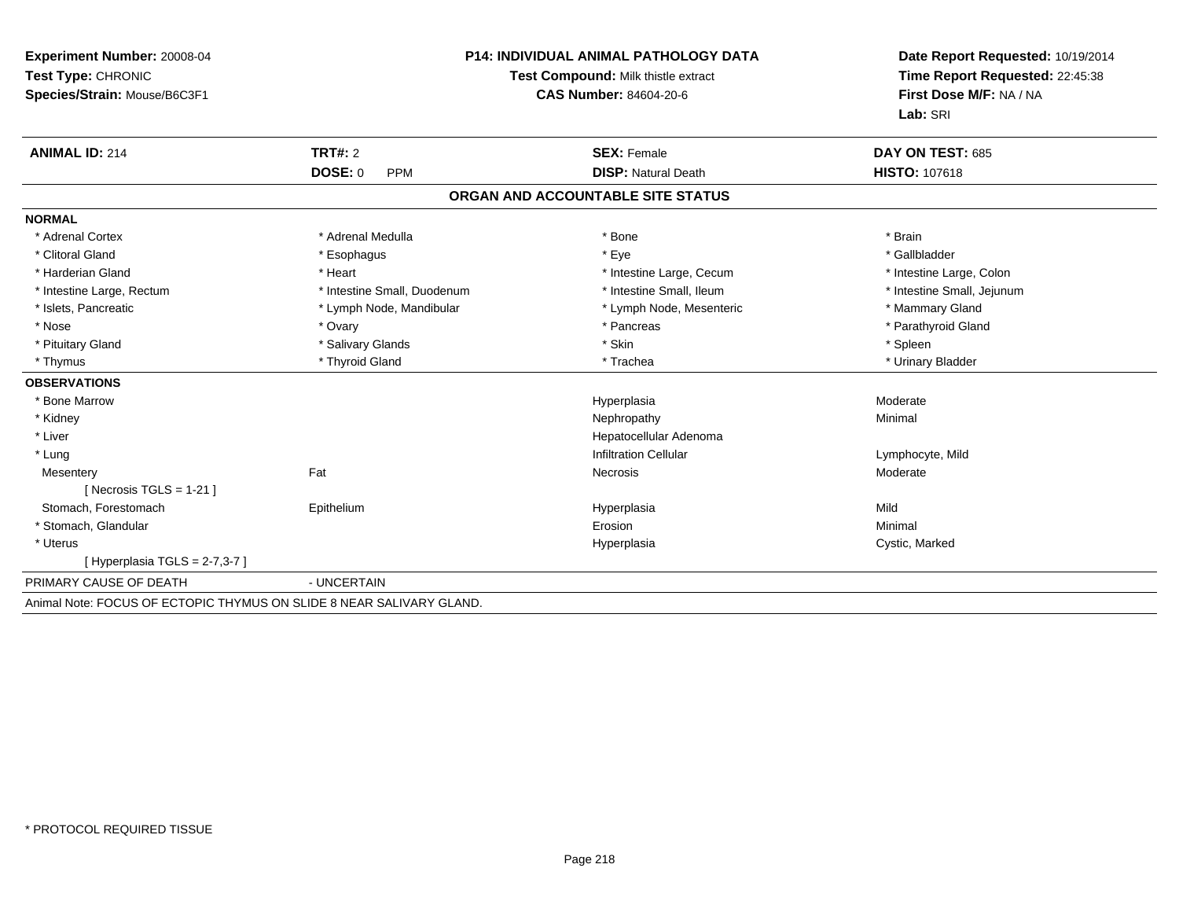**Experiment Number:** 20008-04
**Test Type:** CHRONIC
**Species/Strain:** Mouse/B6C3F1

**P14: INDIVIDUAL ANIMAL PATHOLOGY DATA**
**Test Compound:** Milk thistle extract
**CAS Number:** 84604-20-6

**Date Report Requested:** 10/19/2014
**Time Report Requested:** 22:45:38
**First Dose M/F:** NA / NA
**Lab:** SRI

| **ANIMAL ID:** 214 | **TRT#:** 2 | **SEX:** Female | **DAY ON TEST:** 685 |
|---|---|---|---|
| | **DOSE:** 0 PPM | **DISP:** Natural Death | **HISTO:** 107618 |

## ORGAN AND ACCOUNTABLE SITE STATUS

**NORMAL**

| | | | |
|---|---|---|---|
| * Adrenal Cortex | * Adrenal Medulla | * Bone | * Brain |
| * Clitoral Gland | * Esophagus | * Eye | * Gallbladder |
| * Harderian Gland | * Heart | * Intestine Large, Cecum | * Intestine Large, Colon |
| * Intestine Large, Rectum | * Intestine Small, Duodenum | * Intestine Small, Ileum | * Intestine Small, Jejunum |
| * Islets, Pancreatic | * Lymph Node, Mandibular | * Lymph Node, Mesenteric | * Mammary Gland |
| * Nose | * Ovary | * Pancreas | * Parathyroid Gland |
| * Pituitary Gland | * Salivary Glands | * Skin | * Spleen |
| * Thymus | * Thyroid Gland | * Trachea | * Urinary Bladder |

**OBSERVATIONS**

| | | | |
|---|---|---|---|
| * Bone Marrow | | Hyperplasia | Moderate |
| * Kidney | | Nephropathy | Minimal |
| * Liver | | Hepatocellular Adenoma | |
| * Lung | | Infiltration Cellular | Lymphocyte, Mild |
| Mesentery | Fat | Necrosis | Moderate |
| [ Necrosis TGLS = 1-21 ] | | | |
| Stomach, Forestomach | Epithelium | Hyperplasia | Mild |
| * Stomach, Glandular | | Erosion | Minimal |
| * Uterus | | Hyperplasia | Cystic, Marked |
| [ Hyperplasia TGLS = 2-7,3-7 ] | | | |

PRIMARY CAUSE OF DEATH - UNCERTAIN

Animal Note: FOCUS OF ECTOPIC THYMUS ON SLIDE 8 NEAR SALIVARY GLAND.

* PROTOCOL REQUIRED TISSUE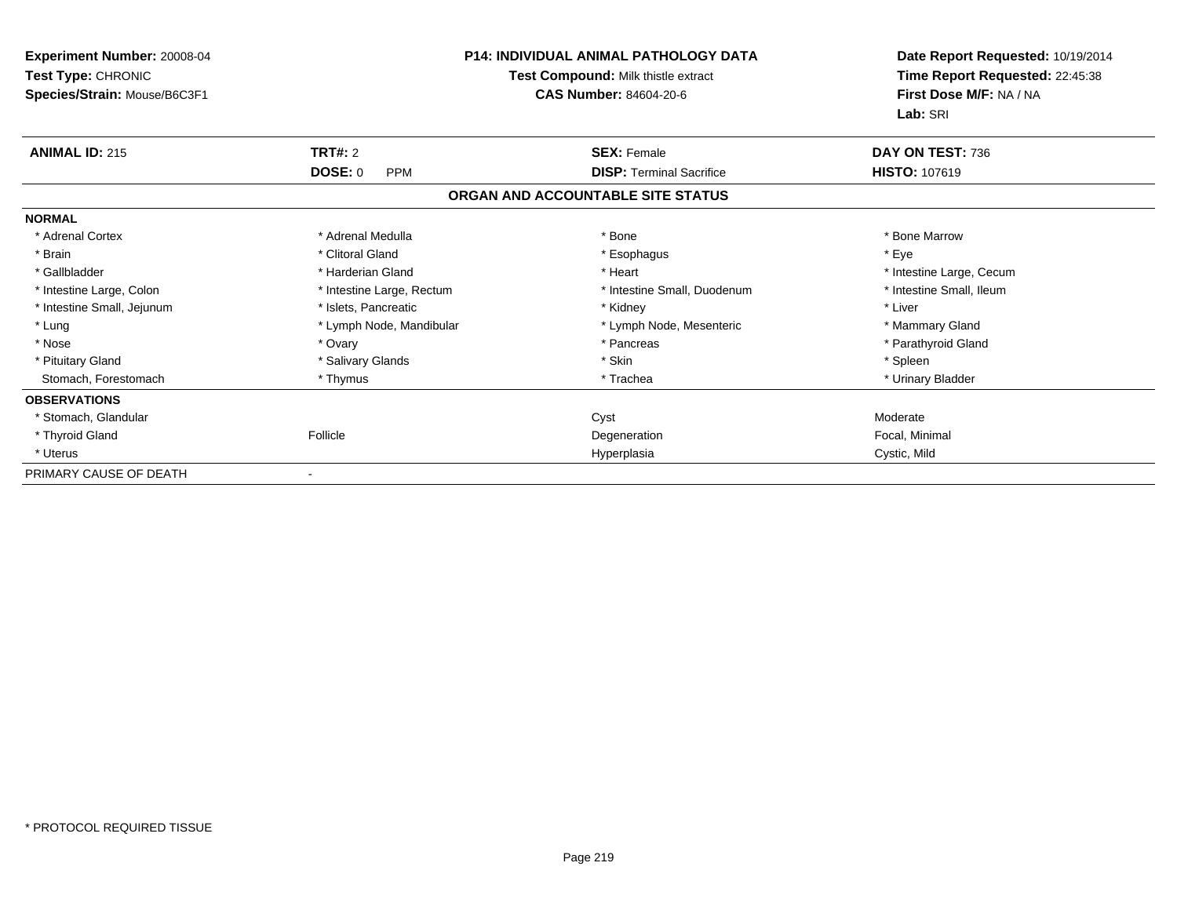**Experiment Number:** 20008-04
**Test Type:** CHRONIC
**Species/Strain:** Mouse/B6C3F1

**P14: INDIVIDUAL ANIMAL PATHOLOGY DATA**
**Test Compound:** Milk thistle extract
**CAS Number:** 84604-20-6

**Date Report Requested:** 10/19/2014
**Time Report Requested:** 22:45:38
**First Dose M/F:** NA / NA
**Lab:** SRI

| **ANIMAL ID:** 215 | **TRT#:** 2 | **SEX:** Female | **DAY ON TEST:** 736 |
|---|---|---|---|
| | **DOSE:** 0 PPM | **DISP:** Terminal Sacrifice | **HISTO:** 107619 |

**ORGAN AND ACCOUNTABLE SITE STATUS**

| **NORMAL** | | | |
|---|---|---|---|
| * Adrenal Cortex | * Adrenal Medulla | * Bone | * Bone Marrow |
| * Brain | * Clitoral Gland | * Esophagus | * Eye |
| * Gallbladder | * Harderian Gland | * Heart | * Intestine Large, Cecum |
| * Intestine Large, Colon | * Intestine Large, Rectum | * Intestine Small, Duodenum | * Intestine Small, Ileum |
| * Intestine Small, Jejunum | * Islets, Pancreatic | * Kidney | * Liver |
| * Lung | * Lymph Node, Mandibular | * Lymph Node, Mesenteric | * Mammary Gland |
| * Nose | * Ovary | * Pancreas | * Parathyroid Gland |
| * Pituitary Gland | * Salivary Glands | * Skin | * Spleen |
| Stomach, Forestomach | * Thymus | * Trachea | * Urinary Bladder |
| **OBSERVATIONS** | | | |
| * Stomach, Glandular | | Cyst | Moderate |
| * Thyroid Gland | Follicle | Degeneration | Focal, Minimal |
| * Uterus | | Hyperplasia | Cystic, Mild |
| PRIMARY CAUSE OF DEATH | - | | |

\* PROTOCOL REQUIRED TISSUE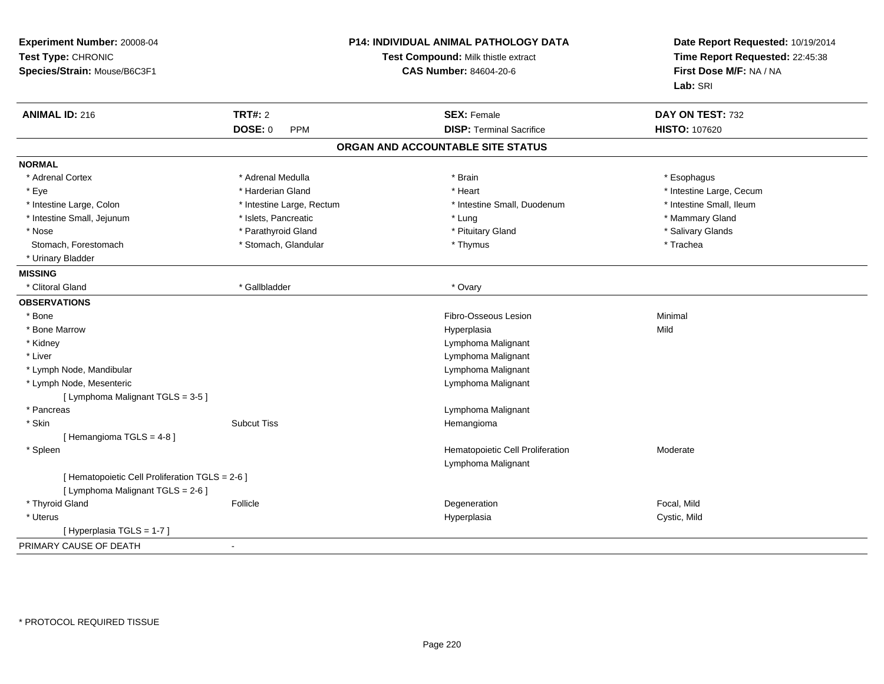**Experiment Number:** 20008-04
**Test Type:** CHRONIC
**Species/Strain:** Mouse/B6C3F1

**P14: INDIVIDUAL ANIMAL PATHOLOGY DATA**
**Test Compound:** Milk thistle extract
**CAS Number:** 84604-20-6

**Date Report Requested:** 10/19/2014
**Time Report Requested:** 22:45:38
**First Dose M/F:** NA / NA
**Lab:** SRI

| **ANIMAL ID:** 216 | **TRT#:** 2 | **SEX:** Female | **DAY ON TEST:** 732 |
|---|---|---|---|
| | **DOSE:** 0 PPM | **DISP:** Terminal Sacrifice | **HISTO:** 107620 |

## ORGAN AND ACCOUNTABLE SITE STATUS

**NORMAL**

| | | | |
|---|---|---|---|
| * Adrenal Cortex | * Adrenal Medulla | * Brain | * Esophagus |
| * Eye | * Harderian Gland | * Heart | * Intestine Large, Cecum |
| * Intestine Large, Colon | * Intestine Large, Rectum | * Intestine Small, Duodenum | * Intestine Small, Ileum |
| * Intestine Small, Jejunum | * Islets, Pancreatic | * Lung | * Mammary Gland |
| * Nose | * Parathyroid Gland | * Pituitary Gland | * Salivary Glands |
| Stomach, Forestomach | * Stomach, Glandular | * Thymus | * Trachea |
| * Urinary Bladder | | | |

**MISSING**

| | | |
|---|---|---|
| * Clitoral Gland | * Gallbladder | * Ovary |

**OBSERVATIONS**

| Organ | Site | Observation | Severity |
|---|---|---|---|
| * Bone | | Fibro-Osseous Lesion | Minimal |
| * Bone Marrow | | Hyperplasia | Mild |
| * Kidney | | Lymphoma Malignant | |
| * Liver | | Lymphoma Malignant | |
| * Lymph Node, Mandibular | | Lymphoma Malignant | |
| * Lymph Node, Mesenteric | | Lymphoma Malignant | |
| [ Lymphoma Malignant TGLS = 3-5 ] | | | |
| * Pancreas | | Lymphoma Malignant | |
| * Skin | Subcut Tiss | Hemangioma | |
| [ Hemangioma TGLS = 4-8 ] | | | |
| * Spleen | | Hematopoietic Cell Proliferation | Moderate |
| | | Lymphoma Malignant | |
| [ Hematopoietic Cell Proliferation TGLS = 2-6 ] | | | |
| [ Lymphoma Malignant TGLS = 2-6 ] | | | |
| * Thyroid Gland | Follicle | Degeneration | Focal, Mild |
| * Uterus | | Hyperplasia | Cystic, Mild |
| [ Hyperplasia TGLS = 1-7 ] | | | |

PRIMARY CAUSE OF DEATH -

* PROTOCOL REQUIRED TISSUE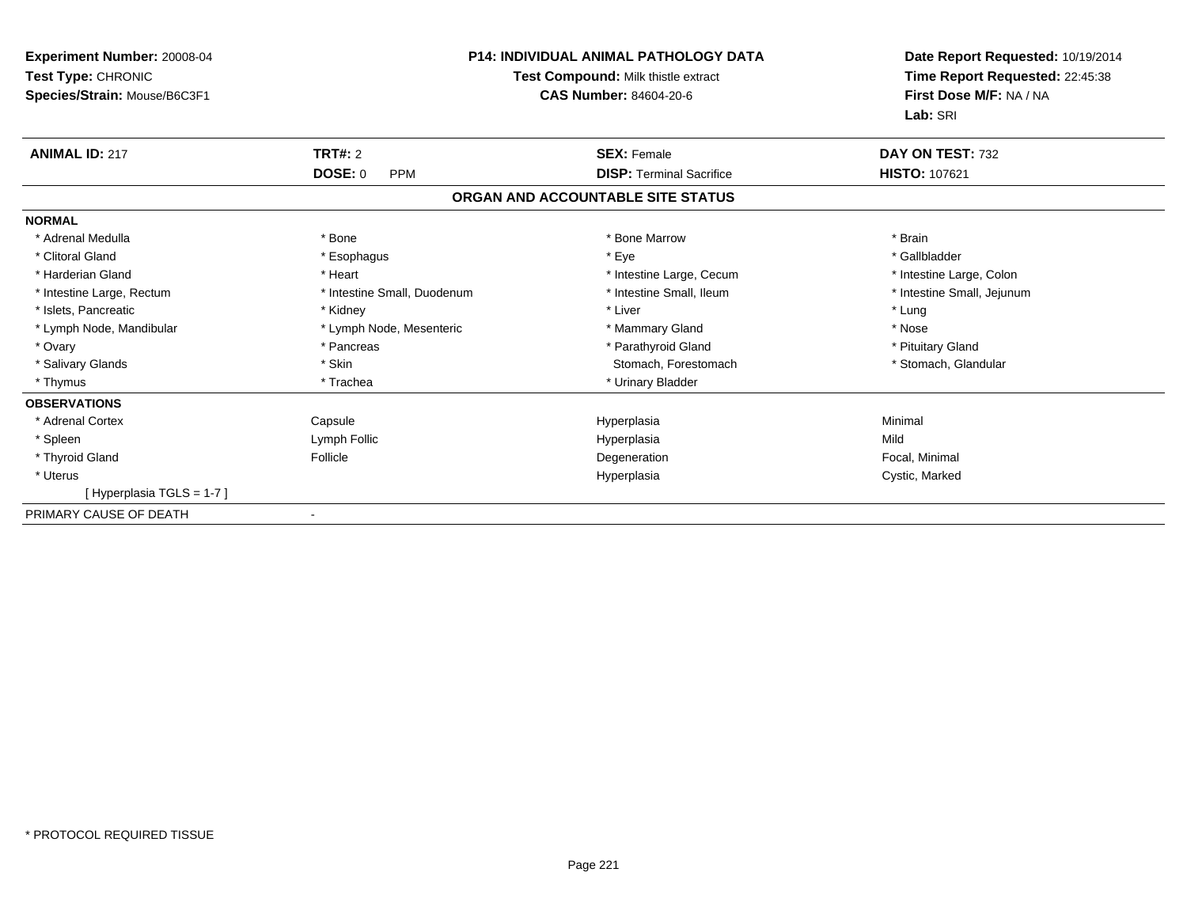**Experiment Number:** 20008-04
**Test Type:** CHRONIC
**Species/Strain:** Mouse/B6C3F1

**P14: INDIVIDUAL ANIMAL PATHOLOGY DATA**
**Test Compound:** Milk thistle extract
**CAS Number:** 84604-20-6

**Date Report Requested:** 10/19/2014
**Time Report Requested:** 22:45:38
**First Dose M/F:** NA / NA
**Lab:** SRI

| **ANIMAL ID:** 217 | **TRT#:** 2 | **SEX:** Female | **DAY ON TEST:** 732 |
|---|---|---|---|
| | **DOSE:** 0 PPM | **DISP:** Terminal Sacrifice | **HISTO:** 107621 |

## ORGAN AND ACCOUNTABLE SITE STATUS

| | | | |
|---|---|---|---|
| **NORMAL** | | | |
| * Adrenal Medulla | * Bone | * Bone Marrow | * Brain |
| * Clitoral Gland | * Esophagus | * Eye | * Gallbladder |
| * Harderian Gland | * Heart | * Intestine Large, Cecum | * Intestine Large, Colon |
| * Intestine Large, Rectum | * Intestine Small, Duodenum | * Intestine Small, Ileum | * Intestine Small, Jejunum |
| * Islets, Pancreatic | * Kidney | * Liver | * Lung |
| * Lymph Node, Mandibular | * Lymph Node, Mesenteric | * Mammary Gland | * Nose |
| * Ovary | * Pancreas | * Parathyroid Gland | * Pituitary Gland |
| * Salivary Glands | * Skin | Stomach, Forestomach | * Stomach, Glandular |
| * Thymus | * Trachea | * Urinary Bladder | |
| **OBSERVATIONS** | | | |
| * Adrenal Cortex | Capsule | Hyperplasia | Minimal |
| * Spleen | Lymph Follic | Hyperplasia | Mild |
| * Thyroid Gland | Follicle | Degeneration | Focal, Minimal |
| * Uterus | | Hyperplasia | Cystic, Marked |
| [ Hyperplasia TGLS = 1-7 ] | | | |
| PRIMARY CAUSE OF DEATH | - | | |

* PROTOCOL REQUIRED TISSUE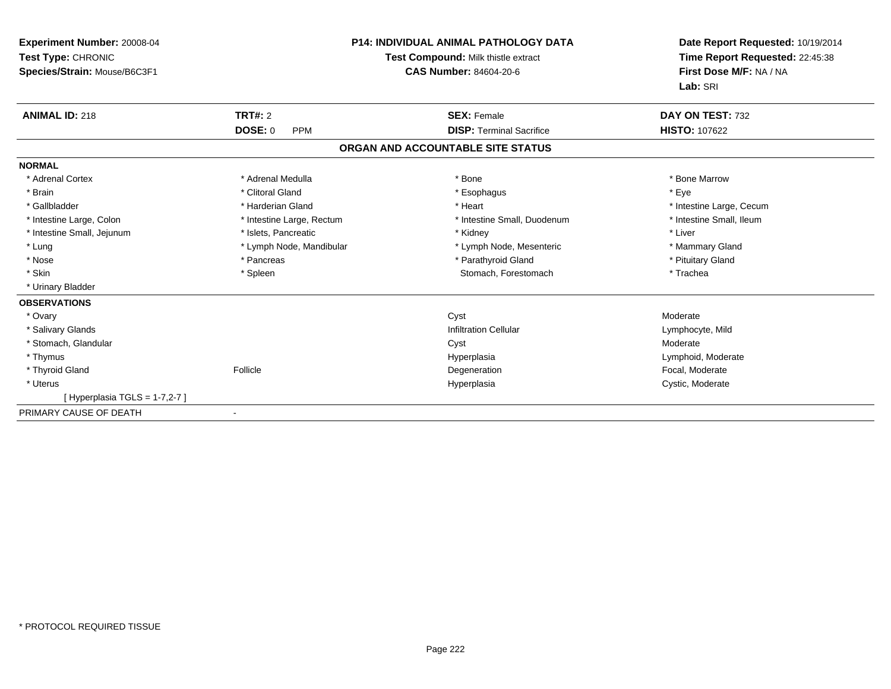**Experiment Number:** 20008-04
**Test Type:** CHRONIC
**Species/Strain:** Mouse/B6C3F1

**P14: INDIVIDUAL ANIMAL PATHOLOGY DATA**
**Test Compound:** Milk thistle extract
**CAS Number:** 84604-20-6

**Date Report Requested:** 10/19/2014
**Time Report Requested:** 22:45:38
**First Dose M/F:** NA / NA
**Lab:** SRI

| **ANIMAL ID:** 218 | **TRT#:** 2 | **SEX:** Female | **DAY ON TEST:** 732 |
|---|---|---|---|
| | **DOSE:** 0 PPM | **DISP:** Terminal Sacrifice | **HISTO:** 107622 |

**ORGAN AND ACCOUNTABLE SITE STATUS**

**NORMAL**

| | | | |
|---|---|---|---|
| * Adrenal Cortex | * Adrenal Medulla | * Bone | * Bone Marrow |
| * Brain | * Clitoral Gland | * Esophagus | * Eye |
| * Gallbladder | * Harderian Gland | * Heart | * Intestine Large, Cecum |
| * Intestine Large, Colon | * Intestine Large, Rectum | * Intestine Small, Duodenum | * Intestine Small, Ileum |
| * Intestine Small, Jejunum | * Islets, Pancreatic | * Kidney | * Liver |
| * Lung | * Lymph Node, Mandibular | * Lymph Node, Mesenteric | * Mammary Gland |
| * Nose | * Pancreas | * Parathyroid Gland | * Pituitary Gland |
| * Skin | * Spleen | Stomach, Forestomach | * Trachea |
| * Urinary Bladder | | | |

**OBSERVATIONS**

| | | | |
|---|---|---|---|
| * Ovary | | Cyst | Moderate |
| * Salivary Glands | | Infiltration Cellular | Lymphocyte, Mild |
| * Stomach, Glandular | | Cyst | Moderate |
| * Thymus | | Hyperplasia | Lymphoid, Moderate |
| * Thyroid Gland | Follicle | Degeneration | Focal, Moderate |
| * Uterus | | Hyperplasia | Cystic, Moderate |
| [ Hyperplasia TGLS = 1-7,2-7 ] | | | |

PRIMARY CAUSE OF DEATH -

* PROTOCOL REQUIRED TISSUE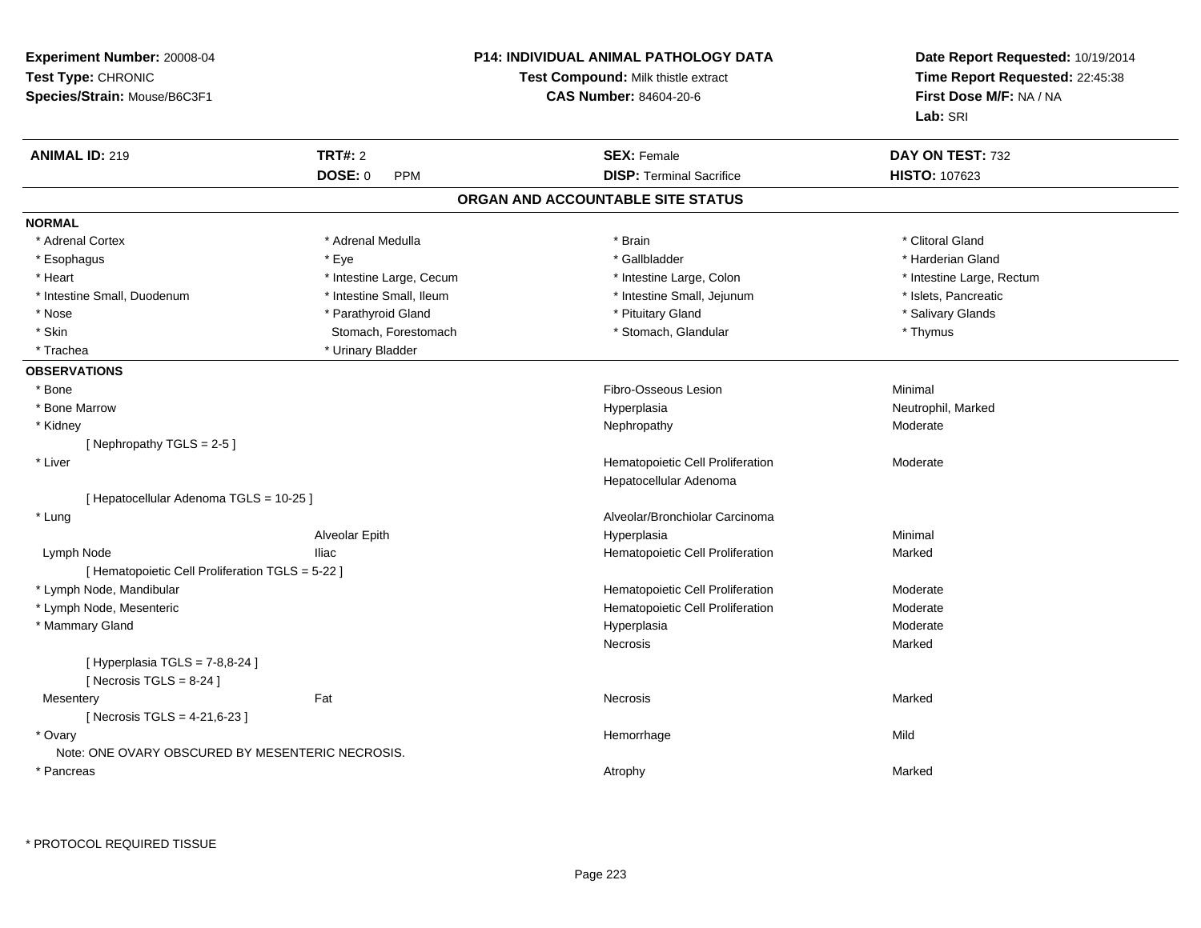**Experiment Number:** 20008-04
**Test Type:** CHRONIC
**Species/Strain:** Mouse/B6C3F1

**P14: INDIVIDUAL ANIMAL PATHOLOGY DATA**
**Test Compound:** Milk thistle extract
**CAS Number:** 84604-20-6

**Date Report Requested:** 10/19/2014
**Time Report Requested:** 22:45:38
**First Dose M/F:** NA / NA
**Lab:** SRI

| **ANIMAL ID:** 219 | **TRT#:** 2 | **SEX:** Female | **DAY ON TEST:** 732 |
|---|---|---|---|
| | **DOSE:** 0 PPM | **DISP:** Terminal Sacrifice | **HISTO:** 107623 |

## ORGAN AND ACCOUNTABLE SITE STATUS

**NORMAL**

| | | | |
|---|---|---|---|
| * Adrenal Cortex | * Adrenal Medulla | * Brain | * Clitoral Gland |
| * Esophagus | * Eye | * Gallbladder | * Harderian Gland |
| * Heart | * Intestine Large, Cecum | * Intestine Large, Colon | * Intestine Large, Rectum |
| * Intestine Small, Duodenum | * Intestine Small, Ileum | * Intestine Small, Jejunum | * Islets, Pancreatic |
| * Nose | * Parathyroid Gland | * Pituitary Gland | * Salivary Glands |
| * Skin | Stomach, Forestomach | * Stomach, Glandular | * Thymus |
| * Trachea | * Urinary Bladder | | |

**OBSERVATIONS**

| | | | |
|---|---|---|---|
| * Bone | | Fibro-Osseous Lesion | Minimal |
| * Bone Marrow | | Hyperplasia | Neutrophil, Marked |
| * Kidney | | Nephropathy | Moderate |
| [ Nephropathy TGLS = 2-5 ] | | | |
| * Liver | | Hematopoietic Cell Proliferation | Moderate |
| | | Hepatocellular Adenoma | |
| [ Hepatocellular Adenoma TGLS = 10-25 ] | | | |
| * Lung | | Alveolar/Bronchiolar Carcinoma | |
| | Alveolar Epith | Hyperplasia | Minimal |
| Lymph Node | Iliac | Hematopoietic Cell Proliferation | Marked |
| [ Hematopoietic Cell Proliferation TGLS = 5-22 ] | | | |
| * Lymph Node, Mandibular | | Hematopoietic Cell Proliferation | Moderate |
| * Lymph Node, Mesenteric | | Hematopoietic Cell Proliferation | Moderate |
| * Mammary Gland | | Hyperplasia | Moderate |
| | | Necrosis | Marked |
| [ Hyperplasia TGLS = 7-8,8-24 ] | | | |
| [ Necrosis TGLS = 8-24 ] | | | |
| Mesentery | Fat | Necrosis | Marked |
| [ Necrosis TGLS = 4-21,6-23 ] | | | |
| * Ovary | | Hemorrhage | Mild |
| Note: ONE OVARY OBSCURED BY MESENTERIC NECROSIS. | | | |
| * Pancreas | | Atrophy | Marked |

* PROTOCOL REQUIRED TISSUE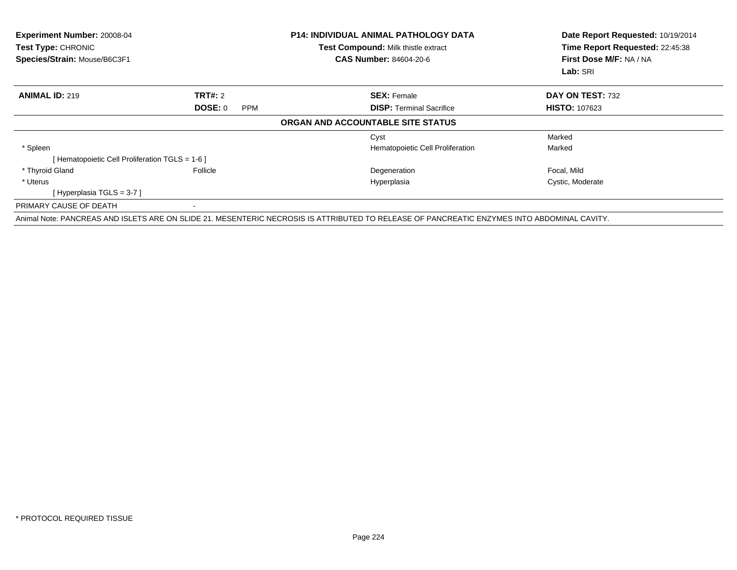**Experiment Number:** 20008-04
**Test Type:** CHRONIC
**Species/Strain:** Mouse/B6C3F1

**P14: INDIVIDUAL ANIMAL PATHOLOGY DATA**
**Test Compound:** Milk thistle extract
**CAS Number:** 84604-20-6

**Date Report Requested:** 10/19/2014
**Time Report Requested:** 22:45:38
**First Dose M/F:** NA / NA
**Lab:** SRI

| **ANIMAL ID:** 219 | **TRT#:** 2 | **SEX:** Female | **DAY ON TEST:** 732 |
|---|---|---|---|
| | **DOSE:** 0 PPM | **DISP:** Terminal Sacrifice | **HISTO:** 107623 |

**ORGAN AND ACCOUNTABLE SITE STATUS**

| | | | |
|---|---|---|---|
| | | Cyst | Marked |
| * Spleen | | Hematopoietic Cell Proliferation | Marked |
| [ Hematopoietic Cell Proliferation TGLS = 1-6 ] | | | |
| * Thyroid Gland | Follicle | Degeneration | Focal, Mild |
| * Uterus | | Hyperplasia | Cystic, Moderate |
| [ Hyperplasia TGLS = 3-7 ] | | | |
| PRIMARY CAUSE OF DEATH | - | | |

Animal Note: PANCREAS AND ISLETS ARE ON SLIDE 21. MESENTERIC NECROSIS IS ATTRIBUTED TO RELEASE OF PANCREATIC ENZYMES INTO ABDOMINAL CAVITY.

* PROTOCOL REQUIRED TISSUE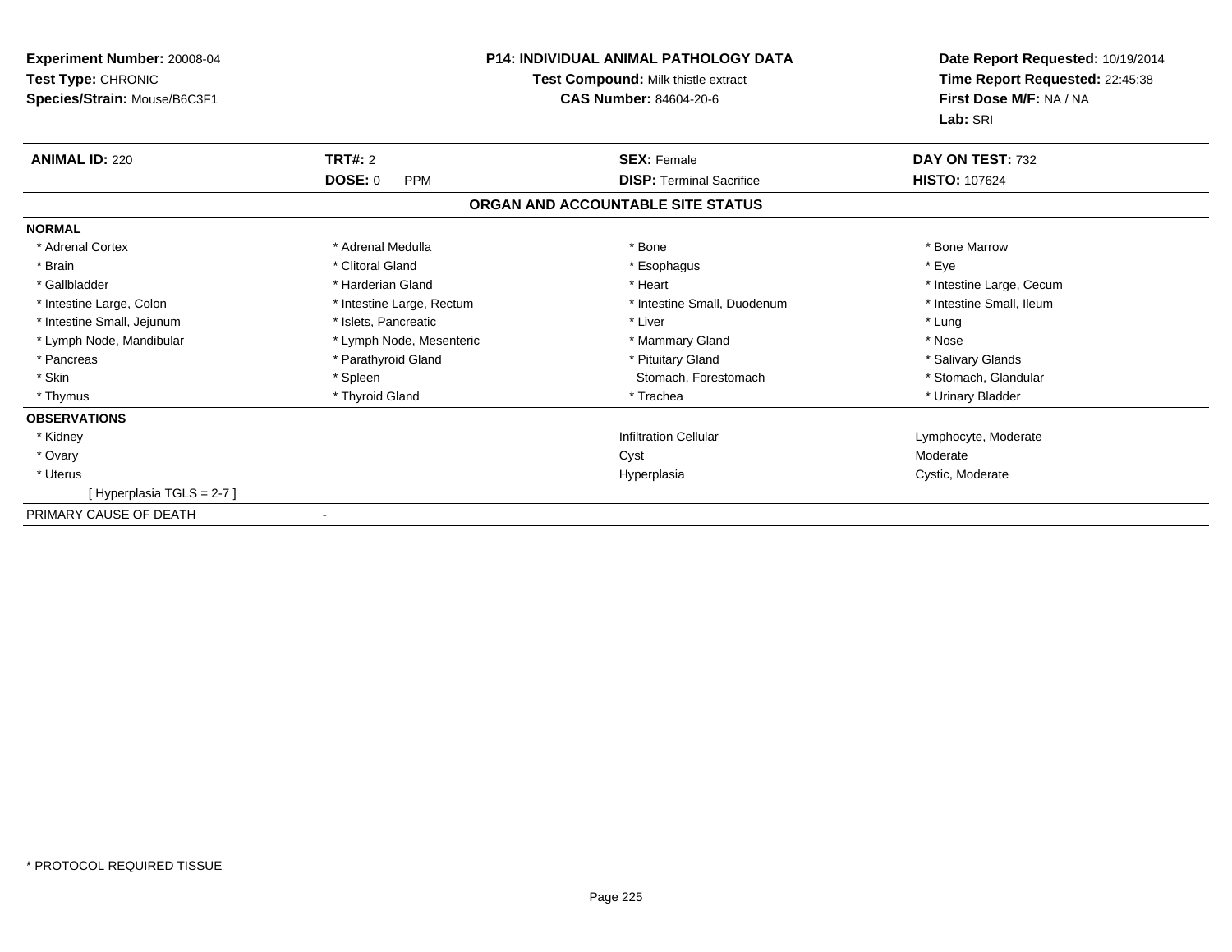**Experiment Number:** 20008-04
**Test Type:** CHRONIC
**Species/Strain:** Mouse/B6C3F1

**P14: INDIVIDUAL ANIMAL PATHOLOGY DATA**
**Test Compound:** Milk thistle extract
**CAS Number:** 84604-20-6

**Date Report Requested:** 10/19/2014
**Time Report Requested:** 22:45:38
**First Dose M/F:** NA / NA
**Lab:** SRI

| **ANIMAL ID:** 220 | **TRT#:** 2 | **SEX:** Female | **DAY ON TEST:** 732 |
|---|---|---|---|
| | **DOSE:** 0 PPM | **DISP:** Terminal Sacrifice | **HISTO:** 107624 |

## ORGAN AND ACCOUNTABLE SITE STATUS

| | | | |
|---|---|---|---|
| **NORMAL** | | | |
| * Adrenal Cortex | * Adrenal Medulla | * Bone | * Bone Marrow |
| * Brain | * Clitoral Gland | * Esophagus | * Eye |
| * Gallbladder | * Harderian Gland | * Heart | * Intestine Large, Cecum |
| * Intestine Large, Colon | * Intestine Large, Rectum | * Intestine Small, Duodenum | * Intestine Small, Ileum |
| * Intestine Small, Jejunum | * Islets, Pancreatic | * Liver | * Lung |
| * Lymph Node, Mandibular | * Lymph Node, Mesenteric | * Mammary Gland | * Nose |
| * Pancreas | * Parathyroid Gland | * Pituitary Gland | * Salivary Glands |
| * Skin | * Spleen | Stomach, Forestomach | * Stomach, Glandular |
| * Thymus | * Thyroid Gland | * Trachea | * Urinary Bladder |
| **OBSERVATIONS** | | | |
| * Kidney | | Infiltration Cellular | Lymphocyte, Moderate |
| * Ovary | | Cyst | Moderate |
| * Uterus | | Hyperplasia | Cystic, Moderate |
| [ Hyperplasia TGLS = 2-7 ] | | | |
| PRIMARY CAUSE OF DEATH | - | | |

* PROTOCOL REQUIRED TISSUE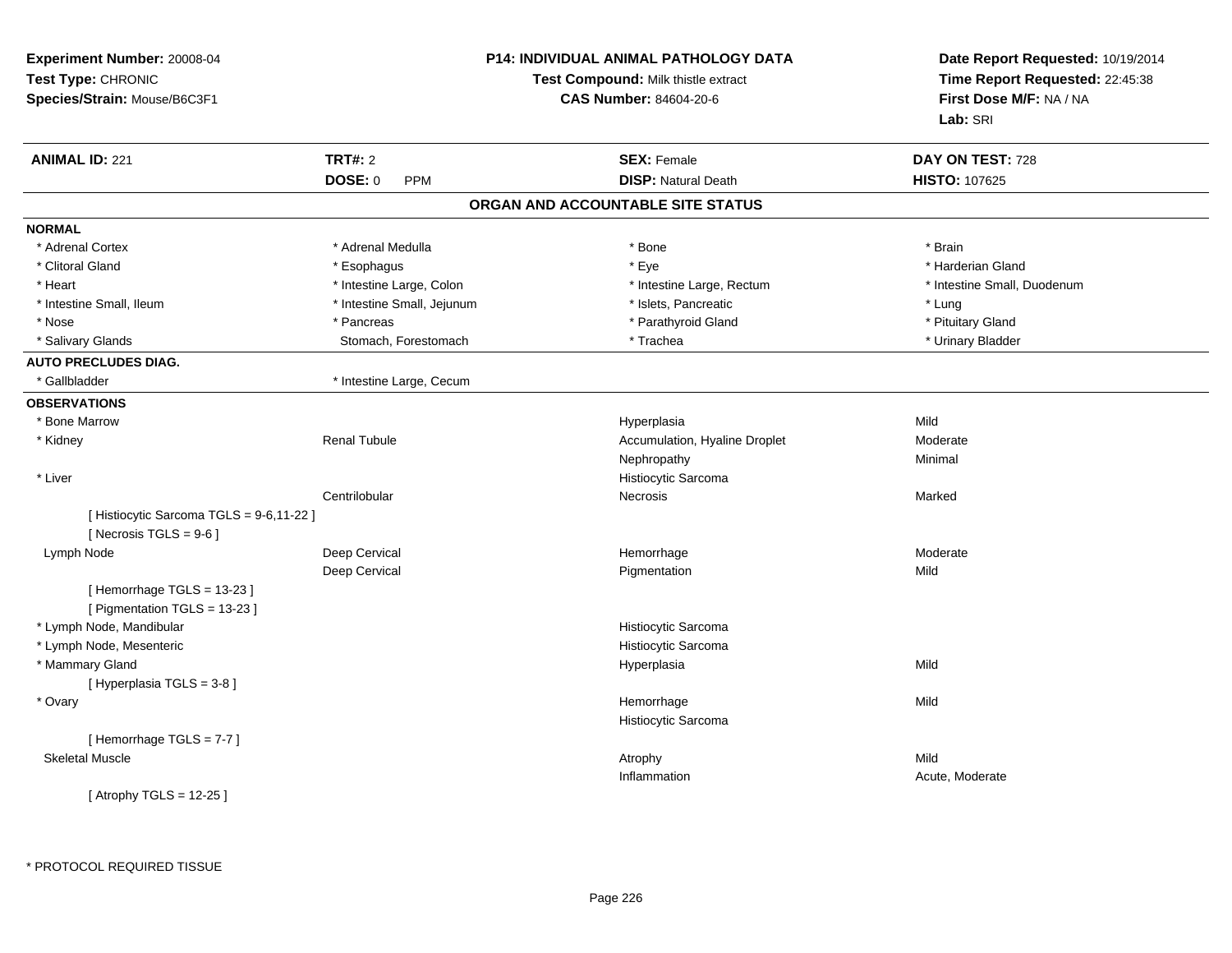**Experiment Number:** 20008-04
**Test Type:** CHRONIC
**Species/Strain:** Mouse/B6C3F1

**P14: INDIVIDUAL ANIMAL PATHOLOGY DATA**
**Test Compound:** Milk thistle extract
**CAS Number:** 84604-20-6

**Date Report Requested:** 10/19/2014
**Time Report Requested:** 22:45:38
**First Dose M/F:** NA / NA
**Lab:** SRI

| **ANIMAL ID:** 221 | **TRT#:** 2 | **SEX:** Female | **DAY ON TEST:** 728 |
|---|---|---|---|
| | **DOSE:** 0 PPM | **DISP:** Natural Death | **HISTO:** 107625 |

## ORGAN AND ACCOUNTABLE SITE STATUS

**NORMAL**

| | | | |
|---|---|---|---|
| * Adrenal Cortex | * Adrenal Medulla | * Bone | * Brain |
| * Clitoral Gland | * Esophagus | * Eye | * Harderian Gland |
| * Heart | * Intestine Large, Colon | * Intestine Large, Rectum | * Intestine Small, Duodenum |
| * Intestine Small, Ileum | * Intestine Small, Jejunum | * Islets, Pancreatic | * Lung |
| * Nose | * Pancreas | * Parathyroid Gland | * Pituitary Gland |
| * Salivary Glands | Stomach, Forestomach | * Trachea | * Urinary Bladder |

**AUTO PRECLUDES DIAG.**

| | |
|---|---|
| * Gallbladder | * Intestine Large, Cecum |

**OBSERVATIONS**

| | | | |
|---|---|---|---|
| * Bone Marrow | | Hyperplasia | Mild |
| * Kidney | Renal Tubule | Accumulation, Hyaline Droplet | Moderate |
| | | Nephropathy | Minimal |
| * Liver | | Histiocytic Sarcoma | |
| | Centrilobular | Necrosis | Marked |
| [ Histiocytic Sarcoma TGLS = 9-6,11-22 ] | | | |
| [ Necrosis TGLS = 9-6 ] | | | |
| Lymph Node | Deep Cervical | Hemorrhage | Moderate |
| | Deep Cervical | Pigmentation | Mild |
| [ Hemorrhage TGLS = 13-23 ] | | | |
| [ Pigmentation TGLS = 13-23 ] | | | |
| * Lymph Node, Mandibular | | Histiocytic Sarcoma | |
| * Lymph Node, Mesenteric | | Histiocytic Sarcoma | |
| * Mammary Gland | | Hyperplasia | Mild |
| [ Hyperplasia TGLS = 3-8 ] | | | |
| * Ovary | | Hemorrhage | Mild |
| | | Histiocytic Sarcoma | |
| [ Hemorrhage TGLS = 7-7 ] | | | |
| Skeletal Muscle | | Atrophy | Mild |
| | | Inflammation | Acute, Moderate |
| [ Atrophy TGLS = 12-25 ] | | | |

* PROTOCOL REQUIRED TISSUE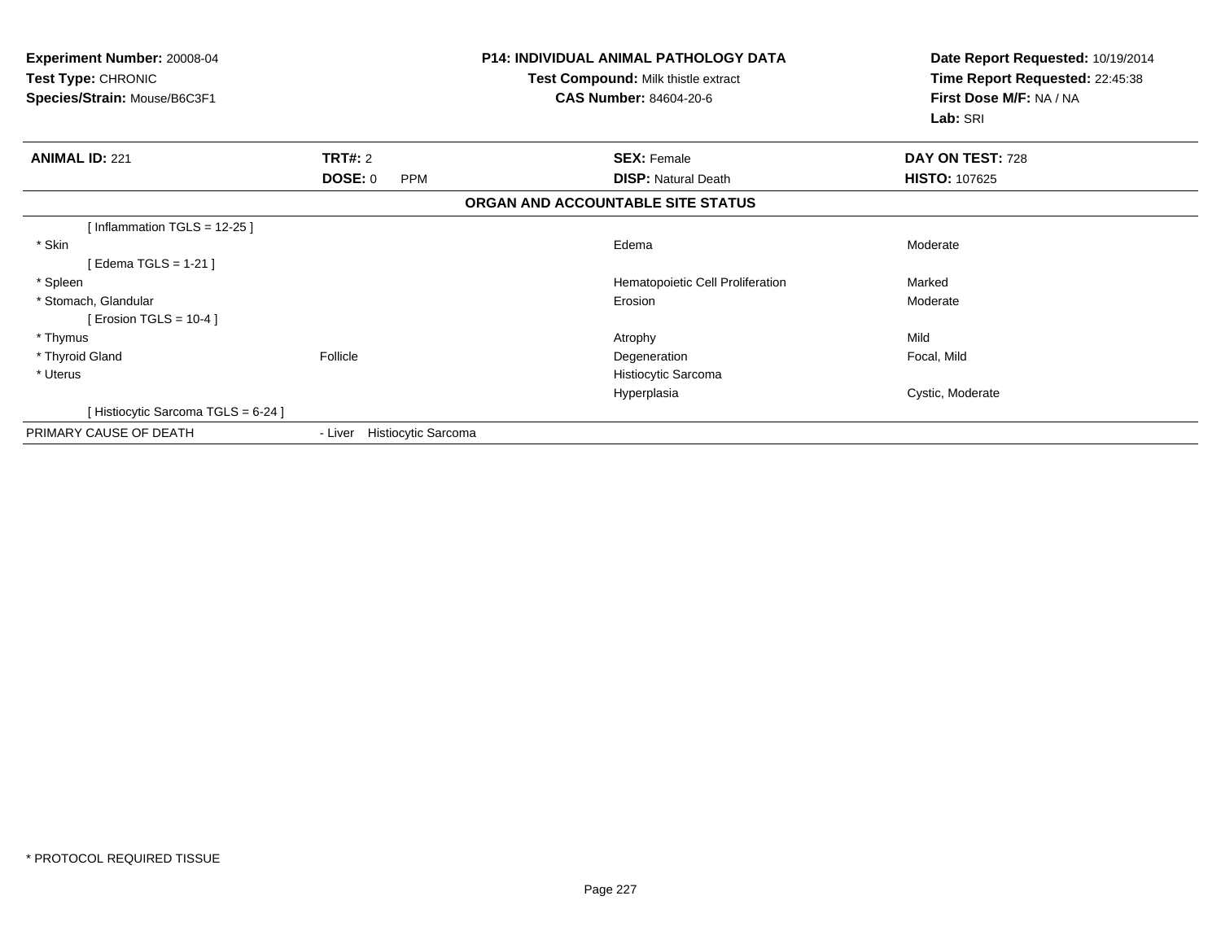**Experiment Number:** 20008-04
**Test Type:** CHRONIC
**Species/Strain:** Mouse/B6C3F1

**P14: INDIVIDUAL ANIMAL PATHOLOGY DATA**
**Test Compound:** Milk thistle extract
**CAS Number:** 84604-20-6

**Date Report Requested:** 10/19/2014
**Time Report Requested:** 22:45:38
**First Dose M/F:** NA / NA
**Lab:** SRI

| **ANIMAL ID:** 221 | **TRT#:** 2 | **SEX:** Female | **DAY ON TEST:** 728 |
|---|---|---|---|
| | **DOSE:** 0 PPM | **DISP:** Natural Death | **HISTO:** 107625 |

**ORGAN AND ACCOUNTABLE SITE STATUS**

| | | | |
|---|---|---|---|
| [ Inflammation TGLS = 12-25 ] | | | |
| * Skin | | Edema | Moderate |
| [ Edema TGLS = 1-21 ] | | | |
| * Spleen | | Hematopoietic Cell Proliferation | Marked |
| * Stomach, Glandular | | Erosion | Moderate |
| [ Erosion TGLS = 10-4 ] | | | |
| * Thymus | | Atrophy | Mild |
| * Thyroid Gland | Follicle | Degeneration | Focal, Mild |
| * Uterus | | Histiocytic Sarcoma | |
| | | Hyperplasia | Cystic, Moderate |
| [ Histiocytic Sarcoma TGLS = 6-24 ] | | | |
| PRIMARY CAUSE OF DEATH | - Liver Histiocytic Sarcoma | | |

* PROTOCOL REQUIRED TISSUE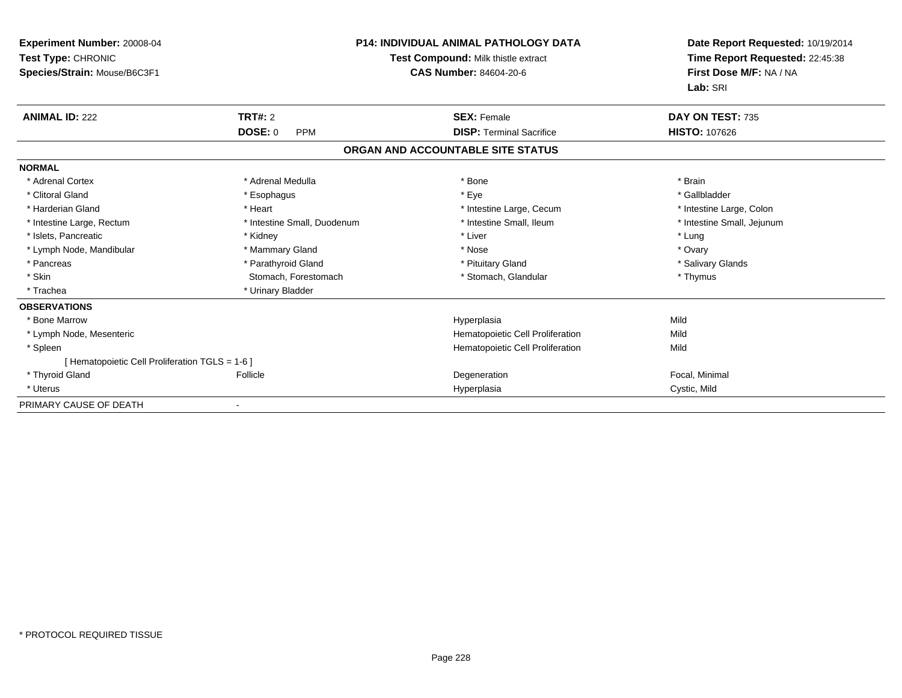**Experiment Number:** 20008-04
**Test Type:** CHRONIC
**Species/Strain:** Mouse/B6C3F1

**P14: INDIVIDUAL ANIMAL PATHOLOGY DATA**
**Test Compound:** Milk thistle extract
**CAS Number:** 84604-20-6

**Date Report Requested:** 10/19/2014
**Time Report Requested:** 22:45:38
**First Dose M/F:** NA / NA
**Lab:** SRI

| **ANIMAL ID:** 222 | **TRT#:** 2 | **SEX:** Female | **DAY ON TEST:** 735 |
|---|---|---|---|
| | **DOSE:** 0 PPM | **DISP:** Terminal Sacrifice | **HISTO:** 107626 |

**ORGAN AND ACCOUNTABLE SITE STATUS**

**NORMAL**

| | | | |
|---|---|---|---|
| * Adrenal Cortex | * Adrenal Medulla | * Bone | * Brain |
| * Clitoral Gland | * Esophagus | * Eye | * Gallbladder |
| * Harderian Gland | * Heart | * Intestine Large, Cecum | * Intestine Large, Colon |
| * Intestine Large, Rectum | * Intestine Small, Duodenum | * Intestine Small, Ileum | * Intestine Small, Jejunum |
| * Islets, Pancreatic | * Kidney | * Liver | * Lung |
| * Lymph Node, Mandibular | * Mammary Gland | * Nose | * Ovary |
| * Pancreas | * Parathyroid Gland | * Pituitary Gland | * Salivary Glands |
| * Skin | Stomach, Forestomach | * Stomach, Glandular | * Thymus |
| * Trachea | * Urinary Bladder | | |

**OBSERVATIONS**

| | | | |
|---|---|---|---|
| * Bone Marrow | | Hyperplasia | Mild |
| * Lymph Node, Mesenteric | | Hematopoietic Cell Proliferation | Mild |
| * Spleen | | Hematopoietic Cell Proliferation | Mild |
| [ Hematopoietic Cell Proliferation TGLS = 1-6 ] | | | |
| * Thyroid Gland | Follicle | Degeneration | Focal, Minimal |
| * Uterus | | Hyperplasia | Cystic, Mild |

PRIMARY CAUSE OF DEATH -

* PROTOCOL REQUIRED TISSUE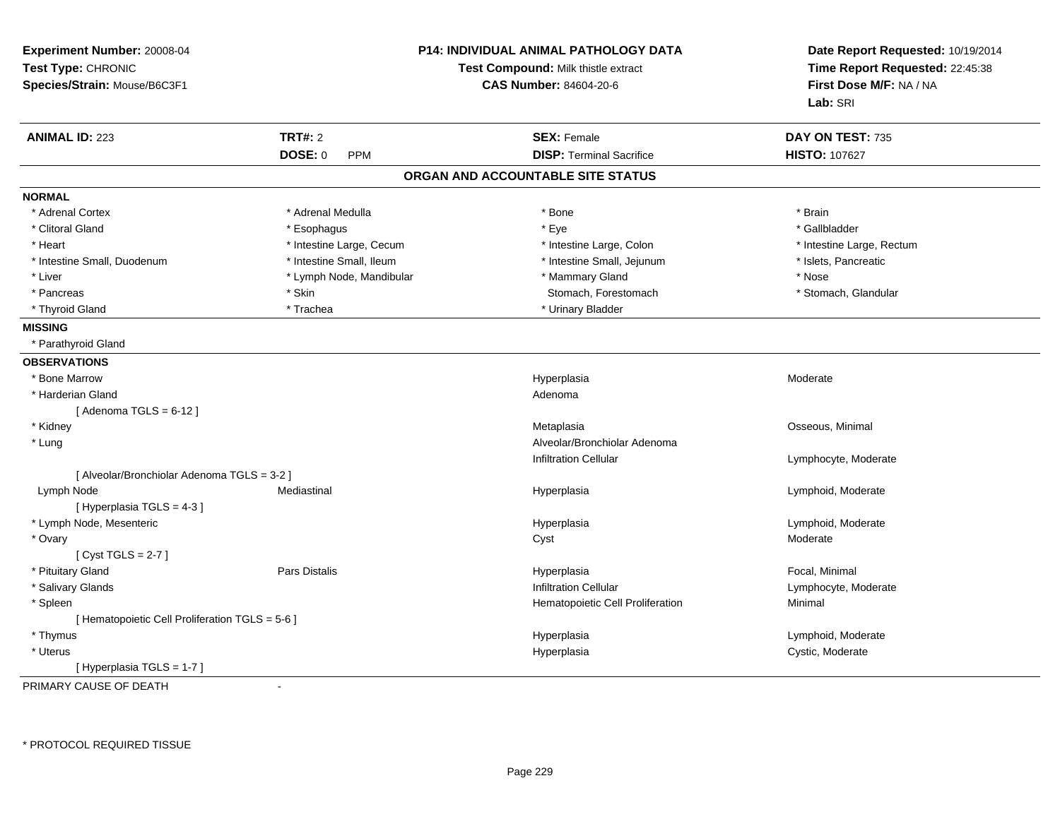**Experiment Number:** 20008-04
**Test Type:** CHRONIC
**Species/Strain:** Mouse/B6C3F1

**P14: INDIVIDUAL ANIMAL PATHOLOGY DATA**
**Test Compound:** Milk thistle extract
**CAS Number:** 84604-20-6

**Date Report Requested:** 10/19/2014
**Time Report Requested:** 22:45:38
**First Dose M/F:** NA / NA
**Lab:** SRI

| **ANIMAL ID:** 223 | **TRT#:** 2 | **SEX:** Female | **DAY ON TEST:** 735 |
|---|---|---|---|
| | **DOSE:** 0 PPM | **DISP:** Terminal Sacrifice | **HISTO:** 107627 |

## ORGAN AND ACCOUNTABLE SITE STATUS

**NORMAL**

| | | | |
|---|---|---|---|
| * Adrenal Cortex | * Adrenal Medulla | * Bone | * Brain |
| * Clitoral Gland | * Esophagus | * Eye | * Gallbladder |
| * Heart | * Intestine Large, Cecum | * Intestine Large, Colon | * Intestine Large, Rectum |
| * Intestine Small, Duodenum | * Intestine Small, Ileum | * Intestine Small, Jejunum | * Islets, Pancreatic |
| * Liver | * Lymph Node, Mandibular | * Mammary Gland | * Nose |
| * Pancreas | * Skin | Stomach, Forestomach | * Stomach, Glandular |
| * Thyroid Gland | * Trachea | * Urinary Bladder | |

**MISSING**

* Parathyroid Gland

**OBSERVATIONS**

| | | | |
|---|---|---|---|
| * Bone Marrow | | Hyperplasia | Moderate |
| * Harderian Gland | | Adenoma | |
| [ Adenoma TGLS = 6-12 ] | | | |
| * Kidney | | Metaplasia | Osseous, Minimal |
| * Lung | | Alveolar/Bronchiolar Adenoma | |
| | | Infiltration Cellular | Lymphocyte, Moderate |
| [ Alveolar/Bronchiolar Adenoma TGLS = 3-2 ] | | | |
| Lymph Node | Mediastinal | Hyperplasia | Lymphoid, Moderate |
| [ Hyperplasia TGLS = 4-3 ] | | | |
| * Lymph Node, Mesenteric | | Hyperplasia | Lymphoid, Moderate |
| * Ovary | | Cyst | Moderate |
| [ Cyst TGLS = 2-7 ] | | | |
| * Pituitary Gland | Pars Distalis | Hyperplasia | Focal, Minimal |
| * Salivary Glands | | Infiltration Cellular | Lymphocyte, Moderate |
| * Spleen | | Hematopoietic Cell Proliferation | Minimal |
| [ Hematopoietic Cell Proliferation TGLS = 5-6 ] | | | |
| * Thymus | | Hyperplasia | Lymphoid, Moderate |
| * Uterus | | Hyperplasia | Cystic, Moderate |
| [ Hyperplasia TGLS = 1-7 ] | | | |

PRIMARY CAUSE OF DEATH -

* PROTOCOL REQUIRED TISSUE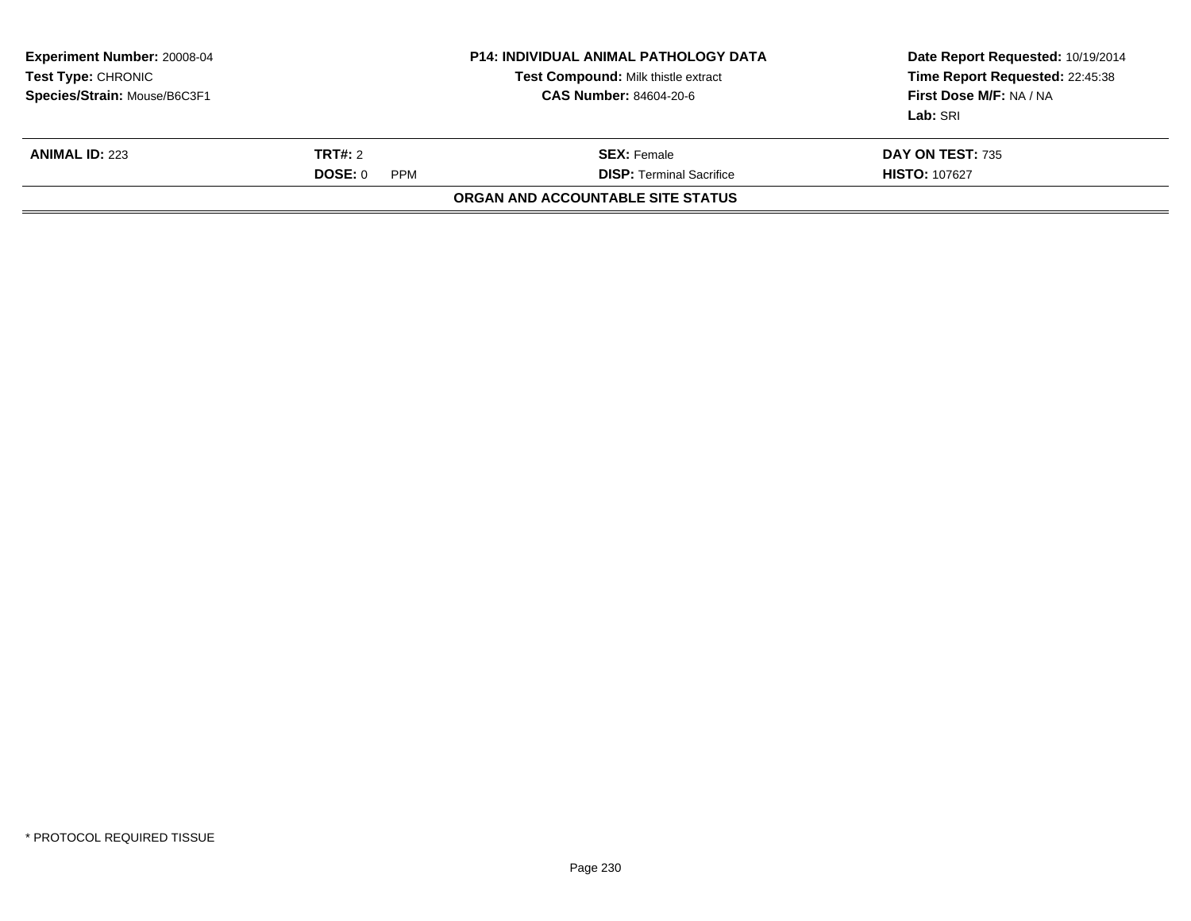| **Experiment Number:** 20008-04 | **P14: INDIVIDUAL ANIMAL PATHOLOGY DATA** | **Date Report Requested:** 10/19/2014 |
|---|---|---|
| **Test Type:** CHRONIC | **Test Compound:** Milk thistle extract | **Time Report Requested:** 22:45:38 |
| **Species/Strain:** Mouse/B6C3F1 | **CAS Number:** 84604-20-6 | **First Dose M/F:** NA / NA |
| | | **Lab:** SRI |

| **ANIMAL ID:** 223 | **TRT#:** 2 | **SEX:** Female | **DAY ON TEST:** 735 |
|---|---|---|---|
| | **DOSE:** 0 PPM | **DISP:** Terminal Sacrifice | **HISTO:** 107627 |

**ORGAN AND ACCOUNTABLE SITE STATUS**

\* PROTOCOL REQUIRED TISSUE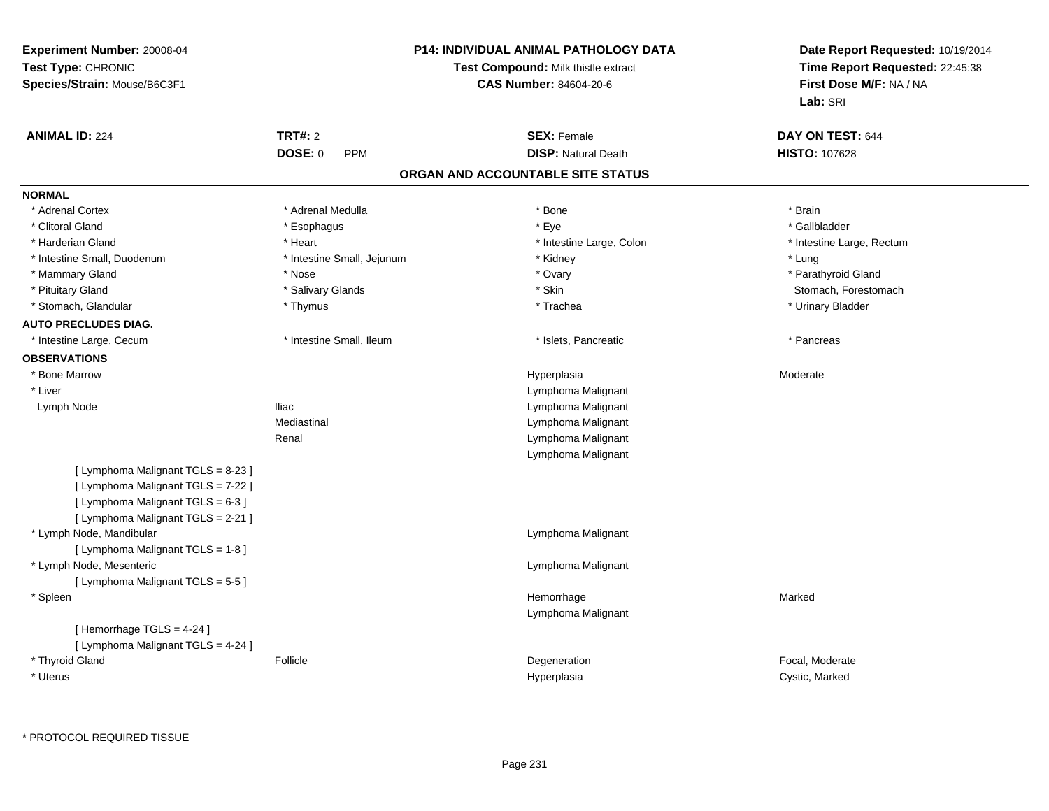**Experiment Number:** 20008-04
**Test Type:** CHRONIC
**Species/Strain:** Mouse/B6C3F1

**P14: INDIVIDUAL ANIMAL PATHOLOGY DATA**
**Test Compound:** Milk thistle extract
**CAS Number:** 84604-20-6

**Date Report Requested:** 10/19/2014
**Time Report Requested:** 22:45:38
**First Dose M/F:** NA / NA
**Lab:** SRI

| **ANIMAL ID:** 224 | **TRT#:** 2 | **SEX:** Female | **DAY ON TEST:** 644 |
|---|---|---|---|
| | **DOSE:** 0 PPM | **DISP:** Natural Death | **HISTO:** 107628 |

## ORGAN AND ACCOUNTABLE SITE STATUS

**NORMAL**

| | | | |
|---|---|---|---|
| * Adrenal Cortex | * Adrenal Medulla | * Bone | * Brain |
| * Clitoral Gland | * Esophagus | * Eye | * Gallbladder |
| * Harderian Gland | * Heart | * Intestine Large, Colon | * Intestine Large, Rectum |
| * Intestine Small, Duodenum | * Intestine Small, Jejunum | * Kidney | * Lung |
| * Mammary Gland | * Nose | * Ovary | * Parathyroid Gland |
| * Pituitary Gland | * Salivary Glands | * Skin | Stomach, Forestomach |
| * Stomach, Glandular | * Thymus | * Trachea | * Urinary Bladder |

**AUTO PRECLUDES DIAG.**

| | | | |
|---|---|---|---|
| * Intestine Large, Cecum | * Intestine Small, Ileum | * Islets, Pancreatic | * Pancreas |

**OBSERVATIONS**

| | | | |
|---|---|---|---|
| * Bone Marrow | | Hyperplasia | Moderate |
| * Liver | | Lymphoma Malignant | |
| Lymph Node | Iliac | Lymphoma Malignant | |
| | Mediastinal | Lymphoma Malignant | |
| | Renal | Lymphoma Malignant | |
| | | Lymphoma Malignant | |
| [ Lymphoma Malignant TGLS = 8-23 ] | | | |
| [ Lymphoma Malignant TGLS = 7-22 ] | | | |
| [ Lymphoma Malignant TGLS = 6-3 ] | | | |
| [ Lymphoma Malignant TGLS = 2-21 ] | | | |
| * Lymph Node, Mandibular | | Lymphoma Malignant | |
| [ Lymphoma Malignant TGLS = 1-8 ] | | | |
| * Lymph Node, Mesenteric | | Lymphoma Malignant | |
| [ Lymphoma Malignant TGLS = 5-5 ] | | | |
| * Spleen | | Hemorrhage | Marked |
| | | Lymphoma Malignant | |
| [ Hemorrhage TGLS = 4-24 ] | | | |
| [ Lymphoma Malignant TGLS = 4-24 ] | | | |
| * Thyroid Gland | Follicle | Degeneration | Focal, Moderate |
| * Uterus | | Hyperplasia | Cystic, Marked |

* PROTOCOL REQUIRED TISSUE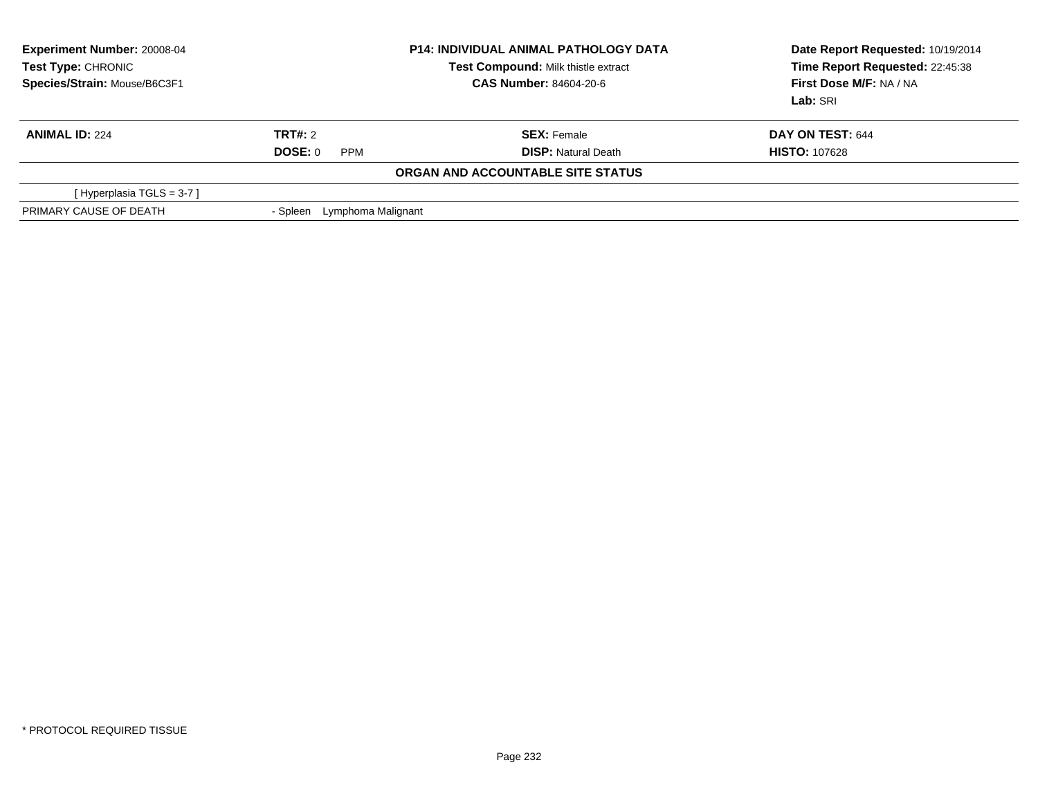| Experiment Number: 20008-04 | P14: INDIVIDUAL ANIMAL PATHOLOGY DATA | Date Report Requested: 10/19/2014 |
|---|---|---|
| Test Type: CHRONIC | Test Compound: Milk thistle extract | Time Report Requested: 22:45:38 |
| Species/Strain: Mouse/B6C3F1 | CAS Number: 84604-20-6 | First Dose M/F: NA / NA |
| | | Lab: SRI |

| ANIMAL ID: 224 | TRT#: 2 | SEX: Female | DAY ON TEST: 644 |
|---|---|---|---|
| | DOSE: 0 PPM | DISP: Natural Death | HISTO: 107628 |

**ORGAN AND ACCOUNTABLE SITE STATUS**

[ Hyperplasia TGLS = 3-7 ]

| PRIMARY CAUSE OF DEATH | - Spleen Lymphoma Malignant |
|---|---|

* PROTOCOL REQUIRED TISSUE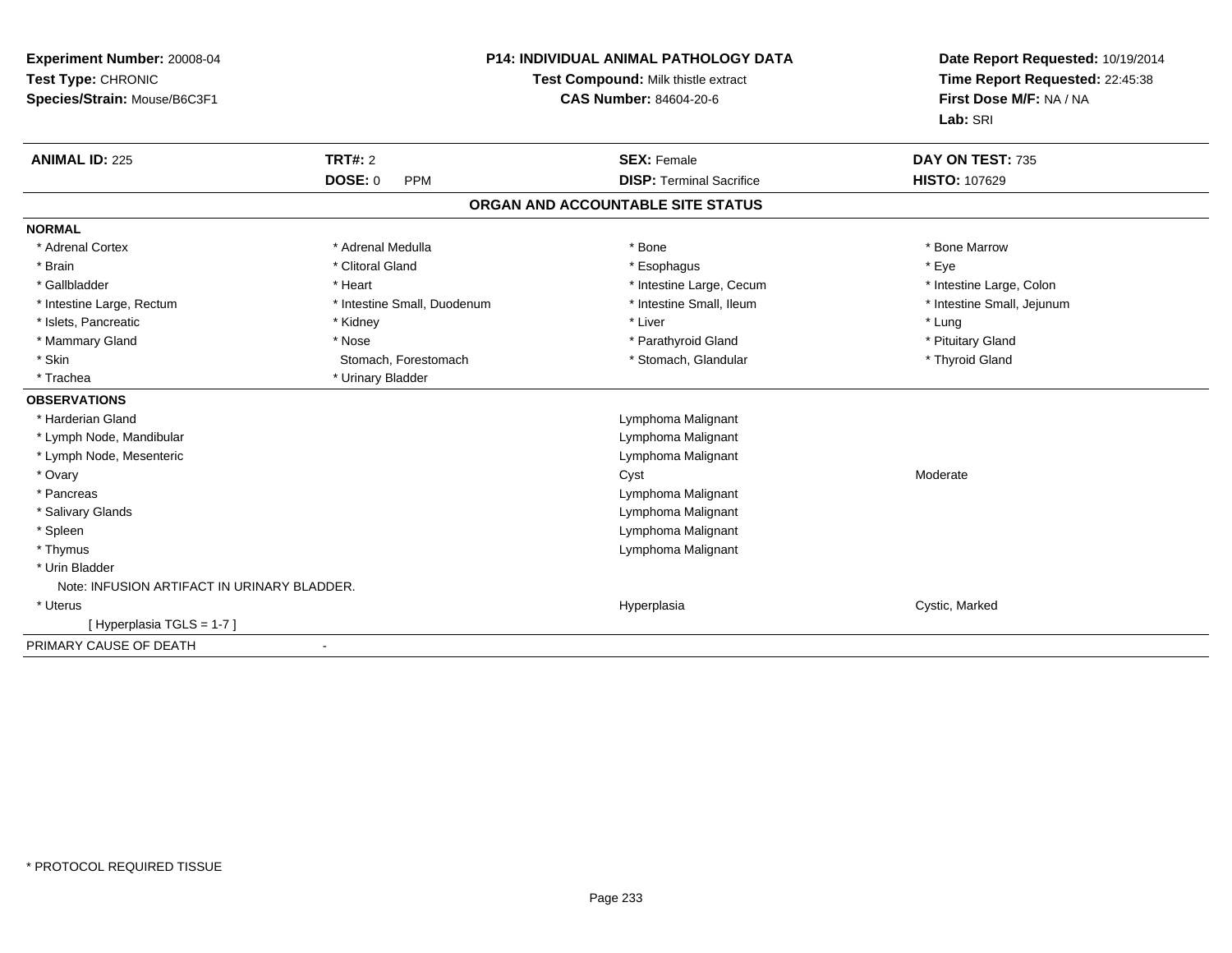**Experiment Number:** 20008-04
**Test Type:** CHRONIC
**Species/Strain:** Mouse/B6C3F1

**P14: INDIVIDUAL ANIMAL PATHOLOGY DATA**
**Test Compound:** Milk thistle extract
**CAS Number:** 84604-20-6

**Date Report Requested:** 10/19/2014
**Time Report Requested:** 22:45:38
**First Dose M/F:** NA / NA
**Lab:** SRI

| **ANIMAL ID:** 225 | **TRT#:** 2 | **SEX:** Female | **DAY ON TEST:** 735 |
|---|---|---|---|
| | **DOSE:** 0 PPM | **DISP:** Terminal Sacrifice | **HISTO:** 107629 |

## ORGAN AND ACCOUNTABLE SITE STATUS

**NORMAL**

| | | | |
|---|---|---|---|
| * Adrenal Cortex | * Adrenal Medulla | * Bone | * Bone Marrow |
| * Brain | * Clitoral Gland | * Esophagus | * Eye |
| * Gallbladder | * Heart | * Intestine Large, Cecum | * Intestine Large, Colon |
| * Intestine Large, Rectum | * Intestine Small, Duodenum | * Intestine Small, Ileum | * Intestine Small, Jejunum |
| * Islets, Pancreatic | * Kidney | * Liver | * Lung |
| * Mammary Gland | * Nose | * Parathyroid Gland | * Pituitary Gland |
| * Skin | Stomach, Forestomach | * Stomach, Glandular | * Thyroid Gland |
| * Trachea | * Urinary Bladder | | |

**OBSERVATIONS**

| | | |
|---|---|---|
| * Harderian Gland | Lymphoma Malignant | |
| * Lymph Node, Mandibular | Lymphoma Malignant | |
| * Lymph Node, Mesenteric | Lymphoma Malignant | |
| * Ovary | Cyst | Moderate |
| * Pancreas | Lymphoma Malignant | |
| * Salivary Glands | Lymphoma Malignant | |
| * Spleen | Lymphoma Malignant | |
| * Thymus | Lymphoma Malignant | |
| * Urin Bladder | | |
| Note: INFUSION ARTIFACT IN URINARY BLADDER. | | |
| * Uterus | Hyperplasia | Cystic, Marked |
| [ Hyperplasia TGLS = 1-7 ] | | |

PRIMARY CAUSE OF DEATH -

* PROTOCOL REQUIRED TISSUE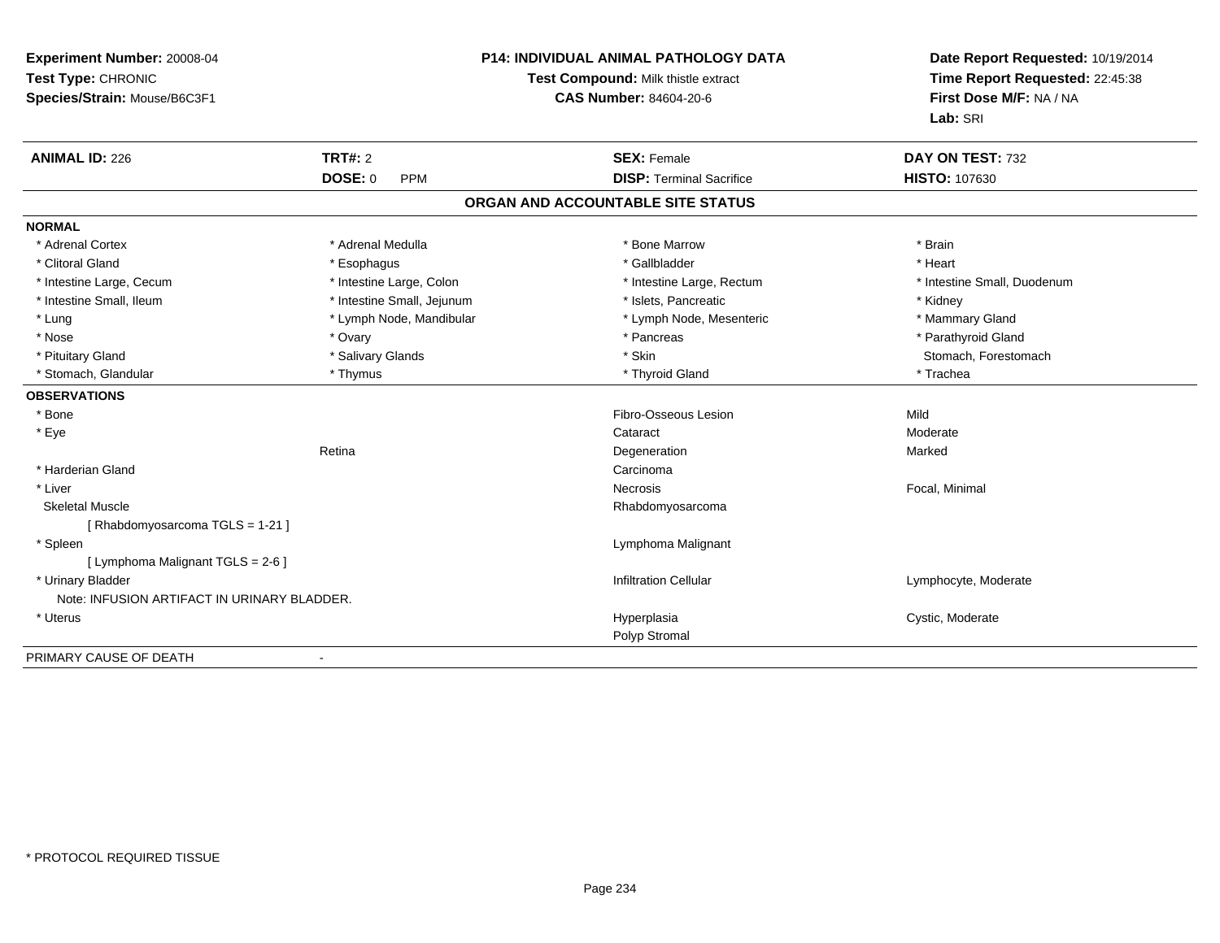**Experiment Number:** 20008-04
**Test Type:** CHRONIC
**Species/Strain:** Mouse/B6C3F1

**P14: INDIVIDUAL ANIMAL PATHOLOGY DATA**
**Test Compound:** Milk thistle extract
**CAS Number:** 84604-20-6

**Date Report Requested:** 10/19/2014
**Time Report Requested:** 22:45:38
**First Dose M/F:** NA / NA
**Lab:** SRI

| **ANIMAL ID:** 226 | **TRT#:** 2 | **SEX:** Female | **DAY ON TEST:** 732 |
|---|---|---|---|
| | **DOSE:** 0 PPM | **DISP:** Terminal Sacrifice | **HISTO:** 107630 |

## ORGAN AND ACCOUNTABLE SITE STATUS

**NORMAL**

| | | | |
|---|---|---|---|
| * Adrenal Cortex | * Adrenal Medulla | * Bone Marrow | * Brain |
| * Clitoral Gland | * Esophagus | * Gallbladder | * Heart |
| * Intestine Large, Cecum | * Intestine Large, Colon | * Intestine Large, Rectum | * Intestine Small, Duodenum |
| * Intestine Small, Ileum | * Intestine Small, Jejunum | * Islets, Pancreatic | * Kidney |
| * Lung | * Lymph Node, Mandibular | * Lymph Node, Mesenteric | * Mammary Gland |
| * Nose | * Ovary | * Pancreas | * Parathyroid Gland |
| * Pituitary Gland | * Salivary Glands | * Skin | Stomach, Forestomach |
| * Stomach, Glandular | * Thymus | * Thyroid Gland | * Trachea |

**OBSERVATIONS**

| | | | |
|---|---|---|---|
| * Bone | | Fibro-Osseous Lesion | Mild |
| * Eye | | Cataract | Moderate |
| | Retina | Degeneration | Marked |
| * Harderian Gland | | Carcinoma | |
| * Liver | | Necrosis | Focal, Minimal |
| Skeletal Muscle | | Rhabdomyosarcoma | |
| [ Rhabdomyosarcoma TGLS = 1-21 ] | | | |
| * Spleen | | Lymphoma Malignant | |
| [ Lymphoma Malignant TGLS = 2-6 ] | | | |
| * Urinary Bladder | | Infiltration Cellular | Lymphocyte, Moderate |
| Note: INFUSION ARTIFACT IN URINARY BLADDER. | | | |
| * Uterus | | Hyperplasia | Cystic, Moderate |
| | | Polyp Stromal | |

PRIMARY CAUSE OF DEATH -

\* PROTOCOL REQUIRED TISSUE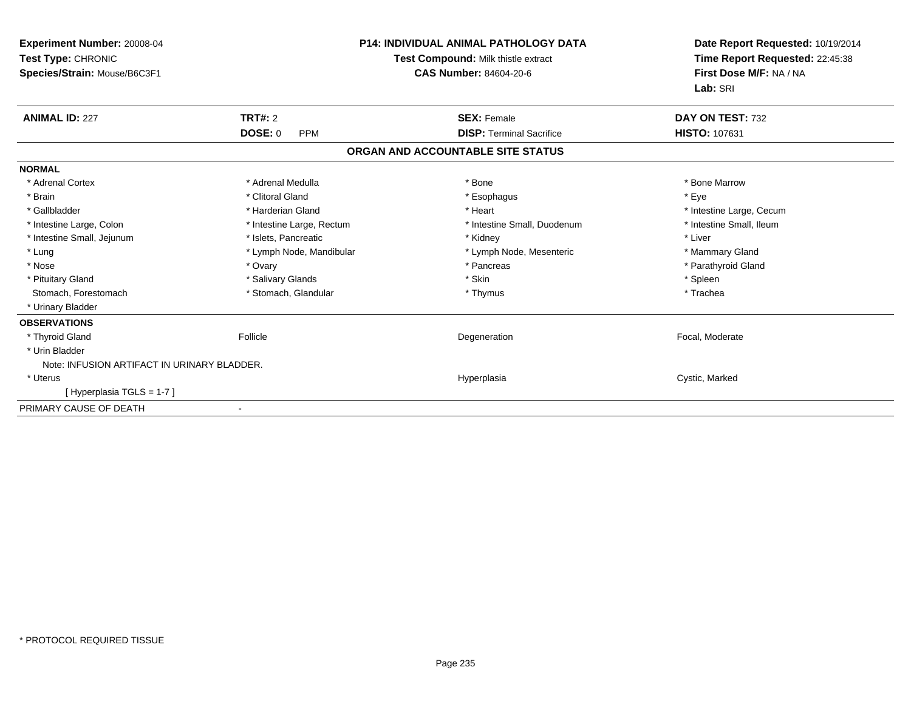**Experiment Number:** 20008-04
**Test Type:** CHRONIC
**Species/Strain:** Mouse/B6C3F1

**P14: INDIVIDUAL ANIMAL PATHOLOGY DATA**
**Test Compound:** Milk thistle extract
**CAS Number:** 84604-20-6

**Date Report Requested:** 10/19/2014
**Time Report Requested:** 22:45:38
**First Dose M/F:** NA / NA
**Lab:** SRI

| **ANIMAL ID:** 227 | **TRT#:** 2 | **SEX:** Female | **DAY ON TEST:** 732 |
|---|---|---|---|
| | **DOSE:** 0 PPM | **DISP:** Terminal Sacrifice | **HISTO:** 107631 |

**ORGAN AND ACCOUNTABLE SITE STATUS**

**NORMAL**

| | | | |
|---|---|---|---|
| * Adrenal Cortex | * Adrenal Medulla | * Bone | * Bone Marrow |
| * Brain | * Clitoral Gland | * Esophagus | * Eye |
| * Gallbladder | * Harderian Gland | * Heart | * Intestine Large, Cecum |
| * Intestine Large, Colon | * Intestine Large, Rectum | * Intestine Small, Duodenum | * Intestine Small, Ileum |
| * Intestine Small, Jejunum | * Islets, Pancreatic | * Kidney | * Liver |
| * Lung | * Lymph Node, Mandibular | * Lymph Node, Mesenteric | * Mammary Gland |
| * Nose | * Ovary | * Pancreas | * Parathyroid Gland |
| * Pituitary Gland | * Salivary Glands | * Skin | * Spleen |
| Stomach, Forestomach | * Stomach, Glandular | * Thymus | * Trachea |
| * Urinary Bladder | | | |

**OBSERVATIONS**

| | | | |
|---|---|---|---|
| * Thyroid Gland | Follicle | Degeneration | Focal, Moderate |
| * Urin Bladder | | | |
| Note: INFUSION ARTIFACT IN URINARY BLADDER. | | | |
| * Uterus | | Hyperplasia | Cystic, Marked |
| [ Hyperplasia TGLS = 1-7 ] | | | |

PRIMARY CAUSE OF DEATH -

* PROTOCOL REQUIRED TISSUE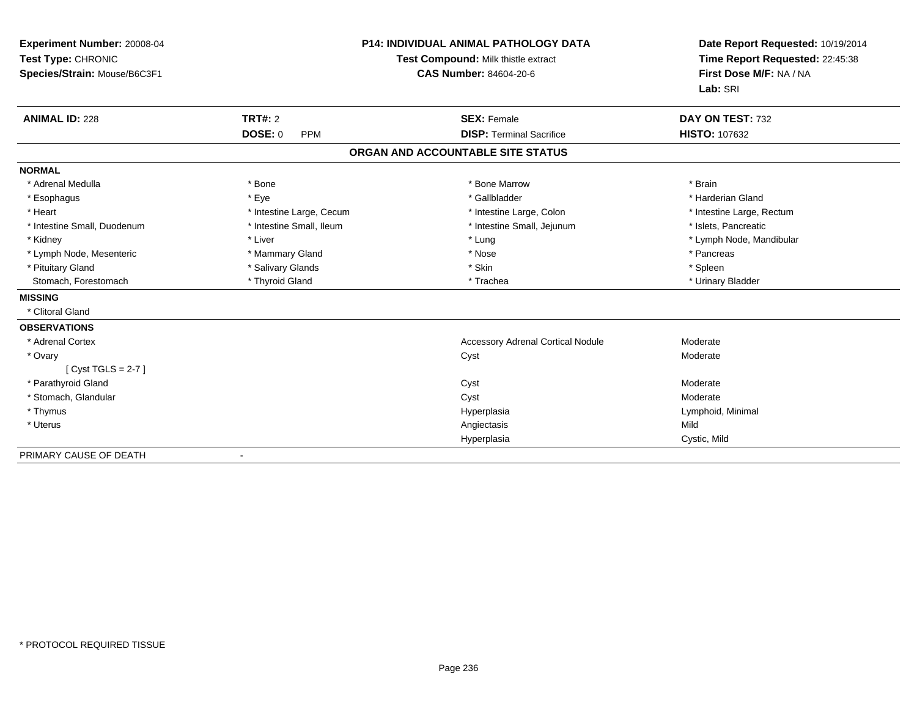**Experiment Number:** 20008-04
**Test Type:** CHRONIC
**Species/Strain:** Mouse/B6C3F1

**P14: INDIVIDUAL ANIMAL PATHOLOGY DATA**
**Test Compound:** Milk thistle extract
**CAS Number:** 84604-20-6

**Date Report Requested:** 10/19/2014
**Time Report Requested:** 22:45:38
**First Dose M/F:** NA / NA
**Lab:** SRI

| **ANIMAL ID:** 228 | **TRT#:** 2 | **SEX:** Female | **DAY ON TEST:** 732 |
|---|---|---|---|
| | **DOSE:** 0 PPM | **DISP:** Terminal Sacrifice | **HISTO:** 107632 |

## ORGAN AND ACCOUNTABLE SITE STATUS

**NORMAL**

| | | | |
|---|---|---|---|
| * Adrenal Medulla | * Bone | * Bone Marrow | * Brain |
| * Esophagus | * Eye | * Gallbladder | * Harderian Gland |
| * Heart | * Intestine Large, Cecum | * Intestine Large, Colon | * Intestine Large, Rectum |
| * Intestine Small, Duodenum | * Intestine Small, Ileum | * Intestine Small, Jejunum | * Islets, Pancreatic |
| * Kidney | * Liver | * Lung | * Lymph Node, Mandibular |
| * Lymph Node, Mesenteric | * Mammary Gland | * Nose | * Pancreas |
| * Pituitary Gland | * Salivary Glands | * Skin | * Spleen |
| Stomach, Forestomach | * Thyroid Gland | * Trachea | * Urinary Bladder |

**MISSING**

* Clitoral Gland

**OBSERVATIONS**

| | | |
|---|---|---|
| * Adrenal Cortex | Accessory Adrenal Cortical Nodule | Moderate |
| * Ovary | Cyst | Moderate |
| [ Cyst TGLS = 2-7 ] | | |
| * Parathyroid Gland | Cyst | Moderate |
| * Stomach, Glandular | Cyst | Moderate |
| * Thymus | Hyperplasia | Lymphoid, Minimal |
| * Uterus | Angiectasis | Mild |
| | Hyperplasia | Cystic, Mild |

PRIMARY CAUSE OF DEATH -

* PROTOCOL REQUIRED TISSUE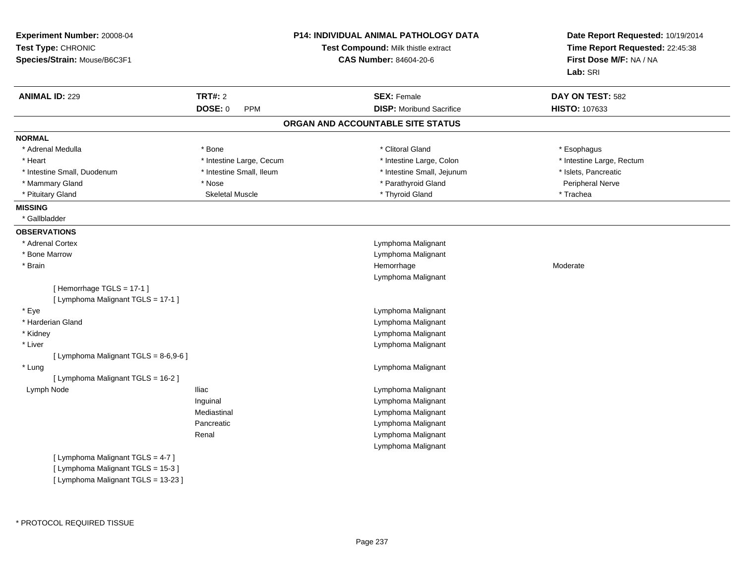**Experiment Number:** 20008-04
**Test Type:** CHRONIC
**Species/Strain:** Mouse/B6C3F1

**P14: INDIVIDUAL ANIMAL PATHOLOGY DATA**
**Test Compound:** Milk thistle extract
**CAS Number:** 84604-20-6

**Date Report Requested:** 10/19/2014
**Time Report Requested:** 22:45:38
**First Dose M/F:** NA / NA
**Lab:** SRI

| **ANIMAL ID:** 229 | **TRT#:** 2 | **SEX:** Female | **DAY ON TEST:** 582 |
|---|---|---|---|
| | **DOSE:** 0 PPM | **DISP:** Moribund Sacrifice | **HISTO:** 107633 |

## ORGAN AND ACCOUNTABLE SITE STATUS

### NORMAL

| | | | |
|---|---|---|---|
| * Adrenal Medulla | * Bone | * Clitoral Gland | * Esophagus |
| * Heart | * Intestine Large, Cecum | * Intestine Large, Colon | * Intestine Large, Rectum |
| * Intestine Small, Duodenum | * Intestine Small, Ileum | * Intestine Small, Jejunum | * Islets, Pancreatic |
| * Mammary Gland | * Nose | * Parathyroid Gland | Peripheral Nerve |
| * Pituitary Gland | Skeletal Muscle | * Thyroid Gland | * Trachea |

### MISSING

* Gallbladder

### OBSERVATIONS

| Organ | Site | Observation | Severity |
|---|---|---|---|
| * Adrenal Cortex | | Lymphoma Malignant | |
| * Bone Marrow | | Lymphoma Malignant | |
| * Brain | | Hemorrhage | Moderate |
| | | Lymphoma Malignant | |
| [ Hemorrhage TGLS = 17-1 ] | | | |
| [ Lymphoma Malignant TGLS = 17-1 ] | | | |
| * Eye | | Lymphoma Malignant | |
| * Harderian Gland | | Lymphoma Malignant | |
| * Kidney | | Lymphoma Malignant | |
| * Liver | | Lymphoma Malignant | |
| [ Lymphoma Malignant TGLS = 8-6,9-6 ] | | | |
| * Lung | | Lymphoma Malignant | |
| [ Lymphoma Malignant TGLS = 16-2 ] | | | |
| Lymph Node | Iliac | Lymphoma Malignant | |
| | Inguinal | Lymphoma Malignant | |
| | Mediastinal | Lymphoma Malignant | |
| | Pancreatic | Lymphoma Malignant | |
| | Renal | Lymphoma Malignant | |
| | | Lymphoma Malignant | |
| [ Lymphoma Malignant TGLS = 4-7 ] | | | |
| [ Lymphoma Malignant TGLS = 15-3 ] | | | |
| [ Lymphoma Malignant TGLS = 13-23 ] | | | |

* PROTOCOL REQUIRED TISSUE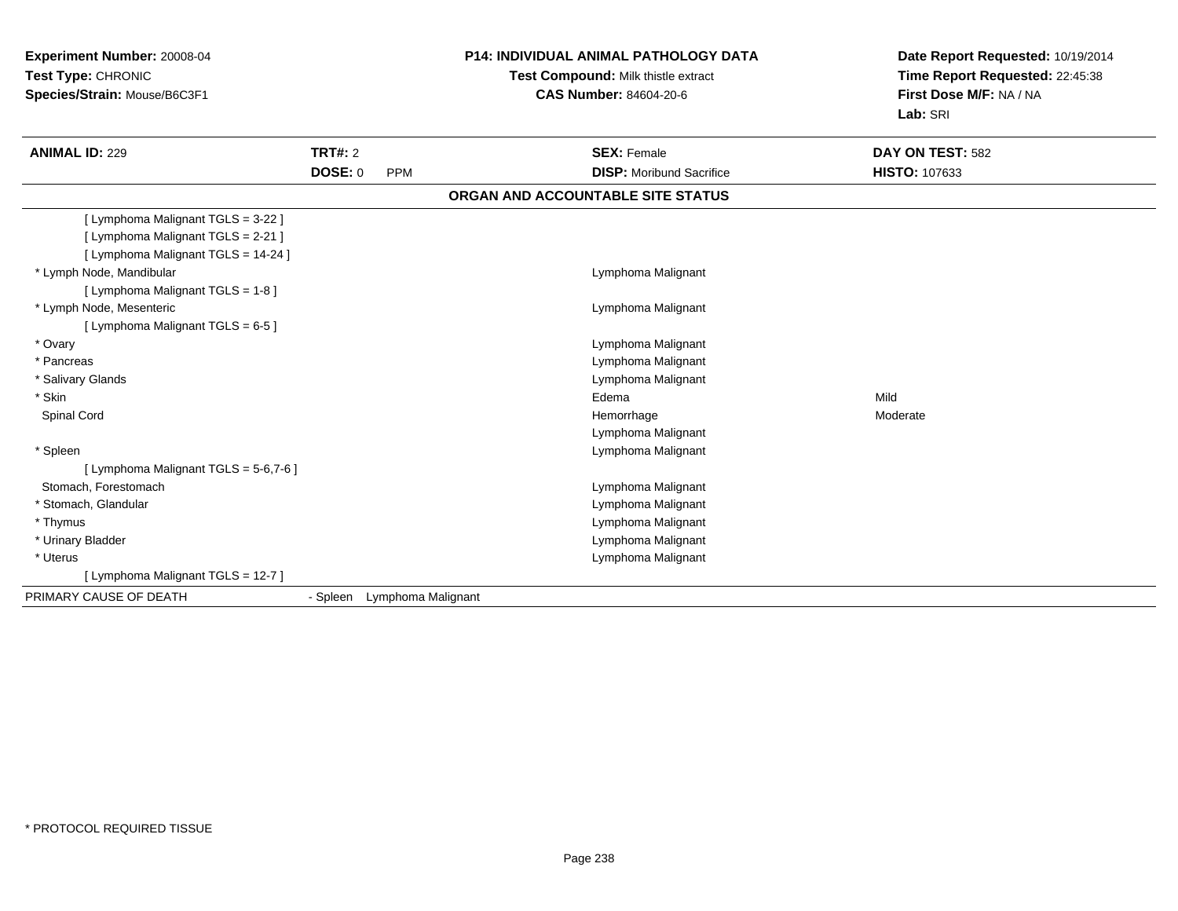**Experiment Number:** 20008-04
**Test Type:** CHRONIC
**Species/Strain:** Mouse/B6C3F1

**P14: INDIVIDUAL ANIMAL PATHOLOGY DATA**
**Test Compound:** Milk thistle extract
**CAS Number:** 84604-20-6

**Date Report Requested:** 10/19/2014
**Time Report Requested:** 22:45:38
**First Dose M/F:** NA / NA
**Lab:** SRI

| **ANIMAL ID:** 229 | **TRT#:** 2 | **SEX:** Female | **DAY ON TEST:** 582 |
|---|---|---|---|
| | **DOSE:** 0 PPM | **DISP:** Moribund Sacrifice | **HISTO:** 107633 |

**ORGAN AND ACCOUNTABLE SITE STATUS**

| Organ | Finding | Severity |
|---|---|---|
| [ Lymphoma Malignant TGLS = 3-22 ] | | |
| [ Lymphoma Malignant TGLS = 2-21 ] | | |
| [ Lymphoma Malignant TGLS = 14-24 ] | | |
| * Lymph Node, Mandibular | Lymphoma Malignant | |
| [ Lymphoma Malignant TGLS = 1-8 ] | | |
| * Lymph Node, Mesenteric | Lymphoma Malignant | |
| [ Lymphoma Malignant TGLS = 6-5 ] | | |
| * Ovary | Lymphoma Malignant | |
| * Pancreas | Lymphoma Malignant | |
| * Salivary Glands | Lymphoma Malignant | |
| * Skin | Edema | Mild |
| Spinal Cord | Hemorrhage | Moderate |
| | Lymphoma Malignant | |
| * Spleen | Lymphoma Malignant | |
| [ Lymphoma Malignant TGLS = 5-6,7-6 ] | | |
| Stomach, Forestomach | Lymphoma Malignant | |
| * Stomach, Glandular | Lymphoma Malignant | |
| * Thymus | Lymphoma Malignant | |
| * Urinary Bladder | Lymphoma Malignant | |
| * Uterus | Lymphoma Malignant | |
| [ Lymphoma Malignant TGLS = 12-7 ] | | |

PRIMARY CAUSE OF DEATH - Spleen Lymphoma Malignant

* PROTOCOL REQUIRED TISSUE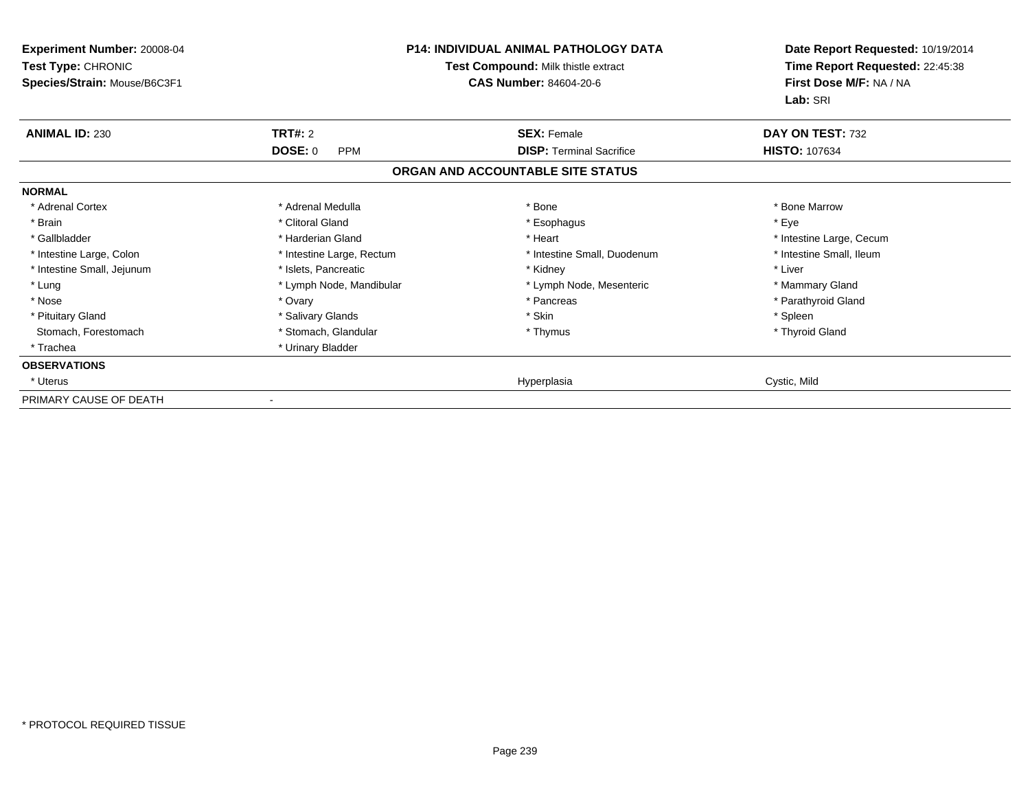**Experiment Number:** 20008-04
**Test Type:** CHRONIC
**Species/Strain:** Mouse/B6C3F1

**P14: INDIVIDUAL ANIMAL PATHOLOGY DATA**
**Test Compound:** Milk thistle extract
**CAS Number:** 84604-20-6

**Date Report Requested:** 10/19/2014
**Time Report Requested:** 22:45:38
**First Dose M/F:** NA / NA
**Lab:** SRI

| **ANIMAL ID:** 230 | **TRT#:** 2 | **SEX:** Female | **DAY ON TEST:** 732 |
|---|---|---|---|
| | **DOSE:** 0 PPM | **DISP:** Terminal Sacrifice | **HISTO:** 107634 |

### ORGAN AND ACCOUNTABLE SITE STATUS

| | | | |
|---|---|---|---|
| **NORMAL** | | | |
| * Adrenal Cortex | * Adrenal Medulla | * Bone | * Bone Marrow |
| * Brain | * Clitoral Gland | * Esophagus | * Eye |
| * Gallbladder | * Harderian Gland | * Heart | * Intestine Large, Cecum |
| * Intestine Large, Colon | * Intestine Large, Rectum | * Intestine Small, Duodenum | * Intestine Small, Ileum |
| * Intestine Small, Jejunum | * Islets, Pancreatic | * Kidney | * Liver |
| * Lung | * Lymph Node, Mandibular | * Lymph Node, Mesenteric | * Mammary Gland |
| * Nose | * Ovary | * Pancreas | * Parathyroid Gland |
| * Pituitary Gland | * Salivary Glands | * Skin | * Spleen |
| Stomach, Forestomach | * Stomach, Glandular | * Thymus | * Thyroid Gland |
| * Trachea | * Urinary Bladder | | |
| **OBSERVATIONS** | | | |
| * Uterus | | Hyperplasia | Cystic, Mild |
| PRIMARY CAUSE OF DEATH | - | | |

* PROTOCOL REQUIRED TISSUE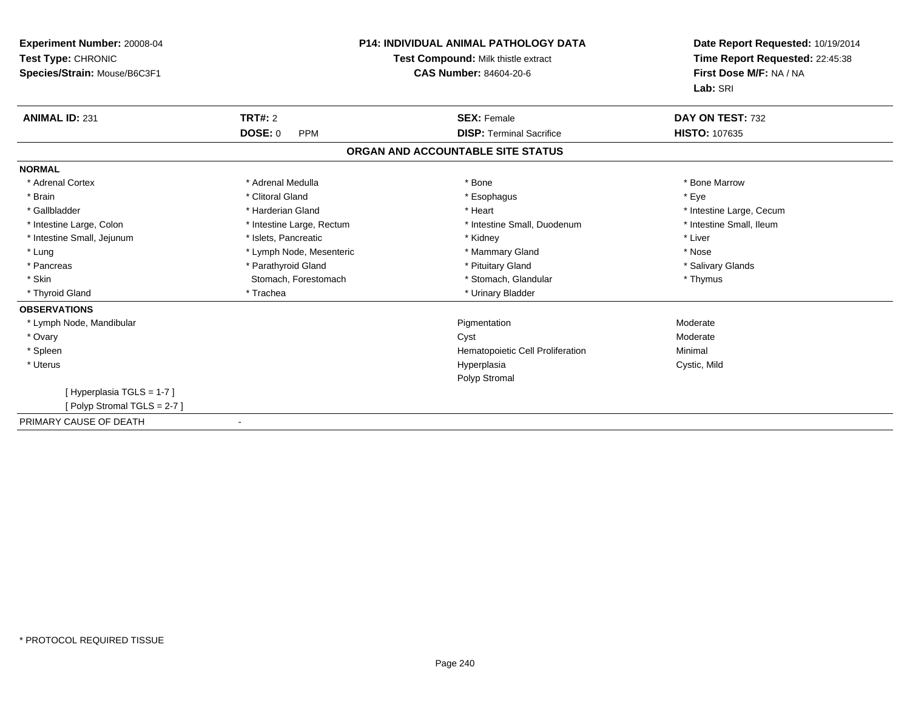**Experiment Number:** 20008-04
**Test Type:** CHRONIC
**Species/Strain:** Mouse/B6C3F1

**P14: INDIVIDUAL ANIMAL PATHOLOGY DATA**
**Test Compound:** Milk thistle extract
**CAS Number:** 84604-20-6

**Date Report Requested:** 10/19/2014
**Time Report Requested:** 22:45:38
**First Dose M/F:** NA / NA
**Lab:** SRI

| **ANIMAL ID:** 231 | **TRT#:** 2 | **SEX:** Female | **DAY ON TEST:** 732 |
|---|---|---|---|
| | **DOSE:** 0 PPM | **DISP:** Terminal Sacrifice | **HISTO:** 107635 |

## ORGAN AND ACCOUNTABLE SITE STATUS

**NORMAL**

| | | | |
|---|---|---|---|
| * Adrenal Cortex | * Adrenal Medulla | * Bone | * Bone Marrow |
| * Brain | * Clitoral Gland | * Esophagus | * Eye |
| * Gallbladder | * Harderian Gland | * Heart | * Intestine Large, Cecum |
| * Intestine Large, Colon | * Intestine Large, Rectum | * Intestine Small, Duodenum | * Intestine Small, Ileum |
| * Intestine Small, Jejunum | * Islets, Pancreatic | * Kidney | * Liver |
| * Lung | * Lymph Node, Mesenteric | * Mammary Gland | * Nose |
| * Pancreas | * Parathyroid Gland | * Pituitary Gland | * Salivary Glands |
| * Skin | Stomach, Forestomach | * Stomach, Glandular | * Thymus |
| * Thyroid Gland | * Trachea | * Urinary Bladder | |

**OBSERVATIONS**

| | | |
|---|---|---|
| * Lymph Node, Mandibular | Pigmentation | Moderate |
| * Ovary | Cyst | Moderate |
| * Spleen | Hematopoietic Cell Proliferation | Minimal |
| * Uterus | Hyperplasia | Cystic, Mild |
| | Polyp Stromal | |

[ Hyperplasia TGLS = 1-7 ]
[ Polyp Stromal TGLS = 2-7 ]

PRIMARY CAUSE OF DEATH -

* PROTOCOL REQUIRED TISSUE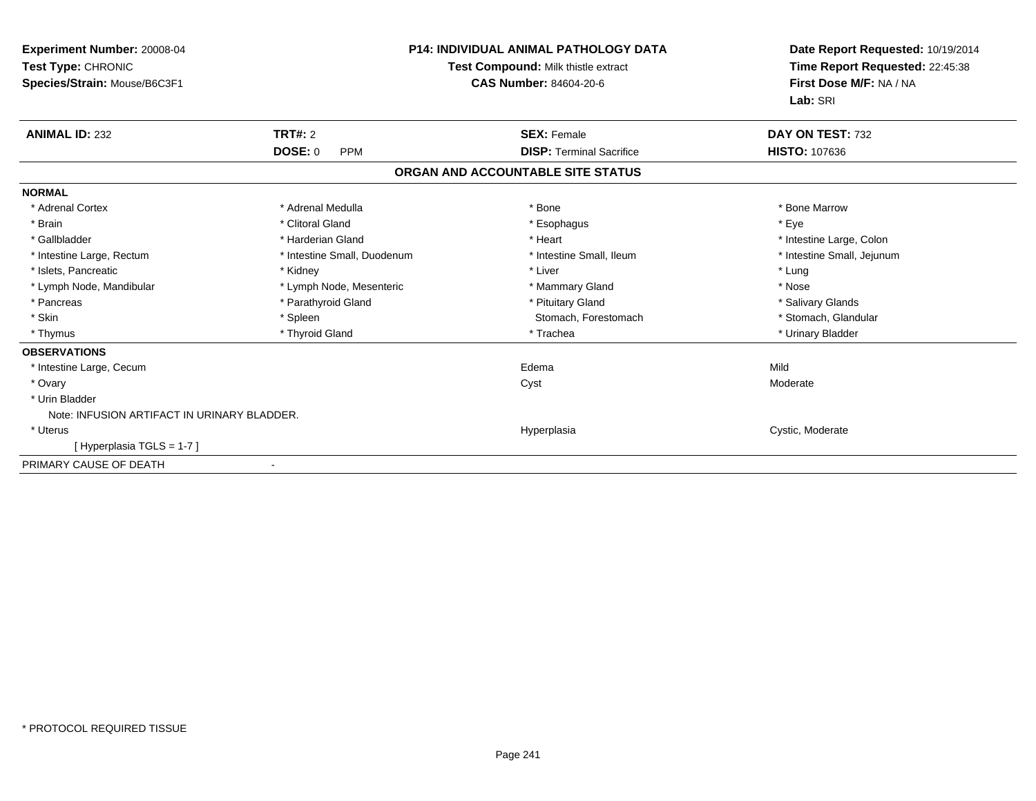**Experiment Number:** 20008-04
**Test Type:** CHRONIC
**Species/Strain:** Mouse/B6C3F1

**P14: INDIVIDUAL ANIMAL PATHOLOGY DATA**
**Test Compound:** Milk thistle extract
**CAS Number:** 84604-20-6

**Date Report Requested:** 10/19/2014
**Time Report Requested:** 22:45:38
**First Dose M/F:** NA / NA
**Lab:** SRI

| **ANIMAL ID:** 232 | **TRT#:** 2 | **SEX:** Female | **DAY ON TEST:** 732 |
|---|---|---|---|
| | **DOSE:** 0 PPM | **DISP:** Terminal Sacrifice | **HISTO:** 107636 |

## ORGAN AND ACCOUNTABLE SITE STATUS

**NORMAL**

| | | | |
|---|---|---|---|
| * Adrenal Cortex | * Adrenal Medulla | * Bone | * Bone Marrow |
| * Brain | * Clitoral Gland | * Esophagus | * Eye |
| * Gallbladder | * Harderian Gland | * Heart | * Intestine Large, Colon |
| * Intestine Large, Rectum | * Intestine Small, Duodenum | * Intestine Small, Ileum | * Intestine Small, Jejunum |
| * Islets, Pancreatic | * Kidney | * Liver | * Lung |
| * Lymph Node, Mandibular | * Lymph Node, Mesenteric | * Mammary Gland | * Nose |
| * Pancreas | * Parathyroid Gland | * Pituitary Gland | * Salivary Glands |
| * Skin | * Spleen | Stomach, Forestomach | * Stomach, Glandular |
| * Thymus | * Thyroid Gland | * Trachea | * Urinary Bladder |

**OBSERVATIONS**

| | | |
|---|---|---|
| * Intestine Large, Cecum | Edema | Mild |
| * Ovary | Cyst | Moderate |
| * Urin Bladder | | |
| Note: INFUSION ARTIFACT IN URINARY BLADDER. | | |
| * Uterus | Hyperplasia | Cystic, Moderate |
| [ Hyperplasia TGLS = 1-7 ] | | |

PRIMARY CAUSE OF DEATH -

* PROTOCOL REQUIRED TISSUE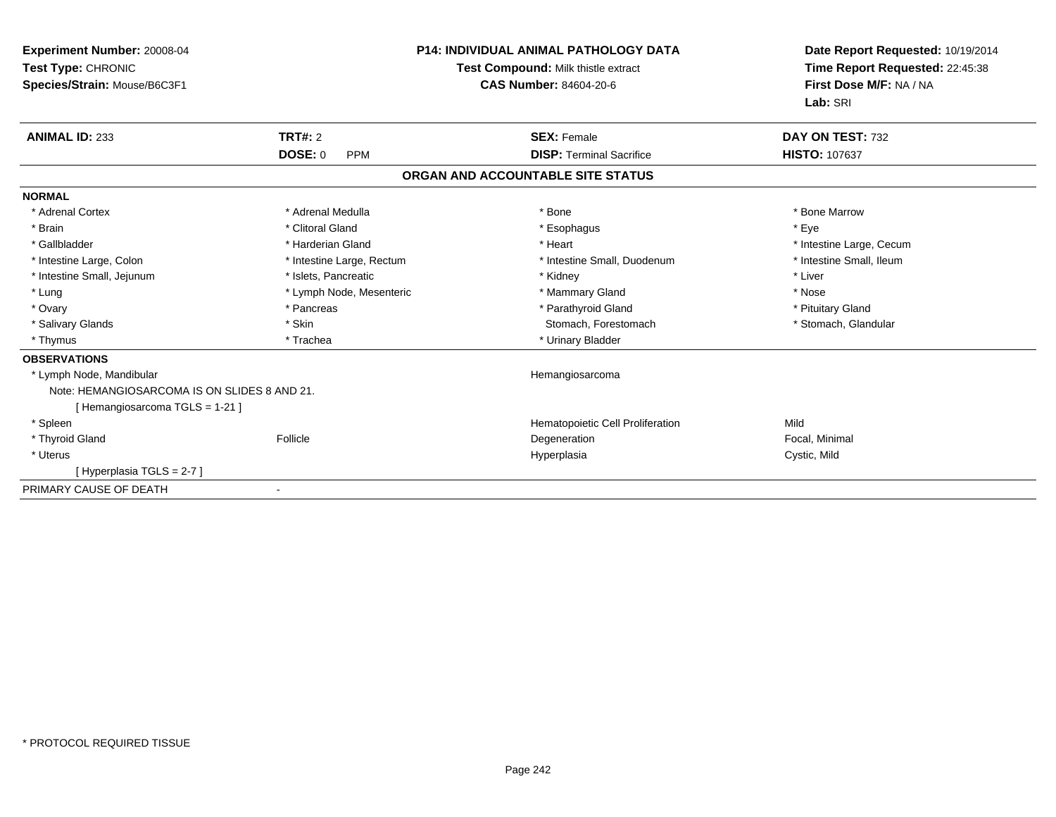**Experiment Number:** 20008-04
**Test Type:** CHRONIC
**Species/Strain:** Mouse/B6C3F1

**P14: INDIVIDUAL ANIMAL PATHOLOGY DATA**
**Test Compound:** Milk thistle extract
**CAS Number:** 84604-20-6

**Date Report Requested:** 10/19/2014
**Time Report Requested:** 22:45:38
**First Dose M/F:** NA / NA
**Lab:** SRI

| **ANIMAL ID:** 233 | **TRT#:** 2 | **SEX:** Female | **DAY ON TEST:** 732 |
|---|---|---|---|
| | **DOSE:** 0 PPM | **DISP:** Terminal Sacrifice | **HISTO:** 107637 |

## ORGAN AND ACCOUNTABLE SITE STATUS

**NORMAL**

| | | | |
|---|---|---|---|
| * Adrenal Cortex | * Adrenal Medulla | * Bone | * Bone Marrow |
| * Brain | * Clitoral Gland | * Esophagus | * Eye |
| * Gallbladder | * Harderian Gland | * Heart | * Intestine Large, Cecum |
| * Intestine Large, Colon | * Intestine Large, Rectum | * Intestine Small, Duodenum | * Intestine Small, Ileum |
| * Intestine Small, Jejunum | * Islets, Pancreatic | * Kidney | * Liver |
| * Lung | * Lymph Node, Mesenteric | * Mammary Gland | * Nose |
| * Ovary | * Pancreas | * Parathyroid Gland | * Pituitary Gland |
| * Salivary Glands | * Skin | Stomach, Forestomach | * Stomach, Glandular |
| * Thymus | * Trachea | * Urinary Bladder | |

**OBSERVATIONS**

| | | | |
|---|---|---|---|
| * Lymph Node, Mandibular | | Hemangiosarcoma | |
| Note: HEMANGIOSARCOMA IS ON SLIDES 8 AND 21. | | | |
| [ Hemangiosarcoma TGLS = 1-21 ] | | | |
| * Spleen | | Hematopoietic Cell Proliferation | Mild |
| * Thyroid Gland | Follicle | Degeneration | Focal, Minimal |
| * Uterus | | Hyperplasia | Cystic, Mild |
| [ Hyperplasia TGLS = 2-7 ] | | | |

PRIMARY CAUSE OF DEATH -

\* PROTOCOL REQUIRED TISSUE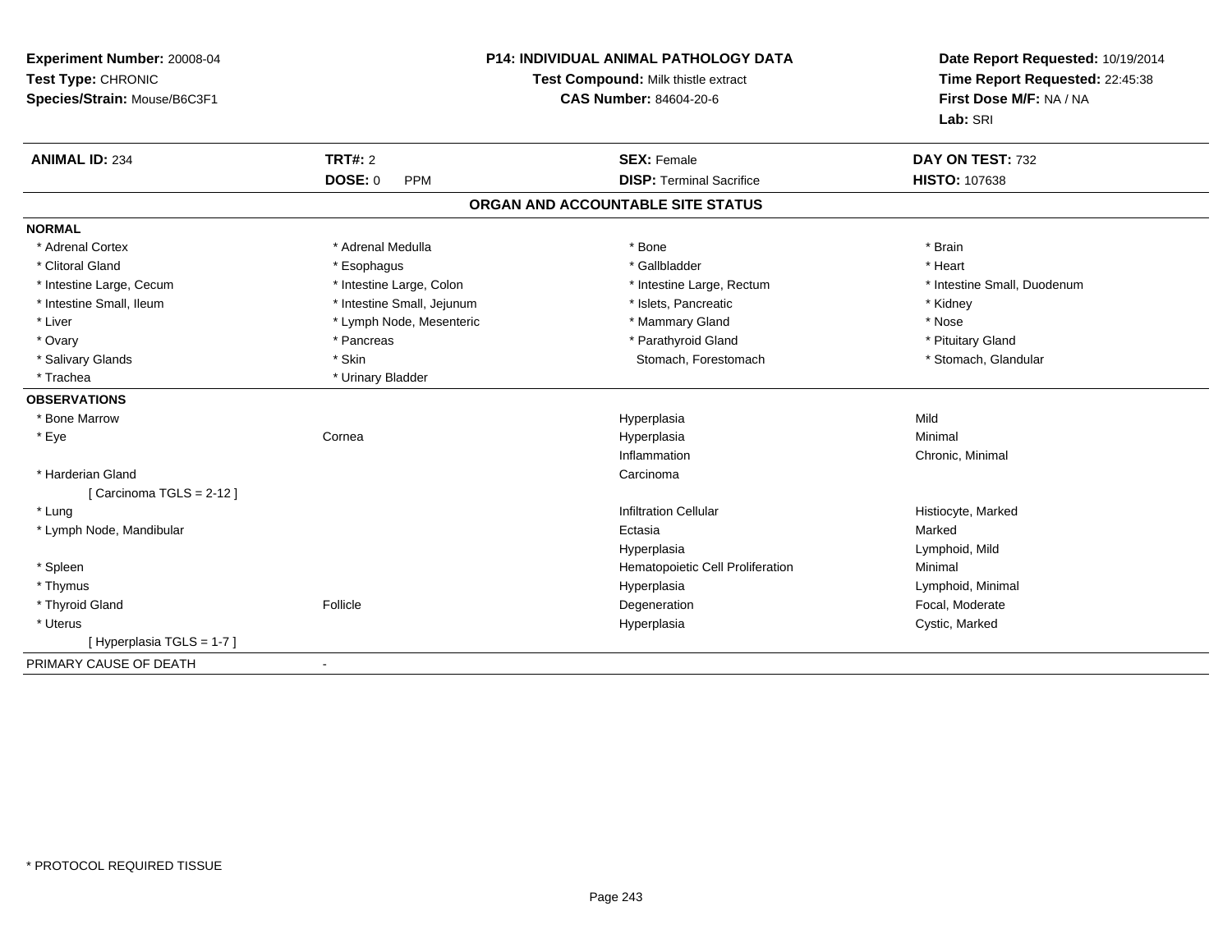**Experiment Number:** 20008-04
**Test Type:** CHRONIC
**Species/Strain:** Mouse/B6C3F1

**P14: INDIVIDUAL ANIMAL PATHOLOGY DATA**
**Test Compound:** Milk thistle extract
**CAS Number:** 84604-20-6

**Date Report Requested:** 10/19/2014
**Time Report Requested:** 22:45:38
**First Dose M/F:** NA / NA
**Lab:** SRI

| **ANIMAL ID:** 234 | **TRT#:** 2 | **SEX:** Female | **DAY ON TEST:** 732 |
|---|---|---|---|
| | **DOSE:** 0 PPM | **DISP:** Terminal Sacrifice | **HISTO:** 107638 |

## ORGAN AND ACCOUNTABLE SITE STATUS

**NORMAL**

| | | | |
|---|---|---|---|
| * Adrenal Cortex | * Adrenal Medulla | * Bone | * Brain |
| * Clitoral Gland | * Esophagus | * Gallbladder | * Heart |
| * Intestine Large, Cecum | * Intestine Large, Colon | * Intestine Large, Rectum | * Intestine Small, Duodenum |
| * Intestine Small, Ileum | * Intestine Small, Jejunum | * Islets, Pancreatic | * Kidney |
| * Liver | * Lymph Node, Mesenteric | * Mammary Gland | * Nose |
| * Ovary | * Pancreas | * Parathyroid Gland | * Pituitary Gland |
| * Salivary Glands | * Skin | Stomach, Forestomach | * Stomach, Glandular |
| * Trachea | * Urinary Bladder | | |

**OBSERVATIONS**

| | | | |
|---|---|---|---|
| * Bone Marrow | | Hyperplasia | Mild |
| * Eye | Cornea | Hyperplasia | Minimal |
| | | Inflammation | Chronic, Minimal |
| * Harderian Gland | | Carcinoma | |
| [ Carcinoma TGLS = 2-12 ] | | | |
| * Lung | | Infiltration Cellular | Histiocyte, Marked |
| * Lymph Node, Mandibular | | Ectasia | Marked |
| | | Hyperplasia | Lymphoid, Mild |
| * Spleen | | Hematopoietic Cell Proliferation | Minimal |
| * Thymus | | Hyperplasia | Lymphoid, Minimal |
| * Thyroid Gland | Follicle | Degeneration | Focal, Moderate |
| * Uterus | | Hyperplasia | Cystic, Marked |
| [ Hyperplasia TGLS = 1-7 ] | | | |

PRIMARY CAUSE OF DEATH -

* PROTOCOL REQUIRED TISSUE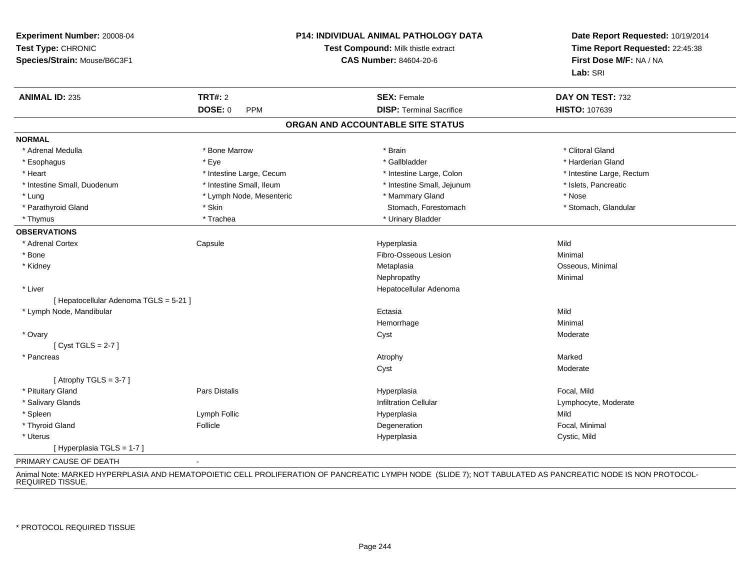**Experiment Number:** 20008-04
**Test Type:** CHRONIC
**Species/Strain:** Mouse/B6C3F1

**P14: INDIVIDUAL ANIMAL PATHOLOGY DATA**
**Test Compound:** Milk thistle extract
**CAS Number:** 84604-20-6

**Date Report Requested:** 10/19/2014
**Time Report Requested:** 22:45:38
**First Dose M/F:** NA / NA
**Lab:** SRI

| **ANIMAL ID:** 235 | **TRT#:** 2 | **SEX:** Female | **DAY ON TEST:** 732 |
|---|---|---|---|
| | **DOSE:** 0 PPM | **DISP:** Terminal Sacrifice | **HISTO:** 107639 |

## ORGAN AND ACCOUNTABLE SITE STATUS

**NORMAL**

| | | | |
|---|---|---|---|
| * Adrenal Medulla | * Bone Marrow | * Brain | * Clitoral Gland |
| * Esophagus | * Eye | * Gallbladder | * Harderian Gland |
| * Heart | * Intestine Large, Cecum | * Intestine Large, Colon | * Intestine Large, Rectum |
| * Intestine Small, Duodenum | * Intestine Small, Ileum | * Intestine Small, Jejunum | * Islets, Pancreatic |
| * Lung | * Lymph Node, Mesenteric | * Mammary Gland | * Nose |
| * Parathyroid Gland | * Skin | Stomach, Forestomach | * Stomach, Glandular |
| * Thymus | * Trachea | * Urinary Bladder | |

**OBSERVATIONS**

| | | | |
|---|---|---|---|
| * Adrenal Cortex | Capsule | Hyperplasia | Mild |
| * Bone | | Fibro-Osseous Lesion | Minimal |
| * Kidney | | Metaplasia | Osseous, Minimal |
| | | Nephropathy | Minimal |
| * Liver | | Hepatocellular Adenoma | |
| [ Hepatocellular Adenoma TGLS = 5-21 ] | | | |
| * Lymph Node, Mandibular | | Ectasia | Mild |
| | | Hemorrhage | Minimal |
| * Ovary | | Cyst | Moderate |
| [ Cyst TGLS = 2-7 ] | | | |
| * Pancreas | | Atrophy | Marked |
| | | Cyst | Moderate |
| [ Atrophy TGLS = 3-7 ] | | | |
| * Pituitary Gland | Pars Distalis | Hyperplasia | Focal, Mild |
| * Salivary Glands | | Infiltration Cellular | Lymphocyte, Moderate |
| * Spleen | Lymph Follic | Hyperplasia | Mild |
| * Thyroid Gland | Follicle | Degeneration | Focal, Minimal |
| * Uterus | | Hyperplasia | Cystic, Mild |
| [ Hyperplasia TGLS = 1-7 ] | | | |

PRIMARY CAUSE OF DEATH -

Animal Note: MARKED HYPERPLASIA AND HEMATOPOIETIC CELL PROLIFERATION OF PANCREATIC LYMPH NODE (SLIDE 7); NOT TABULATED AS PANCREATIC NODE IS NON PROTOCOL-REQUIRED TISSUE.

* PROTOCOL REQUIRED TISSUE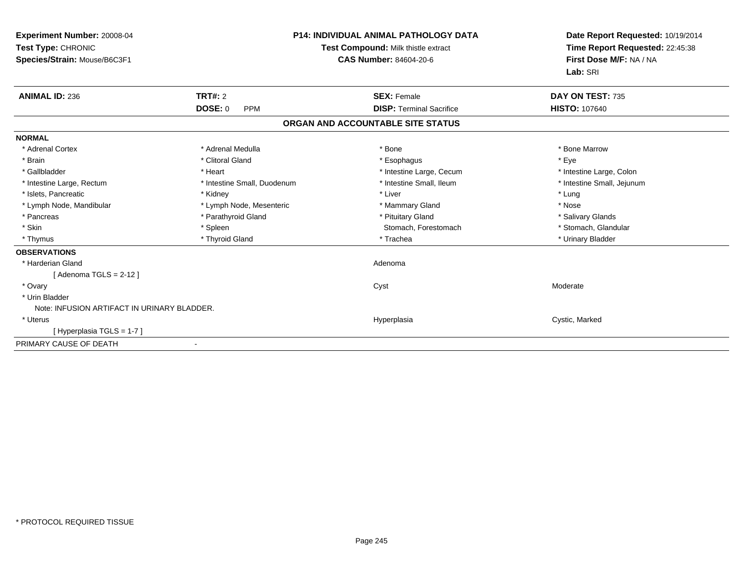**Experiment Number:** 20008-04
**Test Type:** CHRONIC
**Species/Strain:** Mouse/B6C3F1

**P14: INDIVIDUAL ANIMAL PATHOLOGY DATA**
**Test Compound:** Milk thistle extract
**CAS Number:** 84604-20-6

**Date Report Requested:** 10/19/2014
**Time Report Requested:** 22:45:38
**First Dose M/F:** NA / NA
**Lab:** SRI

| **ANIMAL ID:** 236 | **TRT#:** 2 | **SEX:** Female | **DAY ON TEST:** 735 |
|---|---|---|---|
| | **DOSE:** 0 PPM | **DISP:** Terminal Sacrifice | **HISTO:** 107640 |

## ORGAN AND ACCOUNTABLE SITE STATUS

**NORMAL**

| | | | |
|---|---|---|---|
| * Adrenal Cortex | * Adrenal Medulla | * Bone | * Bone Marrow |
| * Brain | * Clitoral Gland | * Esophagus | * Eye |
| * Gallbladder | * Heart | * Intestine Large, Cecum | * Intestine Large, Colon |
| * Intestine Large, Rectum | * Intestine Small, Duodenum | * Intestine Small, Ileum | * Intestine Small, Jejunum |
| * Islets, Pancreatic | * Kidney | * Liver | * Lung |
| * Lymph Node, Mandibular | * Lymph Node, Mesenteric | * Mammary Gland | * Nose |
| * Pancreas | * Parathyroid Gland | * Pituitary Gland | * Salivary Glands |
| * Skin | * Spleen | Stomach, Forestomach | * Stomach, Glandular |
| * Thymus | * Thyroid Gland | * Trachea | * Urinary Bladder |

**OBSERVATIONS**

| | | |
|---|---|---|
| * Harderian Gland | Adenoma | |
| [ Adenoma TGLS = 2-12 ] | | |
| * Ovary | Cyst | Moderate |
| * Urin Bladder | | |
| Note: INFUSION ARTIFACT IN URINARY BLADDER. | | |
| * Uterus | Hyperplasia | Cystic, Marked |
| [ Hyperplasia TGLS = 1-7 ] | | |

PRIMARY CAUSE OF DEATH -

* PROTOCOL REQUIRED TISSUE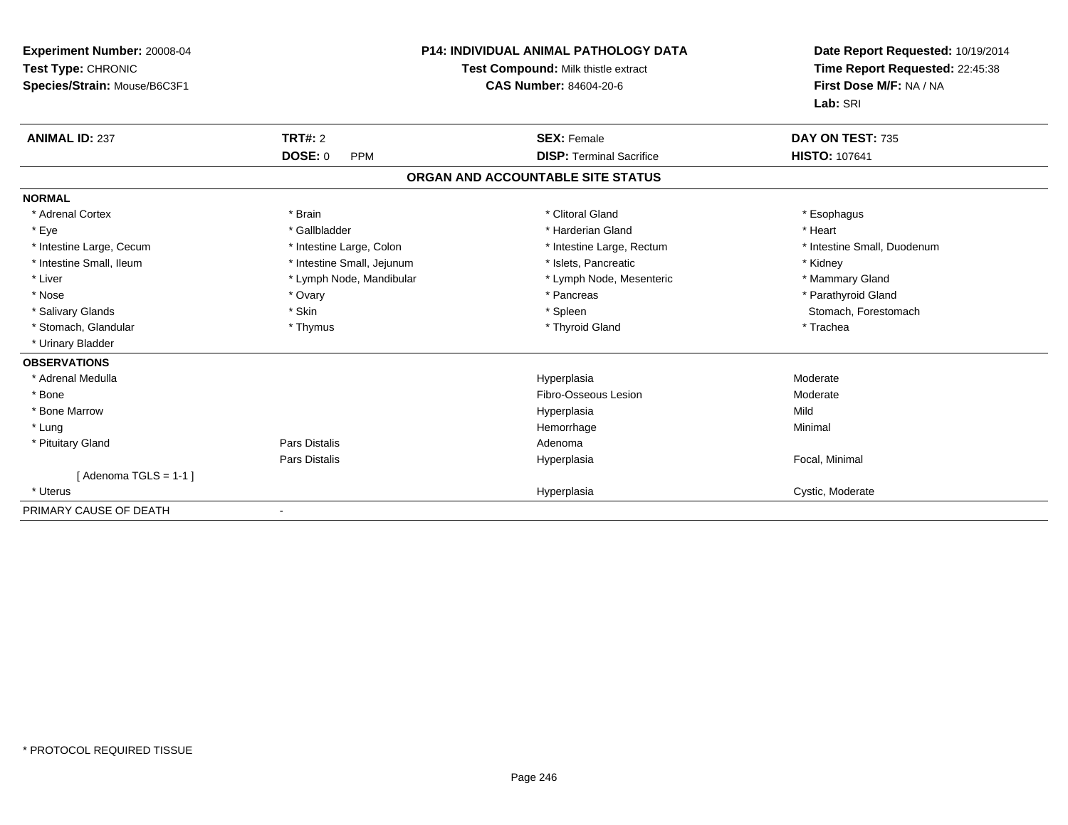**Experiment Number:** 20008-04
**Test Type:** CHRONIC
**Species/Strain:** Mouse/B6C3F1

**P14: INDIVIDUAL ANIMAL PATHOLOGY DATA**
**Test Compound:** Milk thistle extract
**CAS Number:** 84604-20-6

**Date Report Requested:** 10/19/2014
**Time Report Requested:** 22:45:38
**First Dose M/F:** NA / NA
**Lab:** SRI

| **ANIMAL ID:** 237 | **TRT#:** 2 | **SEX:** Female | **DAY ON TEST:** 735 |
|---|---|---|---|
| | **DOSE:** 0 PPM | **DISP:** Terminal Sacrifice | **HISTO:** 107641 |

## ORGAN AND ACCOUNTABLE SITE STATUS

**NORMAL**

| | | | |
|---|---|---|---|
| * Adrenal Cortex | * Brain | * Clitoral Gland | * Esophagus |
| * Eye | * Gallbladder | * Harderian Gland | * Heart |
| * Intestine Large, Cecum | * Intestine Large, Colon | * Intestine Large, Rectum | * Intestine Small, Duodenum |
| * Intestine Small, Ileum | * Intestine Small, Jejunum | * Islets, Pancreatic | * Kidney |
| * Liver | * Lymph Node, Mandibular | * Lymph Node, Mesenteric | * Mammary Gland |
| * Nose | * Ovary | * Pancreas | * Parathyroid Gland |
| * Salivary Glands | * Skin | * Spleen | Stomach, Forestomach |
| * Stomach, Glandular | * Thymus | * Thyroid Gland | * Trachea |
| * Urinary Bladder | | | |

**OBSERVATIONS**

| | | | |
|---|---|---|---|
| * Adrenal Medulla | | Hyperplasia | Moderate |
| * Bone | | Fibro-Osseous Lesion | Moderate |
| * Bone Marrow | | Hyperplasia | Mild |
| * Lung | | Hemorrhage | Minimal |
| * Pituitary Gland | Pars Distalis | Adenoma | |
| | Pars Distalis | Hyperplasia | Focal, Minimal |
| [ Adenoma TGLS = 1-1 ] | | | |
| * Uterus | | Hyperplasia | Cystic, Moderate |

PRIMARY CAUSE OF DEATH -

* PROTOCOL REQUIRED TISSUE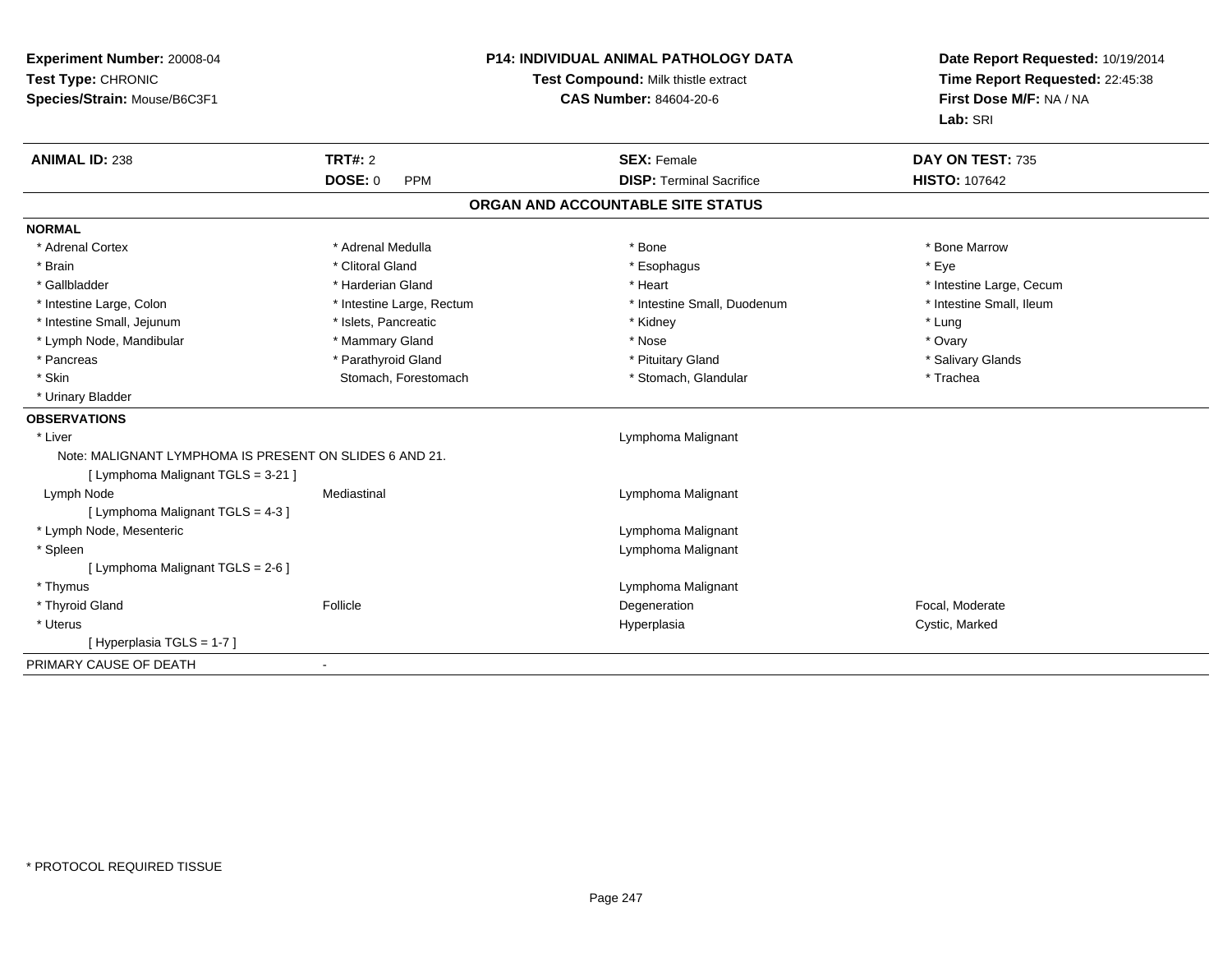**Experiment Number:** 20008-04
**Test Type:** CHRONIC
**Species/Strain:** Mouse/B6C3F1

**P14: INDIVIDUAL ANIMAL PATHOLOGY DATA**
**Test Compound:** Milk thistle extract
**CAS Number:** 84604-20-6

**Date Report Requested:** 10/19/2014
**Time Report Requested:** 22:45:38
**First Dose M/F:** NA / NA
**Lab:** SRI

| **ANIMAL ID:** 238 | **TRT#:** 2 | **SEX:** Female | **DAY ON TEST:** 735 |
|---|---|---|---|
| | **DOSE:** 0 PPM | **DISP:** Terminal Sacrifice | **HISTO:** 107642 |

## ORGAN AND ACCOUNTABLE SITE STATUS

**NORMAL**

| | | | |
|---|---|---|---|
| * Adrenal Cortex | * Adrenal Medulla | * Bone | * Bone Marrow |
| * Brain | * Clitoral Gland | * Esophagus | * Eye |
| * Gallbladder | * Harderian Gland | * Heart | * Intestine Large, Cecum |
| * Intestine Large, Colon | * Intestine Large, Rectum | * Intestine Small, Duodenum | * Intestine Small, Ileum |
| * Intestine Small, Jejunum | * Islets, Pancreatic | * Kidney | * Lung |
| * Lymph Node, Mandibular | * Mammary Gland | * Nose | * Ovary |
| * Pancreas | * Parathyroid Gland | * Pituitary Gland | * Salivary Glands |
| * Skin | Stomach, Forestomach | * Stomach, Glandular | * Trachea |
| * Urinary Bladder | | | |

**OBSERVATIONS**

| | | | |
|---|---|---|---|
| * Liver | | Lymphoma Malignant | |
| Note: MALIGNANT LYMPHOMA IS PRESENT ON SLIDES 6 AND 21. | | | |
| [ Lymphoma Malignant TGLS = 3-21 ] | | | |
| Lymph Node | Mediastinal | Lymphoma Malignant | |
| [ Lymphoma Malignant TGLS = 4-3 ] | | | |
| * Lymph Node, Mesenteric | | Lymphoma Malignant | |
| * Spleen | | Lymphoma Malignant | |
| [ Lymphoma Malignant TGLS = 2-6 ] | | | |
| * Thymus | | Lymphoma Malignant | |
| * Thyroid Gland | Follicle | Degeneration | Focal, Moderate |
| * Uterus | | Hyperplasia | Cystic, Marked |
| [ Hyperplasia TGLS = 1-7 ] | | | |

PRIMARY CAUSE OF DEATH -

* PROTOCOL REQUIRED TISSUE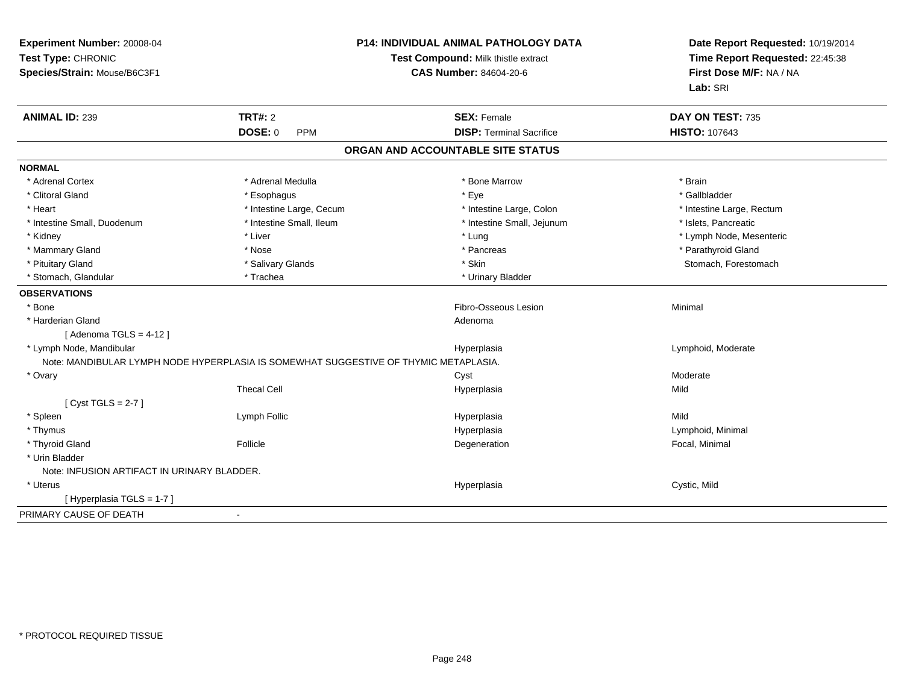**Experiment Number:** 20008-04
**Test Type:** CHRONIC
**Species/Strain:** Mouse/B6C3F1

**P14: INDIVIDUAL ANIMAL PATHOLOGY DATA**
**Test Compound:** Milk thistle extract
**CAS Number:** 84604-20-6

**Date Report Requested:** 10/19/2014
**Time Report Requested:** 22:45:38
**First Dose M/F:** NA / NA
**Lab:** SRI

| **ANIMAL ID:** 239 | **TRT#:** 2 | **SEX:** Female | **DAY ON TEST:** 735 |
|---|---|---|---|
| | **DOSE:** 0 PPM | **DISP:** Terminal Sacrifice | **HISTO:** 107643 |

## ORGAN AND ACCOUNTABLE SITE STATUS

**NORMAL**

| | | | |
|---|---|---|---|
| * Adrenal Cortex | * Adrenal Medulla | * Bone Marrow | * Brain |
| * Clitoral Gland | * Esophagus | * Eye | * Gallbladder |
| * Heart | * Intestine Large, Cecum | * Intestine Large, Colon | * Intestine Large, Rectum |
| * Intestine Small, Duodenum | * Intestine Small, Ileum | * Intestine Small, Jejunum | * Islets, Pancreatic |
| * Kidney | * Liver | * Lung | * Lymph Node, Mesenteric |
| * Mammary Gland | * Nose | * Pancreas | * Parathyroid Gland |
| * Pituitary Gland | * Salivary Glands | * Skin | Stomach, Forestomach |
| * Stomach, Glandular | * Trachea | * Urinary Bladder | |

**OBSERVATIONS**

| | | | |
|---|---|---|---|
| * Bone | | Fibro-Osseous Lesion | Minimal |
| * Harderian Gland | | Adenoma | |
| [ Adenoma TGLS = 4-12 ] | | | |
| * Lymph Node, Mandibular | | Hyperplasia | Lymphoid, Moderate |
| Note: MANDIBULAR LYMPH NODE HYPERPLASIA IS SOMEWHAT SUGGESTIVE OF THYMIC METAPLASIA. | | | |
| * Ovary | | Cyst | Moderate |
| | Thecal Cell | Hyperplasia | Mild |
| [ Cyst TGLS = 2-7 ] | | | |
| * Spleen | Lymph Follic | Hyperplasia | Mild |
| * Thymus | | Hyperplasia | Lymphoid, Minimal |
| * Thyroid Gland | Follicle | Degeneration | Focal, Minimal |
| * Urin Bladder | | | |
| Note: INFUSION ARTIFACT IN URINARY BLADDER. | | | |
| * Uterus | | Hyperplasia | Cystic, Mild |
| [ Hyperplasia TGLS = 1-7 ] | | | |

PRIMARY CAUSE OF DEATH -

* PROTOCOL REQUIRED TISSUE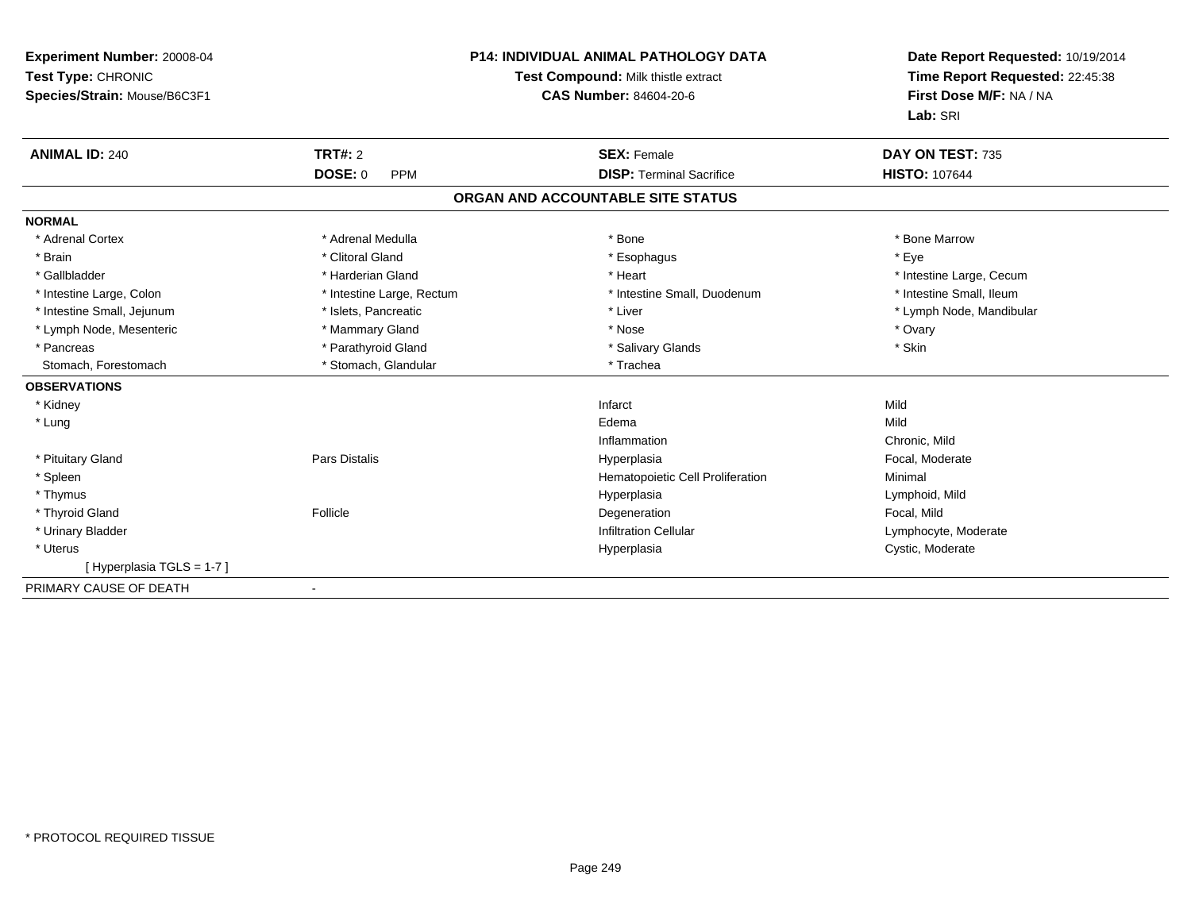**Experiment Number:** 20008-04
**Test Type:** CHRONIC
**Species/Strain:** Mouse/B6C3F1

**P14: INDIVIDUAL ANIMAL PATHOLOGY DATA**
**Test Compound:** Milk thistle extract
**CAS Number:** 84604-20-6

**Date Report Requested:** 10/19/2014
**Time Report Requested:** 22:45:38
**First Dose M/F:** NA / NA
**Lab:** SRI

| **ANIMAL ID:** 240 | **TRT#:** 2 | **SEX:** Female | **DAY ON TEST:** 735 |
|---|---|---|---|
| | **DOSE:** 0 PPM | **DISP:** Terminal Sacrifice | **HISTO:** 107644 |

## ORGAN AND ACCOUNTABLE SITE STATUS

**NORMAL**

| | | | |
|---|---|---|---|
| * Adrenal Cortex | * Adrenal Medulla | * Bone | * Bone Marrow |
| * Brain | * Clitoral Gland | * Esophagus | * Eye |
| * Gallbladder | * Harderian Gland | * Heart | * Intestine Large, Cecum |
| * Intestine Large, Colon | * Intestine Large, Rectum | * Intestine Small, Duodenum | * Intestine Small, Ileum |
| * Intestine Small, Jejunum | * Islets, Pancreatic | * Liver | * Lymph Node, Mandibular |
| * Lymph Node, Mesenteric | * Mammary Gland | * Nose | * Ovary |
| * Pancreas | * Parathyroid Gland | * Salivary Glands | * Skin |
| Stomach, Forestomach | * Stomach, Glandular | * Trachea | |

**OBSERVATIONS**

| | | | |
|---|---|---|---|
| * Kidney | | Infarct | Mild |
| * Lung | | Edema | Mild |
| | | Inflammation | Chronic, Mild |
| * Pituitary Gland | Pars Distalis | Hyperplasia | Focal, Moderate |
| * Spleen | | Hematopoietic Cell Proliferation | Minimal |
| * Thymus | | Hyperplasia | Lymphoid, Mild |
| * Thyroid Gland | Follicle | Degeneration | Focal, Mild |
| * Urinary Bladder | | Infiltration Cellular | Lymphocyte, Moderate |
| * Uterus | | Hyperplasia | Cystic, Moderate |
| [ Hyperplasia TGLS = 1-7 ] | | | |

PRIMARY CAUSE OF DEATH -

* PROTOCOL REQUIRED TISSUE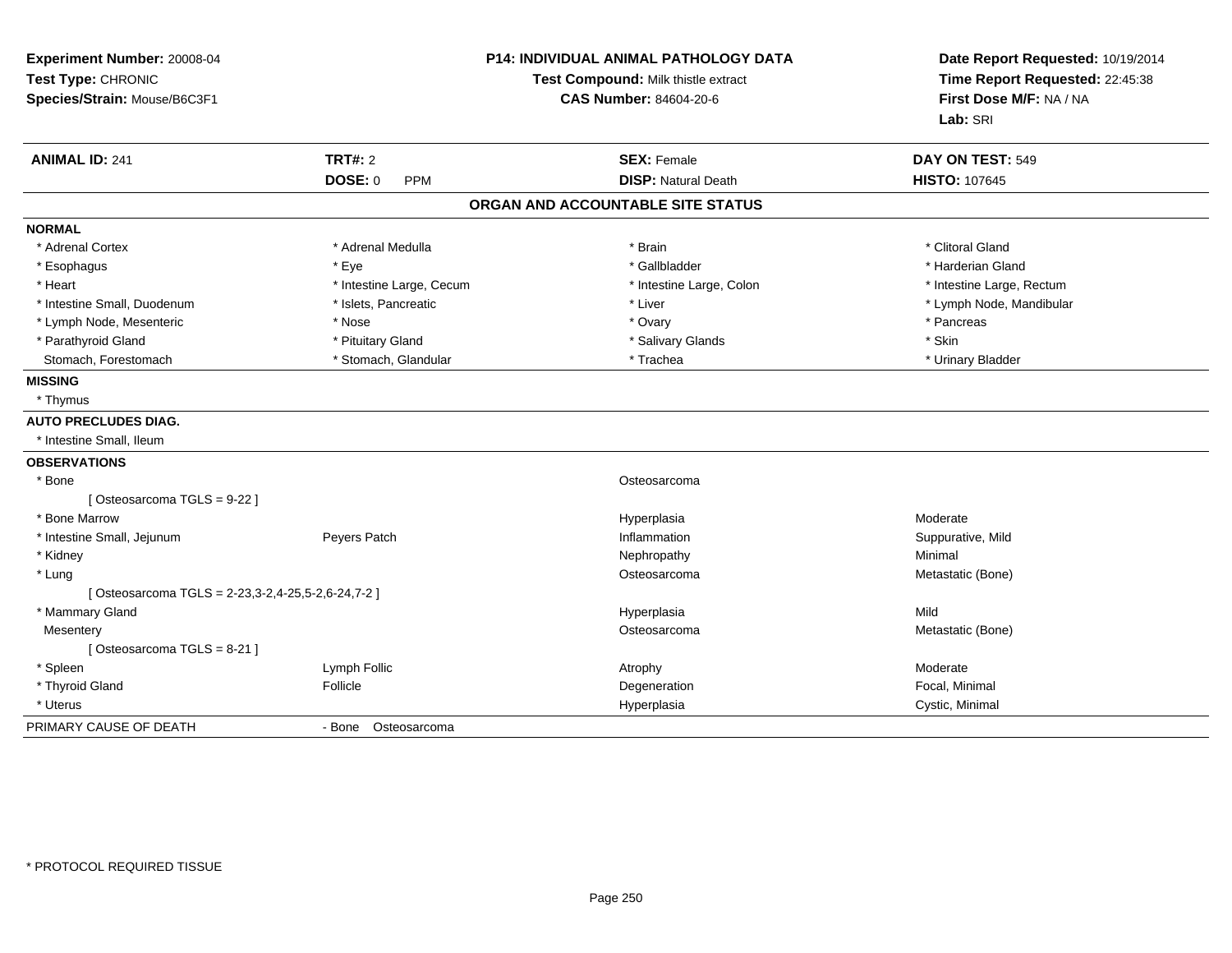**Experiment Number:** 20008-04
**Test Type:** CHRONIC
**Species/Strain:** Mouse/B6C3F1

**P14: INDIVIDUAL ANIMAL PATHOLOGY DATA**
**Test Compound:** Milk thistle extract
**CAS Number:** 84604-20-6

**Date Report Requested:** 10/19/2014
**Time Report Requested:** 22:45:38
**First Dose M/F:** NA / NA
**Lab:** SRI

| **ANIMAL ID:** 241 | **TRT#:** 2 | **SEX:** Female | **DAY ON TEST:** 549 |
|---|---|---|---|
| | **DOSE:** 0 PPM | **DISP:** Natural Death | **HISTO:** 107645 |

## ORGAN AND ACCOUNTABLE SITE STATUS

**NORMAL**

| | | | |
|---|---|---|---|
| * Adrenal Cortex | * Adrenal Medulla | * Brain | * Clitoral Gland |
| * Esophagus | * Eye | * Gallbladder | * Harderian Gland |
| * Heart | * Intestine Large, Cecum | * Intestine Large, Colon | * Intestine Large, Rectum |
| * Intestine Small, Duodenum | * Islets, Pancreatic | * Liver | * Lymph Node, Mandibular |
| * Lymph Node, Mesenteric | * Nose | * Ovary | * Pancreas |
| * Parathyroid Gland | * Pituitary Gland | * Salivary Glands | * Skin |
| Stomach, Forestomach | * Stomach, Glandular | * Trachea | * Urinary Bladder |

**MISSING**

* Thymus

**AUTO PRECLUDES DIAG.**

* Intestine Small, Ileum

**OBSERVATIONS**

| | | | |
|---|---|---|---|
| * Bone | | Osteosarcoma | |
| [ Osteosarcoma TGLS = 9-22 ] | | | |
| * Bone Marrow | | Hyperplasia | Moderate |
| * Intestine Small, Jejunum | Peyers Patch | Inflammation | Suppurative, Mild |
| * Kidney | | Nephropathy | Minimal |
| * Lung | | Osteosarcoma | Metastatic (Bone) |
| [ Osteosarcoma TGLS = 2-23,3-2,4-25,5-2,6-24,7-2 ] | | | |
| * Mammary Gland | | Hyperplasia | Mild |
| Mesentery | | Osteosarcoma | Metastatic (Bone) |
| [ Osteosarcoma TGLS = 8-21 ] | | | |
| * Spleen | Lymph Follic | Atrophy | Moderate |
| * Thyroid Gland | Follicle | Degeneration | Focal, Minimal |
| * Uterus | | Hyperplasia | Cystic, Minimal |

PRIMARY CAUSE OF DEATH - Bone Osteosarcoma

\* PROTOCOL REQUIRED TISSUE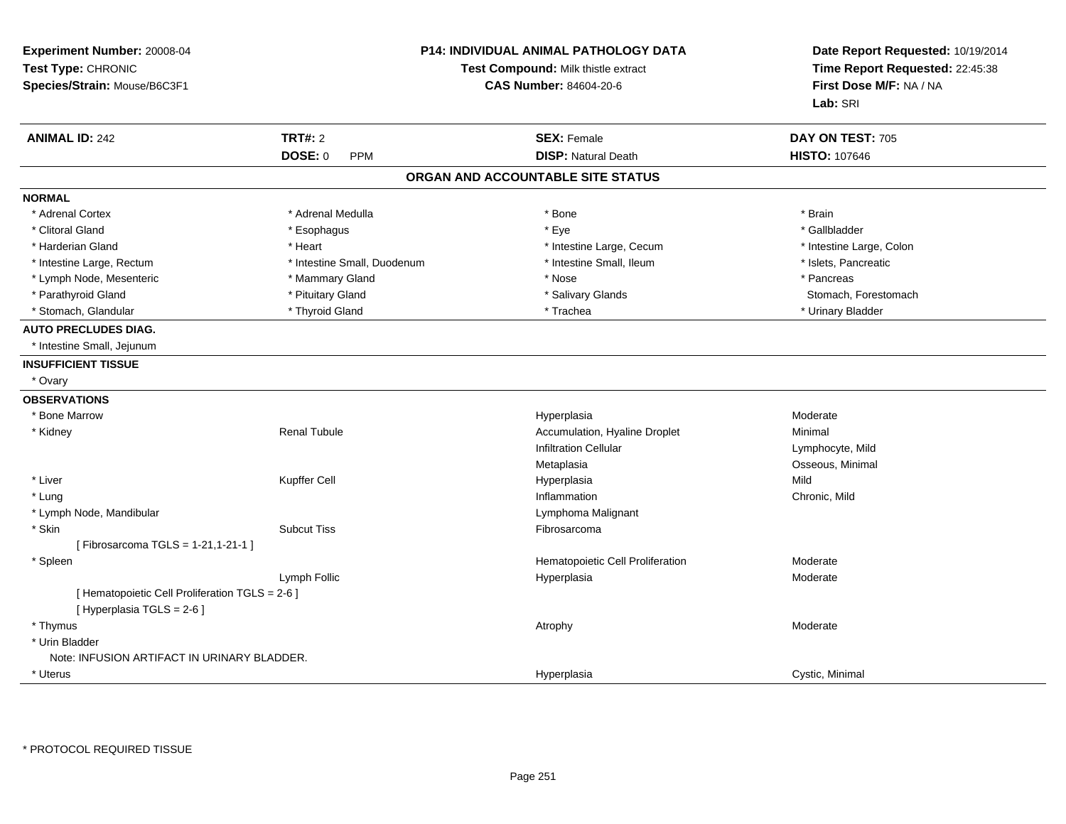**Experiment Number:** 20008-04
**Test Type:** CHRONIC
**Species/Strain:** Mouse/B6C3F1

**P14: INDIVIDUAL ANIMAL PATHOLOGY DATA**
**Test Compound:** Milk thistle extract
**CAS Number:** 84604-20-6

**Date Report Requested:** 10/19/2014
**Time Report Requested:** 22:45:38
**First Dose M/F:** NA / NA
**Lab:** SRI

| **ANIMAL ID:** 242 | **TRT#:** 2 | **SEX:** Female | **DAY ON TEST:** 705 |
|---|---|---|---|
| | **DOSE:** 0 PPM | **DISP:** Natural Death | **HISTO:** 107646 |

## ORGAN AND ACCOUNTABLE SITE STATUS

**NORMAL**

| | | | |
|---|---|---|---|
| * Adrenal Cortex | * Adrenal Medulla | * Bone | * Brain |
| * Clitoral Gland | * Esophagus | * Eye | * Gallbladder |
| * Harderian Gland | * Heart | * Intestine Large, Cecum | * Intestine Large, Colon |
| * Intestine Large, Rectum | * Intestine Small, Duodenum | * Intestine Small, Ileum | * Islets, Pancreatic |
| * Lymph Node, Mesenteric | * Mammary Gland | * Nose | * Pancreas |
| * Parathyroid Gland | * Pituitary Gland | * Salivary Glands | Stomach, Forestomach |
| * Stomach, Glandular | * Thyroid Gland | * Trachea | * Urinary Bladder |

**AUTO PRECLUDES DIAG.**

* Intestine Small, Jejunum

**INSUFFICIENT TISSUE**

* Ovary

**OBSERVATIONS**

| | | | |
|---|---|---|---|
| * Bone Marrow | | Hyperplasia | Moderate |
| * Kidney | Renal Tubule | Accumulation, Hyaline Droplet | Minimal |
| | | Infiltration Cellular | Lymphocyte, Mild |
| | | Metaplasia | Osseous, Minimal |
| * Liver | Kupffer Cell | Hyperplasia | Mild |
| * Lung | | Inflammation | Chronic, Mild |
| * Lymph Node, Mandibular | | Lymphoma Malignant | |
| * Skin | Subcut Tiss | Fibrosarcoma | |
| [ Fibrosarcoma TGLS = 1-21,1-21-1 ] | | | |
| * Spleen | | Hematopoietic Cell Proliferation | Moderate |
| | Lymph Follic | Hyperplasia | Moderate |
| [ Hematopoietic Cell Proliferation TGLS = 2-6 ] | | | |
| [ Hyperplasia TGLS = 2-6 ] | | | |
| * Thymus | | Atrophy | Moderate |
| * Urin Bladder | | | |
| Note: INFUSION ARTIFACT IN URINARY BLADDER. | | | |
| * Uterus | | Hyperplasia | Cystic, Minimal |

* PROTOCOL REQUIRED TISSUE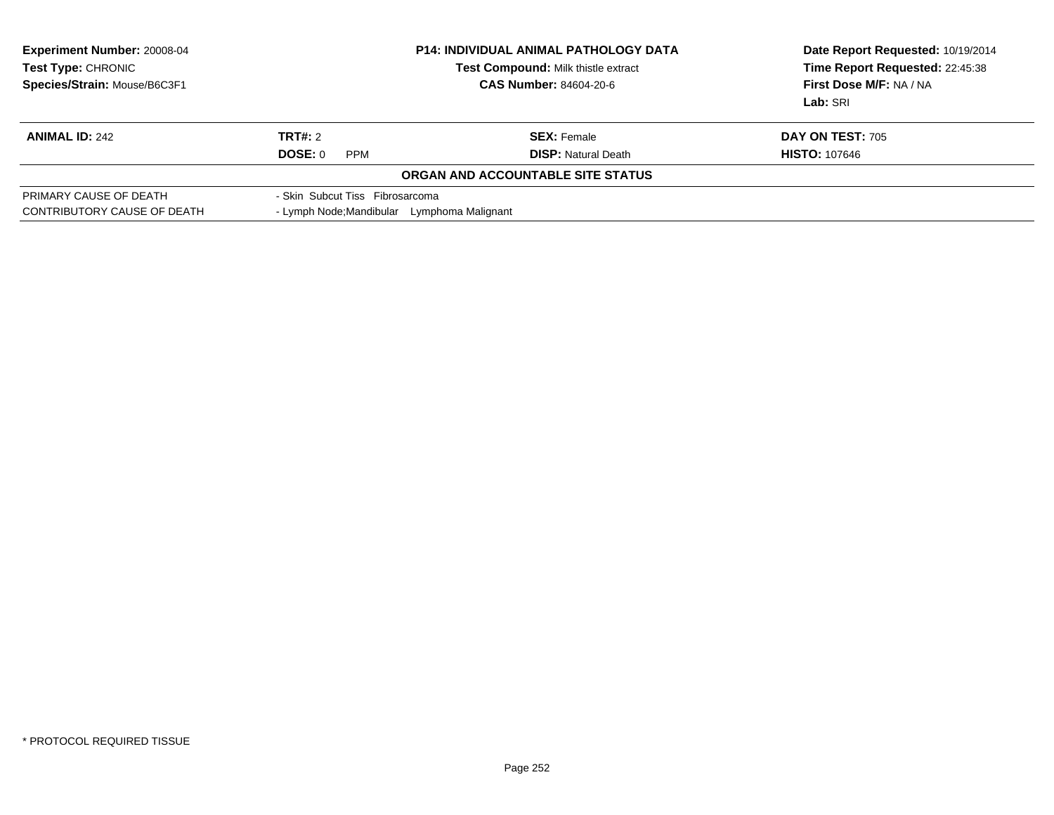**Experiment Number:** 20008-04
**Test Type:** CHRONIC
**Species/Strain:** Mouse/B6C3F1

**P14: INDIVIDUAL ANIMAL PATHOLOGY DATA**
**Test Compound:** Milk thistle extract
**CAS Number:** 84604-20-6

**Date Report Requested:** 10/19/2014
**Time Report Requested:** 22:45:38
**First Dose M/F:** NA / NA
**Lab:** SRI

| **ANIMAL ID:** 242 | **TRT#:** 2 | **SEX:** Female | **DAY ON TEST:** 705 |
|---|---|---|---|
| | **DOSE:** 0 PPM | **DISP:** Natural Death | **HISTO:** 107646 |

**ORGAN AND ACCOUNTABLE SITE STATUS**

| | |
|---|---|
| PRIMARY CAUSE OF DEATH | - Skin Subcut Tiss Fibrosarcoma |
| CONTRIBUTORY CAUSE OF DEATH | - Lymph Node;Mandibular Lymphoma Malignant |

* PROTOCOL REQUIRED TISSUE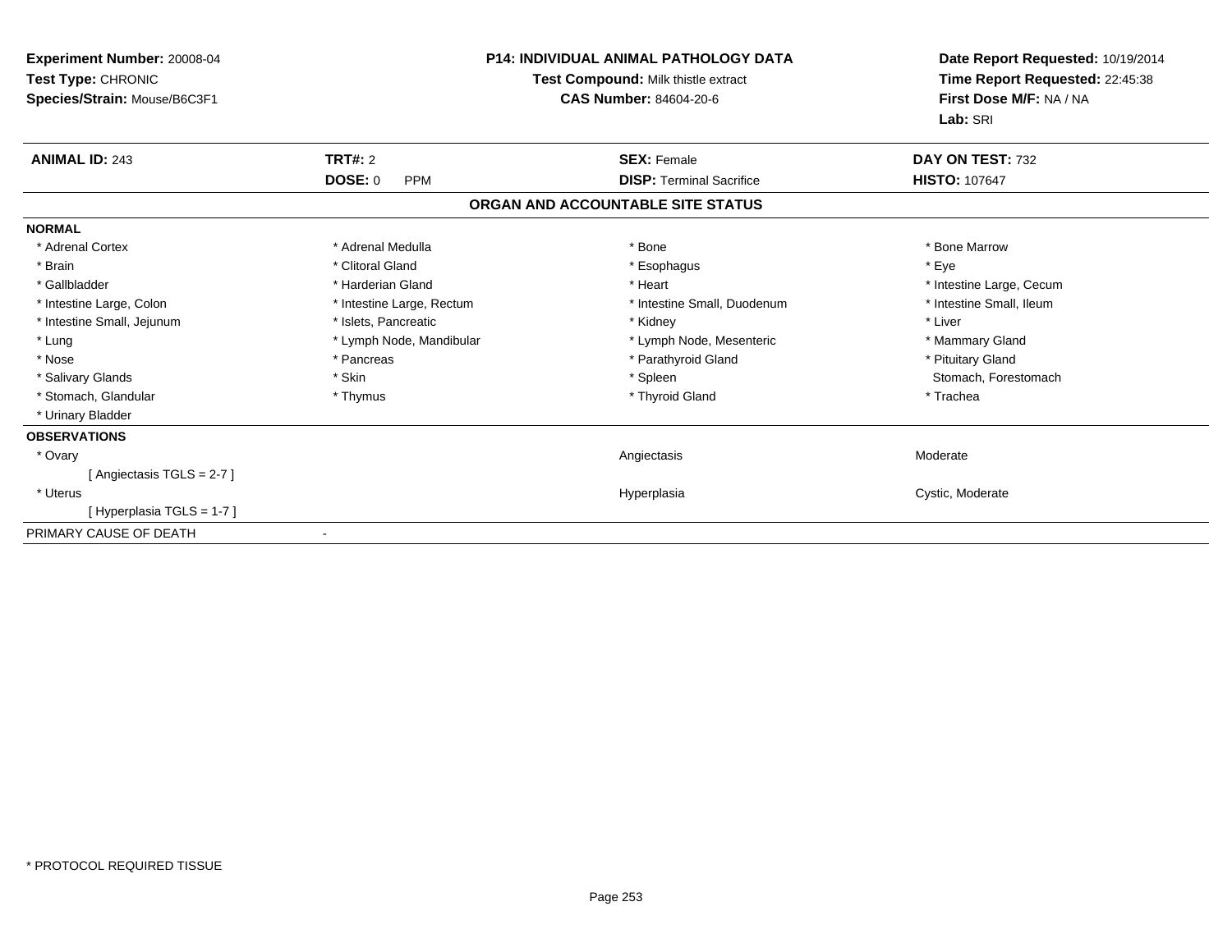**Experiment Number:** 20008-04
**Test Type:** CHRONIC
**Species/Strain:** Mouse/B6C3F1

**P14: INDIVIDUAL ANIMAL PATHOLOGY DATA**
**Test Compound:** Milk thistle extract
**CAS Number:** 84604-20-6

**Date Report Requested:** 10/19/2014
**Time Report Requested:** 22:45:38
**First Dose M/F:** NA / NA
**Lab:** SRI

| **ANIMAL ID:** 243 | **TRT#:** 2 | **SEX:** Female | **DAY ON TEST:** 732 |
|---|---|---|---|
| | **DOSE:** 0 PPM | **DISP:** Terminal Sacrifice | **HISTO:** 107647 |

## ORGAN AND ACCOUNTABLE SITE STATUS

**NORMAL**

| | | | |
|---|---|---|---|
| * Adrenal Cortex | * Adrenal Medulla | * Bone | * Bone Marrow |
| * Brain | * Clitoral Gland | * Esophagus | * Eye |
| * Gallbladder | * Harderian Gland | * Heart | * Intestine Large, Cecum |
| * Intestine Large, Colon | * Intestine Large, Rectum | * Intestine Small, Duodenum | * Intestine Small, Ileum |
| * Intestine Small, Jejunum | * Islets, Pancreatic | * Kidney | * Liver |
| * Lung | * Lymph Node, Mandibular | * Lymph Node, Mesenteric | * Mammary Gland |
| * Nose | * Pancreas | * Parathyroid Gland | * Pituitary Gland |
| * Salivary Glands | * Skin | * Spleen | Stomach, Forestomach |
| * Stomach, Glandular | * Thymus | * Thyroid Gland | * Trachea |
| * Urinary Bladder | | | |

**OBSERVATIONS**

| | | |
|---|---|---|
| * Ovary | Angiectasis | Moderate |
| [ Angiectasis TGLS = 2-7 ] | | |
| * Uterus | Hyperplasia | Cystic, Moderate |
| [ Hyperplasia TGLS = 1-7 ] | | |

PRIMARY CAUSE OF DEATH -

* PROTOCOL REQUIRED TISSUE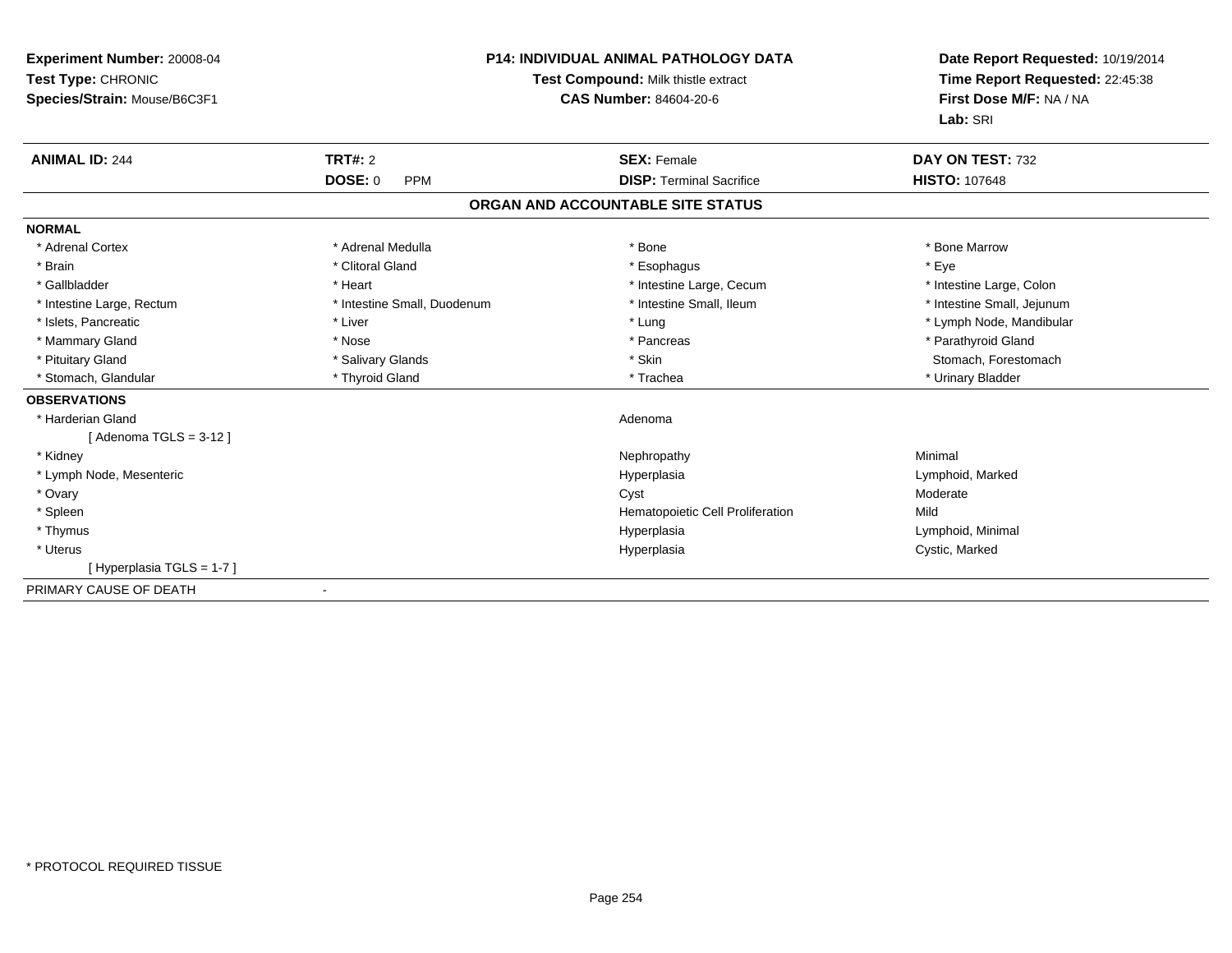**Experiment Number:** 20008-04
**Test Type:** CHRONIC
**Species/Strain:** Mouse/B6C3F1

**P14: INDIVIDUAL ANIMAL PATHOLOGY DATA**
**Test Compound:** Milk thistle extract
**CAS Number:** 84604-20-6

**Date Report Requested:** 10/19/2014
**Time Report Requested:** 22:45:38
**First Dose M/F:** NA / NA
**Lab:** SRI

| **ANIMAL ID:** 244 | **TRT#:** 2 | **SEX:** Female | **DAY ON TEST:** 732 |
|---|---|---|---|
| | **DOSE:** 0 PPM | **DISP:** Terminal Sacrifice | **HISTO:** 107648 |

## ORGAN AND ACCOUNTABLE SITE STATUS

**NORMAL**

| | | | |
|---|---|---|---|
| * Adrenal Cortex | * Adrenal Medulla | * Bone | * Bone Marrow |
| * Brain | * Clitoral Gland | * Esophagus | * Eye |
| * Gallbladder | * Heart | * Intestine Large, Cecum | * Intestine Large, Colon |
| * Intestine Large, Rectum | * Intestine Small, Duodenum | * Intestine Small, Ileum | * Intestine Small, Jejunum |
| * Islets, Pancreatic | * Liver | * Lung | * Lymph Node, Mandibular |
| * Mammary Gland | * Nose | * Pancreas | * Parathyroid Gland |
| * Pituitary Gland | * Salivary Glands | * Skin | Stomach, Forestomach |
| * Stomach, Glandular | * Thyroid Gland | * Trachea | * Urinary Bladder |

**OBSERVATIONS**

| | | |
|---|---|---|
| * Harderian Gland | Adenoma | |
| [ Adenoma TGLS = 3-12 ] | | |
| * Kidney | Nephropathy | Minimal |
| * Lymph Node, Mesenteric | Hyperplasia | Lymphoid, Marked |
| * Ovary | Cyst | Moderate |
| * Spleen | Hematopoietic Cell Proliferation | Mild |
| * Thymus | Hyperplasia | Lymphoid, Minimal |
| * Uterus | Hyperplasia | Cystic, Marked |
| [ Hyperplasia TGLS = 1-7 ] | | |

PRIMARY CAUSE OF DEATH -

* PROTOCOL REQUIRED TISSUE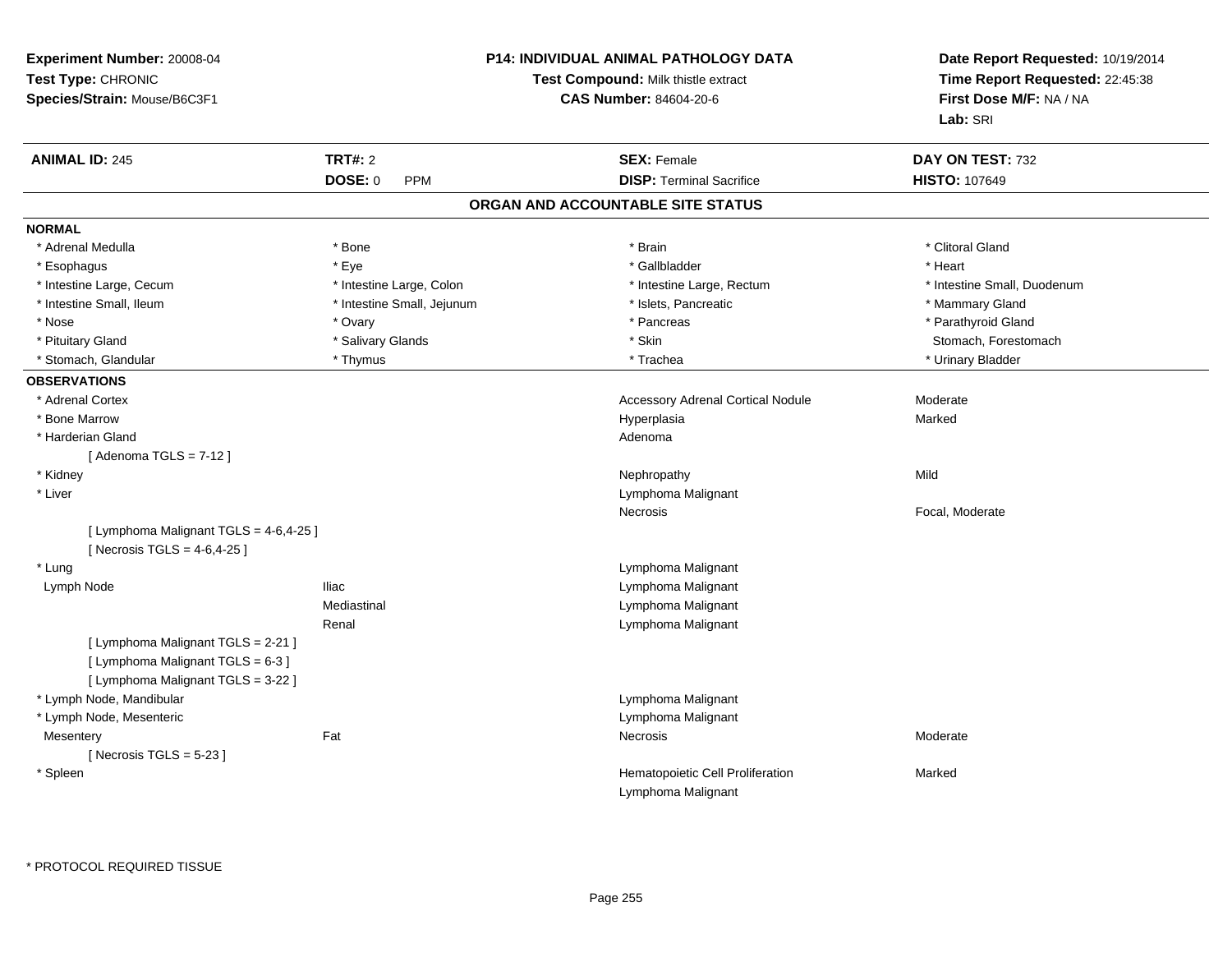**Experiment Number:** 20008-04
**Test Type:** CHRONIC
**Species/Strain:** Mouse/B6C3F1

**P14: INDIVIDUAL ANIMAL PATHOLOGY DATA**
**Test Compound:** Milk thistle extract
**CAS Number:** 84604-20-6

**Date Report Requested:** 10/19/2014
**Time Report Requested:** 22:45:38
**First Dose M/F:** NA / NA
**Lab:** SRI

| **ANIMAL ID:** 245 | **TRT#:** 2 | **SEX:** Female | **DAY ON TEST:** 732 |
|---|---|---|---|
| | **DOSE:** 0 PPM | **DISP:** Terminal Sacrifice | **HISTO:** 107649 |

## ORGAN AND ACCOUNTABLE SITE STATUS

### NORMAL

| | | | |
|---|---|---|---|
| * Adrenal Medulla | * Bone | * Brain | * Clitoral Gland |
| * Esophagus | * Eye | * Gallbladder | * Heart |
| * Intestine Large, Cecum | * Intestine Large, Colon | * Intestine Large, Rectum | * Intestine Small, Duodenum |
| * Intestine Small, Ileum | * Intestine Small, Jejunum | * Islets, Pancreatic | * Mammary Gland |
| * Nose | * Ovary | * Pancreas | * Parathyroid Gland |
| * Pituitary Gland | * Salivary Glands | * Skin | Stomach, Forestomach |
| * Stomach, Glandular | * Thymus | * Trachea | * Urinary Bladder |

### OBSERVATIONS

| | | | |
|---|---|---|---|
| * Adrenal Cortex | | Accessory Adrenal Cortical Nodule | Moderate |
| * Bone Marrow | | Hyperplasia | Marked |
| * Harderian Gland | | Adenoma | |
| [ Adenoma TGLS = 7-12 ] | | | |
| * Kidney | | Nephropathy | Mild |
| * Liver | | Lymphoma Malignant | |
| | | Necrosis | Focal, Moderate |
| [ Lymphoma Malignant TGLS = 4-6,4-25 ] | | | |
| [ Necrosis TGLS = 4-6,4-25 ] | | | |
| * Lung | | Lymphoma Malignant | |
| Lymph Node | Iliac | Lymphoma Malignant | |
| | Mediastinal | Lymphoma Malignant | |
| | Renal | Lymphoma Malignant | |
| [ Lymphoma Malignant TGLS = 2-21 ] | | | |
| [ Lymphoma Malignant TGLS = 6-3 ] | | | |
| [ Lymphoma Malignant TGLS = 3-22 ] | | | |
| * Lymph Node, Mandibular | | Lymphoma Malignant | |
| * Lymph Node, Mesenteric | | Lymphoma Malignant | |
| Mesentery | Fat | Necrosis | Moderate |
| [ Necrosis TGLS = 5-23 ] | | | |
| * Spleen | | Hematopoietic Cell Proliferation | Marked |
| | | Lymphoma Malignant | |

\* PROTOCOL REQUIRED TISSUE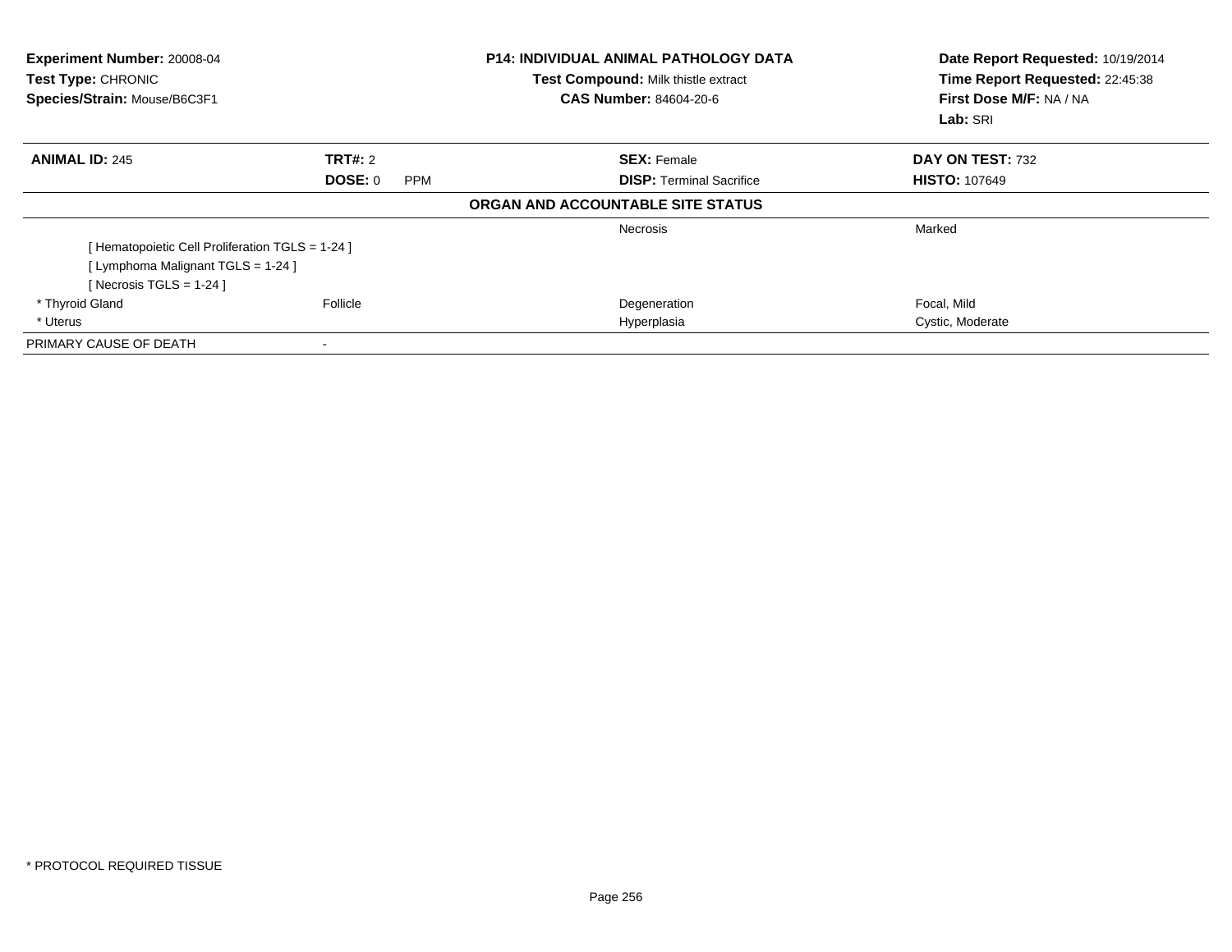**Experiment Number:** 20008-04
**Test Type:** CHRONIC
**Species/Strain:** Mouse/B6C3F1

**P14: INDIVIDUAL ANIMAL PATHOLOGY DATA**
**Test Compound:** Milk thistle extract
**CAS Number:** 84604-20-6

**Date Report Requested:** 10/19/2014
**Time Report Requested:** 22:45:38
**First Dose M/F:** NA / NA
**Lab:** SRI

| **ANIMAL ID:** 245 | **TRT#:** 2 | **SEX:** Female | **DAY ON TEST:** 732 |
|---|---|---|---|
| | **DOSE:** 0 PPM | **DISP:** Terminal Sacrifice | **HISTO:** 107649 |

**ORGAN AND ACCOUNTABLE SITE STATUS**

| | | | |
|---|---|---|---|
| | | Necrosis | Marked |
| [ Hematopoietic Cell Proliferation TGLS = 1-24 ] | | | |
| [ Lymphoma Malignant TGLS = 1-24 ] | | | |
| [ Necrosis TGLS = 1-24 ] | | | |
| * Thyroid Gland | Follicle | Degeneration | Focal, Mild |
| * Uterus | | Hyperplasia | Cystic, Moderate |
| PRIMARY CAUSE OF DEATH | - | | |

* PROTOCOL REQUIRED TISSUE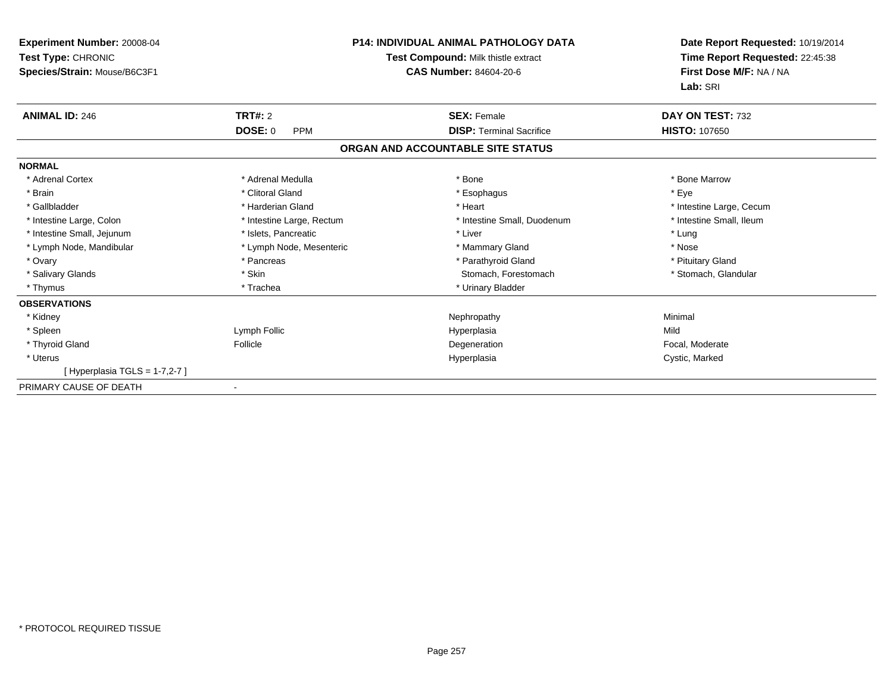**Experiment Number:** 20008-04
**Test Type:** CHRONIC
**Species/Strain:** Mouse/B6C3F1

**P14: INDIVIDUAL ANIMAL PATHOLOGY DATA**
**Test Compound:** Milk thistle extract
**CAS Number:** 84604-20-6

**Date Report Requested:** 10/19/2014
**Time Report Requested:** 22:45:38
**First Dose M/F:** NA / NA
**Lab:** SRI

| **ANIMAL ID:** 246 | **TRT#:** 2 | **SEX:** Female | **DAY ON TEST:** 732 |
|---|---|---|---|
| | **DOSE:** 0 PPM | **DISP:** Terminal Sacrifice | **HISTO:** 107650 |

**ORGAN AND ACCOUNTABLE SITE STATUS**

**NORMAL**

| | | | |
|---|---|---|---|
| * Adrenal Cortex | * Adrenal Medulla | * Bone | * Bone Marrow |
| * Brain | * Clitoral Gland | * Esophagus | * Eye |
| * Gallbladder | * Harderian Gland | * Heart | * Intestine Large, Cecum |
| * Intestine Large, Colon | * Intestine Large, Rectum | * Intestine Small, Duodenum | * Intestine Small, Ileum |
| * Intestine Small, Jejunum | * Islets, Pancreatic | * Liver | * Lung |
| * Lymph Node, Mandibular | * Lymph Node, Mesenteric | * Mammary Gland | * Nose |
| * Ovary | * Pancreas | * Parathyroid Gland | * Pituitary Gland |
| * Salivary Glands | * Skin | Stomach, Forestomach | * Stomach, Glandular |
| * Thymus | * Trachea | * Urinary Bladder | |

**OBSERVATIONS**

| | | | |
|---|---|---|---|
| * Kidney | | Nephropathy | Minimal |
| * Spleen | Lymph Follic | Hyperplasia | Mild |
| * Thyroid Gland | Follicle | Degeneration | Focal, Moderate |
| * Uterus | | Hyperplasia | Cystic, Marked |
| [ Hyperplasia TGLS = 1-7,2-7 ] | | | |

PRIMARY CAUSE OF DEATH -

* PROTOCOL REQUIRED TISSUE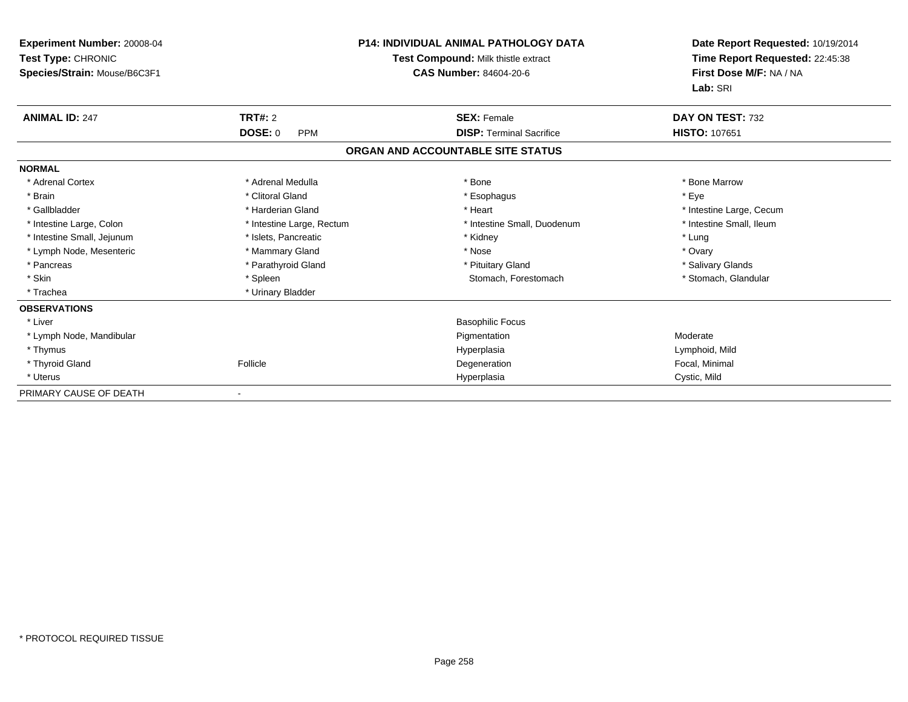**Experiment Number:** 20008-04
**Test Type:** CHRONIC
**Species/Strain:** Mouse/B6C3F1

**P14: INDIVIDUAL ANIMAL PATHOLOGY DATA**
**Test Compound:** Milk thistle extract
**CAS Number:** 84604-20-6

**Date Report Requested:** 10/19/2014
**Time Report Requested:** 22:45:38
**First Dose M/F:** NA / NA
**Lab:** SRI

| **ANIMAL ID:** 247 | **TRT#:** 2 | **SEX:** Female | **DAY ON TEST:** 732 |
|---|---|---|---|
| | **DOSE:** 0 PPM | **DISP:** Terminal Sacrifice | **HISTO:** 107651 |

**ORGAN AND ACCOUNTABLE SITE STATUS**

| | | | |
|---|---|---|---|
| **NORMAL** | | | |
| * Adrenal Cortex | * Adrenal Medulla | * Bone | * Bone Marrow |
| * Brain | * Clitoral Gland | * Esophagus | * Eye |
| * Gallbladder | * Harderian Gland | * Heart | * Intestine Large, Cecum |
| * Intestine Large, Colon | * Intestine Large, Rectum | * Intestine Small, Duodenum | * Intestine Small, Ileum |
| * Intestine Small, Jejunum | * Islets, Pancreatic | * Kidney | * Lung |
| * Lymph Node, Mesenteric | * Mammary Gland | * Nose | * Ovary |
| * Pancreas | * Parathyroid Gland | * Pituitary Gland | * Salivary Glands |
| * Skin | * Spleen | Stomach, Forestomach | * Stomach, Glandular |
| * Trachea | * Urinary Bladder | | |
| **OBSERVATIONS** | | | |
| * Liver | | Basophilic Focus | |
| * Lymph Node, Mandibular | | Pigmentation | Moderate |
| * Thymus | | Hyperplasia | Lymphoid, Mild |
| * Thyroid Gland | Follicle | Degeneration | Focal, Minimal |
| * Uterus | | Hyperplasia | Cystic, Mild |
| PRIMARY CAUSE OF DEATH | - | | |

\* PROTOCOL REQUIRED TISSUE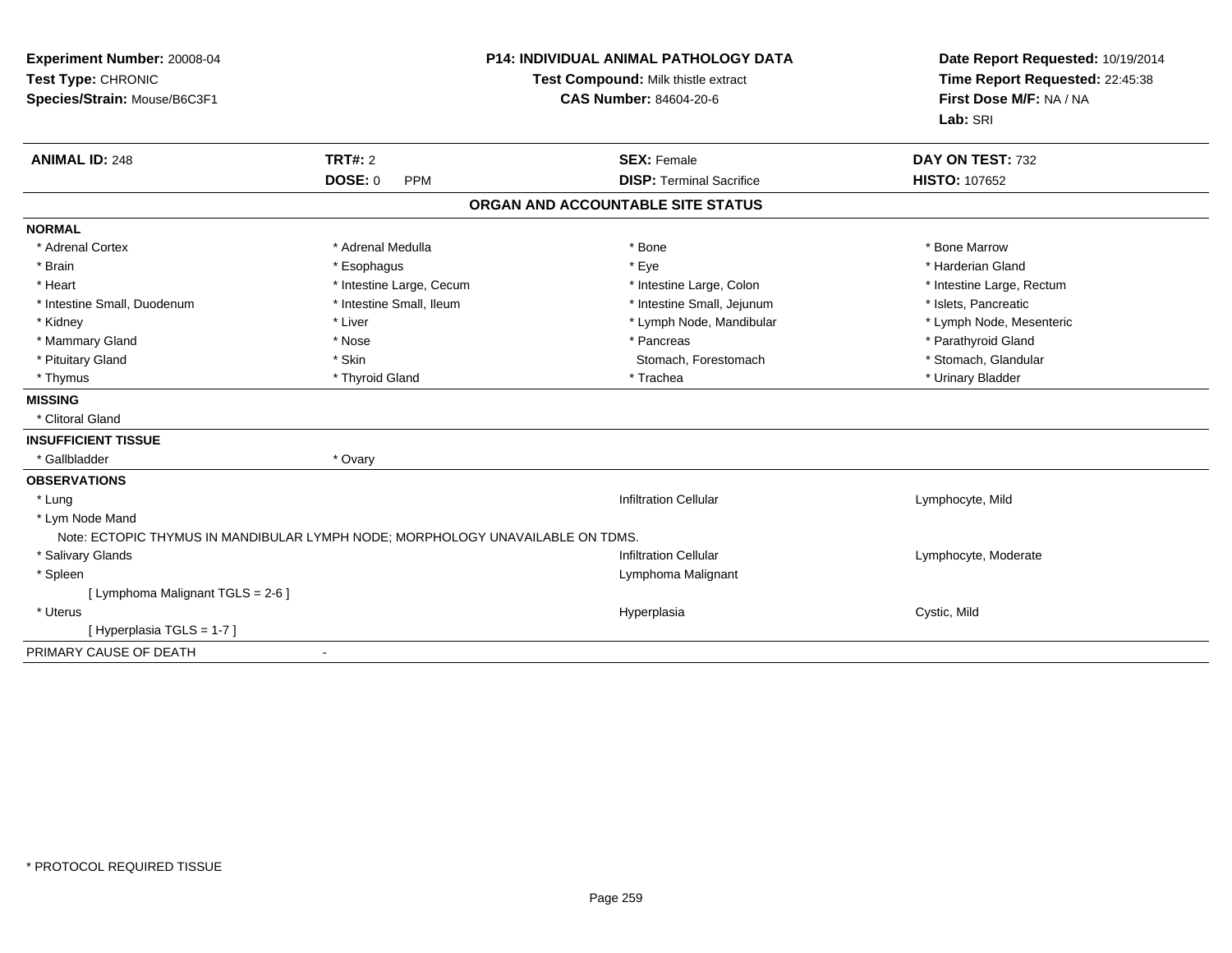**Experiment Number:** 20008-04
**Test Type:** CHRONIC
**Species/Strain:** Mouse/B6C3F1

**P14: INDIVIDUAL ANIMAL PATHOLOGY DATA**
**Test Compound:** Milk thistle extract
**CAS Number:** 84604-20-6

**Date Report Requested:** 10/19/2014
**Time Report Requested:** 22:45:38
**First Dose M/F:** NA / NA
**Lab:** SRI

| **ANIMAL ID:** 248 | **TRT#:** 2 | **SEX:** Female | **DAY ON TEST:** 732 |
|---|---|---|---|
| | **DOSE:** 0 PPM | **DISP:** Terminal Sacrifice | **HISTO:** 107652 |

## ORGAN AND ACCOUNTABLE SITE STATUS

**NORMAL**

| | | | |
|---|---|---|---|
| * Adrenal Cortex | * Adrenal Medulla | * Bone | * Bone Marrow |
| * Brain | * Esophagus | * Eye | * Harderian Gland |
| * Heart | * Intestine Large, Cecum | * Intestine Large, Colon | * Intestine Large, Rectum |
| * Intestine Small, Duodenum | * Intestine Small, Ileum | * Intestine Small, Jejunum | * Islets, Pancreatic |
| * Kidney | * Liver | * Lymph Node, Mandibular | * Lymph Node, Mesenteric |
| * Mammary Gland | * Nose | * Pancreas | * Parathyroid Gland |
| * Pituitary Gland | * Skin | Stomach, Forestomach | * Stomach, Glandular |
| * Thymus | * Thyroid Gland | * Trachea | * Urinary Bladder |

**MISSING**

* Clitoral Gland

**INSUFFICIENT TISSUE**

| | |
|---|---|
| * Gallbladder | * Ovary |

**OBSERVATIONS**

| | | |
|---|---|---|
| * Lung | Infiltration Cellular | Lymphocyte, Mild |
| * Lym Node Mand | | |
| Note: ECTOPIC THYMUS IN MANDIBULAR LYMPH NODE; MORPHOLOGY UNAVAILABLE ON TDMS. | | |
| * Salivary Glands | Infiltration Cellular | Lymphocyte, Moderate |
| * Spleen | Lymphoma Malignant | |
| [ Lymphoma Malignant TGLS = 2-6 ] | | |
| * Uterus | Hyperplasia | Cystic, Mild |
| [ Hyperplasia TGLS = 1-7 ] | | |

PRIMARY CAUSE OF DEATH -

* PROTOCOL REQUIRED TISSUE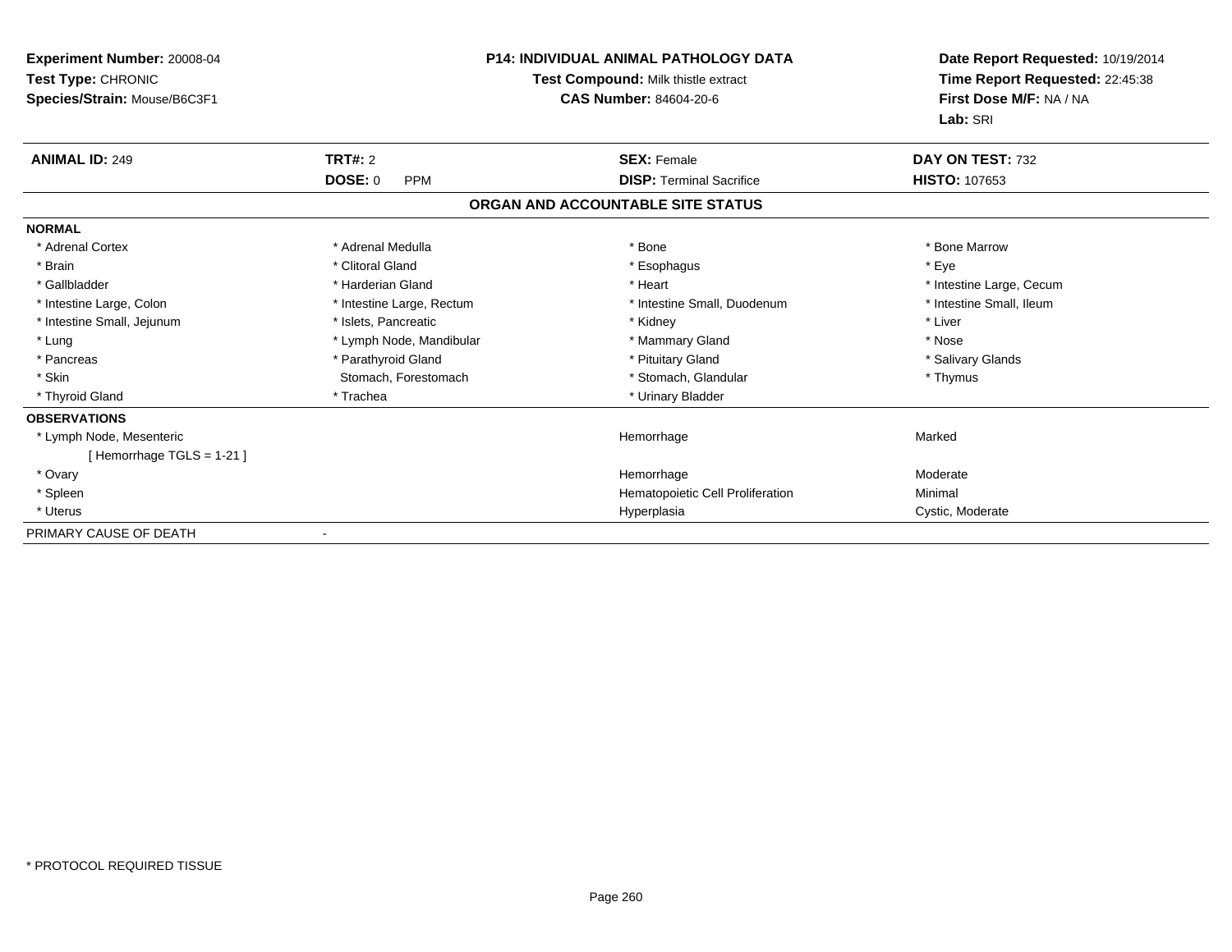**Experiment Number:** 20008-04
**Test Type:** CHRONIC
**Species/Strain:** Mouse/B6C3F1

**P14: INDIVIDUAL ANIMAL PATHOLOGY DATA**
**Test Compound:** Milk thistle extract
**CAS Number:** 84604-20-6

**Date Report Requested:** 10/19/2014
**Time Report Requested:** 22:45:38
**First Dose M/F:** NA / NA
**Lab:** SRI

| **ANIMAL ID:** 249 | **TRT#:** 2 | **SEX:** Female | **DAY ON TEST:** 732 |
|---|---|---|---|
| | **DOSE:** 0 PPM | **DISP:** Terminal Sacrifice | **HISTO:** 107653 |

## ORGAN AND ACCOUNTABLE SITE STATUS

**NORMAL**

| | | | |
|---|---|---|---|
| * Adrenal Cortex | * Adrenal Medulla | * Bone | * Bone Marrow |
| * Brain | * Clitoral Gland | * Esophagus | * Eye |
| * Gallbladder | * Harderian Gland | * Heart | * Intestine Large, Cecum |
| * Intestine Large, Colon | * Intestine Large, Rectum | * Intestine Small, Duodenum | * Intestine Small, Ileum |
| * Intestine Small, Jejunum | * Islets, Pancreatic | * Kidney | * Liver |
| * Lung | * Lymph Node, Mandibular | * Mammary Gland | * Nose |
| * Pancreas | * Parathyroid Gland | * Pituitary Gland | * Salivary Glands |
| * Skin | Stomach, Forestomach | * Stomach, Glandular | * Thymus |
| * Thyroid Gland | * Trachea | * Urinary Bladder | |

**OBSERVATIONS**

| | | |
|---|---|---|
| * Lymph Node, Mesenteric | Hemorrhage | Marked |
| [ Hemorrhage TGLS = 1-21 ] | | |
| * Ovary | Hemorrhage | Moderate |
| * Spleen | Hematopoietic Cell Proliferation | Minimal |
| * Uterus | Hyperplasia | Cystic, Moderate |

PRIMARY CAUSE OF DEATH -

* PROTOCOL REQUIRED TISSUE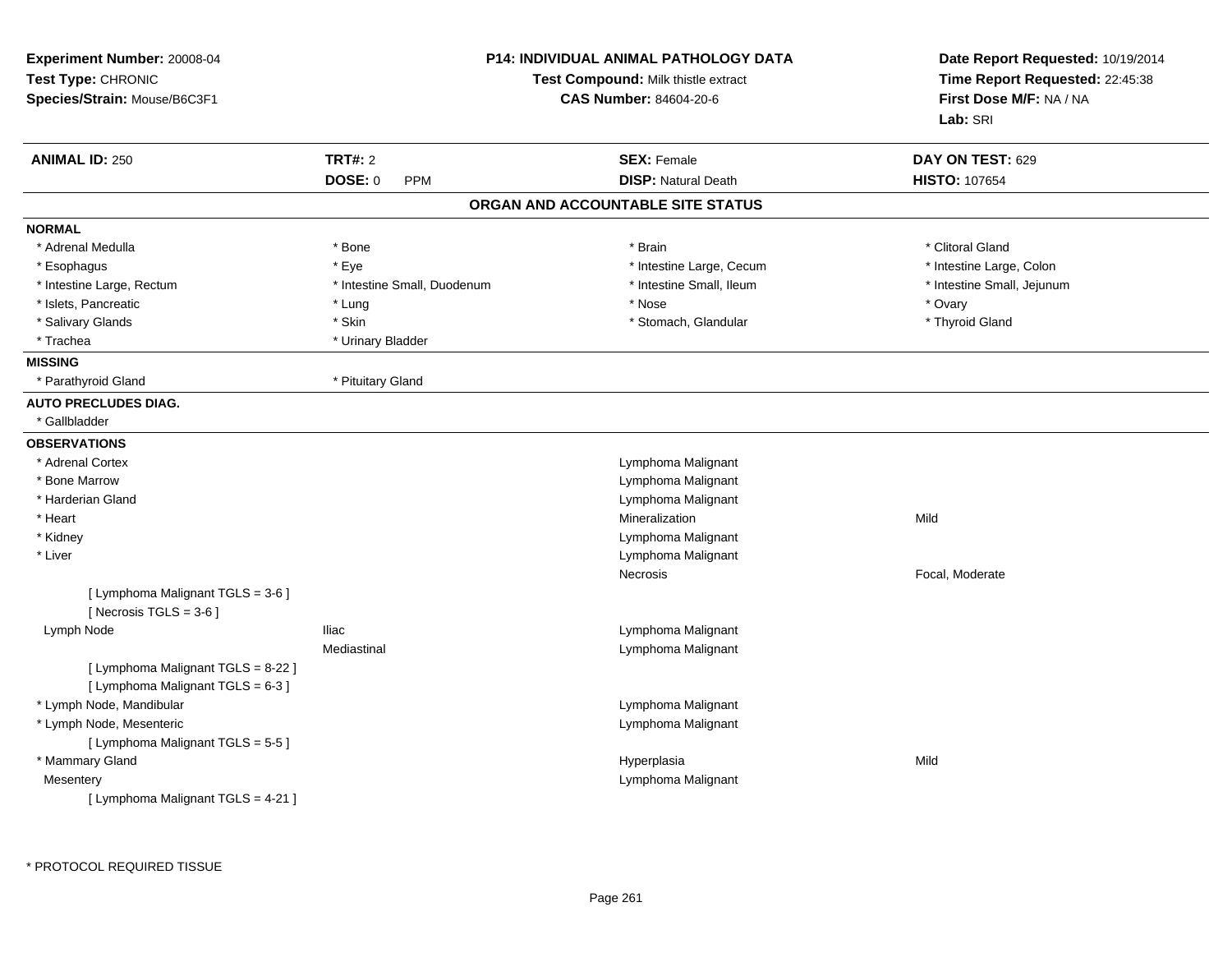**Experiment Number:** 20008-04
**Test Type:** CHRONIC
**Species/Strain:** Mouse/B6C3F1

**P14: INDIVIDUAL ANIMAL PATHOLOGY DATA**
**Test Compound:** Milk thistle extract
**CAS Number:** 84604-20-6

**Date Report Requested:** 10/19/2014
**Time Report Requested:** 22:45:38
**First Dose M/F:** NA / NA
**Lab:** SRI

| **ANIMAL ID:** 250 | **TRT#:** 2 | **SEX:** Female | **DAY ON TEST:** 629 |
|---|---|---|---|
| | **DOSE:** 0 PPM | **DISP:** Natural Death | **HISTO:** 107654 |

## ORGAN AND ACCOUNTABLE SITE STATUS

**NORMAL**

| | | | |
|---|---|---|---|
| * Adrenal Medulla | * Bone | * Brain | * Clitoral Gland |
| * Esophagus | * Eye | * Intestine Large, Cecum | * Intestine Large, Colon |
| * Intestine Large, Rectum | * Intestine Small, Duodenum | * Intestine Small, Ileum | * Intestine Small, Jejunum |
| * Islets, Pancreatic | * Lung | * Nose | * Ovary |
| * Salivary Glands | * Skin | * Stomach, Glandular | * Thyroid Gland |
| * Trachea | * Urinary Bladder | | |

**MISSING**

* Parathyroid Gland
* Pituitary Gland

**AUTO PRECLUDES DIAG.**

* Gallbladder

**OBSERVATIONS**

| Organ | Site | Observation | Severity |
|---|---|---|---|
| * Adrenal Cortex | | Lymphoma Malignant | |
| * Bone Marrow | | Lymphoma Malignant | |
| * Harderian Gland | | Lymphoma Malignant | |
| * Heart | | Mineralization | Mild |
| * Kidney | | Lymphoma Malignant | |
| * Liver | | Lymphoma Malignant | |
| | | Necrosis | Focal, Moderate |
| [ Lymphoma Malignant TGLS = 3-6 ] | | | |
| [ Necrosis TGLS = 3-6 ] | | | |
| Lymph Node | Iliac | Lymphoma Malignant | |
| | Mediastinal | Lymphoma Malignant | |
| [ Lymphoma Malignant TGLS = 8-22 ] | | | |
| [ Lymphoma Malignant TGLS = 6-3 ] | | | |
| * Lymph Node, Mandibular | | Lymphoma Malignant | |
| * Lymph Node, Mesenteric | | Lymphoma Malignant | |
| [ Lymphoma Malignant TGLS = 5-5 ] | | | |
| * Mammary Gland | | Hyperplasia | Mild |
| Mesentery | | Lymphoma Malignant | |
| [ Lymphoma Malignant TGLS = 4-21 ] | | | |

* PROTOCOL REQUIRED TISSUE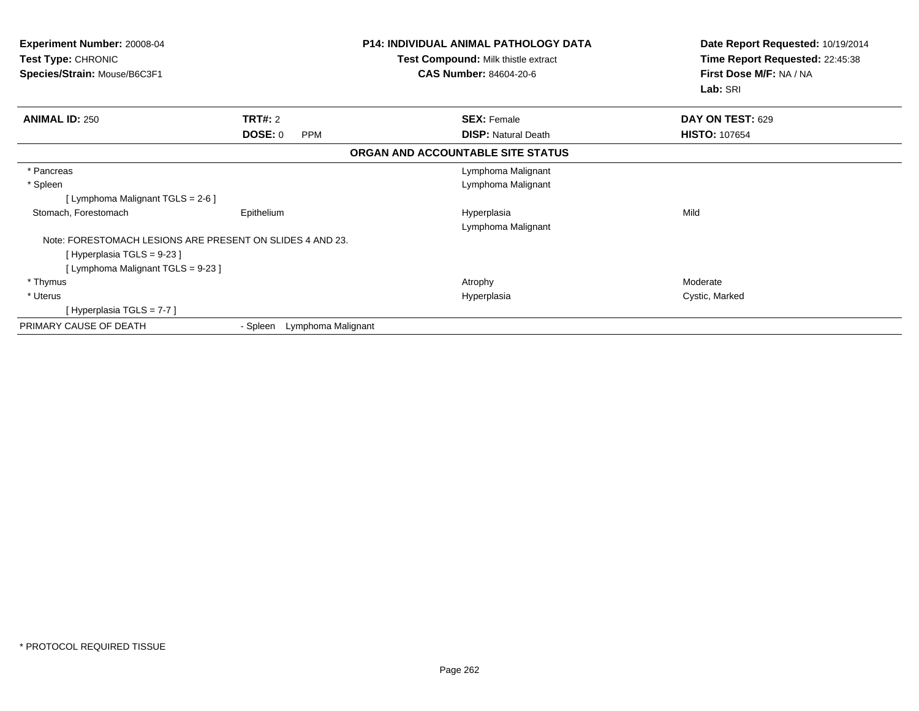**Experiment Number:** 20008-04
**Test Type:** CHRONIC
**Species/Strain:** Mouse/B6C3F1

**P14: INDIVIDUAL ANIMAL PATHOLOGY DATA**
**Test Compound:** Milk thistle extract
**CAS Number:** 84604-20-6

**Date Report Requested:** 10/19/2014
**Time Report Requested:** 22:45:38
**First Dose M/F:** NA / NA
**Lab:** SRI

| **ANIMAL ID:** 250 | **TRT#:** 2 | **SEX:** Female | **DAY ON TEST:** 629 |
|---|---|---|---|
| | **DOSE:** 0 PPM | **DISP:** Natural Death | **HISTO:** 107654 |

**ORGAN AND ACCOUNTABLE SITE STATUS**

| Organ | Site | Diagnosis | Severity |
|---|---|---|---|
| * Pancreas | | Lymphoma Malignant | |
| * Spleen | | Lymphoma Malignant | |
| [ Lymphoma Malignant TGLS = 2-6 ] | | | |
| Stomach, Forestomach | Epithelium | Hyperplasia | Mild |
| | | Lymphoma Malignant | |
| Note: FORESTOMACH LESIONS ARE PRESENT ON SLIDES 4 AND 23. | | | |
| [ Hyperplasia TGLS = 9-23 ] | | | |
| [ Lymphoma Malignant TGLS = 9-23 ] | | | |
| * Thymus | | Atrophy | Moderate |
| * Uterus | | Hyperplasia | Cystic, Marked |
| [ Hyperplasia TGLS = 7-7 ] | | | |
| PRIMARY CAUSE OF DEATH | - Spleen Lymphoma Malignant | | |

* PROTOCOL REQUIRED TISSUE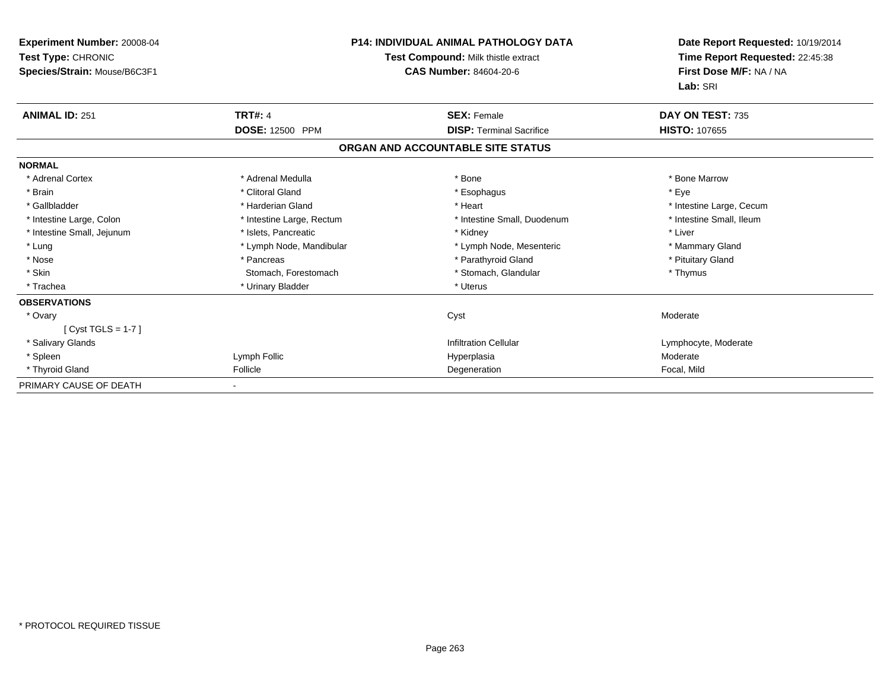**Experiment Number:** 20008-04
**Test Type:** CHRONIC
**Species/Strain:** Mouse/B6C3F1

**P14: INDIVIDUAL ANIMAL PATHOLOGY DATA**
**Test Compound:** Milk thistle extract
**CAS Number:** 84604-20-6

**Date Report Requested:** 10/19/2014
**Time Report Requested:** 22:45:38
**First Dose M/F:** NA / NA
**Lab:** SRI

| **ANIMAL ID:** 251 | **TRT#:** 4 | **SEX:** Female | **DAY ON TEST:** 735 |
|---|---|---|---|
| | **DOSE:** 12500 PPM | **DISP:** Terminal Sacrifice | **HISTO:** 107655 |

**ORGAN AND ACCOUNTABLE SITE STATUS**

| | | | |
|---|---|---|---|
| **NORMAL** | | | |
| * Adrenal Cortex | * Adrenal Medulla | * Bone | * Bone Marrow |
| * Brain | * Clitoral Gland | * Esophagus | * Eye |
| * Gallbladder | * Harderian Gland | * Heart | * Intestine Large, Cecum |
| * Intestine Large, Colon | * Intestine Large, Rectum | * Intestine Small, Duodenum | * Intestine Small, Ileum |
| * Intestine Small, Jejunum | * Islets, Pancreatic | * Kidney | * Liver |
| * Lung | * Lymph Node, Mandibular | * Lymph Node, Mesenteric | * Mammary Gland |
| * Nose | * Pancreas | * Parathyroid Gland | * Pituitary Gland |
| * Skin | Stomach, Forestomach | * Stomach, Glandular | * Thymus |
| * Trachea | * Urinary Bladder | * Uterus | |
| **OBSERVATIONS** | | | |
| * Ovary | | Cyst | Moderate |
| [ Cyst TGLS = 1-7 ] | | | |
| * Salivary Glands | | Infiltration Cellular | Lymphocyte, Moderate |
| * Spleen | Lymph Follic | Hyperplasia | Moderate |
| * Thyroid Gland | Follicle | Degeneration | Focal, Mild |
| PRIMARY CAUSE OF DEATH | - | | |

\* PROTOCOL REQUIRED TISSUE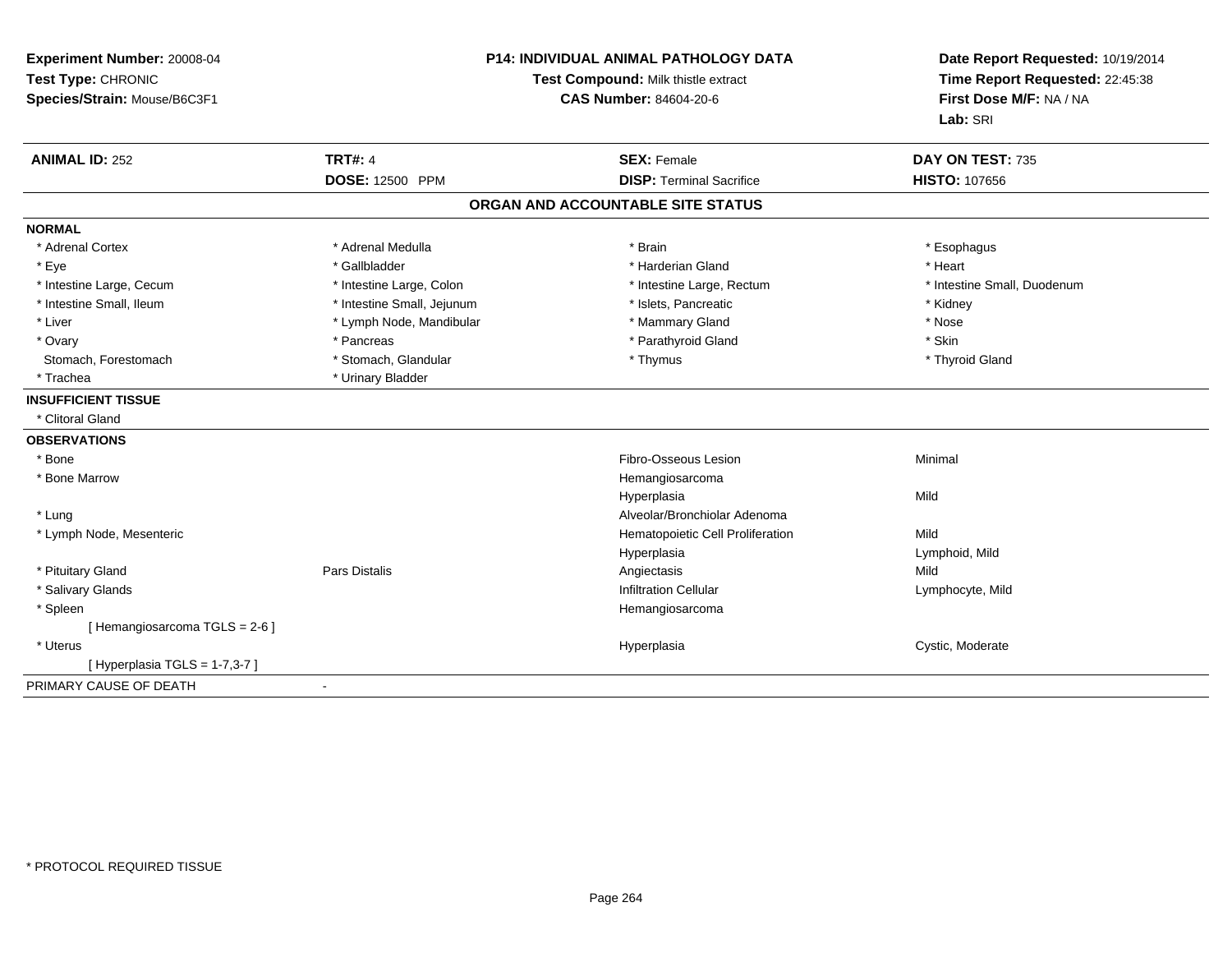**Experiment Number:** 20008-04
**Test Type:** CHRONIC
**Species/Strain:** Mouse/B6C3F1

**P14: INDIVIDUAL ANIMAL PATHOLOGY DATA**
**Test Compound:** Milk thistle extract
**CAS Number:** 84604-20-6

**Date Report Requested:** 10/19/2014
**Time Report Requested:** 22:45:38
**First Dose M/F:** NA / NA
**Lab:** SRI

| **ANIMAL ID:** 252 | **TRT#:** 4 | **SEX:** Female | **DAY ON TEST:** 735 |
|---|---|---|---|
| | **DOSE:** 12500 PPM | **DISP:** Terminal Sacrifice | **HISTO:** 107656 |

## ORGAN AND ACCOUNTABLE SITE STATUS

**NORMAL**

| | | | |
|---|---|---|---|
| * Adrenal Cortex | * Adrenal Medulla | * Brain | * Esophagus |
| * Eye | * Gallbladder | * Harderian Gland | * Heart |
| * Intestine Large, Cecum | * Intestine Large, Colon | * Intestine Large, Rectum | * Intestine Small, Duodenum |
| * Intestine Small, Ileum | * Intestine Small, Jejunum | * Islets, Pancreatic | * Kidney |
| * Liver | * Lymph Node, Mandibular | * Mammary Gland | * Nose |
| * Ovary | * Pancreas | * Parathyroid Gland | * Skin |
| Stomach, Forestomach | * Stomach, Glandular | * Thymus | * Thyroid Gland |
| * Trachea | * Urinary Bladder | | |

**INSUFFICIENT TISSUE**

* Clitoral Gland

**OBSERVATIONS**

| | | | |
|---|---|---|---|
| * Bone | | Fibro-Osseous Lesion | Minimal |
| * Bone Marrow | | Hemangiosarcoma | |
| | | Hyperplasia | Mild |
| * Lung | | Alveolar/Bronchiolar Adenoma | |
| * Lymph Node, Mesenteric | | Hematopoietic Cell Proliferation | Mild |
| | | Hyperplasia | Lymphoid, Mild |
| * Pituitary Gland | Pars Distalis | Angiectasis | Mild |
| * Salivary Glands | | Infiltration Cellular | Lymphocyte, Mild |
| * Spleen | | Hemangiosarcoma | |
| [ Hemangiosarcoma TGLS = 2-6 ] | | | |
| * Uterus | | Hyperplasia | Cystic, Moderate |
| [ Hyperplasia TGLS = 1-7,3-7 ] | | | |

PRIMARY CAUSE OF DEATH -

* PROTOCOL REQUIRED TISSUE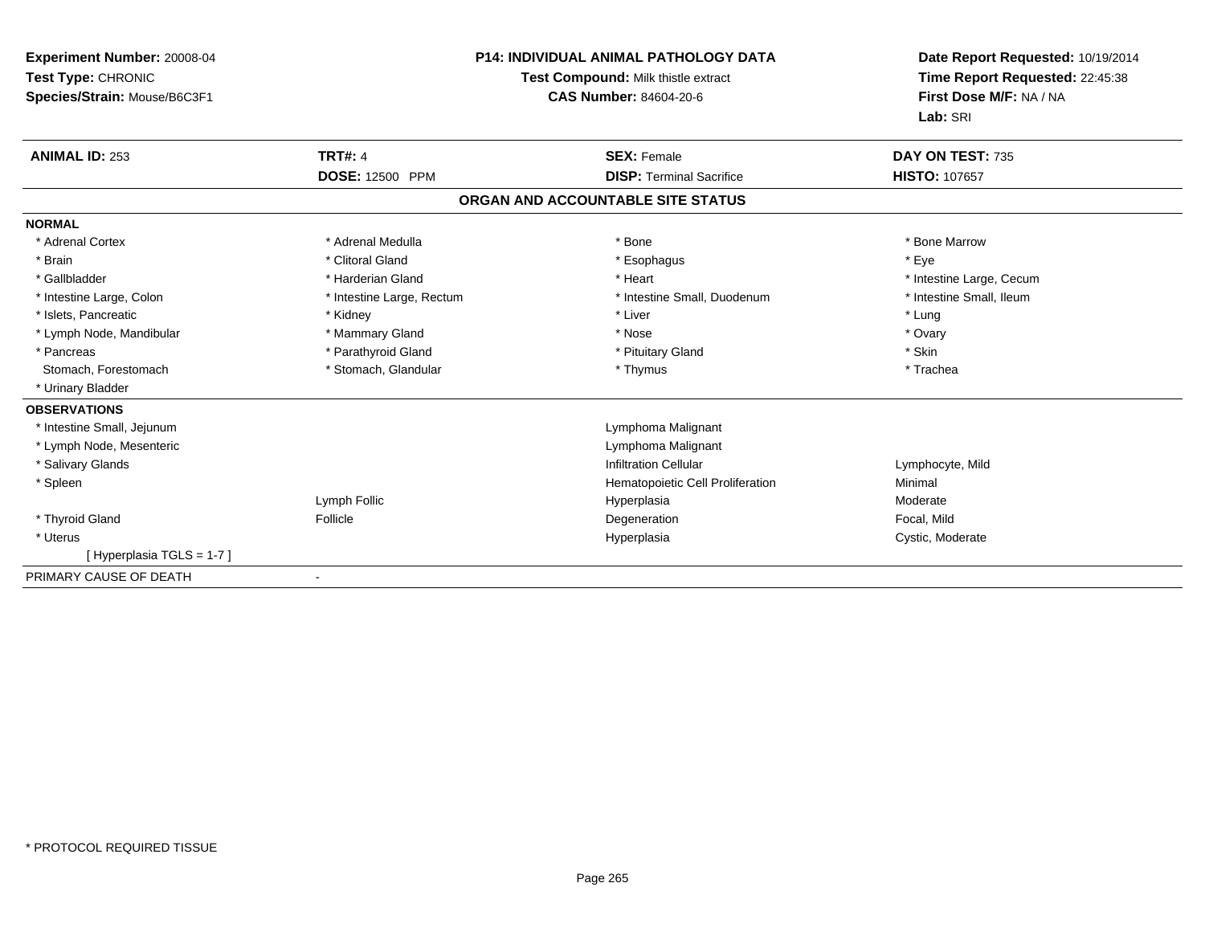**Experiment Number:** 20008-04
**Test Type:** CHRONIC
**Species/Strain:** Mouse/B6C3F1

**P14: INDIVIDUAL ANIMAL PATHOLOGY DATA**
**Test Compound:** Milk thistle extract
**CAS Number:** 84604-20-6

**Date Report Requested:** 10/19/2014
**Time Report Requested:** 22:45:38
**First Dose M/F:** NA / NA
**Lab:** SRI

| **ANIMAL ID:** 253 | **TRT#:** 4 | **SEX:** Female | **DAY ON TEST:** 735 |
|---|---|---|---|
| | **DOSE:** 12500 PPM | **DISP:** Terminal Sacrifice | **HISTO:** 107657 |

## ORGAN AND ACCOUNTABLE SITE STATUS

**NORMAL**

| | | | |
|---|---|---|---|
| * Adrenal Cortex | * Adrenal Medulla | * Bone | * Bone Marrow |
| * Brain | * Clitoral Gland | * Esophagus | * Eye |
| * Gallbladder | * Harderian Gland | * Heart | * Intestine Large, Cecum |
| * Intestine Large, Colon | * Intestine Large, Rectum | * Intestine Small, Duodenum | * Intestine Small, Ileum |
| * Islets, Pancreatic | * Kidney | * Liver | * Lung |
| * Lymph Node, Mandibular | * Mammary Gland | * Nose | * Ovary |
| * Pancreas | * Parathyroid Gland | * Pituitary Gland | * Skin |
| Stomach, Forestomach | * Stomach, Glandular | * Thymus | * Trachea |
| * Urinary Bladder | | | |

**OBSERVATIONS**

| | | | |
|---|---|---|---|
| * Intestine Small, Jejunum | | Lymphoma Malignant | |
| * Lymph Node, Mesenteric | | Lymphoma Malignant | |
| * Salivary Glands | | Infiltration Cellular | Lymphocyte, Mild |
| * Spleen | | Hematopoietic Cell Proliferation | Minimal |
| | Lymph Follic | Hyperplasia | Moderate |
| * Thyroid Gland | Follicle | Degeneration | Focal, Mild |
| * Uterus | | Hyperplasia | Cystic, Moderate |
| [ Hyperplasia TGLS = 1-7 ] | | | |

PRIMARY CAUSE OF DEATH -

* PROTOCOL REQUIRED TISSUE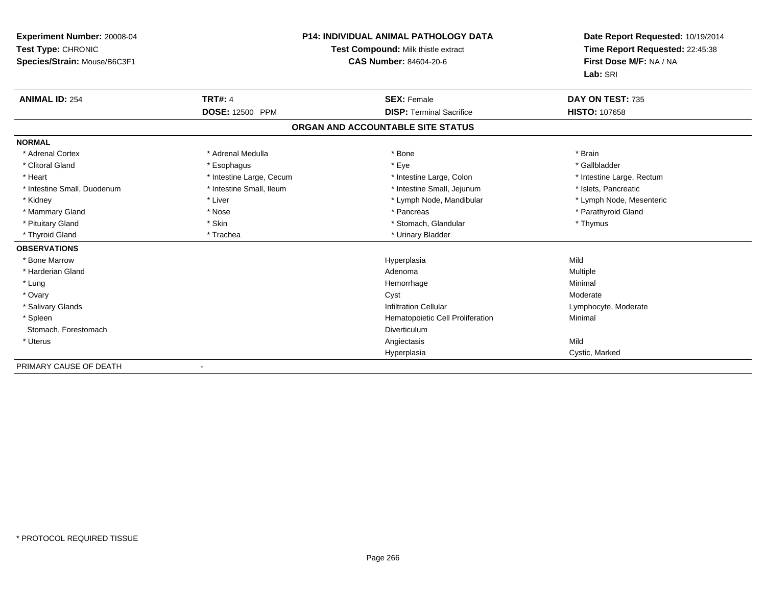**Experiment Number:** 20008-04
**Test Type:** CHRONIC
**Species/Strain:** Mouse/B6C3F1

**P14: INDIVIDUAL ANIMAL PATHOLOGY DATA**
**Test Compound:** Milk thistle extract
**CAS Number:** 84604-20-6

**Date Report Requested:** 10/19/2014
**Time Report Requested:** 22:45:38
**First Dose M/F:** NA / NA
**Lab:** SRI

| **ANIMAL ID:** 254 | **TRT#:** 4 | **SEX:** Female | **DAY ON TEST:** 735 |
|---|---|---|---|
| | **DOSE:** 12500 PPM | **DISP:** Terminal Sacrifice | **HISTO:** 107658 |

## ORGAN AND ACCOUNTABLE SITE STATUS

**NORMAL**

| | | | |
|---|---|---|---|
| * Adrenal Cortex | * Adrenal Medulla | * Bone | * Brain |
| * Clitoral Gland | * Esophagus | * Eye | * Gallbladder |
| * Heart | * Intestine Large, Cecum | * Intestine Large, Colon | * Intestine Large, Rectum |
| * Intestine Small, Duodenum | * Intestine Small, Ileum | * Intestine Small, Jejunum | * Islets, Pancreatic |
| * Kidney | * Liver | * Lymph Node, Mandibular | * Lymph Node, Mesenteric |
| * Mammary Gland | * Nose | * Pancreas | * Parathyroid Gland |
| * Pituitary Gland | * Skin | * Stomach, Glandular | * Thymus |
| * Thyroid Gland | * Trachea | * Urinary Bladder | |

**OBSERVATIONS**

| | | |
|---|---|---|
| * Bone Marrow | Hyperplasia | Mild |
| * Harderian Gland | Adenoma | Multiple |
| * Lung | Hemorrhage | Minimal |
| * Ovary | Cyst | Moderate |
| * Salivary Glands | Infiltration Cellular | Lymphocyte, Moderate |
| * Spleen | Hematopoietic Cell Proliferation | Minimal |
| Stomach, Forestomach | Diverticulum | |
| * Uterus | Angiectasis | Mild |
| | Hyperplasia | Cystic, Marked |

PRIMARY CAUSE OF DEATH -

\* PROTOCOL REQUIRED TISSUE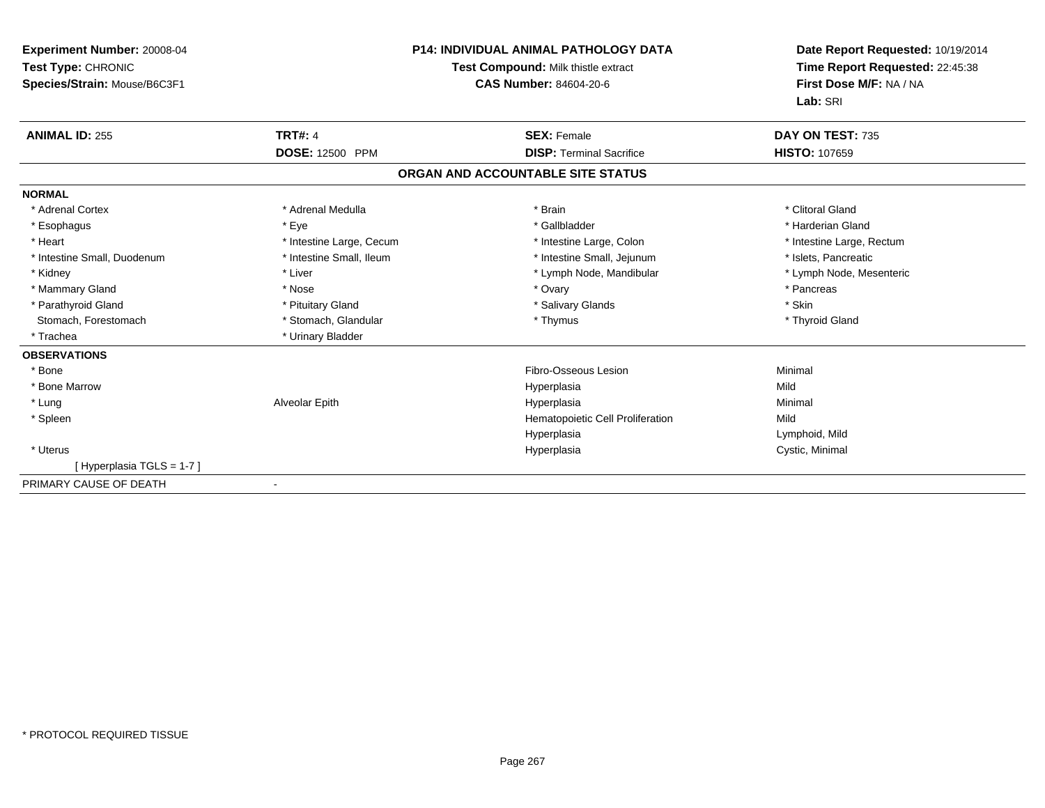**Experiment Number:** 20008-04
**Test Type:** CHRONIC
**Species/Strain:** Mouse/B6C3F1

**P14: INDIVIDUAL ANIMAL PATHOLOGY DATA**
**Test Compound:** Milk thistle extract
**CAS Number:** 84604-20-6

**Date Report Requested:** 10/19/2014
**Time Report Requested:** 22:45:38
**First Dose M/F:** NA / NA
**Lab:** SRI

| **ANIMAL ID:** 255 | **TRT#:** 4 | **SEX:** Female | **DAY ON TEST:** 735 |
|---|---|---|---|
| | **DOSE:** 12500 PPM | **DISP:** Terminal Sacrifice | **HISTO:** 107659 |

## ORGAN AND ACCOUNTABLE SITE STATUS

**NORMAL**

| | | | |
|---|---|---|---|
| * Adrenal Cortex | * Adrenal Medulla | * Brain | * Clitoral Gland |
| * Esophagus | * Eye | * Gallbladder | * Harderian Gland |
| * Heart | * Intestine Large, Cecum | * Intestine Large, Colon | * Intestine Large, Rectum |
| * Intestine Small, Duodenum | * Intestine Small, Ileum | * Intestine Small, Jejunum | * Islets, Pancreatic |
| * Kidney | * Liver | * Lymph Node, Mandibular | * Lymph Node, Mesenteric |
| * Mammary Gland | * Nose | * Ovary | * Pancreas |
| * Parathyroid Gland | * Pituitary Gland | * Salivary Glands | * Skin |
| Stomach, Forestomach | * Stomach, Glandular | * Thymus | * Thyroid Gland |
| * Trachea | * Urinary Bladder | | |

**OBSERVATIONS**

| | | | |
|---|---|---|---|
| * Bone | | Fibro-Osseous Lesion | Minimal |
| * Bone Marrow | | Hyperplasia | Mild |
| * Lung | Alveolar Epith | Hyperplasia | Minimal |
| * Spleen | | Hematopoietic Cell Proliferation | Mild |
| | | Hyperplasia | Lymphoid, Mild |
| * Uterus | | Hyperplasia | Cystic, Minimal |
| [ Hyperplasia TGLS = 1-7 ] | | | |

PRIMARY CAUSE OF DEATH -

* PROTOCOL REQUIRED TISSUE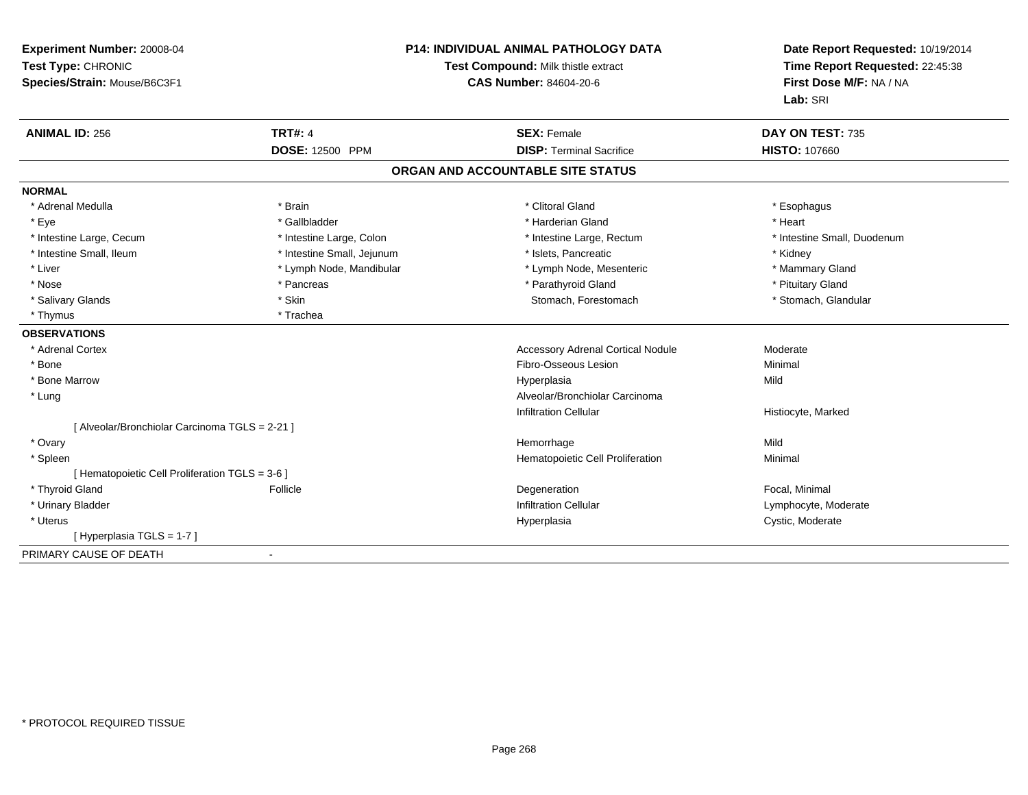**Experiment Number:** 20008-04
**Test Type:** CHRONIC
**Species/Strain:** Mouse/B6C3F1

**P14: INDIVIDUAL ANIMAL PATHOLOGY DATA**
**Test Compound:** Milk thistle extract
**CAS Number:** 84604-20-6

**Date Report Requested:** 10/19/2014
**Time Report Requested:** 22:45:38
**First Dose M/F:** NA / NA
**Lab:** SRI

| **ANIMAL ID:** 256 | **TRT#:** 4 | **SEX:** Female | **DAY ON TEST:** 735 |
|---|---|---|---|
| | **DOSE:** 12500 PPM | **DISP:** Terminal Sacrifice | **HISTO:** 107660 |

## ORGAN AND ACCOUNTABLE SITE STATUS

**NORMAL**

| | | | |
|---|---|---|---|
| * Adrenal Medulla | * Brain | * Clitoral Gland | * Esophagus |
| * Eye | * Gallbladder | * Harderian Gland | * Heart |
| * Intestine Large, Cecum | * Intestine Large, Colon | * Intestine Large, Rectum | * Intestine Small, Duodenum |
| * Intestine Small, Ileum | * Intestine Small, Jejunum | * Islets, Pancreatic | * Kidney |
| * Liver | * Lymph Node, Mandibular | * Lymph Node, Mesenteric | * Mammary Gland |
| * Nose | * Pancreas | * Parathyroid Gland | * Pituitary Gland |
| * Salivary Glands | * Skin | Stomach, Forestomach | * Stomach, Glandular |
| * Thymus | * Trachea | | |

**OBSERVATIONS**

| | | | |
|---|---|---|---|
| * Adrenal Cortex | | Accessory Adrenal Cortical Nodule | Moderate |
| * Bone | | Fibro-Osseous Lesion | Minimal |
| * Bone Marrow | | Hyperplasia | Mild |
| * Lung | | Alveolar/Bronchiolar Carcinoma | |
| | | Infiltration Cellular | Histiocyte, Marked |
| [ Alveolar/Bronchiolar Carcinoma TGLS = 2-21 ] | | | |
| * Ovary | | Hemorrhage | Mild |
| * Spleen | | Hematopoietic Cell Proliferation | Minimal |
| [ Hematopoietic Cell Proliferation TGLS = 3-6 ] | | | |
| * Thyroid Gland | Follicle | Degeneration | Focal, Minimal |
| * Urinary Bladder | | Infiltration Cellular | Lymphocyte, Moderate |
| * Uterus | | Hyperplasia | Cystic, Moderate |
| [ Hyperplasia TGLS = 1-7 ] | | | |

PRIMARY CAUSE OF DEATH -

* PROTOCOL REQUIRED TISSUE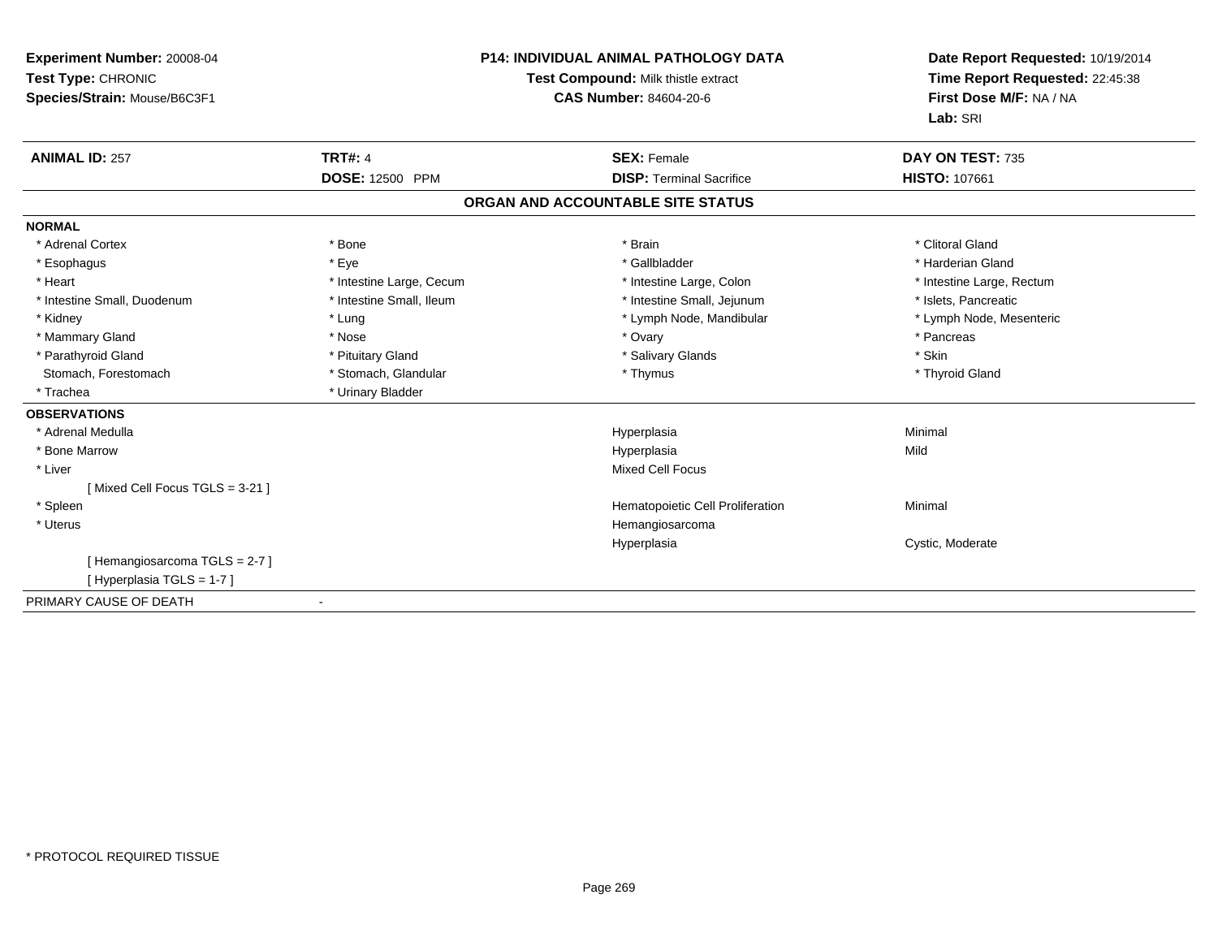**Experiment Number:** 20008-04
**Test Type:** CHRONIC
**Species/Strain:** Mouse/B6C3F1

**P14: INDIVIDUAL ANIMAL PATHOLOGY DATA**
**Test Compound:** Milk thistle extract
**CAS Number:** 84604-20-6

**Date Report Requested:** 10/19/2014
**Time Report Requested:** 22:45:38
**First Dose M/F:** NA / NA
**Lab:** SRI

| **ANIMAL ID:** 257 | **TRT#:** 4 | **SEX:** Female | **DAY ON TEST:** 735 |
|---|---|---|---|
| | **DOSE:** 12500 PPM | **DISP:** Terminal Sacrifice | **HISTO:** 107661 |

## ORGAN AND ACCOUNTABLE SITE STATUS

**NORMAL**

| | | | |
|---|---|---|---|
| * Adrenal Cortex | * Bone | * Brain | * Clitoral Gland |
| * Esophagus | * Eye | * Gallbladder | * Harderian Gland |
| * Heart | * Intestine Large, Cecum | * Intestine Large, Colon | * Intestine Large, Rectum |
| * Intestine Small, Duodenum | * Intestine Small, Ileum | * Intestine Small, Jejunum | * Islets, Pancreatic |
| * Kidney | * Lung | * Lymph Node, Mandibular | * Lymph Node, Mesenteric |
| * Mammary Gland | * Nose | * Ovary | * Pancreas |
| * Parathyroid Gland | * Pituitary Gland | * Salivary Glands | * Skin |
| Stomach, Forestomach | * Stomach, Glandular | * Thymus | * Thyroid Gland |
| * Trachea | * Urinary Bladder | | |

**OBSERVATIONS**

| | | |
|---|---|---|
| * Adrenal Medulla | Hyperplasia | Minimal |
| * Bone Marrow | Hyperplasia | Mild |
| * Liver | Mixed Cell Focus | |
| [ Mixed Cell Focus TGLS = 3-21 ] | | |
| * Spleen | Hematopoietic Cell Proliferation | Minimal |
| * Uterus | Hemangiosarcoma | |
| | Hyperplasia | Cystic, Moderate |
| [ Hemangiosarcoma TGLS = 2-7 ] | | |
| [ Hyperplasia TGLS = 1-7 ] | | |

PRIMARY CAUSE OF DEATH -

* PROTOCOL REQUIRED TISSUE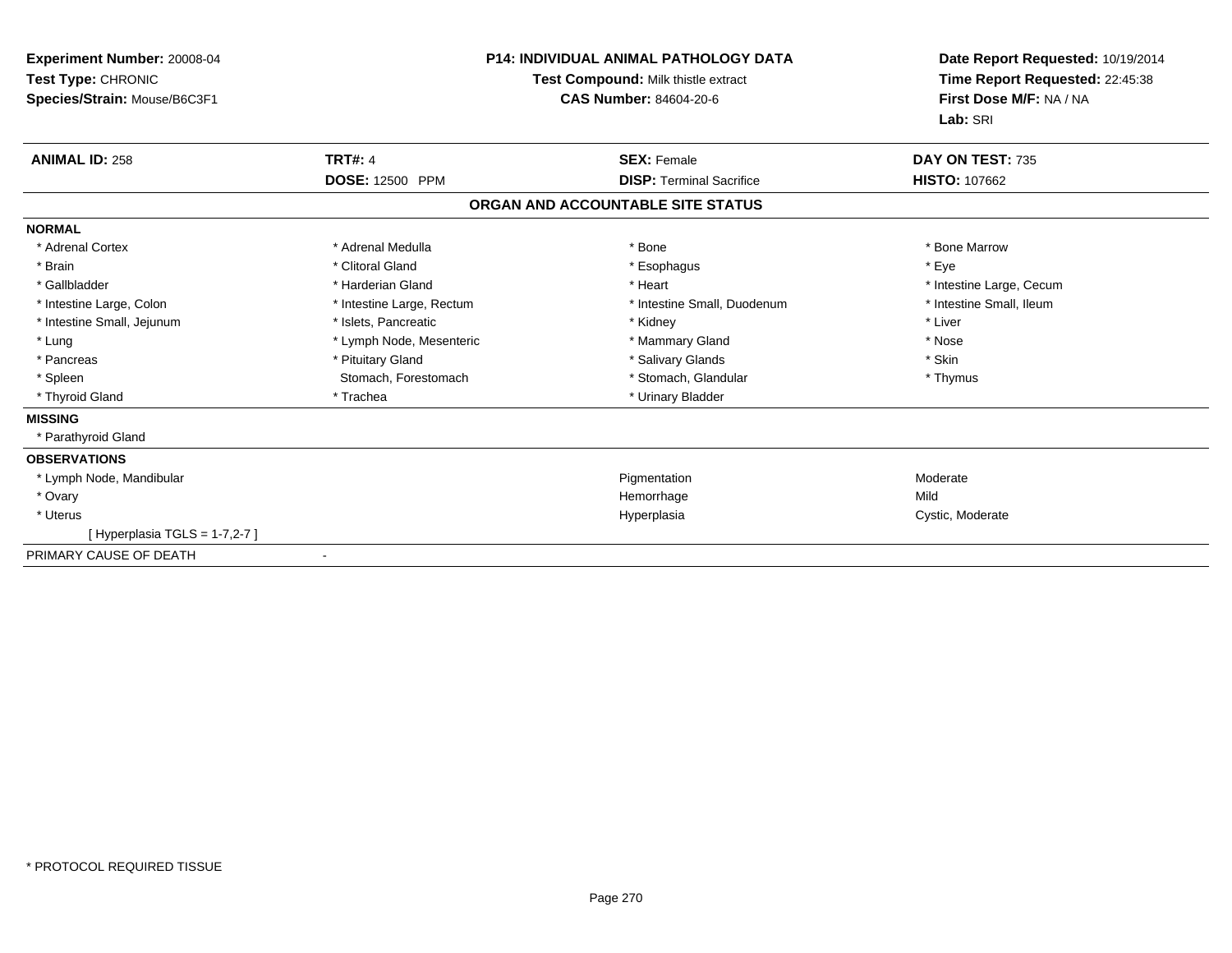**Experiment Number:** 20008-04
**Test Type:** CHRONIC
**Species/Strain:** Mouse/B6C3F1

**P14: INDIVIDUAL ANIMAL PATHOLOGY DATA**
**Test Compound:** Milk thistle extract
**CAS Number:** 84604-20-6

**Date Report Requested:** 10/19/2014
**Time Report Requested:** 22:45:38
**First Dose M/F:** NA / NA
**Lab:** SRI

| **ANIMAL ID:** 258 | **TRT#:** 4 | **SEX:** Female | **DAY ON TEST:** 735 |
|---|---|---|---|
| | **DOSE:** 12500 PPM | **DISP:** Terminal Sacrifice | **HISTO:** 107662 |

## ORGAN AND ACCOUNTABLE SITE STATUS

**NORMAL**

| | | | |
|---|---|---|---|
| * Adrenal Cortex | * Adrenal Medulla | * Bone | * Bone Marrow |
| * Brain | * Clitoral Gland | * Esophagus | * Eye |
| * Gallbladder | * Harderian Gland | * Heart | * Intestine Large, Cecum |
| * Intestine Large, Colon | * Intestine Large, Rectum | * Intestine Small, Duodenum | * Intestine Small, Ileum |
| * Intestine Small, Jejunum | * Islets, Pancreatic | * Kidney | * Liver |
| * Lung | * Lymph Node, Mesenteric | * Mammary Gland | * Nose |
| * Pancreas | * Pituitary Gland | * Salivary Glands | * Skin |
| * Spleen | Stomach, Forestomach | * Stomach, Glandular | * Thymus |
| * Thyroid Gland | * Trachea | * Urinary Bladder | |

**MISSING**

* Parathyroid Gland

**OBSERVATIONS**

| | | |
|---|---|---|
| * Lymph Node, Mandibular | Pigmentation | Moderate |
| * Ovary | Hemorrhage | Mild |
| * Uterus | Hyperplasia | Cystic, Moderate |
| [ Hyperplasia TGLS = 1-7,2-7 ] | | |

PRIMARY CAUSE OF DEATH -

* PROTOCOL REQUIRED TISSUE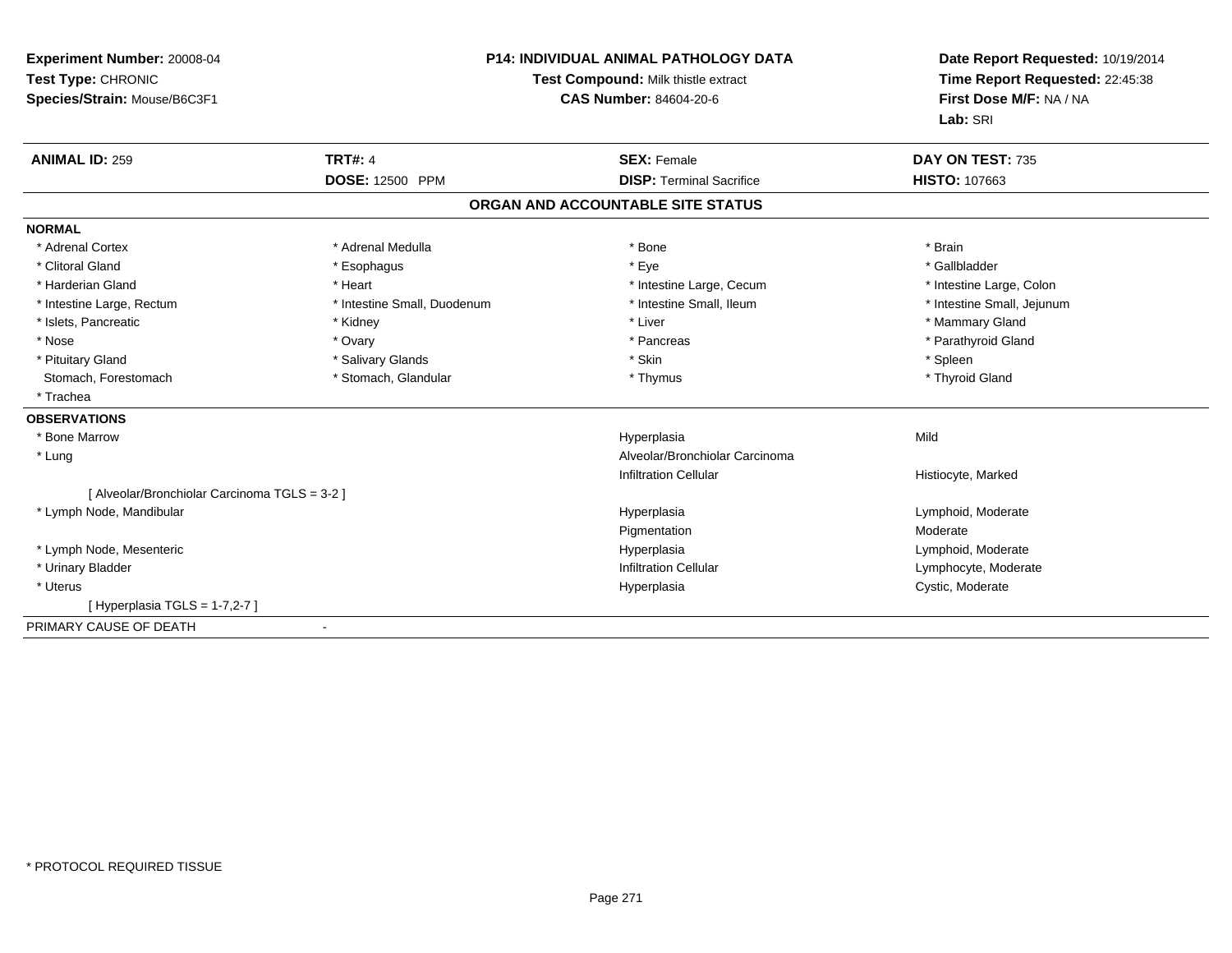**Experiment Number:** 20008-04
**Test Type:** CHRONIC
**Species/Strain:** Mouse/B6C3F1

**P14: INDIVIDUAL ANIMAL PATHOLOGY DATA**
**Test Compound:** Milk thistle extract
**CAS Number:** 84604-20-6

**Date Report Requested:** 10/19/2014
**Time Report Requested:** 22:45:38
**First Dose M/F:** NA / NA
**Lab:** SRI

| **ANIMAL ID:** 259 | **TRT#:** 4 | **SEX:** Female | **DAY ON TEST:** 735 |
|---|---|---|---|
| | **DOSE:** 12500 PPM | **DISP:** Terminal Sacrifice | **HISTO:** 107663 |

## ORGAN AND ACCOUNTABLE SITE STATUS

**NORMAL**

| | | | |
|---|---|---|---|
| * Adrenal Cortex | * Adrenal Medulla | * Bone | * Brain |
| * Clitoral Gland | * Esophagus | * Eye | * Gallbladder |
| * Harderian Gland | * Heart | * Intestine Large, Cecum | * Intestine Large, Colon |
| * Intestine Large, Rectum | * Intestine Small, Duodenum | * Intestine Small, Ileum | * Intestine Small, Jejunum |
| * Islets, Pancreatic | * Kidney | * Liver | * Mammary Gland |
| * Nose | * Ovary | * Pancreas | * Parathyroid Gland |
| * Pituitary Gland | * Salivary Glands | * Skin | * Spleen |
| Stomach, Forestomach | * Stomach, Glandular | * Thymus | * Thyroid Gland |
| * Trachea | | | |

**OBSERVATIONS**

| | | |
|---|---|---|
| * Bone Marrow | Hyperplasia | Mild |
| * Lung | Alveolar/Bronchiolar Carcinoma | |
| | Infiltration Cellular | Histiocyte, Marked |
| [ Alveolar/Bronchiolar Carcinoma TGLS = 3-2 ] | | |
| * Lymph Node, Mandibular | Hyperplasia | Lymphoid, Moderate |
| | Pigmentation | Moderate |
| * Lymph Node, Mesenteric | Hyperplasia | Lymphoid, Moderate |
| * Urinary Bladder | Infiltration Cellular | Lymphocyte, Moderate |
| * Uterus | Hyperplasia | Cystic, Moderate |
| [ Hyperplasia TGLS = 1-7,2-7 ] | | |

PRIMARY CAUSE OF DEATH -

* PROTOCOL REQUIRED TISSUE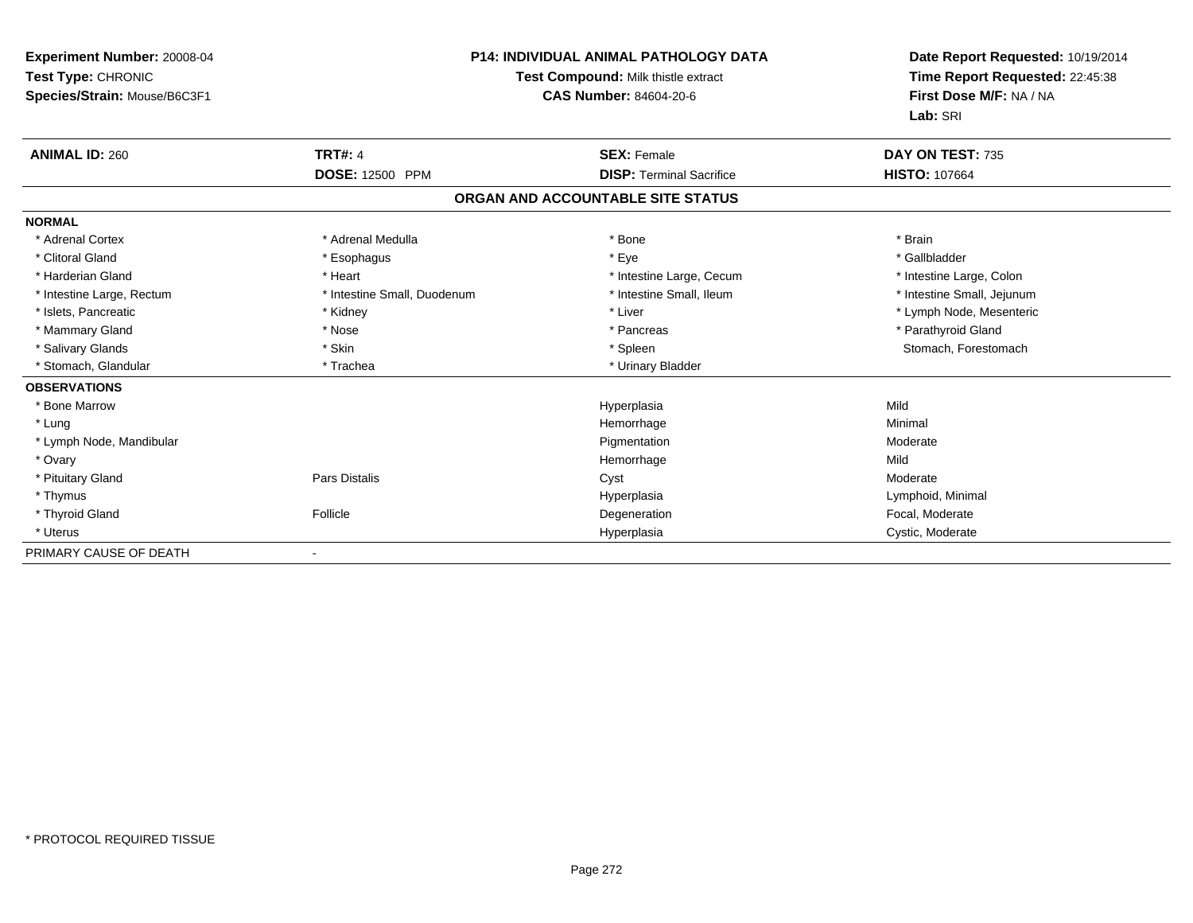**Experiment Number:** 20008-04
**Test Type:** CHRONIC
**Species/Strain:** Mouse/B6C3F1

**P14: INDIVIDUAL ANIMAL PATHOLOGY DATA**
**Test Compound:** Milk thistle extract
**CAS Number:** 84604-20-6

**Date Report Requested:** 10/19/2014
**Time Report Requested:** 22:45:38
**First Dose M/F:** NA / NA
**Lab:** SRI

| **ANIMAL ID:** 260 | **TRT#:** 4 | **SEX:** Female | **DAY ON TEST:** 735 |
|---|---|---|---|
| | **DOSE:** 12500 PPM | **DISP:** Terminal Sacrifice | **HISTO:** 107664 |

## ORGAN AND ACCOUNTABLE SITE STATUS

| | | | |
|---|---|---|---|
| **NORMAL** | | | |
| * Adrenal Cortex | * Adrenal Medulla | * Bone | * Brain |
| * Clitoral Gland | * Esophagus | * Eye | * Gallbladder |
| * Harderian Gland | * Heart | * Intestine Large, Cecum | * Intestine Large, Colon |
| * Intestine Large, Rectum | * Intestine Small, Duodenum | * Intestine Small, Ileum | * Intestine Small, Jejunum |
| * Islets, Pancreatic | * Kidney | * Liver | * Lymph Node, Mesenteric |
| * Mammary Gland | * Nose | * Pancreas | * Parathyroid Gland |
| * Salivary Glands | * Skin | * Spleen | Stomach, Forestomach |
| * Stomach, Glandular | * Trachea | * Urinary Bladder | |
| **OBSERVATIONS** | | | |
| * Bone Marrow | | Hyperplasia | Mild |
| * Lung | | Hemorrhage | Minimal |
| * Lymph Node, Mandibular | | Pigmentation | Moderate |
| * Ovary | | Hemorrhage | Mild |
| * Pituitary Gland | Pars Distalis | Cyst | Moderate |
| * Thymus | | Hyperplasia | Lymphoid, Minimal |
| * Thyroid Gland | Follicle | Degeneration | Focal, Moderate |
| * Uterus | | Hyperplasia | Cystic, Moderate |
| PRIMARY CAUSE OF DEATH | - | | |

\* PROTOCOL REQUIRED TISSUE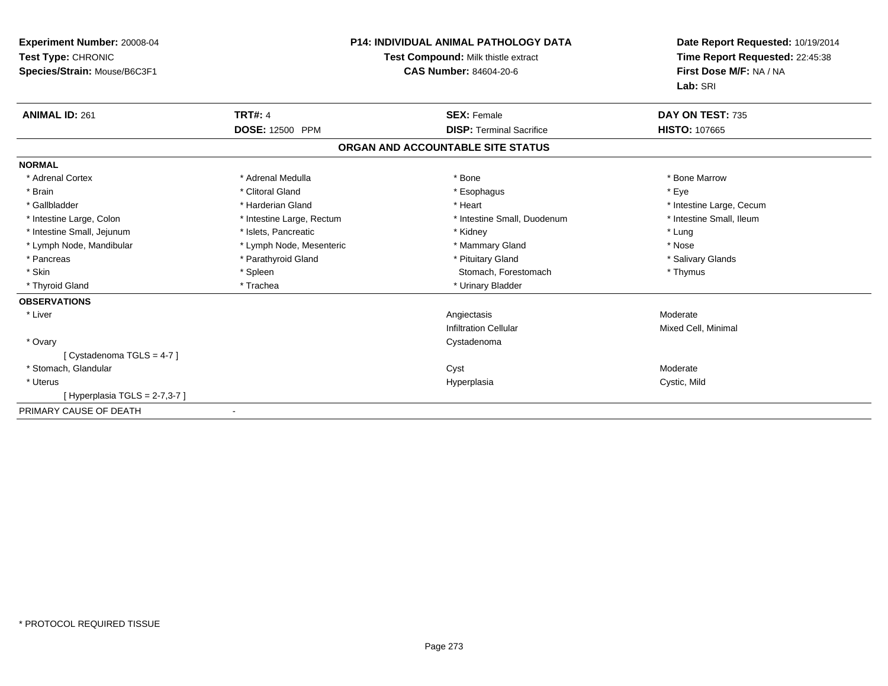**Experiment Number:** 20008-04
**Test Type:** CHRONIC
**Species/Strain:** Mouse/B6C3F1

**P14: INDIVIDUAL ANIMAL PATHOLOGY DATA**
**Test Compound:** Milk thistle extract
**CAS Number:** 84604-20-6

**Date Report Requested:** 10/19/2014
**Time Report Requested:** 22:45:38
**First Dose M/F:** NA / NA
**Lab:** SRI

| **ANIMAL ID:** 261 | **TRT#:** 4 | **SEX:** Female | **DAY ON TEST:** 735 |
|---|---|---|---|
| | **DOSE:** 12500 PPM | **DISP:** Terminal Sacrifice | **HISTO:** 107665 |

## ORGAN AND ACCOUNTABLE SITE STATUS

**NORMAL**

| | | | |
|---|---|---|---|
| * Adrenal Cortex | * Adrenal Medulla | * Bone | * Bone Marrow |
| * Brain | * Clitoral Gland | * Esophagus | * Eye |
| * Gallbladder | * Harderian Gland | * Heart | * Intestine Large, Cecum |
| * Intestine Large, Colon | * Intestine Large, Rectum | * Intestine Small, Duodenum | * Intestine Small, Ileum |
| * Intestine Small, Jejunum | * Islets, Pancreatic | * Kidney | * Lung |
| * Lymph Node, Mandibular | * Lymph Node, Mesenteric | * Mammary Gland | * Nose |
| * Pancreas | * Parathyroid Gland | * Pituitary Gland | * Salivary Glands |
| * Skin | * Spleen | Stomach, Forestomach | * Thymus |
| * Thyroid Gland | * Trachea | * Urinary Bladder | |

**OBSERVATIONS**

| | | |
|---|---|---|
| * Liver | Angiectasis | Moderate |
| | Infiltration Cellular | Mixed Cell, Minimal |
| * Ovary | Cystadenoma | |
| [ Cystadenoma TGLS = 4-7 ] | | |
| * Stomach, Glandular | Cyst | Moderate |
| * Uterus | Hyperplasia | Cystic, Mild |
| [ Hyperplasia TGLS = 2-7,3-7 ] | | |

PRIMARY CAUSE OF DEATH -

\* PROTOCOL REQUIRED TISSUE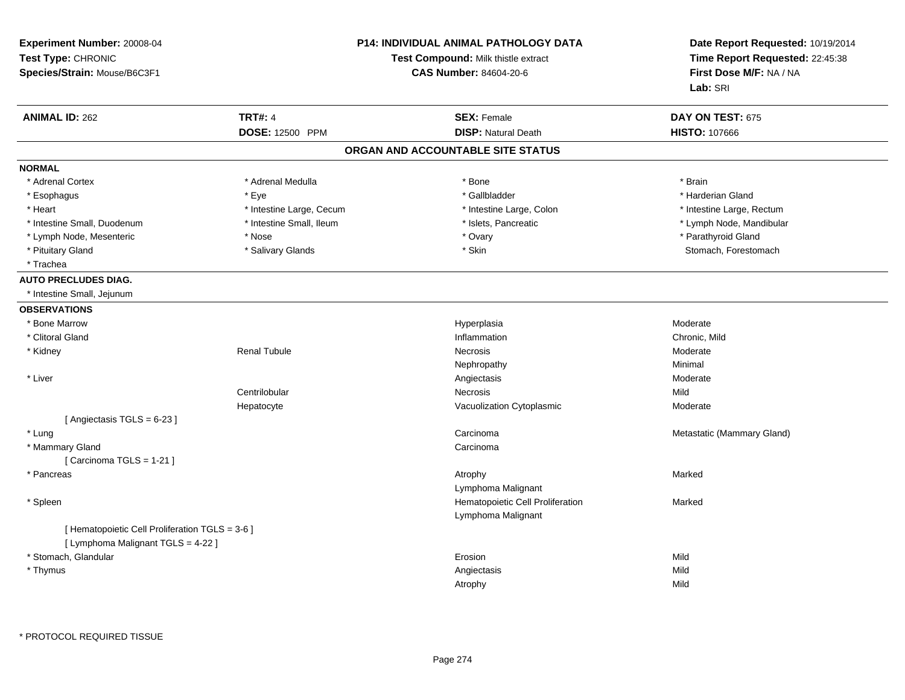**Experiment Number:** 20008-04
**Test Type:** CHRONIC
**Species/Strain:** Mouse/B6C3F1

**P14: INDIVIDUAL ANIMAL PATHOLOGY DATA**
**Test Compound:** Milk thistle extract
**CAS Number:** 84604-20-6

**Date Report Requested:** 10/19/2014
**Time Report Requested:** 22:45:38
**First Dose M/F:** NA / NA
**Lab:** SRI

| **ANIMAL ID:** 262 | **TRT#:** 4 | **SEX:** Female | **DAY ON TEST:** 675 |
|---|---|---|---|
| | **DOSE:** 12500 PPM | **DISP:** Natural Death | **HISTO:** 107666 |

## ORGAN AND ACCOUNTABLE SITE STATUS

**NORMAL**

| | | | |
|---|---|---|---|
| * Adrenal Cortex | * Adrenal Medulla | * Bone | * Brain |
| * Esophagus | * Eye | * Gallbladder | * Harderian Gland |
| * Heart | * Intestine Large, Cecum | * Intestine Large, Colon | * Intestine Large, Rectum |
| * Intestine Small, Duodenum | * Intestine Small, Ileum | * Islets, Pancreatic | * Lymph Node, Mandibular |
| * Lymph Node, Mesenteric | * Nose | * Ovary | * Parathyroid Gland |
| * Pituitary Gland | * Salivary Glands | * Skin | Stomach, Forestomach |
| * Trachea | | | |

**AUTO PRECLUDES DIAG.**

* Intestine Small, Jejunum

**OBSERVATIONS**

| Organ | Site | Observation | Severity |
|---|---|---|---|
| * Bone Marrow | | Hyperplasia | Moderate |
| * Clitoral Gland | | Inflammation | Chronic, Mild |
| * Kidney | Renal Tubule | Necrosis | Moderate |
| | | Nephropathy | Minimal |
| * Liver | | Angiectasis | Moderate |
| | Centrilobular | Necrosis | Mild |
| | Hepatocyte | Vacuolization Cytoplasmic | Moderate |
| [ Angiectasis TGLS = 6-23 ] | | | |
| * Lung | | Carcinoma | Metastatic (Mammary Gland) |
| * Mammary Gland | | Carcinoma | |
| [ Carcinoma TGLS = 1-21 ] | | | |
| * Pancreas | | Atrophy | Marked |
| | | Lymphoma Malignant | |
| * Spleen | | Hematopoietic Cell Proliferation | Marked |
| | | Lymphoma Malignant | |
| [ Hematopoietic Cell Proliferation TGLS = 3-6 ] | | | |
| [ Lymphoma Malignant TGLS = 4-22 ] | | | |
| * Stomach, Glandular | | Erosion | Mild |
| * Thymus | | Angiectasis | Mild |
| | | Atrophy | Mild |

\* PROTOCOL REQUIRED TISSUE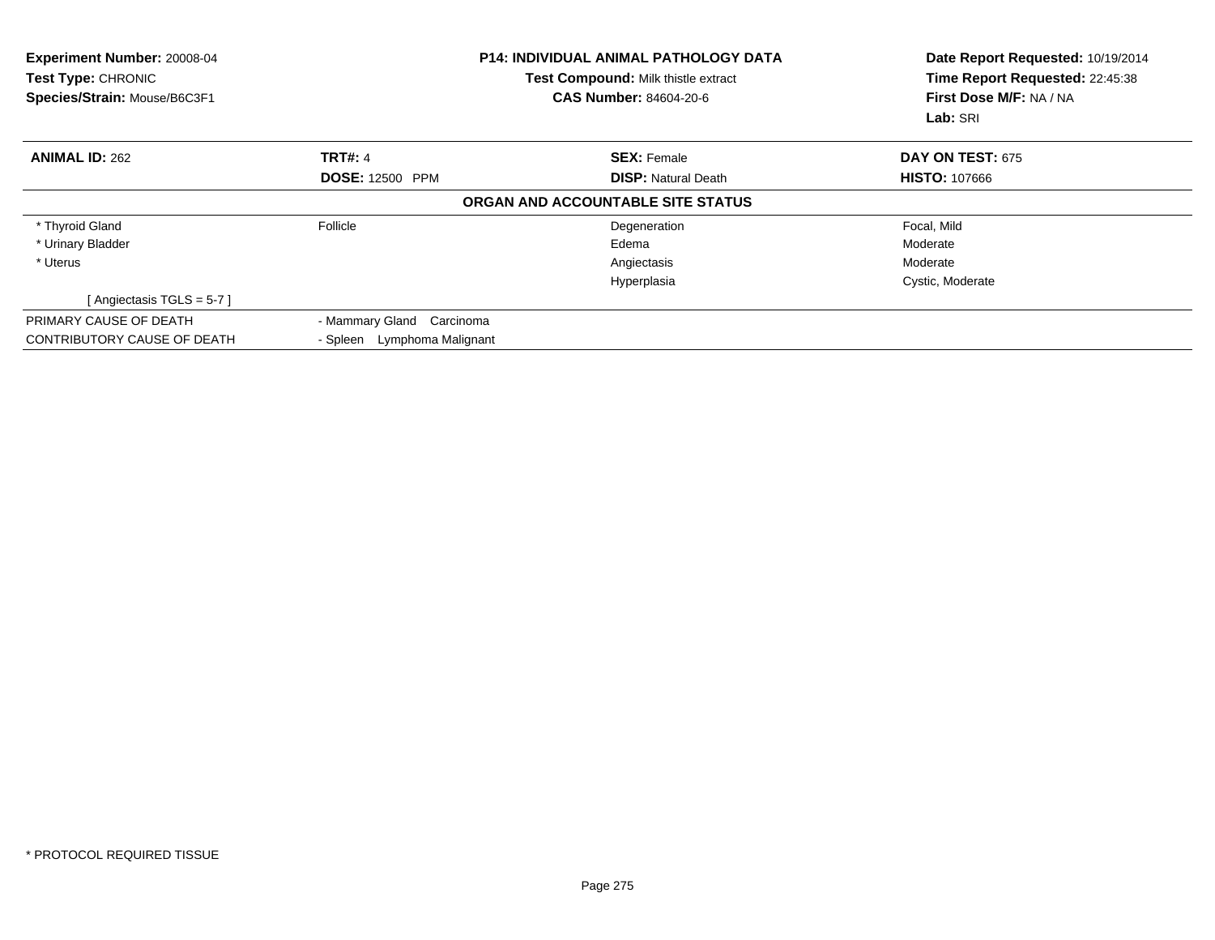**Experiment Number:** 20008-04
**Test Type:** CHRONIC
**Species/Strain:** Mouse/B6C3F1

**P14: INDIVIDUAL ANIMAL PATHOLOGY DATA**
**Test Compound:** Milk thistle extract
**CAS Number:** 84604-20-6

**Date Report Requested:** 10/19/2014
**Time Report Requested:** 22:45:38
**First Dose M/F:** NA / NA
**Lab:** SRI

| **ANIMAL ID:** 262 | **TRT#:** 4 | **SEX:** Female | **DAY ON TEST:** 675 |
|---|---|---|---|
| | **DOSE:** 12500 PPM | **DISP:** Natural Death | **HISTO:** 107666 |

**ORGAN AND ACCOUNTABLE SITE STATUS**

| | | | |
|---|---|---|---|
| * Thyroid Gland | Follicle | Degeneration | Focal, Mild |
| * Urinary Bladder | | Edema | Moderate |
| * Uterus | | Angiectasis | Moderate |
| | | Hyperplasia | Cystic, Moderate |
| [ Angiectasis TGLS = 5-7 ] | | | |

| | |
|---|---|
| PRIMARY CAUSE OF DEATH | - Mammary Gland Carcinoma |
| CONTRIBUTORY CAUSE OF DEATH | - Spleen Lymphoma Malignant |

* PROTOCOL REQUIRED TISSUE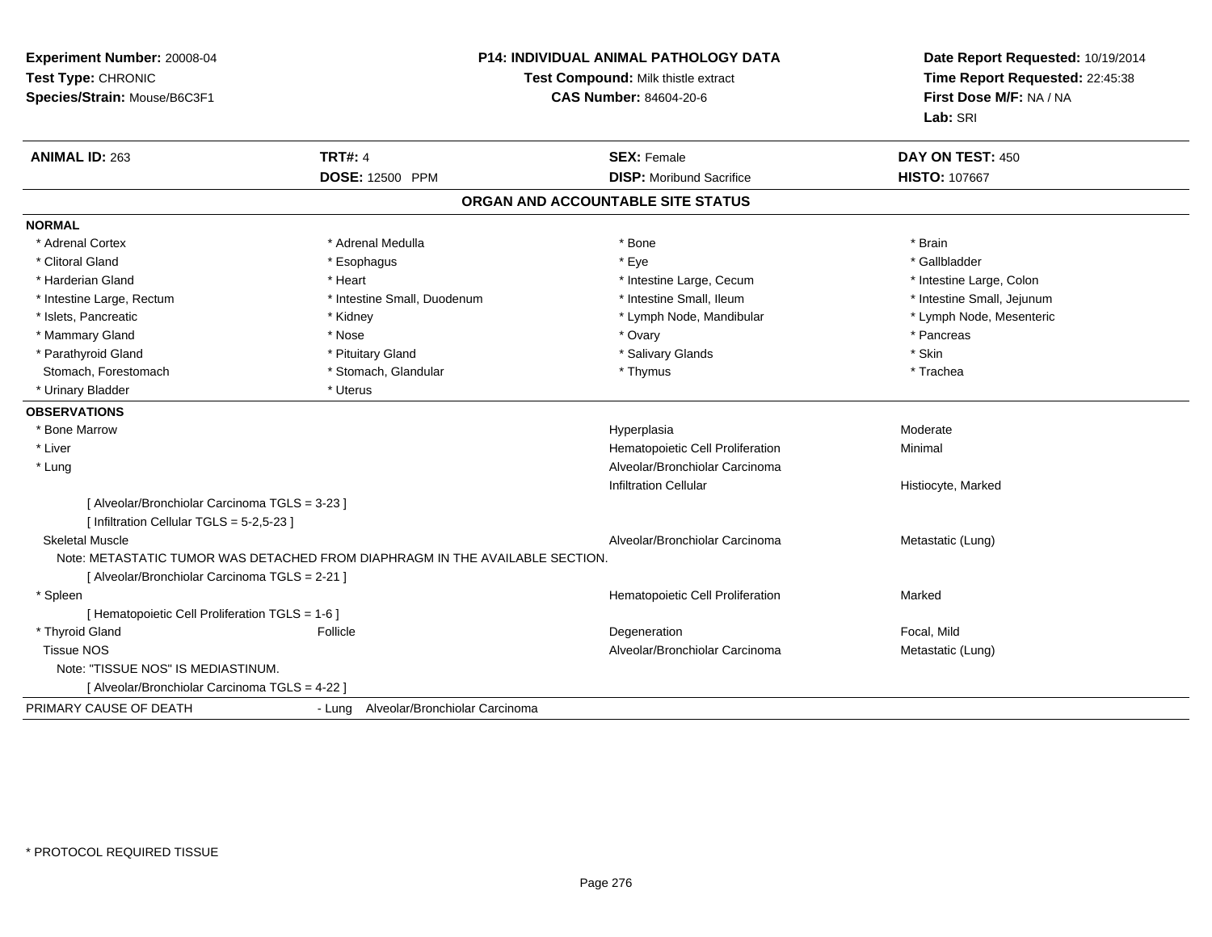**Experiment Number:** 20008-04
**Test Type:** CHRONIC
**Species/Strain:** Mouse/B6C3F1

**P14: INDIVIDUAL ANIMAL PATHOLOGY DATA**
**Test Compound:** Milk thistle extract
**CAS Number:** 84604-20-6

**Date Report Requested:** 10/19/2014
**Time Report Requested:** 22:45:38
**First Dose M/F:** NA / NA
**Lab:** SRI

| **ANIMAL ID:** 263 | **TRT#:** 4 | **SEX:** Female | **DAY ON TEST:** 450 |
|---|---|---|---|
| | **DOSE:** 12500 PPM | **DISP:** Moribund Sacrifice | **HISTO:** 107667 |

## ORGAN AND ACCOUNTABLE SITE STATUS

**NORMAL**

| | | | |
|---|---|---|---|
| * Adrenal Cortex | * Adrenal Medulla | * Bone | * Brain |
| * Clitoral Gland | * Esophagus | * Eye | * Gallbladder |
| * Harderian Gland | * Heart | * Intestine Large, Cecum | * Intestine Large, Colon |
| * Intestine Large, Rectum | * Intestine Small, Duodenum | * Intestine Small, Ileum | * Intestine Small, Jejunum |
| * Islets, Pancreatic | * Kidney | * Lymph Node, Mandibular | * Lymph Node, Mesenteric |
| * Mammary Gland | * Nose | * Ovary | * Pancreas |
| * Parathyroid Gland | * Pituitary Gland | * Salivary Glands | * Skin |
| Stomach, Forestomach | * Stomach, Glandular | * Thymus | * Trachea |
| * Urinary Bladder | * Uterus | | |

**OBSERVATIONS**

| | | | |
|---|---|---|---|
| * Bone Marrow | | Hyperplasia | Moderate |
| * Liver | | Hematopoietic Cell Proliferation | Minimal |
| * Lung | | Alveolar/Bronchiolar Carcinoma | |
| | | Infiltration Cellular | Histiocyte, Marked |
| [ Alveolar/Bronchiolar Carcinoma TGLS = 3-23 ] | | | |
| [ Infiltration Cellular TGLS = 5-2,5-23 ] | | | |
| Skeletal Muscle | | Alveolar/Bronchiolar Carcinoma | Metastatic (Lung) |
| Note: METASTATIC TUMOR WAS DETACHED FROM DIAPHRAGM IN THE AVAILABLE SECTION. | | | |
| [ Alveolar/Bronchiolar Carcinoma TGLS = 2-21 ] | | | |
| * Spleen | | Hematopoietic Cell Proliferation | Marked |
| [ Hematopoietic Cell Proliferation TGLS = 1-6 ] | | | |
| * Thyroid Gland | Follicle | Degeneration | Focal, Mild |
| Tissue NOS | | Alveolar/Bronchiolar Carcinoma | Metastatic (Lung) |
| Note: "TISSUE NOS" IS MEDIASTINUM. | | | |
| [ Alveolar/Bronchiolar Carcinoma TGLS = 4-22 ] | | | |

PRIMARY CAUSE OF DEATH - Lung Alveolar/Bronchiolar Carcinoma

\* PROTOCOL REQUIRED TISSUE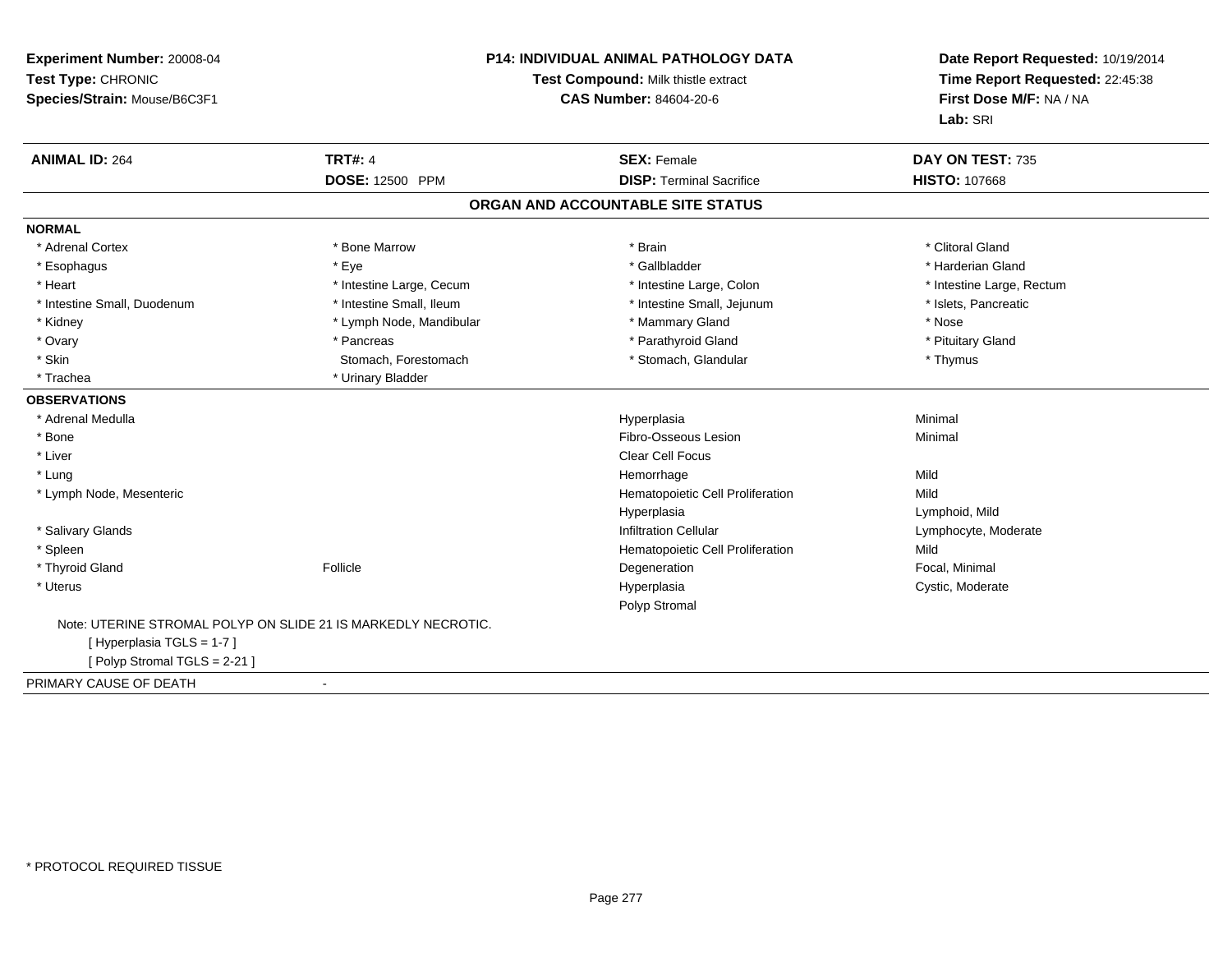**Experiment Number:** 20008-04
**Test Type:** CHRONIC
**Species/Strain:** Mouse/B6C3F1

**P14: INDIVIDUAL ANIMAL PATHOLOGY DATA**
**Test Compound:** Milk thistle extract
**CAS Number:** 84604-20-6

**Date Report Requested:** 10/19/2014
**Time Report Requested:** 22:45:38
**First Dose M/F:** NA / NA
**Lab:** SRI

| **ANIMAL ID:** 264 | **TRT#:** 4 | **SEX:** Female | **DAY ON TEST:** 735 |
|---|---|---|---|
| | **DOSE:** 12500 PPM | **DISP:** Terminal Sacrifice | **HISTO:** 107668 |

## ORGAN AND ACCOUNTABLE SITE STATUS

**NORMAL**

| | | | |
|---|---|---|---|
| * Adrenal Cortex | * Bone Marrow | * Brain | * Clitoral Gland |
| * Esophagus | * Eye | * Gallbladder | * Harderian Gland |
| * Heart | * Intestine Large, Cecum | * Intestine Large, Colon | * Intestine Large, Rectum |
| * Intestine Small, Duodenum | * Intestine Small, Ileum | * Intestine Small, Jejunum | * Islets, Pancreatic |
| * Kidney | * Lymph Node, Mandibular | * Mammary Gland | * Nose |
| * Ovary | * Pancreas | * Parathyroid Gland | * Pituitary Gland |
| * Skin | Stomach, Forestomach | * Stomach, Glandular | * Thymus |
| * Trachea | * Urinary Bladder | | |

**OBSERVATIONS**

| | | | |
|---|---|---|---|
| * Adrenal Medulla | | Hyperplasia | Minimal |
| * Bone | | Fibro-Osseous Lesion | Minimal |
| * Liver | | Clear Cell Focus | |
| * Lung | | Hemorrhage | Mild |
| * Lymph Node, Mesenteric | | Hematopoietic Cell Proliferation | Mild |
| | | Hyperplasia | Lymphoid, Mild |
| * Salivary Glands | | Infiltration Cellular | Lymphocyte, Moderate |
| * Spleen | | Hematopoietic Cell Proliferation | Mild |
| * Thyroid Gland | Follicle | Degeneration | Focal, Minimal |
| * Uterus | | Hyperplasia | Cystic, Moderate |
| | | Polyp Stromal | |

Note: UTERINE STROMAL POLYP ON SLIDE 21 IS MARKEDLY NECROTIC.
[ Hyperplasia TGLS = 1-7 ]
[ Polyp Stromal TGLS = 2-21 ]

PRIMARY CAUSE OF DEATH -

* PROTOCOL REQUIRED TISSUE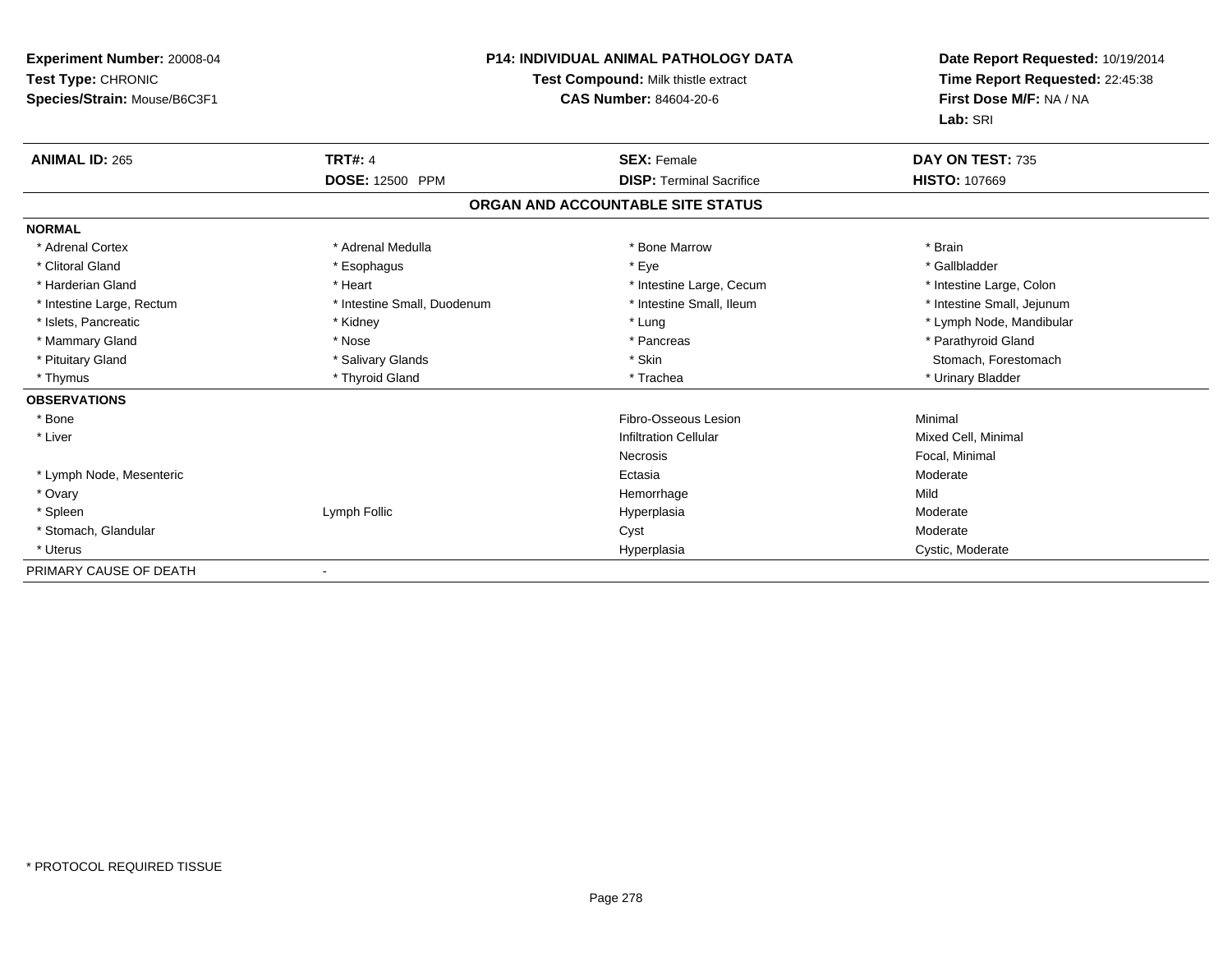**Experiment Number:** 20008-04
**Test Type:** CHRONIC
**Species/Strain:** Mouse/B6C3F1

**P14: INDIVIDUAL ANIMAL PATHOLOGY DATA**
**Test Compound:** Milk thistle extract
**CAS Number:** 84604-20-6

**Date Report Requested:** 10/19/2014
**Time Report Requested:** 22:45:38
**First Dose M/F:** NA / NA
**Lab:** SRI

| **ANIMAL ID:** 265 | **TRT#:** 4 | **SEX:** Female | **DAY ON TEST:** 735 |
|---|---|---|---|
| | **DOSE:** 12500 PPM | **DISP:** Terminal Sacrifice | **HISTO:** 107669 |

## ORGAN AND ACCOUNTABLE SITE STATUS

| | | | |
|---|---|---|---|
| **NORMAL** | | | |
| * Adrenal Cortex | * Adrenal Medulla | * Bone Marrow | * Brain |
| * Clitoral Gland | * Esophagus | * Eye | * Gallbladder |
| * Harderian Gland | * Heart | * Intestine Large, Cecum | * Intestine Large, Colon |
| * Intestine Large, Rectum | * Intestine Small, Duodenum | * Intestine Small, Ileum | * Intestine Small, Jejunum |
| * Islets, Pancreatic | * Kidney | * Lung | * Lymph Node, Mandibular |
| * Mammary Gland | * Nose | * Pancreas | * Parathyroid Gland |
| * Pituitary Gland | * Salivary Glands | * Skin | Stomach, Forestomach |
| * Thymus | * Thyroid Gland | * Trachea | * Urinary Bladder |
| **OBSERVATIONS** | | | |
| * Bone | | Fibro-Osseous Lesion | Minimal |
| * Liver | | Infiltration Cellular | Mixed Cell, Minimal |
| | | Necrosis | Focal, Minimal |
| * Lymph Node, Mesenteric | | Ectasia | Moderate |
| * Ovary | | Hemorrhage | Mild |
| * Spleen | Lymph Follic | Hyperplasia | Moderate |
| * Stomach, Glandular | | Cyst | Moderate |
| * Uterus | | Hyperplasia | Cystic, Moderate |
| PRIMARY CAUSE OF DEATH | - | | |

* PROTOCOL REQUIRED TISSUE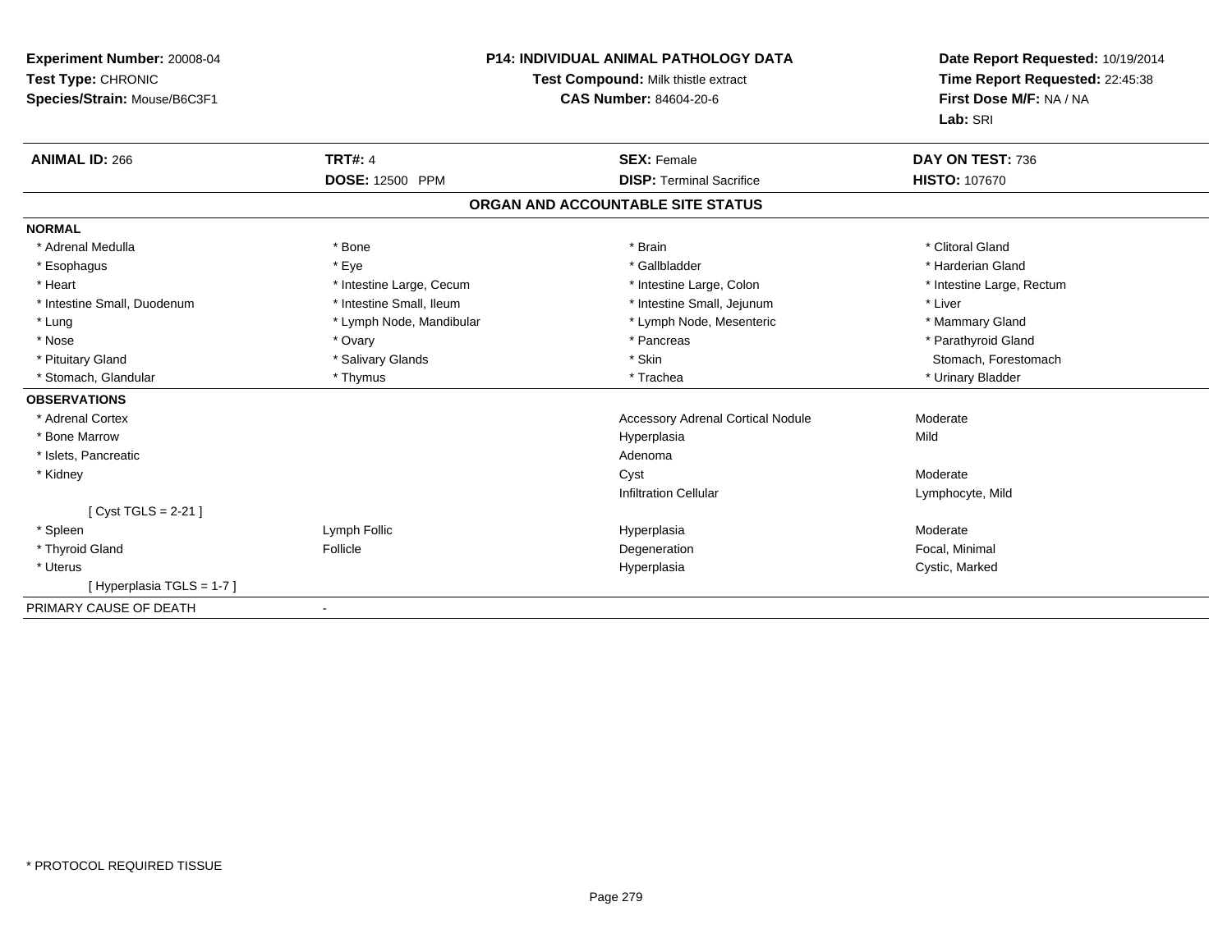**Experiment Number:** 20008-04
**Test Type:** CHRONIC
**Species/Strain:** Mouse/B6C3F1

**P14: INDIVIDUAL ANIMAL PATHOLOGY DATA**
**Test Compound:** Milk thistle extract
**CAS Number:** 84604-20-6

**Date Report Requested:** 10/19/2014
**Time Report Requested:** 22:45:38
**First Dose M/F:** NA / NA
**Lab:** SRI

| **ANIMAL ID:** 266 | **TRT#:** 4 | **SEX:** Female | **DAY ON TEST:** 736 |
|---|---|---|---|
| | **DOSE:** 12500 PPM | **DISP:** Terminal Sacrifice | **HISTO:** 107670 |

## ORGAN AND ACCOUNTABLE SITE STATUS

**NORMAL**

| | | | |
|---|---|---|---|
| * Adrenal Medulla | * Bone | * Brain | * Clitoral Gland |
| * Esophagus | * Eye | * Gallbladder | * Harderian Gland |
| * Heart | * Intestine Large, Cecum | * Intestine Large, Colon | * Intestine Large, Rectum |
| * Intestine Small, Duodenum | * Intestine Small, Ileum | * Intestine Small, Jejunum | * Liver |
| * Lung | * Lymph Node, Mandibular | * Lymph Node, Mesenteric | * Mammary Gland |
| * Nose | * Ovary | * Pancreas | * Parathyroid Gland |
| * Pituitary Gland | * Salivary Glands | * Skin | Stomach, Forestomach |
| * Stomach, Glandular | * Thymus | * Trachea | * Urinary Bladder |

**OBSERVATIONS**

| | | | |
|---|---|---|---|
| * Adrenal Cortex | | Accessory Adrenal Cortical Nodule | Moderate |
| * Bone Marrow | | Hyperplasia | Mild |
| * Islets, Pancreatic | | Adenoma | |
| * Kidney | | Cyst | Moderate |
| | | Infiltration Cellular | Lymphocyte, Mild |
| [ Cyst TGLS = 2-21 ] | | | |
| * Spleen | Lymph Follic | Hyperplasia | Moderate |
| * Thyroid Gland | Follicle | Degeneration | Focal, Minimal |
| * Uterus | | Hyperplasia | Cystic, Marked |
| [ Hyperplasia TGLS = 1-7 ] | | | |

PRIMARY CAUSE OF DEATH -

* PROTOCOL REQUIRED TISSUE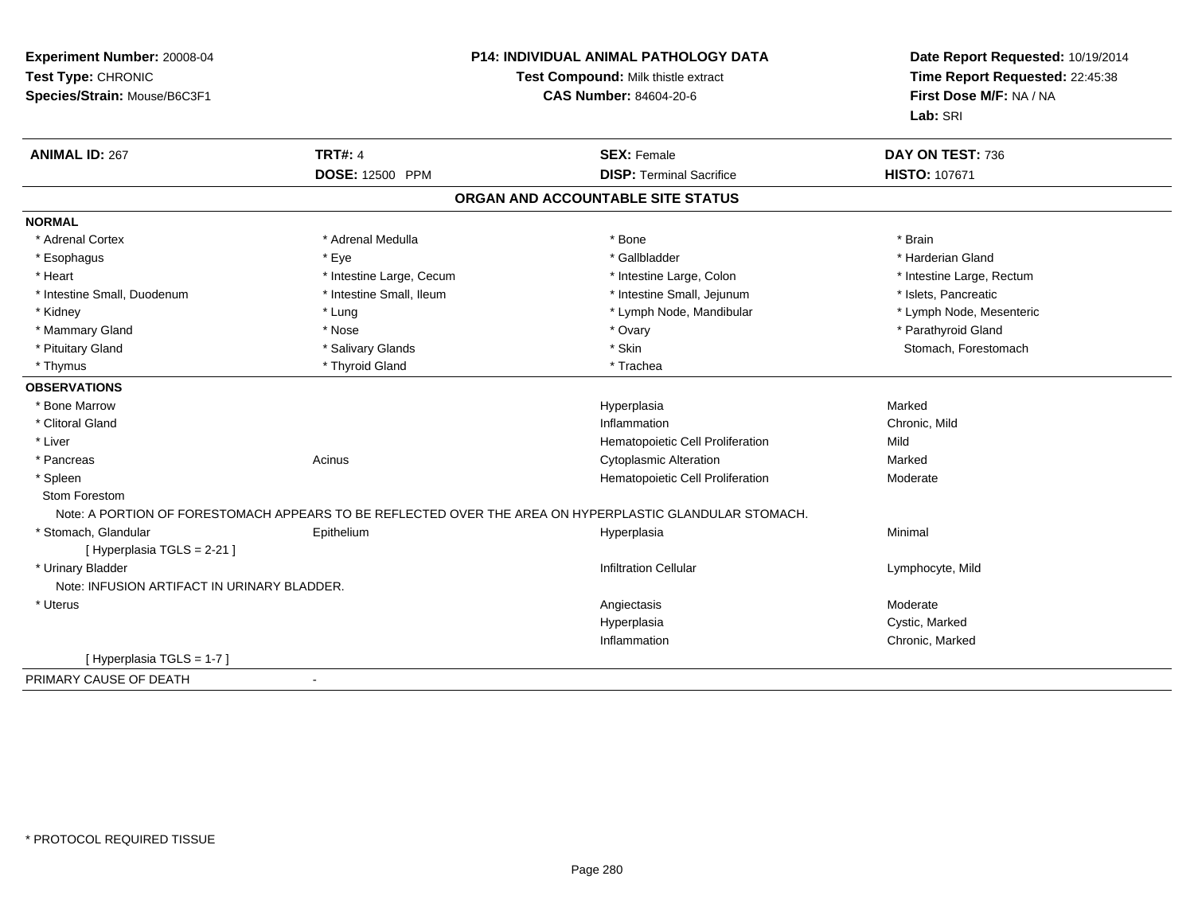**Experiment Number:** 20008-04
**Test Type:** CHRONIC
**Species/Strain:** Mouse/B6C3F1

**P14: INDIVIDUAL ANIMAL PATHOLOGY DATA**
**Test Compound:** Milk thistle extract
**CAS Number:** 84604-20-6

**Date Report Requested:** 10/19/2014
**Time Report Requested:** 22:45:38
**First Dose M/F:** NA / NA
**Lab:** SRI

| **ANIMAL ID:** 267 | **TRT#:** 4 | **SEX:** Female | **DAY ON TEST:** 736 |
|---|---|---|---|
| | **DOSE:** 12500 PPM | **DISP:** Terminal Sacrifice | **HISTO:** 107671 |

## ORGAN AND ACCOUNTABLE SITE STATUS

**NORMAL**

| | | | |
|---|---|---|---|
| * Adrenal Cortex | * Adrenal Medulla | * Bone | * Brain |
| * Esophagus | * Eye | * Gallbladder | * Harderian Gland |
| * Heart | * Intestine Large, Cecum | * Intestine Large, Colon | * Intestine Large, Rectum |
| * Intestine Small, Duodenum | * Intestine Small, Ileum | * Intestine Small, Jejunum | * Islets, Pancreatic |
| * Kidney | * Lung | * Lymph Node, Mandibular | * Lymph Node, Mesenteric |
| * Mammary Gland | * Nose | * Ovary | * Parathyroid Gland |
| * Pituitary Gland | * Salivary Glands | * Skin | Stomach, Forestomach |
| * Thymus | * Thyroid Gland | * Trachea | |

**OBSERVATIONS**

| | | | |
|---|---|---|---|
| * Bone Marrow | | Hyperplasia | Marked |
| * Clitoral Gland | | Inflammation | Chronic, Mild |
| * Liver | | Hematopoietic Cell Proliferation | Mild |
| * Pancreas | Acinus | Cytoplasmic Alteration | Marked |
| * Spleen | | Hematopoietic Cell Proliferation | Moderate |
| Stom Forestom | | | |

Note: A PORTION OF FORESTOMACH APPEARS TO BE REFLECTED OVER THE AREA ON HYPERPLASTIC GLANDULAR STOMACH.

| | | | |
|---|---|---|---|
| * Stomach, Glandular | Epithelium | Hyperplasia | Minimal |
| [ Hyperplasia TGLS = 2-21 ] | | | |
| * Urinary Bladder | | Infiltration Cellular | Lymphocyte, Mild |

Note: INFUSION ARTIFACT IN URINARY BLADDER.

| | | | |
|---|---|---|---|
| * Uterus | | Angiectasis | Moderate |
| | | Hyperplasia | Cystic, Marked |
| | | Inflammation | Chronic, Marked |
| [ Hyperplasia TGLS = 1-7 ] | | | |

PRIMARY CAUSE OF DEATH -

* PROTOCOL REQUIRED TISSUE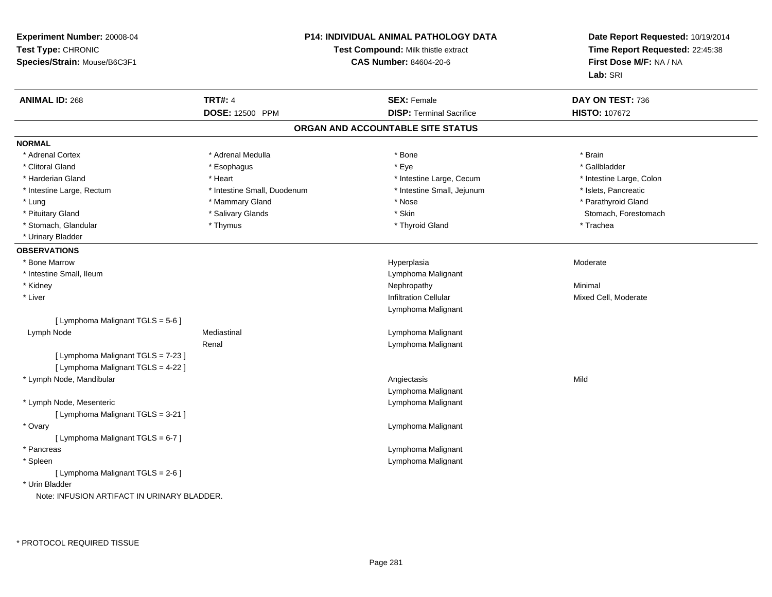**Experiment Number:** 20008-04
**Test Type:** CHRONIC
**Species/Strain:** Mouse/B6C3F1

**P14: INDIVIDUAL ANIMAL PATHOLOGY DATA**
**Test Compound:** Milk thistle extract
**CAS Number:** 84604-20-6

**Date Report Requested:** 10/19/2014
**Time Report Requested:** 22:45:38
**First Dose M/F:** NA / NA
**Lab:** SRI

| **ANIMAL ID:** 268 | **TRT#:** 4 | **SEX:** Female | **DAY ON TEST:** 736 |
|---|---|---|---|
| | **DOSE:** 12500 PPM | **DISP:** Terminal Sacrifice | **HISTO:** 107672 |

## ORGAN AND ACCOUNTABLE SITE STATUS

### NORMAL

| | | | |
|---|---|---|---|
| * Adrenal Cortex | * Adrenal Medulla | * Bone | * Brain |
| * Clitoral Gland | * Esophagus | * Eye | * Gallbladder |
| * Harderian Gland | * Heart | * Intestine Large, Cecum | * Intestine Large, Colon |
| * Intestine Large, Rectum | * Intestine Small, Duodenum | * Intestine Small, Jejunum | * Islets, Pancreatic |
| * Lung | * Mammary Gland | * Nose | * Parathyroid Gland |
| * Pituitary Gland | * Salivary Glands | * Skin | Stomach, Forestomach |
| * Stomach, Glandular | * Thymus | * Thyroid Gland | * Trachea |
| * Urinary Bladder | | | |

### OBSERVATIONS

| | | | |
|---|---|---|---|
| * Bone Marrow | | Hyperplasia | Moderate |
| * Intestine Small, Ileum | | Lymphoma Malignant | |
| * Kidney | | Nephropathy | Minimal |
| * Liver | | Infiltration Cellular | Mixed Cell, Moderate |
| | | Lymphoma Malignant | |
| [ Lymphoma Malignant TGLS = 5-6 ] | | | |
| Lymph Node | Mediastinal | Lymphoma Malignant | |
| | Renal | Lymphoma Malignant | |
| [ Lymphoma Malignant TGLS = 7-23 ] | | | |
| [ Lymphoma Malignant TGLS = 4-22 ] | | | |
| * Lymph Node, Mandibular | | Angiectasis | Mild |
| | | Lymphoma Malignant | |
| * Lymph Node, Mesenteric | | Lymphoma Malignant | |
| [ Lymphoma Malignant TGLS = 3-21 ] | | | |
| * Ovary | | Lymphoma Malignant | |
| [ Lymphoma Malignant TGLS = 6-7 ] | | | |
| * Pancreas | | Lymphoma Malignant | |
| * Spleen | | Lymphoma Malignant | |
| [ Lymphoma Malignant TGLS = 2-6 ] | | | |
| * Urin Bladder | | | |

Note: INFUSION ARTIFACT IN URINARY BLADDER.

* PROTOCOL REQUIRED TISSUE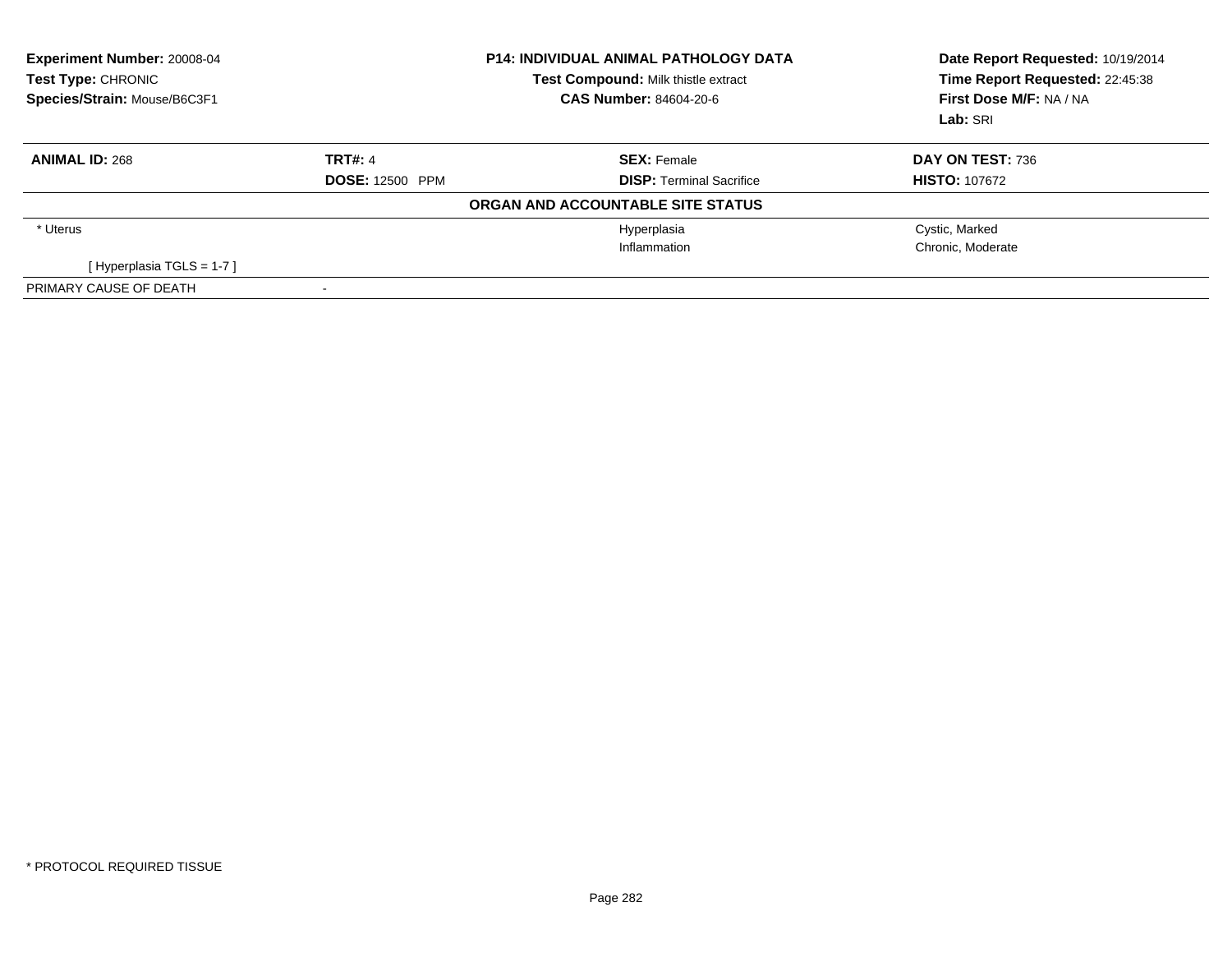| Experiment Number: 20008-04 | P14: INDIVIDUAL ANIMAL PATHOLOGY DATA | Date Report Requested: 10/19/2014 |
|---|---|---|
| Test Type: CHRONIC | Test Compound: Milk thistle extract | Time Report Requested: 22:45:38 |
| Species/Strain: Mouse/B6C3F1 | CAS Number: 84604-20-6 | First Dose M/F: NA / NA |
| | | Lab: SRI |

| ANIMAL ID: 268 | TRT#: 4 | SEX: Female | DAY ON TEST: 736 |
|---|---|---|---|
| | DOSE: 12500 PPM | DISP: Terminal Sacrifice | HISTO: 107672 |

**ORGAN AND ACCOUNTABLE SITE STATUS**

| | | | |
|---|---|---|---|
| * Uterus | | Hyperplasia | Cystic, Marked |
| | | Inflammation | Chronic, Moderate |
| [ Hyperplasia TGLS = 1-7 ] | | | |
| PRIMARY CAUSE OF DEATH | - | | |

* PROTOCOL REQUIRED TISSUE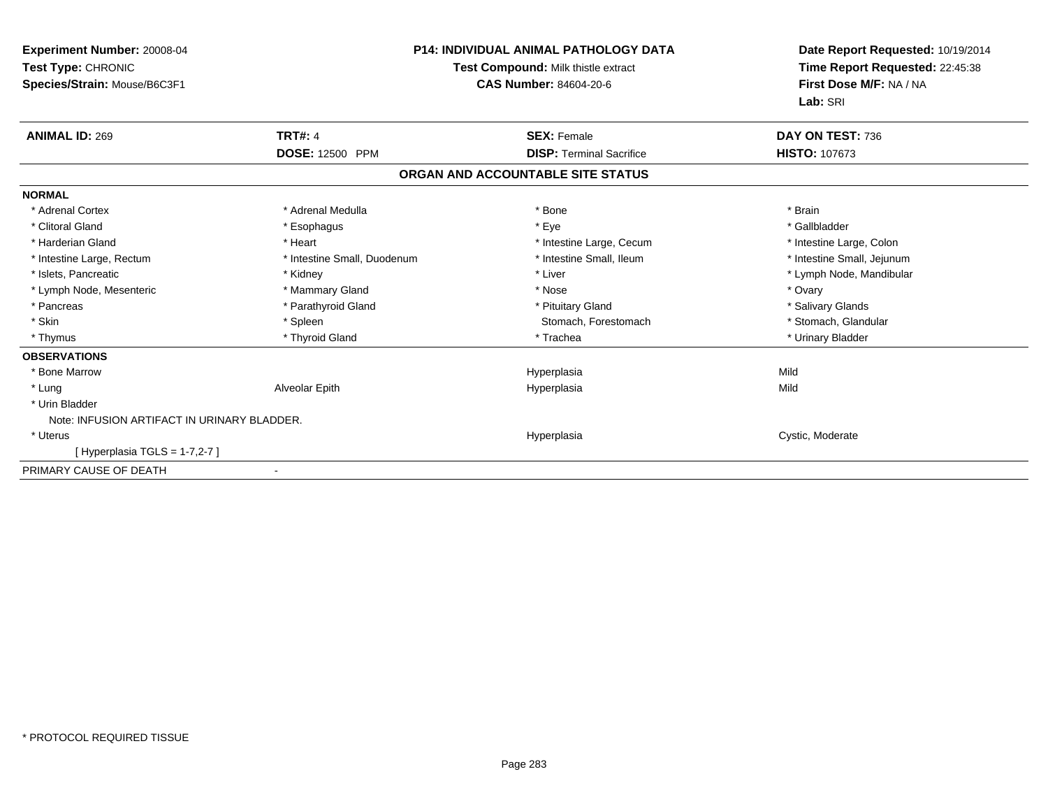**Experiment Number:** 20008-04
**Test Type:** CHRONIC
**Species/Strain:** Mouse/B6C3F1

**P14: INDIVIDUAL ANIMAL PATHOLOGY DATA**
**Test Compound:** Milk thistle extract
**CAS Number:** 84604-20-6

**Date Report Requested:** 10/19/2014
**Time Report Requested:** 22:45:38
**First Dose M/F:** NA / NA
**Lab:** SRI

| **ANIMAL ID:** 269 | **TRT#:** 4 | **SEX:** Female | **DAY ON TEST:** 736 |
|---|---|---|---|
| | **DOSE:** 12500 PPM | **DISP:** Terminal Sacrifice | **HISTO:** 107673 |

**ORGAN AND ACCOUNTABLE SITE STATUS**

**NORMAL**

| | | | |
|---|---|---|---|
| * Adrenal Cortex | * Adrenal Medulla | * Bone | * Brain |
| * Clitoral Gland | * Esophagus | * Eye | * Gallbladder |
| * Harderian Gland | * Heart | * Intestine Large, Cecum | * Intestine Large, Colon |
| * Intestine Large, Rectum | * Intestine Small, Duodenum | * Intestine Small, Ileum | * Intestine Small, Jejunum |
| * Islets, Pancreatic | * Kidney | * Liver | * Lymph Node, Mandibular |
| * Lymph Node, Mesenteric | * Mammary Gland | * Nose | * Ovary |
| * Pancreas | * Parathyroid Gland | * Pituitary Gland | * Salivary Glands |
| * Skin | * Spleen | Stomach, Forestomach | * Stomach, Glandular |
| * Thymus | * Thyroid Gland | * Trachea | * Urinary Bladder |

**OBSERVATIONS**

| | | | |
|---|---|---|---|
| * Bone Marrow | | Hyperplasia | Mild |
| * Lung | Alveolar Epith | Hyperplasia | Mild |
| * Urin Bladder | | | |
| Note: INFUSION ARTIFACT IN URINARY BLADDER. | | | |
| * Uterus | | Hyperplasia | Cystic, Moderate |
| [ Hyperplasia TGLS = 1-7,2-7 ] | | | |

PRIMARY CAUSE OF DEATH -

* PROTOCOL REQUIRED TISSUE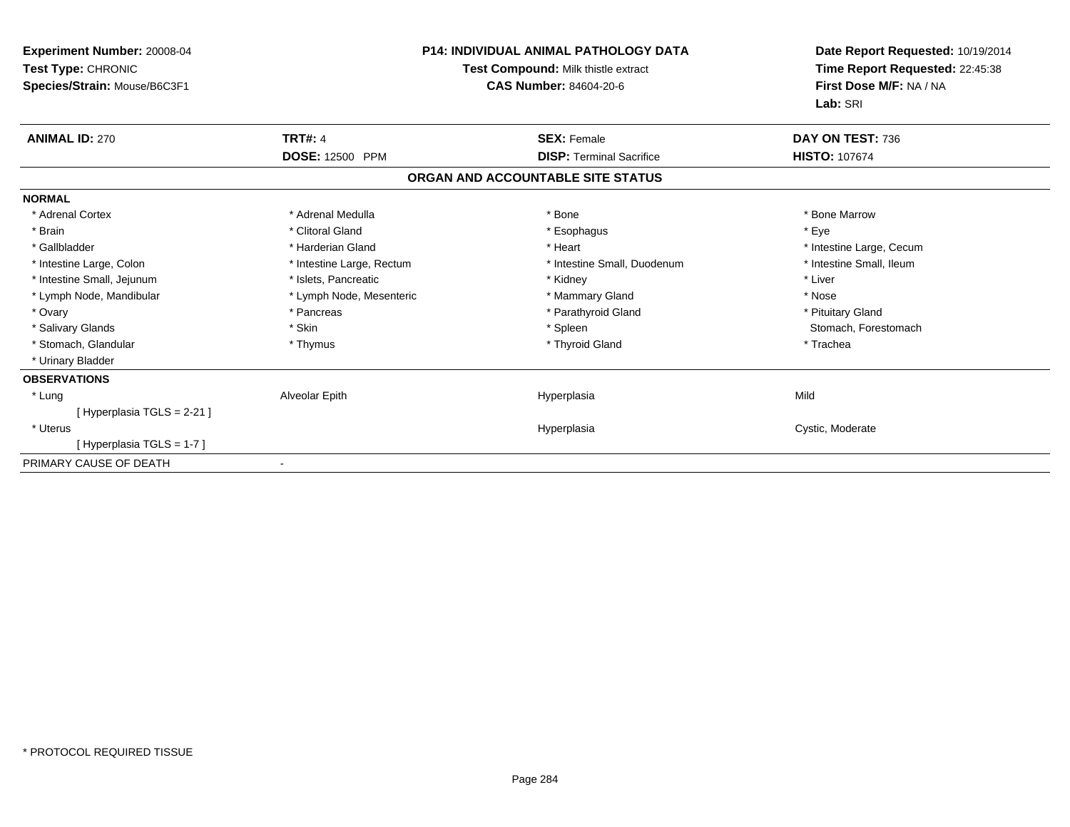**Experiment Number:** 20008-04
**Test Type:** CHRONIC
**Species/Strain:** Mouse/B6C3F1

**P14: INDIVIDUAL ANIMAL PATHOLOGY DATA**
**Test Compound:** Milk thistle extract
**CAS Number:** 84604-20-6

**Date Report Requested:** 10/19/2014
**Time Report Requested:** 22:45:38
**First Dose M/F:** NA / NA
**Lab:** SRI

| **ANIMAL ID:** 270 | **TRT#:** 4 | **SEX:** Female | **DAY ON TEST:** 736 |
|---|---|---|---|
| | **DOSE:** 12500 PPM | **DISP:** Terminal Sacrifice | **HISTO:** 107674 |

## ORGAN AND ACCOUNTABLE SITE STATUS

**NORMAL**

| | | | |
|---|---|---|---|
| * Adrenal Cortex | * Adrenal Medulla | * Bone | * Bone Marrow |
| * Brain | * Clitoral Gland | * Esophagus | * Eye |
| * Gallbladder | * Harderian Gland | * Heart | * Intestine Large, Cecum |
| * Intestine Large, Colon | * Intestine Large, Rectum | * Intestine Small, Duodenum | * Intestine Small, Ileum |
| * Intestine Small, Jejunum | * Islets, Pancreatic | * Kidney | * Liver |
| * Lymph Node, Mandibular | * Lymph Node, Mesenteric | * Mammary Gland | * Nose |
| * Ovary | * Pancreas | * Parathyroid Gland | * Pituitary Gland |
| * Salivary Glands | * Skin | * Spleen | Stomach, Forestomach |
| * Stomach, Glandular | * Thymus | * Thyroid Gland | * Trachea |
| * Urinary Bladder | | | |

**OBSERVATIONS**

| | | | |
|---|---|---|---|
| * Lung | Alveolar Epith | Hyperplasia | Mild |
| [ Hyperplasia TGLS = 2-21 ] | | | |
| * Uterus | | Hyperplasia | Cystic, Moderate |
| [ Hyperplasia TGLS = 1-7 ] | | | |

PRIMARY CAUSE OF DEATH -

* PROTOCOL REQUIRED TISSUE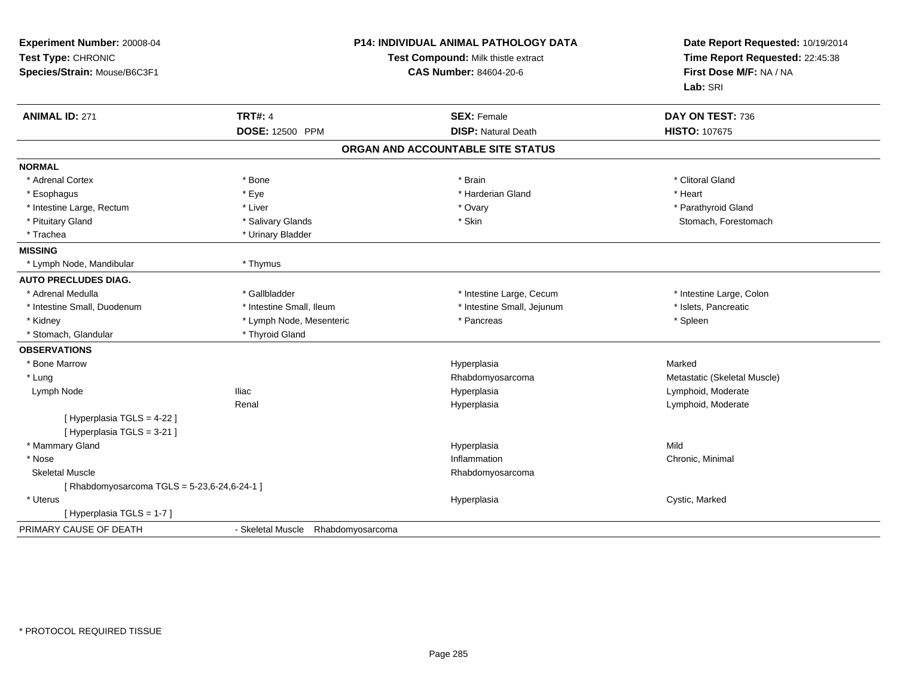**Experiment Number:** 20008-04
**Test Type:** CHRONIC
**Species/Strain:** Mouse/B6C3F1

**P14: INDIVIDUAL ANIMAL PATHOLOGY DATA**
**Test Compound:** Milk thistle extract
**CAS Number:** 84604-20-6

**Date Report Requested:** 10/19/2014
**Time Report Requested:** 22:45:38
**First Dose M/F:** NA / NA
**Lab:** SRI

| **ANIMAL ID:** 271 | **TRT#:** 4 | **SEX:** Female | **DAY ON TEST:** 736 |
|---|---|---|---|
| | **DOSE:** 12500 PPM | **DISP:** Natural Death | **HISTO:** 107675 |

## ORGAN AND ACCOUNTABLE SITE STATUS

| | | | |
|---|---|---|---|
| **NORMAL** | | | |
| * Adrenal Cortex | * Bone | * Brain | * Clitoral Gland |
| * Esophagus | * Eye | * Harderian Gland | * Heart |
| * Intestine Large, Rectum | * Liver | * Ovary | * Parathyroid Gland |
| * Pituitary Gland | * Salivary Glands | * Skin | Stomach, Forestomach |
| * Trachea | * Urinary Bladder | | |
| **MISSING** | | | |
| * Lymph Node, Mandibular | * Thymus | | |
| **AUTO PRECLUDES DIAG.** | | | |
| * Adrenal Medulla | * Gallbladder | * Intestine Large, Cecum | * Intestine Large, Colon |
| * Intestine Small, Duodenum | * Intestine Small, Ileum | * Intestine Small, Jejunum | * Islets, Pancreatic |
| * Kidney | * Lymph Node, Mesenteric | * Pancreas | * Spleen |
| * Stomach, Glandular | * Thyroid Gland | | |
| **OBSERVATIONS** | | | |
| * Bone Marrow | | Hyperplasia | Marked |
| * Lung | | Rhabdomyosarcoma | Metastatic (Skeletal Muscle) |
| Lymph Node | Iliac | Hyperplasia | Lymphoid, Moderate |
| | Renal | Hyperplasia | Lymphoid, Moderate |
| [ Hyperplasia TGLS = 4-22 ] | | | |
| [ Hyperplasia TGLS = 3-21 ] | | | |
| * Mammary Gland | | Hyperplasia | Mild |
| * Nose | | Inflammation | Chronic, Minimal |
| Skeletal Muscle | | Rhabdomyosarcoma | |
| [ Rhabdomyosarcoma TGLS = 5-23,6-24,6-24-1 ] | | | |
| * Uterus | | Hyperplasia | Cystic, Marked |
| [ Hyperplasia TGLS = 1-7 ] | | | |
| PRIMARY CAUSE OF DEATH | - Skeletal Muscle Rhabdomyosarcoma | | |

* PROTOCOL REQUIRED TISSUE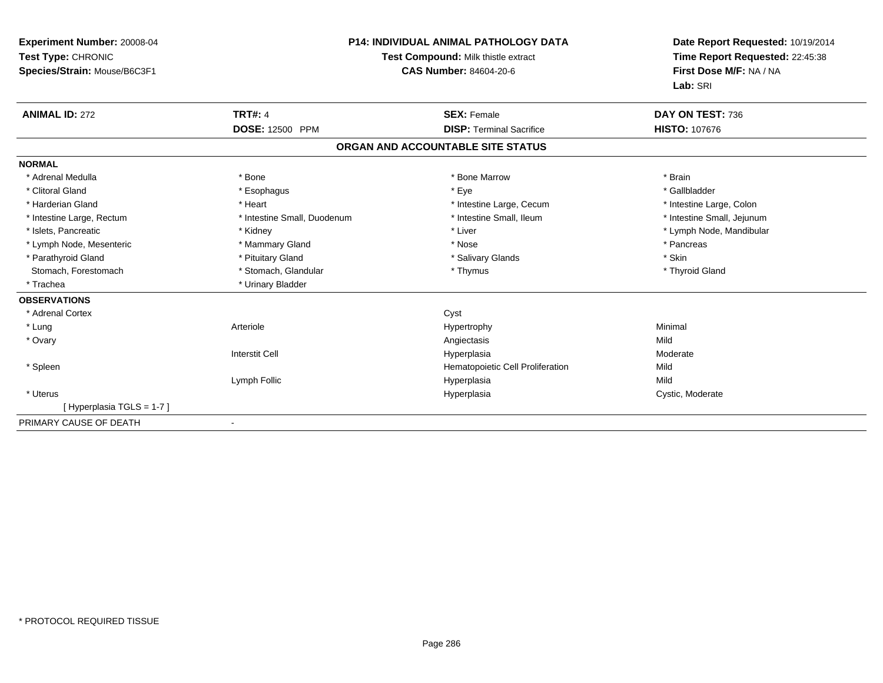**Experiment Number:** 20008-04
**Test Type:** CHRONIC
**Species/Strain:** Mouse/B6C3F1

**P14: INDIVIDUAL ANIMAL PATHOLOGY DATA**
**Test Compound:** Milk thistle extract
**CAS Number:** 84604-20-6

**Date Report Requested:** 10/19/2014
**Time Report Requested:** 22:45:38
**First Dose M/F:** NA / NA
**Lab:** SRI

| **ANIMAL ID:** 272 | **TRT#:** 4 | **SEX:** Female | **DAY ON TEST:** 736 |
|---|---|---|---|
| | **DOSE:** 12500 PPM | **DISP:** Terminal Sacrifice | **HISTO:** 107676 |

## ORGAN AND ACCOUNTABLE SITE STATUS

**NORMAL**

| | | | |
|---|---|---|---|
| * Adrenal Medulla | * Bone | * Bone Marrow | * Brain |
| * Clitoral Gland | * Esophagus | * Eye | * Gallbladder |
| * Harderian Gland | * Heart | * Intestine Large, Cecum | * Intestine Large, Colon |
| * Intestine Large, Rectum | * Intestine Small, Duodenum | * Intestine Small, Ileum | * Intestine Small, Jejunum |
| * Islets, Pancreatic | * Kidney | * Liver | * Lymph Node, Mandibular |
| * Lymph Node, Mesenteric | * Mammary Gland | * Nose | * Pancreas |
| * Parathyroid Gland | * Pituitary Gland | * Salivary Glands | * Skin |
| Stomach, Forestomach | * Stomach, Glandular | * Thymus | * Thyroid Gland |
| * Trachea | * Urinary Bladder | | |

**OBSERVATIONS**

| | | | |
|---|---|---|---|
| * Adrenal Cortex | | Cyst | |
| * Lung | Arteriole | Hypertrophy | Minimal |
| * Ovary | | Angiectasis | Mild |
| | Interstit Cell | Hyperplasia | Moderate |
| * Spleen | | Hematopoietic Cell Proliferation | Mild |
| | Lymph Follic | Hyperplasia | Mild |
| * Uterus | | Hyperplasia | Cystic, Moderate |
| [ Hyperplasia TGLS = 1-7 ] | | | |

PRIMARY CAUSE OF DEATH -

* PROTOCOL REQUIRED TISSUE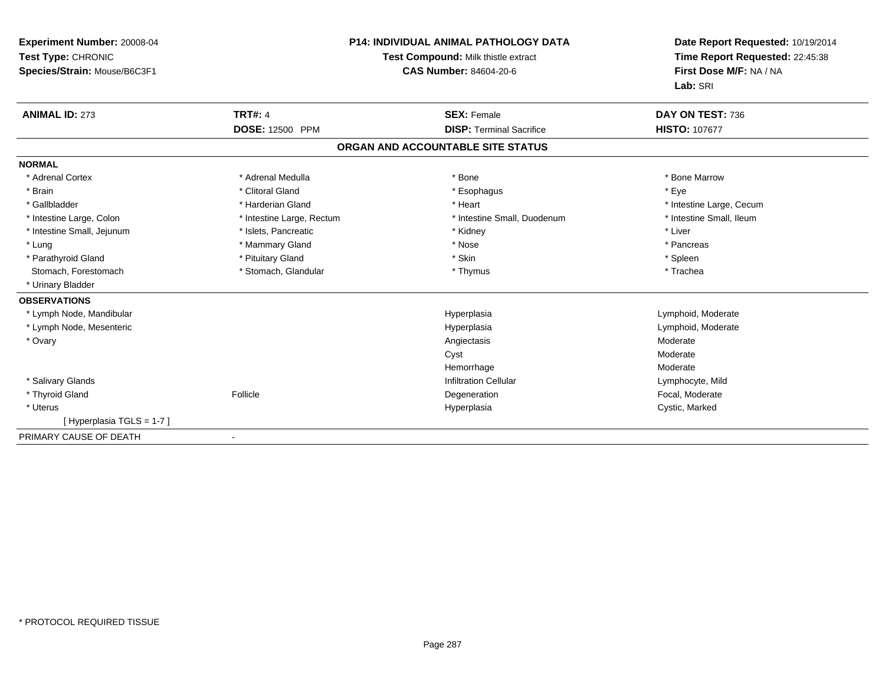**Experiment Number:** 20008-04
**Test Type:** CHRONIC
**Species/Strain:** Mouse/B6C3F1

**P14: INDIVIDUAL ANIMAL PATHOLOGY DATA**
**Test Compound:** Milk thistle extract
**CAS Number:** 84604-20-6

**Date Report Requested:** 10/19/2014
**Time Report Requested:** 22:45:38
**First Dose M/F:** NA / NA
**Lab:** SRI

| **ANIMAL ID:** 273 | **TRT#:** 4 | **SEX:** Female | **DAY ON TEST:** 736 |
|---|---|---|---|
| | **DOSE:** 12500 PPM | **DISP:** Terminal Sacrifice | **HISTO:** 107677 |

## ORGAN AND ACCOUNTABLE SITE STATUS

**NORMAL**

| | | | |
|---|---|---|---|
| * Adrenal Cortex | * Adrenal Medulla | * Bone | * Bone Marrow |
| * Brain | * Clitoral Gland | * Esophagus | * Eye |
| * Gallbladder | * Harderian Gland | * Heart | * Intestine Large, Cecum |
| * Intestine Large, Colon | * Intestine Large, Rectum | * Intestine Small, Duodenum | * Intestine Small, Ileum |
| * Intestine Small, Jejunum | * Islets, Pancreatic | * Kidney | * Liver |
| * Lung | * Mammary Gland | * Nose | * Pancreas |
| * Parathyroid Gland | * Pituitary Gland | * Skin | * Spleen |
| Stomach, Forestomach | * Stomach, Glandular | * Thymus | * Trachea |
| * Urinary Bladder | | | |

**OBSERVATIONS**

| | | | |
|---|---|---|---|
| * Lymph Node, Mandibular | | Hyperplasia | Lymphoid, Moderate |
| * Lymph Node, Mesenteric | | Hyperplasia | Lymphoid, Moderate |
| * Ovary | | Angiectasis | Moderate |
| | | Cyst | Moderate |
| | | Hemorrhage | Moderate |
| * Salivary Glands | | Infiltration Cellular | Lymphocyte, Mild |
| * Thyroid Gland | Follicle | Degeneration | Focal, Moderate |
| * Uterus | | Hyperplasia | Cystic, Marked |
| [ Hyperplasia TGLS = 1-7 ] | | | |

PRIMARY CAUSE OF DEATH -

* PROTOCOL REQUIRED TISSUE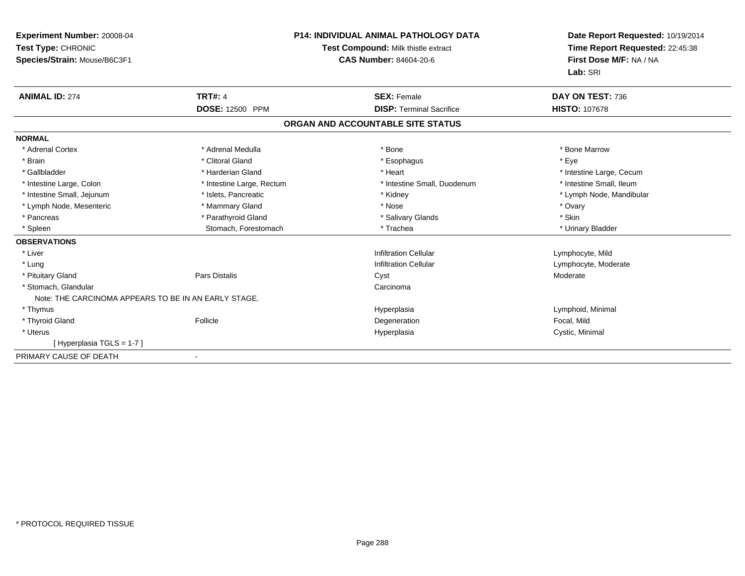**Experiment Number:** 20008-04
**Test Type:** CHRONIC
**Species/Strain:** Mouse/B6C3F1

**P14: INDIVIDUAL ANIMAL PATHOLOGY DATA**
**Test Compound:** Milk thistle extract
**CAS Number:** 84604-20-6

**Date Report Requested:** 10/19/2014
**Time Report Requested:** 22:45:38
**First Dose M/F:** NA / NA
**Lab:** SRI

| **ANIMAL ID:** 274 | **TRT#:** 4 | **SEX:** Female | **DAY ON TEST:** 736 |
|---|---|---|---|
| | **DOSE:** 12500 PPM | **DISP:** Terminal Sacrifice | **HISTO:** 107678 |

## ORGAN AND ACCOUNTABLE SITE STATUS

**NORMAL**

| | | | |
|---|---|---|---|
| * Adrenal Cortex | * Adrenal Medulla | * Bone | * Bone Marrow |
| * Brain | * Clitoral Gland | * Esophagus | * Eye |
| * Gallbladder | * Harderian Gland | * Heart | * Intestine Large, Cecum |
| * Intestine Large, Colon | * Intestine Large, Rectum | * Intestine Small, Duodenum | * Intestine Small, Ileum |
| * Intestine Small, Jejunum | * Islets, Pancreatic | * Kidney | * Lymph Node, Mandibular |
| * Lymph Node, Mesenteric | * Mammary Gland | * Nose | * Ovary |
| * Pancreas | * Parathyroid Gland | * Salivary Glands | * Skin |
| * Spleen | Stomach, Forestomach | * Trachea | * Urinary Bladder |

**OBSERVATIONS**

| | | | |
|---|---|---|---|
| * Liver | | Infiltration Cellular | Lymphocyte, Mild |
| * Lung | | Infiltration Cellular | Lymphocyte, Moderate |
| * Pituitary Gland | Pars Distalis | Cyst | Moderate |
| * Stomach, Glandular | | Carcinoma | |
| Note: THE CARCINOMA APPEARS TO BE IN AN EARLY STAGE. | | | |
| * Thymus | | Hyperplasia | Lymphoid, Minimal |
| * Thyroid Gland | Follicle | Degeneration | Focal, Mild |
| * Uterus | | Hyperplasia | Cystic, Minimal |
| [ Hyperplasia TGLS = 1-7 ] | | | |

PRIMARY CAUSE OF DEATH -

* PROTOCOL REQUIRED TISSUE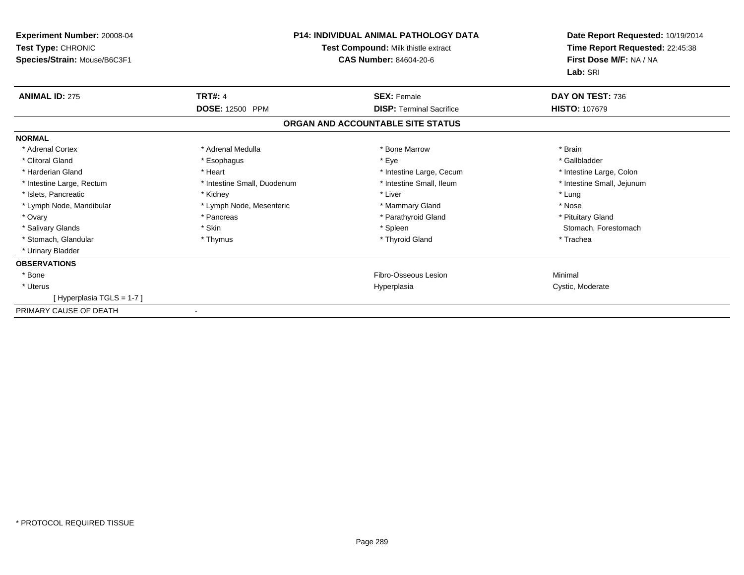**Experiment Number:** 20008-04
**Test Type:** CHRONIC
**Species/Strain:** Mouse/B6C3F1

**P14: INDIVIDUAL ANIMAL PATHOLOGY DATA**
**Test Compound:** Milk thistle extract
**CAS Number:** 84604-20-6

**Date Report Requested:** 10/19/2014
**Time Report Requested:** 22:45:38
**First Dose M/F:** NA / NA
**Lab:** SRI

| **ANIMAL ID:** 275 | **TRT#:** 4 | **SEX:** Female | **DAY ON TEST:** 736 |
|---|---|---|---|
| | **DOSE:** 12500 PPM | **DISP:** Terminal Sacrifice | **HISTO:** 107679 |

**ORGAN AND ACCOUNTABLE SITE STATUS**

| | | | |
|---|---|---|---|
| **NORMAL** | | | |
| * Adrenal Cortex | * Adrenal Medulla | * Bone Marrow | * Brain |
| * Clitoral Gland | * Esophagus | * Eye | * Gallbladder |
| * Harderian Gland | * Heart | * Intestine Large, Cecum | * Intestine Large, Colon |
| * Intestine Large, Rectum | * Intestine Small, Duodenum | * Intestine Small, Ileum | * Intestine Small, Jejunum |
| * Islets, Pancreatic | * Kidney | * Liver | * Lung |
| * Lymph Node, Mandibular | * Lymph Node, Mesenteric | * Mammary Gland | * Nose |
| * Ovary | * Pancreas | * Parathyroid Gland | * Pituitary Gland |
| * Salivary Glands | * Skin | * Spleen | Stomach, Forestomach |
| * Stomach, Glandular | * Thymus | * Thyroid Gland | * Trachea |
| * Urinary Bladder | | | |
| **OBSERVATIONS** | | | |
| * Bone | | Fibro-Osseous Lesion | Minimal |
| * Uterus | | Hyperplasia | Cystic, Moderate |
| [ Hyperplasia TGLS = 1-7 ] | | | |
| PRIMARY CAUSE OF DEATH | - | | |

\* PROTOCOL REQUIRED TISSUE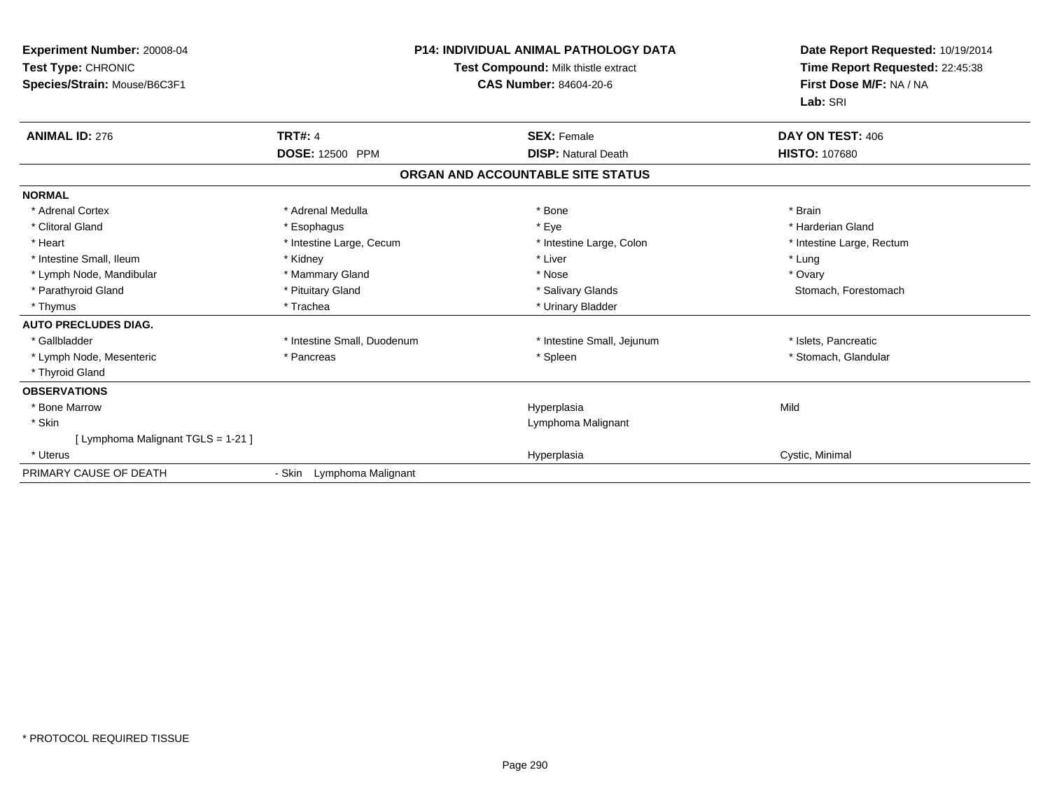**Experiment Number:** 20008-04
**Test Type:** CHRONIC
**Species/Strain:** Mouse/B6C3F1

**P14: INDIVIDUAL ANIMAL PATHOLOGY DATA**
**Test Compound:** Milk thistle extract
**CAS Number:** 84604-20-6

**Date Report Requested:** 10/19/2014
**Time Report Requested:** 22:45:38
**First Dose M/F:** NA / NA
**Lab:** SRI

| **ANIMAL ID:** 276 | **TRT#:** 4 | **SEX:** Female | **DAY ON TEST:** 406 |
|---|---|---|---|
| | **DOSE:** 12500 PPM | **DISP:** Natural Death | **HISTO:** 107680 |

**ORGAN AND ACCOUNTABLE SITE STATUS**

| | | | |
|---|---|---|---|
| **NORMAL** | | | |
| * Adrenal Cortex | * Adrenal Medulla | * Bone | * Brain |
| * Clitoral Gland | * Esophagus | * Eye | * Harderian Gland |
| * Heart | * Intestine Large, Cecum | * Intestine Large, Colon | * Intestine Large, Rectum |
| * Intestine Small, Ileum | * Kidney | * Liver | * Lung |
| * Lymph Node, Mandibular | * Mammary Gland | * Nose | * Ovary |
| * Parathyroid Gland | * Pituitary Gland | * Salivary Glands | Stomach, Forestomach |
| * Thymus | * Trachea | * Urinary Bladder | |
| **AUTO PRECLUDES DIAG.** | | | |
| * Gallbladder | * Intestine Small, Duodenum | * Intestine Small, Jejunum | * Islets, Pancreatic |
| * Lymph Node, Mesenteric | * Pancreas | * Spleen | * Stomach, Glandular |
| * Thyroid Gland | | | |
| **OBSERVATIONS** | | | |
| * Bone Marrow | | Hyperplasia | Mild |
| * Skin | | Lymphoma Malignant | |
| [ Lymphoma Malignant TGLS = 1-21 ] | | | |
| * Uterus | | Hyperplasia | Cystic, Minimal |
| PRIMARY CAUSE OF DEATH | - Skin Lymphoma Malignant | | |

* PROTOCOL REQUIRED TISSUE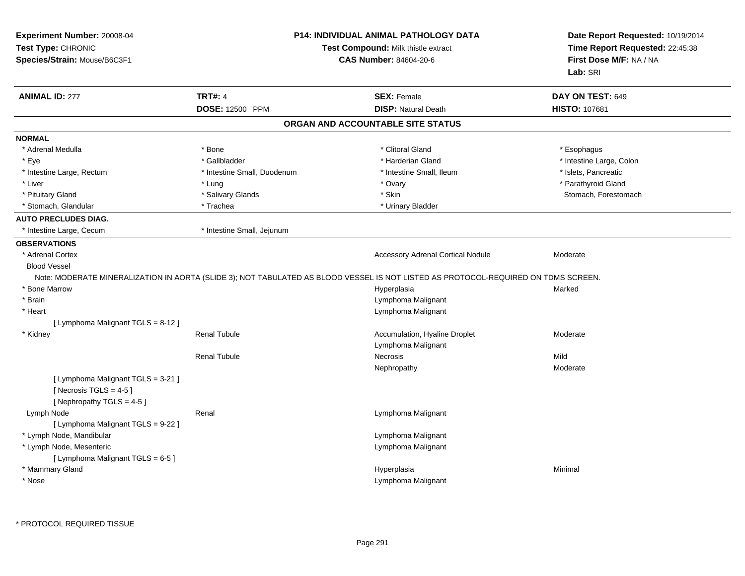**Experiment Number:** 20008-04
**Test Type:** CHRONIC
**Species/Strain:** Mouse/B6C3F1

**P14: INDIVIDUAL ANIMAL PATHOLOGY DATA**
**Test Compound:** Milk thistle extract
**CAS Number:** 84604-20-6

**Date Report Requested:** 10/19/2014
**Time Report Requested:** 22:45:38
**First Dose M/F:** NA / NA
**Lab:** SRI

| **ANIMAL ID:** 277 | **TRT#:** 4 | **SEX:** Female | **DAY ON TEST:** 649 |
|---|---|---|---|
| | **DOSE:** 12500 PPM | **DISP:** Natural Death | **HISTO:** 107681 |

## ORGAN AND ACCOUNTABLE SITE STATUS

**NORMAL**

| | | | |
|---|---|---|---|
| * Adrenal Medulla | * Bone | * Clitoral Gland | * Esophagus |
| * Eye | * Gallbladder | * Harderian Gland | * Intestine Large, Colon |
| * Intestine Large, Rectum | * Intestine Small, Duodenum | * Intestine Small, Ileum | * Islets, Pancreatic |
| * Liver | * Lung | * Ovary | * Parathyroid Gland |
| * Pituitary Gland | * Salivary Glands | * Skin | Stomach, Forestomach |
| * Stomach, Glandular | * Trachea | * Urinary Bladder | |

**AUTO PRECLUDES DIAG.**

| | |
|---|---|
| * Intestine Large, Cecum | * Intestine Small, Jejunum |

**OBSERVATIONS**

| Organ | Site | Observation | Severity |
|---|---|---|---|
| * Adrenal Cortex | | Accessory Adrenal Cortical Nodule | Moderate |
| Blood Vessel | | | |

Note: MODERATE MINERALIZATION IN AORTA (SLIDE 3); NOT TABULATED AS BLOOD VESSEL IS NOT LISTED AS PROTOCOL-REQUIRED ON TDMS SCREEN.

| Organ | Site | Observation | Severity |
|---|---|---|---|
| * Bone Marrow | | Hyperplasia | Marked |
| * Brain | | Lymphoma Malignant | |
| * Heart | | Lymphoma Malignant | |
| [ Lymphoma Malignant TGLS = 8-12 ] | | | |
| * Kidney | Renal Tubule | Accumulation, Hyaline Droplet | Moderate |
| | | Lymphoma Malignant | |
| | Renal Tubule | Necrosis | Mild |
| | | Nephropathy | Moderate |
| [ Lymphoma Malignant TGLS = 3-21 ] | | | |
| [ Necrosis TGLS = 4-5 ] | | | |
| [ Nephropathy TGLS = 4-5 ] | | | |
| Lymph Node | Renal | Lymphoma Malignant | |
| [ Lymphoma Malignant TGLS = 9-22 ] | | | |
| * Lymph Node, Mandibular | | Lymphoma Malignant | |
| * Lymph Node, Mesenteric | | Lymphoma Malignant | |
| [ Lymphoma Malignant TGLS = 6-5 ] | | | |
| * Mammary Gland | | Hyperplasia | Minimal |
| * Nose | | Lymphoma Malignant | |

* PROTOCOL REQUIRED TISSUE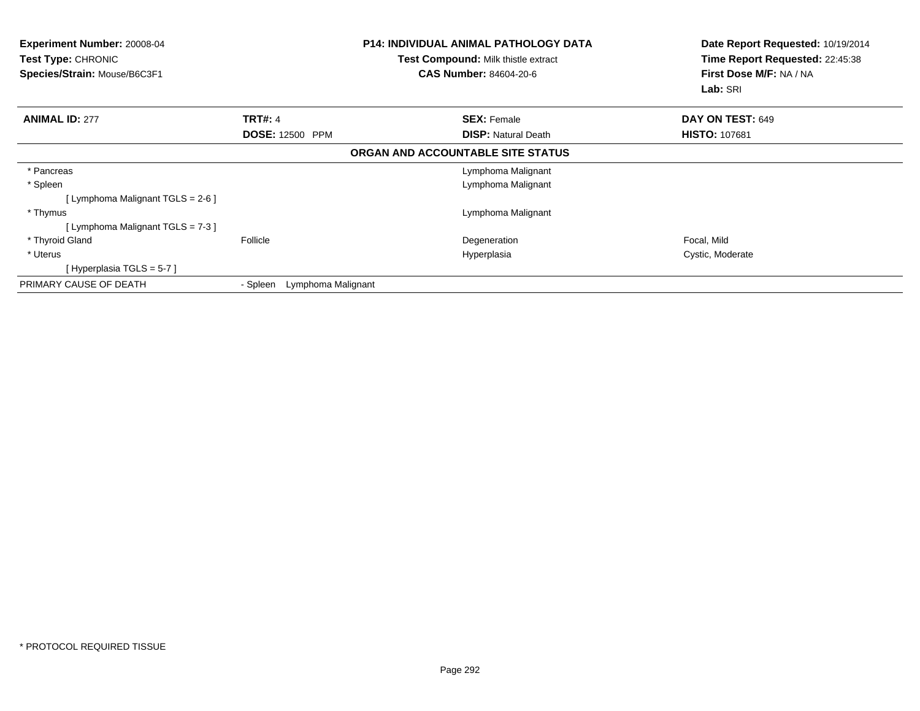**Experiment Number:** 20008-04
**Test Type:** CHRONIC
**Species/Strain:** Mouse/B6C3F1

**P14: INDIVIDUAL ANIMAL PATHOLOGY DATA**
**Test Compound:** Milk thistle extract
**CAS Number:** 84604-20-6

**Date Report Requested:** 10/19/2014
**Time Report Requested:** 22:45:38
**First Dose M/F:** NA / NA
**Lab:** SRI

| **ANIMAL ID:** 277 | **TRT#:** 4 | **SEX:** Female | **DAY ON TEST:** 649 |
|---|---|---|---|
| | **DOSE:** 12500 PPM | **DISP:** Natural Death | **HISTO:** 107681 |

**ORGAN AND ACCOUNTABLE SITE STATUS**

| | | | |
|---|---|---|---|
| * Pancreas | | Lymphoma Malignant | |
| * Spleen | | Lymphoma Malignant | |
| [ Lymphoma Malignant TGLS = 2-6 ] | | | |
| * Thymus | | Lymphoma Malignant | |
| [ Lymphoma Malignant TGLS = 7-3 ] | | | |
| * Thyroid Gland | Follicle | Degeneration | Focal, Mild |
| * Uterus | | Hyperplasia | Cystic, Moderate |
| [ Hyperplasia TGLS = 5-7 ] | | | |
| PRIMARY CAUSE OF DEATH | - Spleen Lymphoma Malignant | | |

* PROTOCOL REQUIRED TISSUE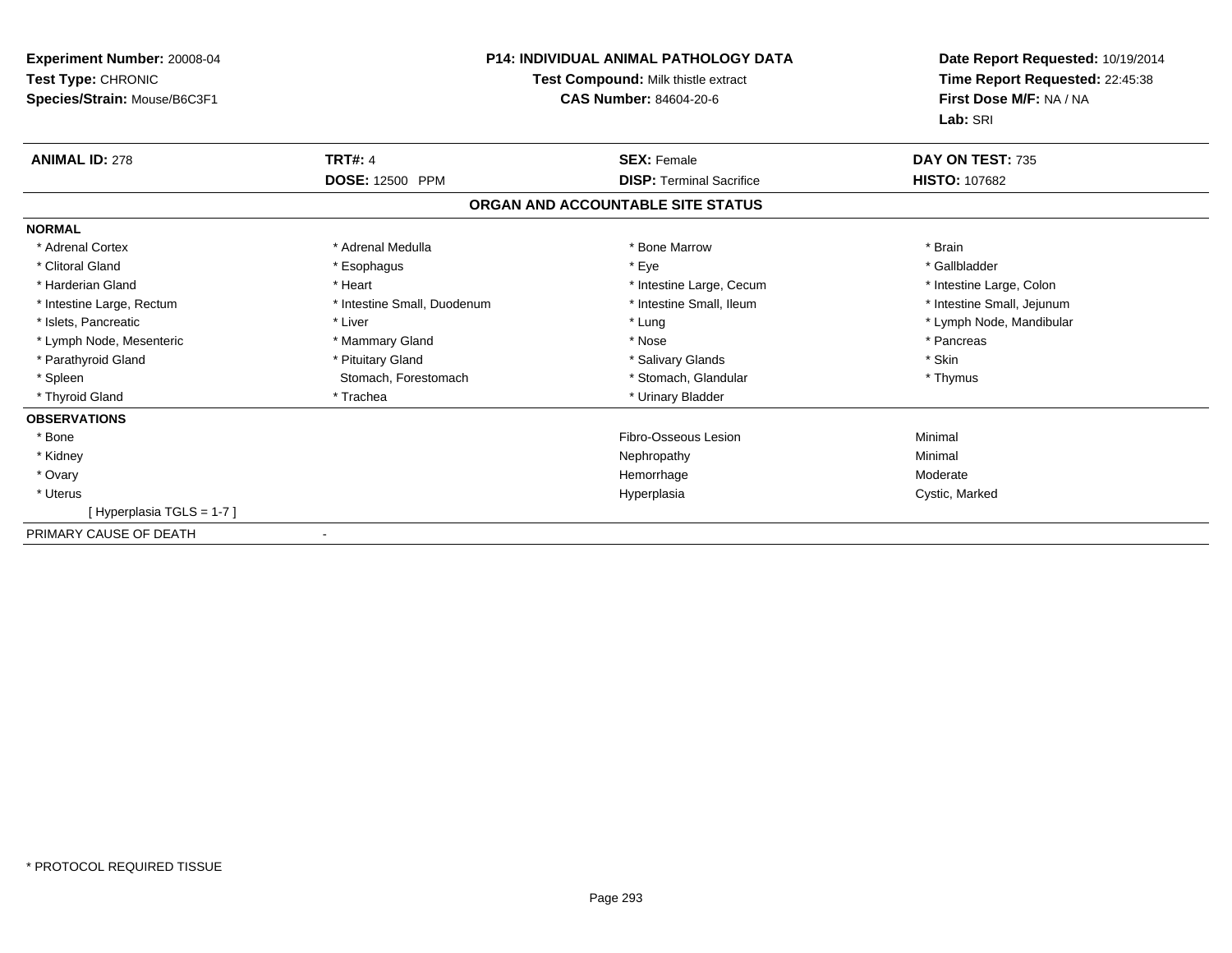**Experiment Number:** 20008-04
**Test Type:** CHRONIC
**Species/Strain:** Mouse/B6C3F1

**P14: INDIVIDUAL ANIMAL PATHOLOGY DATA**
**Test Compound:** Milk thistle extract
**CAS Number:** 84604-20-6

**Date Report Requested:** 10/19/2014
**Time Report Requested:** 22:45:38
**First Dose M/F:** NA / NA
**Lab:** SRI

| **ANIMAL ID:** 278 | **TRT#:** 4 | **SEX:** Female | **DAY ON TEST:** 735 |
|---|---|---|---|
| | **DOSE:** 12500 PPM | **DISP:** Terminal Sacrifice | **HISTO:** 107682 |

## ORGAN AND ACCOUNTABLE SITE STATUS

**NORMAL**

| | | | |
|---|---|---|---|
| * Adrenal Cortex | * Adrenal Medulla | * Bone Marrow | * Brain |
| * Clitoral Gland | * Esophagus | * Eye | * Gallbladder |
| * Harderian Gland | * Heart | * Intestine Large, Cecum | * Intestine Large, Colon |
| * Intestine Large, Rectum | * Intestine Small, Duodenum | * Intestine Small, Ileum | * Intestine Small, Jejunum |
| * Islets, Pancreatic | * Liver | * Lung | * Lymph Node, Mandibular |
| * Lymph Node, Mesenteric | * Mammary Gland | * Nose | * Pancreas |
| * Parathyroid Gland | * Pituitary Gland | * Salivary Glands | * Skin |
| * Spleen | Stomach, Forestomach | * Stomach, Glandular | * Thymus |
| * Thyroid Gland | * Trachea | * Urinary Bladder | |

**OBSERVATIONS**

| | | |
|---|---|---|
| * Bone | Fibro-Osseous Lesion | Minimal |
| * Kidney | Nephropathy | Minimal |
| * Ovary | Hemorrhage | Moderate |
| * Uterus | Hyperplasia | Cystic, Marked |
| [ Hyperplasia TGLS = 1-7 ] | | |

PRIMARY CAUSE OF DEATH -

* PROTOCOL REQUIRED TISSUE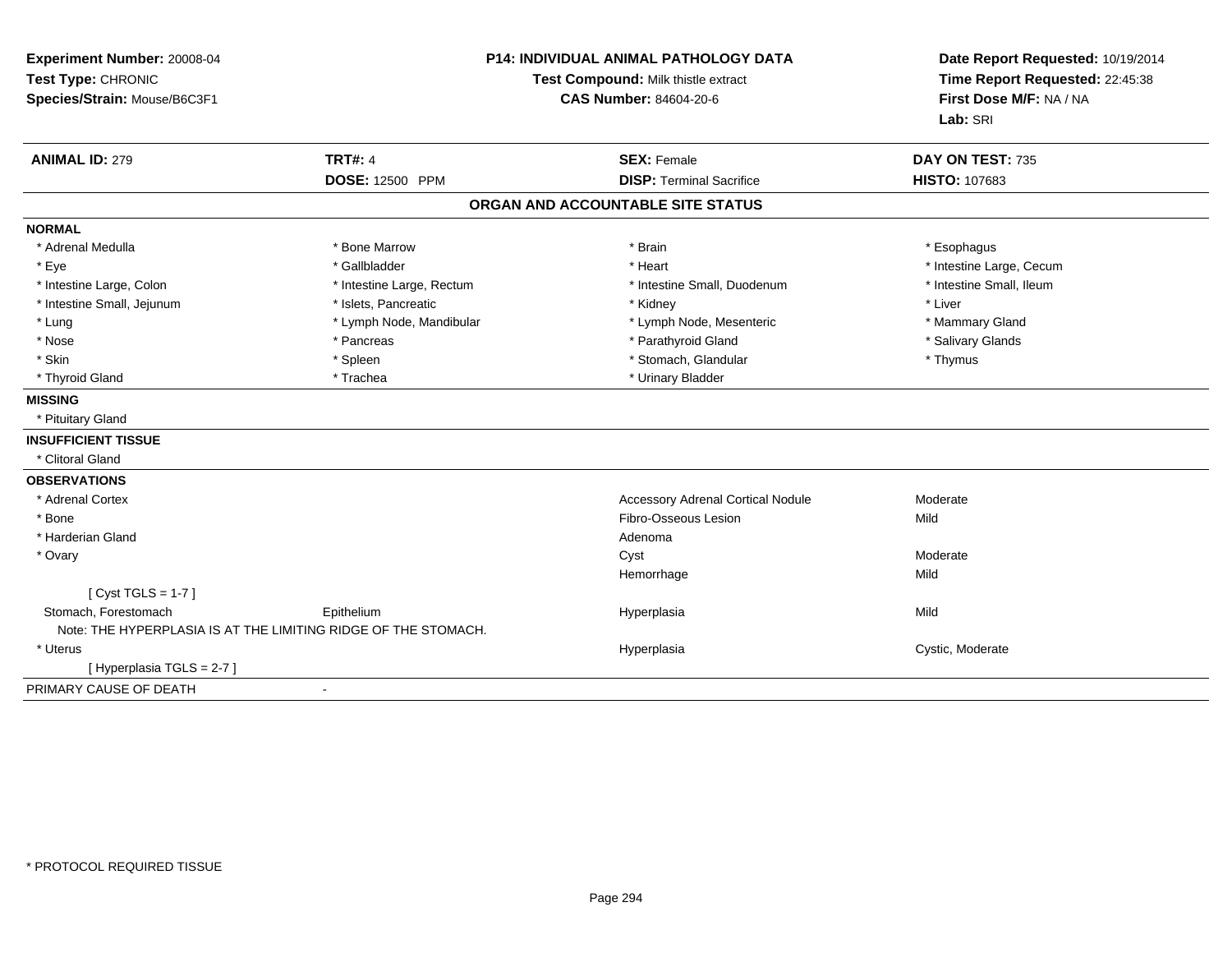**Experiment Number:** 20008-04
**Test Type:** CHRONIC
**Species/Strain:** Mouse/B6C3F1

**P14: INDIVIDUAL ANIMAL PATHOLOGY DATA**
**Test Compound:** Milk thistle extract
**CAS Number:** 84604-20-6

**Date Report Requested:** 10/19/2014
**Time Report Requested:** 22:45:38
**First Dose M/F:** NA / NA
**Lab:** SRI

| **ANIMAL ID:** 279 | **TRT#:** 4 | **SEX:** Female | **DAY ON TEST:** 735 |
|---|---|---|---|
| | **DOSE:** 12500 PPM | **DISP:** Terminal Sacrifice | **HISTO:** 107683 |

## ORGAN AND ACCOUNTABLE SITE STATUS

**NORMAL**

| | | | |
|---|---|---|---|
| * Adrenal Medulla | * Bone Marrow | * Brain | * Esophagus |
| * Eye | * Gallbladder | * Heart | * Intestine Large, Cecum |
| * Intestine Large, Colon | * Intestine Large, Rectum | * Intestine Small, Duodenum | * Intestine Small, Ileum |
| * Intestine Small, Jejunum | * Islets, Pancreatic | * Kidney | * Liver |
| * Lung | * Lymph Node, Mandibular | * Lymph Node, Mesenteric | * Mammary Gland |
| * Nose | * Pancreas | * Parathyroid Gland | * Salivary Glands |
| * Skin | * Spleen | * Stomach, Glandular | * Thymus |
| * Thyroid Gland | * Trachea | * Urinary Bladder | |

**MISSING**

* Pituitary Gland

**INSUFFICIENT TISSUE**

* Clitoral Gland

**OBSERVATIONS**

| | | | |
|---|---|---|---|
| * Adrenal Cortex | | Accessory Adrenal Cortical Nodule | Moderate |
| * Bone | | Fibro-Osseous Lesion | Mild |
| * Harderian Gland | | Adenoma | |
| * Ovary | | Cyst | Moderate |
| | | Hemorrhage | Mild |
| [ Cyst TGLS = 1-7 ] | | | |
| Stomach, Forestomach | Epithelium | Hyperplasia | Mild |
| Note: THE HYPERPLASIA IS AT THE LIMITING RIDGE OF THE STOMACH. | | | |
| * Uterus | | Hyperplasia | Cystic, Moderate |
| [ Hyperplasia TGLS = 2-7 ] | | | |

PRIMARY CAUSE OF DEATH -

\* PROTOCOL REQUIRED TISSUE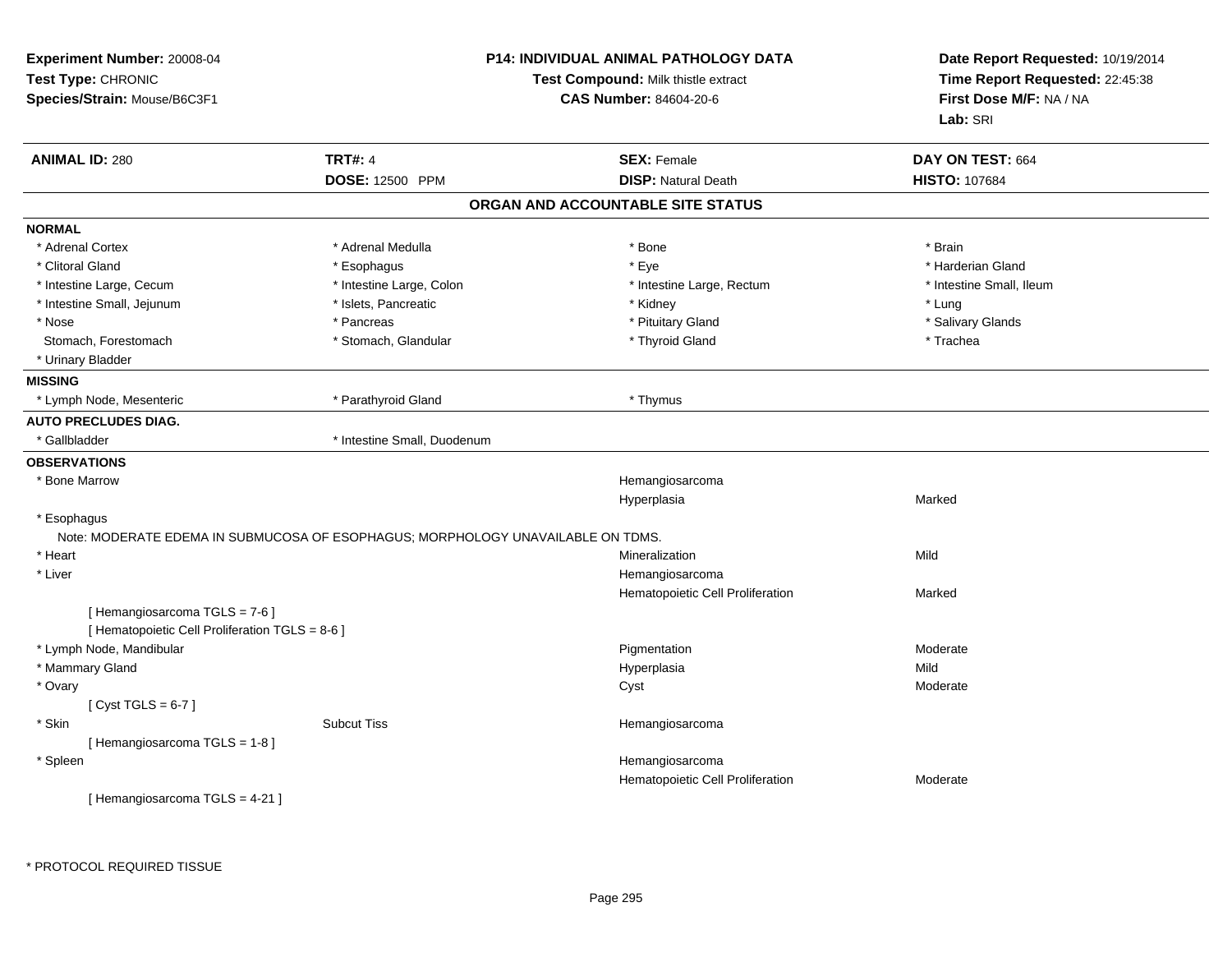**Experiment Number:** 20008-04
**Test Type:** CHRONIC
**Species/Strain:** Mouse/B6C3F1

**P14: INDIVIDUAL ANIMAL PATHOLOGY DATA**
**Test Compound:** Milk thistle extract
**CAS Number:** 84604-20-6

**Date Report Requested:** 10/19/2014
**Time Report Requested:** 22:45:38
**First Dose M/F:** NA / NA
**Lab:** SRI

| **ANIMAL ID:** 280 | **TRT#:** 4 | **SEX:** Female | **DAY ON TEST:** 664 |
|---|---|---|---|
| | **DOSE:** 12500 PPM | **DISP:** Natural Death | **HISTO:** 107684 |

## ORGAN AND ACCOUNTABLE SITE STATUS

**NORMAL**

| | | | |
|---|---|---|---|
| * Adrenal Cortex | * Adrenal Medulla | * Bone | * Brain |
| * Clitoral Gland | * Esophagus | * Eye | * Harderian Gland |
| * Intestine Large, Cecum | * Intestine Large, Colon | * Intestine Large, Rectum | * Intestine Small, Ileum |
| * Intestine Small, Jejunum | * Islets, Pancreatic | * Kidney | * Lung |
| * Nose | * Pancreas | * Pituitary Gland | * Salivary Glands |
| Stomach, Forestomach | * Stomach, Glandular | * Thyroid Gland | * Trachea |
| * Urinary Bladder | | | |

**MISSING**

| | | |
|---|---|---|
| * Lymph Node, Mesenteric | * Parathyroid Gland | * Thymus |

**AUTO PRECLUDES DIAG.**

| | |
|---|---|
| * Gallbladder | * Intestine Small, Duodenum |

**OBSERVATIONS**

| | | | |
|---|---|---|---|
| * Bone Marrow | | Hemangiosarcoma | |
| | | Hyperplasia | Marked |
| * Esophagus | | | |
| Note: MODERATE EDEMA IN SUBMUCOSA OF ESOPHAGUS; MORPHOLOGY UNAVAILABLE ON TDMS. | | | |
| * Heart | | Mineralization | Mild |
| * Liver | | Hemangiosarcoma | |
| | | Hematopoietic Cell Proliferation | Marked |
| [ Hemangiosarcoma TGLS = 7-6 ] | | | |
| [ Hematopoietic Cell Proliferation TGLS = 8-6 ] | | | |
| * Lymph Node, Mandibular | | Pigmentation | Moderate |
| * Mammary Gland | | Hyperplasia | Mild |
| * Ovary | | Cyst | Moderate |
| [ Cyst TGLS = 6-7 ] | | | |
| * Skin | Subcut Tiss | Hemangiosarcoma | |
| [ Hemangiosarcoma TGLS = 1-8 ] | | | |
| * Spleen | | Hemangiosarcoma | |
| | | Hematopoietic Cell Proliferation | Moderate |
| [ Hemangiosarcoma TGLS = 4-21 ] | | | |

\* PROTOCOL REQUIRED TISSUE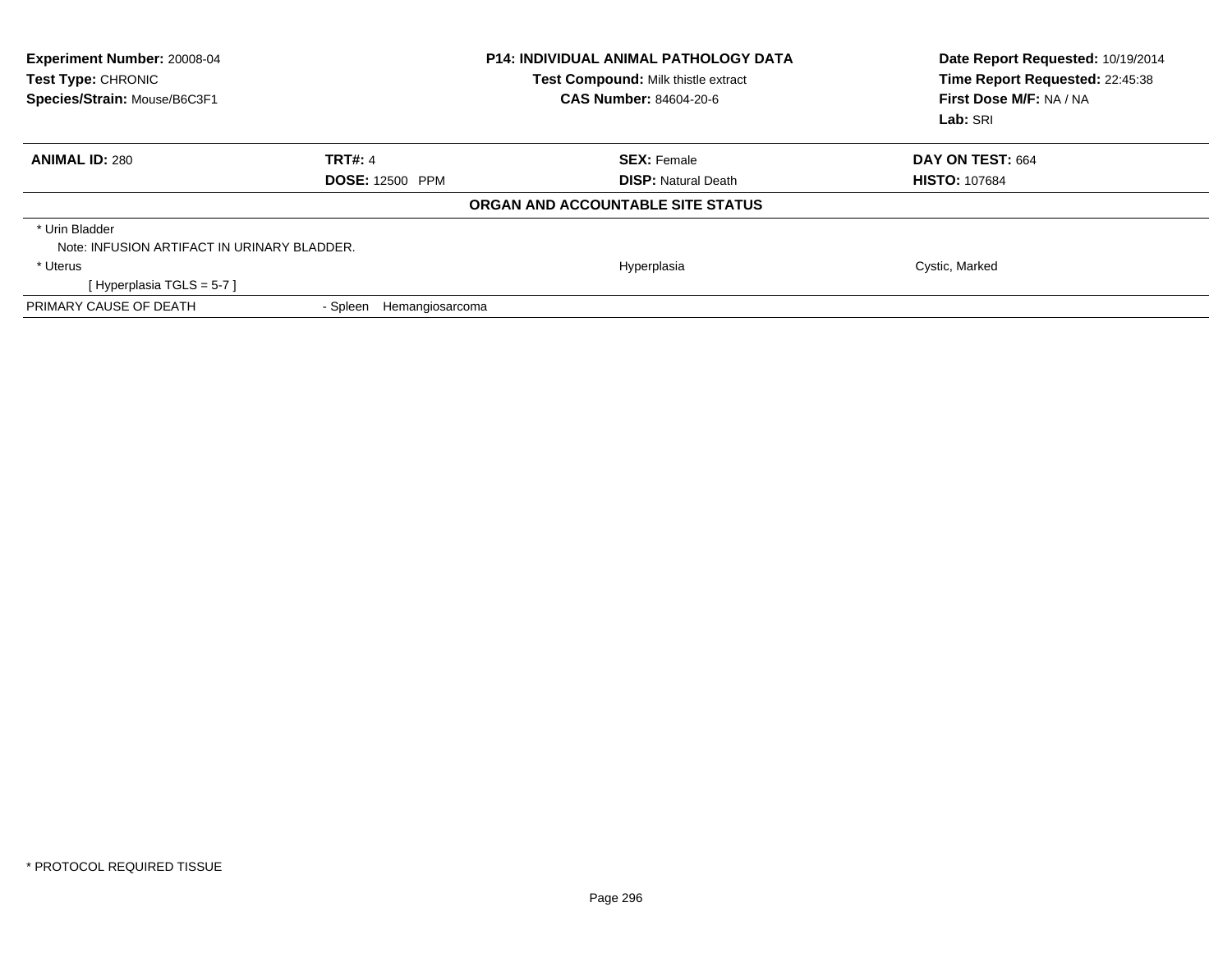**Experiment Number:** 20008-04
**Test Type:** CHRONIC
**Species/Strain:** Mouse/B6C3F1

**P14: INDIVIDUAL ANIMAL PATHOLOGY DATA**
**Test Compound:** Milk thistle extract
**CAS Number:** 84604-20-6

**Date Report Requested:** 10/19/2014
**Time Report Requested:** 22:45:38
**First Dose M/F:** NA / NA
**Lab:** SRI

| **ANIMAL ID:** 280 | **TRT#:** 4 | **SEX:** Female | **DAY ON TEST:** 664 |
|---|---|---|---|
| | **DOSE:** 12500 PPM | **DISP:** Natural Death | **HISTO:** 107684 |

**ORGAN AND ACCOUNTABLE SITE STATUS**

| | | | |
|---|---|---|---|
| * Urin Bladder | | | |
| Note: INFUSION ARTIFACT IN URINARY BLADDER. | | | |
| * Uterus | | Hyperplasia | Cystic, Marked |
| [ Hyperplasia TGLS = 5-7 ] | | | |
| PRIMARY CAUSE OF DEATH | - Spleen Hemangiosarcoma | | |

* PROTOCOL REQUIRED TISSUE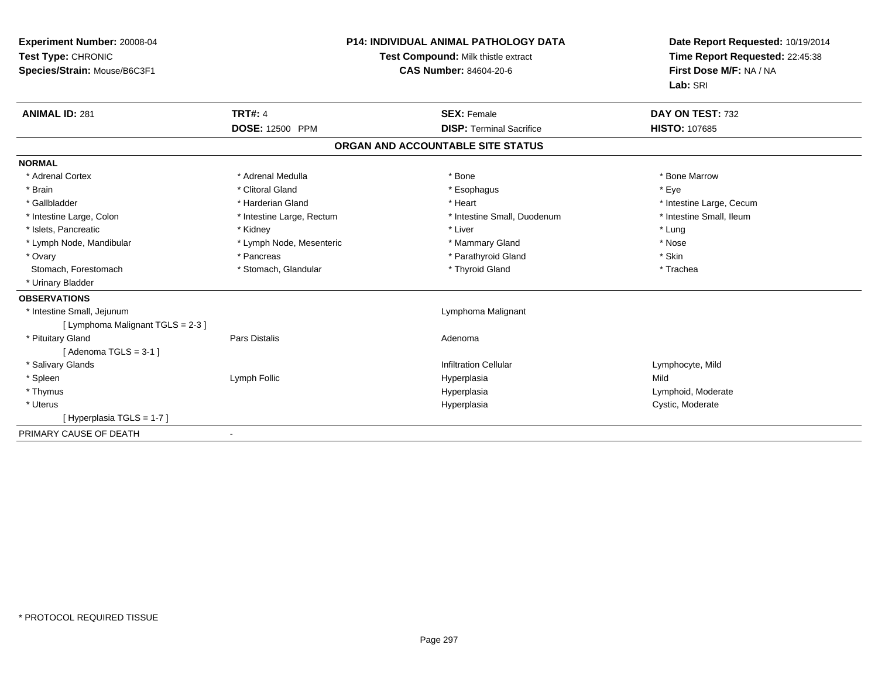**Experiment Number:** 20008-04
**Test Type:** CHRONIC
**Species/Strain:** Mouse/B6C3F1

**P14: INDIVIDUAL ANIMAL PATHOLOGY DATA**
**Test Compound:** Milk thistle extract
**CAS Number:** 84604-20-6

**Date Report Requested:** 10/19/2014
**Time Report Requested:** 22:45:38
**First Dose M/F:** NA / NA
**Lab:** SRI

| **ANIMAL ID:** 281 | **TRT#:** 4 | **SEX:** Female | **DAY ON TEST:** 732 |
|---|---|---|---|
| | **DOSE:** 12500 PPM | **DISP:** Terminal Sacrifice | **HISTO:** 107685 |

## ORGAN AND ACCOUNTABLE SITE STATUS

**NORMAL**

| | | | |
|---|---|---|---|
| * Adrenal Cortex | * Adrenal Medulla | * Bone | * Bone Marrow |
| * Brain | * Clitoral Gland | * Esophagus | * Eye |
| * Gallbladder | * Harderian Gland | * Heart | * Intestine Large, Cecum |
| * Intestine Large, Colon | * Intestine Large, Rectum | * Intestine Small, Duodenum | * Intestine Small, Ileum |
| * Islets, Pancreatic | * Kidney | * Liver | * Lung |
| * Lymph Node, Mandibular | * Lymph Node, Mesenteric | * Mammary Gland | * Nose |
| * Ovary | * Pancreas | * Parathyroid Gland | * Skin |
| Stomach, Forestomach | * Stomach, Glandular | * Thyroid Gland | * Trachea |
| * Urinary Bladder | | | |

**OBSERVATIONS**

| | | | |
|---|---|---|---|
| * Intestine Small, Jejunum | | Lymphoma Malignant | |
| [ Lymphoma Malignant TGLS = 2-3 ] | | | |
| * Pituitary Gland | Pars Distalis | Adenoma | |
| [ Adenoma TGLS = 3-1 ] | | | |
| * Salivary Glands | | Infiltration Cellular | Lymphocyte, Mild |
| * Spleen | Lymph Follic | Hyperplasia | Mild |
| * Thymus | | Hyperplasia | Lymphoid, Moderate |
| * Uterus | | Hyperplasia | Cystic, Moderate |
| [ Hyperplasia TGLS = 1-7 ] | | | |

PRIMARY CAUSE OF DEATH -

* PROTOCOL REQUIRED TISSUE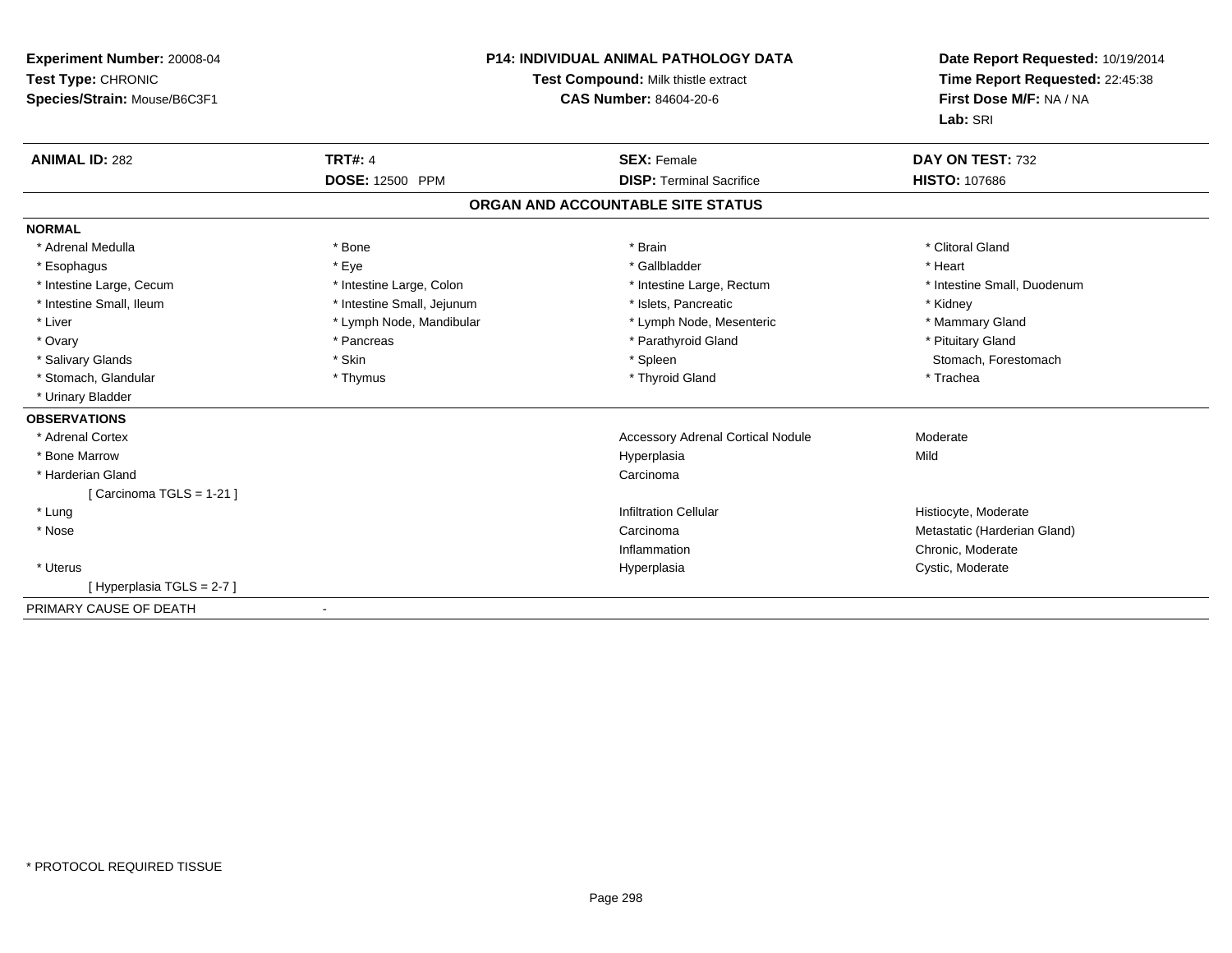**Experiment Number:** 20008-04
**Test Type:** CHRONIC
**Species/Strain:** Mouse/B6C3F1

**P14: INDIVIDUAL ANIMAL PATHOLOGY DATA**
**Test Compound:** Milk thistle extract
**CAS Number:** 84604-20-6

**Date Report Requested:** 10/19/2014
**Time Report Requested:** 22:45:38
**First Dose M/F:** NA / NA
**Lab:** SRI

| **ANIMAL ID:** 282 | **TRT#:** 4 | **SEX:** Female | **DAY ON TEST:** 732 |
|---|---|---|---|
| | **DOSE:** 12500 PPM | **DISP:** Terminal Sacrifice | **HISTO:** 107686 |

## ORGAN AND ACCOUNTABLE SITE STATUS

**NORMAL**

| | | | |
|---|---|---|---|
| * Adrenal Medulla | * Bone | * Brain | * Clitoral Gland |
| * Esophagus | * Eye | * Gallbladder | * Heart |
| * Intestine Large, Cecum | * Intestine Large, Colon | * Intestine Large, Rectum | * Intestine Small, Duodenum |
| * Intestine Small, Ileum | * Intestine Small, Jejunum | * Islets, Pancreatic | * Kidney |
| * Liver | * Lymph Node, Mandibular | * Lymph Node, Mesenteric | * Mammary Gland |
| * Ovary | * Pancreas | * Parathyroid Gland | * Pituitary Gland |
| * Salivary Glands | * Skin | * Spleen | Stomach, Forestomach |
| * Stomach, Glandular | * Thymus | * Thyroid Gland | * Trachea |
| * Urinary Bladder | | | |

**OBSERVATIONS**

| | | |
|---|---|---|
| * Adrenal Cortex | Accessory Adrenal Cortical Nodule | Moderate |
| * Bone Marrow | Hyperplasia | Mild |
| * Harderian Gland | Carcinoma | |
| [ Carcinoma TGLS = 1-21 ] | | |
| * Lung | Infiltration Cellular | Histiocyte, Moderate |
| * Nose | Carcinoma | Metastatic (Harderian Gland) |
| | Inflammation | Chronic, Moderate |
| * Uterus | Hyperplasia | Cystic, Moderate |
| [ Hyperplasia TGLS = 2-7 ] | | |

PRIMARY CAUSE OF DEATH -

* PROTOCOL REQUIRED TISSUE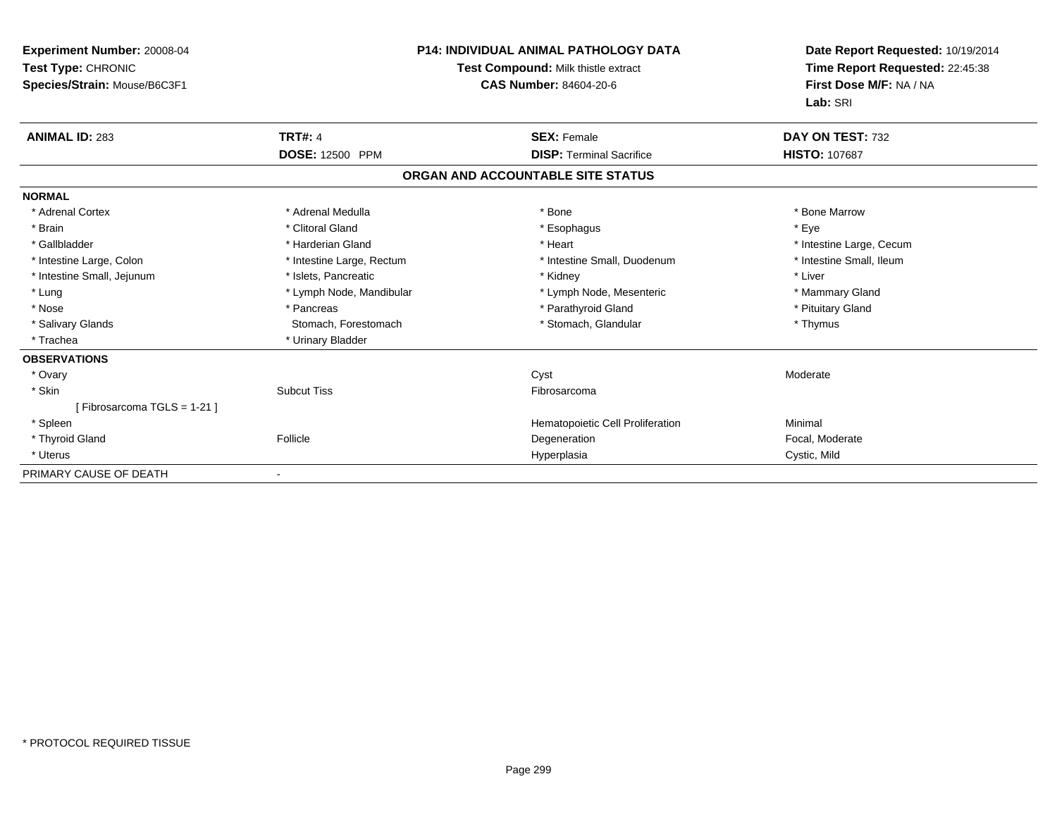**Experiment Number:** 20008-04
**Test Type:** CHRONIC
**Species/Strain:** Mouse/B6C3F1

**P14: INDIVIDUAL ANIMAL PATHOLOGY DATA**
**Test Compound:** Milk thistle extract
**CAS Number:** 84604-20-6

**Date Report Requested:** 10/19/2014
**Time Report Requested:** 22:45:38
**First Dose M/F:** NA / NA
**Lab:** SRI

| **ANIMAL ID:** 283 | **TRT#:** 4 | **SEX:** Female | **DAY ON TEST:** 732 |
|---|---|---|---|
| | **DOSE:** 12500 PPM | **DISP:** Terminal Sacrifice | **HISTO:** 107687 |

**ORGAN AND ACCOUNTABLE SITE STATUS**

| | | | |
|---|---|---|---|
| **NORMAL** | | | |
| * Adrenal Cortex | * Adrenal Medulla | * Bone | * Bone Marrow |
| * Brain | * Clitoral Gland | * Esophagus | * Eye |
| * Gallbladder | * Harderian Gland | * Heart | * Intestine Large, Cecum |
| * Intestine Large, Colon | * Intestine Large, Rectum | * Intestine Small, Duodenum | * Intestine Small, Ileum |
| * Intestine Small, Jejunum | * Islets, Pancreatic | * Kidney | * Liver |
| * Lung | * Lymph Node, Mandibular | * Lymph Node, Mesenteric | * Mammary Gland |
| * Nose | * Pancreas | * Parathyroid Gland | * Pituitary Gland |
| * Salivary Glands | Stomach, Forestomach | * Stomach, Glandular | * Thymus |
| * Trachea | * Urinary Bladder | | |
| **OBSERVATIONS** | | | |
| * Ovary | | Cyst | Moderate |
| * Skin | Subcut Tiss | Fibrosarcoma | |
| [ Fibrosarcoma TGLS = 1-21 ] | | | |
| * Spleen | | Hematopoietic Cell Proliferation | Minimal |
| * Thyroid Gland | Follicle | Degeneration | Focal, Moderate |
| * Uterus | | Hyperplasia | Cystic, Mild |
| PRIMARY CAUSE OF DEATH | - | | |

* PROTOCOL REQUIRED TISSUE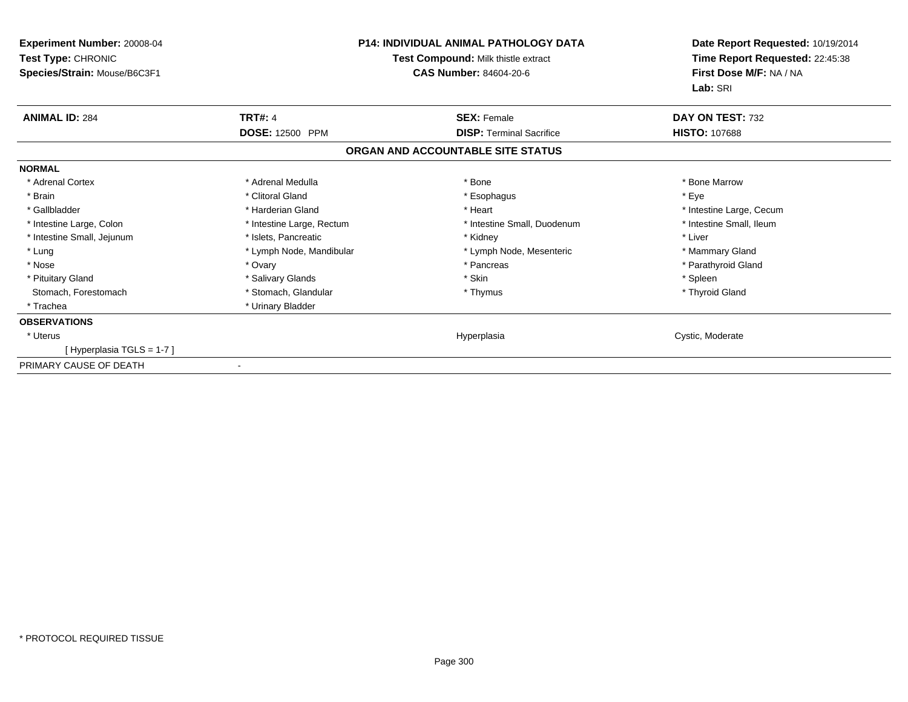**Experiment Number:** 20008-04
**Test Type:** CHRONIC
**Species/Strain:** Mouse/B6C3F1

**P14: INDIVIDUAL ANIMAL PATHOLOGY DATA**
**Test Compound:** Milk thistle extract
**CAS Number:** 84604-20-6

**Date Report Requested:** 10/19/2014
**Time Report Requested:** 22:45:38
**First Dose M/F:** NA / NA
**Lab:** SRI

| **ANIMAL ID:** 284 | **TRT#:** 4 | **SEX:** Female | **DAY ON TEST:** 732 |
|---|---|---|---|
| | **DOSE:** 12500 PPM | **DISP:** Terminal Sacrifice | **HISTO:** 107688 |

**ORGAN AND ACCOUNTABLE SITE STATUS**

| | | | |
|---|---|---|---|
| **NORMAL** | | | |
| * Adrenal Cortex | * Adrenal Medulla | * Bone | * Bone Marrow |
| * Brain | * Clitoral Gland | * Esophagus | * Eye |
| * Gallbladder | * Harderian Gland | * Heart | * Intestine Large, Cecum |
| * Intestine Large, Colon | * Intestine Large, Rectum | * Intestine Small, Duodenum | * Intestine Small, Ileum |
| * Intestine Small, Jejunum | * Islets, Pancreatic | * Kidney | * Liver |
| * Lung | * Lymph Node, Mandibular | * Lymph Node, Mesenteric | * Mammary Gland |
| * Nose | * Ovary | * Pancreas | * Parathyroid Gland |
| * Pituitary Gland | * Salivary Glands | * Skin | * Spleen |
| Stomach, Forestomach | * Stomach, Glandular | * Thymus | * Thyroid Gland |
| * Trachea | * Urinary Bladder | | |
| **OBSERVATIONS** | | | |
| * Uterus | | Hyperplasia | Cystic, Moderate |
| [ Hyperplasia TGLS = 1-7 ] | | | |
| PRIMARY CAUSE OF DEATH | - | | |

* PROTOCOL REQUIRED TISSUE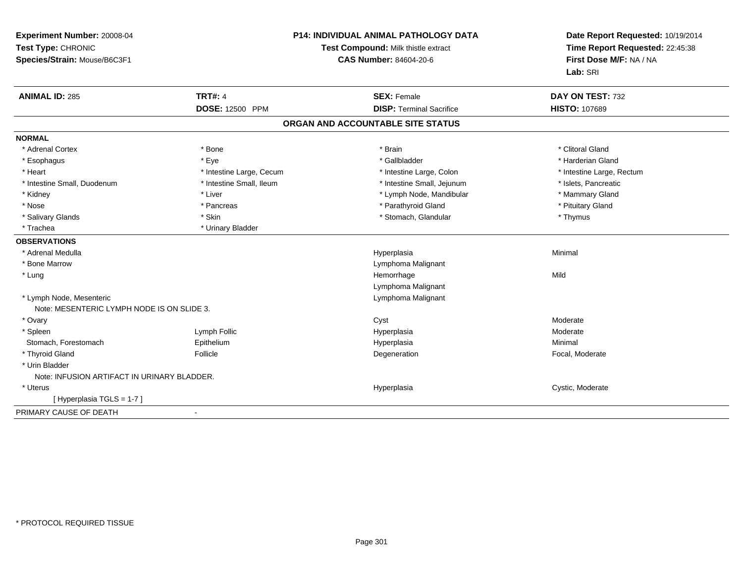**Experiment Number:** 20008-04
**Test Type:** CHRONIC
**Species/Strain:** Mouse/B6C3F1

**P14: INDIVIDUAL ANIMAL PATHOLOGY DATA**
**Test Compound:** Milk thistle extract
**CAS Number:** 84604-20-6

**Date Report Requested:** 10/19/2014
**Time Report Requested:** 22:45:38
**First Dose M/F:** NA / NA
**Lab:** SRI

| **ANIMAL ID:** 285 | **TRT#:** 4 | **SEX:** Female | **DAY ON TEST:** 732 |
|---|---|---|---|
| | **DOSE:** 12500 PPM | **DISP:** Terminal Sacrifice | **HISTO:** 107689 |

## ORGAN AND ACCOUNTABLE SITE STATUS

**NORMAL**

| | | | |
|---|---|---|---|
| * Adrenal Cortex | * Bone | * Brain | * Clitoral Gland |
| * Esophagus | * Eye | * Gallbladder | * Harderian Gland |
| * Heart | * Intestine Large, Cecum | * Intestine Large, Colon | * Intestine Large, Rectum |
| * Intestine Small, Duodenum | * Intestine Small, Ileum | * Intestine Small, Jejunum | * Islets, Pancreatic |
| * Kidney | * Liver | * Lymph Node, Mandibular | * Mammary Gland |
| * Nose | * Pancreas | * Parathyroid Gland | * Pituitary Gland |
| * Salivary Glands | * Skin | * Stomach, Glandular | * Thymus |
| * Trachea | * Urinary Bladder | | |

**OBSERVATIONS**

| | | | |
|---|---|---|---|
| * Adrenal Medulla | | Hyperplasia | Minimal |
| * Bone Marrow | | Lymphoma Malignant | |
| * Lung | | Hemorrhage | Mild |
| | | Lymphoma Malignant | |
| * Lymph Node, Mesenteric | | Lymphoma Malignant | |
| Note: MESENTERIC LYMPH NODE IS ON SLIDE 3. | | | |
| * Ovary | | Cyst | Moderate |
| * Spleen | Lymph Follic | Hyperplasia | Moderate |
| Stomach, Forestomach | Epithelium | Hyperplasia | Minimal |
| * Thyroid Gland | Follicle | Degeneration | Focal, Moderate |
| * Urin Bladder | | | |
| Note: INFUSION ARTIFACT IN URINARY BLADDER. | | | |
| * Uterus | | Hyperplasia | Cystic, Moderate |
| [ Hyperplasia TGLS = 1-7 ] | | | |

PRIMARY CAUSE OF DEATH -

* PROTOCOL REQUIRED TISSUE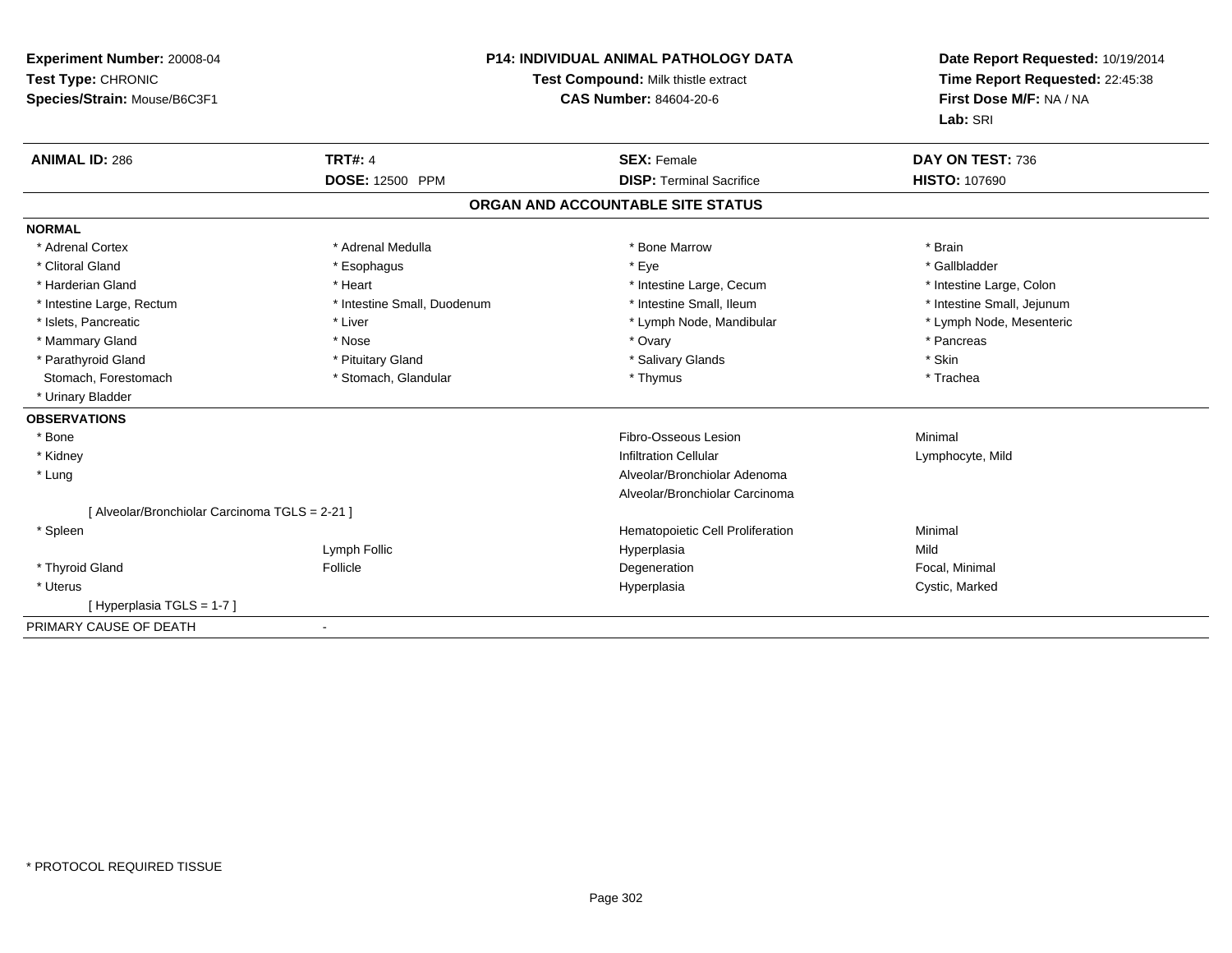**Experiment Number:** 20008-04
**Test Type:** CHRONIC
**Species/Strain:** Mouse/B6C3F1

**P14: INDIVIDUAL ANIMAL PATHOLOGY DATA**
**Test Compound:** Milk thistle extract
**CAS Number:** 84604-20-6

**Date Report Requested:** 10/19/2014
**Time Report Requested:** 22:45:38
**First Dose M/F:** NA / NA
**Lab:** SRI

| **ANIMAL ID:** 286 | **TRT#:** 4 | **SEX:** Female | **DAY ON TEST:** 736 |
|---|---|---|---|
| | **DOSE:** 12500 PPM | **DISP:** Terminal Sacrifice | **HISTO:** 107690 |

## ORGAN AND ACCOUNTABLE SITE STATUS

**NORMAL**

| | | | |
|---|---|---|---|
| * Adrenal Cortex | * Adrenal Medulla | * Bone Marrow | * Brain |
| * Clitoral Gland | * Esophagus | * Eye | * Gallbladder |
| * Harderian Gland | * Heart | * Intestine Large, Cecum | * Intestine Large, Colon |
| * Intestine Large, Rectum | * Intestine Small, Duodenum | * Intestine Small, Ileum | * Intestine Small, Jejunum |
| * Islets, Pancreatic | * Liver | * Lymph Node, Mandibular | * Lymph Node, Mesenteric |
| * Mammary Gland | * Nose | * Ovary | * Pancreas |
| * Parathyroid Gland | * Pituitary Gland | * Salivary Glands | * Skin |
| Stomach, Forestomach | * Stomach, Glandular | * Thymus | * Trachea |
| * Urinary Bladder | | | |

**OBSERVATIONS**

| | | | |
|---|---|---|---|
| * Bone | | Fibro-Osseous Lesion | Minimal |
| * Kidney | | Infiltration Cellular | Lymphocyte, Mild |
| * Lung | | Alveolar/Bronchiolar Adenoma | |
| | | Alveolar/Bronchiolar Carcinoma | |
| [ Alveolar/Bronchiolar Carcinoma TGLS = 2-21 ] | | | |
| * Spleen | | Hematopoietic Cell Proliferation | Minimal |
| | Lymph Follic | Hyperplasia | Mild |
| * Thyroid Gland | Follicle | Degeneration | Focal, Minimal |
| * Uterus | | Hyperplasia | Cystic, Marked |
| [ Hyperplasia TGLS = 1-7 ] | | | |

PRIMARY CAUSE OF DEATH -

* PROTOCOL REQUIRED TISSUE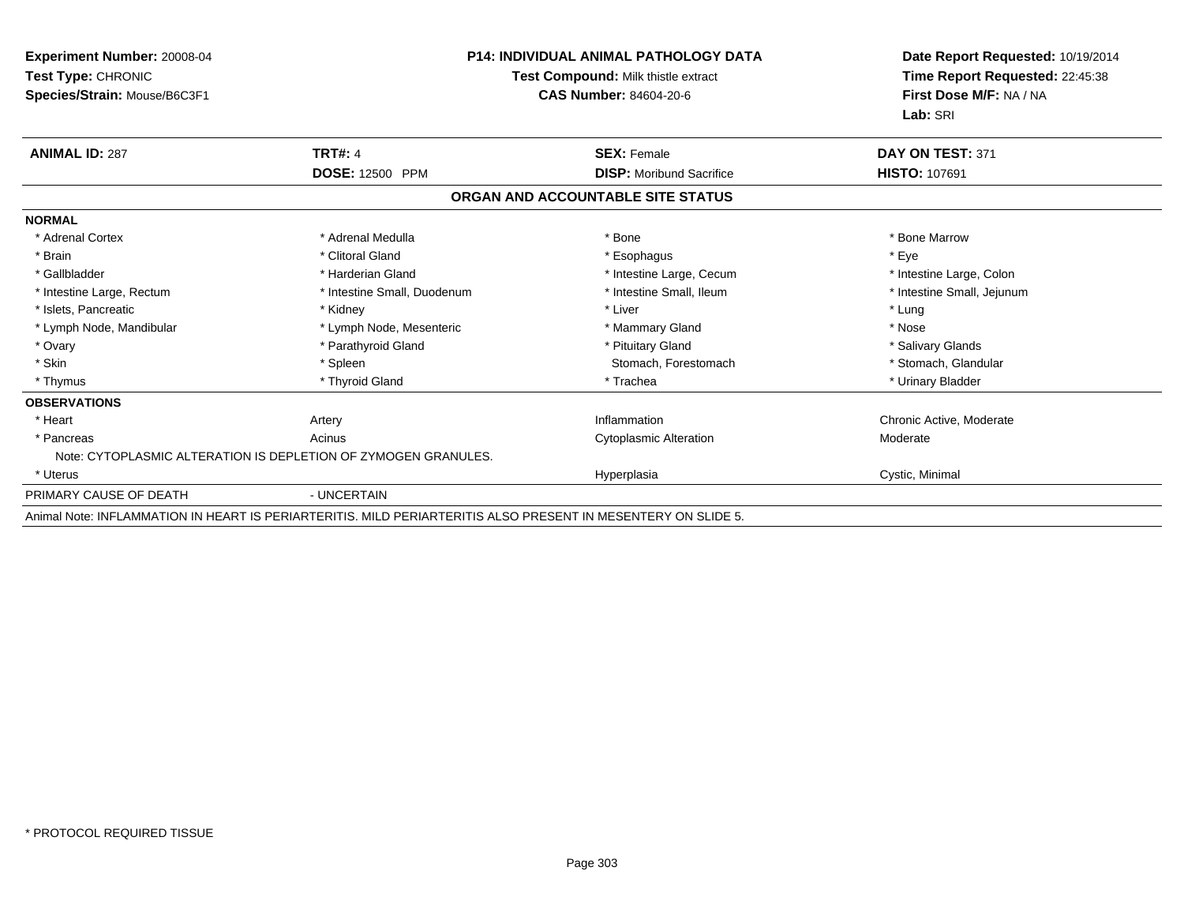**Experiment Number:** 20008-04
**Test Type:** CHRONIC
**Species/Strain:** Mouse/B6C3F1

**P14: INDIVIDUAL ANIMAL PATHOLOGY DATA**
**Test Compound:** Milk thistle extract
**CAS Number:** 84604-20-6

**Date Report Requested:** 10/19/2014
**Time Report Requested:** 22:45:38
**First Dose M/F:** NA / NA
**Lab:** SRI

| **ANIMAL ID:** 287 | **TRT#:** 4 | **SEX:** Female | **DAY ON TEST:** 371 |
|---|---|---|---|
| | **DOSE:** 12500 PPM | **DISP:** Moribund Sacrifice | **HISTO:** 107691 |

## ORGAN AND ACCOUNTABLE SITE STATUS

**NORMAL**

| | | | |
|---|---|---|---|
| * Adrenal Cortex | * Adrenal Medulla | * Bone | * Bone Marrow |
| * Brain | * Clitoral Gland | * Esophagus | * Eye |
| * Gallbladder | * Harderian Gland | * Intestine Large, Cecum | * Intestine Large, Colon |
| * Intestine Large, Rectum | * Intestine Small, Duodenum | * Intestine Small, Ileum | * Intestine Small, Jejunum |
| * Islets, Pancreatic | * Kidney | * Liver | * Lung |
| * Lymph Node, Mandibular | * Lymph Node, Mesenteric | * Mammary Gland | * Nose |
| * Ovary | * Parathyroid Gland | * Pituitary Gland | * Salivary Glands |
| * Skin | * Spleen | Stomach, Forestomach | * Stomach, Glandular |
| * Thymus | * Thyroid Gland | * Trachea | * Urinary Bladder |

**OBSERVATIONS**

| | | | |
|---|---|---|---|
| * Heart | Artery | Inflammation | Chronic Active, Moderate |
| * Pancreas | Acinus | Cytoplasmic Alteration | Moderate |

Note: CYTOPLASMIC ALTERATION IS DEPLETION OF ZYMOGEN GRANULES.

| | | | |
|---|---|---|---|
| * Uterus | | Hyperplasia | Cystic, Minimal |

PRIMARY CAUSE OF DEATH - UNCERTAIN

Animal Note: INFLAMMATION IN HEART IS PERIARTERITIS. MILD PERIARTERITIS ALSO PRESENT IN MESENTERY ON SLIDE 5.

* PROTOCOL REQUIRED TISSUE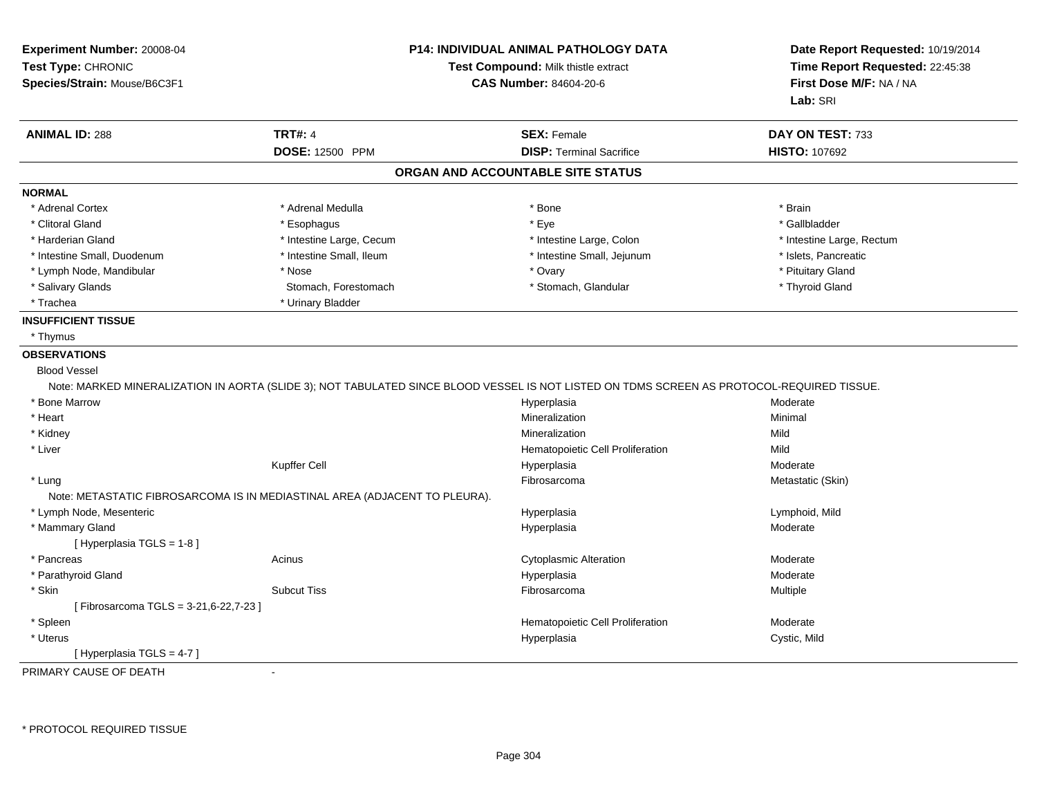**Experiment Number:** 20008-04
**Test Type:** CHRONIC
**Species/Strain:** Mouse/B6C3F1

**P14: INDIVIDUAL ANIMAL PATHOLOGY DATA**
**Test Compound:** Milk thistle extract
**CAS Number:** 84604-20-6

**Date Report Requested:** 10/19/2014
**Time Report Requested:** 22:45:38
**First Dose M/F:** NA / NA
**Lab:** SRI

| **ANIMAL ID:** 288 | **TRT#:** 4 | **SEX:** Female | **DAY ON TEST:** 733 |
|---|---|---|---|
| | **DOSE:** 12500 PPM | **DISP:** Terminal Sacrifice | **HISTO:** 107692 |

## ORGAN AND ACCOUNTABLE SITE STATUS

**NORMAL**

| | | | |
|---|---|---|---|
| * Adrenal Cortex | * Adrenal Medulla | * Bone | * Brain |
| * Clitoral Gland | * Esophagus | * Eye | * Gallbladder |
| * Harderian Gland | * Intestine Large, Cecum | * Intestine Large, Colon | * Intestine Large, Rectum |
| * Intestine Small, Duodenum | * Intestine Small, Ileum | * Intestine Small, Jejunum | * Islets, Pancreatic |
| * Lymph Node, Mandibular | * Nose | * Ovary | * Pituitary Gland |
| * Salivary Glands | Stomach, Forestomach | * Stomach, Glandular | * Thyroid Gland |
| * Trachea | * Urinary Bladder | | |

**INSUFFICIENT TISSUE**

* Thymus

**OBSERVATIONS**

Blood Vessel

Note: MARKED MINERALIZATION IN AORTA (SLIDE 3); NOT TABULATED SINCE BLOOD VESSEL IS NOT LISTED ON TDMS SCREEN AS PROTOCOL-REQUIRED TISSUE.

| | | | |
|---|---|---|---|
| * Bone Marrow | | Hyperplasia | Moderate |
| * Heart | | Mineralization | Minimal |
| * Kidney | | Mineralization | Mild |
| * Liver | | Hematopoietic Cell Proliferation | Mild |
| | Kupffer Cell | Hyperplasia | Moderate |
| * Lung | | Fibrosarcoma | Metastatic (Skin) |

Note: METASTATIC FIBROSARCOMA IS IN MEDIASTINAL AREA (ADJACENT TO PLEURA).

| | | | |
|---|---|---|---|
| * Lymph Node, Mesenteric | | Hyperplasia | Lymphoid, Mild |
| * Mammary Gland | | Hyperplasia | Moderate |
| [ Hyperplasia TGLS = 1-8 ] | | | |
| * Pancreas | Acinus | Cytoplasmic Alteration | Moderate |
| * Parathyroid Gland | | Hyperplasia | Moderate |
| * Skin | Subcut Tiss | Fibrosarcoma | Multiple |
| [ Fibrosarcoma TGLS = 3-21,6-22,7-23 ] | | | |
| * Spleen | | Hematopoietic Cell Proliferation | Moderate |
| * Uterus | | Hyperplasia | Cystic, Mild |
| [ Hyperplasia TGLS = 4-7 ] | | | |

PRIMARY CAUSE OF DEATH -

* PROTOCOL REQUIRED TISSUE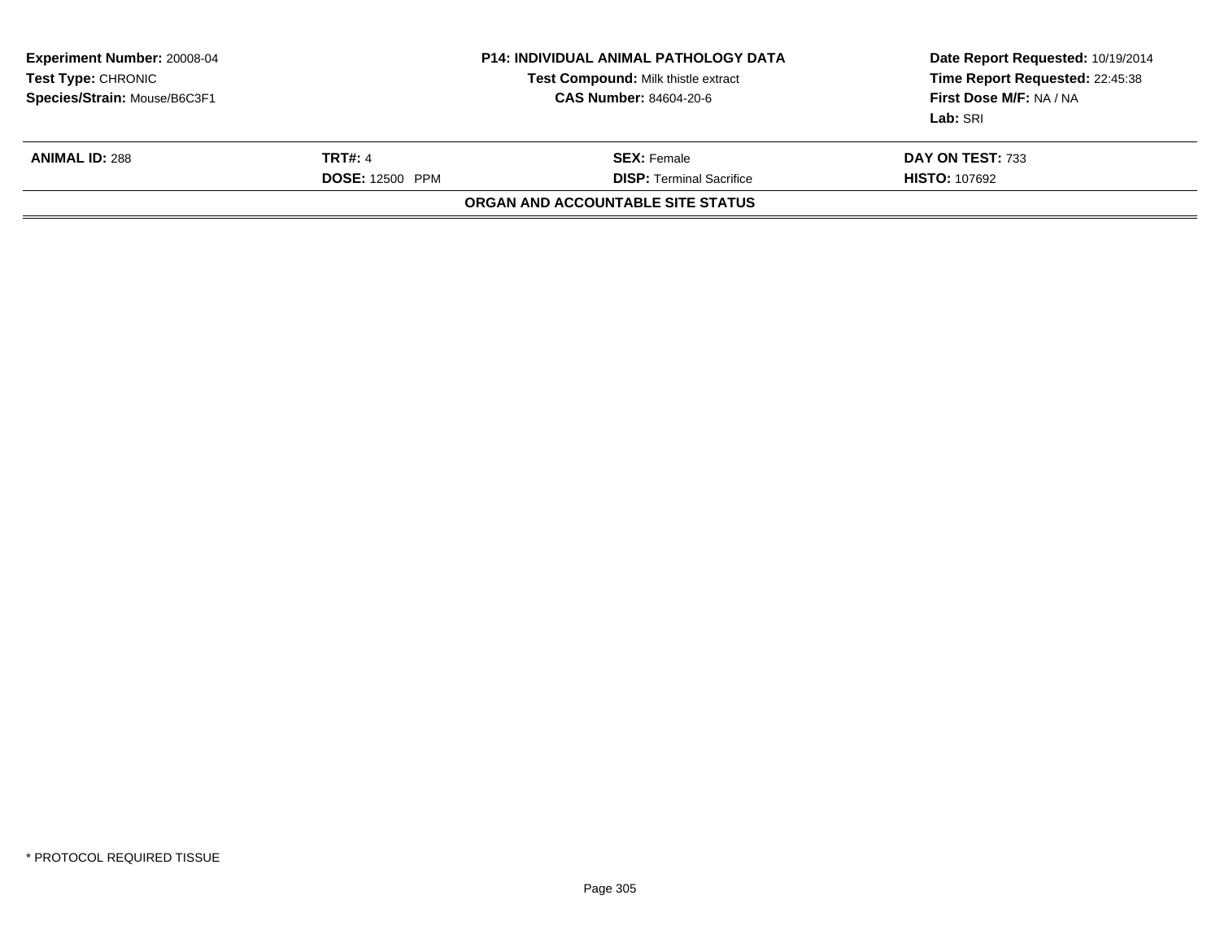**Experiment Number:** 20008-04
**Test Type:** CHRONIC
**Species/Strain:** Mouse/B6C3F1

**P14: INDIVIDUAL ANIMAL PATHOLOGY DATA**
**Test Compound:** Milk thistle extract
**CAS Number:** 84604-20-6

**Date Report Requested:** 10/19/2014
**Time Report Requested:** 22:45:38
**First Dose M/F:** NA / NA
**Lab:** SRI

| **ANIMAL ID:** 288 | **TRT#:** 4 | **SEX:** Female | **DAY ON TEST:** 733 |
|---|---|---|---|
| | **DOSE:** 12500 PPM | **DISP:** Terminal Sacrifice | **HISTO:** 107692 |

**ORGAN AND ACCOUNTABLE SITE STATUS**

* PROTOCOL REQUIRED TISSUE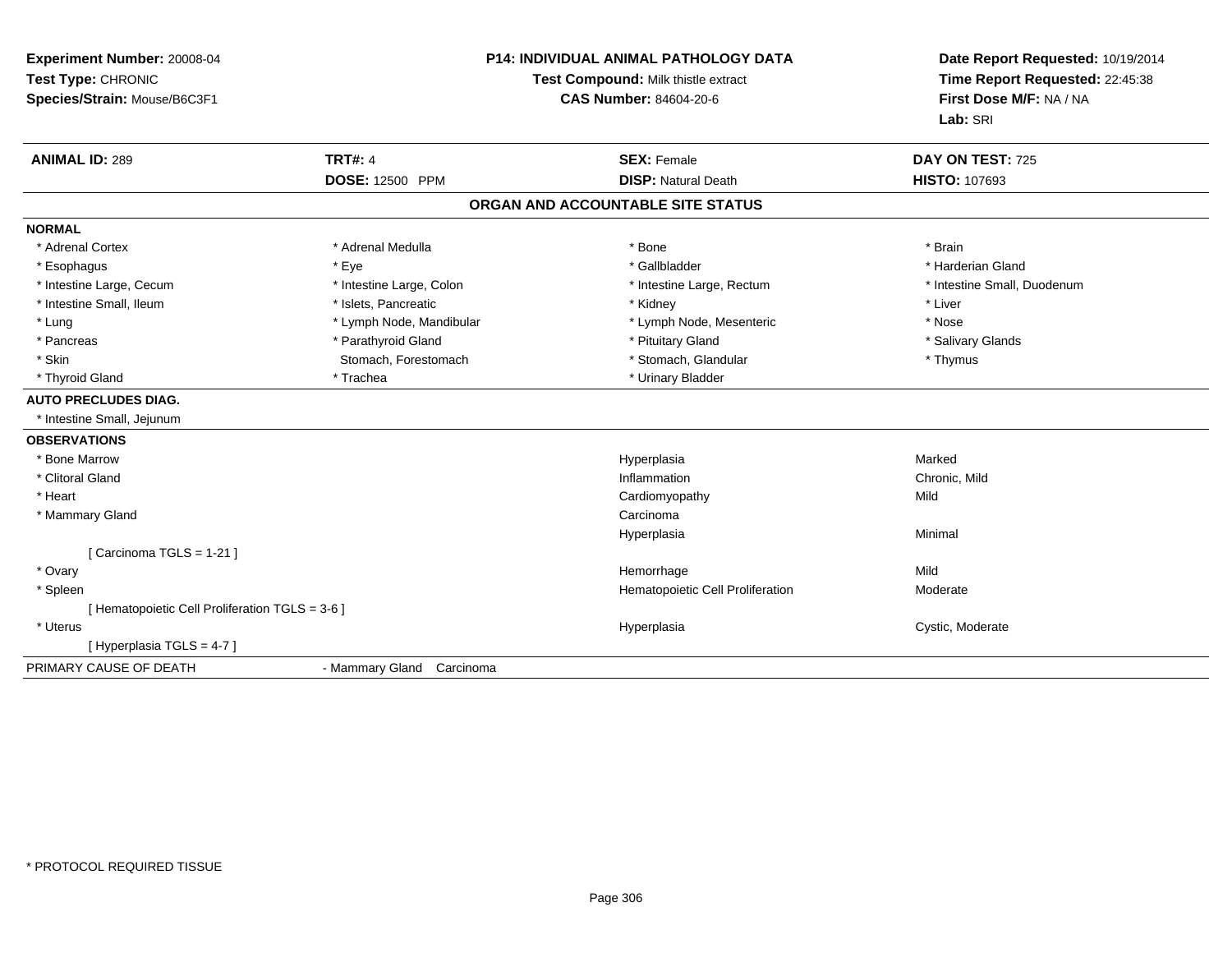**Experiment Number:** 20008-04
**Test Type:** CHRONIC
**Species/Strain:** Mouse/B6C3F1

**P14: INDIVIDUAL ANIMAL PATHOLOGY DATA**
**Test Compound:** Milk thistle extract
**CAS Number:** 84604-20-6

**Date Report Requested:** 10/19/2014
**Time Report Requested:** 22:45:38
**First Dose M/F:** NA / NA
**Lab:** SRI

| **ANIMAL ID:** 289 | **TRT#:** 4 | **SEX:** Female | **DAY ON TEST:** 725 |
|---|---|---|---|
| | **DOSE:** 12500 PPM | **DISP:** Natural Death | **HISTO:** 107693 |

## ORGAN AND ACCOUNTABLE SITE STATUS

**NORMAL**

| | | | |
|---|---|---|---|
| * Adrenal Cortex | * Adrenal Medulla | * Bone | * Brain |
| * Esophagus | * Eye | * Gallbladder | * Harderian Gland |
| * Intestine Large, Cecum | * Intestine Large, Colon | * Intestine Large, Rectum | * Intestine Small, Duodenum |
| * Intestine Small, Ileum | * Islets, Pancreatic | * Kidney | * Liver |
| * Lung | * Lymph Node, Mandibular | * Lymph Node, Mesenteric | * Nose |
| * Pancreas | * Parathyroid Gland | * Pituitary Gland | * Salivary Glands |
| * Skin | Stomach, Forestomach | * Stomach, Glandular | * Thymus |
| * Thyroid Gland | * Trachea | * Urinary Bladder | |

**AUTO PRECLUDES DIAG.**

* Intestine Small, Jejunum

**OBSERVATIONS**

| Organ | Observation | Severity |
|---|---|---|
| * Bone Marrow | Hyperplasia | Marked |
| * Clitoral Gland | Inflammation | Chronic, Mild |
| * Heart | Cardiomyopathy | Mild |
| * Mammary Gland | Carcinoma | |
| | Hyperplasia | Minimal |
| [ Carcinoma TGLS = 1-21 ] | | |
| * Ovary | Hemorrhage | Mild |
| * Spleen | Hematopoietic Cell Proliferation | Moderate |
| [ Hematopoietic Cell Proliferation TGLS = 3-6 ] | | |
| * Uterus | Hyperplasia | Cystic, Moderate |
| [ Hyperplasia TGLS = 4-7 ] | | |

PRIMARY CAUSE OF DEATH - Mammary Gland Carcinoma

* PROTOCOL REQUIRED TISSUE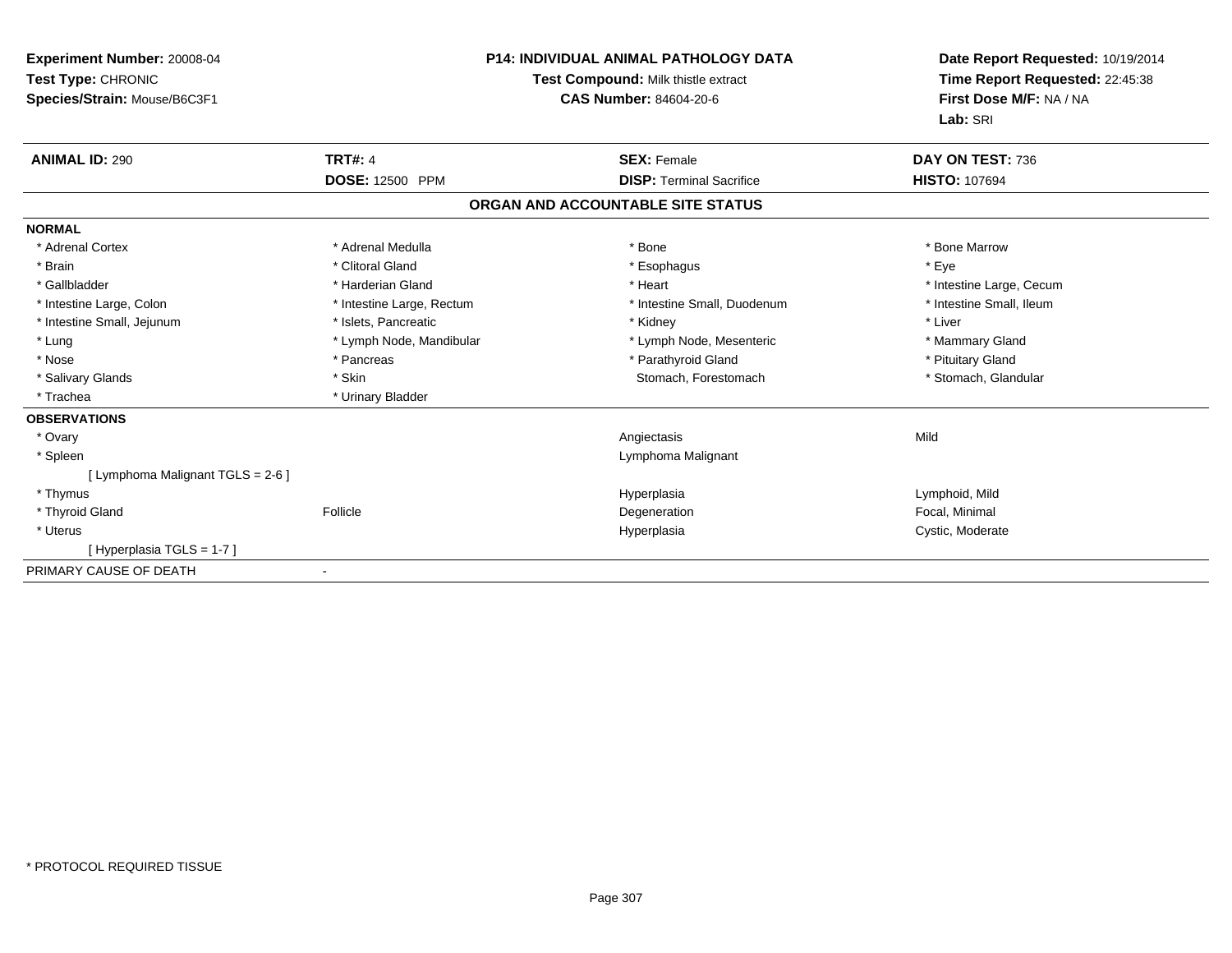**Experiment Number:** 20008-04
**Test Type:** CHRONIC
**Species/Strain:** Mouse/B6C3F1

**P14: INDIVIDUAL ANIMAL PATHOLOGY DATA**
**Test Compound:** Milk thistle extract
**CAS Number:** 84604-20-6

**Date Report Requested:** 10/19/2014
**Time Report Requested:** 22:45:38
**First Dose M/F:** NA / NA
**Lab:** SRI

| **ANIMAL ID:** 290 | **TRT#:** 4 | **SEX:** Female | **DAY ON TEST:** 736 |
|---|---|---|---|
| | **DOSE:** 12500 PPM | **DISP:** Terminal Sacrifice | **HISTO:** 107694 |

## ORGAN AND ACCOUNTABLE SITE STATUS

**NORMAL**

| | | | |
|---|---|---|---|
| * Adrenal Cortex | * Adrenal Medulla | * Bone | * Bone Marrow |
| * Brain | * Clitoral Gland | * Esophagus | * Eye |
| * Gallbladder | * Harderian Gland | * Heart | * Intestine Large, Cecum |
| * Intestine Large, Colon | * Intestine Large, Rectum | * Intestine Small, Duodenum | * Intestine Small, Ileum |
| * Intestine Small, Jejunum | * Islets, Pancreatic | * Kidney | * Liver |
| * Lung | * Lymph Node, Mandibular | * Lymph Node, Mesenteric | * Mammary Gland |
| * Nose | * Pancreas | * Parathyroid Gland | * Pituitary Gland |
| * Salivary Glands | * Skin | Stomach, Forestomach | * Stomach, Glandular |
| * Trachea | * Urinary Bladder | | |

**OBSERVATIONS**

| | | | |
|---|---|---|---|
| * Ovary | | Angiectasis | Mild |
| * Spleen | | Lymphoma Malignant | |
| [ Lymphoma Malignant TGLS = 2-6 ] | | | |
| * Thymus | | Hyperplasia | Lymphoid, Mild |
| * Thyroid Gland | Follicle | Degeneration | Focal, Minimal |
| * Uterus | | Hyperplasia | Cystic, Moderate |
| [ Hyperplasia TGLS = 1-7 ] | | | |

PRIMARY CAUSE OF DEATH -

* PROTOCOL REQUIRED TISSUE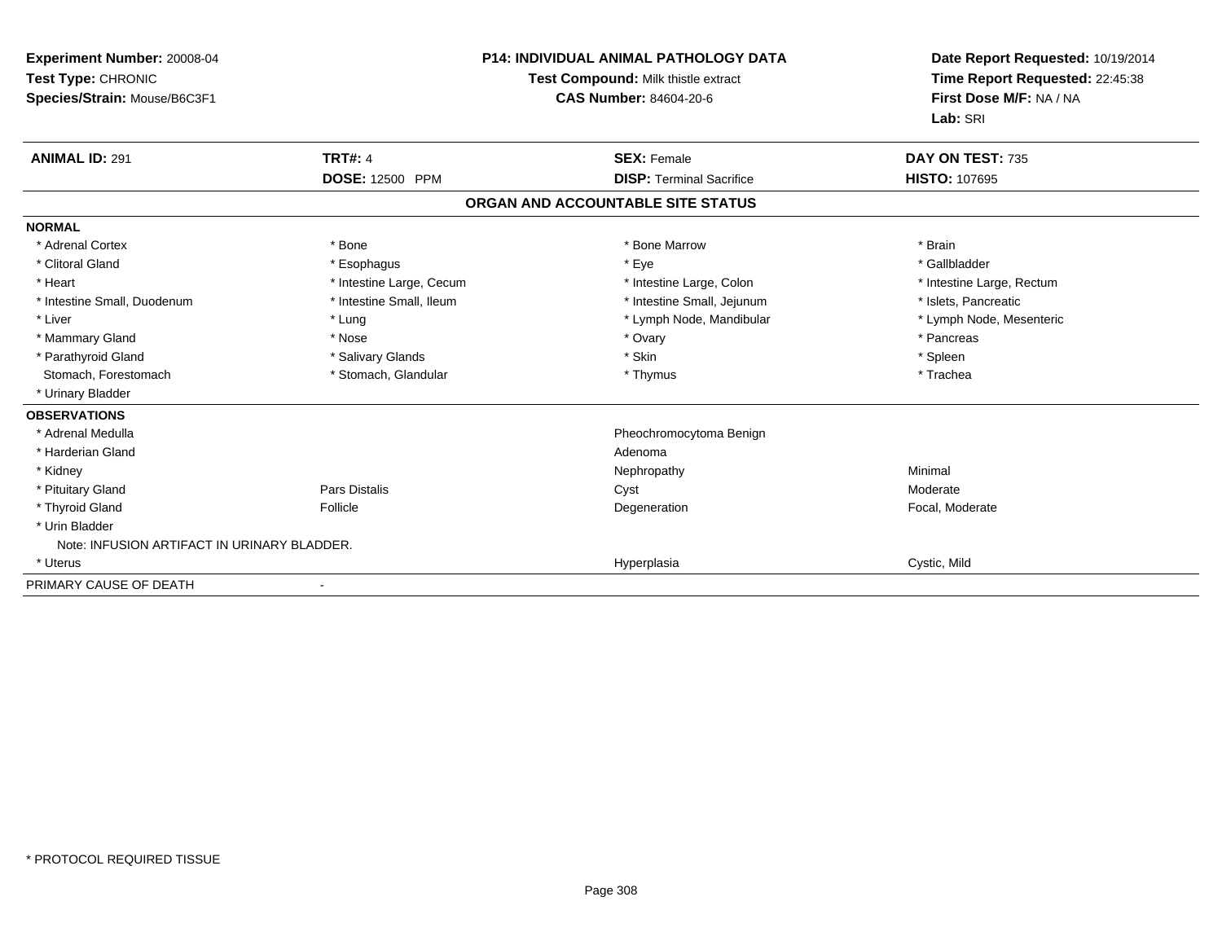**Experiment Number:** 20008-04
**Test Type:** CHRONIC
**Species/Strain:** Mouse/B6C3F1

**P14: INDIVIDUAL ANIMAL PATHOLOGY DATA**
**Test Compound:** Milk thistle extract
**CAS Number:** 84604-20-6

**Date Report Requested:** 10/19/2014
**Time Report Requested:** 22:45:38
**First Dose M/F:** NA / NA
**Lab:** SRI

| **ANIMAL ID:** 291 | **TRT#:** 4 | **SEX:** Female | **DAY ON TEST:** 735 |
|---|---|---|---|
| | **DOSE:** 12500 PPM | **DISP:** Terminal Sacrifice | **HISTO:** 107695 |

**ORGAN AND ACCOUNTABLE SITE STATUS**

**NORMAL**

| | | | |
|---|---|---|---|
| * Adrenal Cortex | * Bone | * Bone Marrow | * Brain |
| * Clitoral Gland | * Esophagus | * Eye | * Gallbladder |
| * Heart | * Intestine Large, Cecum | * Intestine Large, Colon | * Intestine Large, Rectum |
| * Intestine Small, Duodenum | * Intestine Small, Ileum | * Intestine Small, Jejunum | * Islets, Pancreatic |
| * Liver | * Lung | * Lymph Node, Mandibular | * Lymph Node, Mesenteric |
| * Mammary Gland | * Nose | * Ovary | * Pancreas |
| * Parathyroid Gland | * Salivary Glands | * Skin | * Spleen |
| Stomach, Forestomach | * Stomach, Glandular | * Thymus | * Trachea |
| * Urinary Bladder | | | |

**OBSERVATIONS**

| | | | |
|---|---|---|---|
| * Adrenal Medulla | | Pheochromocytoma Benign | |
| * Harderian Gland | | Adenoma | |
| * Kidney | | Nephropathy | Minimal |
| * Pituitary Gland | Pars Distalis | Cyst | Moderate |
| * Thyroid Gland | Follicle | Degeneration | Focal, Moderate |
| * Urin Bladder | | | |
| Note: INFUSION ARTIFACT IN URINARY BLADDER. | | | |
| * Uterus | | Hyperplasia | Cystic, Mild |

PRIMARY CAUSE OF DEATH -

* PROTOCOL REQUIRED TISSUE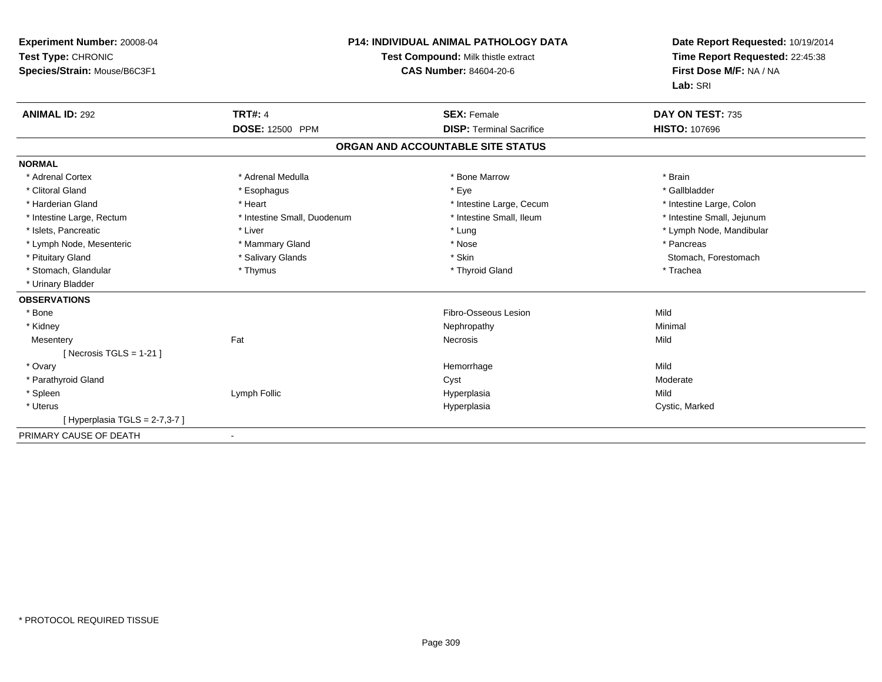**Experiment Number:** 20008-04
**Test Type:** CHRONIC
**Species/Strain:** Mouse/B6C3F1

**P14: INDIVIDUAL ANIMAL PATHOLOGY DATA**
**Test Compound:** Milk thistle extract
**CAS Number:** 84604-20-6

**Date Report Requested:** 10/19/2014
**Time Report Requested:** 22:45:38
**First Dose M/F:** NA / NA
**Lab:** SRI

| **ANIMAL ID:** 292 | **TRT#:** 4 | **SEX:** Female | **DAY ON TEST:** 735 |
|---|---|---|---|
| | **DOSE:** 12500 PPM | **DISP:** Terminal Sacrifice | **HISTO:** 107696 |

## ORGAN AND ACCOUNTABLE SITE STATUS

**NORMAL**

| | | | |
|---|---|---|---|
| * Adrenal Cortex | * Adrenal Medulla | * Bone Marrow | * Brain |
| * Clitoral Gland | * Esophagus | * Eye | * Gallbladder |
| * Harderian Gland | * Heart | * Intestine Large, Cecum | * Intestine Large, Colon |
| * Intestine Large, Rectum | * Intestine Small, Duodenum | * Intestine Small, Ileum | * Intestine Small, Jejunum |
| * Islets, Pancreatic | * Liver | * Lung | * Lymph Node, Mandibular |
| * Lymph Node, Mesenteric | * Mammary Gland | * Nose | * Pancreas |
| * Pituitary Gland | * Salivary Glands | * Skin | Stomach, Forestomach |
| * Stomach, Glandular | * Thymus | * Thyroid Gland | * Trachea |
| * Urinary Bladder | | | |

**OBSERVATIONS**

| | | | |
|---|---|---|---|
| * Bone | | Fibro-Osseous Lesion | Mild |
| * Kidney | | Nephropathy | Minimal |
| Mesentery | Fat | Necrosis | Mild |
| [ Necrosis TGLS = 1-21 ] | | | |
| * Ovary | | Hemorrhage | Mild |
| * Parathyroid Gland | | Cyst | Moderate |
| * Spleen | Lymph Follic | Hyperplasia | Mild |
| * Uterus | | Hyperplasia | Cystic, Marked |
| [ Hyperplasia TGLS = 2-7,3-7 ] | | | |

PRIMARY CAUSE OF DEATH -

* PROTOCOL REQUIRED TISSUE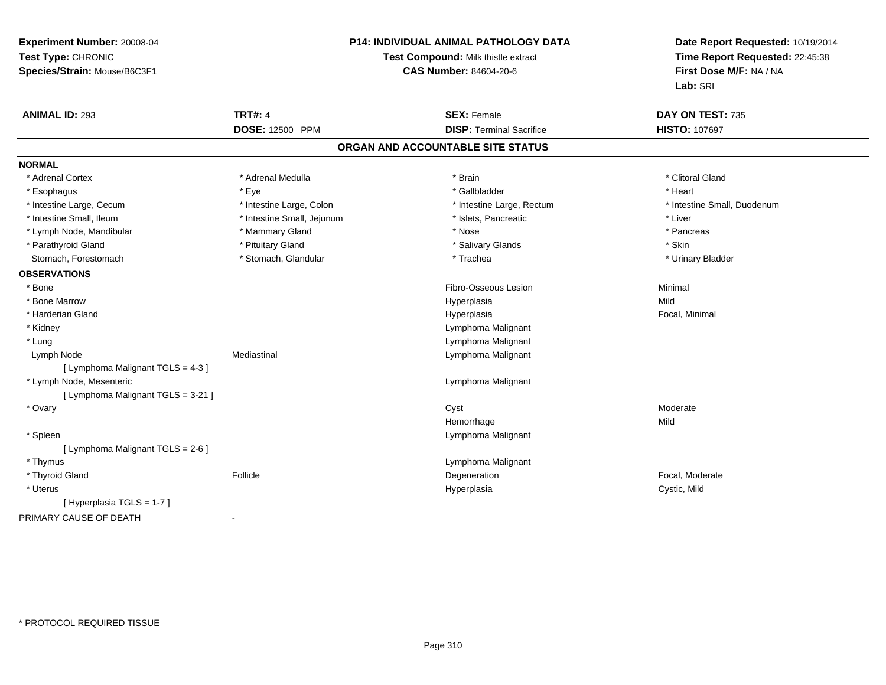**Experiment Number:** 20008-04
**Test Type:** CHRONIC
**Species/Strain:** Mouse/B6C3F1

**P14: INDIVIDUAL ANIMAL PATHOLOGY DATA**
**Test Compound:** Milk thistle extract
**CAS Number:** 84604-20-6

**Date Report Requested:** 10/19/2014
**Time Report Requested:** 22:45:38
**First Dose M/F:** NA / NA
**Lab:** SRI

| **ANIMAL ID:** 293 | **TRT#:** 4 | **SEX:** Female | **DAY ON TEST:** 735 |
|---|---|---|---|
| | **DOSE:** 12500 PPM | **DISP:** Terminal Sacrifice | **HISTO:** 107697 |

## ORGAN AND ACCOUNTABLE SITE STATUS

**NORMAL**

| | | | |
|---|---|---|---|
| * Adrenal Cortex | * Adrenal Medulla | * Brain | * Clitoral Gland |
| * Esophagus | * Eye | * Gallbladder | * Heart |
| * Intestine Large, Cecum | * Intestine Large, Colon | * Intestine Large, Rectum | * Intestine Small, Duodenum |
| * Intestine Small, Ileum | * Intestine Small, Jejunum | * Islets, Pancreatic | * Liver |
| * Lymph Node, Mandibular | * Mammary Gland | * Nose | * Pancreas |
| * Parathyroid Gland | * Pituitary Gland | * Salivary Glands | * Skin |
| Stomach, Forestomach | * Stomach, Glandular | * Trachea | * Urinary Bladder |

**OBSERVATIONS**

| | | | |
|---|---|---|---|
| * Bone | | Fibro-Osseous Lesion | Minimal |
| * Bone Marrow | | Hyperplasia | Mild |
| * Harderian Gland | | Hyperplasia | Focal, Minimal |
| * Kidney | | Lymphoma Malignant | |
| * Lung | | Lymphoma Malignant | |
| Lymph Node | Mediastinal | Lymphoma Malignant | |
| [ Lymphoma Malignant TGLS = 4-3 ] | | | |
| * Lymph Node, Mesenteric | | Lymphoma Malignant | |
| [ Lymphoma Malignant TGLS = 3-21 ] | | | |
| * Ovary | | Cyst | Moderate |
| | | Hemorrhage | Mild |
| * Spleen | | Lymphoma Malignant | |
| [ Lymphoma Malignant TGLS = 2-6 ] | | | |
| * Thymus | | Lymphoma Malignant | |
| * Thyroid Gland | Follicle | Degeneration | Focal, Moderate |
| * Uterus | | Hyperplasia | Cystic, Mild |
| [ Hyperplasia TGLS = 1-7 ] | | | |

PRIMARY CAUSE OF DEATH -

* PROTOCOL REQUIRED TISSUE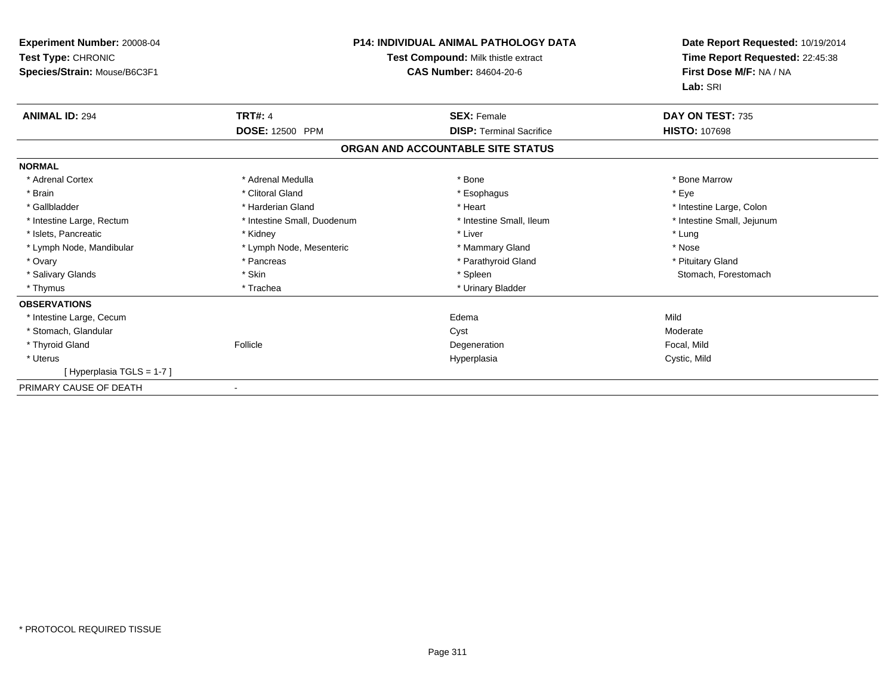**Experiment Number:** 20008-04
**Test Type:** CHRONIC
**Species/Strain:** Mouse/B6C3F1

**P14: INDIVIDUAL ANIMAL PATHOLOGY DATA**
**Test Compound:** Milk thistle extract
**CAS Number:** 84604-20-6

**Date Report Requested:** 10/19/2014
**Time Report Requested:** 22:45:38
**First Dose M/F:** NA / NA
**Lab:** SRI

| **ANIMAL ID:** 294 | **TRT#:** 4 | **SEX:** Female | **DAY ON TEST:** 735 |
|---|---|---|---|
| | **DOSE:** 12500 PPM | **DISP:** Terminal Sacrifice | **HISTO:** 107698 |

## ORGAN AND ACCOUNTABLE SITE STATUS

| | | | |
|---|---|---|---|
| **NORMAL** | | | |
| * Adrenal Cortex | * Adrenal Medulla | * Bone | * Bone Marrow |
| * Brain | * Clitoral Gland | * Esophagus | * Eye |
| * Gallbladder | * Harderian Gland | * Heart | * Intestine Large, Colon |
| * Intestine Large, Rectum | * Intestine Small, Duodenum | * Intestine Small, Ileum | * Intestine Small, Jejunum |
| * Islets, Pancreatic | * Kidney | * Liver | * Lung |
| * Lymph Node, Mandibular | * Lymph Node, Mesenteric | * Mammary Gland | * Nose |
| * Ovary | * Pancreas | * Parathyroid Gland | * Pituitary Gland |
| * Salivary Glands | * Skin | * Spleen | Stomach, Forestomach |
| * Thymus | * Trachea | * Urinary Bladder | |
| **OBSERVATIONS** | | | |
| * Intestine Large, Cecum | | Edema | Mild |
| * Stomach, Glandular | | Cyst | Moderate |
| * Thyroid Gland | Follicle | Degeneration | Focal, Mild |
| * Uterus | | Hyperplasia | Cystic, Mild |
| [ Hyperplasia TGLS = 1-7 ] | | | |
| PRIMARY CAUSE OF DEATH | - | | |

* PROTOCOL REQUIRED TISSUE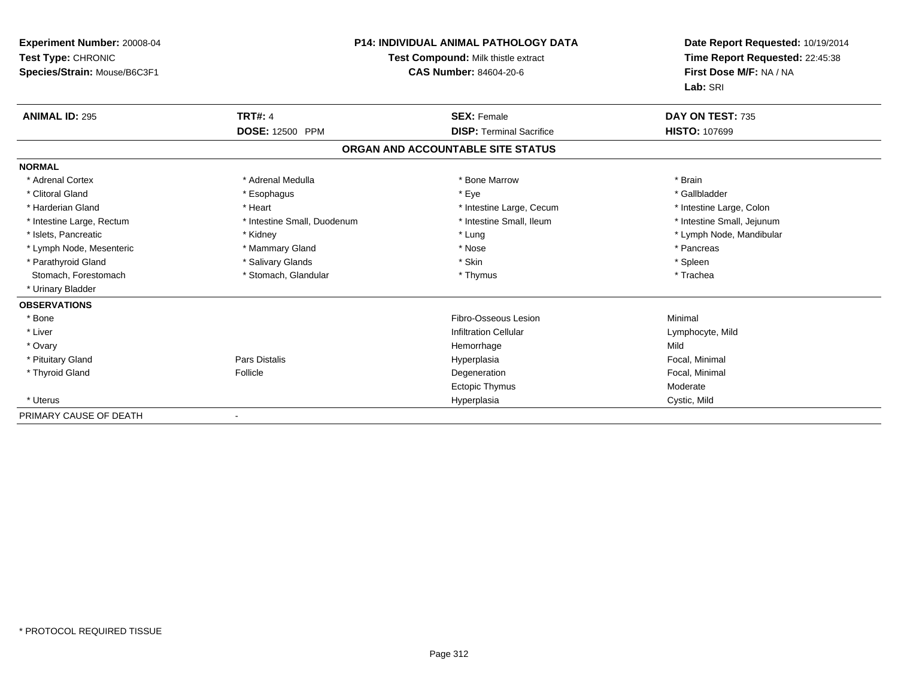**Experiment Number:** 20008-04
**Test Type:** CHRONIC
**Species/Strain:** Mouse/B6C3F1

**P14: INDIVIDUAL ANIMAL PATHOLOGY DATA**
**Test Compound:** Milk thistle extract
**CAS Number:** 84604-20-6

**Date Report Requested:** 10/19/2014
**Time Report Requested:** 22:45:38
**First Dose M/F:** NA / NA
**Lab:** SRI

| **ANIMAL ID:** 295 | **TRT#:** 4 | **SEX:** Female | **DAY ON TEST:** 735 |
|---|---|---|---|
| | **DOSE:** 12500 PPM | **DISP:** Terminal Sacrifice | **HISTO:** 107699 |

## ORGAN AND ACCOUNTABLE SITE STATUS

**NORMAL**

| | | | |
|---|---|---|---|
| * Adrenal Cortex | * Adrenal Medulla | * Bone Marrow | * Brain |
| * Clitoral Gland | * Esophagus | * Eye | * Gallbladder |
| * Harderian Gland | * Heart | * Intestine Large, Cecum | * Intestine Large, Colon |
| * Intestine Large, Rectum | * Intestine Small, Duodenum | * Intestine Small, Ileum | * Intestine Small, Jejunum |
| * Islets, Pancreatic | * Kidney | * Lung | * Lymph Node, Mandibular |
| * Lymph Node, Mesenteric | * Mammary Gland | * Nose | * Pancreas |
| * Parathyroid Gland | * Salivary Glands | * Skin | * Spleen |
| Stomach, Forestomach | * Stomach, Glandular | * Thymus | * Trachea |
| * Urinary Bladder | | | |

**OBSERVATIONS**

| | | | |
|---|---|---|---|
| * Bone | | Fibro-Osseous Lesion | Minimal |
| * Liver | | Infiltration Cellular | Lymphocyte, Mild |
| * Ovary | | Hemorrhage | Mild |
| * Pituitary Gland | Pars Distalis | Hyperplasia | Focal, Minimal |
| * Thyroid Gland | Follicle | Degeneration | Focal, Minimal |
| | | Ectopic Thymus | Moderate |
| * Uterus | | Hyperplasia | Cystic, Mild |

PRIMARY CAUSE OF DEATH -

* PROTOCOL REQUIRED TISSUE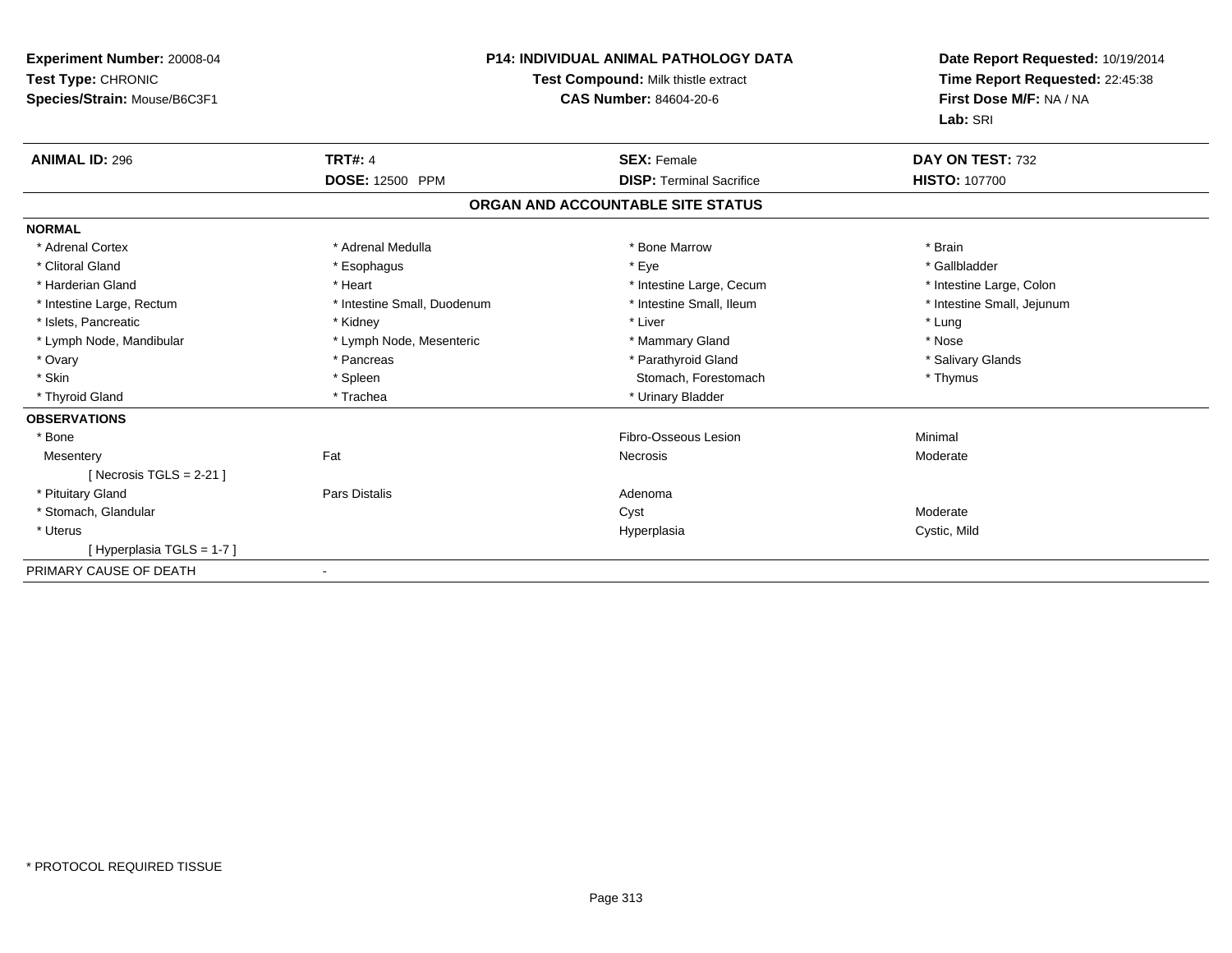**Experiment Number:** 20008-04
**Test Type:** CHRONIC
**Species/Strain:** Mouse/B6C3F1

**P14: INDIVIDUAL ANIMAL PATHOLOGY DATA**
**Test Compound:** Milk thistle extract
**CAS Number:** 84604-20-6

**Date Report Requested:** 10/19/2014
**Time Report Requested:** 22:45:38
**First Dose M/F:** NA / NA
**Lab:** SRI

| **ANIMAL ID:** 296 | **TRT#:** 4 | **SEX:** Female | **DAY ON TEST:** 732 |
|---|---|---|---|
| | **DOSE:** 12500 PPM | **DISP:** Terminal Sacrifice | **HISTO:** 107700 |

## ORGAN AND ACCOUNTABLE SITE STATUS

**NORMAL**

| | | | |
|---|---|---|---|
| * Adrenal Cortex | * Adrenal Medulla | * Bone Marrow | * Brain |
| * Clitoral Gland | * Esophagus | * Eye | * Gallbladder |
| * Harderian Gland | * Heart | * Intestine Large, Cecum | * Intestine Large, Colon |
| * Intestine Large, Rectum | * Intestine Small, Duodenum | * Intestine Small, Ileum | * Intestine Small, Jejunum |
| * Islets, Pancreatic | * Kidney | * Liver | * Lung |
| * Lymph Node, Mandibular | * Lymph Node, Mesenteric | * Mammary Gland | * Nose |
| * Ovary | * Pancreas | * Parathyroid Gland | * Salivary Glands |
| * Skin | * Spleen | Stomach, Forestomach | * Thymus |
| * Thyroid Gland | * Trachea | * Urinary Bladder | |

**OBSERVATIONS**

| | | | |
|---|---|---|---|
| * Bone | | Fibro-Osseous Lesion | Minimal |
| Mesentery | Fat | Necrosis | Moderate |
| [ Necrosis TGLS = 2-21 ] | | | |
| * Pituitary Gland | Pars Distalis | Adenoma | |
| * Stomach, Glandular | | Cyst | Moderate |
| * Uterus | | Hyperplasia | Cystic, Mild |
| [ Hyperplasia TGLS = 1-7 ] | | | |

PRIMARY CAUSE OF DEATH -

* PROTOCOL REQUIRED TISSUE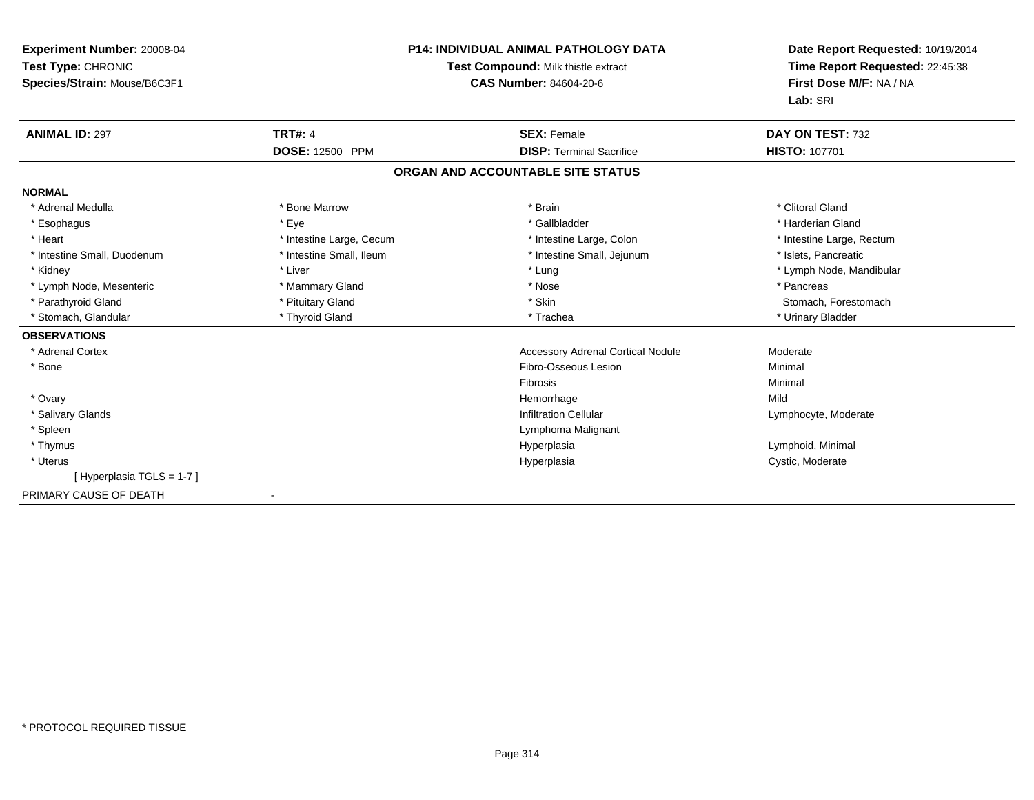**Experiment Number:** 20008-04
**Test Type:** CHRONIC
**Species/Strain:** Mouse/B6C3F1

**P14: INDIVIDUAL ANIMAL PATHOLOGY DATA**
**Test Compound:** Milk thistle extract
**CAS Number:** 84604-20-6

**Date Report Requested:** 10/19/2014
**Time Report Requested:** 22:45:38
**First Dose M/F:** NA / NA
**Lab:** SRI

| **ANIMAL ID:** 297 | **TRT#:** 4 | **SEX:** Female | **DAY ON TEST:** 732 |
|---|---|---|---|
| | **DOSE:** 12500 PPM | **DISP:** Terminal Sacrifice | **HISTO:** 107701 |

**ORGAN AND ACCOUNTABLE SITE STATUS**

**NORMAL**

| | | | |
|---|---|---|---|
| * Adrenal Medulla | * Bone Marrow | * Brain | * Clitoral Gland |
| * Esophagus | * Eye | * Gallbladder | * Harderian Gland |
| * Heart | * Intestine Large, Cecum | * Intestine Large, Colon | * Intestine Large, Rectum |
| * Intestine Small, Duodenum | * Intestine Small, Ileum | * Intestine Small, Jejunum | * Islets, Pancreatic |
| * Kidney | * Liver | * Lung | * Lymph Node, Mandibular |
| * Lymph Node, Mesenteric | * Mammary Gland | * Nose | * Pancreas |
| * Parathyroid Gland | * Pituitary Gland | * Skin | Stomach, Forestomach |
| * Stomach, Glandular | * Thyroid Gland | * Trachea | * Urinary Bladder |

**OBSERVATIONS**

| | | |
|---|---|---|
| * Adrenal Cortex | Accessory Adrenal Cortical Nodule | Moderate |
| * Bone | Fibro-Osseous Lesion | Minimal |
| | Fibrosis | Minimal |
| * Ovary | Hemorrhage | Mild |
| * Salivary Glands | Infiltration Cellular | Lymphocyte, Moderate |
| * Spleen | Lymphoma Malignant | |
| * Thymus | Hyperplasia | Lymphoid, Minimal |
| * Uterus | Hyperplasia | Cystic, Moderate |
| [ Hyperplasia TGLS = 1-7 ] | | |

PRIMARY CAUSE OF DEATH -

* PROTOCOL REQUIRED TISSUE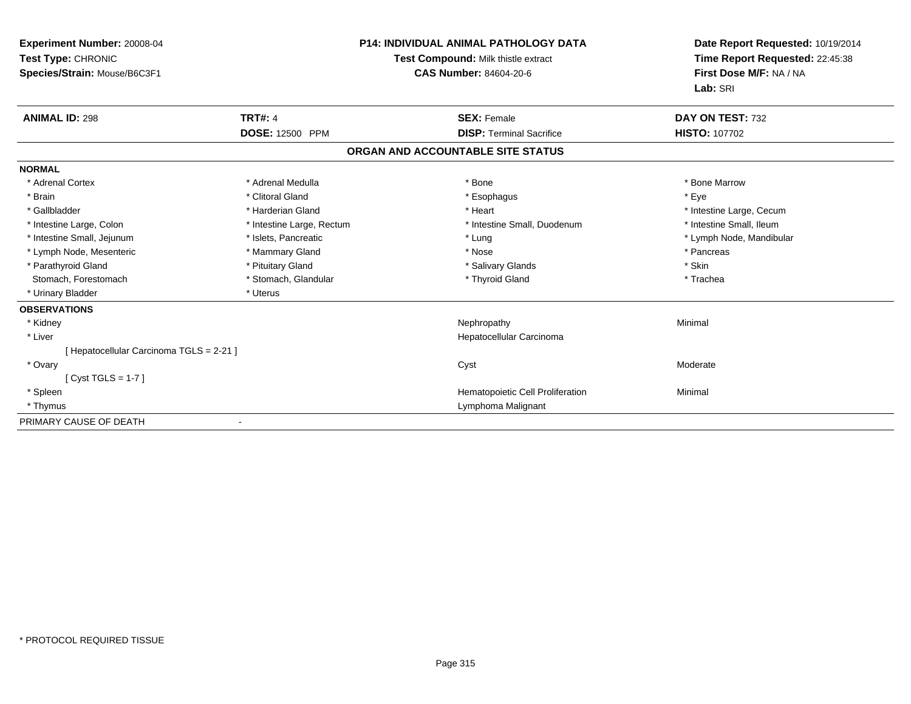**Experiment Number:** 20008-04
**Test Type:** CHRONIC
**Species/Strain:** Mouse/B6C3F1

**P14: INDIVIDUAL ANIMAL PATHOLOGY DATA**
**Test Compound:** Milk thistle extract
**CAS Number:** 84604-20-6

**Date Report Requested:** 10/19/2014
**Time Report Requested:** 22:45:38
**First Dose M/F:** NA / NA
**Lab:** SRI

| **ANIMAL ID:** 298 | **TRT#:** 4 | **SEX:** Female | **DAY ON TEST:** 732 |
|---|---|---|---|
| | **DOSE:** 12500 PPM | **DISP:** Terminal Sacrifice | **HISTO:** 107702 |

## ORGAN AND ACCOUNTABLE SITE STATUS

**NORMAL**

| | | | |
|---|---|---|---|
| * Adrenal Cortex | * Adrenal Medulla | * Bone | * Bone Marrow |
| * Brain | * Clitoral Gland | * Esophagus | * Eye |
| * Gallbladder | * Harderian Gland | * Heart | * Intestine Large, Cecum |
| * Intestine Large, Colon | * Intestine Large, Rectum | * Intestine Small, Duodenum | * Intestine Small, Ileum |
| * Intestine Small, Jejunum | * Islets, Pancreatic | * Lung | * Lymph Node, Mandibular |
| * Lymph Node, Mesenteric | * Mammary Gland | * Nose | * Pancreas |
| * Parathyroid Gland | * Pituitary Gland | * Salivary Glands | * Skin |
| Stomach, Forestomach | * Stomach, Glandular | * Thyroid Gland | * Trachea |
| * Urinary Bladder | * Uterus | | |

**OBSERVATIONS**

| | | |
|---|---|---|
| * Kidney | Nephropathy | Minimal |
| * Liver | Hepatocellular Carcinoma | |
| [ Hepatocellular Carcinoma TGLS = 2-21 ] | | |
| * Ovary | Cyst | Moderate |
| [ Cyst TGLS = 1-7 ] | | |
| * Spleen | Hematopoietic Cell Proliferation | Minimal |
| * Thymus | Lymphoma Malignant | |

PRIMARY CAUSE OF DEATH -

* PROTOCOL REQUIRED TISSUE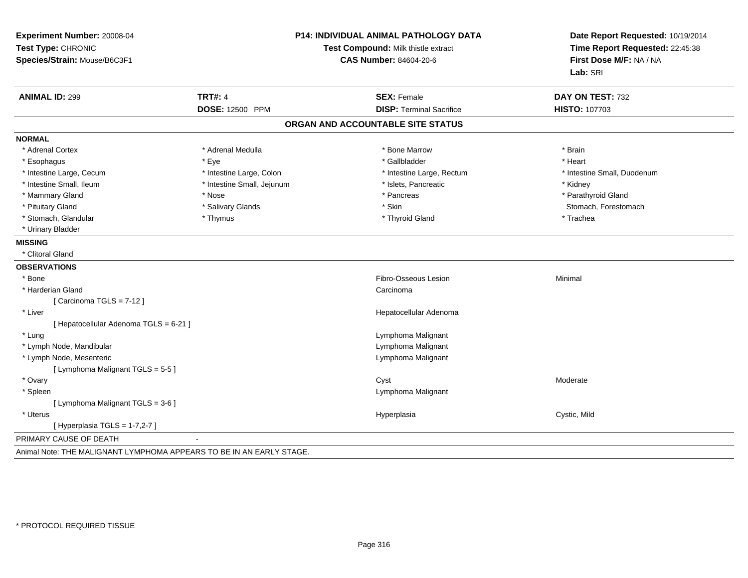**Experiment Number:** 20008-04
**Test Type:** CHRONIC
**Species/Strain:** Mouse/B6C3F1

**P14: INDIVIDUAL ANIMAL PATHOLOGY DATA**
**Test Compound:** Milk thistle extract
**CAS Number:** 84604-20-6

**Date Report Requested:** 10/19/2014
**Time Report Requested:** 22:45:38
**First Dose M/F:** NA / NA
**Lab:** SRI

| **ANIMAL ID:** 299 | **TRT#:** 4 | **SEX:** Female | **DAY ON TEST:** 732 |
|---|---|---|---|
| | **DOSE:** 12500 PPM | **DISP:** Terminal Sacrifice | **HISTO:** 107703 |

## ORGAN AND ACCOUNTABLE SITE STATUS

**NORMAL**

| | | | |
|---|---|---|---|
| * Adrenal Cortex | * Adrenal Medulla | * Bone Marrow | * Brain |
| * Esophagus | * Eye | * Gallbladder | * Heart |
| * Intestine Large, Cecum | * Intestine Large, Colon | * Intestine Large, Rectum | * Intestine Small, Duodenum |
| * Intestine Small, Ileum | * Intestine Small, Jejunum | * Islets, Pancreatic | * Kidney |
| * Mammary Gland | * Nose | * Pancreas | * Parathyroid Gland |
| * Pituitary Gland | * Salivary Glands | * Skin | Stomach, Forestomach |
| * Stomach, Glandular | * Thymus | * Thyroid Gland | * Trachea |
| * Urinary Bladder | | | |

**MISSING**

* Clitoral Gland

**OBSERVATIONS**

| Organ | Observation | Severity |
|---|---|---|
| * Bone | Fibro-Osseous Lesion | Minimal |
| * Harderian Gland | Carcinoma | |
| [ Carcinoma TGLS = 7-12 ] | | |
| * Liver | Hepatocellular Adenoma | |
| [ Hepatocellular Adenoma TGLS = 6-21 ] | | |
| * Lung | Lymphoma Malignant | |
| * Lymph Node, Mandibular | Lymphoma Malignant | |
| * Lymph Node, Mesenteric | Lymphoma Malignant | |
| [ Lymphoma Malignant TGLS = 5-5 ] | | |
| * Ovary | Cyst | Moderate |
| * Spleen | Lymphoma Malignant | |
| [ Lymphoma Malignant TGLS = 3-6 ] | | |
| * Uterus | Hyperplasia | Cystic, Mild |
| [ Hyperplasia TGLS = 1-7,2-7 ] | | |

PRIMARY CAUSE OF DEATH -

Animal Note: THE MALIGNANT LYMPHOMA APPEARS TO BE IN AN EARLY STAGE.

* PROTOCOL REQUIRED TISSUE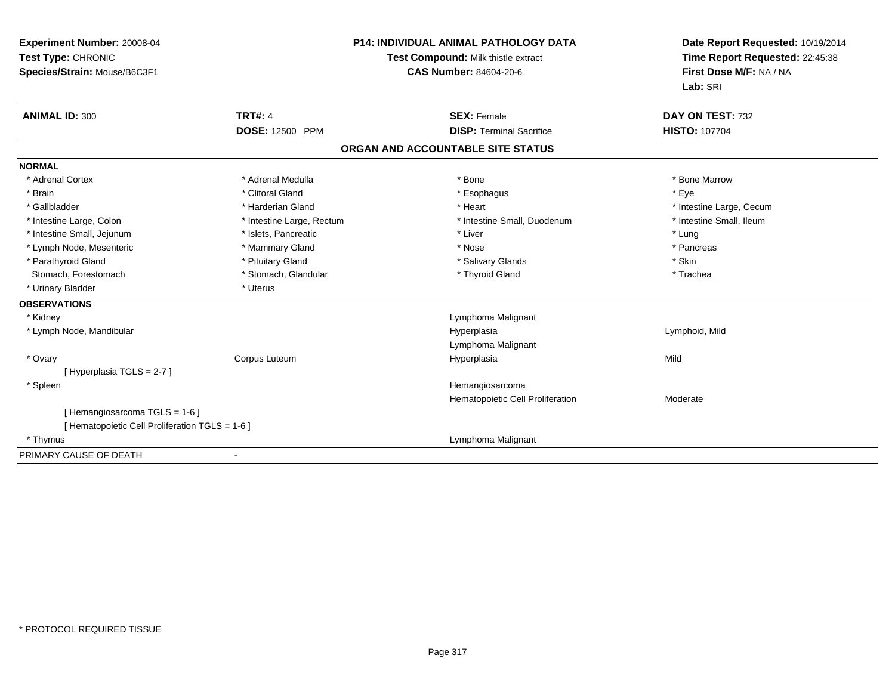**Experiment Number:** 20008-04
**Test Type:** CHRONIC
**Species/Strain:** Mouse/B6C3F1

**P14: INDIVIDUAL ANIMAL PATHOLOGY DATA**
**Test Compound:** Milk thistle extract
**CAS Number:** 84604-20-6

**Date Report Requested:** 10/19/2014
**Time Report Requested:** 22:45:38
**First Dose M/F:** NA / NA
**Lab:** SRI

| **ANIMAL ID:** 300 | **TRT#:** 4 | **SEX:** Female | **DAY ON TEST:** 732 |
|---|---|---|---|
| | **DOSE:** 12500 PPM | **DISP:** Terminal Sacrifice | **HISTO:** 107704 |

## ORGAN AND ACCOUNTABLE SITE STATUS

**NORMAL**

| | | | |
|---|---|---|---|
| * Adrenal Cortex | * Adrenal Medulla | * Bone | * Bone Marrow |
| * Brain | * Clitoral Gland | * Esophagus | * Eye |
| * Gallbladder | * Harderian Gland | * Heart | * Intestine Large, Cecum |
| * Intestine Large, Colon | * Intestine Large, Rectum | * Intestine Small, Duodenum | * Intestine Small, Ileum |
| * Intestine Small, Jejunum | * Islets, Pancreatic | * Liver | * Lung |
| * Lymph Node, Mesenteric | * Mammary Gland | * Nose | * Pancreas |
| * Parathyroid Gland | * Pituitary Gland | * Salivary Glands | * Skin |
| Stomach, Forestomach | * Stomach, Glandular | * Thyroid Gland | * Trachea |
| * Urinary Bladder | * Uterus | | |

**OBSERVATIONS**

| | | | |
|---|---|---|---|
| * Kidney | | Lymphoma Malignant | |
| * Lymph Node, Mandibular | | Hyperplasia | Lymphoid, Mild |
| | | Lymphoma Malignant | |
| * Ovary | Corpus Luteum | Hyperplasia | Mild |
| [ Hyperplasia TGLS = 2-7 ] | | | |
| * Spleen | | Hemangiosarcoma | |
| | | Hematopoietic Cell Proliferation | Moderate |
| [ Hemangiosarcoma TGLS = 1-6 ] | | | |
| [ Hematopoietic Cell Proliferation TGLS = 1-6 ] | | | |
| * Thymus | | Lymphoma Malignant | |

PRIMARY CAUSE OF DEATH -

* PROTOCOL REQUIRED TISSUE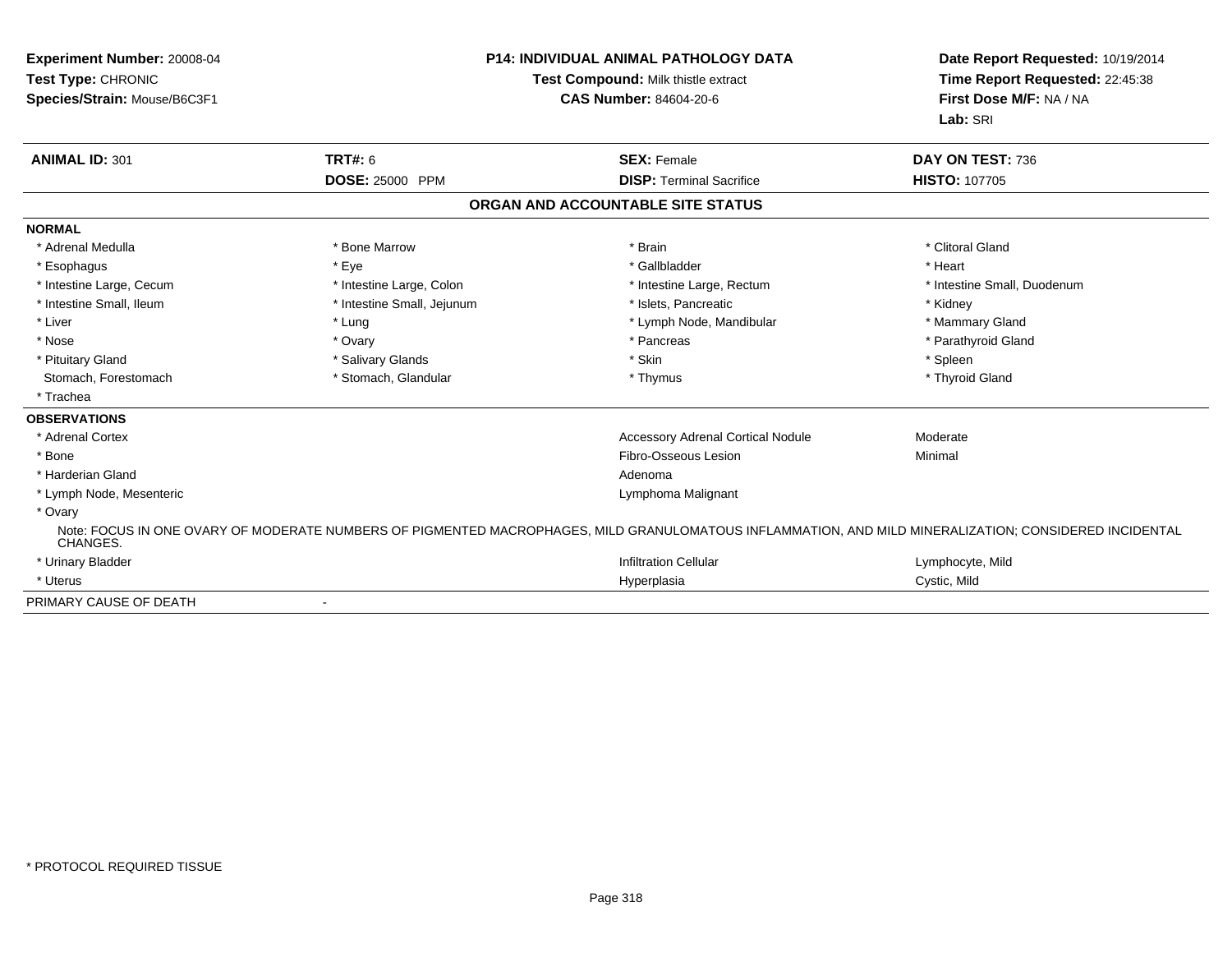**Experiment Number:** 20008-04
**Test Type:** CHRONIC
**Species/Strain:** Mouse/B6C3F1

**P14: INDIVIDUAL ANIMAL PATHOLOGY DATA**
**Test Compound:** Milk thistle extract
**CAS Number:** 84604-20-6

**Date Report Requested:** 10/19/2014
**Time Report Requested:** 22:45:38
**First Dose M/F:** NA / NA
**Lab:** SRI

| **ANIMAL ID:** 301 | **TRT#:** 6 | **SEX:** Female | **DAY ON TEST:** 736 |
|---|---|---|---|
| | **DOSE:** 25000 PPM | **DISP:** Terminal Sacrifice | **HISTO:** 107705 |

## ORGAN AND ACCOUNTABLE SITE STATUS

| **NORMAL** | | | |
|---|---|---|---|
| * Adrenal Medulla | * Bone Marrow | * Brain | * Clitoral Gland |
| * Esophagus | * Eye | * Gallbladder | * Heart |
| * Intestine Large, Cecum | * Intestine Large, Colon | * Intestine Large, Rectum | * Intestine Small, Duodenum |
| * Intestine Small, Ileum | * Intestine Small, Jejunum | * Islets, Pancreatic | * Kidney |
| * Liver | * Lung | * Lymph Node, Mandibular | * Mammary Gland |
| * Nose | * Ovary | * Pancreas | * Parathyroid Gland |
| * Pituitary Gland | * Salivary Glands | * Skin | * Spleen |
| Stomach, Forestomach | * Stomach, Glandular | * Thymus | * Thyroid Gland |
| * Trachea | | | |

| **OBSERVATIONS** | | |
|---|---|---|
| * Adrenal Cortex | Accessory Adrenal Cortical Nodule | Moderate |
| * Bone | Fibro-Osseous Lesion | Minimal |
| * Harderian Gland | Adenoma | |
| * Lymph Node, Mesenteric | Lymphoma Malignant | |
| * Ovary | | |

Note: FOCUS IN ONE OVARY OF MODERATE NUMBERS OF PIGMENTED MACROPHAGES, MILD GRANULOMATOUS INFLAMMATION, AND MILD MINERALIZATION; CONSIDERED INCIDENTAL CHANGES.

| | | |
|---|---|---|
| * Urinary Bladder | Infiltration Cellular | Lymphocyte, Mild |
| * Uterus | Hyperplasia | Cystic, Mild |

PRIMARY CAUSE OF DEATH -

* PROTOCOL REQUIRED TISSUE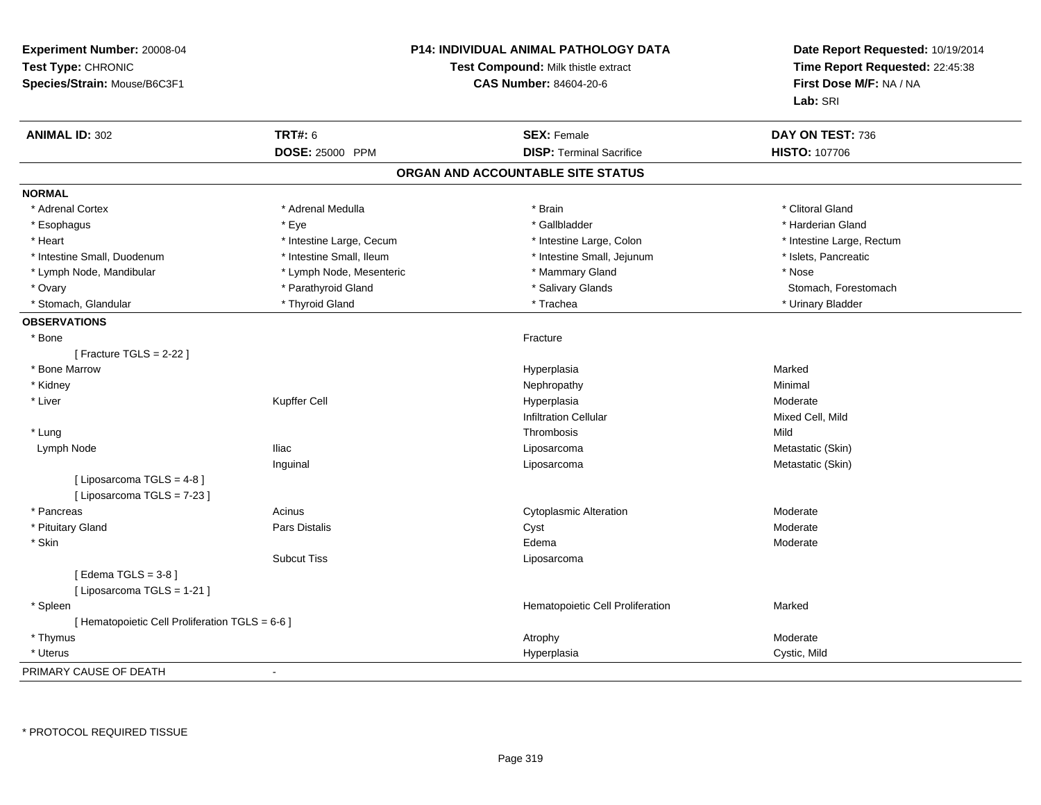**Experiment Number:** 20008-04
**Test Type:** CHRONIC
**Species/Strain:** Mouse/B6C3F1

**P14: INDIVIDUAL ANIMAL PATHOLOGY DATA**
**Test Compound:** Milk thistle extract
**CAS Number:** 84604-20-6

**Date Report Requested:** 10/19/2014
**Time Report Requested:** 22:45:38
**First Dose M/F:** NA / NA
**Lab:** SRI

| **ANIMAL ID:** 302 | **TRT#:** 6 | **SEX:** Female | **DAY ON TEST:** 736 |
|---|---|---|---|
| | **DOSE:** 25000 PPM | **DISP:** Terminal Sacrifice | **HISTO:** 107706 |

## ORGAN AND ACCOUNTABLE SITE STATUS

**NORMAL**

| | | | |
|---|---|---|---|
| * Adrenal Cortex | * Adrenal Medulla | * Brain | * Clitoral Gland |
| * Esophagus | * Eye | * Gallbladder | * Harderian Gland |
| * Heart | * Intestine Large, Cecum | * Intestine Large, Colon | * Intestine Large, Rectum |
| * Intestine Small, Duodenum | * Intestine Small, Ileum | * Intestine Small, Jejunum | * Islets, Pancreatic |
| * Lymph Node, Mandibular | * Lymph Node, Mesenteric | * Mammary Gland | * Nose |
| * Ovary | * Parathyroid Gland | * Salivary Glands | Stomach, Forestomach |
| * Stomach, Glandular | * Thyroid Gland | * Trachea | * Urinary Bladder |

**OBSERVATIONS**

| | | | |
|---|---|---|---|
| * Bone | | Fracture | |
| [ Fracture TGLS = 2-22 ] | | | |
| * Bone Marrow | | Hyperplasia | Marked |
| * Kidney | | Nephropathy | Minimal |
| * Liver | Kupffer Cell | Hyperplasia | Moderate |
| | | Infiltration Cellular | Mixed Cell, Mild |
| * Lung | | Thrombosis | Mild |
| Lymph Node | Iliac | Liposarcoma | Metastatic (Skin) |
| | Inguinal | Liposarcoma | Metastatic (Skin) |
| [ Liposarcoma TGLS = 4-8 ] | | | |
| [ Liposarcoma TGLS = 7-23 ] | | | |
| * Pancreas | Acinus | Cytoplasmic Alteration | Moderate |
| * Pituitary Gland | Pars Distalis | Cyst | Moderate |
| * Skin | | Edema | Moderate |
| | Subcut Tiss | Liposarcoma | |
| [ Edema TGLS = 3-8 ] | | | |
| [ Liposarcoma TGLS = 1-21 ] | | | |
| * Spleen | | Hematopoietic Cell Proliferation | Marked |
| [ Hematopoietic Cell Proliferation TGLS = 6-6 ] | | | |
| * Thymus | | Atrophy | Moderate |
| * Uterus | | Hyperplasia | Cystic, Mild |

PRIMARY CAUSE OF DEATH -

* PROTOCOL REQUIRED TISSUE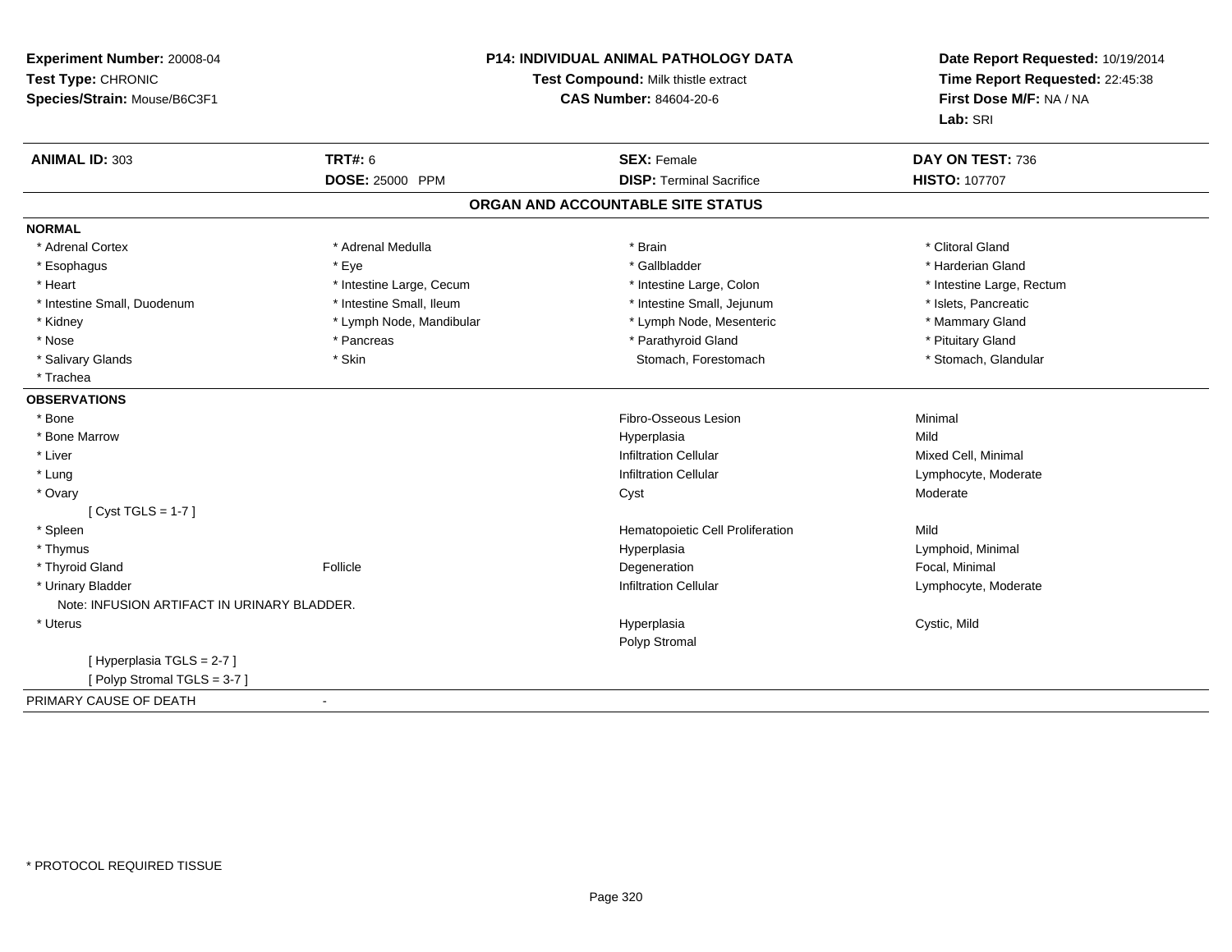**Experiment Number:** 20008-04
**Test Type:** CHRONIC
**Species/Strain:** Mouse/B6C3F1

**P14: INDIVIDUAL ANIMAL PATHOLOGY DATA**
**Test Compound:** Milk thistle extract
**CAS Number:** 84604-20-6

**Date Report Requested:** 10/19/2014
**Time Report Requested:** 22:45:38
**First Dose M/F:** NA / NA
**Lab:** SRI

| **ANIMAL ID:** 303 | **TRT#:** 6 | **SEX:** Female | **DAY ON TEST:** 736 |
|---|---|---|---|
| | **DOSE:** 25000 PPM | **DISP:** Terminal Sacrifice | **HISTO:** 107707 |

## ORGAN AND ACCOUNTABLE SITE STATUS

**NORMAL**

| | | | |
|---|---|---|---|
| * Adrenal Cortex | * Adrenal Medulla | * Brain | * Clitoral Gland |
| * Esophagus | * Eye | * Gallbladder | * Harderian Gland |
| * Heart | * Intestine Large, Cecum | * Intestine Large, Colon | * Intestine Large, Rectum |
| * Intestine Small, Duodenum | * Intestine Small, Ileum | * Intestine Small, Jejunum | * Islets, Pancreatic |
| * Kidney | * Lymph Node, Mandibular | * Lymph Node, Mesenteric | * Mammary Gland |
| * Nose | * Pancreas | * Parathyroid Gland | * Pituitary Gland |
| * Salivary Glands | * Skin | Stomach, Forestomach | * Stomach, Glandular |
| * Trachea | | | |

**OBSERVATIONS**

| | | | |
|---|---|---|---|
| * Bone | | Fibro-Osseous Lesion | Minimal |
| * Bone Marrow | | Hyperplasia | Mild |
| * Liver | | Infiltration Cellular | Mixed Cell, Minimal |
| * Lung | | Infiltration Cellular | Lymphocyte, Moderate |
| * Ovary | | Cyst | Moderate |
| [ Cyst TGLS = 1-7 ] | | | |
| * Spleen | | Hematopoietic Cell Proliferation | Mild |
| * Thymus | | Hyperplasia | Lymphoid, Minimal |
| * Thyroid Gland | Follicle | Degeneration | Focal, Minimal |
| * Urinary Bladder | | Infiltration Cellular | Lymphocyte, Moderate |
| Note: INFUSION ARTIFACT IN URINARY BLADDER. | | | |
| * Uterus | | Hyperplasia | Cystic, Mild |
| | | Polyp Stromal | |
| [ Hyperplasia TGLS = 2-7 ] | | | |
| [ Polyp Stromal TGLS = 3-7 ] | | | |

PRIMARY CAUSE OF DEATH -

\* PROTOCOL REQUIRED TISSUE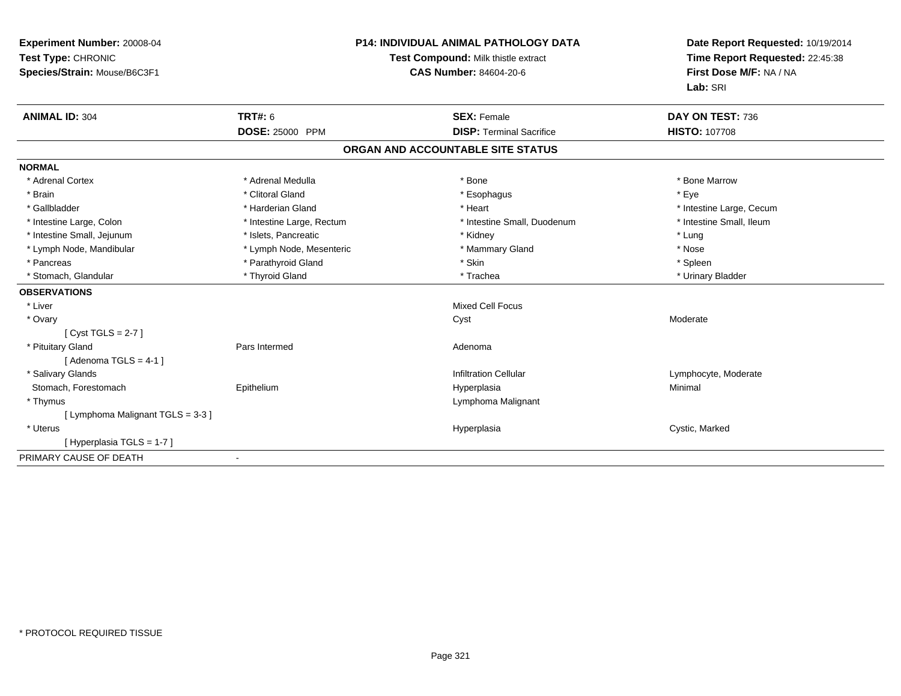**Experiment Number:** 20008-04
**Test Type:** CHRONIC
**Species/Strain:** Mouse/B6C3F1

**P14: INDIVIDUAL ANIMAL PATHOLOGY DATA**
**Test Compound:** Milk thistle extract
**CAS Number:** 84604-20-6

**Date Report Requested:** 10/19/2014
**Time Report Requested:** 22:45:38
**First Dose M/F:** NA / NA
**Lab:** SRI

| **ANIMAL ID:** 304 | **TRT#:** 6 | **SEX:** Female | **DAY ON TEST:** 736 |
|---|---|---|---|
| | **DOSE:** 25000 PPM | **DISP:** Terminal Sacrifice | **HISTO:** 107708 |

## ORGAN AND ACCOUNTABLE SITE STATUS

**NORMAL**

| | | | |
|---|---|---|---|
| * Adrenal Cortex | * Adrenal Medulla | * Bone | * Bone Marrow |
| * Brain | * Clitoral Gland | * Esophagus | * Eye |
| * Gallbladder | * Harderian Gland | * Heart | * Intestine Large, Cecum |
| * Intestine Large, Colon | * Intestine Large, Rectum | * Intestine Small, Duodenum | * Intestine Small, Ileum |
| * Intestine Small, Jejunum | * Islets, Pancreatic | * Kidney | * Lung |
| * Lymph Node, Mandibular | * Lymph Node, Mesenteric | * Mammary Gland | * Nose |
| * Pancreas | * Parathyroid Gland | * Skin | * Spleen |
| * Stomach, Glandular | * Thyroid Gland | * Trachea | * Urinary Bladder |

**OBSERVATIONS**

| | | | |
|---|---|---|---|
| * Liver | | Mixed Cell Focus | |
| * Ovary | | Cyst | Moderate |
| [ Cyst TGLS = 2-7 ] | | | |
| * Pituitary Gland | Pars Intermed | Adenoma | |
| [ Adenoma TGLS = 4-1 ] | | | |
| * Salivary Glands | | Infiltration Cellular | Lymphocyte, Moderate |
| Stomach, Forestomach | Epithelium | Hyperplasia | Minimal |
| * Thymus | | Lymphoma Malignant | |
| [ Lymphoma Malignant TGLS = 3-3 ] | | | |
| * Uterus | | Hyperplasia | Cystic, Marked |
| [ Hyperplasia TGLS = 1-7 ] | | | |

PRIMARY CAUSE OF DEATH -

* PROTOCOL REQUIRED TISSUE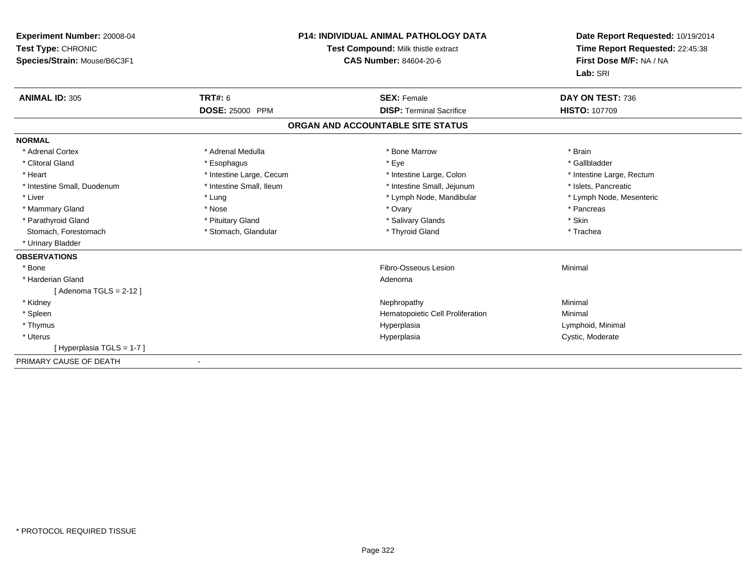**Experiment Number:** 20008-04
**Test Type:** CHRONIC
**Species/Strain:** Mouse/B6C3F1

**P14: INDIVIDUAL ANIMAL PATHOLOGY DATA**
**Test Compound:** Milk thistle extract
**CAS Number:** 84604-20-6

**Date Report Requested:** 10/19/2014
**Time Report Requested:** 22:45:38
**First Dose M/F:** NA / NA
**Lab:** SRI

| **ANIMAL ID:** 305 | **TRT#:** 6 | **SEX:** Female | **DAY ON TEST:** 736 |
|---|---|---|---|
| | **DOSE:** 25000 PPM | **DISP:** Terminal Sacrifice | **HISTO:** 107709 |

## ORGAN AND ACCOUNTABLE SITE STATUS

**NORMAL**

| | | | |
|---|---|---|---|
| * Adrenal Cortex | * Adrenal Medulla | * Bone Marrow | * Brain |
| * Clitoral Gland | * Esophagus | * Eye | * Gallbladder |
| * Heart | * Intestine Large, Cecum | * Intestine Large, Colon | * Intestine Large, Rectum |
| * Intestine Small, Duodenum | * Intestine Small, Ileum | * Intestine Small, Jejunum | * Islets, Pancreatic |
| * Liver | * Lung | * Lymph Node, Mandibular | * Lymph Node, Mesenteric |
| * Mammary Gland | * Nose | * Ovary | * Pancreas |
| * Parathyroid Gland | * Pituitary Gland | * Salivary Glands | * Skin |
| Stomach, Forestomach | * Stomach, Glandular | * Thyroid Gland | * Trachea |
| * Urinary Bladder | | | |

**OBSERVATIONS**

| | | |
|---|---|---|
| * Bone | Fibro-Osseous Lesion | Minimal |
| * Harderian Gland | Adenoma | |
| [ Adenoma TGLS = 2-12 ] | | |
| * Kidney | Nephropathy | Minimal |
| * Spleen | Hematopoietic Cell Proliferation | Minimal |
| * Thymus | Hyperplasia | Lymphoid, Minimal |
| * Uterus | Hyperplasia | Cystic, Moderate |
| [ Hyperplasia TGLS = 1-7 ] | | |

PRIMARY CAUSE OF DEATH -

* PROTOCOL REQUIRED TISSUE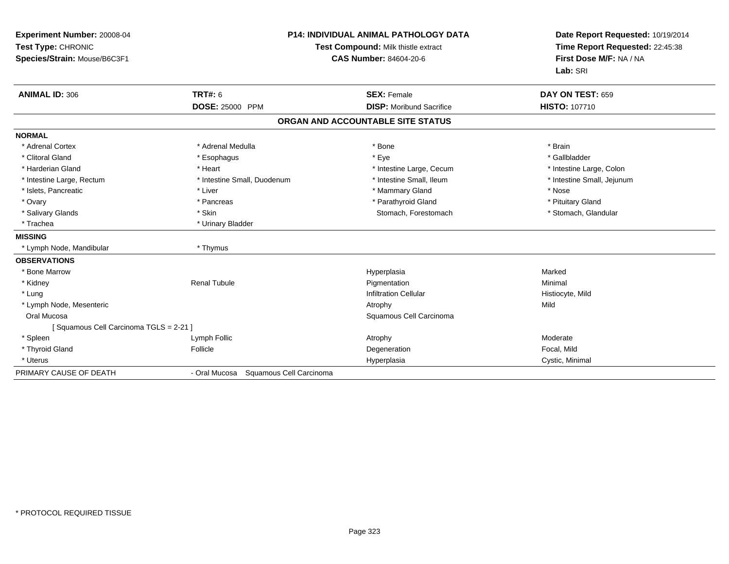**Experiment Number:** 20008-04
**Test Type:** CHRONIC
**Species/Strain:** Mouse/B6C3F1

**P14: INDIVIDUAL ANIMAL PATHOLOGY DATA**
**Test Compound:** Milk thistle extract
**CAS Number:** 84604-20-6

**Date Report Requested:** 10/19/2014
**Time Report Requested:** 22:45:38
**First Dose M/F:** NA / NA
**Lab:** SRI

| **ANIMAL ID:** 306 | **TRT#:** 6 | **SEX:** Female | **DAY ON TEST:** 659 |
|---|---|---|---|
| | **DOSE:** 25000 PPM | **DISP:** Moribund Sacrifice | **HISTO:** 107710 |

## ORGAN AND ACCOUNTABLE SITE STATUS

| | | | |
|---|---|---|---|
| **NORMAL** | | | |
| * Adrenal Cortex | * Adrenal Medulla | * Bone | * Brain |
| * Clitoral Gland | * Esophagus | * Eye | * Gallbladder |
| * Harderian Gland | * Heart | * Intestine Large, Cecum | * Intestine Large, Colon |
| * Intestine Large, Rectum | * Intestine Small, Duodenum | * Intestine Small, Ileum | * Intestine Small, Jejunum |
| * Islets, Pancreatic | * Liver | * Mammary Gland | * Nose |
| * Ovary | * Pancreas | * Parathyroid Gland | * Pituitary Gland |
| * Salivary Glands | * Skin | Stomach, Forestomach | * Stomach, Glandular |
| * Trachea | * Urinary Bladder | | |
| **MISSING** | | | |
| * Lymph Node, Mandibular | * Thymus | | |
| **OBSERVATIONS** | | | |
| * Bone Marrow | | Hyperplasia | Marked |
| * Kidney | Renal Tubule | Pigmentation | Minimal |
| * Lung | | Infiltration Cellular | Histiocyte, Mild |
| * Lymph Node, Mesenteric | | Atrophy | Mild |
| Oral Mucosa | | Squamous Cell Carcinoma | |
| [ Squamous Cell Carcinoma TGLS = 2-21 ] | | | |
| * Spleen | Lymph Follic | Atrophy | Moderate |
| * Thyroid Gland | Follicle | Degeneration | Focal, Mild |
| * Uterus | | Hyperplasia | Cystic, Minimal |
| PRIMARY CAUSE OF DEATH | - Oral Mucosa Squamous Cell Carcinoma | | |

* PROTOCOL REQUIRED TISSUE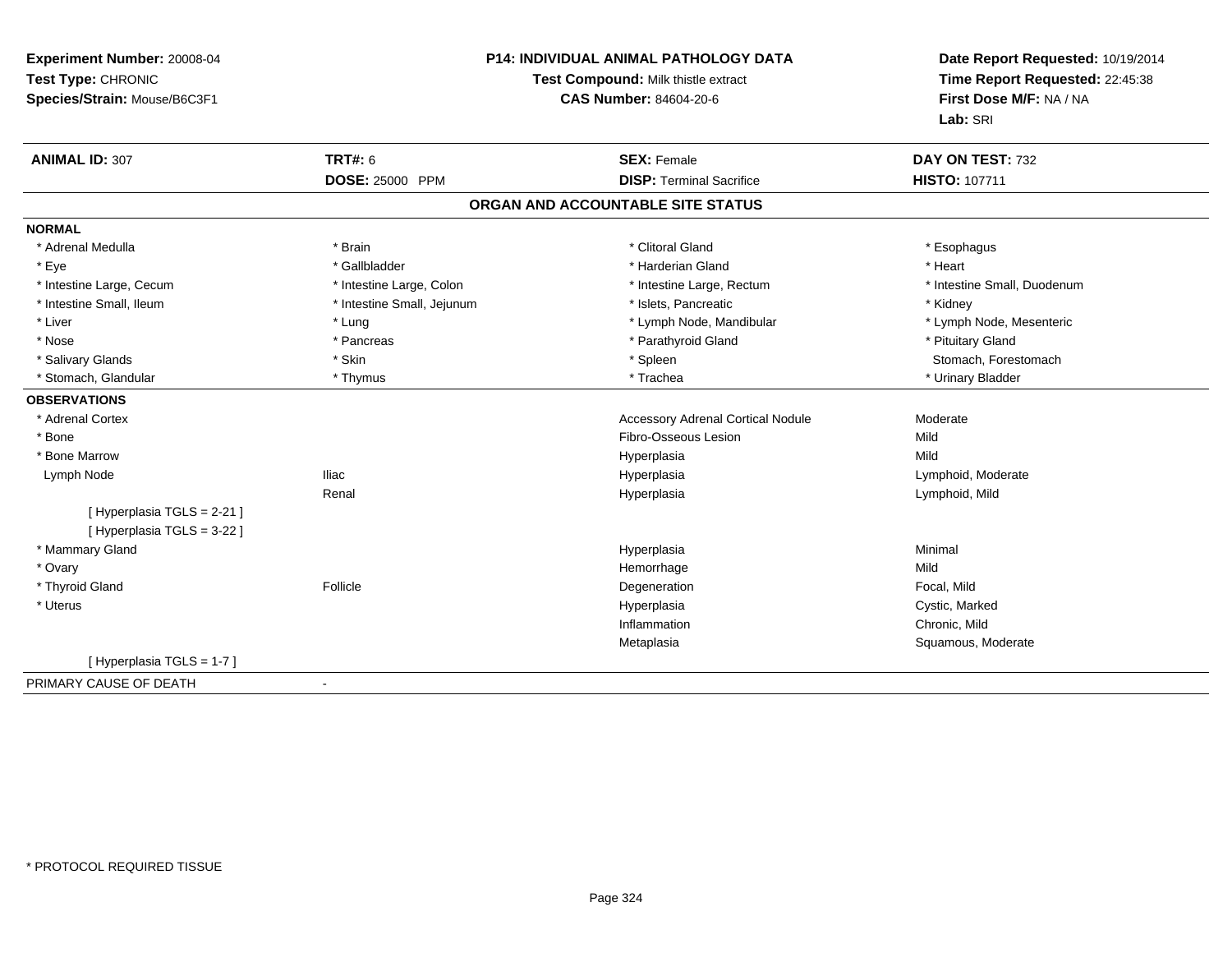**Experiment Number:** 20008-04
**Test Type:** CHRONIC
**Species/Strain:** Mouse/B6C3F1

**P14: INDIVIDUAL ANIMAL PATHOLOGY DATA**
**Test Compound:** Milk thistle extract
**CAS Number:** 84604-20-6

**Date Report Requested:** 10/19/2014
**Time Report Requested:** 22:45:38
**First Dose M/F:** NA / NA
**Lab:** SRI

| **ANIMAL ID:** 307 | **TRT#:** 6 | **SEX:** Female | **DAY ON TEST:** 732 |
|---|---|---|---|
| | **DOSE:** 25000 PPM | **DISP:** Terminal Sacrifice | **HISTO:** 107711 |

## ORGAN AND ACCOUNTABLE SITE STATUS

**NORMAL**

| | | | |
|---|---|---|---|
| * Adrenal Medulla | * Brain | * Clitoral Gland | * Esophagus |
| * Eye | * Gallbladder | * Harderian Gland | * Heart |
| * Intestine Large, Cecum | * Intestine Large, Colon | * Intestine Large, Rectum | * Intestine Small, Duodenum |
| * Intestine Small, Ileum | * Intestine Small, Jejunum | * Islets, Pancreatic | * Kidney |
| * Liver | * Lung | * Lymph Node, Mandibular | * Lymph Node, Mesenteric |
| * Nose | * Pancreas | * Parathyroid Gland | * Pituitary Gland |
| * Salivary Glands | * Skin | * Spleen | Stomach, Forestomach |
| * Stomach, Glandular | * Thymus | * Trachea | * Urinary Bladder |

**OBSERVATIONS**

| | | | |
|---|---|---|---|
| * Adrenal Cortex | | Accessory Adrenal Cortical Nodule | Moderate |
| * Bone | | Fibro-Osseous Lesion | Mild |
| * Bone Marrow | | Hyperplasia | Mild |
| Lymph Node | Iliac | Hyperplasia | Lymphoid, Moderate |
| | Renal | Hyperplasia | Lymphoid, Mild |
| [ Hyperplasia TGLS = 2-21 ] | | | |
| [ Hyperplasia TGLS = 3-22 ] | | | |
| * Mammary Gland | | Hyperplasia | Minimal |
| * Ovary | | Hemorrhage | Mild |
| * Thyroid Gland | Follicle | Degeneration | Focal, Mild |
| * Uterus | | Hyperplasia | Cystic, Marked |
| | | Inflammation | Chronic, Mild |
| | | Metaplasia | Squamous, Moderate |
| [ Hyperplasia TGLS = 1-7 ] | | | |

PRIMARY CAUSE OF DEATH -

\* PROTOCOL REQUIRED TISSUE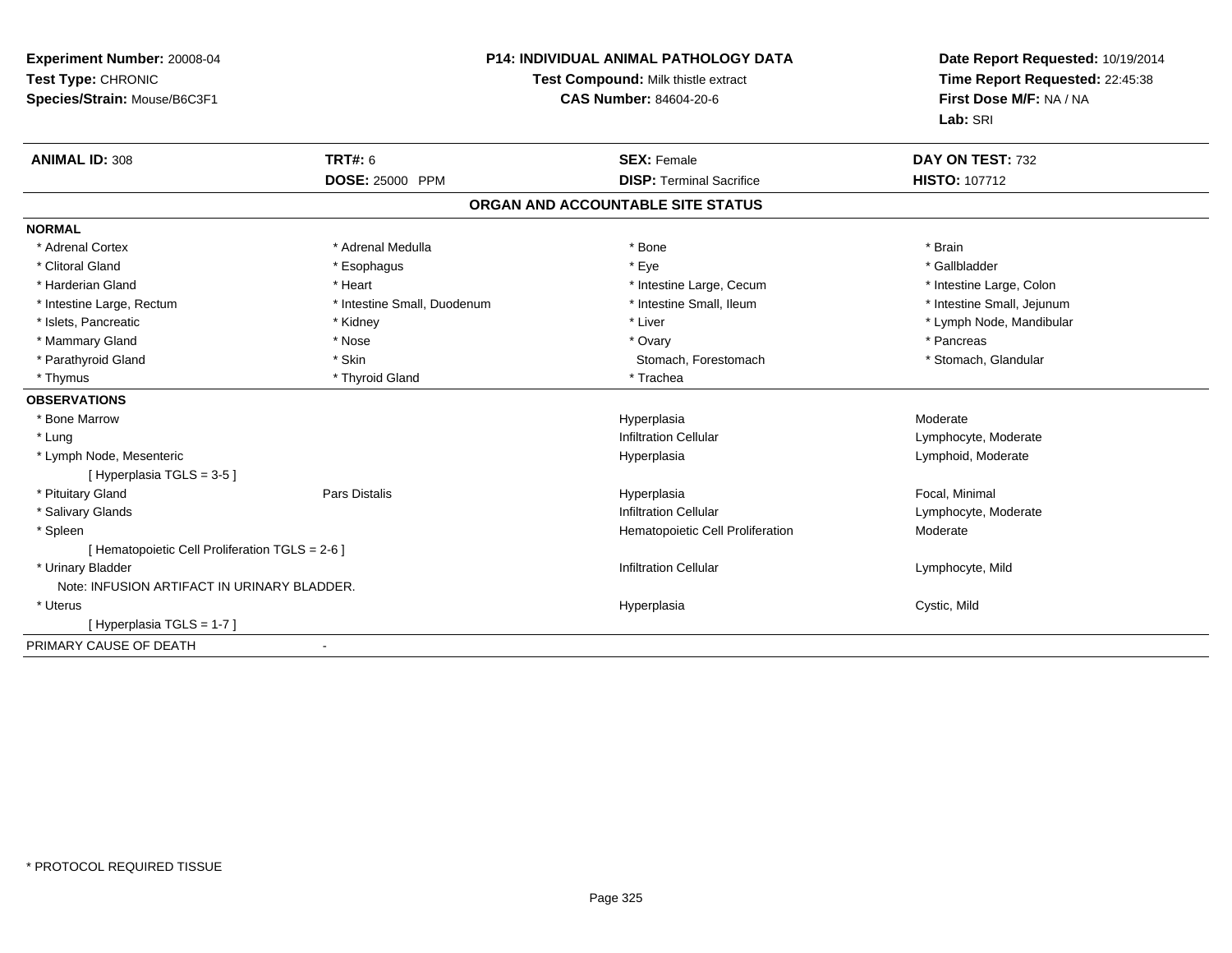**Experiment Number:** 20008-04
**Test Type:** CHRONIC
**Species/Strain:** Mouse/B6C3F1

**P14: INDIVIDUAL ANIMAL PATHOLOGY DATA**
**Test Compound:** Milk thistle extract
**CAS Number:** 84604-20-6

**Date Report Requested:** 10/19/2014
**Time Report Requested:** 22:45:38
**First Dose M/F:** NA / NA
**Lab:** SRI

| **ANIMAL ID:** 308 | **TRT#:** 6 | **SEX:** Female | **DAY ON TEST:** 732 |
|---|---|---|---|
| | **DOSE:** 25000 PPM | **DISP:** Terminal Sacrifice | **HISTO:** 107712 |

## ORGAN AND ACCOUNTABLE SITE STATUS

**NORMAL**

| | | | |
|---|---|---|---|
| * Adrenal Cortex | * Adrenal Medulla | * Bone | * Brain |
| * Clitoral Gland | * Esophagus | * Eye | * Gallbladder |
| * Harderian Gland | * Heart | * Intestine Large, Cecum | * Intestine Large, Colon |
| * Intestine Large, Rectum | * Intestine Small, Duodenum | * Intestine Small, Ileum | * Intestine Small, Jejunum |
| * Islets, Pancreatic | * Kidney | * Liver | * Lymph Node, Mandibular |
| * Mammary Gland | * Nose | * Ovary | * Pancreas |
| * Parathyroid Gland | * Skin | Stomach, Forestomach | * Stomach, Glandular |
| * Thymus | * Thyroid Gland | * Trachea | |

**OBSERVATIONS**

| | | | |
|---|---|---|---|
| * Bone Marrow | | Hyperplasia | Moderate |
| * Lung | | Infiltration Cellular | Lymphocyte, Moderate |
| * Lymph Node, Mesenteric | | Hyperplasia | Lymphoid, Moderate |
| [ Hyperplasia TGLS = 3-5 ] | | | |
| * Pituitary Gland | Pars Distalis | Hyperplasia | Focal, Minimal |
| * Salivary Glands | | Infiltration Cellular | Lymphocyte, Moderate |
| * Spleen | | Hematopoietic Cell Proliferation | Moderate |
| [ Hematopoietic Cell Proliferation TGLS = 2-6 ] | | | |
| * Urinary Bladder | | Infiltration Cellular | Lymphocyte, Mild |
| Note: INFUSION ARTIFACT IN URINARY BLADDER. | | | |
| * Uterus | | Hyperplasia | Cystic, Mild |
| [ Hyperplasia TGLS = 1-7 ] | | | |

PRIMARY CAUSE OF DEATH -

* PROTOCOL REQUIRED TISSUE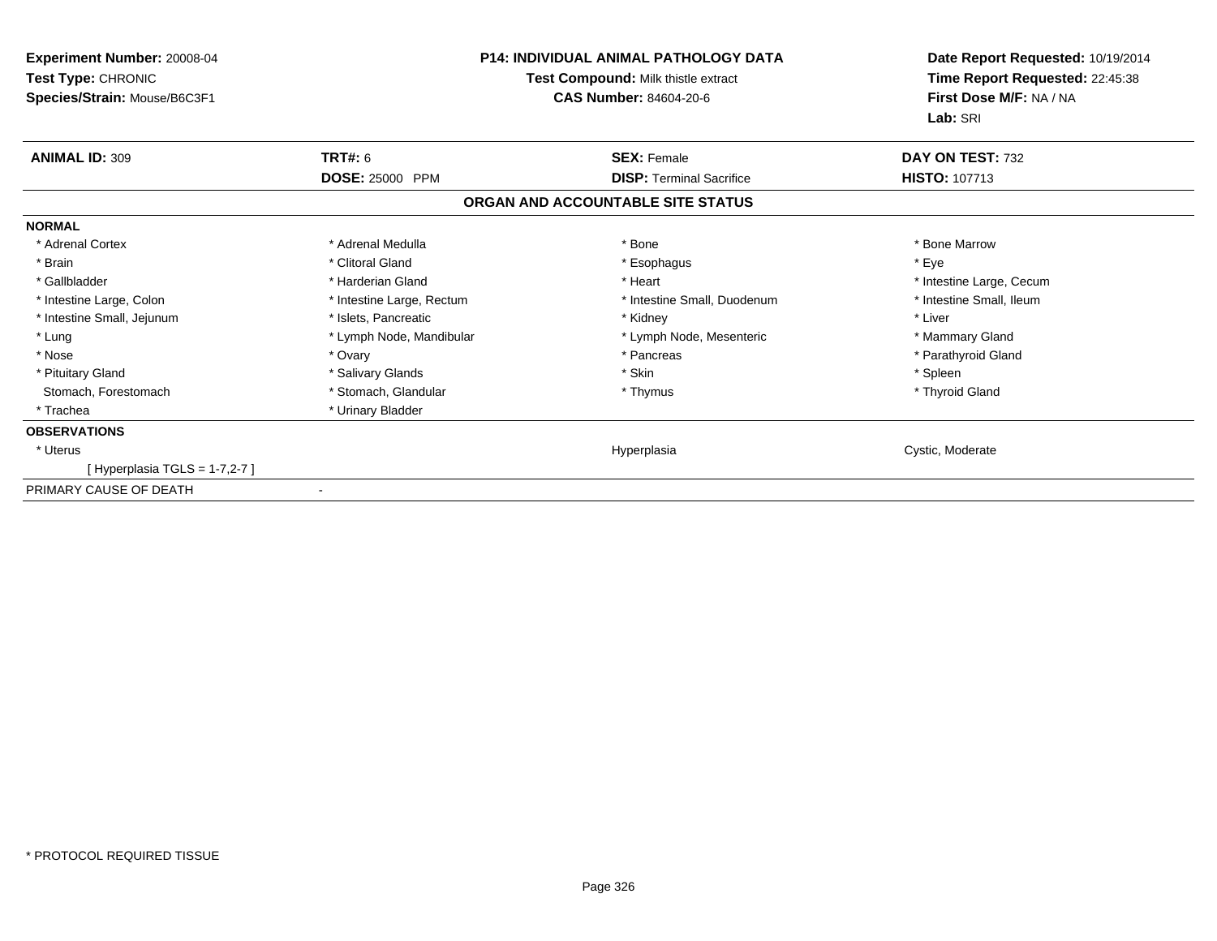**Experiment Number:** 20008-04
**Test Type:** CHRONIC
**Species/Strain:** Mouse/B6C3F1

**P14: INDIVIDUAL ANIMAL PATHOLOGY DATA**
**Test Compound:** Milk thistle extract
**CAS Number:** 84604-20-6

**Date Report Requested:** 10/19/2014
**Time Report Requested:** 22:45:38
**First Dose M/F:** NA / NA
**Lab:** SRI

| **ANIMAL ID:** 309 | **TRT#:** 6 | **SEX:** Female | **DAY ON TEST:** 732 |
|---|---|---|---|
| | **DOSE:** 25000 PPM | **DISP:** Terminal Sacrifice | **HISTO:** 107713 |

**ORGAN AND ACCOUNTABLE SITE STATUS**

**NORMAL**

| | | | |
|---|---|---|---|
| * Adrenal Cortex | * Adrenal Medulla | * Bone | * Bone Marrow |
| * Brain | * Clitoral Gland | * Esophagus | * Eye |
| * Gallbladder | * Harderian Gland | * Heart | * Intestine Large, Cecum |
| * Intestine Large, Colon | * Intestine Large, Rectum | * Intestine Small, Duodenum | * Intestine Small, Ileum |
| * Intestine Small, Jejunum | * Islets, Pancreatic | * Kidney | * Liver |
| * Lung | * Lymph Node, Mandibular | * Lymph Node, Mesenteric | * Mammary Gland |
| * Nose | * Ovary | * Pancreas | * Parathyroid Gland |
| * Pituitary Gland | * Salivary Glands | * Skin | * Spleen |
| Stomach, Forestomach | * Stomach, Glandular | * Thymus | * Thyroid Gland |
| * Trachea | * Urinary Bladder | | |

**OBSERVATIONS**

| | | | |
|---|---|---|---|
| * Uterus | | Hyperplasia | Cystic, Moderate |
| [ Hyperplasia TGLS = 1-7,2-7 ] | | | |

PRIMARY CAUSE OF DEATH -

\* PROTOCOL REQUIRED TISSUE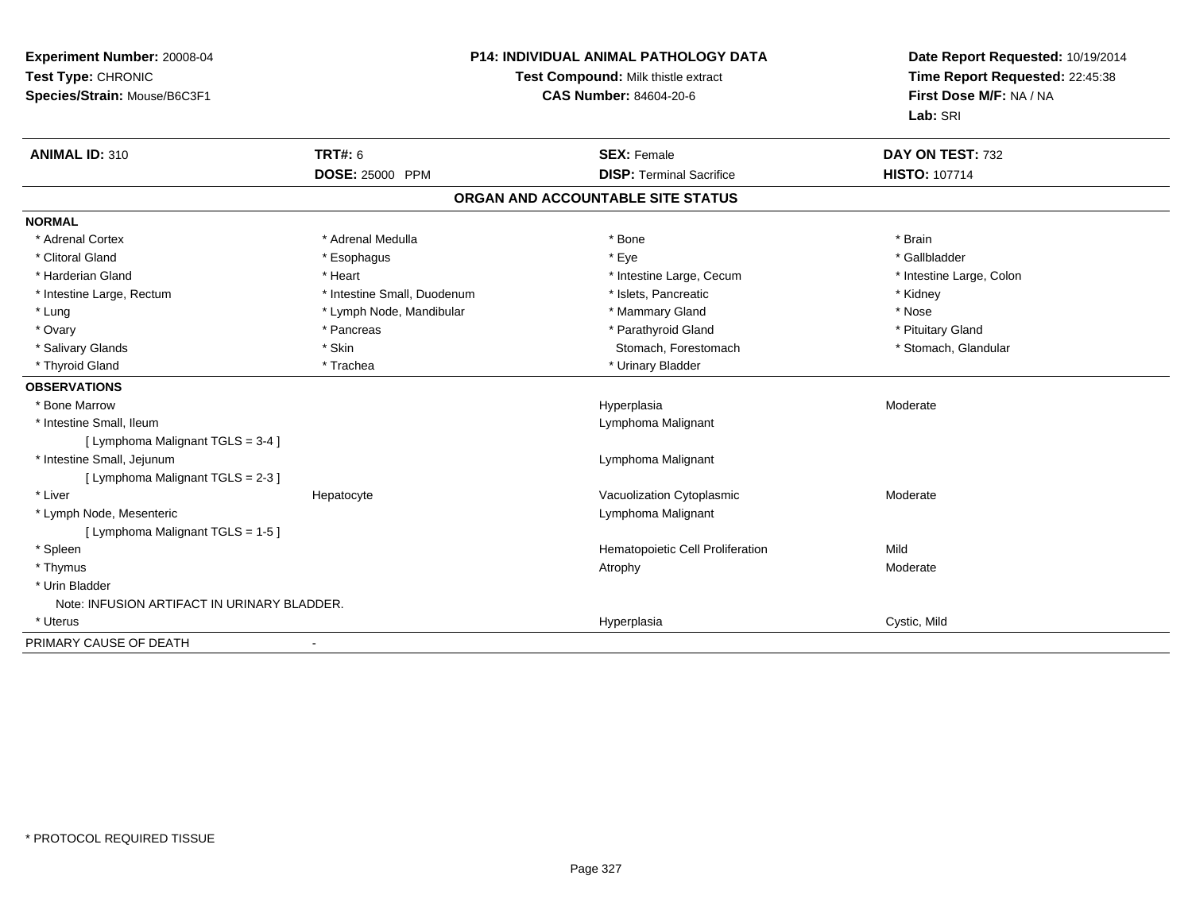**Experiment Number:** 20008-04
**Test Type:** CHRONIC
**Species/Strain:** Mouse/B6C3F1

**P14: INDIVIDUAL ANIMAL PATHOLOGY DATA**
**Test Compound:** Milk thistle extract
**CAS Number:** 84604-20-6

**Date Report Requested:** 10/19/2014
**Time Report Requested:** 22:45:38
**First Dose M/F:** NA / NA
**Lab:** SRI

| **ANIMAL ID:** 310 | **TRT#:** 6 | **SEX:** Female | **DAY ON TEST:** 732 |
|---|---|---|---|
| | **DOSE:** 25000 PPM | **DISP:** Terminal Sacrifice | **HISTO:** 107714 |

## ORGAN AND ACCOUNTABLE SITE STATUS

**NORMAL**

| | | | |
|---|---|---|---|
| * Adrenal Cortex | * Adrenal Medulla | * Bone | * Brain |
| * Clitoral Gland | * Esophagus | * Eye | * Gallbladder |
| * Harderian Gland | * Heart | * Intestine Large, Cecum | * Intestine Large, Colon |
| * Intestine Large, Rectum | * Intestine Small, Duodenum | * Islets, Pancreatic | * Kidney |
| * Lung | * Lymph Node, Mandibular | * Mammary Gland | * Nose |
| * Ovary | * Pancreas | * Parathyroid Gland | * Pituitary Gland |
| * Salivary Glands | * Skin | Stomach, Forestomach | * Stomach, Glandular |
| * Thyroid Gland | * Trachea | * Urinary Bladder | |

**OBSERVATIONS**

| | | | |
|---|---|---|---|
| * Bone Marrow | | Hyperplasia | Moderate |
| * Intestine Small, Ileum | | Lymphoma Malignant | |
| [ Lymphoma Malignant TGLS = 3-4 ] | | | |
| * Intestine Small, Jejunum | | Lymphoma Malignant | |
| [ Lymphoma Malignant TGLS = 2-3 ] | | | |
| * Liver | Hepatocyte | Vacuolization Cytoplasmic | Moderate |
| * Lymph Node, Mesenteric | | Lymphoma Malignant | |
| [ Lymphoma Malignant TGLS = 1-5 ] | | | |
| * Spleen | | Hematopoietic Cell Proliferation | Mild |
| * Thymus | | Atrophy | Moderate |
| * Urin Bladder | | | |
| Note: INFUSION ARTIFACT IN URINARY BLADDER. | | | |
| * Uterus | | Hyperplasia | Cystic, Mild |

PRIMARY CAUSE OF DEATH -

\* PROTOCOL REQUIRED TISSUE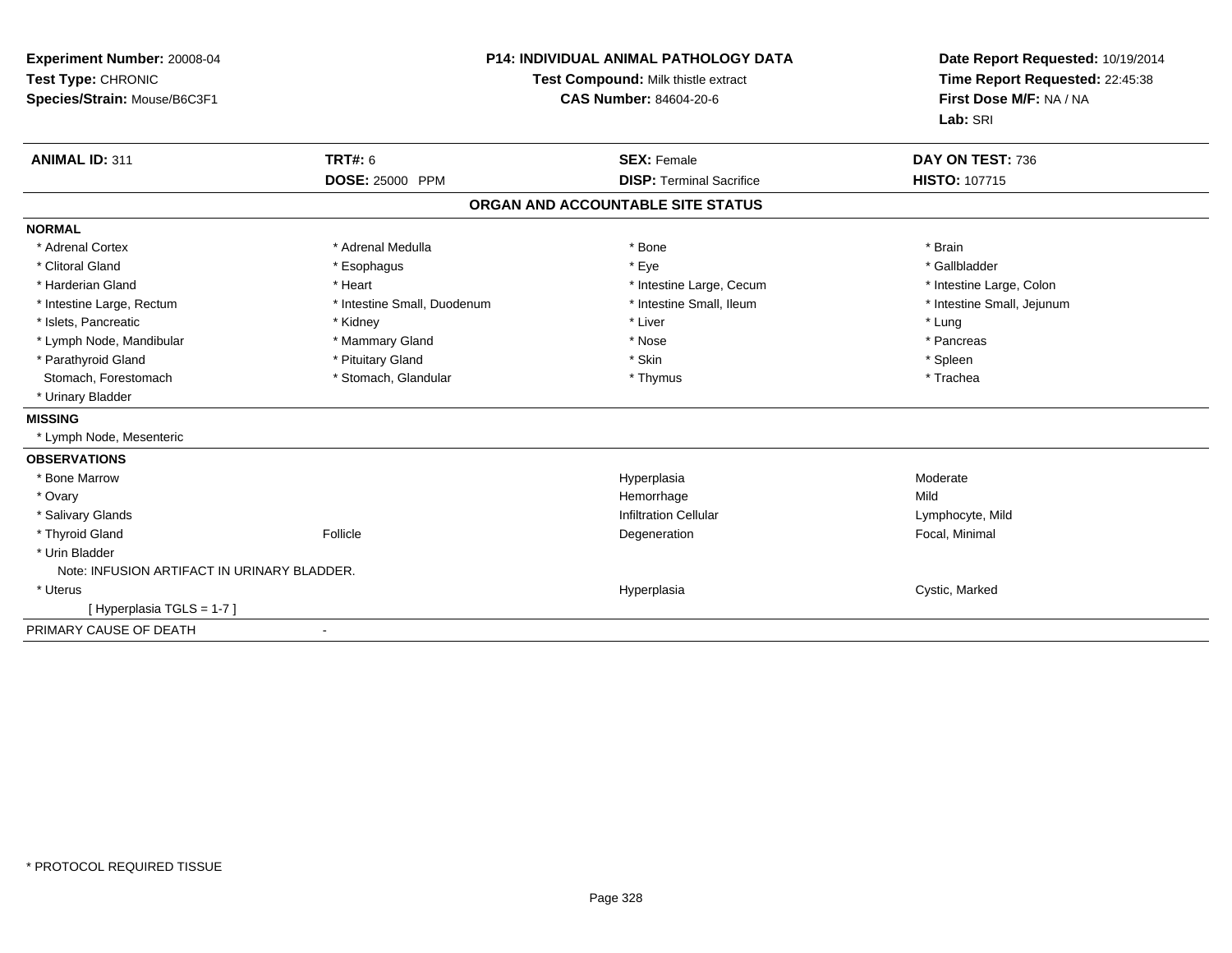**Experiment Number:** 20008-04
**Test Type:** CHRONIC
**Species/Strain:** Mouse/B6C3F1

**P14: INDIVIDUAL ANIMAL PATHOLOGY DATA**
**Test Compound:** Milk thistle extract
**CAS Number:** 84604-20-6

**Date Report Requested:** 10/19/2014
**Time Report Requested:** 22:45:38
**First Dose M/F:** NA / NA
**Lab:** SRI

| **ANIMAL ID:** 311 | **TRT#:** 6 | **SEX:** Female | **DAY ON TEST:** 736 |
|---|---|---|---|
| | **DOSE:** 25000 PPM | **DISP:** Terminal Sacrifice | **HISTO:** 107715 |

## ORGAN AND ACCOUNTABLE SITE STATUS

**NORMAL**

| | | | |
|---|---|---|---|
| * Adrenal Cortex | * Adrenal Medulla | * Bone | * Brain |
| * Clitoral Gland | * Esophagus | * Eye | * Gallbladder |
| * Harderian Gland | * Heart | * Intestine Large, Cecum | * Intestine Large, Colon |
| * Intestine Large, Rectum | * Intestine Small, Duodenum | * Intestine Small, Ileum | * Intestine Small, Jejunum |
| * Islets, Pancreatic | * Kidney | * Liver | * Lung |
| * Lymph Node, Mandibular | * Mammary Gland | * Nose | * Pancreas |
| * Parathyroid Gland | * Pituitary Gland | * Skin | * Spleen |
| Stomach, Forestomach | * Stomach, Glandular | * Thymus | * Trachea |
| * Urinary Bladder | | | |

**MISSING**

* Lymph Node, Mesenteric

**OBSERVATIONS**

| | | | |
|---|---|---|---|
| * Bone Marrow | | Hyperplasia | Moderate |
| * Ovary | | Hemorrhage | Mild |
| * Salivary Glands | | Infiltration Cellular | Lymphocyte, Mild |
| * Thyroid Gland | Follicle | Degeneration | Focal, Minimal |
| * Urin Bladder | | | |
| Note: INFUSION ARTIFACT IN URINARY BLADDER. | | | |
| * Uterus | | Hyperplasia | Cystic, Marked |
| [ Hyperplasia TGLS = 1-7 ] | | | |

PRIMARY CAUSE OF DEATH -

* PROTOCOL REQUIRED TISSUE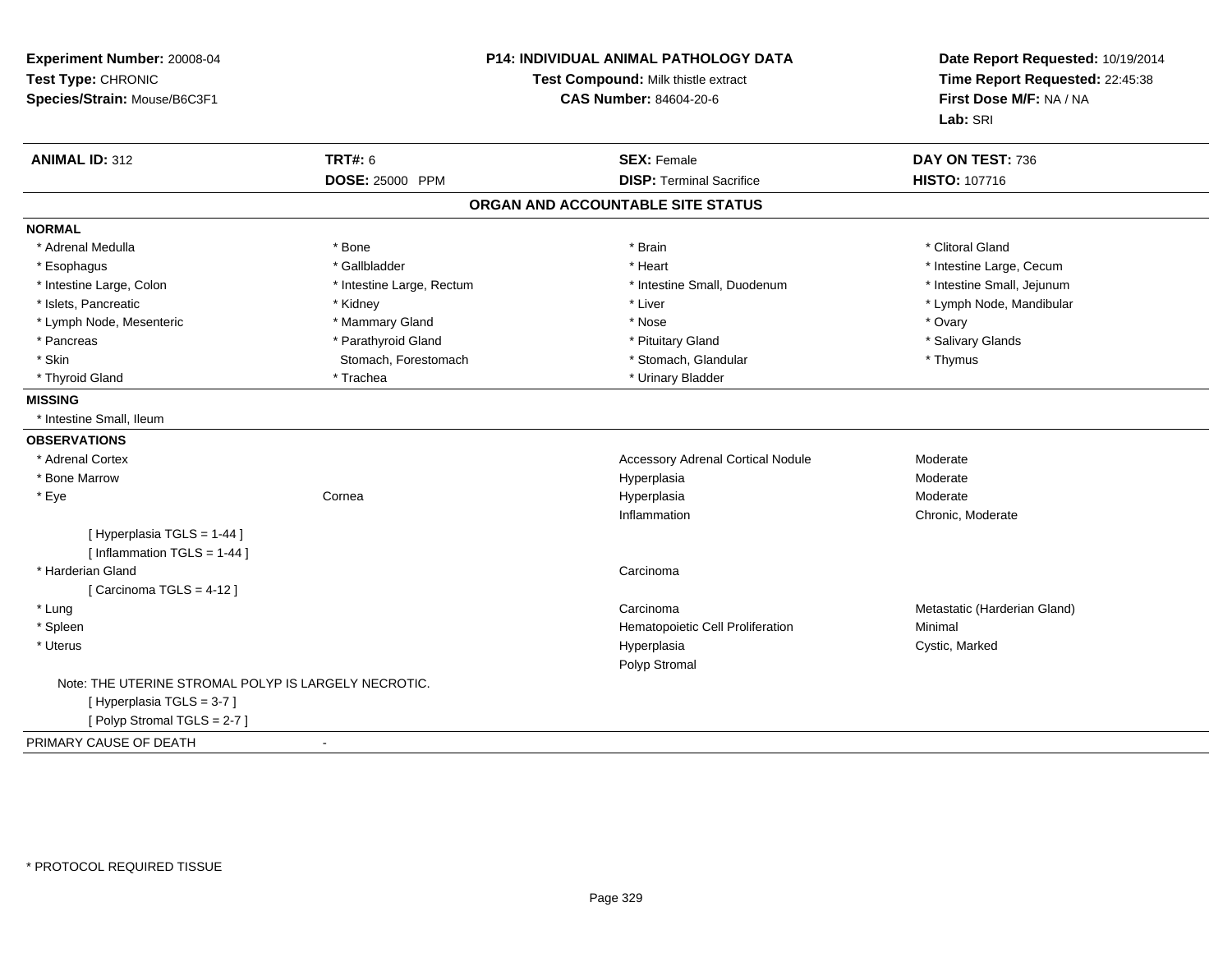**Experiment Number:** 20008-04
**Test Type:** CHRONIC
**Species/Strain:** Mouse/B6C3F1

**P14: INDIVIDUAL ANIMAL PATHOLOGY DATA**
**Test Compound:** Milk thistle extract
**CAS Number:** 84604-20-6

**Date Report Requested:** 10/19/2014
**Time Report Requested:** 22:45:38
**First Dose M/F:** NA / NA
**Lab:** SRI

| **ANIMAL ID:** 312 | **TRT#:** 6 | **SEX:** Female | **DAY ON TEST:** 736 |
|---|---|---|---|
| | **DOSE:** 25000 PPM | **DISP:** Terminal Sacrifice | **HISTO:** 107716 |

## ORGAN AND ACCOUNTABLE SITE STATUS

**NORMAL**

| | | | |
|---|---|---|---|
| * Adrenal Medulla | * Bone | * Brain | * Clitoral Gland |
| * Esophagus | * Gallbladder | * Heart | * Intestine Large, Cecum |
| * Intestine Large, Colon | * Intestine Large, Rectum | * Intestine Small, Duodenum | * Intestine Small, Jejunum |
| * Islets, Pancreatic | * Kidney | * Liver | * Lymph Node, Mandibular |
| * Lymph Node, Mesenteric | * Mammary Gland | * Nose | * Ovary |
| * Pancreas | * Parathyroid Gland | * Pituitary Gland | * Salivary Glands |
| * Skin | Stomach, Forestomach | * Stomach, Glandular | * Thymus |
| * Thyroid Gland | * Trachea | * Urinary Bladder | |

**MISSING**

* Intestine Small, Ileum

**OBSERVATIONS**

| | | | |
|---|---|---|---|
| * Adrenal Cortex | | Accessory Adrenal Cortical Nodule | Moderate |
| * Bone Marrow | | Hyperplasia | Moderate |
| * Eye | Cornea | Hyperplasia | Moderate |
| | | Inflammation | Chronic, Moderate |
| [ Hyperplasia TGLS = 1-44 ] | | | |
| [ Inflammation TGLS = 1-44 ] | | | |
| * Harderian Gland | | Carcinoma | |
| [ Carcinoma TGLS = 4-12 ] | | | |
| * Lung | | Carcinoma | Metastatic (Harderian Gland) |
| * Spleen | | Hematopoietic Cell Proliferation | Minimal |
| * Uterus | | Hyperplasia | Cystic, Marked |
| | | Polyp Stromal | |

Note: THE UTERINE STROMAL POLYP IS LARGELY NECROTIC.
[ Hyperplasia TGLS = 3-7 ]
[ Polyp Stromal TGLS = 2-7 ]

PRIMARY CAUSE OF DEATH -

* PROTOCOL REQUIRED TISSUE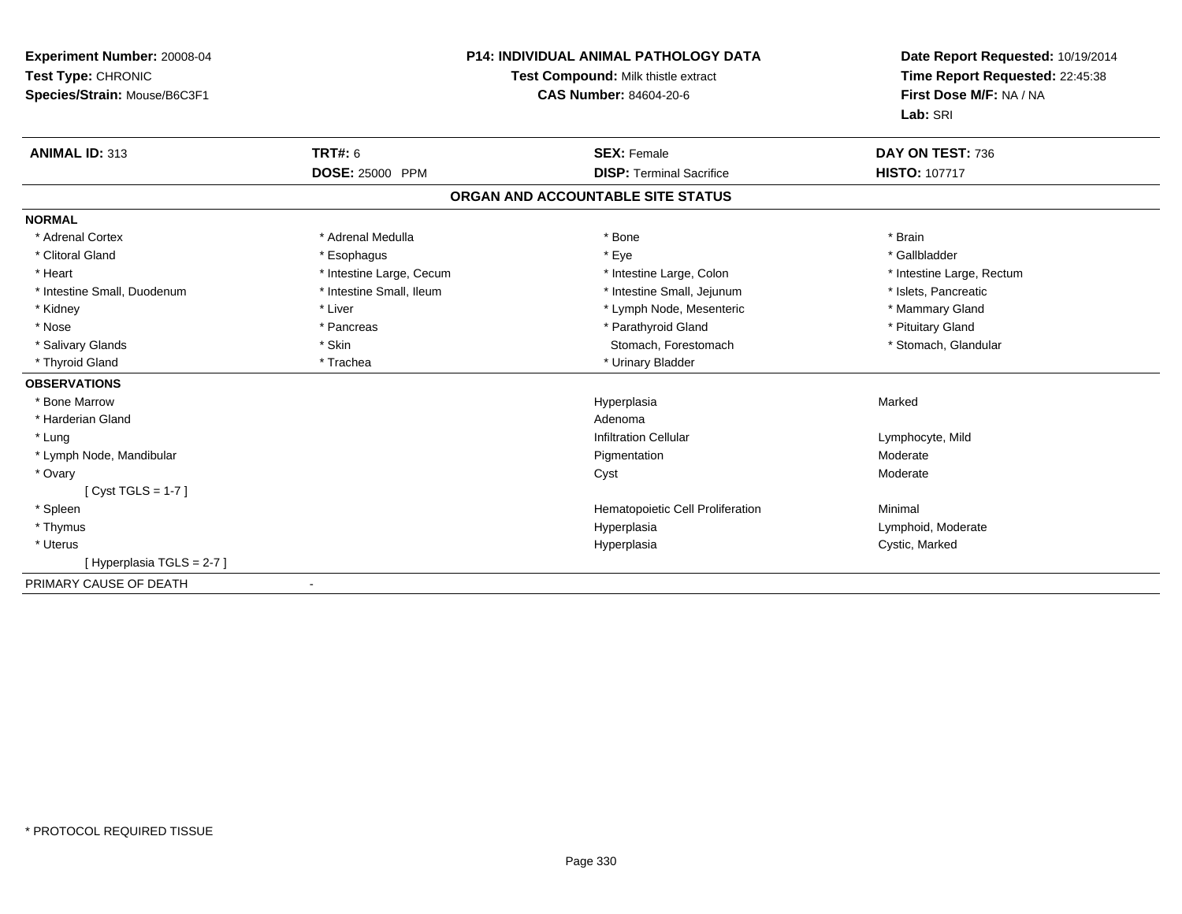**Experiment Number:** 20008-04
**Test Type:** CHRONIC
**Species/Strain:** Mouse/B6C3F1

**P14: INDIVIDUAL ANIMAL PATHOLOGY DATA**
**Test Compound:** Milk thistle extract
**CAS Number:** 84604-20-6

**Date Report Requested:** 10/19/2014
**Time Report Requested:** 22:45:38
**First Dose M/F:** NA / NA
**Lab:** SRI

| **ANIMAL ID:** 313 | **TRT#:** 6 | **SEX:** Female | **DAY ON TEST:** 736 |
|---|---|---|---|
| | **DOSE:** 25000 PPM | **DISP:** Terminal Sacrifice | **HISTO:** 107717 |

## ORGAN AND ACCOUNTABLE SITE STATUS

**NORMAL**

| | | | |
|---|---|---|---|
| * Adrenal Cortex | * Adrenal Medulla | * Bone | * Brain |
| * Clitoral Gland | * Esophagus | * Eye | * Gallbladder |
| * Heart | * Intestine Large, Cecum | * Intestine Large, Colon | * Intestine Large, Rectum |
| * Intestine Small, Duodenum | * Intestine Small, Ileum | * Intestine Small, Jejunum | * Islets, Pancreatic |
| * Kidney | * Liver | * Lymph Node, Mesenteric | * Mammary Gland |
| * Nose | * Pancreas | * Parathyroid Gland | * Pituitary Gland |
| * Salivary Glands | * Skin | Stomach, Forestomach | * Stomach, Glandular |
| * Thyroid Gland | * Trachea | * Urinary Bladder | |

**OBSERVATIONS**

| | | |
|---|---|---|
| * Bone Marrow | Hyperplasia | Marked |
| * Harderian Gland | Adenoma | |
| * Lung | Infiltration Cellular | Lymphocyte, Mild |
| * Lymph Node, Mandibular | Pigmentation | Moderate |
| * Ovary | Cyst | Moderate |
| [ Cyst TGLS = 1-7 ] | | |
| * Spleen | Hematopoietic Cell Proliferation | Minimal |
| * Thymus | Hyperplasia | Lymphoid, Moderate |
| * Uterus | Hyperplasia | Cystic, Marked |
| [ Hyperplasia TGLS = 2-7 ] | | |

PRIMARY CAUSE OF DEATH -

* PROTOCOL REQUIRED TISSUE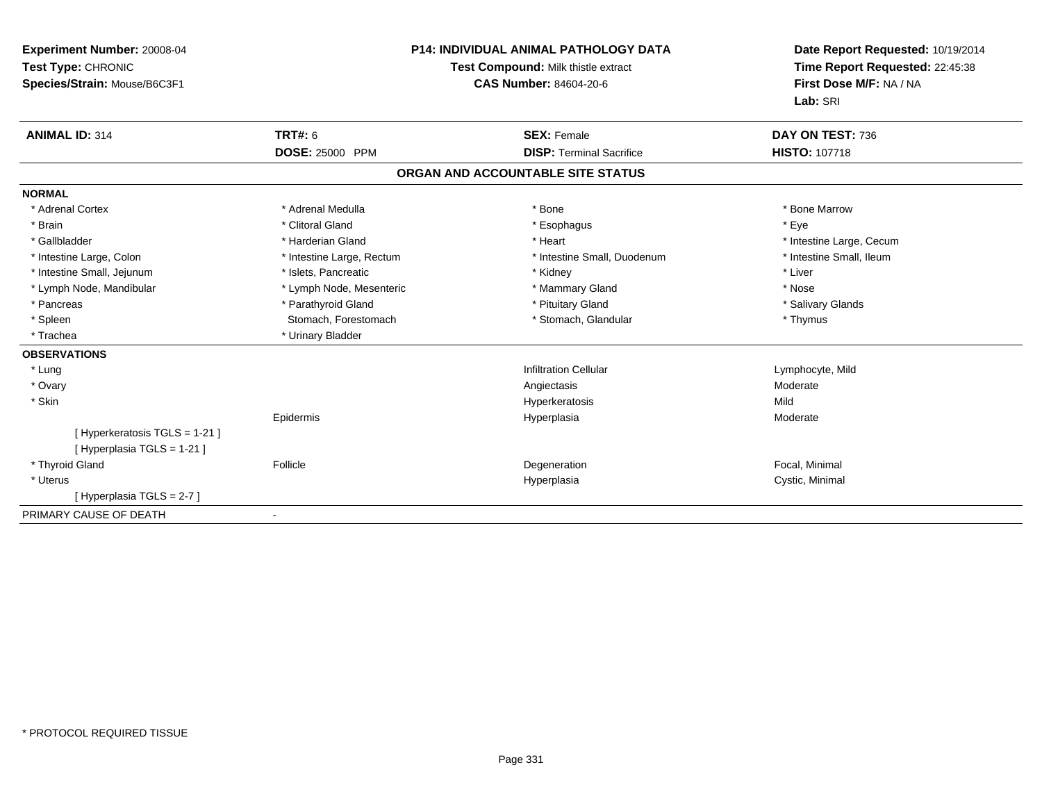**Experiment Number:** 20008-04
**Test Type:** CHRONIC
**Species/Strain:** Mouse/B6C3F1

**P14: INDIVIDUAL ANIMAL PATHOLOGY DATA**
**Test Compound:** Milk thistle extract
**CAS Number:** 84604-20-6

**Date Report Requested:** 10/19/2014
**Time Report Requested:** 22:45:38
**First Dose M/F:** NA / NA
**Lab:** SRI

| **ANIMAL ID:** 314 | **TRT#:** 6 | **SEX:** Female | **DAY ON TEST:** 736 |
|---|---|---|---|
| | **DOSE:** 25000 PPM | **DISP:** Terminal Sacrifice | **HISTO:** 107718 |

## ORGAN AND ACCOUNTABLE SITE STATUS

| | | | |
|---|---|---|---|
| **NORMAL** | | | |
| * Adrenal Cortex | * Adrenal Medulla | * Bone | * Bone Marrow |
| * Brain | * Clitoral Gland | * Esophagus | * Eye |
| * Gallbladder | * Harderian Gland | * Heart | * Intestine Large, Cecum |
| * Intestine Large, Colon | * Intestine Large, Rectum | * Intestine Small, Duodenum | * Intestine Small, Ileum |
| * Intestine Small, Jejunum | * Islets, Pancreatic | * Kidney | * Liver |
| * Lymph Node, Mandibular | * Lymph Node, Mesenteric | * Mammary Gland | * Nose |
| * Pancreas | * Parathyroid Gland | * Pituitary Gland | * Salivary Glands |
| * Spleen | Stomach, Forestomach | * Stomach, Glandular | * Thymus |
| * Trachea | * Urinary Bladder | | |
| **OBSERVATIONS** | | | |
| * Lung | | Infiltration Cellular | Lymphocyte, Mild |
| * Ovary | | Angiectasis | Moderate |
| * Skin | | Hyperkeratosis | Mild |
| | Epidermis | Hyperplasia | Moderate |
| [ Hyperkeratosis TGLS = 1-21 ] | | | |
| [ Hyperplasia TGLS = 1-21 ] | | | |
| * Thyroid Gland | Follicle | Degeneration | Focal, Minimal |
| * Uterus | | Hyperplasia | Cystic, Minimal |
| [ Hyperplasia TGLS = 2-7 ] | | | |
| PRIMARY CAUSE OF DEATH | - | | |

* PROTOCOL REQUIRED TISSUE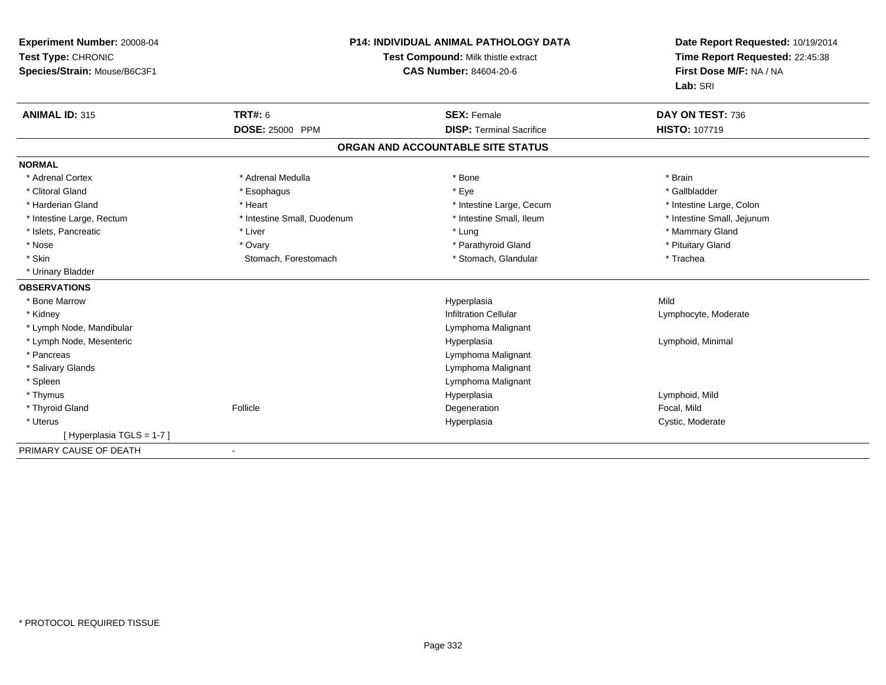**Experiment Number:** 20008-04
**Test Type:** CHRONIC
**Species/Strain:** Mouse/B6C3F1

**P14: INDIVIDUAL ANIMAL PATHOLOGY DATA**
**Test Compound:** Milk thistle extract
**CAS Number:** 84604-20-6

**Date Report Requested:** 10/19/2014
**Time Report Requested:** 22:45:38
**First Dose M/F:** NA / NA
**Lab:** SRI

| **ANIMAL ID:** 315 | **TRT#:** 6 | **SEX:** Female | **DAY ON TEST:** 736 |
|---|---|---|---|
| | **DOSE:** 25000 PPM | **DISP:** Terminal Sacrifice | **HISTO:** 107719 |

## ORGAN AND ACCOUNTABLE SITE STATUS

**NORMAL**

| | | | |
|---|---|---|---|
| * Adrenal Cortex | * Adrenal Medulla | * Bone | * Brain |
| * Clitoral Gland | * Esophagus | * Eye | * Gallbladder |
| * Harderian Gland | * Heart | * Intestine Large, Cecum | * Intestine Large, Colon |
| * Intestine Large, Rectum | * Intestine Small, Duodenum | * Intestine Small, Ileum | * Intestine Small, Jejunum |
| * Islets, Pancreatic | * Liver | * Lung | * Mammary Gland |
| * Nose | * Ovary | * Parathyroid Gland | * Pituitary Gland |
| * Skin | Stomach, Forestomach | * Stomach, Glandular | * Trachea |
| * Urinary Bladder | | | |

**OBSERVATIONS**

| | | | |
|---|---|---|---|
| * Bone Marrow | | Hyperplasia | Mild |
| * Kidney | | Infiltration Cellular | Lymphocyte, Moderate |
| * Lymph Node, Mandibular | | Lymphoma Malignant | |
| * Lymph Node, Mesenteric | | Hyperplasia | Lymphoid, Minimal |
| * Pancreas | | Lymphoma Malignant | |
| * Salivary Glands | | Lymphoma Malignant | |
| * Spleen | | Lymphoma Malignant | |
| * Thymus | | Hyperplasia | Lymphoid, Mild |
| * Thyroid Gland | Follicle | Degeneration | Focal, Mild |
| * Uterus | | Hyperplasia | Cystic, Moderate |
| [ Hyperplasia TGLS = 1-7 ] | | | |

PRIMARY CAUSE OF DEATH -

* PROTOCOL REQUIRED TISSUE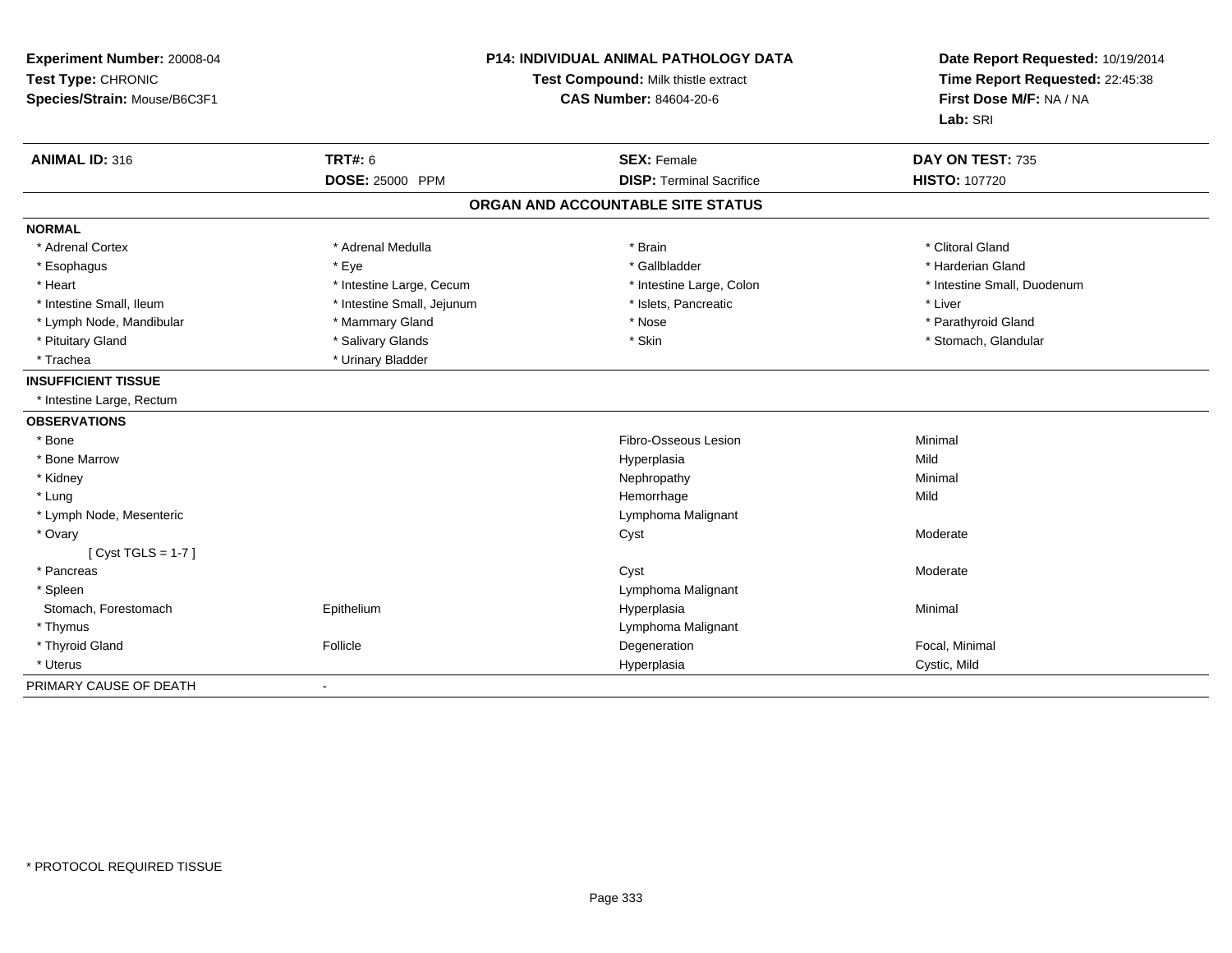**Experiment Number:** 20008-04
**Test Type:** CHRONIC
**Species/Strain:** Mouse/B6C3F1

**P14: INDIVIDUAL ANIMAL PATHOLOGY DATA**
**Test Compound:** Milk thistle extract
**CAS Number:** 84604-20-6

**Date Report Requested:** 10/19/2014
**Time Report Requested:** 22:45:38
**First Dose M/F:** NA / NA
**Lab:** SRI

| **ANIMAL ID:** 316 | **TRT#:** 6 | **SEX:** Female | **DAY ON TEST:** 735 |
|---|---|---|---|
| | **DOSE:** 25000 PPM | **DISP:** Terminal Sacrifice | **HISTO:** 107720 |

## ORGAN AND ACCOUNTABLE SITE STATUS

**NORMAL**

| | | | |
|---|---|---|---|
| * Adrenal Cortex | * Adrenal Medulla | * Brain | * Clitoral Gland |
| * Esophagus | * Eye | * Gallbladder | * Harderian Gland |
| * Heart | * Intestine Large, Cecum | * Intestine Large, Colon | * Intestine Small, Duodenum |
| * Intestine Small, Ileum | * Intestine Small, Jejunum | * Islets, Pancreatic | * Liver |
| * Lymph Node, Mandibular | * Mammary Gland | * Nose | * Parathyroid Gland |
| * Pituitary Gland | * Salivary Glands | * Skin | * Stomach, Glandular |
| * Trachea | * Urinary Bladder | | |

**INSUFFICIENT TISSUE**

* Intestine Large, Rectum

**OBSERVATIONS**

| | | | |
|---|---|---|---|
| * Bone | | Fibro-Osseous Lesion | Minimal |
| * Bone Marrow | | Hyperplasia | Mild |
| * Kidney | | Nephropathy | Minimal |
| * Lung | | Hemorrhage | Mild |
| * Lymph Node, Mesenteric | | Lymphoma Malignant | |
| * Ovary | | Cyst | Moderate |
| [ Cyst TGLS = 1-7 ] | | | |
| * Pancreas | | Cyst | Moderate |
| * Spleen | | Lymphoma Malignant | |
| Stomach, Forestomach | Epithelium | Hyperplasia | Minimal |
| * Thymus | | Lymphoma Malignant | |
| * Thyroid Gland | Follicle | Degeneration | Focal, Minimal |
| * Uterus | | Hyperplasia | Cystic, Mild |

PRIMARY CAUSE OF DEATH -

\* PROTOCOL REQUIRED TISSUE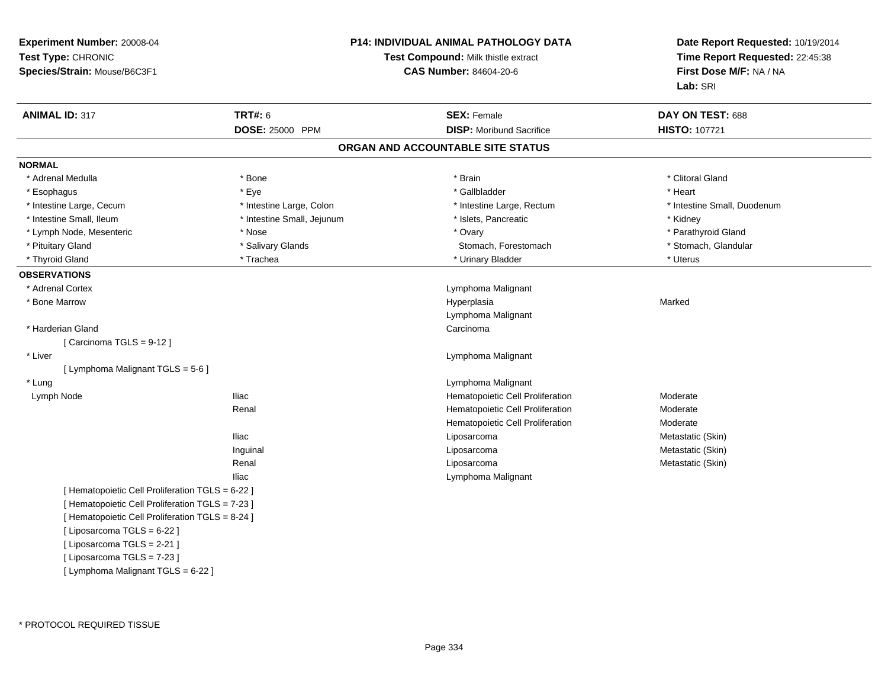**Experiment Number:** 20008-04
**Test Type:** CHRONIC
**Species/Strain:** Mouse/B6C3F1

**P14: INDIVIDUAL ANIMAL PATHOLOGY DATA**
**Test Compound:** Milk thistle extract
**CAS Number:** 84604-20-6

**Date Report Requested:** 10/19/2014
**Time Report Requested:** 22:45:38
**First Dose M/F:** NA / NA
**Lab:** SRI

| **ANIMAL ID:** 317 | **TRT#:** 6 | **SEX:** Female | **DAY ON TEST:** 688 |
|---|---|---|---|
| | **DOSE:** 25000 PPM | **DISP:** Moribund Sacrifice | **HISTO:** 107721 |

## ORGAN AND ACCOUNTABLE SITE STATUS

**NORMAL**

| | | | |
|---|---|---|---|
| * Adrenal Medulla | * Bone | * Brain | * Clitoral Gland |
| * Esophagus | * Eye | * Gallbladder | * Heart |
| * Intestine Large, Cecum | * Intestine Large, Colon | * Intestine Large, Rectum | * Intestine Small, Duodenum |
| * Intestine Small, Ileum | * Intestine Small, Jejunum | * Islets, Pancreatic | * Kidney |
| * Lymph Node, Mesenteric | * Nose | * Ovary | * Parathyroid Gland |
| * Pituitary Gland | * Salivary Glands | Stomach, Forestomach | * Stomach, Glandular |
| * Thyroid Gland | * Trachea | * Urinary Bladder | * Uterus |

**OBSERVATIONS**

| | | | |
|---|---|---|---|
| * Adrenal Cortex | | Lymphoma Malignant | |
| * Bone Marrow | | Hyperplasia | Marked |
| | | Lymphoma Malignant | |
| * Harderian Gland | | Carcinoma | |
| [ Carcinoma TGLS = 9-12 ] | | | |
| * Liver | | Lymphoma Malignant | |
| [ Lymphoma Malignant TGLS = 5-6 ] | | | |
| * Lung | | Lymphoma Malignant | |
| Lymph Node | Iliac | Hematopoietic Cell Proliferation | Moderate |
| | Renal | Hematopoietic Cell Proliferation | Moderate |
| | | Hematopoietic Cell Proliferation | Moderate |
| | Iliac | Liposarcoma | Metastatic (Skin) |
| | Inguinal | Liposarcoma | Metastatic (Skin) |
| | Renal | Liposarcoma | Metastatic (Skin) |
| | Iliac | Lymphoma Malignant | |
| [ Hematopoietic Cell Proliferation TGLS = 6-22 ] | | | |
| [ Hematopoietic Cell Proliferation TGLS = 7-23 ] | | | |
| [ Hematopoietic Cell Proliferation TGLS = 8-24 ] | | | |
| [ Liposarcoma TGLS = 6-22 ] | | | |
| [ Liposarcoma TGLS = 2-21 ] | | | |
| [ Liposarcoma TGLS = 7-23 ] | | | |
| [ Lymphoma Malignant TGLS = 6-22 ] | | | |

* PROTOCOL REQUIRED TISSUE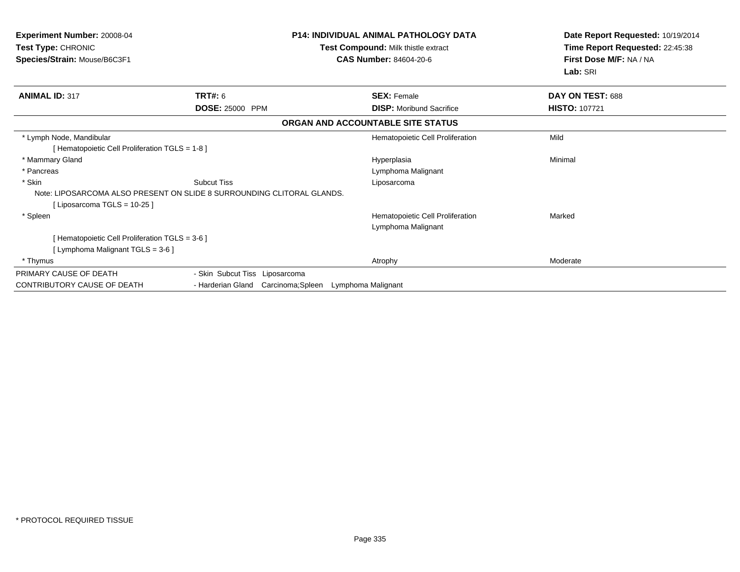**Experiment Number:** 20008-04
**Test Type:** CHRONIC
**Species/Strain:** Mouse/B6C3F1

**P14: INDIVIDUAL ANIMAL PATHOLOGY DATA**
**Test Compound:** Milk thistle extract
**CAS Number:** 84604-20-6

**Date Report Requested:** 10/19/2014
**Time Report Requested:** 22:45:38
**First Dose M/F:** NA / NA
**Lab:** SRI

| **ANIMAL ID:** 317 | **TRT#:** 6 | **SEX:** Female | **DAY ON TEST:** 688 |
|---|---|---|---|
| | **DOSE:** 25000 PPM | **DISP:** Moribund Sacrifice | **HISTO:** 107721 |

**ORGAN AND ACCOUNTABLE SITE STATUS**

| | | | |
|---|---|---|---|
| * Lymph Node, Mandibular | | Hematopoietic Cell Proliferation | Mild |
| [ Hematopoietic Cell Proliferation TGLS = 1-8 ] | | | |
| * Mammary Gland | | Hyperplasia | Minimal |
| * Pancreas | | Lymphoma Malignant | |
| * Skin | Subcut Tiss | Liposarcoma | |
| Note: LIPOSARCOMA ALSO PRESENT ON SLIDE 8 SURROUNDING CLITORAL GLANDS. | | | |
| [ Liposarcoma TGLS = 10-25 ] | | | |
| * Spleen | | Hematopoietic Cell Proliferation | Marked |
| | | Lymphoma Malignant | |
| [ Hematopoietic Cell Proliferation TGLS = 3-6 ] | | | |
| [ Lymphoma Malignant TGLS = 3-6 ] | | | |
| * Thymus | | Atrophy | Moderate |

| | |
|---|---|
| PRIMARY CAUSE OF DEATH | - Skin Subcut Tiss Liposarcoma |
| CONTRIBUTORY CAUSE OF DEATH | - Harderian Gland Carcinoma;Spleen Lymphoma Malignant |

* PROTOCOL REQUIRED TISSUE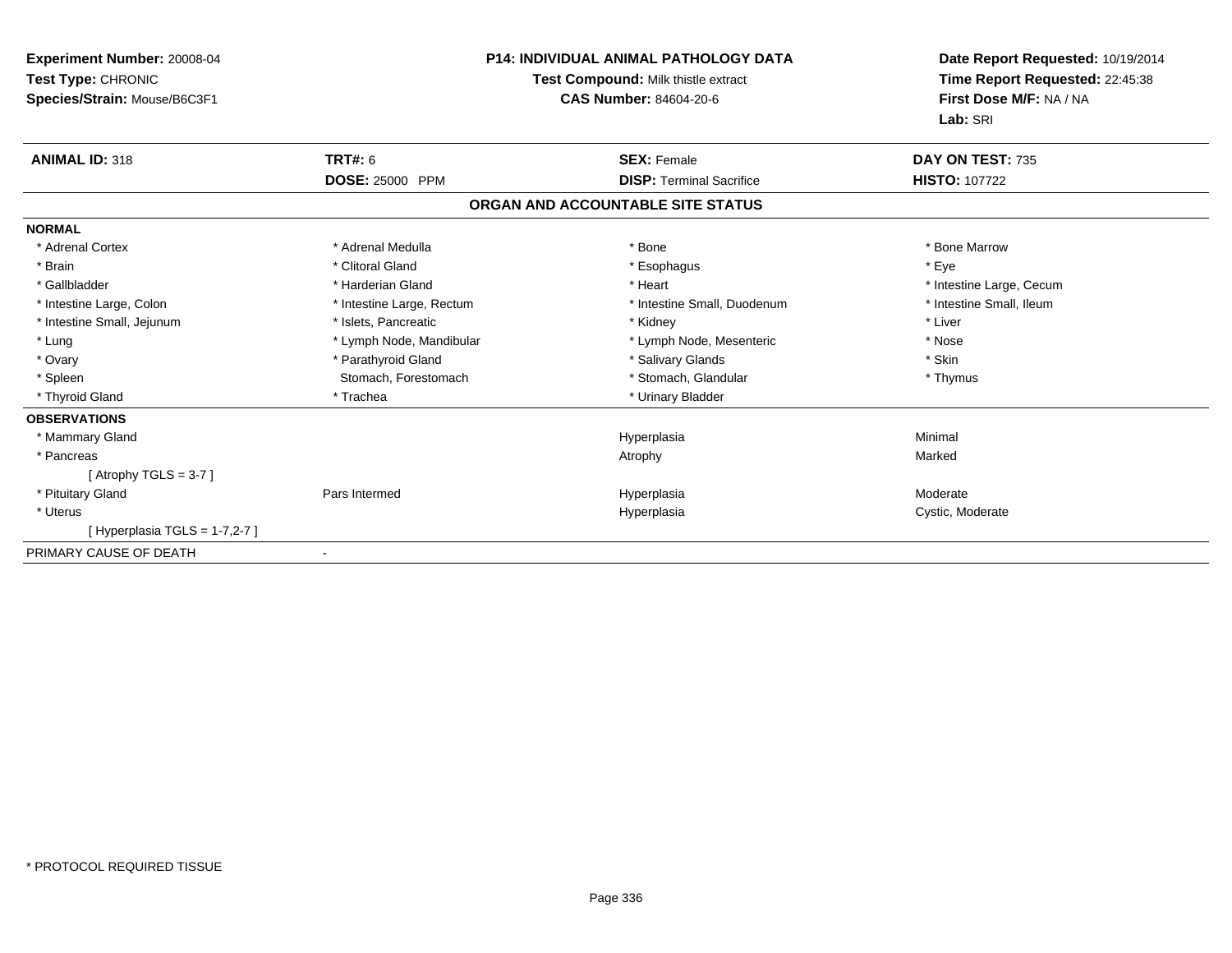**Experiment Number:** 20008-04
**Test Type:** CHRONIC
**Species/Strain:** Mouse/B6C3F1

**P14: INDIVIDUAL ANIMAL PATHOLOGY DATA**
**Test Compound:** Milk thistle extract
**CAS Number:** 84604-20-6

**Date Report Requested:** 10/19/2014
**Time Report Requested:** 22:45:38
**First Dose M/F:** NA / NA
**Lab:** SRI

| **ANIMAL ID:** 318 | **TRT#:** 6 | **SEX:** Female | **DAY ON TEST:** 735 |
|---|---|---|---|
| | **DOSE:** 25000 PPM | **DISP:** Terminal Sacrifice | **HISTO:** 107722 |

## ORGAN AND ACCOUNTABLE SITE STATUS

**NORMAL**

| | | | |
|---|---|---|---|
| * Adrenal Cortex | * Adrenal Medulla | * Bone | * Bone Marrow |
| * Brain | * Clitoral Gland | * Esophagus | * Eye |
| * Gallbladder | * Harderian Gland | * Heart | * Intestine Large, Cecum |
| * Intestine Large, Colon | * Intestine Large, Rectum | * Intestine Small, Duodenum | * Intestine Small, Ileum |
| * Intestine Small, Jejunum | * Islets, Pancreatic | * Kidney | * Liver |
| * Lung | * Lymph Node, Mandibular | * Lymph Node, Mesenteric | * Nose |
| * Ovary | * Parathyroid Gland | * Salivary Glands | * Skin |
| * Spleen | Stomach, Forestomach | * Stomach, Glandular | * Thymus |
| * Thyroid Gland | * Trachea | * Urinary Bladder | |

**OBSERVATIONS**

| | | | |
|---|---|---|---|
| * Mammary Gland | | Hyperplasia | Minimal |
| * Pancreas | | Atrophy | Marked |
| [ Atrophy TGLS = 3-7 ] | | | |
| * Pituitary Gland | Pars Intermed | Hyperplasia | Moderate |
| * Uterus | | Hyperplasia | Cystic, Moderate |
| [ Hyperplasia TGLS = 1-7,2-7 ] | | | |

PRIMARY CAUSE OF DEATH -

* PROTOCOL REQUIRED TISSUE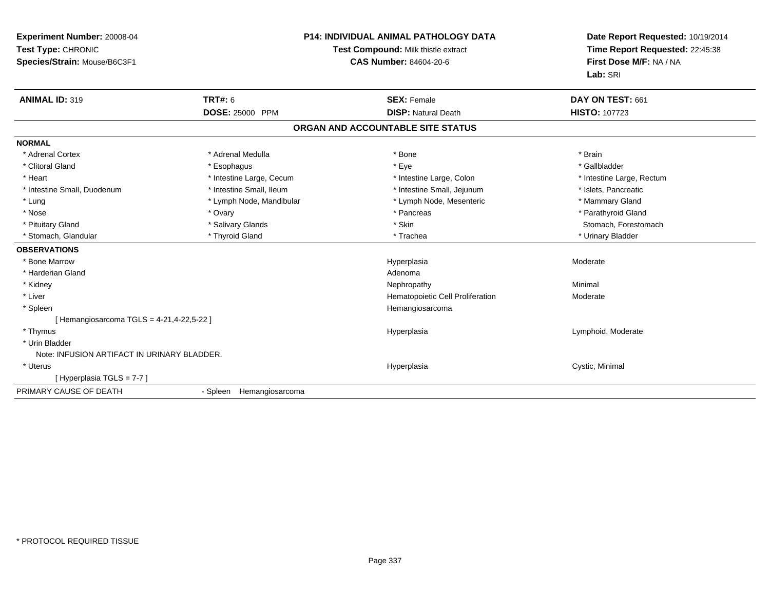**Experiment Number:** 20008-04
**Test Type:** CHRONIC
**Species/Strain:** Mouse/B6C3F1

**P14: INDIVIDUAL ANIMAL PATHOLOGY DATA**
**Test Compound:** Milk thistle extract
**CAS Number:** 84604-20-6

**Date Report Requested:** 10/19/2014
**Time Report Requested:** 22:45:38
**First Dose M/F:** NA / NA
**Lab:** SRI

| **ANIMAL ID:** 319 | **TRT#:** 6 | **SEX:** Female | **DAY ON TEST:** 661 |
|---|---|---|---|
| | **DOSE:** 25000 PPM | **DISP:** Natural Death | **HISTO:** 107723 |

## ORGAN AND ACCOUNTABLE SITE STATUS

**NORMAL**

| | | | |
|---|---|---|---|
| * Adrenal Cortex | * Adrenal Medulla | * Bone | * Brain |
| * Clitoral Gland | * Esophagus | * Eye | * Gallbladder |
| * Heart | * Intestine Large, Cecum | * Intestine Large, Colon | * Intestine Large, Rectum |
| * Intestine Small, Duodenum | * Intestine Small, Ileum | * Intestine Small, Jejunum | * Islets, Pancreatic |
| * Lung | * Lymph Node, Mandibular | * Lymph Node, Mesenteric | * Mammary Gland |
| * Nose | * Ovary | * Pancreas | * Parathyroid Gland |
| * Pituitary Gland | * Salivary Glands | * Skin | Stomach, Forestomach |
| * Stomach, Glandular | * Thyroid Gland | * Trachea | * Urinary Bladder |

**OBSERVATIONS**

| | | |
|---|---|---|
| * Bone Marrow | Hyperplasia | Moderate |
| * Harderian Gland | Adenoma | |
| * Kidney | Nephropathy | Minimal |
| * Liver | Hematopoietic Cell Proliferation | Moderate |
| * Spleen | Hemangiosarcoma | |
| [ Hemangiosarcoma TGLS = 4-21,4-22,5-22 ] | | |
| * Thymus | Hyperplasia | Lymphoid, Moderate |
| * Urin Bladder | | |
| Note: INFUSION ARTIFACT IN URINARY BLADDER. | | |
| * Uterus | Hyperplasia | Cystic, Minimal |
| [ Hyperplasia TGLS = 7-7 ] | | |

PRIMARY CAUSE OF DEATH - Spleen Hemangiosarcoma

\* PROTOCOL REQUIRED TISSUE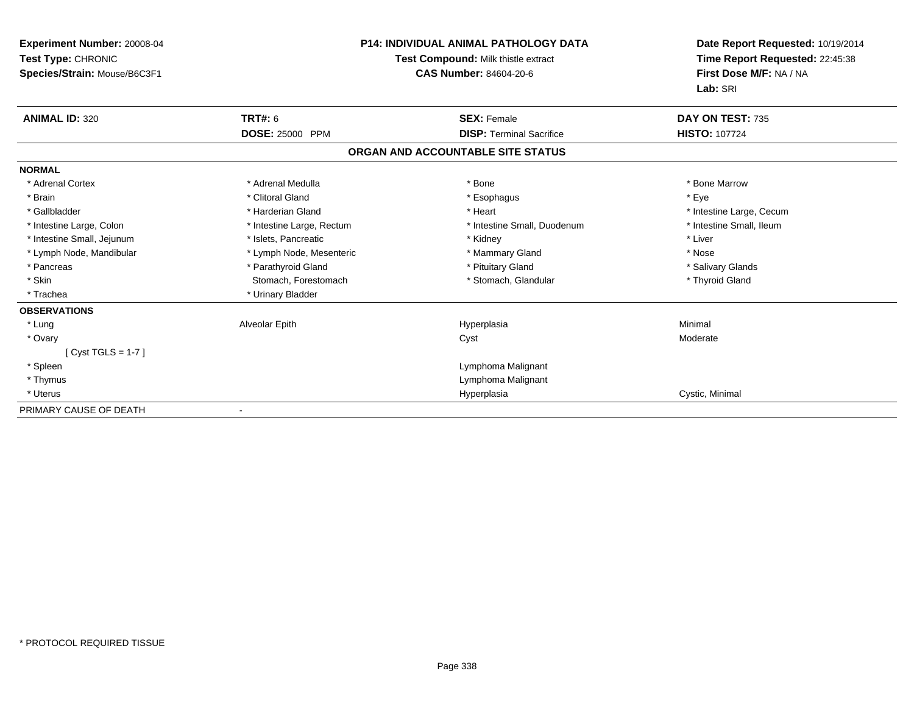**Experiment Number:** 20008-04
**Test Type:** CHRONIC
**Species/Strain:** Mouse/B6C3F1

**P14: INDIVIDUAL ANIMAL PATHOLOGY DATA**
**Test Compound:** Milk thistle extract
**CAS Number:** 84604-20-6

**Date Report Requested:** 10/19/2014
**Time Report Requested:** 22:45:38
**First Dose M/F:** NA / NA
**Lab:** SRI

| **ANIMAL ID:** 320 | **TRT#:** 6 | **SEX:** Female | **DAY ON TEST:** 735 |
|---|---|---|---|
| | **DOSE:** 25000 PPM | **DISP:** Terminal Sacrifice | **HISTO:** 107724 |

## ORGAN AND ACCOUNTABLE SITE STATUS

**NORMAL**

| | | | |
|---|---|---|---|
| * Adrenal Cortex | * Adrenal Medulla | * Bone | * Bone Marrow |
| * Brain | * Clitoral Gland | * Esophagus | * Eye |
| * Gallbladder | * Harderian Gland | * Heart | * Intestine Large, Cecum |
| * Intestine Large, Colon | * Intestine Large, Rectum | * Intestine Small, Duodenum | * Intestine Small, Ileum |
| * Intestine Small, Jejunum | * Islets, Pancreatic | * Kidney | * Liver |
| * Lymph Node, Mandibular | * Lymph Node, Mesenteric | * Mammary Gland | * Nose |
| * Pancreas | * Parathyroid Gland | * Pituitary Gland | * Salivary Glands |
| * Skin | Stomach, Forestomach | * Stomach, Glandular | * Thyroid Gland |
| * Trachea | * Urinary Bladder | | |

**OBSERVATIONS**

| | | | |
|---|---|---|---|
| * Lung | Alveolar Epith | Hyperplasia | Minimal |
| * Ovary | | Cyst | Moderate |
| [ Cyst TGLS = 1-7 ] | | | |
| * Spleen | | Lymphoma Malignant | |
| * Thymus | | Lymphoma Malignant | |
| * Uterus | | Hyperplasia | Cystic, Minimal |

PRIMARY CAUSE OF DEATH -

* PROTOCOL REQUIRED TISSUE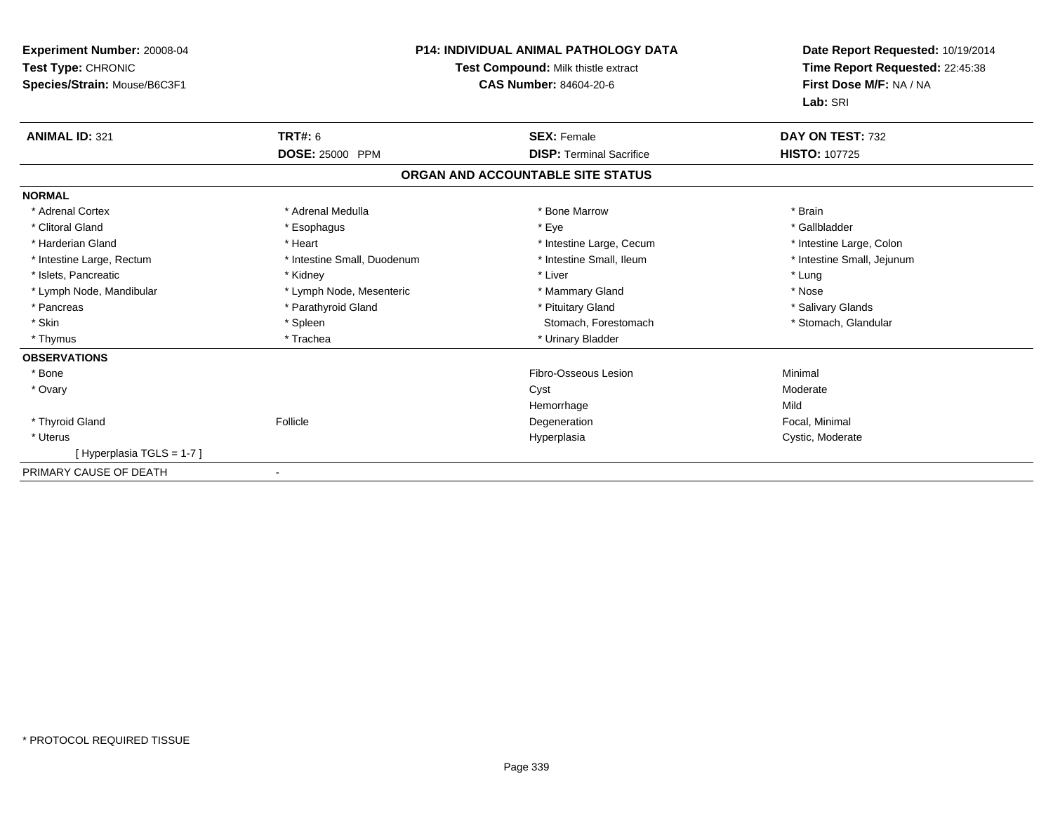**Experiment Number:** 20008-04
**Test Type:** CHRONIC
**Species/Strain:** Mouse/B6C3F1

**P14: INDIVIDUAL ANIMAL PATHOLOGY DATA**
**Test Compound:** Milk thistle extract
**CAS Number:** 84604-20-6

**Date Report Requested:** 10/19/2014
**Time Report Requested:** 22:45:38
**First Dose M/F:** NA / NA
**Lab:** SRI

| **ANIMAL ID:** 321 | **TRT#:** 6 | **SEX:** Female | **DAY ON TEST:** 732 |
|---|---|---|---|
| | **DOSE:** 25000 PPM | **DISP:** Terminal Sacrifice | **HISTO:** 107725 |

## ORGAN AND ACCOUNTABLE SITE STATUS

| | | | |
|---|---|---|---|
| **NORMAL** | | | |
| * Adrenal Cortex | * Adrenal Medulla | * Bone Marrow | * Brain |
| * Clitoral Gland | * Esophagus | * Eye | * Gallbladder |
| * Harderian Gland | * Heart | * Intestine Large, Cecum | * Intestine Large, Colon |
| * Intestine Large, Rectum | * Intestine Small, Duodenum | * Intestine Small, Ileum | * Intestine Small, Jejunum |
| * Islets, Pancreatic | * Kidney | * Liver | * Lung |
| * Lymph Node, Mandibular | * Lymph Node, Mesenteric | * Mammary Gland | * Nose |
| * Pancreas | * Parathyroid Gland | * Pituitary Gland | * Salivary Glands |
| * Skin | * Spleen | Stomach, Forestomach | * Stomach, Glandular |
| * Thymus | * Trachea | * Urinary Bladder | |
| **OBSERVATIONS** | | | |
| * Bone | | Fibro-Osseous Lesion | Minimal |
| * Ovary | | Cyst | Moderate |
| | | Hemorrhage | Mild |
| * Thyroid Gland | Follicle | Degeneration | Focal, Minimal |
| * Uterus | | Hyperplasia | Cystic, Moderate |
| [ Hyperplasia TGLS = 1-7 ] | | | |
| PRIMARY CAUSE OF DEATH | - | | |

* PROTOCOL REQUIRED TISSUE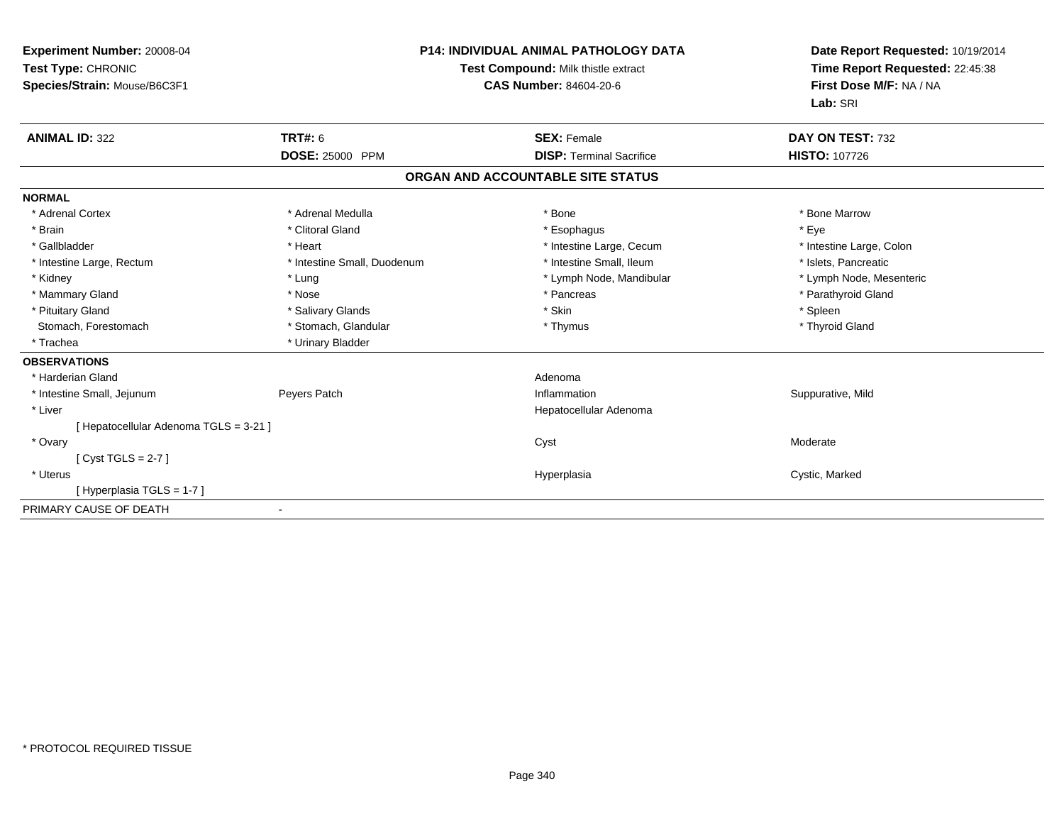**Experiment Number:** 20008-04
**Test Type:** CHRONIC
**Species/Strain:** Mouse/B6C3F1

**P14: INDIVIDUAL ANIMAL PATHOLOGY DATA**
**Test Compound:** Milk thistle extract
**CAS Number:** 84604-20-6

**Date Report Requested:** 10/19/2014
**Time Report Requested:** 22:45:38
**First Dose M/F:** NA / NA
**Lab:** SRI

| **ANIMAL ID:** 322 | **TRT#:** 6 | **SEX:** Female | **DAY ON TEST:** 732 |
|---|---|---|---|
| | **DOSE:** 25000 PPM | **DISP:** Terminal Sacrifice | **HISTO:** 107726 |

## ORGAN AND ACCOUNTABLE SITE STATUS

**NORMAL**

| | | | |
|---|---|---|---|
| * Adrenal Cortex | * Adrenal Medulla | * Bone | * Bone Marrow |
| * Brain | * Clitoral Gland | * Esophagus | * Eye |
| * Gallbladder | * Heart | * Intestine Large, Cecum | * Intestine Large, Colon |
| * Intestine Large, Rectum | * Intestine Small, Duodenum | * Intestine Small, Ileum | * Islets, Pancreatic |
| * Kidney | * Lung | * Lymph Node, Mandibular | * Lymph Node, Mesenteric |
| * Mammary Gland | * Nose | * Pancreas | * Parathyroid Gland |
| * Pituitary Gland | * Salivary Glands | * Skin | * Spleen |
| Stomach, Forestomach | * Stomach, Glandular | * Thymus | * Thyroid Gland |
| * Trachea | * Urinary Bladder | | |

**OBSERVATIONS**

| | | | |
|---|---|---|---|
| * Harderian Gland | | Adenoma | |
| * Intestine Small, Jejunum | Peyers Patch | Inflammation | Suppurative, Mild |
| * Liver | | Hepatocellular Adenoma | |
| [ Hepatocellular Adenoma TGLS = 3-21 ] | | | |
| * Ovary | | Cyst | Moderate |
| [ Cyst TGLS = 2-7 ] | | | |
| * Uterus | | Hyperplasia | Cystic, Marked |
| [ Hyperplasia TGLS = 1-7 ] | | | |

PRIMARY CAUSE OF DEATH -

* PROTOCOL REQUIRED TISSUE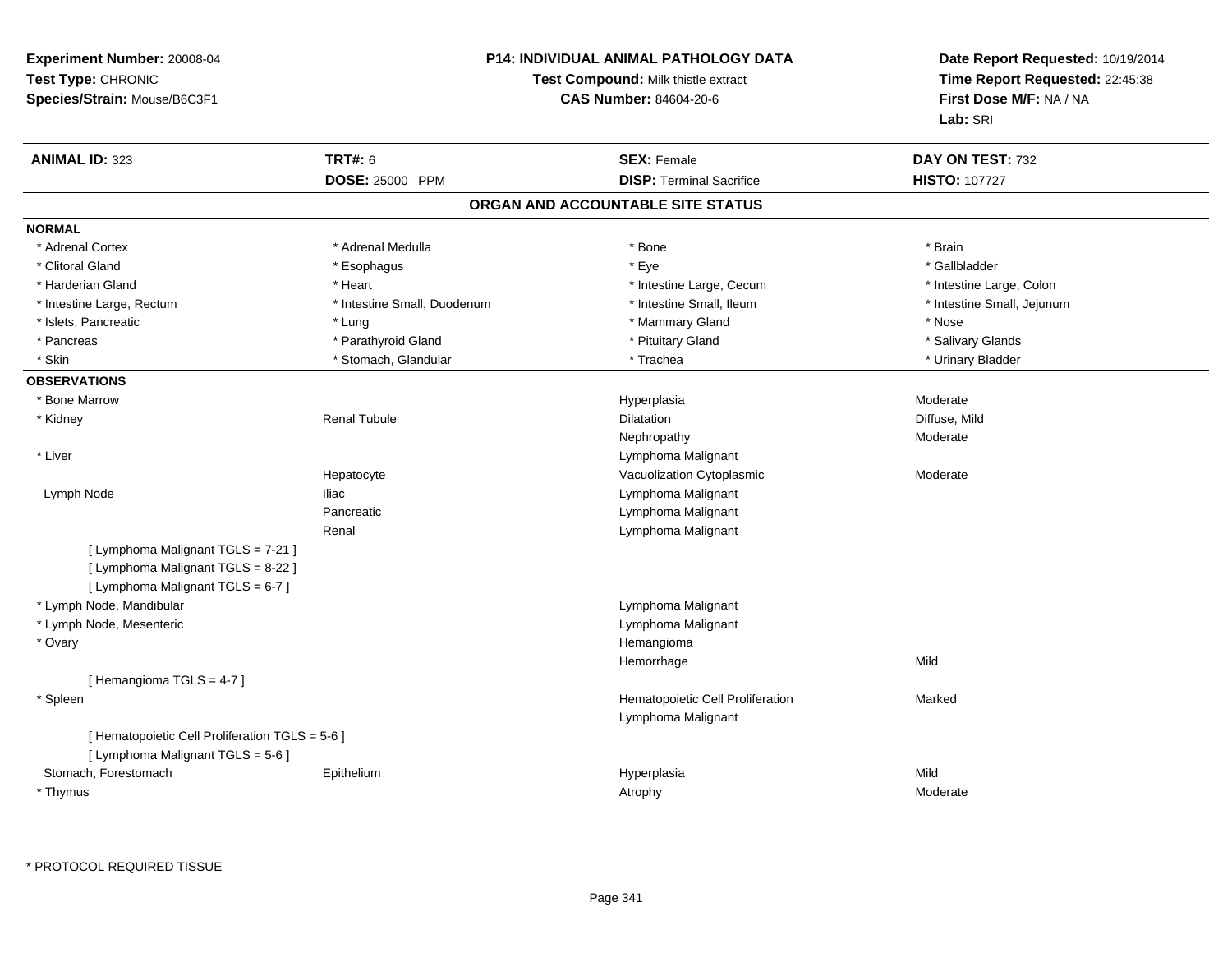**Experiment Number:** 20008-04
**Test Type:** CHRONIC
**Species/Strain:** Mouse/B6C3F1

**P14: INDIVIDUAL ANIMAL PATHOLOGY DATA**
**Test Compound:** Milk thistle extract
**CAS Number:** 84604-20-6

**Date Report Requested:** 10/19/2014
**Time Report Requested:** 22:45:38
**First Dose M/F:** NA / NA
**Lab:** SRI

| **ANIMAL ID:** 323 | **TRT#:** 6 | **SEX:** Female | **DAY ON TEST:** 732 |
|---|---|---|---|
| | **DOSE:** 25000 PPM | **DISP:** Terminal Sacrifice | **HISTO:** 107727 |

## ORGAN AND ACCOUNTABLE SITE STATUS

**NORMAL**

| | | | |
|---|---|---|---|
| * Adrenal Cortex | * Adrenal Medulla | * Bone | * Brain |
| * Clitoral Gland | * Esophagus | * Eye | * Gallbladder |
| * Harderian Gland | * Heart | * Intestine Large, Cecum | * Intestine Large, Colon |
| * Intestine Large, Rectum | * Intestine Small, Duodenum | * Intestine Small, Ileum | * Intestine Small, Jejunum |
| * Islets, Pancreatic | * Lung | * Mammary Gland | * Nose |
| * Pancreas | * Parathyroid Gland | * Pituitary Gland | * Salivary Glands |
| * Skin | * Stomach, Glandular | * Trachea | * Urinary Bladder |

**OBSERVATIONS**

| | | | |
|---|---|---|---|
| * Bone Marrow | | Hyperplasia | Moderate |
| * Kidney | Renal Tubule | Dilatation | Diffuse, Mild |
| | | Nephropathy | Moderate |
| * Liver | | Lymphoma Malignant | |
| | Hepatocyte | Vacuolization Cytoplasmic | Moderate |
| Lymph Node | Iliac | Lymphoma Malignant | |
| | Pancreatic | Lymphoma Malignant | |
| | Renal | Lymphoma Malignant | |
| [ Lymphoma Malignant TGLS = 7-21 ] | | | |
| [ Lymphoma Malignant TGLS = 8-22 ] | | | |
| [ Lymphoma Malignant TGLS = 6-7 ] | | | |
| * Lymph Node, Mandibular | | Lymphoma Malignant | |
| * Lymph Node, Mesenteric | | Lymphoma Malignant | |
| * Ovary | | Hemangioma | |
| | | Hemorrhage | Mild |
| [ Hemangioma TGLS = 4-7 ] | | | |
| * Spleen | | Hematopoietic Cell Proliferation | Marked |
| | | Lymphoma Malignant | |
| [ Hematopoietic Cell Proliferation TGLS = 5-6 ] | | | |
| [ Lymphoma Malignant TGLS = 5-6 ] | | | |
| Stomach, Forestomach | Epithelium | Hyperplasia | Mild |
| * Thymus | | Atrophy | Moderate |

* PROTOCOL REQUIRED TISSUE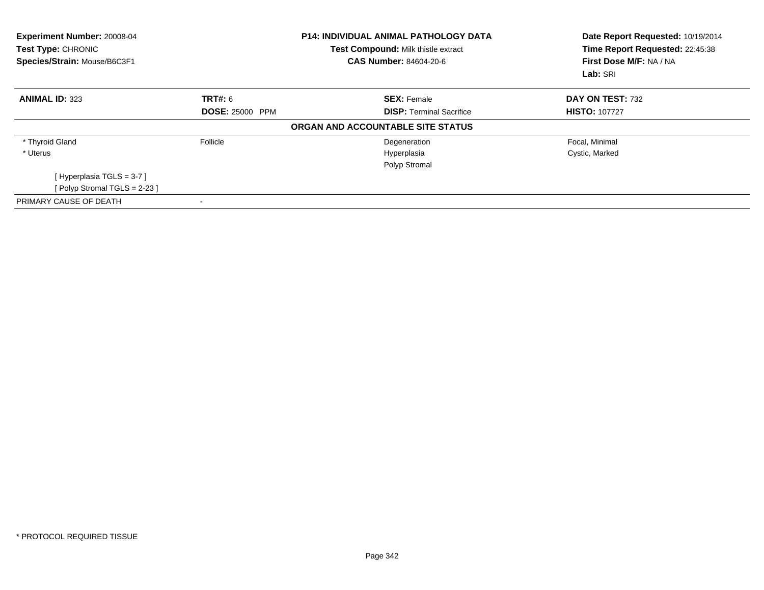**Experiment Number:** 20008-04
**Test Type:** CHRONIC
**Species/Strain:** Mouse/B6C3F1

**P14: INDIVIDUAL ANIMAL PATHOLOGY DATA**
**Test Compound:** Milk thistle extract
**CAS Number:** 84604-20-6

**Date Report Requested:** 10/19/2014
**Time Report Requested:** 22:45:38
**First Dose M/F:** NA / NA
**Lab:** SRI

| **ANIMAL ID:** 323 | **TRT#:** 6 | **SEX:** Female | **DAY ON TEST:** 732 |
|---|---|---|---|
| | **DOSE:** 25000 PPM | **DISP:** Terminal Sacrifice | **HISTO:** 107727 |

**ORGAN AND ACCOUNTABLE SITE STATUS**

| | | | |
|---|---|---|---|
| * Thyroid Gland | Follicle | Degeneration | Focal, Minimal |
| * Uterus | | Hyperplasia | Cystic, Marked |
| | | Polyp Stromal | |
| [ Hyperplasia TGLS = 3-7 ] | | | |
| [ Polyp Stromal TGLS = 2-23 ] | | | |
| PRIMARY CAUSE OF DEATH | - | | |

* PROTOCOL REQUIRED TISSUE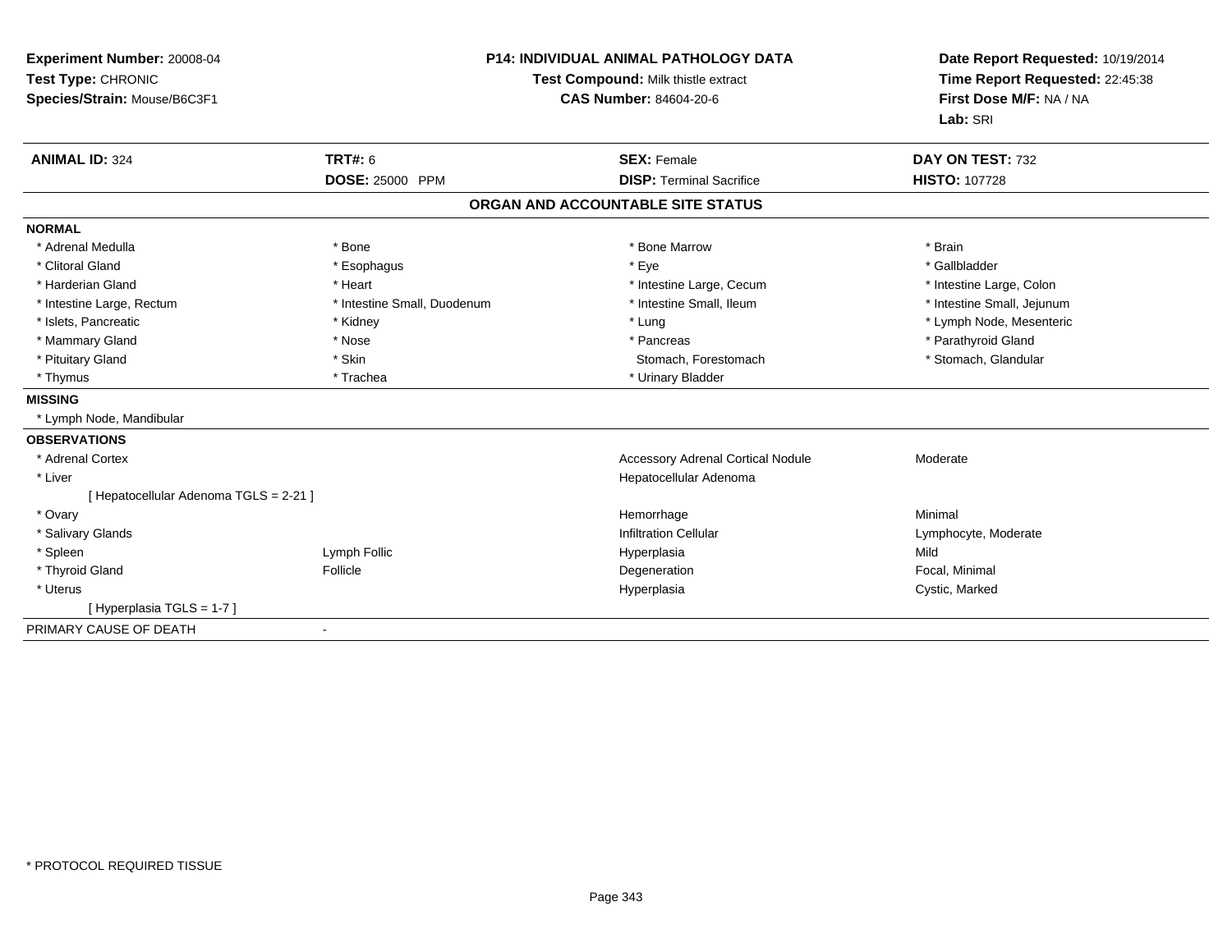**Experiment Number:** 20008-04
**Test Type:** CHRONIC
**Species/Strain:** Mouse/B6C3F1

**P14: INDIVIDUAL ANIMAL PATHOLOGY DATA**
**Test Compound:** Milk thistle extract
**CAS Number:** 84604-20-6

**Date Report Requested:** 10/19/2014
**Time Report Requested:** 22:45:38
**First Dose M/F:** NA / NA
**Lab:** SRI

| **ANIMAL ID:** 324 | **TRT#:** 6 | **SEX:** Female | **DAY ON TEST:** 732 |
|---|---|---|---|
| | **DOSE:** 25000 PPM | **DISP:** Terminal Sacrifice | **HISTO:** 107728 |

## ORGAN AND ACCOUNTABLE SITE STATUS

**NORMAL**

| | | | |
|---|---|---|---|
| * Adrenal Medulla | * Bone | * Bone Marrow | * Brain |
| * Clitoral Gland | * Esophagus | * Eye | * Gallbladder |
| * Harderian Gland | * Heart | * Intestine Large, Cecum | * Intestine Large, Colon |
| * Intestine Large, Rectum | * Intestine Small, Duodenum | * Intestine Small, Ileum | * Intestine Small, Jejunum |
| * Islets, Pancreatic | * Kidney | * Lung | * Lymph Node, Mesenteric |
| * Mammary Gland | * Nose | * Pancreas | * Parathyroid Gland |
| * Pituitary Gland | * Skin | Stomach, Forestomach | * Stomach, Glandular |
| * Thymus | * Trachea | * Urinary Bladder | |

**MISSING**

* Lymph Node, Mandibular

**OBSERVATIONS**

| | | | |
|---|---|---|---|
| * Adrenal Cortex | | Accessory Adrenal Cortical Nodule | Moderate |
| * Liver | | Hepatocellular Adenoma | |
| [ Hepatocellular Adenoma TGLS = 2-21 ] | | | |
| * Ovary | | Hemorrhage | Minimal |
| * Salivary Glands | | Infiltration Cellular | Lymphocyte, Moderate |
| * Spleen | Lymph Follic | Hyperplasia | Mild |
| * Thyroid Gland | Follicle | Degeneration | Focal, Minimal |
| * Uterus | | Hyperplasia | Cystic, Marked |
| [ Hyperplasia TGLS = 1-7 ] | | | |

PRIMARY CAUSE OF DEATH -

* PROTOCOL REQUIRED TISSUE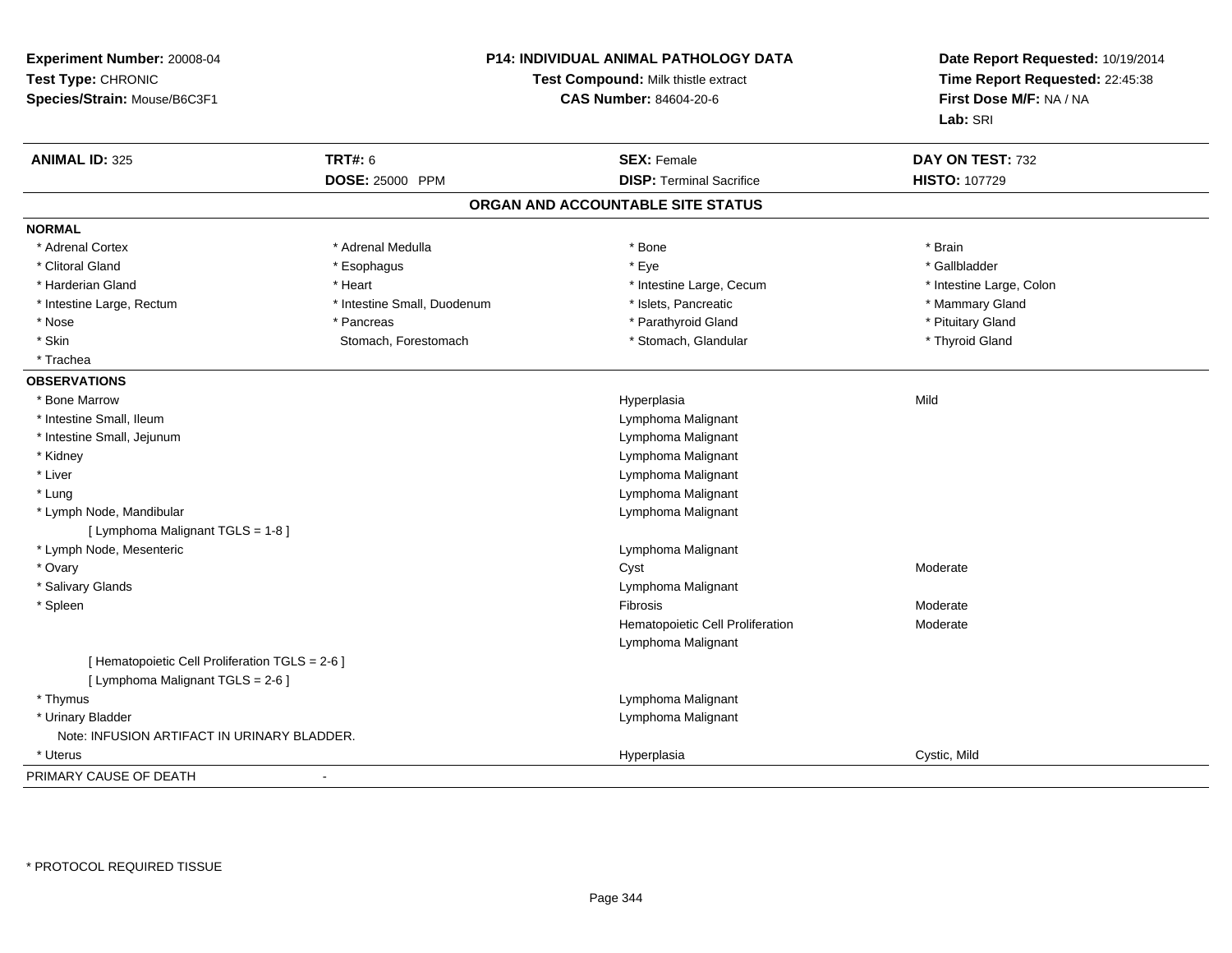**Experiment Number:** 20008-04
**Test Type:** CHRONIC
**Species/Strain:** Mouse/B6C3F1

**P14: INDIVIDUAL ANIMAL PATHOLOGY DATA**
**Test Compound:** Milk thistle extract
**CAS Number:** 84604-20-6

**Date Report Requested:** 10/19/2014
**Time Report Requested:** 22:45:38
**First Dose M/F:** NA / NA
**Lab:** SRI

| **ANIMAL ID:** 325 | **TRT#:** 6 | **SEX:** Female | **DAY ON TEST:** 732 |
|---|---|---|---|
| | **DOSE:** 25000 PPM | **DISP:** Terminal Sacrifice | **HISTO:** 107729 |

## ORGAN AND ACCOUNTABLE SITE STATUS

**NORMAL**

| | | | |
|---|---|---|---|
| * Adrenal Cortex | * Adrenal Medulla | * Bone | * Brain |
| * Clitoral Gland | * Esophagus | * Eye | * Gallbladder |
| * Harderian Gland | * Heart | * Intestine Large, Cecum | * Intestine Large, Colon |
| * Intestine Large, Rectum | * Intestine Small, Duodenum | * Islets, Pancreatic | * Mammary Gland |
| * Nose | * Pancreas | * Parathyroid Gland | * Pituitary Gland |
| * Skin | Stomach, Forestomach | * Stomach, Glandular | * Thyroid Gland |
| * Trachea | | | |

**OBSERVATIONS**

| Organ | Observation | Severity |
|---|---|---|
| * Bone Marrow | Hyperplasia | Mild |
| * Intestine Small, Ileum | Lymphoma Malignant | |
| * Intestine Small, Jejunum | Lymphoma Malignant | |
| * Kidney | Lymphoma Malignant | |
| * Liver | Lymphoma Malignant | |
| * Lung | Lymphoma Malignant | |
| * Lymph Node, Mandibular | Lymphoma Malignant | |
| [ Lymphoma Malignant TGLS = 1-8 ] | | |
| * Lymph Node, Mesenteric | Lymphoma Malignant | |
| * Ovary | Cyst | Moderate |
| * Salivary Glands | Lymphoma Malignant | |
| * Spleen | Fibrosis | Moderate |
| | Hematopoietic Cell Proliferation | Moderate |
| | Lymphoma Malignant | |
| [ Hematopoietic Cell Proliferation TGLS = 2-6 ] | | |
| [ Lymphoma Malignant TGLS = 2-6 ] | | |
| * Thymus | Lymphoma Malignant | |
| * Urinary Bladder | Lymphoma Malignant | |
| Note: INFUSION ARTIFACT IN URINARY BLADDER. | | |
| * Uterus | Hyperplasia | Cystic, Mild |

PRIMARY CAUSE OF DEATH -

* PROTOCOL REQUIRED TISSUE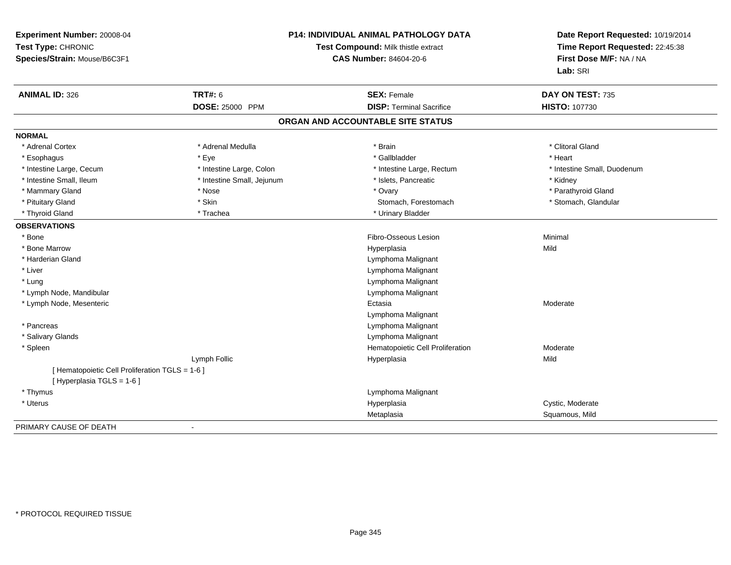**Experiment Number:** 20008-04
**Test Type:** CHRONIC
**Species/Strain:** Mouse/B6C3F1

**P14: INDIVIDUAL ANIMAL PATHOLOGY DATA**
**Test Compound:** Milk thistle extract
**CAS Number:** 84604-20-6

**Date Report Requested:** 10/19/2014
**Time Report Requested:** 22:45:38
**First Dose M/F:** NA / NA
**Lab:** SRI

| **ANIMAL ID:** 326 | **TRT#:** 6 | **SEX:** Female | **DAY ON TEST:** 735 |
|---|---|---|---|
| | **DOSE:** 25000 PPM | **DISP:** Terminal Sacrifice | **HISTO:** 107730 |

## ORGAN AND ACCOUNTABLE SITE STATUS

**NORMAL**

| | | | |
|---|---|---|---|
| * Adrenal Cortex | * Adrenal Medulla | * Brain | * Clitoral Gland |
| * Esophagus | * Eye | * Gallbladder | * Heart |
| * Intestine Large, Cecum | * Intestine Large, Colon | * Intestine Large, Rectum | * Intestine Small, Duodenum |
| * Intestine Small, Ileum | * Intestine Small, Jejunum | * Islets, Pancreatic | * Kidney |
| * Mammary Gland | * Nose | * Ovary | * Parathyroid Gland |
| * Pituitary Gland | * Skin | Stomach, Forestomach | * Stomach, Glandular |
| * Thyroid Gland | * Trachea | * Urinary Bladder | |

**OBSERVATIONS**

| Organ | Site | Observation | Severity |
|---|---|---|---|
| * Bone | | Fibro-Osseous Lesion | Minimal |
| * Bone Marrow | | Hyperplasia | Mild |
| * Harderian Gland | | Lymphoma Malignant | |
| * Liver | | Lymphoma Malignant | |
| * Lung | | Lymphoma Malignant | |
| * Lymph Node, Mandibular | | Lymphoma Malignant | |
| * Lymph Node, Mesenteric | | Ectasia | Moderate |
| | | Lymphoma Malignant | |
| * Pancreas | | Lymphoma Malignant | |
| * Salivary Glands | | Lymphoma Malignant | |
| * Spleen | | Hematopoietic Cell Proliferation | Moderate |
| | Lymph Follic | Hyperplasia | Mild |
| [ Hematopoietic Cell Proliferation TGLS = 1-6 ] | | | |
| [ Hyperplasia TGLS = 1-6 ] | | | |
| * Thymus | | Lymphoma Malignant | |
| * Uterus | | Hyperplasia | Cystic, Moderate |
| | | Metaplasia | Squamous, Mild |

PRIMARY CAUSE OF DEATH -

* PROTOCOL REQUIRED TISSUE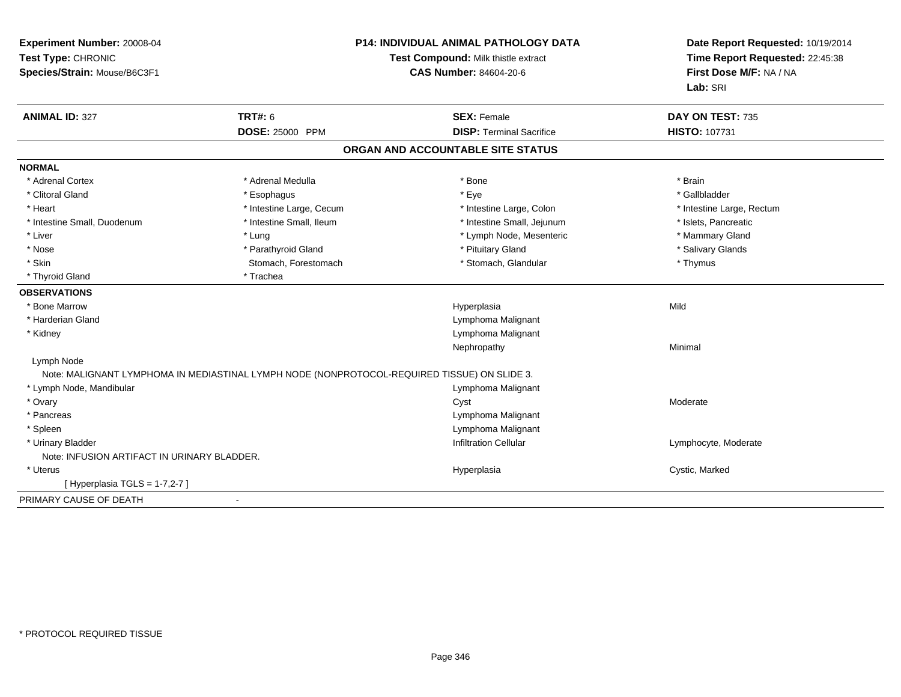**Experiment Number:** 20008-04
**Test Type:** CHRONIC
**Species/Strain:** Mouse/B6C3F1

**P14: INDIVIDUAL ANIMAL PATHOLOGY DATA**
**Test Compound:** Milk thistle extract
**CAS Number:** 84604-20-6

**Date Report Requested:** 10/19/2014
**Time Report Requested:** 22:45:38
**First Dose M/F:** NA / NA
**Lab:** SRI

| **ANIMAL ID:** 327 | **TRT#:** 6 | **SEX:** Female | **DAY ON TEST:** 735 |
|---|---|---|---|
| | **DOSE:** 25000 PPM | **DISP:** Terminal Sacrifice | **HISTO:** 107731 |

## ORGAN AND ACCOUNTABLE SITE STATUS

**NORMAL**

| | | | |
|---|---|---|---|
| * Adrenal Cortex | * Adrenal Medulla | * Bone | * Brain |
| * Clitoral Gland | * Esophagus | * Eye | * Gallbladder |
| * Heart | * Intestine Large, Cecum | * Intestine Large, Colon | * Intestine Large, Rectum |
| * Intestine Small, Duodenum | * Intestine Small, Ileum | * Intestine Small, Jejunum | * Islets, Pancreatic |
| * Liver | * Lung | * Lymph Node, Mesenteric | * Mammary Gland |
| * Nose | * Parathyroid Gland | * Pituitary Gland | * Salivary Glands |
| * Skin | Stomach, Forestomach | * Stomach, Glandular | * Thymus |
| * Thyroid Gland | * Trachea | | |

**OBSERVATIONS**

| Organ | Observation | Severity |
|---|---|---|
| * Bone Marrow | Hyperplasia | Mild |
| * Harderian Gland | Lymphoma Malignant | |
| * Kidney | Lymphoma Malignant | |
| | Nephropathy | Minimal |
| Lymph Node | | |
| Note: MALIGNANT LYMPHOMA IN MEDIASTINAL LYMPH NODE (NONPROTOCOL-REQUIRED TISSUE) ON SLIDE 3. | | |
| * Lymph Node, Mandibular | Lymphoma Malignant | |
| * Ovary | Cyst | Moderate |
| * Pancreas | Lymphoma Malignant | |
| * Spleen | Lymphoma Malignant | |
| * Urinary Bladder | Infiltration Cellular | Lymphocyte, Moderate |
| Note: INFUSION ARTIFACT IN URINARY BLADDER. | | |
| * Uterus | Hyperplasia | Cystic, Marked |
| [ Hyperplasia TGLS = 1-7,2-7 ] | | |

PRIMARY CAUSE OF DEATH -

\* PROTOCOL REQUIRED TISSUE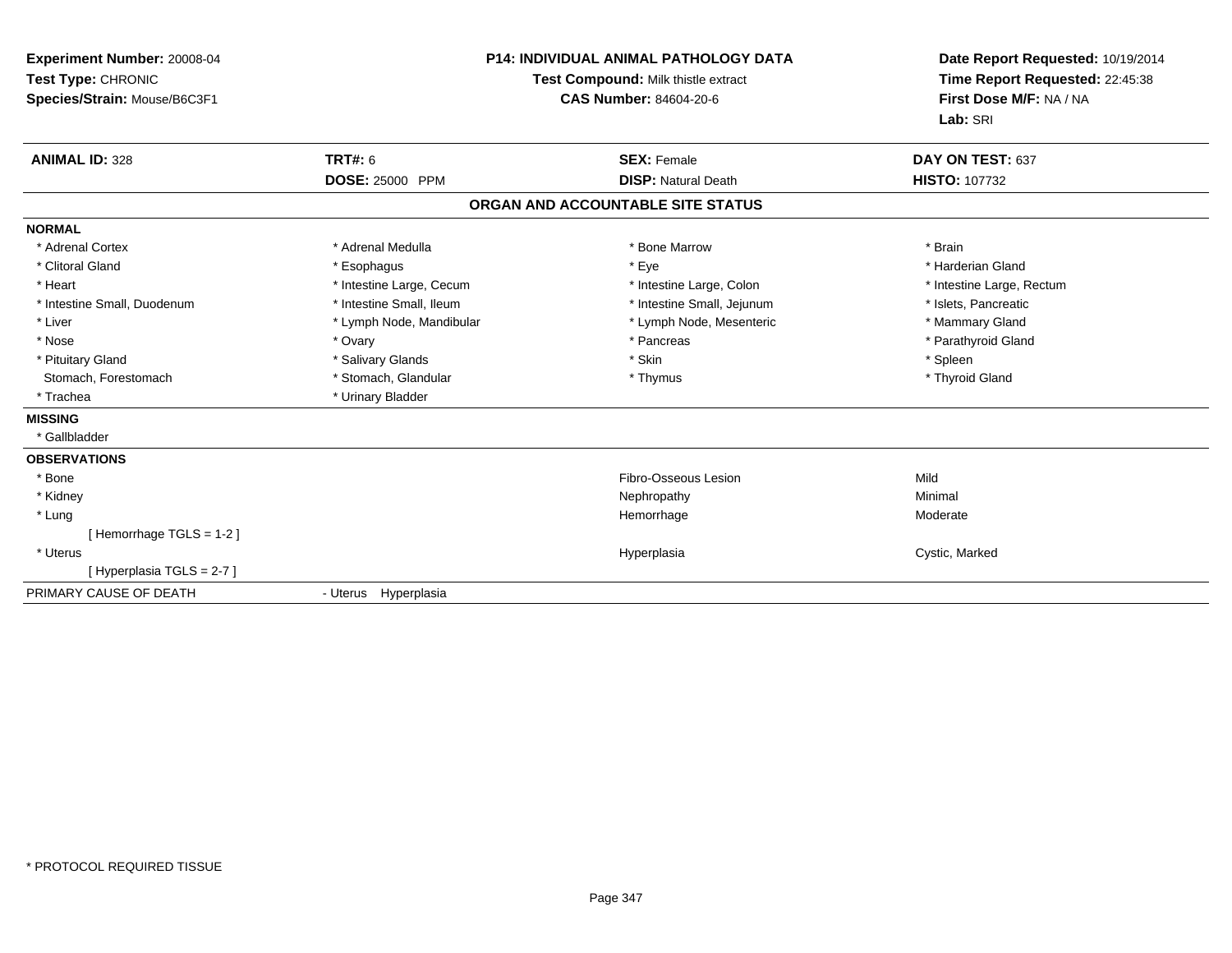**Experiment Number:** 20008-04
**Test Type:** CHRONIC
**Species/Strain:** Mouse/B6C3F1

**P14: INDIVIDUAL ANIMAL PATHOLOGY DATA**
**Test Compound:** Milk thistle extract
**CAS Number:** 84604-20-6

**Date Report Requested:** 10/19/2014
**Time Report Requested:** 22:45:38
**First Dose M/F:** NA / NA
**Lab:** SRI

| **ANIMAL ID:** 328 | **TRT#:** 6 | **SEX:** Female | **DAY ON TEST:** 637 |
|---|---|---|---|
| | **DOSE:** 25000 PPM | **DISP:** Natural Death | **HISTO:** 107732 |

## ORGAN AND ACCOUNTABLE SITE STATUS

**NORMAL**

| | | | |
|---|---|---|---|
| * Adrenal Cortex | * Adrenal Medulla | * Bone Marrow | * Brain |
| * Clitoral Gland | * Esophagus | * Eye | * Harderian Gland |
| * Heart | * Intestine Large, Cecum | * Intestine Large, Colon | * Intestine Large, Rectum |
| * Intestine Small, Duodenum | * Intestine Small, Ileum | * Intestine Small, Jejunum | * Islets, Pancreatic |
| * Liver | * Lymph Node, Mandibular | * Lymph Node, Mesenteric | * Mammary Gland |
| * Nose | * Ovary | * Pancreas | * Parathyroid Gland |
| * Pituitary Gland | * Salivary Glands | * Skin | * Spleen |
| Stomach, Forestomach | * Stomach, Glandular | * Thymus | * Thyroid Gland |
| * Trachea | * Urinary Bladder | | |

**MISSING**

* Gallbladder

**OBSERVATIONS**

| | | |
|---|---|---|
| * Bone | Fibro-Osseous Lesion | Mild |
| * Kidney | Nephropathy | Minimal |
| * Lung | Hemorrhage | Moderate |
| [ Hemorrhage TGLS = 1-2 ] | | |
| * Uterus | Hyperplasia | Cystic, Marked |
| [ Hyperplasia TGLS = 2-7 ] | | |

PRIMARY CAUSE OF DEATH - Uterus Hyperplasia

* PROTOCOL REQUIRED TISSUE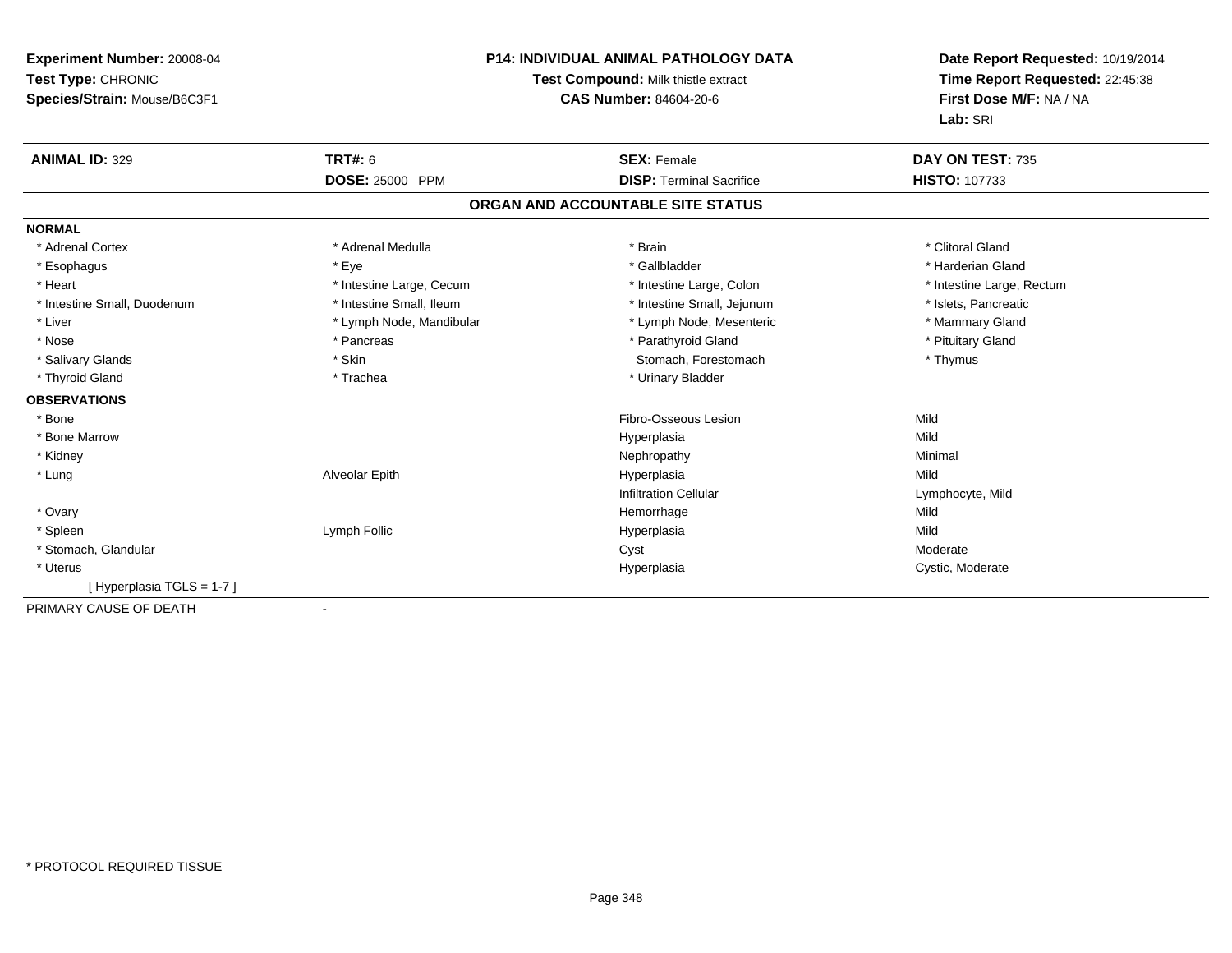**Experiment Number:** 20008-04
**Test Type:** CHRONIC
**Species/Strain:** Mouse/B6C3F1

**P14: INDIVIDUAL ANIMAL PATHOLOGY DATA**
**Test Compound:** Milk thistle extract
**CAS Number:** 84604-20-6

**Date Report Requested:** 10/19/2014
**Time Report Requested:** 22:45:38
**First Dose M/F:** NA / NA
**Lab:** SRI

| **ANIMAL ID:** 329 | **TRT#:** 6 | **SEX:** Female | **DAY ON TEST:** 735 |
|---|---|---|---|
| | **DOSE:** 25000 PPM | **DISP:** Terminal Sacrifice | **HISTO:** 107733 |

## ORGAN AND ACCOUNTABLE SITE STATUS

**NORMAL**

| | | | |
|---|---|---|---|
| * Adrenal Cortex | * Adrenal Medulla | * Brain | * Clitoral Gland |
| * Esophagus | * Eye | * Gallbladder | * Harderian Gland |
| * Heart | * Intestine Large, Cecum | * Intestine Large, Colon | * Intestine Large, Rectum |
| * Intestine Small, Duodenum | * Intestine Small, Ileum | * Intestine Small, Jejunum | * Islets, Pancreatic |
| * Liver | * Lymph Node, Mandibular | * Lymph Node, Mesenteric | * Mammary Gland |
| * Nose | * Pancreas | * Parathyroid Gland | * Pituitary Gland |
| * Salivary Glands | * Skin | Stomach, Forestomach | * Thymus |
| * Thyroid Gland | * Trachea | * Urinary Bladder | |

**OBSERVATIONS**

| | | | |
|---|---|---|---|
| * Bone | | Fibro-Osseous Lesion | Mild |
| * Bone Marrow | | Hyperplasia | Mild |
| * Kidney | | Nephropathy | Minimal |
| * Lung | Alveolar Epith | Hyperplasia | Mild |
| | | Infiltration Cellular | Lymphocyte, Mild |
| * Ovary | | Hemorrhage | Mild |
| * Spleen | Lymph Follic | Hyperplasia | Mild |
| * Stomach, Glandular | | Cyst | Moderate |
| * Uterus | | Hyperplasia | Cystic, Moderate |
| [ Hyperplasia TGLS = 1-7 ] | | | |

PRIMARY CAUSE OF DEATH -

* PROTOCOL REQUIRED TISSUE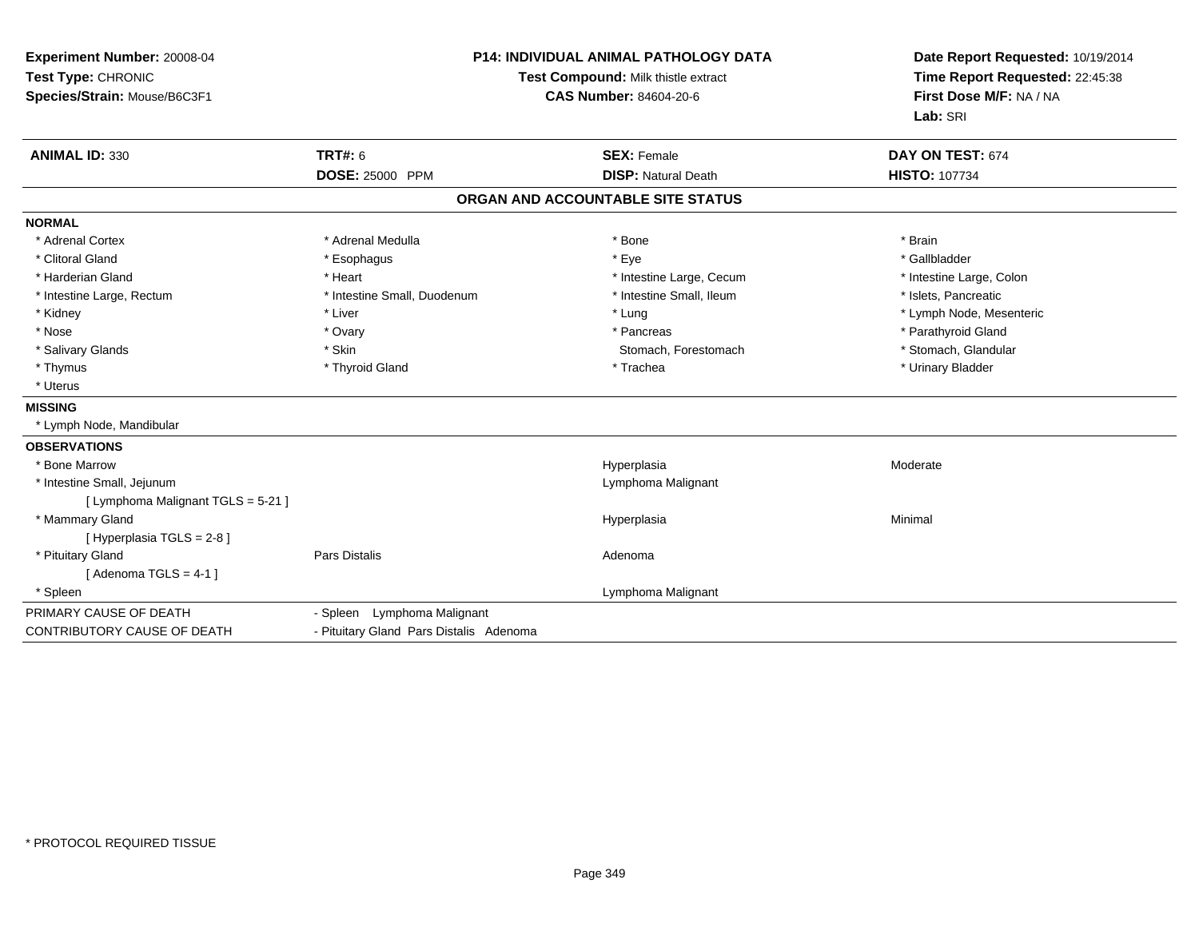**Experiment Number:** 20008-04
**Test Type:** CHRONIC
**Species/Strain:** Mouse/B6C3F1

**P14: INDIVIDUAL ANIMAL PATHOLOGY DATA**
**Test Compound:** Milk thistle extract
**CAS Number:** 84604-20-6

**Date Report Requested:** 10/19/2014
**Time Report Requested:** 22:45:38
**First Dose M/F:** NA / NA
**Lab:** SRI

| **ANIMAL ID:** 330 | **TRT#:** 6 | **SEX:** Female | **DAY ON TEST:** 674 |
|---|---|---|---|
| | **DOSE:** 25000 PPM | **DISP:** Natural Death | **HISTO:** 107734 |

## ORGAN AND ACCOUNTABLE SITE STATUS

**NORMAL**

| | | | |
|---|---|---|---|
| * Adrenal Cortex | * Adrenal Medulla | * Bone | * Brain |
| * Clitoral Gland | * Esophagus | * Eye | * Gallbladder |
| * Harderian Gland | * Heart | * Intestine Large, Cecum | * Intestine Large, Colon |
| * Intestine Large, Rectum | * Intestine Small, Duodenum | * Intestine Small, Ileum | * Islets, Pancreatic |
| * Kidney | * Liver | * Lung | * Lymph Node, Mesenteric |
| * Nose | * Ovary | * Pancreas | * Parathyroid Gland |
| * Salivary Glands | * Skin | Stomach, Forestomach | * Stomach, Glandular |
| * Thymus | * Thyroid Gland | * Trachea | * Urinary Bladder |
| * Uterus | | | |

**MISSING**

* Lymph Node, Mandibular

**OBSERVATIONS**

| | | | |
|---|---|---|---|
| * Bone Marrow | | Hyperplasia | Moderate |
| * Intestine Small, Jejunum | | Lymphoma Malignant | |
| [ Lymphoma Malignant TGLS = 5-21 ] | | | |
| * Mammary Gland | | Hyperplasia | Minimal |
| [ Hyperplasia TGLS = 2-8 ] | | | |
| * Pituitary Gland | Pars Distalis | Adenoma | |
| [ Adenoma TGLS = 4-1 ] | | | |
| * Spleen | | Lymphoma Malignant | |

| | |
|---|---|
| PRIMARY CAUSE OF DEATH | - Spleen Lymphoma Malignant |
| CONTRIBUTORY CAUSE OF DEATH | - Pituitary Gland Pars Distalis Adenoma |

* PROTOCOL REQUIRED TISSUE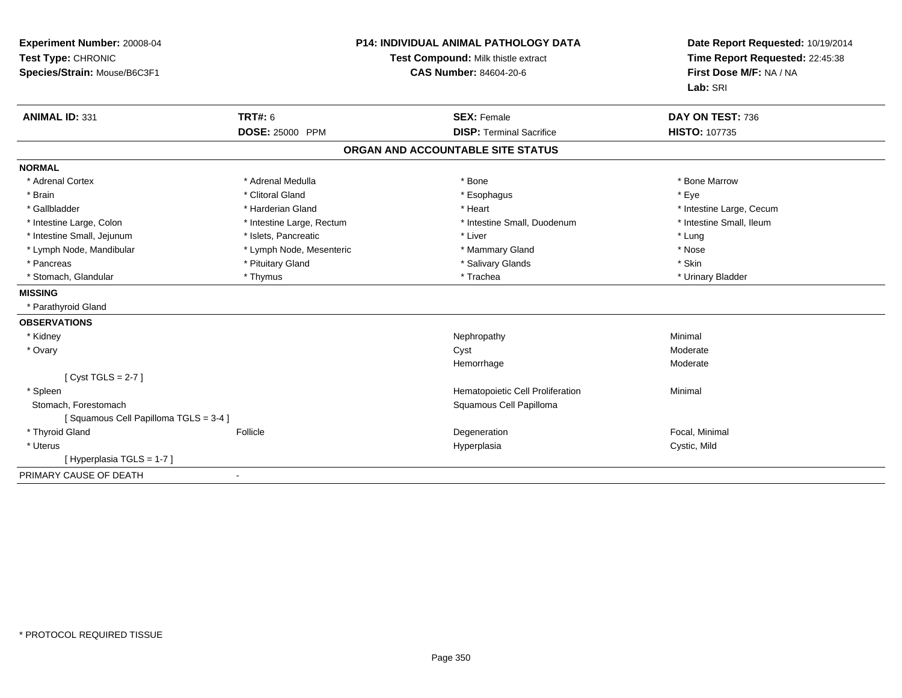**Experiment Number:** 20008-04
**Test Type:** CHRONIC
**Species/Strain:** Mouse/B6C3F1

**P14: INDIVIDUAL ANIMAL PATHOLOGY DATA**
**Test Compound:** Milk thistle extract
**CAS Number:** 84604-20-6

**Date Report Requested:** 10/19/2014
**Time Report Requested:** 22:45:38
**First Dose M/F:** NA / NA
**Lab:** SRI

| **ANIMAL ID:** 331 | **TRT#:** 6 | **SEX:** Female | **DAY ON TEST:** 736 |
|---|---|---|---|
| | **DOSE:** 25000 PPM | **DISP:** Terminal Sacrifice | **HISTO:** 107735 |

## ORGAN AND ACCOUNTABLE SITE STATUS

**NORMAL**

| | | | |
|---|---|---|---|
| * Adrenal Cortex | * Adrenal Medulla | * Bone | * Bone Marrow |
| * Brain | * Clitoral Gland | * Esophagus | * Eye |
| * Gallbladder | * Harderian Gland | * Heart | * Intestine Large, Cecum |
| * Intestine Large, Colon | * Intestine Large, Rectum | * Intestine Small, Duodenum | * Intestine Small, Ileum |
| * Intestine Small, Jejunum | * Islets, Pancreatic | * Liver | * Lung |
| * Lymph Node, Mandibular | * Lymph Node, Mesenteric | * Mammary Gland | * Nose |
| * Pancreas | * Pituitary Gland | * Salivary Glands | * Skin |
| * Stomach, Glandular | * Thymus | * Trachea | * Urinary Bladder |

**MISSING**

* Parathyroid Gland

**OBSERVATIONS**

| | | | |
|---|---|---|---|
| * Kidney | | Nephropathy | Minimal |
| * Ovary | | Cyst | Moderate |
| | | Hemorrhage | Moderate |
| [ Cyst TGLS = 2-7 ] | | | |
| * Spleen | | Hematopoietic Cell Proliferation | Minimal |
| Stomach, Forestomach | | Squamous Cell Papilloma | |
| [ Squamous Cell Papilloma TGLS = 3-4 ] | | | |
| * Thyroid Gland | Follicle | Degeneration | Focal, Minimal |
| * Uterus | | Hyperplasia | Cystic, Mild |
| [ Hyperplasia TGLS = 1-7 ] | | | |

PRIMARY CAUSE OF DEATH -

* PROTOCOL REQUIRED TISSUE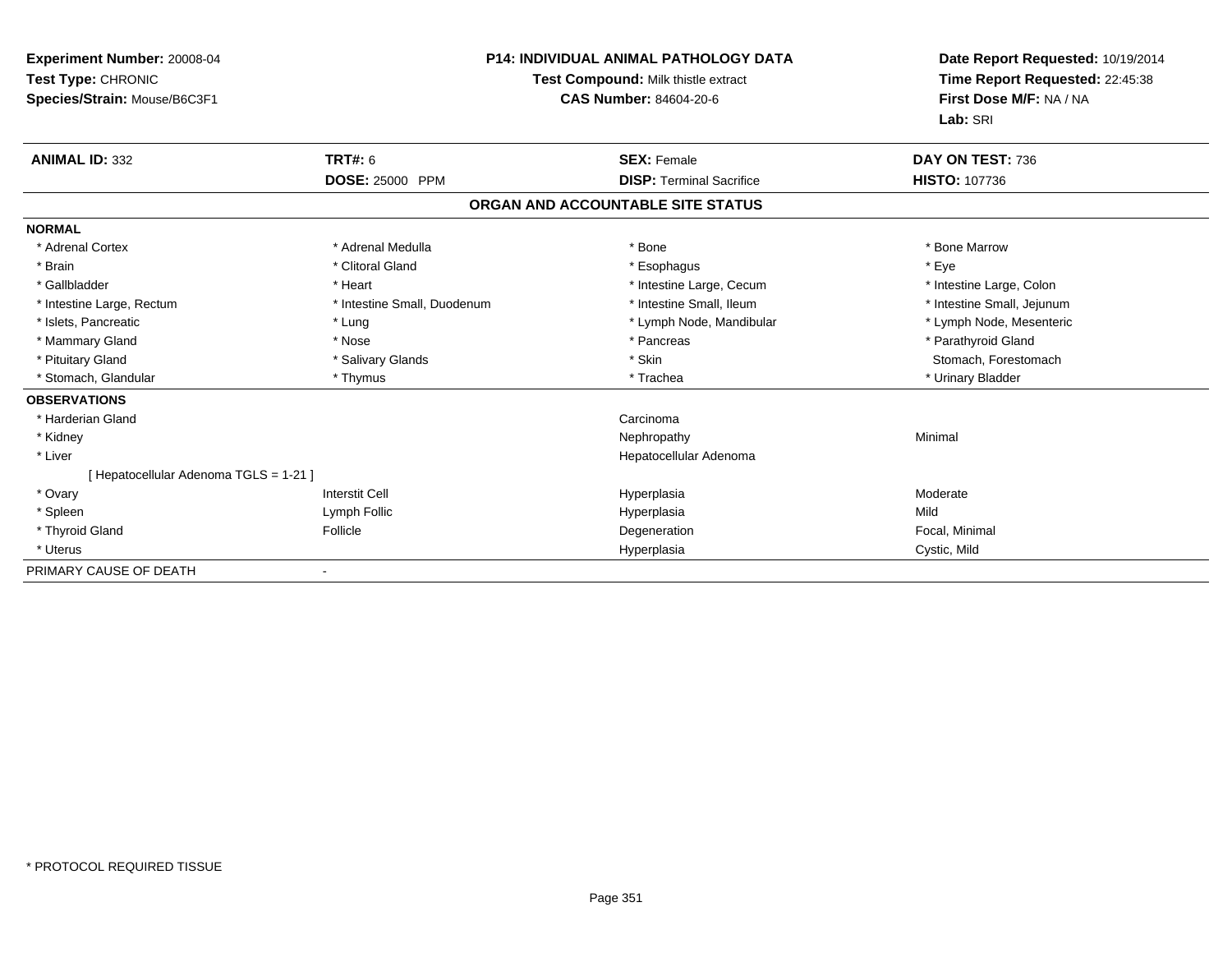**Experiment Number:** 20008-04
**Test Type:** CHRONIC
**Species/Strain:** Mouse/B6C3F1

**P14: INDIVIDUAL ANIMAL PATHOLOGY DATA**
**Test Compound:** Milk thistle extract
**CAS Number:** 84604-20-6

**Date Report Requested:** 10/19/2014
**Time Report Requested:** 22:45:38
**First Dose M/F:** NA / NA
**Lab:** SRI

| **ANIMAL ID:** 332 | **TRT#:** 6 | **SEX:** Female | **DAY ON TEST:** 736 |
|---|---|---|---|
| | **DOSE:** 25000 PPM | **DISP:** Terminal Sacrifice | **HISTO:** 107736 |

## ORGAN AND ACCOUNTABLE SITE STATUS

**NORMAL**

| | | | |
|---|---|---|---|
| * Adrenal Cortex | * Adrenal Medulla | * Bone | * Bone Marrow |
| * Brain | * Clitoral Gland | * Esophagus | * Eye |
| * Gallbladder | * Heart | * Intestine Large, Cecum | * Intestine Large, Colon |
| * Intestine Large, Rectum | * Intestine Small, Duodenum | * Intestine Small, Ileum | * Intestine Small, Jejunum |
| * Islets, Pancreatic | * Lung | * Lymph Node, Mandibular | * Lymph Node, Mesenteric |
| * Mammary Gland | * Nose | * Pancreas | * Parathyroid Gland |
| * Pituitary Gland | * Salivary Glands | * Skin | Stomach, Forestomach |
| * Stomach, Glandular | * Thymus | * Trachea | * Urinary Bladder |

**OBSERVATIONS**

| | | | |
|---|---|---|---|
| * Harderian Gland | | Carcinoma | |
| * Kidney | | Nephropathy | Minimal |
| * Liver | | Hepatocellular Adenoma | |
| [ Hepatocellular Adenoma TGLS = 1-21 ] | | | |
| * Ovary | Interstit Cell | Hyperplasia | Moderate |
| * Spleen | Lymph Follic | Hyperplasia | Mild |
| * Thyroid Gland | Follicle | Degeneration | Focal, Minimal |
| * Uterus | | Hyperplasia | Cystic, Mild |

PRIMARY CAUSE OF DEATH -

* PROTOCOL REQUIRED TISSUE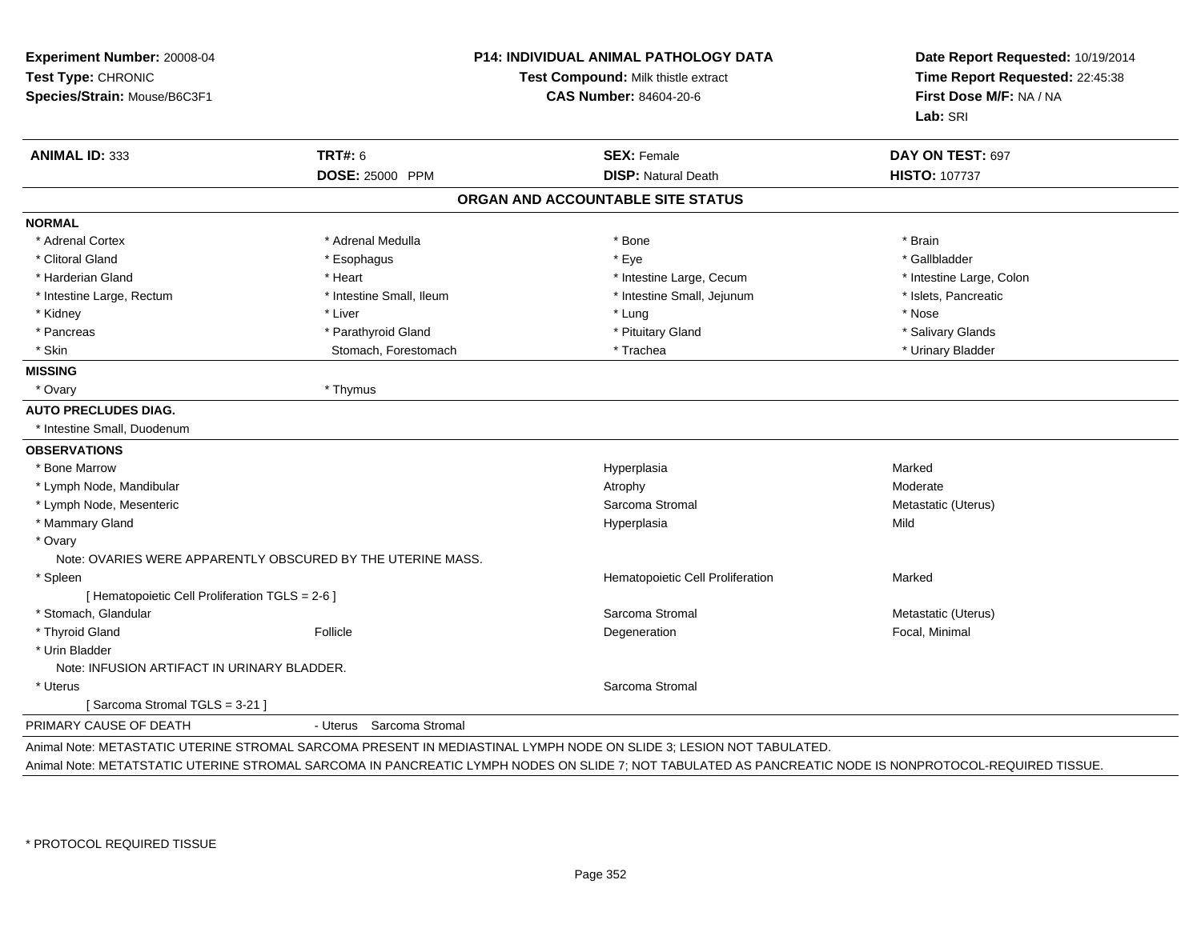**Experiment Number:** 20008-04
**Test Type:** CHRONIC
**Species/Strain:** Mouse/B6C3F1

**P14: INDIVIDUAL ANIMAL PATHOLOGY DATA**
**Test Compound:** Milk thistle extract
**CAS Number:** 84604-20-6

**Date Report Requested:** 10/19/2014
**Time Report Requested:** 22:45:38
**First Dose M/F:** NA / NA
**Lab:** SRI

| **ANIMAL ID:** 333 | **TRT#:** 6 | **SEX:** Female | **DAY ON TEST:** 697 |
|---|---|---|---|
| | **DOSE:** 25000 PPM | **DISP:** Natural Death | **HISTO:** 107737 |

## ORGAN AND ACCOUNTABLE SITE STATUS

**NORMAL**

| | | | |
|---|---|---|---|
| * Adrenal Cortex | * Adrenal Medulla | * Bone | * Brain |
| * Clitoral Gland | * Esophagus | * Eye | * Gallbladder |
| * Harderian Gland | * Heart | * Intestine Large, Cecum | * Intestine Large, Colon |
| * Intestine Large, Rectum | * Intestine Small, Ileum | * Intestine Small, Jejunum | * Islets, Pancreatic |
| * Kidney | * Liver | * Lung | * Nose |
| * Pancreas | * Parathyroid Gland | * Pituitary Gland | * Salivary Glands |
| * Skin | Stomach, Forestomach | * Trachea | * Urinary Bladder |

**MISSING**

* Ovary
* Thymus

**AUTO PRECLUDES DIAG.**

* Intestine Small, Duodenum

**OBSERVATIONS**

| | | | |
|---|---|---|---|
| * Bone Marrow | | Hyperplasia | Marked |
| * Lymph Node, Mandibular | | Atrophy | Moderate |
| * Lymph Node, Mesenteric | | Sarcoma Stromal | Metastatic (Uterus) |
| * Mammary Gland | | Hyperplasia | Mild |
| * Ovary | | | |
| Note: OVARIES WERE APPARENTLY OBSCURED BY THE UTERINE MASS. | | | |
| * Spleen | | Hematopoietic Cell Proliferation | Marked |
| [ Hematopoietic Cell Proliferation TGLS = 2-6 ] | | | |
| * Stomach, Glandular | | Sarcoma Stromal | Metastatic (Uterus) |
| * Thyroid Gland | Follicle | Degeneration | Focal, Minimal |
| * Urin Bladder | | | |
| Note: INFUSION ARTIFACT IN URINARY BLADDER. | | | |
| * Uterus | | Sarcoma Stromal | |
| [ Sarcoma Stromal TGLS = 3-21 ] | | | |

PRIMARY CAUSE OF DEATH - Uterus Sarcoma Stromal

Animal Note: METASTATIC UTERINE STROMAL SARCOMA PRESENT IN MEDIASTINAL LYMPH NODE ON SLIDE 3; LESION NOT TABULATED.

Animal Note: METATSTATIC UTERINE STROMAL SARCOMA IN PANCREATIC LYMPH NODES ON SLIDE 7; NOT TABULATED AS PANCREATIC NODE IS NONPROTOCOL-REQUIRED TISSUE.

* PROTOCOL REQUIRED TISSUE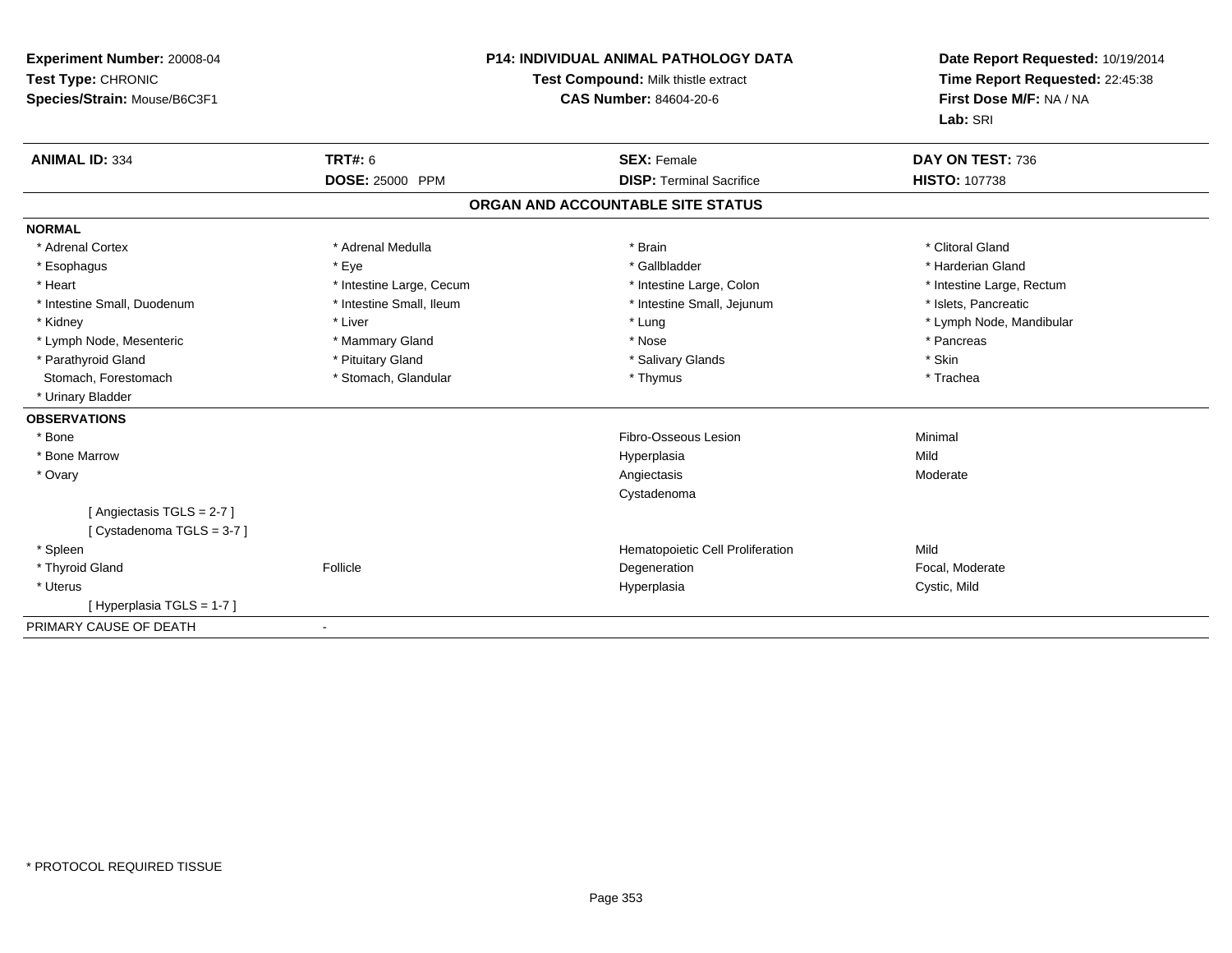**Experiment Number:** 20008-04
**Test Type:** CHRONIC
**Species/Strain:** Mouse/B6C3F1

**P14: INDIVIDUAL ANIMAL PATHOLOGY DATA**
**Test Compound:** Milk thistle extract
**CAS Number:** 84604-20-6

**Date Report Requested:** 10/19/2014
**Time Report Requested:** 22:45:38
**First Dose M/F:** NA / NA
**Lab:** SRI

| **ANIMAL ID:** 334 | **TRT#:** 6 | **SEX:** Female | **DAY ON TEST:** 736 |
|---|---|---|---|
| | **DOSE:** 25000 PPM | **DISP:** Terminal Sacrifice | **HISTO:** 107738 |

## ORGAN AND ACCOUNTABLE SITE STATUS

**NORMAL**

| | | | |
|---|---|---|---|
| * Adrenal Cortex | * Adrenal Medulla | * Brain | * Clitoral Gland |
| * Esophagus | * Eye | * Gallbladder | * Harderian Gland |
| * Heart | * Intestine Large, Cecum | * Intestine Large, Colon | * Intestine Large, Rectum |
| * Intestine Small, Duodenum | * Intestine Small, Ileum | * Intestine Small, Jejunum | * Islets, Pancreatic |
| * Kidney | * Liver | * Lung | * Lymph Node, Mandibular |
| * Lymph Node, Mesenteric | * Mammary Gland | * Nose | * Pancreas |
| * Parathyroid Gland | * Pituitary Gland | * Salivary Glands | * Skin |
| Stomach, Forestomach | * Stomach, Glandular | * Thymus | * Trachea |
| * Urinary Bladder | | | |

**OBSERVATIONS**

| | | | |
|---|---|---|---|
| * Bone | | Fibro-Osseous Lesion | Minimal |
| * Bone Marrow | | Hyperplasia | Mild |
| * Ovary | | Angiectasis | Moderate |
| | | Cystadenoma | |
| [ Angiectasis TGLS = 2-7 ] | | | |
| [ Cystadenoma TGLS = 3-7 ] | | | |
| * Spleen | | Hematopoietic Cell Proliferation | Mild |
| * Thyroid Gland | Follicle | Degeneration | Focal, Moderate |
| * Uterus | | Hyperplasia | Cystic, Mild |
| [ Hyperplasia TGLS = 1-7 ] | | | |

PRIMARY CAUSE OF DEATH -

* PROTOCOL REQUIRED TISSUE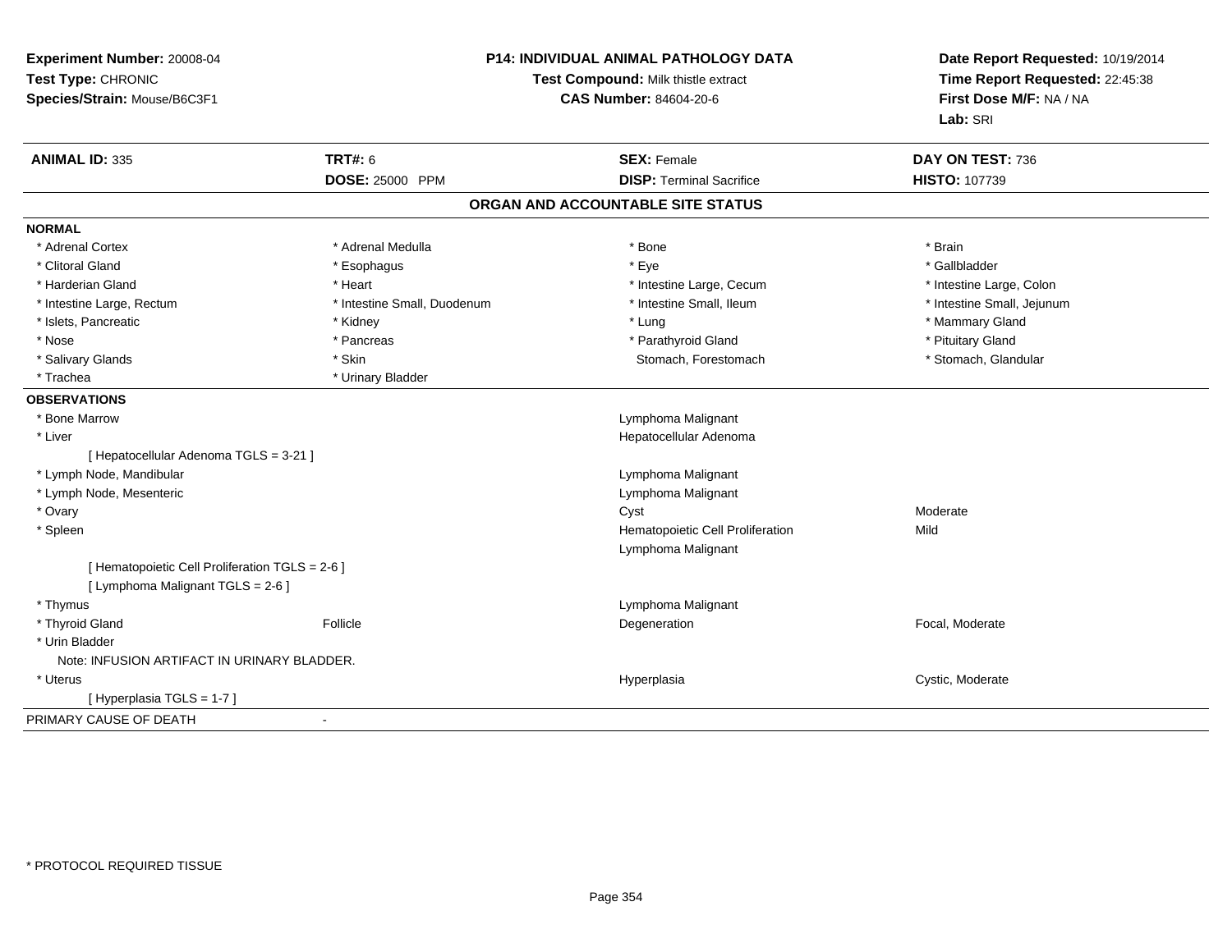**Experiment Number:** 20008-04
**Test Type:** CHRONIC
**Species/Strain:** Mouse/B6C3F1

**P14: INDIVIDUAL ANIMAL PATHOLOGY DATA**
**Test Compound:** Milk thistle extract
**CAS Number:** 84604-20-6

**Date Report Requested:** 10/19/2014
**Time Report Requested:** 22:45:38
**First Dose M/F:** NA / NA
**Lab:** SRI

| **ANIMAL ID:** 335 | **TRT#:** 6 | **SEX:** Female | **DAY ON TEST:** 736 |
|---|---|---|---|
| | **DOSE:** 25000 PPM | **DISP:** Terminal Sacrifice | **HISTO:** 107739 |

## ORGAN AND ACCOUNTABLE SITE STATUS

**NORMAL**

| | | | |
|---|---|---|---|
| * Adrenal Cortex | * Adrenal Medulla | * Bone | * Brain |
| * Clitoral Gland | * Esophagus | * Eye | * Gallbladder |
| * Harderian Gland | * Heart | * Intestine Large, Cecum | * Intestine Large, Colon |
| * Intestine Large, Rectum | * Intestine Small, Duodenum | * Intestine Small, Ileum | * Intestine Small, Jejunum |
| * Islets, Pancreatic | * Kidney | * Lung | * Mammary Gland |
| * Nose | * Pancreas | * Parathyroid Gland | * Pituitary Gland |
| * Salivary Glands | * Skin | Stomach, Forestomach | * Stomach, Glandular |
| * Trachea | * Urinary Bladder | | |

**OBSERVATIONS**

| | | | |
|---|---|---|---|
| * Bone Marrow | | Lymphoma Malignant | |
| * Liver | | Hepatocellular Adenoma | |
| [ Hepatocellular Adenoma TGLS = 3-21 ] | | | |
| * Lymph Node, Mandibular | | Lymphoma Malignant | |
| * Lymph Node, Mesenteric | | Lymphoma Malignant | |
| * Ovary | | Cyst | Moderate |
| * Spleen | | Hematopoietic Cell Proliferation | Mild |
| | | Lymphoma Malignant | |
| [ Hematopoietic Cell Proliferation TGLS = 2-6 ] | | | |
| [ Lymphoma Malignant TGLS = 2-6 ] | | | |
| * Thymus | | Lymphoma Malignant | |
| * Thyroid Gland | Follicle | Degeneration | Focal, Moderate |
| * Urin Bladder | | | |
| Note: INFUSION ARTIFACT IN URINARY BLADDER. | | | |
| * Uterus | | Hyperplasia | Cystic, Moderate |
| [ Hyperplasia TGLS = 1-7 ] | | | |

PRIMARY CAUSE OF DEATH -

* PROTOCOL REQUIRED TISSUE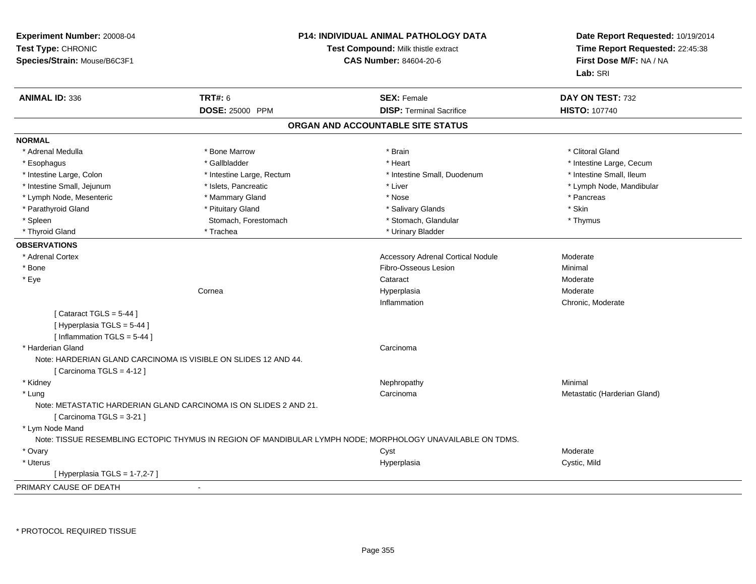**Experiment Number:** 20008-04
**Test Type:** CHRONIC
**Species/Strain:** Mouse/B6C3F1

**P14: INDIVIDUAL ANIMAL PATHOLOGY DATA**
**Test Compound:** Milk thistle extract
**CAS Number:** 84604-20-6

**Date Report Requested:** 10/19/2014
**Time Report Requested:** 22:45:38
**First Dose M/F:** NA / NA
**Lab:** SRI

| **ANIMAL ID:** 336 | **TRT#:** 6 | **SEX:** Female | **DAY ON TEST:** 732 |
|---|---|---|---|
| | **DOSE:** 25000 PPM | **DISP:** Terminal Sacrifice | **HISTO:** 107740 |

## ORGAN AND ACCOUNTABLE SITE STATUS

**NORMAL**

| | | | |
|---|---|---|---|
| * Adrenal Medulla | * Bone Marrow | * Brain | * Clitoral Gland |
| * Esophagus | * Gallbladder | * Heart | * Intestine Large, Cecum |
| * Intestine Large, Colon | * Intestine Large, Rectum | * Intestine Small, Duodenum | * Intestine Small, Ileum |
| * Intestine Small, Jejunum | * Islets, Pancreatic | * Liver | * Lymph Node, Mandibular |
| * Lymph Node, Mesenteric | * Mammary Gland | * Nose | * Pancreas |
| * Parathyroid Gland | * Pituitary Gland | * Salivary Glands | * Skin |
| * Spleen | Stomach, Forestomach | * Stomach, Glandular | * Thymus |
| * Thyroid Gland | * Trachea | * Urinary Bladder | |

**OBSERVATIONS**

| | | | |
|---|---|---|---|
| * Adrenal Cortex | | Accessory Adrenal Cortical Nodule | Moderate |
| * Bone | | Fibro-Osseous Lesion | Minimal |
| * Eye | | Cataract | Moderate |
| | Cornea | Hyperplasia | Moderate |
| | | Inflammation | Chronic, Moderate |

[ Cataract TGLS = 5-44 ]
[ Hyperplasia TGLS = 5-44 ]
[ Inflammation TGLS = 5-44 ]

| | | | |
|---|---|---|---|
| * Harderian Gland | | Carcinoma | |

Note: HARDERIAN GLAND CARCINOMA IS VISIBLE ON SLIDES 12 AND 44.
[ Carcinoma TGLS = 4-12 ]

| | | | |
|---|---|---|---|
| * Kidney | | Nephropathy | Minimal |
| * Lung | | Carcinoma | Metastatic (Harderian Gland) |

Note: METASTATIC HARDERIAN GLAND CARCINOMA IS ON SLIDES 2 AND 21.
[ Carcinoma TGLS = 3-21 ]

* Lym Node Mand

Note: TISSUE RESEMBLING ECTOPIC THYMUS IN REGION OF MANDIBULAR LYMPH NODE; MORPHOLOGY UNAVAILABLE ON TDMS.

| | | | |
|---|---|---|---|
| * Ovary | | Cyst | Moderate |
| * Uterus | | Hyperplasia | Cystic, Mild |

[ Hyperplasia TGLS = 1-7,2-7 ]

PRIMARY CAUSE OF DEATH -

* PROTOCOL REQUIRED TISSUE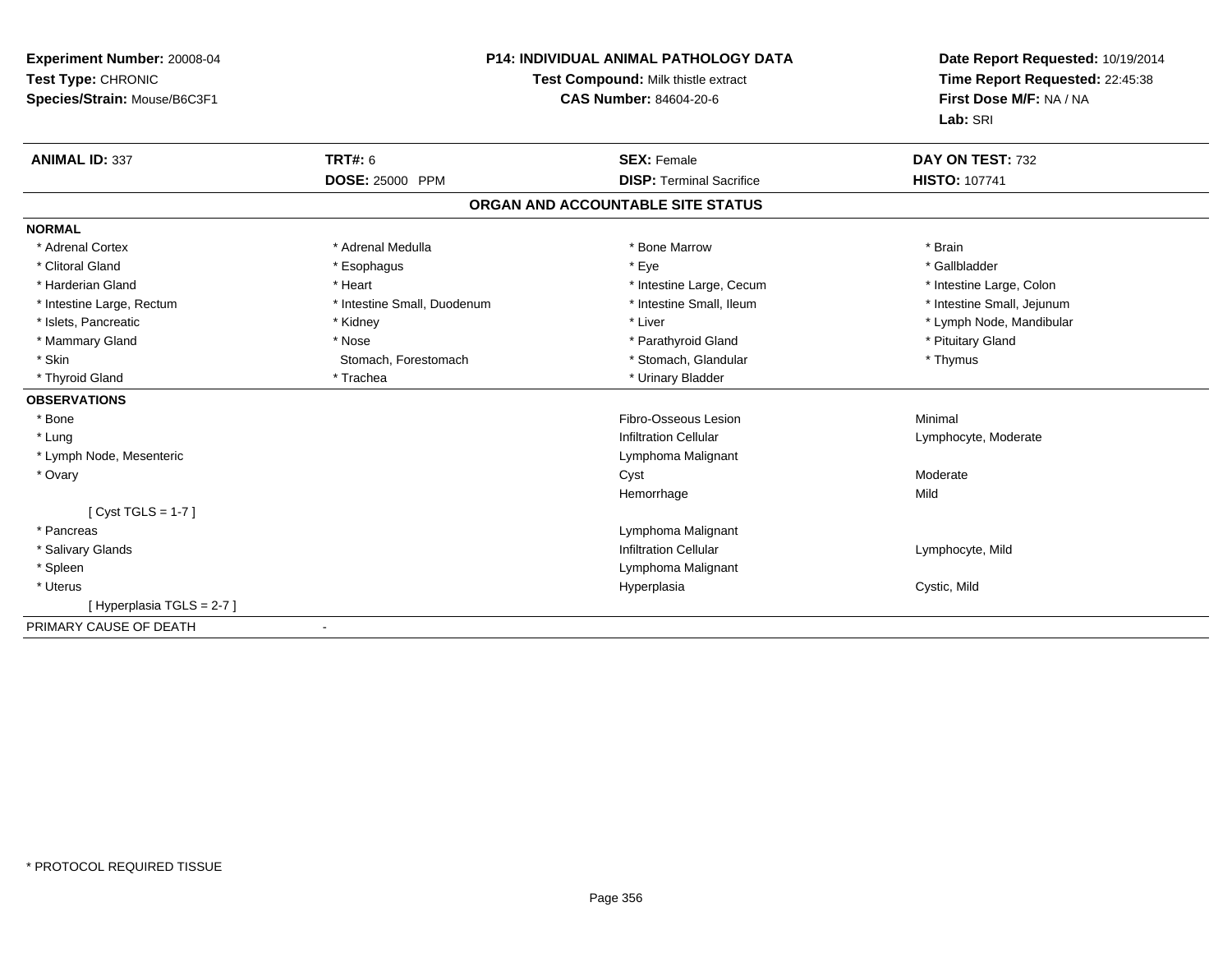**Experiment Number:** 20008-04
**Test Type:** CHRONIC
**Species/Strain:** Mouse/B6C3F1

**P14: INDIVIDUAL ANIMAL PATHOLOGY DATA**
**Test Compound:** Milk thistle extract
**CAS Number:** 84604-20-6

**Date Report Requested:** 10/19/2014
**Time Report Requested:** 22:45:38
**First Dose M/F:** NA / NA
**Lab:** SRI

| **ANIMAL ID:** 337 | **TRT#:** 6 | **SEX:** Female | **DAY ON TEST:** 732 |
|---|---|---|---|
| | **DOSE:** 25000 PPM | **DISP:** Terminal Sacrifice | **HISTO:** 107741 |

## ORGAN AND ACCOUNTABLE SITE STATUS

**NORMAL**

| | | | |
|---|---|---|---|
| * Adrenal Cortex | * Adrenal Medulla | * Bone Marrow | * Brain |
| * Clitoral Gland | * Esophagus | * Eye | * Gallbladder |
| * Harderian Gland | * Heart | * Intestine Large, Cecum | * Intestine Large, Colon |
| * Intestine Large, Rectum | * Intestine Small, Duodenum | * Intestine Small, Ileum | * Intestine Small, Jejunum |
| * Islets, Pancreatic | * Kidney | * Liver | * Lymph Node, Mandibular |
| * Mammary Gland | * Nose | * Parathyroid Gland | * Pituitary Gland |
| * Skin | Stomach, Forestomach | * Stomach, Glandular | * Thymus |
| * Thyroid Gland | * Trachea | * Urinary Bladder | |

**OBSERVATIONS**

| | | |
|---|---|---|
| * Bone | Fibro-Osseous Lesion | Minimal |
| * Lung | Infiltration Cellular | Lymphocyte, Moderate |
| * Lymph Node, Mesenteric | Lymphoma Malignant | |
| * Ovary | Cyst | Moderate |
| | Hemorrhage | Mild |
| [ Cyst TGLS = 1-7 ] | | |
| * Pancreas | Lymphoma Malignant | |
| * Salivary Glands | Infiltration Cellular | Lymphocyte, Mild |
| * Spleen | Lymphoma Malignant | |
| * Uterus | Hyperplasia | Cystic, Mild |
| [ Hyperplasia TGLS = 2-7 ] | | |

PRIMARY CAUSE OF DEATH -

* PROTOCOL REQUIRED TISSUE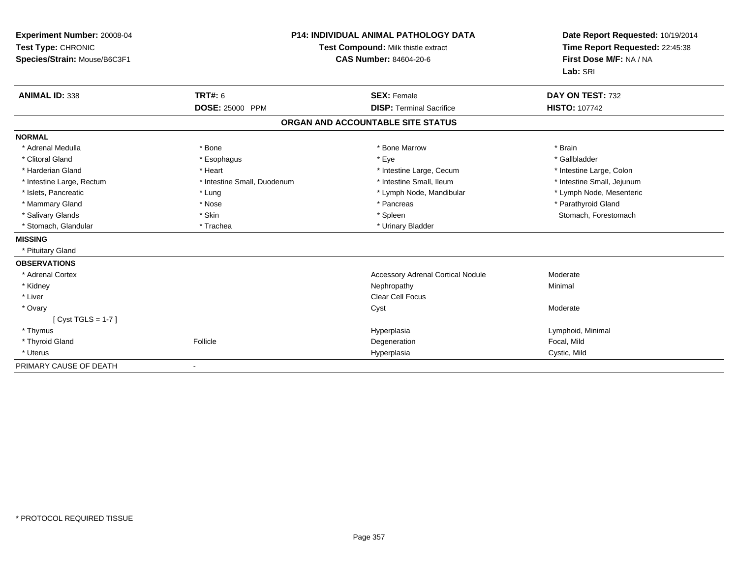**Experiment Number:** 20008-04
**Test Type:** CHRONIC
**Species/Strain:** Mouse/B6C3F1

**P14: INDIVIDUAL ANIMAL PATHOLOGY DATA**
**Test Compound:** Milk thistle extract
**CAS Number:** 84604-20-6

**Date Report Requested:** 10/19/2014
**Time Report Requested:** 22:45:38
**First Dose M/F:** NA / NA
**Lab:** SRI

| **ANIMAL ID:** 338 | **TRT#:** 6 | **SEX:** Female | **DAY ON TEST:** 732 |
|---|---|---|---|
| | **DOSE:** 25000 PPM | **DISP:** Terminal Sacrifice | **HISTO:** 107742 |

## ORGAN AND ACCOUNTABLE SITE STATUS

**NORMAL**

| | | | |
|---|---|---|---|
| * Adrenal Medulla | * Bone | * Bone Marrow | * Brain |
| * Clitoral Gland | * Esophagus | * Eye | * Gallbladder |
| * Harderian Gland | * Heart | * Intestine Large, Cecum | * Intestine Large, Colon |
| * Intestine Large, Rectum | * Intestine Small, Duodenum | * Intestine Small, Ileum | * Intestine Small, Jejunum |
| * Islets, Pancreatic | * Lung | * Lymph Node, Mandibular | * Lymph Node, Mesenteric |
| * Mammary Gland | * Nose | * Pancreas | * Parathyroid Gland |
| * Salivary Glands | * Skin | * Spleen | Stomach, Forestomach |
| * Stomach, Glandular | * Trachea | * Urinary Bladder | |

**MISSING**

* Pituitary Gland

**OBSERVATIONS**

| | | | |
|---|---|---|---|
| * Adrenal Cortex | | Accessory Adrenal Cortical Nodule | Moderate |
| * Kidney | | Nephropathy | Minimal |
| * Liver | | Clear Cell Focus | |
| * Ovary | | Cyst | Moderate |
| [ Cyst TGLS = 1-7 ] | | | |
| * Thymus | | Hyperplasia | Lymphoid, Minimal |
| * Thyroid Gland | Follicle | Degeneration | Focal, Mild |
| * Uterus | | Hyperplasia | Cystic, Mild |

PRIMARY CAUSE OF DEATH -

* PROTOCOL REQUIRED TISSUE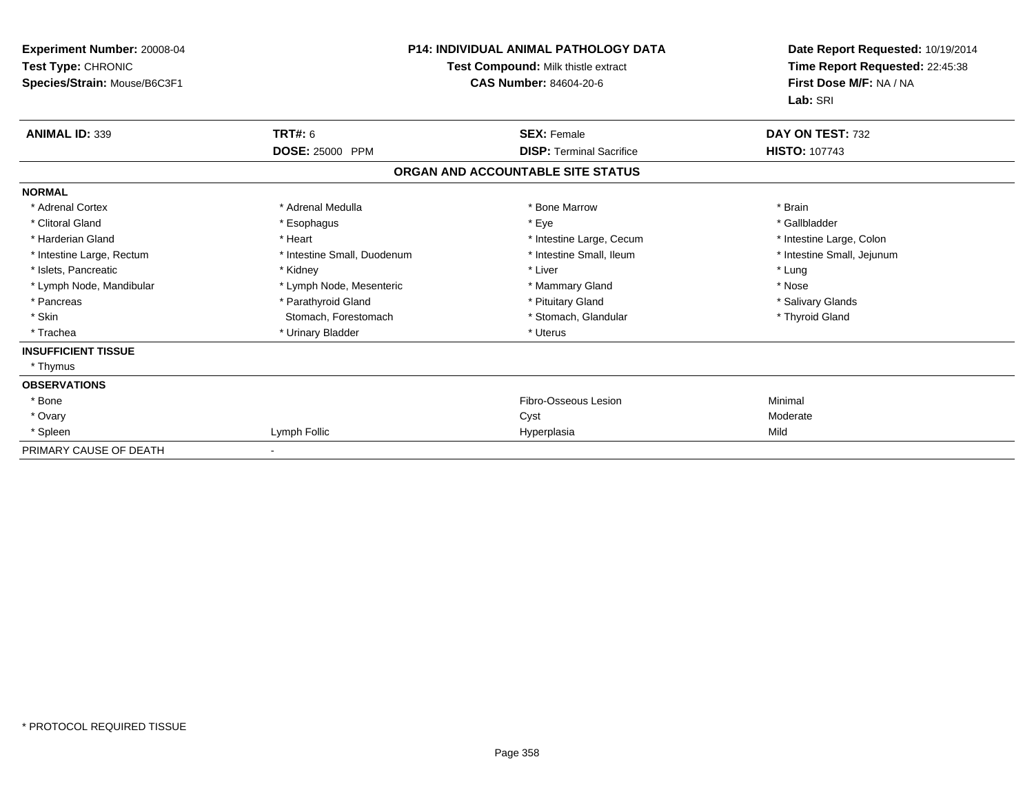**Experiment Number:** 20008-04
**Test Type:** CHRONIC
**Species/Strain:** Mouse/B6C3F1

**P14: INDIVIDUAL ANIMAL PATHOLOGY DATA**
**Test Compound:** Milk thistle extract
**CAS Number:** 84604-20-6

**Date Report Requested:** 10/19/2014
**Time Report Requested:** 22:45:38
**First Dose M/F:** NA / NA
**Lab:** SRI

| **ANIMAL ID:** 339 | **TRT#:** 6 | **SEX:** Female | **DAY ON TEST:** 732 |
|---|---|---|---|
| | **DOSE:** 25000 PPM | **DISP:** Terminal Sacrifice | **HISTO:** 107743 |

## ORGAN AND ACCOUNTABLE SITE STATUS

| | | | |
|---|---|---|---|
| **NORMAL** | | | |
| * Adrenal Cortex | * Adrenal Medulla | * Bone Marrow | * Brain |
| * Clitoral Gland | * Esophagus | * Eye | * Gallbladder |
| * Harderian Gland | * Heart | * Intestine Large, Cecum | * Intestine Large, Colon |
| * Intestine Large, Rectum | * Intestine Small, Duodenum | * Intestine Small, Ileum | * Intestine Small, Jejunum |
| * Islets, Pancreatic | * Kidney | * Liver | * Lung |
| * Lymph Node, Mandibular | * Lymph Node, Mesenteric | * Mammary Gland | * Nose |
| * Pancreas | * Parathyroid Gland | * Pituitary Gland | * Salivary Glands |
| * Skin | Stomach, Forestomach | * Stomach, Glandular | * Thyroid Gland |
| * Trachea | * Urinary Bladder | * Uterus | |
| **INSUFFICIENT TISSUE** | | | |
| * Thymus | | | |
| **OBSERVATIONS** | | | |
| * Bone | | Fibro-Osseous Lesion | Minimal |
| * Ovary | | Cyst | Moderate |
| * Spleen | Lymph Follic | Hyperplasia | Mild |
| PRIMARY CAUSE OF DEATH | - | | |

* PROTOCOL REQUIRED TISSUE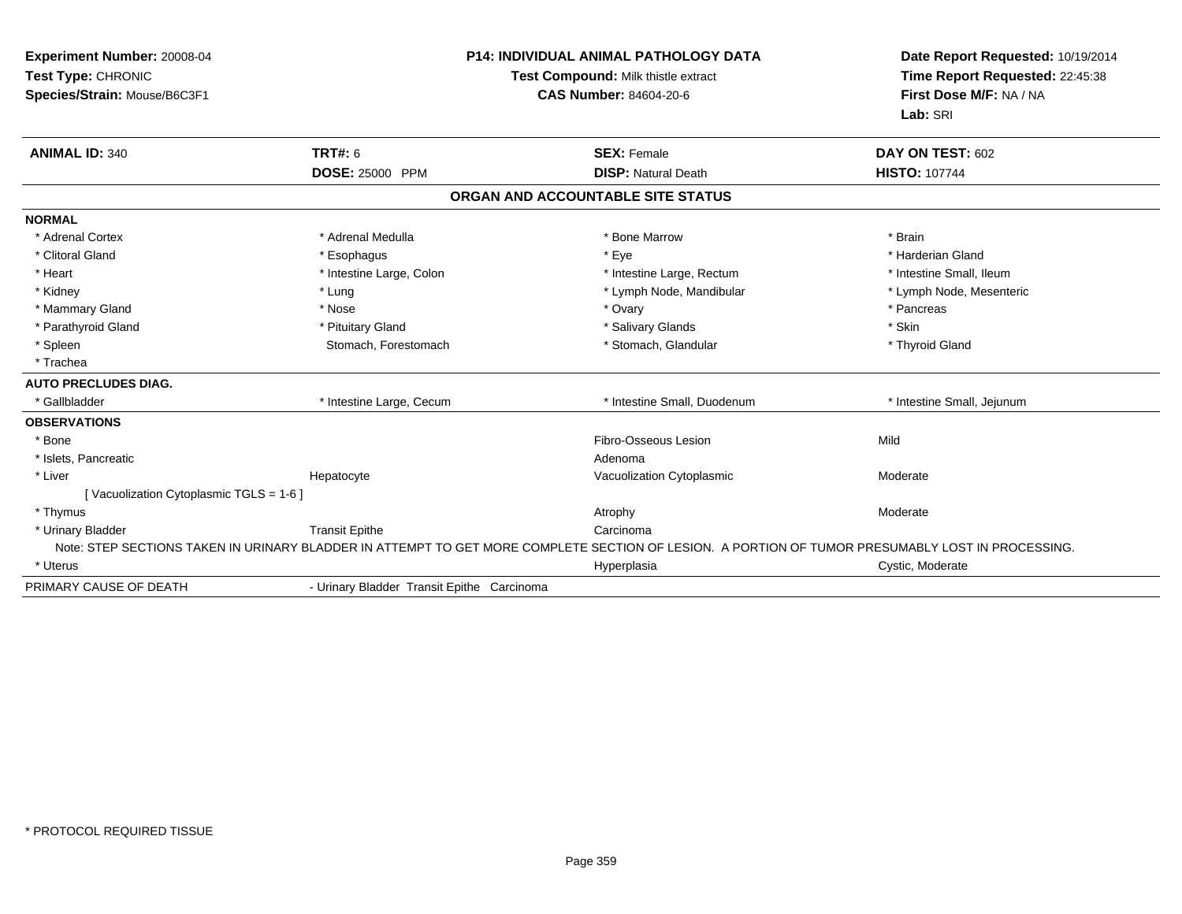**Experiment Number:** 20008-04
**Test Type:** CHRONIC
**Species/Strain:** Mouse/B6C3F1

**P14: INDIVIDUAL ANIMAL PATHOLOGY DATA**
**Test Compound:** Milk thistle extract
**CAS Number:** 84604-20-6

**Date Report Requested:** 10/19/2014
**Time Report Requested:** 22:45:38
**First Dose M/F:** NA / NA
**Lab:** SRI

| **ANIMAL ID:** 340 | **TRT#:** 6 | **SEX:** Female | **DAY ON TEST:** 602 |
|---|---|---|---|
| | **DOSE:** 25000 PPM | **DISP:** Natural Death | **HISTO:** 107744 |

## ORGAN AND ACCOUNTABLE SITE STATUS

| | | | |
|---|---|---|---|
| **NORMAL** | | | |
| * Adrenal Cortex | * Adrenal Medulla | * Bone Marrow | * Brain |
| * Clitoral Gland | * Esophagus | * Eye | * Harderian Gland |
| * Heart | * Intestine Large, Colon | * Intestine Large, Rectum | * Intestine Small, Ileum |
| * Kidney | * Lung | * Lymph Node, Mandibular | * Lymph Node, Mesenteric |
| * Mammary Gland | * Nose | * Ovary | * Pancreas |
| * Parathyroid Gland | * Pituitary Gland | * Salivary Glands | * Skin |
| * Spleen | Stomach, Forestomach | * Stomach, Glandular | * Thyroid Gland |
| * Trachea | | | |
| **AUTO PRECLUDES DIAG.** | | | |
| * Gallbladder | * Intestine Large, Cecum | * Intestine Small, Duodenum | * Intestine Small, Jejunum |
| **OBSERVATIONS** | | | |
| * Bone | | Fibro-Osseous Lesion | Mild |
| * Islets, Pancreatic | | Adenoma | |
| * Liver | Hepatocyte | Vacuolization Cytoplasmic | Moderate |
| [ Vacuolization Cytoplasmic TGLS = 1-6 ] | | | |
| * Thymus | | Atrophy | Moderate |
| * Urinary Bladder | Transit Epithe | Carcinoma | |
| Note: STEP SECTIONS TAKEN IN URINARY BLADDER IN ATTEMPT TO GET MORE COMPLETE SECTION OF LESION. A PORTION OF TUMOR PRESUMABLY LOST IN PROCESSING. | | | |
| * Uterus | | Hyperplasia | Cystic, Moderate |
| PRIMARY CAUSE OF DEATH | - Urinary Bladder Transit Epithe Carcinoma | | |

* PROTOCOL REQUIRED TISSUE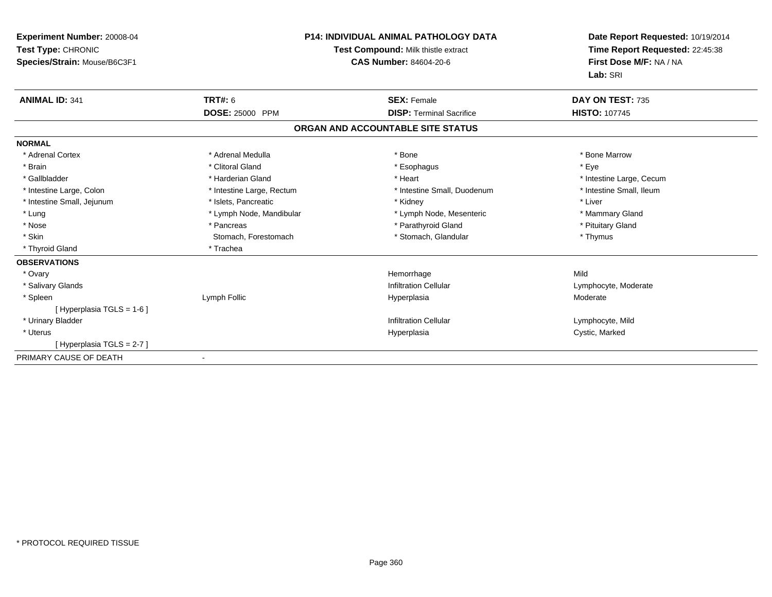**Experiment Number:** 20008-04
**Test Type:** CHRONIC
**Species/Strain:** Mouse/B6C3F1

**P14: INDIVIDUAL ANIMAL PATHOLOGY DATA**
**Test Compound:** Milk thistle extract
**CAS Number:** 84604-20-6

**Date Report Requested:** 10/19/2014
**Time Report Requested:** 22:45:38
**First Dose M/F:** NA / NA
**Lab:** SRI

| **ANIMAL ID:** 341 | **TRT#:** 6 | **SEX:** Female | **DAY ON TEST:** 735 |
|---|---|---|---|
| | **DOSE:** 25000 PPM | **DISP:** Terminal Sacrifice | **HISTO:** 107745 |

## ORGAN AND ACCOUNTABLE SITE STATUS

**NORMAL**

| | | | |
|---|---|---|---|
| * Adrenal Cortex | * Adrenal Medulla | * Bone | * Bone Marrow |
| * Brain | * Clitoral Gland | * Esophagus | * Eye |
| * Gallbladder | * Harderian Gland | * Heart | * Intestine Large, Cecum |
| * Intestine Large, Colon | * Intestine Large, Rectum | * Intestine Small, Duodenum | * Intestine Small, Ileum |
| * Intestine Small, Jejunum | * Islets, Pancreatic | * Kidney | * Liver |
| * Lung | * Lymph Node, Mandibular | * Lymph Node, Mesenteric | * Mammary Gland |
| * Nose | * Pancreas | * Parathyroid Gland | * Pituitary Gland |
| * Skin | Stomach, Forestomach | * Stomach, Glandular | * Thymus |
| * Thyroid Gland | * Trachea | | |

**OBSERVATIONS**

| | | | |
|---|---|---|---|
| * Ovary | | Hemorrhage | Mild |
| * Salivary Glands | | Infiltration Cellular | Lymphocyte, Moderate |
| * Spleen | Lymph Follic | Hyperplasia | Moderate |
| [ Hyperplasia TGLS = 1-6 ] | | | |
| * Urinary Bladder | | Infiltration Cellular | Lymphocyte, Mild |
| * Uterus | | Hyperplasia | Cystic, Marked |
| [ Hyperplasia TGLS = 2-7 ] | | | |

PRIMARY CAUSE OF DEATH -

* PROTOCOL REQUIRED TISSUE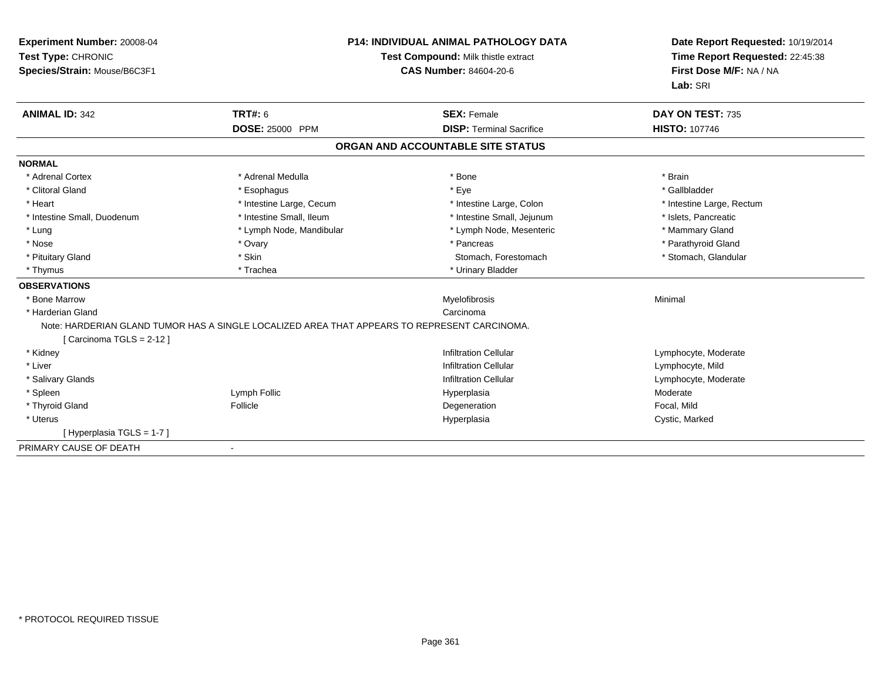**Experiment Number:** 20008-04
**Test Type:** CHRONIC
**Species/Strain:** Mouse/B6C3F1

**P14: INDIVIDUAL ANIMAL PATHOLOGY DATA**
**Test Compound:** Milk thistle extract
**CAS Number:** 84604-20-6

**Date Report Requested:** 10/19/2014
**Time Report Requested:** 22:45:38
**First Dose M/F:** NA / NA
**Lab:** SRI

| **ANIMAL ID:** 342 | **TRT#:** 6 | **SEX:** Female | **DAY ON TEST:** 735 |
|---|---|---|---|
| | **DOSE:** 25000 PPM | **DISP:** Terminal Sacrifice | **HISTO:** 107746 |

## ORGAN AND ACCOUNTABLE SITE STATUS

**NORMAL**

| | | | |
|---|---|---|---|
| * Adrenal Cortex | * Adrenal Medulla | * Bone | * Brain |
| * Clitoral Gland | * Esophagus | * Eye | * Gallbladder |
| * Heart | * Intestine Large, Cecum | * Intestine Large, Colon | * Intestine Large, Rectum |
| * Intestine Small, Duodenum | * Intestine Small, Ileum | * Intestine Small, Jejunum | * Islets, Pancreatic |
| * Lung | * Lymph Node, Mandibular | * Lymph Node, Mesenteric | * Mammary Gland |
| * Nose | * Ovary | * Pancreas | * Parathyroid Gland |
| * Pituitary Gland | * Skin | Stomach, Forestomach | * Stomach, Glandular |
| * Thymus | * Trachea | * Urinary Bladder | |

**OBSERVATIONS**

| | | | |
|---|---|---|---|
| * Bone Marrow | | Myelofibrosis | Minimal |
| * Harderian Gland | | Carcinoma | |

Note: HARDERIAN GLAND TUMOR HAS A SINGLE LOCALIZED AREA THAT APPEARS TO REPRESENT CARCINOMA.

[ Carcinoma TGLS = 2-12 ]

| | | | |
|---|---|---|---|
| * Kidney | | Infiltration Cellular | Lymphocyte, Moderate |
| * Liver | | Infiltration Cellular | Lymphocyte, Mild |
| * Salivary Glands | | Infiltration Cellular | Lymphocyte, Moderate |
| * Spleen | Lymph Follic | Hyperplasia | Moderate |
| * Thyroid Gland | Follicle | Degeneration | Focal, Mild |
| * Uterus | | Hyperplasia | Cystic, Marked |

[ Hyperplasia TGLS = 1-7 ]

PRIMARY CAUSE OF DEATH -

* PROTOCOL REQUIRED TISSUE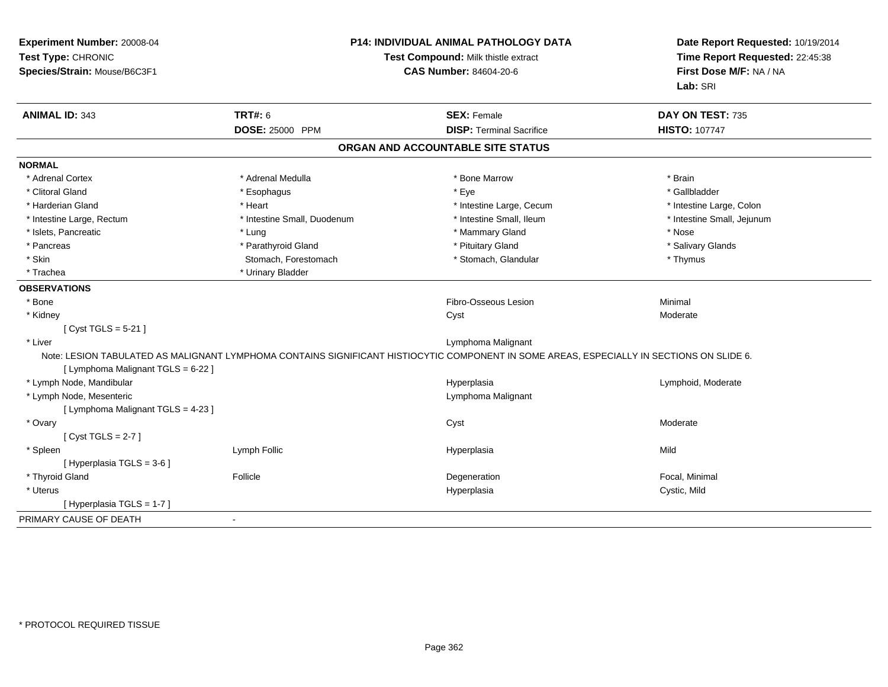**Experiment Number:** 20008-04
**Test Type:** CHRONIC
**Species/Strain:** Mouse/B6C3F1

**P14: INDIVIDUAL ANIMAL PATHOLOGY DATA**
**Test Compound:** Milk thistle extract
**CAS Number:** 84604-20-6

**Date Report Requested:** 10/19/2014
**Time Report Requested:** 22:45:38
**First Dose M/F:** NA / NA
**Lab:** SRI

| **ANIMAL ID:** 343 | **TRT#:** 6 | **SEX:** Female | **DAY ON TEST:** 735 |
|---|---|---|---|
| | **DOSE:** 25000 PPM | **DISP:** Terminal Sacrifice | **HISTO:** 107747 |

## ORGAN AND ACCOUNTABLE SITE STATUS

**NORMAL**

| | | | |
|---|---|---|---|
| * Adrenal Cortex | * Adrenal Medulla | * Bone Marrow | * Brain |
| * Clitoral Gland | * Esophagus | * Eye | * Gallbladder |
| * Harderian Gland | * Heart | * Intestine Large, Cecum | * Intestine Large, Colon |
| * Intestine Large, Rectum | * Intestine Small, Duodenum | * Intestine Small, Ileum | * Intestine Small, Jejunum |
| * Islets, Pancreatic | * Lung | * Mammary Gland | * Nose |
| * Pancreas | * Parathyroid Gland | * Pituitary Gland | * Salivary Glands |
| * Skin | Stomach, Forestomach | * Stomach, Glandular | * Thymus |
| * Trachea | * Urinary Bladder | | |

**OBSERVATIONS**

| | | | |
|---|---|---|---|
| * Bone | | Fibro-Osseous Lesion | Minimal |
| * Kidney | | Cyst | Moderate |
| [ Cyst TGLS = 5-21 ] | | | |
| * Liver | | Lymphoma Malignant | |

Note: LESION TABULATED AS MALIGNANT LYMPHOMA CONTAINS SIGNIFICANT HISTIOCYTIC COMPONENT IN SOME AREAS, ESPECIALLY IN SECTIONS ON SLIDE 6.

| | | | |
|---|---|---|---|
| [ Lymphoma Malignant TGLS = 6-22 ] | | | |
| * Lymph Node, Mandibular | | Hyperplasia | Lymphoid, Moderate |
| * Lymph Node, Mesenteric | | Lymphoma Malignant | |
| [ Lymphoma Malignant TGLS = 4-23 ] | | | |
| * Ovary | | Cyst | Moderate |
| [ Cyst TGLS = 2-7 ] | | | |
| * Spleen | Lymph Follic | Hyperplasia | Mild |
| [ Hyperplasia TGLS = 3-6 ] | | | |
| * Thyroid Gland | Follicle | Degeneration | Focal, Minimal |
| * Uterus | | Hyperplasia | Cystic, Mild |
| [ Hyperplasia TGLS = 1-7 ] | | | |

PRIMARY CAUSE OF DEATH -

\* PROTOCOL REQUIRED TISSUE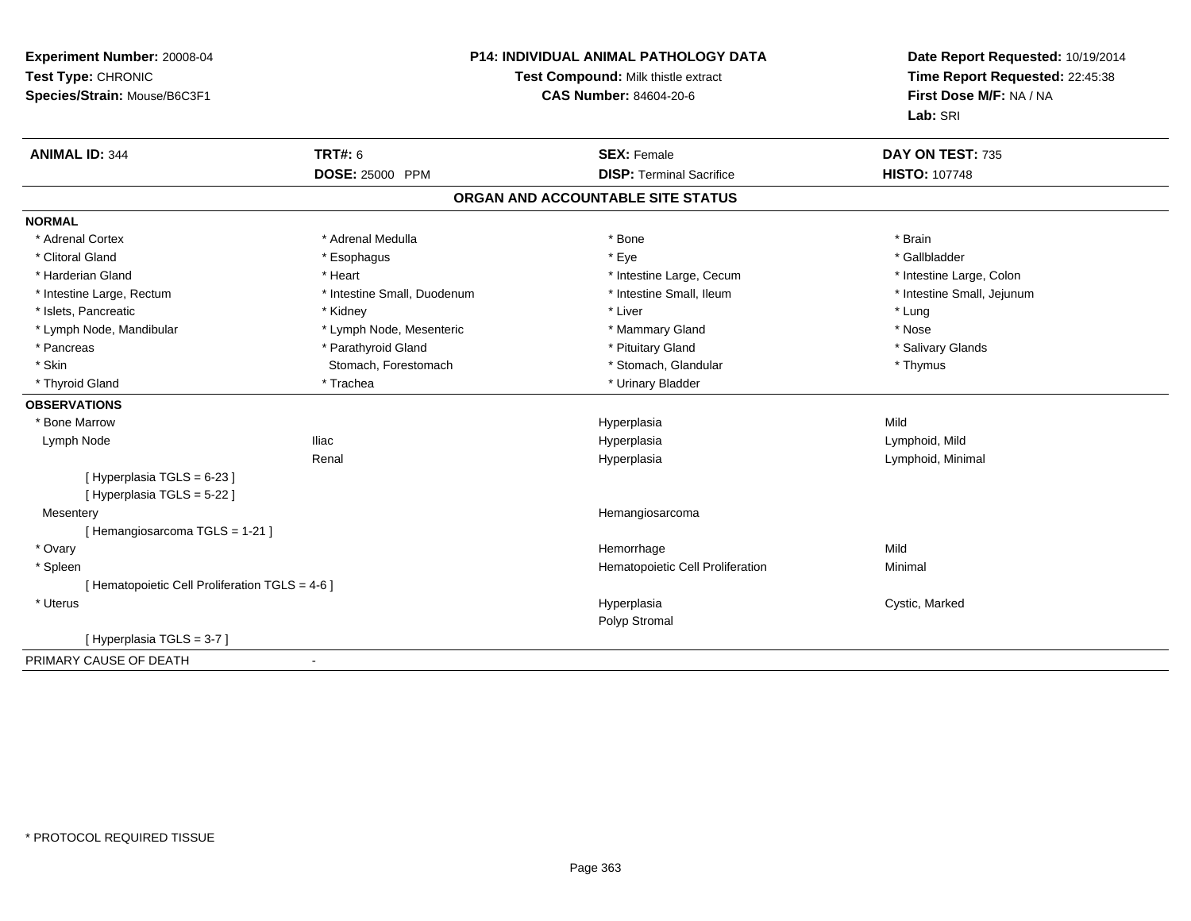**Experiment Number:** 20008-04
**Test Type:** CHRONIC
**Species/Strain:** Mouse/B6C3F1

**P14: INDIVIDUAL ANIMAL PATHOLOGY DATA**
**Test Compound:** Milk thistle extract
**CAS Number:** 84604-20-6

**Date Report Requested:** 10/19/2014
**Time Report Requested:** 22:45:38
**First Dose M/F:** NA / NA
**Lab:** SRI

| **ANIMAL ID:** 344 | **TRT#:** 6 | **SEX:** Female | **DAY ON TEST:** 735 |
|---|---|---|---|
| | **DOSE:** 25000 PPM | **DISP:** Terminal Sacrifice | **HISTO:** 107748 |

**ORGAN AND ACCOUNTABLE SITE STATUS**

| | | | |
|---|---|---|---|
| **NORMAL** | | | |
| * Adrenal Cortex | * Adrenal Medulla | * Bone | * Brain |
| * Clitoral Gland | * Esophagus | * Eye | * Gallbladder |
| * Harderian Gland | * Heart | * Intestine Large, Cecum | * Intestine Large, Colon |
| * Intestine Large, Rectum | * Intestine Small, Duodenum | * Intestine Small, Ileum | * Intestine Small, Jejunum |
| * Islets, Pancreatic | * Kidney | * Liver | * Lung |
| * Lymph Node, Mandibular | * Lymph Node, Mesenteric | * Mammary Gland | * Nose |
| * Pancreas | * Parathyroid Gland | * Pituitary Gland | * Salivary Glands |
| * Skin | Stomach, Forestomach | * Stomach, Glandular | * Thymus |
| * Thyroid Gland | * Trachea | * Urinary Bladder | |
| **OBSERVATIONS** | | | |
| * Bone Marrow | | Hyperplasia | Mild |
| Lymph Node | Iliac | Hyperplasia | Lymphoid, Mild |
| | Renal | Hyperplasia | Lymphoid, Minimal |
| [ Hyperplasia TGLS = 6-23 ] | | | |
| [ Hyperplasia TGLS = 5-22 ] | | | |
| Mesentery | | Hemangiosarcoma | |
| [ Hemangiosarcoma TGLS = 1-21 ] | | | |
| * Ovary | | Hemorrhage | Mild |
| * Spleen | | Hematopoietic Cell Proliferation | Minimal |
| [ Hematopoietic Cell Proliferation TGLS = 4-6 ] | | | |
| * Uterus | | Hyperplasia | Cystic, Marked |
| | | Polyp Stromal | |
| [ Hyperplasia TGLS = 3-7 ] | | | |
| PRIMARY CAUSE OF DEATH | - | | |

* PROTOCOL REQUIRED TISSUE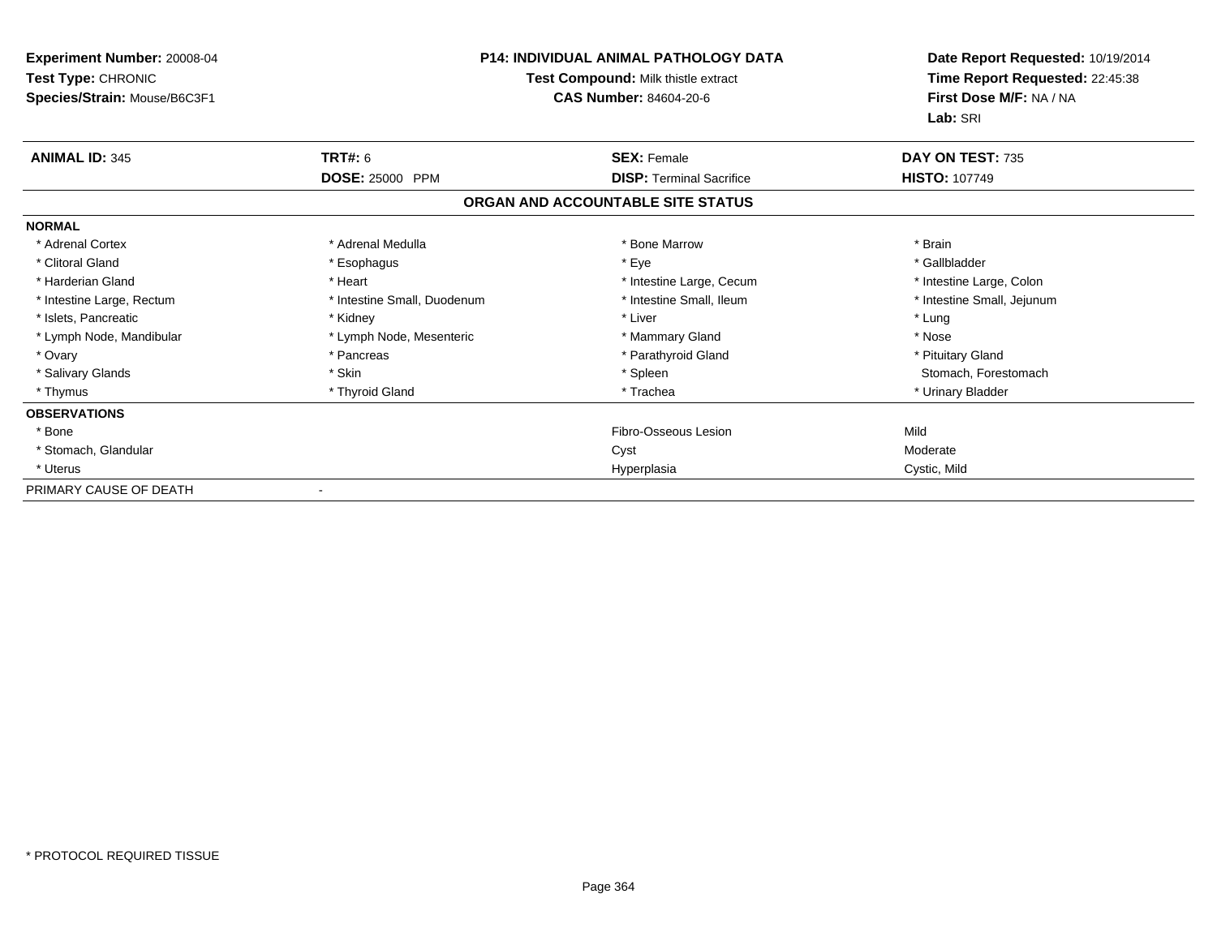**Experiment Number:** 20008-04
**Test Type:** CHRONIC
**Species/Strain:** Mouse/B6C3F1

**P14: INDIVIDUAL ANIMAL PATHOLOGY DATA**
**Test Compound:** Milk thistle extract
**CAS Number:** 84604-20-6

**Date Report Requested:** 10/19/2014
**Time Report Requested:** 22:45:38
**First Dose M/F:** NA / NA
**Lab:** SRI

| **ANIMAL ID:** 345 | **TRT#:** 6 | **SEX:** Female | **DAY ON TEST:** 735 |
|---|---|---|---|
| | **DOSE:** 25000 PPM | **DISP:** Terminal Sacrifice | **HISTO:** 107749 |

## ORGAN AND ACCOUNTABLE SITE STATUS

| | | | |
|---|---|---|---|
| **NORMAL** | | | |
| * Adrenal Cortex | * Adrenal Medulla | * Bone Marrow | * Brain |
| * Clitoral Gland | * Esophagus | * Eye | * Gallbladder |
| * Harderian Gland | * Heart | * Intestine Large, Cecum | * Intestine Large, Colon |
| * Intestine Large, Rectum | * Intestine Small, Duodenum | * Intestine Small, Ileum | * Intestine Small, Jejunum |
| * Islets, Pancreatic | * Kidney | * Liver | * Lung |
| * Lymph Node, Mandibular | * Lymph Node, Mesenteric | * Mammary Gland | * Nose |
| * Ovary | * Pancreas | * Parathyroid Gland | * Pituitary Gland |
| * Salivary Glands | * Skin | * Spleen | Stomach, Forestomach |
| * Thymus | * Thyroid Gland | * Trachea | * Urinary Bladder |
| **OBSERVATIONS** | | | |
| * Bone | | Fibro-Osseous Lesion | Mild |
| * Stomach, Glandular | | Cyst | Moderate |
| * Uterus | | Hyperplasia | Cystic, Mild |
| PRIMARY CAUSE OF DEATH | - | | |

\* PROTOCOL REQUIRED TISSUE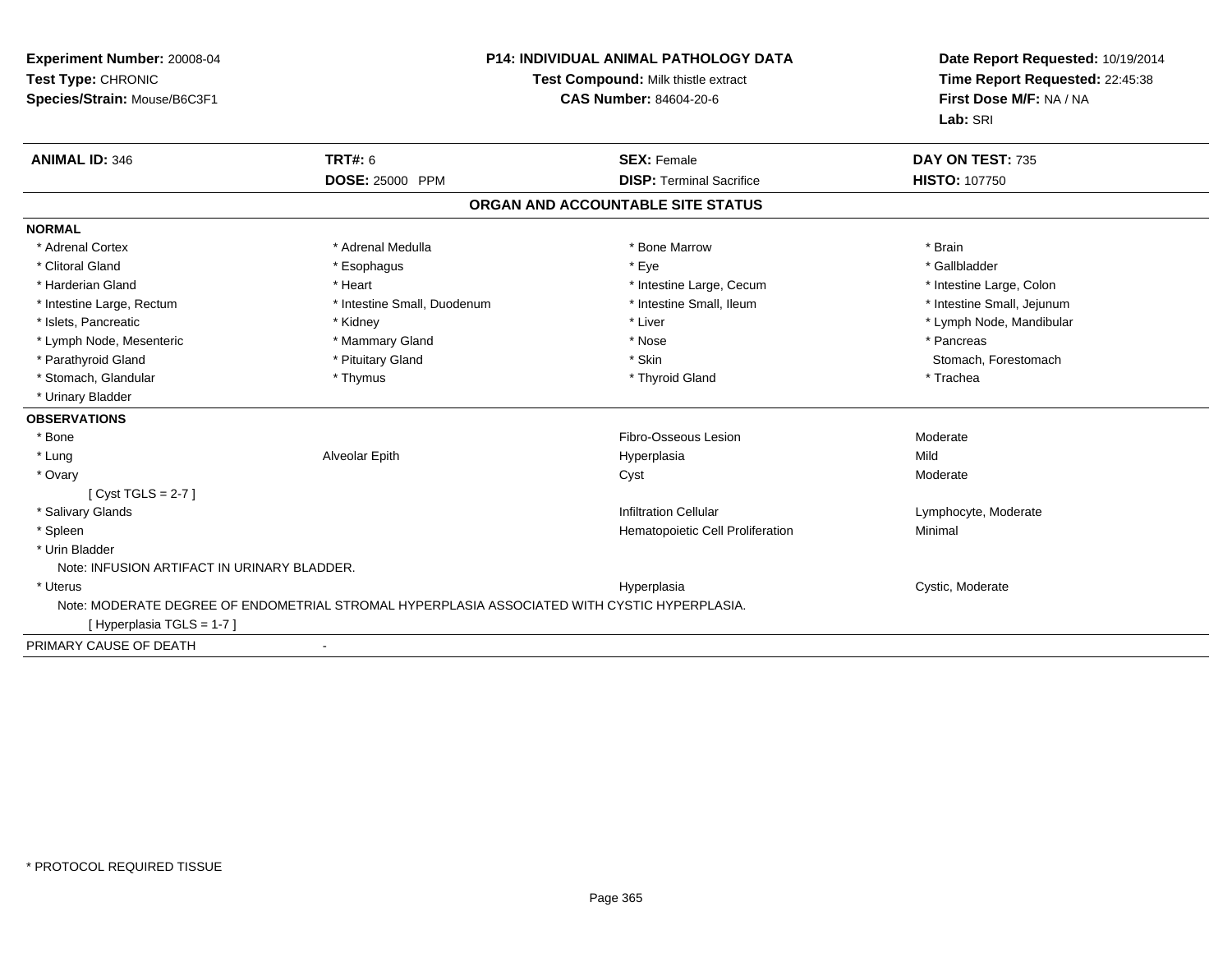**Experiment Number:** 20008-04
**Test Type:** CHRONIC
**Species/Strain:** Mouse/B6C3F1

**P14: INDIVIDUAL ANIMAL PATHOLOGY DATA**
**Test Compound:** Milk thistle extract
**CAS Number:** 84604-20-6

**Date Report Requested:** 10/19/2014
**Time Report Requested:** 22:45:38
**First Dose M/F:** NA / NA
**Lab:** SRI

| **ANIMAL ID:** 346 | **TRT#:** 6 | **SEX:** Female | **DAY ON TEST:** 735 |
|---|---|---|---|
| | **DOSE:** 25000 PPM | **DISP:** Terminal Sacrifice | **HISTO:** 107750 |

## ORGAN AND ACCOUNTABLE SITE STATUS

**NORMAL**

| | | | |
|---|---|---|---|
| * Adrenal Cortex | * Adrenal Medulla | * Bone Marrow | * Brain |
| * Clitoral Gland | * Esophagus | * Eye | * Gallbladder |
| * Harderian Gland | * Heart | * Intestine Large, Cecum | * Intestine Large, Colon |
| * Intestine Large, Rectum | * Intestine Small, Duodenum | * Intestine Small, Ileum | * Intestine Small, Jejunum |
| * Islets, Pancreatic | * Kidney | * Liver | * Lymph Node, Mandibular |
| * Lymph Node, Mesenteric | * Mammary Gland | * Nose | * Pancreas |
| * Parathyroid Gland | * Pituitary Gland | * Skin | Stomach, Forestomach |
| * Stomach, Glandular | * Thymus | * Thyroid Gland | * Trachea |
| * Urinary Bladder | | | |

**OBSERVATIONS**

| | | | |
|---|---|---|---|
| * Bone | | Fibro-Osseous Lesion | Moderate |
| * Lung | Alveolar Epith | Hyperplasia | Mild |
| * Ovary | | Cyst | Moderate |
| [ Cyst TGLS = 2-7 ] | | | |
| * Salivary Glands | | Infiltration Cellular | Lymphocyte, Moderate |
| * Spleen | | Hematopoietic Cell Proliferation | Minimal |
| * Urin Bladder | | | |
| Note: INFUSION ARTIFACT IN URINARY BLADDER. | | | |
| * Uterus | | Hyperplasia | Cystic, Moderate |
| Note: MODERATE DEGREE OF ENDOMETRIAL STROMAL HYPERPLASIA ASSOCIATED WITH CYSTIC HYPERPLASIA. | | | |
| [ Hyperplasia TGLS = 1-7 ] | | | |

PRIMARY CAUSE OF DEATH -

\* PROTOCOL REQUIRED TISSUE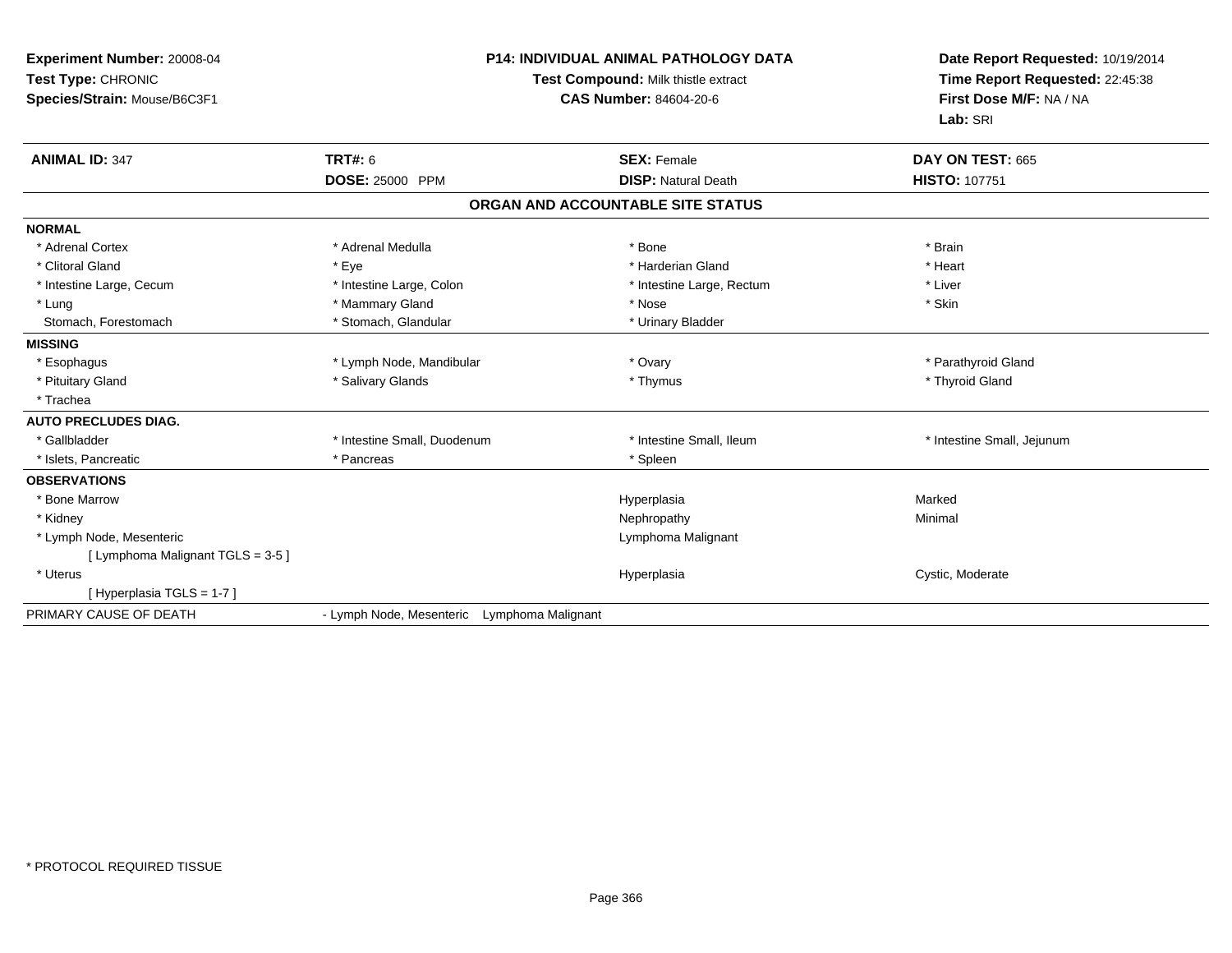**Experiment Number:** 20008-04
**Test Type:** CHRONIC
**Species/Strain:** Mouse/B6C3F1

**P14: INDIVIDUAL ANIMAL PATHOLOGY DATA**
**Test Compound:** Milk thistle extract
**CAS Number:** 84604-20-6

**Date Report Requested:** 10/19/2014
**Time Report Requested:** 22:45:38
**First Dose M/F:** NA / NA
**Lab:** SRI

| **ANIMAL ID:** 347 | **TRT#:** 6 | **SEX:** Female | **DAY ON TEST:** 665 |
|---|---|---|---|
| | **DOSE:** 25000 PPM | **DISP:** Natural Death | **HISTO:** 107751 |

## ORGAN AND ACCOUNTABLE SITE STATUS

| | | | |
|---|---|---|---|
| **NORMAL** | | | |
| * Adrenal Cortex | * Adrenal Medulla | * Bone | * Brain |
| * Clitoral Gland | * Eye | * Harderian Gland | * Heart |
| * Intestine Large, Cecum | * Intestine Large, Colon | * Intestine Large, Rectum | * Liver |
| * Lung | * Mammary Gland | * Nose | * Skin |
| Stomach, Forestomach | * Stomach, Glandular | * Urinary Bladder | |
| **MISSING** | | | |
| * Esophagus | * Lymph Node, Mandibular | * Ovary | * Parathyroid Gland |
| * Pituitary Gland | * Salivary Glands | * Thymus | * Thyroid Gland |
| * Trachea | | | |
| **AUTO PRECLUDES DIAG.** | | | |
| * Gallbladder | * Intestine Small, Duodenum | * Intestine Small, Ileum | * Intestine Small, Jejunum |
| * Islets, Pancreatic | * Pancreas | * Spleen | |
| **OBSERVATIONS** | | | |
| * Bone Marrow | | Hyperplasia | Marked |
| * Kidney | | Nephropathy | Minimal |
| * Lymph Node, Mesenteric | | Lymphoma Malignant | |
| [ Lymphoma Malignant TGLS = 3-5 ] | | | |
| * Uterus | | Hyperplasia | Cystic, Moderate |
| [ Hyperplasia TGLS = 1-7 ] | | | |
| PRIMARY CAUSE OF DEATH | - Lymph Node, Mesenteric Lymphoma Malignant | | |

* PROTOCOL REQUIRED TISSUE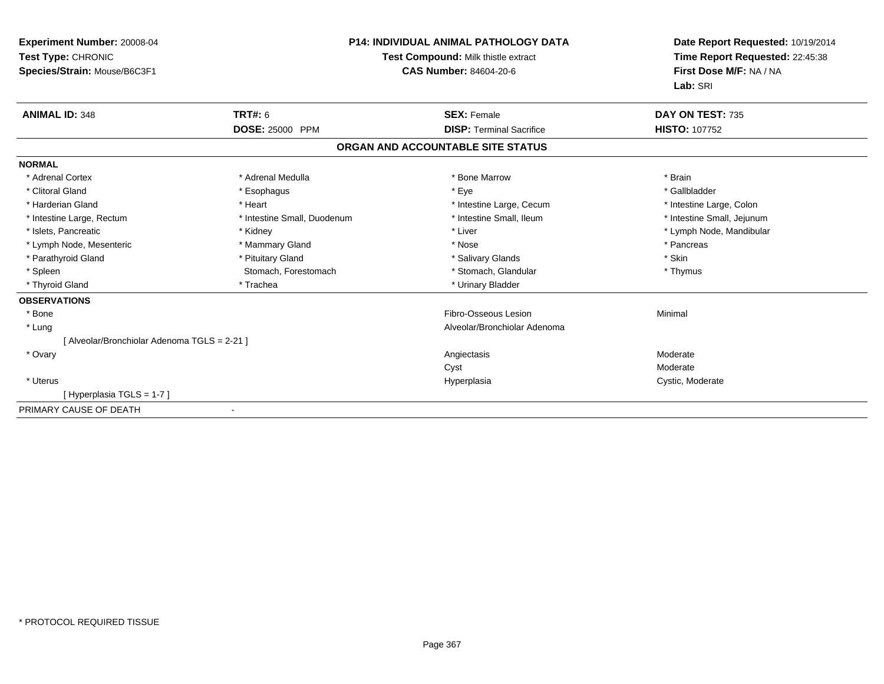**Experiment Number:** 20008-04
**Test Type:** CHRONIC
**Species/Strain:** Mouse/B6C3F1

**P14: INDIVIDUAL ANIMAL PATHOLOGY DATA**
**Test Compound:** Milk thistle extract
**CAS Number:** 84604-20-6

**Date Report Requested:** 10/19/2014
**Time Report Requested:** 22:45:38
**First Dose M/F:** NA / NA
**Lab:** SRI

| **ANIMAL ID:** 348 | **TRT#:** 6 | **SEX:** Female | **DAY ON TEST:** 735 |
|---|---|---|---|
| | **DOSE:** 25000 PPM | **DISP:** Terminal Sacrifice | **HISTO:** 107752 |

## ORGAN AND ACCOUNTABLE SITE STATUS

**NORMAL**

| | | | |
|---|---|---|---|
| * Adrenal Cortex | * Adrenal Medulla | * Bone Marrow | * Brain |
| * Clitoral Gland | * Esophagus | * Eye | * Gallbladder |
| * Harderian Gland | * Heart | * Intestine Large, Cecum | * Intestine Large, Colon |
| * Intestine Large, Rectum | * Intestine Small, Duodenum | * Intestine Small, Ileum | * Intestine Small, Jejunum |
| * Islets, Pancreatic | * Kidney | * Liver | * Lymph Node, Mandibular |
| * Lymph Node, Mesenteric | * Mammary Gland | * Nose | * Pancreas |
| * Parathyroid Gland | * Pituitary Gland | * Salivary Glands | * Skin |
| * Spleen | Stomach, Forestomach | * Stomach, Glandular | * Thymus |
| * Thyroid Gland | * Trachea | * Urinary Bladder | |

**OBSERVATIONS**

| | | |
|---|---|---|
| * Bone | Fibro-Osseous Lesion | Minimal |
| * Lung | Alveolar/Bronchiolar Adenoma | |
| [ Alveolar/Bronchiolar Adenoma TGLS = 2-21 ] | | |
| * Ovary | Angiectasis | Moderate |
| | Cyst | Moderate |
| * Uterus | Hyperplasia | Cystic, Moderate |
| [ Hyperplasia TGLS = 1-7 ] | | |

PRIMARY CAUSE OF DEATH -

* PROTOCOL REQUIRED TISSUE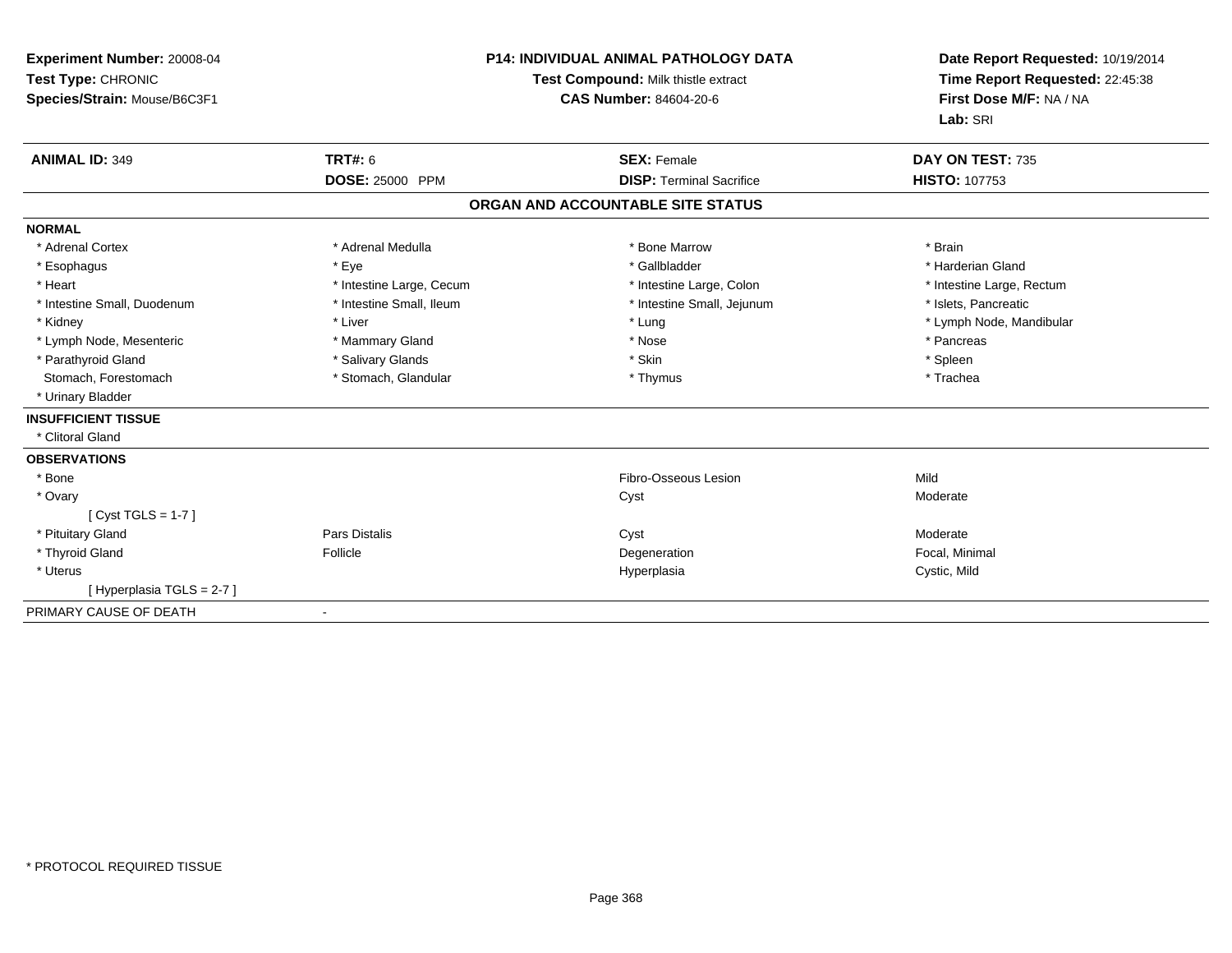**Experiment Number:** 20008-04
**Test Type:** CHRONIC
**Species/Strain:** Mouse/B6C3F1

**P14: INDIVIDUAL ANIMAL PATHOLOGY DATA**
**Test Compound:** Milk thistle extract
**CAS Number:** 84604-20-6

**Date Report Requested:** 10/19/2014
**Time Report Requested:** 22:45:38
**First Dose M/F:** NA / NA
**Lab:** SRI

| **ANIMAL ID:** 349 | **TRT#:** 6 | **SEX:** Female | **DAY ON TEST:** 735 |
|---|---|---|---|
| | **DOSE:** 25000 PPM | **DISP:** Terminal Sacrifice | **HISTO:** 107753 |

## ORGAN AND ACCOUNTABLE SITE STATUS

**NORMAL**

| | | | |
|---|---|---|---|
| * Adrenal Cortex | * Adrenal Medulla | * Bone Marrow | * Brain |
| * Esophagus | * Eye | * Gallbladder | * Harderian Gland |
| * Heart | * Intestine Large, Cecum | * Intestine Large, Colon | * Intestine Large, Rectum |
| * Intestine Small, Duodenum | * Intestine Small, Ileum | * Intestine Small, Jejunum | * Islets, Pancreatic |
| * Kidney | * Liver | * Lung | * Lymph Node, Mandibular |
| * Lymph Node, Mesenteric | * Mammary Gland | * Nose | * Pancreas |
| * Parathyroid Gland | * Salivary Glands | * Skin | * Spleen |
| Stomach, Forestomach | * Stomach, Glandular | * Thymus | * Trachea |
| * Urinary Bladder | | | |

**INSUFFICIENT TISSUE**

* Clitoral Gland

**OBSERVATIONS**

| | | | |
|---|---|---|---|
| * Bone | | Fibro-Osseous Lesion | Mild |
| * Ovary | | Cyst | Moderate |
| [ Cyst TGLS = 1-7 ] | | | |
| * Pituitary Gland | Pars Distalis | Cyst | Moderate |
| * Thyroid Gland | Follicle | Degeneration | Focal, Minimal |
| * Uterus | | Hyperplasia | Cystic, Mild |
| [ Hyperplasia TGLS = 2-7 ] | | | |

PRIMARY CAUSE OF DEATH -

* PROTOCOL REQUIRED TISSUE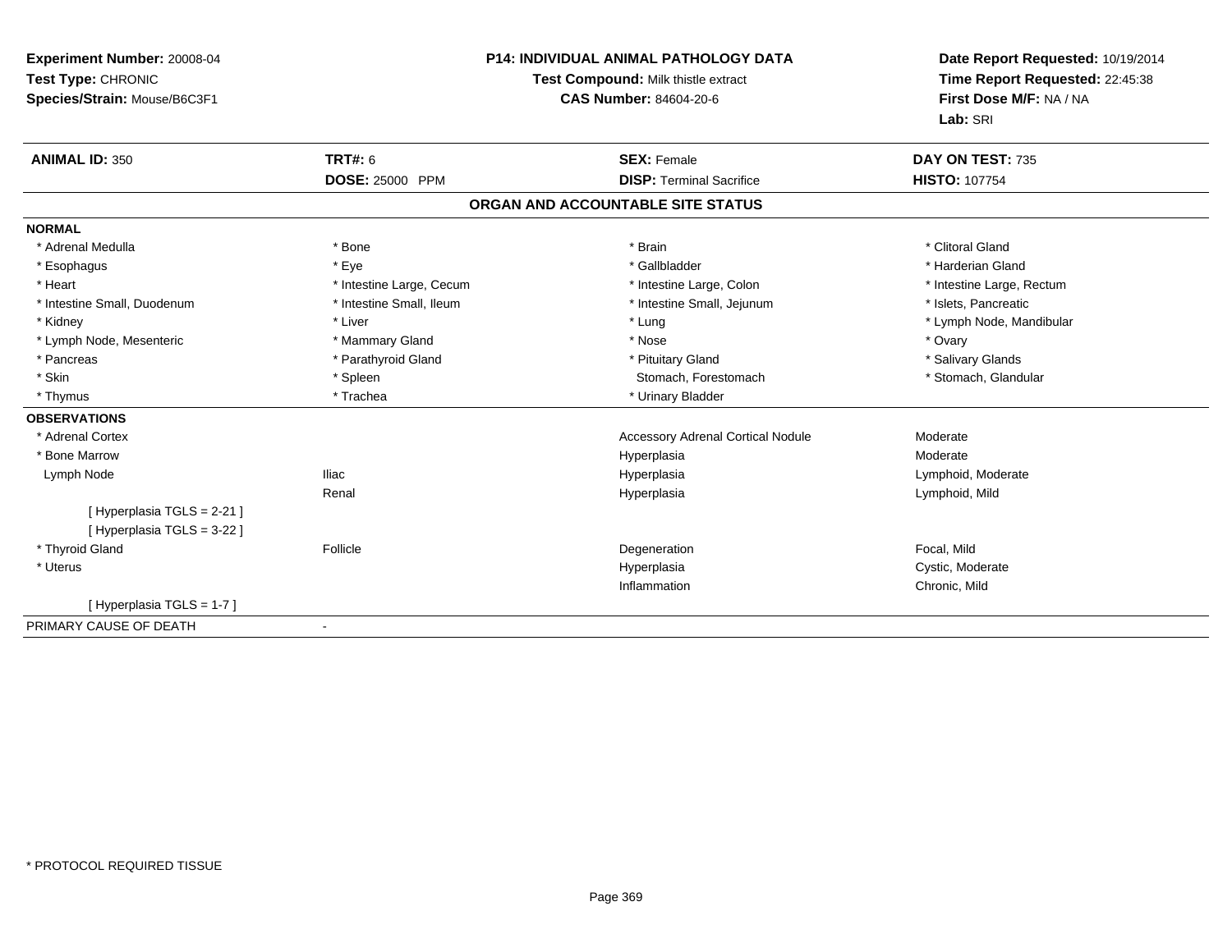**Experiment Number:** 20008-04
**Test Type:** CHRONIC
**Species/Strain:** Mouse/B6C3F1

**P14: INDIVIDUAL ANIMAL PATHOLOGY DATA**
**Test Compound:** Milk thistle extract
**CAS Number:** 84604-20-6

**Date Report Requested:** 10/19/2014
**Time Report Requested:** 22:45:38
**First Dose M/F:** NA / NA
**Lab:** SRI

| **ANIMAL ID:** 350 | **TRT#:** 6 | **SEX:** Female | **DAY ON TEST:** 735 |
|---|---|---|---|
| | **DOSE:** 25000 PPM | **DISP:** Terminal Sacrifice | **HISTO:** 107754 |

## ORGAN AND ACCOUNTABLE SITE STATUS

| | | | |
|---|---|---|---|
| **NORMAL** | | | |
| * Adrenal Medulla | * Bone | * Brain | * Clitoral Gland |
| * Esophagus | * Eye | * Gallbladder | * Harderian Gland |
| * Heart | * Intestine Large, Cecum | * Intestine Large, Colon | * Intestine Large, Rectum |
| * Intestine Small, Duodenum | * Intestine Small, Ileum | * Intestine Small, Jejunum | * Islets, Pancreatic |
| * Kidney | * Liver | * Lung | * Lymph Node, Mandibular |
| * Lymph Node, Mesenteric | * Mammary Gland | * Nose | * Ovary |
| * Pancreas | * Parathyroid Gland | * Pituitary Gland | * Salivary Glands |
| * Skin | * Spleen | Stomach, Forestomach | * Stomach, Glandular |
| * Thymus | * Trachea | * Urinary Bladder | |
| **OBSERVATIONS** | | | |
| * Adrenal Cortex | | Accessory Adrenal Cortical Nodule | Moderate |
| * Bone Marrow | | Hyperplasia | Moderate |
| Lymph Node | Iliac | Hyperplasia | Lymphoid, Moderate |
| | Renal | Hyperplasia | Lymphoid, Mild |
| [ Hyperplasia TGLS = 2-21 ] | | | |
| [ Hyperplasia TGLS = 3-22 ] | | | |
| * Thyroid Gland | Follicle | Degeneration | Focal, Mild |
| * Uterus | | Hyperplasia | Cystic, Moderate |
| | | Inflammation | Chronic, Mild |
| [ Hyperplasia TGLS = 1-7 ] | | | |
| PRIMARY CAUSE OF DEATH | - | | |

* PROTOCOL REQUIRED TISSUE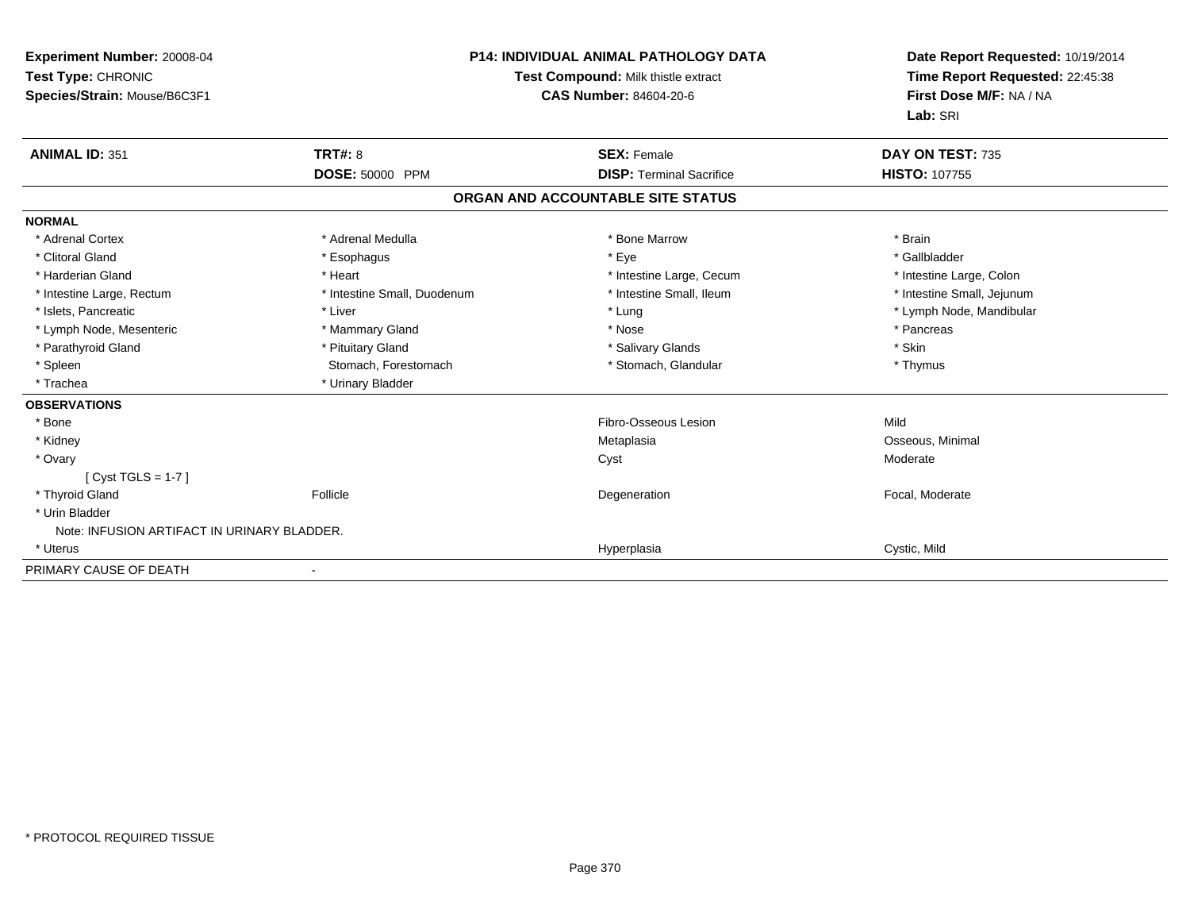**Experiment Number:** 20008-04
**Test Type:** CHRONIC
**Species/Strain:** Mouse/B6C3F1

**P14: INDIVIDUAL ANIMAL PATHOLOGY DATA**
**Test Compound:** Milk thistle extract
**CAS Number:** 84604-20-6

**Date Report Requested:** 10/19/2014
**Time Report Requested:** 22:45:38
**First Dose M/F:** NA / NA
**Lab:** SRI

| **ANIMAL ID:** 351 | **TRT#:** 8 | **SEX:** Female | **DAY ON TEST:** 735 |
|---|---|---|---|
| | **DOSE:** 50000 PPM | **DISP:** Terminal Sacrifice | **HISTO:** 107755 |

## ORGAN AND ACCOUNTABLE SITE STATUS

| | | | |
|---|---|---|---|
| **NORMAL** | | | |
| * Adrenal Cortex | * Adrenal Medulla | * Bone Marrow | * Brain |
| * Clitoral Gland | * Esophagus | * Eye | * Gallbladder |
| * Harderian Gland | * Heart | * Intestine Large, Cecum | * Intestine Large, Colon |
| * Intestine Large, Rectum | * Intestine Small, Duodenum | * Intestine Small, Ileum | * Intestine Small, Jejunum |
| * Islets, Pancreatic | * Liver | * Lung | * Lymph Node, Mandibular |
| * Lymph Node, Mesenteric | * Mammary Gland | * Nose | * Pancreas |
| * Parathyroid Gland | * Pituitary Gland | * Salivary Glands | * Skin |
| * Spleen | Stomach, Forestomach | * Stomach, Glandular | * Thymus |
| * Trachea | * Urinary Bladder | | |
| **OBSERVATIONS** | | | |
| * Bone | | Fibro-Osseous Lesion | Mild |
| * Kidney | | Metaplasia | Osseous, Minimal |
| * Ovary | | Cyst | Moderate |
| [ Cyst TGLS = 1-7 ] | | | |
| * Thyroid Gland | Follicle | Degeneration | Focal, Moderate |
| * Urin Bladder | | | |
| Note: INFUSION ARTIFACT IN URINARY BLADDER. | | | |
| * Uterus | | Hyperplasia | Cystic, Mild |
| PRIMARY CAUSE OF DEATH | - | | |

* PROTOCOL REQUIRED TISSUE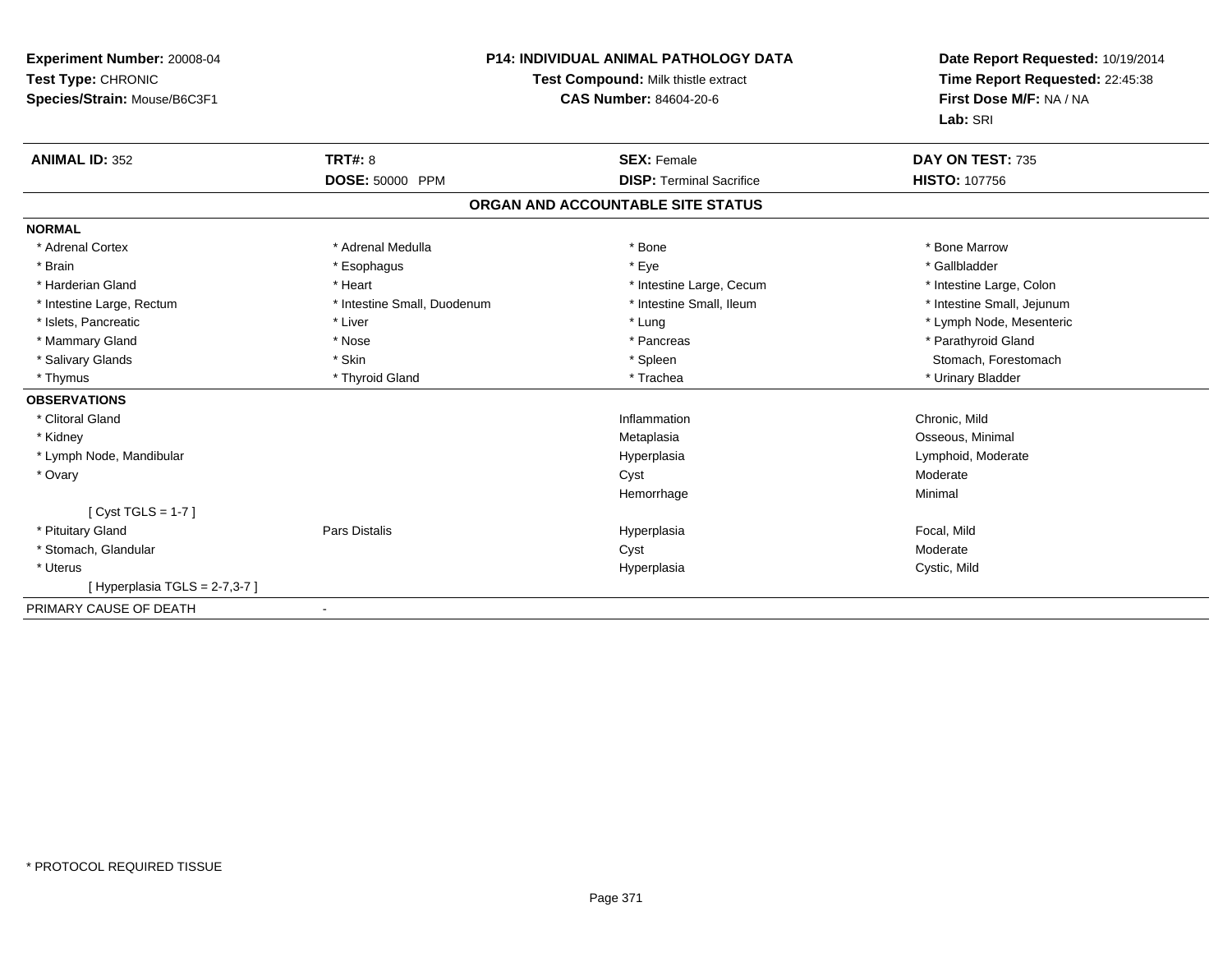**Experiment Number:** 20008-04
**Test Type:** CHRONIC
**Species/Strain:** Mouse/B6C3F1

**P14: INDIVIDUAL ANIMAL PATHOLOGY DATA**
**Test Compound:** Milk thistle extract
**CAS Number:** 84604-20-6

**Date Report Requested:** 10/19/2014
**Time Report Requested:** 22:45:38
**First Dose M/F:** NA / NA
**Lab:** SRI

| **ANIMAL ID:** 352 | **TRT#:** 8 | **SEX:** Female | **DAY ON TEST:** 735 |
|---|---|---|---|
| | **DOSE:** 50000 PPM | **DISP:** Terminal Sacrifice | **HISTO:** 107756 |

## ORGAN AND ACCOUNTABLE SITE STATUS

**NORMAL**

| | | | |
|---|---|---|---|
| * Adrenal Cortex | * Adrenal Medulla | * Bone | * Bone Marrow |
| * Brain | * Esophagus | * Eye | * Gallbladder |
| * Harderian Gland | * Heart | * Intestine Large, Cecum | * Intestine Large, Colon |
| * Intestine Large, Rectum | * Intestine Small, Duodenum | * Intestine Small, Ileum | * Intestine Small, Jejunum |
| * Islets, Pancreatic | * Liver | * Lung | * Lymph Node, Mesenteric |
| * Mammary Gland | * Nose | * Pancreas | * Parathyroid Gland |
| * Salivary Glands | * Skin | * Spleen | Stomach, Forestomach |
| * Thymus | * Thyroid Gland | * Trachea | * Urinary Bladder |

**OBSERVATIONS**

| | | | |
|---|---|---|---|
| * Clitoral Gland | | Inflammation | Chronic, Mild |
| * Kidney | | Metaplasia | Osseous, Minimal |
| * Lymph Node, Mandibular | | Hyperplasia | Lymphoid, Moderate |
| * Ovary | | Cyst | Moderate |
| | | Hemorrhage | Minimal |
| [ Cyst TGLS = 1-7 ] | | | |
| * Pituitary Gland | Pars Distalis | Hyperplasia | Focal, Mild |
| * Stomach, Glandular | | Cyst | Moderate |
| * Uterus | | Hyperplasia | Cystic, Mild |
| [ Hyperplasia TGLS = 2-7,3-7 ] | | | |

PRIMARY CAUSE OF DEATH -

* PROTOCOL REQUIRED TISSUE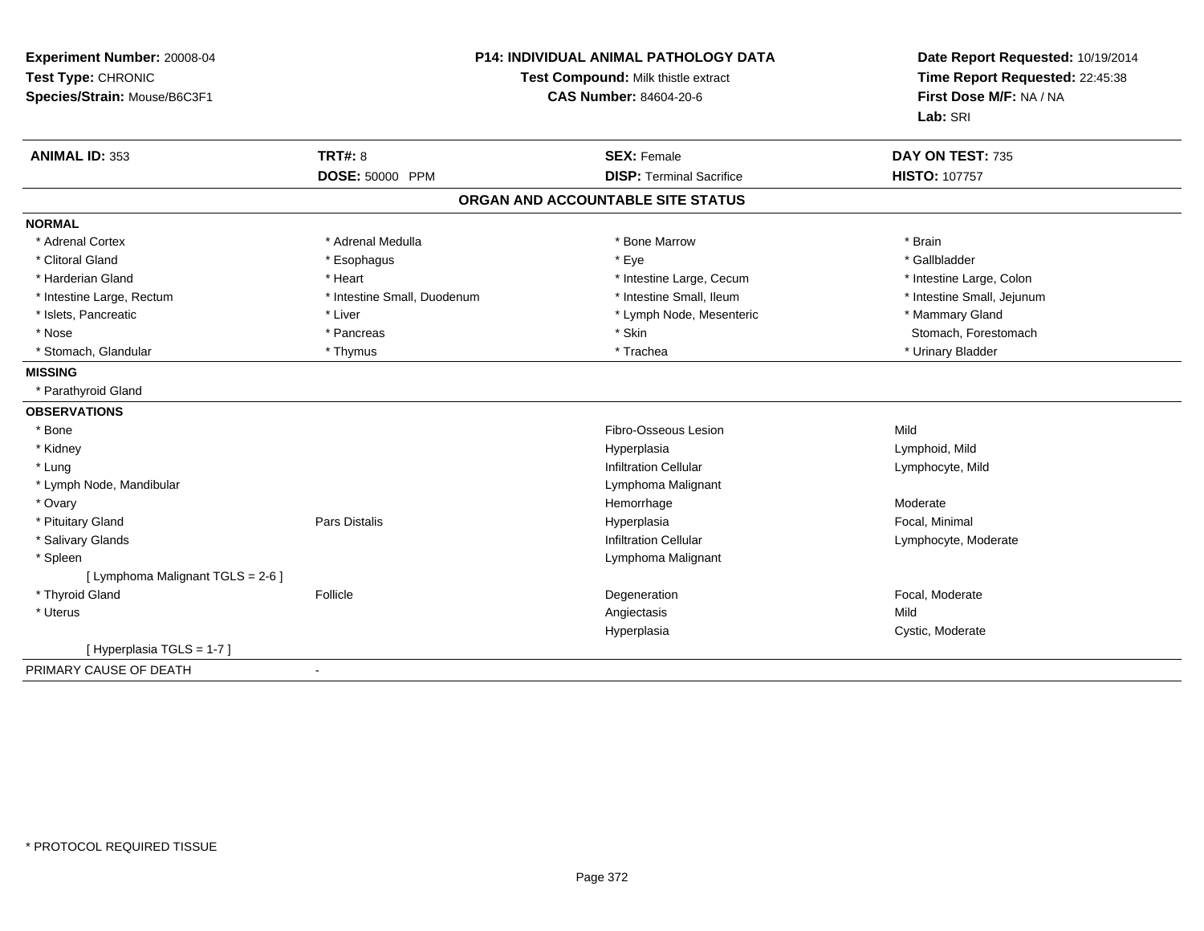**Experiment Number:** 20008-04
**Test Type:** CHRONIC
**Species/Strain:** Mouse/B6C3F1

**P14: INDIVIDUAL ANIMAL PATHOLOGY DATA**
**Test Compound:** Milk thistle extract
**CAS Number:** 84604-20-6

**Date Report Requested:** 10/19/2014
**Time Report Requested:** 22:45:38
**First Dose M/F:** NA / NA
**Lab:** SRI

| **ANIMAL ID:** 353 | **TRT#:** 8 | **SEX:** Female | **DAY ON TEST:** 735 |
|---|---|---|---|
| | **DOSE:** 50000 PPM | **DISP:** Terminal Sacrifice | **HISTO:** 107757 |

## ORGAN AND ACCOUNTABLE SITE STATUS

**NORMAL**

| | | | |
|---|---|---|---|
| * Adrenal Cortex | * Adrenal Medulla | * Bone Marrow | * Brain |
| * Clitoral Gland | * Esophagus | * Eye | * Gallbladder |
| * Harderian Gland | * Heart | * Intestine Large, Cecum | * Intestine Large, Colon |
| * Intestine Large, Rectum | * Intestine Small, Duodenum | * Intestine Small, Ileum | * Intestine Small, Jejunum |
| * Islets, Pancreatic | * Liver | * Lymph Node, Mesenteric | * Mammary Gland |
| * Nose | * Pancreas | * Skin | Stomach, Forestomach |
| * Stomach, Glandular | * Thymus | * Trachea | * Urinary Bladder |

**MISSING**

* Parathyroid Gland

**OBSERVATIONS**

| | | | |
|---|---|---|---|
| * Bone | | Fibro-Osseous Lesion | Mild |
| * Kidney | | Hyperplasia | Lymphoid, Mild |
| * Lung | | Infiltration Cellular | Lymphocyte, Mild |
| * Lymph Node, Mandibular | | Lymphoma Malignant | |
| * Ovary | | Hemorrhage | Moderate |
| * Pituitary Gland | Pars Distalis | Hyperplasia | Focal, Minimal |
| * Salivary Glands | | Infiltration Cellular | Lymphocyte, Moderate |
| * Spleen | | Lymphoma Malignant | |
| [ Lymphoma Malignant TGLS = 2-6 ] | | | |
| * Thyroid Gland | Follicle | Degeneration | Focal, Moderate |
| * Uterus | | Angiectasis | Mild |
| | | Hyperplasia | Cystic, Moderate |
| [ Hyperplasia TGLS = 1-7 ] | | | |

PRIMARY CAUSE OF DEATH -

* PROTOCOL REQUIRED TISSUE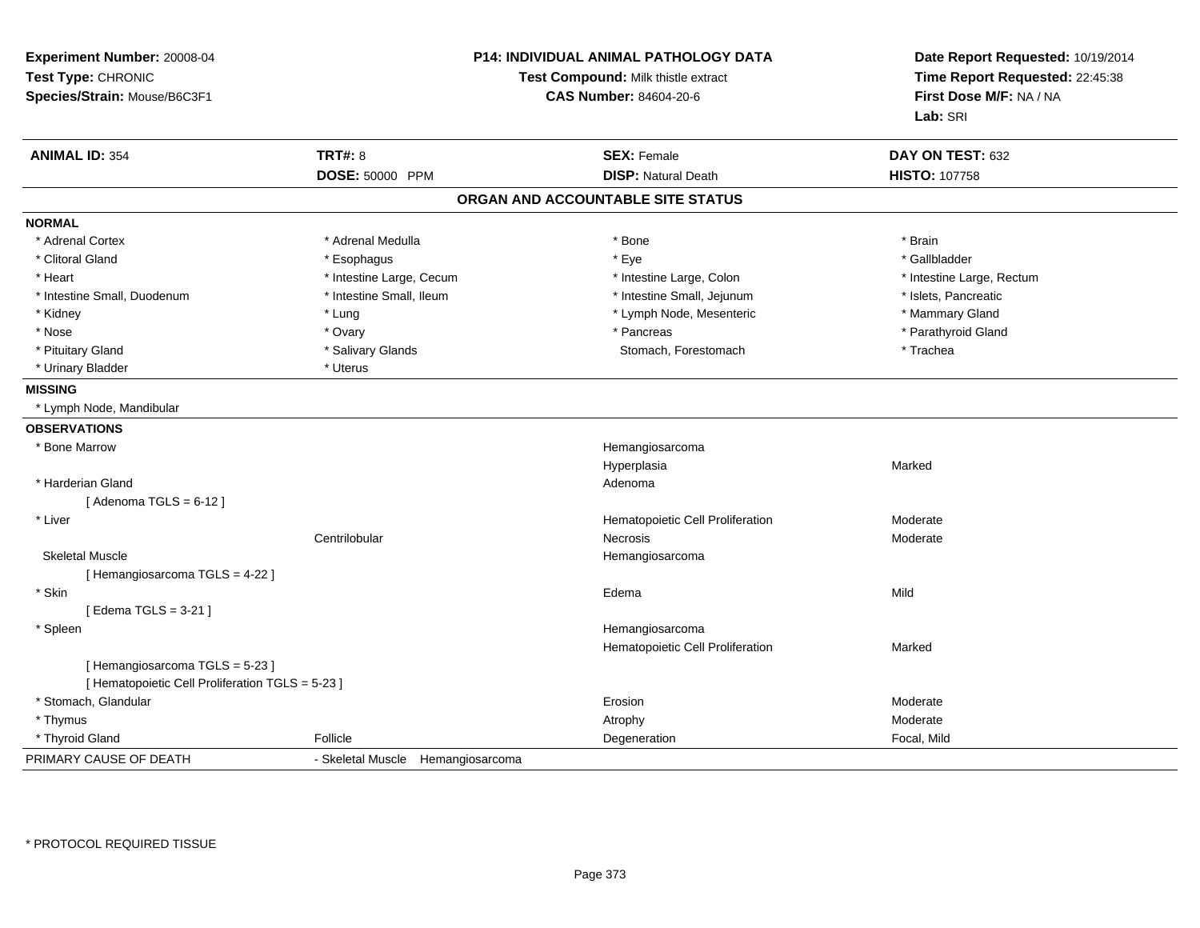**Experiment Number:** 20008-04
**Test Type:** CHRONIC
**Species/Strain:** Mouse/B6C3F1

**P14: INDIVIDUAL ANIMAL PATHOLOGY DATA**
**Test Compound:** Milk thistle extract
**CAS Number:** 84604-20-6

**Date Report Requested:** 10/19/2014
**Time Report Requested:** 22:45:38
**First Dose M/F:** NA / NA
**Lab:** SRI

| **ANIMAL ID:** 354 | **TRT#:** 8 | **SEX:** Female | **DAY ON TEST:** 632 |
|---|---|---|---|
| | **DOSE:** 50000 PPM | **DISP:** Natural Death | **HISTO:** 107758 |

## ORGAN AND ACCOUNTABLE SITE STATUS

**NORMAL**

| | | | |
|---|---|---|---|
| * Adrenal Cortex | * Adrenal Medulla | * Bone | * Brain |
| * Clitoral Gland | * Esophagus | * Eye | * Gallbladder |
| * Heart | * Intestine Large, Cecum | * Intestine Large, Colon | * Intestine Large, Rectum |
| * Intestine Small, Duodenum | * Intestine Small, Ileum | * Intestine Small, Jejunum | * Islets, Pancreatic |
| * Kidney | * Lung | * Lymph Node, Mesenteric | * Mammary Gland |
| * Nose | * Ovary | * Pancreas | * Parathyroid Gland |
| * Pituitary Gland | * Salivary Glands | Stomach, Forestomach | * Trachea |
| * Urinary Bladder | * Uterus | | |

**MISSING**

* Lymph Node, Mandibular

**OBSERVATIONS**

| | | | |
|---|---|---|---|
| * Bone Marrow | | Hemangiosarcoma | |
| | | Hyperplasia | Marked |
| * Harderian Gland | | Adenoma | |
| [ Adenoma TGLS = 6-12 ] | | | |
| * Liver | | Hematopoietic Cell Proliferation | Moderate |
| | Centrilobular | Necrosis | Moderate |
| Skeletal Muscle | | Hemangiosarcoma | |
| [ Hemangiosarcoma TGLS = 4-22 ] | | | |
| * Skin | | Edema | Mild |
| [ Edema TGLS = 3-21 ] | | | |
| * Spleen | | Hemangiosarcoma | |
| | | Hematopoietic Cell Proliferation | Marked |
| [ Hemangiosarcoma TGLS = 5-23 ] | | | |
| [ Hematopoietic Cell Proliferation TGLS = 5-23 ] | | | |
| * Stomach, Glandular | | Erosion | Moderate |
| * Thymus | | Atrophy | Moderate |
| * Thyroid Gland | Follicle | Degeneration | Focal, Mild |

PRIMARY CAUSE OF DEATH - Skeletal Muscle Hemangiosarcoma

* PROTOCOL REQUIRED TISSUE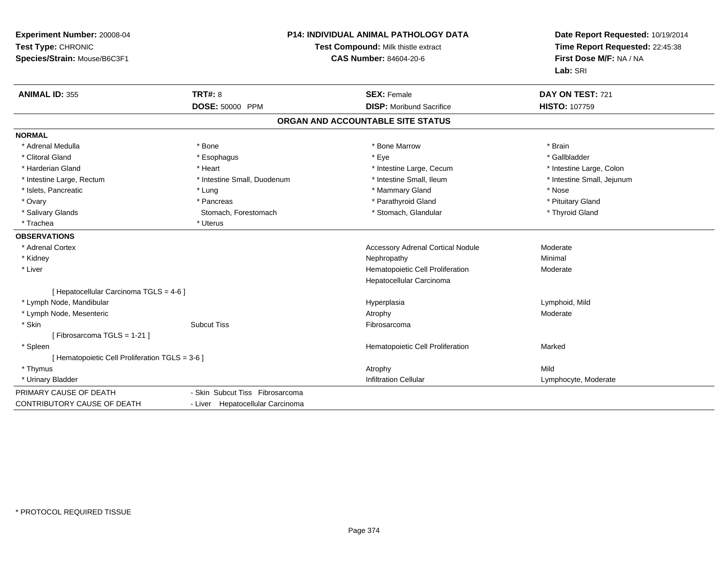**Experiment Number:** 20008-04
**Test Type:** CHRONIC
**Species/Strain:** Mouse/B6C3F1

**P14: INDIVIDUAL ANIMAL PATHOLOGY DATA**
**Test Compound:** Milk thistle extract
**CAS Number:** 84604-20-6

**Date Report Requested:** 10/19/2014
**Time Report Requested:** 22:45:38
**First Dose M/F:** NA / NA
**Lab:** SRI

| **ANIMAL ID:** 355 | **TRT#:** 8 | **SEX:** Female | **DAY ON TEST:** 721 |
|---|---|---|---|
| | **DOSE:** 50000 PPM | **DISP:** Moribund Sacrifice | **HISTO:** 107759 |

## ORGAN AND ACCOUNTABLE SITE STATUS

**NORMAL**

| | | | |
|---|---|---|---|
| * Adrenal Medulla | * Bone | * Bone Marrow | * Brain |
| * Clitoral Gland | * Esophagus | * Eye | * Gallbladder |
| * Harderian Gland | * Heart | * Intestine Large, Cecum | * Intestine Large, Colon |
| * Intestine Large, Rectum | * Intestine Small, Duodenum | * Intestine Small, Ileum | * Intestine Small, Jejunum |
| * Islets, Pancreatic | * Lung | * Mammary Gland | * Nose |
| * Ovary | * Pancreas | * Parathyroid Gland | * Pituitary Gland |
| * Salivary Glands | Stomach, Forestomach | * Stomach, Glandular | * Thyroid Gland |
| * Trachea | * Uterus | | |

**OBSERVATIONS**

| | | | |
|---|---|---|---|
| * Adrenal Cortex | | Accessory Adrenal Cortical Nodule | Moderate |
| * Kidney | | Nephropathy | Minimal |
| * Liver | | Hematopoietic Cell Proliferation | Moderate |
| | | Hepatocellular Carcinoma | |
| [ Hepatocellular Carcinoma TGLS = 4-6 ] | | | |
| * Lymph Node, Mandibular | | Hyperplasia | Lymphoid, Mild |
| * Lymph Node, Mesenteric | | Atrophy | Moderate |
| * Skin | Subcut Tiss | Fibrosarcoma | |
| [ Fibrosarcoma TGLS = 1-21 ] | | | |
| * Spleen | | Hematopoietic Cell Proliferation | Marked |
| [ Hematopoietic Cell Proliferation TGLS = 3-6 ] | | | |
| * Thymus | | Atrophy | Mild |
| * Urinary Bladder | | Infiltration Cellular | Lymphocyte, Moderate |

| | |
|---|---|
| PRIMARY CAUSE OF DEATH | - Skin Subcut Tiss Fibrosarcoma |
| CONTRIBUTORY CAUSE OF DEATH | - Liver Hepatocellular Carcinoma |

* PROTOCOL REQUIRED TISSUE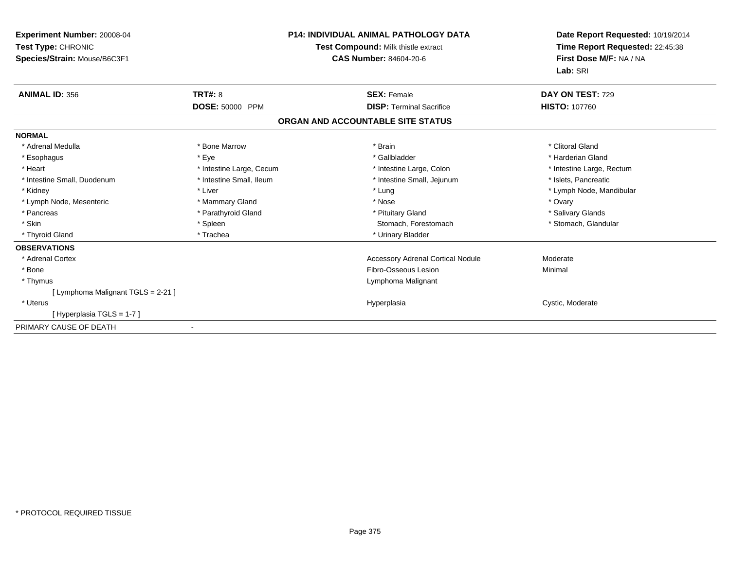**Experiment Number:** 20008-04
**Test Type:** CHRONIC
**Species/Strain:** Mouse/B6C3F1

**P14: INDIVIDUAL ANIMAL PATHOLOGY DATA**
**Test Compound:** Milk thistle extract
**CAS Number:** 84604-20-6

**Date Report Requested:** 10/19/2014
**Time Report Requested:** 22:45:38
**First Dose M/F:** NA / NA
**Lab:** SRI

| **ANIMAL ID:** 356 | **TRT#:** 8 | **SEX:** Female | **DAY ON TEST:** 729 |
|---|---|---|---|
| | **DOSE:** 50000 PPM | **DISP:** Terminal Sacrifice | **HISTO:** 107760 |

## ORGAN AND ACCOUNTABLE SITE STATUS

**NORMAL**

| | | | |
|---|---|---|---|
| * Adrenal Medulla | * Bone Marrow | * Brain | * Clitoral Gland |
| * Esophagus | * Eye | * Gallbladder | * Harderian Gland |
| * Heart | * Intestine Large, Cecum | * Intestine Large, Colon | * Intestine Large, Rectum |
| * Intestine Small, Duodenum | * Intestine Small, Ileum | * Intestine Small, Jejunum | * Islets, Pancreatic |
| * Kidney | * Liver | * Lung | * Lymph Node, Mandibular |
| * Lymph Node, Mesenteric | * Mammary Gland | * Nose | * Ovary |
| * Pancreas | * Parathyroid Gland | * Pituitary Gland | * Salivary Glands |
| * Skin | * Spleen | Stomach, Forestomach | * Stomach, Glandular |
| * Thyroid Gland | * Trachea | * Urinary Bladder | |

**OBSERVATIONS**

| | | |
|---|---|---|
| * Adrenal Cortex | Accessory Adrenal Cortical Nodule | Moderate |
| * Bone | Fibro-Osseous Lesion | Minimal |
| * Thymus | Lymphoma Malignant | |
| [ Lymphoma Malignant TGLS = 2-21 ] | | |
| * Uterus | Hyperplasia | Cystic, Moderate |
| [ Hyperplasia TGLS = 1-7 ] | | |

PRIMARY CAUSE OF DEATH -

* PROTOCOL REQUIRED TISSUE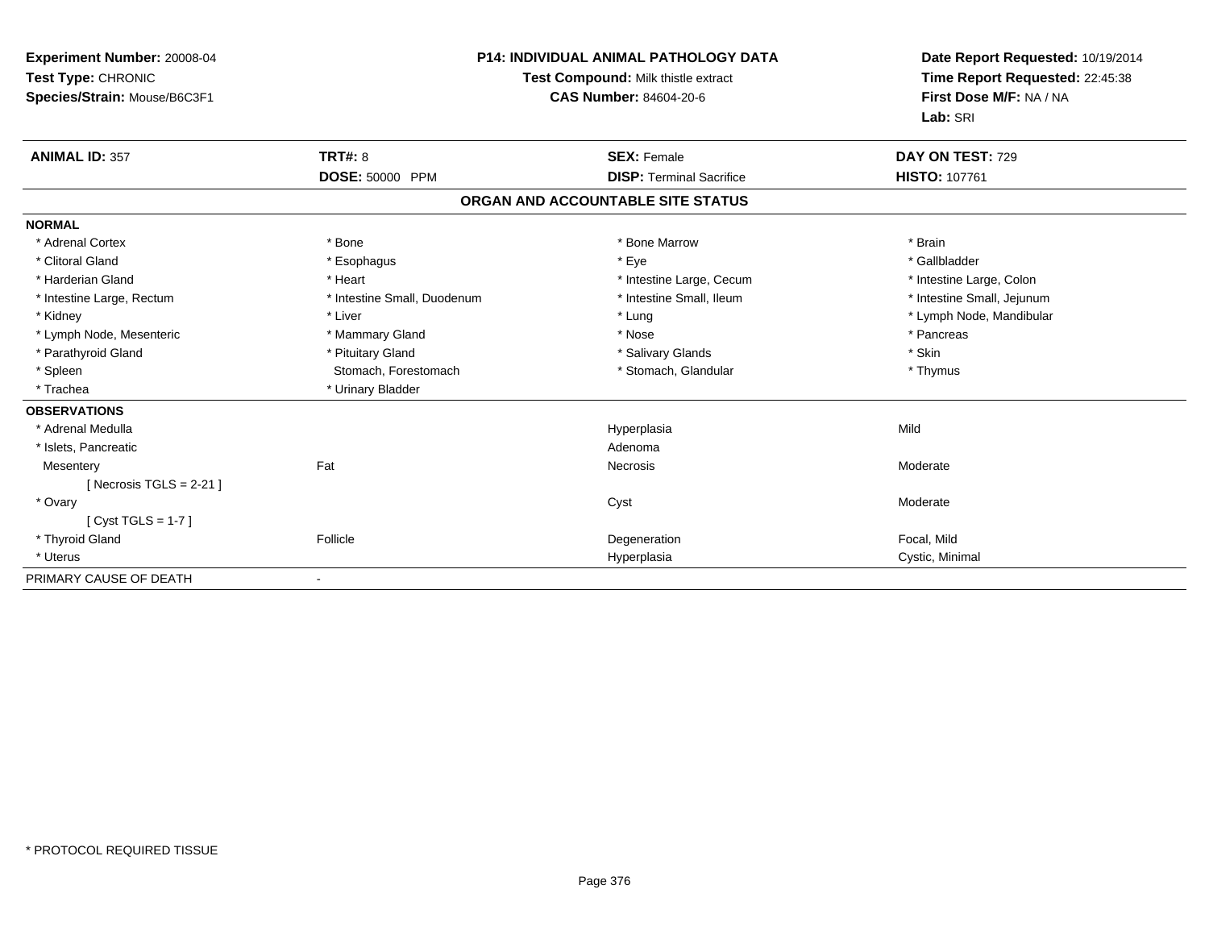**Experiment Number:** 20008-04
**Test Type:** CHRONIC
**Species/Strain:** Mouse/B6C3F1

**P14: INDIVIDUAL ANIMAL PATHOLOGY DATA**
**Test Compound:** Milk thistle extract
**CAS Number:** 84604-20-6

**Date Report Requested:** 10/19/2014
**Time Report Requested:** 22:45:38
**First Dose M/F:** NA / NA
**Lab:** SRI

| **ANIMAL ID:** 357 | **TRT#:** 8 | **SEX:** Female | **DAY ON TEST:** 729 |
|---|---|---|---|
| | **DOSE:** 50000 PPM | **DISP:** Terminal Sacrifice | **HISTO:** 107761 |

## ORGAN AND ACCOUNTABLE SITE STATUS

| | | | |
|---|---|---|---|
| **NORMAL** | | | |
| * Adrenal Cortex | * Bone | * Bone Marrow | * Brain |
| * Clitoral Gland | * Esophagus | * Eye | * Gallbladder |
| * Harderian Gland | * Heart | * Intestine Large, Cecum | * Intestine Large, Colon |
| * Intestine Large, Rectum | * Intestine Small, Duodenum | * Intestine Small, Ileum | * Intestine Small, Jejunum |
| * Kidney | * Liver | * Lung | * Lymph Node, Mandibular |
| * Lymph Node, Mesenteric | * Mammary Gland | * Nose | * Pancreas |
| * Parathyroid Gland | * Pituitary Gland | * Salivary Glands | * Skin |
| * Spleen | Stomach, Forestomach | * Stomach, Glandular | * Thymus |
| * Trachea | * Urinary Bladder | | |
| **OBSERVATIONS** | | | |
| * Adrenal Medulla | | Hyperplasia | Mild |
| * Islets, Pancreatic | | Adenoma | |
| Mesentery | Fat | Necrosis | Moderate |
| [ Necrosis TGLS = 2-21 ] | | | |
| * Ovary | | Cyst | Moderate |
| [ Cyst TGLS = 1-7 ] | | | |
| * Thyroid Gland | Follicle | Degeneration | Focal, Mild |
| * Uterus | | Hyperplasia | Cystic, Minimal |
| PRIMARY CAUSE OF DEATH | - | | |

* PROTOCOL REQUIRED TISSUE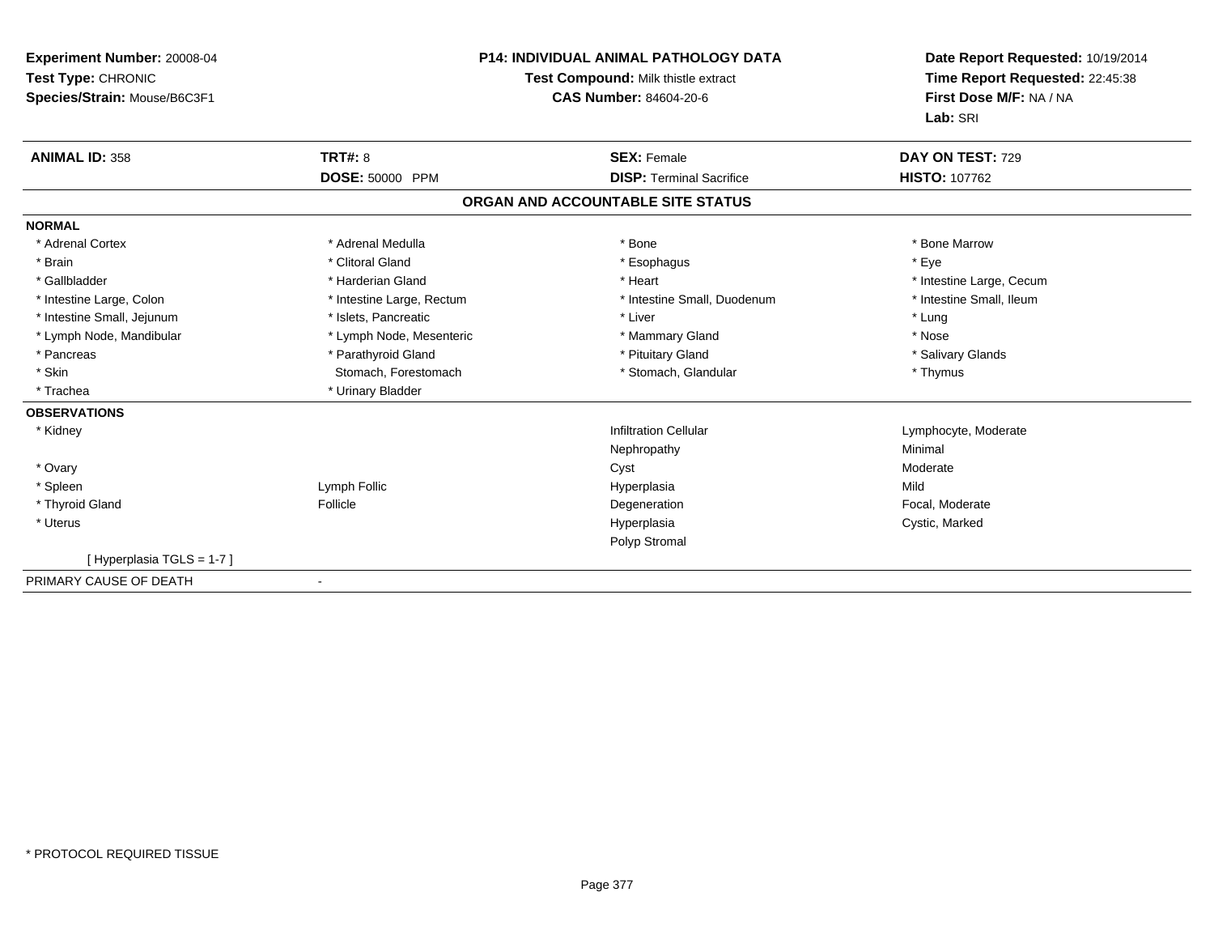**Experiment Number:** 20008-04
**Test Type:** CHRONIC
**Species/Strain:** Mouse/B6C3F1

**P14: INDIVIDUAL ANIMAL PATHOLOGY DATA**
**Test Compound:** Milk thistle extract
**CAS Number:** 84604-20-6

**Date Report Requested:** 10/19/2014
**Time Report Requested:** 22:45:38
**First Dose M/F:** NA / NA
**Lab:** SRI

| **ANIMAL ID:** 358 | **TRT#:** 8 | **SEX:** Female | **DAY ON TEST:** 729 |
|---|---|---|---|
| | **DOSE:** 50000 PPM | **DISP:** Terminal Sacrifice | **HISTO:** 107762 |

## ORGAN AND ACCOUNTABLE SITE STATUS

**NORMAL**

| | | | |
|---|---|---|---|
| * Adrenal Cortex | * Adrenal Medulla | * Bone | * Bone Marrow |
| * Brain | * Clitoral Gland | * Esophagus | * Eye |
| * Gallbladder | * Harderian Gland | * Heart | * Intestine Large, Cecum |
| * Intestine Large, Colon | * Intestine Large, Rectum | * Intestine Small, Duodenum | * Intestine Small, Ileum |
| * Intestine Small, Jejunum | * Islets, Pancreatic | * Liver | * Lung |
| * Lymph Node, Mandibular | * Lymph Node, Mesenteric | * Mammary Gland | * Nose |
| * Pancreas | * Parathyroid Gland | * Pituitary Gland | * Salivary Glands |
| * Skin | Stomach, Forestomach | * Stomach, Glandular | * Thymus |
| * Trachea | * Urinary Bladder | | |

**OBSERVATIONS**

| | | | |
|---|---|---|---|
| * Kidney | | Infiltration Cellular | Lymphocyte, Moderate |
| | | Nephropathy | Minimal |
| * Ovary | | Cyst | Moderate |
| * Spleen | Lymph Follic | Hyperplasia | Mild |
| * Thyroid Gland | Follicle | Degeneration | Focal, Moderate |
| * Uterus | | Hyperplasia | Cystic, Marked |
| | | Polyp Stromal | |
| [ Hyperplasia TGLS = 1-7 ] | | | |

PRIMARY CAUSE OF DEATH -

* PROTOCOL REQUIRED TISSUE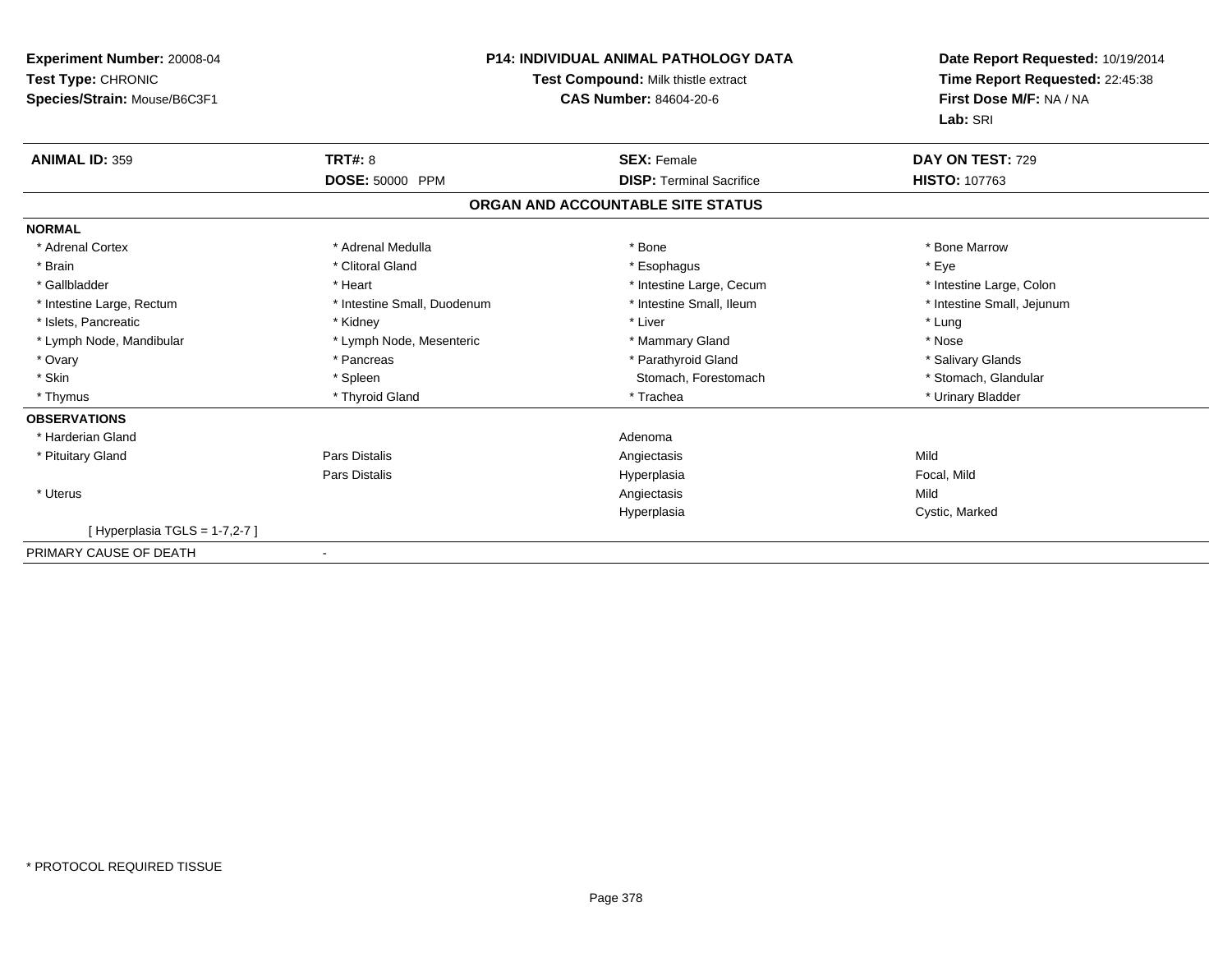**Experiment Number:** 20008-04
**Test Type:** CHRONIC
**Species/Strain:** Mouse/B6C3F1

**P14: INDIVIDUAL ANIMAL PATHOLOGY DATA**
**Test Compound:** Milk thistle extract
**CAS Number:** 84604-20-6

**Date Report Requested:** 10/19/2014
**Time Report Requested:** 22:45:38
**First Dose M/F:** NA / NA
**Lab:** SRI

| **ANIMAL ID:** 359 | **TRT#:** 8 | **SEX:** Female | **DAY ON TEST:** 729 |
|---|---|---|---|
| | **DOSE:** 50000 PPM | **DISP:** Terminal Sacrifice | **HISTO:** 107763 |

**ORGAN AND ACCOUNTABLE SITE STATUS**

| | | | |
|---|---|---|---|
| **NORMAL** | | | |
| * Adrenal Cortex | * Adrenal Medulla | * Bone | * Bone Marrow |
| * Brain | * Clitoral Gland | * Esophagus | * Eye |
| * Gallbladder | * Heart | * Intestine Large, Cecum | * Intestine Large, Colon |
| * Intestine Large, Rectum | * Intestine Small, Duodenum | * Intestine Small, Ileum | * Intestine Small, Jejunum |
| * Islets, Pancreatic | * Kidney | * Liver | * Lung |
| * Lymph Node, Mandibular | * Lymph Node, Mesenteric | * Mammary Gland | * Nose |
| * Ovary | * Pancreas | * Parathyroid Gland | * Salivary Glands |
| * Skin | * Spleen | Stomach, Forestomach | * Stomach, Glandular |
| * Thymus | * Thyroid Gland | * Trachea | * Urinary Bladder |
| **OBSERVATIONS** | | | |
| * Harderian Gland | | Adenoma | |
| * Pituitary Gland | Pars Distalis | Angiectasis | Mild |
| | Pars Distalis | Hyperplasia | Focal, Mild |
| * Uterus | | Angiectasis | Mild |
| | | Hyperplasia | Cystic, Marked |
| [ Hyperplasia TGLS = 1-7,2-7 ] | | | |
| PRIMARY CAUSE OF DEATH | - | | |

* PROTOCOL REQUIRED TISSUE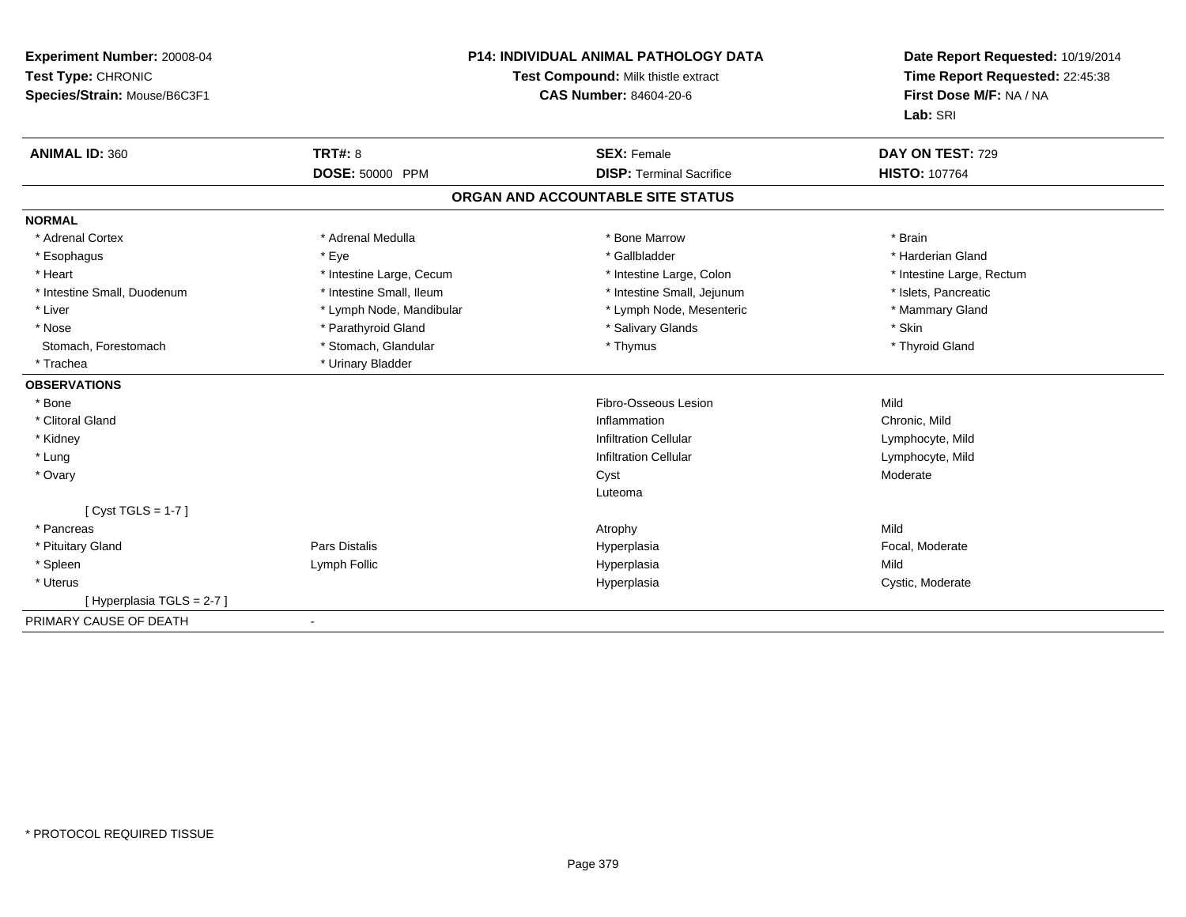**Experiment Number:** 20008-04
**Test Type:** CHRONIC
**Species/Strain:** Mouse/B6C3F1

**P14: INDIVIDUAL ANIMAL PATHOLOGY DATA**
**Test Compound:** Milk thistle extract
**CAS Number:** 84604-20-6

**Date Report Requested:** 10/19/2014
**Time Report Requested:** 22:45:38
**First Dose M/F:** NA / NA
**Lab:** SRI

| **ANIMAL ID:** 360 | **TRT#:** 8 | **SEX:** Female | **DAY ON TEST:** 729 |
|---|---|---|---|
| | **DOSE:** 50000 PPM | **DISP:** Terminal Sacrifice | **HISTO:** 107764 |

## ORGAN AND ACCOUNTABLE SITE STATUS

| | | | |
|---|---|---|---|
| **NORMAL** | | | |
| * Adrenal Cortex | * Adrenal Medulla | * Bone Marrow | * Brain |
| * Esophagus | * Eye | * Gallbladder | * Harderian Gland |
| * Heart | * Intestine Large, Cecum | * Intestine Large, Colon | * Intestine Large, Rectum |
| * Intestine Small, Duodenum | * Intestine Small, Ileum | * Intestine Small, Jejunum | * Islets, Pancreatic |
| * Liver | * Lymph Node, Mandibular | * Lymph Node, Mesenteric | * Mammary Gland |
| * Nose | * Parathyroid Gland | * Salivary Glands | * Skin |
| Stomach, Forestomach | * Stomach, Glandular | * Thymus | * Thyroid Gland |
| * Trachea | * Urinary Bladder | | |
| **OBSERVATIONS** | | | |
| * Bone | | Fibro-Osseous Lesion | Mild |
| * Clitoral Gland | | Inflammation | Chronic, Mild |
| * Kidney | | Infiltration Cellular | Lymphocyte, Mild |
| * Lung | | Infiltration Cellular | Lymphocyte, Mild |
| * Ovary | | Cyst | Moderate |
| | | Luteoma | |
| [ Cyst TGLS = 1-7 ] | | | |
| * Pancreas | | Atrophy | Mild |
| * Pituitary Gland | Pars Distalis | Hyperplasia | Focal, Moderate |
| * Spleen | Lymph Follic | Hyperplasia | Mild |
| * Uterus | | Hyperplasia | Cystic, Moderate |
| [ Hyperplasia TGLS = 2-7 ] | | | |
| PRIMARY CAUSE OF DEATH | - | | |

* PROTOCOL REQUIRED TISSUE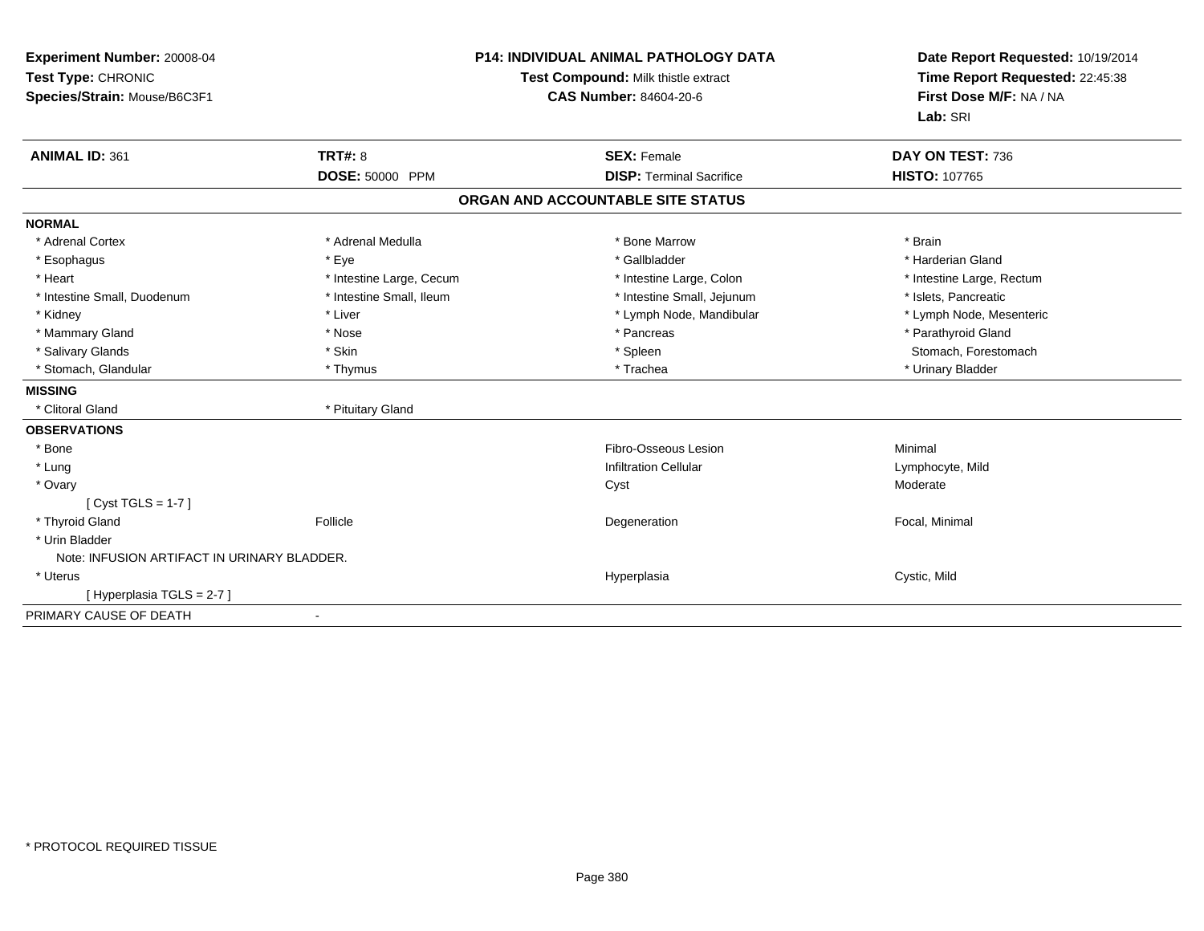**Experiment Number:** 20008-04
**Test Type:** CHRONIC
**Species/Strain:** Mouse/B6C3F1

**P14: INDIVIDUAL ANIMAL PATHOLOGY DATA**
**Test Compound:** Milk thistle extract
**CAS Number:** 84604-20-6

**Date Report Requested:** 10/19/2014
**Time Report Requested:** 22:45:38
**First Dose M/F:** NA / NA
**Lab:** SRI

| **ANIMAL ID:** 361 | **TRT#:** 8 | **SEX:** Female | **DAY ON TEST:** 736 |
|---|---|---|---|
| | **DOSE:** 50000 PPM | **DISP:** Terminal Sacrifice | **HISTO:** 107765 |

## ORGAN AND ACCOUNTABLE SITE STATUS

**NORMAL**

| | | | |
|---|---|---|---|
| * Adrenal Cortex | * Adrenal Medulla | * Bone Marrow | * Brain |
| * Esophagus | * Eye | * Gallbladder | * Harderian Gland |
| * Heart | * Intestine Large, Cecum | * Intestine Large, Colon | * Intestine Large, Rectum |
| * Intestine Small, Duodenum | * Intestine Small, Ileum | * Intestine Small, Jejunum | * Islets, Pancreatic |
| * Kidney | * Liver | * Lymph Node, Mandibular | * Lymph Node, Mesenteric |
| * Mammary Gland | * Nose | * Pancreas | * Parathyroid Gland |
| * Salivary Glands | * Skin | * Spleen | Stomach, Forestomach |
| * Stomach, Glandular | * Thymus | * Trachea | * Urinary Bladder |

**MISSING**

| | |
|---|---|
| * Clitoral Gland | * Pituitary Gland |

**OBSERVATIONS**

| | | | |
|---|---|---|---|
| * Bone | | Fibro-Osseous Lesion | Minimal |
| * Lung | | Infiltration Cellular | Lymphocyte, Mild |
| * Ovary | | Cyst | Moderate |
| [ Cyst TGLS = 1-7 ] | | | |
| * Thyroid Gland | Follicle | Degeneration | Focal, Minimal |
| * Urin Bladder | | | |
| Note: INFUSION ARTIFACT IN URINARY BLADDER. | | | |
| * Uterus | | Hyperplasia | Cystic, Mild |
| [ Hyperplasia TGLS = 2-7 ] | | | |

PRIMARY CAUSE OF DEATH -

* PROTOCOL REQUIRED TISSUE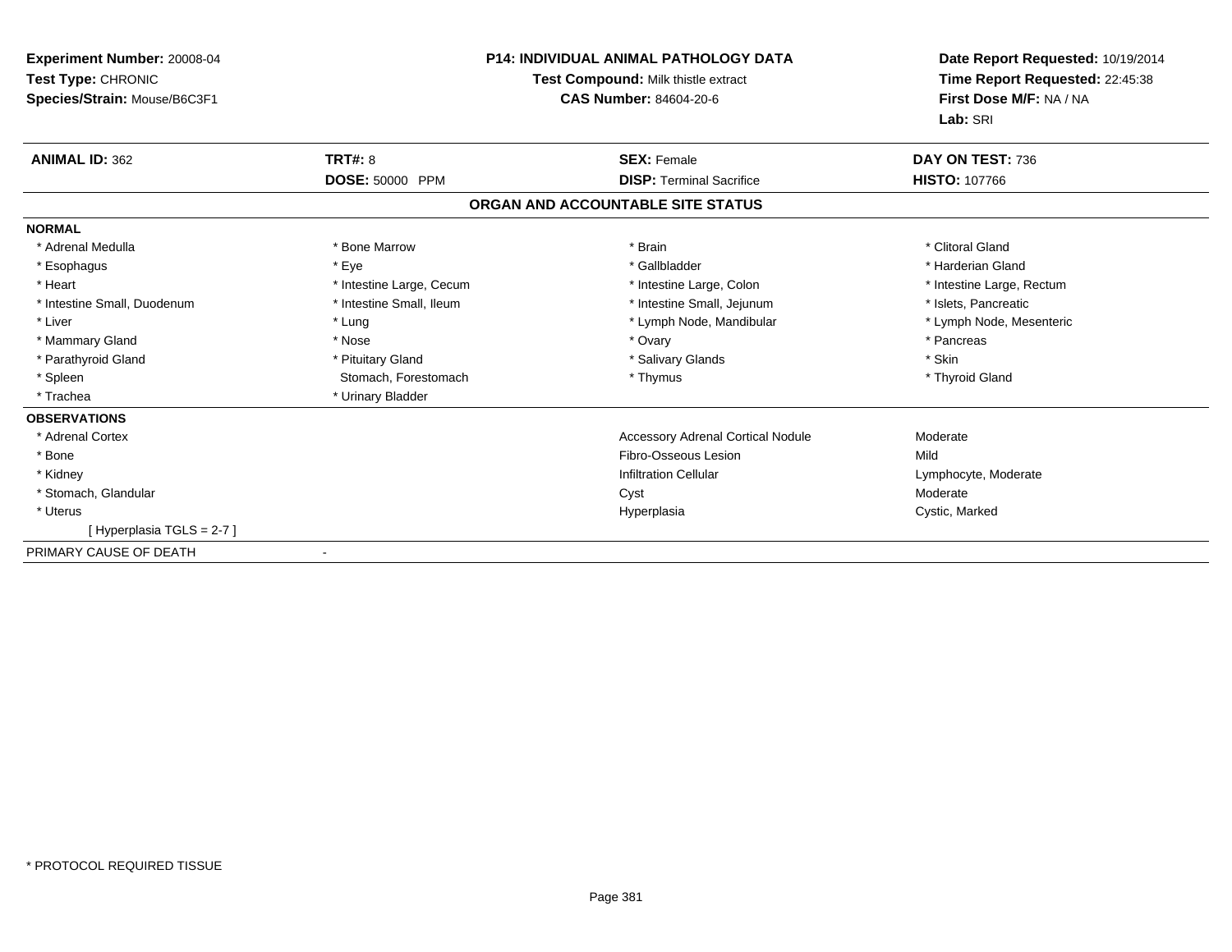**Experiment Number:** 20008-04
**Test Type:** CHRONIC
**Species/Strain:** Mouse/B6C3F1

**P14: INDIVIDUAL ANIMAL PATHOLOGY DATA**
**Test Compound:** Milk thistle extract
**CAS Number:** 84604-20-6

**Date Report Requested:** 10/19/2014
**Time Report Requested:** 22:45:38
**First Dose M/F:** NA / NA
**Lab:** SRI

| **ANIMAL ID:** 362 | **TRT#:** 8 | **SEX:** Female | **DAY ON TEST:** 736 |
|---|---|---|---|
| | **DOSE:** 50000 PPM | **DISP:** Terminal Sacrifice | **HISTO:** 107766 |

## ORGAN AND ACCOUNTABLE SITE STATUS

**NORMAL**

| | | | |
|---|---|---|---|
| * Adrenal Medulla | * Bone Marrow | * Brain | * Clitoral Gland |
| * Esophagus | * Eye | * Gallbladder | * Harderian Gland |
| * Heart | * Intestine Large, Cecum | * Intestine Large, Colon | * Intestine Large, Rectum |
| * Intestine Small, Duodenum | * Intestine Small, Ileum | * Intestine Small, Jejunum | * Islets, Pancreatic |
| * Liver | * Lung | * Lymph Node, Mandibular | * Lymph Node, Mesenteric |
| * Mammary Gland | * Nose | * Ovary | * Pancreas |
| * Parathyroid Gland | * Pituitary Gland | * Salivary Glands | * Skin |
| * Spleen | Stomach, Forestomach | * Thymus | * Thyroid Gland |
| * Trachea | * Urinary Bladder | | |

**OBSERVATIONS**

| | | |
|---|---|---|
| * Adrenal Cortex | Accessory Adrenal Cortical Nodule | Moderate |
| * Bone | Fibro-Osseous Lesion | Mild |
| * Kidney | Infiltration Cellular | Lymphocyte, Moderate |
| * Stomach, Glandular | Cyst | Moderate |
| * Uterus | Hyperplasia | Cystic, Marked |
| [ Hyperplasia TGLS = 2-7 ] | | |

PRIMARY CAUSE OF DEATH -

* PROTOCOL REQUIRED TISSUE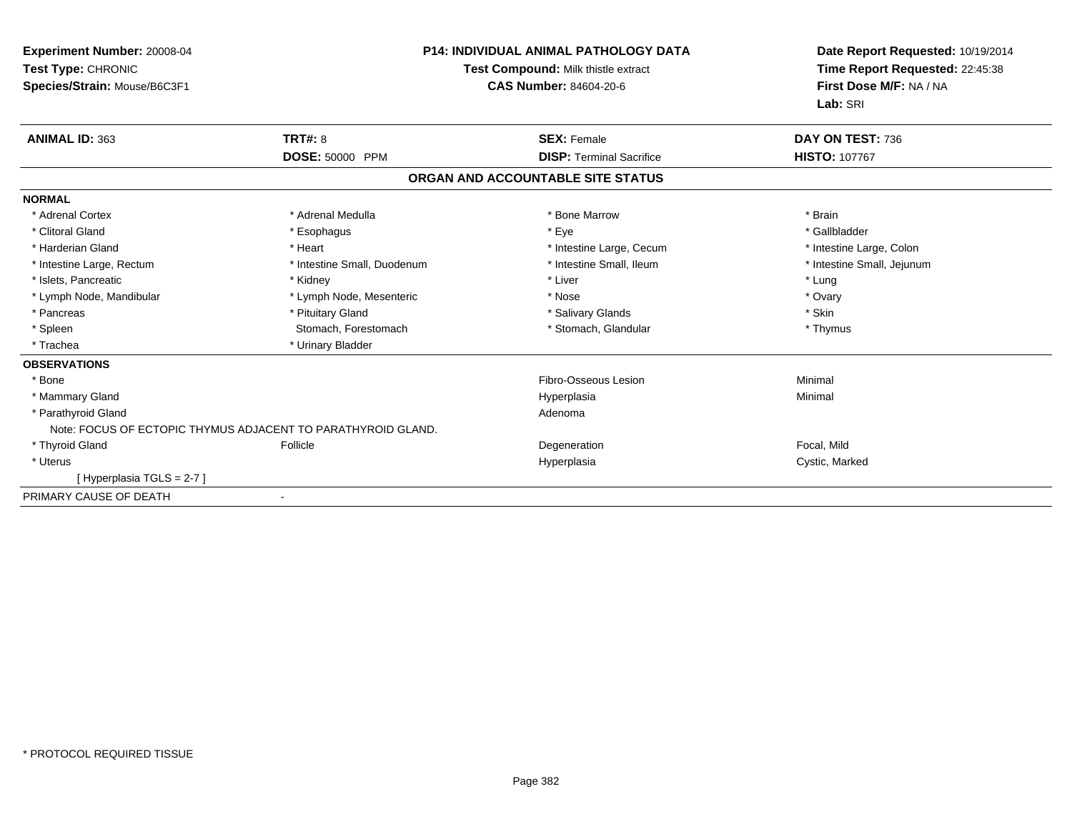**Experiment Number:** 20008-04
**Test Type:** CHRONIC
**Species/Strain:** Mouse/B6C3F1

**P14: INDIVIDUAL ANIMAL PATHOLOGY DATA**
**Test Compound:** Milk thistle extract
**CAS Number:** 84604-20-6

**Date Report Requested:** 10/19/2014
**Time Report Requested:** 22:45:38
**First Dose M/F:** NA / NA
**Lab:** SRI

| **ANIMAL ID:** 363 | **TRT#:** 8 | **SEX:** Female | **DAY ON TEST:** 736 |
|---|---|---|---|
| | **DOSE:** 50000 PPM | **DISP:** Terminal Sacrifice | **HISTO:** 107767 |

## ORGAN AND ACCOUNTABLE SITE STATUS

| | | | |
|---|---|---|---|
| **NORMAL** | | | |
| * Adrenal Cortex | * Adrenal Medulla | * Bone Marrow | * Brain |
| * Clitoral Gland | * Esophagus | * Eye | * Gallbladder |
| * Harderian Gland | * Heart | * Intestine Large, Cecum | * Intestine Large, Colon |
| * Intestine Large, Rectum | * Intestine Small, Duodenum | * Intestine Small, Ileum | * Intestine Small, Jejunum |
| * Islets, Pancreatic | * Kidney | * Liver | * Lung |
| * Lymph Node, Mandibular | * Lymph Node, Mesenteric | * Nose | * Ovary |
| * Pancreas | * Pituitary Gland | * Salivary Glands | * Skin |
| * Spleen | Stomach, Forestomach | * Stomach, Glandular | * Thymus |
| * Trachea | * Urinary Bladder | | |
| **OBSERVATIONS** | | | |
| * Bone | | Fibro-Osseous Lesion | Minimal |
| * Mammary Gland | | Hyperplasia | Minimal |
| * Parathyroid Gland | | Adenoma | |
| Note: FOCUS OF ECTOPIC THYMUS ADJACENT TO PARATHYROID GLAND. | | | |
| * Thyroid Gland | Follicle | Degeneration | Focal, Mild |
| * Uterus | | Hyperplasia | Cystic, Marked |
| [ Hyperplasia TGLS = 2-7 ] | | | |
| PRIMARY CAUSE OF DEATH | - | | |

* PROTOCOL REQUIRED TISSUE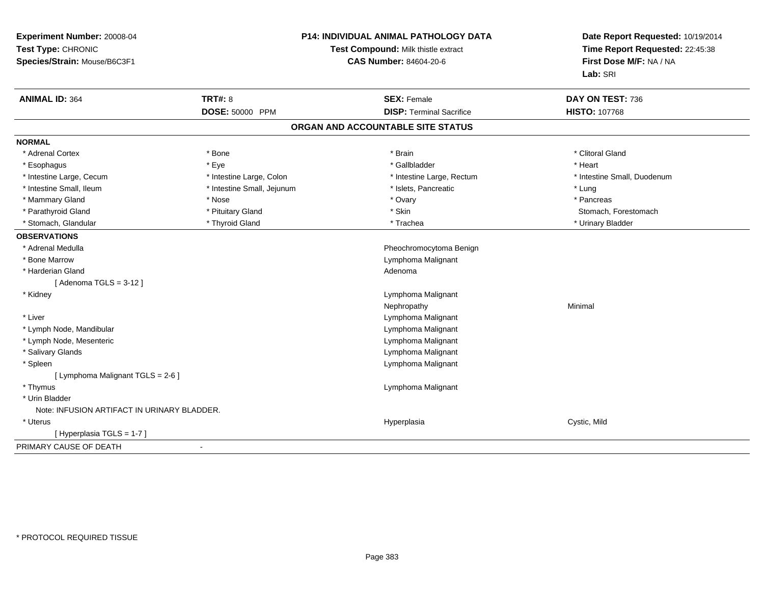**Experiment Number:** 20008-04
**Test Type:** CHRONIC
**Species/Strain:** Mouse/B6C3F1

**P14: INDIVIDUAL ANIMAL PATHOLOGY DATA**
**Test Compound:** Milk thistle extract
**CAS Number:** 84604-20-6

**Date Report Requested:** 10/19/2014
**Time Report Requested:** 22:45:38
**First Dose M/F:** NA / NA
**Lab:** SRI

| **ANIMAL ID:** 364 | **TRT#:** 8 | **SEX:** Female | **DAY ON TEST:** 736 |
|---|---|---|---|
| | **DOSE:** 50000 PPM | **DISP:** Terminal Sacrifice | **HISTO:** 107768 |

## ORGAN AND ACCOUNTABLE SITE STATUS

**NORMAL**

| | | | |
|---|---|---|---|
| * Adrenal Cortex | * Bone | * Brain | * Clitoral Gland |
| * Esophagus | * Eye | * Gallbladder | * Heart |
| * Intestine Large, Cecum | * Intestine Large, Colon | * Intestine Large, Rectum | * Intestine Small, Duodenum |
| * Intestine Small, Ileum | * Intestine Small, Jejunum | * Islets, Pancreatic | * Lung |
| * Mammary Gland | * Nose | * Ovary | * Pancreas |
| * Parathyroid Gland | * Pituitary Gland | * Skin | Stomach, Forestomach |
| * Stomach, Glandular | * Thyroid Gland | * Trachea | * Urinary Bladder |

**OBSERVATIONS**

| | | |
|---|---|---|
| * Adrenal Medulla | Pheochromocytoma Benign | |
| * Bone Marrow | Lymphoma Malignant | |
| * Harderian Gland | Adenoma | |
| [ Adenoma TGLS = 3-12 ] | | |
| * Kidney | Lymphoma Malignant | |
| | Nephropathy | Minimal |
| * Liver | Lymphoma Malignant | |
| * Lymph Node, Mandibular | Lymphoma Malignant | |
| * Lymph Node, Mesenteric | Lymphoma Malignant | |
| * Salivary Glands | Lymphoma Malignant | |
| * Spleen | Lymphoma Malignant | |
| [ Lymphoma Malignant TGLS = 2-6 ] | | |
| * Thymus | Lymphoma Malignant | |
| * Urin Bladder | | |
| Note: INFUSION ARTIFACT IN URINARY BLADDER. | | |
| * Uterus | Hyperplasia | Cystic, Mild |
| [ Hyperplasia TGLS = 1-7 ] | | |

PRIMARY CAUSE OF DEATH -

* PROTOCOL REQUIRED TISSUE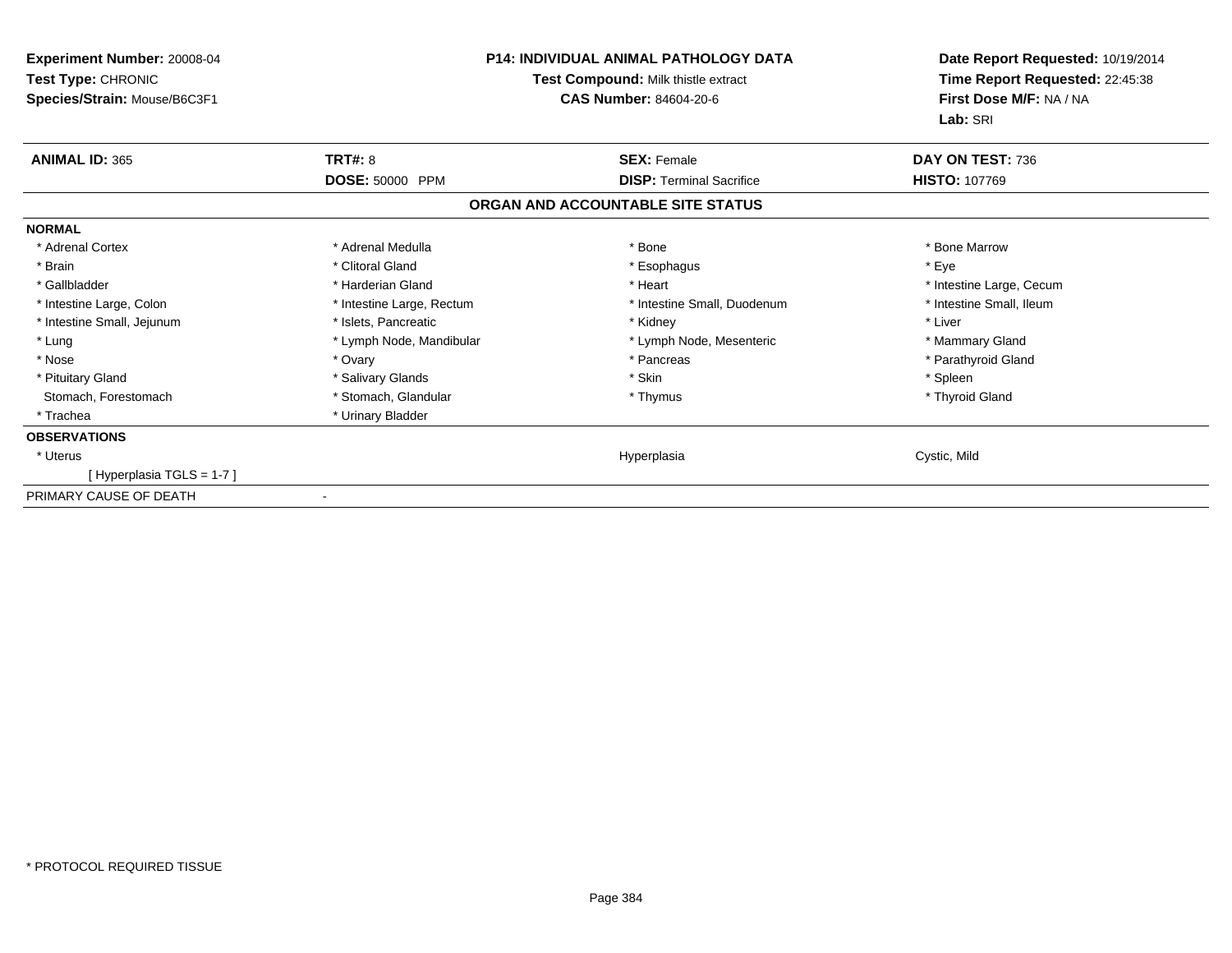**Experiment Number:** 20008-04
**Test Type:** CHRONIC
**Species/Strain:** Mouse/B6C3F1

**P14: INDIVIDUAL ANIMAL PATHOLOGY DATA**
**Test Compound:** Milk thistle extract
**CAS Number:** 84604-20-6

**Date Report Requested:** 10/19/2014
**Time Report Requested:** 22:45:38
**First Dose M/F:** NA / NA
**Lab:** SRI

| **ANIMAL ID:** 365 | **TRT#:** 8 | **SEX:** Female | **DAY ON TEST:** 736 |
|---|---|---|---|
| | **DOSE:** 50000 PPM | **DISP:** Terminal Sacrifice | **HISTO:** 107769 |

**ORGAN AND ACCOUNTABLE SITE STATUS**

| | | | |
|---|---|---|---|
| **NORMAL** | | | |
| * Adrenal Cortex | * Adrenal Medulla | * Bone | * Bone Marrow |
| * Brain | * Clitoral Gland | * Esophagus | * Eye |
| * Gallbladder | * Harderian Gland | * Heart | * Intestine Large, Cecum |
| * Intestine Large, Colon | * Intestine Large, Rectum | * Intestine Small, Duodenum | * Intestine Small, Ileum |
| * Intestine Small, Jejunum | * Islets, Pancreatic | * Kidney | * Liver |
| * Lung | * Lymph Node, Mandibular | * Lymph Node, Mesenteric | * Mammary Gland |
| * Nose | * Ovary | * Pancreas | * Parathyroid Gland |
| * Pituitary Gland | * Salivary Glands | * Skin | * Spleen |
| Stomach, Forestomach | * Stomach, Glandular | * Thymus | * Thyroid Gland |
| * Trachea | * Urinary Bladder | | |
| **OBSERVATIONS** | | | |
| * Uterus | | Hyperplasia | Cystic, Mild |
| [ Hyperplasia TGLS = 1-7 ] | | | |
| PRIMARY CAUSE OF DEATH | - | | |

* PROTOCOL REQUIRED TISSUE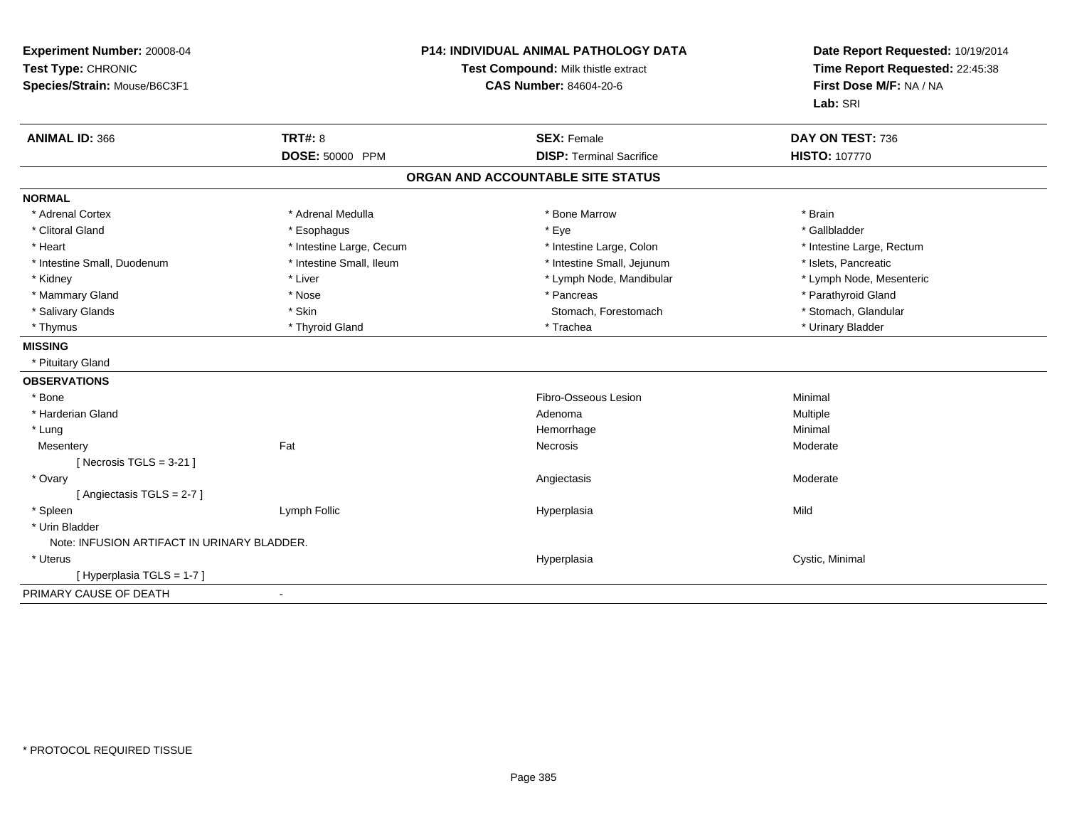**Experiment Number:** 20008-04
**Test Type:** CHRONIC
**Species/Strain:** Mouse/B6C3F1

**P14: INDIVIDUAL ANIMAL PATHOLOGY DATA**
**Test Compound:** Milk thistle extract
**CAS Number:** 84604-20-6

**Date Report Requested:** 10/19/2014
**Time Report Requested:** 22:45:38
**First Dose M/F:** NA / NA
**Lab:** SRI

| **ANIMAL ID:** 366 | **TRT#:** 8 | **SEX:** Female | **DAY ON TEST:** 736 |
|---|---|---|---|
| | **DOSE:** 50000 PPM | **DISP:** Terminal Sacrifice | **HISTO:** 107770 |

## ORGAN AND ACCOUNTABLE SITE STATUS

**NORMAL**

| | | | |
|---|---|---|---|
| * Adrenal Cortex | * Adrenal Medulla | * Bone Marrow | * Brain |
| * Clitoral Gland | * Esophagus | * Eye | * Gallbladder |
| * Heart | * Intestine Large, Cecum | * Intestine Large, Colon | * Intestine Large, Rectum |
| * Intestine Small, Duodenum | * Intestine Small, Ileum | * Intestine Small, Jejunum | * Islets, Pancreatic |
| * Kidney | * Liver | * Lymph Node, Mandibular | * Lymph Node, Mesenteric |
| * Mammary Gland | * Nose | * Pancreas | * Parathyroid Gland |
| * Salivary Glands | * Skin | Stomach, Forestomach | * Stomach, Glandular |
| * Thymus | * Thyroid Gland | * Trachea | * Urinary Bladder |

**MISSING**

* Pituitary Gland

**OBSERVATIONS**

| | | | |
|---|---|---|---|
| * Bone | | Fibro-Osseous Lesion | Minimal |
| * Harderian Gland | | Adenoma | Multiple |
| * Lung | | Hemorrhage | Minimal |
| Mesentery | Fat | Necrosis | Moderate |
| [ Necrosis TGLS = 3-21 ] | | | |
| * Ovary | | Angiectasis | Moderate |
| [ Angiectasis TGLS = 2-7 ] | | | |
| * Spleen | Lymph Follic | Hyperplasia | Mild |
| * Urin Bladder | | | |
| Note: INFUSION ARTIFACT IN URINARY BLADDER. | | | |
| * Uterus | | Hyperplasia | Cystic, Minimal |
| [ Hyperplasia TGLS = 1-7 ] | | | |

PRIMARY CAUSE OF DEATH -

* PROTOCOL REQUIRED TISSUE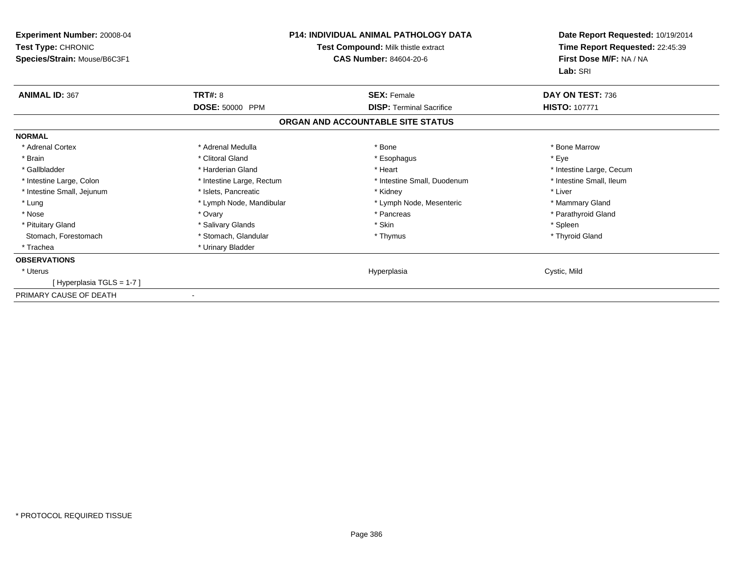**Experiment Number:** 20008-04
**Test Type:** CHRONIC
**Species/Strain:** Mouse/B6C3F1

**P14: INDIVIDUAL ANIMAL PATHOLOGY DATA**
**Test Compound:** Milk thistle extract
**CAS Number:** 84604-20-6

**Date Report Requested:** 10/19/2014
**Time Report Requested:** 22:45:39
**First Dose M/F:** NA / NA
**Lab:** SRI

| **ANIMAL ID:** 367 | **TRT#:** 8 | **SEX:** Female | **DAY ON TEST:** 736 |
|---|---|---|---|
| | **DOSE:** 50000 PPM | **DISP:** Terminal Sacrifice | **HISTO:** 107771 |

**ORGAN AND ACCOUNTABLE SITE STATUS**

**NORMAL**

| | | | |
|---|---|---|---|
| * Adrenal Cortex | * Adrenal Medulla | * Bone | * Bone Marrow |
| * Brain | * Clitoral Gland | * Esophagus | * Eye |
| * Gallbladder | * Harderian Gland | * Heart | * Intestine Large, Cecum |
| * Intestine Large, Colon | * Intestine Large, Rectum | * Intestine Small, Duodenum | * Intestine Small, Ileum |
| * Intestine Small, Jejunum | * Islets, Pancreatic | * Kidney | * Liver |
| * Lung | * Lymph Node, Mandibular | * Lymph Node, Mesenteric | * Mammary Gland |
| * Nose | * Ovary | * Pancreas | * Parathyroid Gland |
| * Pituitary Gland | * Salivary Glands | * Skin | * Spleen |
| Stomach, Forestomach | * Stomach, Glandular | * Thymus | * Thyroid Gland |
| * Trachea | * Urinary Bladder | | |

**OBSERVATIONS**

| | | | |
|---|---|---|---|
| * Uterus | | Hyperplasia | Cystic, Mild |
| [ Hyperplasia TGLS = 1-7 ] | | | |

PRIMARY CAUSE OF DEATH -

\* PROTOCOL REQUIRED TISSUE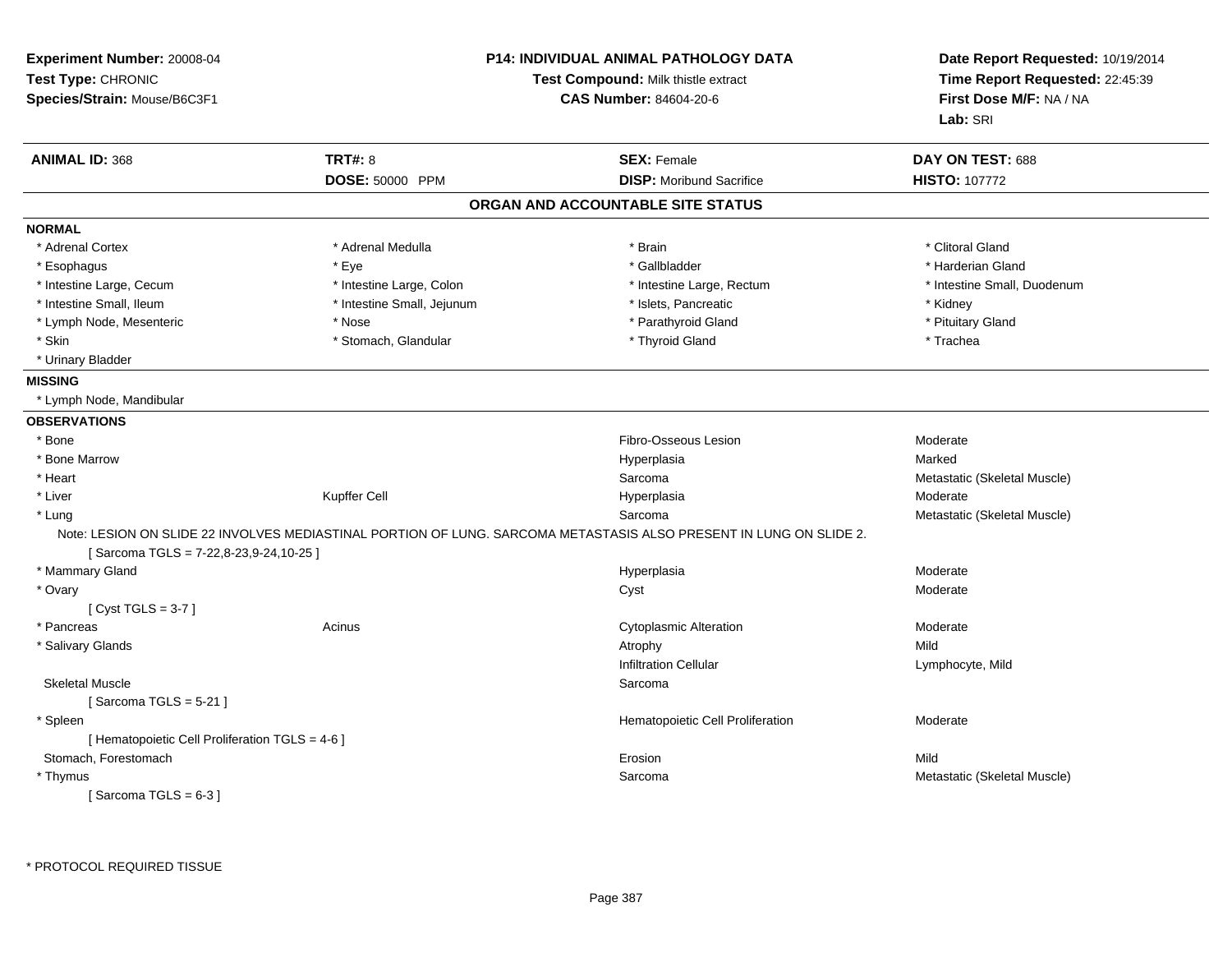**Experiment Number:** 20008-04
**Test Type:** CHRONIC
**Species/Strain:** Mouse/B6C3F1

**P14: INDIVIDUAL ANIMAL PATHOLOGY DATA**
**Test Compound:** Milk thistle extract
**CAS Number:** 84604-20-6

**Date Report Requested:** 10/19/2014
**Time Report Requested:** 22:45:39
**First Dose M/F:** NA / NA
**Lab:** SRI

| **ANIMAL ID:** 368 | **TRT#:** 8 | **SEX:** Female | **DAY ON TEST:** 688 |
|---|---|---|---|
| | **DOSE:** 50000 PPM | **DISP:** Moribund Sacrifice | **HISTO:** 107772 |

## ORGAN AND ACCOUNTABLE SITE STATUS

**NORMAL**

| | | | |
|---|---|---|---|
| * Adrenal Cortex | * Adrenal Medulla | * Brain | * Clitoral Gland |
| * Esophagus | * Eye | * Gallbladder | * Harderian Gland |
| * Intestine Large, Cecum | * Intestine Large, Colon | * Intestine Large, Rectum | * Intestine Small, Duodenum |
| * Intestine Small, Ileum | * Intestine Small, Jejunum | * Islets, Pancreatic | * Kidney |
| * Lymph Node, Mesenteric | * Nose | * Parathyroid Gland | * Pituitary Gland |
| * Skin | * Stomach, Glandular | * Thyroid Gland | * Trachea |
| * Urinary Bladder | | | |

**MISSING**

* Lymph Node, Mandibular

**OBSERVATIONS**

| | | | |
|---|---|---|---|
| * Bone | | Fibro-Osseous Lesion | Moderate |
| * Bone Marrow | | Hyperplasia | Marked |
| * Heart | | Sarcoma | Metastatic (Skeletal Muscle) |
| * Liver | Kupffer Cell | Hyperplasia | Moderate |
| * Lung | | Sarcoma | Metastatic (Skeletal Muscle) |

Note: LESION ON SLIDE 22 INVOLVES MEDIASTINAL PORTION OF LUNG. SARCOMA METASTASIS ALSO PRESENT IN LUNG ON SLIDE 2.

[ Sarcoma TGLS = 7-22,8-23,9-24,10-25 ]

| | | | |
|---|---|---|---|
| * Mammary Gland | | Hyperplasia | Moderate |
| * Ovary | | Cyst | Moderate |
| [ Cyst TGLS = 3-7 ] | | | |
| * Pancreas | Acinus | Cytoplasmic Alteration | Moderate |
| * Salivary Glands | | Atrophy | Mild |
| | | Infiltration Cellular | Lymphocyte, Mild |
| Skeletal Muscle | | Sarcoma | |
| [ Sarcoma TGLS = 5-21 ] | | | |
| * Spleen | | Hematopoietic Cell Proliferation | Moderate |
| [ Hematopoietic Cell Proliferation TGLS = 4-6 ] | | | |
| Stomach, Forestomach | | Erosion | Mild |
| * Thymus | | Sarcoma | Metastatic (Skeletal Muscle) |
| [ Sarcoma TGLS = 6-3 ] | | | |

* PROTOCOL REQUIRED TISSUE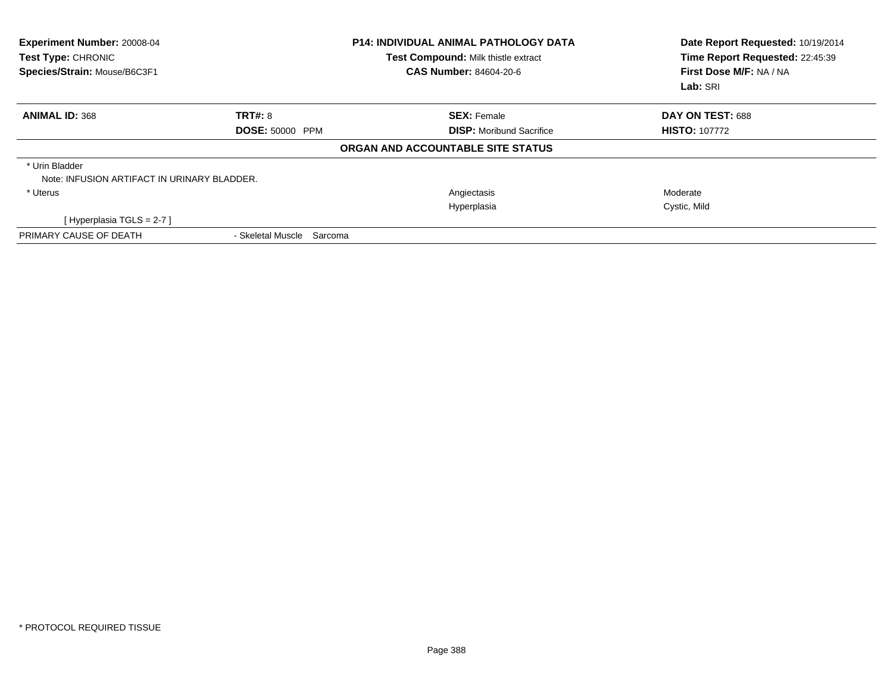**Experiment Number:** 20008-04
**Test Type:** CHRONIC
**Species/Strain:** Mouse/B6C3F1

**P14: INDIVIDUAL ANIMAL PATHOLOGY DATA**
**Test Compound:** Milk thistle extract
**CAS Number:** 84604-20-6

**Date Report Requested:** 10/19/2014
**Time Report Requested:** 22:45:39
**First Dose M/F:** NA / NA
**Lab:** SRI

| **ANIMAL ID:** 368 | **TRT#:** 8 | **SEX:** Female | **DAY ON TEST:** 688 |
|---|---|---|---|
| | **DOSE:** 50000 PPM | **DISP:** Moribund Sacrifice | **HISTO:** 107772 |

**ORGAN AND ACCOUNTABLE SITE STATUS**

| | | | |
|---|---|---|---|
| * Urin Bladder | | | |
| Note: INFUSION ARTIFACT IN URINARY BLADDER. | | | |
| * Uterus | | Angiectasis | Moderate |
| | | Hyperplasia | Cystic, Mild |
| [ Hyperplasia TGLS = 2-7 ] | | | |
| PRIMARY CAUSE OF DEATH | - Skeletal Muscle Sarcoma | | |

* PROTOCOL REQUIRED TISSUE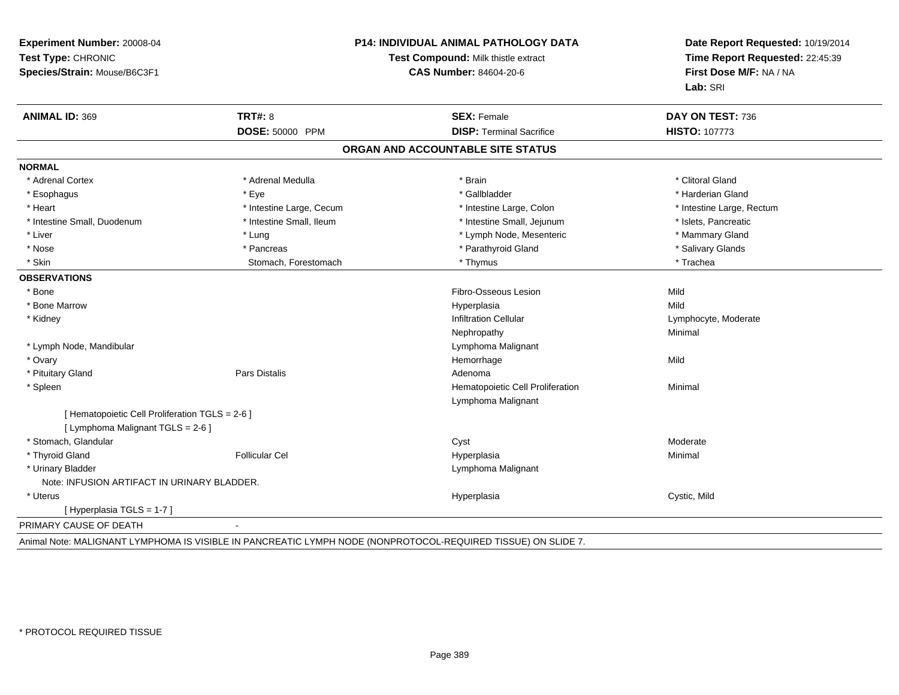**Experiment Number:** 20008-04
**Test Type:** CHRONIC
**Species/Strain:** Mouse/B6C3F1

**P14: INDIVIDUAL ANIMAL PATHOLOGY DATA**
**Test Compound:** Milk thistle extract
**CAS Number:** 84604-20-6

**Date Report Requested:** 10/19/2014
**Time Report Requested:** 22:45:39
**First Dose M/F:** NA / NA
**Lab:** SRI

| **ANIMAL ID:** 369 | **TRT#:** 8 | **SEX:** Female | **DAY ON TEST:** 736 |
|---|---|---|---|
| | **DOSE:** 50000 PPM | **DISP:** Terminal Sacrifice | **HISTO:** 107773 |

## ORGAN AND ACCOUNTABLE SITE STATUS

**NORMAL**

| | | | |
|---|---|---|---|
| * Adrenal Cortex | * Adrenal Medulla | * Brain | * Clitoral Gland |
| * Esophagus | * Eye | * Gallbladder | * Harderian Gland |
| * Heart | * Intestine Large, Cecum | * Intestine Large, Colon | * Intestine Large, Rectum |
| * Intestine Small, Duodenum | * Intestine Small, Ileum | * Intestine Small, Jejunum | * Islets, Pancreatic |
| * Liver | * Lung | * Lymph Node, Mesenteric | * Mammary Gland |
| * Nose | * Pancreas | * Parathyroid Gland | * Salivary Glands |
| * Skin | Stomach, Forestomach | * Thymus | * Trachea |

**OBSERVATIONS**

| | | | |
|---|---|---|---|
| * Bone | | Fibro-Osseous Lesion | Mild |
| * Bone Marrow | | Hyperplasia | Mild |
| * Kidney | | Infiltration Cellular | Lymphocyte, Moderate |
| | | Nephropathy | Minimal |
| * Lymph Node, Mandibular | | Lymphoma Malignant | |
| * Ovary | | Hemorrhage | Mild |
| * Pituitary Gland | Pars Distalis | Adenoma | |
| * Spleen | | Hematopoietic Cell Proliferation | Minimal |
| | | Lymphoma Malignant | |
| [ Hematopoietic Cell Proliferation TGLS = 2-6 ] | | | |
| [ Lymphoma Malignant TGLS = 2-6 ] | | | |
| * Stomach, Glandular | | Cyst | Moderate |
| * Thyroid Gland | Follicular Cel | Hyperplasia | Minimal |
| * Urinary Bladder | | Lymphoma Malignant | |
| Note: INFUSION ARTIFACT IN URINARY BLADDER. | | | |
| * Uterus | | Hyperplasia | Cystic, Mild |
| [ Hyperplasia TGLS = 1-7 ] | | | |

PRIMARY CAUSE OF DEATH -

Animal Note: MALIGNANT LYMPHOMA IS VISIBLE IN PANCREATIC LYMPH NODE (NONPROTOCOL-REQUIRED TISSUE) ON SLIDE 7.

* PROTOCOL REQUIRED TISSUE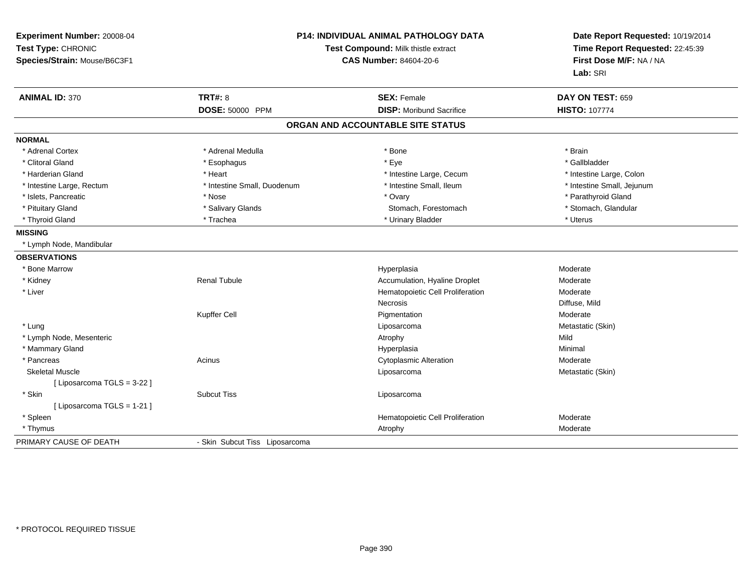**Experiment Number:** 20008-04
**Test Type:** CHRONIC
**Species/Strain:** Mouse/B6C3F1

**P14: INDIVIDUAL ANIMAL PATHOLOGY DATA**
**Test Compound:** Milk thistle extract
**CAS Number:** 84604-20-6

**Date Report Requested:** 10/19/2014
**Time Report Requested:** 22:45:39
**First Dose M/F:** NA / NA
**Lab:** SRI

| **ANIMAL ID:** 370 | **TRT#:** 8 | **SEX:** Female | **DAY ON TEST:** 659 |
|---|---|---|---|
| | **DOSE:** 50000 PPM | **DISP:** Moribund Sacrifice | **HISTO:** 107774 |

## ORGAN AND ACCOUNTABLE SITE STATUS

**NORMAL**

| | | | |
|---|---|---|---|
| * Adrenal Cortex | * Adrenal Medulla | * Bone | * Brain |
| * Clitoral Gland | * Esophagus | * Eye | * Gallbladder |
| * Harderian Gland | * Heart | * Intestine Large, Cecum | * Intestine Large, Colon |
| * Intestine Large, Rectum | * Intestine Small, Duodenum | * Intestine Small, Ileum | * Intestine Small, Jejunum |
| * Islets, Pancreatic | * Nose | * Ovary | * Parathyroid Gland |
| * Pituitary Gland | * Salivary Glands | Stomach, Forestomach | * Stomach, Glandular |
| * Thyroid Gland | * Trachea | * Urinary Bladder | * Uterus |

**MISSING**

* Lymph Node, Mandibular

**OBSERVATIONS**

| | | | |
|---|---|---|---|
| * Bone Marrow | | Hyperplasia | Moderate |
| * Kidney | Renal Tubule | Accumulation, Hyaline Droplet | Moderate |
| * Liver | | Hematopoietic Cell Proliferation | Moderate |
| | | Necrosis | Diffuse, Mild |
| | Kupffer Cell | Pigmentation | Moderate |
| * Lung | | Liposarcoma | Metastatic (Skin) |
| * Lymph Node, Mesenteric | | Atrophy | Mild |
| * Mammary Gland | | Hyperplasia | Minimal |
| * Pancreas | Acinus | Cytoplasmic Alteration | Moderate |
| Skeletal Muscle | | Liposarcoma | Metastatic (Skin) |
| [ Liposarcoma TGLS = 3-22 ] | | | |
| * Skin | Subcut Tiss | Liposarcoma | |
| [ Liposarcoma TGLS = 1-21 ] | | | |
| * Spleen | | Hematopoietic Cell Proliferation | Moderate |
| * Thymus | | Atrophy | Moderate |

PRIMARY CAUSE OF DEATH - Skin Subcut Tiss Liposarcoma

* PROTOCOL REQUIRED TISSUE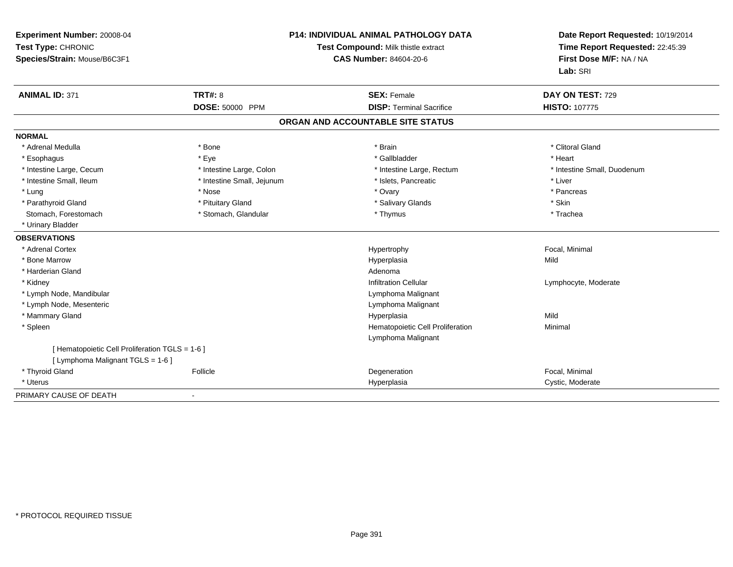**Experiment Number:** 20008-04
**Test Type:** CHRONIC
**Species/Strain:** Mouse/B6C3F1

**P14: INDIVIDUAL ANIMAL PATHOLOGY DATA**
**Test Compound:** Milk thistle extract
**CAS Number:** 84604-20-6

**Date Report Requested:** 10/19/2014
**Time Report Requested:** 22:45:39
**First Dose M/F:** NA / NA
**Lab:** SRI

| **ANIMAL ID:** 371 | **TRT#:** 8 | **SEX:** Female | **DAY ON TEST:** 729 |
|---|---|---|---|
| | **DOSE:** 50000 PPM | **DISP:** Terminal Sacrifice | **HISTO:** 107775 |

## ORGAN AND ACCOUNTABLE SITE STATUS

**NORMAL**

| | | | |
|---|---|---|---|
| * Adrenal Medulla | * Bone | * Brain | * Clitoral Gland |
| * Esophagus | * Eye | * Gallbladder | * Heart |
| * Intestine Large, Cecum | * Intestine Large, Colon | * Intestine Large, Rectum | * Intestine Small, Duodenum |
| * Intestine Small, Ileum | * Intestine Small, Jejunum | * Islets, Pancreatic | * Liver |
| * Lung | * Nose | * Ovary | * Pancreas |
| * Parathyroid Gland | * Pituitary Gland | * Salivary Glands | * Skin |
| Stomach, Forestomach | * Stomach, Glandular | * Thymus | * Trachea |
| * Urinary Bladder | | | |

**OBSERVATIONS**

| | | | |
|---|---|---|---|
| * Adrenal Cortex | | Hypertrophy | Focal, Minimal |
| * Bone Marrow | | Hyperplasia | Mild |
| * Harderian Gland | | Adenoma | |
| * Kidney | | Infiltration Cellular | Lymphocyte, Moderate |
| * Lymph Node, Mandibular | | Lymphoma Malignant | |
| * Lymph Node, Mesenteric | | Lymphoma Malignant | |
| * Mammary Gland | | Hyperplasia | Mild |
| * Spleen | | Hematopoietic Cell Proliferation | Minimal |
| | | Lymphoma Malignant | |
| [ Hematopoietic Cell Proliferation TGLS = 1-6 ] | | | |
| [ Lymphoma Malignant TGLS = 1-6 ] | | | |
| * Thyroid Gland | Follicle | Degeneration | Focal, Minimal |
| * Uterus | | Hyperplasia | Cystic, Moderate |

PRIMARY CAUSE OF DEATH -

\* PROTOCOL REQUIRED TISSUE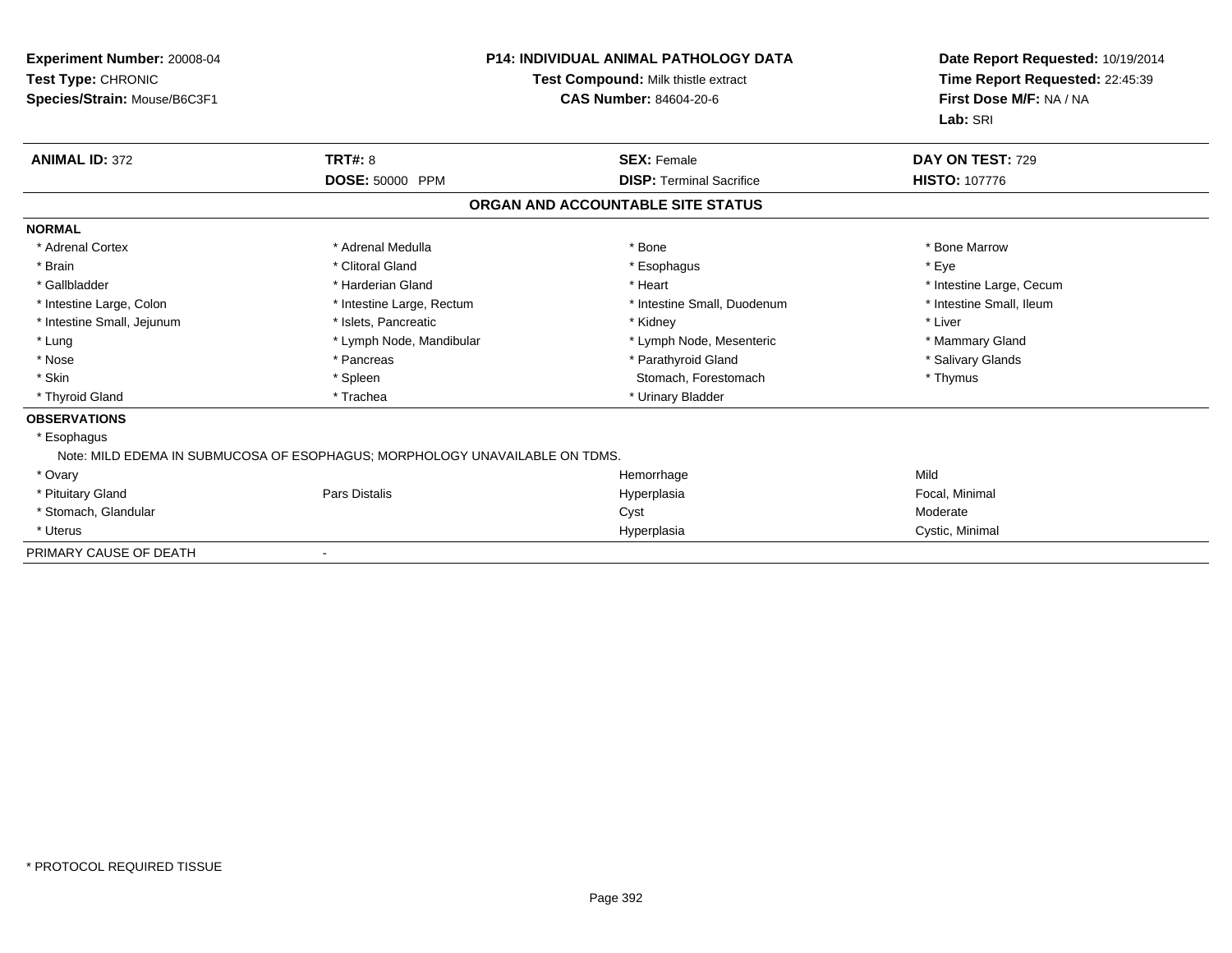**Experiment Number:** 20008-04
**Test Type:** CHRONIC
**Species/Strain:** Mouse/B6C3F1

**P14: INDIVIDUAL ANIMAL PATHOLOGY DATA**
**Test Compound:** Milk thistle extract
**CAS Number:** 84604-20-6

**Date Report Requested:** 10/19/2014
**Time Report Requested:** 22:45:39
**First Dose M/F:** NA / NA
**Lab:** SRI

| **ANIMAL ID:** 372 | **TRT#:** 8 | **SEX:** Female | **DAY ON TEST:** 729 |
|---|---|---|---|
| | **DOSE:** 50000 PPM | **DISP:** Terminal Sacrifice | **HISTO:** 107776 |

## ORGAN AND ACCOUNTABLE SITE STATUS

**NORMAL**

| | | | |
|---|---|---|---|
| * Adrenal Cortex | * Adrenal Medulla | * Bone | * Bone Marrow |
| * Brain | * Clitoral Gland | * Esophagus | * Eye |
| * Gallbladder | * Harderian Gland | * Heart | * Intestine Large, Cecum |
| * Intestine Large, Colon | * Intestine Large, Rectum | * Intestine Small, Duodenum | * Intestine Small, Ileum |
| * Intestine Small, Jejunum | * Islets, Pancreatic | * Kidney | * Liver |
| * Lung | * Lymph Node, Mandibular | * Lymph Node, Mesenteric | * Mammary Gland |
| * Nose | * Pancreas | * Parathyroid Gland | * Salivary Glands |
| * Skin | * Spleen | Stomach, Forestomach | * Thymus |
| * Thyroid Gland | * Trachea | * Urinary Bladder | |

**OBSERVATIONS**

* Esophagus

Note: MILD EDEMA IN SUBMUCOSA OF ESOPHAGUS; MORPHOLOGY UNAVAILABLE ON TDMS.

| | | | |
|---|---|---|---|
| * Ovary | | Hemorrhage | Mild |
| * Pituitary Gland | Pars Distalis | Hyperplasia | Focal, Minimal |
| * Stomach, Glandular | | Cyst | Moderate |
| * Uterus | | Hyperplasia | Cystic, Minimal |

PRIMARY CAUSE OF DEATH -

* PROTOCOL REQUIRED TISSUE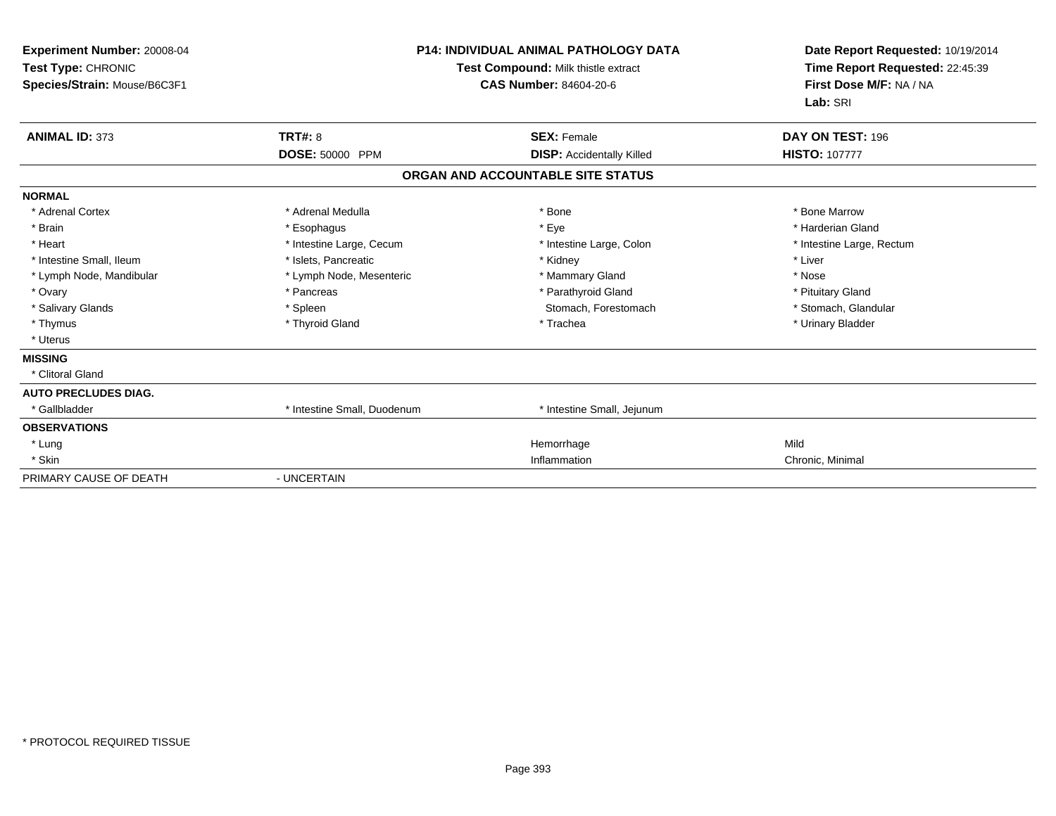**Experiment Number:** 20008-04
**Test Type:** CHRONIC
**Species/Strain:** Mouse/B6C3F1

**P14: INDIVIDUAL ANIMAL PATHOLOGY DATA**
**Test Compound:** Milk thistle extract
**CAS Number:** 84604-20-6

**Date Report Requested:** 10/19/2014
**Time Report Requested:** 22:45:39
**First Dose M/F:** NA / NA
**Lab:** SRI

| **ANIMAL ID:** 373 | **TRT#:** 8 | **SEX:** Female | **DAY ON TEST:** 196 |
|---|---|---|---|
| | **DOSE:** 50000 PPM | **DISP:** Accidentally Killed | **HISTO:** 107777 |

**ORGAN AND ACCOUNTABLE SITE STATUS**

| | | | |
|---|---|---|---|
| **NORMAL** | | | |
| * Adrenal Cortex | * Adrenal Medulla | * Bone | * Bone Marrow |
| * Brain | * Esophagus | * Eye | * Harderian Gland |
| * Heart | * Intestine Large, Cecum | * Intestine Large, Colon | * Intestine Large, Rectum |
| * Intestine Small, Ileum | * Islets, Pancreatic | * Kidney | * Liver |
| * Lymph Node, Mandibular | * Lymph Node, Mesenteric | * Mammary Gland | * Nose |
| * Ovary | * Pancreas | * Parathyroid Gland | * Pituitary Gland |
| * Salivary Glands | * Spleen | Stomach, Forestomach | * Stomach, Glandular |
| * Thymus | * Thyroid Gland | * Trachea | * Urinary Bladder |
| * Uterus | | | |
| **MISSING** | | | |
| * Clitoral Gland | | | |
| **AUTO PRECLUDES DIAG.** | | | |
| * Gallbladder | * Intestine Small, Duodenum | * Intestine Small, Jejunum | |
| **OBSERVATIONS** | | | |
| * Lung | | Hemorrhage | Mild |
| * Skin | | Inflammation | Chronic, Minimal |
| PRIMARY CAUSE OF DEATH | - UNCERTAIN | | |

* PROTOCOL REQUIRED TISSUE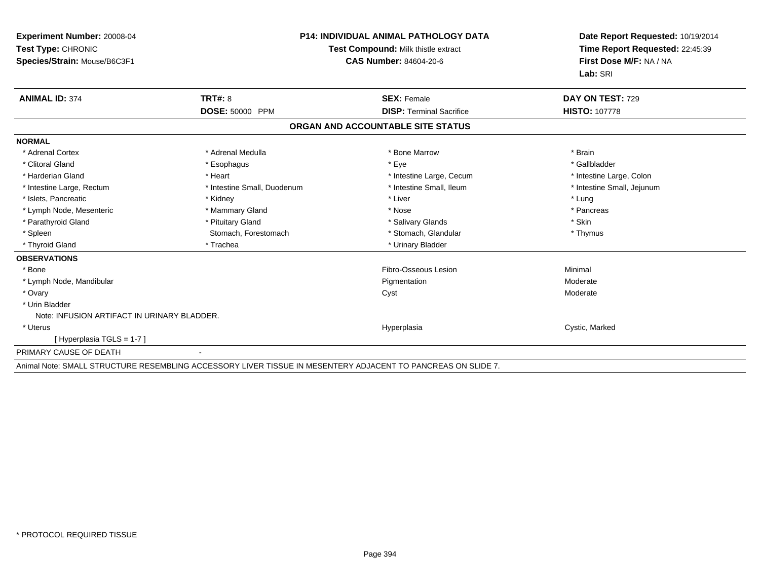**Experiment Number:** 20008-04
**Test Type:** CHRONIC
**Species/Strain:** Mouse/B6C3F1

**P14: INDIVIDUAL ANIMAL PATHOLOGY DATA**
**Test Compound:** Milk thistle extract
**CAS Number:** 84604-20-6

**Date Report Requested:** 10/19/2014
**Time Report Requested:** 22:45:39
**First Dose M/F:** NA / NA
**Lab:** SRI

| **ANIMAL ID:** 374 | **TRT#:** 8 | **SEX:** Female | **DAY ON TEST:** 729 |
|---|---|---|---|
| | **DOSE:** 50000 PPM | **DISP:** Terminal Sacrifice | **HISTO:** 107778 |

## ORGAN AND ACCOUNTABLE SITE STATUS

**NORMAL**

| | | | |
|---|---|---|---|
| * Adrenal Cortex | * Adrenal Medulla | * Bone Marrow | * Brain |
| * Clitoral Gland | * Esophagus | * Eye | * Gallbladder |
| * Harderian Gland | * Heart | * Intestine Large, Cecum | * Intestine Large, Colon |
| * Intestine Large, Rectum | * Intestine Small, Duodenum | * Intestine Small, Ileum | * Intestine Small, Jejunum |
| * Islets, Pancreatic | * Kidney | * Liver | * Lung |
| * Lymph Node, Mesenteric | * Mammary Gland | * Nose | * Pancreas |
| * Parathyroid Gland | * Pituitary Gland | * Salivary Glands | * Skin |
| * Spleen | Stomach, Forestomach | * Stomach, Glandular | * Thymus |
| * Thyroid Gland | * Trachea | * Urinary Bladder | |

**OBSERVATIONS**

| | | |
|---|---|---|
| * Bone | Fibro-Osseous Lesion | Minimal |
| * Lymph Node, Mandibular | Pigmentation | Moderate |
| * Ovary | Cyst | Moderate |
| * Urin Bladder | | |
| Note: INFUSION ARTIFACT IN URINARY BLADDER. | | |
| * Uterus | Hyperplasia | Cystic, Marked |
| [ Hyperplasia TGLS = 1-7 ] | | |

PRIMARY CAUSE OF DEATH -

Animal Note: SMALL STRUCTURE RESEMBLING ACCESSORY LIVER TISSUE IN MESENTERY ADJACENT TO PANCREAS ON SLIDE 7.

* PROTOCOL REQUIRED TISSUE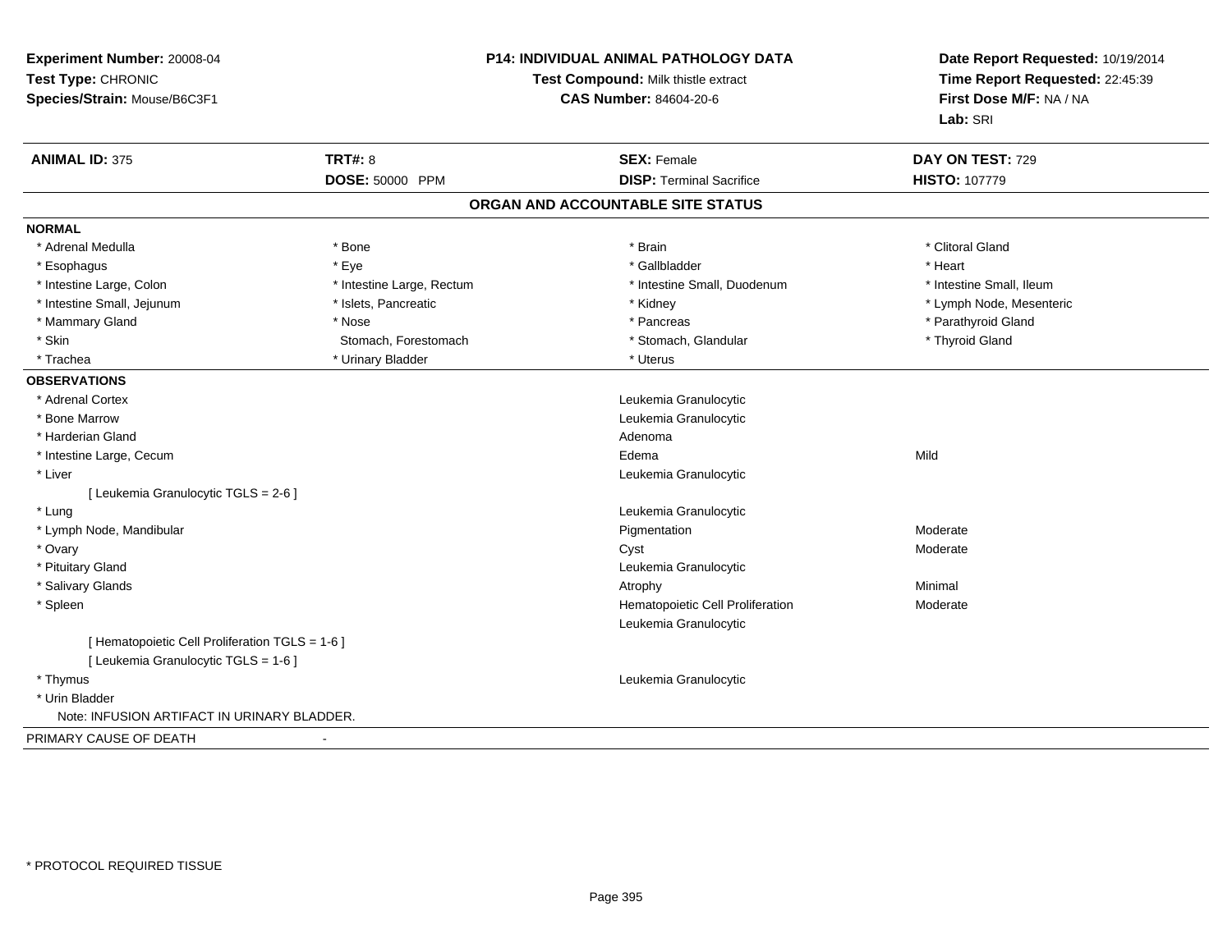**Experiment Number:** 20008-04
**Test Type:** CHRONIC
**Species/Strain:** Mouse/B6C3F1

**P14: INDIVIDUAL ANIMAL PATHOLOGY DATA**
**Test Compound:** Milk thistle extract
**CAS Number:** 84604-20-6

**Date Report Requested:** 10/19/2014
**Time Report Requested:** 22:45:39
**First Dose M/F:** NA / NA
**Lab:** SRI

| **ANIMAL ID:** 375 | **TRT#:** 8 | **SEX:** Female | **DAY ON TEST:** 729 |
|---|---|---|---|
| | **DOSE:** 50000 PPM | **DISP:** Terminal Sacrifice | **HISTO:** 107779 |

## ORGAN AND ACCOUNTABLE SITE STATUS

**NORMAL**

| | | | |
|---|---|---|---|
| * Adrenal Medulla | * Bone | * Brain | * Clitoral Gland |
| * Esophagus | * Eye | * Gallbladder | * Heart |
| * Intestine Large, Colon | * Intestine Large, Rectum | * Intestine Small, Duodenum | * Intestine Small, Ileum |
| * Intestine Small, Jejunum | * Islets, Pancreatic | * Kidney | * Lymph Node, Mesenteric |
| * Mammary Gland | * Nose | * Pancreas | * Parathyroid Gland |
| * Skin | Stomach, Forestomach | * Stomach, Glandular | * Thyroid Gland |
| * Trachea | * Urinary Bladder | * Uterus | |

**OBSERVATIONS**

| | | |
|---|---|---|
| * Adrenal Cortex | Leukemia Granulocytic | |
| * Bone Marrow | Leukemia Granulocytic | |
| * Harderian Gland | Adenoma | |
| * Intestine Large, Cecum | Edema | Mild |
| * Liver | Leukemia Granulocytic | |
| [ Leukemia Granulocytic TGLS = 2-6 ] | | |
| * Lung | Leukemia Granulocytic | |
| * Lymph Node, Mandibular | Pigmentation | Moderate |
| * Ovary | Cyst | Moderate |
| * Pituitary Gland | Leukemia Granulocytic | |
| * Salivary Glands | Atrophy | Minimal |
| * Spleen | Hematopoietic Cell Proliferation | Moderate |
| | Leukemia Granulocytic | |
| [ Hematopoietic Cell Proliferation TGLS = 1-6 ] | | |
| [ Leukemia Granulocytic TGLS = 1-6 ] | | |
| * Thymus | Leukemia Granulocytic | |
| * Urin Bladder | | |

Note: INFUSION ARTIFACT IN URINARY BLADDER.

PRIMARY CAUSE OF DEATH -

\* PROTOCOL REQUIRED TISSUE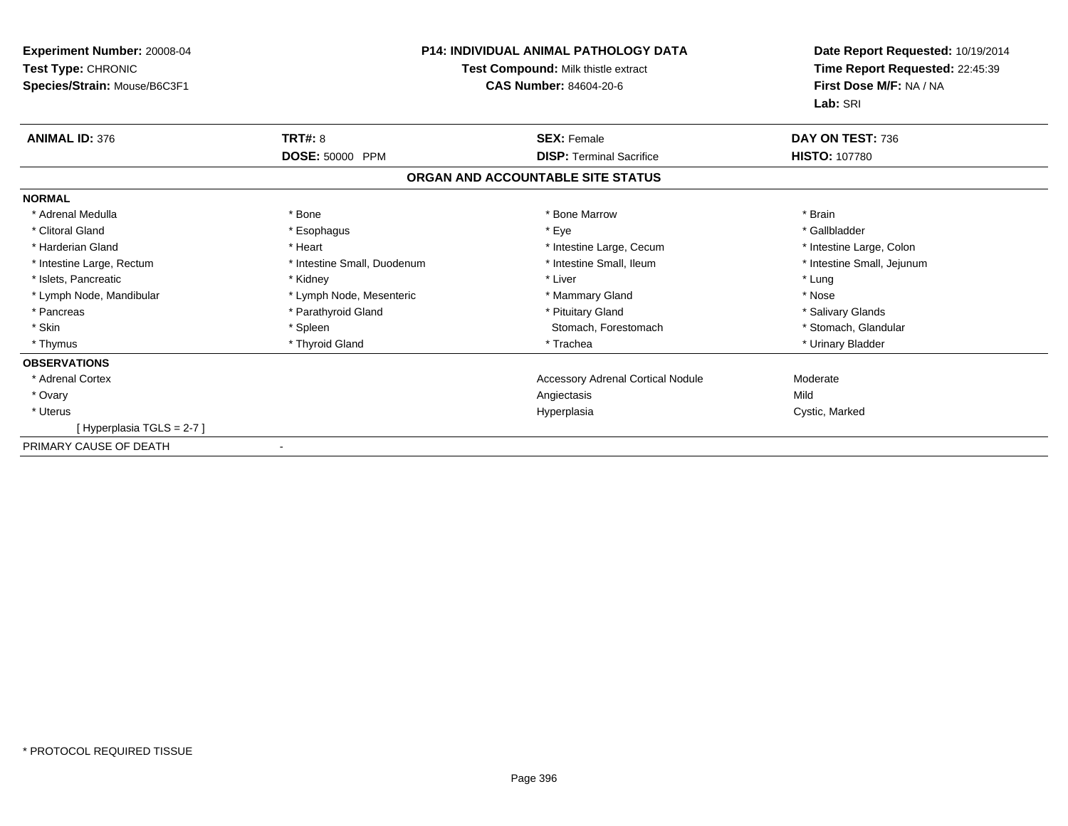**Experiment Number:** 20008-04
**Test Type:** CHRONIC
**Species/Strain:** Mouse/B6C3F1

**P14: INDIVIDUAL ANIMAL PATHOLOGY DATA**
**Test Compound:** Milk thistle extract
**CAS Number:** 84604-20-6

**Date Report Requested:** 10/19/2014
**Time Report Requested:** 22:45:39
**First Dose M/F:** NA / NA
**Lab:** SRI

| **ANIMAL ID:** 376 | **TRT#:** 8 | **SEX:** Female | **DAY ON TEST:** 736 |
|---|---|---|---|
| | **DOSE:** 50000 PPM | **DISP:** Terminal Sacrifice | **HISTO:** 107780 |

## ORGAN AND ACCOUNTABLE SITE STATUS

**NORMAL**

| | | | |
|---|---|---|---|
| * Adrenal Medulla | * Bone | * Bone Marrow | * Brain |
| * Clitoral Gland | * Esophagus | * Eye | * Gallbladder |
| * Harderian Gland | * Heart | * Intestine Large, Cecum | * Intestine Large, Colon |
| * Intestine Large, Rectum | * Intestine Small, Duodenum | * Intestine Small, Ileum | * Intestine Small, Jejunum |
| * Islets, Pancreatic | * Kidney | * Liver | * Lung |
| * Lymph Node, Mandibular | * Lymph Node, Mesenteric | * Mammary Gland | * Nose |
| * Pancreas | * Parathyroid Gland | * Pituitary Gland | * Salivary Glands |
| * Skin | * Spleen | Stomach, Forestomach | * Stomach, Glandular |
| * Thymus | * Thyroid Gland | * Trachea | * Urinary Bladder |

**OBSERVATIONS**

| | | |
|---|---|---|
| * Adrenal Cortex | Accessory Adrenal Cortical Nodule | Moderate |
| * Ovary | Angiectasis | Mild |
| * Uterus | Hyperplasia | Cystic, Marked |
| [ Hyperplasia TGLS = 2-7 ] | | |

PRIMARY CAUSE OF DEATH -

* PROTOCOL REQUIRED TISSUE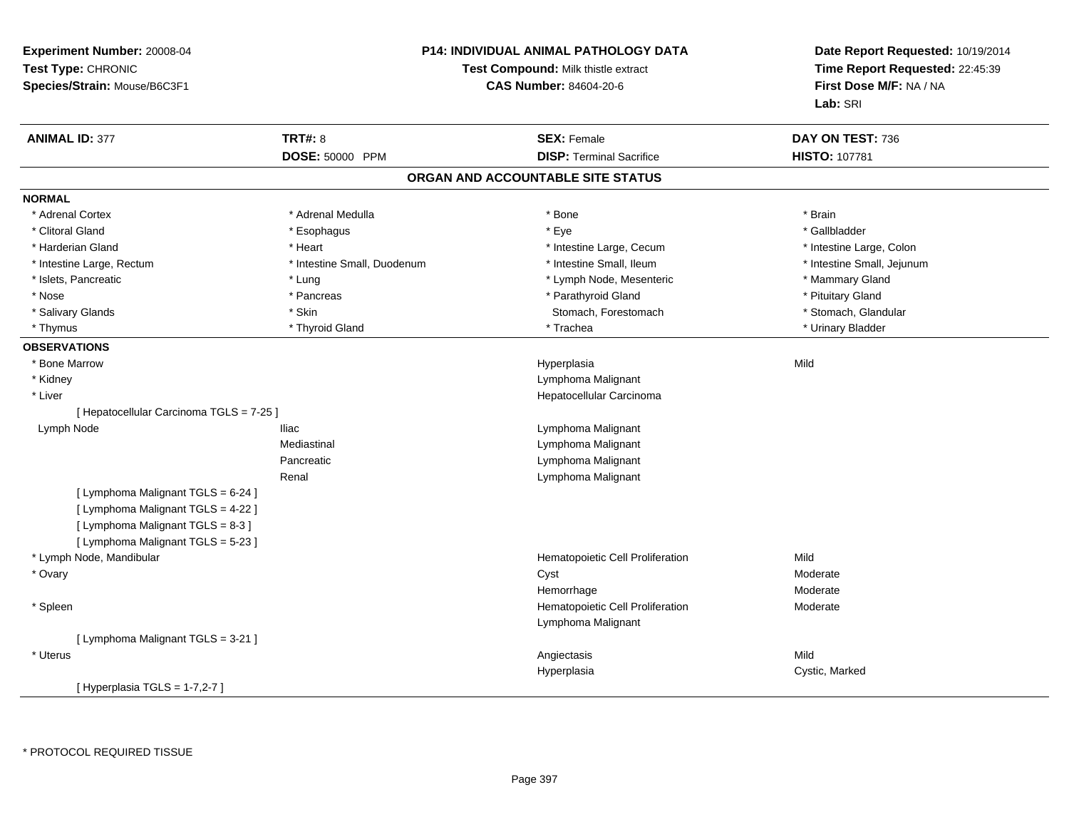**Experiment Number:** 20008-04
**Test Type:** CHRONIC
**Species/Strain:** Mouse/B6C3F1

**P14: INDIVIDUAL ANIMAL PATHOLOGY DATA**
**Test Compound:** Milk thistle extract
**CAS Number:** 84604-20-6

**Date Report Requested:** 10/19/2014
**Time Report Requested:** 22:45:39
**First Dose M/F:** NA / NA
**Lab:** SRI

| **ANIMAL ID:** 377 | **TRT#:** 8 | **SEX:** Female | **DAY ON TEST:** 736 |
|---|---|---|---|
| | **DOSE:** 50000 PPM | **DISP:** Terminal Sacrifice | **HISTO:** 107781 |

## ORGAN AND ACCOUNTABLE SITE STATUS

**NORMAL**

| | | | |
|---|---|---|---|
| * Adrenal Cortex | * Adrenal Medulla | * Bone | * Brain |
| * Clitoral Gland | * Esophagus | * Eye | * Gallbladder |
| * Harderian Gland | * Heart | * Intestine Large, Cecum | * Intestine Large, Colon |
| * Intestine Large, Rectum | * Intestine Small, Duodenum | * Intestine Small, Ileum | * Intestine Small, Jejunum |
| * Islets, Pancreatic | * Lung | * Lymph Node, Mesenteric | * Mammary Gland |
| * Nose | * Pancreas | * Parathyroid Gland | * Pituitary Gland |
| * Salivary Glands | * Skin | Stomach, Forestomach | * Stomach, Glandular |
| * Thymus | * Thyroid Gland | * Trachea | * Urinary Bladder |

**OBSERVATIONS**

| | | | |
|---|---|---|---|
| * Bone Marrow | | Hyperplasia | Mild |
| * Kidney | | Lymphoma Malignant | |
| * Liver | | Hepatocellular Carcinoma | |
| [ Hepatocellular Carcinoma TGLS = 7-25 ] | | | |
| Lymph Node | Iliac | Lymphoma Malignant | |
| | Mediastinal | Lymphoma Malignant | |
| | Pancreatic | Lymphoma Malignant | |
| | Renal | Lymphoma Malignant | |
| [ Lymphoma Malignant TGLS = 6-24 ] | | | |
| [ Lymphoma Malignant TGLS = 4-22 ] | | | |
| [ Lymphoma Malignant TGLS = 8-3 ] | | | |
| [ Lymphoma Malignant TGLS = 5-23 ] | | | |
| * Lymph Node, Mandibular | | Hematopoietic Cell Proliferation | Mild |
| * Ovary | | Cyst | Moderate |
| | | Hemorrhage | Moderate |
| * Spleen | | Hematopoietic Cell Proliferation | Moderate |
| | | Lymphoma Malignant | |
| [ Lymphoma Malignant TGLS = 3-21 ] | | | |
| * Uterus | | Angiectasis | Mild |
| | | Hyperplasia | Cystic, Marked |
| [ Hyperplasia TGLS = 1-7,2-7 ] | | | |

* PROTOCOL REQUIRED TISSUE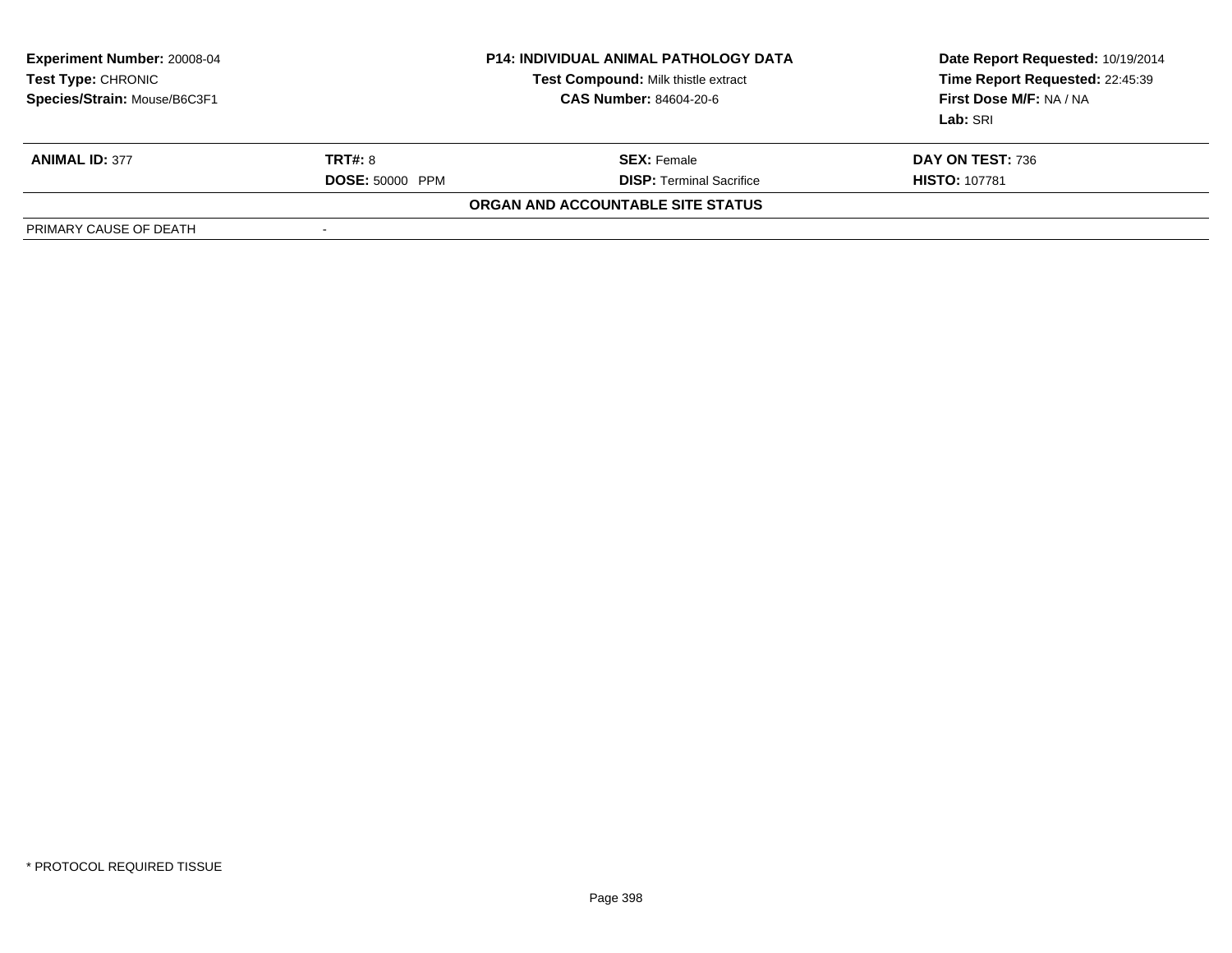| Experiment Number: 20008-04 | P14: INDIVIDUAL ANIMAL PATHOLOGY DATA | Date Report Requested: 10/19/2014 |
|---|---|---|
| Test Type: CHRONIC | Test Compound: Milk thistle extract | Time Report Requested: 22:45:39 |
| Species/Strain: Mouse/B6C3F1 | CAS Number: 84604-20-6 | First Dose M/F: NA / NA |
| | | Lab: SRI |

| ANIMAL ID: 377 | TRT#: 8 | SEX: Female | DAY ON TEST: 736 |
|---|---|---|---|
| | DOSE: 50000 PPM | DISP: Terminal Sacrifice | HISTO: 107781 |

**ORGAN AND ACCOUNTABLE SITE STATUS**

| PRIMARY CAUSE OF DEATH | - |
|---|---|

* PROTOCOL REQUIRED TISSUE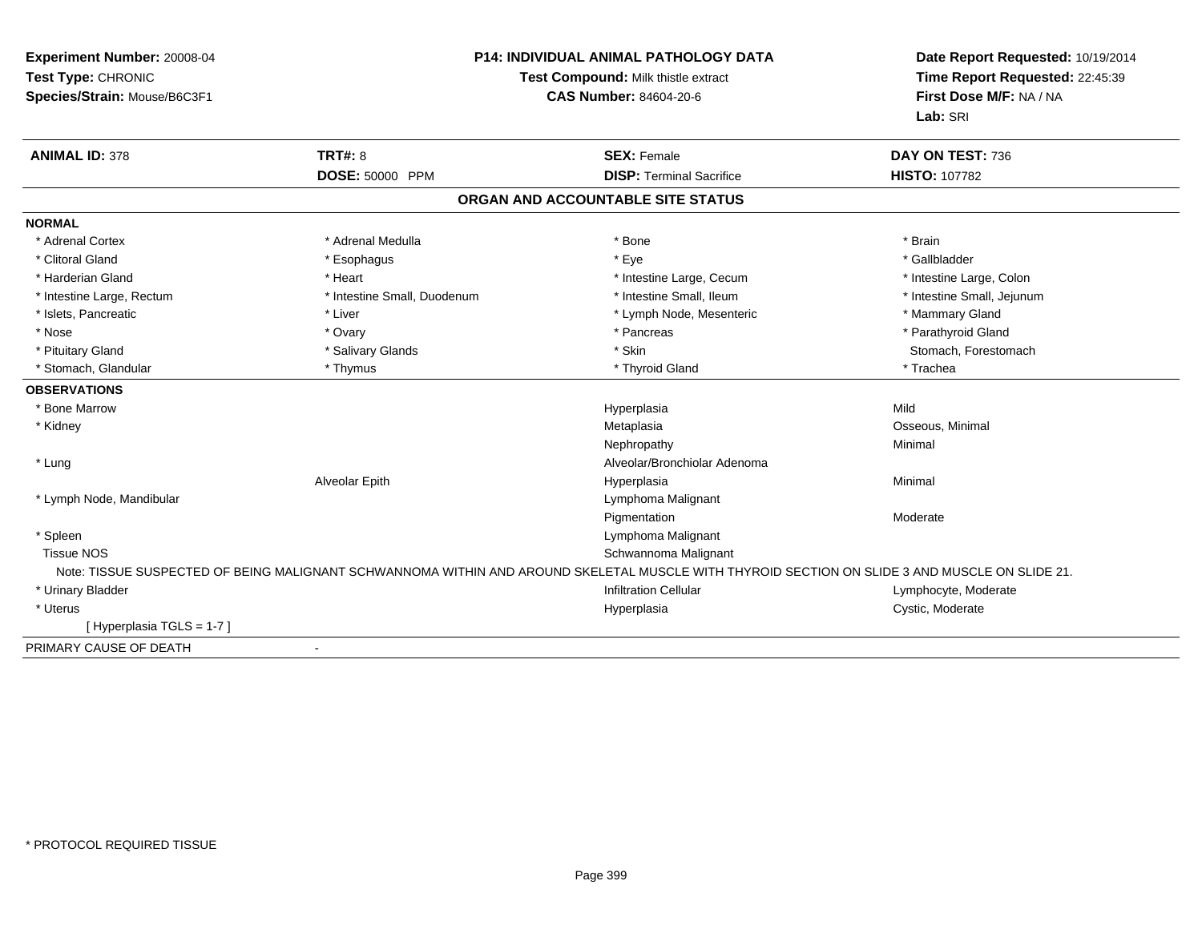**Experiment Number:** 20008-04
**Test Type:** CHRONIC
**Species/Strain:** Mouse/B6C3F1

**P14: INDIVIDUAL ANIMAL PATHOLOGY DATA**
**Test Compound:** Milk thistle extract
**CAS Number:** 84604-20-6

**Date Report Requested:** 10/19/2014
**Time Report Requested:** 22:45:39
**First Dose M/F:** NA / NA
**Lab:** SRI

| **ANIMAL ID:** 378 | **TRT#:** 8 | **SEX:** Female | **DAY ON TEST:** 736 |
|---|---|---|---|
| | **DOSE:** 50000 PPM | **DISP:** Terminal Sacrifice | **HISTO:** 107782 |

## ORGAN AND ACCOUNTABLE SITE STATUS

**NORMAL**

| | | | |
|---|---|---|---|
| * Adrenal Cortex | * Adrenal Medulla | * Bone | * Brain |
| * Clitoral Gland | * Esophagus | * Eye | * Gallbladder |
| * Harderian Gland | * Heart | * Intestine Large, Cecum | * Intestine Large, Colon |
| * Intestine Large, Rectum | * Intestine Small, Duodenum | * Intestine Small, Ileum | * Intestine Small, Jejunum |
| * Islets, Pancreatic | * Liver | * Lymph Node, Mesenteric | * Mammary Gland |
| * Nose | * Ovary | * Pancreas | * Parathyroid Gland |
| * Pituitary Gland | * Salivary Glands | * Skin | Stomach, Forestomach |
| * Stomach, Glandular | * Thymus | * Thyroid Gland | * Trachea |

**OBSERVATIONS**

| | | | |
|---|---|---|---|
| * Bone Marrow | | Hyperplasia | Mild |
| * Kidney | | Metaplasia | Osseous, Minimal |
| | | Nephropathy | Minimal |
| * Lung | | Alveolar/Bronchiolar Adenoma | |
| | Alveolar Epith | Hyperplasia | Minimal |
| * Lymph Node, Mandibular | | Lymphoma Malignant | |
| | | Pigmentation | Moderate |
| * Spleen | | Lymphoma Malignant | |
| Tissue NOS | | Schwannoma Malignant | |

Note: TISSUE SUSPECTED OF BEING MALIGNANT SCHWANNOMA WITHIN AND AROUND SKELETAL MUSCLE WITH THYROID SECTION ON SLIDE 3 AND MUSCLE ON SLIDE 21.

| | | | |
|---|---|---|---|
| * Urinary Bladder | | Infiltration Cellular | Lymphocyte, Moderate |
| * Uterus | | Hyperplasia | Cystic, Moderate |
| [ Hyperplasia TGLS = 1-7 ] | | | |

PRIMARY CAUSE OF DEATH -

* PROTOCOL REQUIRED TISSUE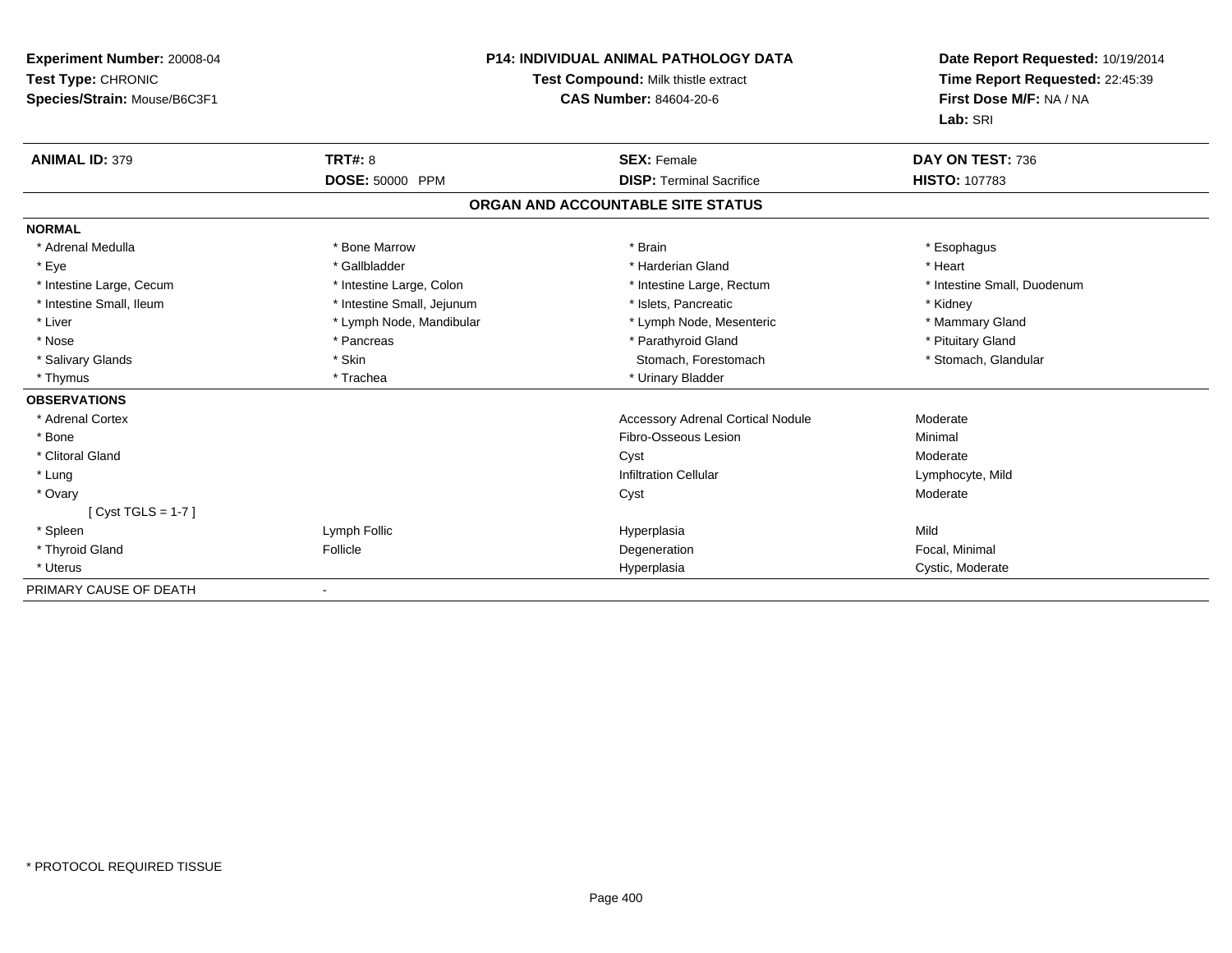**Experiment Number:** 20008-04
**Test Type:** CHRONIC
**Species/Strain:** Mouse/B6C3F1

**P14: INDIVIDUAL ANIMAL PATHOLOGY DATA**
**Test Compound:** Milk thistle extract
**CAS Number:** 84604-20-6

**Date Report Requested:** 10/19/2014
**Time Report Requested:** 22:45:39
**First Dose M/F:** NA / NA
**Lab:** SRI

| **ANIMAL ID:** 379 | **TRT#:** 8 | **SEX:** Female | **DAY ON TEST:** 736 |
|---|---|---|---|
| | **DOSE:** 50000 PPM | **DISP:** Terminal Sacrifice | **HISTO:** 107783 |

## ORGAN AND ACCOUNTABLE SITE STATUS

**NORMAL**

| | | | |
|---|---|---|---|
| * Adrenal Medulla | * Bone Marrow | * Brain | * Esophagus |
| * Eye | * Gallbladder | * Harderian Gland | * Heart |
| * Intestine Large, Cecum | * Intestine Large, Colon | * Intestine Large, Rectum | * Intestine Small, Duodenum |
| * Intestine Small, Ileum | * Intestine Small, Jejunum | * Islets, Pancreatic | * Kidney |
| * Liver | * Lymph Node, Mandibular | * Lymph Node, Mesenteric | * Mammary Gland |
| * Nose | * Pancreas | * Parathyroid Gland | * Pituitary Gland |
| * Salivary Glands | * Skin | Stomach, Forestomach | * Stomach, Glandular |
| * Thymus | * Trachea | * Urinary Bladder | |

**OBSERVATIONS**

| | | | |
|---|---|---|---|
| * Adrenal Cortex | | Accessory Adrenal Cortical Nodule | Moderate |
| * Bone | | Fibro-Osseous Lesion | Minimal |
| * Clitoral Gland | | Cyst | Moderate |
| * Lung | | Infiltration Cellular | Lymphocyte, Mild |
| * Ovary | | Cyst | Moderate |
| [ Cyst TGLS = 1-7 ] | | | |
| * Spleen | Lymph Follic | Hyperplasia | Mild |
| * Thyroid Gland | Follicle | Degeneration | Focal, Minimal |
| * Uterus | | Hyperplasia | Cystic, Moderate |

PRIMARY CAUSE OF DEATH -

* PROTOCOL REQUIRED TISSUE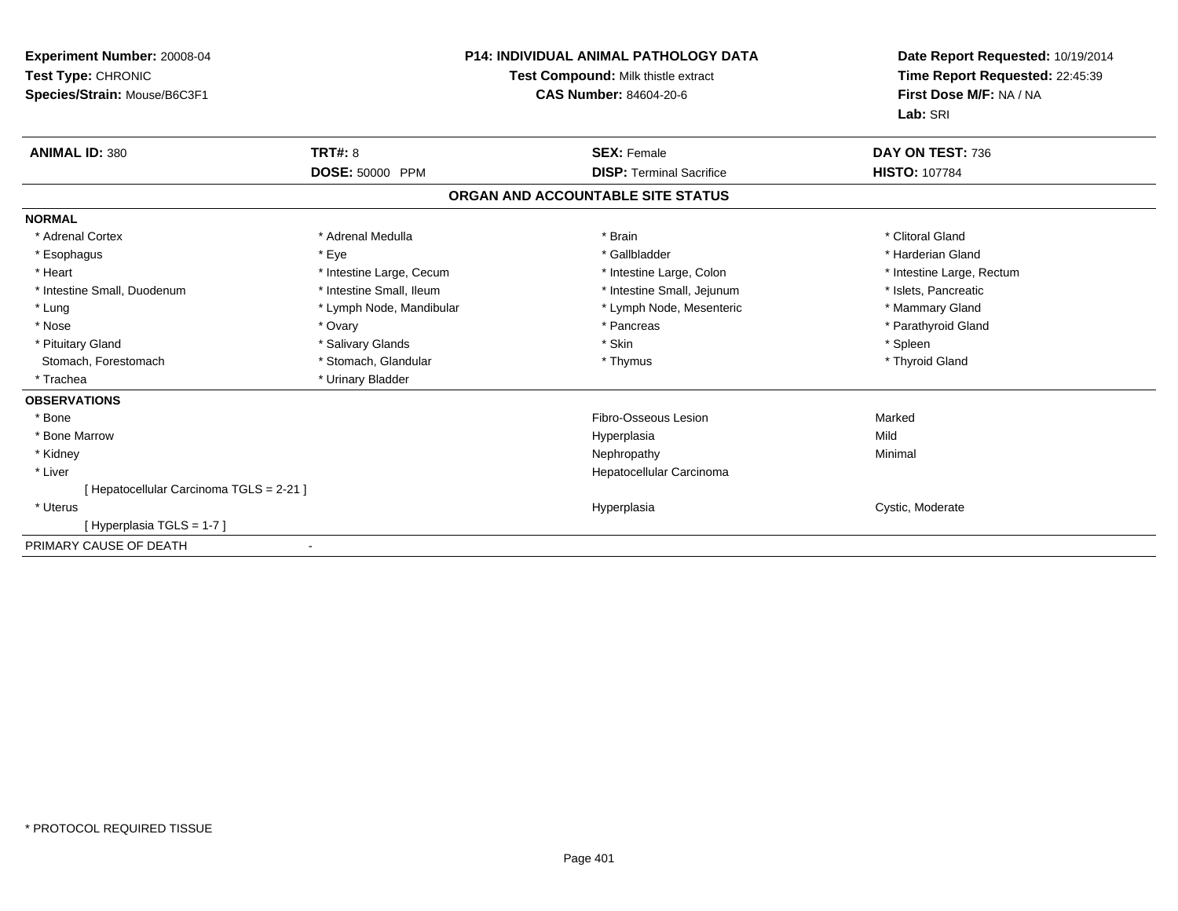**Experiment Number:** 20008-04
**Test Type:** CHRONIC
**Species/Strain:** Mouse/B6C3F1

**P14: INDIVIDUAL ANIMAL PATHOLOGY DATA**
**Test Compound:** Milk thistle extract
**CAS Number:** 84604-20-6

**Date Report Requested:** 10/19/2014
**Time Report Requested:** 22:45:39
**First Dose M/F:** NA / NA
**Lab:** SRI

| **ANIMAL ID:** 380 | **TRT#:** 8 | **SEX:** Female | **DAY ON TEST:** 736 |
|---|---|---|---|
| | **DOSE:** 50000 PPM | **DISP:** Terminal Sacrifice | **HISTO:** 107784 |

## ORGAN AND ACCOUNTABLE SITE STATUS

**NORMAL**

| | | | |
|---|---|---|---|
| * Adrenal Cortex | * Adrenal Medulla | * Brain | * Clitoral Gland |
| * Esophagus | * Eye | * Gallbladder | * Harderian Gland |
| * Heart | * Intestine Large, Cecum | * Intestine Large, Colon | * Intestine Large, Rectum |
| * Intestine Small, Duodenum | * Intestine Small, Ileum | * Intestine Small, Jejunum | * Islets, Pancreatic |
| * Lung | * Lymph Node, Mandibular | * Lymph Node, Mesenteric | * Mammary Gland |
| * Nose | * Ovary | * Pancreas | * Parathyroid Gland |
| * Pituitary Gland | * Salivary Glands | * Skin | * Spleen |
| Stomach, Forestomach | * Stomach, Glandular | * Thymus | * Thyroid Gland |
| * Trachea | * Urinary Bladder | | |

**OBSERVATIONS**

| | | |
|---|---|---|
| * Bone | Fibro-Osseous Lesion | Marked |
| * Bone Marrow | Hyperplasia | Mild |
| * Kidney | Nephropathy | Minimal |
| * Liver | Hepatocellular Carcinoma | |
| [ Hepatocellular Carcinoma TGLS = 2-21 ] | | |
| * Uterus | Hyperplasia | Cystic, Moderate |
| [ Hyperplasia TGLS = 1-7 ] | | |

PRIMARY CAUSE OF DEATH -

* PROTOCOL REQUIRED TISSUE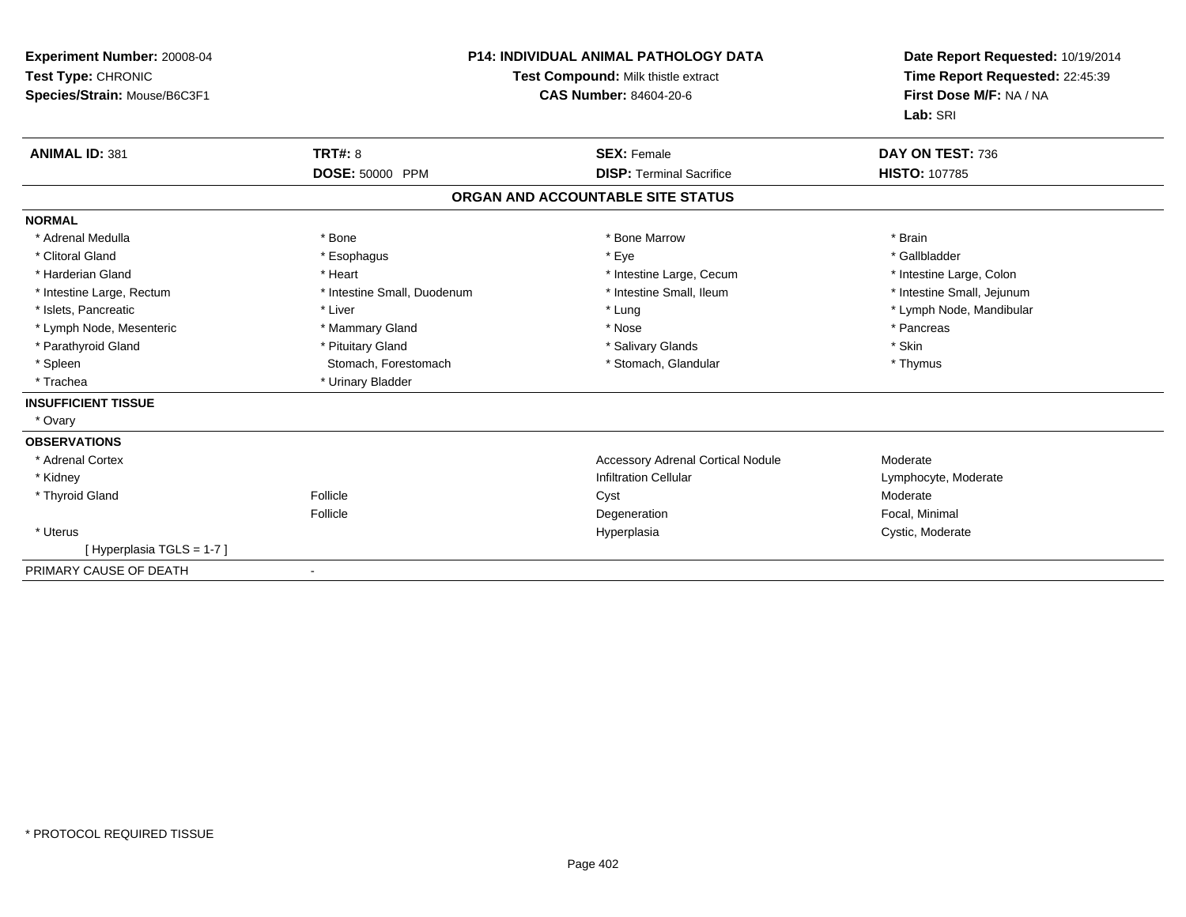**Experiment Number:** 20008-04
**Test Type:** CHRONIC
**Species/Strain:** Mouse/B6C3F1

**P14: INDIVIDUAL ANIMAL PATHOLOGY DATA**
**Test Compound:** Milk thistle extract
**CAS Number:** 84604-20-6

**Date Report Requested:** 10/19/2014
**Time Report Requested:** 22:45:39
**First Dose M/F:** NA / NA
**Lab:** SRI

| **ANIMAL ID:** 381 | **TRT#:** 8 | **SEX:** Female | **DAY ON TEST:** 736 |
|---|---|---|---|
| | **DOSE:** 50000 PPM | **DISP:** Terminal Sacrifice | **HISTO:** 107785 |

## ORGAN AND ACCOUNTABLE SITE STATUS

**NORMAL**

| | | | |
|---|---|---|---|
| * Adrenal Medulla | * Bone | * Bone Marrow | * Brain |
| * Clitoral Gland | * Esophagus | * Eye | * Gallbladder |
| * Harderian Gland | * Heart | * Intestine Large, Cecum | * Intestine Large, Colon |
| * Intestine Large, Rectum | * Intestine Small, Duodenum | * Intestine Small, Ileum | * Intestine Small, Jejunum |
| * Islets, Pancreatic | * Liver | * Lung | * Lymph Node, Mandibular |
| * Lymph Node, Mesenteric | * Mammary Gland | * Nose | * Pancreas |
| * Parathyroid Gland | * Pituitary Gland | * Salivary Glands | * Skin |
| * Spleen | Stomach, Forestomach | * Stomach, Glandular | * Thymus |
| * Trachea | * Urinary Bladder | | |

**INSUFFICIENT TISSUE**

* Ovary

**OBSERVATIONS**

| | | | |
|---|---|---|---|
| * Adrenal Cortex | | Accessory Adrenal Cortical Nodule | Moderate |
| * Kidney | | Infiltration Cellular | Lymphocyte, Moderate |
| * Thyroid Gland | Follicle | Cyst | Moderate |
| | Follicle | Degeneration | Focal, Minimal |
| * Uterus | | Hyperplasia | Cystic, Moderate |
| [ Hyperplasia TGLS = 1-7 ] | | | |

PRIMARY CAUSE OF DEATH -

* PROTOCOL REQUIRED TISSUE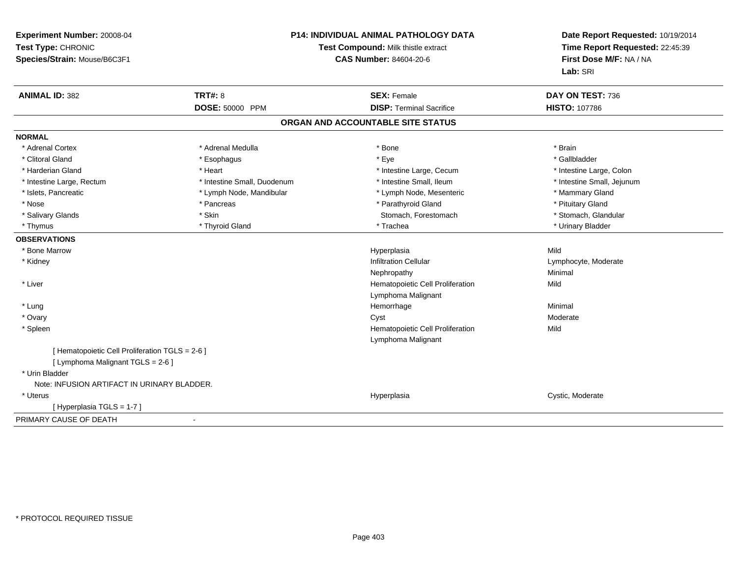**Experiment Number:** 20008-04
**Test Type:** CHRONIC
**Species/Strain:** Mouse/B6C3F1

**P14: INDIVIDUAL ANIMAL PATHOLOGY DATA**
**Test Compound:** Milk thistle extract
**CAS Number:** 84604-20-6

**Date Report Requested:** 10/19/2014
**Time Report Requested:** 22:45:39
**First Dose M/F:** NA / NA
**Lab:** SRI

| **ANIMAL ID:** 382 | **TRT#:** 8 | **SEX:** Female | **DAY ON TEST:** 736 |
|---|---|---|---|
| | **DOSE:** 50000 PPM | **DISP:** Terminal Sacrifice | **HISTO:** 107786 |

## ORGAN AND ACCOUNTABLE SITE STATUS

**NORMAL**

| | | | |
|---|---|---|---|
| * Adrenal Cortex | * Adrenal Medulla | * Bone | * Brain |
| * Clitoral Gland | * Esophagus | * Eye | * Gallbladder |
| * Harderian Gland | * Heart | * Intestine Large, Cecum | * Intestine Large, Colon |
| * Intestine Large, Rectum | * Intestine Small, Duodenum | * Intestine Small, Ileum | * Intestine Small, Jejunum |
| * Islets, Pancreatic | * Lymph Node, Mandibular | * Lymph Node, Mesenteric | * Mammary Gland |
| * Nose | * Pancreas | * Parathyroid Gland | * Pituitary Gland |
| * Salivary Glands | * Skin | Stomach, Forestomach | * Stomach, Glandular |
| * Thymus | * Thyroid Gland | * Trachea | * Urinary Bladder |

**OBSERVATIONS**

| | | |
|---|---|---|
| * Bone Marrow | Hyperplasia | Mild |
| * Kidney | Infiltration Cellular | Lymphocyte, Moderate |
| | Nephropathy | Minimal |
| * Liver | Hematopoietic Cell Proliferation | Mild |
| | Lymphoma Malignant | |
| * Lung | Hemorrhage | Minimal |
| * Ovary | Cyst | Moderate |
| * Spleen | Hematopoietic Cell Proliferation | Mild |
| | Lymphoma Malignant | |

[ Hematopoietic Cell Proliferation TGLS = 2-6 ]
[ Lymphoma Malignant TGLS = 2-6 ]

* Urin Bladder
  Note: INFUSION ARTIFACT IN URINARY BLADDER.

| | | |
|---|---|---|
| * Uterus | Hyperplasia | Cystic, Moderate |

[ Hyperplasia TGLS = 1-7 ]

PRIMARY CAUSE OF DEATH -

* PROTOCOL REQUIRED TISSUE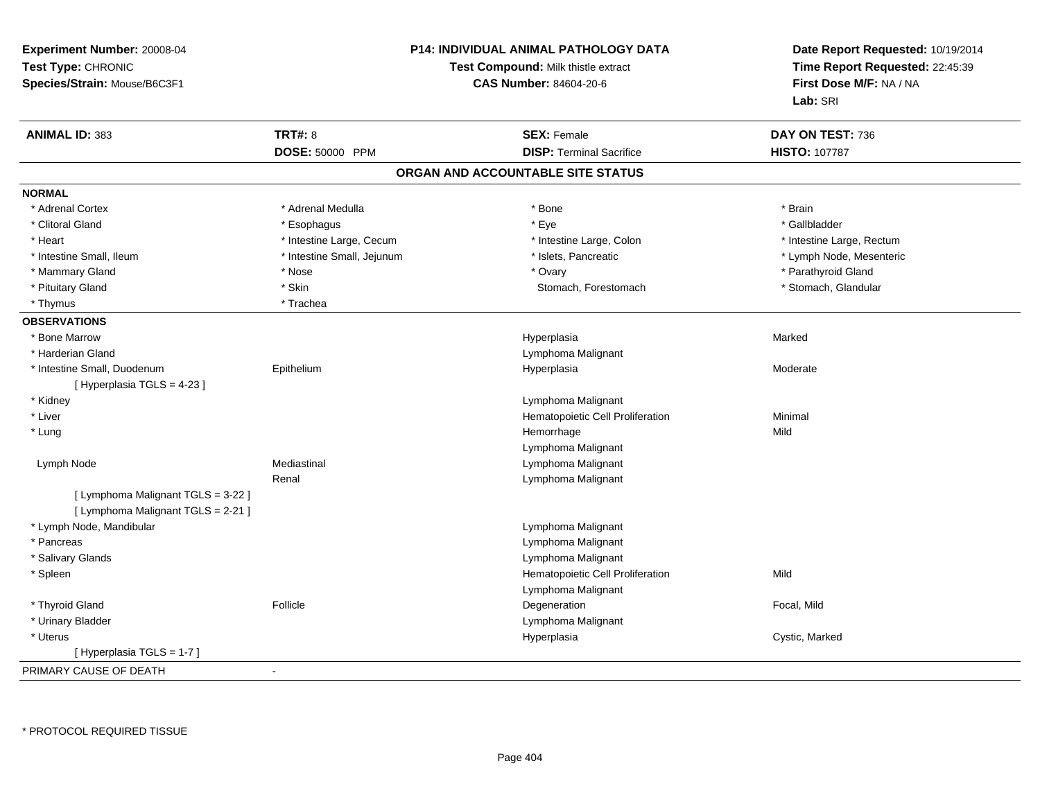**Experiment Number:** 20008-04
**Test Type:** CHRONIC
**Species/Strain:** Mouse/B6C3F1

**P14: INDIVIDUAL ANIMAL PATHOLOGY DATA**
**Test Compound:** Milk thistle extract
**CAS Number:** 84604-20-6

**Date Report Requested:** 10/19/2014
**Time Report Requested:** 22:45:39
**First Dose M/F:** NA / NA
**Lab:** SRI

| **ANIMAL ID:** 383 | **TRT#:** 8 | **SEX:** Female | **DAY ON TEST:** 736 |
|---|---|---|---|
| | **DOSE:** 50000 PPM | **DISP:** Terminal Sacrifice | **HISTO:** 107787 |

## ORGAN AND ACCOUNTABLE SITE STATUS

**NORMAL**

| | | | |
|---|---|---|---|
| * Adrenal Cortex | * Adrenal Medulla | * Bone | * Brain |
| * Clitoral Gland | * Esophagus | * Eye | * Gallbladder |
| * Heart | * Intestine Large, Cecum | * Intestine Large, Colon | * Intestine Large, Rectum |
| * Intestine Small, Ileum | * Intestine Small, Jejunum | * Islets, Pancreatic | * Lymph Node, Mesenteric |
| * Mammary Gland | * Nose | * Ovary | * Parathyroid Gland |
| * Pituitary Gland | * Skin | Stomach, Forestomach | * Stomach, Glandular |
| * Thymus | * Trachea | | |

**OBSERVATIONS**

| | | | |
|---|---|---|---|
| * Bone Marrow | | Hyperplasia | Marked |
| * Harderian Gland | | Lymphoma Malignant | |
| * Intestine Small, Duodenum | Epithelium | Hyperplasia | Moderate |
| [ Hyperplasia TGLS = 4-23 ] | | | |
| * Kidney | | Lymphoma Malignant | |
| * Liver | | Hematopoietic Cell Proliferation | Minimal |
| * Lung | | Hemorrhage | Mild |
| | | Lymphoma Malignant | |
| Lymph Node | Mediastinal | Lymphoma Malignant | |
| | Renal | Lymphoma Malignant | |
| [ Lymphoma Malignant TGLS = 3-22 ] | | | |
| [ Lymphoma Malignant TGLS = 2-21 ] | | | |
| * Lymph Node, Mandibular | | Lymphoma Malignant | |
| * Pancreas | | Lymphoma Malignant | |
| * Salivary Glands | | Lymphoma Malignant | |
| * Spleen | | Hematopoietic Cell Proliferation | Mild |
| | | Lymphoma Malignant | |
| * Thyroid Gland | Follicle | Degeneration | Focal, Mild |
| * Urinary Bladder | | Lymphoma Malignant | |
| * Uterus | | Hyperplasia | Cystic, Marked |
| [ Hyperplasia TGLS = 1-7 ] | | | |

PRIMARY CAUSE OF DEATH -

* PROTOCOL REQUIRED TISSUE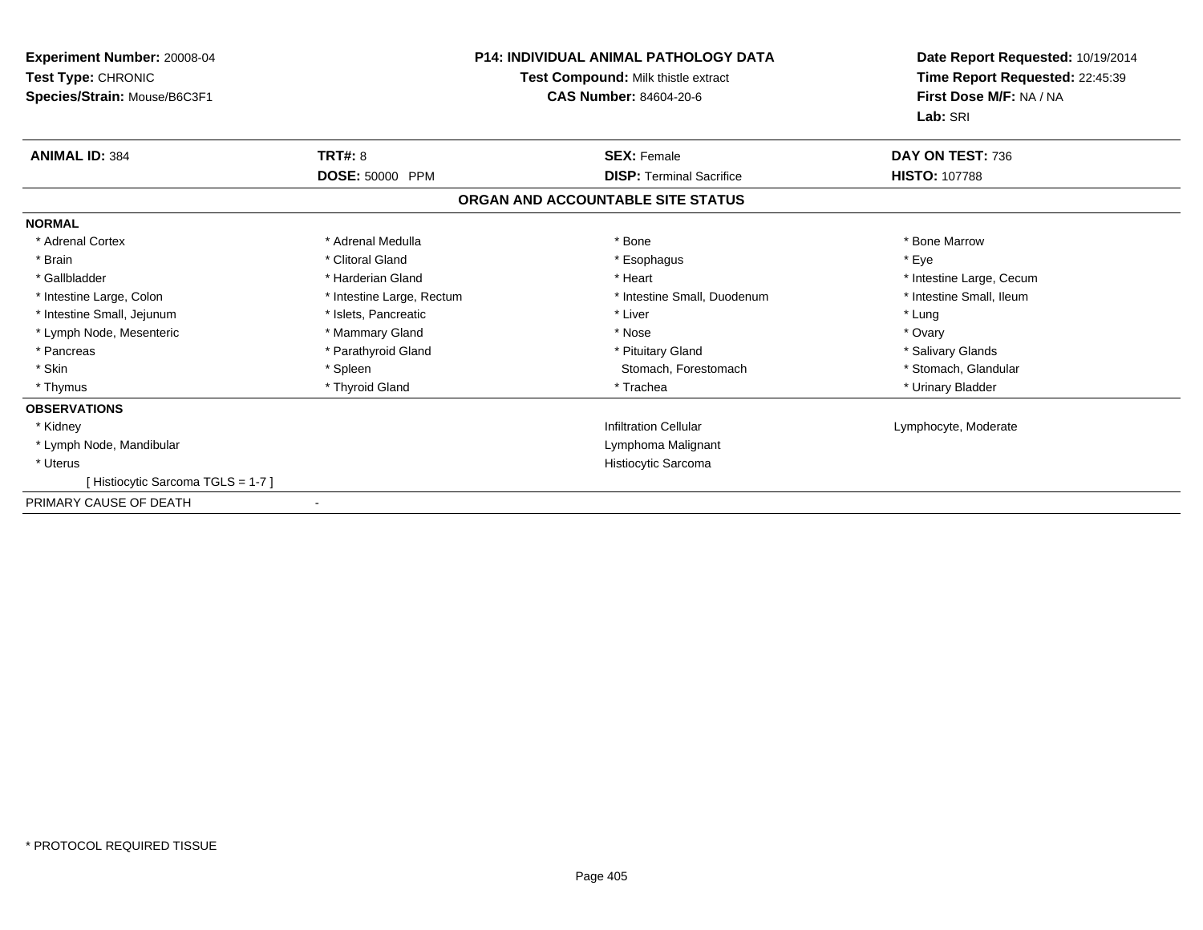**Experiment Number:** 20008-04
**Test Type:** CHRONIC
**Species/Strain:** Mouse/B6C3F1

**P14: INDIVIDUAL ANIMAL PATHOLOGY DATA**
**Test Compound:** Milk thistle extract
**CAS Number:** 84604-20-6

**Date Report Requested:** 10/19/2014
**Time Report Requested:** 22:45:39
**First Dose M/F:** NA / NA
**Lab:** SRI

| **ANIMAL ID:** 384 | **TRT#:** 8 | **SEX:** Female | **DAY ON TEST:** 736 |
|---|---|---|---|
| | **DOSE:** 50000 PPM | **DISP:** Terminal Sacrifice | **HISTO:** 107788 |

## ORGAN AND ACCOUNTABLE SITE STATUS

**NORMAL**

| | | | |
|---|---|---|---|
| * Adrenal Cortex | * Adrenal Medulla | * Bone | * Bone Marrow |
| * Brain | * Clitoral Gland | * Esophagus | * Eye |
| * Gallbladder | * Harderian Gland | * Heart | * Intestine Large, Cecum |
| * Intestine Large, Colon | * Intestine Large, Rectum | * Intestine Small, Duodenum | * Intestine Small, Ileum |
| * Intestine Small, Jejunum | * Islets, Pancreatic | * Liver | * Lung |
| * Lymph Node, Mesenteric | * Mammary Gland | * Nose | * Ovary |
| * Pancreas | * Parathyroid Gland | * Pituitary Gland | * Salivary Glands |
| * Skin | * Spleen | Stomach, Forestomach | * Stomach, Glandular |
| * Thymus | * Thyroid Gland | * Trachea | * Urinary Bladder |

**OBSERVATIONS**

| | | |
|---|---|---|
| * Kidney | Infiltration Cellular | Lymphocyte, Moderate |
| * Lymph Node, Mandibular | Lymphoma Malignant | |
| * Uterus | Histiocytic Sarcoma | |
| [ Histiocytic Sarcoma TGLS = 1-7 ] | | |

PRIMARY CAUSE OF DEATH -

* PROTOCOL REQUIRED TISSUE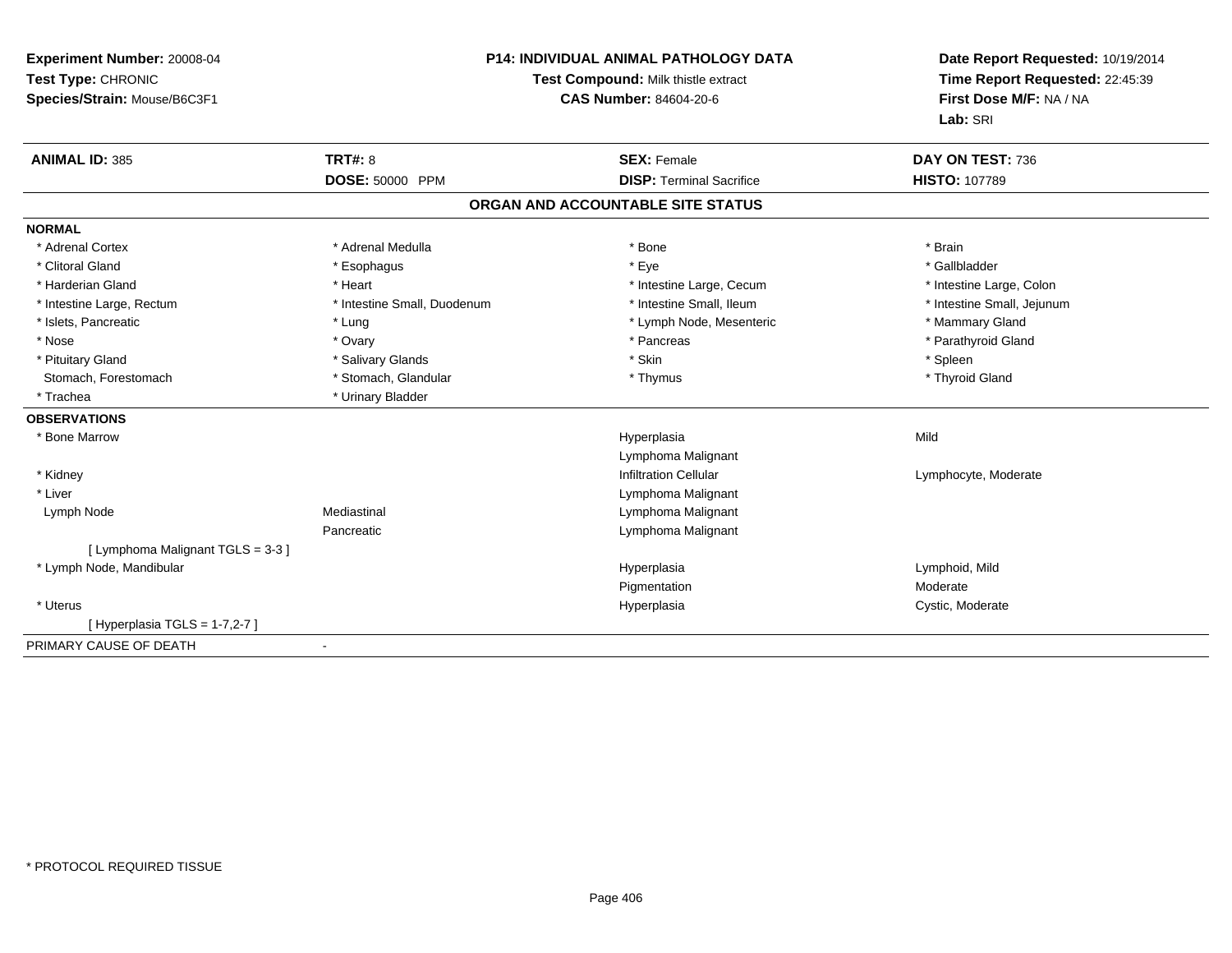**Experiment Number:** 20008-04
**Test Type:** CHRONIC
**Species/Strain:** Mouse/B6C3F1

**P14: INDIVIDUAL ANIMAL PATHOLOGY DATA**
**Test Compound:** Milk thistle extract
**CAS Number:** 84604-20-6

**Date Report Requested:** 10/19/2014
**Time Report Requested:** 22:45:39
**First Dose M/F:** NA / NA
**Lab:** SRI

| **ANIMAL ID:** 385 | **TRT#:** 8 | **SEX:** Female | **DAY ON TEST:** 736 |
|---|---|---|---|
| | **DOSE:** 50000 PPM | **DISP:** Terminal Sacrifice | **HISTO:** 107789 |

## ORGAN AND ACCOUNTABLE SITE STATUS

**NORMAL**

| | | | |
|---|---|---|---|
| * Adrenal Cortex | * Adrenal Medulla | * Bone | * Brain |
| * Clitoral Gland | * Esophagus | * Eye | * Gallbladder |
| * Harderian Gland | * Heart | * Intestine Large, Cecum | * Intestine Large, Colon |
| * Intestine Large, Rectum | * Intestine Small, Duodenum | * Intestine Small, Ileum | * Intestine Small, Jejunum |
| * Islets, Pancreatic | * Lung | * Lymph Node, Mesenteric | * Mammary Gland |
| * Nose | * Ovary | * Pancreas | * Parathyroid Gland |
| * Pituitary Gland | * Salivary Glands | * Skin | * Spleen |
| Stomach, Forestomach | * Stomach, Glandular | * Thymus | * Thyroid Gland |
| * Trachea | * Urinary Bladder | | |

**OBSERVATIONS**

| | | | |
|---|---|---|---|
| * Bone Marrow | | Hyperplasia | Mild |
| | | Lymphoma Malignant | |
| * Kidney | | Infiltration Cellular | Lymphocyte, Moderate |
| * Liver | | Lymphoma Malignant | |
| Lymph Node | Mediastinal | Lymphoma Malignant | |
| | Pancreatic | Lymphoma Malignant | |
| [ Lymphoma Malignant TGLS = 3-3 ] | | | |
| * Lymph Node, Mandibular | | Hyperplasia | Lymphoid, Mild |
| | | Pigmentation | Moderate |
| * Uterus | | Hyperplasia | Cystic, Moderate |
| [ Hyperplasia TGLS = 1-7,2-7 ] | | | |

PRIMARY CAUSE OF DEATH -

* PROTOCOL REQUIRED TISSUE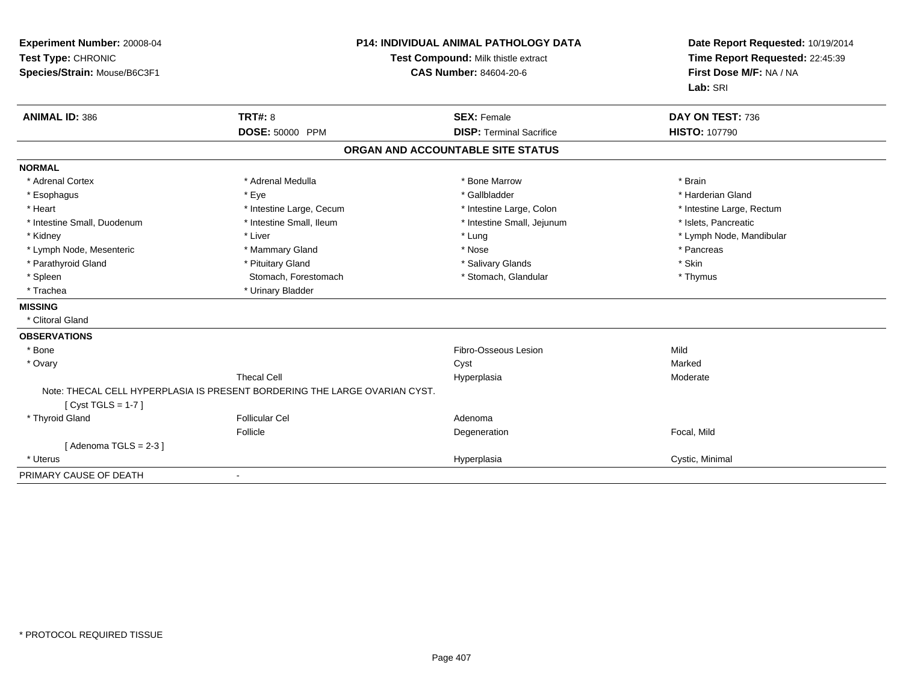**Experiment Number:** 20008-04
**Test Type:** CHRONIC
**Species/Strain:** Mouse/B6C3F1

**P14: INDIVIDUAL ANIMAL PATHOLOGY DATA**
**Test Compound:** Milk thistle extract
**CAS Number:** 84604-20-6

**Date Report Requested:** 10/19/2014
**Time Report Requested:** 22:45:39
**First Dose M/F:** NA / NA
**Lab:** SRI

| **ANIMAL ID:** 386 | **TRT#:** 8 | **SEX:** Female | **DAY ON TEST:** 736 |
|---|---|---|---|
| | **DOSE:** 50000 PPM | **DISP:** Terminal Sacrifice | **HISTO:** 107790 |

## ORGAN AND ACCOUNTABLE SITE STATUS

**NORMAL**

| | | | |
|---|---|---|---|
| * Adrenal Cortex | * Adrenal Medulla | * Bone Marrow | * Brain |
| * Esophagus | * Eye | * Gallbladder | * Harderian Gland |
| * Heart | * Intestine Large, Cecum | * Intestine Large, Colon | * Intestine Large, Rectum |
| * Intestine Small, Duodenum | * Intestine Small, Ileum | * Intestine Small, Jejunum | * Islets, Pancreatic |
| * Kidney | * Liver | * Lung | * Lymph Node, Mandibular |
| * Lymph Node, Mesenteric | * Mammary Gland | * Nose | * Pancreas |
| * Parathyroid Gland | * Pituitary Gland | * Salivary Glands | * Skin |
| * Spleen | Stomach, Forestomach | * Stomach, Glandular | * Thymus |
| * Trachea | * Urinary Bladder | | |

**MISSING**

* Clitoral Gland

**OBSERVATIONS**

| | | | |
|---|---|---|---|
| * Bone | | Fibro-Osseous Lesion | Mild |
| * Ovary | | Cyst | Marked |
| | Thecal Cell | Hyperplasia | Moderate |

Note: THECAL CELL HYPERPLASIA IS PRESENT BORDERING THE LARGE OVARIAN CYST.

[ Cyst TGLS = 1-7 ]

| | | | |
|---|---|---|---|
| * Thyroid Gland | Follicular Cel | Adenoma | |
| | Follicle | Degeneration | Focal, Mild |

[ Adenoma TGLS = 2-3 ]

| | | | |
|---|---|---|---|
| * Uterus | | Hyperplasia | Cystic, Minimal |

PRIMARY CAUSE OF DEATH -

* PROTOCOL REQUIRED TISSUE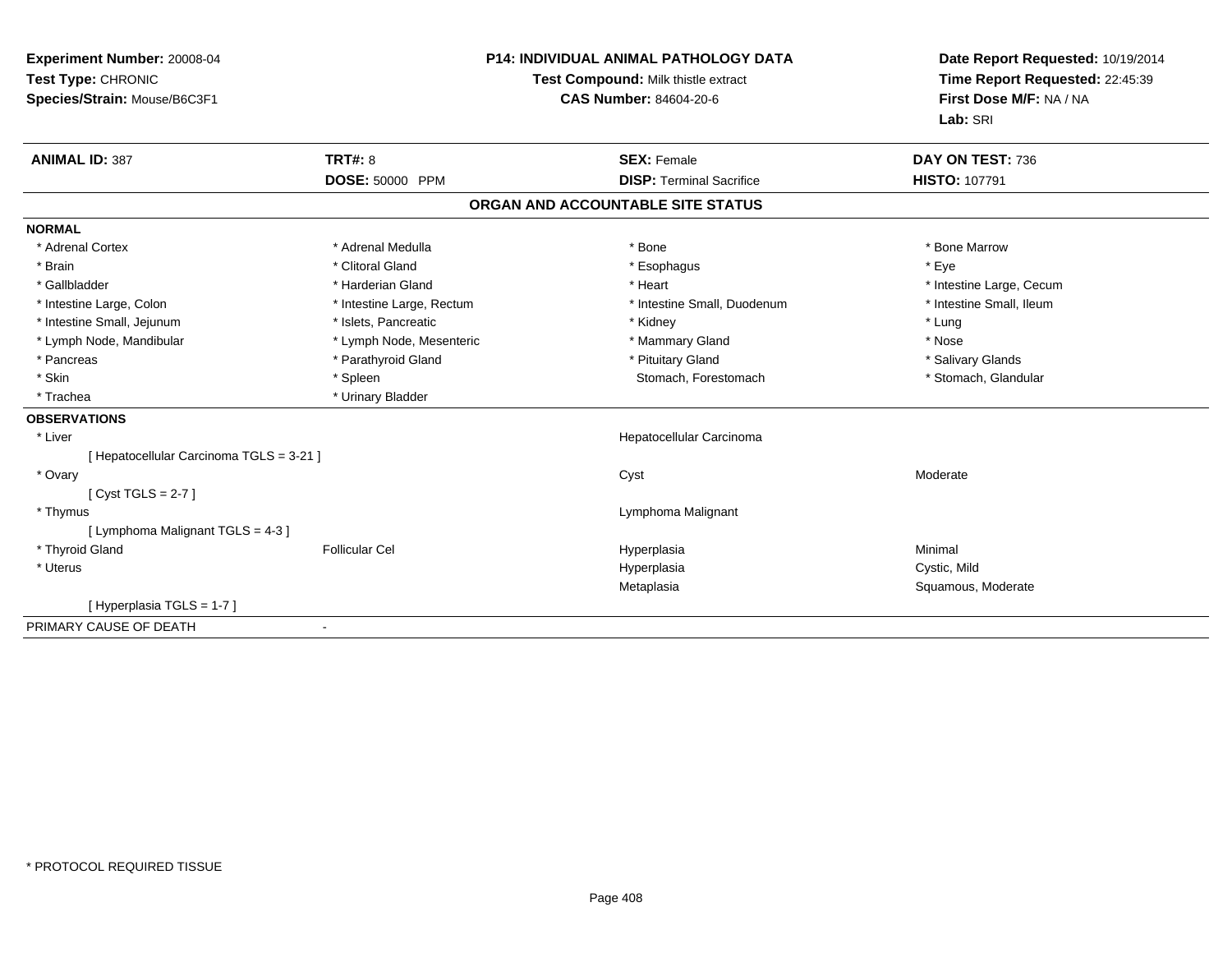**Experiment Number:** 20008-04
**Test Type:** CHRONIC
**Species/Strain:** Mouse/B6C3F1

**P14: INDIVIDUAL ANIMAL PATHOLOGY DATA**
**Test Compound:** Milk thistle extract
**CAS Number:** 84604-20-6

**Date Report Requested:** 10/19/2014
**Time Report Requested:** 22:45:39
**First Dose M/F:** NA / NA
**Lab:** SRI

| **ANIMAL ID:** 387 | **TRT#:** 8 | **SEX:** Female | **DAY ON TEST:** 736 |
|---|---|---|---|
| | **DOSE:** 50000 PPM | **DISP:** Terminal Sacrifice | **HISTO:** 107791 |

## ORGAN AND ACCOUNTABLE SITE STATUS

**NORMAL**

| | | | |
|---|---|---|---|
| * Adrenal Cortex | * Adrenal Medulla | * Bone | * Bone Marrow |
| * Brain | * Clitoral Gland | * Esophagus | * Eye |
| * Gallbladder | * Harderian Gland | * Heart | * Intestine Large, Cecum |
| * Intestine Large, Colon | * Intestine Large, Rectum | * Intestine Small, Duodenum | * Intestine Small, Ileum |
| * Intestine Small, Jejunum | * Islets, Pancreatic | * Kidney | * Lung |
| * Lymph Node, Mandibular | * Lymph Node, Mesenteric | * Mammary Gland | * Nose |
| * Pancreas | * Parathyroid Gland | * Pituitary Gland | * Salivary Glands |
| * Skin | * Spleen | Stomach, Forestomach | * Stomach, Glandular |
| * Trachea | * Urinary Bladder | | |

**OBSERVATIONS**

| | | | |
|---|---|---|---|
| * Liver | | Hepatocellular Carcinoma | |
| [ Hepatocellular Carcinoma TGLS = 3-21 ] | | | |
| * Ovary | | Cyst | Moderate |
| [ Cyst TGLS = 2-7 ] | | | |
| * Thymus | | Lymphoma Malignant | |
| [ Lymphoma Malignant TGLS = 4-3 ] | | | |
| * Thyroid Gland | Follicular Cel | Hyperplasia | Minimal |
| * Uterus | | Hyperplasia | Cystic, Mild |
| | | Metaplasia | Squamous, Moderate |
| [ Hyperplasia TGLS = 1-7 ] | | | |

PRIMARY CAUSE OF DEATH -

\* PROTOCOL REQUIRED TISSUE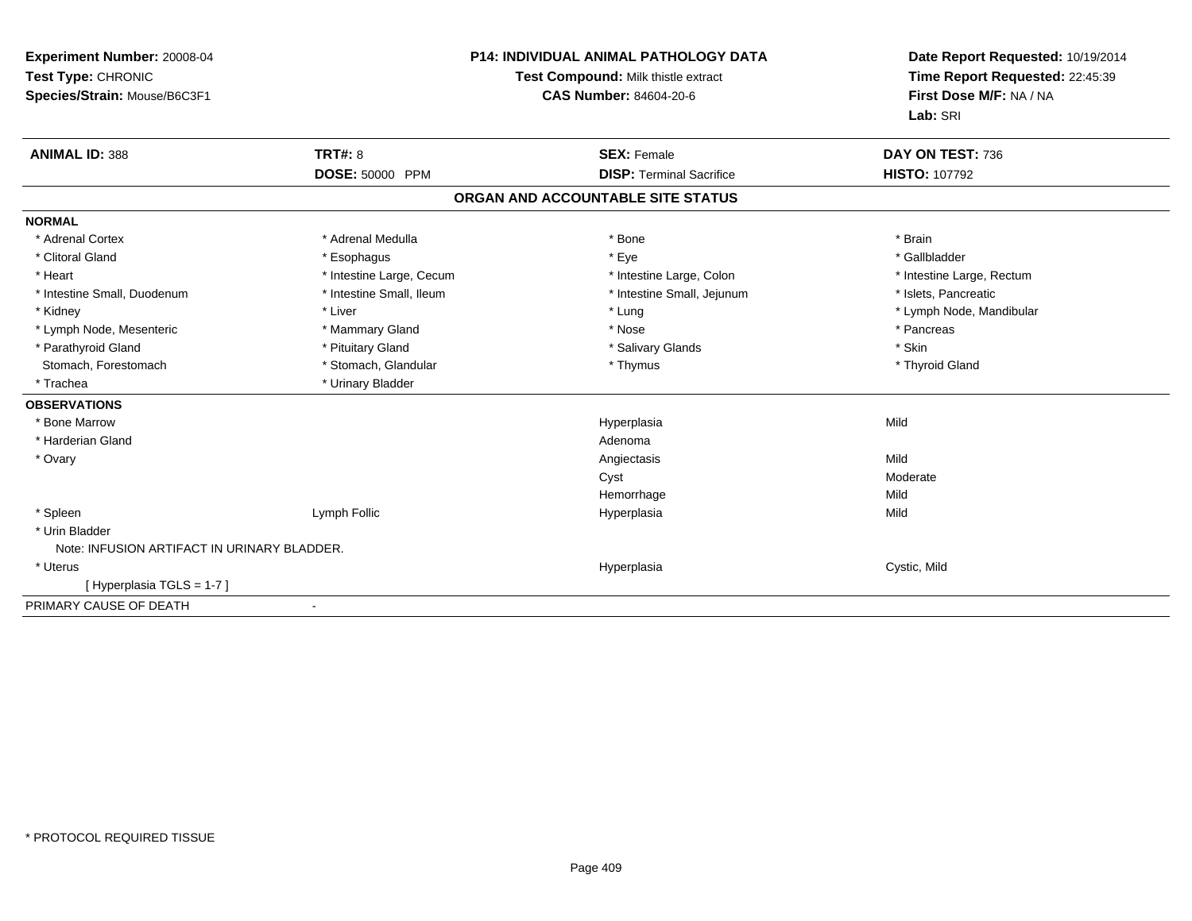**Experiment Number:** 20008-04
**Test Type:** CHRONIC
**Species/Strain:** Mouse/B6C3F1

**P14: INDIVIDUAL ANIMAL PATHOLOGY DATA**
**Test Compound:** Milk thistle extract
**CAS Number:** 84604-20-6

**Date Report Requested:** 10/19/2014
**Time Report Requested:** 22:45:39
**First Dose M/F:** NA / NA
**Lab:** SRI

| **ANIMAL ID:** 388 | **TRT#:** 8 | **SEX:** Female | **DAY ON TEST:** 736 |
|---|---|---|---|
| | **DOSE:** 50000 PPM | **DISP:** Terminal Sacrifice | **HISTO:** 107792 |

## ORGAN AND ACCOUNTABLE SITE STATUS

**NORMAL**

| | | | |
|---|---|---|---|
| * Adrenal Cortex | * Adrenal Medulla | * Bone | * Brain |
| * Clitoral Gland | * Esophagus | * Eye | * Gallbladder |
| * Heart | * Intestine Large, Cecum | * Intestine Large, Colon | * Intestine Large, Rectum |
| * Intestine Small, Duodenum | * Intestine Small, Ileum | * Intestine Small, Jejunum | * Islets, Pancreatic |
| * Kidney | * Liver | * Lung | * Lymph Node, Mandibular |
| * Lymph Node, Mesenteric | * Mammary Gland | * Nose | * Pancreas |
| * Parathyroid Gland | * Pituitary Gland | * Salivary Glands | * Skin |
| Stomach, Forestomach | * Stomach, Glandular | * Thymus | * Thyroid Gland |
| * Trachea | * Urinary Bladder | | |

**OBSERVATIONS**

| | | | |
|---|---|---|---|
| * Bone Marrow | | Hyperplasia | Mild |
| * Harderian Gland | | Adenoma | |
| * Ovary | | Angiectasis | Mild |
| | | Cyst | Moderate |
| | | Hemorrhage | Mild |
| * Spleen | Lymph Follic | Hyperplasia | Mild |
| * Urin Bladder | | | |
| Note: INFUSION ARTIFACT IN URINARY BLADDER. | | | |
| * Uterus | | Hyperplasia | Cystic, Mild |
| [ Hyperplasia TGLS = 1-7 ] | | | |

PRIMARY CAUSE OF DEATH -

* PROTOCOL REQUIRED TISSUE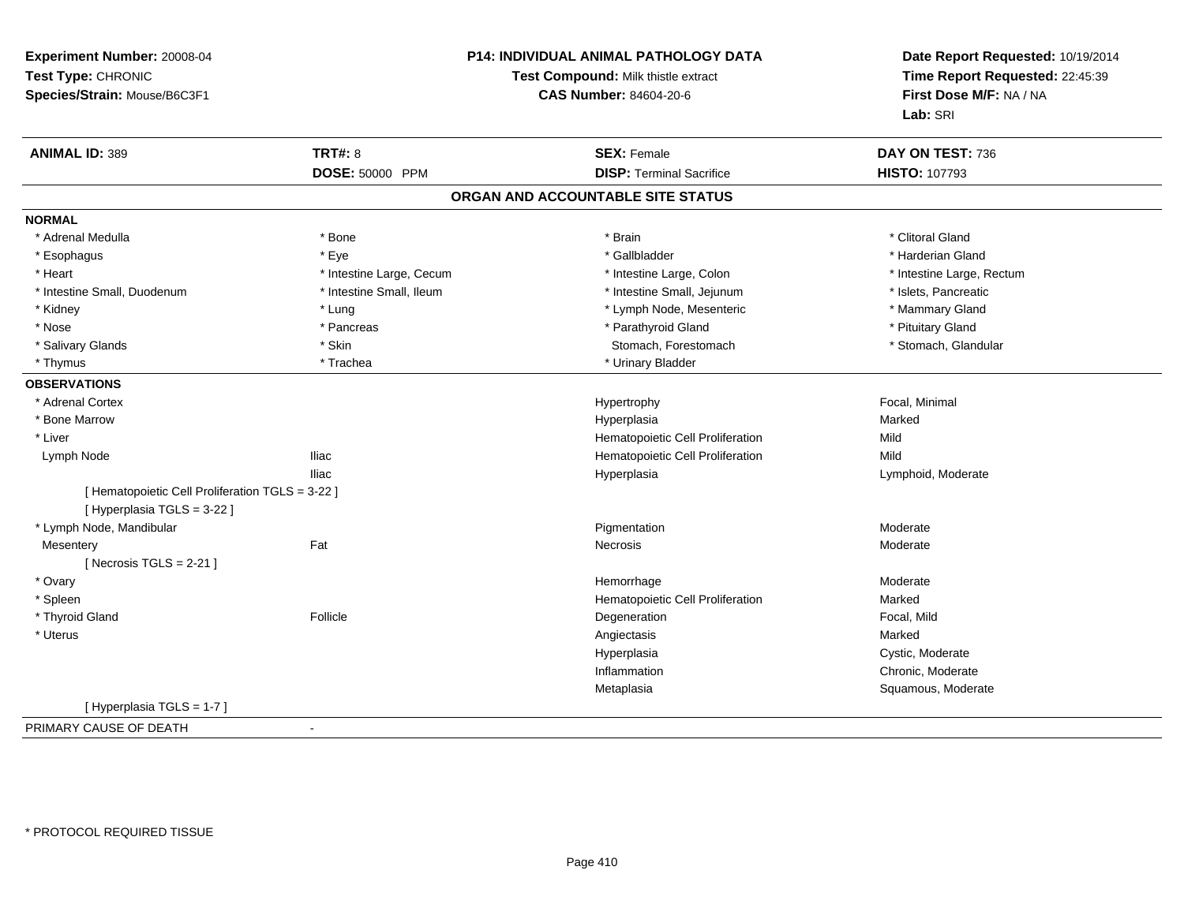**Experiment Number:** 20008-04
**Test Type:** CHRONIC
**Species/Strain:** Mouse/B6C3F1

**P14: INDIVIDUAL ANIMAL PATHOLOGY DATA**
**Test Compound:** Milk thistle extract
**CAS Number:** 84604-20-6

**Date Report Requested:** 10/19/2014
**Time Report Requested:** 22:45:39
**First Dose M/F:** NA / NA
**Lab:** SRI

| **ANIMAL ID:** 389 | **TRT#:** 8 | **SEX:** Female | **DAY ON TEST:** 736 |
|---|---|---|---|
| | **DOSE:** 50000 PPM | **DISP:** Terminal Sacrifice | **HISTO:** 107793 |

## ORGAN AND ACCOUNTABLE SITE STATUS

**NORMAL**

| | | | |
|---|---|---|---|
| * Adrenal Medulla | * Bone | * Brain | * Clitoral Gland |
| * Esophagus | * Eye | * Gallbladder | * Harderian Gland |
| * Heart | * Intestine Large, Cecum | * Intestine Large, Colon | * Intestine Large, Rectum |
| * Intestine Small, Duodenum | * Intestine Small, Ileum | * Intestine Small, Jejunum | * Islets, Pancreatic |
| * Kidney | * Lung | * Lymph Node, Mesenteric | * Mammary Gland |
| * Nose | * Pancreas | * Parathyroid Gland | * Pituitary Gland |
| * Salivary Glands | * Skin | Stomach, Forestomach | * Stomach, Glandular |
| * Thymus | * Trachea | * Urinary Bladder | |

**OBSERVATIONS**

| | | | |
|---|---|---|---|
| * Adrenal Cortex | | Hypertrophy | Focal, Minimal |
| * Bone Marrow | | Hyperplasia | Marked |
| * Liver | | Hematopoietic Cell Proliferation | Mild |
| Lymph Node | Iliac | Hematopoietic Cell Proliferation | Mild |
| | Iliac | Hyperplasia | Lymphoid, Moderate |
| [ Hematopoietic Cell Proliferation TGLS = 3-22 ] | | | |
| [ Hyperplasia TGLS = 3-22 ] | | | |
| * Lymph Node, Mandibular | | Pigmentation | Moderate |
| Mesentery | Fat | Necrosis | Moderate |
| [ Necrosis TGLS = 2-21 ] | | | |
| * Ovary | | Hemorrhage | Moderate |
| * Spleen | | Hematopoietic Cell Proliferation | Marked |
| * Thyroid Gland | Follicle | Degeneration | Focal, Mild |
| * Uterus | | Angiectasis | Marked |
| | | Hyperplasia | Cystic, Moderate |
| | | Inflammation | Chronic, Moderate |
| | | Metaplasia | Squamous, Moderate |
| [ Hyperplasia TGLS = 1-7 ] | | | |

PRIMARY CAUSE OF DEATH -

* PROTOCOL REQUIRED TISSUE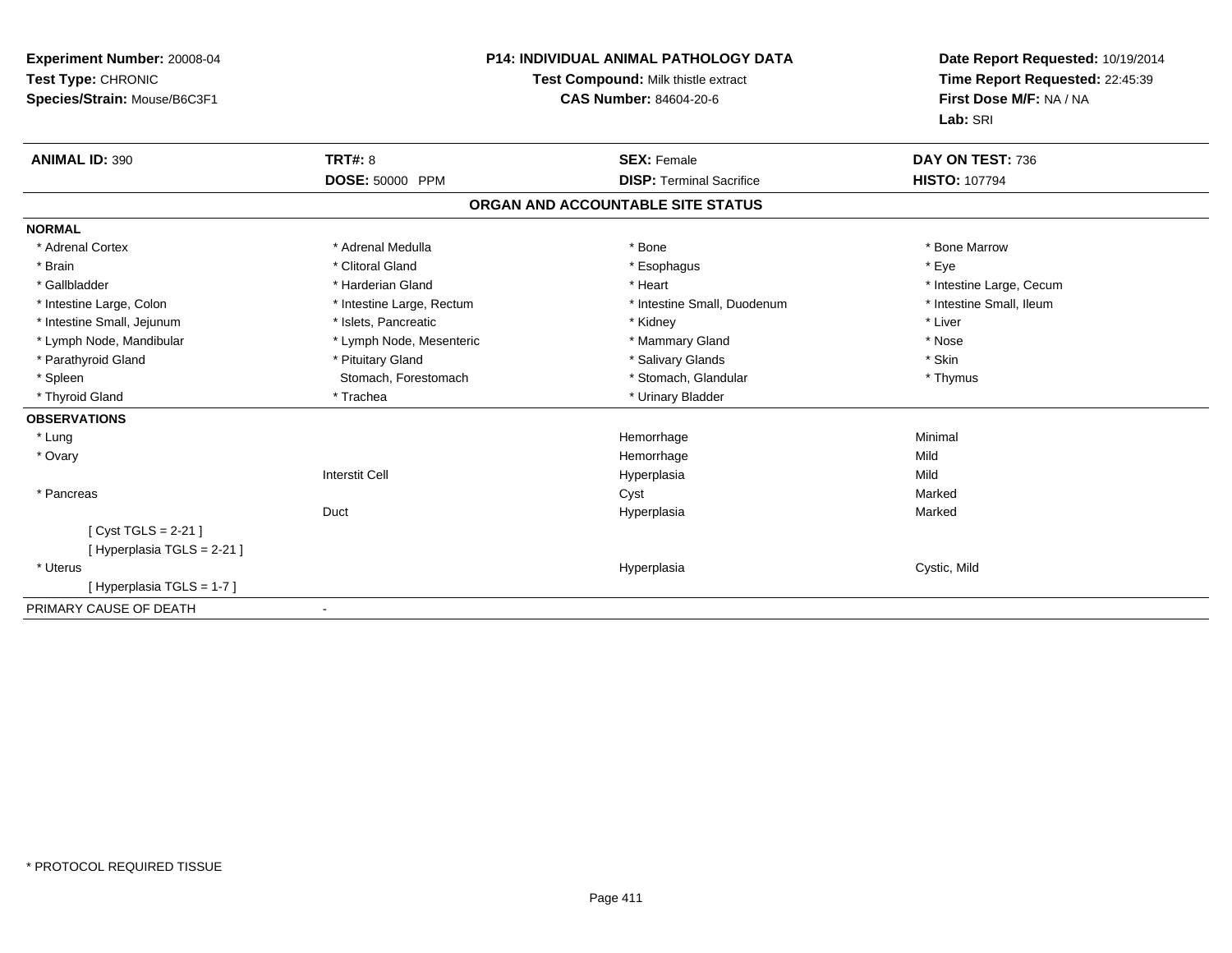**Experiment Number:** 20008-04
**Test Type:** CHRONIC
**Species/Strain:** Mouse/B6C3F1

**P14: INDIVIDUAL ANIMAL PATHOLOGY DATA**
**Test Compound:** Milk thistle extract
**CAS Number:** 84604-20-6

**Date Report Requested:** 10/19/2014
**Time Report Requested:** 22:45:39
**First Dose M/F:** NA / NA
**Lab:** SRI

| **ANIMAL ID:** 390 | **TRT#:** 8 | **SEX:** Female | **DAY ON TEST:** 736 |
|---|---|---|---|
| | **DOSE:** 50000 PPM | **DISP:** Terminal Sacrifice | **HISTO:** 107794 |

## ORGAN AND ACCOUNTABLE SITE STATUS

**NORMAL**

| | | | |
|---|---|---|---|
| * Adrenal Cortex | * Adrenal Medulla | * Bone | * Bone Marrow |
| * Brain | * Clitoral Gland | * Esophagus | * Eye |
| * Gallbladder | * Harderian Gland | * Heart | * Intestine Large, Cecum |
| * Intestine Large, Colon | * Intestine Large, Rectum | * Intestine Small, Duodenum | * Intestine Small, Ileum |
| * Intestine Small, Jejunum | * Islets, Pancreatic | * Kidney | * Liver |
| * Lymph Node, Mandibular | * Lymph Node, Mesenteric | * Mammary Gland | * Nose |
| * Parathyroid Gland | * Pituitary Gland | * Salivary Glands | * Skin |
| * Spleen | Stomach, Forestomach | * Stomach, Glandular | * Thymus |
| * Thyroid Gland | * Trachea | * Urinary Bladder | |

**OBSERVATIONS**

| | | | |
|---|---|---|---|
| * Lung | | Hemorrhage | Minimal |
| * Ovary | | Hemorrhage | Mild |
| | Interstit Cell | Hyperplasia | Mild |
| * Pancreas | | Cyst | Marked |
| | Duct | Hyperplasia | Marked |
| [ Cyst TGLS = 2-21 ] | | | |
| [ Hyperplasia TGLS = 2-21 ] | | | |
| * Uterus | | Hyperplasia | Cystic, Mild |
| [ Hyperplasia TGLS = 1-7 ] | | | |

PRIMARY CAUSE OF DEATH -

* PROTOCOL REQUIRED TISSUE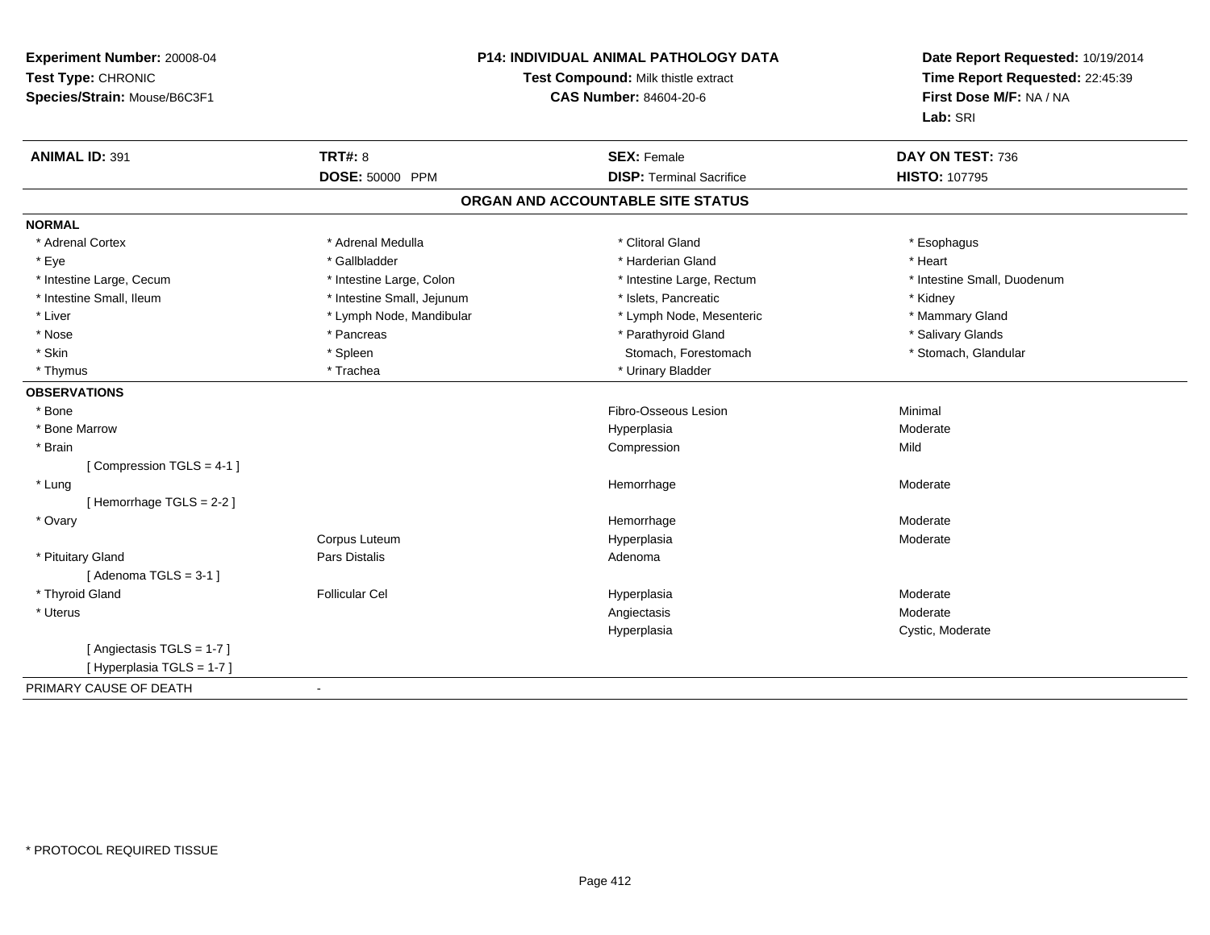**Experiment Number:** 20008-04
**Test Type:** CHRONIC
**Species/Strain:** Mouse/B6C3F1

**P14: INDIVIDUAL ANIMAL PATHOLOGY DATA**
**Test Compound:** Milk thistle extract
**CAS Number:** 84604-20-6

**Date Report Requested:** 10/19/2014
**Time Report Requested:** 22:45:39
**First Dose M/F:** NA / NA
**Lab:** SRI

| **ANIMAL ID:** 391 | **TRT#:** 8 | **SEX:** Female | **DAY ON TEST:** 736 |
|---|---|---|---|
| | **DOSE:** 50000 PPM | **DISP:** Terminal Sacrifice | **HISTO:** 107795 |

## ORGAN AND ACCOUNTABLE SITE STATUS

**NORMAL**

| | | | |
|---|---|---|---|
| * Adrenal Cortex | * Adrenal Medulla | * Clitoral Gland | * Esophagus |
| * Eye | * Gallbladder | * Harderian Gland | * Heart |
| * Intestine Large, Cecum | * Intestine Large, Colon | * Intestine Large, Rectum | * Intestine Small, Duodenum |
| * Intestine Small, Ileum | * Intestine Small, Jejunum | * Islets, Pancreatic | * Kidney |
| * Liver | * Lymph Node, Mandibular | * Lymph Node, Mesenteric | * Mammary Gland |
| * Nose | * Pancreas | * Parathyroid Gland | * Salivary Glands |
| * Skin | * Spleen | Stomach, Forestomach | * Stomach, Glandular |
| * Thymus | * Trachea | * Urinary Bladder | |

**OBSERVATIONS**

| | | | |
|---|---|---|---|
| * Bone | | Fibro-Osseous Lesion | Minimal |
| * Bone Marrow | | Hyperplasia | Moderate |
| * Brain | | Compression | Mild |
| [ Compression TGLS = 4-1 ] | | | |
| * Lung | | Hemorrhage | Moderate |
| [ Hemorrhage TGLS = 2-2 ] | | | |
| * Ovary | | Hemorrhage | Moderate |
| | Corpus Luteum | Hyperplasia | Moderate |
| * Pituitary Gland | Pars Distalis | Adenoma | |
| [ Adenoma TGLS = 3-1 ] | | | |
| * Thyroid Gland | Follicular Cel | Hyperplasia | Moderate |
| * Uterus | | Angiectasis | Moderate |
| | | Hyperplasia | Cystic, Moderate |
| [ Angiectasis TGLS = 1-7 ] | | | |
| [ Hyperplasia TGLS = 1-7 ] | | | |

PRIMARY CAUSE OF DEATH -

* PROTOCOL REQUIRED TISSUE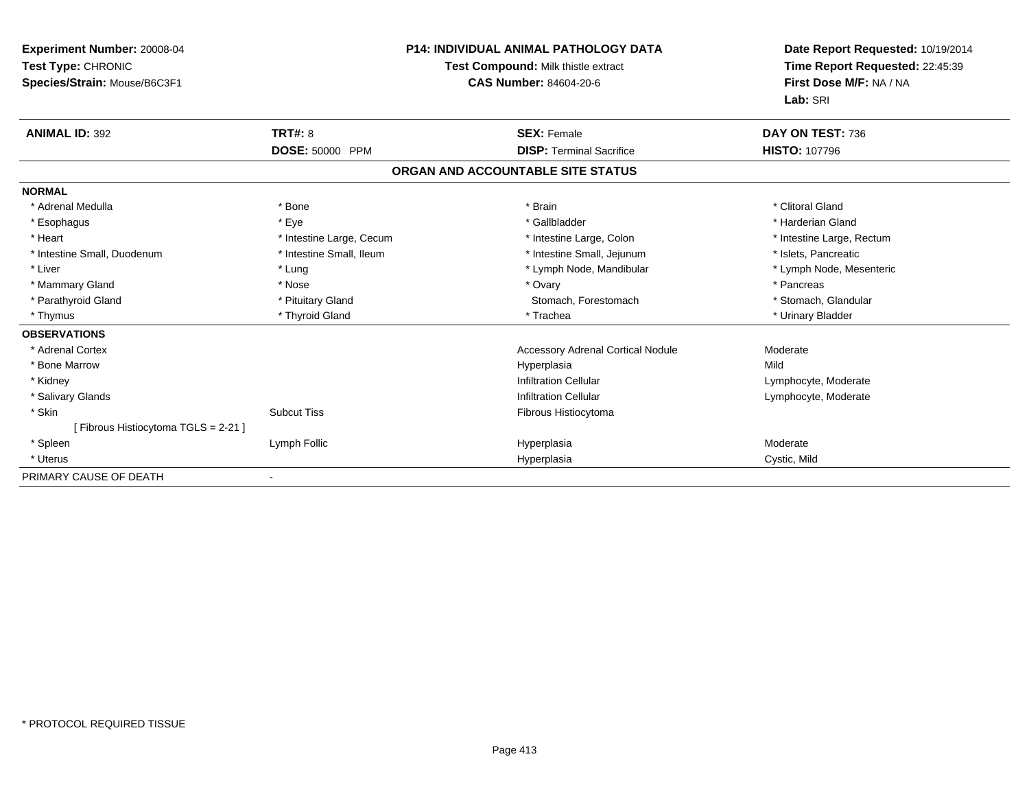**Experiment Number:** 20008-04
**Test Type:** CHRONIC
**Species/Strain:** Mouse/B6C3F1

**P14: INDIVIDUAL ANIMAL PATHOLOGY DATA**
**Test Compound:** Milk thistle extract
**CAS Number:** 84604-20-6

**Date Report Requested:** 10/19/2014
**Time Report Requested:** 22:45:39
**First Dose M/F:** NA / NA
**Lab:** SRI

| **ANIMAL ID:** 392 | **TRT#:** 8 | **SEX:** Female | **DAY ON TEST:** 736 |
|---|---|---|---|
| | **DOSE:** 50000 PPM | **DISP:** Terminal Sacrifice | **HISTO:** 107796 |

## ORGAN AND ACCOUNTABLE SITE STATUS

| | | | |
|---|---|---|---|
| **NORMAL** | | | |
| * Adrenal Medulla | * Bone | * Brain | * Clitoral Gland |
| * Esophagus | * Eye | * Gallbladder | * Harderian Gland |
| * Heart | * Intestine Large, Cecum | * Intestine Large, Colon | * Intestine Large, Rectum |
| * Intestine Small, Duodenum | * Intestine Small, Ileum | * Intestine Small, Jejunum | * Islets, Pancreatic |
| * Liver | * Lung | * Lymph Node, Mandibular | * Lymph Node, Mesenteric |
| * Mammary Gland | * Nose | * Ovary | * Pancreas |
| * Parathyroid Gland | * Pituitary Gland | Stomach, Forestomach | * Stomach, Glandular |
| * Thymus | * Thyroid Gland | * Trachea | * Urinary Bladder |
| **OBSERVATIONS** | | | |
| * Adrenal Cortex | | Accessory Adrenal Cortical Nodule | Moderate |
| * Bone Marrow | | Hyperplasia | Mild |
| * Kidney | | Infiltration Cellular | Lymphocyte, Moderate |
| * Salivary Glands | | Infiltration Cellular | Lymphocyte, Moderate |
| * Skin | Subcut Tiss | Fibrous Histiocytoma | |
| [ Fibrous Histiocytoma TGLS = 2-21 ] | | | |
| * Spleen | Lymph Follic | Hyperplasia | Moderate |
| * Uterus | | Hyperplasia | Cystic, Mild |
| PRIMARY CAUSE OF DEATH | - | | |

* PROTOCOL REQUIRED TISSUE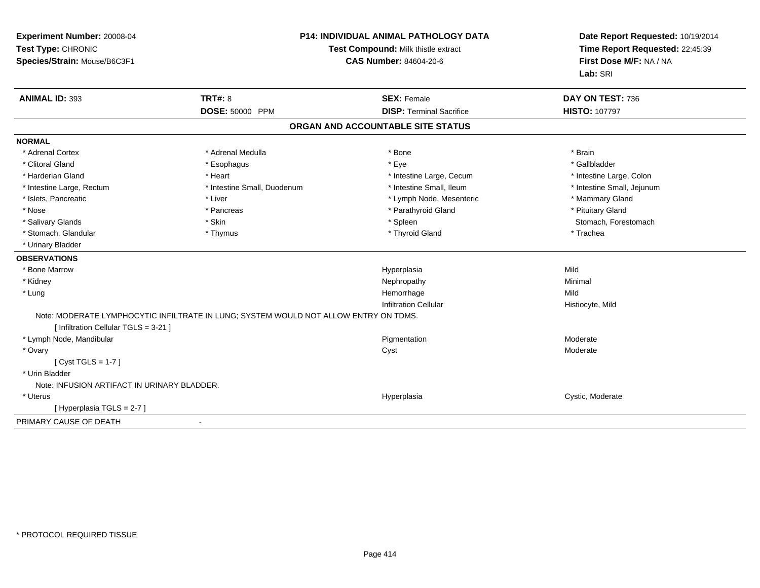**Experiment Number:** 20008-04
**Test Type:** CHRONIC
**Species/Strain:** Mouse/B6C3F1

**P14: INDIVIDUAL ANIMAL PATHOLOGY DATA**
**Test Compound:** Milk thistle extract
**CAS Number:** 84604-20-6

**Date Report Requested:** 10/19/2014
**Time Report Requested:** 22:45:39
**First Dose M/F:** NA / NA
**Lab:** SRI

| **ANIMAL ID:** 393 | **TRT#:** 8 | **SEX:** Female | **DAY ON TEST:** 736 |
|---|---|---|---|
| | **DOSE:** 50000 PPM | **DISP:** Terminal Sacrifice | **HISTO:** 107797 |

## ORGAN AND ACCOUNTABLE SITE STATUS

**NORMAL**

| | | | |
|---|---|---|---|
| * Adrenal Cortex | * Adrenal Medulla | * Bone | * Brain |
| * Clitoral Gland | * Esophagus | * Eye | * Gallbladder |
| * Harderian Gland | * Heart | * Intestine Large, Cecum | * Intestine Large, Colon |
| * Intestine Large, Rectum | * Intestine Small, Duodenum | * Intestine Small, Ileum | * Intestine Small, Jejunum |
| * Islets, Pancreatic | * Liver | * Lymph Node, Mesenteric | * Mammary Gland |
| * Nose | * Pancreas | * Parathyroid Gland | * Pituitary Gland |
| * Salivary Glands | * Skin | * Spleen | Stomach, Forestomach |
| * Stomach, Glandular | * Thymus | * Thyroid Gland | * Trachea |
| * Urinary Bladder | | | |

**OBSERVATIONS**

| | | |
|---|---|---|
| * Bone Marrow | Hyperplasia | Mild |
| * Kidney | Nephropathy | Minimal |
| * Lung | Hemorrhage | Mild |
| | Infiltration Cellular | Histiocyte, Mild |

Note: MODERATE LYMPHOCYTIC INFILTRATE IN LUNG; SYSTEM WOULD NOT ALLOW ENTRY ON TDMS.
[ Infiltration Cellular TGLS = 3-21 ]

| | | |
|---|---|---|
| * Lymph Node, Mandibular | Pigmentation | Moderate |
| * Ovary | Cyst | Moderate |

[ Cyst TGLS = 1-7 ]

* Urin Bladder

Note: INFUSION ARTIFACT IN URINARY BLADDER.

| | | |
|---|---|---|
| * Uterus | Hyperplasia | Cystic, Moderate |

[ Hyperplasia TGLS = 2-7 ]

PRIMARY CAUSE OF DEATH -

* PROTOCOL REQUIRED TISSUE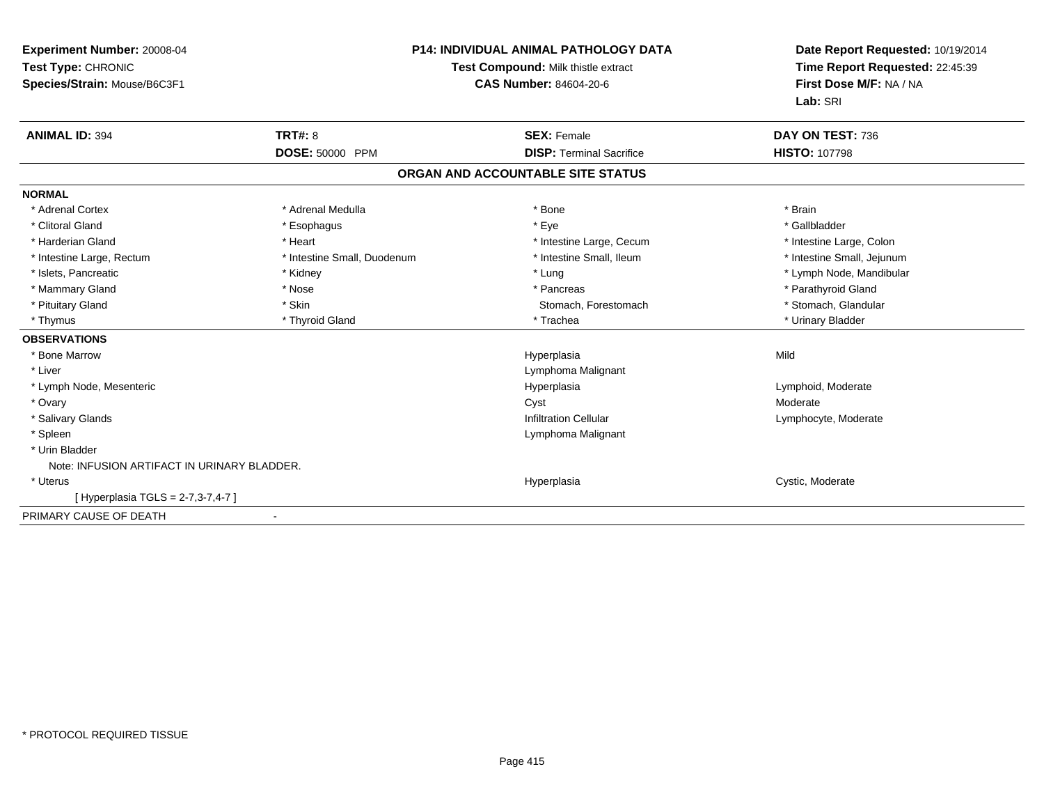**Experiment Number:** 20008-04
**Test Type:** CHRONIC
**Species/Strain:** Mouse/B6C3F1

**P14: INDIVIDUAL ANIMAL PATHOLOGY DATA**
**Test Compound:** Milk thistle extract
**CAS Number:** 84604-20-6

**Date Report Requested:** 10/19/2014
**Time Report Requested:** 22:45:39
**First Dose M/F:** NA / NA
**Lab:** SRI

| **ANIMAL ID:** 394 | **TRT#:** 8 | **SEX:** Female | **DAY ON TEST:** 736 |
|---|---|---|---|
| | **DOSE:** 50000 PPM | **DISP:** Terminal Sacrifice | **HISTO:** 107798 |

## ORGAN AND ACCOUNTABLE SITE STATUS

**NORMAL**

| | | | |
|---|---|---|---|
| * Adrenal Cortex | * Adrenal Medulla | * Bone | * Brain |
| * Clitoral Gland | * Esophagus | * Eye | * Gallbladder |
| * Harderian Gland | * Heart | * Intestine Large, Cecum | * Intestine Large, Colon |
| * Intestine Large, Rectum | * Intestine Small, Duodenum | * Intestine Small, Ileum | * Intestine Small, Jejunum |
| * Islets, Pancreatic | * Kidney | * Lung | * Lymph Node, Mandibular |
| * Mammary Gland | * Nose | * Pancreas | * Parathyroid Gland |
| * Pituitary Gland | * Skin | Stomach, Forestomach | * Stomach, Glandular |
| * Thymus | * Thyroid Gland | * Trachea | * Urinary Bladder |

**OBSERVATIONS**

| | | |
|---|---|---|
| * Bone Marrow | Hyperplasia | Mild |
| * Liver | Lymphoma Malignant | |
| * Lymph Node, Mesenteric | Hyperplasia | Lymphoid, Moderate |
| * Ovary | Cyst | Moderate |
| * Salivary Glands | Infiltration Cellular | Lymphocyte, Moderate |
| * Spleen | Lymphoma Malignant | |
| * Urin Bladder | | |
| Note: INFUSION ARTIFACT IN URINARY BLADDER. | | |
| * Uterus | Hyperplasia | Cystic, Moderate |
| [ Hyperplasia TGLS = 2-7,3-7,4-7 ] | | |

PRIMARY CAUSE OF DEATH -

\* PROTOCOL REQUIRED TISSUE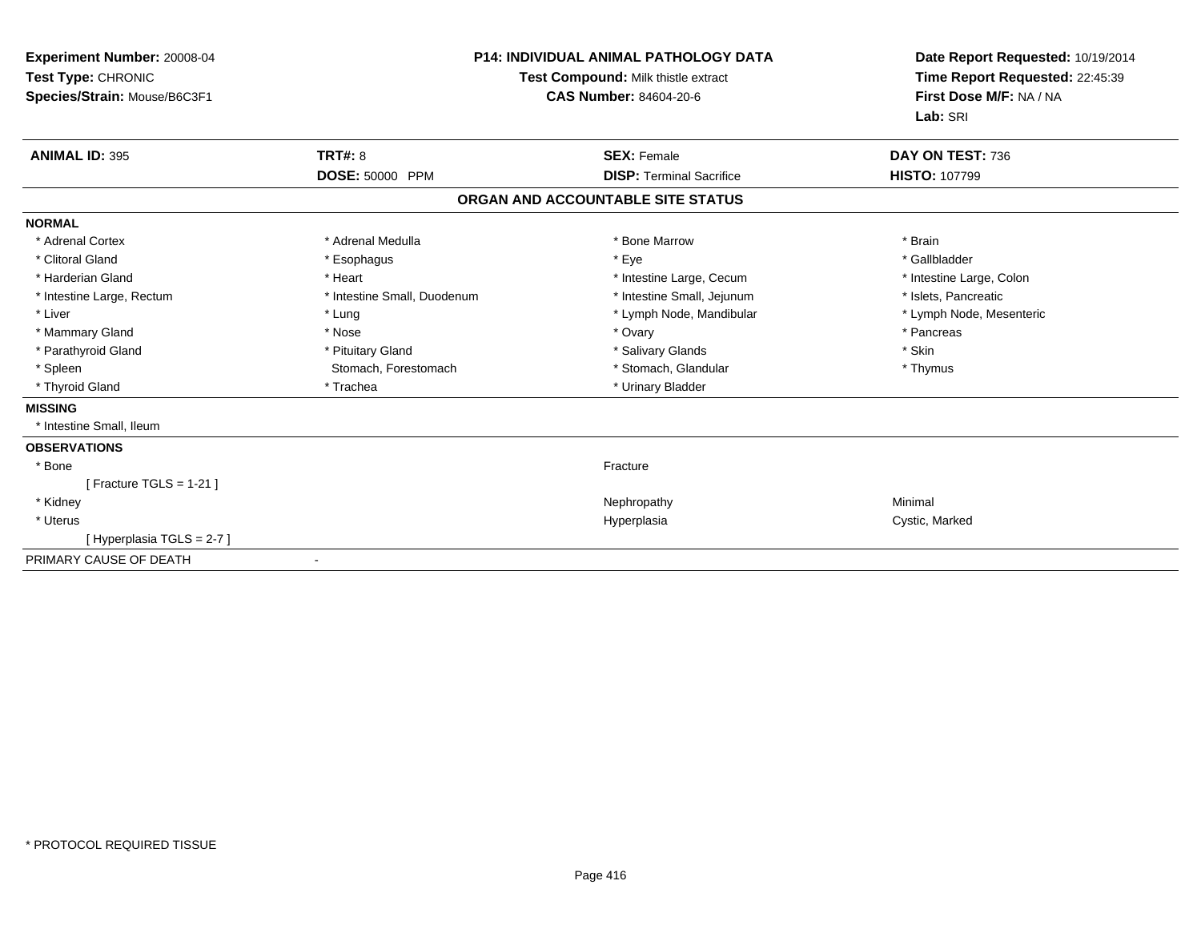**Experiment Number:** 20008-04
**Test Type:** CHRONIC
**Species/Strain:** Mouse/B6C3F1

**P14: INDIVIDUAL ANIMAL PATHOLOGY DATA**
**Test Compound:** Milk thistle extract
**CAS Number:** 84604-20-6

**Date Report Requested:** 10/19/2014
**Time Report Requested:** 22:45:39
**First Dose M/F:** NA / NA
**Lab:** SRI

| **ANIMAL ID:** 395 | **TRT#:** 8 | **SEX:** Female | **DAY ON TEST:** 736 |
|---|---|---|---|
| | **DOSE:** 50000 PPM | **DISP:** Terminal Sacrifice | **HISTO:** 107799 |

## ORGAN AND ACCOUNTABLE SITE STATUS

**NORMAL**

| | | | |
|---|---|---|---|
| * Adrenal Cortex | * Adrenal Medulla | * Bone Marrow | * Brain |
| * Clitoral Gland | * Esophagus | * Eye | * Gallbladder |
| * Harderian Gland | * Heart | * Intestine Large, Cecum | * Intestine Large, Colon |
| * Intestine Large, Rectum | * Intestine Small, Duodenum | * Intestine Small, Jejunum | * Islets, Pancreatic |
| * Liver | * Lung | * Lymph Node, Mandibular | * Lymph Node, Mesenteric |
| * Mammary Gland | * Nose | * Ovary | * Pancreas |
| * Parathyroid Gland | * Pituitary Gland | * Salivary Glands | * Skin |
| * Spleen | Stomach, Forestomach | * Stomach, Glandular | * Thymus |
| * Thyroid Gland | * Trachea | * Urinary Bladder | |

**MISSING**

* Intestine Small, Ileum

**OBSERVATIONS**

| | | |
|---|---|---|
| * Bone | Fracture | |
| [ Fracture TGLS = 1-21 ] | | |
| * Kidney | Nephropathy | Minimal |
| * Uterus | Hyperplasia | Cystic, Marked |
| [ Hyperplasia TGLS = 2-7 ] | | |

PRIMARY CAUSE OF DEATH -

* PROTOCOL REQUIRED TISSUE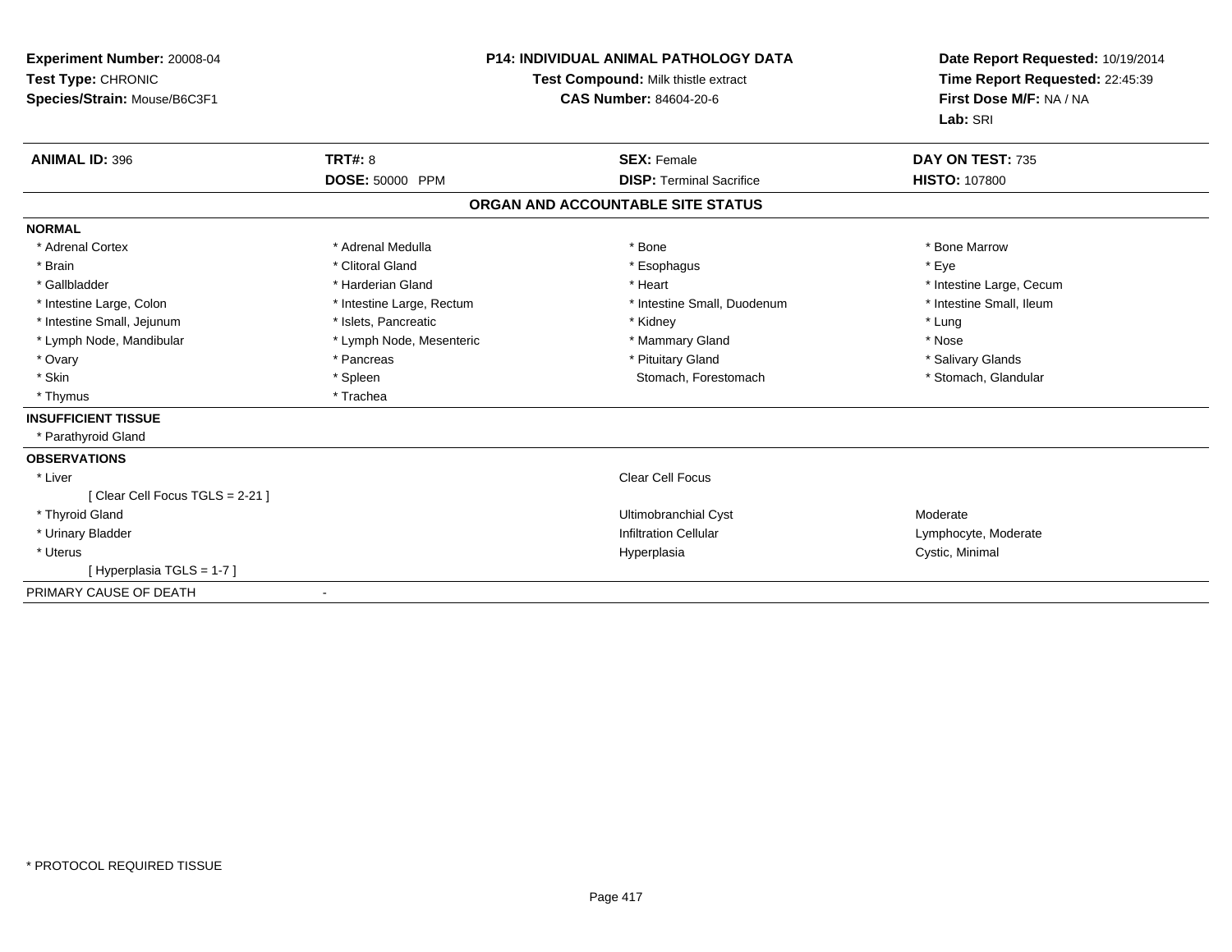**Experiment Number:** 20008-04
**Test Type:** CHRONIC
**Species/Strain:** Mouse/B6C3F1

**P14: INDIVIDUAL ANIMAL PATHOLOGY DATA**
**Test Compound:** Milk thistle extract
**CAS Number:** 84604-20-6

**Date Report Requested:** 10/19/2014
**Time Report Requested:** 22:45:39
**First Dose M/F:** NA / NA
**Lab:** SRI

| **ANIMAL ID:** 396 | **TRT#:** 8 | **SEX:** Female | **DAY ON TEST:** 735 |
|---|---|---|---|
| | **DOSE:** 50000 PPM | **DISP:** Terminal Sacrifice | **HISTO:** 107800 |

## ORGAN AND ACCOUNTABLE SITE STATUS

**NORMAL**

| | | | |
|---|---|---|---|
| * Adrenal Cortex | * Adrenal Medulla | * Bone | * Bone Marrow |
| * Brain | * Clitoral Gland | * Esophagus | * Eye |
| * Gallbladder | * Harderian Gland | * Heart | * Intestine Large, Cecum |
| * Intestine Large, Colon | * Intestine Large, Rectum | * Intestine Small, Duodenum | * Intestine Small, Ileum |
| * Intestine Small, Jejunum | * Islets, Pancreatic | * Kidney | * Lung |
| * Lymph Node, Mandibular | * Lymph Node, Mesenteric | * Mammary Gland | * Nose |
| * Ovary | * Pancreas | * Pituitary Gland | * Salivary Glands |
| * Skin | * Spleen | Stomach, Forestomach | * Stomach, Glandular |
| * Thymus | * Trachea | | |

**INSUFFICIENT TISSUE**

* Parathyroid Gland

**OBSERVATIONS**

| | | |
|---|---|---|
| * Liver | Clear Cell Focus | |
| [ Clear Cell Focus TGLS = 2-21 ] | | |
| * Thyroid Gland | Ultimobranchial Cyst | Moderate |
| * Urinary Bladder | Infiltration Cellular | Lymphocyte, Moderate |
| * Uterus | Hyperplasia | Cystic, Minimal |
| [ Hyperplasia TGLS = 1-7 ] | | |

PRIMARY CAUSE OF DEATH -

* PROTOCOL REQUIRED TISSUE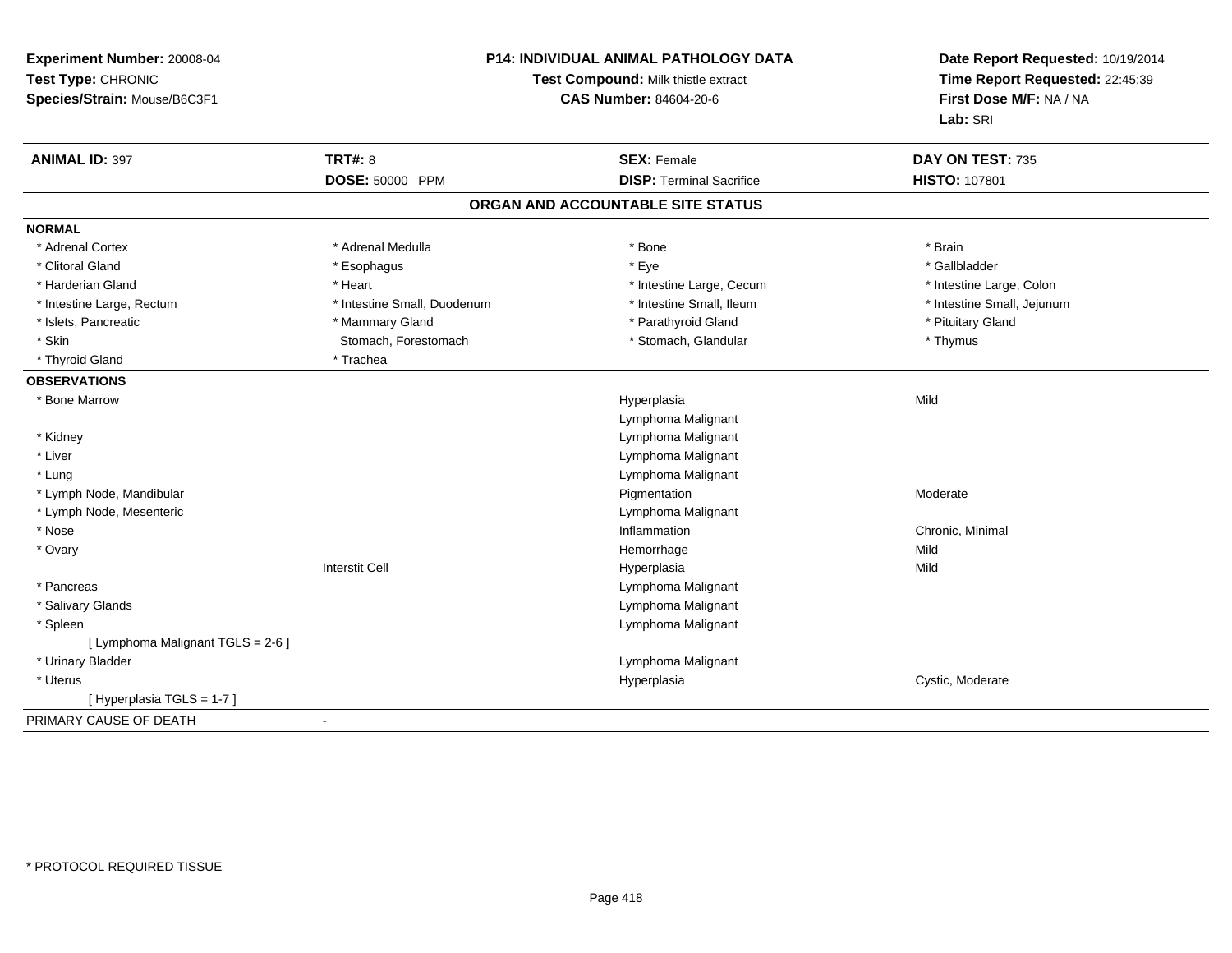**Experiment Number:** 20008-04
**Test Type:** CHRONIC
**Species/Strain:** Mouse/B6C3F1

**P14: INDIVIDUAL ANIMAL PATHOLOGY DATA**
**Test Compound:** Milk thistle extract
**CAS Number:** 84604-20-6

**Date Report Requested:** 10/19/2014
**Time Report Requested:** 22:45:39
**First Dose M/F:** NA / NA
**Lab:** SRI

| **ANIMAL ID:** 397 | **TRT#:** 8 | **SEX:** Female | **DAY ON TEST:** 735 |
|---|---|---|---|
| | **DOSE:** 50000 PPM | **DISP:** Terminal Sacrifice | **HISTO:** 107801 |

## ORGAN AND ACCOUNTABLE SITE STATUS

**NORMAL**

| | | | |
|---|---|---|---|
| * Adrenal Cortex | * Adrenal Medulla | * Bone | * Brain |
| * Clitoral Gland | * Esophagus | * Eye | * Gallbladder |
| * Harderian Gland | * Heart | * Intestine Large, Cecum | * Intestine Large, Colon |
| * Intestine Large, Rectum | * Intestine Small, Duodenum | * Intestine Small, Ileum | * Intestine Small, Jejunum |
| * Islets, Pancreatic | * Mammary Gland | * Parathyroid Gland | * Pituitary Gland |
| * Skin | Stomach, Forestomach | * Stomach, Glandular | * Thymus |
| * Thyroid Gland | * Trachea | | |

**OBSERVATIONS**

| | | | |
|---|---|---|---|
| * Bone Marrow | | Hyperplasia | Mild |
| | | Lymphoma Malignant | |
| * Kidney | | Lymphoma Malignant | |
| * Liver | | Lymphoma Malignant | |
| * Lung | | Lymphoma Malignant | |
| * Lymph Node, Mandibular | | Pigmentation | Moderate |
| * Lymph Node, Mesenteric | | Lymphoma Malignant | |
| * Nose | | Inflammation | Chronic, Minimal |
| * Ovary | | Hemorrhage | Mild |
| | Interstit Cell | Hyperplasia | Mild |
| * Pancreas | | Lymphoma Malignant | |
| * Salivary Glands | | Lymphoma Malignant | |
| * Spleen | | Lymphoma Malignant | |
| [ Lymphoma Malignant TGLS = 2-6 ] | | | |
| * Urinary Bladder | | Lymphoma Malignant | |
| * Uterus | | Hyperplasia | Cystic, Moderate |
| [ Hyperplasia TGLS = 1-7 ] | | | |

PRIMARY CAUSE OF DEATH -

* PROTOCOL REQUIRED TISSUE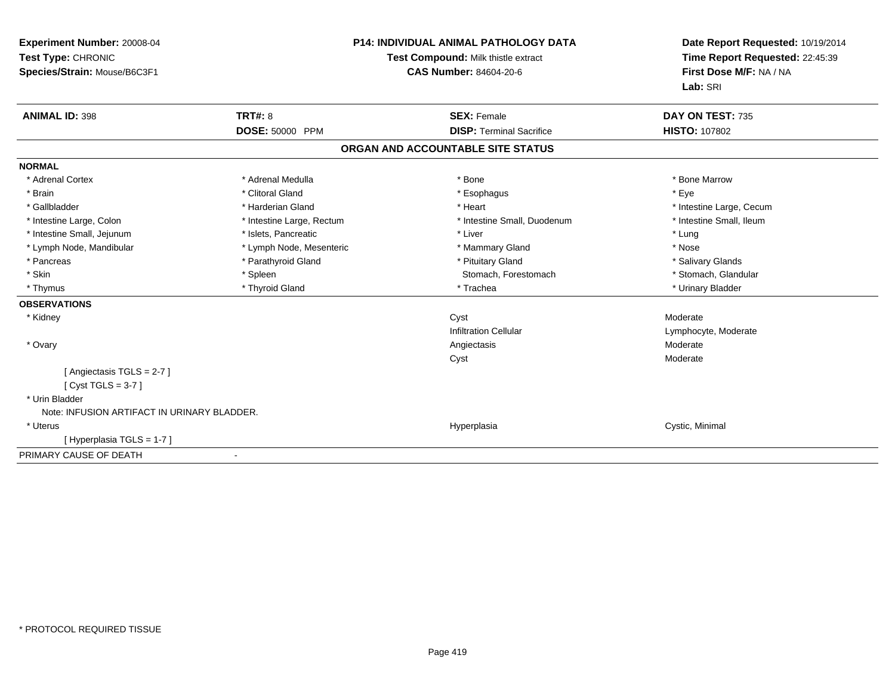**Experiment Number:** 20008-04
**Test Type:** CHRONIC
**Species/Strain:** Mouse/B6C3F1

**P14: INDIVIDUAL ANIMAL PATHOLOGY DATA**
**Test Compound:** Milk thistle extract
**CAS Number:** 84604-20-6

**Date Report Requested:** 10/19/2014
**Time Report Requested:** 22:45:39
**First Dose M/F:** NA / NA
**Lab:** SRI

| **ANIMAL ID:** 398 | **TRT#:** 8 | **SEX:** Female | **DAY ON TEST:** 735 |
|---|---|---|---|
| | **DOSE:** 50000 PPM | **DISP:** Terminal Sacrifice | **HISTO:** 107802 |

## ORGAN AND ACCOUNTABLE SITE STATUS

**NORMAL**

| | | | |
|---|---|---|---|
| * Adrenal Cortex | * Adrenal Medulla | * Bone | * Bone Marrow |
| * Brain | * Clitoral Gland | * Esophagus | * Eye |
| * Gallbladder | * Harderian Gland | * Heart | * Intestine Large, Cecum |
| * Intestine Large, Colon | * Intestine Large, Rectum | * Intestine Small, Duodenum | * Intestine Small, Ileum |
| * Intestine Small, Jejunum | * Islets, Pancreatic | * Liver | * Lung |
| * Lymph Node, Mandibular | * Lymph Node, Mesenteric | * Mammary Gland | * Nose |
| * Pancreas | * Parathyroid Gland | * Pituitary Gland | * Salivary Glands |
| * Skin | * Spleen | Stomach, Forestomach | * Stomach, Glandular |
| * Thymus | * Thyroid Gland | * Trachea | * Urinary Bladder |

**OBSERVATIONS**

| | | |
|---|---|---|
| * Kidney | Cyst | Moderate |
| | Infiltration Cellular | Lymphocyte, Moderate |
| * Ovary | Angiectasis | Moderate |
| | Cyst | Moderate |
| [ Angiectasis TGLS = 2-7 ] | | |
| [ Cyst TGLS = 3-7 ] | | |
| * Urin Bladder | | |
| Note: INFUSION ARTIFACT IN URINARY BLADDER. | | |
| * Uterus | Hyperplasia | Cystic, Minimal |
| [ Hyperplasia TGLS = 1-7 ] | | |

PRIMARY CAUSE OF DEATH -

\* PROTOCOL REQUIRED TISSUE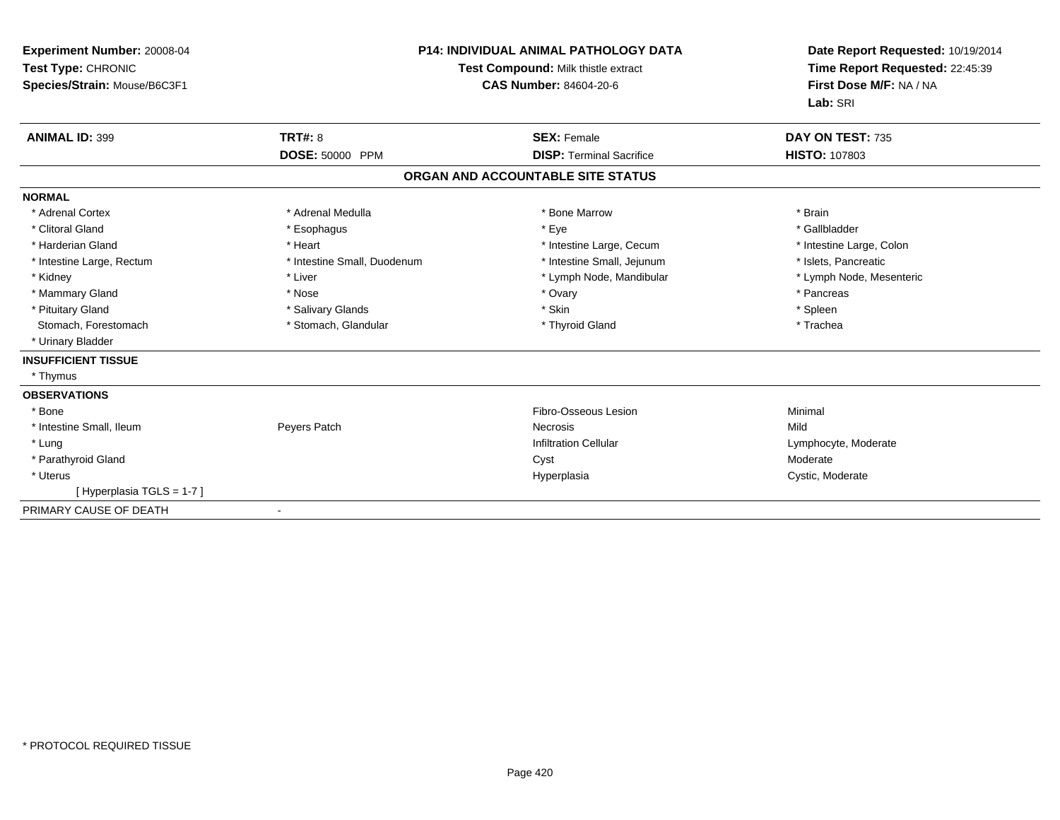**Experiment Number:** 20008-04
**Test Type:** CHRONIC
**Species/Strain:** Mouse/B6C3F1

**P14: INDIVIDUAL ANIMAL PATHOLOGY DATA**
**Test Compound:** Milk thistle extract
**CAS Number:** 84604-20-6

**Date Report Requested:** 10/19/2014
**Time Report Requested:** 22:45:39
**First Dose M/F:** NA / NA
**Lab:** SRI

| **ANIMAL ID:** 399 | **TRT#:** 8 | **SEX:** Female | **DAY ON TEST:** 735 |
|---|---|---|---|
| | **DOSE:** 50000 PPM | **DISP:** Terminal Sacrifice | **HISTO:** 107803 |

## ORGAN AND ACCOUNTABLE SITE STATUS

**NORMAL**

| | | | |
|---|---|---|---|
| * Adrenal Cortex | * Adrenal Medulla | * Bone Marrow | * Brain |
| * Clitoral Gland | * Esophagus | * Eye | * Gallbladder |
| * Harderian Gland | * Heart | * Intestine Large, Cecum | * Intestine Large, Colon |
| * Intestine Large, Rectum | * Intestine Small, Duodenum | * Intestine Small, Jejunum | * Islets, Pancreatic |
| * Kidney | * Liver | * Lymph Node, Mandibular | * Lymph Node, Mesenteric |
| * Mammary Gland | * Nose | * Ovary | * Pancreas |
| * Pituitary Gland | * Salivary Glands | * Skin | * Spleen |
| Stomach, Forestomach | * Stomach, Glandular | * Thyroid Gland | * Trachea |
| * Urinary Bladder | | | |

**INSUFFICIENT TISSUE**

* Thymus

**OBSERVATIONS**

| | | | |
|---|---|---|---|
| * Bone | | Fibro-Osseous Lesion | Minimal |
| * Intestine Small, Ileum | Peyers Patch | Necrosis | Mild |
| * Lung | | Infiltration Cellular | Lymphocyte, Moderate |
| * Parathyroid Gland | | Cyst | Moderate |
| * Uterus | | Hyperplasia | Cystic, Moderate |
| [ Hyperplasia TGLS = 1-7 ] | | | |

PRIMARY CAUSE OF DEATH -

* PROTOCOL REQUIRED TISSUE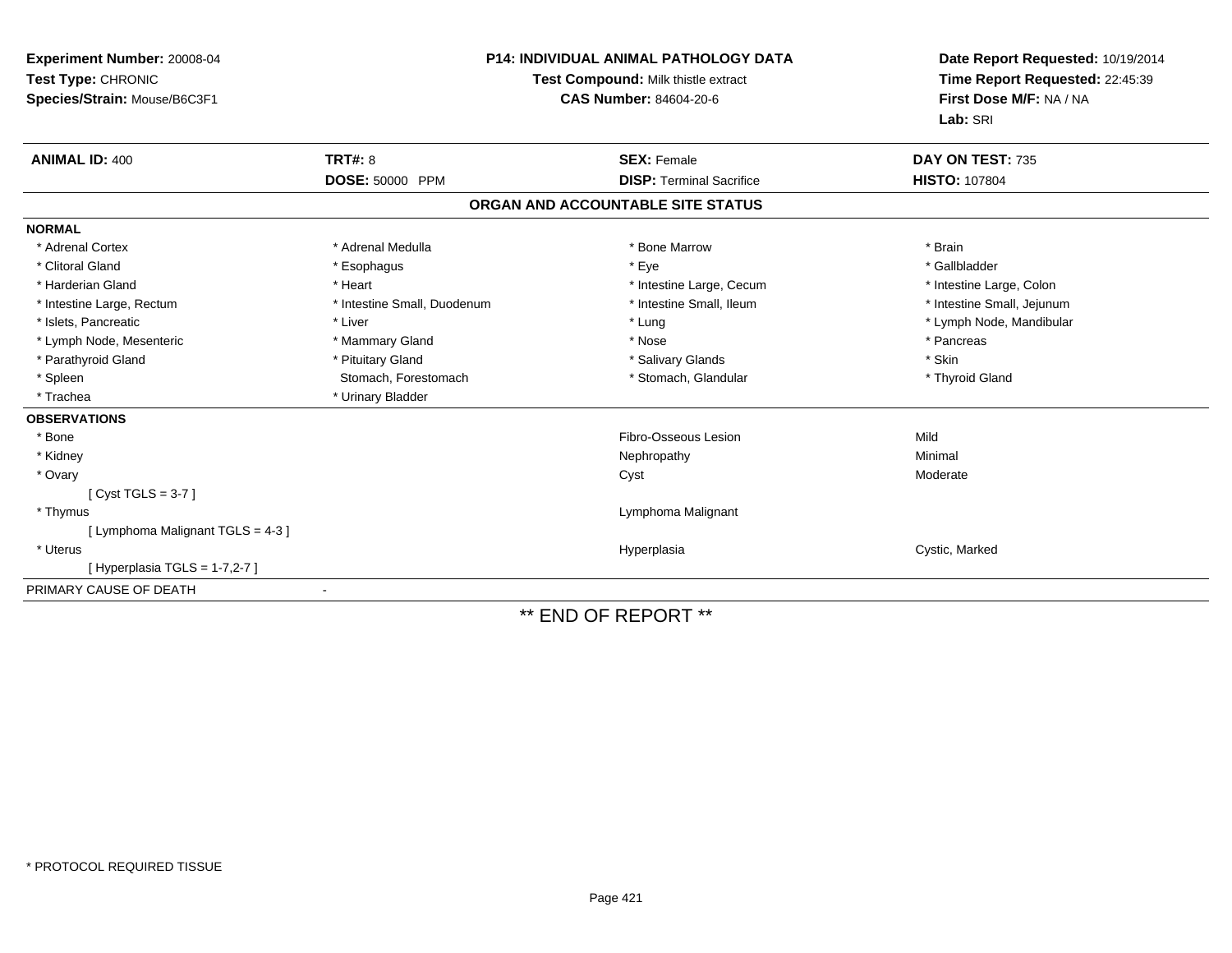**Experiment Number:** 20008-04
**Test Type:** CHRONIC
**Species/Strain:** Mouse/B6C3F1

**P14: INDIVIDUAL ANIMAL PATHOLOGY DATA**
**Test Compound:** Milk thistle extract
**CAS Number:** 84604-20-6

**Date Report Requested:** 10/19/2014
**Time Report Requested:** 22:45:39
**First Dose M/F:** NA / NA
**Lab:** SRI

| **ANIMAL ID:** 400 | **TRT#:** 8 | **SEX:** Female | **DAY ON TEST:** 735 |
|---|---|---|---|
| | **DOSE:** 50000 PPM | **DISP:** Terminal Sacrifice | **HISTO:** 107804 |

**ORGAN AND ACCOUNTABLE SITE STATUS**

**NORMAL**

| | | | |
|---|---|---|---|
| * Adrenal Cortex | * Adrenal Medulla | * Bone Marrow | * Brain |
| * Clitoral Gland | * Esophagus | * Eye | * Gallbladder |
| * Harderian Gland | * Heart | * Intestine Large, Cecum | * Intestine Large, Colon |
| * Intestine Large, Rectum | * Intestine Small, Duodenum | * Intestine Small, Ileum | * Intestine Small, Jejunum |
| * Islets, Pancreatic | * Liver | * Lung | * Lymph Node, Mandibular |
| * Lymph Node, Mesenteric | * Mammary Gland | * Nose | * Pancreas |
| * Parathyroid Gland | * Pituitary Gland | * Salivary Glands | * Skin |
| * Spleen | Stomach, Forestomach | * Stomach, Glandular | * Thyroid Gland |
| * Trachea | * Urinary Bladder | | |

**OBSERVATIONS**

| | | |
|---|---|---|
| * Bone | Fibro-Osseous Lesion | Mild |
| * Kidney | Nephropathy | Minimal |
| * Ovary | Cyst | Moderate |
| [ Cyst TGLS = 3-7 ] | | |
| * Thymus | Lymphoma Malignant | |
| [ Lymphoma Malignant TGLS = 4-3 ] | | |
| * Uterus | Hyperplasia | Cystic, Marked |
| [ Hyperplasia TGLS = 1-7,2-7 ] | | |

PRIMARY CAUSE OF DEATH -

** END OF REPORT **

* PROTOCOL REQUIRED TISSUE